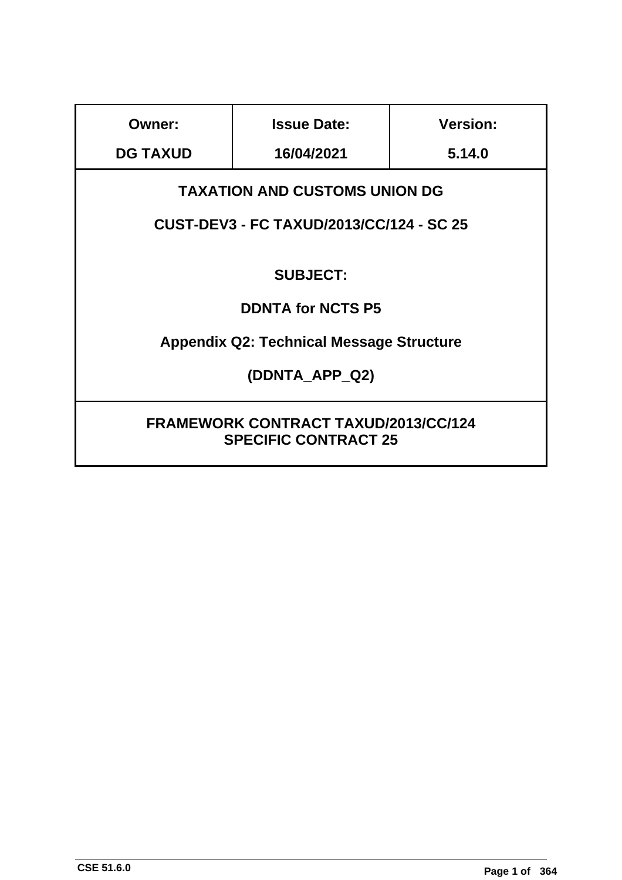| Owner: | Issue Date: | Version: |
| --- | --- | --- |
| DG TAXUD | 16/04/2021 | 5.14.0 |

**TAXATION AND CUSTOMS UNION DG**

**CUST-DEV3 - FC TAXUD/2013/CC/124 - SC 25**

**SUBJECT:**

**DDNTA for NCTS P5**

**Appendix Q2: Technical Message Structure**

**(DDNTA_APP_Q2)**

**FRAMEWORK CONTRACT TAXUD/2013/CC/124**
**SPECIFIC CONTRACT 25**

CSE 51.6.0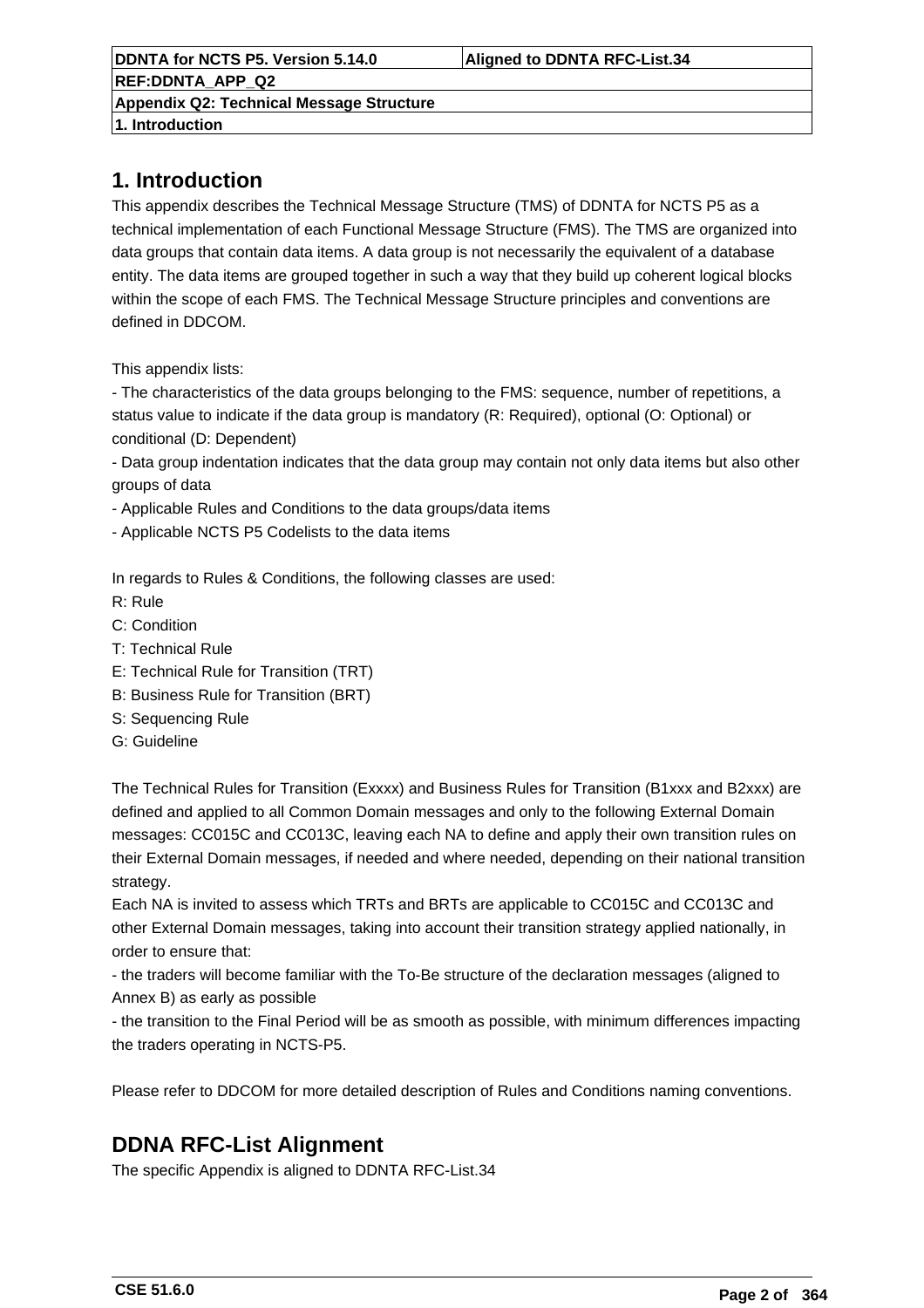# 1. Introduction

This appendix describes the Technical Message Structure (TMS) of DDNTA for NCTS P5 as a technical implementation of each Functional Message Structure (FMS). The TMS are organized into data groups that contain data items. A data group is not necessarily the equivalent of a database entity. The data items are grouped together in such a way that they build up coherent logical blocks within the scope of each FMS. The Technical Message Structure principles and conventions are defined in DDCOM.

This appendix lists:
- The characteristics of the data groups belonging to the FMS: sequence, number of repetitions, a status value to indicate if the data group is mandatory (R: Required), optional (O: Optional) or conditional (D: Dependent)
- Data group indentation indicates that the data group may contain not only data items but also other groups of data
- Applicable Rules and Conditions to the data groups/data items
- Applicable NCTS P5 Codelists to the data items

In regards to Rules & Conditions, the following classes are used:
R: Rule
C: Condition
T: Technical Rule
E: Technical Rule for Transition (TRT)
B: Business Rule for Transition (BRT)
S: Sequencing Rule
G: Guideline

The Technical Rules for Transition (Exxxx) and Business Rules for Transition (B1xxx and B2xxx) are defined and applied to all Common Domain messages and only to the following External Domain messages: CC015C and CC013C, leaving each NA to define and apply their own transition rules on their External Domain messages, if needed and where needed, depending on their national transition strategy.
Each NA is invited to assess which TRTs and BRTs are applicable to CC015C and CC013C and other External Domain messages, taking into account their transition strategy applied nationally, in order to ensure that:
- the traders will become familiar with the To-Be structure of the declaration messages (aligned to Annex B) as early as possible
- the transition to the Final Period will be as smooth as possible, with minimum differences impacting the traders operating in NCTS-P5.

Please refer to DDCOM for more detailed description of Rules and Conditions naming conventions.

## DDNA RFC-List Alignment

The specific Appendix is aligned to DDNTA RFC-List.34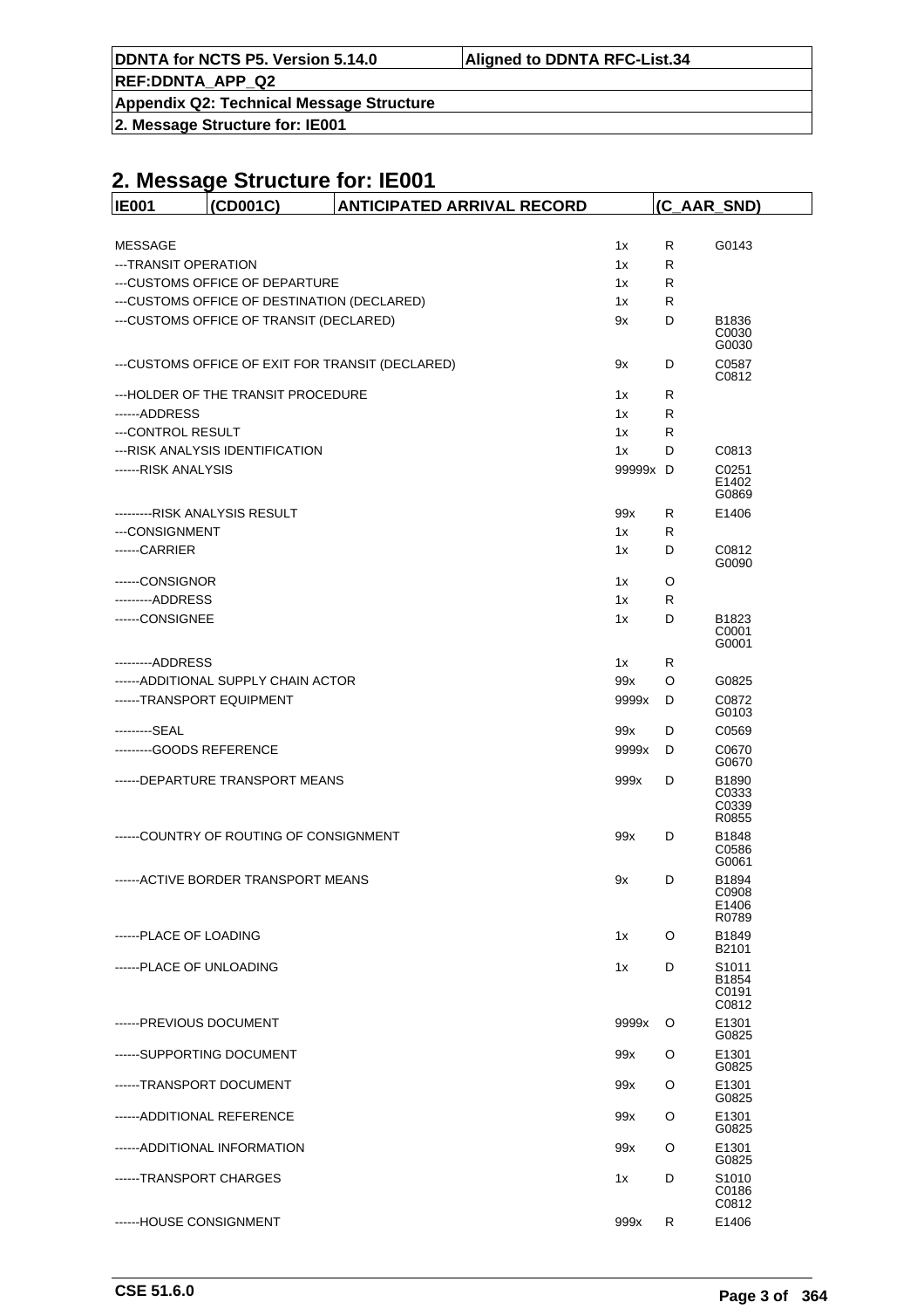# 2. Message Structure for: IE001

| IE001 | (CD001C) | ANTICIPATED ARRIVAL RECORD | (C_AAR_SND) |
|---|---|---|---|

| Element | Occurrence | Status | Rules/Conditions |
|---|---|---|---|
| MESSAGE | 1x | R | G0143 |
| ---TRANSIT OPERATION | 1x | R | |
| ---CUSTOMS OFFICE OF DEPARTURE | 1x | R | |
| ---CUSTOMS OFFICE OF DESTINATION (DECLARED) | 1x | R | |
| ---CUSTOMS OFFICE OF TRANSIT (DECLARED) | 9x | D | B1836 C0030 G0030 |
| ---CUSTOMS OFFICE OF EXIT FOR TRANSIT (DECLARED) | 9x | D | C0587 C0812 |
| ---HOLDER OF THE TRANSIT PROCEDURE | 1x | R | |
| ------ADDRESS | 1x | R | |
| ---CONTROL RESULT | 1x | R | |
| ---RISK ANALYSIS IDENTIFICATION | 1x | D | C0813 |
| ------RISK ANALYSIS | 99999x | D | C0251 E1402 G0869 |
| ---------RISK ANALYSIS RESULT | 99x | R | E1406 |
| ---CONSIGNMENT | 1x | R | |
| ------CARRIER | 1x | D | C0812 G0090 |
| ------CONSIGNOR | 1x | O | |
| ---------ADDRESS | 1x | R | |
| ------CONSIGNEE | 1x | D | B1823 C0001 G0001 |
| ---------ADDRESS | 1x | R | |
| ------ADDITIONAL SUPPLY CHAIN ACTOR | 99x | O | G0825 |
| ------TRANSPORT EQUIPMENT | 9999x | D | C0872 G0103 |
| ---------SEAL | 99x | D | C0569 |
| ---------GOODS REFERENCE | 9999x | D | C0670 G0670 |
| ------DEPARTURE TRANSPORT MEANS | 999x | D | B1890 C0333 C0339 R0855 |
| ------COUNTRY OF ROUTING OF CONSIGNMENT | 99x | D | B1848 C0586 G0061 |
| ------ACTIVE BORDER TRANSPORT MEANS | 9x | D | B1894 C0908 E1406 R0789 |
| ------PLACE OF LOADING | 1x | O | B1849 B2101 |
| ------PLACE OF UNLOADING | 1x | D | S1011 B1854 C0191 C0812 |
| ------PREVIOUS DOCUMENT | 9999x | O | E1301 G0825 |
| ------SUPPORTING DOCUMENT | 99x | O | E1301 G0825 |
| ------TRANSPORT DOCUMENT | 99x | O | E1301 G0825 |
| ------ADDITIONAL REFERENCE | 99x | O | E1301 G0825 |
| ------ADDITIONAL INFORMATION | 99x | O | E1301 G0825 |
| ------TRANSPORT CHARGES | 1x | D | S1010 C0186 C0812 |
| ------HOUSE CONSIGNMENT | 999x | R | E1406 |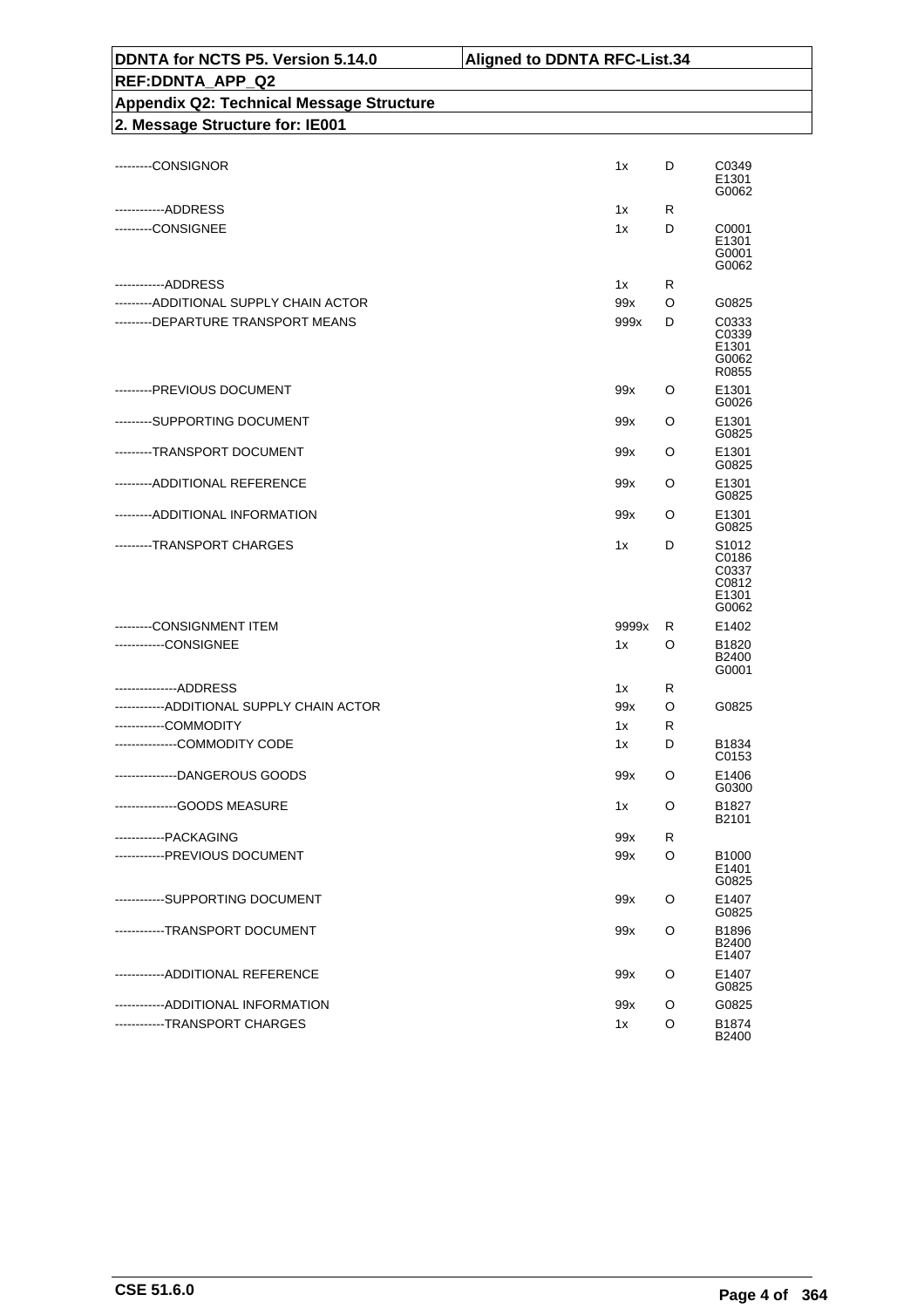| | | | |
|---|---|---|---|
| ---------CONSIGNOR | 1x | D | C0349<br>E1301<br>G0062 |
| ------------ADDRESS | 1x | R | |
| ---------CONSIGNEE | 1x | D | C0001<br>E1301<br>G0001<br>G0062 |
| ------------ADDRESS | 1x | R | |
| ---------ADDITIONAL SUPPLY CHAIN ACTOR | 99x | O | G0825 |
| ---------DEPARTURE TRANSPORT MEANS | 999x | D | C0333<br>C0339<br>E1301<br>G0062<br>R0855 |
| ---------PREVIOUS DOCUMENT | 99x | O | E1301<br>G0026 |
| ---------SUPPORTING DOCUMENT | 99x | O | E1301<br>G0825 |
| ---------TRANSPORT DOCUMENT | 99x | O | E1301<br>G0825 |
| ---------ADDITIONAL REFERENCE | 99x | O | E1301<br>G0825 |
| ---------ADDITIONAL INFORMATION | 99x | O | E1301<br>G0825 |
| ---------TRANSPORT CHARGES | 1x | D | S1012<br>C0186<br>C0337<br>C0812<br>E1301<br>G0062 |
| ---------CONSIGNMENT ITEM | 9999x | R | E1402 |
| ------------CONSIGNEE | 1x | O | B1820<br>B2400<br>G0001 |
| ---------------ADDRESS | 1x | R | |
| ------------ADDITIONAL SUPPLY CHAIN ACTOR | 99x | O | G0825 |
| ------------COMMODITY | 1x | R | |
| ---------------COMMODITY CODE | 1x | D | B1834<br>C0153 |
| ---------------DANGEROUS GOODS | 99x | O | E1406<br>G0300 |
| ---------------GOODS MEASURE | 1x | O | B1827<br>B2101 |
| ------------PACKAGING | 99x | R | |
| ------------PREVIOUS DOCUMENT | 99x | O | B1000<br>E1401<br>G0825 |
| ------------SUPPORTING DOCUMENT | 99x | O | E1407<br>G0825 |
| ------------TRANSPORT DOCUMENT | 99x | O | B1896<br>B2400<br>E1407 |
| ------------ADDITIONAL REFERENCE | 99x | O | E1407<br>G0825 |
| ------------ADDITIONAL INFORMATION | 99x | O | G0825 |
| ------------TRANSPORT CHARGES | 1x | O | B1874<br>B2400 |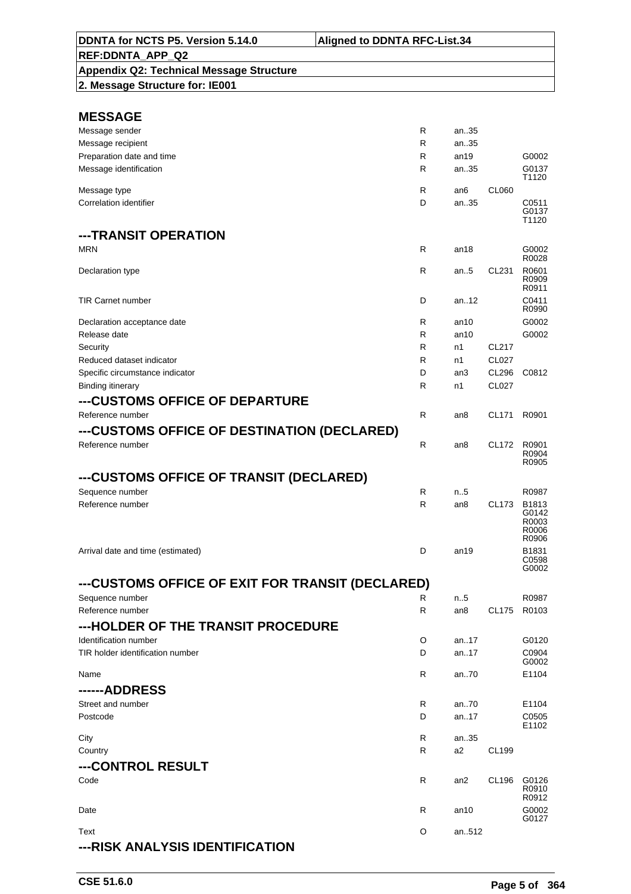**DDNTA for NCTS P5. Version 5.14.0** | **Aligned to DDNTA RFC-List.34**

**REF:DDNTA_APP_Q2**

**Appendix Q2: Technical Message Structure**

**2. Message Structure for: IE001**

## MESSAGE

| Field | | | | |
|---|---|---|---|---|
| Message sender | R | an..35 | | |
| Message recipient | R | an..35 | | |
| Preparation date and time | R | an19 | | G0002 |
| Message identification | R | an..35 | | G0137 T1120 |
| Message type | R | an6 | CL060 | |
| Correlation identifier | D | an..35 | | C0511 G0137 T1120 |

## ---TRANSIT OPERATION

| Field | | | | |
|---|---|---|---|---|
| MRN | R | an18 | | G0002 R0028 |
| Declaration type | R | an..5 | CL231 | R0601 R0909 R0911 |
| TIR Carnet number | D | an..12 | | C0411 R0990 |
| Declaration acceptance date | R | an10 | | G0002 |
| Release date | R | an10 | | G0002 |
| Security | R | n1 | CL217 | |
| Reduced dataset indicator | R | n1 | CL027 | |
| Specific circumstance indicator | D | an3 | CL296 | C0812 |
| Binding itinerary | R | n1 | CL027 | |

## ---CUSTOMS OFFICE OF DEPARTURE

| Field | | | | |
|---|---|---|---|---|
| Reference number | R | an8 | CL171 | R0901 |

## ---CUSTOMS OFFICE OF DESTINATION (DECLARED)

| Field | | | | |
|---|---|---|---|---|
| Reference number | R | an8 | CL172 | R0901 R0904 R0905 |

## ---CUSTOMS OFFICE OF TRANSIT (DECLARED)

| Field | | | | |
|---|---|---|---|---|
| Sequence number | R | n..5 | | R0987 |
| Reference number | R | an8 | CL173 | B1813 G0142 R0003 R0006 R0906 |
| Arrival date and time (estimated) | D | an19 | | B1831 C0598 G0002 |

## ---CUSTOMS OFFICE OF EXIT FOR TRANSIT (DECLARED)

| Field | | | | |
|---|---|---|---|---|
| Sequence number | R | n..5 | | R0987 |
| Reference number | R | an8 | CL175 | R0103 |

## ---HOLDER OF THE TRANSIT PROCEDURE

| Field | | | | |
|---|---|---|---|---|
| Identification number | O | an..17 | | G0120 |
| TIR holder identification number | D | an..17 | | C0904 G0002 |
| Name | R | an..70 | | E1104 |

## ------ADDRESS

| Field | | | | |
|---|---|---|---|---|
| Street and number | R | an..70 | | E1104 |
| Postcode | D | an..17 | | C0505 E1102 |
| City | R | an..35 | | |
| Country | R | a2 | CL199 | |

## ---CONTROL RESULT

| Field | | | | |
|---|---|---|---|---|
| Code | R | an2 | CL196 | G0126 R0910 R0912 |
| Date | R | an10 | | G0002 G0127 |
| Text | O | an..512 | | |

## ---RISK ANALYSIS IDENTIFICATION

CSE 51.6.0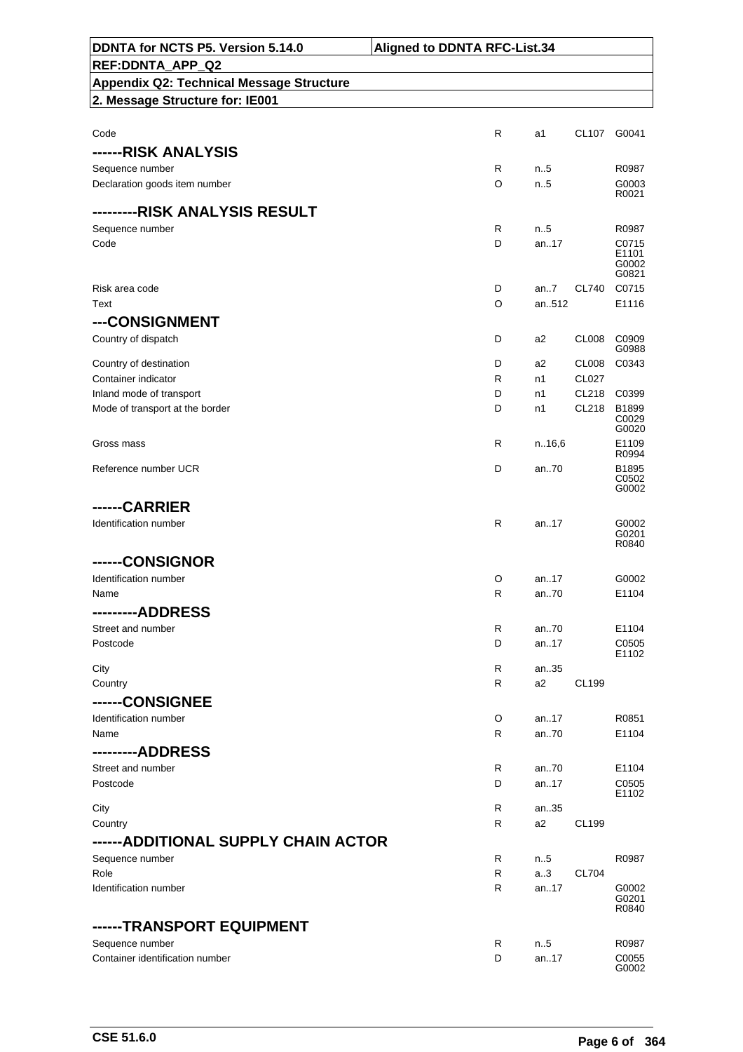| DDNTA for NCTS P5. Version 5.14.0 | Aligned to DDNTA RFC-List.34 |
|---|---|
| REF:DDNTA_APP_Q2 | |
| Appendix Q2: Technical Message Structure | |
| 2. Message Structure for: IE001 | |

| | | | | |
|---|---|---|---|---|
| Code | R | a1 | CL107 | G0041 |
| **------RISK ANALYSIS** | | | | |
| Sequence number | R | n..5 | | R0987 |
| Declaration goods item number | O | n..5 | | G0003 R0021 |
| **---------RISK ANALYSIS RESULT** | | | | |
| Sequence number | R | n..5 | | R0987 |
| Code | D | an..17 | | C0715 E1101 G0002 G0821 |
| Risk area code | D | an..7 | CL740 | C0715 |
| Text | O | an..512 | | E1116 |
| **---CONSIGNMENT** | | | | |
| Country of dispatch | D | a2 | CL008 | C0909 G0988 |
| Country of destination | D | a2 | CL008 | C0343 |
| Container indicator | R | n1 | CL027 | |
| Inland mode of transport | D | n1 | CL218 | C0399 |
| Mode of transport at the border | D | n1 | CL218 | B1899 C0029 G0020 |
| Gross mass | R | n..16,6 | | E1109 R0994 |
| Reference number UCR | D | an..70 | | B1895 C0502 G0002 |
| **------CARRIER** | | | | |
| Identification number | R | an..17 | | G0002 G0201 R0840 |
| **------CONSIGNOR** | | | | |
| Identification number | O | an..17 | | G0002 |
| Name | R | an..70 | | E1104 |
| **---------ADDRESS** | | | | |
| Street and number | R | an..70 | | E1104 |
| Postcode | D | an..17 | | C0505 E1102 |
| City | R | an..35 | | |
| Country | R | a2 | CL199 | |
| **------CONSIGNEE** | | | | |
| Identification number | O | an..17 | | R0851 |
| Name | R | an..70 | | E1104 |
| **---------ADDRESS** | | | | |
| Street and number | R | an..70 | | E1104 |
| Postcode | D | an..17 | | C0505 E1102 |
| City | R | an..35 | | |
| Country | R | a2 | CL199 | |
| **------ADDITIONAL SUPPLY CHAIN ACTOR** | | | | |
| Sequence number | R | n..5 | | R0987 |
| Role | R | a..3 | CL704 | |
| Identification number | R | an..17 | | G0002 G0201 R0840 |
| **------TRANSPORT EQUIPMENT** | | | | |
| Sequence number | R | n..5 | | R0987 |
| Container identification number | D | an..17 | | C0055 G0002 |

CSE 51.6.0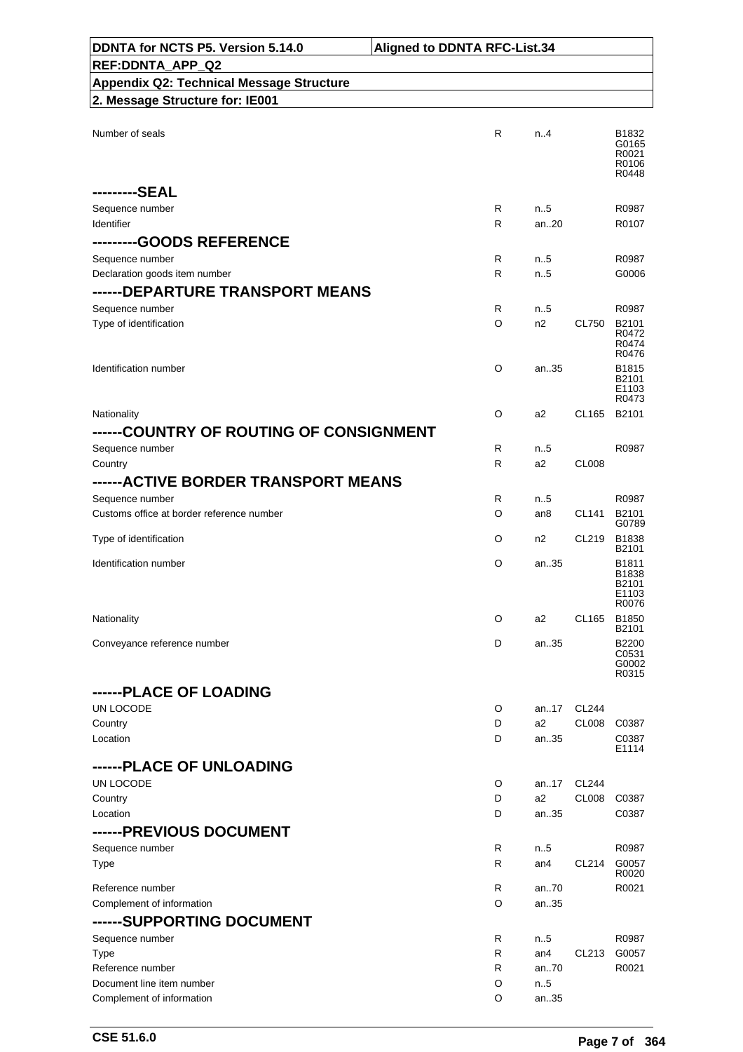| DDNTA for NCTS P5. Version 5.14.0 | Aligned to DDNTA RFC-List.34 |
|---|---|
| REF:DDNTA_APP_Q2 | |
| Appendix Q2: Technical Message Structure | |
| 2. Message Structure for: IE001 | |

| | | | | |
|---|---|---|---|---|
| Number of seals | R | n..4 | | B1832 G0165 R0021 R0106 R0448 |
| **---------SEAL** | | | | |
| Sequence number | R | n..5 | | R0987 |
| Identifier | R | an..20 | | R0107 |
| **---------GOODS REFERENCE** | | | | |
| Sequence number | R | n..5 | | R0987 |
| Declaration goods item number | R | n..5 | | G0006 |
| **------DEPARTURE TRANSPORT MEANS** | | | | |
| Sequence number | R | n..5 | | R0987 |
| Type of identification | O | n2 | CL750 | B2101 R0472 R0474 R0476 |
| Identification number | O | an..35 | | B1815 B2101 E1103 R0473 |
| Nationality | O | a2 | CL165 | B2101 |
| **------COUNTRY OF ROUTING OF CONSIGNMENT** | | | | |
| Sequence number | R | n..5 | | R0987 |
| Country | R | a2 | CL008 | |
| **------ACTIVE BORDER TRANSPORT MEANS** | | | | |
| Sequence number | R | n..5 | | R0987 |
| Customs office at border reference number | O | an8 | CL141 | B2101 G0789 |
| Type of identification | O | n2 | CL219 | B1838 B2101 |
| Identification number | O | an..35 | | B1811 B1838 B2101 E1103 R0076 |
| Nationality | O | a2 | CL165 | B1850 B2101 |
| Conveyance reference number | D | an..35 | | B2200 C0531 G0002 R0315 |
| **------PLACE OF LOADING** | | | | |
| UN LOCODE | O | an..17 | CL244 | |
| Country | D | a2 | CL008 | C0387 |
| Location | D | an..35 | | C0387 E1114 |
| **------PLACE OF UNLOADING** | | | | |
| UN LOCODE | O | an..17 | CL244 | |
| Country | D | a2 | CL008 | C0387 |
| Location | D | an..35 | | C0387 |
| **------PREVIOUS DOCUMENT** | | | | |
| Sequence number | R | n..5 | | R0987 |
| Type | R | an4 | CL214 | G0057 R0020 |
| Reference number | R | an..70 | | R0021 |
| Complement of information | O | an..35 | | |
| **------SUPPORTING DOCUMENT** | | | | |
| Sequence number | R | n..5 | | R0987 |
| Type | R | an4 | CL213 | G0057 |
| Reference number | R | an..70 | | R0021 |
| Document line item number | O | n..5 | | |
| Complement of information | O | an..35 | | |

CSE 51.6.0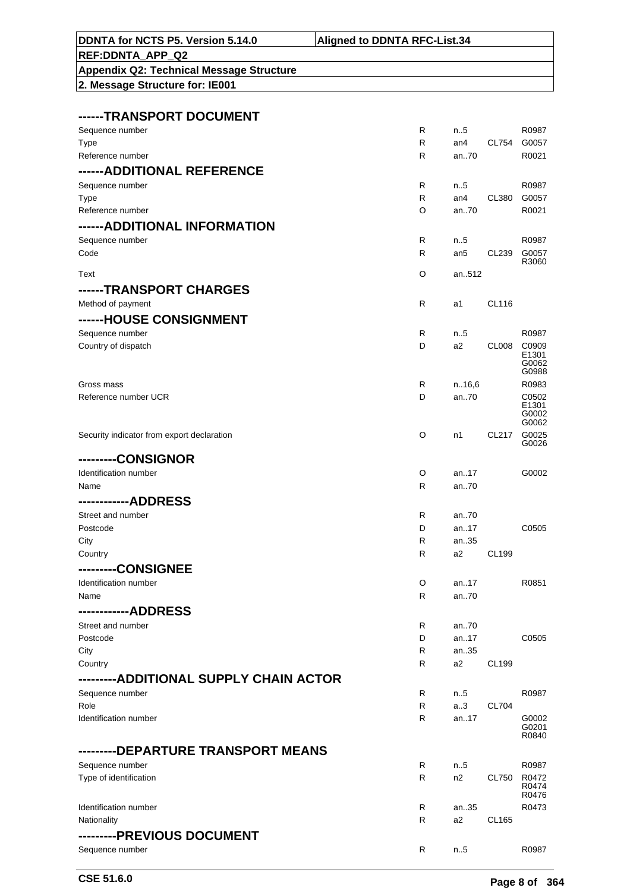| DDNTA for NCTS P5. Version 5.14.0 | Aligned to DDNTA RFC-List.34 |
| --- | --- |
| REF:DDNTA_APP_Q2 | |
| Appendix Q2: Technical Message Structure | |
| 2. Message Structure for: IE001 | |

### ------TRANSPORT DOCUMENT

| | | | | |
| --- | --- | --- | --- | --- |
| Sequence number | R | n..5 | | R0987 |
| Type | R | an4 | CL754 | G0057 |
| Reference number | R | an..70 | | R0021 |

### ------ADDITIONAL REFERENCE

| | | | | |
| --- | --- | --- | --- | --- |
| Sequence number | R | n..5 | | R0987 |
| Type | R | an4 | CL380 | G0057 |
| Reference number | O | an..70 | | R0021 |

### ------ADDITIONAL INFORMATION

| | | | | |
| --- | --- | --- | --- | --- |
| Sequence number | R | n..5 | | R0987 |
| Code | R | an5 | CL239 | G0057 R3060 |
| Text | O | an..512 | | |

### ------TRANSPORT CHARGES

| | | | | |
| --- | --- | --- | --- | --- |
| Method of payment | R | a1 | CL116 | |

### ------HOUSE CONSIGNMENT

| | | | | |
| --- | --- | --- | --- | --- |
| Sequence number | R | n..5 | | R0987 |
| Country of dispatch | D | a2 | CL008 | C0909 E1301 G0062 G0988 |
| Gross mass | R | n..16,6 | | R0983 |
| Reference number UCR | D | an..70 | | C0502 E1301 G0002 G0062 |
| Security indicator from export declaration | O | n1 | CL217 | G0025 G0026 |

### ---------CONSIGNOR

| | | | | |
| --- | --- | --- | --- | --- |
| Identification number | O | an..17 | | G0002 |
| Name | R | an..70 | | |

### ------------ADDRESS

| | | | | |
| --- | --- | --- | --- | --- |
| Street and number | R | an..70 | | |
| Postcode | D | an..17 | | C0505 |
| City | R | an..35 | | |
| Country | R | a2 | CL199 | |

### ---------CONSIGNEE

| | | | | |
| --- | --- | --- | --- | --- |
| Identification number | O | an..17 | | R0851 |
| Name | R | an..70 | | |

### ------------ADDRESS

| | | | | |
| --- | --- | --- | --- | --- |
| Street and number | R | an..70 | | |
| Postcode | D | an..17 | | C0505 |
| City | R | an..35 | | |
| Country | R | a2 | CL199 | |

### ---------ADDITIONAL SUPPLY CHAIN ACTOR

| | | | | |
| --- | --- | --- | --- | --- |
| Sequence number | R | n..5 | | R0987 |
| Role | R | a..3 | CL704 | |
| Identification number | R | an..17 | | G0002 G0201 R0840 |

### ---------DEPARTURE TRANSPORT MEANS

| | | | | |
| --- | --- | --- | --- | --- |
| Sequence number | R | n..5 | | R0987 |
| Type of identification | R | n2 | CL750 | R0472 R0474 R0476 |
| Identification number | R | an..35 | | R0473 |
| Nationality | R | a2 | CL165 | |

### ---------PREVIOUS DOCUMENT

| | | | | |
| --- | --- | --- | --- | --- |
| Sequence number | R | n..5 | | R0987 |

CSE 51.6.0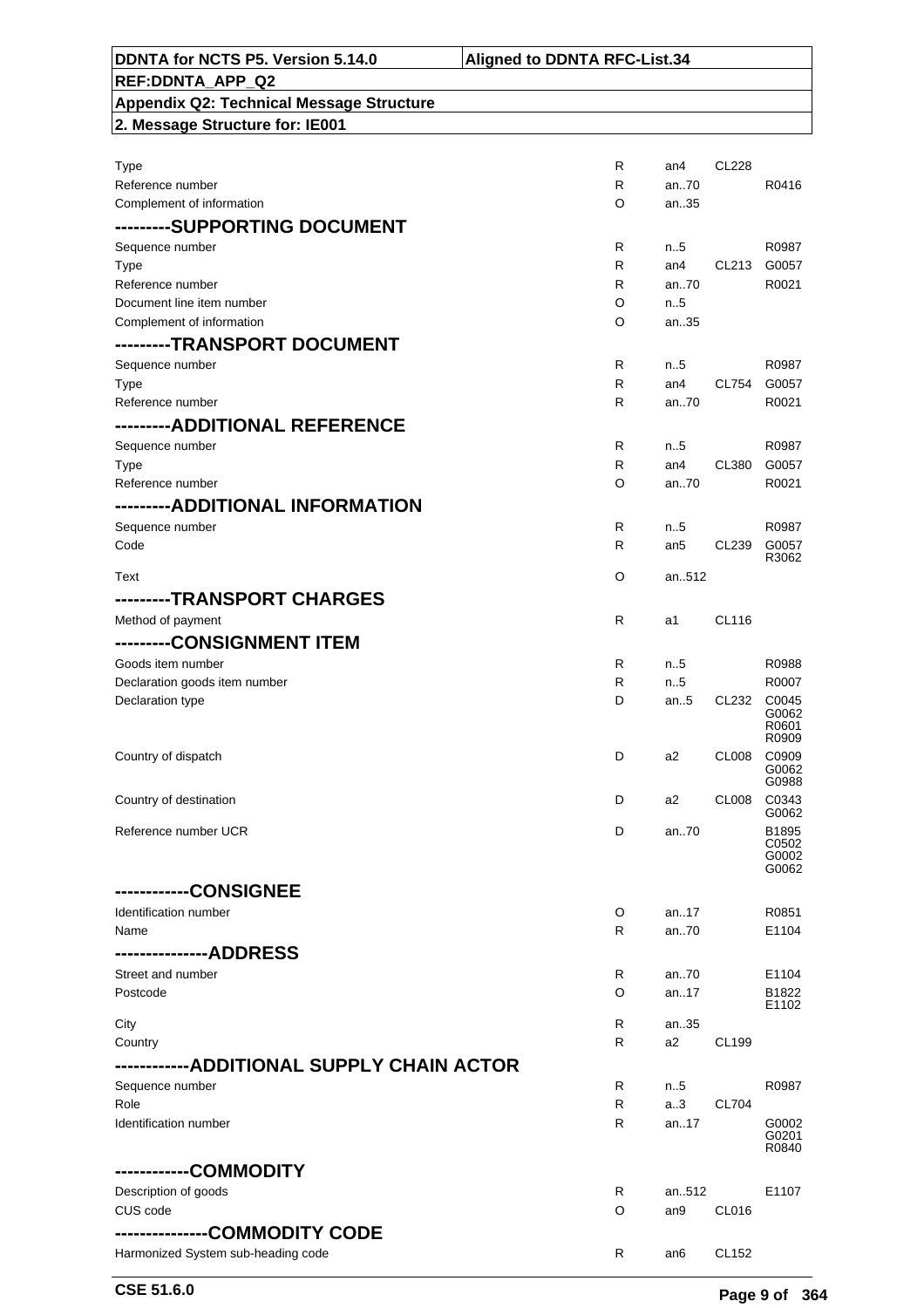| | | | | |
|---|---|---|---|---|
| Type | R | an4 | CL228 | |
| Reference number | R | an..70 | | R0416 |
| Complement of information | O | an..35 | | |
| **---------SUPPORTING DOCUMENT** | | | | |
| Sequence number | R | n..5 | | R0987 |
| Type | R | an4 | CL213 | G0057 |
| Reference number | R | an..70 | | R0021 |
| Document line item number | O | n..5 | | |
| Complement of information | O | an..35 | | |
| **---------TRANSPORT DOCUMENT** | | | | |
| Sequence number | R | n..5 | | R0987 |
| Type | R | an4 | CL754 | G0057 |
| Reference number | R | an..70 | | R0021 |
| **---------ADDITIONAL REFERENCE** | | | | |
| Sequence number | R | n..5 | | R0987 |
| Type | R | an4 | CL380 | G0057 |
| Reference number | O | an..70 | | R0021 |
| **---------ADDITIONAL INFORMATION** | | | | |
| Sequence number | R | n..5 | | R0987 |
| Code | R | an5 | CL239 | G0057 R3062 |
| Text | O | an..512 | | |
| **---------TRANSPORT CHARGES** | | | | |
| Method of payment | R | a1 | CL116 | |
| **---------CONSIGNMENT ITEM** | | | | |
| Goods item number | R | n..5 | | R0988 |
| Declaration goods item number | R | n..5 | | R0007 |
| Declaration type | D | an..5 | CL232 | C0045 G0062 R0601 R0909 |
| Country of dispatch | D | a2 | CL008 | C0909 G0062 G0988 |
| Country of destination | D | a2 | CL008 | C0343 G0062 |
| Reference number UCR | D | an..70 | | B1895 C0502 G0002 G0062 |
| **-----------CONSIGNEE** | | | | |
| Identification number | O | an..17 | | R0851 |
| Name | R | an..70 | | E1104 |
| **--------------ADDRESS** | | | | |
| Street and number | R | an..70 | | E1104 |
| Postcode | O | an..17 | | B1822 E1102 |
| City | R | an..35 | | |
| Country | R | a2 | CL199 | |
| **-----------ADDITIONAL SUPPLY CHAIN ACTOR** | | | | |
| Sequence number | R | n..5 | | R0987 |
| Role | R | a..3 | CL704 | |
| Identification number | R | an..17 | | G0002 G0201 R0840 |
| **-----------COMMODITY** | | | | |
| Description of goods | R | an..512 | | E1107 |
| CUS code | O | an9 | CL016 | |
| **--------------COMMODITY CODE** | | | | |
| Harmonized System sub-heading code | R | an6 | CL152 | |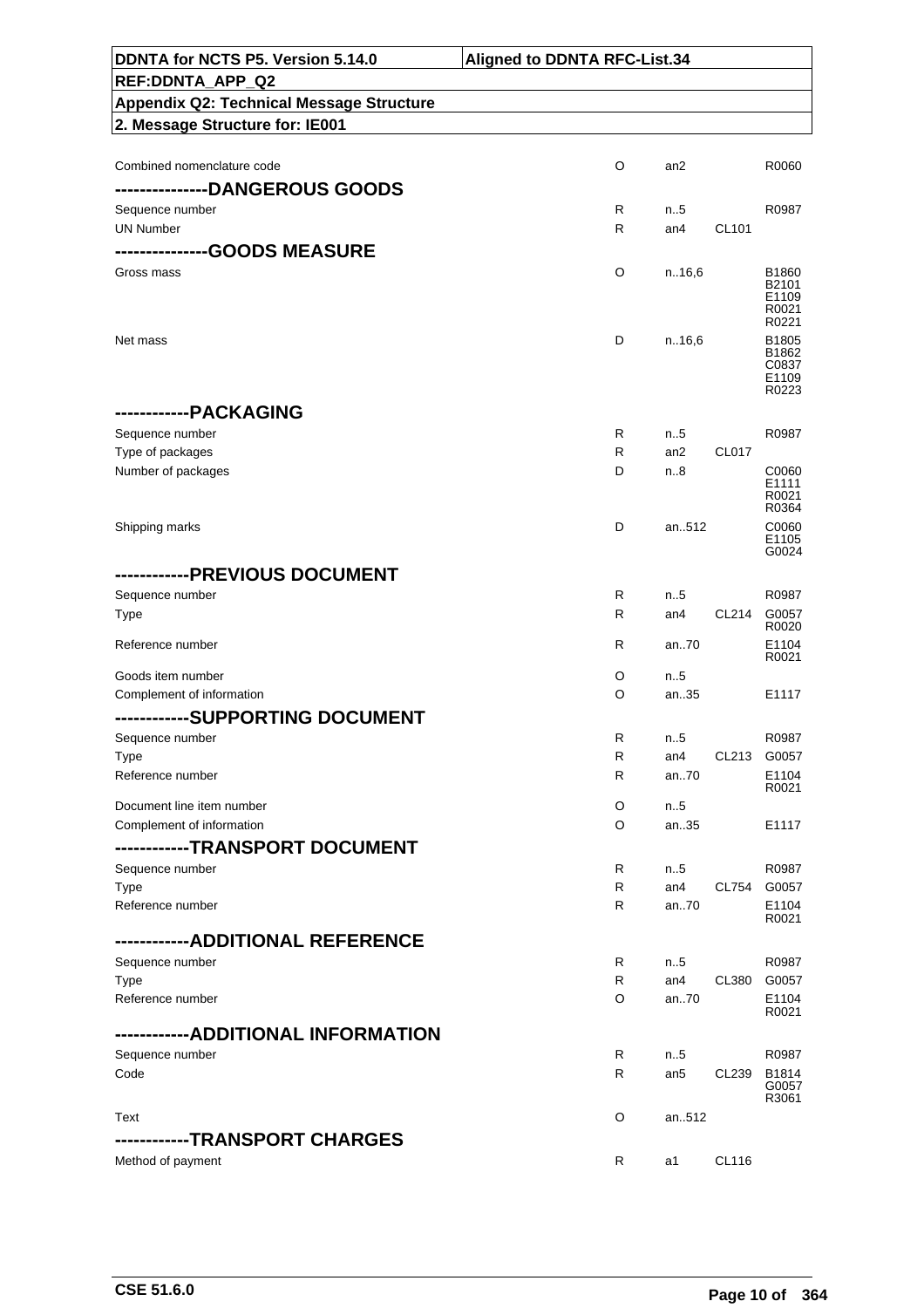| DDNTA for NCTS P5. Version 5.14.0 | Aligned to DDNTA RFC-List.34 |
|---|---|
| **REF:DDNTA_APP_Q2** | |
| **Appendix Q2: Technical Message Structure** | |
| **2. Message Structure for: IE001** | |

| Field | Status | Format | Code list | Rules/Conditions |
|---|---|---|---|---|
| Combined nomenclature code | O | an2 | | R0060 |
| **--------------DANGEROUS GOODS** | | | | |
| Sequence number | R | n..5 | | R0987 |
| UN Number | R | an4 | CL101 | |
| **--------------GOODS MEASURE** | | | | |
| Gross mass | O | n..16,6 | | B1860 B2101 E1109 R0021 R0221 |
| Net mass | D | n..16,6 | | B1805 B1862 C0837 E1109 R0223 |
| **------------PACKAGING** | | | | |
| Sequence number | R | n..5 | | R0987 |
| Type of packages | R | an2 | CL017 | |
| Number of packages | D | n..8 | | C0060 E1111 R0021 R0364 |
| Shipping marks | D | an..512 | | C0060 E1105 G0024 |
| **------------PREVIOUS DOCUMENT** | | | | |
| Sequence number | R | n..5 | | R0987 |
| Type | R | an4 | CL214 | G0057 R0020 |
| Reference number | R | an..70 | | E1104 R0021 |
| Goods item number | O | n..5 | | |
| Complement of information | O | an..35 | | E1117 |
| **------------SUPPORTING DOCUMENT** | | | | |
| Sequence number | R | n..5 | | R0987 |
| Type | R | an4 | CL213 | G0057 |
| Reference number | R | an..70 | | E1104 R0021 |
| Document line item number | O | n..5 | | |
| Complement of information | O | an..35 | | E1117 |
| **------------TRANSPORT DOCUMENT** | | | | |
| Sequence number | R | n..5 | | R0987 |
| Type | R | an4 | CL754 | G0057 |
| Reference number | R | an..70 | | E1104 R0021 |
| **------------ADDITIONAL REFERENCE** | | | | |
| Sequence number | R | n..5 | | R0987 |
| Type | R | an4 | CL380 | G0057 |
| Reference number | O | an..70 | | E1104 R0021 |
| **------------ADDITIONAL INFORMATION** | | | | |
| Sequence number | R | n..5 | | R0987 |
| Code | R | an5 | CL239 | B1814 G0057 R3061 |
| Text | O | an..512 | | |
| **------------TRANSPORT CHARGES** | | | | |
| Method of payment | R | a1 | CL116 | |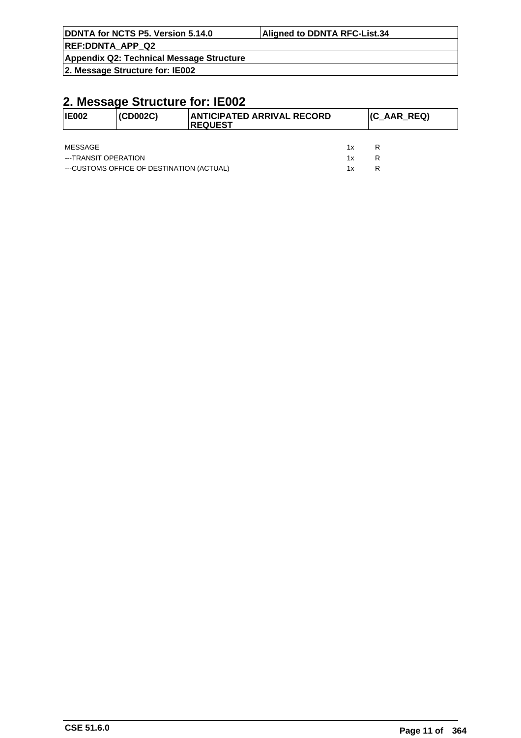## 2. Message Structure for: IE002

| IE002 | (CD002C) | ANTICIPATED ARRIVAL RECORD REQUEST | (C_AAR_REQ) |
|---|---|---|---|

| | | |
|---|---|---|
| MESSAGE | 1x | R |
| ---TRANSIT OPERATION | 1x | R |
| ---CUSTOMS OFFICE OF DESTINATION (ACTUAL) | 1x | R |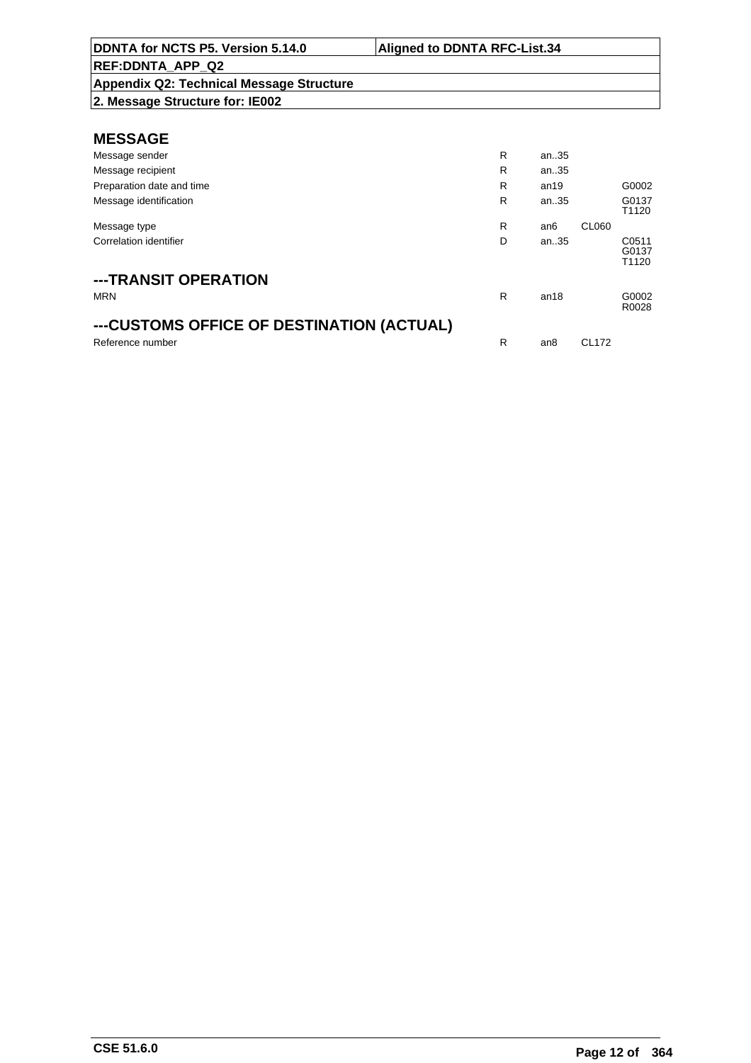| DDNTA for NCTS P5. Version 5.14.0 | Aligned to DDNTA RFC-List.34 |
|---|---|
| REF:DDNTA_APP_Q2 | |
| Appendix Q2: Technical Message Structure | |
| 2. Message Structure for: IE002 | |

## MESSAGE

| | | | | |
|---|---|---|---|---|
| Message sender | R | an..35 | | |
| Message recipient | R | an..35 | | |
| Preparation date and time | R | an19 | | G0002 |
| Message identification | R | an..35 | | G0137 T1120 |
| Message type | R | an6 | CL060 | |
| Correlation identifier | D | an..35 | | C0511 G0137 T1120 |

## ---TRANSIT OPERATION

| | | | | |
|---|---|---|---|---|
| MRN | R | an18 | | G0002 R0028 |

## ---CUSTOMS OFFICE OF DESTINATION (ACTUAL)

| | | | | |
|---|---|---|---|---|
| Reference number | R | an8 | CL172 | |

CSE 51.6.0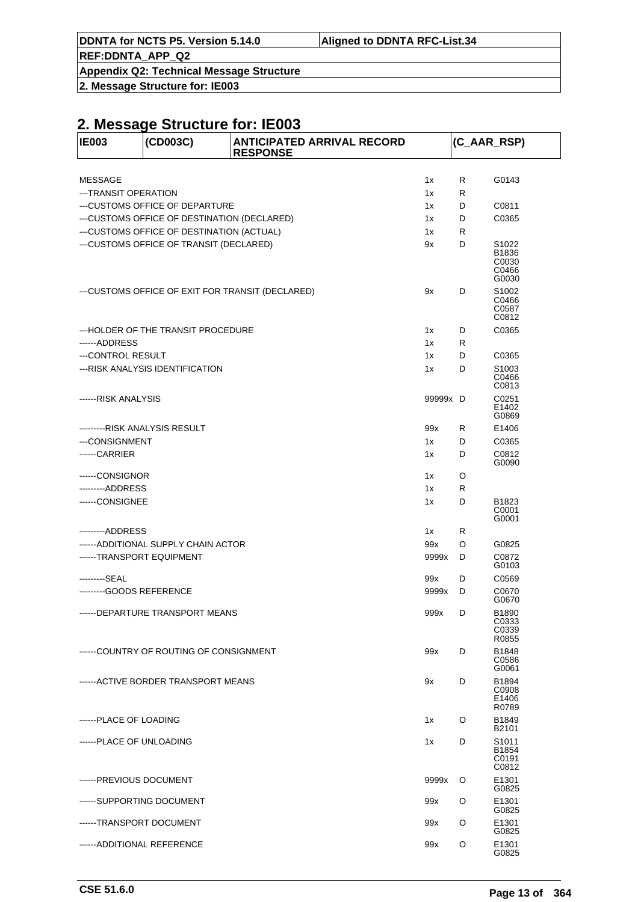## 2. Message Structure for: IE003

| IE003 | (CD003C) | ANTICIPATED ARRIVAL RECORD RESPONSE | (C_AAR_RSP) |
|---|---|---|---|

| Element | Occurrence | Status | Rules/Conditions |
|---|---|---|---|
| MESSAGE | 1x | R | G0143 |
| ---TRANSIT OPERATION | 1x | R | |
| ---CUSTOMS OFFICE OF DEPARTURE | 1x | D | C0811 |
| ---CUSTOMS OFFICE OF DESTINATION (DECLARED) | 1x | D | C0365 |
| ---CUSTOMS OFFICE OF DESTINATION (ACTUAL) | 1x | R | |
| ---CUSTOMS OFFICE OF TRANSIT (DECLARED) | 9x | D | S1022 B1836 C0030 C0466 G0030 |
| ---CUSTOMS OFFICE OF EXIT FOR TRANSIT (DECLARED) | 9x | D | S1002 C0466 C0587 C0812 |
| ---HOLDER OF THE TRANSIT PROCEDURE | 1x | D | C0365 |
| ------ADDRESS | 1x | R | |
| ---CONTROL RESULT | 1x | D | C0365 |
| ---RISK ANALYSIS IDENTIFICATION | 1x | D | S1003 C0466 C0813 |
| ------RISK ANALYSIS | 99999x | D | C0251 E1402 G0869 |
| ---------RISK ANALYSIS RESULT | 99x | R | E1406 |
| ---CONSIGNMENT | 1x | D | C0365 |
| ------CARRIER | 1x | D | C0812 G0090 |
| ------CONSIGNOR | 1x | O | |
| ---------ADDRESS | 1x | R | |
| ------CONSIGNEE | 1x | D | B1823 C0001 G0001 |
| ---------ADDRESS | 1x | R | |
| ------ADDITIONAL SUPPLY CHAIN ACTOR | 99x | O | G0825 |
| ------TRANSPORT EQUIPMENT | 9999x | D | C0872 G0103 |
| ---------SEAL | 99x | D | C0569 |
| ---------GOODS REFERENCE | 9999x | D | C0670 G0670 |
| ------DEPARTURE TRANSPORT MEANS | 999x | D | B1890 C0333 C0339 R0855 |
| ------COUNTRY OF ROUTING OF CONSIGNMENT | 99x | D | B1848 C0586 G0061 |
| ------ACTIVE BORDER TRANSPORT MEANS | 9x | D | B1894 C0908 E1406 R0789 |
| ------PLACE OF LOADING | 1x | O | B1849 B2101 |
| ------PLACE OF UNLOADING | 1x | D | S1011 B1854 C0191 C0812 |
| ------PREVIOUS DOCUMENT | 9999x | O | E1301 G0825 |
| ------SUPPORTING DOCUMENT | 99x | O | E1301 G0825 |
| ------TRANSPORT DOCUMENT | 99x | O | E1301 G0825 |
| ------ADDITIONAL REFERENCE | 99x | O | E1301 G0825 |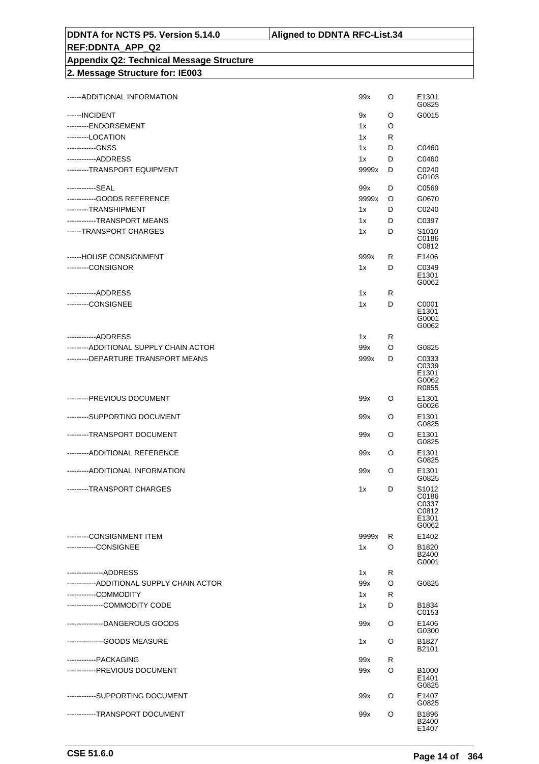| | | | |
|---|---|---|---|
| ------ADDITIONAL INFORMATION | 99x | O | E1301 G0825 |
| ------INCIDENT | 9x | O | G0015 |
| ---------ENDORSEMENT | 1x | O | |
| ---------LOCATION | 1x | R | |
| ------------GNSS | 1x | D | C0460 |
| ------------ADDRESS | 1x | D | C0460 |
| ---------TRANSPORT EQUIPMENT | 9999x | D | C0240 G0103 |
| ------------SEAL | 99x | D | C0569 |
| ------------GOODS REFERENCE | 9999x | O | G0670 |
| ---------TRANSHIPMENT | 1x | D | C0240 |
| ------------TRANSPORT MEANS | 1x | D | C0397 |
| ------TRANSPORT CHARGES | 1x | D | S1010 C0186 C0812 |
| ------HOUSE CONSIGNMENT | 999x | R | E1406 |
| ---------CONSIGNOR | 1x | D | C0349 E1301 G0062 |
| ------------ADDRESS | 1x | R | |
| ---------CONSIGNEE | 1x | D | C0001 E1301 G0001 G0062 |
| ------------ADDRESS | 1x | R | |
| ---------ADDITIONAL SUPPLY CHAIN ACTOR | 99x | O | G0825 |
| ---------DEPARTURE TRANSPORT MEANS | 999x | D | C0333 C0339 E1301 G0062 R0855 |
| ---------PREVIOUS DOCUMENT | 99x | O | E1301 G0026 |
| ---------SUPPORTING DOCUMENT | 99x | O | E1301 G0825 |
| ---------TRANSPORT DOCUMENT | 99x | O | E1301 G0825 |
| ---------ADDITIONAL REFERENCE | 99x | O | E1301 G0825 |
| ---------ADDITIONAL INFORMATION | 99x | O | E1301 G0825 |
| ---------TRANSPORT CHARGES | 1x | D | S1012 C0186 C0337 C0812 E1301 G0062 |
| ---------CONSIGNMENT ITEM | 9999x | R | E1402 |
| ------------CONSIGNEE | 1x | O | B1820 B2400 G0001 |
| ---------------ADDRESS | 1x | R | |
| ------------ADDITIONAL SUPPLY CHAIN ACTOR | 99x | O | G0825 |
| ------------COMMODITY | 1x | R | |
| ---------------COMMODITY CODE | 1x | D | B1834 C0153 |
| ---------------DANGEROUS GOODS | 99x | O | E1406 G0300 |
| ---------------GOODS MEASURE | 1x | O | B1827 B2101 |
| ------------PACKAGING | 99x | R | |
| ------------PREVIOUS DOCUMENT | 99x | O | B1000 E1401 G0825 |
| ------------SUPPORTING DOCUMENT | 99x | O | E1407 G0825 |
| ------------TRANSPORT DOCUMENT | 99x | O | B1896 B2400 E1407 |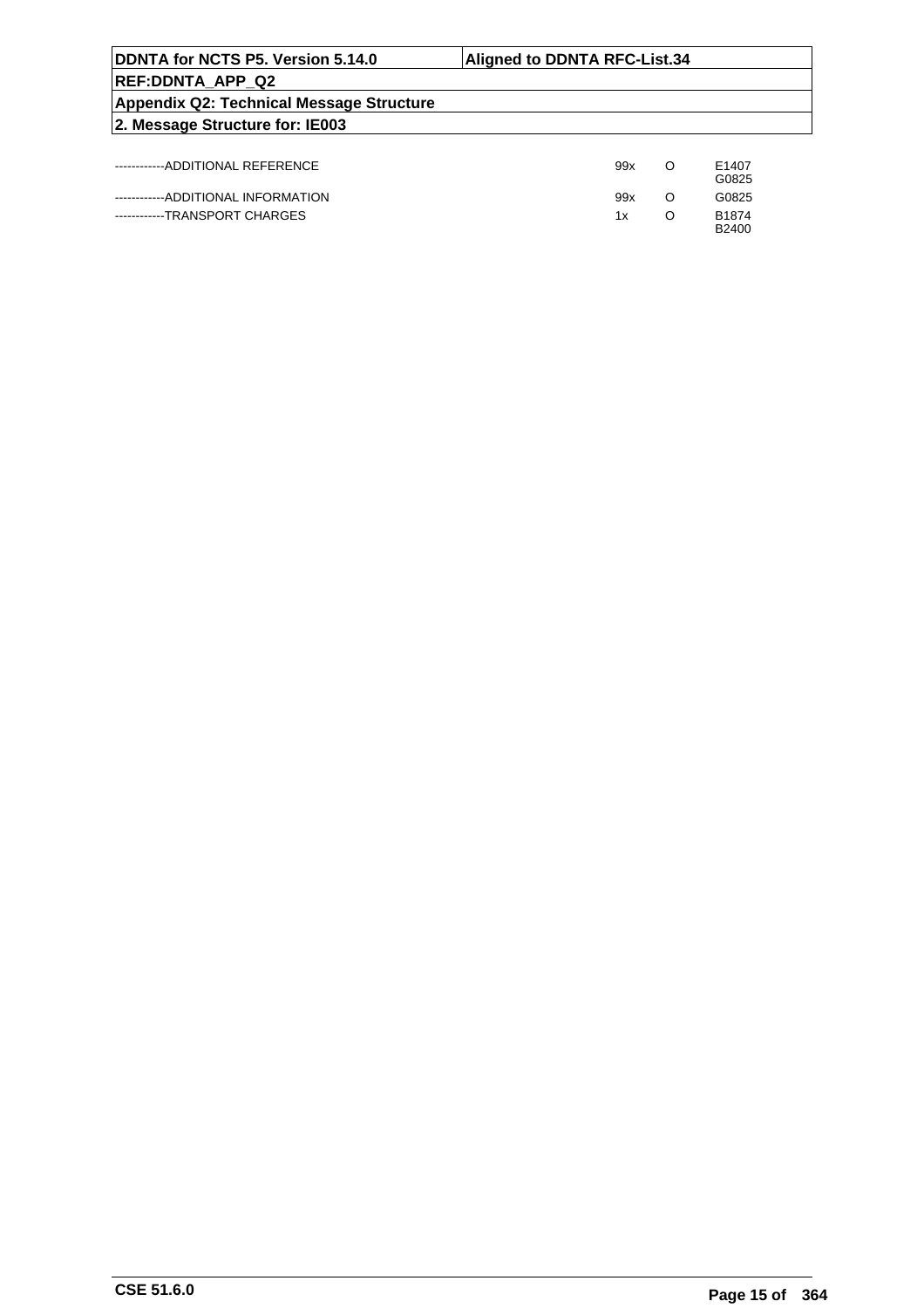| | | | |
|---|---|---|---|
| ------------ADDITIONAL REFERENCE | 99x | O | E1407<br>G0825 |
| ------------ADDITIONAL INFORMATION | 99x | O | G0825 |
| ------------TRANSPORT CHARGES | 1x | O | B1874<br>B2400 |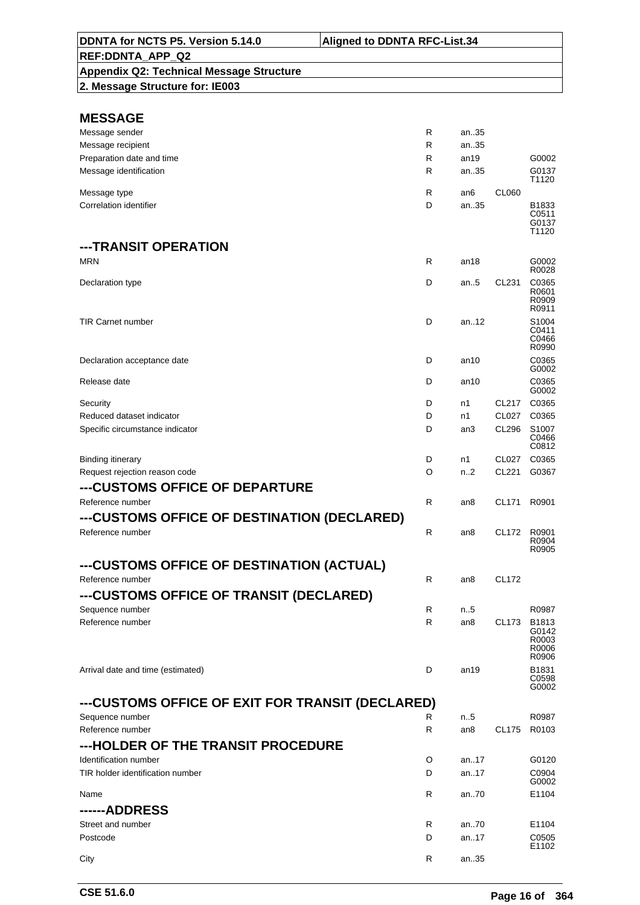DDNTA for NCTS P5. Version 5.14.0 | Aligned to DDNTA RFC-List.34

REF:DDNTA_APP_Q2

Appendix Q2: Technical Message Structure

2. Message Structure for: IE003

## MESSAGE

| | | | | |
|---|---|---|---|---|
| Message sender | R | an..35 | | |
| Message recipient | R | an..35 | | |
| Preparation date and time | R | an19 | | G0002 |
| Message identification | R | an..35 | | G0137 T1120 |
| Message type | R | an6 | CL060 | |
| Correlation identifier | D | an..35 | | B1833 C0511 G0137 T1120 |

## ---TRANSIT OPERATION

| | | | | |
|---|---|---|---|---|
| MRN | R | an18 | | G0002 R0028 |
| Declaration type | D | an..5 | CL231 | C0365 R0601 R0909 R0911 |
| TIR Carnet number | D | an..12 | | S1004 C0411 C0466 R0990 |
| Declaration acceptance date | D | an10 | | C0365 G0002 |
| Release date | D | an10 | | C0365 G0002 |
| Security | D | n1 | CL217 | C0365 |
| Reduced dataset indicator | D | n1 | CL027 | C0365 |
| Specific circumstance indicator | D | an3 | CL296 | S1007 C0466 C0812 |
| Binding itinerary | D | n1 | CL027 | C0365 |
| Request rejection reason code | O | n..2 | CL221 | G0367 |

## ---CUSTOMS OFFICE OF DEPARTURE

| | | | | |
|---|---|---|---|---|
| Reference number | R | an8 | CL171 | R0901 |

## ---CUSTOMS OFFICE OF DESTINATION (DECLARED)

| | | | | |
|---|---|---|---|---|
| Reference number | R | an8 | CL172 | R0901 R0904 R0905 |

## ---CUSTOMS OFFICE OF DESTINATION (ACTUAL)

| | | | | |
|---|---|---|---|---|
| Reference number | R | an8 | CL172 | |

## ---CUSTOMS OFFICE OF TRANSIT (DECLARED)

| | | | | |
|---|---|---|---|---|
| Sequence number | R | n..5 | | R0987 |
| Reference number | R | an8 | CL173 | B1813 G0142 R0003 R0006 R0906 |
| Arrival date and time (estimated) | D | an19 | | B1831 C0598 G0002 |

## ---CUSTOMS OFFICE OF EXIT FOR TRANSIT (DECLARED)

| | | | | |
|---|---|---|---|---|
| Sequence number | R | n..5 | | R0987 |
| Reference number | R | an8 | CL175 | R0103 |

## ---HOLDER OF THE TRANSIT PROCEDURE

| | | | | |
|---|---|---|---|---|
| Identification number | O | an..17 | | G0120 |
| TIR holder identification number | D | an..17 | | C0904 G0002 |
| Name | R | an..70 | | E1104 |

## ------ADDRESS

| | | | | |
|---|---|---|---|---|
| Street and number | R | an..70 | | E1104 |
| Postcode | D | an..17 | | C0505 E1102 |
| City | R | an..35 | | |

CSE 51.6.0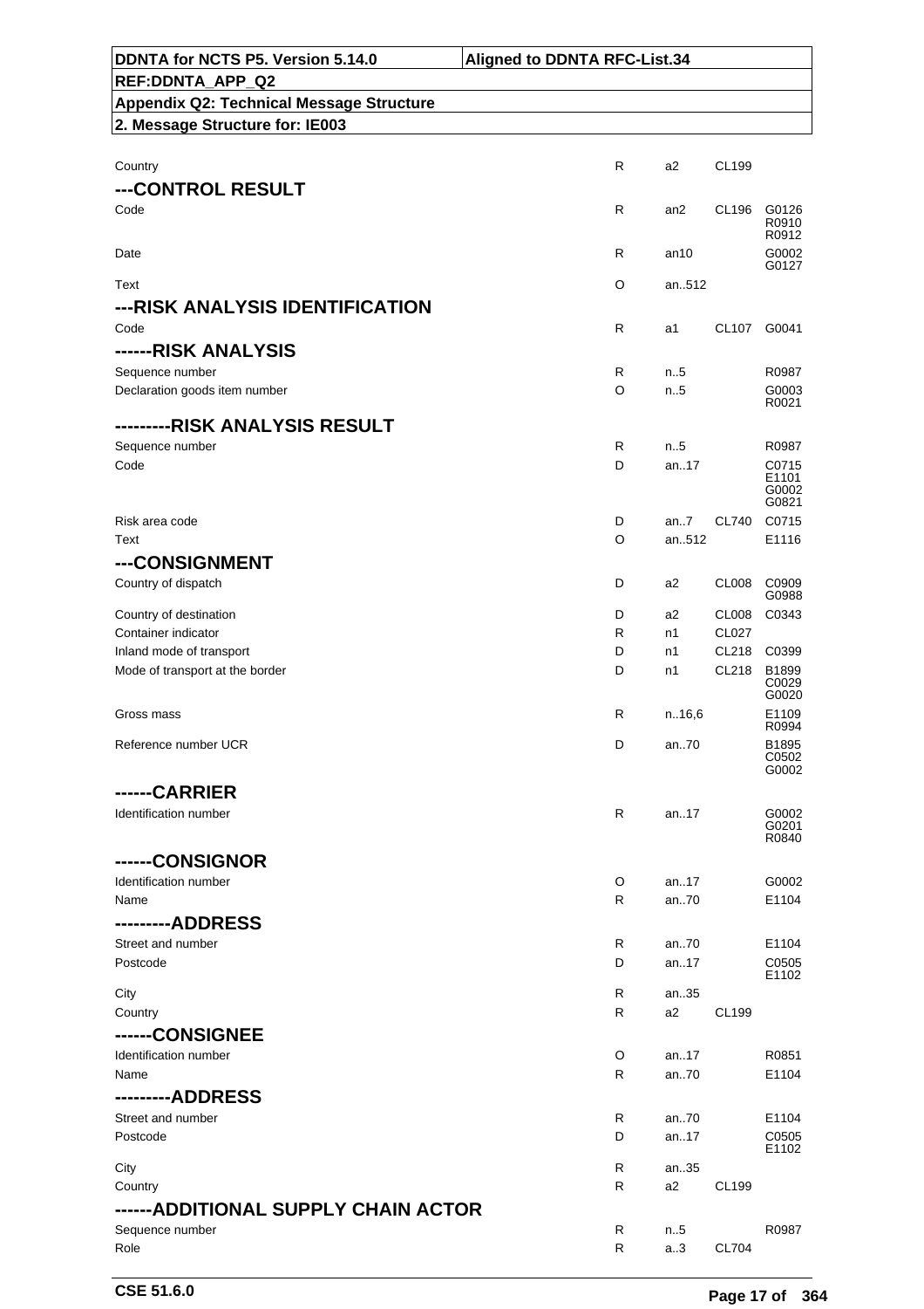| | | | | |
|---|---|---|---|---|
| Country | R | a2 | CL199 | |
| **---CONTROL RESULT** | | | | |
| Code | R | an2 | CL196 | G0126 R0910 R0912 |
| Date | R | an10 | | G0002 G0127 |
| Text | O | an..512 | | |
| **---RISK ANALYSIS IDENTIFICATION** | | | | |
| Code | R | a1 | CL107 | G0041 |
| **------RISK ANALYSIS** | | | | |
| Sequence number | R | n..5 | | R0987 |
| Declaration goods item number | O | n..5 | | G0003 R0021 |
| **---------RISK ANALYSIS RESULT** | | | | |
| Sequence number | R | n..5 | | R0987 |
| Code | D | an..17 | | C0715 E1101 G0002 G0821 |
| Risk area code | D | an..7 | CL740 | C0715 |
| Text | O | an..512 | | E1116 |
| **---CONSIGNMENT** | | | | |
| Country of dispatch | D | a2 | CL008 | C0909 G0988 |
| Country of destination | D | a2 | CL008 | C0343 |
| Container indicator | R | n1 | CL027 | |
| Inland mode of transport | D | n1 | CL218 | C0399 |
| Mode of transport at the border | D | n1 | CL218 | B1899 C0029 G0020 |
| Gross mass | R | n..16,6 | | E1109 R0994 |
| Reference number UCR | D | an..70 | | B1895 C0502 G0002 |
| **------CARRIER** | | | | |
| Identification number | R | an..17 | | G0002 G0201 R0840 |
| **------CONSIGNOR** | | | | |
| Identification number | O | an..17 | | G0002 |
| Name | R | an..70 | | E1104 |
| **---------ADDRESS** | | | | |
| Street and number | R | an..70 | | E1104 |
| Postcode | D | an..17 | | C0505 E1102 |
| City | R | an..35 | | |
| Country | R | a2 | CL199 | |
| **------CONSIGNEE** | | | | |
| Identification number | O | an..17 | | R0851 |
| Name | R | an..70 | | E1104 |
| **---------ADDRESS** | | | | |
| Street and number | R | an..70 | | E1104 |
| Postcode | D | an..17 | | C0505 E1102 |
| City | R | an..35 | | |
| Country | R | a2 | CL199 | |
| **------ADDITIONAL SUPPLY CHAIN ACTOR** | | | | |
| Sequence number | R | n..5 | | R0987 |
| Role | R | a..3 | CL704 | |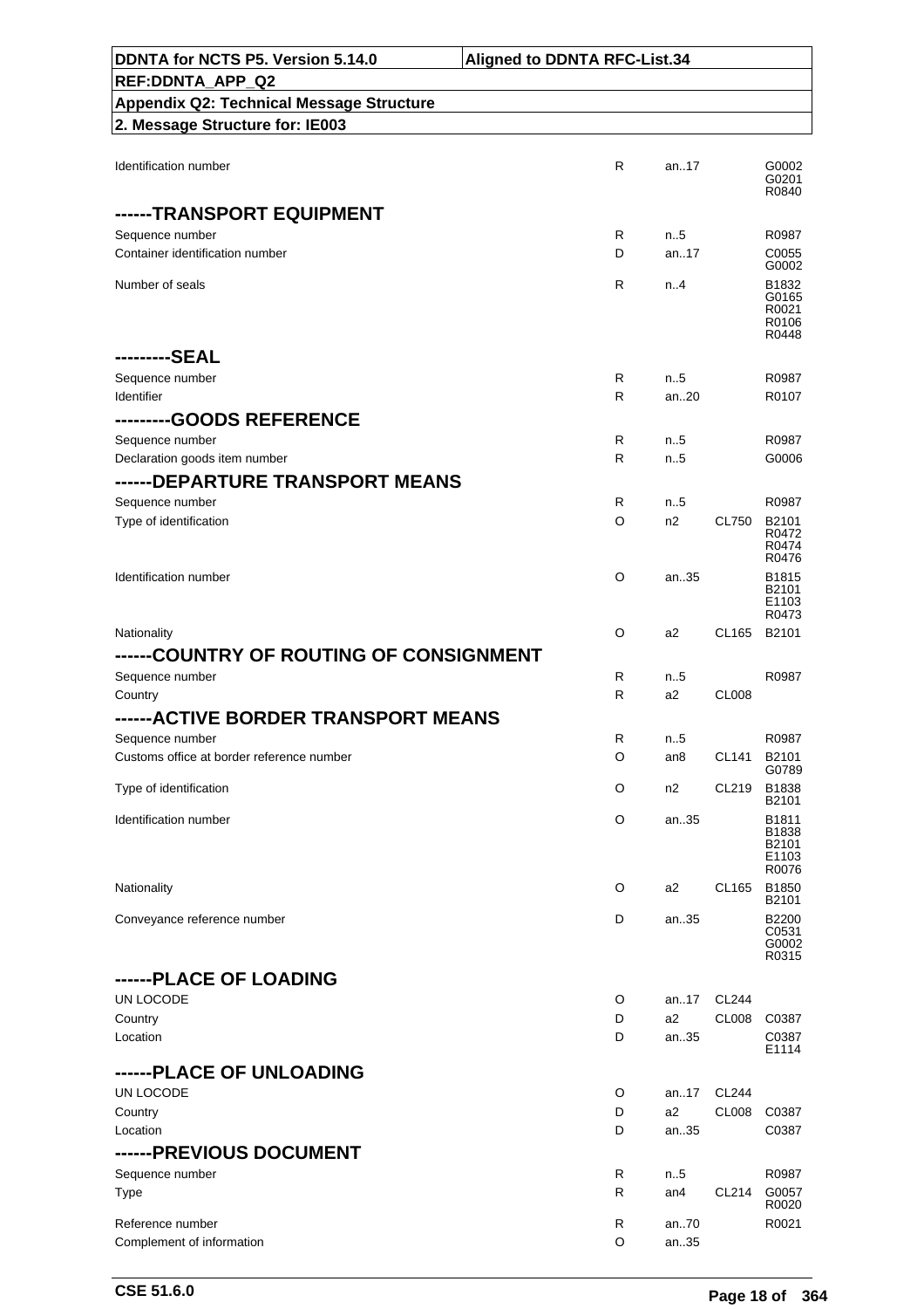| | | | | |
|---|---|---|---|---|
| Identification number | R | an..17 | | G0002 G0201 R0840 |
| **------TRANSPORT EQUIPMENT** | | | | |
| Sequence number | R | n..5 | | R0987 |
| Container identification number | D | an..17 | | C0055 G0002 |
| Number of seals | R | n..4 | | B1832 G0165 R0021 R0106 R0448 |
| **---------SEAL** | | | | |
| Sequence number | R | n..5 | | R0987 |
| Identifier | R | an..20 | | R0107 |
| **---------GOODS REFERENCE** | | | | |
| Sequence number | R | n..5 | | R0987 |
| Declaration goods item number | R | n..5 | | G0006 |
| **------DEPARTURE TRANSPORT MEANS** | | | | |
| Sequence number | R | n..5 | | R0987 |
| Type of identification | O | n2 | CL750 | B2101 R0472 R0474 R0476 |
| Identification number | O | an..35 | | B1815 B2101 E1103 R0473 |
| Nationality | O | a2 | CL165 | B2101 |
| **------COUNTRY OF ROUTING OF CONSIGNMENT** | | | | |
| Sequence number | R | n..5 | | R0987 |
| Country | R | a2 | CL008 | |
| **------ACTIVE BORDER TRANSPORT MEANS** | | | | |
| Sequence number | R | n..5 | | R0987 |
| Customs office at border reference number | O | an8 | CL141 | B2101 G0789 |
| Type of identification | O | n2 | CL219 | B1838 B2101 |
| Identification number | O | an..35 | | B1811 B1838 B2101 E1103 R0076 |
| Nationality | O | a2 | CL165 | B1850 B2101 |
| Conveyance reference number | D | an..35 | | B2200 C0531 G0002 R0315 |
| **------PLACE OF LOADING** | | | | |
| UN LOCODE | O | an..17 | CL244 | |
| Country | D | a2 | CL008 | C0387 |
| Location | D | an..35 | | C0387 E1114 |
| **------PLACE OF UNLOADING** | | | | |
| UN LOCODE | O | an..17 | CL244 | |
| Country | D | a2 | CL008 | C0387 |
| Location | D | an..35 | | C0387 |
| **------PREVIOUS DOCUMENT** | | | | |
| Sequence number | R | n..5 | | R0987 |
| Type | R | an4 | CL214 | G0057 R0020 |
| Reference number | R | an..70 | | R0021 |
| Complement of information | O | an..35 | | |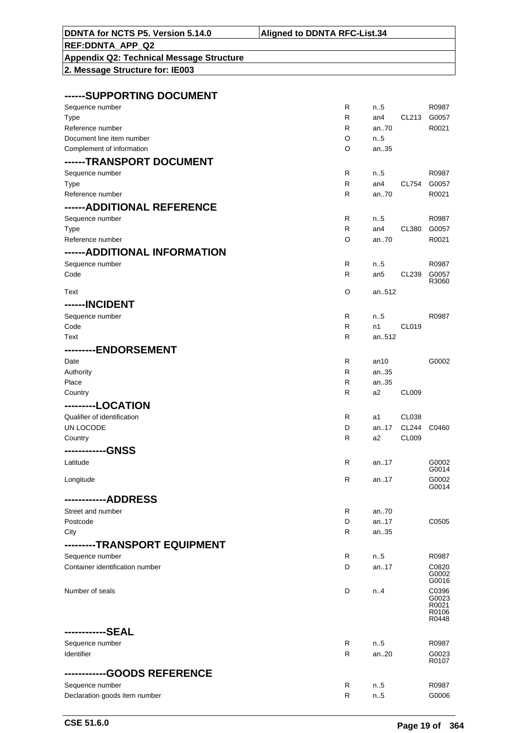| DDNTA for NCTS P5. Version 5.14.0 | Aligned to DDNTA RFC-List.34 |
|---|---|
| REF:DDNTA_APP_Q2 | |
| Appendix Q2: Technical Message Structure | |
| 2. Message Structure for: IE003 | |

| | | | | |
|---|---|---|---|---|
| **------SUPPORTING DOCUMENT** | | | | |
| Sequence number | R | n..5 | | R0987 |
| Type | R | an4 | CL213 | G0057 |
| Reference number | R | an..70 | | R0021 |
| Document line item number | O | n..5 | | |
| Complement of information | O | an..35 | | |
| **------TRANSPORT DOCUMENT** | | | | |
| Sequence number | R | n..5 | | R0987 |
| Type | R | an4 | CL754 | G0057 |
| Reference number | R | an..70 | | R0021 |
| **------ADDITIONAL REFERENCE** | | | | |
| Sequence number | R | n..5 | | R0987 |
| Type | R | an4 | CL380 | G0057 |
| Reference number | O | an..70 | | R0021 |
| **------ADDITIONAL INFORMATION** | | | | |
| Sequence number | R | n..5 | | R0987 |
| Code | R | an5 | CL239 | G0057 R3060 |
| Text | O | an..512 | | |
| **------INCIDENT** | | | | |
| Sequence number | R | n..5 | | R0987 |
| Code | R | n1 | CL019 | |
| Text | R | an..512 | | |
| **---------ENDORSEMENT** | | | | |
| Date | R | an10 | | G0002 |
| Authority | R | an..35 | | |
| Place | R | an..35 | | |
| Country | R | a2 | CL009 | |
| **---------LOCATION** | | | | |
| Qualifier of identification | R | a1 | CL038 | |
| UN LOCODE | D | an..17 | CL244 | C0460 |
| Country | R | a2 | CL009 | |
| **------------GNSS** | | | | |
| Latitude | R | an..17 | | G0002 G0014 |
| Longitude | R | an..17 | | G0002 G0014 |
| **------------ADDRESS** | | | | |
| Street and number | R | an..70 | | |
| Postcode | D | an..17 | | C0505 |
| City | R | an..35 | | |
| **---------TRANSPORT EQUIPMENT** | | | | |
| Sequence number | R | n..5 | | R0987 |
| Container identification number | D | an..17 | | C0820 G0002 G0016 |
| Number of seals | D | n..4 | | C0396 G0023 R0021 R0106 R0448 |
| **------------SEAL** | | | | |
| Sequence number | R | n..5 | | R0987 |
| Identifier | R | an..20 | | G0023 R0107 |
| **------------GOODS REFERENCE** | | | | |
| Sequence number | R | n..5 | | R0987 |
| Declaration goods item number | R | n..5 | | G0006 |

CSE 51.6.0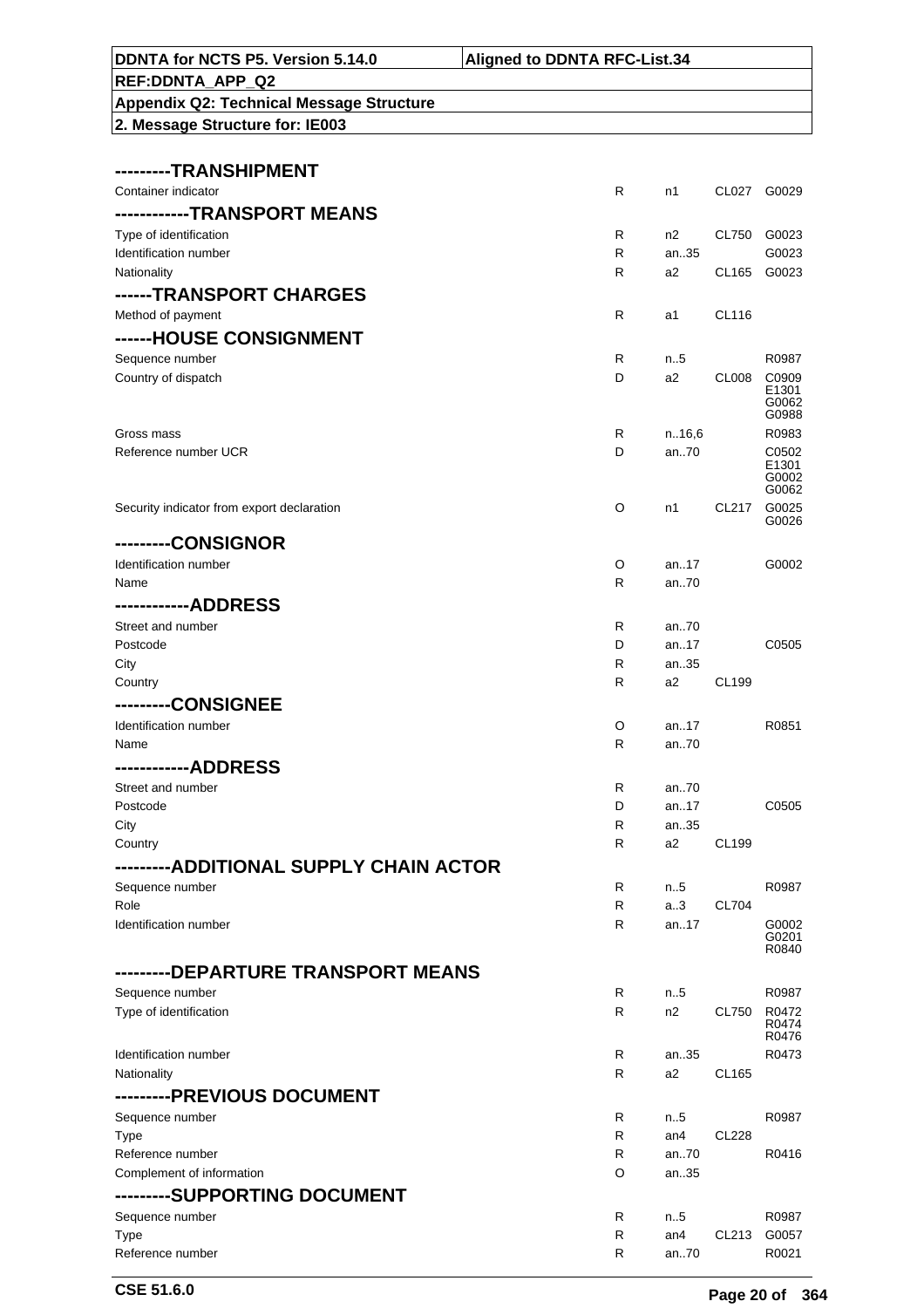| DDNTA for NCTS P5. Version 5.14.0 | Aligned to DDNTA RFC-List.34 |
|---|---|
| REF:DDNTA_APP_Q2 | |
| Appendix Q2: Technical Message Structure | |
| 2. Message Structure for: IE003 | |

| Field | Status | Format | Codelist | Rules/Conditions |
|---|---|---|---|---|
| **---------TRANSHIPMENT** | | | | |
| Container indicator | R | n1 | CL027 | G0029 |
| **------------TRANSPORT MEANS** | | | | |
| Type of identification | R | n2 | CL750 | G0023 |
| Identification number | R | an..35 | | G0023 |
| Nationality | R | a2 | CL165 | G0023 |
| **------TRANSPORT CHARGES** | | | | |
| Method of payment | R | a1 | CL116 | |
| **------HOUSE CONSIGNMENT** | | | | |
| Sequence number | R | n..5 | | R0987 |
| Country of dispatch | D | a2 | CL008 | C0909 E1301 G0062 G0988 |
| Gross mass | R | n..16,6 | | R0983 |
| Reference number UCR | D | an..70 | | C0502 E1301 G0002 G0062 |
| Security indicator from export declaration | O | n1 | CL217 | G0025 G0026 |
| **---------CONSIGNOR** | | | | |
| Identification number | O | an..17 | | G0002 |
| Name | R | an..70 | | |
| **------------ADDRESS** | | | | |
| Street and number | R | an..70 | | |
| Postcode | D | an..17 | | C0505 |
| City | R | an..35 | | |
| Country | R | a2 | CL199 | |
| **---------CONSIGNEE** | | | | |
| Identification number | O | an..17 | | R0851 |
| Name | R | an..70 | | |
| **------------ADDRESS** | | | | |
| Street and number | R | an..70 | | |
| Postcode | D | an..17 | | C0505 |
| City | R | an..35 | | |
| Country | R | a2 | CL199 | |
| **---------ADDITIONAL SUPPLY CHAIN ACTOR** | | | | |
| Sequence number | R | n..5 | | R0987 |
| Role | R | a..3 | CL704 | |
| Identification number | R | an..17 | | G0002 G0201 R0840 |
| **---------DEPARTURE TRANSPORT MEANS** | | | | |
| Sequence number | R | n..5 | | R0987 |
| Type of identification | R | n2 | CL750 | R0472 R0474 R0476 |
| Identification number | R | an..35 | | R0473 |
| Nationality | R | a2 | CL165 | |
| **---------PREVIOUS DOCUMENT** | | | | |
| Sequence number | R | n..5 | | R0987 |
| Type | R | an4 | CL228 | |
| Reference number | R | an..70 | | R0416 |
| Complement of information | O | an..35 | | |
| **---------SUPPORTING DOCUMENT** | | | | |
| Sequence number | R | n..5 | | R0987 |
| Type | R | an4 | CL213 | G0057 |
| Reference number | R | an..70 | | R0021 |

CSE 51.6.0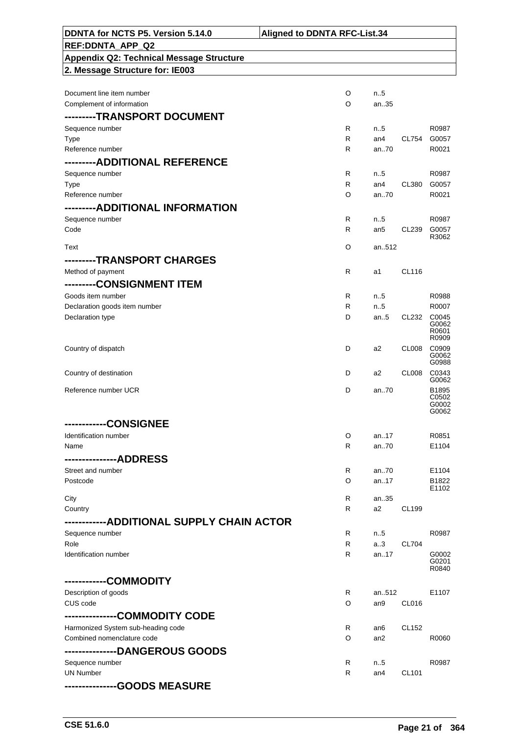| DDNTA for NCTS P5. Version 5.14.0 | Aligned to DDNTA RFC-List.34 |
|---|---|
| REF:DDNTA_APP_Q2 | |
| Appendix Q2: Technical Message Structure | |
| 2. Message Structure for: IE003 | |

| | | | | |
|---|---|---|---|---|
| Document line item number | O | n..5 | | |
| Complement of information | O | an..35 | | |
| **---------TRANSPORT DOCUMENT** | | | | |
| Sequence number | R | n..5 | | R0987 |
| Type | R | an4 | CL754 | G0057 |
| Reference number | R | an..70 | | R0021 |
| **---------ADDITIONAL REFERENCE** | | | | |
| Sequence number | R | n..5 | | R0987 |
| Type | R | an4 | CL380 | G0057 |
| Reference number | O | an..70 | | R0021 |
| **---------ADDITIONAL INFORMATION** | | | | |
| Sequence number | R | n..5 | | R0987 |
| Code | R | an5 | CL239 | G0057 R3062 |
| Text | O | an..512 | | |
| **---------TRANSPORT CHARGES** | | | | |
| Method of payment | R | a1 | CL116 | |
| **---------CONSIGNMENT ITEM** | | | | |
| Goods item number | R | n..5 | | R0988 |
| Declaration goods item number | R | n..5 | | R0007 |
| Declaration type | D | an..5 | CL232 | C0045 G0062 R0601 R0909 |
| Country of dispatch | D | a2 | CL008 | C0909 G0062 G0988 |
| Country of destination | D | a2 | CL008 | C0343 G0062 |
| Reference number UCR | D | an..70 | | B1895 C0502 G0002 G0062 |
| **------------CONSIGNEE** | | | | |
| Identification number | O | an..17 | | R0851 |
| Name | R | an..70 | | E1104 |
| **---------------ADDRESS** | | | | |
| Street and number | R | an..70 | | E1104 |
| Postcode | O | an..17 | | B1822 E1102 |
| City | R | an..35 | | |
| Country | R | a2 | CL199 | |
| **------------ADDITIONAL SUPPLY CHAIN ACTOR** | | | | |
| Sequence number | R | n..5 | | R0987 |
| Role | R | a..3 | CL704 | |
| Identification number | R | an..17 | | G0002 G0201 R0840 |
| **------------COMMODITY** | | | | |
| Description of goods | R | an..512 | | E1107 |
| CUS code | O | an9 | CL016 | |
| **---------------COMMODITY CODE** | | | | |
| Harmonized System sub-heading code | R | an6 | CL152 | |
| Combined nomenclature code | O | an2 | | R0060 |
| **---------------DANGEROUS GOODS** | | | | |
| Sequence number | R | n..5 | | R0987 |
| UN Number | R | an4 | CL101 | |
| **---------------GOODS MEASURE** | | | | |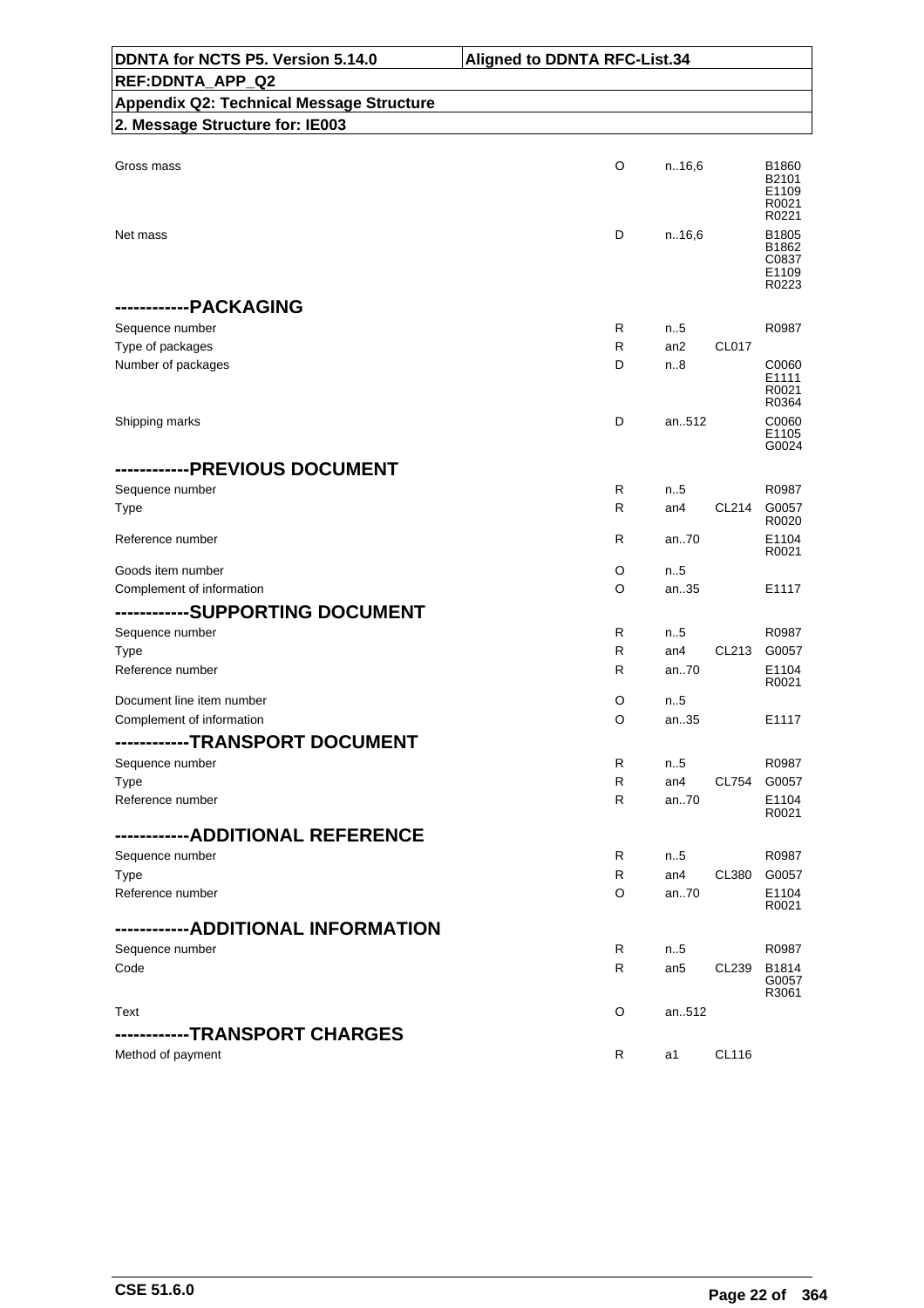| DDNTA for NCTS P5. Version 5.14.0 | Aligned to DDNTA RFC-List.34 |
|---|---|
| REF:DDNTA_APP_Q2 | |
| Appendix Q2: Technical Message Structure | |
| 2. Message Structure for: IE003 | |

| | | | | |
|---|---|---|---|---|
| Gross mass | O | n..16,6 | | B1860 B2101 E1109 R0021 R0221 |
| Net mass | D | n..16,6 | | B1805 B1862 C0837 E1109 R0223 |
| **------------PACKAGING** | | | | |
| Sequence number | R | n..5 | | R0987 |
| Type of packages | R | an2 | CL017 | |
| Number of packages | D | n..8 | | C0060 E1111 R0021 R0364 |
| Shipping marks | D | an..512 | | C0060 E1105 G0024 |
| **------------PREVIOUS DOCUMENT** | | | | |
| Sequence number | R | n..5 | | R0987 |
| Type | R | an4 | CL214 | G0057 R0020 |
| Reference number | R | an..70 | | E1104 R0021 |
| Goods item number | O | n..5 | | |
| Complement of information | O | an..35 | | E1117 |
| **------------SUPPORTING DOCUMENT** | | | | |
| Sequence number | R | n..5 | | R0987 |
| Type | R | an4 | CL213 | G0057 |
| Reference number | R | an..70 | | E1104 R0021 |
| Document line item number | O | n..5 | | |
| Complement of information | O | an..35 | | E1117 |
| **------------TRANSPORT DOCUMENT** | | | | |
| Sequence number | R | n..5 | | R0987 |
| Type | R | an4 | CL754 | G0057 |
| Reference number | R | an..70 | | E1104 R0021 |
| **------------ADDITIONAL REFERENCE** | | | | |
| Sequence number | R | n..5 | | R0987 |
| Type | R | an4 | CL380 | G0057 |
| Reference number | O | an..70 | | E1104 R0021 |
| **------------ADDITIONAL INFORMATION** | | | | |
| Sequence number | R | n..5 | | R0987 |
| Code | R | an5 | CL239 | B1814 G0057 R3061 |
| Text | O | an..512 | | |
| **------------TRANSPORT CHARGES** | | | | |
| Method of payment | R | a1 | CL116 | |

CSE 51.6.0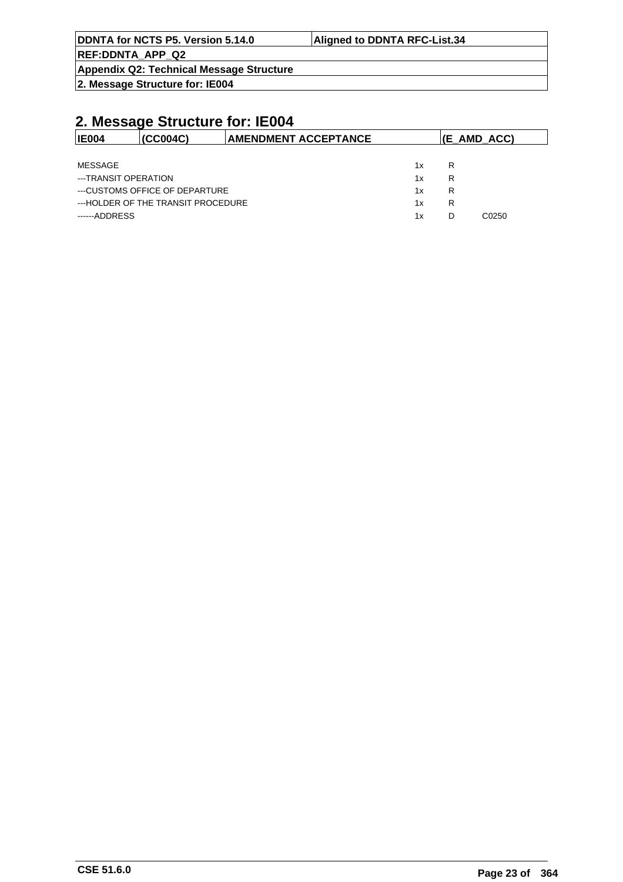## 2. Message Structure for: IE004

| IE004 | (CC004C) | AMENDMENT ACCEPTANCE | (E_AMD_ACC) |
|---|---|---|---|

| | | | |
|---|---|---|---|
| MESSAGE | 1x | R | |
| ---TRANSIT OPERATION | 1x | R | |
| ---CUSTOMS OFFICE OF DEPARTURE | 1x | R | |
| ---HOLDER OF THE TRANSIT PROCEDURE | 1x | R | |
| ------ADDRESS | 1x | D | C0250 |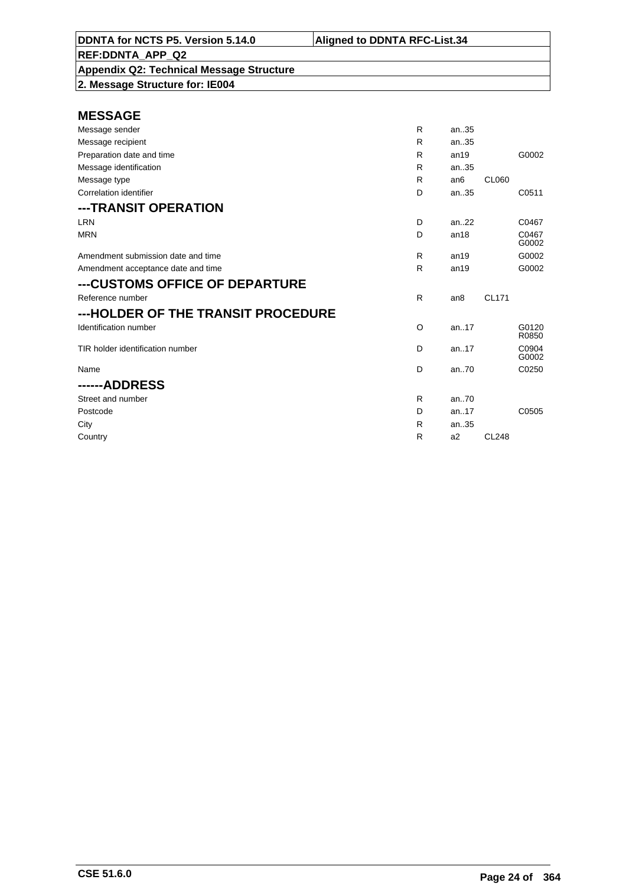**DDNTA for NCTS P5. Version 5.14.0** | **Aligned to DDNTA RFC-List.34**

**REF:DDNTA_APP_Q2**

**Appendix Q2: Technical Message Structure**

**2. Message Structure for: IE004**

## MESSAGE

| | | | | |
|---|---|---|---|---|
| Message sender | R | an..35 | | |
| Message recipient | R | an..35 | | |
| Preparation date and time | R | an19 | | G0002 |
| Message identification | R | an..35 | | |
| Message type | R | an6 | CL060 | |
| Correlation identifier | D | an..35 | | C0511 |

## ---TRANSIT OPERATION

| | | | | |
|---|---|---|---|---|
| LRN | D | an..22 | | C0467 |
| MRN | D | an18 | | C0467 G0002 |
| Amendment submission date and time | R | an19 | | G0002 |
| Amendment acceptance date and time | R | an19 | | G0002 |

## ---CUSTOMS OFFICE OF DEPARTURE

| | | | | |
|---|---|---|---|---|
| Reference number | R | an8 | CL171 | |

## ---HOLDER OF THE TRANSIT PROCEDURE

| | | | | |
|---|---|---|---|---|
| Identification number | O | an..17 | | G0120 R0850 |
| TIR holder identification number | D | an..17 | | C0904 G0002 |
| Name | D | an..70 | | C0250 |

## ------ADDRESS

| | | | | |
|---|---|---|---|---|
| Street and number | R | an..70 | | |
| Postcode | D | an..17 | | C0505 |
| City | R | an..35 | | |
| Country | R | a2 | CL248 | |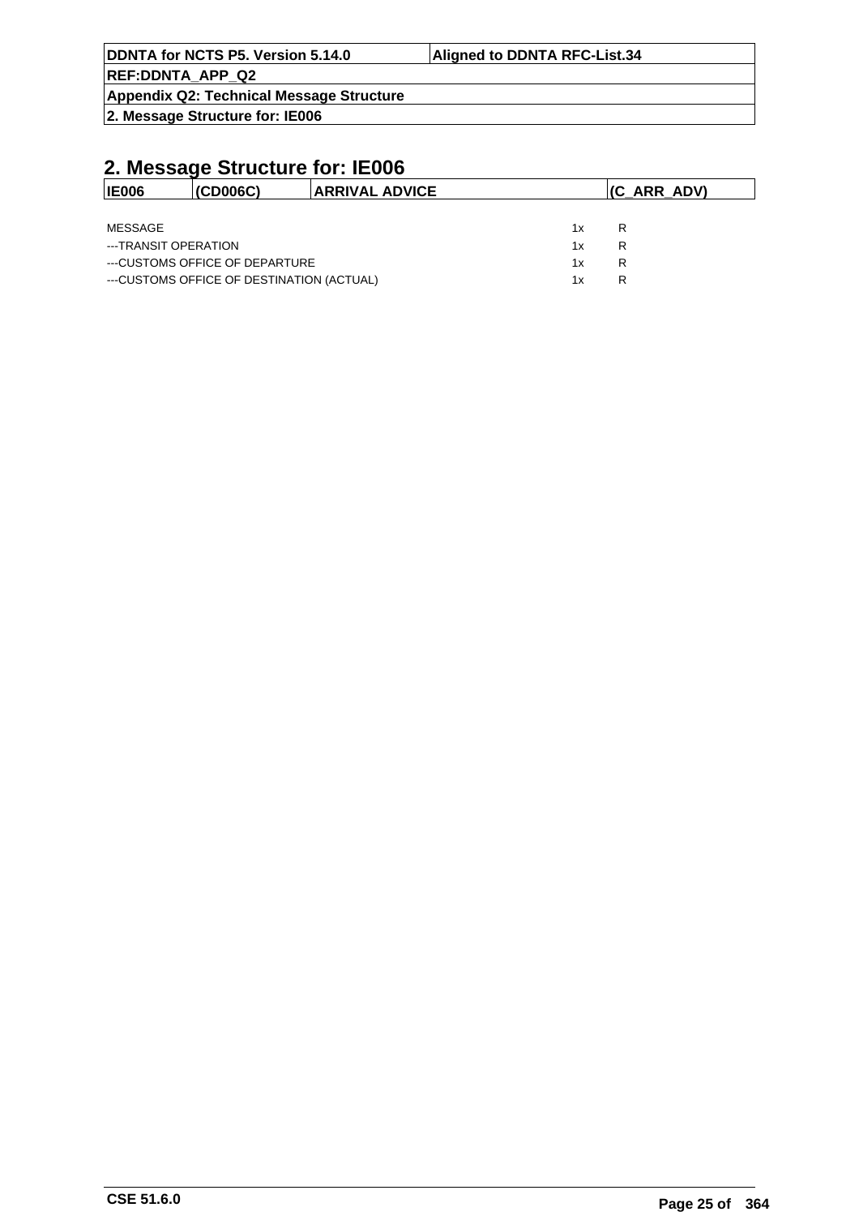## 2. Message Structure for: IE006

| IE006 | (CD006C) | ARRIVAL ADVICE | (C_ARR_ADV) |
|---|---|---|---|

| | | |
|---|---|---|
| MESSAGE | 1x | R |
| ---TRANSIT OPERATION | 1x | R |
| ---CUSTOMS OFFICE OF DEPARTURE | 1x | R |
| ---CUSTOMS OFFICE OF DESTINATION (ACTUAL) | 1x | R |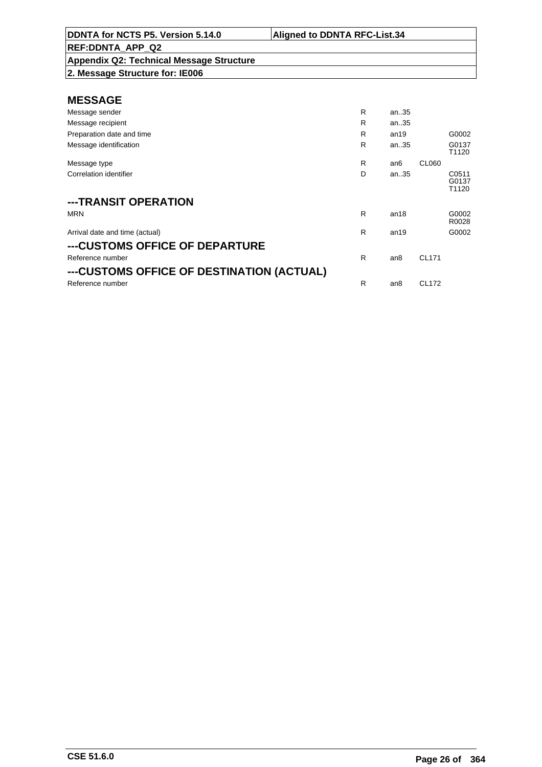| DDNTA for NCTS P5. Version 5.14.0 | Aligned to DDNTA RFC-List.34 |
|---|---|
| REF:DDNTA_APP_Q2 | |
| Appendix Q2: Technical Message Structure | |
| 2. Message Structure for: IE006 | |

## MESSAGE

| | | | | |
|---|---|---|---|---|
| Message sender | R | an..35 | | |
| Message recipient | R | an..35 | | |
| Preparation date and time | R | an19 | | G0002 |
| Message identification | R | an..35 | | G0137 T1120 |
| Message type | R | an6 | CL060 | |
| Correlation identifier | D | an..35 | | C0511 G0137 T1120 |

## ---TRANSIT OPERATION

| | | | | |
|---|---|---|---|---|
| MRN | R | an18 | | G0002 R0028 |
| Arrival date and time (actual) | R | an19 | | G0002 |

## ---CUSTOMS OFFICE OF DEPARTURE

| | | | | |
|---|---|---|---|---|
| Reference number | R | an8 | CL171 | |

## ---CUSTOMS OFFICE OF DESTINATION (ACTUAL)

| | | | | |
|---|---|---|---|---|
| Reference number | R | an8 | CL172 | |

CSE 51.6.0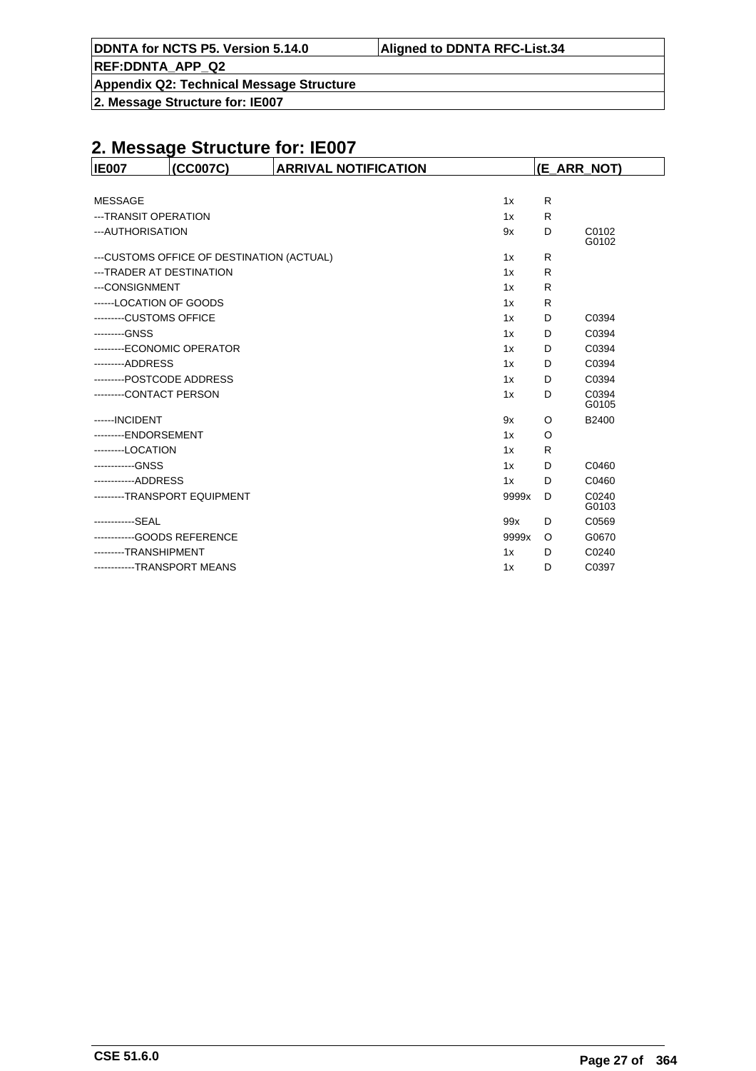## 2. Message Structure for: IE007

| IE007 | (CC007C) | ARRIVAL NOTIFICATION | (E_ARR_NOT) |
|---|---|---|---|

| | | | |
|---|---|---|---|
| MESSAGE | 1x | R | |
| ---TRANSIT OPERATION | 1x | R | |
| ---AUTHORISATION | 9x | D | C0102<br>G0102 |
| ---CUSTOMS OFFICE OF DESTINATION (ACTUAL) | 1x | R | |
| ---TRADER AT DESTINATION | 1x | R | |
| ---CONSIGNMENT | 1x | R | |
| ------LOCATION OF GOODS | 1x | R | |
| ---------CUSTOMS OFFICE | 1x | D | C0394 |
| ---------GNSS | 1x | D | C0394 |
| ---------ECONOMIC OPERATOR | 1x | D | C0394 |
| ---------ADDRESS | 1x | D | C0394 |
| ---------POSTCODE ADDRESS | 1x | D | C0394 |
| ---------CONTACT PERSON | 1x | D | C0394<br>G0105 |
| ------INCIDENT | 9x | O | B2400 |
| ---------ENDORSEMENT | 1x | O | |
| ---------LOCATION | 1x | R | |
| ------------GNSS | 1x | D | C0460 |
| ------------ADDRESS | 1x | D | C0460 |
| ---------TRANSPORT EQUIPMENT | 9999x | D | C0240<br>G0103 |
| ------------SEAL | 99x | D | C0569 |
| ------------GOODS REFERENCE | 9999x | O | G0670 |
| ---------TRANSHIPMENT | 1x | D | C0240 |
| ------------TRANSPORT MEANS | 1x | D | C0397 |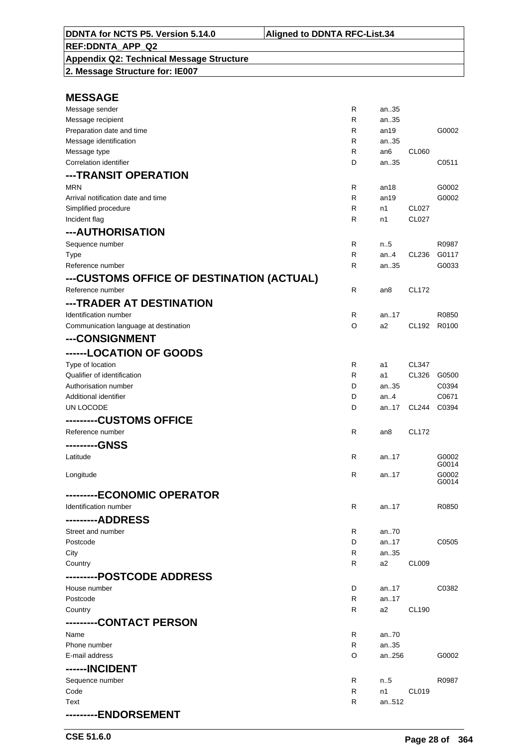| DDNTA for NCTS P5. Version 5.14.0 | Aligned to DDNTA RFC-List.34 |
|---|---|
| REF:DDNTA_APP_Q2 | |
| Appendix Q2: Technical Message Structure | |
| 2. Message Structure for: IE007 | |

## MESSAGE

| | | | | |
|---|---|---|---|---|
| Message sender | R | an..35 | | |
| Message recipient | R | an..35 | | |
| Preparation date and time | R | an19 | | G0002 |
| Message identification | R | an..35 | | |
| Message type | R | an6 | CL060 | |
| Correlation identifier | D | an..35 | | C0511 |

## ---TRANSIT OPERATION

| | | | | |
|---|---|---|---|---|
| MRN | R | an18 | | G0002 |
| Arrival notification date and time | R | an19 | | G0002 |
| Simplified procedure | R | n1 | CL027 | |
| Incident flag | R | n1 | CL027 | |

## ---AUTHORISATION

| | | | | |
|---|---|---|---|---|
| Sequence number | R | n..5 | | R0987 |
| Type | R | an..4 | CL236 | G0117 |
| Reference number | R | an..35 | | G0033 |

## ---CUSTOMS OFFICE OF DESTINATION (ACTUAL)

| | | | | |
|---|---|---|---|---|
| Reference number | R | an8 | CL172 | |

## ---TRADER AT DESTINATION

| | | | | |
|---|---|---|---|---|
| Identification number | R | an..17 | | R0850 |
| Communication language at destination | O | a2 | CL192 | R0100 |

## ---CONSIGNMENT

## ------LOCATION OF GOODS

| | | | | |
|---|---|---|---|---|
| Type of location | R | a1 | CL347 | |
| Qualifier of identification | R | a1 | CL326 | G0500 |
| Authorisation number | D | an..35 | | C0394 |
| Additional identifier | D | an..4 | | C0671 |
| UN LOCODE | D | an..17 | CL244 | C0394 |

## ---------CUSTOMS OFFICE

| | | | | |
|---|---|---|---|---|
| Reference number | R | an8 | CL172 | |

## ---------GNSS

| | | | | |
|---|---|---|---|---|
| Latitude | R | an..17 | | G0002 G0014 |
| Longitude | R | an..17 | | G0002 G0014 |

## ---------ECONOMIC OPERATOR

| | | | | |
|---|---|---|---|---|
| Identification number | R | an..17 | | R0850 |

## ---------ADDRESS

| | | | | |
|---|---|---|---|---|
| Street and number | R | an..70 | | |
| Postcode | D | an..17 | | C0505 |
| City | R | an..35 | | |
| Country | R | a2 | CL009 | |

## ---------POSTCODE ADDRESS

| | | | | |
|---|---|---|---|---|
| House number | D | an..17 | | C0382 |
| Postcode | R | an..17 | | |
| Country | R | a2 | CL190 | |

## ---------CONTACT PERSON

| | | | | |
|---|---|---|---|---|
| Name | R | an..70 | | |
| Phone number | R | an..35 | | |
| E-mail address | O | an..256 | | G0002 |

## ------INCIDENT

| | | | | |
|---|---|---|---|---|
| Sequence number | R | n..5 | | R0987 |
| Code | R | n1 | CL019 | |
| Text | R | an..512 | | |

## ---------ENDORSEMENT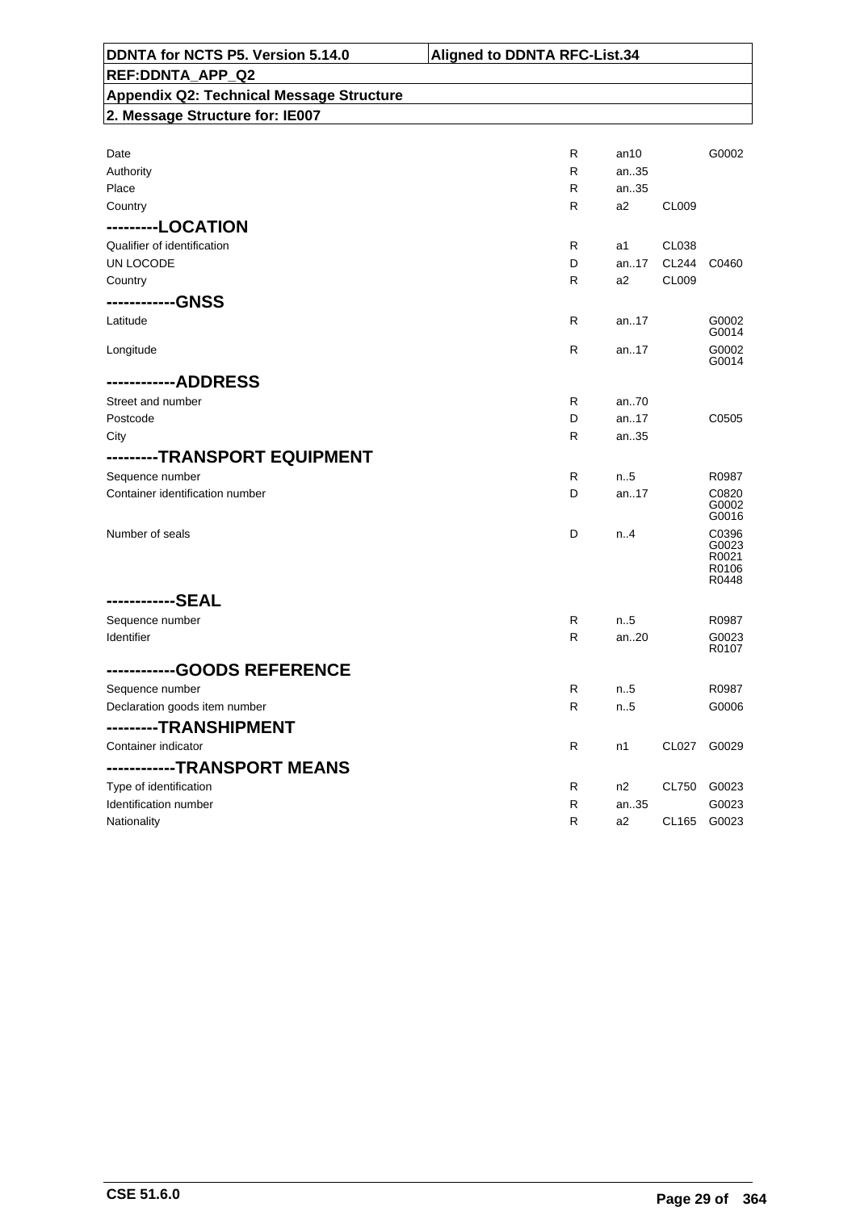**DDNTA for NCTS P5. Version 5.14.0** | **Aligned to DDNTA RFC-List.34**

**REF:DDNTA_APP_Q2**

**Appendix Q2: Technical Message Structure**

**2. Message Structure for: IE007**

| | | | | |
|---|---|---|---|---|
| Date | R | an10 | | G0002 |
| Authority | R | an..35 | | |
| Place | R | an..35 | | |
| Country | R | a2 | CL009 | |
| **---------LOCATION** | | | | |
| Qualifier of identification | R | a1 | CL038 | |
| UN LOCODE | D | an..17 | CL244 | C0460 |
| Country | R | a2 | CL009 | |
| **------------GNSS** | | | | |
| Latitude | R | an..17 | | G0002 G0014 |
| Longitude | R | an..17 | | G0002 G0014 |
| **------------ADDRESS** | | | | |
| Street and number | R | an..70 | | |
| Postcode | D | an..17 | | C0505 |
| City | R | an..35 | | |
| **---------TRANSPORT EQUIPMENT** | | | | |
| Sequence number | R | n..5 | | R0987 |
| Container identification number | D | an..17 | | C0820 G0002 G0016 |
| Number of seals | D | n..4 | | C0396 G0023 R0021 R0106 R0448 |
| **------------SEAL** | | | | |
| Sequence number | R | n..5 | | R0987 |
| Identifier | R | an..20 | | G0023 R0107 |
| **------------GOODS REFERENCE** | | | | |
| Sequence number | R | n..5 | | R0987 |
| Declaration goods item number | R | n..5 | | G0006 |
| **---------TRANSHIPMENT** | | | | |
| Container indicator | R | n1 | CL027 | G0029 |
| **------------TRANSPORT MEANS** | | | | |
| Type of identification | R | n2 | CL750 | G0023 |
| Identification number | R | an..35 | | G0023 |
| Nationality | R | a2 | CL165 | G0023 |

CSE 51.6.0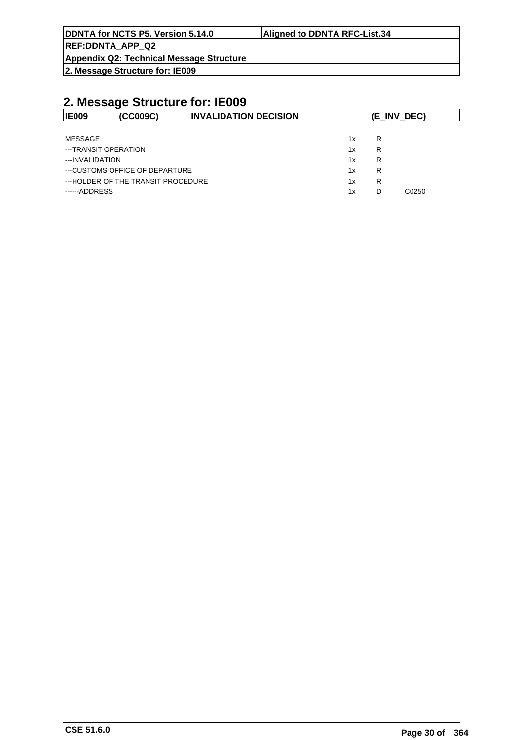## 2. Message Structure for: IE009

| IE009 | (CC009C) | INVALIDATION DECISION | (E_INV_DEC) |
|---|---|---|---|

| | | | |
|---|---|---|---|
| MESSAGE | 1x | R | |
| ---TRANSIT OPERATION | 1x | R | |
| ---INVALIDATION | 1x | R | |
| ---CUSTOMS OFFICE OF DEPARTURE | 1x | R | |
| ---HOLDER OF THE TRANSIT PROCEDURE | 1x | R | |
| ------ADDRESS | 1x | D | C0250 |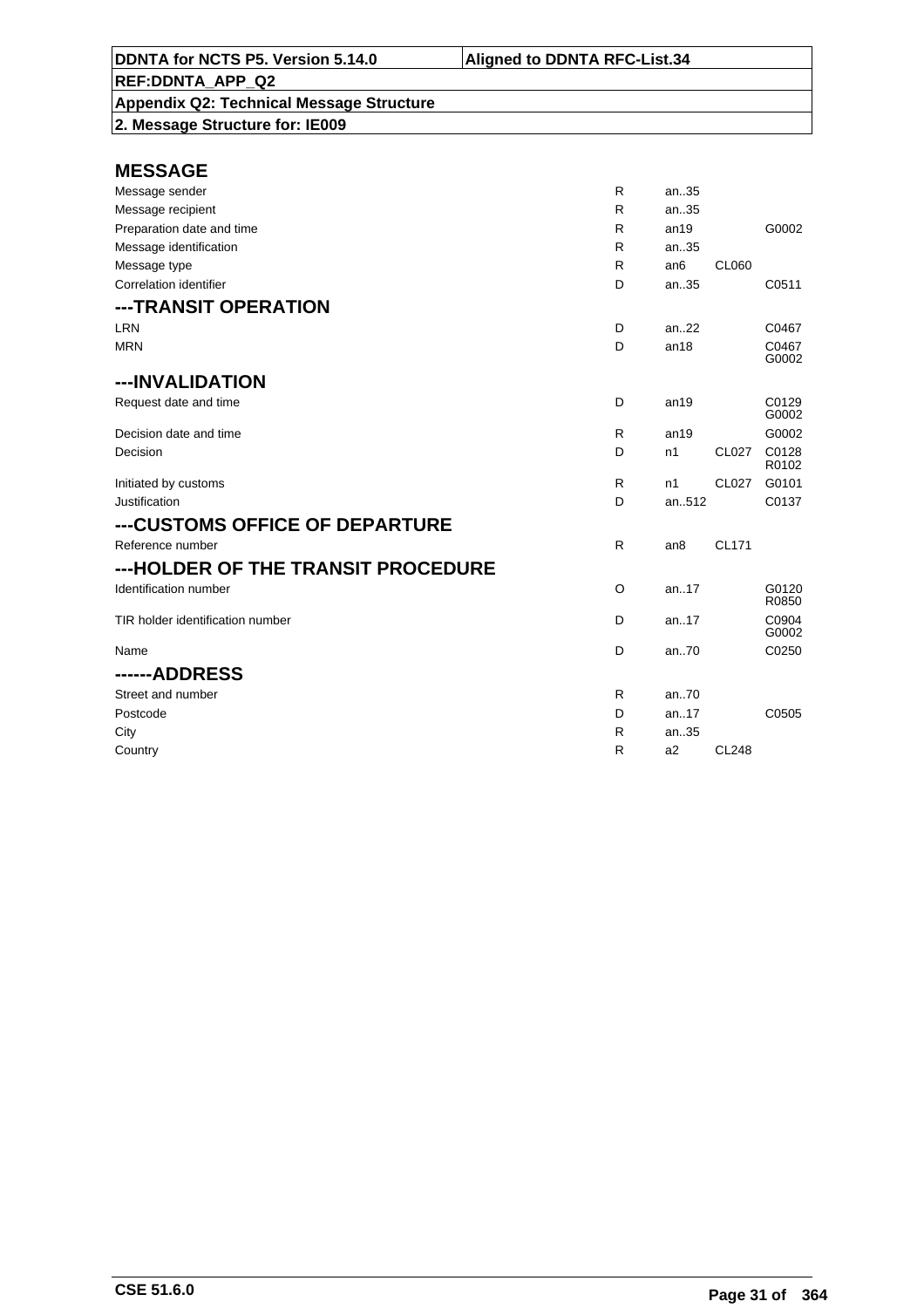DDNTA for NCTS P5. Version 5.14.0 | Aligned to DDNTA RFC-List.34

REF:DDNTA_APP_Q2

Appendix Q2: Technical Message Structure

2. Message Structure for: IE009

## MESSAGE

| | | | | |
|---|---|---|---|---|
| Message sender | R | an..35 | | |
| Message recipient | R | an..35 | | |
| Preparation date and time | R | an19 | | G0002 |
| Message identification | R | an..35 | | |
| Message type | R | an6 | CL060 | |
| Correlation identifier | D | an..35 | | C0511 |

## ---TRANSIT OPERATION

| | | | | |
|---|---|---|---|---|
| LRN | D | an..22 | | C0467 |
| MRN | D | an18 | | C0467 G0002 |

## ---INVALIDATION

| | | | | |
|---|---|---|---|---|
| Request date and time | D | an19 | | C0129 G0002 |
| Decision date and time | R | an19 | | G0002 |
| Decision | D | n1 | CL027 | C0128 R0102 |
| Initiated by customs | R | n1 | CL027 | G0101 |
| Justification | D | an..512 | | C0137 |

## ---CUSTOMS OFFICE OF DEPARTURE

| | | | | |
|---|---|---|---|---|
| Reference number | R | an8 | CL171 | |

## ---HOLDER OF THE TRANSIT PROCEDURE

| | | | | |
|---|---|---|---|---|
| Identification number | O | an..17 | | G0120 R0850 |
| TIR holder identification number | D | an..17 | | C0904 G0002 |
| Name | D | an..70 | | C0250 |

## ------ADDRESS

| | | | | |
|---|---|---|---|---|
| Street and number | R | an..70 | | |
| Postcode | D | an..17 | | C0505 |
| City | R | an..35 | | |
| Country | R | a2 | CL248 | |

CSE 51.6.0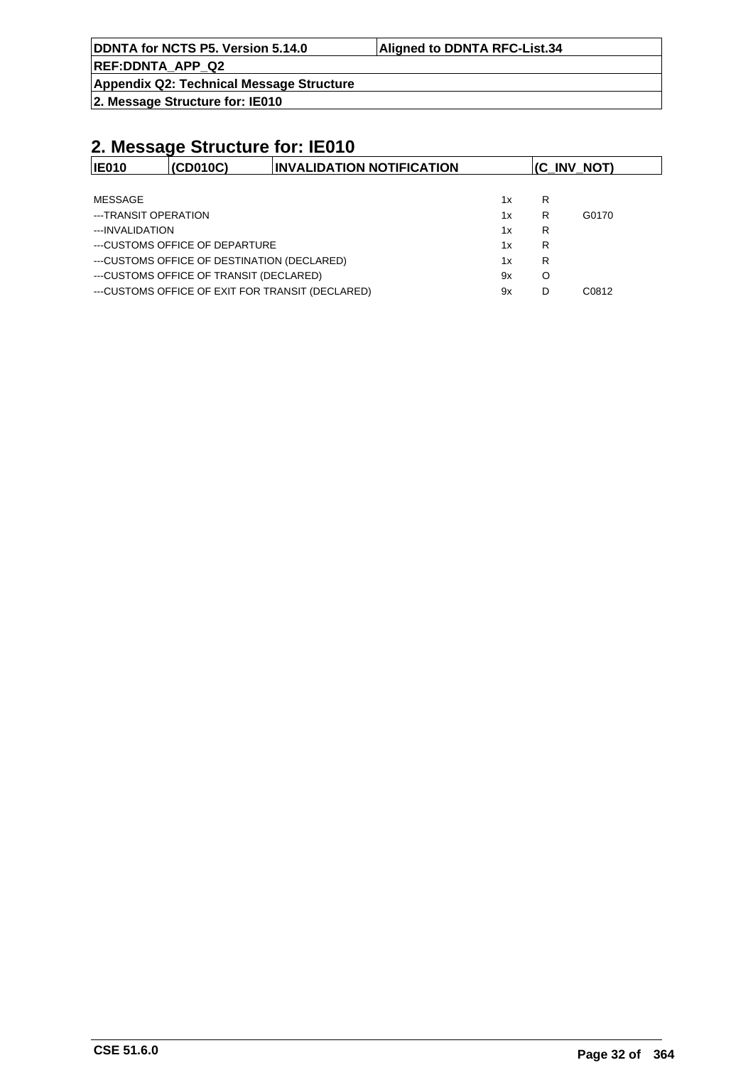## 2. Message Structure for: IE010

| IE010 | (CD010C) | INVALIDATION NOTIFICATION | (C_INV_NOT) |
|---|---|---|---|

| | | | |
|---|---|---|---|
| MESSAGE | 1x | R | |
| ---TRANSIT OPERATION | 1x | R | G0170 |
| ---INVALIDATION | 1x | R | |
| ---CUSTOMS OFFICE OF DEPARTURE | 1x | R | |
| ---CUSTOMS OFFICE OF DESTINATION (DECLARED) | 1x | R | |
| ---CUSTOMS OFFICE OF TRANSIT (DECLARED) | 9x | O | |
| ---CUSTOMS OFFICE OF EXIT FOR TRANSIT (DECLARED) | 9x | D | C0812 |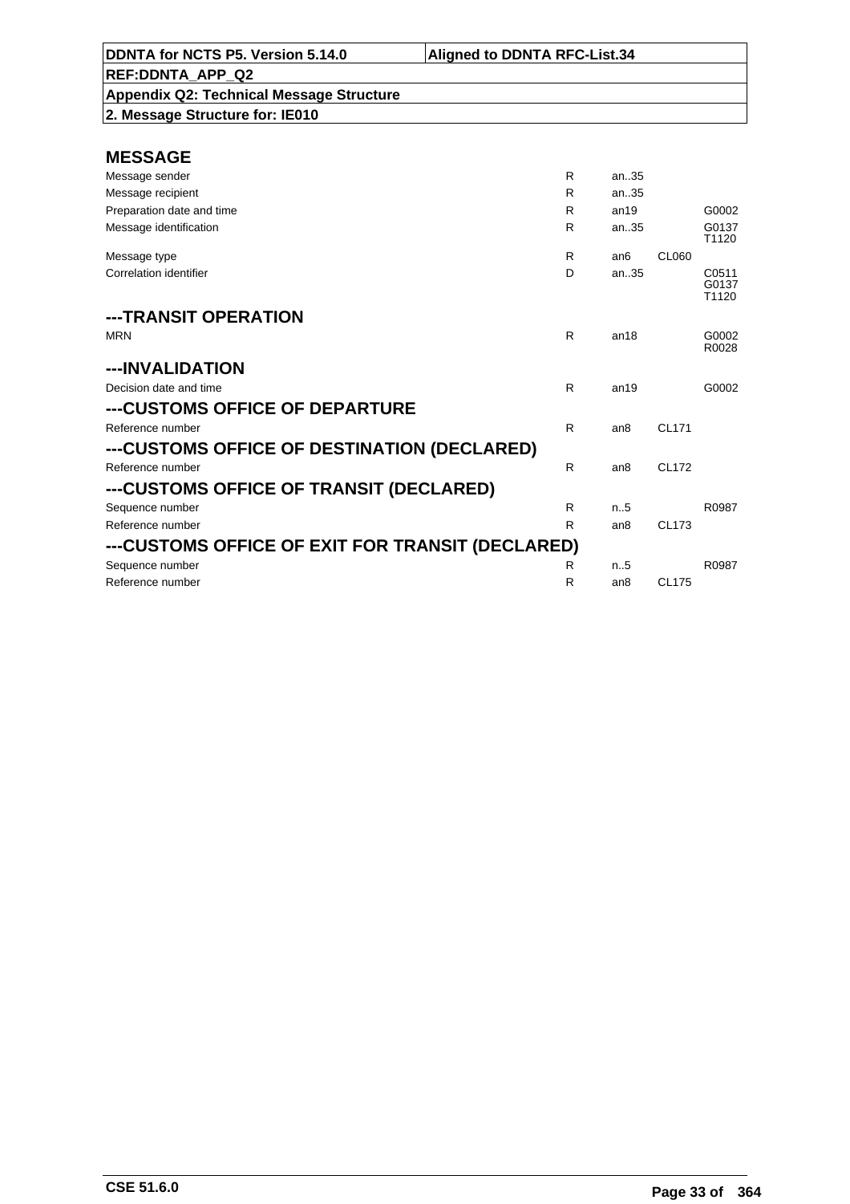## MESSAGE

| | | | | |
|---|---|---|---|---|
| Message sender | R | an..35 | | |
| Message recipient | R | an..35 | | |
| Preparation date and time | R | an19 | | G0002 |
| Message identification | R | an..35 | | G0137 T1120 |
| Message type | R | an6 | CL060 | |
| Correlation identifier | D | an..35 | | C0511 G0137 T1120 |

## ---TRANSIT OPERATION

| | | | | |
|---|---|---|---|---|
| MRN | R | an18 | | G0002 R0028 |

## ---INVALIDATION

| | | | | |
|---|---|---|---|---|
| Decision date and time | R | an19 | | G0002 |

## ---CUSTOMS OFFICE OF DEPARTURE

| | | | | |
|---|---|---|---|---|
| Reference number | R | an8 | CL171 | |

## ---CUSTOMS OFFICE OF DESTINATION (DECLARED)

| | | | | |
|---|---|---|---|---|
| Reference number | R | an8 | CL172 | |

## ---CUSTOMS OFFICE OF TRANSIT (DECLARED)

| | | | | |
|---|---|---|---|---|
| Sequence number | R | n..5 | | R0987 |
| Reference number | R | an8 | CL173 | |

## ---CUSTOMS OFFICE OF EXIT FOR TRANSIT (DECLARED)

| | | | | |
|---|---|---|---|---|
| Sequence number | R | n..5 | | R0987 |
| Reference number | R | an8 | CL175 | |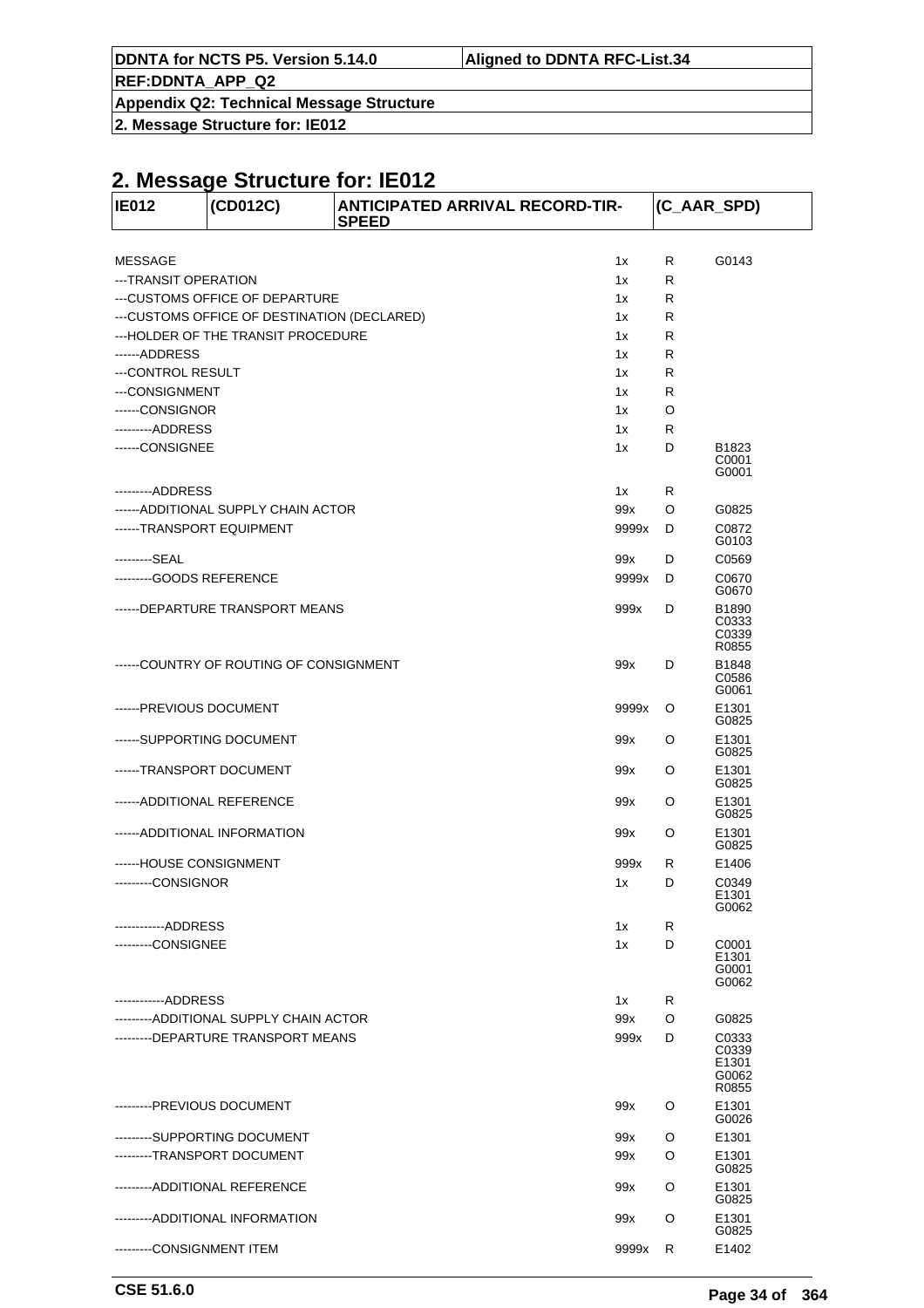## 2. Message Structure for: IE012

| IE012 | (CD012C) | ANTICIPATED ARRIVAL RECORD-TIR-SPEED | (C_AAR_SPD) |
|---|---|---|---|

| Element | Occurrence | Status | Rules/Conditions |
|---|---|---|---|
| MESSAGE | 1x | R | G0143 |
| ---TRANSIT OPERATION | 1x | R | |
| ---CUSTOMS OFFICE OF DEPARTURE | 1x | R | |
| ---CUSTOMS OFFICE OF DESTINATION (DECLARED) | 1x | R | |
| ---HOLDER OF THE TRANSIT PROCEDURE | 1x | R | |
| ------ADDRESS | 1x | R | |
| ---CONTROL RESULT | 1x | R | |
| ---CONSIGNMENT | 1x | R | |
| ------CONSIGNOR | 1x | O | |
| ---------ADDRESS | 1x | R | |
| ------CONSIGNEE | 1x | D | B1823 C0001 G0001 |
| ---------ADDRESS | 1x | R | |
| ------ADDITIONAL SUPPLY CHAIN ACTOR | 99x | O | G0825 |
| ------TRANSPORT EQUIPMENT | 9999x | D | C0872 G0103 |
| ---------SEAL | 99x | D | C0569 |
| ---------GOODS REFERENCE | 9999x | D | C0670 G0670 |
| ------DEPARTURE TRANSPORT MEANS | 999x | D | B1890 C0333 C0339 R0855 |
| ------COUNTRY OF ROUTING OF CONSIGNMENT | 99x | D | B1848 C0586 G0061 |
| ------PREVIOUS DOCUMENT | 9999x | O | E1301 G0825 |
| ------SUPPORTING DOCUMENT | 99x | O | E1301 G0825 |
| ------TRANSPORT DOCUMENT | 99x | O | E1301 G0825 |
| ------ADDITIONAL REFERENCE | 99x | O | E1301 G0825 |
| ------ADDITIONAL INFORMATION | 99x | O | E1301 G0825 |
| ------HOUSE CONSIGNMENT | 999x | R | E1406 |
| ---------CONSIGNOR | 1x | D | C0349 E1301 G0062 |
| ------------ADDRESS | 1x | R | |
| ---------CONSIGNEE | 1x | D | C0001 E1301 G0001 G0062 |
| ------------ADDRESS | 1x | R | |
| ---------ADDITIONAL SUPPLY CHAIN ACTOR | 99x | O | G0825 |
| ---------DEPARTURE TRANSPORT MEANS | 999x | D | C0333 C0339 E1301 G0062 R0855 |
| ---------PREVIOUS DOCUMENT | 99x | O | E1301 G0026 |
| ---------SUPPORTING DOCUMENT | 99x | O | E1301 |
| ---------TRANSPORT DOCUMENT | 99x | O | E1301 G0825 |
| ---------ADDITIONAL REFERENCE | 99x | O | E1301 G0825 |
| ---------ADDITIONAL INFORMATION | 99x | O | E1301 G0825 |
| ---------CONSIGNMENT ITEM | 9999x | R | E1402 |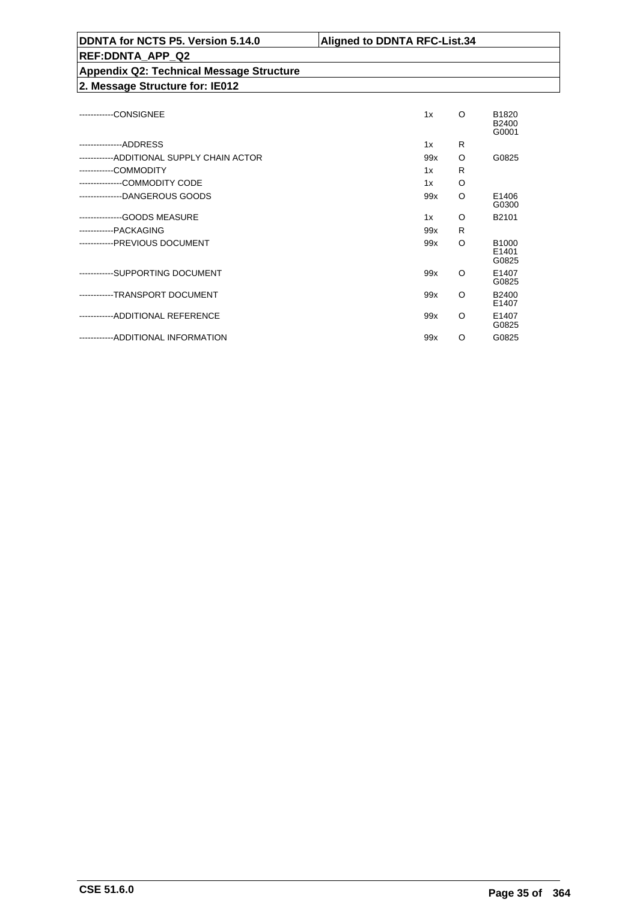| | | | |
|---|---|---|---|
| ------------CONSIGNEE | 1x | O | B1820<br>B2400<br>G0001 |
| ---------------ADDRESS | 1x | R | |
| ------------ADDITIONAL SUPPLY CHAIN ACTOR | 99x | O | G0825 |
| ------------COMMODITY | 1x | R | |
| ---------------COMMODITY CODE | 1x | O | |
| ---------------DANGEROUS GOODS | 99x | O | E1406<br>G0300 |
| ---------------GOODS MEASURE | 1x | O | B2101 |
| ------------PACKAGING | 99x | R | |
| ------------PREVIOUS DOCUMENT | 99x | O | B1000<br>E1401<br>G0825 |
| ------------SUPPORTING DOCUMENT | 99x | O | E1407<br>G0825 |
| ------------TRANSPORT DOCUMENT | 99x | O | B2400<br>E1407 |
| ------------ADDITIONAL REFERENCE | 99x | O | E1407<br>G0825 |
| ------------ADDITIONAL INFORMATION | 99x | O | G0825 |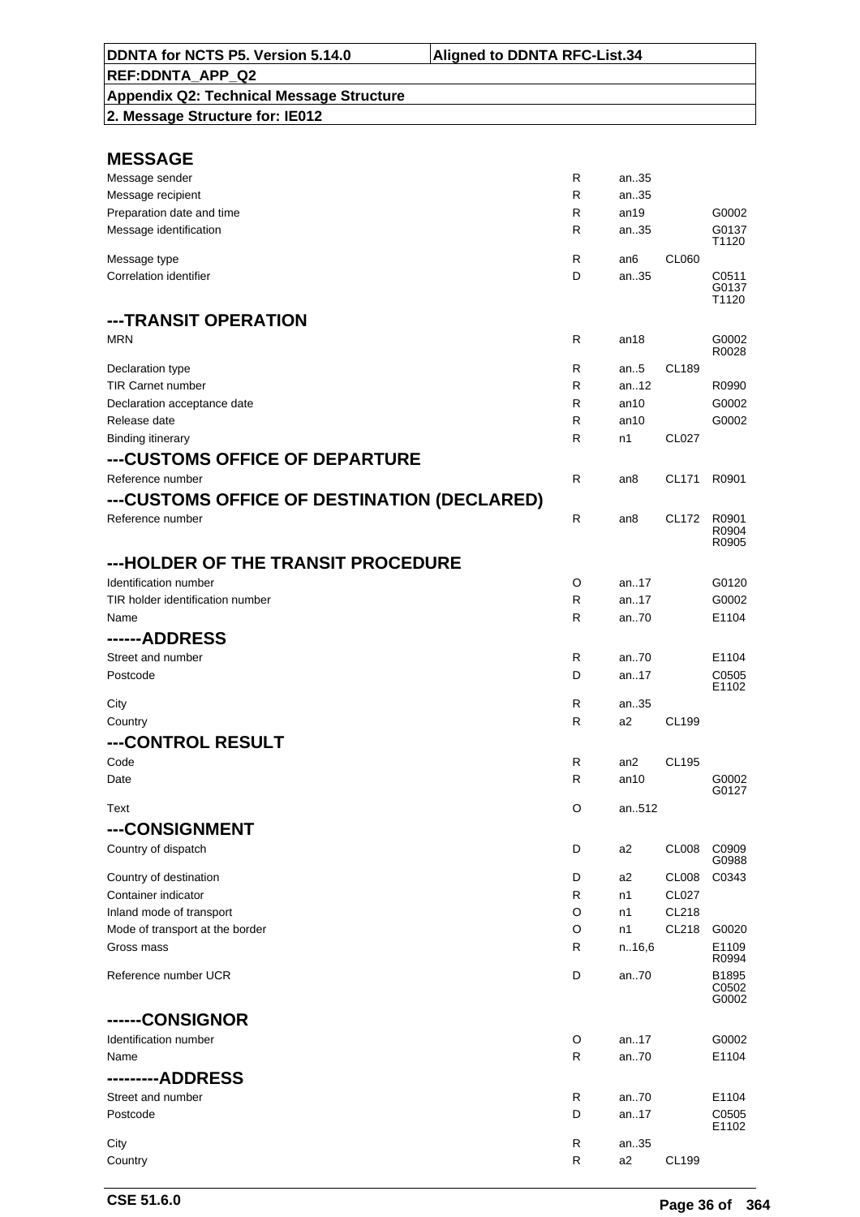| DDNTA for NCTS P5. Version 5.14.0 | Aligned to DDNTA RFC-List.34 |
|---|---|
| REF:DDNTA_APP_Q2 | |
| Appendix Q2: Technical Message Structure | |
| 2. Message Structure for: IE012 | |

## MESSAGE

| | | | | |
|---|---|---|---|---|
| Message sender | R | an..35 | | |
| Message recipient | R | an..35 | | |
| Preparation date and time | R | an19 | | G0002 |
| Message identification | R | an..35 | | G0137 T1120 |
| Message type | R | an6 | CL060 | |
| Correlation identifier | D | an..35 | | C0511 G0137 T1120 |

## ---TRANSIT OPERATION

| | | | | |
|---|---|---|---|---|
| MRN | R | an18 | | G0002 R0028 |
| Declaration type | R | an..5 | CL189 | |
| TIR Carnet number | R | an..12 | | R0990 |
| Declaration acceptance date | R | an10 | | G0002 |
| Release date | R | an10 | | G0002 |
| Binding itinerary | R | n1 | CL027 | |

## ---CUSTOMS OFFICE OF DEPARTURE

| | | | | |
|---|---|---|---|---|
| Reference number | R | an8 | CL171 | R0901 |

## ---CUSTOMS OFFICE OF DESTINATION (DECLARED)

| | | | | |
|---|---|---|---|---|
| Reference number | R | an8 | CL172 | R0901 R0904 R0905 |

## ---HOLDER OF THE TRANSIT PROCEDURE

| | | | | |
|---|---|---|---|---|
| Identification number | O | an..17 | | G0120 |
| TIR holder identification number | R | an..17 | | G0002 |
| Name | R | an..70 | | E1104 |

## ------ADDRESS

| | | | | |
|---|---|---|---|---|
| Street and number | R | an..70 | | E1104 |
| Postcode | D | an..17 | | C0505 E1102 |
| City | R | an..35 | | |
| Country | R | a2 | CL199 | |

## ---CONTROL RESULT

| | | | | |
|---|---|---|---|---|
| Code | R | an2 | CL195 | |
| Date | R | an10 | | G0002 G0127 |
| Text | O | an..512 | | |

## ---CONSIGNMENT

| | | | | |
|---|---|---|---|---|
| Country of dispatch | D | a2 | CL008 | C0909 G0988 |
| Country of destination | D | a2 | CL008 | C0343 |
| Container indicator | R | n1 | CL027 | |
| Inland mode of transport | O | n1 | CL218 | |
| Mode of transport at the border | O | n1 | CL218 | G0020 |
| Gross mass | R | n..16,6 | | E1109 R0994 |
| Reference number UCR | D | an..70 | | B1895 C0502 G0002 |

## ------CONSIGNOR

| | | | | |
|---|---|---|---|---|
| Identification number | O | an..17 | | G0002 |
| Name | R | an..70 | | E1104 |

## ---------ADDRESS

| | | | | |
|---|---|---|---|---|
| Street and number | R | an..70 | | E1104 |
| Postcode | D | an..17 | | C0505 E1102 |
| City | R | an..35 | | |
| Country | R | a2 | CL199 | |

CSE 51.6.0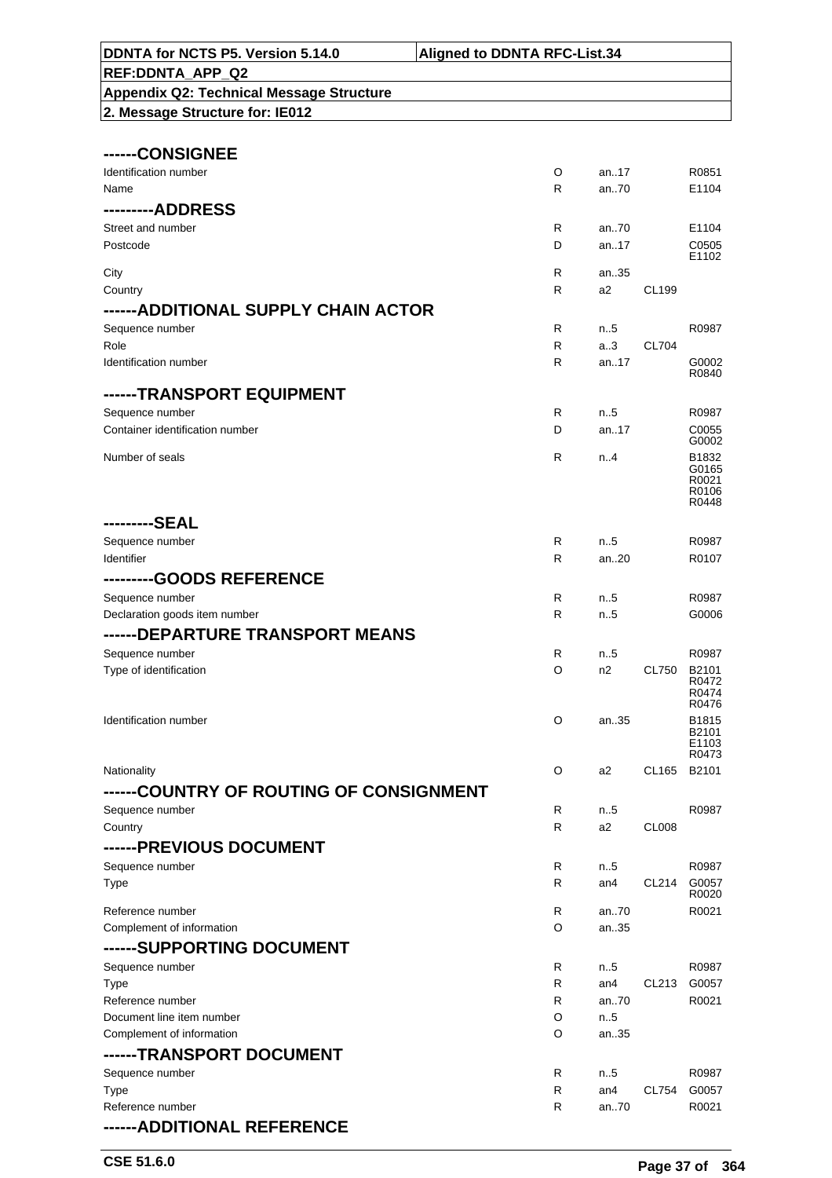## ------CONSIGNEE

| | | | | |
|---|---|---|---|---|
| Identification number | O | an..17 | | R0851 |
| Name | R | an..70 | | E1104 |

## ---------ADDRESS

| | | | | |
|---|---|---|---|---|
| Street and number | R | an..70 | | E1104 |
| Postcode | D | an..17 | | C0505 E1102 |
| City | R | an..35 | | |
| Country | R | a2 | CL199 | |

## ------ADDITIONAL SUPPLY CHAIN ACTOR

| | | | | |
|---|---|---|---|---|
| Sequence number | R | n..5 | | R0987 |
| Role | R | a..3 | CL704 | |
| Identification number | R | an..17 | | G0002 R0840 |

## ------TRANSPORT EQUIPMENT

| | | | | |
|---|---|---|---|---|
| Sequence number | R | n..5 | | R0987 |
| Container identification number | D | an..17 | | C0055 G0002 |
| Number of seals | R | n..4 | | B1832 G0165 R0021 R0106 R0448 |

## ---------SEAL

| | | | | |
|---|---|---|---|---|
| Sequence number | R | n..5 | | R0987 |
| Identifier | R | an..20 | | R0107 |

## ---------GOODS REFERENCE

| | | | | |
|---|---|---|---|---|
| Sequence number | R | n..5 | | R0987 |
| Declaration goods item number | R | n..5 | | G0006 |

## ------DEPARTURE TRANSPORT MEANS

| | | | | |
|---|---|---|---|---|
| Sequence number | R | n..5 | | R0987 |
| Type of identification | O | n2 | CL750 | B2101 R0472 R0474 R0476 |
| Identification number | O | an..35 | | B1815 B2101 E1103 R0473 |
| Nationality | O | a2 | CL165 | B2101 |

## ------COUNTRY OF ROUTING OF CONSIGNMENT

| | | | | |
|---|---|---|---|---|
| Sequence number | R | n..5 | | R0987 |
| Country | R | a2 | CL008 | |

## ------PREVIOUS DOCUMENT

| | | | | |
|---|---|---|---|---|
| Sequence number | R | n..5 | | R0987 |
| Type | R | an4 | CL214 | G0057 R0020 |
| Reference number | R | an..70 | | R0021 |
| Complement of information | O | an..35 | | |

## ------SUPPORTING DOCUMENT

| | | | | |
|---|---|---|---|---|
| Sequence number | R | n..5 | | R0987 |
| Type | R | an4 | CL213 | G0057 |
| Reference number | R | an..70 | | R0021 |
| Document line item number | O | n..5 | | |
| Complement of information | O | an..35 | | |

## ------TRANSPORT DOCUMENT

| | | | | |
|---|---|---|---|---|
| Sequence number | R | n..5 | | R0987 |
| Type | R | an4 | CL754 | G0057 |
| Reference number | R | an..70 | | R0021 |

## ------ADDITIONAL REFERENCE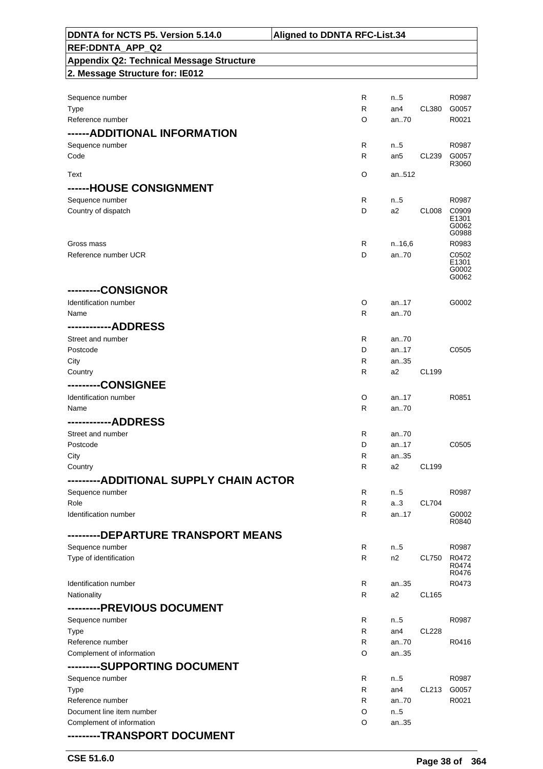| | | | | |
|---|---|---|---|---|
| Sequence number | R | n..5 | | R0987 |
| Type | R | an4 | CL380 | G0057 |
| Reference number | O | an..70 | | R0021 |
| **------ADDITIONAL INFORMATION** | | | | |
| Sequence number | R | n..5 | | R0987 |
| Code | R | an5 | CL239 | G0057 R3060 |
| Text | O | an..512 | | |
| **------HOUSE CONSIGNMENT** | | | | |
| Sequence number | R | n..5 | | R0987 |
| Country of dispatch | D | a2 | CL008 | C0909 E1301 G0062 G0988 |
| Gross mass | R | n..16,6 | | R0983 |
| Reference number UCR | D | an..70 | | C0502 E1301 G0002 G0062 |
| **---------CONSIGNOR** | | | | |
| Identification number | O | an..17 | | G0002 |
| Name | R | an..70 | | |
| **------------ADDRESS** | | | | |
| Street and number | R | an..70 | | |
| Postcode | D | an..17 | | C0505 |
| City | R | an..35 | | |
| Country | R | a2 | CL199 | |
| **---------CONSIGNEE** | | | | |
| Identification number | O | an..17 | | R0851 |
| Name | R | an..70 | | |
| **------------ADDRESS** | | | | |
| Street and number | R | an..70 | | |
| Postcode | D | an..17 | | C0505 |
| City | R | an..35 | | |
| Country | R | a2 | CL199 | |
| **---------ADDITIONAL SUPPLY CHAIN ACTOR** | | | | |
| Sequence number | R | n..5 | | R0987 |
| Role | R | a..3 | CL704 | |
| Identification number | R | an..17 | | G0002 R0840 |
| **---------DEPARTURE TRANSPORT MEANS** | | | | |
| Sequence number | R | n..5 | | R0987 |
| Type of identification | R | n2 | CL750 | R0472 R0474 R0476 |
| Identification number | R | an..35 | | R0473 |
| Nationality | R | a2 | CL165 | |
| **---------PREVIOUS DOCUMENT** | | | | |
| Sequence number | R | n..5 | | R0987 |
| Type | R | an4 | CL228 | |
| Reference number | R | an..70 | | R0416 |
| Complement of information | O | an..35 | | |
| **---------SUPPORTING DOCUMENT** | | | | |
| Sequence number | R | n..5 | | R0987 |
| Type | R | an4 | CL213 | G0057 |
| Reference number | R | an..70 | | R0021 |
| Document line item number | O | n..5 | | |
| Complement of information | O | an..35 | | |
| **---------TRANSPORT DOCUMENT** | | | | |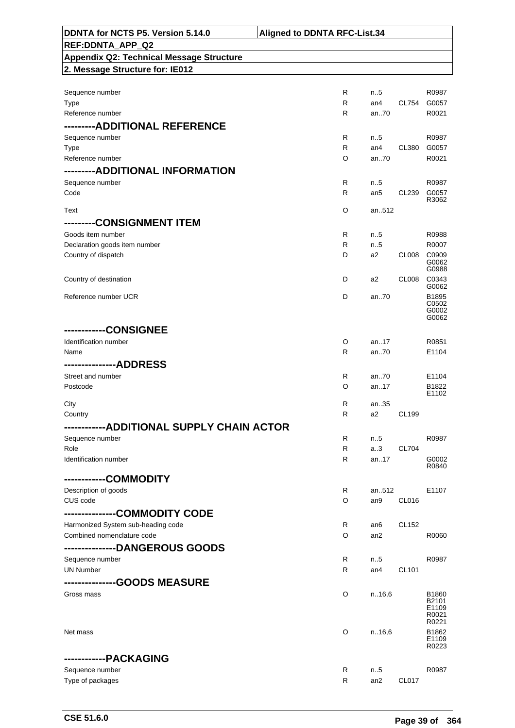| | | | | |
|---|---|---|---|---|
| Sequence number | R | n..5 | | R0987 |
| Type | R | an4 | CL754 | G0057 |
| Reference number | R | an..70 | | R0021 |
| **---------ADDITIONAL REFERENCE** | | | | |
| Sequence number | R | n..5 | | R0987 |
| Type | R | an4 | CL380 | G0057 |
| Reference number | O | an..70 | | R0021 |
| **---------ADDITIONAL INFORMATION** | | | | |
| Sequence number | R | n..5 | | R0987 |
| Code | R | an5 | CL239 | G0057 R3062 |
| Text | O | an..512 | | |
| **---------CONSIGNMENT ITEM** | | | | |
| Goods item number | R | n..5 | | R0988 |
| Declaration goods item number | R | n..5 | | R0007 |
| Country of dispatch | D | a2 | CL008 | C0909 G0062 G0988 |
| Country of destination | D | a2 | CL008 | C0343 G0062 |
| Reference number UCR | D | an..70 | | B1895 C0502 G0002 G0062 |
| **------------CONSIGNEE** | | | | |
| Identification number | O | an..17 | | R0851 |
| Name | R | an..70 | | E1104 |
| **---------------ADDRESS** | | | | |
| Street and number | R | an..70 | | E1104 |
| Postcode | O | an..17 | | B1822 E1102 |
| City | R | an..35 | | |
| Country | R | a2 | CL199 | |
| **------------ADDITIONAL SUPPLY CHAIN ACTOR** | | | | |
| Sequence number | R | n..5 | | R0987 |
| Role | R | a..3 | CL704 | |
| Identification number | R | an..17 | | G0002 R0840 |
| **------------COMMODITY** | | | | |
| Description of goods | R | an..512 | | E1107 |
| CUS code | O | an9 | CL016 | |
| **---------------COMMODITY CODE** | | | | |
| Harmonized System sub-heading code | R | an6 | CL152 | |
| Combined nomenclature code | O | an2 | | R0060 |
| **---------------DANGEROUS GOODS** | | | | |
| Sequence number | R | n..5 | | R0987 |
| UN Number | R | an4 | CL101 | |
| **---------------GOODS MEASURE** | | | | |
| Gross mass | O | n..16,6 | | B1860 B2101 E1109 R0021 R0221 |
| Net mass | O | n..16,6 | | B1862 E1109 R0223 |
| **------------PACKAGING** | | | | |
| Sequence number | R | n..5 | | R0987 |
| Type of packages | R | an2 | CL017 | |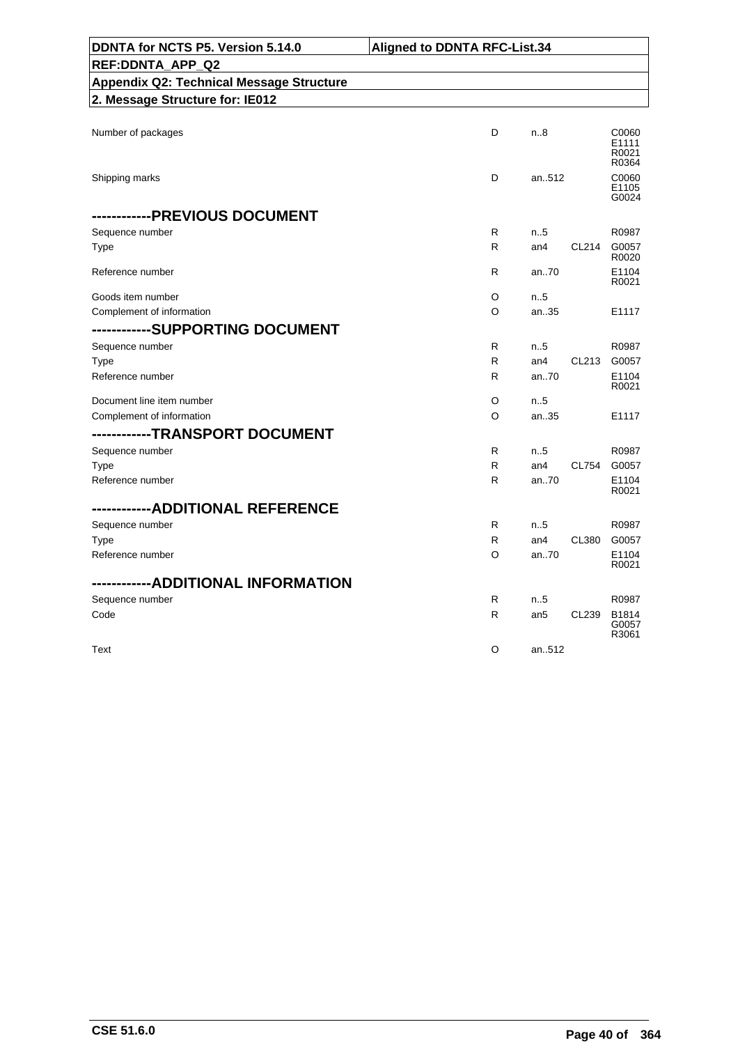| DDNTA for NCTS P5. Version 5.14.0 | Aligned to DDNTA RFC-List.34 |
|---|---|
| REF:DDNTA_APP_Q2 | |
| Appendix Q2: Technical Message Structure | |
| 2. Message Structure for: IE012 | |

| Field | | | | |
|---|---|---|---|---|
| Number of packages | D | n..8 | | C0060 E1111 R0021 R0364 |
| Shipping marks | D | an..512 | | C0060 E1105 G0024 |
| **------------PREVIOUS DOCUMENT** | | | | |
| Sequence number | R | n..5 | | R0987 |
| Type | R | an4 | CL214 | G0057 R0020 |
| Reference number | R | an..70 | | E1104 R0021 |
| Goods item number | O | n..5 | | |
| Complement of information | O | an..35 | | E1117 |
| **------------SUPPORTING DOCUMENT** | | | | |
| Sequence number | R | n..5 | | R0987 |
| Type | R | an4 | CL213 | G0057 |
| Reference number | R | an..70 | | E1104 R0021 |
| Document line item number | O | n..5 | | |
| Complement of information | O | an..35 | | E1117 |
| **------------TRANSPORT DOCUMENT** | | | | |
| Sequence number | R | n..5 | | R0987 |
| Type | R | an4 | CL754 | G0057 |
| Reference number | R | an..70 | | E1104 R0021 |
| **------------ADDITIONAL REFERENCE** | | | | |
| Sequence number | R | n..5 | | R0987 |
| Type | R | an4 | CL380 | G0057 |
| Reference number | O | an..70 | | E1104 R0021 |
| **------------ADDITIONAL INFORMATION** | | | | |
| Sequence number | R | n..5 | | R0987 |
| Code | R | an5 | CL239 | B1814 G0057 R3061 |
| Text | O | an..512 | | |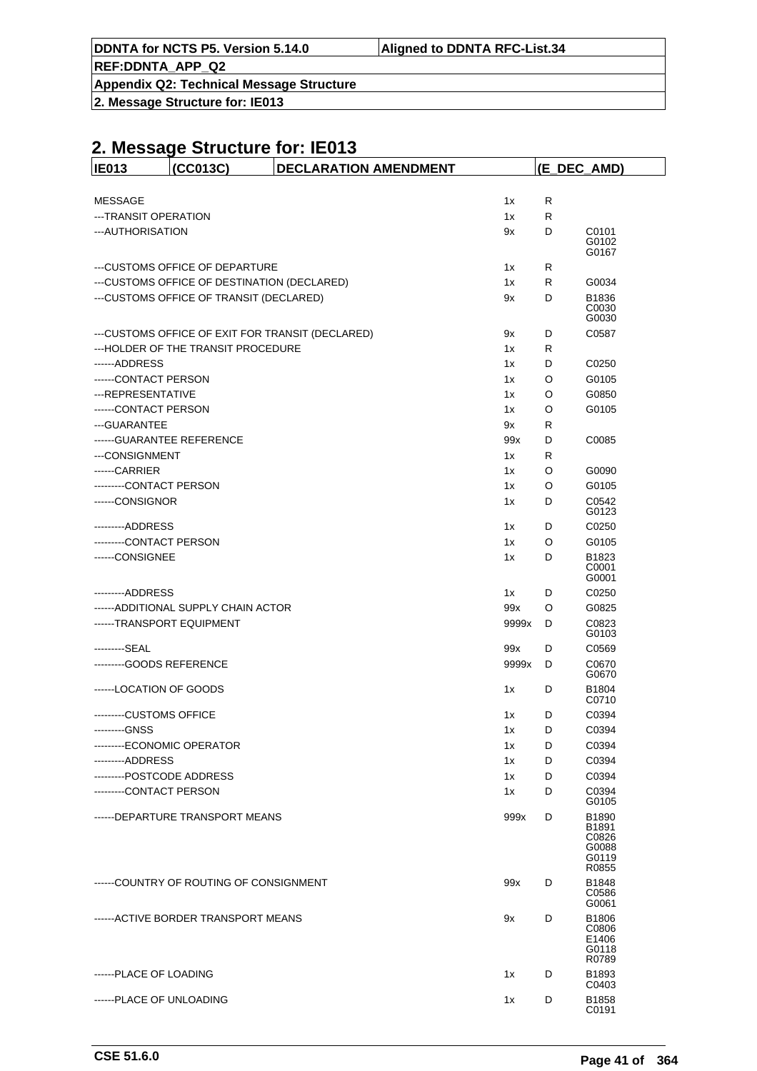## 2. Message Structure for: IE013

| IE013 | (CC013C) | DECLARATION AMENDMENT | | (E_DEC_AMD) |
|---|---|---|---|---|
| MESSAGE | | 1x | R | |
| ---TRANSIT OPERATION | | 1x | R | |
| ---AUTHORISATION | | 9x | D | C0101<br>G0102<br>G0167 |
| ---CUSTOMS OFFICE OF DEPARTURE | | 1x | R | |
| ---CUSTOMS OFFICE OF DESTINATION (DECLARED) | | 1x | R | G0034 |
| ---CUSTOMS OFFICE OF TRANSIT (DECLARED) | | 9x | D | B1836<br>C0030<br>G0030 |
| ---CUSTOMS OFFICE OF EXIT FOR TRANSIT (DECLARED) | | 9x | D | C0587 |
| ---HOLDER OF THE TRANSIT PROCEDURE | | 1x | R | |
| ------ADDRESS | | 1x | D | C0250 |
| ------CONTACT PERSON | | 1x | O | G0105 |
| ---REPRESENTATIVE | | 1x | O | G0850 |
| ------CONTACT PERSON | | 1x | O | G0105 |
| ---GUARANTEE | | 9x | R | |
| ------GUARANTEE REFERENCE | | 99x | D | C0085 |
| ---CONSIGNMENT | | 1x | R | |
| ------CARRIER | | 1x | O | G0090 |
| ---------CONTACT PERSON | | 1x | O | G0105 |
| ------CONSIGNOR | | 1x | D | C0542<br>G0123 |
| ---------ADDRESS | | 1x | D | C0250 |
| ---------CONTACT PERSON | | 1x | O | G0105 |
| ------CONSIGNEE | | 1x | D | B1823<br>C0001<br>G0001 |
| ---------ADDRESS | | 1x | D | C0250 |
| ------ADDITIONAL SUPPLY CHAIN ACTOR | | 99x | O | G0825 |
| ------TRANSPORT EQUIPMENT | | 9999x | D | C0823<br>G0103 |
| ---------SEAL | | 99x | D | C0569 |
| ---------GOODS REFERENCE | | 9999x | D | C0670<br>G0670 |
| ------LOCATION OF GOODS | | 1x | D | B1804<br>C0710 |
| ---------CUSTOMS OFFICE | | 1x | D | C0394 |
| ---------GNSS | | 1x | D | C0394 |
| ---------ECONOMIC OPERATOR | | 1x | D | C0394 |
| ---------ADDRESS | | 1x | D | C0394 |
| ---------POSTCODE ADDRESS | | 1x | D | C0394 |
| ---------CONTACT PERSON | | 1x | D | C0394<br>G0105 |
| ------DEPARTURE TRANSPORT MEANS | | 999x | D | B1890<br>B1891<br>C0826<br>G0088<br>G0119<br>R0855 |
| ------COUNTRY OF ROUTING OF CONSIGNMENT | | 99x | D | B1848<br>C0586<br>G0061 |
| ------ACTIVE BORDER TRANSPORT MEANS | | 9x | D | B1806<br>C0806<br>E1406<br>G0118<br>R0789 |
| ------PLACE OF LOADING | | 1x | D | B1893<br>C0403 |
| ------PLACE OF UNLOADING | | 1x | D | B1858<br>C0191 |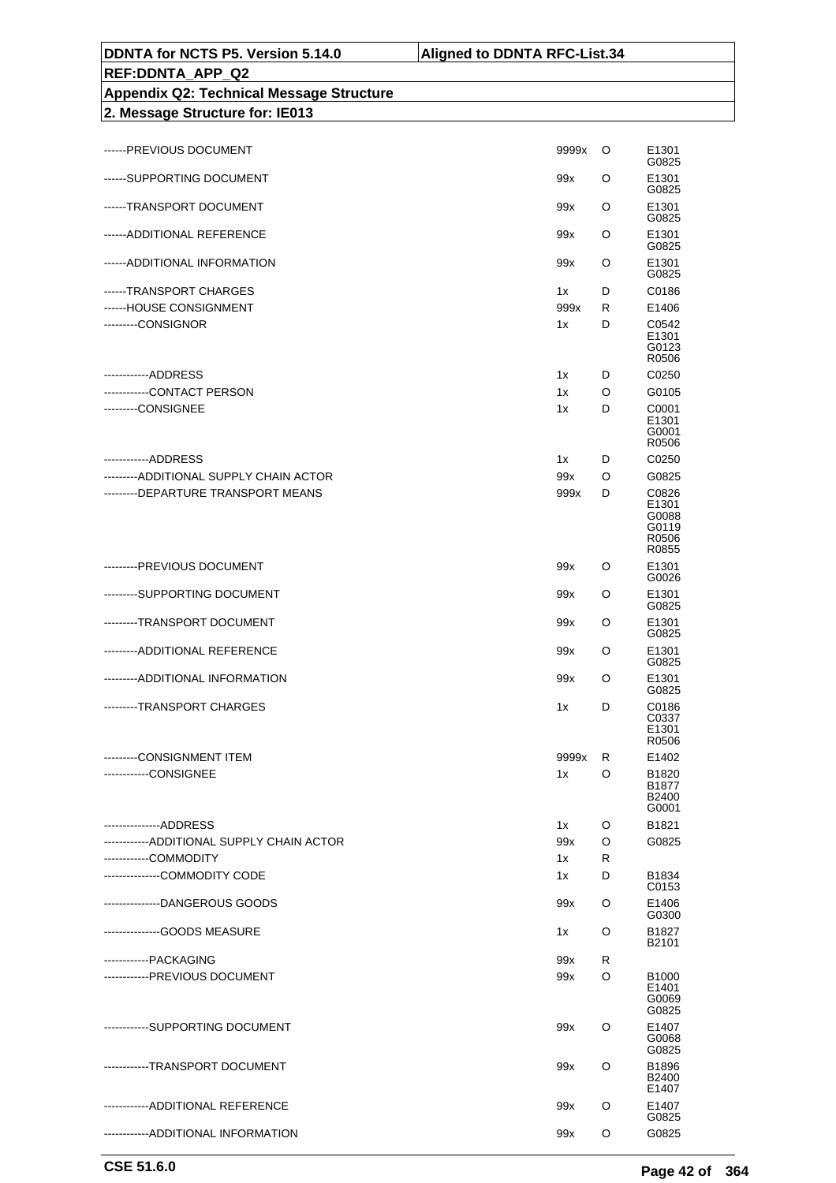| DDNTA for NCTS P5. Version 5.14.0 | Aligned to DDNTA RFC-List.34 |
|---|---|
| REF:DDNTA_APP_Q2 | |
| Appendix Q2: Technical Message Structure | |
| 2. Message Structure for: IE013 | |

| | | | |
|---|---|---|---|
| ------PREVIOUS DOCUMENT | 9999x | O | E1301 G0825 |
| ------SUPPORTING DOCUMENT | 99x | O | E1301 G0825 |
| ------TRANSPORT DOCUMENT | 99x | O | E1301 G0825 |
| ------ADDITIONAL REFERENCE | 99x | O | E1301 G0825 |
| ------ADDITIONAL INFORMATION | 99x | O | E1301 G0825 |
| ------TRANSPORT CHARGES | 1x | D | C0186 |
| ------HOUSE CONSIGNMENT | 999x | R | E1406 |
| ---------CONSIGNOR | 1x | D | C0542 E1301 G0123 R0506 |
| ------------ADDRESS | 1x | D | C0250 |
| ------------CONTACT PERSON | 1x | O | G0105 |
| ---------CONSIGNEE | 1x | D | C0001 E1301 G0001 R0506 |
| ------------ADDRESS | 1x | D | C0250 |
| ---------ADDITIONAL SUPPLY CHAIN ACTOR | 99x | O | G0825 |
| ---------DEPARTURE TRANSPORT MEANS | 999x | D | C0826 E1301 G0088 G0119 R0506 R0855 |
| ---------PREVIOUS DOCUMENT | 99x | O | E1301 G0026 |
| ---------SUPPORTING DOCUMENT | 99x | O | E1301 G0825 |
| ---------TRANSPORT DOCUMENT | 99x | O | E1301 G0825 |
| ---------ADDITIONAL REFERENCE | 99x | O | E1301 G0825 |
| ---------ADDITIONAL INFORMATION | 99x | O | E1301 G0825 |
| ---------TRANSPORT CHARGES | 1x | D | C0186 C0337 E1301 R0506 |
| ---------CONSIGNMENT ITEM | 9999x | R | E1402 |
| ------------CONSIGNEE | 1x | O | B1820 B1877 B2400 G0001 |
| ---------------ADDRESS | 1x | O | B1821 |
| ------------ADDITIONAL SUPPLY CHAIN ACTOR | 99x | O | G0825 |
| ------------COMMODITY | 1x | R | |
| ---------------COMMODITY CODE | 1x | D | B1834 C0153 |
| ---------------DANGEROUS GOODS | 99x | O | E1406 G0300 |
| ---------------GOODS MEASURE | 1x | O | B1827 B2101 |
| ------------PACKAGING | 99x | R | |
| ------------PREVIOUS DOCUMENT | 99x | O | B1000 E1401 G0069 G0825 |
| ------------SUPPORTING DOCUMENT | 99x | O | E1407 G0068 G0825 |
| ------------TRANSPORT DOCUMENT | 99x | O | B1896 B2400 E1407 |
| ------------ADDITIONAL REFERENCE | 99x | O | E1407 G0825 |
| ------------ADDITIONAL INFORMATION | 99x | O | G0825 |

CSE 51.6.0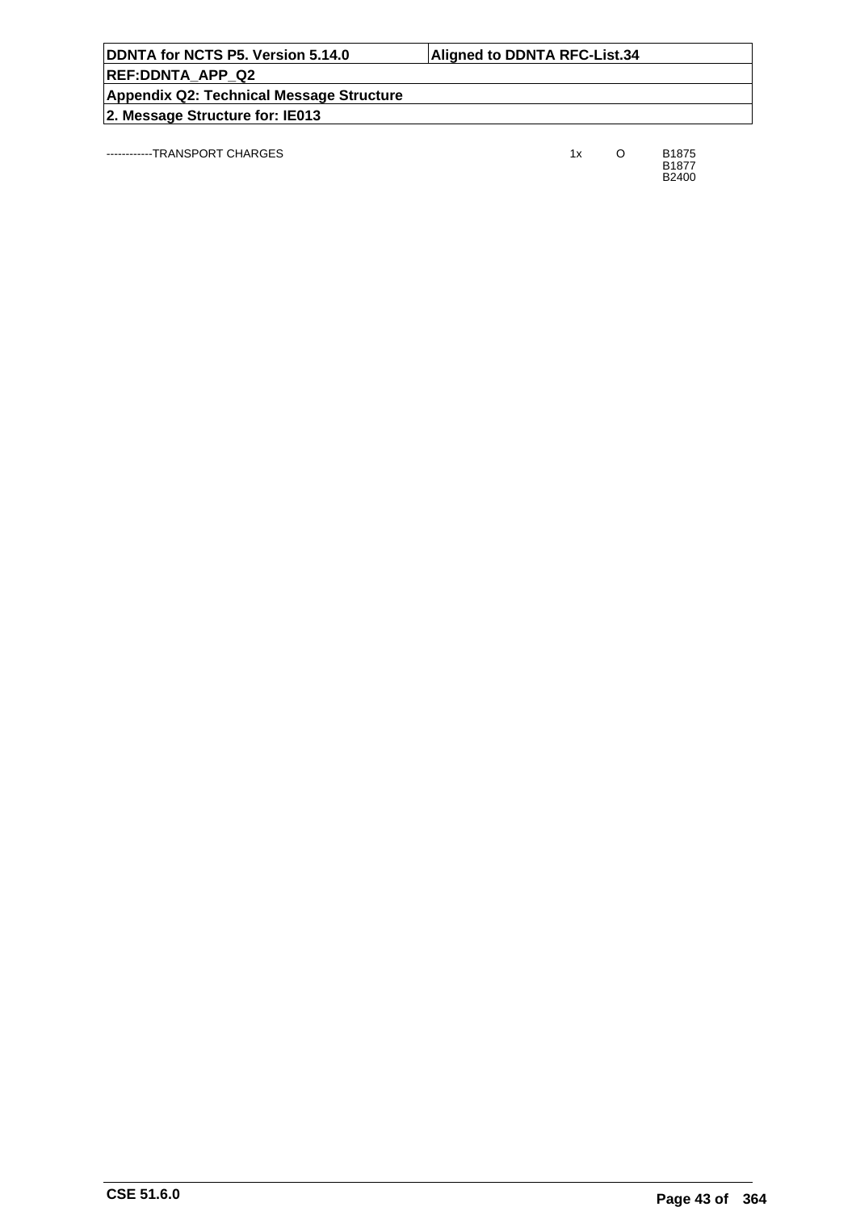| | | | |
|---|---|---|---|
| ------------TRANSPORT CHARGES | 1x | O | B1875<br>B1877<br>B2400 |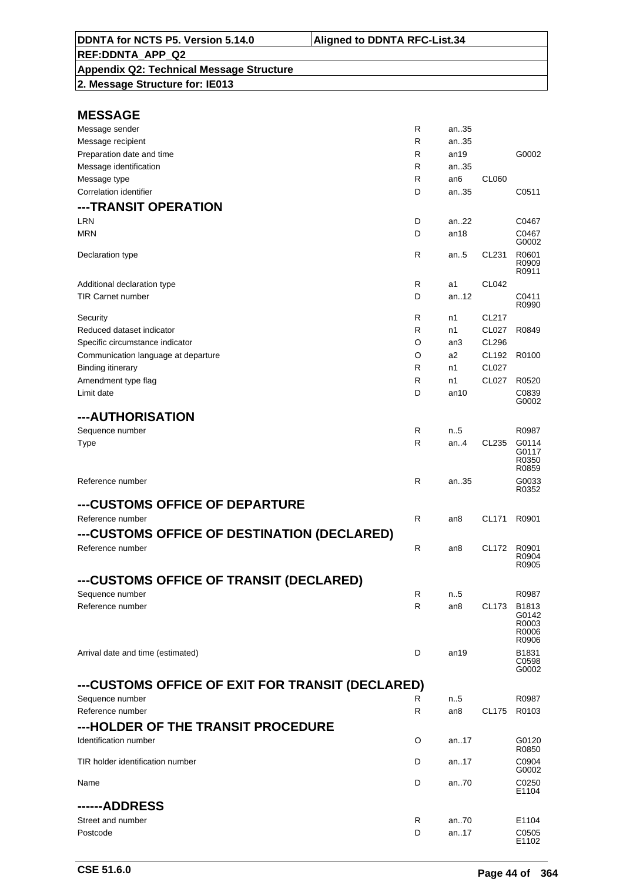# MESSAGE

| | | | | |
|---|---|---|---|---|
| Message sender | R | an..35 | | |
| Message recipient | R | an..35 | | |
| Preparation date and time | R | an19 | | G0002 |
| Message identification | R | an..35 | | |
| Message type | R | an6 | CL060 | |
| Correlation identifier | D | an..35 | | C0511 |

## ---TRANSIT OPERATION

| | | | | |
|---|---|---|---|---|
| LRN | D | an..22 | | C0467 |
| MRN | D | an18 | | C0467 G0002 |
| Declaration type | R | an..5 | CL231 | R0601 R0909 R0911 |
| Additional declaration type | R | a1 | CL042 | |
| TIR Carnet number | D | an..12 | | C0411 R0990 |
| Security | R | n1 | CL217 | |
| Reduced dataset indicator | R | n1 | CL027 | R0849 |
| Specific circumstance indicator | O | an3 | CL296 | |
| Communication language at departure | O | a2 | CL192 | R0100 |
| Binding itinerary | R | n1 | CL027 | |
| Amendment type flag | R | n1 | CL027 | R0520 |
| Limit date | D | an10 | | C0839 G0002 |

## ---AUTHORISATION

| | | | | |
|---|---|---|---|---|
| Sequence number | R | n..5 | | R0987 |
| Type | R | an..4 | CL235 | G0114 G0117 R0350 R0859 |
| Reference number | R | an..35 | | G0033 R0352 |

## ---CUSTOMS OFFICE OF DEPARTURE

| | | | | |
|---|---|---|---|---|
| Reference number | R | an8 | CL171 | R0901 |

## ---CUSTOMS OFFICE OF DESTINATION (DECLARED)

| | | | | |
|---|---|---|---|---|
| Reference number | R | an8 | CL172 | R0901 R0904 R0905 |

## ---CUSTOMS OFFICE OF TRANSIT (DECLARED)

| | | | | |
|---|---|---|---|---|
| Sequence number | R | n..5 | | R0987 |
| Reference number | R | an8 | CL173 | B1813 G0142 R0003 R0006 R0906 |
| Arrival date and time (estimated) | D | an19 | | B1831 C0598 G0002 |

## ---CUSTOMS OFFICE OF EXIT FOR TRANSIT (DECLARED)

| | | | | |
|---|---|---|---|---|
| Sequence number | R | n..5 | | R0987 |
| Reference number | R | an8 | CL175 | R0103 |

## ---HOLDER OF THE TRANSIT PROCEDURE

| | | | | |
|---|---|---|---|---|
| Identification number | O | an..17 | | G0120 R0850 |
| TIR holder identification number | D | an..17 | | C0904 G0002 |
| Name | D | an..70 | | C0250 E1104 |

## ------ADDRESS

| | | | | |
|---|---|---|---|---|
| Street and number | R | an..70 | | E1104 |
| Postcode | D | an..17 | | C0505 E1102 |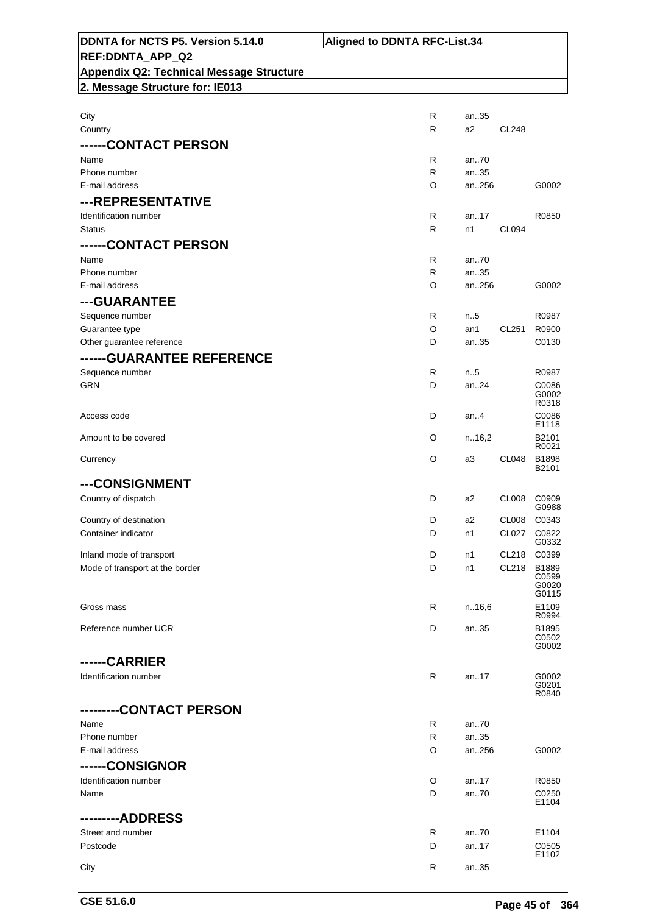| | | | | |
|---|---|---|---|---|
| City | R | an..35 | | |
| Country | R | a2 | CL248 | |
| **------CONTACT PERSON** | | | | |
| Name | R | an..70 | | |
| Phone number | R | an..35 | | |
| E-mail address | O | an..256 | | G0002 |
| **---REPRESENTATIVE** | | | | |
| Identification number | R | an..17 | | R0850 |
| Status | R | n1 | CL094 | |
| **------CONTACT PERSON** | | | | |
| Name | R | an..70 | | |
| Phone number | R | an..35 | | |
| E-mail address | O | an..256 | | G0002 |
| **---GUARANTEE** | | | | |
| Sequence number | R | n..5 | | R0987 |
| Guarantee type | O | an1 | CL251 | R0900 |
| Other guarantee reference | D | an..35 | | C0130 |
| **------GUARANTEE REFERENCE** | | | | |
| Sequence number | R | n..5 | | R0987 |
| GRN | D | an..24 | | C0086 G0002 R0318 |
| Access code | D | an..4 | | C0086 E1118 |
| Amount to be covered | O | n..16,2 | | B2101 R0021 |
| Currency | O | a3 | CL048 | B1898 B2101 |
| **---CONSIGNMENT** | | | | |
| Country of dispatch | D | a2 | CL008 | C0909 G0988 |
| Country of destination | D | a2 | CL008 | C0343 |
| Container indicator | D | n1 | CL027 | C0822 G0332 |
| Inland mode of transport | D | n1 | CL218 | C0399 |
| Mode of transport at the border | D | n1 | CL218 | B1889 C0599 G0020 G0115 |
| Gross mass | R | n..16,6 | | E1109 R0994 |
| Reference number UCR | D | an..35 | | B1895 C0502 G0002 |
| **------CARRIER** | | | | |
| Identification number | R | an..17 | | G0002 G0201 R0840 |
| **---------CONTACT PERSON** | | | | |
| Name | R | an..70 | | |
| Phone number | R | an..35 | | |
| E-mail address | O | an..256 | | G0002 |
| **------CONSIGNOR** | | | | |
| Identification number | O | an..17 | | R0850 |
| Name | D | an..70 | | C0250 E1104 |
| **---------ADDRESS** | | | | |
| Street and number | R | an..70 | | E1104 |
| Postcode | D | an..17 | | C0505 E1102 |
| City | R | an..35 | | |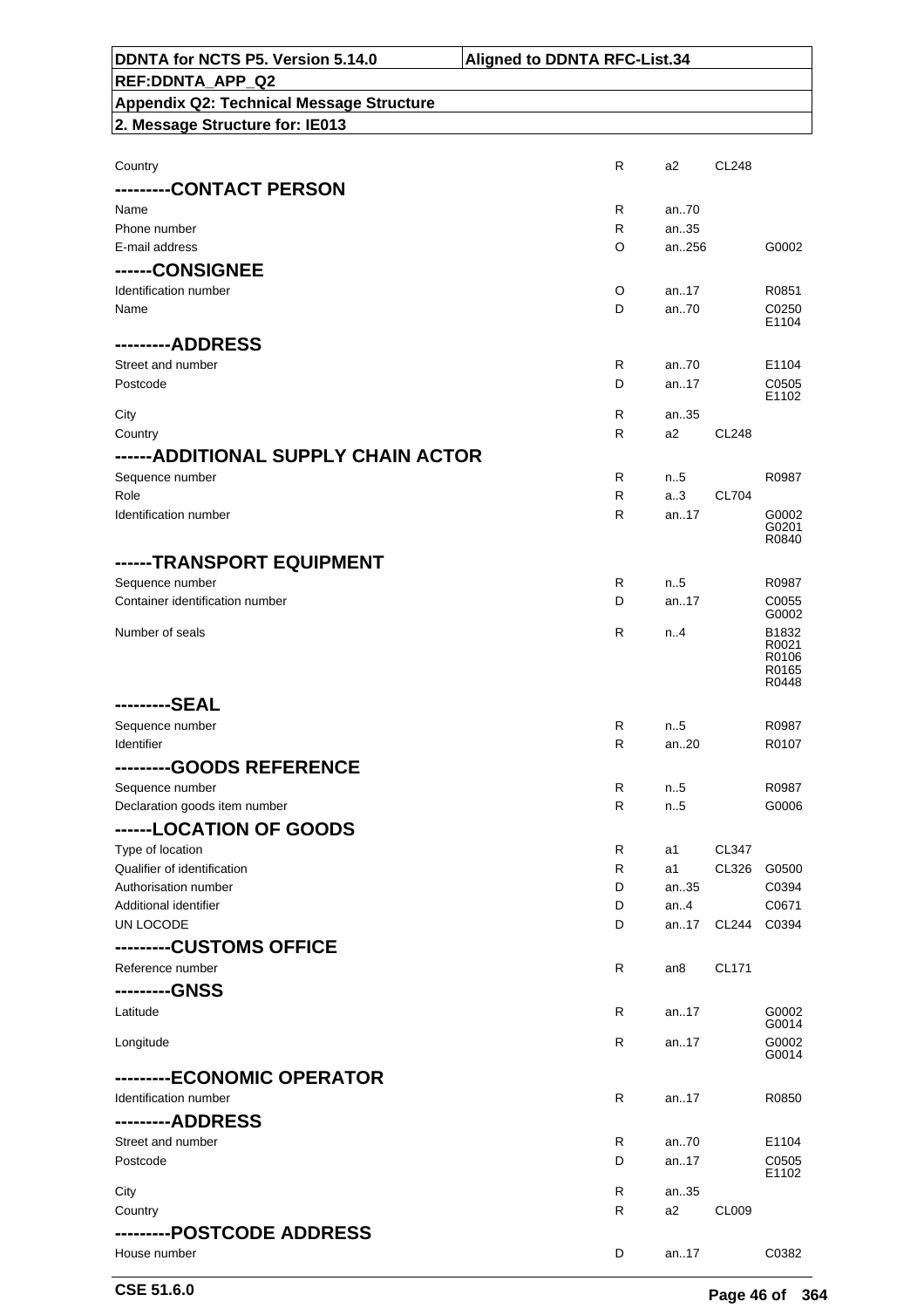| | | | | |
|---|---|---|---|---|
| Country | R | a2 | CL248 | |
| **---------CONTACT PERSON** | | | | |
| Name | R | an..70 | | |
| Phone number | R | an..35 | | |
| E-mail address | O | an..256 | | G0002 |
| **------CONSIGNEE** | | | | |
| Identification number | O | an..17 | | R0851 |
| Name | D | an..70 | | C0250 E1104 |
| **---------ADDRESS** | | | | |
| Street and number | R | an..70 | | E1104 |
| Postcode | D | an..17 | | C0505 E1102 |
| City | R | an..35 | | |
| Country | R | a2 | CL248 | |
| **------ADDITIONAL SUPPLY CHAIN ACTOR** | | | | |
| Sequence number | R | n..5 | | R0987 |
| Role | R | a..3 | CL704 | |
| Identification number | R | an..17 | | G0002 G0201 R0840 |
| **------TRANSPORT EQUIPMENT** | | | | |
| Sequence number | R | n..5 | | R0987 |
| Container identification number | D | an..17 | | C0055 G0002 |
| Number of seals | R | n..4 | | B1832 R0021 R0106 R0165 R0448 |
| **---------SEAL** | | | | |
| Sequence number | R | n..5 | | R0987 |
| Identifier | R | an..20 | | R0107 |
| **---------GOODS REFERENCE** | | | | |
| Sequence number | R | n..5 | | R0987 |
| Declaration goods item number | R | n..5 | | G0006 |
| **------LOCATION OF GOODS** | | | | |
| Type of location | R | a1 | CL347 | |
| Qualifier of identification | R | a1 | CL326 | G0500 |
| Authorisation number | D | an..35 | | C0394 |
| Additional identifier | D | an..4 | | C0671 |
| UN LOCODE | D | an..17 | CL244 | C0394 |
| **---------CUSTOMS OFFICE** | | | | |
| Reference number | R | an8 | CL171 | |
| **---------GNSS** | | | | |
| Latitude | R | an..17 | | G0002 G0014 |
| Longitude | R | an..17 | | G0002 G0014 |
| **---------ECONOMIC OPERATOR** | | | | |
| Identification number | R | an..17 | | R0850 |
| **---------ADDRESS** | | | | |
| Street and number | R | an..70 | | E1104 |
| Postcode | D | an..17 | | C0505 E1102 |
| City | R | an..35 | | |
| Country | R | a2 | CL009 | |
| **---------POSTCODE ADDRESS** | | | | |
| House number | D | an..17 | | C0382 |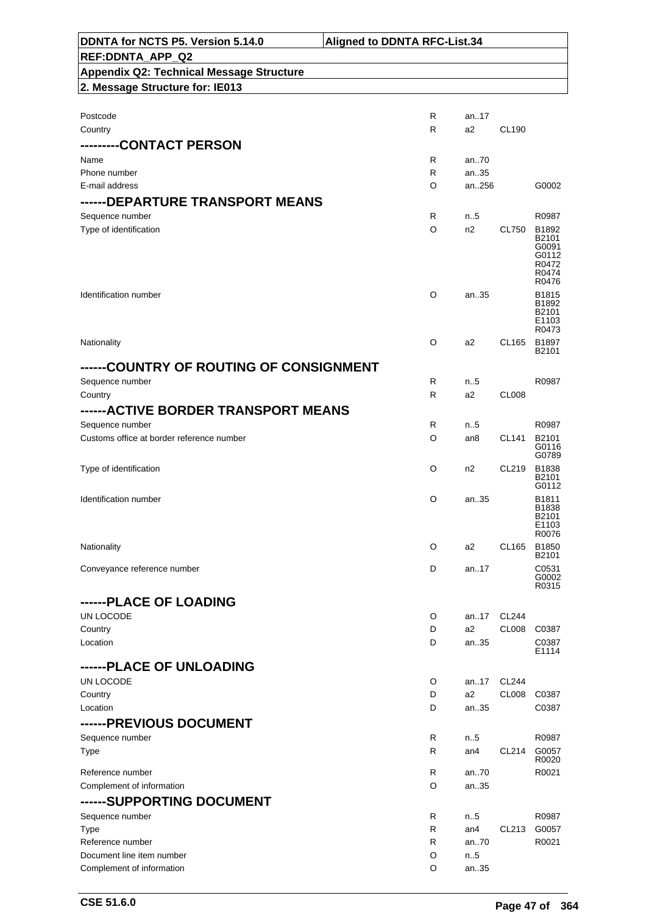| Field | Status | Format | Code list | Rules/Conditions |
|---|---|---|---|---|
| Postcode | R | an..17 | | |
| Country | R | a2 | CL190 | |

## ---------CONTACT PERSON

| Field | Status | Format | Code list | Rules/Conditions |
|---|---|---|---|---|
| Name | R | an..70 | | |
| Phone number | R | an..35 | | |
| E-mail address | O | an..256 | | G0002 |

## ------DEPARTURE TRANSPORT MEANS

| Field | Status | Format | Code list | Rules/Conditions |
|---|---|---|---|---|
| Sequence number | R | n..5 | | R0987 |
| Type of identification | O | n2 | CL750 | B1892 B2101 G0091 G0112 R0472 R0474 R0476 |
| Identification number | O | an..35 | | B1815 B1892 B2101 E1103 R0473 |
| Nationality | O | a2 | CL165 | B1897 B2101 |

## ------COUNTRY OF ROUTING OF CONSIGNMENT

| Field | Status | Format | Code list | Rules/Conditions |
|---|---|---|---|---|
| Sequence number | R | n..5 | | R0987 |
| Country | R | a2 | CL008 | |

## ------ACTIVE BORDER TRANSPORT MEANS

| Field | Status | Format | Code list | Rules/Conditions |
|---|---|---|---|---|
| Sequence number | R | n..5 | | R0987 |
| Customs office at border reference number | O | an8 | CL141 | B2101 G0116 G0789 |
| Type of identification | O | n2 | CL219 | B1838 B2101 G0112 |
| Identification number | O | an..35 | | B1811 B1838 B2101 E1103 R0076 |
| Nationality | O | a2 | CL165 | B1850 B2101 |
| Conveyance reference number | D | an..17 | | C0531 G0002 R0315 |

## ------PLACE OF LOADING

| Field | Status | Format | Code list | Rules/Conditions |
|---|---|---|---|---|
| UN LOCODE | O | an..17 | CL244 | |
| Country | D | a2 | CL008 | C0387 |
| Location | D | an..35 | | C0387 E1114 |

## ------PLACE OF UNLOADING

| Field | Status | Format | Code list | Rules/Conditions |
|---|---|---|---|---|
| UN LOCODE | O | an..17 | CL244 | |
| Country | D | a2 | CL008 | C0387 |
| Location | D | an..35 | | C0387 |

## ------PREVIOUS DOCUMENT

| Field | Status | Format | Code list | Rules/Conditions |
|---|---|---|---|---|
| Sequence number | R | n..5 | | R0987 |
| Type | R | an4 | CL214 | G0057 R0020 |
| Reference number | R | an..70 | | R0021 |
| Complement of information | O | an..35 | | |

## ------SUPPORTING DOCUMENT

| Field | Status | Format | Code list | Rules/Conditions |
|---|---|---|---|---|
| Sequence number | R | n..5 | | R0987 |
| Type | R | an4 | CL213 | G0057 |
| Reference number | R | an..70 | | R0021 |
| Document line item number | O | n..5 | | |
| Complement of information | O | an..35 | | |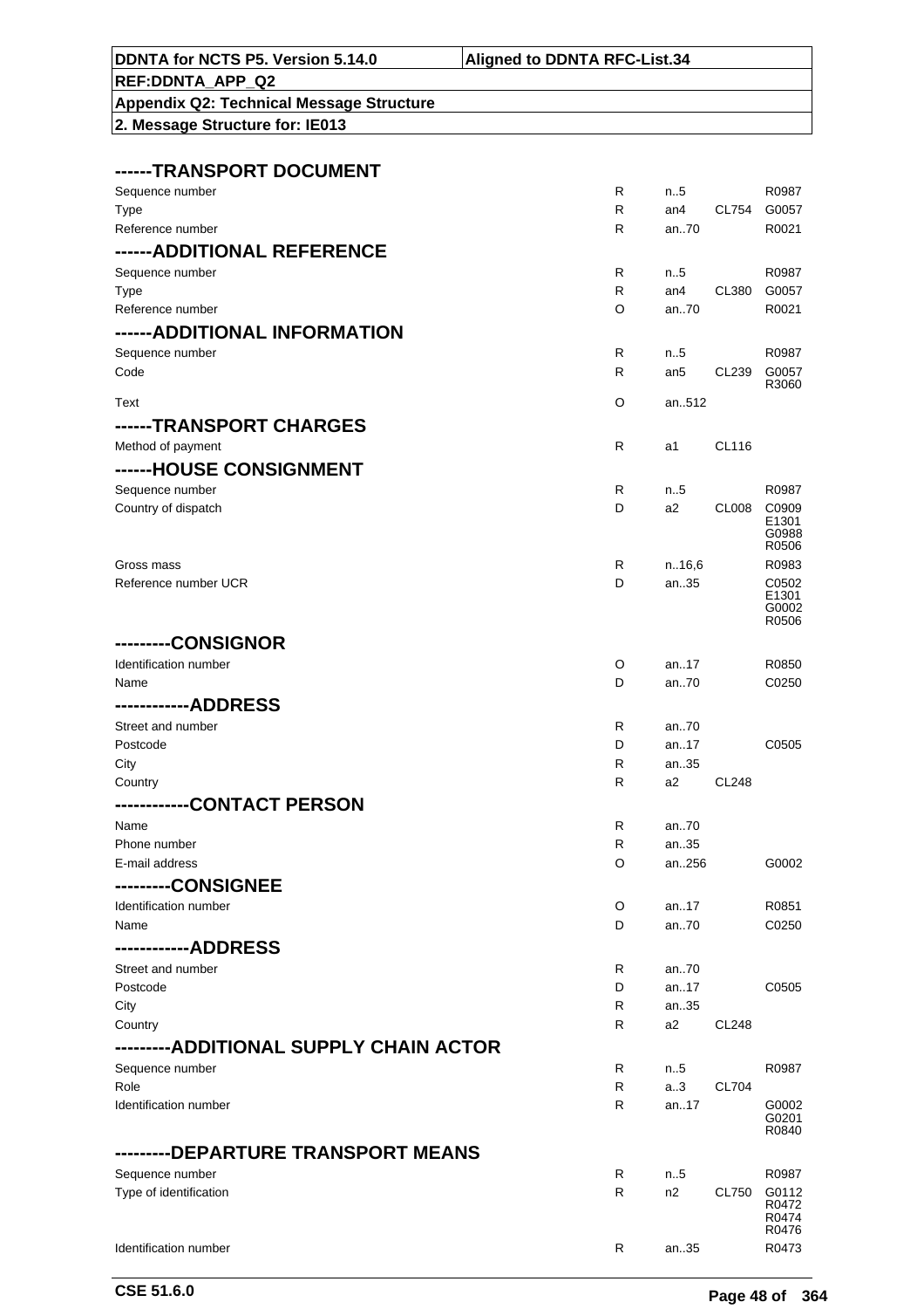| | | | | |
|---|---|---|---|---|
| **------TRANSPORT DOCUMENT** | | | | |
| Sequence number | R | n..5 | | R0987 |
| Type | R | an4 | CL754 | G0057 |
| Reference number | R | an..70 | | R0021 |
| **------ADDITIONAL REFERENCE** | | | | |
| Sequence number | R | n..5 | | R0987 |
| Type | R | an4 | CL380 | G0057 |
| Reference number | O | an..70 | | R0021 |
| **------ADDITIONAL INFORMATION** | | | | |
| Sequence number | R | n..5 | | R0987 |
| Code | R | an5 | CL239 | G0057 R3060 |
| Text | O | an..512 | | |
| **------TRANSPORT CHARGES** | | | | |
| Method of payment | R | a1 | CL116 | |
| **------HOUSE CONSIGNMENT** | | | | |
| Sequence number | R | n..5 | | R0987 |
| Country of dispatch | D | a2 | CL008 | C0909 E1301 G0988 R0506 |
| Gross mass | R | n..16,6 | | R0983 |
| Reference number UCR | D | an..35 | | C0502 E1301 G0002 R0506 |
| **---------CONSIGNOR** | | | | |
| Identification number | O | an..17 | | R0850 |
| Name | D | an..70 | | C0250 |
| **------------ADDRESS** | | | | |
| Street and number | R | an..70 | | |
| Postcode | D | an..17 | | C0505 |
| City | R | an..35 | | |
| Country | R | a2 | CL248 | |
| **------------CONTACT PERSON** | | | | |
| Name | R | an..70 | | |
| Phone number | R | an..35 | | |
| E-mail address | O | an..256 | | G0002 |
| **---------CONSIGNEE** | | | | |
| Identification number | O | an..17 | | R0851 |
| Name | D | an..70 | | C0250 |
| **------------ADDRESS** | | | | |
| Street and number | R | an..70 | | |
| Postcode | D | an..17 | | C0505 |
| City | R | an..35 | | |
| Country | R | a2 | CL248 | |
| **---------ADDITIONAL SUPPLY CHAIN ACTOR** | | | | |
| Sequence number | R | n..5 | | R0987 |
| Role | R | a..3 | CL704 | |
| Identification number | R | an..17 | | G0002 G0201 R0840 |
| **---------DEPARTURE TRANSPORT MEANS** | | | | |
| Sequence number | R | n..5 | | R0987 |
| Type of identification | R | n2 | CL750 | G0112 R0472 R0474 R0476 |
| Identification number | R | an..35 | | R0473 |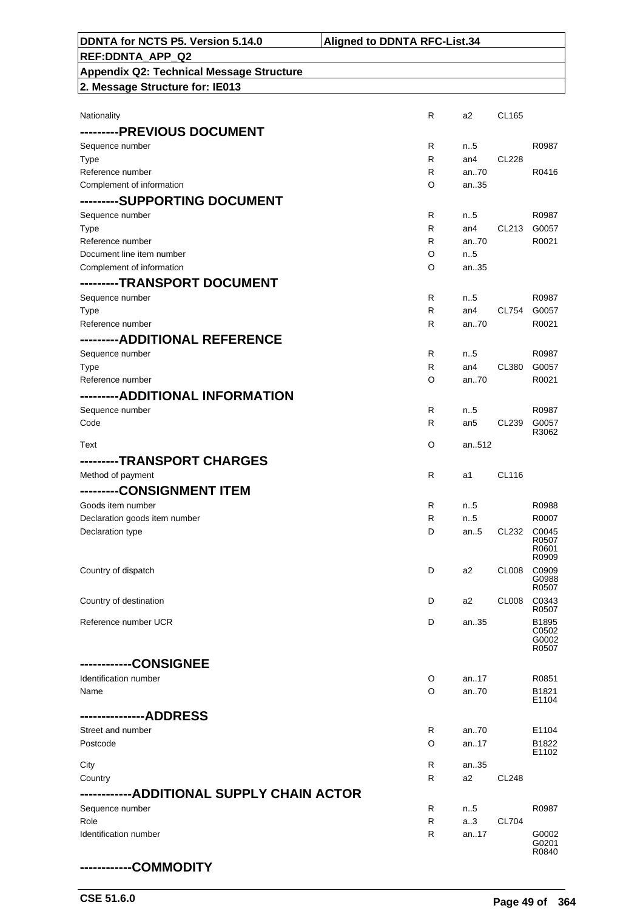| | | | | |
|---|---|---|---|---|
| Nationality | R | a2 | CL165 | |
| **---------PREVIOUS DOCUMENT** | | | | |
| Sequence number | R | n..5 | | R0987 |
| Type | R | an4 | CL228 | |
| Reference number | R | an..70 | | R0416 |
| Complement of information | O | an..35 | | |
| **---------SUPPORTING DOCUMENT** | | | | |
| Sequence number | R | n..5 | | R0987 |
| Type | R | an4 | CL213 | G0057 |
| Reference number | R | an..70 | | R0021 |
| Document line item number | O | n..5 | | |
| Complement of information | O | an..35 | | |
| **---------TRANSPORT DOCUMENT** | | | | |
| Sequence number | R | n..5 | | R0987 |
| Type | R | an4 | CL754 | G0057 |
| Reference number | R | an..70 | | R0021 |
| **---------ADDITIONAL REFERENCE** | | | | |
| Sequence number | R | n..5 | | R0987 |
| Type | R | an4 | CL380 | G0057 |
| Reference number | O | an..70 | | R0021 |
| **---------ADDITIONAL INFORMATION** | | | | |
| Sequence number | R | n..5 | | R0987 |
| Code | R | an5 | CL239 | G0057 R3062 |
| Text | O | an..512 | | |
| **---------TRANSPORT CHARGES** | | | | |
| Method of payment | R | a1 | CL116 | |
| **---------CONSIGNMENT ITEM** | | | | |
| Goods item number | R | n..5 | | R0988 |
| Declaration goods item number | R | n..5 | | R0007 |
| Declaration type | D | an..5 | CL232 | C0045 R0507 R0601 R0909 |
| Country of dispatch | D | a2 | CL008 | C0909 G0988 R0507 |
| Country of destination | D | a2 | CL008 | C0343 R0507 |
| Reference number UCR | D | an..35 | | B1895 C0502 G0002 R0507 |
| **------------CONSIGNEE** | | | | |
| Identification number | O | an..17 | | R0851 |
| Name | O | an..70 | | B1821 E1104 |
| **---------------ADDRESS** | | | | |
| Street and number | R | an..70 | | E1104 |
| Postcode | O | an..17 | | B1822 E1102 |
| City | R | an..35 | | |
| Country | R | a2 | CL248 | |
| **------------ADDITIONAL SUPPLY CHAIN ACTOR** | | | | |
| Sequence number | R | n..5 | | R0987 |
| Role | R | a..3 | CL704 | |
| Identification number | R | an..17 | | G0002 G0201 R0840 |
| **------------COMMODITY** | | | | |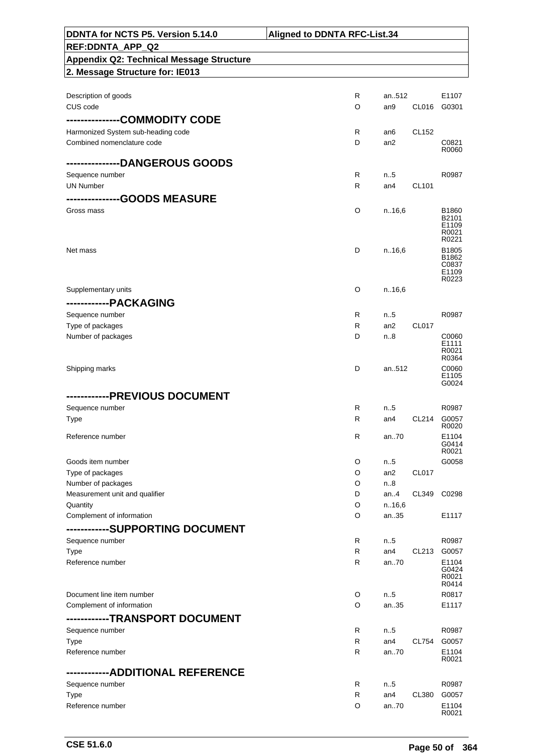| DDNTA for NCTS P5. Version 5.14.0 | Aligned to DDNTA RFC-List.34 |
|---|---|
| REF:DDNTA_APP_Q2 | |
| Appendix Q2: Technical Message Structure | |
| 2. Message Structure for: IE013 | |

| | | | | |
|---|---|---|---|---|
| Description of goods | R | an..512 | | E1107 |
| CUS code | O | an9 | CL016 | G0301 |
| **--------------COMMODITY CODE** | | | | |
| Harmonized System sub-heading code | R | an6 | CL152 | |
| Combined nomenclature code | D | an2 | | C0821 R0060 |
| **--------------DANGEROUS GOODS** | | | | |
| Sequence number | R | n..5 | | R0987 |
| UN Number | R | an4 | CL101 | |
| **--------------GOODS MEASURE** | | | | |
| Gross mass | O | n..16,6 | | B1860 B2101 E1109 R0021 R0221 |
| Net mass | D | n..16,6 | | B1805 B1862 C0837 E1109 R0223 |
| Supplementary units | O | n..16,6 | | |
| **------------PACKAGING** | | | | |
| Sequence number | R | n..5 | | R0987 |
| Type of packages | R | an2 | CL017 | |
| Number of packages | D | n..8 | | C0060 E1111 R0021 R0364 |
| Shipping marks | D | an..512 | | C0060 E1105 G0024 |
| **------------PREVIOUS DOCUMENT** | | | | |
| Sequence number | R | n..5 | | R0987 |
| Type | R | an4 | CL214 | G0057 R0020 |
| Reference number | R | an..70 | | E1104 G0414 R0021 |
| Goods item number | O | n..5 | | G0058 |
| Type of packages | O | an2 | CL017 | |
| Number of packages | O | n..8 | | |
| Measurement unit and qualifier | D | an..4 | CL349 | C0298 |
| Quantity | O | n..16,6 | | |
| Complement of information | O | an..35 | | E1117 |
| **------------SUPPORTING DOCUMENT** | | | | |
| Sequence number | R | n..5 | | R0987 |
| Type | R | an4 | CL213 | G0057 |
| Reference number | R | an..70 | | E1104 G0424 R0021 R0414 |
| Document line item number | O | n..5 | | R0817 |
| Complement of information | O | an..35 | | E1117 |
| **------------TRANSPORT DOCUMENT** | | | | |
| Sequence number | R | n..5 | | R0987 |
| Type | R | an4 | CL754 | G0057 |
| Reference number | R | an..70 | | E1104 R0021 |
| **------------ADDITIONAL REFERENCE** | | | | |
| Sequence number | R | n..5 | | R0987 |
| Type | R | an4 | CL380 | G0057 |
| Reference number | O | an..70 | | E1104 R0021 |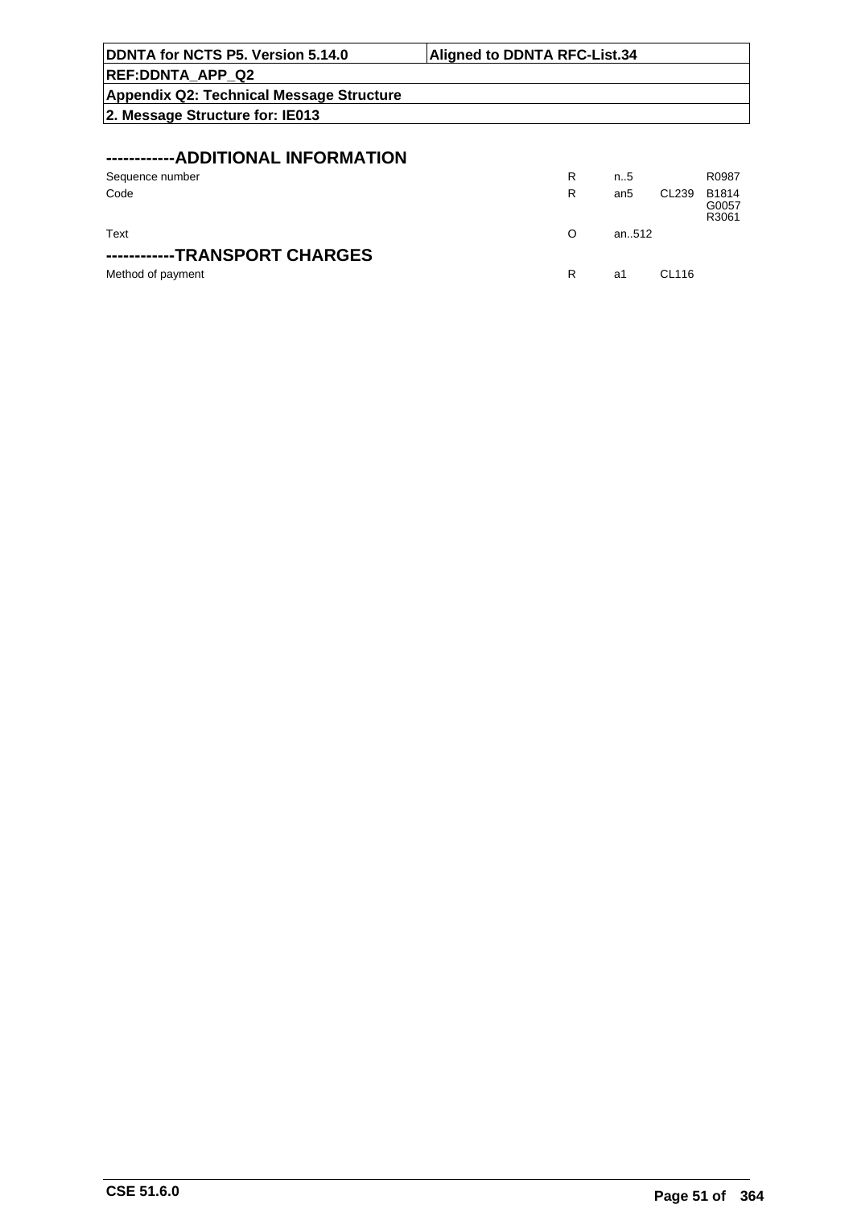## ------------ADDITIONAL INFORMATION

| | | | | |
|---|---|---|---|---|
| Sequence number | R | n..5 | | R0987 |
| Code | R | an5 | CL239 | B1814<br>G0057<br>R3061 |
| Text | O | an..512 | | |

## -----------TRANSPORT CHARGES

| | | | | |
|---|---|---|---|---|
| Method of payment | R | a1 | CL116 | |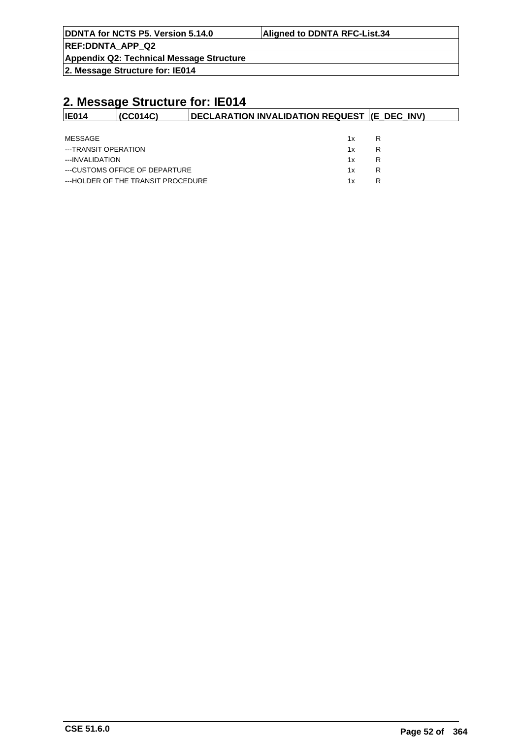## 2. Message Structure for: IE014

| IE014 | (CC014C) | DECLARATION INVALIDATION REQUEST | (E_DEC_INV) |
|---|---|---|---|

| | | |
|---|---|---|
| MESSAGE | 1x | R |
| ---TRANSIT OPERATION | 1x | R |
| ---INVALIDATION | 1x | R |
| ---CUSTOMS OFFICE OF DEPARTURE | 1x | R |
| ---HOLDER OF THE TRANSIT PROCEDURE | 1x | R |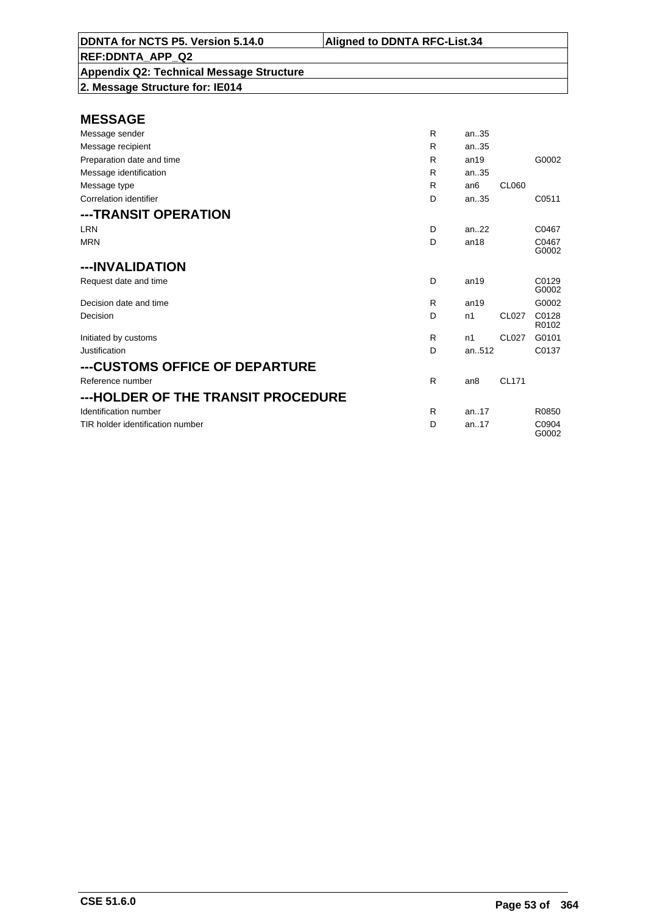DDNTA for NCTS P5. Version 5.14.0 | Aligned to DDNTA RFC-List.34

REF:DDNTA_APP_Q2

Appendix Q2: Technical Message Structure

2. Message Structure for: IE014

## MESSAGE

| | | | | |
|---|---|---|---|---|
| Message sender | R | an..35 | | |
| Message recipient | R | an..35 | | |
| Preparation date and time | R | an19 | | G0002 |
| Message identification | R | an..35 | | |
| Message type | R | an6 | CL060 | |
| Correlation identifier | D | an..35 | | C0511 |

## ---TRANSIT OPERATION

| | | | | |
|---|---|---|---|---|
| LRN | D | an..22 | | C0467 |
| MRN | D | an18 | | C0467 G0002 |

## ---INVALIDATION

| | | | | |
|---|---|---|---|---|
| Request date and time | D | an19 | | C0129 G0002 |
| Decision date and time | R | an19 | | G0002 |
| Decision | D | n1 | CL027 | C0128 R0102 |
| Initiated by customs | R | n1 | CL027 | G0101 |
| Justification | D | an..512 | | C0137 |

## ---CUSTOMS OFFICE OF DEPARTURE

| | | | | |
|---|---|---|---|---|
| Reference number | R | an8 | CL171 | |

## ---HOLDER OF THE TRANSIT PROCEDURE

| | | | | |
|---|---|---|---|---|
| Identification number | R | an..17 | | R0850 |
| TIR holder identification number | D | an..17 | | C0904 G0002 |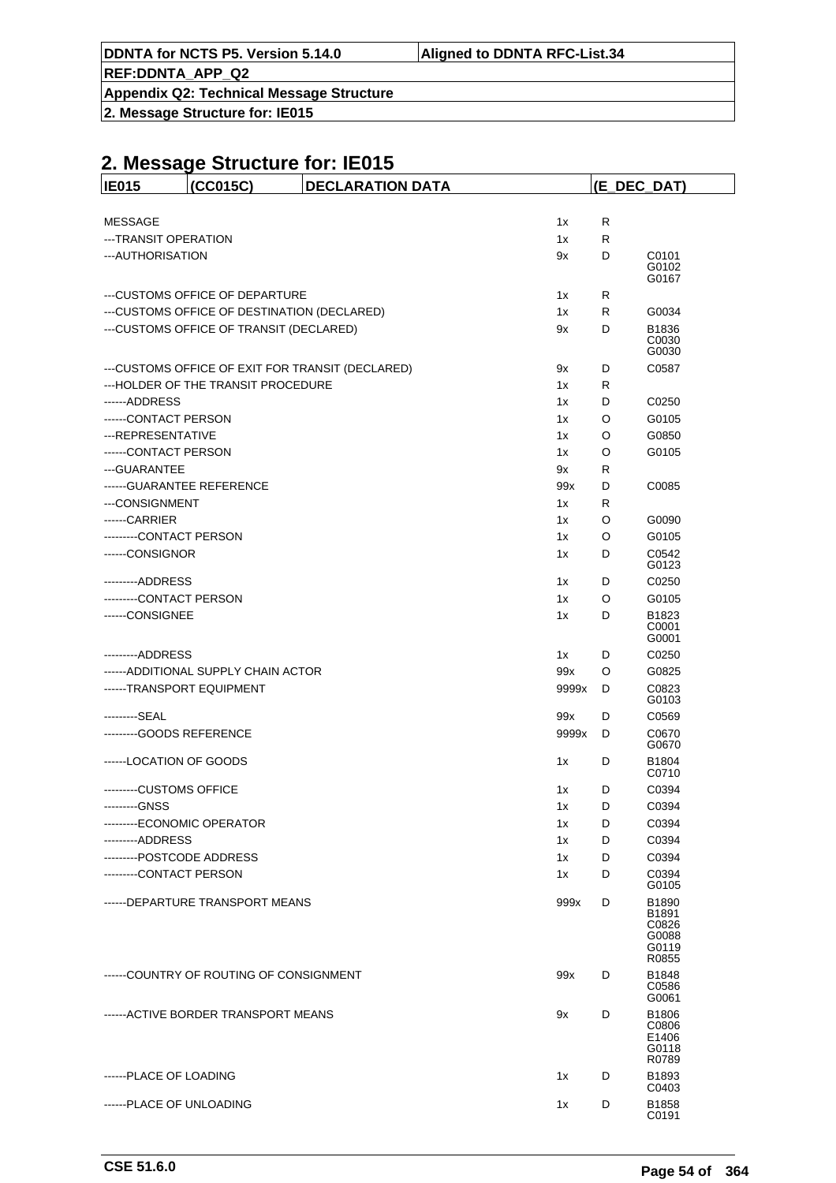# 2. Message Structure for: IE015

| IE015 | (CC015C) | DECLARATION DATA | | (E_DEC_DAT) |
|---|---|---|---|---|
| MESSAGE | | 1x | R | |
| ---TRANSIT OPERATION | | 1x | R | |
| ---AUTHORISATION | | 9x | D | C0101 G0102 G0167 |
| ---CUSTOMS OFFICE OF DEPARTURE | | 1x | R | |
| ---CUSTOMS OFFICE OF DESTINATION (DECLARED) | | 1x | R | G0034 |
| ---CUSTOMS OFFICE OF TRANSIT (DECLARED) | | 9x | D | B1836 C0030 G0030 |
| ---CUSTOMS OFFICE OF EXIT FOR TRANSIT (DECLARED) | | 9x | D | C0587 |
| ---HOLDER OF THE TRANSIT PROCEDURE | | 1x | R | |
| ------ADDRESS | | 1x | D | C0250 |
| ------CONTACT PERSON | | 1x | O | G0105 |
| ---REPRESENTATIVE | | 1x | O | G0850 |
| ------CONTACT PERSON | | 1x | O | G0105 |
| ---GUARANTEE | | 9x | R | |
| ------GUARANTEE REFERENCE | | 99x | D | C0085 |
| ---CONSIGNMENT | | 1x | R | |
| ------CARRIER | | 1x | O | G0090 |
| ---------CONTACT PERSON | | 1x | O | G0105 |
| ------CONSIGNOR | | 1x | D | C0542 G0123 |
| ---------ADDRESS | | 1x | D | C0250 |
| ---------CONTACT PERSON | | 1x | O | G0105 |
| ------CONSIGNEE | | 1x | D | B1823 C0001 G0001 |
| ---------ADDRESS | | 1x | D | C0250 |
| ------ADDITIONAL SUPPLY CHAIN ACTOR | | 99x | O | G0825 |
| ------TRANSPORT EQUIPMENT | | 9999x | D | C0823 G0103 |
| ---------SEAL | | 99x | D | C0569 |
| ---------GOODS REFERENCE | | 9999x | D | C0670 G0670 |
| ------LOCATION OF GOODS | | 1x | D | B1804 C0710 |
| ---------CUSTOMS OFFICE | | 1x | D | C0394 |
| ---------GNSS | | 1x | D | C0394 |
| ---------ECONOMIC OPERATOR | | 1x | D | C0394 |
| ---------ADDRESS | | 1x | D | C0394 |
| ---------POSTCODE ADDRESS | | 1x | D | C0394 |
| ---------CONTACT PERSON | | 1x | D | C0394 G0105 |
| ------DEPARTURE TRANSPORT MEANS | | 999x | D | B1890 B1891 C0826 G0088 G0119 R0855 |
| ------COUNTRY OF ROUTING OF CONSIGNMENT | | 99x | D | B1848 C0586 G0061 |
| ------ACTIVE BORDER TRANSPORT MEANS | | 9x | D | B1806 C0806 E1406 G0118 R0789 |
| ------PLACE OF LOADING | | 1x | D | B1893 C0403 |
| ------PLACE OF UNLOADING | | 1x | D | B1858 C0191 |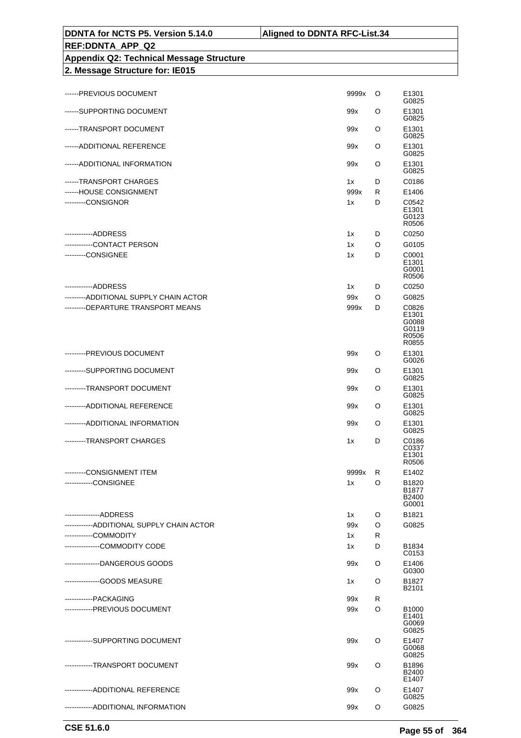| DDNTA for NCTS P5. Version 5.14.0 | Aligned to DDNTA RFC-List.34 |
|---|---|
| **REF:DDNTA_APP_Q2** | |
| **Appendix Q2: Technical Message Structure** | |
| **2. Message Structure for: IE015** | |

| | | | |
|---|---|---|---|
| ------PREVIOUS DOCUMENT | 9999x | O | E1301 G0825 |
| ------SUPPORTING DOCUMENT | 99x | O | E1301 G0825 |
| ------TRANSPORT DOCUMENT | 99x | O | E1301 G0825 |
| ------ADDITIONAL REFERENCE | 99x | O | E1301 G0825 |
| ------ADDITIONAL INFORMATION | 99x | O | E1301 G0825 |
| ------TRANSPORT CHARGES | 1x | D | C0186 |
| ------HOUSE CONSIGNMENT | 999x | R | E1406 |
| ---------CONSIGNOR | 1x | D | C0542 E1301 G0123 R0506 |
| ------------ADDRESS | 1x | D | C0250 |
| ------------CONTACT PERSON | 1x | O | G0105 |
| ---------CONSIGNEE | 1x | D | C0001 E1301 G0001 R0506 |
| ------------ADDRESS | 1x | D | C0250 |
| ---------ADDITIONAL SUPPLY CHAIN ACTOR | 99x | O | G0825 |
| ---------DEPARTURE TRANSPORT MEANS | 999x | D | C0826 E1301 G0088 G0119 R0506 R0855 |
| ---------PREVIOUS DOCUMENT | 99x | O | E1301 G0026 |
| ---------SUPPORTING DOCUMENT | 99x | O | E1301 G0825 |
| ---------TRANSPORT DOCUMENT | 99x | O | E1301 G0825 |
| ---------ADDITIONAL REFERENCE | 99x | O | E1301 G0825 |
| ---------ADDITIONAL INFORMATION | 99x | O | E1301 G0825 |
| ---------TRANSPORT CHARGES | 1x | D | C0186 C0337 E1301 R0506 |
| ---------CONSIGNMENT ITEM | 9999x | R | E1402 |
| ------------CONSIGNEE | 1x | O | B1820 B1877 B2400 G0001 |
| ---------------ADDRESS | 1x | O | B1821 |
| ------------ADDITIONAL SUPPLY CHAIN ACTOR | 99x | O | G0825 |
| ------------COMMODITY | 1x | R | |
| ---------------COMMODITY CODE | 1x | D | B1834 C0153 |
| ---------------DANGEROUS GOODS | 99x | O | E1406 G0300 |
| ---------------GOODS MEASURE | 1x | O | B1827 B2101 |
| ------------PACKAGING | 99x | R | |
| ------------PREVIOUS DOCUMENT | 99x | O | B1000 E1401 G0069 G0825 |
| ------------SUPPORTING DOCUMENT | 99x | O | E1407 G0068 G0825 |
| ------------TRANSPORT DOCUMENT | 99x | O | B1896 B2400 E1407 |
| ------------ADDITIONAL REFERENCE | 99x | O | E1407 G0825 |
| ------------ADDITIONAL INFORMATION | 99x | O | G0825 |

CSE 51.6.0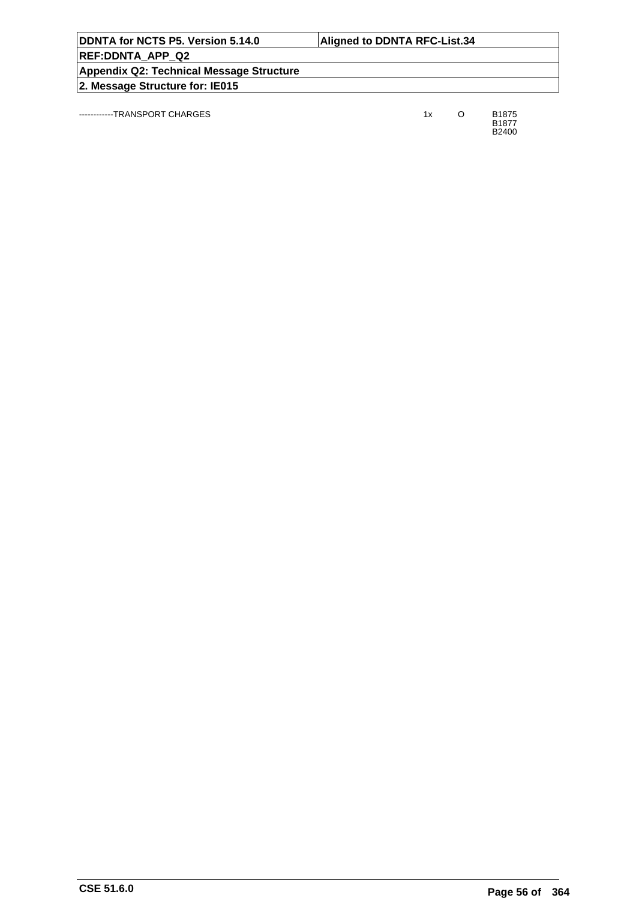| | | | |
|---|---|---|---|
| ------------TRANSPORT CHARGES | 1x | O | B1875<br>B1877<br>B2400 |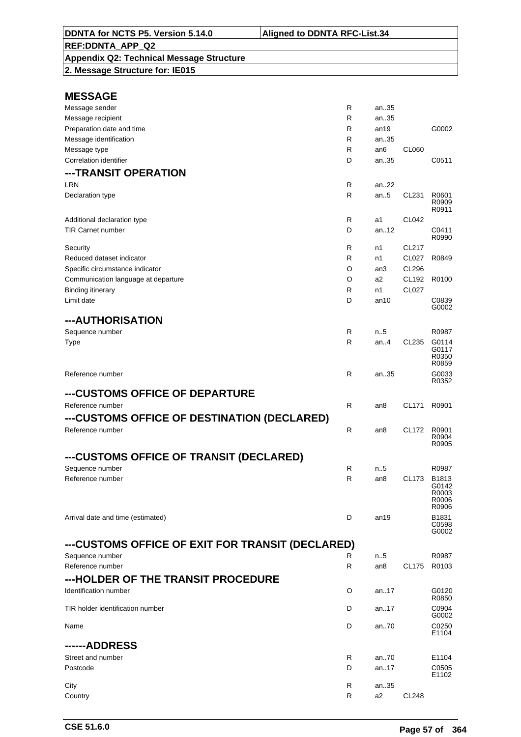**DDNTA for NCTS P5. Version 5.14.0** | **Aligned to DDNTA RFC-List.34**

**REF:DDNTA_APP_Q2**

**Appendix Q2: Technical Message Structure**

**2. Message Structure for: IE015**

## MESSAGE

| Field | Status | Format | Code list | Rules/Conditions |
|---|---|---|---|---|
| Message sender | R | an..35 | | |
| Message recipient | R | an..35 | | |
| Preparation date and time | R | an19 | | G0002 |
| Message identification | R | an..35 | | |
| Message type | R | an6 | CL060 | |
| Correlation identifier | D | an..35 | | C0511 |

## ---TRANSIT OPERATION

| Field | Status | Format | Code list | Rules/Conditions |
|---|---|---|---|---|
| LRN | R | an..22 | | |
| Declaration type | R | an..5 | CL231 | R0601 R0909 R0911 |
| Additional declaration type | R | a1 | CL042 | |
| TIR Carnet number | D | an..12 | | C0411 R0990 |
| Security | R | n1 | CL217 | |
| Reduced dataset indicator | R | n1 | CL027 | R0849 |
| Specific circumstance indicator | O | an3 | CL296 | |
| Communication language at departure | O | a2 | CL192 | R0100 |
| Binding itinerary | R | n1 | CL027 | |
| Limit date | D | an10 | | C0839 G0002 |

## ---AUTHORISATION

| Field | Status | Format | Code list | Rules/Conditions |
|---|---|---|---|---|
| Sequence number | R | n..5 | | R0987 |
| Type | R | an..4 | CL235 | G0114 G0117 R0350 R0859 |
| Reference number | R | an..35 | | G0033 R0352 |

## ---CUSTOMS OFFICE OF DEPARTURE

| Field | Status | Format | Code list | Rules/Conditions |
|---|---|---|---|---|
| Reference number | R | an8 | CL171 | R0901 |

## ---CUSTOMS OFFICE OF DESTINATION (DECLARED)

| Field | Status | Format | Code list | Rules/Conditions |
|---|---|---|---|---|
| Reference number | R | an8 | CL172 | R0901 R0904 R0905 |

## ---CUSTOMS OFFICE OF TRANSIT (DECLARED)

| Field | Status | Format | Code list | Rules/Conditions |
|---|---|---|---|---|
| Sequence number | R | n..5 | | R0987 |
| Reference number | R | an8 | CL173 | B1813 G0142 R0003 R0006 R0906 |
| Arrival date and time (estimated) | D | an19 | | B1831 C0598 G0002 |

## ---CUSTOMS OFFICE OF EXIT FOR TRANSIT (DECLARED)

| Field | Status | Format | Code list | Rules/Conditions |
|---|---|---|---|---|
| Sequence number | R | n..5 | | R0987 |
| Reference number | R | an8 | CL175 | R0103 |

## ---HOLDER OF THE TRANSIT PROCEDURE

| Field | Status | Format | Code list | Rules/Conditions |
|---|---|---|---|---|
| Identification number | O | an..17 | | G0120 R0850 |
| TIR holder identification number | D | an..17 | | C0904 G0002 |
| Name | D | an..70 | | C0250 E1104 |

## ------ADDRESS

| Field | Status | Format | Code list | Rules/Conditions |
|---|---|---|---|---|
| Street and number | R | an..70 | | E1104 |
| Postcode | D | an..17 | | C0505 E1102 |
| City | R | an..35 | | |
| Country | R | a2 | CL248 | |

CSE 51.6.0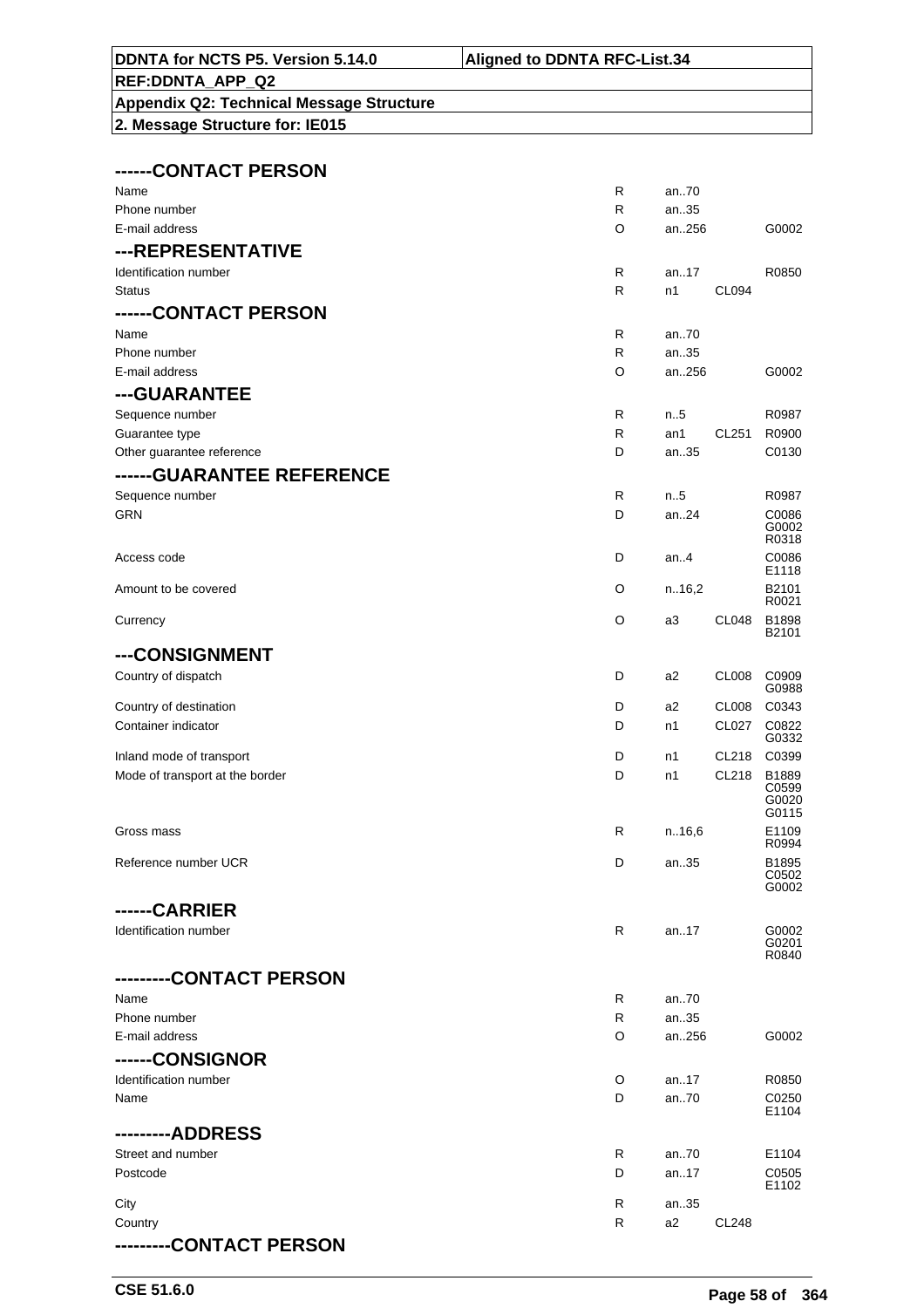**DDNTA for NCTS P5. Version 5.14.0** | **Aligned to DDNTA RFC-List.34**

**REF:DDNTA_APP_Q2**

**Appendix Q2: Technical Message Structure**

**2. Message Structure for: IE015**

| | | | | |
|---|---|---|---|---|
| **------CONTACT PERSON** | | | | |
| Name | R | an..70 | | |
| Phone number | R | an..35 | | |
| E-mail address | O | an..256 | | G0002 |
| **---REPRESENTATIVE** | | | | |
| Identification number | R | an..17 | | R0850 |
| Status | R | n1 | CL094 | |
| **------CONTACT PERSON** | | | | |
| Name | R | an..70 | | |
| Phone number | R | an..35 | | |
| E-mail address | O | an..256 | | G0002 |
| **---GUARANTEE** | | | | |
| Sequence number | R | n..5 | | R0987 |
| Guarantee type | R | an1 | CL251 | R0900 |
| Other guarantee reference | D | an..35 | | C0130 |
| **------GUARANTEE REFERENCE** | | | | |
| Sequence number | R | n..5 | | R0987 |
| GRN | D | an..24 | | C0086 G0002 R0318 |
| Access code | D | an..4 | | C0086 E1118 |
| Amount to be covered | O | n..16,2 | | B2101 R0021 |
| Currency | O | a3 | CL048 | B1898 B2101 |
| **---CONSIGNMENT** | | | | |
| Country of dispatch | D | a2 | CL008 | C0909 G0988 |
| Country of destination | D | a2 | CL008 | C0343 |
| Container indicator | D | n1 | CL027 | C0822 G0332 |
| Inland mode of transport | D | n1 | CL218 | C0399 |
| Mode of transport at the border | D | n1 | CL218 | B1889 C0599 G0020 G0115 |
| Gross mass | R | n..16,6 | | E1109 R0994 |
| Reference number UCR | D | an..35 | | B1895 C0502 G0002 |
| **------CARRIER** | | | | |
| Identification number | R | an..17 | | G0002 G0201 R0840 |
| **---------CONTACT PERSON** | | | | |
| Name | R | an..70 | | |
| Phone number | R | an..35 | | |
| E-mail address | O | an..256 | | G0002 |
| **------CONSIGNOR** | | | | |
| Identification number | O | an..17 | | R0850 |
| Name | D | an..70 | | C0250 E1104 |
| **---------ADDRESS** | | | | |
| Street and number | R | an..70 | | E1104 |
| Postcode | D | an..17 | | C0505 E1102 |
| City | R | an..35 | | |
| Country | R | a2 | CL248 | |
| **---------CONTACT PERSON** | | | | |

CSE 51.6.0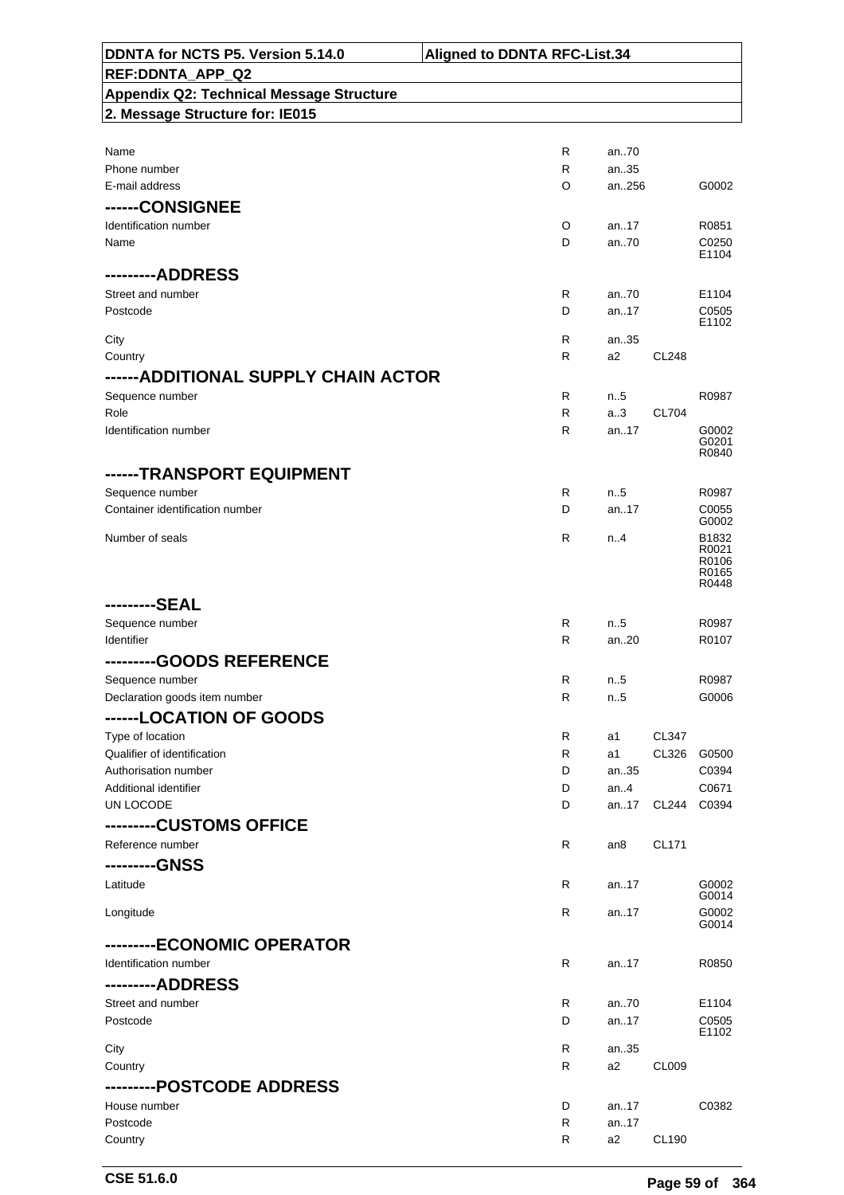| | | | | |
|---|---|---|---|---|
| Name | R | an..70 | | |
| Phone number | R | an..35 | | |
| E-mail address | O | an..256 | | G0002 |
| **------CONSIGNEE** | | | | |
| Identification number | O | an..17 | | R0851 |
| Name | D | an..70 | | C0250<br>E1104 |
| **---------ADDRESS** | | | | |
| Street and number | R | an..70 | | E1104 |
| Postcode | D | an..17 | | C0505<br>E1102 |
| City | R | an..35 | | |
| Country | R | a2 | CL248 | |
| **------ADDITIONAL SUPPLY CHAIN ACTOR** | | | | |
| Sequence number | R | n..5 | | R0987 |
| Role | R | a..3 | CL704 | |
| Identification number | R | an..17 | | G0002<br>G0201<br>R0840 |
| **------TRANSPORT EQUIPMENT** | | | | |
| Sequence number | R | n..5 | | R0987 |
| Container identification number | D | an..17 | | C0055<br>G0002 |
| Number of seals | R | n..4 | | B1832<br>R0021<br>R0106<br>R0165<br>R0448 |
| **---------SEAL** | | | | |
| Sequence number | R | n..5 | | R0987 |
| Identifier | R | an..20 | | R0107 |
| **---------GOODS REFERENCE** | | | | |
| Sequence number | R | n..5 | | R0987 |
| Declaration goods item number | R | n..5 | | G0006 |
| **------LOCATION OF GOODS** | | | | |
| Type of location | R | a1 | CL347 | |
| Qualifier of identification | R | a1 | CL326 | G0500 |
| Authorisation number | D | an..35 | | C0394 |
| Additional identifier | D | an..4 | | C0671 |
| UN LOCODE | D | an..17 | CL244 | C0394 |
| **---------CUSTOMS OFFICE** | | | | |
| Reference number | R | an8 | CL171 | |
| **---------GNSS** | | | | |
| Latitude | R | an..17 | | G0002<br>G0014 |
| Longitude | R | an..17 | | G0002<br>G0014 |
| **---------ECONOMIC OPERATOR** | | | | |
| Identification number | R | an..17 | | R0850 |
| **---------ADDRESS** | | | | |
| Street and number | R | an..70 | | E1104 |
| Postcode | D | an..17 | | C0505<br>E1102 |
| City | R | an..35 | | |
| Country | R | a2 | CL009 | |
| **---------POSTCODE ADDRESS** | | | | |
| House number | D | an..17 | | C0382 |
| Postcode | R | an..17 | | |
| Country | R | a2 | CL190 | |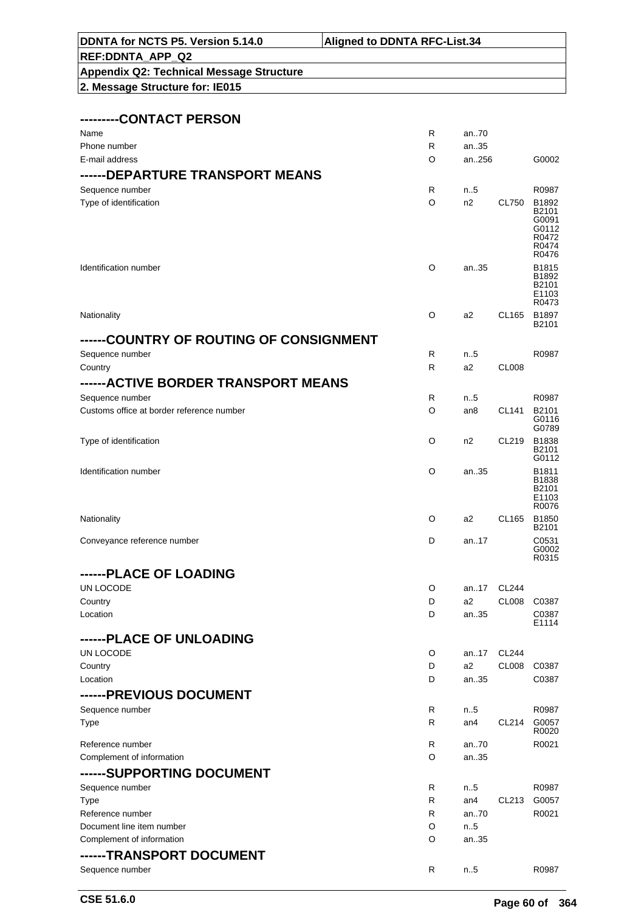| DDNTA for NCTS P5. Version 5.14.0 | Aligned to DDNTA RFC-List.34 |
| --- | --- |
| REF:DDNTA_APP_Q2 | |
| Appendix Q2: Technical Message Structure | |
| 2. Message Structure for: IE015 | |

## ---------CONTACT PERSON

| | | | | |
| --- | --- | --- | --- | --- |
| Name | R | an..70 | | |
| Phone number | R | an..35 | | |
| E-mail address | O | an..256 | | G0002 |

## ------DEPARTURE TRANSPORT MEANS

| | | | | |
| --- | --- | --- | --- | --- |
| Sequence number | R | n..5 | | R0987 |
| Type of identification | O | n2 | CL750 | B1892 B2101 G0091 G0112 R0472 R0474 R0476 |
| Identification number | O | an..35 | | B1815 B1892 B2101 E1103 R0473 |
| Nationality | O | a2 | CL165 | B1897 B2101 |

## ------COUNTRY OF ROUTING OF CONSIGNMENT

| | | | | |
| --- | --- | --- | --- | --- |
| Sequence number | R | n..5 | | R0987 |
| Country | R | a2 | CL008 | |

## ------ACTIVE BORDER TRANSPORT MEANS

| | | | | |
| --- | --- | --- | --- | --- |
| Sequence number | R | n..5 | | R0987 |
| Customs office at border reference number | O | an8 | CL141 | B2101 G0116 G0789 |
| Type of identification | O | n2 | CL219 | B1838 B2101 G0112 |
| Identification number | O | an..35 | | B1811 B1838 B2101 E1103 R0076 |
| Nationality | O | a2 | CL165 | B1850 B2101 |
| Conveyance reference number | D | an..17 | | C0531 G0002 R0315 |

## ------PLACE OF LOADING

| | | | | |
| --- | --- | --- | --- | --- |
| UN LOCODE | O | an..17 | CL244 | |
| Country | D | a2 | CL008 | C0387 |
| Location | D | an..35 | | C0387 E1114 |

## ------PLACE OF UNLOADING

| | | | | |
| --- | --- | --- | --- | --- |
| UN LOCODE | O | an..17 | CL244 | |
| Country | D | a2 | CL008 | C0387 |
| Location | D | an..35 | | C0387 |

## ------PREVIOUS DOCUMENT

| | | | | |
| --- | --- | --- | --- | --- |
| Sequence number | R | n..5 | | R0987 |
| Type | R | an4 | CL214 | G0057 R0020 |
| Reference number | R | an..70 | | R0021 |
| Complement of information | O | an..35 | | |

## ------SUPPORTING DOCUMENT

| | | | | |
| --- | --- | --- | --- | --- |
| Sequence number | R | n..5 | | R0987 |
| Type | R | an4 | CL213 | G0057 |
| Reference number | R | an..70 | | R0021 |
| Document line item number | O | n..5 | | |
| Complement of information | O | an..35 | | |

## ------TRANSPORT DOCUMENT

| | | | | |
| --- | --- | --- | --- | --- |
| Sequence number | R | n..5 | | R0987 |

CSE 51.6.0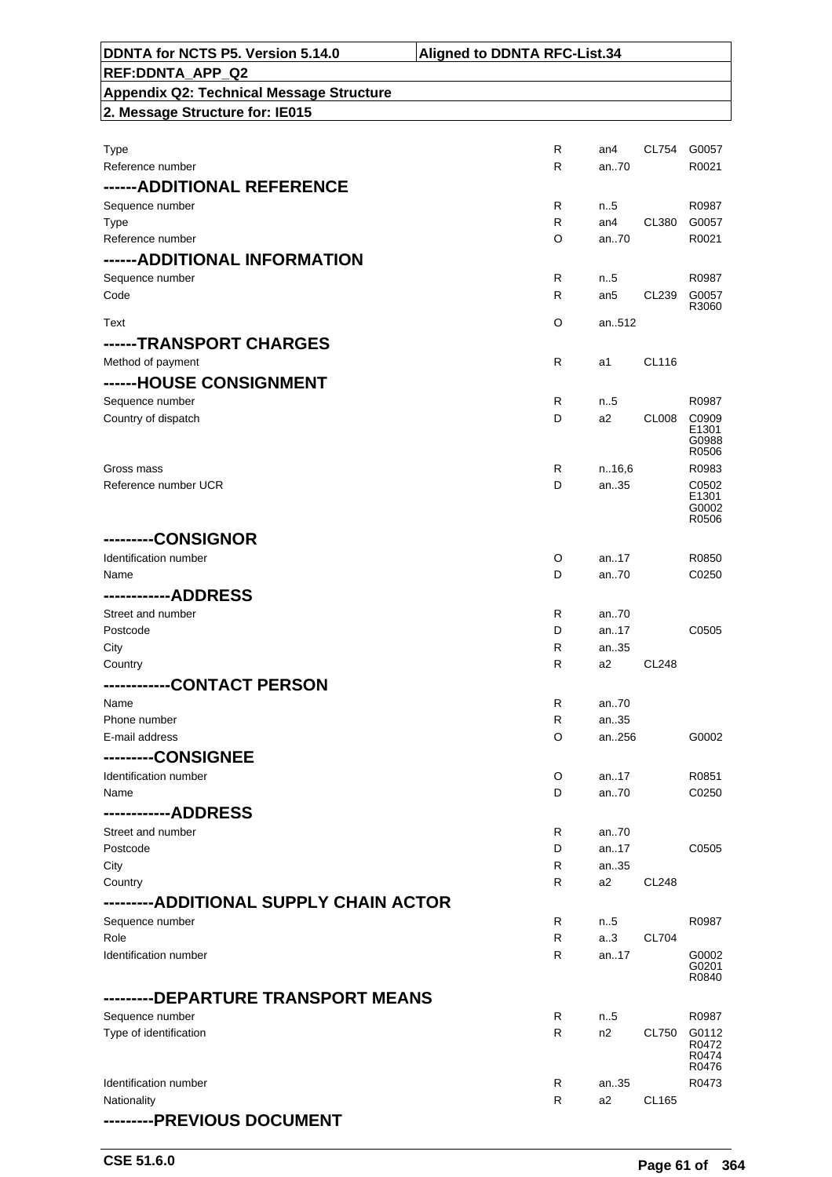| DDNTA for NCTS P5. Version 5.14.0 | Aligned to DDNTA RFC-List.34 |
|---|---|
| REF:DDNTA_APP_Q2 | |
| Appendix Q2: Technical Message Structure | |
| 2. Message Structure for: IE015 | |

| Field | Status | Format | Code list | Rules |
|---|---|---|---|---|
| Type | R | an4 | CL754 | G0057 |
| Reference number | R | an..70 | | R0021 |
| **------ADDITIONAL REFERENCE** | | | | |
| Sequence number | R | n..5 | | R0987 |
| Type | R | an4 | CL380 | G0057 |
| Reference number | O | an..70 | | R0021 |
| **------ADDITIONAL INFORMATION** | | | | |
| Sequence number | R | n..5 | | R0987 |
| Code | R | an5 | CL239 | G0057 R3060 |
| Text | O | an..512 | | |
| **------TRANSPORT CHARGES** | | | | |
| Method of payment | R | a1 | CL116 | |
| **------HOUSE CONSIGNMENT** | | | | |
| Sequence number | R | n..5 | | R0987 |
| Country of dispatch | D | a2 | CL008 | C0909 E1301 G0988 R0506 |
| Gross mass | R | n..16,6 | | R0983 |
| Reference number UCR | D | an..35 | | C0502 E1301 G0002 R0506 |
| **---------CONSIGNOR** | | | | |
| Identification number | O | an..17 | | R0850 |
| Name | D | an..70 | | C0250 |
| **------------ADDRESS** | | | | |
| Street and number | R | an..70 | | |
| Postcode | D | an..17 | | C0505 |
| City | R | an..35 | | |
| Country | R | a2 | CL248 | |
| **------------CONTACT PERSON** | | | | |
| Name | R | an..70 | | |
| Phone number | R | an..35 | | |
| E-mail address | O | an..256 | | G0002 |
| **---------CONSIGNEE** | | | | |
| Identification number | O | an..17 | | R0851 |
| Name | D | an..70 | | C0250 |
| **------------ADDRESS** | | | | |
| Street and number | R | an..70 | | |
| Postcode | D | an..17 | | C0505 |
| City | R | an..35 | | |
| Country | R | a2 | CL248 | |
| **---------ADDITIONAL SUPPLY CHAIN ACTOR** | | | | |
| Sequence number | R | n..5 | | R0987 |
| Role | R | a..3 | CL704 | |
| Identification number | R | an..17 | | G0002 G0201 R0840 |
| **---------DEPARTURE TRANSPORT MEANS** | | | | |
| Sequence number | R | n..5 | | R0987 |
| Type of identification | R | n2 | CL750 | G0112 R0472 R0474 R0476 |
| Identification number | R | an..35 | | R0473 |
| Nationality | R | a2 | CL165 | |
| **---------PREVIOUS DOCUMENT** | | | | |

CSE 51.6.0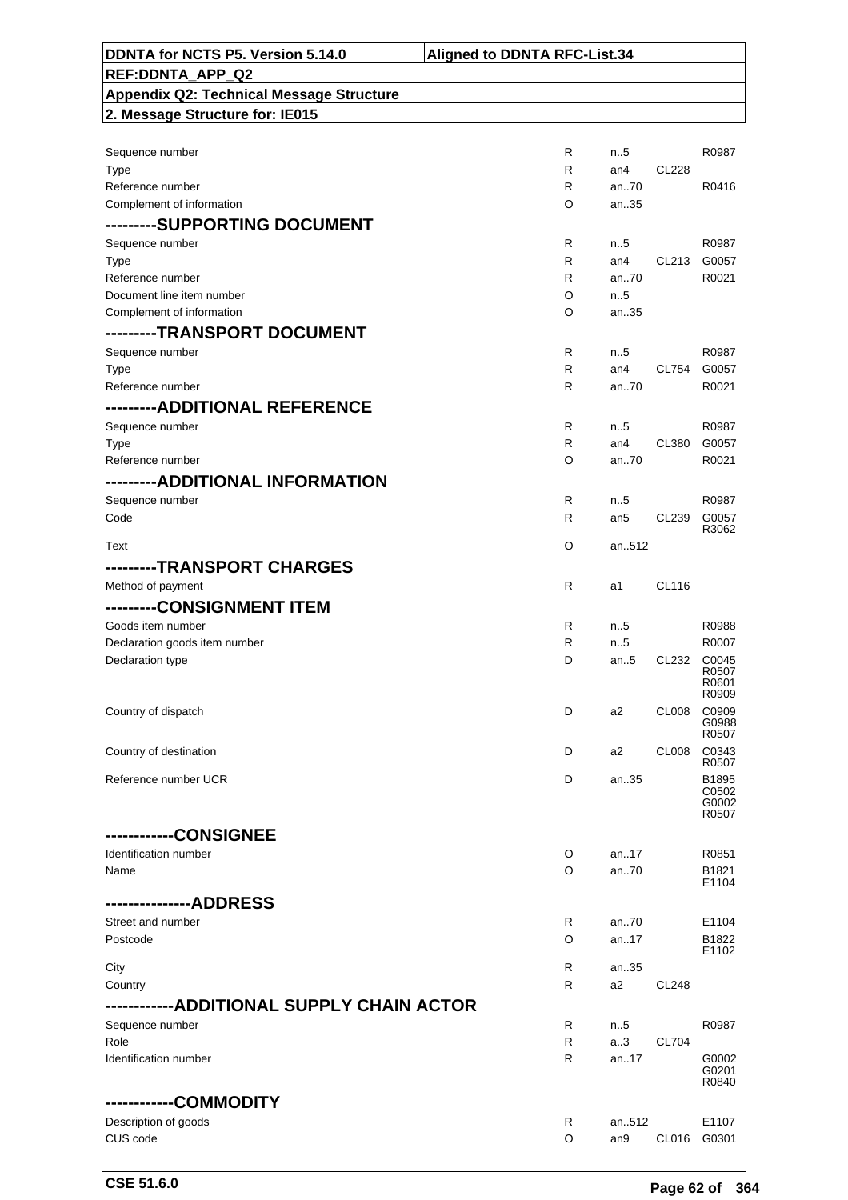| | | | | |
|---|---|---|---|---|
| Sequence number | R | n..5 | | R0987 |
| Type | R | an4 | CL228 | |
| Reference number | R | an..70 | | R0416 |
| Complement of information | O | an..35 | | |
| **---------SUPPORTING DOCUMENT** | | | | |
| Sequence number | R | n..5 | | R0987 |
| Type | R | an4 | CL213 | G0057 |
| Reference number | R | an..70 | | R0021 |
| Document line item number | O | n..5 | | |
| Complement of information | O | an..35 | | |
| **---------TRANSPORT DOCUMENT** | | | | |
| Sequence number | R | n..5 | | R0987 |
| Type | R | an4 | CL754 | G0057 |
| Reference number | R | an..70 | | R0021 |
| **---------ADDITIONAL REFERENCE** | | | | |
| Sequence number | R | n..5 | | R0987 |
| Type | R | an4 | CL380 | G0057 |
| Reference number | O | an..70 | | R0021 |
| **---------ADDITIONAL INFORMATION** | | | | |
| Sequence number | R | n..5 | | R0987 |
| Code | R | an5 | CL239 | G0057 R3062 |
| Text | O | an..512 | | |
| **---------TRANSPORT CHARGES** | | | | |
| Method of payment | R | a1 | CL116 | |
| **---------CONSIGNMENT ITEM** | | | | |
| Goods item number | R | n..5 | | R0988 |
| Declaration goods item number | R | n..5 | | R0007 |
| Declaration type | D | an..5 | CL232 | C0045 R0507 R0601 R0909 |
| Country of dispatch | D | a2 | CL008 | C0909 G0988 R0507 |
| Country of destination | D | a2 | CL008 | C0343 R0507 |
| Reference number UCR | D | an..35 | | B1895 C0502 G0002 R0507 |
| **------------CONSIGNEE** | | | | |
| Identification number | O | an..17 | | R0851 |
| Name | O | an..70 | | B1821 E1104 |
| **---------------ADDRESS** | | | | |
| Street and number | R | an..70 | | E1104 |
| Postcode | O | an..17 | | B1822 E1102 |
| City | R | an..35 | | |
| Country | R | a2 | CL248 | |
| **------------ADDITIONAL SUPPLY CHAIN ACTOR** | | | | |
| Sequence number | R | n..5 | | R0987 |
| Role | R | a..3 | CL704 | |
| Identification number | R | an..17 | | G0002 G0201 R0840 |
| **------------COMMODITY** | | | | |
| Description of goods | R | an..512 | | E1107 |
| CUS code | O | an9 | CL016 | G0301 |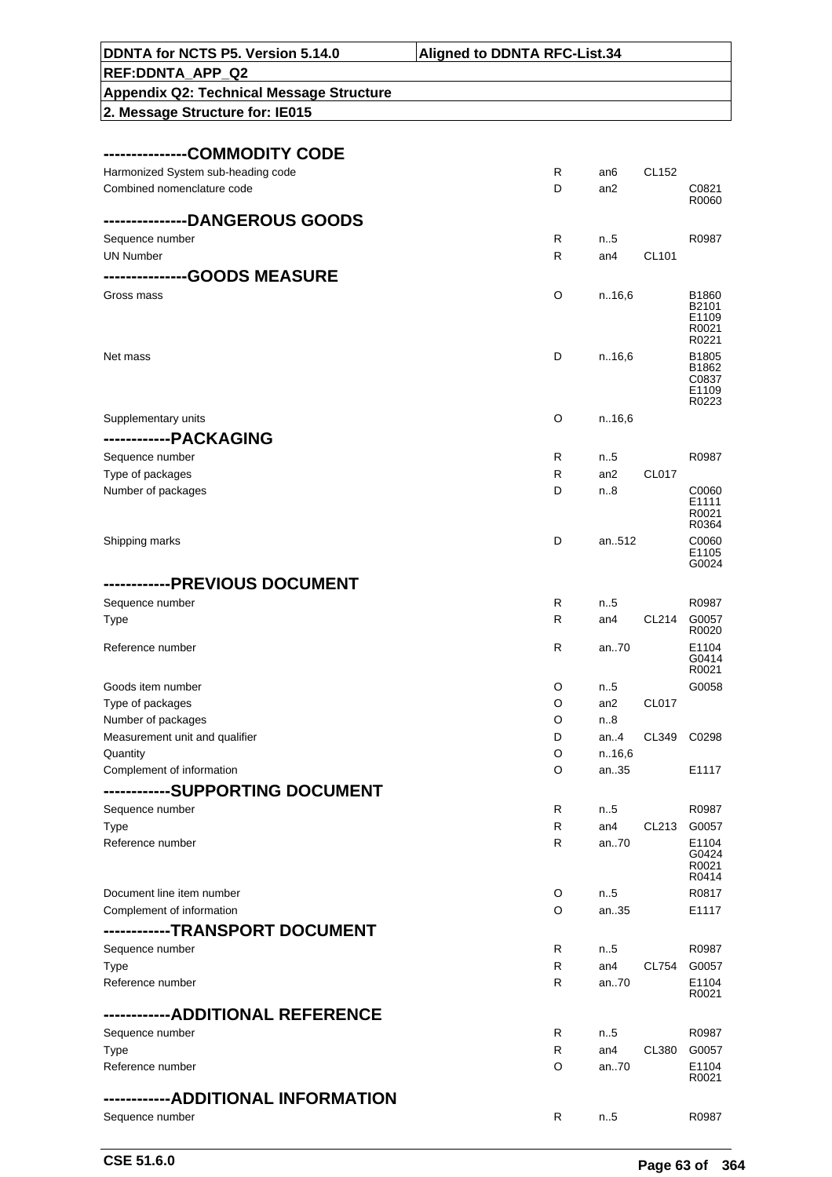**DDNTA for NCTS P5. Version 5.14.0** | **Aligned to DDNTA RFC-List.34**

**REF:DDNTA_APP_Q2**

**Appendix Q2: Technical Message Structure**

**2. Message Structure for: IE015**

### --------------COMMODITY CODE

| Field | Status | Format | Code List | Rules |
|---|---|---|---|---|
| Harmonized System sub-heading code | R | an6 | CL152 | |
| Combined nomenclature code | D | an2 | | C0821 R0060 |

### --------------DANGEROUS GOODS

| Field | Status | Format | Code List | Rules |
|---|---|---|---|---|
| Sequence number | R | n..5 | | R0987 |
| UN Number | R | an4 | CL101 | |

### --------------GOODS MEASURE

| Field | Status | Format | Code List | Rules |
|---|---|---|---|---|
| Gross mass | O | n..16,6 | | B1860 B2101 E1109 R0021 R0221 |
| Net mass | D | n..16,6 | | B1805 B1862 C0837 E1109 R0223 |
| Supplementary units | O | n..16,6 | | |

### -----------PACKAGING

| Field | Status | Format | Code List | Rules |
|---|---|---|---|---|
| Sequence number | R | n..5 | | R0987 |
| Type of packages | R | an2 | CL017 | |
| Number of packages | D | n..8 | | C0060 E1111 R0021 R0364 |
| Shipping marks | D | an..512 | | C0060 E1105 G0024 |

### -----------PREVIOUS DOCUMENT

| Field | Status | Format | Code List | Rules |
|---|---|---|---|---|
| Sequence number | R | n..5 | | R0987 |
| Type | R | an4 | CL214 | G0057 R0020 |
| Reference number | R | an..70 | | E1104 G0414 R0021 |
| Goods item number | O | n..5 | | G0058 |
| Type of packages | O | an2 | CL017 | |
| Number of packages | O | n..8 | | |
| Measurement unit and qualifier | D | an..4 | CL349 | C0298 |
| Quantity | O | n..16,6 | | |
| Complement of information | O | an..35 | | E1117 |

### -----------SUPPORTING DOCUMENT

| Field | Status | Format | Code List | Rules |
|---|---|---|---|---|
| Sequence number | R | n..5 | | R0987 |
| Type | R | an4 | CL213 | G0057 |
| Reference number | R | an..70 | | E1104 G0424 R0021 R0414 |
| Document line item number | O | n..5 | | R0817 |
| Complement of information | O | an..35 | | E1117 |

### -----------TRANSPORT DOCUMENT

| Field | Status | Format | Code List | Rules |
|---|---|---|---|---|
| Sequence number | R | n..5 | | R0987 |
| Type | R | an4 | CL754 | G0057 |
| Reference number | R | an..70 | | E1104 R0021 |

### -----------ADDITIONAL REFERENCE

| Field | Status | Format | Code List | Rules |
|---|---|---|---|---|
| Sequence number | R | n..5 | | R0987 |
| Type | R | an4 | CL380 | G0057 |
| Reference number | O | an..70 | | E1104 R0021 |

### -----------ADDITIONAL INFORMATION

| Field | Status | Format | Code List | Rules |
|---|---|---|---|---|
| Sequence number | R | n..5 | | R0987 |

CSE 51.6.0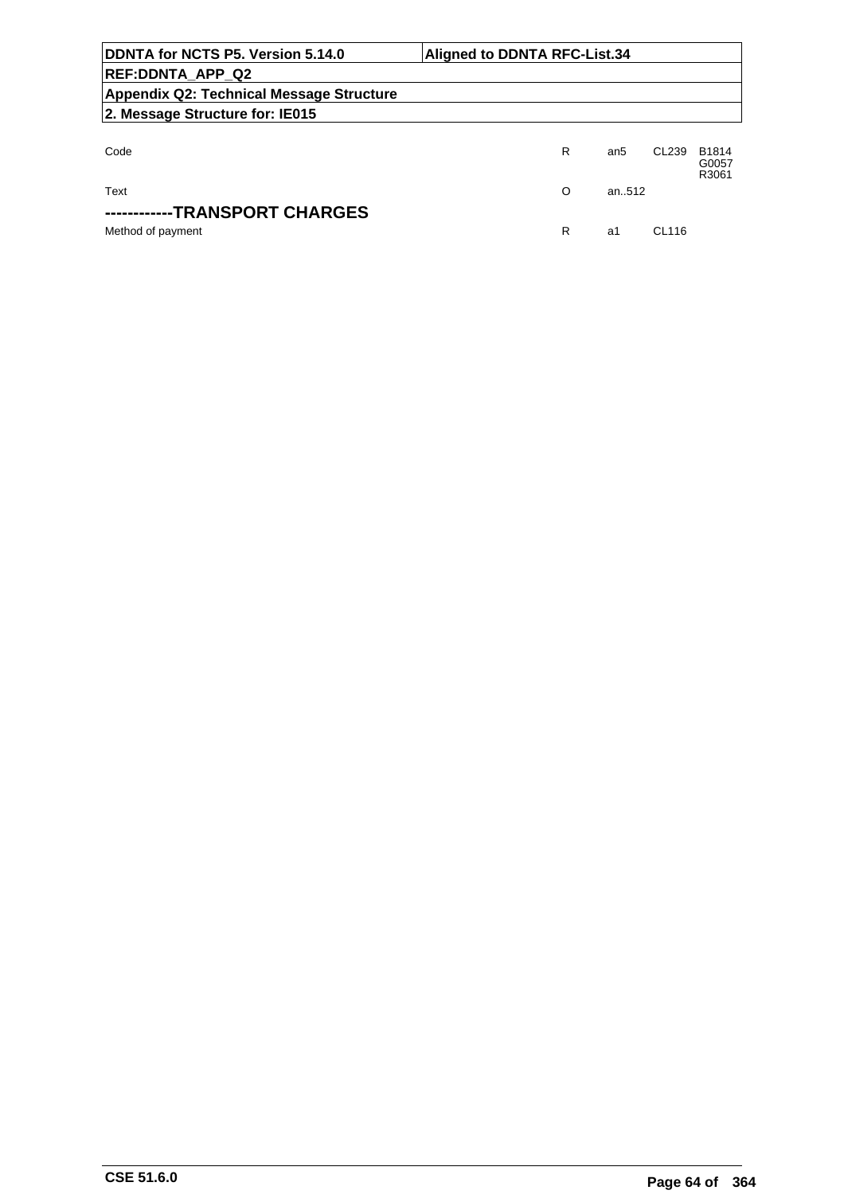| | | | | |
|---|---|---|---|---|
| Code | R | an5 | CL239 | B1814<br>G0057<br>R3061 |
| Text | O | an..512 | | |

**------------TRANSPORT CHARGES**

| | | | | |
|---|---|---|---|---|
| Method of payment | R | a1 | CL116 | |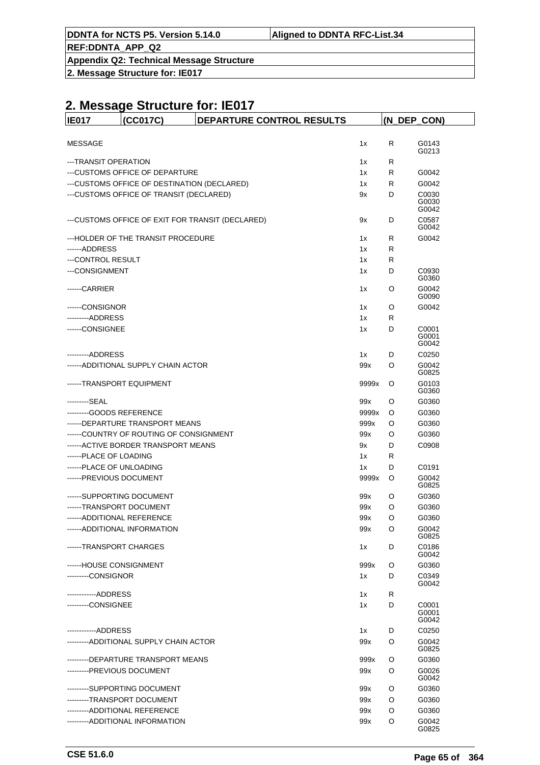# 2. Message Structure for: IE017

| IE017 | (CC017C) | DEPARTURE CONTROL RESULTS | | (N_DEP_CON) |
|---|---|---|---|---|
| MESSAGE | | 1x | R | G0143<br>G0213 |
| ---TRANSIT OPERATION | | 1x | R | |
| ---CUSTOMS OFFICE OF DEPARTURE | | 1x | R | G0042 |
| ---CUSTOMS OFFICE OF DESTINATION (DECLARED) | | 1x | R | G0042 |
| ---CUSTOMS OFFICE OF TRANSIT (DECLARED) | | 9x | D | C0030<br>G0030<br>G0042 |
| ---CUSTOMS OFFICE OF EXIT FOR TRANSIT (DECLARED) | | 9x | D | C0587<br>G0042 |
| ---HOLDER OF THE TRANSIT PROCEDURE | | 1x | R | G0042 |
| ------ADDRESS | | 1x | R | |
| ---CONTROL RESULT | | 1x | R | |
| ---CONSIGNMENT | | 1x | D | C0930<br>G0360 |
| ------CARRIER | | 1x | O | G0042<br>G0090 |
| ------CONSIGNOR | | 1x | O | G0042 |
| ---------ADDRESS | | 1x | R | |
| ------CONSIGNEE | | 1x | D | C0001<br>G0001<br>G0042 |
| ---------ADDRESS | | 1x | D | C0250 |
| ------ADDITIONAL SUPPLY CHAIN ACTOR | | 99x | O | G0042<br>G0825 |
| ------TRANSPORT EQUIPMENT | | 9999x | O | G0103<br>G0360 |
| ---------SEAL | | 99x | O | G0360 |
| ---------GOODS REFERENCE | | 9999x | O | G0360 |
| ------DEPARTURE TRANSPORT MEANS | | 999x | O | G0360 |
| ------COUNTRY OF ROUTING OF CONSIGNMENT | | 99x | O | G0360 |
| ------ACTIVE BORDER TRANSPORT MEANS | | 9x | D | C0908 |
| ------PLACE OF LOADING | | 1x | R | |
| ------PLACE OF UNLOADING | | 1x | D | C0191 |
| ------PREVIOUS DOCUMENT | | 9999x | O | G0042<br>G0825 |
| ------SUPPORTING DOCUMENT | | 99x | O | G0360 |
| ------TRANSPORT DOCUMENT | | 99x | O | G0360 |
| ------ADDITIONAL REFERENCE | | 99x | O | G0360 |
| ------ADDITIONAL INFORMATION | | 99x | O | G0042<br>G0825 |
| ------TRANSPORT CHARGES | | 1x | D | C0186<br>G0042 |
| ------HOUSE CONSIGNMENT | | 999x | O | G0360 |
| ---------CONSIGNOR | | 1x | D | C0349<br>G0042 |
| ------------ADDRESS | | 1x | R | |
| ---------CONSIGNEE | | 1x | D | C0001<br>G0001<br>G0042 |
| ------------ADDRESS | | 1x | D | C0250 |
| ---------ADDITIONAL SUPPLY CHAIN ACTOR | | 99x | O | G0042<br>G0825 |
| ---------DEPARTURE TRANSPORT MEANS | | 999x | O | G0360 |
| ---------PREVIOUS DOCUMENT | | 99x | O | G0026<br>G0042 |
| ---------SUPPORTING DOCUMENT | | 99x | O | G0360 |
| ---------TRANSPORT DOCUMENT | | 99x | O | G0360 |
| ---------ADDITIONAL REFERENCE | | 99x | O | G0360 |
| ---------ADDITIONAL INFORMATION | | 99x | O | G0042<br>G0825 |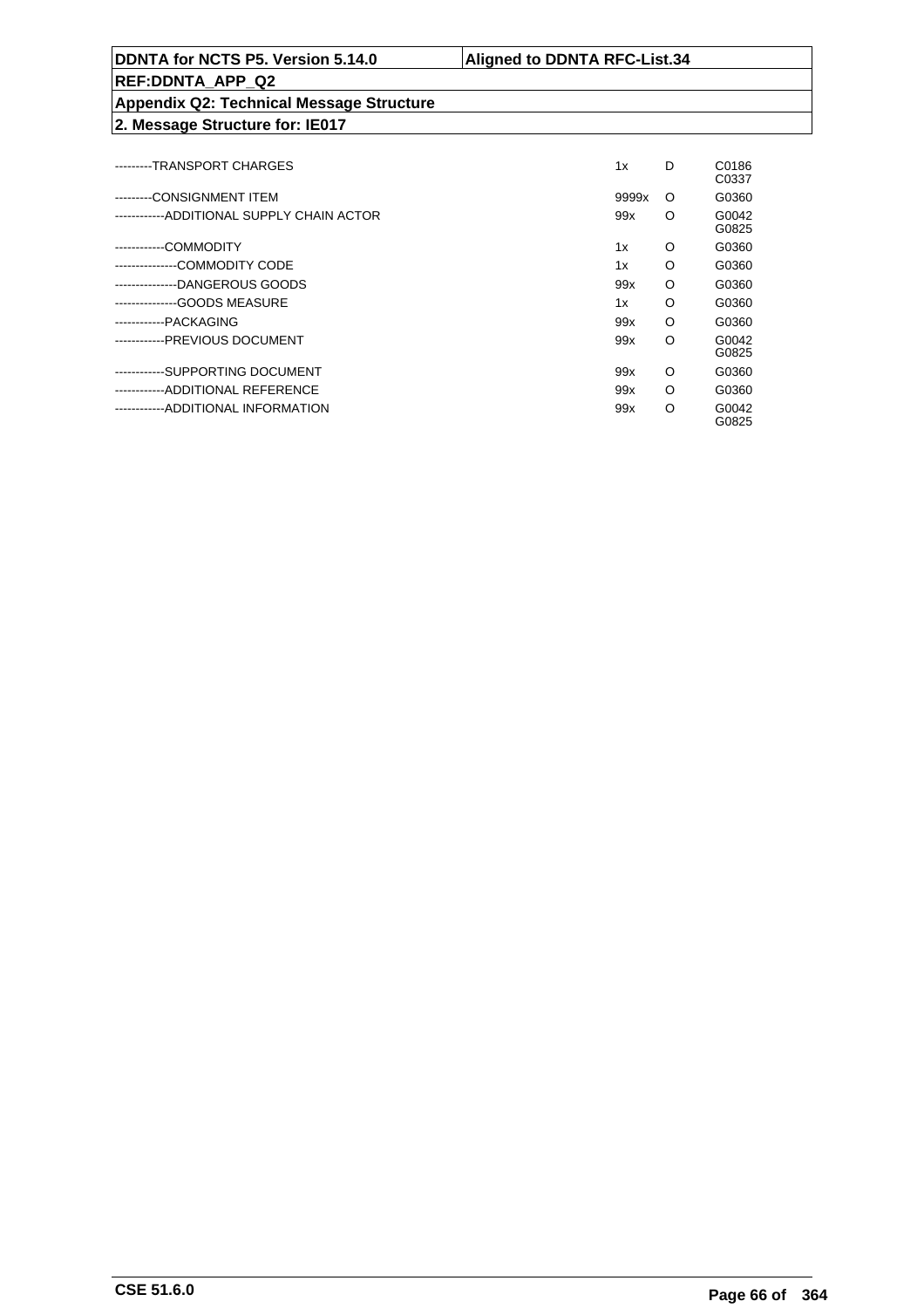| DDNTA for NCTS P5. Version 5.14.0 | Aligned to DDNTA RFC-List.34 |
|---|---|
| REF:DDNTA_APP_Q2 | |
| Appendix Q2: Technical Message Structure | |
| 2. Message Structure for: IE017 | |

| | | | |
|---|---|---|---|
| ---------TRANSPORT CHARGES | 1x | D | C0186 C0337 |
| ---------CONSIGNMENT ITEM | 9999x | O | G0360 |
| ------------ADDITIONAL SUPPLY CHAIN ACTOR | 99x | O | G0042 G0825 |
| ------------COMMODITY | 1x | O | G0360 |
| ---------------COMMODITY CODE | 1x | O | G0360 |
| ---------------DANGEROUS GOODS | 99x | O | G0360 |
| ---------------GOODS MEASURE | 1x | O | G0360 |
| ------------PACKAGING | 99x | O | G0360 |
| ------------PREVIOUS DOCUMENT | 99x | O | G0042 G0825 |
| ------------SUPPORTING DOCUMENT | 99x | O | G0360 |
| ------------ADDITIONAL REFERENCE | 99x | O | G0360 |
| ------------ADDITIONAL INFORMATION | 99x | O | G0042 G0825 |

CSE 51.6.0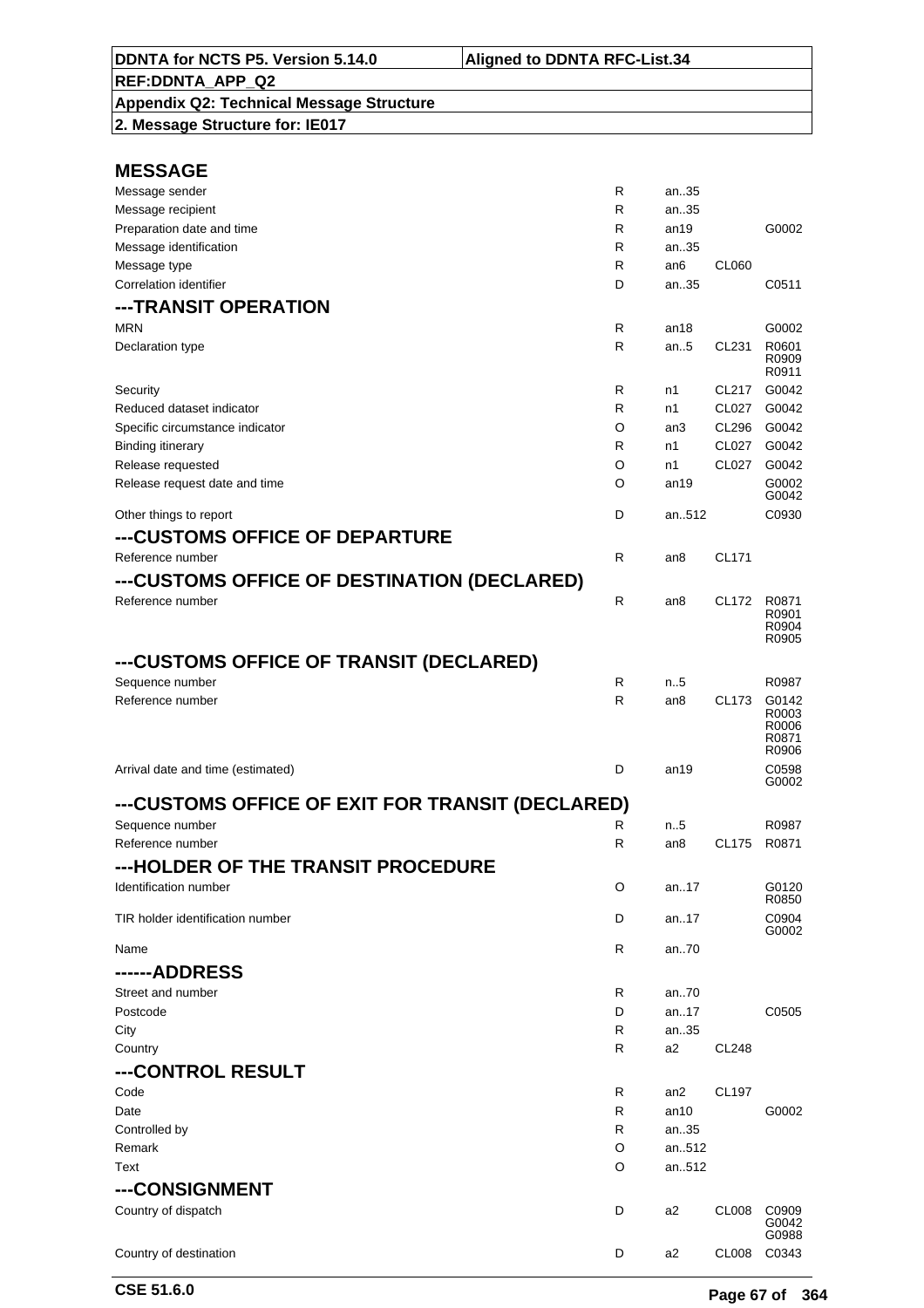| DDNTA for NCTS P5. Version 5.14.0 | Aligned to DDNTA RFC-List.34 |
|---|---|
| REF:DDNTA_APP_Q2 | |
| Appendix Q2: Technical Message Structure | |
| 2. Message Structure for: IE017 | |

## MESSAGE

| | | | | |
|---|---|---|---|---|
| Message sender | R | an..35 | | |
| Message recipient | R | an..35 | | |
| Preparation date and time | R | an19 | | G0002 |
| Message identification | R | an..35 | | |
| Message type | R | an6 | CL060 | |
| Correlation identifier | D | an..35 | | C0511 |

## ---TRANSIT OPERATION

| | | | | |
|---|---|---|---|---|
| MRN | R | an18 | | G0002 |
| Declaration type | R | an..5 | CL231 | R0601 R0909 R0911 |
| Security | R | n1 | CL217 | G0042 |
| Reduced dataset indicator | R | n1 | CL027 | G0042 |
| Specific circumstance indicator | O | an3 | CL296 | G0042 |
| Binding itinerary | R | n1 | CL027 | G0042 |
| Release requested | O | n1 | CL027 | G0042 |
| Release request date and time | O | an19 | | G0002 G0042 |
| Other things to report | D | an..512 | | C0930 |

## ---CUSTOMS OFFICE OF DEPARTURE

| | | | | |
|---|---|---|---|---|
| Reference number | R | an8 | CL171 | |

## ---CUSTOMS OFFICE OF DESTINATION (DECLARED)

| | | | | |
|---|---|---|---|---|
| Reference number | R | an8 | CL172 | R0871 R0901 R0904 R0905 |

## ---CUSTOMS OFFICE OF TRANSIT (DECLARED)

| | | | | |
|---|---|---|---|---|
| Sequence number | R | n..5 | | R0987 |
| Reference number | R | an8 | CL173 | G0142 R0003 R0006 R0871 R0906 |
| Arrival date and time (estimated) | D | an19 | | C0598 G0002 |

## ---CUSTOMS OFFICE OF EXIT FOR TRANSIT (DECLARED)

| | | | | |
|---|---|---|---|---|
| Sequence number | R | n..5 | | R0987 |
| Reference number | R | an8 | CL175 | R0871 |

## ---HOLDER OF THE TRANSIT PROCEDURE

| | | | | |
|---|---|---|---|---|
| Identification number | O | an..17 | | G0120 R0850 |
| TIR holder identification number | D | an..17 | | C0904 G0002 |
| Name | R | an..70 | | |

## ------ADDRESS

| | | | | |
|---|---|---|---|---|
| Street and number | R | an..70 | | |
| Postcode | D | an..17 | | C0505 |
| City | R | an..35 | | |
| Country | R | a2 | CL248 | |

## ---CONTROL RESULT

| | | | | |
|---|---|---|---|---|
| Code | R | an2 | CL197 | |
| Date | R | an10 | | G0002 |
| Controlled by | R | an..35 | | |
| Remark | O | an..512 | | |
| Text | O | an..512 | | |

## ---CONSIGNMENT

| | | | | |
|---|---|---|---|---|
| Country of dispatch | D | a2 | CL008 | C0909 G0042 G0988 |
| Country of destination | D | a2 | CL008 | C0343 |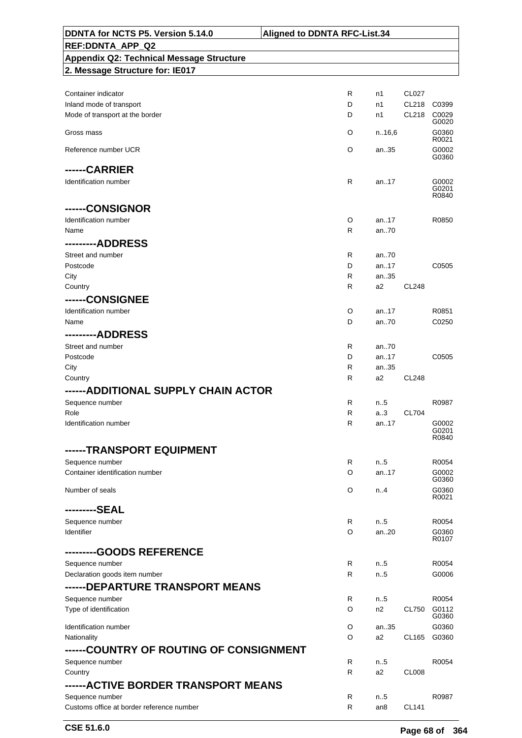| | | | | |
|---|---|---|---|---|
| Container indicator | R | n1 | CL027 | |
| Inland mode of transport | D | n1 | CL218 | C0399 |
| Mode of transport at the border | D | n1 | CL218 | C0029 G0020 |
| Gross mass | O | n..16,6 | | G0360 R0021 |
| Reference number UCR | O | an..35 | | G0002 G0360 |
| **------CARRIER** | | | | |
| Identification number | R | an..17 | | G0002 G0201 R0840 |
| **------CONSIGNOR** | | | | |
| Identification number | O | an..17 | | R0850 |
| Name | R | an..70 | | |
| **---------ADDRESS** | | | | |
| Street and number | R | an..70 | | |
| Postcode | D | an..17 | | C0505 |
| City | R | an..35 | | |
| Country | R | a2 | CL248 | |
| **------CONSIGNEE** | | | | |
| Identification number | O | an..17 | | R0851 |
| Name | D | an..70 | | C0250 |
| **---------ADDRESS** | | | | |
| Street and number | R | an..70 | | |
| Postcode | D | an..17 | | C0505 |
| City | R | an..35 | | |
| Country | R | a2 | CL248 | |
| **------ADDITIONAL SUPPLY CHAIN ACTOR** | | | | |
| Sequence number | R | n..5 | | R0987 |
| Role | R | a..3 | CL704 | |
| Identification number | R | an..17 | | G0002 G0201 R0840 |
| **------TRANSPORT EQUIPMENT** | | | | |
| Sequence number | R | n..5 | | R0054 |
| Container identification number | O | an..17 | | G0002 G0360 |
| Number of seals | O | n..4 | | G0360 R0021 |
| **---------SEAL** | | | | |
| Sequence number | R | n..5 | | R0054 |
| Identifier | O | an..20 | | G0360 R0107 |
| **---------GOODS REFERENCE** | | | | |
| Sequence number | R | n..5 | | R0054 |
| Declaration goods item number | R | n..5 | | G0006 |
| **------DEPARTURE TRANSPORT MEANS** | | | | |
| Sequence number | R | n..5 | | R0054 |
| Type of identification | O | n2 | CL750 | G0112 G0360 |
| Identification number | O | an..35 | | G0360 |
| Nationality | O | a2 | CL165 | G0360 |
| **------COUNTRY OF ROUTING OF CONSIGNMENT** | | | | |
| Sequence number | R | n..5 | | R0054 |
| Country | R | a2 | CL008 | |
| **------ACTIVE BORDER TRANSPORT MEANS** | | | | |
| Sequence number | R | n..5 | | R0987 |
| Customs office at border reference number | R | an8 | CL141 | |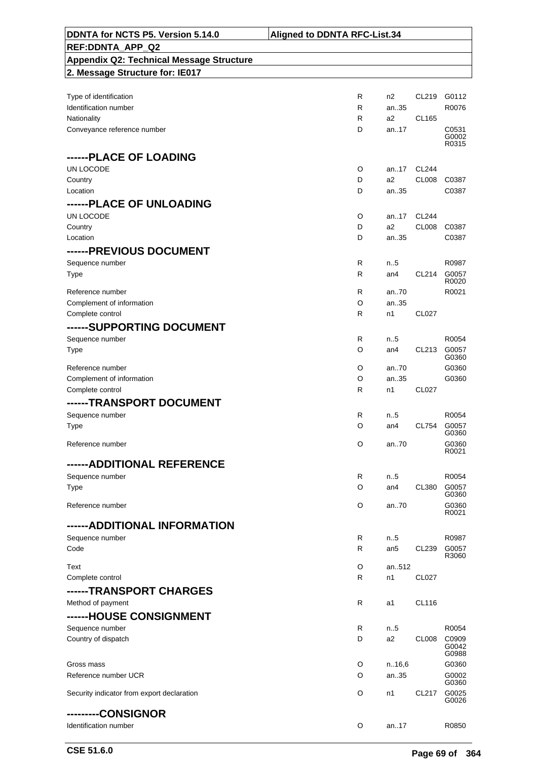| | | | | |
|---|---|---|---|---|
| Type of identification | R | n2 | CL219 | G0112 |
| Identification number | R | an..35 | | R0076 |
| Nationality | R | a2 | CL165 | |
| Conveyance reference number | D | an..17 | | C0531 G0002 R0315 |

## ------PLACE OF LOADING

| | | | | |
|---|---|---|---|---|
| UN LOCODE | O | an..17 | CL244 | |
| Country | D | a2 | CL008 | C0387 |
| Location | D | an..35 | | C0387 |

## ------PLACE OF UNLOADING

| | | | | |
|---|---|---|---|---|
| UN LOCODE | O | an..17 | CL244 | |
| Country | D | a2 | CL008 | C0387 |
| Location | D | an..35 | | C0387 |

## ------PREVIOUS DOCUMENT

| | | | | |
|---|---|---|---|---|
| Sequence number | R | n..5 | | R0987 |
| Type | R | an4 | CL214 | G0057 R0020 |
| Reference number | R | an..70 | | R0021 |
| Complement of information | O | an..35 | | |
| Complete control | R | n1 | CL027 | |

## ------SUPPORTING DOCUMENT

| | | | | |
|---|---|---|---|---|
| Sequence number | R | n..5 | | R0054 |
| Type | O | an4 | CL213 | G0057 G0360 |
| Reference number | O | an..70 | | G0360 |
| Complement of information | O | an..35 | | G0360 |
| Complete control | R | n1 | CL027 | |

## ------TRANSPORT DOCUMENT

| | | | | |
|---|---|---|---|---|
| Sequence number | R | n..5 | | R0054 |
| Type | O | an4 | CL754 | G0057 G0360 |
| Reference number | O | an..70 | | G0360 R0021 |

## ------ADDITIONAL REFERENCE

| | | | | |
|---|---|---|---|---|
| Sequence number | R | n..5 | | R0054 |
| Type | O | an4 | CL380 | G0057 G0360 |
| Reference number | O | an..70 | | G0360 R0021 |

## ------ADDITIONAL INFORMATION

| | | | | |
|---|---|---|---|---|
| Sequence number | R | n..5 | | R0987 |
| Code | R | an5 | CL239 | G0057 R3060 |
| Text | O | an..512 | | |
| Complete control | R | n1 | CL027 | |

## ------TRANSPORT CHARGES

| | | | | |
|---|---|---|---|---|
| Method of payment | R | a1 | CL116 | |

## ------HOUSE CONSIGNMENT

| | | | | |
|---|---|---|---|---|
| Sequence number | R | n..5 | | R0054 |
| Country of dispatch | D | a2 | CL008 | C0909 G0042 G0988 |
| Gross mass | O | n..16,6 | | G0360 |
| Reference number UCR | O | an..35 | | G0002 G0360 |
| Security indicator from export declaration | O | n1 | CL217 | G0025 G0026 |

## ---------CONSIGNOR

| | | | | |
|---|---|---|---|---|
| Identification number | O | an..17 | | R0850 |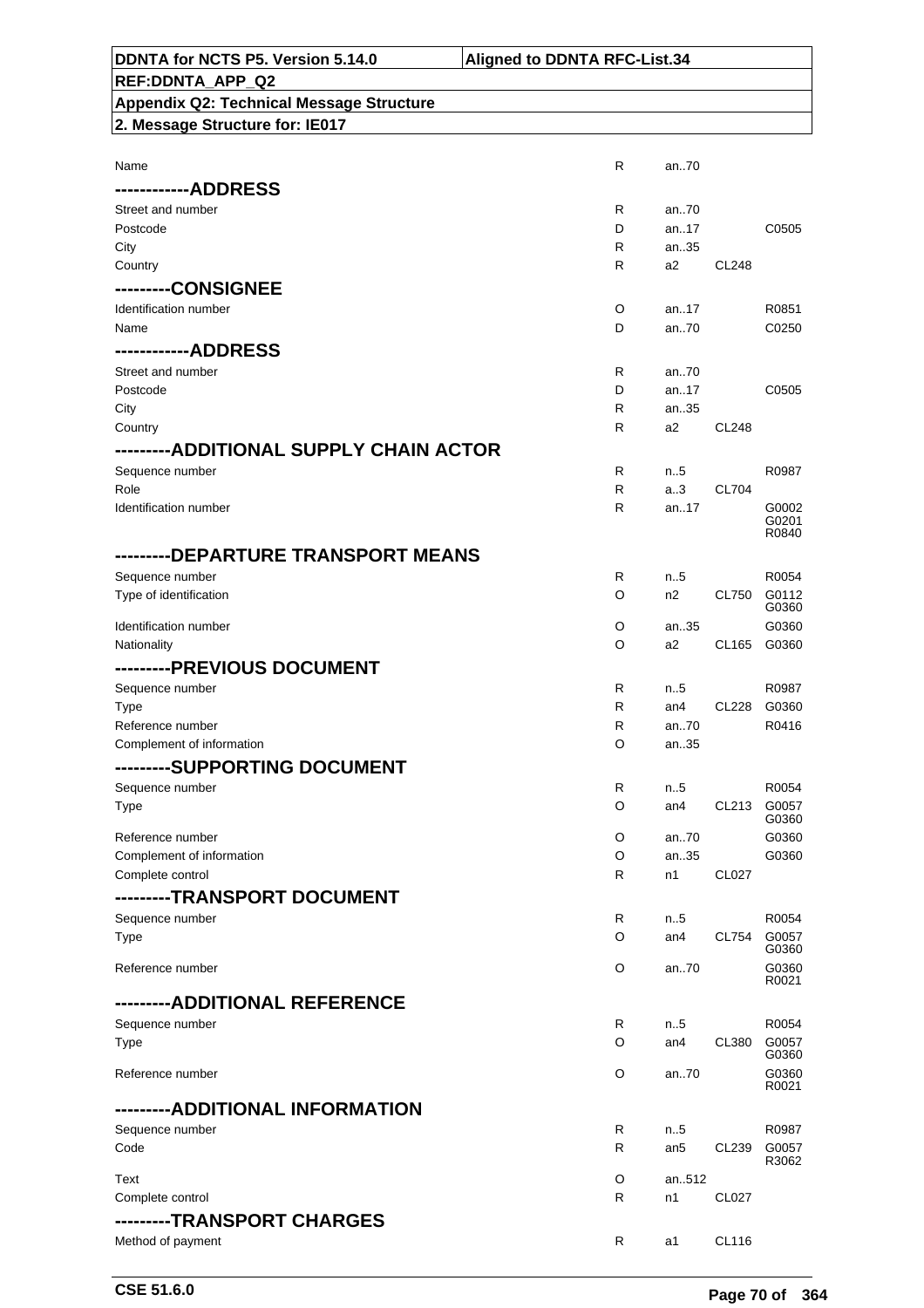| Name | R | an..70 | | |
|---|---|---|---|---|
| **------------ADDRESS** | | | | |
| Street and number | R | an..70 | | |
| Postcode | D | an..17 | | C0505 |
| City | R | an..35 | | |
| Country | R | a2 | CL248 | |
| **---------CONSIGNEE** | | | | |
| Identification number | O | an..17 | | R0851 |
| Name | D | an..70 | | C0250 |
| **------------ADDRESS** | | | | |
| Street and number | R | an..70 | | |
| Postcode | D | an..17 | | C0505 |
| City | R | an..35 | | |
| Country | R | a2 | CL248 | |
| **---------ADDITIONAL SUPPLY CHAIN ACTOR** | | | | |
| Sequence number | R | n..5 | | R0987 |
| Role | R | a..3 | CL704 | |
| Identification number | R | an..17 | | G0002 G0201 R0840 |
| **---------DEPARTURE TRANSPORT MEANS** | | | | |
| Sequence number | R | n..5 | | R0054 |
| Type of identification | O | n2 | CL750 | G0112 G0360 |
| Identification number | O | an..35 | | G0360 |
| Nationality | O | a2 | CL165 | G0360 |
| **---------PREVIOUS DOCUMENT** | | | | |
| Sequence number | R | n..5 | | R0987 |
| Type | R | an4 | CL228 | G0360 |
| Reference number | R | an..70 | | R0416 |
| Complement of information | O | an..35 | | |
| **---------SUPPORTING DOCUMENT** | | | | |
| Sequence number | R | n..5 | | R0054 |
| Type | O | an4 | CL213 | G0057 G0360 |
| Reference number | O | an..70 | | G0360 |
| Complement of information | O | an..35 | | G0360 |
| Complete control | R | n1 | CL027 | |
| **---------TRANSPORT DOCUMENT** | | | | |
| Sequence number | R | n..5 | | R0054 |
| Type | O | an4 | CL754 | G0057 G0360 |
| Reference number | O | an..70 | | G0360 R0021 |
| **---------ADDITIONAL REFERENCE** | | | | |
| Sequence number | R | n..5 | | R0054 |
| Type | O | an4 | CL380 | G0057 G0360 |
| Reference number | O | an..70 | | G0360 R0021 |
| **---------ADDITIONAL INFORMATION** | | | | |
| Sequence number | R | n..5 | | R0987 |
| Code | R | an5 | CL239 | G0057 R3062 |
| Text | O | an..512 | | |
| Complete control | R | n1 | CL027 | |
| **---------TRANSPORT CHARGES** | | | | |
| Method of payment | R | a1 | CL116 | |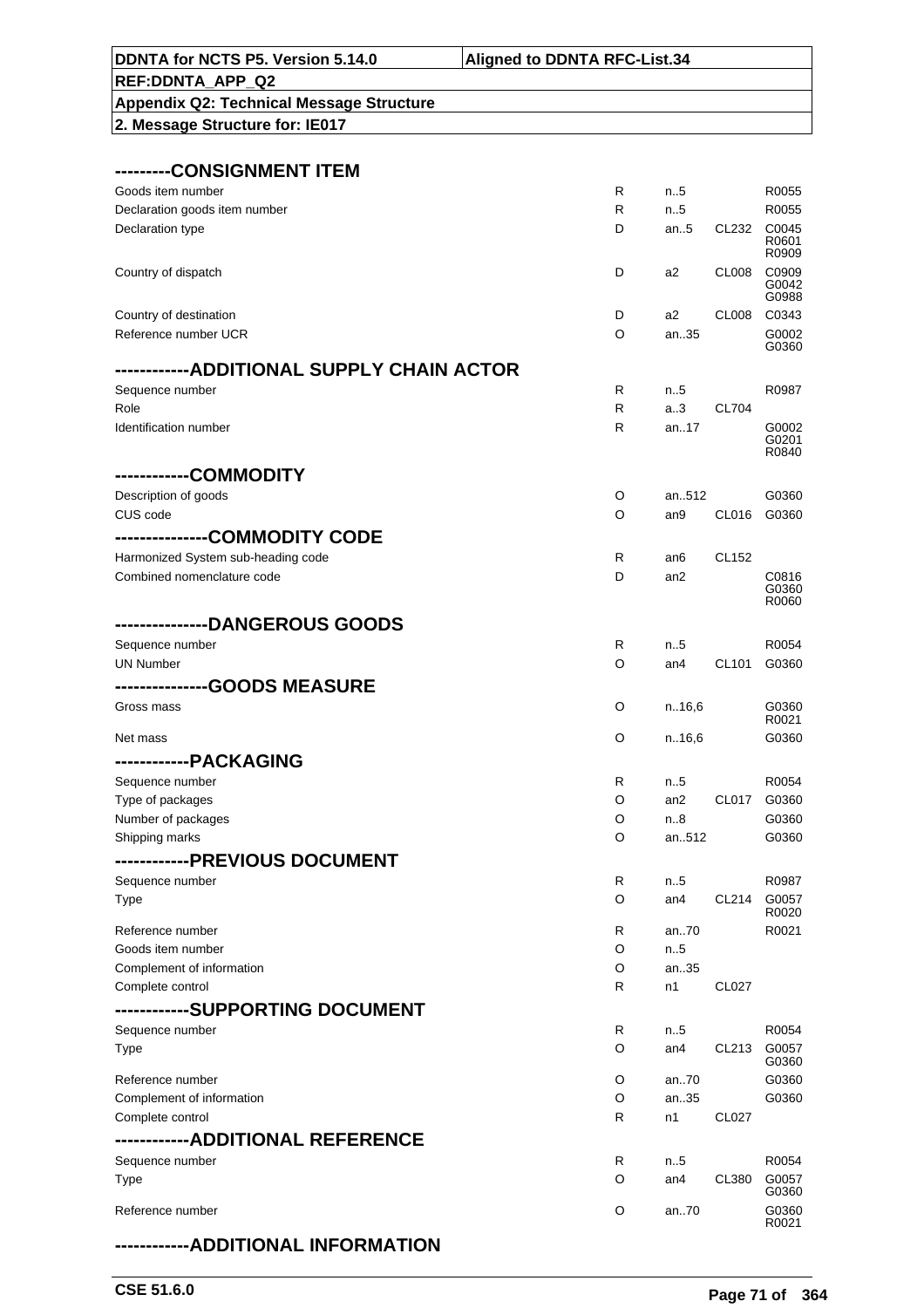## ---------CONSIGNMENT ITEM

| | | | | |
|---|---|---|---|---|
| Goods item number | R | n..5 | | R0055 |
| Declaration goods item number | R | n..5 | | R0055 |
| Declaration type | D | an..5 | CL232 | C0045 R0601 R0909 |
| Country of dispatch | D | a2 | CL008 | C0909 G0042 G0988 |
| Country of destination | D | a2 | CL008 | C0343 |
| Reference number UCR | O | an..35 | | G0002 G0360 |

## -----------ADDITIONAL SUPPLY CHAIN ACTOR

| | | | | |
|---|---|---|---|---|
| Sequence number | R | n..5 | | R0987 |
| Role | R | a..3 | CL704 | |
| Identification number | R | an..17 | | G0002 G0201 R0840 |

## -----------COMMODITY

| | | | | |
|---|---|---|---|---|
| Description of goods | O | an..512 | | G0360 |
| CUS code | O | an9 | CL016 | G0360 |

## --------------COMMODITY CODE

| | | | | |
|---|---|---|---|---|
| Harmonized System sub-heading code | R | an6 | CL152 | |
| Combined nomenclature code | D | an2 | | C0816 G0360 R0060 |

## --------------DANGEROUS GOODS

| | | | | |
|---|---|---|---|---|
| Sequence number | R | n..5 | | R0054 |
| UN Number | O | an4 | CL101 | G0360 |

## --------------GOODS MEASURE

| | | | | |
|---|---|---|---|---|
| Gross mass | O | n..16,6 | | G0360 R0021 |
| Net mass | O | n..16,6 | | G0360 |

## -----------PACKAGING

| | | | | |
|---|---|---|---|---|
| Sequence number | R | n..5 | | R0054 |
| Type of packages | O | an2 | CL017 | G0360 |
| Number of packages | O | n..8 | | G0360 |
| Shipping marks | O | an..512 | | G0360 |

## -----------PREVIOUS DOCUMENT

| | | | | |
|---|---|---|---|---|
| Sequence number | R | n..5 | | R0987 |
| Type | O | an4 | CL214 | G0057 R0020 |
| Reference number | R | an..70 | | R0021 |
| Goods item number | O | n..5 | | |
| Complement of information | O | an..35 | | |
| Complete control | R | n1 | CL027 | |

## -----------SUPPORTING DOCUMENT

| | | | | |
|---|---|---|---|---|
| Sequence number | R | n..5 | | R0054 |
| Type | O | an4 | CL213 | G0057 G0360 |
| Reference number | O | an..70 | | G0360 |
| Complement of information | O | an..35 | | G0360 |
| Complete control | R | n1 | CL027 | |

## -----------ADDITIONAL REFERENCE

| | | | | |
|---|---|---|---|---|
| Sequence number | R | n..5 | | R0054 |
| Type | O | an4 | CL380 | G0057 G0360 |
| Reference number | O | an..70 | | G0360 R0021 |

## -----------ADDITIONAL INFORMATION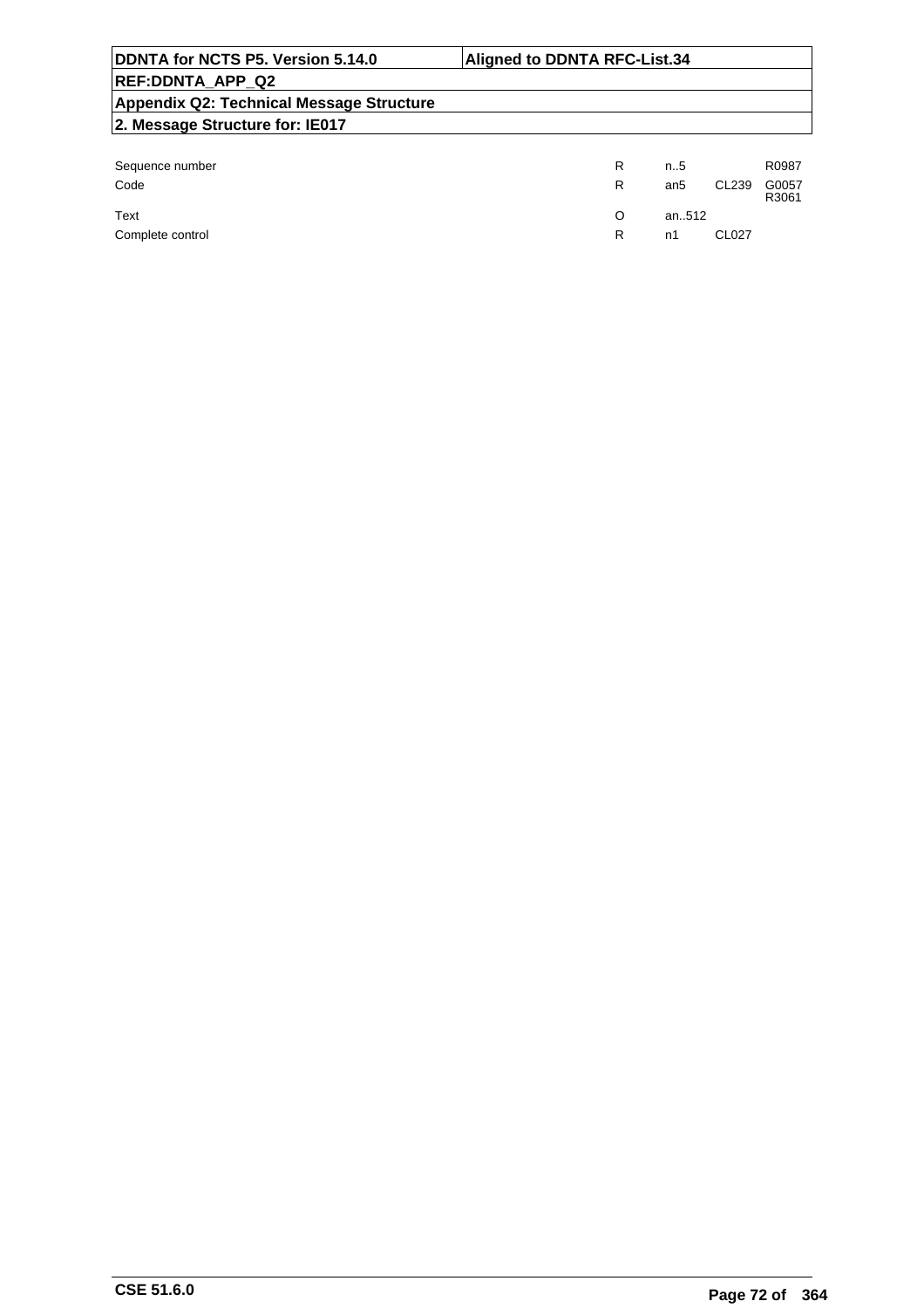| | | | | |
|---|---|---|---|---|
| Sequence number | R | n..5 | | R0987 |
| Code | R | an5 | CL239 | G0057 R3061 |
| Text | O | an..512 | | |
| Complete control | R | n1 | CL027 | |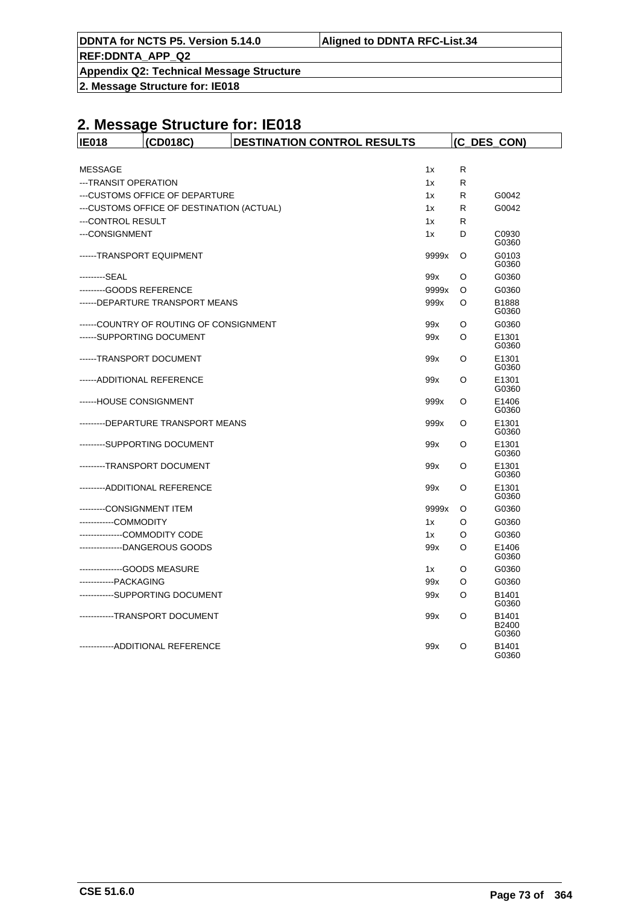## 2. Message Structure for: IE018

| IE018 | (CD018C) | DESTINATION CONTROL RESULTS | (C_DES_CON) |
|---|---|---|---|

| | | | |
|---|---|---|---|
| MESSAGE | 1x | R | |
| ---TRANSIT OPERATION | 1x | R | |
| ---CUSTOMS OFFICE OF DEPARTURE | 1x | R | G0042 |
| ---CUSTOMS OFFICE OF DESTINATION (ACTUAL) | 1x | R | G0042 |
| ---CONTROL RESULT | 1x | R | |
| ---CONSIGNMENT | 1x | D | C0930 G0360 |
| ------TRANSPORT EQUIPMENT | 9999x | O | G0103 G0360 |
| ---------SEAL | 99x | O | G0360 |
| ---------GOODS REFERENCE | 9999x | O | G0360 |
| ------DEPARTURE TRANSPORT MEANS | 999x | O | B1888 G0360 |
| ------COUNTRY OF ROUTING OF CONSIGNMENT | 99x | O | G0360 |
| ------SUPPORTING DOCUMENT | 99x | O | E1301 G0360 |
| ------TRANSPORT DOCUMENT | 99x | O | E1301 G0360 |
| ------ADDITIONAL REFERENCE | 99x | O | E1301 G0360 |
| ------HOUSE CONSIGNMENT | 999x | O | E1406 G0360 |
| ---------DEPARTURE TRANSPORT MEANS | 999x | O | E1301 G0360 |
| ---------SUPPORTING DOCUMENT | 99x | O | E1301 G0360 |
| ---------TRANSPORT DOCUMENT | 99x | O | E1301 G0360 |
| ---------ADDITIONAL REFERENCE | 99x | O | E1301 G0360 |
| ---------CONSIGNMENT ITEM | 9999x | O | G0360 |
| ------------COMMODITY | 1x | O | G0360 |
| ---------------COMMODITY CODE | 1x | O | G0360 |
| ---------------DANGEROUS GOODS | 99x | O | E1406 G0360 |
| ---------------GOODS MEASURE | 1x | O | G0360 |
| ------------PACKAGING | 99x | O | G0360 |
| ------------SUPPORTING DOCUMENT | 99x | O | B1401 G0360 |
| ------------TRANSPORT DOCUMENT | 99x | O | B1401 B2400 G0360 |
| ------------ADDITIONAL REFERENCE | 99x | O | B1401 G0360 |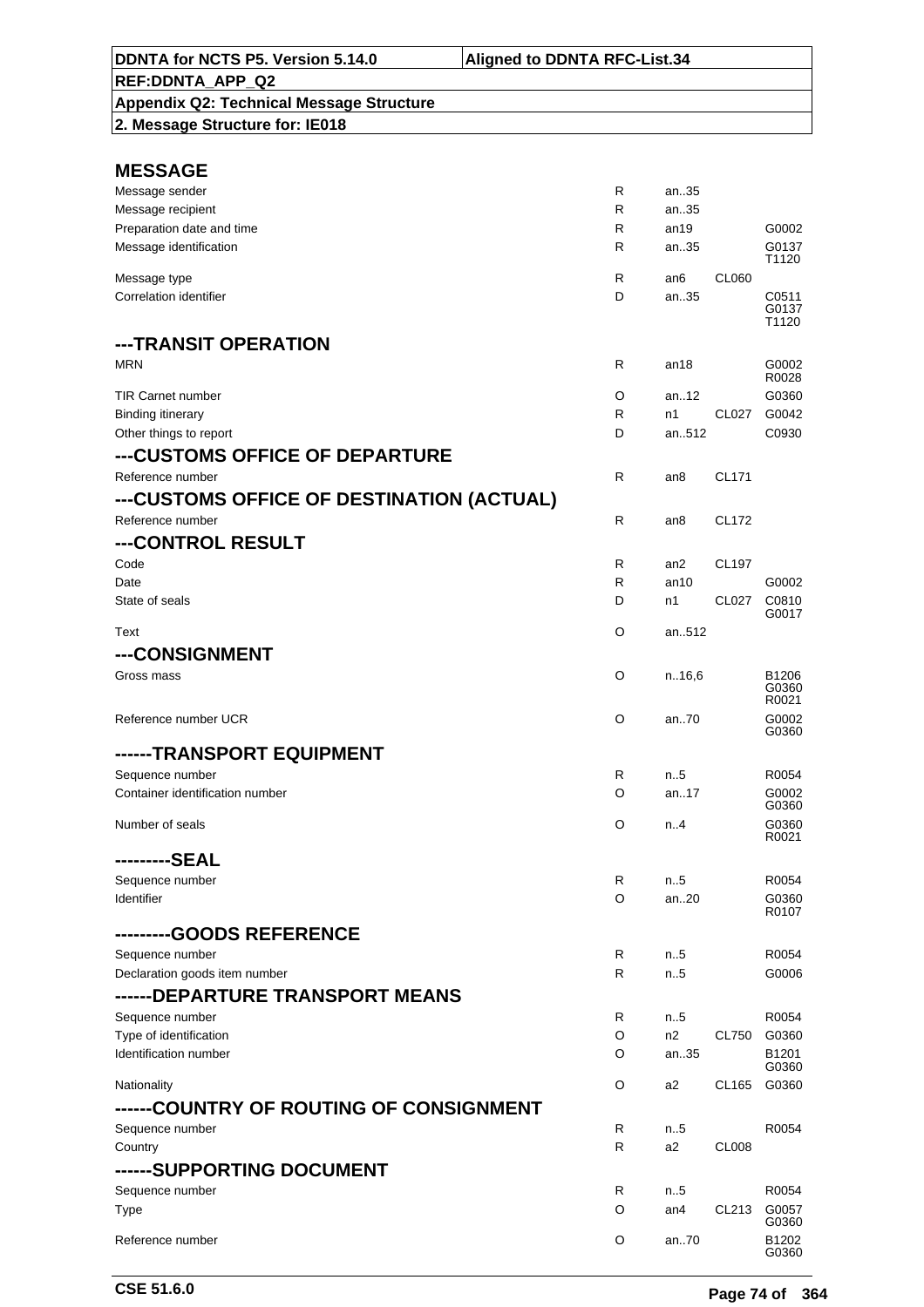| DDNTA for NCTS P5. Version 5.14.0 | Aligned to DDNTA RFC-List.34 |
|---|---|
| REF:DDNTA_APP_Q2 | |
| Appendix Q2: Technical Message Structure | |
| 2. Message Structure for: IE018 | |

## MESSAGE

| | | | | |
|---|---|---|---|---|
| Message sender | R | an..35 | | |
| Message recipient | R | an..35 | | |
| Preparation date and time | R | an19 | | G0002 |
| Message identification | R | an..35 | | G0137 T1120 |
| Message type | R | an6 | CL060 | |
| Correlation identifier | D | an..35 | | C0511 G0137 T1120 |

## ---TRANSIT OPERATION

| | | | | |
|---|---|---|---|---|
| MRN | R | an18 | | G0002 R0028 |
| TIR Carnet number | O | an..12 | | G0360 |
| Binding itinerary | R | n1 | CL027 | G0042 |
| Other things to report | D | an..512 | | C0930 |

## ---CUSTOMS OFFICE OF DEPARTURE

| | | | | |
|---|---|---|---|---|
| Reference number | R | an8 | CL171 | |

## ---CUSTOMS OFFICE OF DESTINATION (ACTUAL)

| | | | | |
|---|---|---|---|---|
| Reference number | R | an8 | CL172 | |

## ---CONTROL RESULT

| | | | | |
|---|---|---|---|---|
| Code | R | an2 | CL197 | |
| Date | R | an10 | | G0002 |
| State of seals | D | n1 | CL027 | C0810 G0017 |
| Text | O | an..512 | | |

## ---CONSIGNMENT

| | | | | |
|---|---|---|---|---|
| Gross mass | O | n..16,6 | | B1206 G0360 R0021 |
| Reference number UCR | O | an..70 | | G0002 G0360 |

## ------TRANSPORT EQUIPMENT

| | | | | |
|---|---|---|---|---|
| Sequence number | R | n..5 | | R0054 |
| Container identification number | O | an..17 | | G0002 G0360 |
| Number of seals | O | n..4 | | G0360 R0021 |

## ---------SEAL

| | | | | |
|---|---|---|---|---|
| Sequence number | R | n..5 | | R0054 |
| Identifier | O | an..20 | | G0360 R0107 |

## ---------GOODS REFERENCE

| | | | | |
|---|---|---|---|---|
| Sequence number | R | n..5 | | R0054 |
| Declaration goods item number | R | n..5 | | G0006 |

## ------DEPARTURE TRANSPORT MEANS

| | | | | |
|---|---|---|---|---|
| Sequence number | R | n..5 | | R0054 |
| Type of identification | O | n2 | CL750 | G0360 |
| Identification number | O | an..35 | | B1201 G0360 |
| Nationality | O | a2 | CL165 | G0360 |

## ------COUNTRY OF ROUTING OF CONSIGNMENT

| | | | | |
|---|---|---|---|---|
| Sequence number | R | n..5 | | R0054 |
| Country | R | a2 | CL008 | |

## ------SUPPORTING DOCUMENT

| | | | | |
|---|---|---|---|---|
| Sequence number | R | n..5 | | R0054 |
| Type | O | an4 | CL213 | G0057 G0360 |
| Reference number | O | an..70 | | B1202 G0360 |

CSE 51.6.0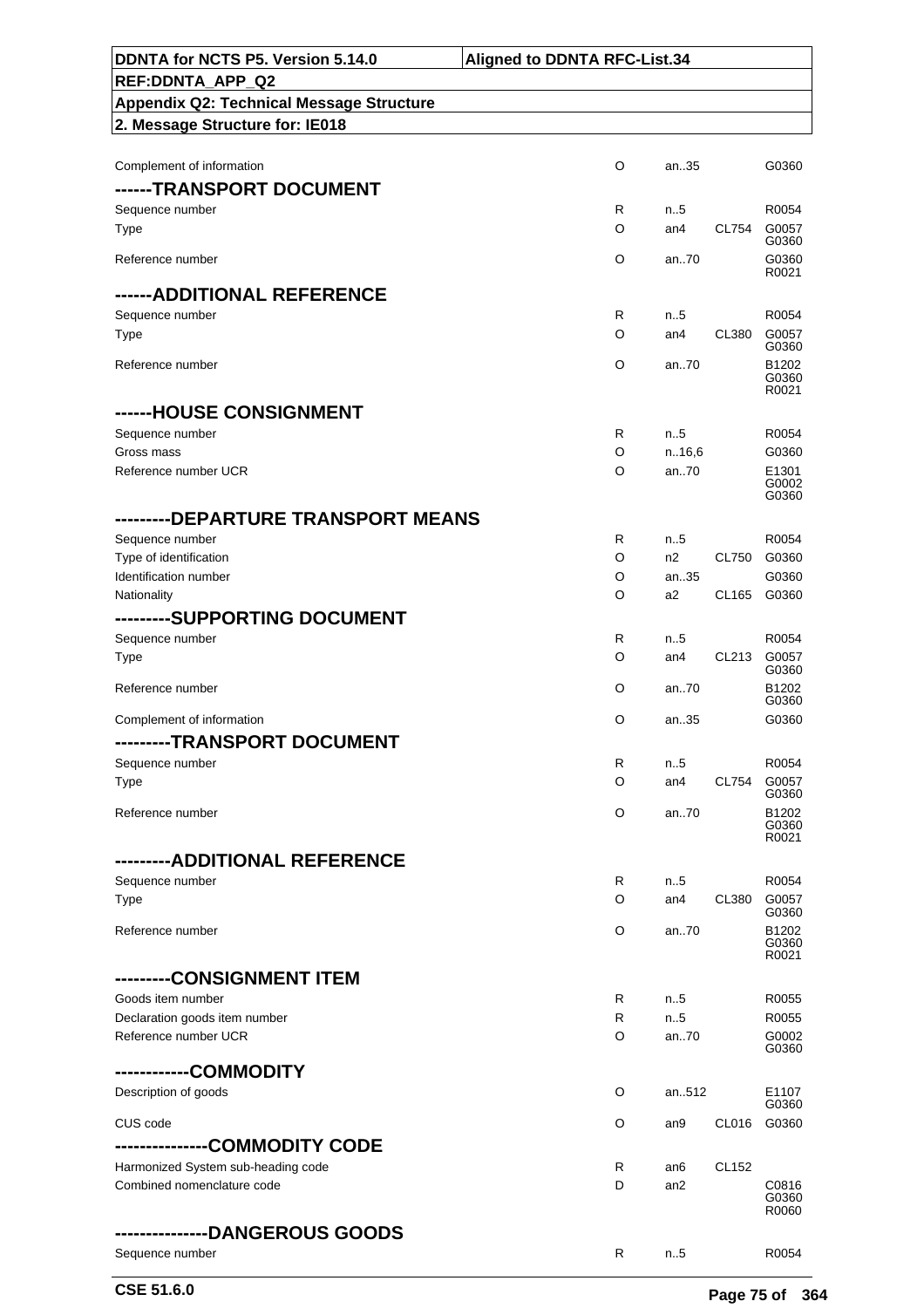| | | | | |
|---|---|---|---|---|
| Complement of information | O | an..35 | | G0360 |
| **------TRANSPORT DOCUMENT** | | | | |
| Sequence number | R | n..5 | | R0054 |
| Type | O | an4 | CL754 | G0057 G0360 |
| Reference number | O | an..70 | | G0360 R0021 |
| **------ADDITIONAL REFERENCE** | | | | |
| Sequence number | R | n..5 | | R0054 |
| Type | O | an4 | CL380 | G0057 G0360 |
| Reference number | O | an..70 | | B1202 G0360 R0021 |
| **------HOUSE CONSIGNMENT** | | | | |
| Sequence number | R | n..5 | | R0054 |
| Gross mass | O | n..16,6 | | G0360 |
| Reference number UCR | O | an..70 | | E1301 G0002 G0360 |
| **---------DEPARTURE TRANSPORT MEANS** | | | | |
| Sequence number | R | n..5 | | R0054 |
| Type of identification | O | n2 | CL750 | G0360 |
| Identification number | O | an..35 | | G0360 |
| Nationality | O | a2 | CL165 | G0360 |
| **---------SUPPORTING DOCUMENT** | | | | |
| Sequence number | R | n..5 | | R0054 |
| Type | O | an4 | CL213 | G0057 G0360 |
| Reference number | O | an..70 | | B1202 G0360 |
| Complement of information | O | an..35 | | G0360 |
| **---------TRANSPORT DOCUMENT** | | | | |
| Sequence number | R | n..5 | | R0054 |
| Type | O | an4 | CL754 | G0057 G0360 |
| Reference number | O | an..70 | | B1202 G0360 R0021 |
| **---------ADDITIONAL REFERENCE** | | | | |
| Sequence number | R | n..5 | | R0054 |
| Type | O | an4 | CL380 | G0057 G0360 |
| Reference number | O | an..70 | | B1202 G0360 R0021 |
| **---------CONSIGNMENT ITEM** | | | | |
| Goods item number | R | n..5 | | R0055 |
| Declaration goods item number | R | n..5 | | R0055 |
| Reference number UCR | O | an..70 | | G0002 G0360 |
| **------------COMMODITY** | | | | |
| Description of goods | O | an..512 | | E1107 G0360 |
| CUS code | O | an9 | CL016 | G0360 |
| **---------------COMMODITY CODE** | | | | |
| Harmonized System sub-heading code | R | an6 | CL152 | |
| Combined nomenclature code | D | an2 | | C0816 G0360 R0060 |
| **---------------DANGEROUS GOODS** | | | | |
| Sequence number | R | n..5 | | R0054 |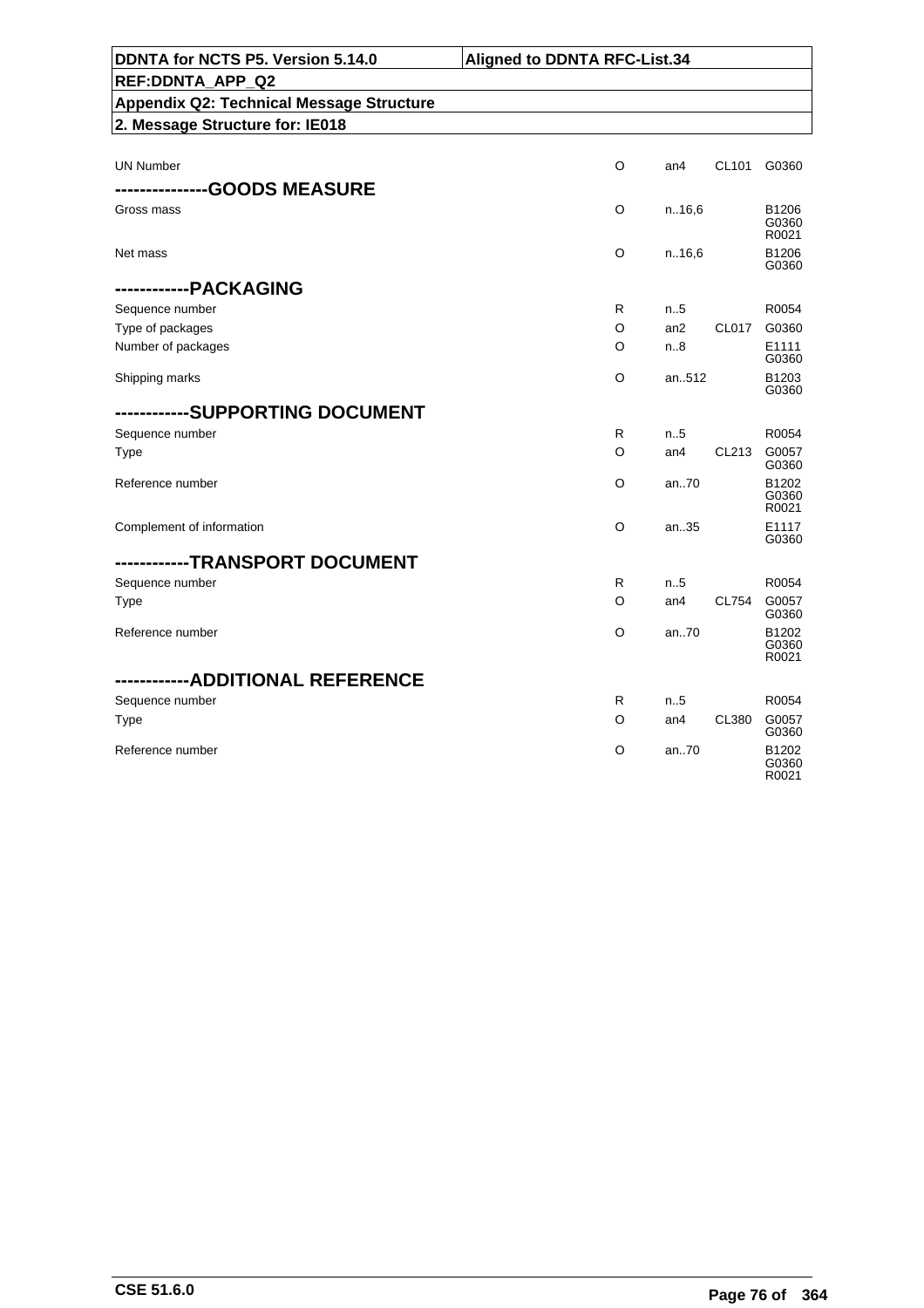| | | | | |
|---|---|---|---|---|
| UN Number | O | an4 | CL101 | G0360 |
| **--------------GOODS MEASURE** | | | | |
| Gross mass | O | n..16,6 | | B1206 G0360 R0021 |
| Net mass | O | n..16,6 | | B1206 G0360 |
| **------------PACKAGING** | | | | |
| Sequence number | R | n..5 | | R0054 |
| Type of packages | O | an2 | CL017 | G0360 |
| Number of packages | O | n..8 | | E1111 G0360 |
| Shipping marks | O | an..512 | | B1203 G0360 |
| **------------SUPPORTING DOCUMENT** | | | | |
| Sequence number | R | n..5 | | R0054 |
| Type | O | an4 | CL213 | G0057 G0360 |
| Reference number | O | an..70 | | B1202 G0360 R0021 |
| Complement of information | O | an..35 | | E1117 G0360 |
| **------------TRANSPORT DOCUMENT** | | | | |
| Sequence number | R | n..5 | | R0054 |
| Type | O | an4 | CL754 | G0057 G0360 |
| Reference number | O | an..70 | | B1202 G0360 R0021 |
| **------------ADDITIONAL REFERENCE** | | | | |
| Sequence number | R | n..5 | | R0054 |
| Type | O | an4 | CL380 | G0057 G0360 |
| Reference number | O | an..70 | | B1202 G0360 R0021 |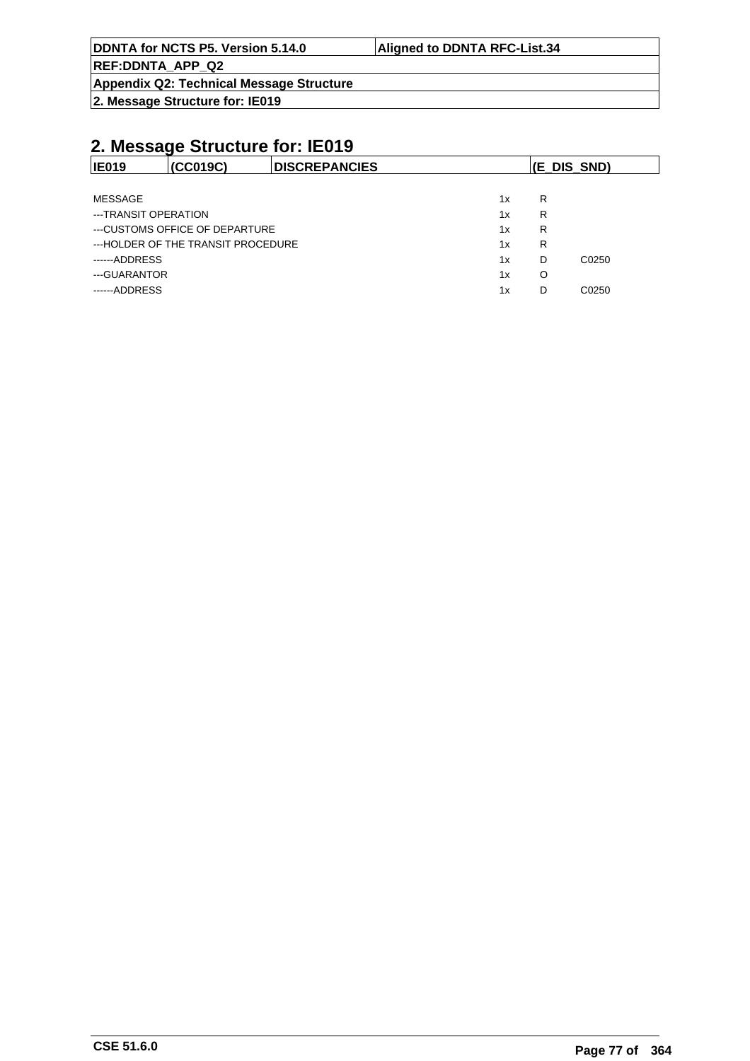# 2. Message Structure for: IE019

| IE019 | (CC019C) | DISCREPANCIES | (E_DIS_SND) |
|---|---|---|---|

| | | | |
|---|---|---|---|
| MESSAGE | 1x | R | |
| ---TRANSIT OPERATION | 1x | R | |
| ---CUSTOMS OFFICE OF DEPARTURE | 1x | R | |
| ---HOLDER OF THE TRANSIT PROCEDURE | 1x | R | |
| ------ADDRESS | 1x | D | C0250 |
| ---GUARANTOR | 1x | O | |
| ------ADDRESS | 1x | D | C0250 |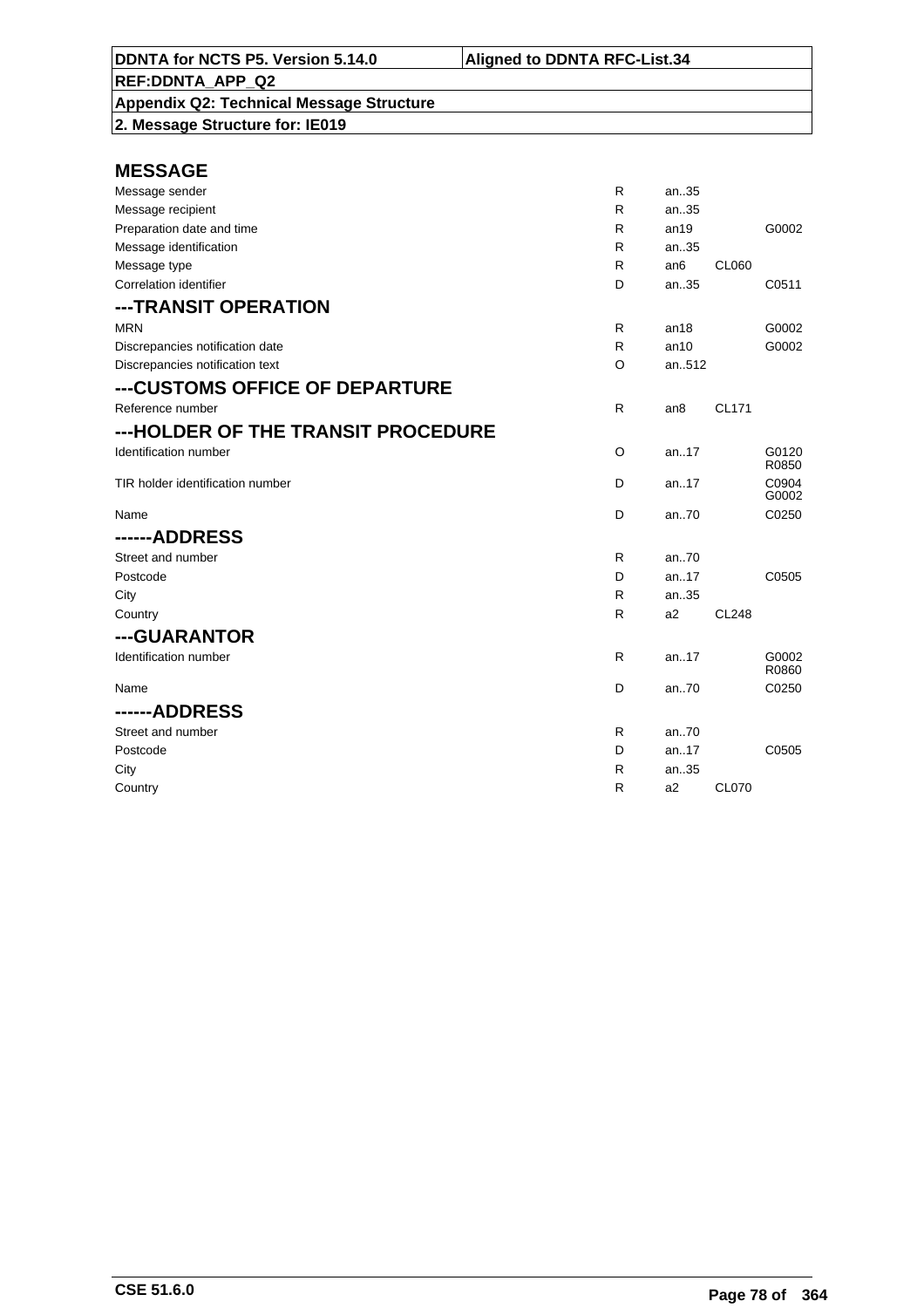**DDNTA for NCTS P5. Version 5.14.0** | **Aligned to DDNTA RFC-List.34**

**REF:DDNTA_APP_Q2**

**Appendix Q2: Technical Message Structure**

**2. Message Structure for: IE019**

## MESSAGE

| | | | | |
|---|---|---|---|---|
| Message sender | R | an..35 | | |
| Message recipient | R | an..35 | | |
| Preparation date and time | R | an19 | | G0002 |
| Message identification | R | an..35 | | |
| Message type | R | an6 | CL060 | |
| Correlation identifier | D | an..35 | | C0511 |

## ---TRANSIT OPERATION

| | | | | |
|---|---|---|---|---|
| MRN | R | an18 | | G0002 |
| Discrepancies notification date | R | an10 | | G0002 |
| Discrepancies notification text | O | an..512 | | |

## ---CUSTOMS OFFICE OF DEPARTURE

| | | | | |
|---|---|---|---|---|
| Reference number | R | an8 | CL171 | |

## ---HOLDER OF THE TRANSIT PROCEDURE

| | | | | |
|---|---|---|---|---|
| Identification number | O | an..17 | | G0120 R0850 |
| TIR holder identification number | D | an..17 | | C0904 G0002 |
| Name | D | an..70 | | C0250 |

## ------ADDRESS

| | | | | |
|---|---|---|---|---|
| Street and number | R | an..70 | | |
| Postcode | D | an..17 | | C0505 |
| City | R | an..35 | | |
| Country | R | a2 | CL248 | |

## ---GUARANTOR

| | | | | |
|---|---|---|---|---|
| Identification number | R | an..17 | | G0002 R0860 |
| Name | D | an..70 | | C0250 |

## ------ADDRESS

| | | | | |
|---|---|---|---|---|
| Street and number | R | an..70 | | |
| Postcode | D | an..17 | | C0505 |
| City | R | an..35 | | |
| Country | R | a2 | CL070 | |

CSE 51.6.0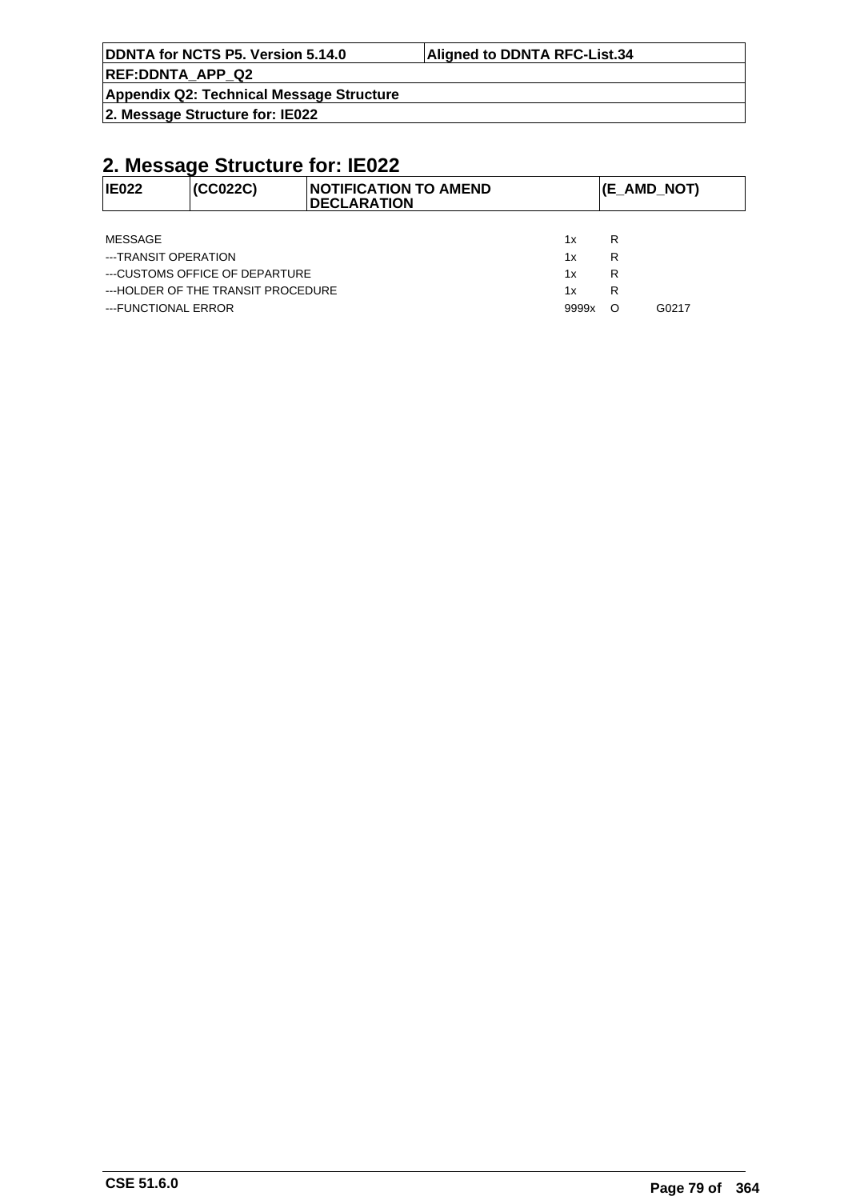## 2. Message Structure for: IE022

| IE022 | (CC022C) | NOTIFICATION TO AMEND DECLARATION | (E_AMD_NOT) |
|---|---|---|---|

| | | | |
|---|---|---|---|
| MESSAGE | 1x | R | |
| ---TRANSIT OPERATION | 1x | R | |
| ---CUSTOMS OFFICE OF DEPARTURE | 1x | R | |
| ---HOLDER OF THE TRANSIT PROCEDURE | 1x | R | |
| ---FUNCTIONAL ERROR | 9999x | O | G0217 |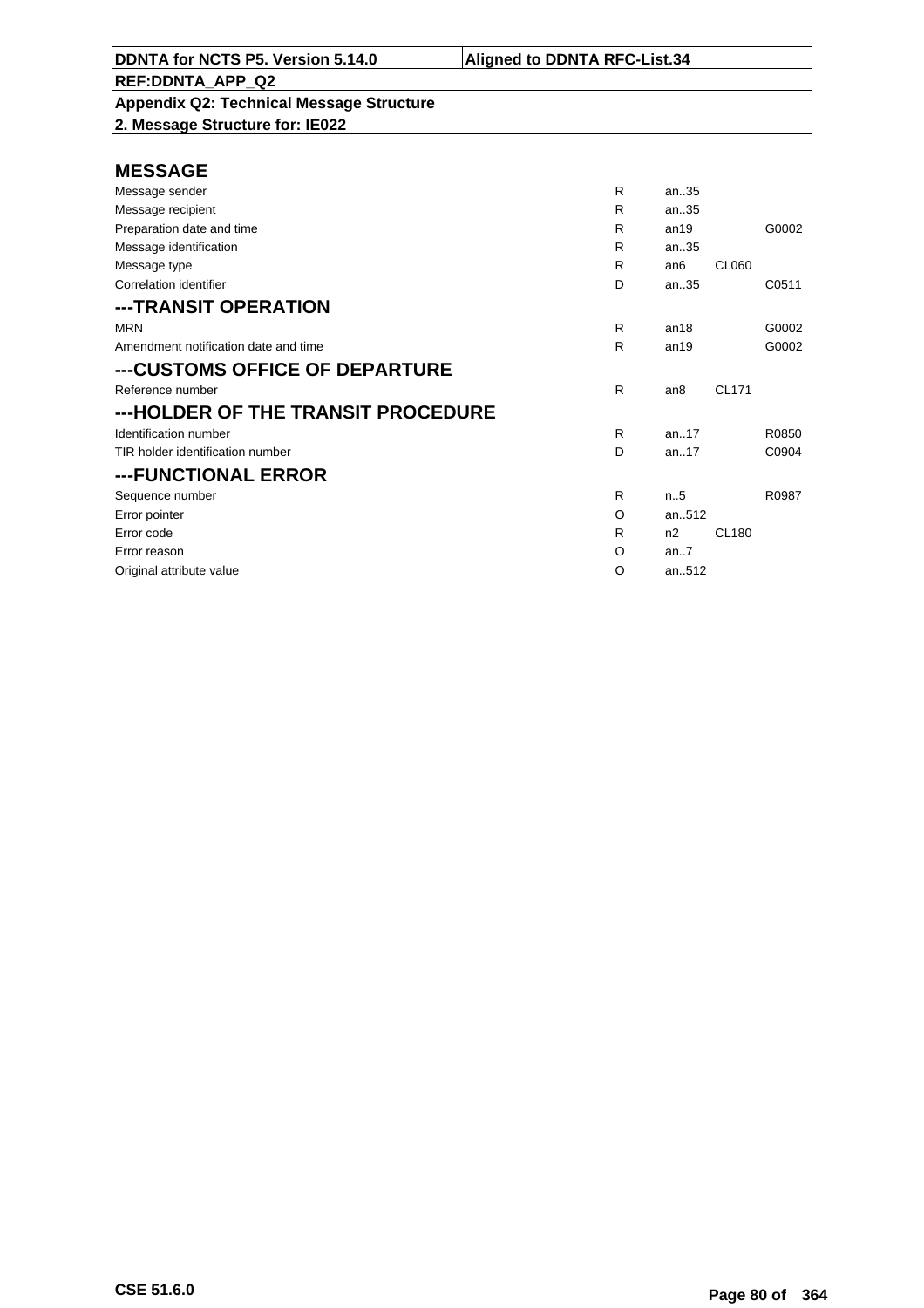| DDNTA for NCTS P5. Version 5.14.0 | Aligned to DDNTA RFC-List.34 |
|---|---|
| REF:DDNTA_APP_Q2 | |
| Appendix Q2: Technical Message Structure | |
| 2. Message Structure for: IE022 | |

## MESSAGE

| | | | | |
|---|---|---|---|---|
| Message sender | R | an..35 | | |
| Message recipient | R | an..35 | | |
| Preparation date and time | R | an19 | | G0002 |
| Message identification | R | an..35 | | |
| Message type | R | an6 | CL060 | |
| Correlation identifier | D | an..35 | | C0511 |

## ---TRANSIT OPERATION

| | | | | |
|---|---|---|---|---|
| MRN | R | an18 | | G0002 |
| Amendment notification date and time | R | an19 | | G0002 |

## ---CUSTOMS OFFICE OF DEPARTURE

| | | | | |
|---|---|---|---|---|
| Reference number | R | an8 | CL171 | |

## ---HOLDER OF THE TRANSIT PROCEDURE

| | | | | |
|---|---|---|---|---|
| Identification number | R | an..17 | | R0850 |
| TIR holder identification number | D | an..17 | | C0904 |

## ---FUNCTIONAL ERROR

| | | | | |
|---|---|---|---|---|
| Sequence number | R | n..5 | | R0987 |
| Error pointer | O | an..512 | | |
| Error code | R | n2 | CL180 | |
| Error reason | O | an..7 | | |
| Original attribute value | O | an..512 | | |

CSE 51.6.0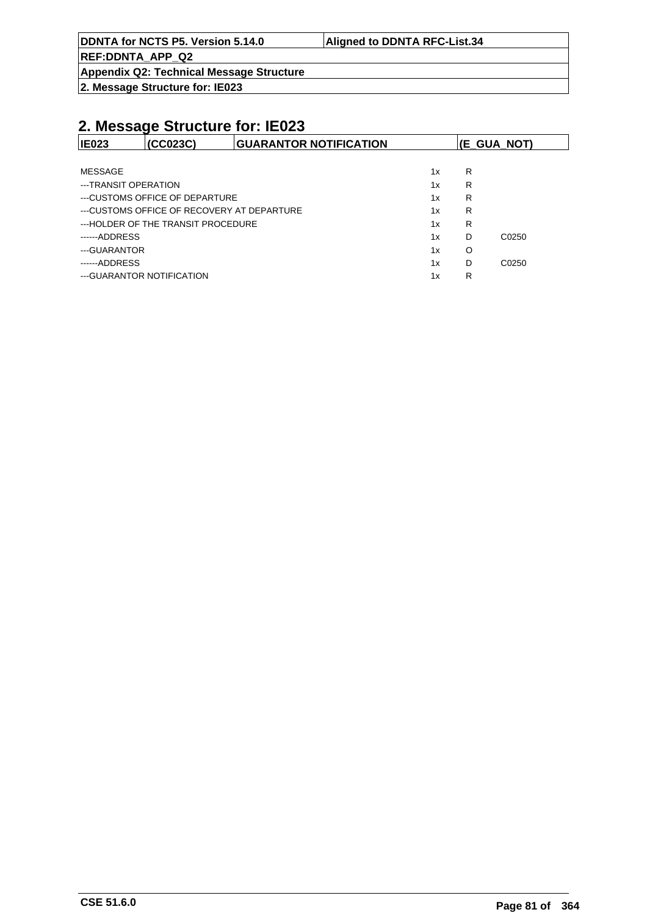## 2. Message Structure for: IE023

| IE023 | (CC023C) | GUARANTOR NOTIFICATION | (E_GUA_NOT) |
|---|---|---|---|

| | | | |
|---|---|---|---|
| MESSAGE | 1x | R | |
| ---TRANSIT OPERATION | 1x | R | |
| ---CUSTOMS OFFICE OF DEPARTURE | 1x | R | |
| ---CUSTOMS OFFICE OF RECOVERY AT DEPARTURE | 1x | R | |
| ---HOLDER OF THE TRANSIT PROCEDURE | 1x | R | |
| ------ADDRESS | 1x | D | C0250 |
| ---GUARANTOR | 1x | O | |
| ------ADDRESS | 1x | D | C0250 |
| ---GUARANTOR NOTIFICATION | 1x | R | |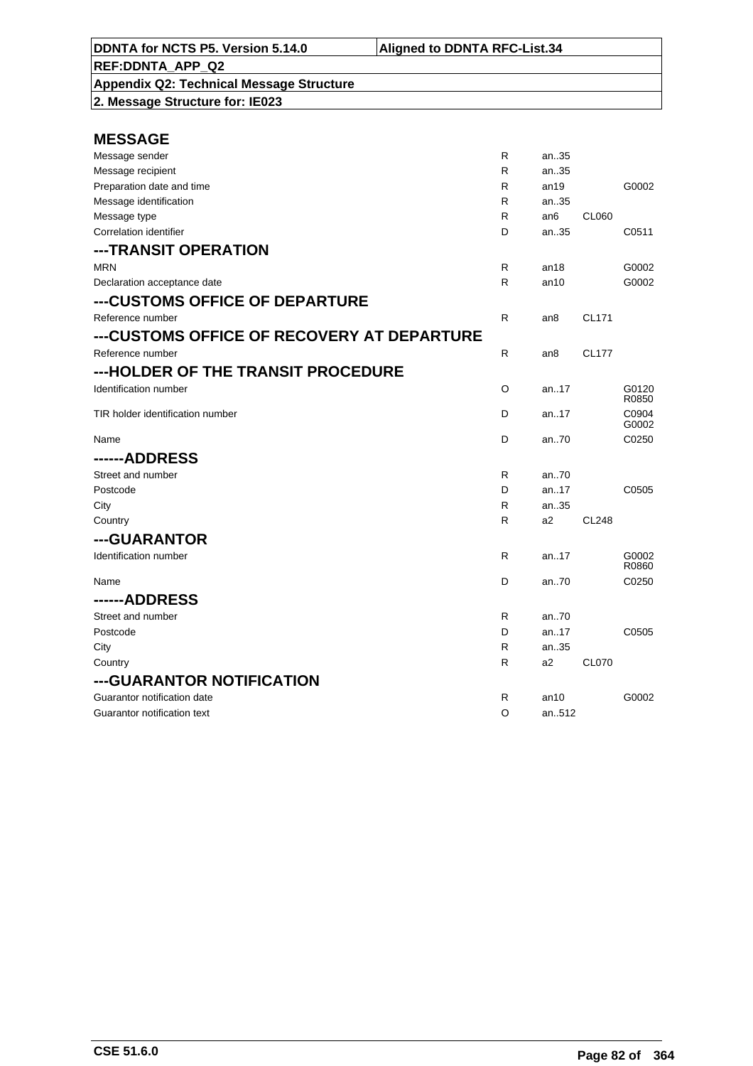| DDNTA for NCTS P5. Version 5.14.0 | Aligned to DDNTA RFC-List.34 |
|---|---|
| REF:DDNTA_APP_Q2 | |
| Appendix Q2: Technical Message Structure | |
| 2. Message Structure for: IE023 | |

## MESSAGE

| | | | | |
|---|---|---|---|---|
| Message sender | R | an..35 | | |
| Message recipient | R | an..35 | | |
| Preparation date and time | R | an19 | | G0002 |
| Message identification | R | an..35 | | |
| Message type | R | an6 | CL060 | |
| Correlation identifier | D | an..35 | | C0511 |

## ---TRANSIT OPERATION

| | | | | |
|---|---|---|---|---|
| MRN | R | an18 | | G0002 |
| Declaration acceptance date | R | an10 | | G0002 |

## ---CUSTOMS OFFICE OF DEPARTURE

| | | | | |
|---|---|---|---|---|
| Reference number | R | an8 | CL171 | |

## ---CUSTOMS OFFICE OF RECOVERY AT DEPARTURE

| | | | | |
|---|---|---|---|---|
| Reference number | R | an8 | CL177 | |

## ---HOLDER OF THE TRANSIT PROCEDURE

| | | | | |
|---|---|---|---|---|
| Identification number | O | an..17 | | G0120 R0850 |
| TIR holder identification number | D | an..17 | | C0904 G0002 |
| Name | D | an..70 | | C0250 |

## ------ADDRESS

| | | | | |
|---|---|---|---|---|
| Street and number | R | an..70 | | |
| Postcode | D | an..17 | | C0505 |
| City | R | an..35 | | |
| Country | R | a2 | CL248 | |

## ---GUARANTOR

| | | | | |
|---|---|---|---|---|
| Identification number | R | an..17 | | G0002 R0860 |
| Name | D | an..70 | | C0250 |

## ------ADDRESS

| | | | | |
|---|---|---|---|---|
| Street and number | R | an..70 | | |
| Postcode | D | an..17 | | C0505 |
| City | R | an..35 | | |
| Country | R | a2 | CL070 | |

## ---GUARANTOR NOTIFICATION

| | | | | |
|---|---|---|---|---|
| Guarantor notification date | R | an10 | | G0002 |
| Guarantor notification text | O | an..512 | | |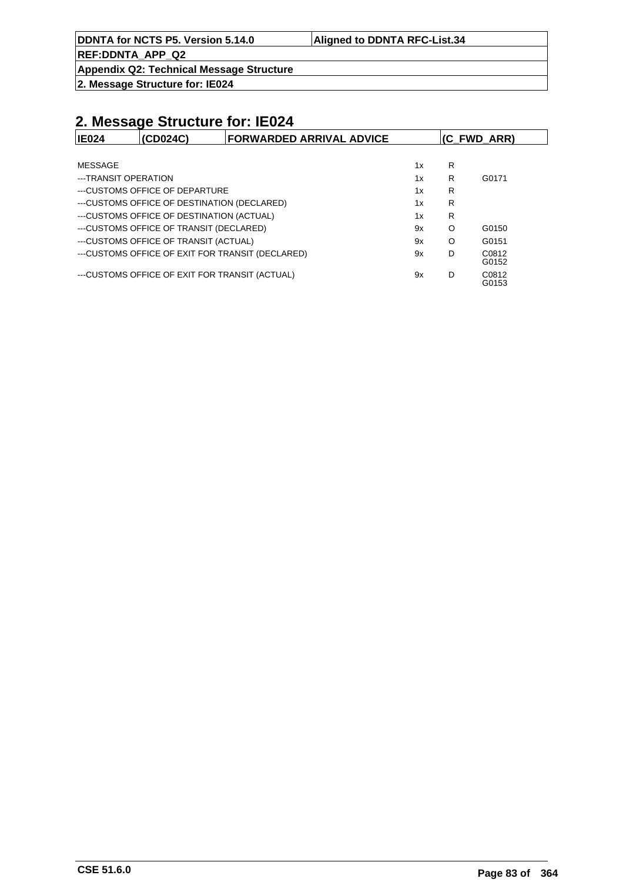## 2. Message Structure for: IE024

| IE024 | (CD024C) | FORWARDED ARRIVAL ADVICE | (C_FWD_ARR) |
|---|---|---|---|

| | | | |
|---|---|---|---|
| MESSAGE | 1x | R | |
| ---TRANSIT OPERATION | 1x | R | G0171 |
| ---CUSTOMS OFFICE OF DEPARTURE | 1x | R | |
| ---CUSTOMS OFFICE OF DESTINATION (DECLARED) | 1x | R | |
| ---CUSTOMS OFFICE OF DESTINATION (ACTUAL) | 1x | R | |
| ---CUSTOMS OFFICE OF TRANSIT (DECLARED) | 9x | O | G0150 |
| ---CUSTOMS OFFICE OF TRANSIT (ACTUAL) | 9x | O | G0151 |
| ---CUSTOMS OFFICE OF EXIT FOR TRANSIT (DECLARED) | 9x | D | C0812 G0152 |
| ---CUSTOMS OFFICE OF EXIT FOR TRANSIT (ACTUAL) | 9x | D | C0812 G0153 |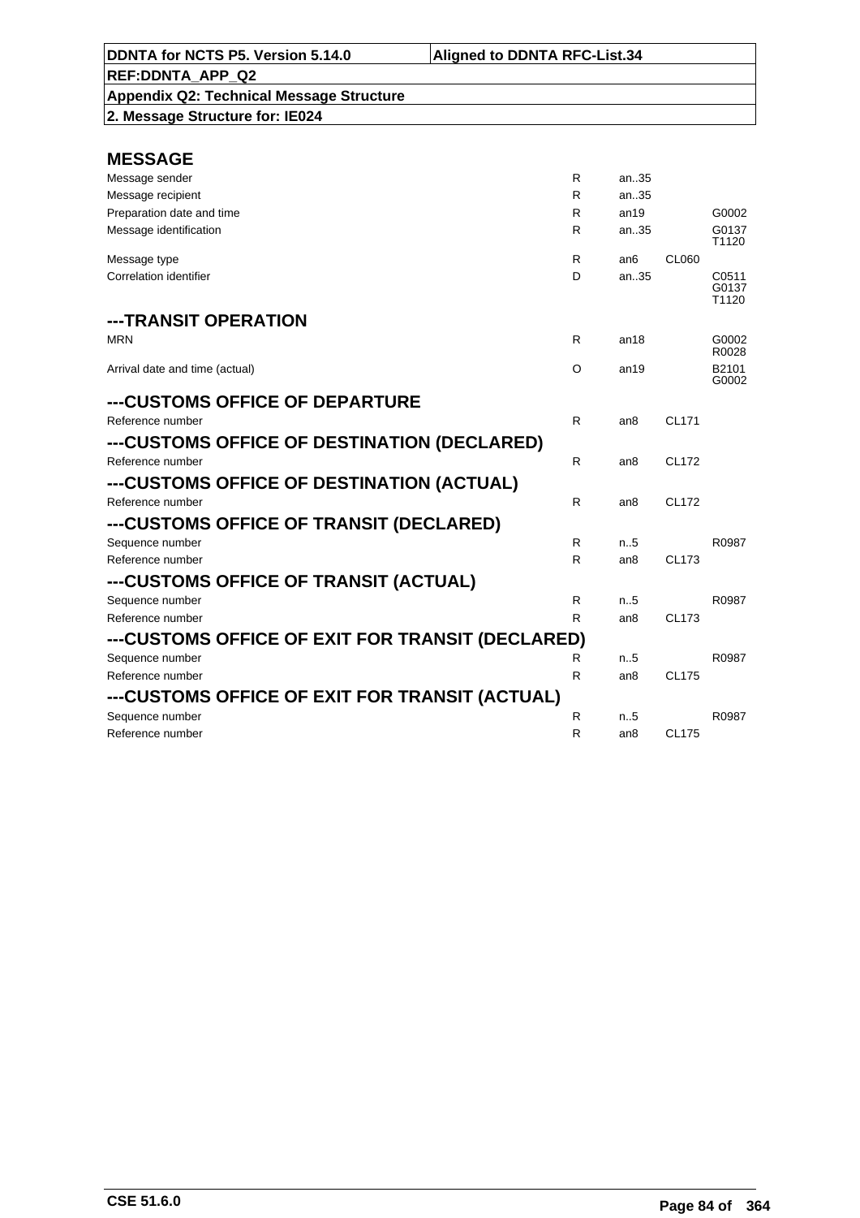**DDNTA for NCTS P5. Version 5.14.0** | **Aligned to DDNTA RFC-List.34**

**REF:DDNTA_APP_Q2**

**Appendix Q2: Technical Message Structure**

**2. Message Structure for: IE024**

## MESSAGE

| | | | | |
|---|---|---|---|---|
| Message sender | R | an..35 | | |
| Message recipient | R | an..35 | | |
| Preparation date and time | R | an19 | | G0002 |
| Message identification | R | an..35 | | G0137 T1120 |
| Message type | R | an6 | CL060 | |
| Correlation identifier | D | an..35 | | C0511 G0137 T1120 |

## ---TRANSIT OPERATION

| | | | | |
|---|---|---|---|---|
| MRN | R | an18 | | G0002 R0028 |
| Arrival date and time (actual) | O | an19 | | B2101 G0002 |

## ---CUSTOMS OFFICE OF DEPARTURE

| | | | | |
|---|---|---|---|---|
| Reference number | R | an8 | CL171 | |

## ---CUSTOMS OFFICE OF DESTINATION (DECLARED)

| | | | | |
|---|---|---|---|---|
| Reference number | R | an8 | CL172 | |

## ---CUSTOMS OFFICE OF DESTINATION (ACTUAL)

| | | | | |
|---|---|---|---|---|
| Reference number | R | an8 | CL172 | |

## ---CUSTOMS OFFICE OF TRANSIT (DECLARED)

| | | | | |
|---|---|---|---|---|
| Sequence number | R | n..5 | | R0987 |
| Reference number | R | an8 | CL173 | |

## ---CUSTOMS OFFICE OF TRANSIT (ACTUAL)

| | | | | |
|---|---|---|---|---|
| Sequence number | R | n..5 | | R0987 |
| Reference number | R | an8 | CL173 | |

## ---CUSTOMS OFFICE OF EXIT FOR TRANSIT (DECLARED)

| | | | | |
|---|---|---|---|---|
| Sequence number | R | n..5 | | R0987 |
| Reference number | R | an8 | CL175 | |

## ---CUSTOMS OFFICE OF EXIT FOR TRANSIT (ACTUAL)

| | | | | |
|---|---|---|---|---|
| Sequence number | R | n..5 | | R0987 |
| Reference number | R | an8 | CL175 | |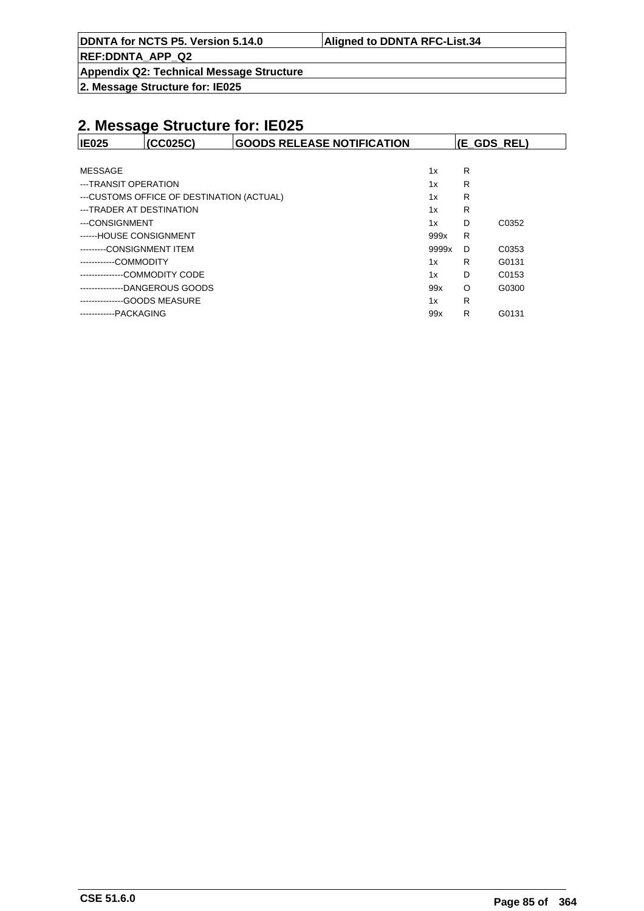# 2. Message Structure for: IE025

| IE025 | (CC025C) | GOODS RELEASE NOTIFICATION | (E_GDS_REL) |
|---|---|---|---|

| | | | |
|---|---|---|---|
| MESSAGE | 1x | R | |
| ---TRANSIT OPERATION | 1x | R | |
| ---CUSTOMS OFFICE OF DESTINATION (ACTUAL) | 1x | R | |
| ---TRADER AT DESTINATION | 1x | R | |
| ---CONSIGNMENT | 1x | D | C0352 |
| ------HOUSE CONSIGNMENT | 999x | R | |
| ---------CONSIGNMENT ITEM | 9999x | D | C0353 |
| ------------COMMODITY | 1x | R | G0131 |
| ---------------COMMODITY CODE | 1x | D | C0153 |
| ---------------DANGEROUS GOODS | 99x | O | G0300 |
| ---------------GOODS MEASURE | 1x | R | |
| ------------PACKAGING | 99x | R | G0131 |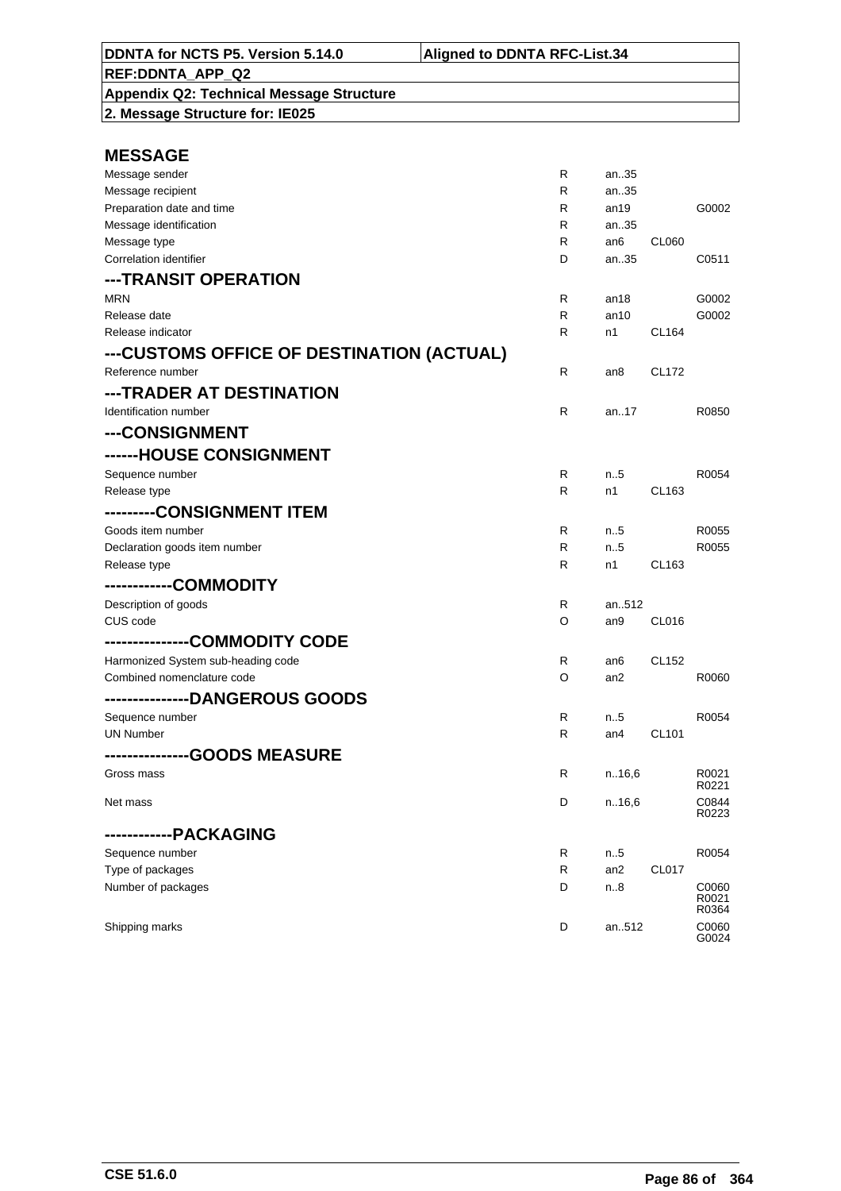| DDNTA for NCTS P5. Version 5.14.0 | Aligned to DDNTA RFC-List.34 |
|---|---|
| REF:DDNTA_APP_Q2 | |
| Appendix Q2: Technical Message Structure | |
| 2. Message Structure for: IE025 | |

## MESSAGE

| | | | | |
|---|---|---|---|---|
| Message sender | R | an..35 | | |
| Message recipient | R | an..35 | | |
| Preparation date and time | R | an19 | | G0002 |
| Message identification | R | an..35 | | |
| Message type | R | an6 | CL060 | |
| Correlation identifier | D | an..35 | | C0511 |

## ---TRANSIT OPERATION

| | | | | |
|---|---|---|---|---|
| MRN | R | an18 | | G0002 |
| Release date | R | an10 | | G0002 |
| Release indicator | R | n1 | CL164 | |

## ---CUSTOMS OFFICE OF DESTINATION (ACTUAL)

| | | | | |
|---|---|---|---|---|
| Reference number | R | an8 | CL172 | |

## ---TRADER AT DESTINATION

| | | | | |
|---|---|---|---|---|
| Identification number | R | an..17 | | R0850 |

## ---CONSIGNMENT

## ------HOUSE CONSIGNMENT

| | | | | |
|---|---|---|---|---|
| Sequence number | R | n..5 | | R0054 |
| Release type | R | n1 | CL163 | |

## ---------CONSIGNMENT ITEM

| | | | | |
|---|---|---|---|---|
| Goods item number | R | n..5 | | R0055 |
| Declaration goods item number | R | n..5 | | R0055 |
| Release type | R | n1 | CL163 | |

## ------------COMMODITY

| | | | | |
|---|---|---|---|---|
| Description of goods | R | an..512 | | |
| CUS code | O | an9 | CL016 | |

## ---------------COMMODITY CODE

| | | | | |
|---|---|---|---|---|
| Harmonized System sub-heading code | R | an6 | CL152 | |
| Combined nomenclature code | O | an2 | | R0060 |

## ---------------DANGEROUS GOODS

| | | | | |
|---|---|---|---|---|
| Sequence number | R | n..5 | | R0054 |
| UN Number | R | an4 | CL101 | |

## ---------------GOODS MEASURE

| | | | | |
|---|---|---|---|---|
| Gross mass | R | n..16,6 | | R0021 R0221 |
| Net mass | D | n..16,6 | | C0844 R0223 |

## ------------PACKAGING

| | | | | |
|---|---|---|---|---|
| Sequence number | R | n..5 | | R0054 |
| Type of packages | R | an2 | CL017 | |
| Number of packages | D | n..8 | | C0060 R0021 R0364 |
| Shipping marks | D | an..512 | | C0060 G0024 |

CSE 51.6.0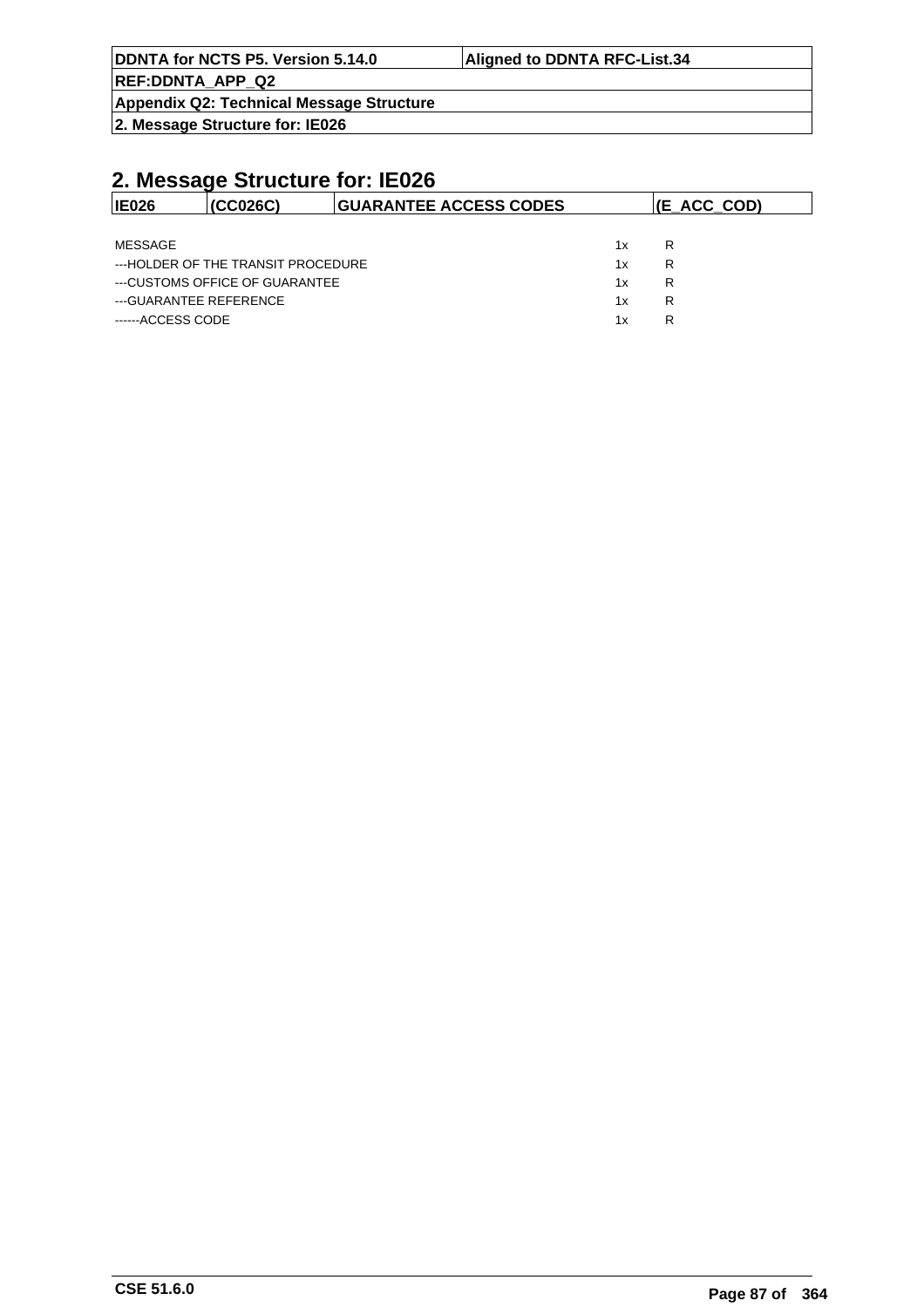## 2. Message Structure for: IE026

| IE026 | (CC026C) | GUARANTEE ACCESS CODES | (E_ACC_COD) |
|---|---|---|---|

| | | |
|---|---|---|
| MESSAGE | 1x | R |
| ---HOLDER OF THE TRANSIT PROCEDURE | 1x | R |
| ---CUSTOMS OFFICE OF GUARANTEE | 1x | R |
| ---GUARANTEE REFERENCE | 1x | R |
| ------ACCESS CODE | 1x | R |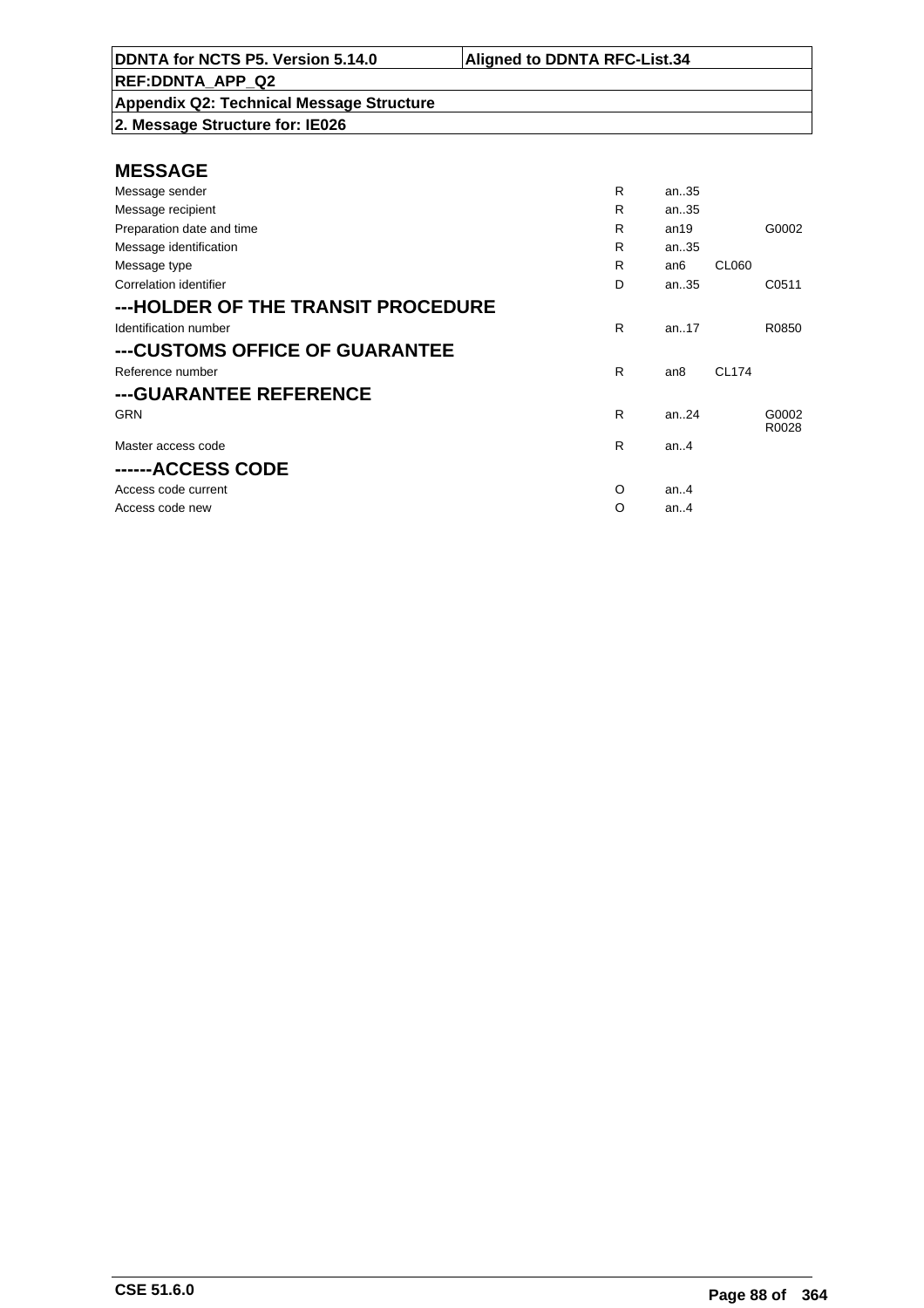| DDNTA for NCTS P5. Version 5.14.0 | Aligned to DDNTA RFC-List.34 |
|---|---|
| REF:DDNTA_APP_Q2 | |
| Appendix Q2: Technical Message Structure | |
| 2. Message Structure for: IE026 | |

## MESSAGE

| | | | | |
|---|---|---|---|---|
| Message sender | R | an..35 | | |
| Message recipient | R | an..35 | | |
| Preparation date and time | R | an19 | | G0002 |
| Message identification | R | an..35 | | |
| Message type | R | an6 | CL060 | |
| Correlation identifier | D | an..35 | | C0511 |

## ---HOLDER OF THE TRANSIT PROCEDURE

| | | | | |
|---|---|---|---|---|
| Identification number | R | an..17 | | R0850 |

## ---CUSTOMS OFFICE OF GUARANTEE

| | | | | |
|---|---|---|---|---|
| Reference number | R | an8 | CL174 | |

## ---GUARANTEE REFERENCE

| | | | | |
|---|---|---|---|---|
| GRN | R | an..24 | | G0002 R0028 |
| Master access code | R | an..4 | | |

## ------ACCESS CODE

| | | | | |
|---|---|---|---|---|
| Access code current | O | an..4 | | |
| Access code new | O | an..4 | | |

CSE 51.6.0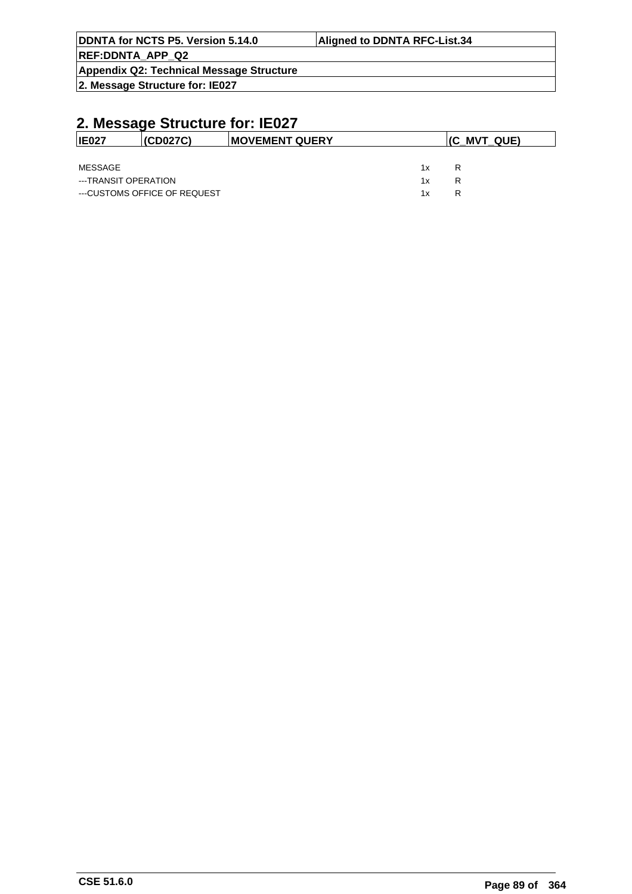## 2. Message Structure for: IE027

| IE027 | (CD027C) | MOVEMENT QUERY | (C_MVT_QUE) |
|---|---|---|---|

| | | |
|---|---|---|
| MESSAGE | 1x | R |
| ---TRANSIT OPERATION | 1x | R |
| ---CUSTOMS OFFICE OF REQUEST | 1x | R |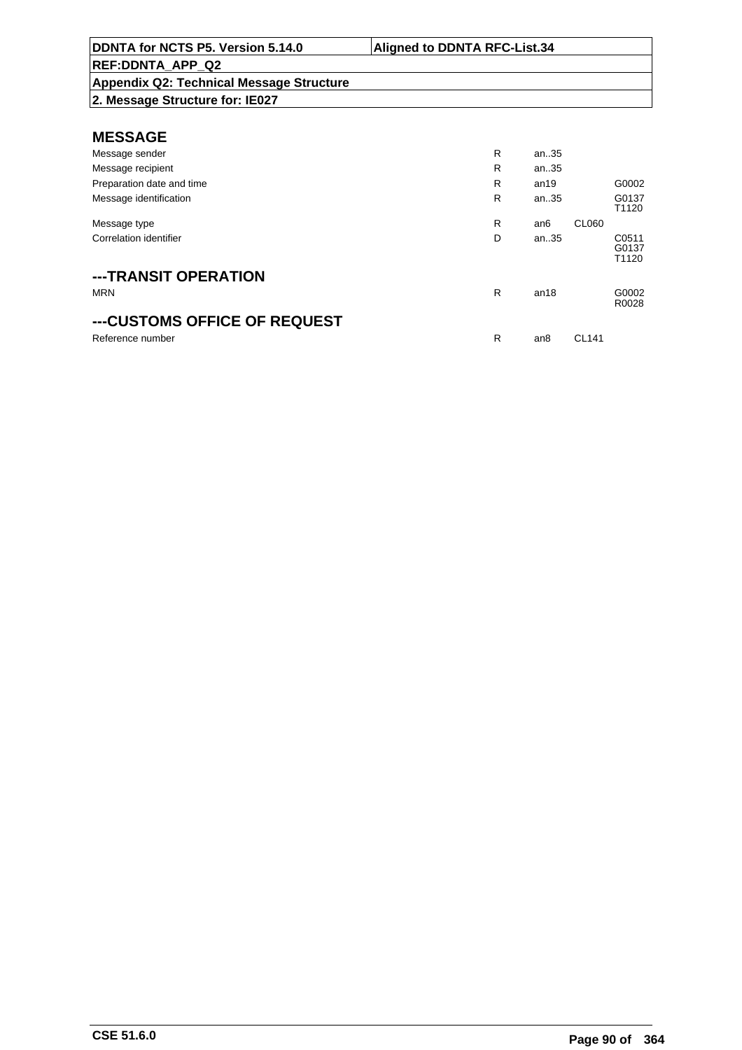| DDNTA for NCTS P5. Version 5.14.0 | Aligned to DDNTA RFC-List.34 |
|---|---|
| REF:DDNTA_APP_Q2 | |
| Appendix Q2: Technical Message Structure | |
| 2. Message Structure for: IE027 | |

## MESSAGE

| | | | | |
|---|---|---|---|---|
| Message sender | R | an..35 | | |
| Message recipient | R | an..35 | | |
| Preparation date and time | R | an19 | | G0002 |
| Message identification | R | an..35 | | G0137<br>T1120 |
| Message type | R | an6 | CL060 | |
| Correlation identifier | D | an..35 | | C0511<br>G0137<br>T1120 |

## ---TRANSIT OPERATION

| | | | | |
|---|---|---|---|---|
| MRN | R | an18 | | G0002<br>R0028 |

## ---CUSTOMS OFFICE OF REQUEST

| | | | | |
|---|---|---|---|---|
| Reference number | R | an8 | CL141 | |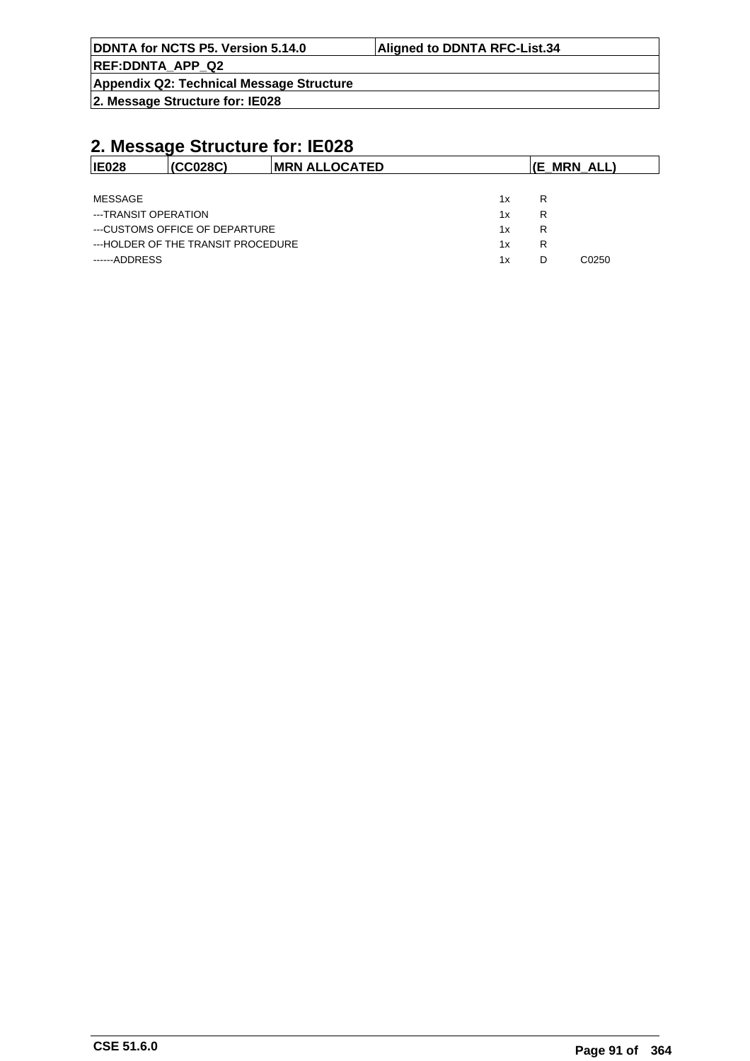## 2. Message Structure for: IE028

| IE028 | (CC028C) | MRN ALLOCATED | (E_MRN_ALL) |
|---|---|---|---|

| | | | |
|---|---|---|---|
| MESSAGE | 1x | R | |
| ---TRANSIT OPERATION | 1x | R | |
| ---CUSTOMS OFFICE OF DEPARTURE | 1x | R | |
| ---HOLDER OF THE TRANSIT PROCEDURE | 1x | R | |
| ------ADDRESS | 1x | D | C0250 |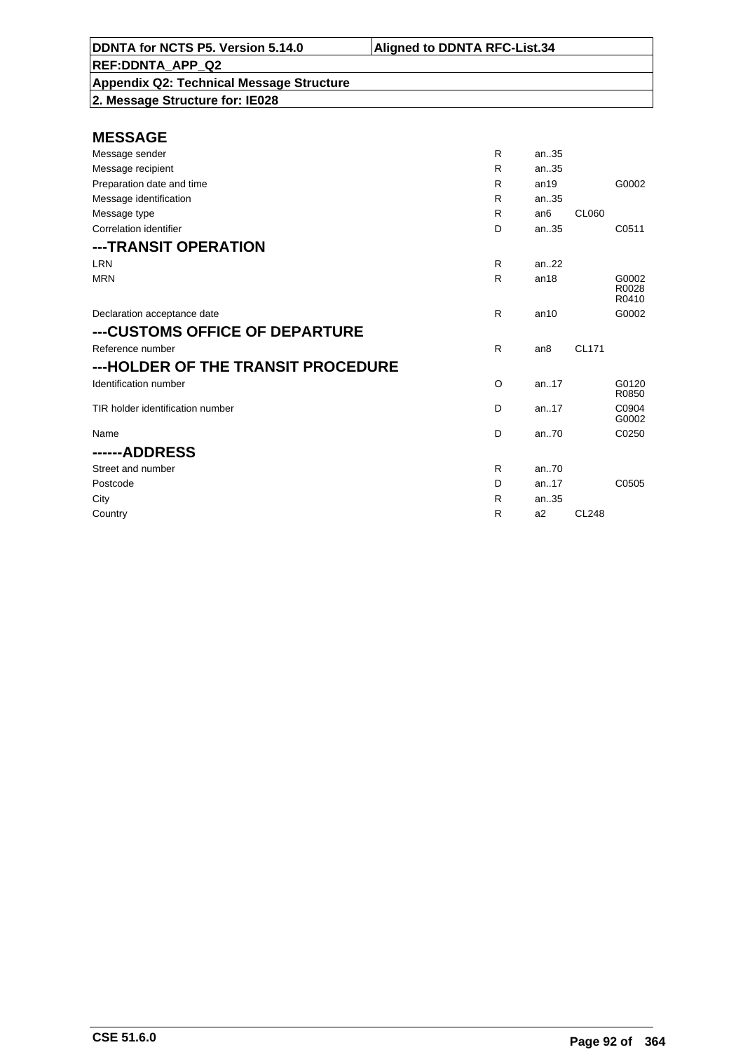## MESSAGE

| | | | | |
|---|---|---|---|---|
| Message sender | R | an..35 | | |
| Message recipient | R | an..35 | | |
| Preparation date and time | R | an19 | | G0002 |
| Message identification | R | an..35 | | |
| Message type | R | an6 | CL060 | |
| Correlation identifier | D | an..35 | | C0511 |

## ---TRANSIT OPERATION

| | | | | |
|---|---|---|---|---|
| LRN | R | an..22 | | |
| MRN | R | an18 | | G0002 R0028 R0410 |
| Declaration acceptance date | R | an10 | | G0002 |

## ---CUSTOMS OFFICE OF DEPARTURE

| | | | | |
|---|---|---|---|---|
| Reference number | R | an8 | CL171 | |

## ---HOLDER OF THE TRANSIT PROCEDURE

| | | | | |
|---|---|---|---|---|
| Identification number | O | an..17 | | G0120 R0850 |
| TIR holder identification number | D | an..17 | | C0904 G0002 |
| Name | D | an..70 | | C0250 |

## ------ADDRESS

| | | | | |
|---|---|---|---|---|
| Street and number | R | an..70 | | |
| Postcode | D | an..17 | | C0505 |
| City | R | an..35 | | |
| Country | R | a2 | CL248 | |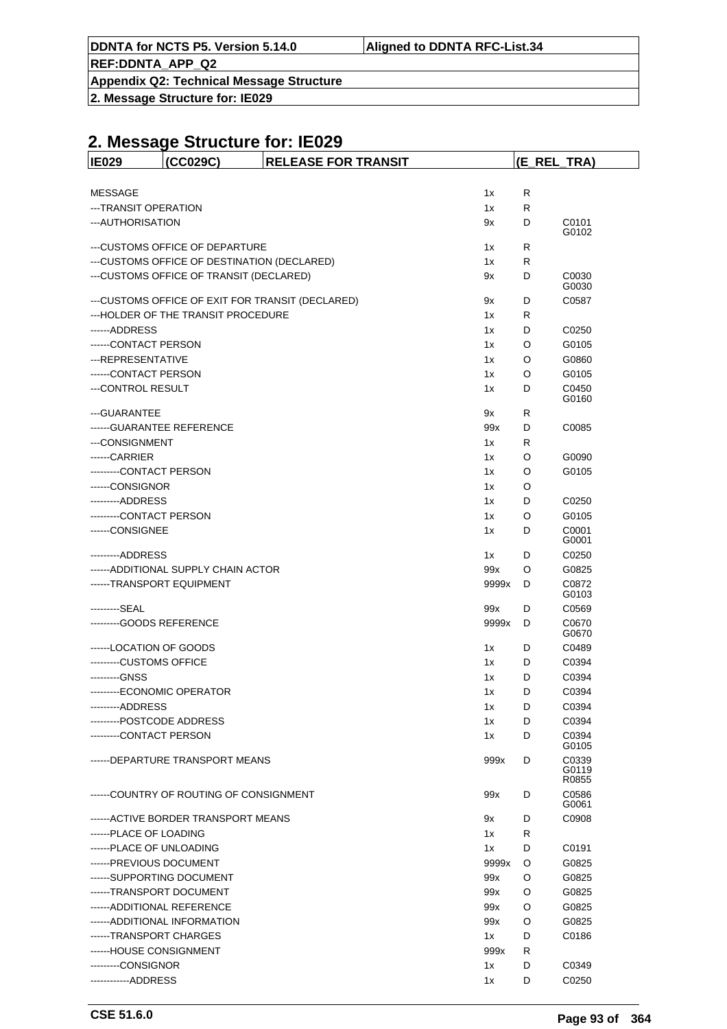## 2. Message Structure for: IE029

| IE029 | (CC029C) | RELEASE FOR TRANSIT | (E_REL_TRA) |
|---|---|---|---|

| | | | |
|---|---|---|---|
| MESSAGE | 1x | R | |
| ---TRANSIT OPERATION | 1x | R | |
| ---AUTHORISATION | 9x | D | C0101 G0102 |
| ---CUSTOMS OFFICE OF DEPARTURE | 1x | R | |
| ---CUSTOMS OFFICE OF DESTINATION (DECLARED) | 1x | R | |
| ---CUSTOMS OFFICE OF TRANSIT (DECLARED) | 9x | D | C0030 G0030 |
| ---CUSTOMS OFFICE OF EXIT FOR TRANSIT (DECLARED) | 9x | D | C0587 |
| ---HOLDER OF THE TRANSIT PROCEDURE | 1x | R | |
| ------ADDRESS | 1x | D | C0250 |
| ------CONTACT PERSON | 1x | O | G0105 |
| ---REPRESENTATIVE | 1x | O | G0860 |
| ------CONTACT PERSON | 1x | O | G0105 |
| ---CONTROL RESULT | 1x | D | C0450 G0160 |
| ---GUARANTEE | 9x | R | |
| ------GUARANTEE REFERENCE | 99x | D | C0085 |
| ---CONSIGNMENT | 1x | R | |
| ------CARRIER | 1x | O | G0090 |
| ---------CONTACT PERSON | 1x | O | G0105 |
| ------CONSIGNOR | 1x | O | |
| ---------ADDRESS | 1x | D | C0250 |
| ---------CONTACT PERSON | 1x | O | G0105 |
| ------CONSIGNEE | 1x | D | C0001 G0001 |
| ---------ADDRESS | 1x | D | C0250 |
| ------ADDITIONAL SUPPLY CHAIN ACTOR | 99x | O | G0825 |
| ------TRANSPORT EQUIPMENT | 9999x | D | C0872 G0103 |
| ---------SEAL | 99x | D | C0569 |
| ---------GOODS REFERENCE | 9999x | D | C0670 G0670 |
| ------LOCATION OF GOODS | 1x | D | C0489 |
| ---------CUSTOMS OFFICE | 1x | D | C0394 |
| ---------GNSS | 1x | D | C0394 |
| ---------ECONOMIC OPERATOR | 1x | D | C0394 |
| ---------ADDRESS | 1x | D | C0394 |
| ---------POSTCODE ADDRESS | 1x | D | C0394 |
| ---------CONTACT PERSON | 1x | D | C0394 G0105 |
| ------DEPARTURE TRANSPORT MEANS | 999x | D | C0339 G0119 R0855 |
| ------COUNTRY OF ROUTING OF CONSIGNMENT | 99x | D | C0586 G0061 |
| ------ACTIVE BORDER TRANSPORT MEANS | 9x | D | C0908 |
| ------PLACE OF LOADING | 1x | R | |
| ------PLACE OF UNLOADING | 1x | D | C0191 |
| ------PREVIOUS DOCUMENT | 9999x | O | G0825 |
| ------SUPPORTING DOCUMENT | 99x | O | G0825 |
| ------TRANSPORT DOCUMENT | 99x | O | G0825 |
| ------ADDITIONAL REFERENCE | 99x | O | G0825 |
| ------ADDITIONAL INFORMATION | 99x | O | G0825 |
| ------TRANSPORT CHARGES | 1x | D | C0186 |
| ------HOUSE CONSIGNMENT | 999x | R | |
| ---------CONSIGNOR | 1x | D | C0349 |
| ------------ADDRESS | 1x | D | C0250 |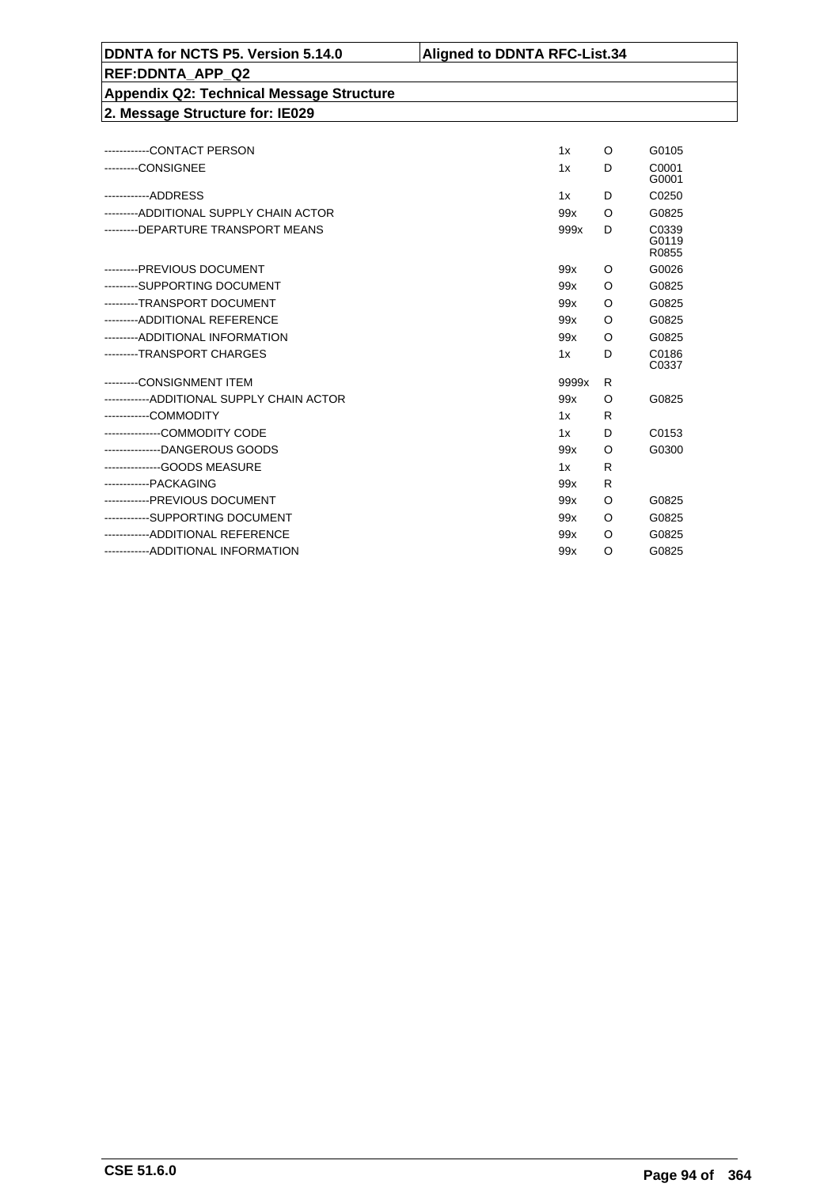| DDNTA for NCTS P5. Version 5.14.0 | Aligned to DDNTA RFC-List.34 |
|---|---|
| REF:DDNTA_APP_Q2 | |
| Appendix Q2: Technical Message Structure | |
| 2. Message Structure for: IE029 | |

| | | | |
|---|---|---|---|
| ------------CONTACT PERSON | 1x | O | G0105 |
| ---------CONSIGNEE | 1x | D | C0001 G0001 |
| ------------ADDRESS | 1x | D | C0250 |
| ---------ADDITIONAL SUPPLY CHAIN ACTOR | 99x | O | G0825 |
| ---------DEPARTURE TRANSPORT MEANS | 999x | D | C0339 G0119 R0855 |
| ---------PREVIOUS DOCUMENT | 99x | O | G0026 |
| ---------SUPPORTING DOCUMENT | 99x | O | G0825 |
| ---------TRANSPORT DOCUMENT | 99x | O | G0825 |
| ---------ADDITIONAL REFERENCE | 99x | O | G0825 |
| ---------ADDITIONAL INFORMATION | 99x | O | G0825 |
| ---------TRANSPORT CHARGES | 1x | D | C0186 C0337 |
| ---------CONSIGNMENT ITEM | 9999x | R | |
| ------------ADDITIONAL SUPPLY CHAIN ACTOR | 99x | O | G0825 |
| ------------COMMODITY | 1x | R | |
| ---------------COMMODITY CODE | 1x | D | C0153 |
| ---------------DANGEROUS GOODS | 99x | O | G0300 |
| ---------------GOODS MEASURE | 1x | R | |
| ------------PACKAGING | 99x | R | |
| ------------PREVIOUS DOCUMENT | 99x | O | G0825 |
| ------------SUPPORTING DOCUMENT | 99x | O | G0825 |
| ------------ADDITIONAL REFERENCE | 99x | O | G0825 |
| ------------ADDITIONAL INFORMATION | 99x | O | G0825 |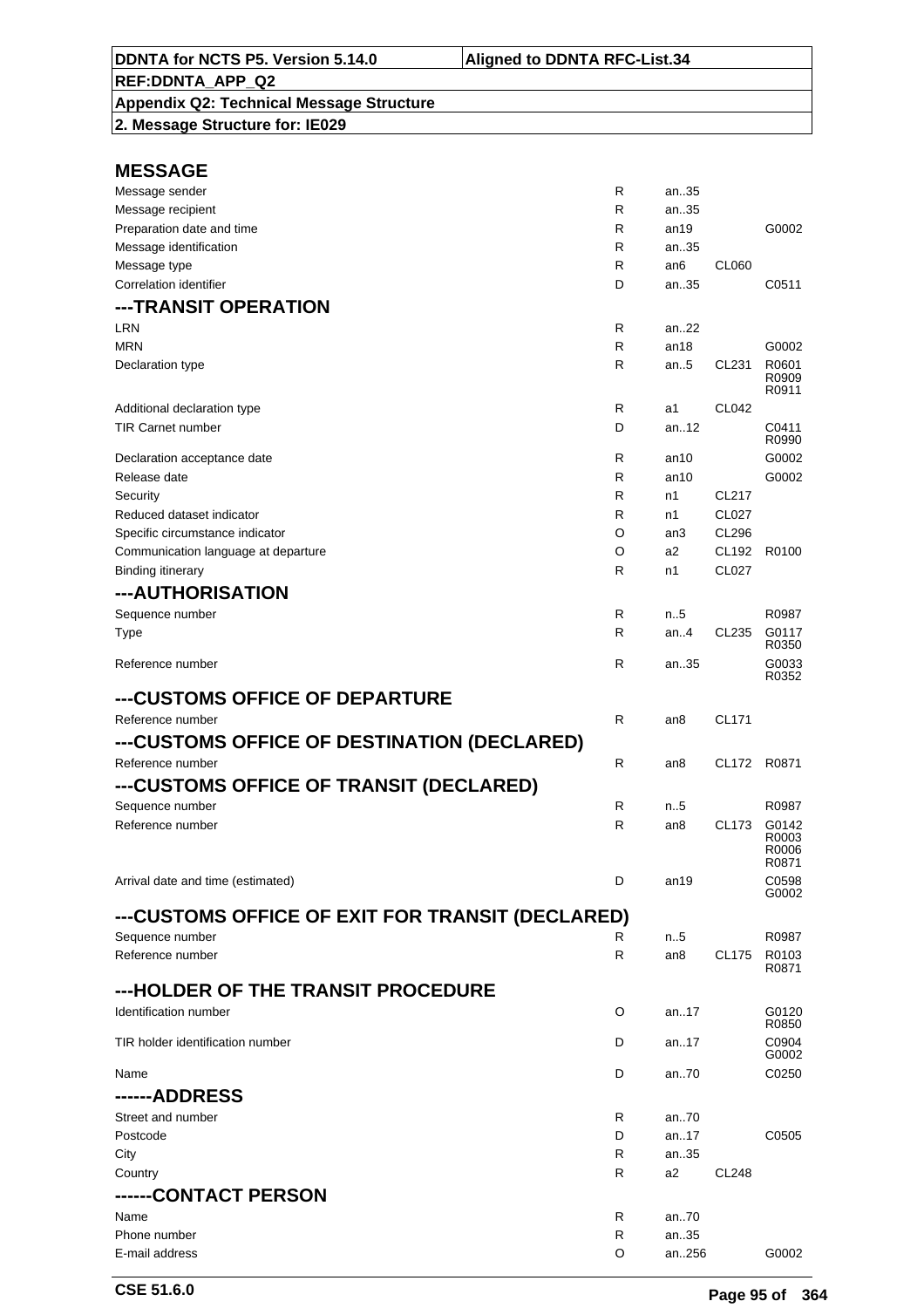| DDNTA for NCTS P5. Version 5.14.0 | Aligned to DDNTA RFC-List.34 |
|---|---|
| REF:DDNTA_APP_Q2 | |
| Appendix Q2: Technical Message Structure | |
| 2. Message Structure for: IE029 | |

## MESSAGE

| | | | | |
|---|---|---|---|---|
| Message sender | R | an..35 | | |
| Message recipient | R | an..35 | | |
| Preparation date and time | R | an19 | | G0002 |
| Message identification | R | an..35 | | |
| Message type | R | an6 | CL060 | |
| Correlation identifier | D | an..35 | | C0511 |

## ---TRANSIT OPERATION

| | | | | |
|---|---|---|---|---|
| LRN | R | an..22 | | |
| MRN | R | an18 | | G0002 |
| Declaration type | R | an..5 | CL231 | R0601 R0909 R0911 |
| Additional declaration type | R | a1 | CL042 | |
| TIR Carnet number | D | an..12 | | C0411 R0990 |
| Declaration acceptance date | R | an10 | | G0002 |
| Release date | R | an10 | | G0002 |
| Security | R | n1 | CL217 | |
| Reduced dataset indicator | R | n1 | CL027 | |
| Specific circumstance indicator | O | an3 | CL296 | |
| Communication language at departure | O | a2 | CL192 | R0100 |
| Binding itinerary | R | n1 | CL027 | |

## ---AUTHORISATION

| | | | | |
|---|---|---|---|---|
| Sequence number | R | n..5 | | R0987 |
| Type | R | an..4 | CL235 | G0117 R0350 |
| Reference number | R | an..35 | | G0033 R0352 |

## ---CUSTOMS OFFICE OF DEPARTURE

| | | | | |
|---|---|---|---|---|
| Reference number | R | an8 | CL171 | |

## ---CUSTOMS OFFICE OF DESTINATION (DECLARED)

| | | | | |
|---|---|---|---|---|
| Reference number | R | an8 | CL172 | R0871 |

## ---CUSTOMS OFFICE OF TRANSIT (DECLARED)

| | | | | |
|---|---|---|---|---|
| Sequence number | R | n..5 | | R0987 |
| Reference number | R | an8 | CL173 | G0142 R0003 R0006 R0871 |
| Arrival date and time (estimated) | D | an19 | | C0598 G0002 |

## ---CUSTOMS OFFICE OF EXIT FOR TRANSIT (DECLARED)

| | | | | |
|---|---|---|---|---|
| Sequence number | R | n..5 | | R0987 |
| Reference number | R | an8 | CL175 | R0103 R0871 |

## ---HOLDER OF THE TRANSIT PROCEDURE

| | | | | |
|---|---|---|---|---|
| Identification number | O | an..17 | | G0120 R0850 |
| TIR holder identification number | D | an..17 | | C0904 G0002 |
| Name | D | an..70 | | C0250 |

## ------ADDRESS

| | | | | |
|---|---|---|---|---|
| Street and number | R | an..70 | | |
| Postcode | D | an..17 | | C0505 |
| City | R | an..35 | | |
| Country | R | a2 | CL248 | |

## ------CONTACT PERSON

| | | | | |
|---|---|---|---|---|
| Name | R | an..70 | | |
| Phone number | R | an..35 | | |
| E-mail address | O | an..256 | | G0002 |

CSE 51.6.0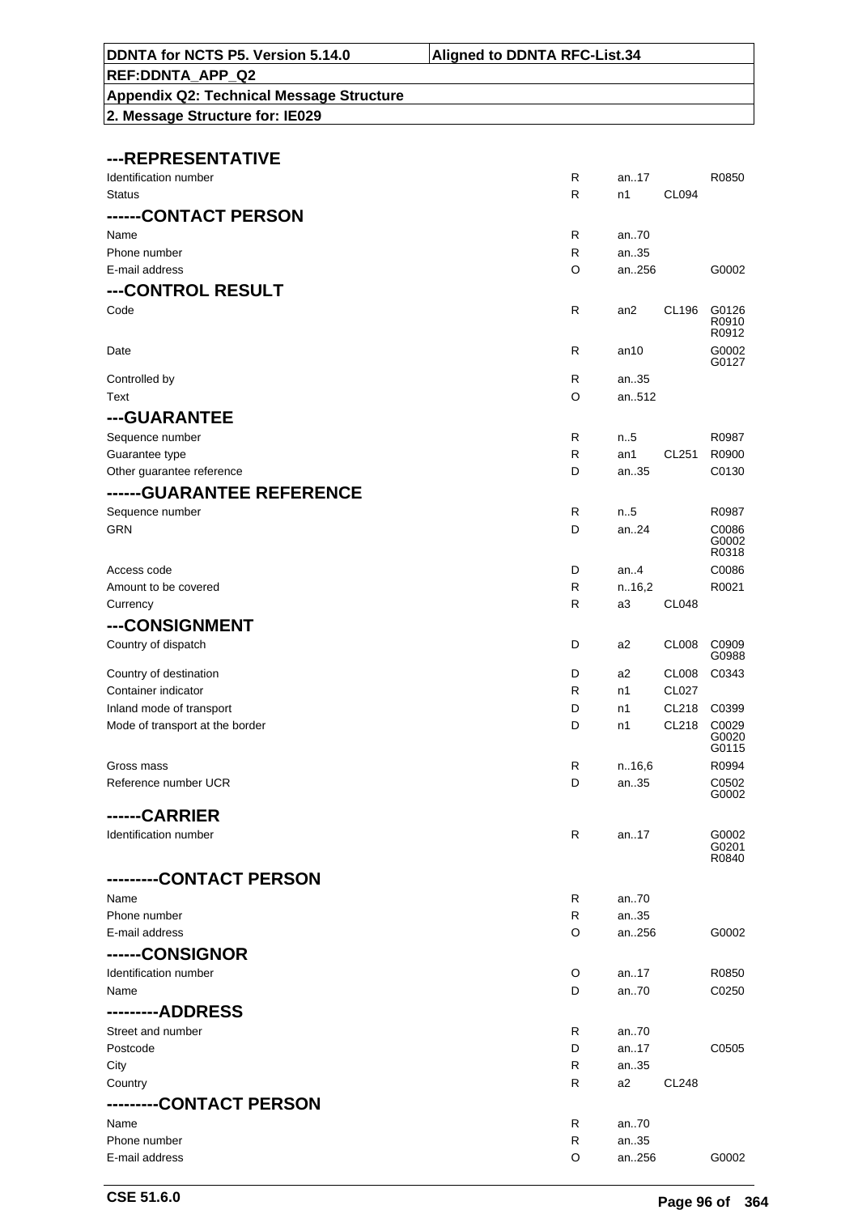| DDNTA for NCTS P5. Version 5.14.0 | Aligned to DDNTA RFC-List.34 |
|---|---|
| REF:DDNTA_APP_Q2 | |
| Appendix Q2: Technical Message Structure | |
| 2. Message Structure for: IE029 | |

| | | | | |
|---|---|---|---|---|
| **---REPRESENTATIVE** | | | | |
| Identification number | R | an..17 | | R0850 |
| Status | R | n1 | CL094 | |
| **------CONTACT PERSON** | | | | |
| Name | R | an..70 | | |
| Phone number | R | an..35 | | |
| E-mail address | O | an..256 | | G0002 |
| **---CONTROL RESULT** | | | | |
| Code | R | an2 | CL196 | G0126 R0910 R0912 |
| Date | R | an10 | | G0002 G0127 |
| Controlled by | R | an..35 | | |
| Text | O | an..512 | | |
| **---GUARANTEE** | | | | |
| Sequence number | R | n..5 | | R0987 |
| Guarantee type | R | an1 | CL251 | R0900 |
| Other guarantee reference | D | an..35 | | C0130 |
| **------GUARANTEE REFERENCE** | | | | |
| Sequence number | R | n..5 | | R0987 |
| GRN | D | an..24 | | C0086 G0002 R0318 |
| Access code | D | an..4 | | C0086 |
| Amount to be covered | R | n..16,2 | | R0021 |
| Currency | R | a3 | CL048 | |
| **---CONSIGNMENT** | | | | |
| Country of dispatch | D | a2 | CL008 | C0909 G0988 |
| Country of destination | D | a2 | CL008 | C0343 |
| Container indicator | R | n1 | CL027 | |
| Inland mode of transport | D | n1 | CL218 | C0399 |
| Mode of transport at the border | D | n1 | CL218 | C0029 G0020 G0115 |
| Gross mass | R | n..16,6 | | R0994 |
| Reference number UCR | D | an..35 | | C0502 G0002 |
| **------CARRIER** | | | | |
| Identification number | R | an..17 | | G0002 G0201 R0840 |
| **---------CONTACT PERSON** | | | | |
| Name | R | an..70 | | |
| Phone number | R | an..35 | | |
| E-mail address | O | an..256 | | G0002 |
| **------CONSIGNOR** | | | | |
| Identification number | O | an..17 | | R0850 |
| Name | D | an..70 | | C0250 |
| **---------ADDRESS** | | | | |
| Street and number | R | an..70 | | |
| Postcode | D | an..17 | | C0505 |
| City | R | an..35 | | |
| Country | R | a2 | CL248 | |
| **---------CONTACT PERSON** | | | | |
| Name | R | an..70 | | |
| Phone number | R | an..35 | | |
| E-mail address | O | an..256 | | G0002 |

CSE 51.6.0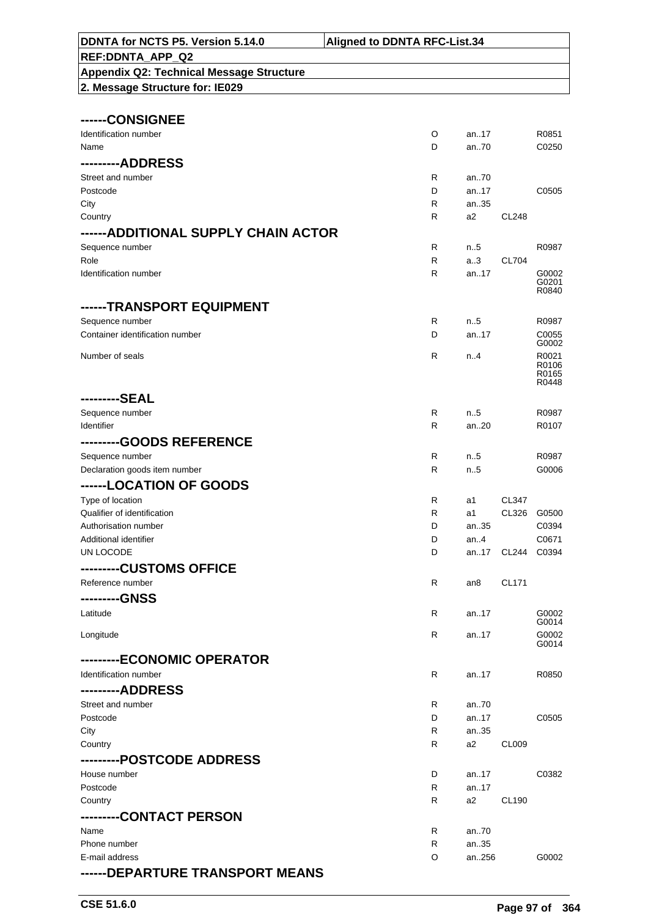**------CONSIGNEE**

| | | | | |
|---|---|---|---|---|
| Identification number | O | an..17 | | R0851 |
| Name | D | an..70 | | C0250 |

**---------ADDRESS**

| | | | | |
|---|---|---|---|---|
| Street and number | R | an..70 | | |
| Postcode | D | an..17 | | C0505 |
| City | R | an..35 | | |
| Country | R | a2 | CL248 | |

**------ADDITIONAL SUPPLY CHAIN ACTOR**

| | | | | |
|---|---|---|---|---|
| Sequence number | R | n..5 | | R0987 |
| Role | R | a..3 | CL704 | |
| Identification number | R | an..17 | | G0002 G0201 R0840 |

**------TRANSPORT EQUIPMENT**

| | | | | |
|---|---|---|---|---|
| Sequence number | R | n..5 | | R0987 |
| Container identification number | D | an..17 | | C0055 G0002 |
| Number of seals | R | n..4 | | R0021 R0106 R0165 R0448 |

**---------SEAL**

| | | | | |
|---|---|---|---|---|
| Sequence number | R | n..5 | | R0987 |
| Identifier | R | an..20 | | R0107 |

**---------GOODS REFERENCE**

| | | | | |
|---|---|---|---|---|
| Sequence number | R | n..5 | | R0987 |
| Declaration goods item number | R | n..5 | | G0006 |

**------LOCATION OF GOODS**

| | | | | |
|---|---|---|---|---|
| Type of location | R | a1 | CL347 | |
| Qualifier of identification | R | a1 | CL326 | G0500 |
| Authorisation number | D | an..35 | | C0394 |
| Additional identifier | D | an..4 | | C0671 |
| UN LOCODE | D | an..17 | CL244 | C0394 |

**---------CUSTOMS OFFICE**

| | | | | |
|---|---|---|---|---|
| Reference number | R | an8 | CL171 | |

**---------GNSS**

| | | | | |
|---|---|---|---|---|
| Latitude | R | an..17 | | G0002 G0014 |
| Longitude | R | an..17 | | G0002 G0014 |

**---------ECONOMIC OPERATOR**

| | | | | |
|---|---|---|---|---|
| Identification number | R | an..17 | | R0850 |

**---------ADDRESS**

| | | | | |
|---|---|---|---|---|
| Street and number | R | an..70 | | |
| Postcode | D | an..17 | | C0505 |
| City | R | an..35 | | |
| Country | R | a2 | CL009 | |

**---------POSTCODE ADDRESS**

| | | | | |
|---|---|---|---|---|
| House number | D | an..17 | | C0382 |
| Postcode | R | an..17 | | |
| Country | R | a2 | CL190 | |

**---------CONTACT PERSON**

| | | | | |
|---|---|---|---|---|
| Name | R | an..70 | | |
| Phone number | R | an..35 | | |
| E-mail address | O | an..256 | | G0002 |

**------DEPARTURE TRANSPORT MEANS**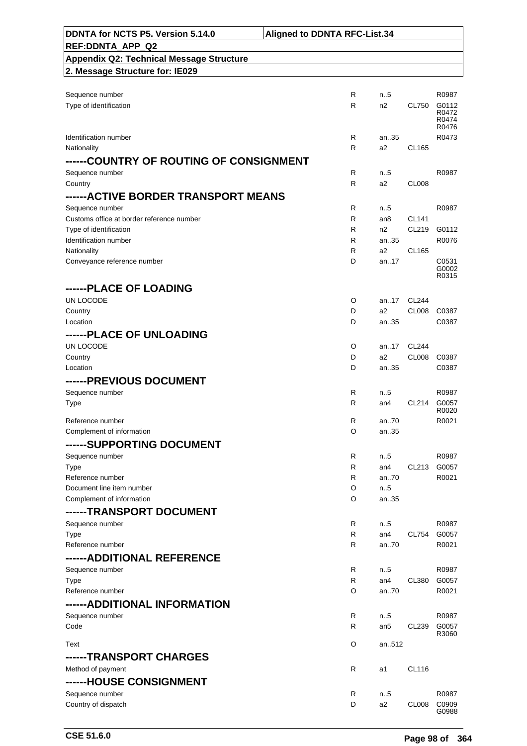| | | | | |
|---|---|---|---|---|
| Sequence number | R | n..5 | | R0987 |
| Type of identification | R | n2 | CL750 | G0112 R0472 R0474 R0476 |
| Identification number | R | an..35 | | R0473 |
| Nationality | R | a2 | CL165 | |

## ------COUNTRY OF ROUTING OF CONSIGNMENT

| | | | | |
|---|---|---|---|---|
| Sequence number | R | n..5 | | R0987 |
| Country | R | a2 | CL008 | |

## ------ACTIVE BORDER TRANSPORT MEANS

| | | | | |
|---|---|---|---|---|
| Sequence number | R | n..5 | | R0987 |
| Customs office at border reference number | R | an8 | CL141 | |
| Type of identification | R | n2 | CL219 | G0112 |
| Identification number | R | an..35 | | R0076 |
| Nationality | R | a2 | CL165 | |
| Conveyance reference number | D | an..17 | | C0531 G0002 R0315 |

## ------PLACE OF LOADING

| | | | | |
|---|---|---|---|---|
| UN LOCODE | O | an..17 | CL244 | |
| Country | D | a2 | CL008 | C0387 |
| Location | D | an..35 | | C0387 |

## ------PLACE OF UNLOADING

| | | | | |
|---|---|---|---|---|
| UN LOCODE | O | an..17 | CL244 | |
| Country | D | a2 | CL008 | C0387 |
| Location | D | an..35 | | C0387 |

## ------PREVIOUS DOCUMENT

| | | | | |
|---|---|---|---|---|
| Sequence number | R | n..5 | | R0987 |
| Type | R | an4 | CL214 | G0057 R0020 |
| Reference number | R | an..70 | | R0021 |
| Complement of information | O | an..35 | | |

## ------SUPPORTING DOCUMENT

| | | | | |
|---|---|---|---|---|
| Sequence number | R | n..5 | | R0987 |
| Type | R | an4 | CL213 | G0057 |
| Reference number | R | an..70 | | R0021 |
| Document line item number | O | n..5 | | |
| Complement of information | O | an..35 | | |

## ------TRANSPORT DOCUMENT

| | | | | |
|---|---|---|---|---|
| Sequence number | R | n..5 | | R0987 |
| Type | R | an4 | CL754 | G0057 |
| Reference number | R | an..70 | | R0021 |

## ------ADDITIONAL REFERENCE

| | | | | |
|---|---|---|---|---|
| Sequence number | R | n..5 | | R0987 |
| Type | R | an4 | CL380 | G0057 |
| Reference number | O | an..70 | | R0021 |

## ------ADDITIONAL INFORMATION

| | | | | |
|---|---|---|---|---|
| Sequence number | R | n..5 | | R0987 |
| Code | R | an5 | CL239 | G0057 R3060 |
| Text | O | an..512 | | |

## ------TRANSPORT CHARGES

| | | | | |
|---|---|---|---|---|
| Method of payment | R | a1 | CL116 | |

## ------HOUSE CONSIGNMENT

| | | | | |
|---|---|---|---|---|
| Sequence number | R | n..5 | | R0987 |
| Country of dispatch | D | a2 | CL008 | C0909 G0988 |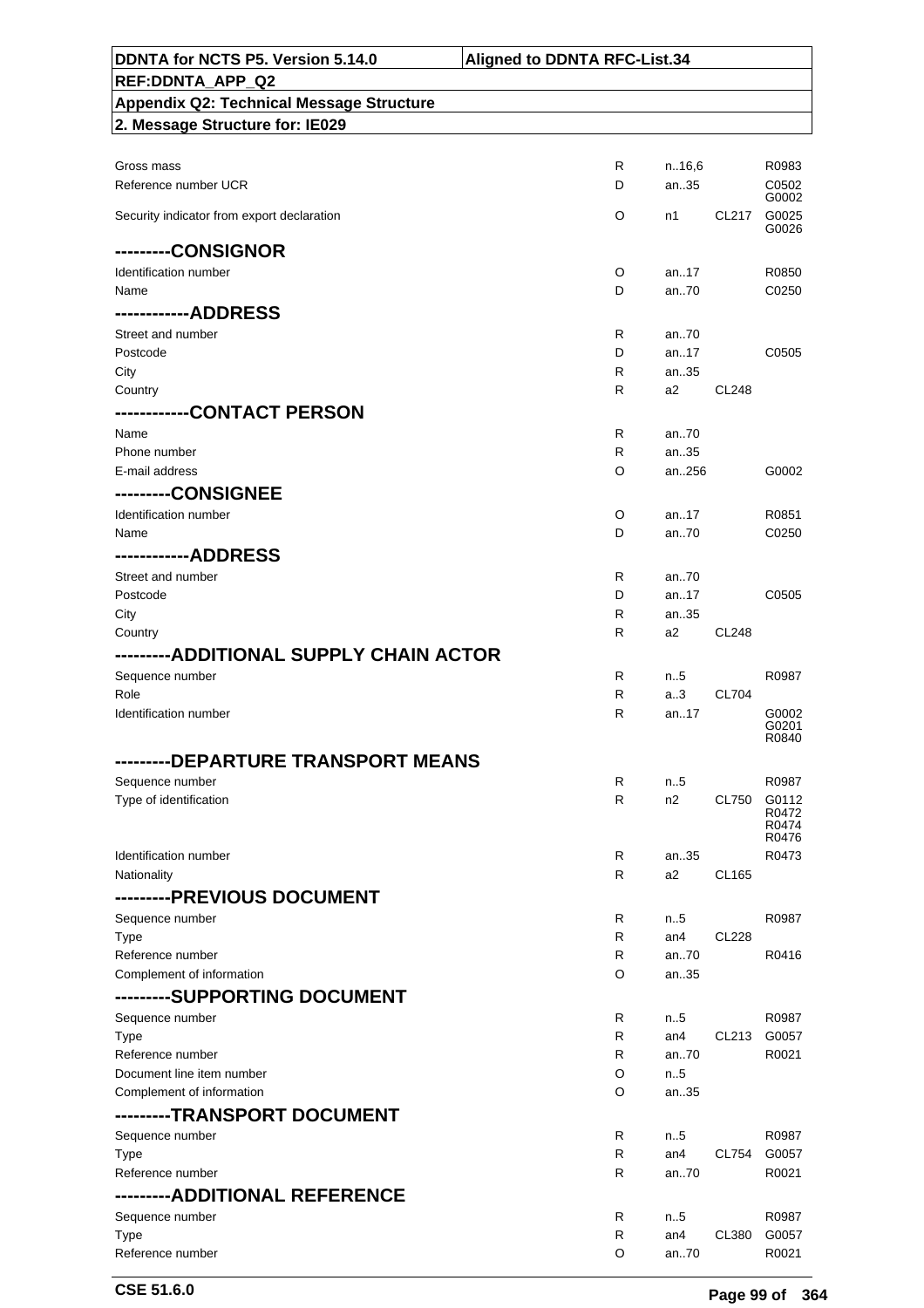| | | | | |
|---|---|---|---|---|
| Gross mass | R | n..16,6 | | R0983 |
| Reference number UCR | D | an..35 | | C0502 G0002 |
| Security indicator from export declaration | O | n1 | CL217 | G0025 G0026 |
| **---------CONSIGNOR** | | | | |
| Identification number | O | an..17 | | R0850 |
| Name | D | an..70 | | C0250 |
| **------------ADDRESS** | | | | |
| Street and number | R | an..70 | | |
| Postcode | D | an..17 | | C0505 |
| City | R | an..35 | | |
| Country | R | a2 | CL248 | |
| **------------CONTACT PERSON** | | | | |
| Name | R | an..70 | | |
| Phone number | R | an..35 | | |
| E-mail address | O | an..256 | | G0002 |
| **---------CONSIGNEE** | | | | |
| Identification number | O | an..17 | | R0851 |
| Name | D | an..70 | | C0250 |
| **------------ADDRESS** | | | | |
| Street and number | R | an..70 | | |
| Postcode | D | an..17 | | C0505 |
| City | R | an..35 | | |
| Country | R | a2 | CL248 | |
| **---------ADDITIONAL SUPPLY CHAIN ACTOR** | | | | |
| Sequence number | R | n..5 | | R0987 |
| Role | R | a..3 | CL704 | |
| Identification number | R | an..17 | | G0002 G0201 R0840 |
| **---------DEPARTURE TRANSPORT MEANS** | | | | |
| Sequence number | R | n..5 | | R0987 |
| Type of identification | R | n2 | CL750 | G0112 R0472 R0474 R0476 |
| Identification number | R | an..35 | | R0473 |
| Nationality | R | a2 | CL165 | |
| **---------PREVIOUS DOCUMENT** | | | | |
| Sequence number | R | n..5 | | R0987 |
| Type | R | an4 | CL228 | |
| Reference number | R | an..70 | | R0416 |
| Complement of information | O | an..35 | | |
| **---------SUPPORTING DOCUMENT** | | | | |
| Sequence number | R | n..5 | | R0987 |
| Type | R | an4 | CL213 | G0057 |
| Reference number | R | an..70 | | R0021 |
| Document line item number | O | n..5 | | |
| Complement of information | O | an..35 | | |
| **---------TRANSPORT DOCUMENT** | | | | |
| Sequence number | R | n..5 | | R0987 |
| Type | R | an4 | CL754 | G0057 |
| Reference number | R | an..70 | | R0021 |
| **---------ADDITIONAL REFERENCE** | | | | |
| Sequence number | R | n..5 | | R0987 |
| Type | R | an4 | CL380 | G0057 |
| Reference number | O | an..70 | | R0021 |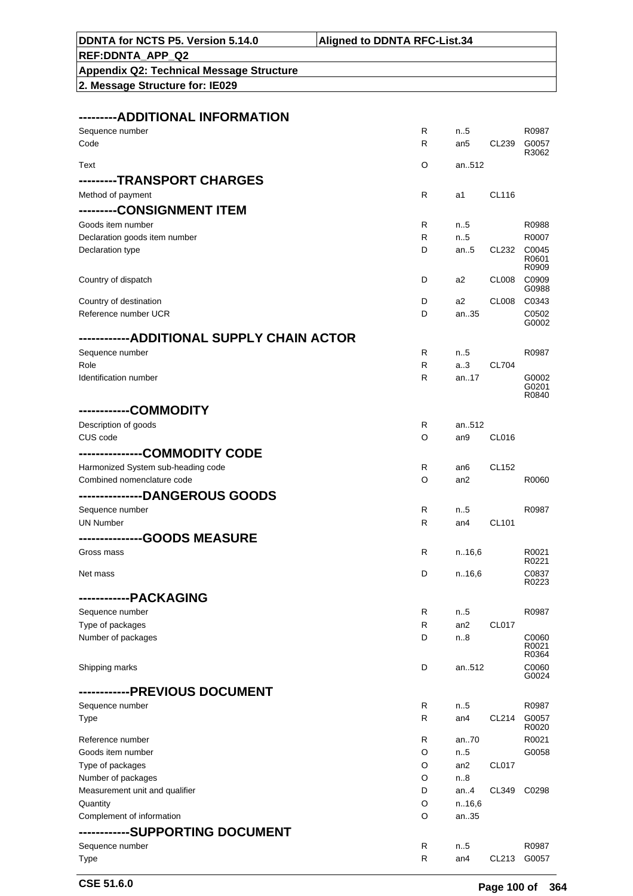| DDNTA for NCTS P5. Version 5.14.0 | Aligned to DDNTA RFC-List.34 |
|---|---|
| REF:DDNTA_APP_Q2 | |
| Appendix Q2: Technical Message Structure | |
| 2. Message Structure for: IE029 | |

| | | | | |
|---|---|---|---|---|
| **---------ADDITIONAL INFORMATION** | | | | |
| Sequence number | R | n..5 | | R0987 |
| Code | R | an5 | CL239 | G0057 R3062 |
| Text | O | an..512 | | |
| **---------TRANSPORT CHARGES** | | | | |
| Method of payment | R | a1 | CL116 | |
| **---------CONSIGNMENT ITEM** | | | | |
| Goods item number | R | n..5 | | R0988 |
| Declaration goods item number | R | n..5 | | R0007 |
| Declaration type | D | an..5 | CL232 | C0045 R0601 R0909 |
| Country of dispatch | D | a2 | CL008 | C0909 G0988 |
| Country of destination | D | a2 | CL008 | C0343 |
| Reference number UCR | D | an..35 | | C0502 G0002 |
| **-----------ADDITIONAL SUPPLY CHAIN ACTOR** | | | | |
| Sequence number | R | n..5 | | R0987 |
| Role | R | a..3 | CL704 | |
| Identification number | R | an..17 | | G0002 G0201 R0840 |
| **-----------COMMODITY** | | | | |
| Description of goods | R | an..512 | | |
| CUS code | O | an9 | CL016 | |
| **--------------COMMODITY CODE** | | | | |
| Harmonized System sub-heading code | R | an6 | CL152 | |
| Combined nomenclature code | O | an2 | | R0060 |
| **--------------DANGEROUS GOODS** | | | | |
| Sequence number | R | n..5 | | R0987 |
| UN Number | R | an4 | CL101 | |
| **--------------GOODS MEASURE** | | | | |
| Gross mass | R | n..16,6 | | R0021 R0221 |
| Net mass | D | n..16,6 | | C0837 R0223 |
| **-----------PACKAGING** | | | | |
| Sequence number | R | n..5 | | R0987 |
| Type of packages | R | an2 | CL017 | |
| Number of packages | D | n..8 | | C0060 R0021 R0364 |
| Shipping marks | D | an..512 | | C0060 G0024 |
| **-----------PREVIOUS DOCUMENT** | | | | |
| Sequence number | R | n..5 | | R0987 |
| Type | R | an4 | CL214 | G0057 R0020 |
| Reference number | R | an..70 | | R0021 |
| Goods item number | O | n..5 | | G0058 |
| Type of packages | O | an2 | CL017 | |
| Number of packages | O | n..8 | | |
| Measurement unit and qualifier | D | an..4 | CL349 | C0298 |
| Quantity | O | n..16,6 | | |
| Complement of information | O | an..35 | | |
| **-----------SUPPORTING DOCUMENT** | | | | |
| Sequence number | R | n..5 | | R0987 |
| Type | R | an4 | CL213 | G0057 |

CSE 51.6.0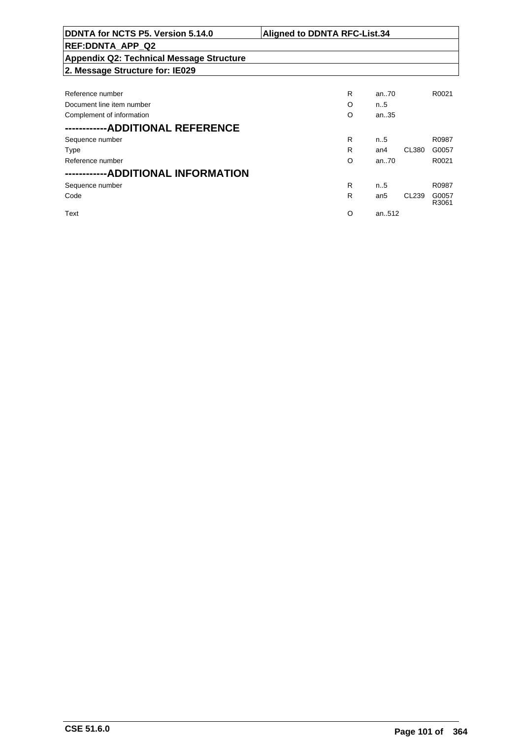| | | | | |
|---|---|---|---|---|
| Reference number | R | an..70 | | R0021 |
| Document line item number | O | n..5 | | |
| Complement of information | O | an..35 | | |

## -----------ADDITIONAL REFERENCE

| | | | | |
|---|---|---|---|---|
| Sequence number | R | n..5 | | R0987 |
| Type | R | an4 | CL380 | G0057 |
| Reference number | O | an..70 | | R0021 |

## -----------ADDITIONAL INFORMATION

| | | | | |
|---|---|---|---|---|
| Sequence number | R | n..5 | | R0987 |
| Code | R | an5 | CL239 | G0057 R3061 |
| Text | O | an..512 | | |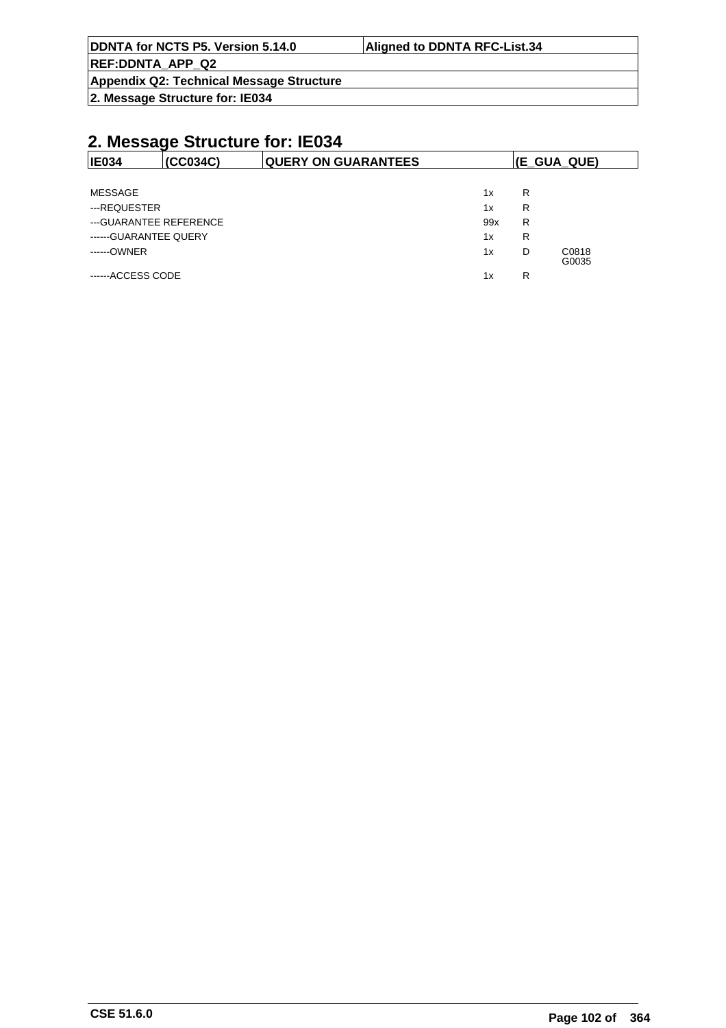## 2. Message Structure for: IE034

| IE034 | (CC034C) | QUERY ON GUARANTEES | (E_GUA_QUE) |
|---|---|---|---|

| | | | |
|---|---|---|---|
| MESSAGE | 1x | R | |
| ---REQUESTER | 1x | R | |
| ---GUARANTEE REFERENCE | 99x | R | |
| ------GUARANTEE QUERY | 1x | R | |
| ------OWNER | 1x | D | C0818 G0035 |
| ------ACCESS CODE | 1x | R | |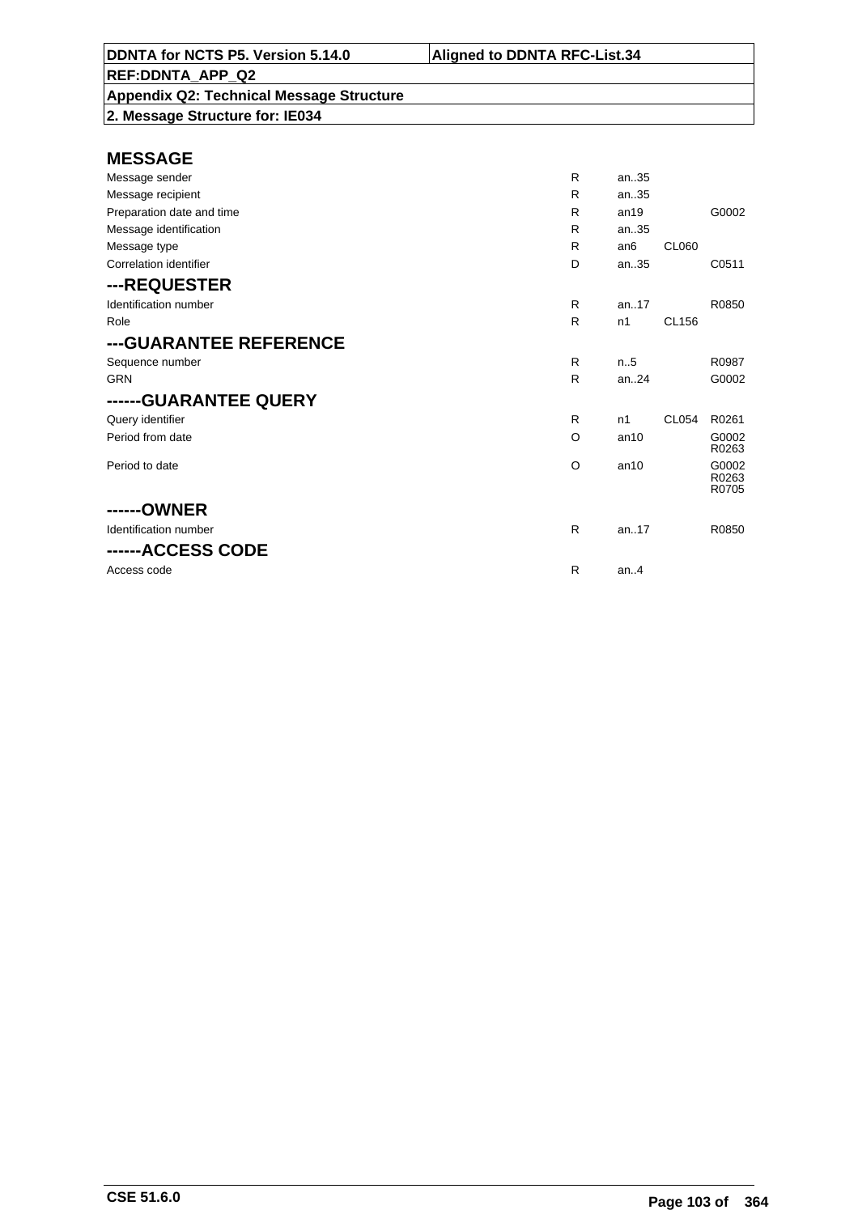| DDNTA for NCTS P5. Version 5.14.0 | Aligned to DDNTA RFC-List.34 |
|---|---|
| REF:DDNTA_APP_Q2 | |
| Appendix Q2: Technical Message Structure | |
| 2. Message Structure for: IE034 | |

## MESSAGE

| | | | | |
|---|---|---|---|---|
| Message sender | R | an..35 | | |
| Message recipient | R | an..35 | | |
| Preparation date and time | R | an19 | | G0002 |
| Message identification | R | an..35 | | |
| Message type | R | an6 | CL060 | |
| Correlation identifier | D | an..35 | | C0511 |

## ---REQUESTER

| | | | | |
|---|---|---|---|---|
| Identification number | R | an..17 | | R0850 |
| Role | R | n1 | CL156 | |

## ---GUARANTEE REFERENCE

| | | | | |
|---|---|---|---|---|
| Sequence number | R | n..5 | | R0987 |
| GRN | R | an..24 | | G0002 |

## ------GUARANTEE QUERY

| | | | | |
|---|---|---|---|---|
| Query identifier | R | n1 | CL054 | R0261 |
| Period from date | O | an10 | | G0002 R0263 |
| Period to date | O | an10 | | G0002 R0263 R0705 |

## ------OWNER

| | | | | |
|---|---|---|---|---|
| Identification number | R | an..17 | | R0850 |

## ------ACCESS CODE

| | | | | |
|---|---|---|---|---|
| Access code | R | an..4 | | |

CSE 51.6.0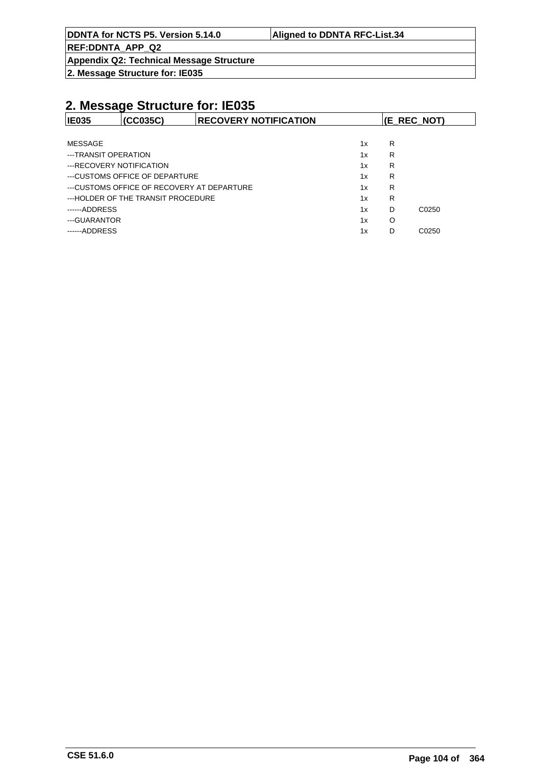## 2. Message Structure for: IE035

| IE035 | (CC035C) | RECOVERY NOTIFICATION | (E_REC_NOT) |
|---|---|---|---|

| | | | |
|---|---|---|---|
| MESSAGE | 1x | R | |
| ---TRANSIT OPERATION | 1x | R | |
| ---RECOVERY NOTIFICATION | 1x | R | |
| ---CUSTOMS OFFICE OF DEPARTURE | 1x | R | |
| ---CUSTOMS OFFICE OF RECOVERY AT DEPARTURE | 1x | R | |
| ---HOLDER OF THE TRANSIT PROCEDURE | 1x | R | |
| ------ADDRESS | 1x | D | C0250 |
| ---GUARANTOR | 1x | O | |
| ------ADDRESS | 1x | D | C0250 |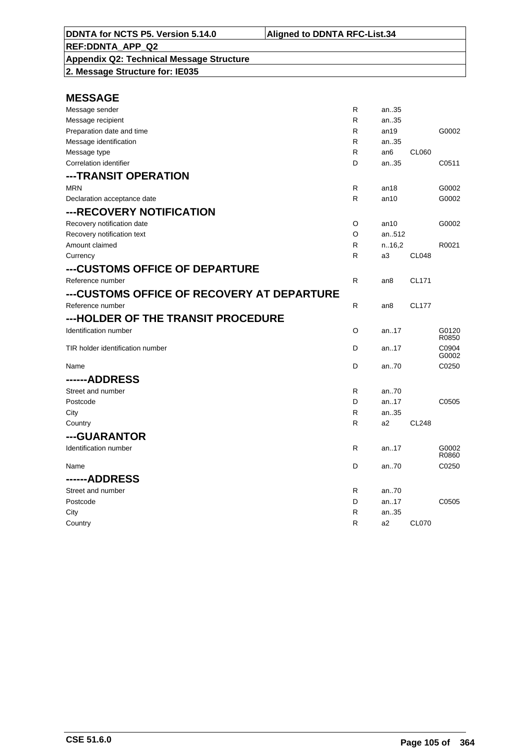| DDNTA for NCTS P5. Version 5.14.0 | Aligned to DDNTA RFC-List.34 |
|---|---|
| REF:DDNTA_APP_Q2 | |
| Appendix Q2: Technical Message Structure | |
| 2. Message Structure for: IE035 | |

## MESSAGE

| | | | | |
|---|---|---|---|---|
| Message sender | R | an..35 | | |
| Message recipient | R | an..35 | | |
| Preparation date and time | R | an19 | | G0002 |
| Message identification | R | an..35 | | |
| Message type | R | an6 | CL060 | |
| Correlation identifier | D | an..35 | | C0511 |

## ---TRANSIT OPERATION

| | | | | |
|---|---|---|---|---|
| MRN | R | an18 | | G0002 |
| Declaration acceptance date | R | an10 | | G0002 |

## ---RECOVERY NOTIFICATION

| | | | | |
|---|---|---|---|---|
| Recovery notification date | O | an10 | | G0002 |
| Recovery notification text | O | an..512 | | |
| Amount claimed | R | n..16,2 | | R0021 |
| Currency | R | a3 | CL048 | |

## ---CUSTOMS OFFICE OF DEPARTURE

| | | | | |
|---|---|---|---|---|
| Reference number | R | an8 | CL171 | |

## ---CUSTOMS OFFICE OF RECOVERY AT DEPARTURE

| | | | | |
|---|---|---|---|---|
| Reference number | R | an8 | CL177 | |

## ---HOLDER OF THE TRANSIT PROCEDURE

| | | | | |
|---|---|---|---|---|
| Identification number | O | an..17 | | G0120 R0850 |
| TIR holder identification number | D | an..17 | | C0904 G0002 |
| Name | D | an..70 | | C0250 |

## ------ADDRESS

| | | | | |
|---|---|---|---|---|
| Street and number | R | an..70 | | |
| Postcode | D | an..17 | | C0505 |
| City | R | an..35 | | |
| Country | R | a2 | CL248 | |

## ---GUARANTOR

| | | | | |
|---|---|---|---|---|
| Identification number | R | an..17 | | G0002 R0860 |
| Name | D | an..70 | | C0250 |

## ------ADDRESS

| | | | | |
|---|---|---|---|---|
| Street and number | R | an..70 | | |
| Postcode | D | an..17 | | C0505 |
| City | R | an..35 | | |
| Country | R | a2 | CL070 | |

CSE 51.6.0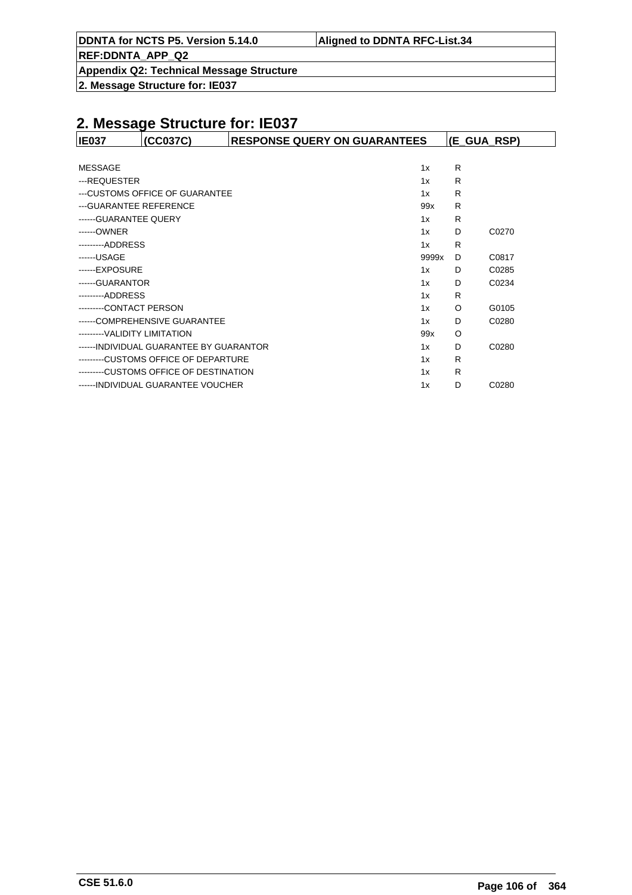## 2. Message Structure for: IE037

| IE037 | (CC037C) | RESPONSE QUERY ON GUARANTEES | (E_GUA_RSP) |
|---|---|---|---|

| | | | |
|---|---|---|---|
| MESSAGE | 1x | R | |
| ---REQUESTER | 1x | R | |
| ---CUSTOMS OFFICE OF GUARANTEE | 1x | R | |
| ---GUARANTEE REFERENCE | 99x | R | |
| ------GUARANTEE QUERY | 1x | R | |
| ------OWNER | 1x | D | C0270 |
| ---------ADDRESS | 1x | R | |
| ------USAGE | 9999x | D | C0817 |
| ------EXPOSURE | 1x | D | C0285 |
| ------GUARANTOR | 1x | D | C0234 |
| ---------ADDRESS | 1x | R | |
| ---------CONTACT PERSON | 1x | O | G0105 |
| ------COMPREHENSIVE GUARANTEE | 1x | D | C0280 |
| ---------VALIDITY LIMITATION | 99x | O | |
| ------INDIVIDUAL GUARANTEE BY GUARANTOR | 1x | D | C0280 |
| ---------CUSTOMS OFFICE OF DEPARTURE | 1x | R | |
| ---------CUSTOMS OFFICE OF DESTINATION | 1x | R | |
| ------INDIVIDUAL GUARANTEE VOUCHER | 1x | D | C0280 |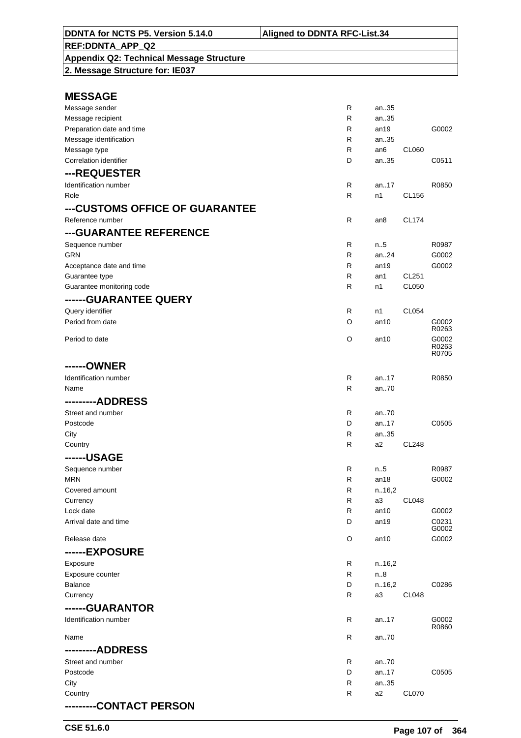DDNTA for NCTS P5. Version 5.14.0 | Aligned to DDNTA RFC-List.34

REF:DDNTA_APP_Q2

Appendix Q2: Technical Message Structure

2. Message Structure for: IE037

## MESSAGE

| | | | | |
|---|---|---|---|---|
| Message sender | R | an..35 | | |
| Message recipient | R | an..35 | | |
| Preparation date and time | R | an19 | | G0002 |
| Message identification | R | an..35 | | |
| Message type | R | an6 | CL060 | |
| Correlation identifier | D | an..35 | | C0511 |

## ---REQUESTER

| | | | | |
|---|---|---|---|---|
| Identification number | R | an..17 | | R0850 |
| Role | R | n1 | CL156 | |

## ---CUSTOMS OFFICE OF GUARANTEE

| | | | | |
|---|---|---|---|---|
| Reference number | R | an8 | CL174 | |

## ---GUARANTEE REFERENCE

| | | | | |
|---|---|---|---|---|
| Sequence number | R | n..5 | | R0987 |
| GRN | R | an..24 | | G0002 |
| Acceptance date and time | R | an19 | | G0002 |
| Guarantee type | R | an1 | CL251 | |
| Guarantee monitoring code | R | n1 | CL050 | |

## ------GUARANTEE QUERY

| | | | | |
|---|---|---|---|---|
| Query identifier | R | n1 | CL054 | |
| Period from date | O | an10 | | G0002 R0263 |
| Period to date | O | an10 | | G0002 R0263 R0705 |

## ------OWNER

| | | | | |
|---|---|---|---|---|
| Identification number | R | an..17 | | R0850 |
| Name | R | an..70 | | |

## ---------ADDRESS

| | | | | |
|---|---|---|---|---|
| Street and number | R | an..70 | | |
| Postcode | D | an..17 | | C0505 |
| City | R | an..35 | | |
| Country | R | a2 | CL248 | |

## ------USAGE

| | | | | |
|---|---|---|---|---|
| Sequence number | R | n..5 | | R0987 |
| MRN | R | an18 | | G0002 |
| Covered amount | R | n..16,2 | | |
| Currency | R | a3 | CL048 | |
| Lock date | R | an10 | | G0002 |
| Arrival date and time | D | an19 | | C0231 G0002 |
| Release date | O | an10 | | G0002 |

## ------EXPOSURE

| | | | | |
|---|---|---|---|---|
| Exposure | R | n..16,2 | | |
| Exposure counter | R | n..8 | | |
| Balance | D | n..16,2 | | C0286 |
| Currency | R | a3 | CL048 | |

## ------GUARANTOR

| | | | | |
|---|---|---|---|---|
| Identification number | R | an..17 | | G0002 R0860 |
| Name | R | an..70 | | |

## ---------ADDRESS

| | | | | |
|---|---|---|---|---|
| Street and number | R | an..70 | | |
| Postcode | D | an..17 | | C0505 |
| City | R | an..35 | | |
| Country | R | a2 | CL070 | |

## ---------CONTACT PERSON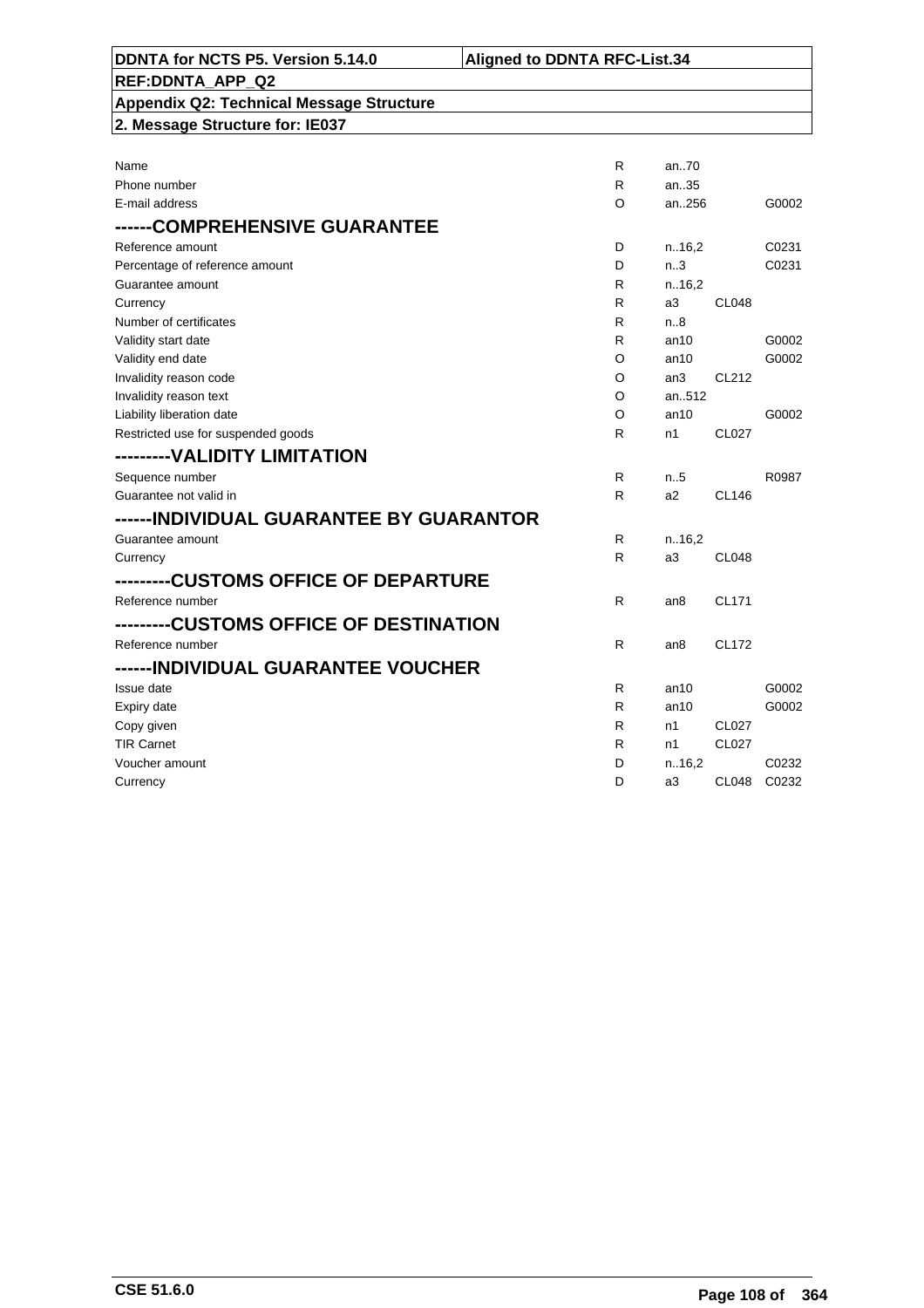| | | | | |
|---|---|---|---|---|
| Name | R | an..70 | | |
| Phone number | R | an..35 | | |
| E-mail address | O | an..256 | | G0002 |
| **------COMPREHENSIVE GUARANTEE** | | | | |
| Reference amount | D | n..16,2 | | C0231 |
| Percentage of reference amount | D | n..3 | | C0231 |
| Guarantee amount | R | n..16,2 | | |
| Currency | R | a3 | CL048 | |
| Number of certificates | R | n..8 | | |
| Validity start date | R | an10 | | G0002 |
| Validity end date | O | an10 | | G0002 |
| Invalidity reason code | O | an3 | CL212 | |
| Invalidity reason text | O | an..512 | | |
| Liability liberation date | O | an10 | | G0002 |
| Restricted use for suspended goods | R | n1 | CL027 | |
| **---------VALIDITY LIMITATION** | | | | |
| Sequence number | R | n..5 | | R0987 |
| Guarantee not valid in | R | a2 | CL146 | |
| **------INDIVIDUAL GUARANTEE BY GUARANTOR** | | | | |
| Guarantee amount | R | n..16,2 | | |
| Currency | R | a3 | CL048 | |
| **---------CUSTOMS OFFICE OF DEPARTURE** | | | | |
| Reference number | R | an8 | CL171 | |
| **---------CUSTOMS OFFICE OF DESTINATION** | | | | |
| Reference number | R | an8 | CL172 | |
| **------INDIVIDUAL GUARANTEE VOUCHER** | | | | |
| Issue date | R | an10 | | G0002 |
| Expiry date | R | an10 | | G0002 |
| Copy given | R | n1 | CL027 | |
| TIR Carnet | R | n1 | CL027 | |
| Voucher amount | D | n..16,2 | | C0232 |
| Currency | D | a3 | CL048 | C0232 |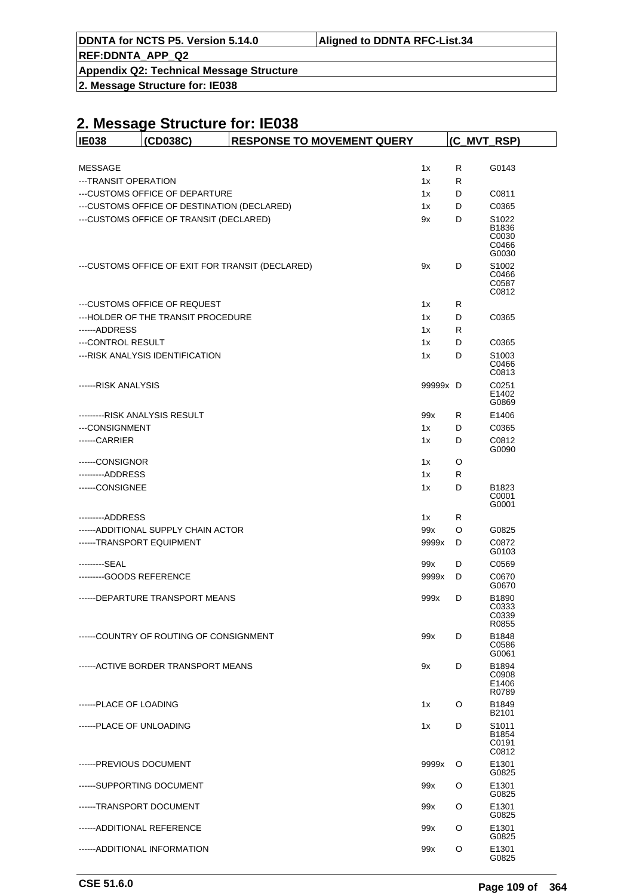# 2. Message Structure for: IE038

| IE038 | (CD038C) | RESPONSE TO MOVEMENT QUERY | (C_MVT_RSP) |
|---|---|---|---|

| | | | |
|---|---|---|---|
| MESSAGE | 1x | R | G0143 |
| ---TRANSIT OPERATION | 1x | R | |
| ---CUSTOMS OFFICE OF DEPARTURE | 1x | D | C0811 |
| ---CUSTOMS OFFICE OF DESTINATION (DECLARED) | 1x | D | C0365 |
| ---CUSTOMS OFFICE OF TRANSIT (DECLARED) | 9x | D | S1022 B1836 C0030 C0466 G0030 |
| ---CUSTOMS OFFICE OF EXIT FOR TRANSIT (DECLARED) | 9x | D | S1002 C0466 C0587 C0812 |
| ---CUSTOMS OFFICE OF REQUEST | 1x | R | |
| ---HOLDER OF THE TRANSIT PROCEDURE | 1x | D | C0365 |
| ------ADDRESS | 1x | R | |
| ---CONTROL RESULT | 1x | D | C0365 |
| ---RISK ANALYSIS IDENTIFICATION | 1x | D | S1003 C0466 C0813 |
| ------RISK ANALYSIS | 99999x | D | C0251 E1402 G0869 |
| ---------RISK ANALYSIS RESULT | 99x | R | E1406 |
| ---CONSIGNMENT | 1x | D | C0365 |
| ------CARRIER | 1x | D | C0812 G0090 |
| ------CONSIGNOR | 1x | O | |
| ---------ADDRESS | 1x | R | |
| ------CONSIGNEE | 1x | D | B1823 C0001 G0001 |
| ---------ADDRESS | 1x | R | |
| ------ADDITIONAL SUPPLY CHAIN ACTOR | 99x | O | G0825 |
| ------TRANSPORT EQUIPMENT | 9999x | D | C0872 G0103 |
| ---------SEAL | 99x | D | C0569 |
| ---------GOODS REFERENCE | 9999x | D | C0670 G0670 |
| ------DEPARTURE TRANSPORT MEANS | 999x | D | B1890 C0333 C0339 R0855 |
| ------COUNTRY OF ROUTING OF CONSIGNMENT | 99x | D | B1848 C0586 G0061 |
| ------ACTIVE BORDER TRANSPORT MEANS | 9x | D | B1894 C0908 E1406 R0789 |
| ------PLACE OF LOADING | 1x | O | B1849 B2101 |
| ------PLACE OF UNLOADING | 1x | D | S1011 B1854 C0191 C0812 |
| ------PREVIOUS DOCUMENT | 9999x | O | E1301 G0825 |
| ------SUPPORTING DOCUMENT | 99x | O | E1301 G0825 |
| ------TRANSPORT DOCUMENT | 99x | O | E1301 G0825 |
| ------ADDITIONAL REFERENCE | 99x | O | E1301 G0825 |
| ------ADDITIONAL INFORMATION | 99x | O | E1301 G0825 |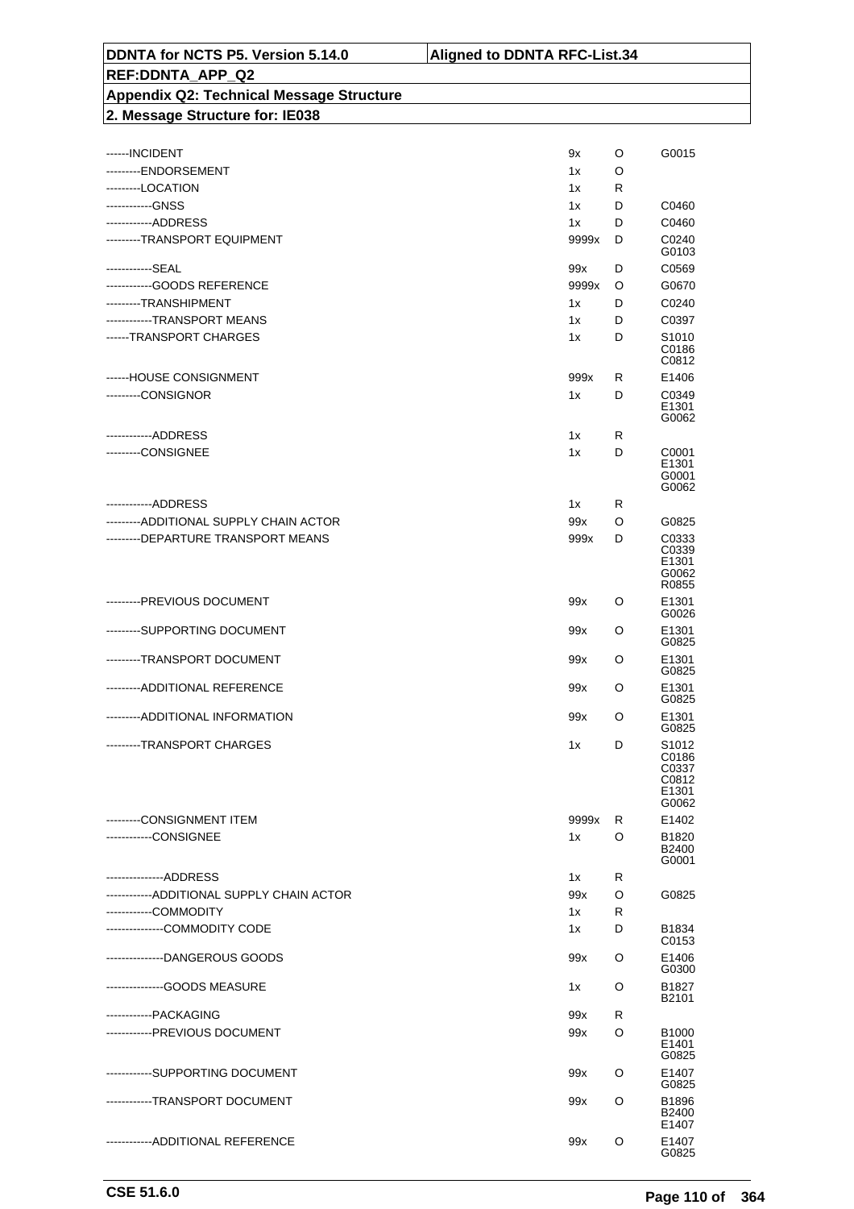| | | | |
|---|---|---|---|
| ------INCIDENT | 9x | O | G0015 |
| ---------ENDORSEMENT | 1x | O | |
| ---------LOCATION | 1x | R | |
| ------------GNSS | 1x | D | C0460 |
| ------------ADDRESS | 1x | D | C0460 |
| ---------TRANSPORT EQUIPMENT | 9999x | D | C0240<br>G0103 |
| ------------SEAL | 99x | D | C0569 |
| ------------GOODS REFERENCE | 9999x | O | G0670 |
| ---------TRANSHIPMENT | 1x | D | C0240 |
| ------------TRANSPORT MEANS | 1x | D | C0397 |
| ------TRANSPORT CHARGES | 1x | D | S1010<br>C0186<br>C0812 |
| ------HOUSE CONSIGNMENT | 999x | R | E1406 |
| ---------CONSIGNOR | 1x | D | C0349<br>E1301<br>G0062 |
| ------------ADDRESS | 1x | R | |
| ---------CONSIGNEE | 1x | D | C0001<br>E1301<br>G0001<br>G0062 |
| ------------ADDRESS | 1x | R | |
| ---------ADDITIONAL SUPPLY CHAIN ACTOR | 99x | O | G0825 |
| ---------DEPARTURE TRANSPORT MEANS | 999x | D | C0333<br>C0339<br>E1301<br>G0062<br>R0855 |
| ---------PREVIOUS DOCUMENT | 99x | O | E1301<br>G0026 |
| ---------SUPPORTING DOCUMENT | 99x | O | E1301<br>G0825 |
| ---------TRANSPORT DOCUMENT | 99x | O | E1301<br>G0825 |
| ---------ADDITIONAL REFERENCE | 99x | O | E1301<br>G0825 |
| ---------ADDITIONAL INFORMATION | 99x | O | E1301<br>G0825 |
| ---------TRANSPORT CHARGES | 1x | D | S1012<br>C0186<br>C0337<br>C0812<br>E1301<br>G0062 |
| ---------CONSIGNMENT ITEM | 9999x | R | E1402 |
| ------------CONSIGNEE | 1x | O | B1820<br>B2400<br>G0001 |
| ---------------ADDRESS | 1x | R | |
| ------------ADDITIONAL SUPPLY CHAIN ACTOR | 99x | O | G0825 |
| ------------COMMODITY | 1x | R | |
| ---------------COMMODITY CODE | 1x | D | B1834<br>C0153 |
| ---------------DANGEROUS GOODS | 99x | O | E1406<br>G0300 |
| ---------------GOODS MEASURE | 1x | O | B1827<br>B2101 |
| ------------PACKAGING | 99x | R | |
| ------------PREVIOUS DOCUMENT | 99x | O | B1000<br>E1401<br>G0825 |
| ------------SUPPORTING DOCUMENT | 99x | O | E1407<br>G0825 |
| ------------TRANSPORT DOCUMENT | 99x | O | B1896<br>B2400<br>E1407 |
| ------------ADDITIONAL REFERENCE | 99x | O | E1407<br>G0825 |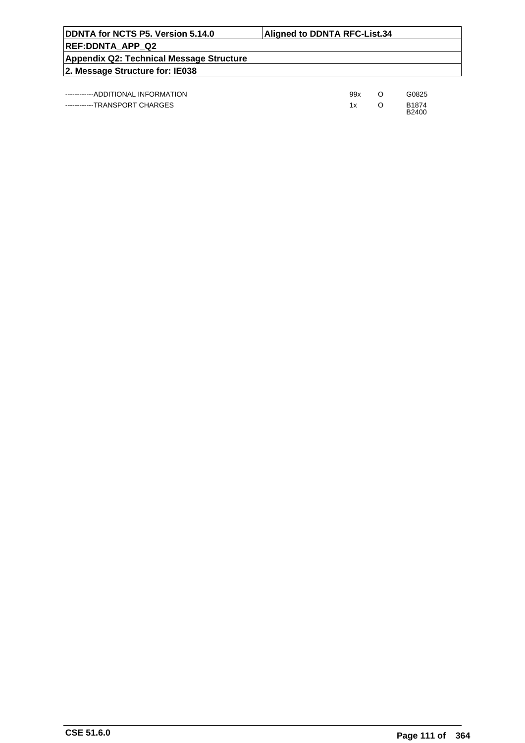| | | | |
|---|---|---|---|
| ------------ADDITIONAL INFORMATION | 99x | O | G0825 |
| ------------TRANSPORT CHARGES | 1x | O | B1874<br>B2400 |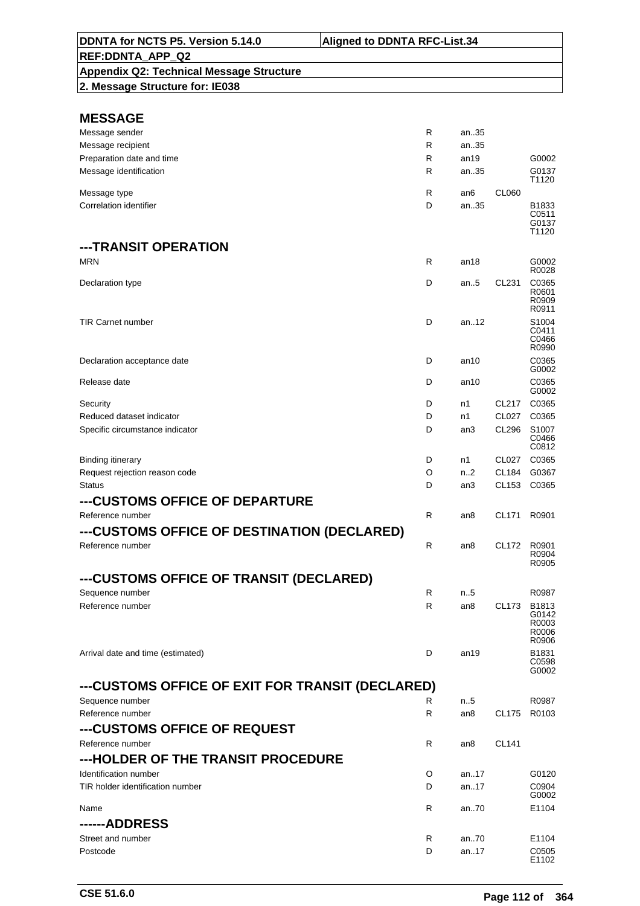**DDNTA for NCTS P5. Version 5.14.0** | **Aligned to DDNTA RFC-List.34**

**REF:DDNTA_APP_Q2**

**Appendix Q2: Technical Message Structure**

**2. Message Structure for: IE038**

## MESSAGE

| | | | | |
|---|---|---|---|---|
| Message sender | R | an..35 | | |
| Message recipient | R | an..35 | | |
| Preparation date and time | R | an19 | | G0002 |
| Message identification | R | an..35 | | G0137 T1120 |
| Message type | R | an6 | CL060 | |
| Correlation identifier | D | an..35 | | B1833 C0511 G0137 T1120 |

## ---TRANSIT OPERATION

| | | | | |
|---|---|---|---|---|
| MRN | R | an18 | | G0002 R0028 |
| Declaration type | D | an..5 | CL231 | C0365 R0601 R0909 R0911 |
| TIR Carnet number | D | an..12 | | S1004 C0411 C0466 R0990 |
| Declaration acceptance date | D | an10 | | C0365 G0002 |
| Release date | D | an10 | | C0365 G0002 |
| Security | D | n1 | CL217 | C0365 |
| Reduced dataset indicator | D | n1 | CL027 | C0365 |
| Specific circumstance indicator | D | an3 | CL296 | S1007 C0466 C0812 |
| Binding itinerary | D | n1 | CL027 | C0365 |
| Request rejection reason code | O | n..2 | CL184 | G0367 |
| Status | D | an3 | CL153 | C0365 |

## ---CUSTOMS OFFICE OF DEPARTURE

| | | | | |
|---|---|---|---|---|
| Reference number | R | an8 | CL171 | R0901 |

## ---CUSTOMS OFFICE OF DESTINATION (DECLARED)

| | | | | |
|---|---|---|---|---|
| Reference number | R | an8 | CL172 | R0901 R0904 R0905 |

## ---CUSTOMS OFFICE OF TRANSIT (DECLARED)

| | | | | |
|---|---|---|---|---|
| Sequence number | R | n..5 | | R0987 |
| Reference number | R | an8 | CL173 | B1813 G0142 R0003 R0006 R0906 |
| Arrival date and time (estimated) | D | an19 | | B1831 C0598 G0002 |

## ---CUSTOMS OFFICE OF EXIT FOR TRANSIT (DECLARED)

| | | | | |
|---|---|---|---|---|
| Sequence number | R | n..5 | | R0987 |
| Reference number | R | an8 | CL175 | R0103 |

## ---CUSTOMS OFFICE OF REQUEST

| | | | | |
|---|---|---|---|---|
| Reference number | R | an8 | CL141 | |

## ---HOLDER OF THE TRANSIT PROCEDURE

| | | | | |
|---|---|---|---|---|
| Identification number | O | an..17 | | G0120 |
| TIR holder identification number | D | an..17 | | C0904 G0002 |
| Name | R | an..70 | | E1104 |

## ------ADDRESS

| | | | | |
|---|---|---|---|---|
| Street and number | R | an..70 | | E1104 |
| Postcode | D | an..17 | | C0505 E1102 |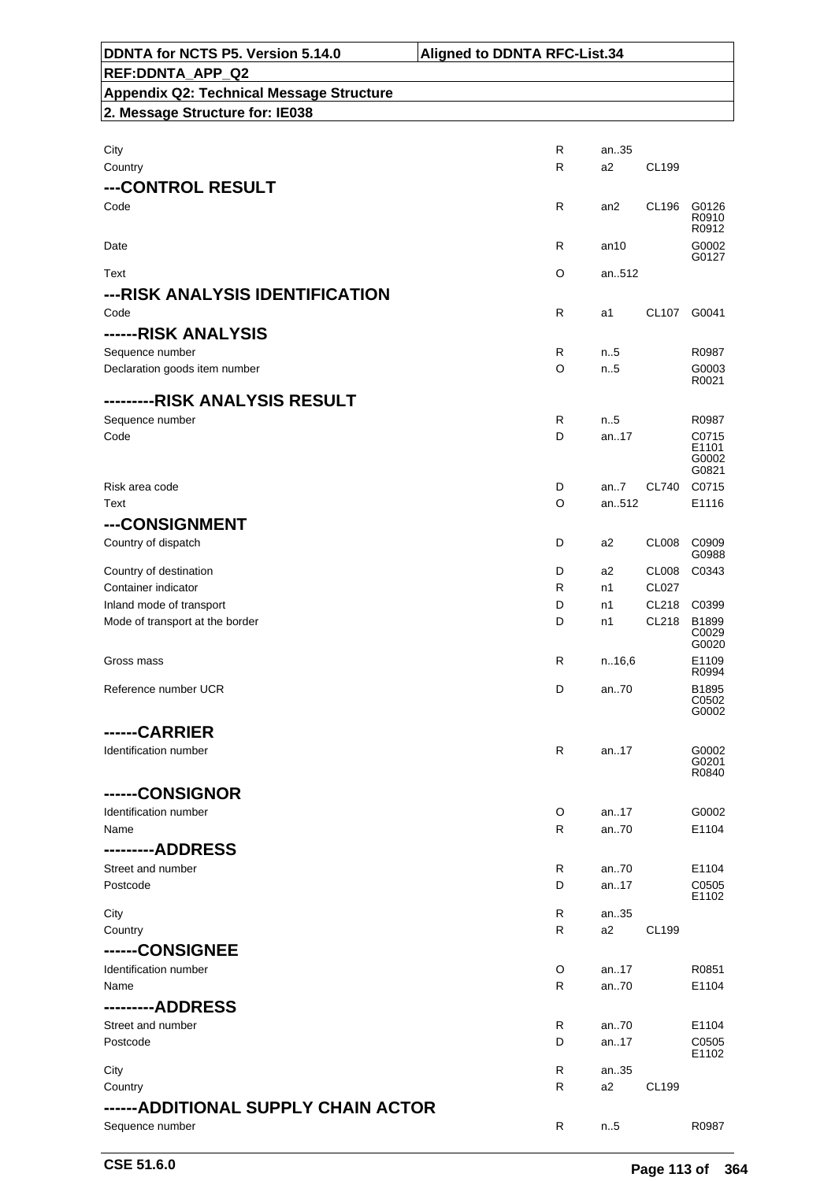**DDNTA for NCTS P5. Version 5.14.0** | **Aligned to DDNTA RFC-List.34**

**REF:DDNTA_APP_Q2**

**Appendix Q2: Technical Message Structure**

**2. Message Structure for: IE038**

| | | | | |
|---|---|---|---|---|
| City | R | an..35 | | |
| Country | R | a2 | CL199 | |
| **---CONTROL RESULT** | | | | |
| Code | R | an2 | CL196 | G0126 R0910 R0912 |
| Date | R | an10 | | G0002 G0127 |
| Text | O | an..512 | | |
| **---RISK ANALYSIS IDENTIFICATION** | | | | |
| Code | R | a1 | CL107 | G0041 |
| **------RISK ANALYSIS** | | | | |
| Sequence number | R | n..5 | | R0987 |
| Declaration goods item number | O | n..5 | | G0003 R0021 |
| **---------RISK ANALYSIS RESULT** | | | | |
| Sequence number | R | n..5 | | R0987 |
| Code | D | an..17 | | C0715 E1101 G0002 G0821 |
| Risk area code | D | an..7 | CL740 | C0715 |
| Text | O | an..512 | | E1116 |
| **---CONSIGNMENT** | | | | |
| Country of dispatch | D | a2 | CL008 | C0909 G0988 |
| Country of destination | D | a2 | CL008 | C0343 |
| Container indicator | R | n1 | CL027 | |
| Inland mode of transport | D | n1 | CL218 | C0399 |
| Mode of transport at the border | D | n1 | CL218 | B1899 C0029 G0020 |
| Gross mass | R | n..16,6 | | E1109 R0994 |
| Reference number UCR | D | an..70 | | B1895 C0502 G0002 |
| **------CARRIER** | | | | |
| Identification number | R | an..17 | | G0002 G0201 R0840 |
| **------CONSIGNOR** | | | | |
| Identification number | O | an..17 | | G0002 |
| Name | R | an..70 | | E1104 |
| **---------ADDRESS** | | | | |
| Street and number | R | an..70 | | E1104 |
| Postcode | D | an..17 | | C0505 E1102 |
| City | R | an..35 | | |
| Country | R | a2 | CL199 | |
| **------CONSIGNEE** | | | | |
| Identification number | O | an..17 | | R0851 |
| Name | R | an..70 | | E1104 |
| **---------ADDRESS** | | | | |
| Street and number | R | an..70 | | E1104 |
| Postcode | D | an..17 | | C0505 E1102 |
| City | R | an..35 | | |
| Country | R | a2 | CL199 | |
| **------ADDITIONAL SUPPLY CHAIN ACTOR** | | | | |
| Sequence number | R | n..5 | | R0987 |

**CSE 51.6.0**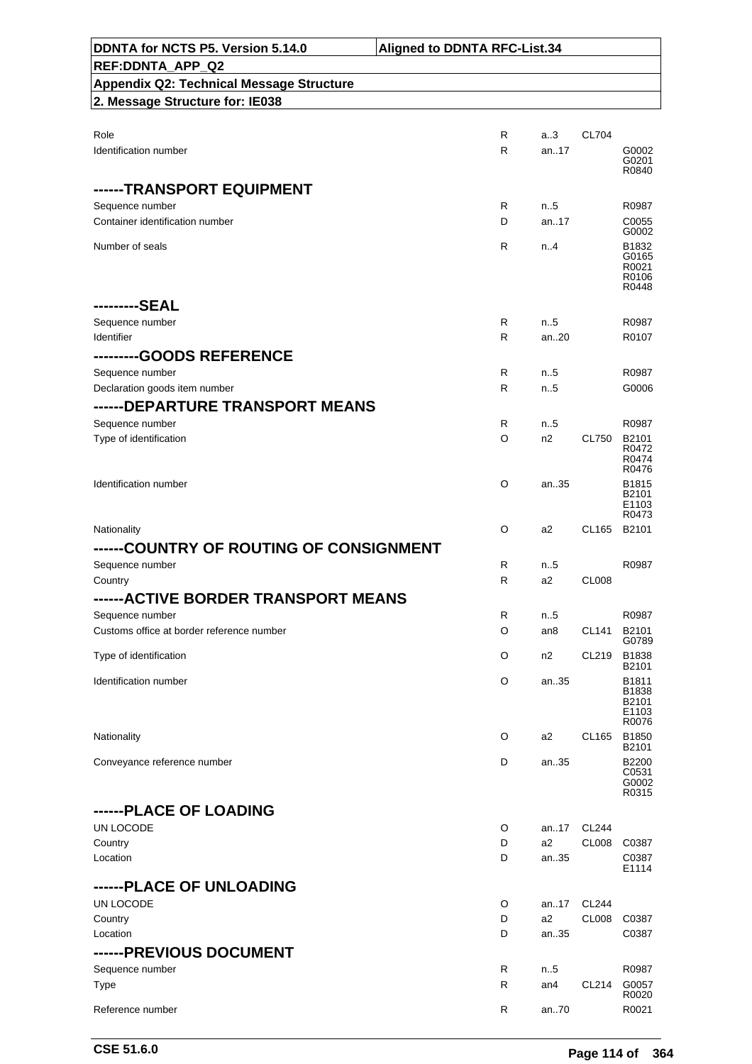| | | | | |
|---|---|---|---|---|
| Role | R | a..3 | CL704 | |
| Identification number | R | an..17 | | G0002 G0201 R0840 |
| **------TRANSPORT EQUIPMENT** | | | | |
| Sequence number | R | n..5 | | R0987 |
| Container identification number | D | an..17 | | C0055 G0002 |
| Number of seals | R | n..4 | | B1832 G0165 R0021 R0106 R0448 |
| **---------SEAL** | | | | |
| Sequence number | R | n..5 | | R0987 |
| Identifier | R | an..20 | | R0107 |
| **---------GOODS REFERENCE** | | | | |
| Sequence number | R | n..5 | | R0987 |
| Declaration goods item number | R | n..5 | | G0006 |
| **------DEPARTURE TRANSPORT MEANS** | | | | |
| Sequence number | R | n..5 | | R0987 |
| Type of identification | O | n2 | CL750 | B2101 R0472 R0474 R0476 |
| Identification number | O | an..35 | | B1815 B2101 E1103 R0473 |
| Nationality | O | a2 | CL165 | B2101 |
| **------COUNTRY OF ROUTING OF CONSIGNMENT** | | | | |
| Sequence number | R | n..5 | | R0987 |
| Country | R | a2 | CL008 | |
| **------ACTIVE BORDER TRANSPORT MEANS** | | | | |
| Sequence number | R | n..5 | | R0987 |
| Customs office at border reference number | O | an8 | CL141 | B2101 G0789 |
| Type of identification | O | n2 | CL219 | B1838 B2101 |
| Identification number | O | an..35 | | B1811 B1838 B2101 E1103 R0076 |
| Nationality | O | a2 | CL165 | B1850 B2101 |
| Conveyance reference number | D | an..35 | | B2200 C0531 G0002 R0315 |
| **------PLACE OF LOADING** | | | | |
| UN LOCODE | O | an..17 | CL244 | |
| Country | D | a2 | CL008 | C0387 |
| Location | D | an..35 | | C0387 E1114 |
| **------PLACE OF UNLOADING** | | | | |
| UN LOCODE | O | an..17 | CL244 | |
| Country | D | a2 | CL008 | C0387 |
| Location | D | an..35 | | C0387 |
| **------PREVIOUS DOCUMENT** | | | | |
| Sequence number | R | n..5 | | R0987 |
| Type | R | an4 | CL214 | G0057 R0020 |
| Reference number | R | an..70 | | R0021 |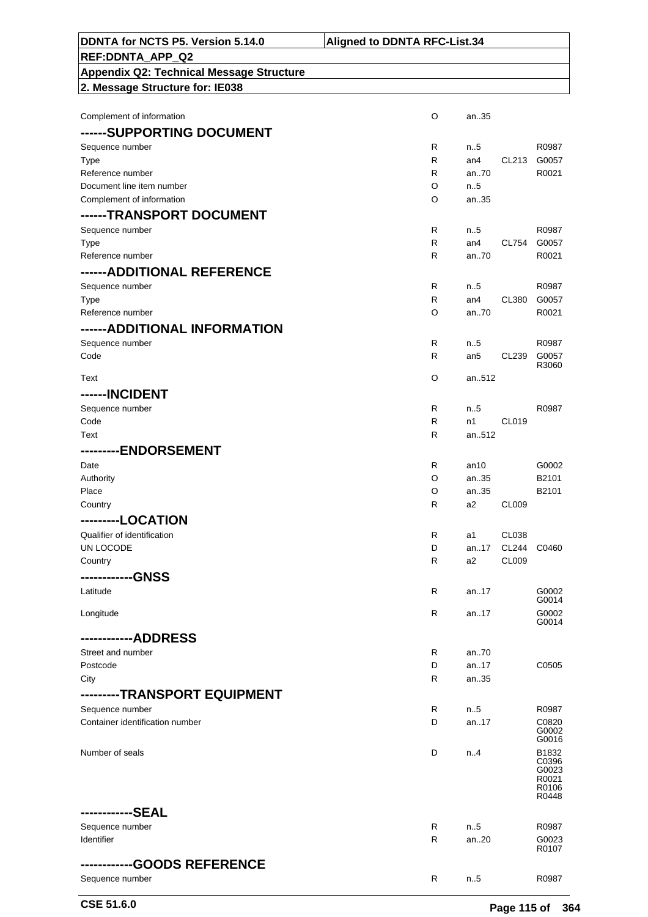| | | | | |
|---|---|---|---|---|
| Complement of information | O | an..35 | | |
| **------SUPPORTING DOCUMENT** | | | | |
| Sequence number | R | n..5 | | R0987 |
| Type | R | an4 | CL213 | G0057 |
| Reference number | R | an..70 | | R0021 |
| Document line item number | O | n..5 | | |
| Complement of information | O | an..35 | | |
| **------TRANSPORT DOCUMENT** | | | | |
| Sequence number | R | n..5 | | R0987 |
| Type | R | an4 | CL754 | G0057 |
| Reference number | R | an..70 | | R0021 |
| **------ADDITIONAL REFERENCE** | | | | |
| Sequence number | R | n..5 | | R0987 |
| Type | R | an4 | CL380 | G0057 |
| Reference number | O | an..70 | | R0021 |
| **------ADDITIONAL INFORMATION** | | | | |
| Sequence number | R | n..5 | | R0987 |
| Code | R | an5 | CL239 | G0057 R3060 |
| Text | O | an..512 | | |
| **------INCIDENT** | | | | |
| Sequence number | R | n..5 | | R0987 |
| Code | R | n1 | CL019 | |
| Text | R | an..512 | | |
| **---------ENDORSEMENT** | | | | |
| Date | R | an10 | | G0002 |
| Authority | O | an..35 | | B2101 |
| Place | O | an..35 | | B2101 |
| Country | R | a2 | CL009 | |
| **---------LOCATION** | | | | |
| Qualifier of identification | R | a1 | CL038 | |
| UN LOCODE | D | an..17 | CL244 | C0460 |
| Country | R | a2 | CL009 | |
| **------------GNSS** | | | | |
| Latitude | R | an..17 | | G0002 G0014 |
| Longitude | R | an..17 | | G0002 G0014 |
| **------------ADDRESS** | | | | |
| Street and number | R | an..70 | | |
| Postcode | D | an..17 | | C0505 |
| City | R | an..35 | | |
| **---------TRANSPORT EQUIPMENT** | | | | |
| Sequence number | R | n..5 | | R0987 |
| Container identification number | D | an..17 | | C0820 G0002 G0016 |
| Number of seals | D | n..4 | | B1832 C0396 G0023 R0021 R0106 R0448 |
| **------------SEAL** | | | | |
| Sequence number | R | n..5 | | R0987 |
| Identifier | R | an..20 | | G0023 R0107 |
| **------------GOODS REFERENCE** | | | | |
| Sequence number | R | n..5 | | R0987 |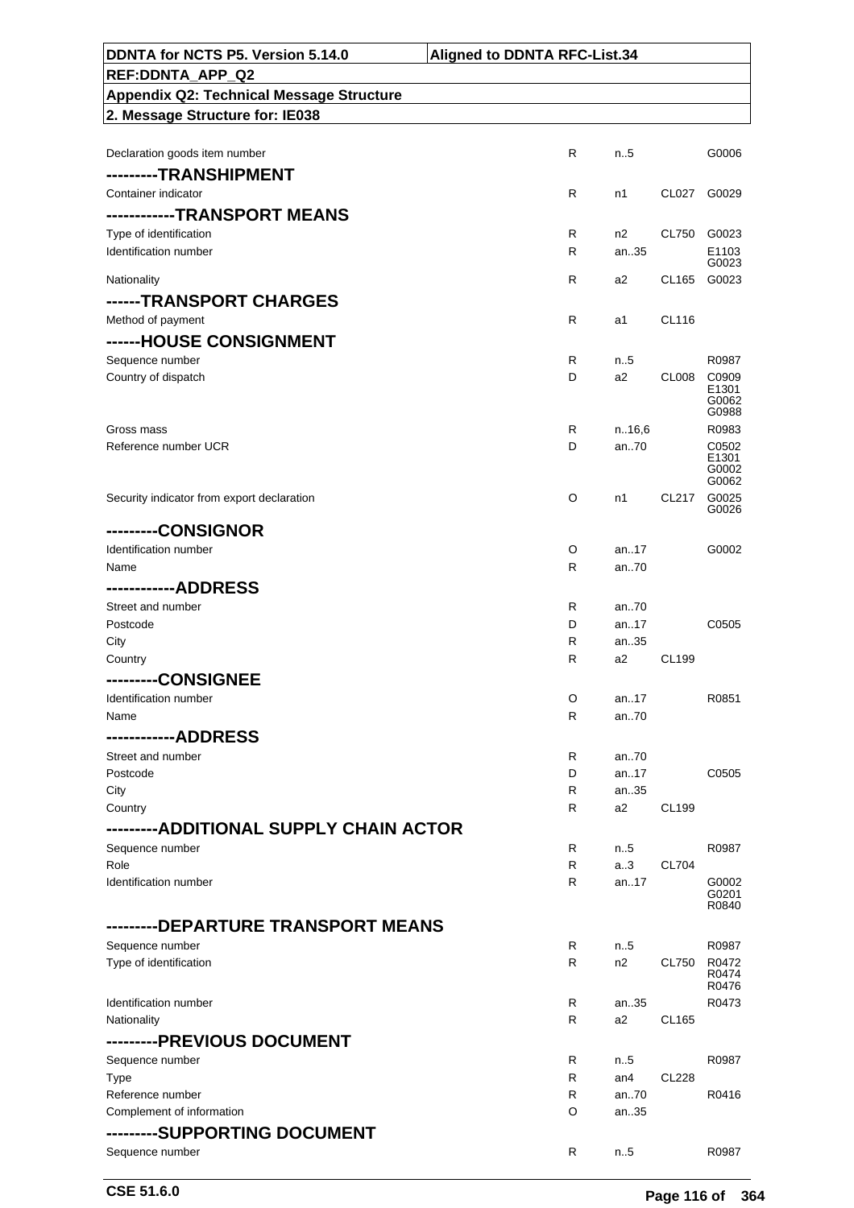| | | | | |
|---|---|---|---|---|
| Declaration goods item number | R | n..5 | | G0006 |
| ---------TRANSHIPMENT | | | | |
| Container indicator | R | n1 | CL027 | G0029 |
| -----------TRANSPORT MEANS | | | | |
| Type of identification | R | n2 | CL750 | G0023 |
| Identification number | R | an..35 | | E1103 G0023 |
| Nationality | R | a2 | CL165 | G0023 |
| ------TRANSPORT CHARGES | | | | |
| Method of payment | R | a1 | CL116 | |
| ------HOUSE CONSIGNMENT | | | | |
| Sequence number | R | n..5 | | R0987 |
| Country of dispatch | D | a2 | CL008 | C0909 E1301 G0062 G0988 |
| Gross mass | R | n..16,6 | | R0983 |
| Reference number UCR | D | an..70 | | C0502 E1301 G0002 G0062 |
| Security indicator from export declaration | O | n1 | CL217 | G0025 G0026 |
| ---------CONSIGNOR | | | | |
| Identification number | O | an..17 | | G0002 |
| Name | R | an..70 | | |
| -----------ADDRESS | | | | |
| Street and number | R | an..70 | | |
| Postcode | D | an..17 | | C0505 |
| City | R | an..35 | | |
| Country | R | a2 | CL199 | |
| ---------CONSIGNEE | | | | |
| Identification number | O | an..17 | | R0851 |
| Name | R | an..70 | | |
| -----------ADDRESS | | | | |
| Street and number | R | an..70 | | |
| Postcode | D | an..17 | | C0505 |
| City | R | an..35 | | |
| Country | R | a2 | CL199 | |
| ---------ADDITIONAL SUPPLY CHAIN ACTOR | | | | |
| Sequence number | R | n..5 | | R0987 |
| Role | R | a..3 | CL704 | |
| Identification number | R | an..17 | | G0002 G0201 R0840 |
| ---------DEPARTURE TRANSPORT MEANS | | | | |
| Sequence number | R | n..5 | | R0987 |
| Type of identification | R | n2 | CL750 | R0472 R0474 R0476 |
| Identification number | R | an..35 | | R0473 |
| Nationality | R | a2 | CL165 | |
| ---------PREVIOUS DOCUMENT | | | | |
| Sequence number | R | n..5 | | R0987 |
| Type | R | an4 | CL228 | |
| Reference number | R | an..70 | | R0416 |
| Complement of information | O | an..35 | | |
| ---------SUPPORTING DOCUMENT | | | | |
| Sequence number | R | n..5 | | R0987 |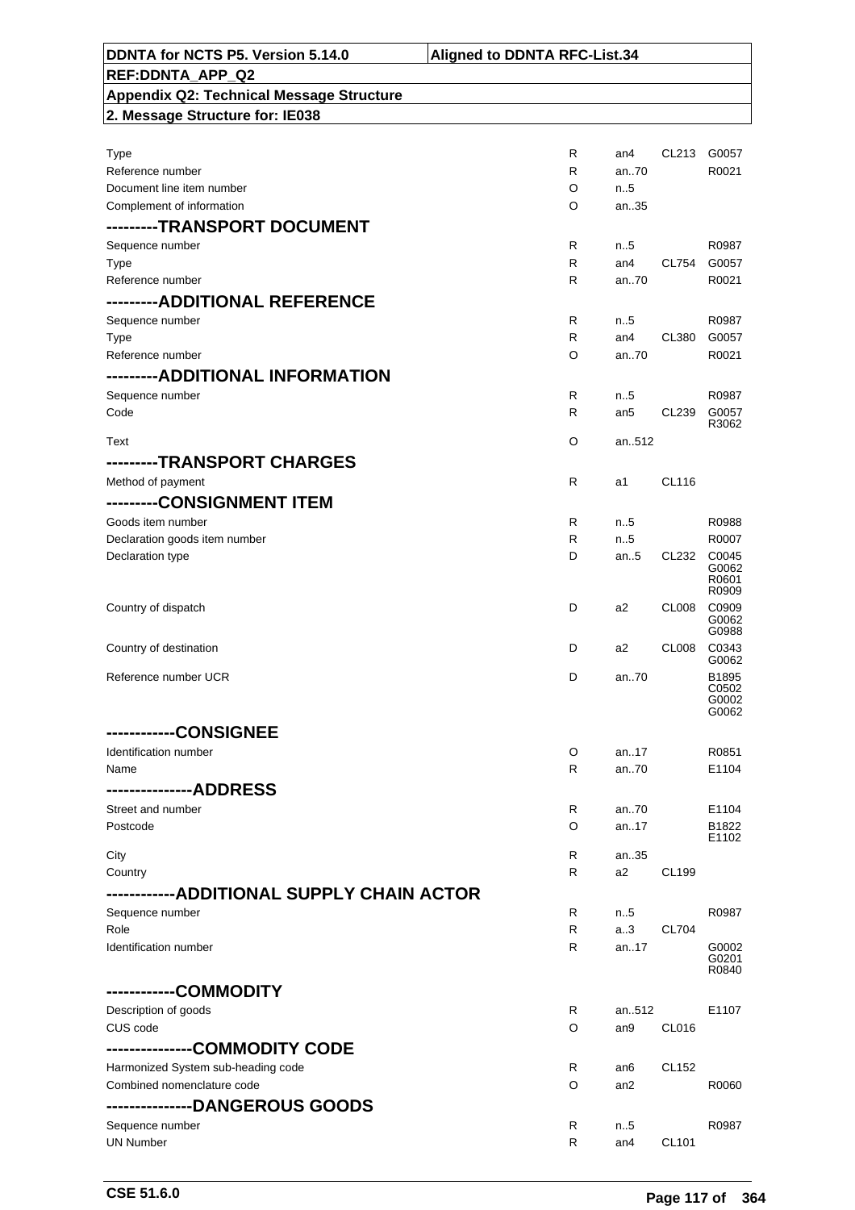| | | | | |
|---|---|---|---|---|
| Type | R | an4 | CL213 | G0057 |
| Reference number | R | an..70 | | R0021 |
| Document line item number | O | n..5 | | |
| Complement of information | O | an..35 | | |
| **---------TRANSPORT DOCUMENT** | | | | |
| Sequence number | R | n..5 | | R0987 |
| Type | R | an4 | CL754 | G0057 |
| Reference number | R | an..70 | | R0021 |
| **---------ADDITIONAL REFERENCE** | | | | |
| Sequence number | R | n..5 | | R0987 |
| Type | R | an4 | CL380 | G0057 |
| Reference number | O | an..70 | | R0021 |
| **---------ADDITIONAL INFORMATION** | | | | |
| Sequence number | R | n..5 | | R0987 |
| Code | R | an5 | CL239 | G0057 R3062 |
| Text | O | an..512 | | |
| **---------TRANSPORT CHARGES** | | | | |
| Method of payment | R | a1 | CL116 | |
| **---------CONSIGNMENT ITEM** | | | | |
| Goods item number | R | n..5 | | R0988 |
| Declaration goods item number | R | n..5 | | R0007 |
| Declaration type | D | an..5 | CL232 | C0045 G0062 R0601 R0909 |
| Country of dispatch | D | a2 | CL008 | C0909 G0062 G0988 |
| Country of destination | D | a2 | CL008 | C0343 G0062 |
| Reference number UCR | D | an..70 | | B1895 C0502 G0002 G0062 |
| **------------CONSIGNEE** | | | | |
| Identification number | O | an..17 | | R0851 |
| Name | R | an..70 | | E1104 |
| **---------------ADDRESS** | | | | |
| Street and number | R | an..70 | | E1104 |
| Postcode | O | an..17 | | B1822 E1102 |
| City | R | an..35 | | |
| Country | R | a2 | CL199 | |
| **------------ADDITIONAL SUPPLY CHAIN ACTOR** | | | | |
| Sequence number | R | n..5 | | R0987 |
| Role | R | a..3 | CL704 | |
| Identification number | R | an..17 | | G0002 G0201 R0840 |
| **------------COMMODITY** | | | | |
| Description of goods | R | an..512 | | E1107 |
| CUS code | O | an9 | CL016 | |
| **---------------COMMODITY CODE** | | | | |
| Harmonized System sub-heading code | R | an6 | CL152 | |
| Combined nomenclature code | O | an2 | | R0060 |
| **---------------DANGEROUS GOODS** | | | | |
| Sequence number | R | n..5 | | R0987 |
| UN Number | R | an4 | CL101 | |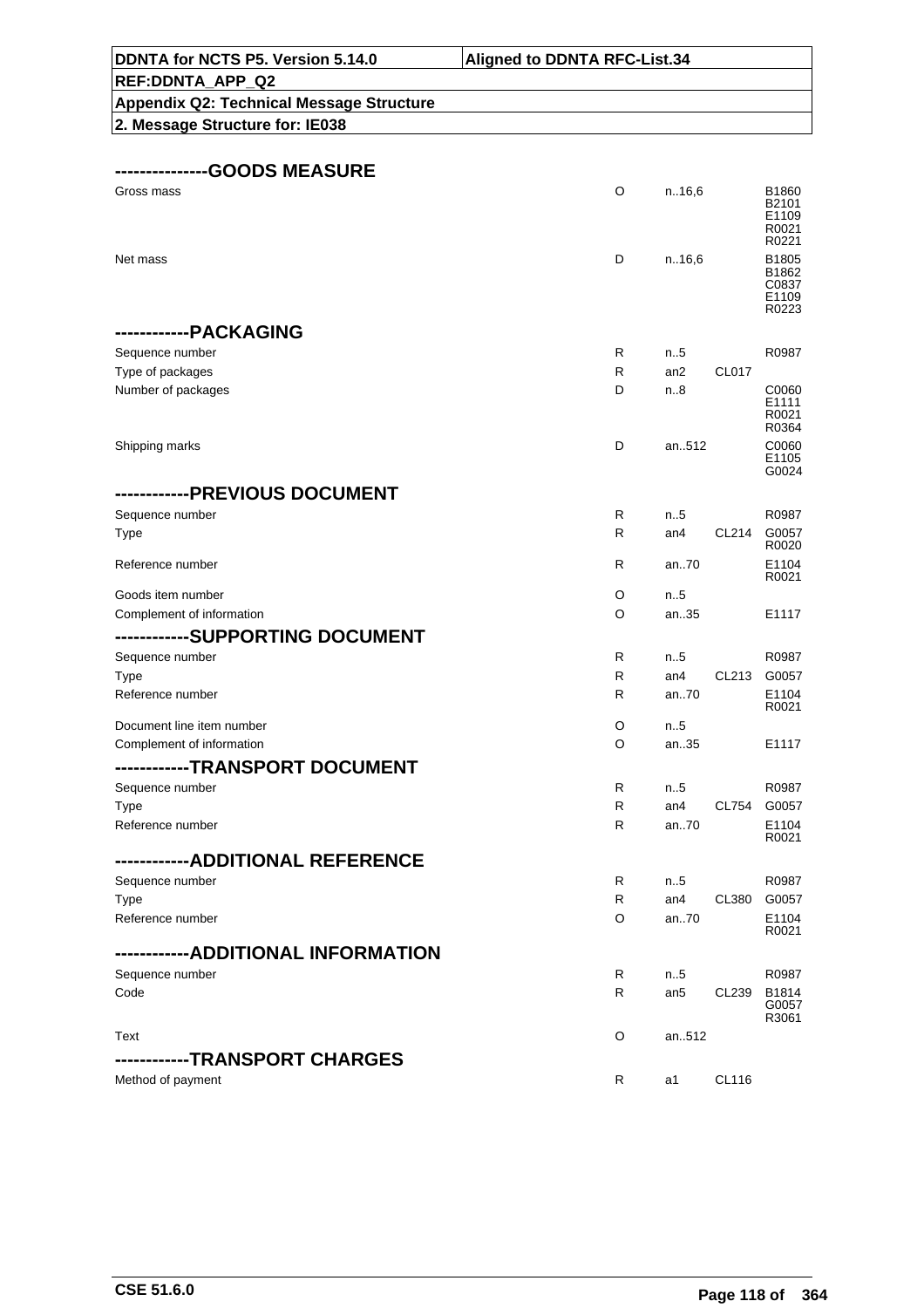**--------------GOODS MEASURE**

| | | | | |
|---|---|---|---|---|
| Gross mass | O | n..16,6 | | B1860 B2101 E1109 R0021 R0221 |
| Net mass | D | n..16,6 | | B1805 B1862 C0837 E1109 R0223 |

**------------PACKAGING**

| | | | | |
|---|---|---|---|---|
| Sequence number | R | n..5 | | R0987 |
| Type of packages | R | an2 | CL017 | |
| Number of packages | D | n..8 | | C0060 E1111 R0021 R0364 |
| Shipping marks | D | an..512 | | C0060 E1105 G0024 |

**------------PREVIOUS DOCUMENT**

| | | | | |
|---|---|---|---|---|
| Sequence number | R | n..5 | | R0987 |
| Type | R | an4 | CL214 | G0057 R0020 |
| Reference number | R | an..70 | | E1104 R0021 |
| Goods item number | O | n..5 | | |
| Complement of information | O | an..35 | | E1117 |

**------------SUPPORTING DOCUMENT**

| | | | | |
|---|---|---|---|---|
| Sequence number | R | n..5 | | R0987 |
| Type | R | an4 | CL213 | G0057 |
| Reference number | R | an..70 | | E1104 R0021 |
| Document line item number | O | n..5 | | |
| Complement of information | O | an..35 | | E1117 |

**------------TRANSPORT DOCUMENT**

| | | | | |
|---|---|---|---|---|
| Sequence number | R | n..5 | | R0987 |
| Type | R | an4 | CL754 | G0057 |
| Reference number | R | an..70 | | E1104 R0021 |

**------------ADDITIONAL REFERENCE**

| | | | | |
|---|---|---|---|---|
| Sequence number | R | n..5 | | R0987 |
| Type | R | an4 | CL380 | G0057 |
| Reference number | O | an..70 | | E1104 R0021 |

**------------ADDITIONAL INFORMATION**

| | | | | |
|---|---|---|---|---|
| Sequence number | R | n..5 | | R0987 |
| Code | R | an5 | CL239 | B1814 G0057 R3061 |
| Text | O | an..512 | | |

**------------TRANSPORT CHARGES**

| | | | | |
|---|---|---|---|---|
| Method of payment | R | a1 | CL116 | |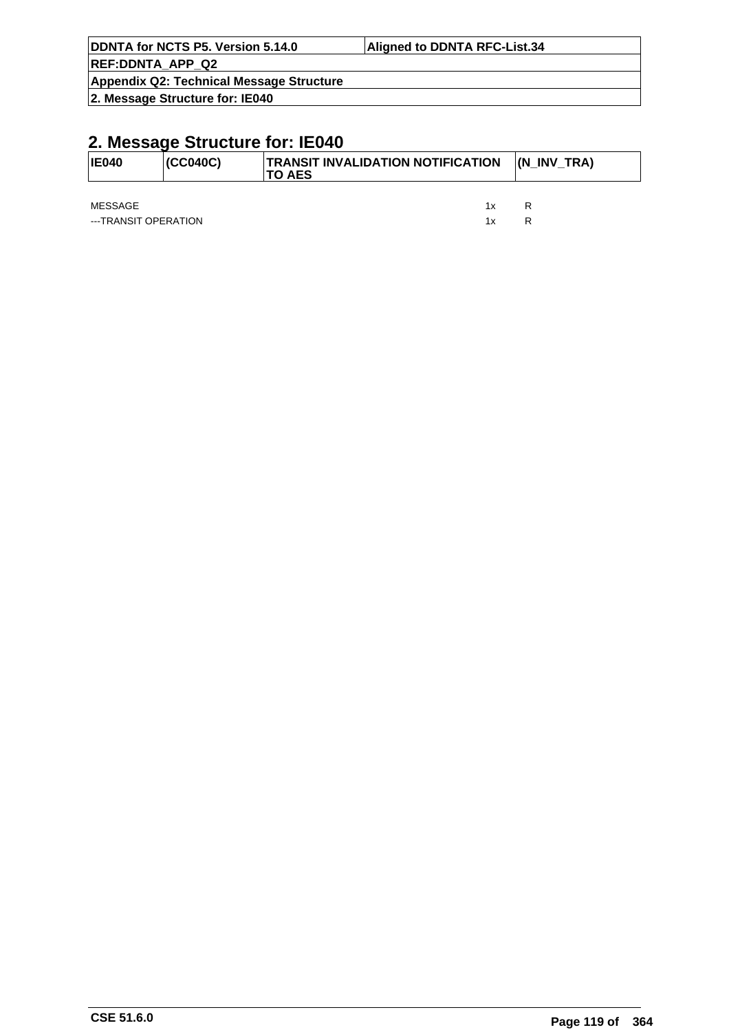## 2. Message Structure for: IE040

| IE040 | (CC040C) | TRANSIT INVALIDATION NOTIFICATION TO AES | (N_INV_TRA) |
|---|---|---|---|

| | | |
|---|---|---|
| MESSAGE | 1x | R |
| ---TRANSIT OPERATION | 1x | R |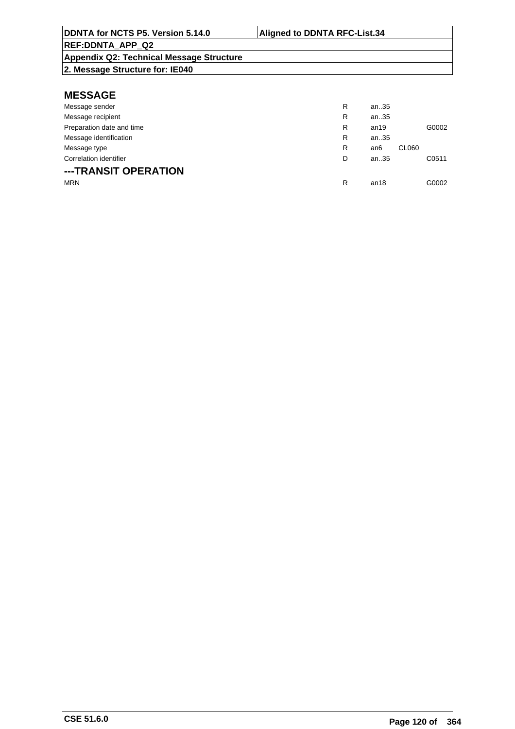## MESSAGE

| | | | | |
|---|---|---|---|---|
| Message sender | R | an..35 | | |
| Message recipient | R | an..35 | | |
| Preparation date and time | R | an19 | | G0002 |
| Message identification | R | an..35 | | |
| Message type | R | an6 | CL060 | |
| Correlation identifier | D | an..35 | | C0511 |

## ---TRANSIT OPERATION

| | | | | |
|---|---|---|---|---|
| MRN | R | an18 | | G0002 |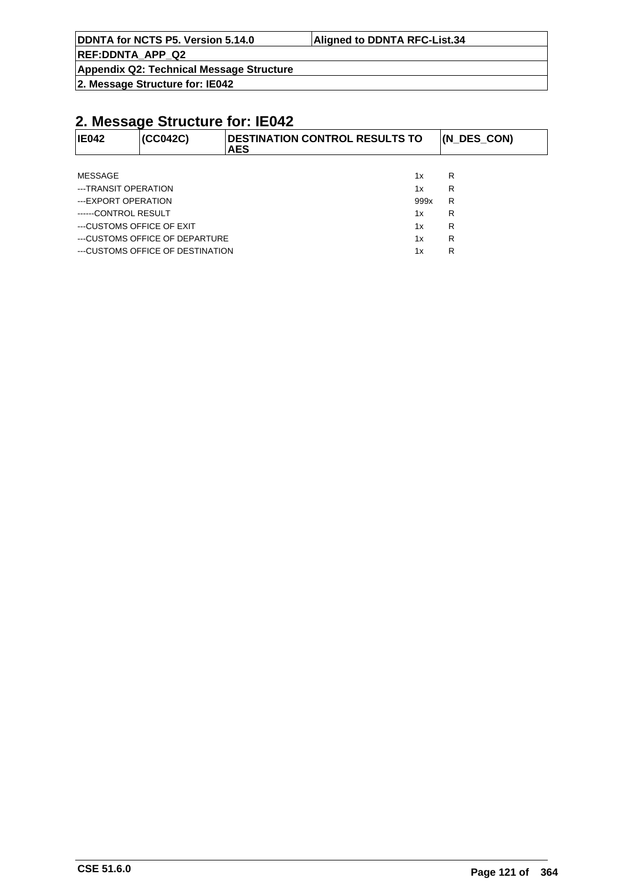## 2. Message Structure for: IE042

| IE042 | (CC042C) | DESTINATION CONTROL RESULTS TO AES | (N_DES_CON) |
|---|---|---|---|

| | | |
|---|---|---|
| MESSAGE | 1x | R |
| ---TRANSIT OPERATION | 1x | R |
| ---EXPORT OPERATION | 999x | R |
| ------CONTROL RESULT | 1x | R |
| ---CUSTOMS OFFICE OF EXIT | 1x | R |
| ---CUSTOMS OFFICE OF DEPARTURE | 1x | R |
| ---CUSTOMS OFFICE OF DESTINATION | 1x | R |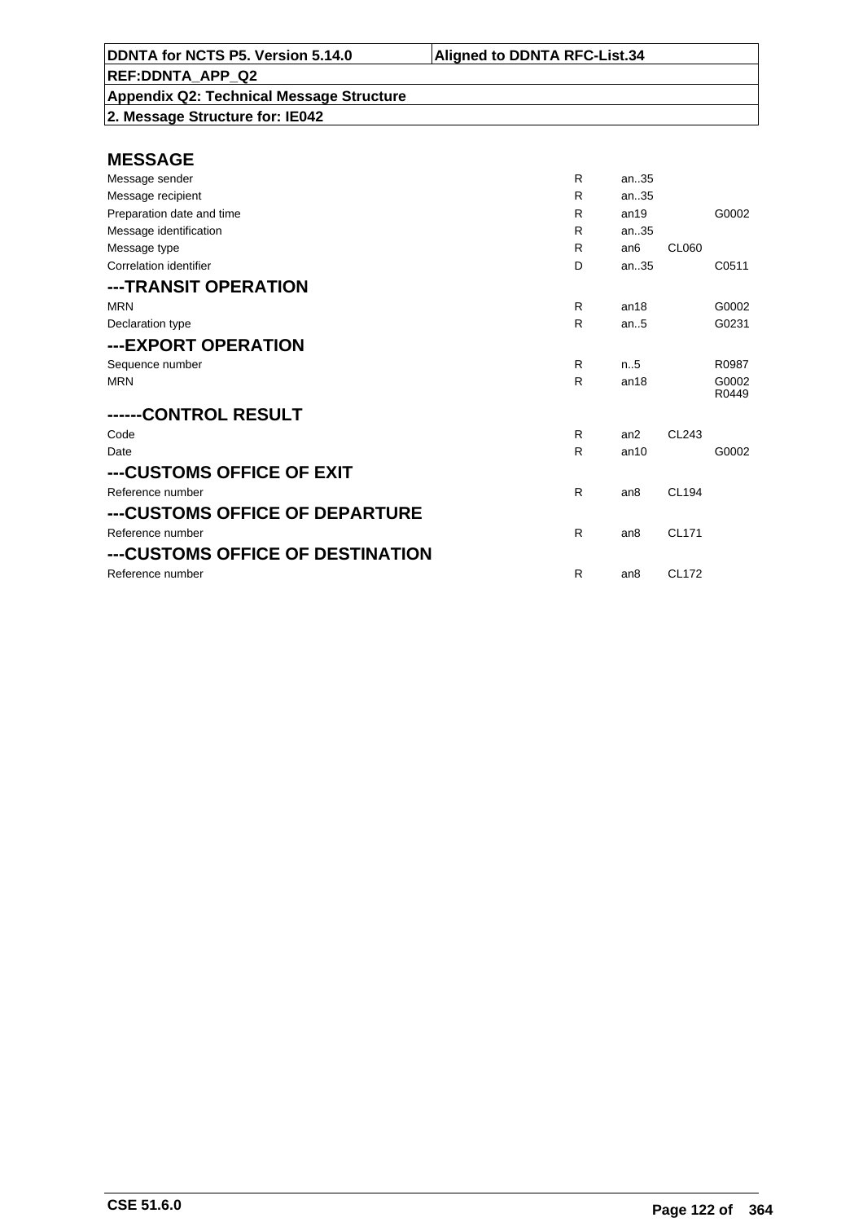| DDNTA for NCTS P5. Version 5.14.0 | Aligned to DDNTA RFC-List.34 |
|---|---|
| REF:DDNTA_APP_Q2 | |
| Appendix Q2: Technical Message Structure | |
| 2. Message Structure for: IE042 | |

## MESSAGE

| | | | | |
|---|---|---|---|---|
| Message sender | R | an..35 | | |
| Message recipient | R | an..35 | | |
| Preparation date and time | R | an19 | | G0002 |
| Message identification | R | an..35 | | |
| Message type | R | an6 | CL060 | |
| Correlation identifier | D | an..35 | | C0511 |

## ---TRANSIT OPERATION

| | | | | |
|---|---|---|---|---|
| MRN | R | an18 | | G0002 |
| Declaration type | R | an..5 | | G0231 |

## ---EXPORT OPERATION

| | | | | |
|---|---|---|---|---|
| Sequence number | R | n..5 | | R0987 |
| MRN | R | an18 | | G0002 R0449 |

## ------CONTROL RESULT

| | | | | |
|---|---|---|---|---|
| Code | R | an2 | CL243 | |
| Date | R | an10 | | G0002 |

## ---CUSTOMS OFFICE OF EXIT

| | | | | |
|---|---|---|---|---|
| Reference number | R | an8 | CL194 | |

## ---CUSTOMS OFFICE OF DEPARTURE

| | | | | |
|---|---|---|---|---|
| Reference number | R | an8 | CL171 | |

## ---CUSTOMS OFFICE OF DESTINATION

| | | | | |
|---|---|---|---|---|
| Reference number | R | an8 | CL172 | |

CSE 51.6.0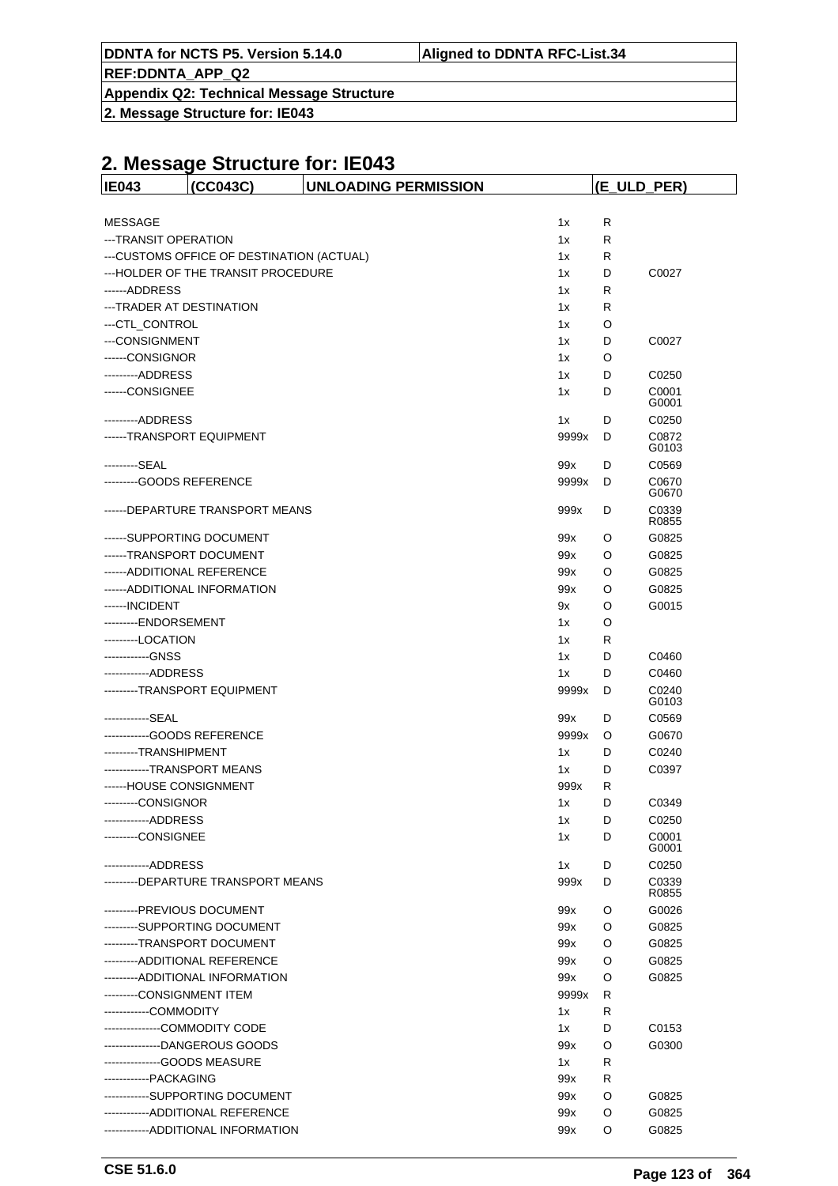## 2. Message Structure for: IE043

| IE043 | (CC043C) | UNLOADING PERMISSION | (E_ULD_PER) |
|---|---|---|---|

| | | | |
|---|---|---|---|
| MESSAGE | 1x | R | |
| ---TRANSIT OPERATION | 1x | R | |
| ---CUSTOMS OFFICE OF DESTINATION (ACTUAL) | 1x | R | |
| ---HOLDER OF THE TRANSIT PROCEDURE | 1x | D | C0027 |
| ------ADDRESS | 1x | R | |
| ---TRADER AT DESTINATION | 1x | R | |
| ---CTL_CONTROL | 1x | O | |
| ---CONSIGNMENT | 1x | D | C0027 |
| ------CONSIGNOR | 1x | O | |
| ---------ADDRESS | 1x | D | C0250 |
| ------CONSIGNEE | 1x | D | C0001<br>G0001 |
| ---------ADDRESS | 1x | D | C0250 |
| ------TRANSPORT EQUIPMENT | 9999x | D | C0872<br>G0103 |
| ---------SEAL | 99x | D | C0569 |
| ---------GOODS REFERENCE | 9999x | D | C0670<br>G0670 |
| ------DEPARTURE TRANSPORT MEANS | 999x | D | C0339<br>R0855 |
| ------SUPPORTING DOCUMENT | 99x | O | G0825 |
| ------TRANSPORT DOCUMENT | 99x | O | G0825 |
| ------ADDITIONAL REFERENCE | 99x | O | G0825 |
| ------ADDITIONAL INFORMATION | 99x | O | G0825 |
| ------INCIDENT | 9x | O | G0015 |
| ---------ENDORSEMENT | 1x | O | |
| ---------LOCATION | 1x | R | |
| ------------GNSS | 1x | D | C0460 |
| ------------ADDRESS | 1x | D | C0460 |
| ---------TRANSPORT EQUIPMENT | 9999x | D | C0240<br>G0103 |
| ------------SEAL | 99x | D | C0569 |
| ------------GOODS REFERENCE | 9999x | O | G0670 |
| ---------TRANSHIPMENT | 1x | D | C0240 |
| ------------TRANSPORT MEANS | 1x | D | C0397 |
| ------HOUSE CONSIGNMENT | 999x | R | |
| ---------CONSIGNOR | 1x | D | C0349 |
| ------------ADDRESS | 1x | D | C0250 |
| ---------CONSIGNEE | 1x | D | C0001<br>G0001 |
| ------------ADDRESS | 1x | D | C0250 |
| ---------DEPARTURE TRANSPORT MEANS | 999x | D | C0339<br>R0855 |
| ---------PREVIOUS DOCUMENT | 99x | O | G0026 |
| ---------SUPPORTING DOCUMENT | 99x | O | G0825 |
| ---------TRANSPORT DOCUMENT | 99x | O | G0825 |
| ---------ADDITIONAL REFERENCE | 99x | O | G0825 |
| ---------ADDITIONAL INFORMATION | 99x | O | G0825 |
| ---------CONSIGNMENT ITEM | 9999x | R | |
| ------------COMMODITY | 1x | R | |
| ---------------COMMODITY CODE | 1x | D | C0153 |
| ---------------DANGEROUS GOODS | 99x | O | G0300 |
| ---------------GOODS MEASURE | 1x | R | |
| ------------PACKAGING | 99x | R | |
| ------------SUPPORTING DOCUMENT | 99x | O | G0825 |
| ------------ADDITIONAL REFERENCE | 99x | O | G0825 |
| ------------ADDITIONAL INFORMATION | 99x | O | G0825 |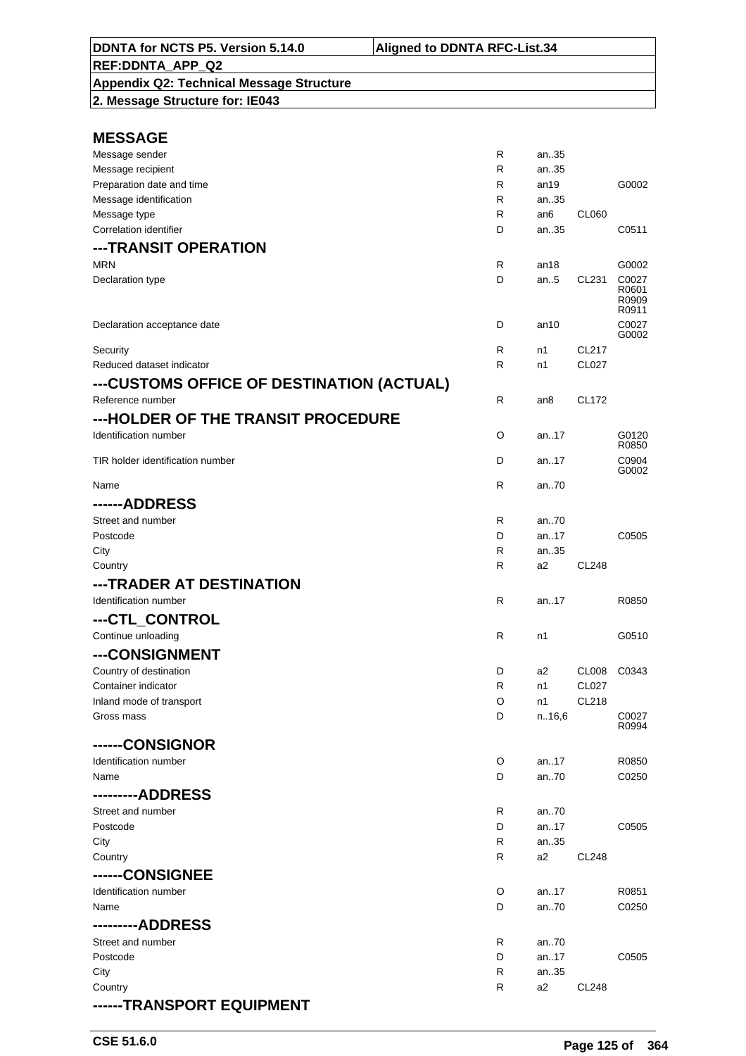## MESSAGE

| | | | | |
|---|---|---|---|---|
| Message sender | R | an..35 | | |
| Message recipient | R | an..35 | | |
| Preparation date and time | R | an19 | | G0002 |
| Message identification | R | an..35 | | |
| Message type | R | an6 | CL060 | |
| Correlation identifier | D | an..35 | | C0511 |

## ---TRANSIT OPERATION

| | | | | |
|---|---|---|---|---|
| MRN | R | an18 | | G0002 |
| Declaration type | D | an..5 | CL231 | C0027 R0601 R0909 R0911 |
| Declaration acceptance date | D | an10 | | C0027 G0002 |
| Security | R | n1 | CL217 | |
| Reduced dataset indicator | R | n1 | CL027 | |

## ---CUSTOMS OFFICE OF DESTINATION (ACTUAL)

| | | | | |
|---|---|---|---|---|
| Reference number | R | an8 | CL172 | |

## ---HOLDER OF THE TRANSIT PROCEDURE

| | | | | |
|---|---|---|---|---|
| Identification number | O | an..17 | | G0120 R0850 |
| TIR holder identification number | D | an..17 | | C0904 G0002 |
| Name | R | an..70 | | |

## ------ADDRESS

| | | | | |
|---|---|---|---|---|
| Street and number | R | an..70 | | |
| Postcode | D | an..17 | | C0505 |
| City | R | an..35 | | |
| Country | R | a2 | CL248 | |

## ---TRADER AT DESTINATION

| | | | | |
|---|---|---|---|---|
| Identification number | R | an..17 | | R0850 |

## ---CTL_CONTROL

| | | | | |
|---|---|---|---|---|
| Continue unloading | R | n1 | | G0510 |

## ---CONSIGNMENT

| | | | | |
|---|---|---|---|---|
| Country of destination | D | a2 | CL008 | C0343 |
| Container indicator | R | n1 | CL027 | |
| Inland mode of transport | O | n1 | CL218 | |
| Gross mass | D | n..16,6 | | C0027 R0994 |

## ------CONSIGNOR

| | | | | |
|---|---|---|---|---|
| Identification number | O | an..17 | | R0850 |
| Name | D | an..70 | | C0250 |

## ---------ADDRESS

| | | | | |
|---|---|---|---|---|
| Street and number | R | an..70 | | |
| Postcode | D | an..17 | | C0505 |
| City | R | an..35 | | |
| Country | R | a2 | CL248 | |

## ------CONSIGNEE

| | | | | |
|---|---|---|---|---|
| Identification number | O | an..17 | | R0851 |
| Name | D | an..70 | | C0250 |

## ---------ADDRESS

| | | | | |
|---|---|---|---|---|
| Street and number | R | an..70 | | |
| Postcode | D | an..17 | | C0505 |
| City | R | an..35 | | |
| Country | R | a2 | CL248 | |

## ------TRANSPORT EQUIPMENT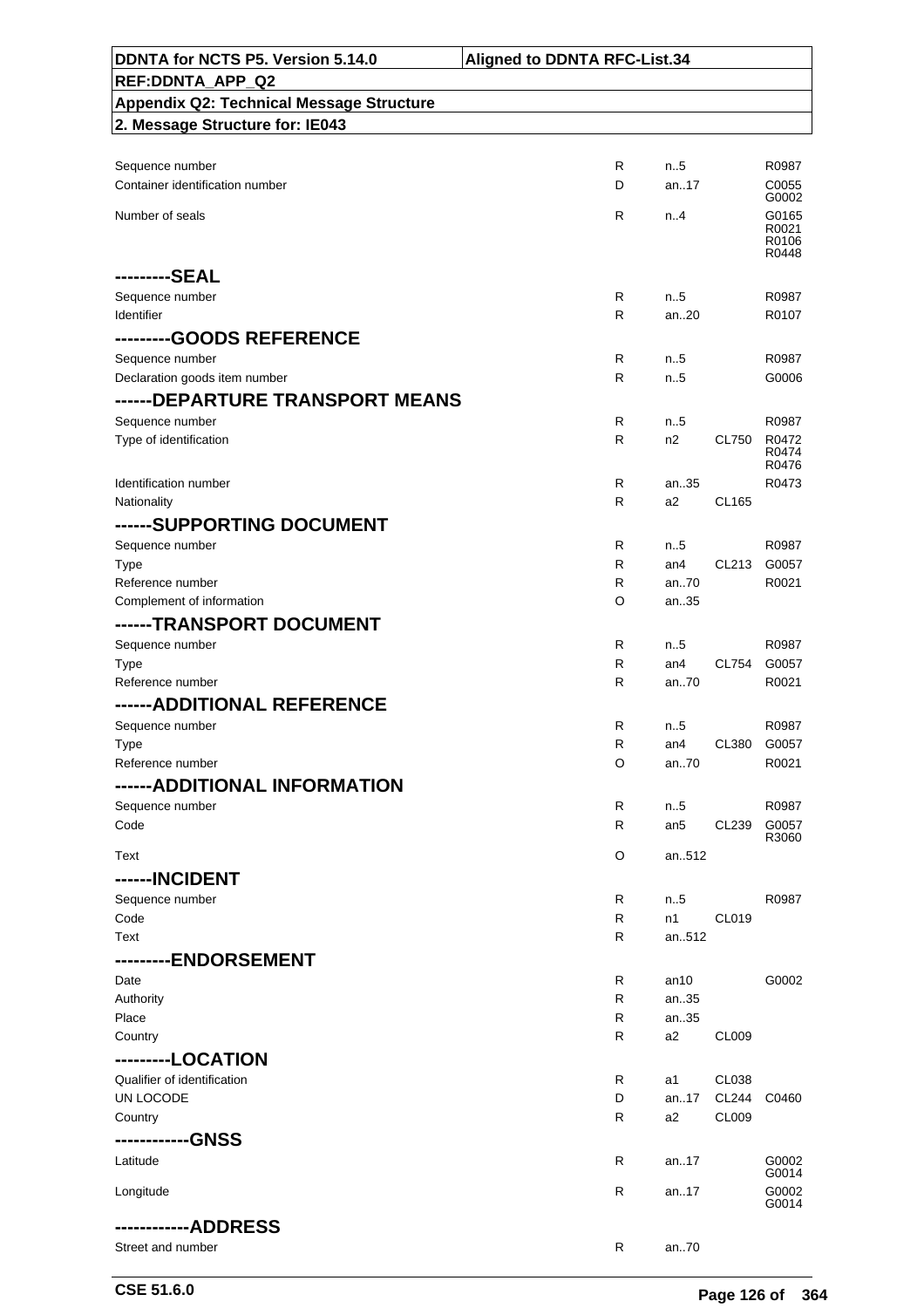| | | | | |
|---|---|---|---|---|
| Sequence number | R | n..5 | | R0987 |
| Container identification number | D | an..17 | | C0055 G0002 |
| Number of seals | R | n..4 | | G0165 R0021 R0106 R0448 |
| **---------SEAL** | | | | |
| Sequence number | R | n..5 | | R0987 |
| Identifier | R | an..20 | | R0107 |
| **---------GOODS REFERENCE** | | | | |
| Sequence number | R | n..5 | | R0987 |
| Declaration goods item number | R | n..5 | | G0006 |
| **------DEPARTURE TRANSPORT MEANS** | | | | |
| Sequence number | R | n..5 | | R0987 |
| Type of identification | R | n2 | CL750 | R0472 R0474 R0476 |
| Identification number | R | an..35 | | R0473 |
| Nationality | R | a2 | CL165 | |
| **------SUPPORTING DOCUMENT** | | | | |
| Sequence number | R | n..5 | | R0987 |
| Type | R | an4 | CL213 | G0057 |
| Reference number | R | an..70 | | R0021 |
| Complement of information | O | an..35 | | |
| **------TRANSPORT DOCUMENT** | | | | |
| Sequence number | R | n..5 | | R0987 |
| Type | R | an4 | CL754 | G0057 |
| Reference number | R | an..70 | | R0021 |
| **------ADDITIONAL REFERENCE** | | | | |
| Sequence number | R | n..5 | | R0987 |
| Type | R | an4 | CL380 | G0057 |
| Reference number | O | an..70 | | R0021 |
| **------ADDITIONAL INFORMATION** | | | | |
| Sequence number | R | n..5 | | R0987 |
| Code | R | an5 | CL239 | G0057 R3060 |
| Text | O | an..512 | | |
| **------INCIDENT** | | | | |
| Sequence number | R | n..5 | | R0987 |
| Code | R | n1 | CL019 | |
| Text | R | an..512 | | |
| **---------ENDORSEMENT** | | | | |
| Date | R | an10 | | G0002 |
| Authority | R | an..35 | | |
| Place | R | an..35 | | |
| Country | R | a2 | CL009 | |
| **---------LOCATION** | | | | |
| Qualifier of identification | R | a1 | CL038 | |
| UN LOCODE | D | an..17 | CL244 | C0460 |
| Country | R | a2 | CL009 | |
| **------------GNSS** | | | | |
| Latitude | R | an..17 | | G0002 G0014 |
| Longitude | R | an..17 | | G0002 G0014 |
| **------------ADDRESS** | | | | |
| Street and number | R | an..70 | | |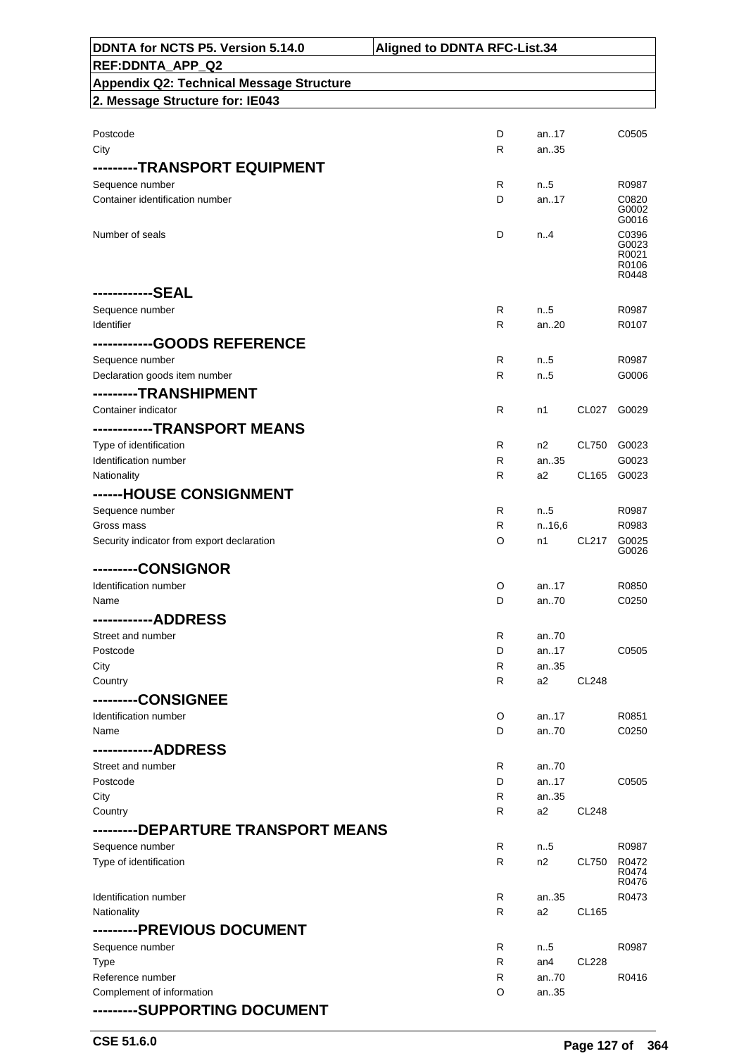| | | | | |
|---|---|---|---|---|
| Postcode | D | an..17 | | C0505 |
| City | R | an..35 | | |
| **---------TRANSPORT EQUIPMENT** | | | | |
| Sequence number | R | n..5 | | R0987 |
| Container identification number | D | an..17 | | C0820 G0002 G0016 |
| Number of seals | D | n..4 | | C0396 G0023 R0021 R0106 R0448 |
| **------------SEAL** | | | | |
| Sequence number | R | n..5 | | R0987 |
| Identifier | R | an..20 | | R0107 |
| **------------GOODS REFERENCE** | | | | |
| Sequence number | R | n..5 | | R0987 |
| Declaration goods item number | R | n..5 | | G0006 |
| **---------TRANSHIPMENT** | | | | |
| Container indicator | R | n1 | CL027 | G0029 |
| **------------TRANSPORT MEANS** | | | | |
| Type of identification | R | n2 | CL750 | G0023 |
| Identification number | R | an..35 | | G0023 |
| Nationality | R | a2 | CL165 | G0023 |
| **------HOUSE CONSIGNMENT** | | | | |
| Sequence number | R | n..5 | | R0987 |
| Gross mass | R | n..16,6 | | R0983 |
| Security indicator from export declaration | O | n1 | CL217 | G0025 G0026 |
| **---------CONSIGNOR** | | | | |
| Identification number | O | an..17 | | R0850 |
| Name | D | an..70 | | C0250 |
| **------------ADDRESS** | | | | |
| Street and number | R | an..70 | | |
| Postcode | D | an..17 | | C0505 |
| City | R | an..35 | | |
| Country | R | a2 | CL248 | |
| **---------CONSIGNEE** | | | | |
| Identification number | O | an..17 | | R0851 |
| Name | D | an..70 | | C0250 |
| **------------ADDRESS** | | | | |
| Street and number | R | an..70 | | |
| Postcode | D | an..17 | | C0505 |
| City | R | an..35 | | |
| Country | R | a2 | CL248 | |
| **---------DEPARTURE TRANSPORT MEANS** | | | | |
| Sequence number | R | n..5 | | R0987 |
| Type of identification | R | n2 | CL750 | R0472 R0474 R0476 |
| Identification number | R | an..35 | | R0473 |
| Nationality | R | a2 | CL165 | |
| **---------PREVIOUS DOCUMENT** | | | | |
| Sequence number | R | n..5 | | R0987 |
| Type | R | an4 | CL228 | |
| Reference number | R | an..70 | | R0416 |
| Complement of information | O | an..35 | | |
| **---------SUPPORTING DOCUMENT** | | | | |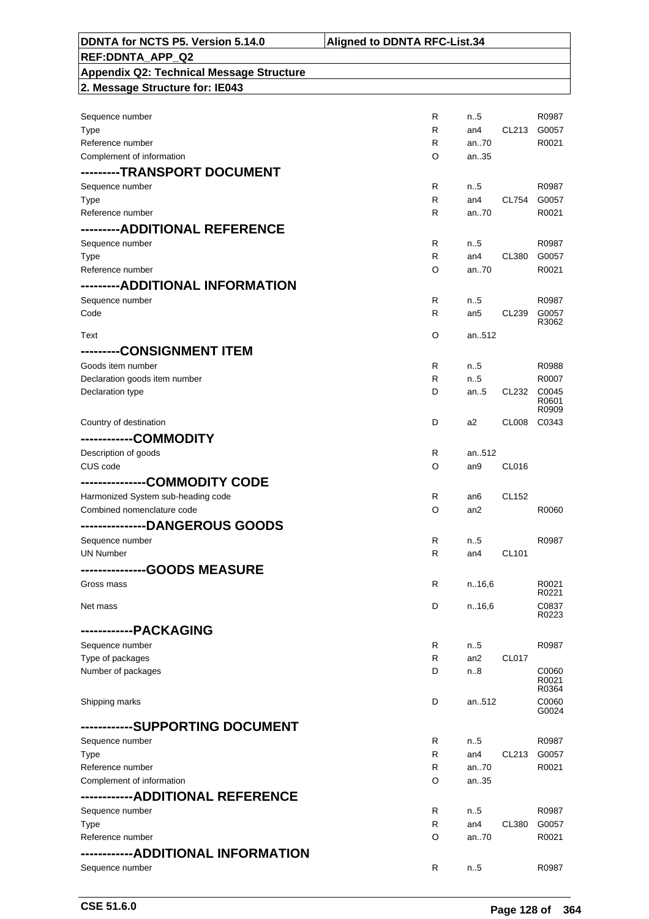| | | | | |
|---|---|---|---|---|
| Sequence number | R | n..5 | | R0987 |
| Type | R | an4 | CL213 | G0057 |
| Reference number | R | an..70 | | R0021 |
| Complement of information | O | an..35 | | |
| **---------TRANSPORT DOCUMENT** | | | | |
| Sequence number | R | n..5 | | R0987 |
| Type | R | an4 | CL754 | G0057 |
| Reference number | R | an..70 | | R0021 |
| **---------ADDITIONAL REFERENCE** | | | | |
| Sequence number | R | n..5 | | R0987 |
| Type | R | an4 | CL380 | G0057 |
| Reference number | O | an..70 | | R0021 |
| **---------ADDITIONAL INFORMATION** | | | | |
| Sequence number | R | n..5 | | R0987 |
| Code | R | an5 | CL239 | G0057 R3062 |
| Text | O | an..512 | | |
| **---------CONSIGNMENT ITEM** | | | | |
| Goods item number | R | n..5 | | R0988 |
| Declaration goods item number | R | n..5 | | R0007 |
| Declaration type | D | an..5 | CL232 | C0045 R0601 R0909 |
| Country of destination | D | a2 | CL008 | C0343 |
| **------------COMMODITY** | | | | |
| Description of goods | R | an..512 | | |
| CUS code | O | an9 | CL016 | |
| **---------------COMMODITY CODE** | | | | |
| Harmonized System sub-heading code | R | an6 | CL152 | |
| Combined nomenclature code | O | an2 | | R0060 |
| **---------------DANGEROUS GOODS** | | | | |
| Sequence number | R | n..5 | | R0987 |
| UN Number | R | an4 | CL101 | |
| **---------------GOODS MEASURE** | | | | |
| Gross mass | R | n..16,6 | | R0021 R0221 |
| Net mass | D | n..16,6 | | C0837 R0223 |
| **------------PACKAGING** | | | | |
| Sequence number | R | n..5 | | R0987 |
| Type of packages | R | an2 | CL017 | |
| Number of packages | D | n..8 | | C0060 R0021 R0364 |
| Shipping marks | D | an..512 | | C0060 G0024 |
| **------------SUPPORTING DOCUMENT** | | | | |
| Sequence number | R | n..5 | | R0987 |
| Type | R | an4 | CL213 | G0057 |
| Reference number | R | an..70 | | R0021 |
| Complement of information | O | an..35 | | |
| **------------ADDITIONAL REFERENCE** | | | | |
| Sequence number | R | n..5 | | R0987 |
| Type | R | an4 | CL380 | G0057 |
| Reference number | O | an..70 | | R0021 |
| **------------ADDITIONAL INFORMATION** | | | | |
| Sequence number | R | n..5 | | R0987 |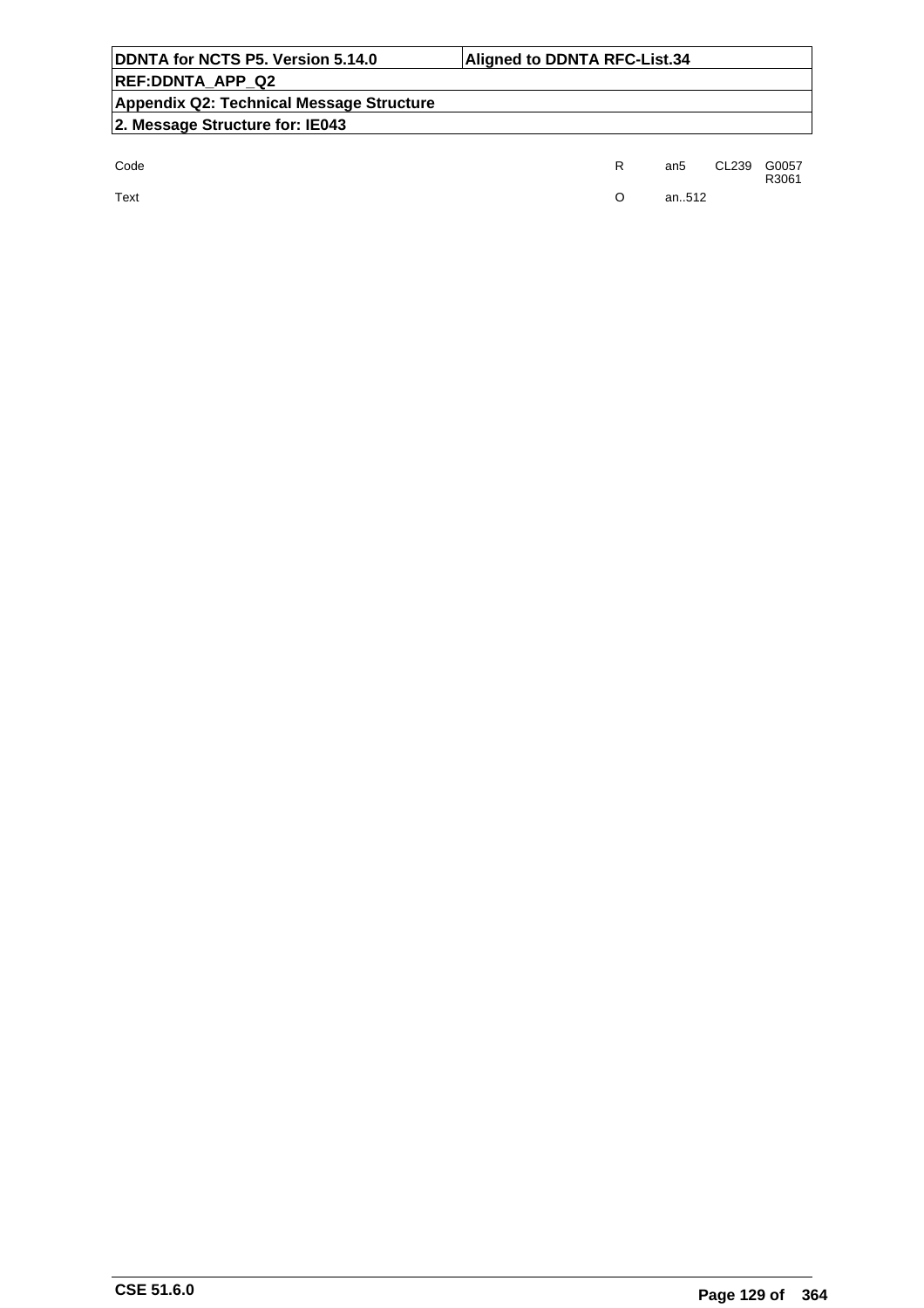| | | | | |
|---|---|---|---|---|
| Code | R | an5 | CL239 | G0057 R3061 |
| Text | O | an..512 | | |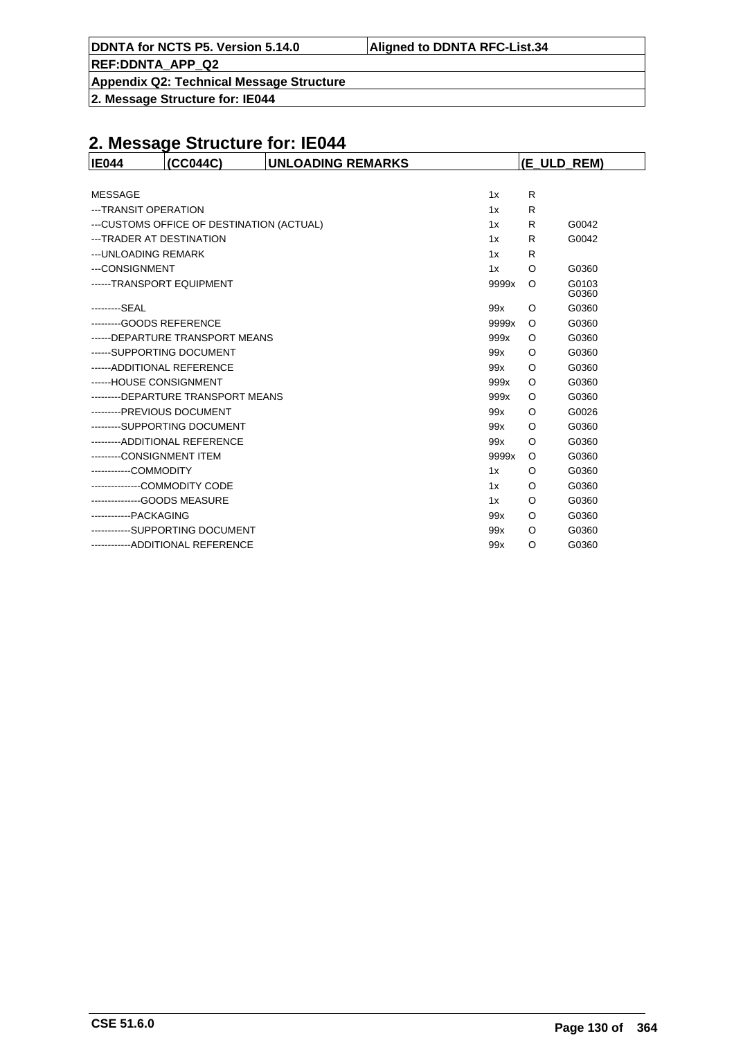## 2. Message Structure for: IE044

| IE044 | (CC044C) | UNLOADING REMARKS | (E_ULD_REM) |
|---|---|---|---|

| | | | |
|---|---|---|---|
| MESSAGE | 1x | R | |
| ---TRANSIT OPERATION | 1x | R | |
| ---CUSTOMS OFFICE OF DESTINATION (ACTUAL) | 1x | R | G0042 |
| ---TRADER AT DESTINATION | 1x | R | G0042 |
| ---UNLOADING REMARK | 1x | R | |
| ---CONSIGNMENT | 1x | O | G0360 |
| ------TRANSPORT EQUIPMENT | 9999x | O | G0103 G0360 |
| ---------SEAL | 99x | O | G0360 |
| ---------GOODS REFERENCE | 9999x | O | G0360 |
| ------DEPARTURE TRANSPORT MEANS | 999x | O | G0360 |
| ------SUPPORTING DOCUMENT | 99x | O | G0360 |
| ------ADDITIONAL REFERENCE | 99x | O | G0360 |
| ------HOUSE CONSIGNMENT | 999x | O | G0360 |
| ---------DEPARTURE TRANSPORT MEANS | 999x | O | G0360 |
| ---------PREVIOUS DOCUMENT | 99x | O | G0026 |
| ---------SUPPORTING DOCUMENT | 99x | O | G0360 |
| ---------ADDITIONAL REFERENCE | 99x | O | G0360 |
| ---------CONSIGNMENT ITEM | 9999x | O | G0360 |
| ------------COMMODITY | 1x | O | G0360 |
| ---------------COMMODITY CODE | 1x | O | G0360 |
| ---------------GOODS MEASURE | 1x | O | G0360 |
| ------------PACKAGING | 99x | O | G0360 |
| ------------SUPPORTING DOCUMENT | 99x | O | G0360 |
| ------------ADDITIONAL REFERENCE | 99x | O | G0360 |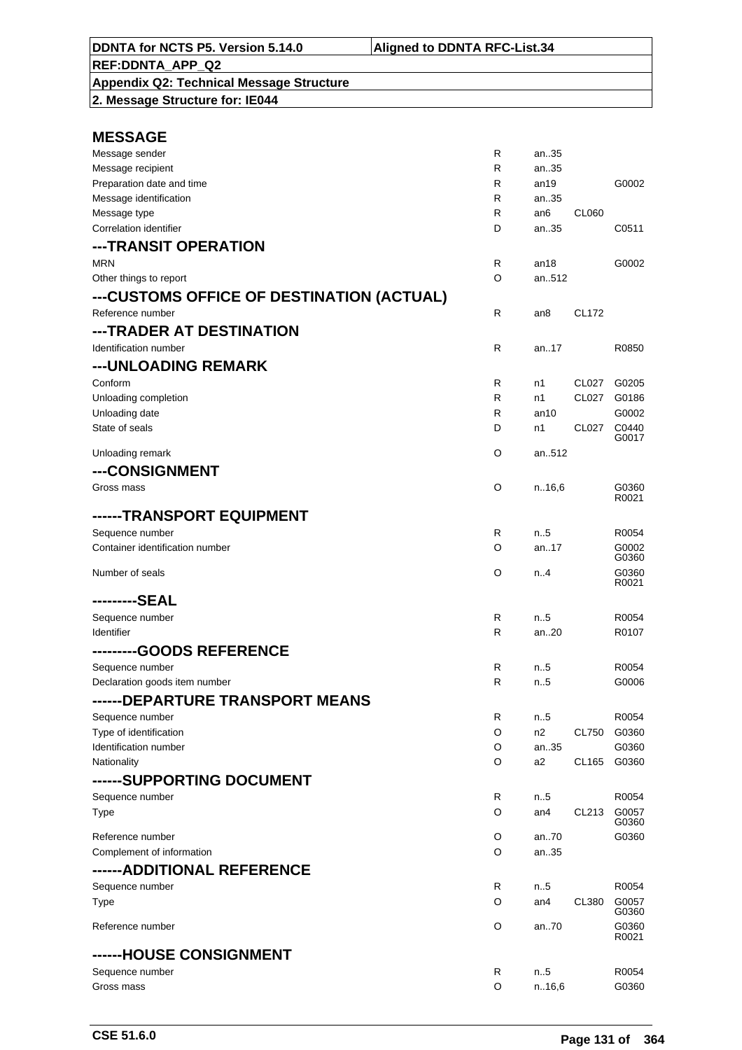| DDNTA for NCTS P5. Version 5.14.0 | Aligned to DDNTA RFC-List.34 |
|---|---|
| REF:DDNTA_APP_Q2 | |
| Appendix Q2: Technical Message Structure | |
| 2. Message Structure for: IE044 | |

## MESSAGE

| | | | | |
|---|---|---|---|---|
| Message sender | R | an..35 | | |
| Message recipient | R | an..35 | | |
| Preparation date and time | R | an19 | | G0002 |
| Message identification | R | an..35 | | |
| Message type | R | an6 | CL060 | |
| Correlation identifier | D | an..35 | | C0511 |

## ---TRANSIT OPERATION

| | | | | |
|---|---|---|---|---|
| MRN | R | an18 | | G0002 |
| Other things to report | O | an..512 | | |

## ---CUSTOMS OFFICE OF DESTINATION (ACTUAL)

| | | | | |
|---|---|---|---|---|
| Reference number | R | an8 | CL172 | |

## ---TRADER AT DESTINATION

| | | | | |
|---|---|---|---|---|
| Identification number | R | an..17 | | R0850 |

## ---UNLOADING REMARK

| | | | | |
|---|---|---|---|---|
| Conform | R | n1 | CL027 | G0205 |
| Unloading completion | R | n1 | CL027 | G0186 |
| Unloading date | R | an10 | | G0002 |
| State of seals | D | n1 | CL027 | C0440 G0017 |
| Unloading remark | O | an..512 | | |

## ---CONSIGNMENT

| | | | | |
|---|---|---|---|---|
| Gross mass | O | n..16,6 | | G0360 R0021 |

## ------TRANSPORT EQUIPMENT

| | | | | |
|---|---|---|---|---|
| Sequence number | R | n..5 | | R0054 |
| Container identification number | O | an..17 | | G0002 G0360 |
| Number of seals | O | n..4 | | G0360 R0021 |

## ---------SEAL

| | | | | |
|---|---|---|---|---|
| Sequence number | R | n..5 | | R0054 |
| Identifier | R | an..20 | | R0107 |

## ---------GOODS REFERENCE

| | | | | |
|---|---|---|---|---|
| Sequence number | R | n..5 | | R0054 |
| Declaration goods item number | R | n..5 | | G0006 |

## ------DEPARTURE TRANSPORT MEANS

| | | | | |
|---|---|---|---|---|
| Sequence number | R | n..5 | | R0054 |
| Type of identification | O | n2 | CL750 | G0360 |
| Identification number | O | an..35 | | G0360 |
| Nationality | O | a2 | CL165 | G0360 |

## ------SUPPORTING DOCUMENT

| | | | | |
|---|---|---|---|---|
| Sequence number | R | n..5 | | R0054 |
| Type | O | an4 | CL213 | G0057 G0360 |
| Reference number | O | an..70 | | G0360 |
| Complement of information | O | an..35 | | |

## ------ADDITIONAL REFERENCE

| | | | | |
|---|---|---|---|---|
| Sequence number | R | n..5 | | R0054 |
| Type | O | an4 | CL380 | G0057 G0360 |
| Reference number | O | an..70 | | G0360 R0021 |

## ------HOUSE CONSIGNMENT

| | | | | |
|---|---|---|---|---|
| Sequence number | R | n..5 | | R0054 |
| Gross mass | O | n..16,6 | | G0360 |

CSE 51.6.0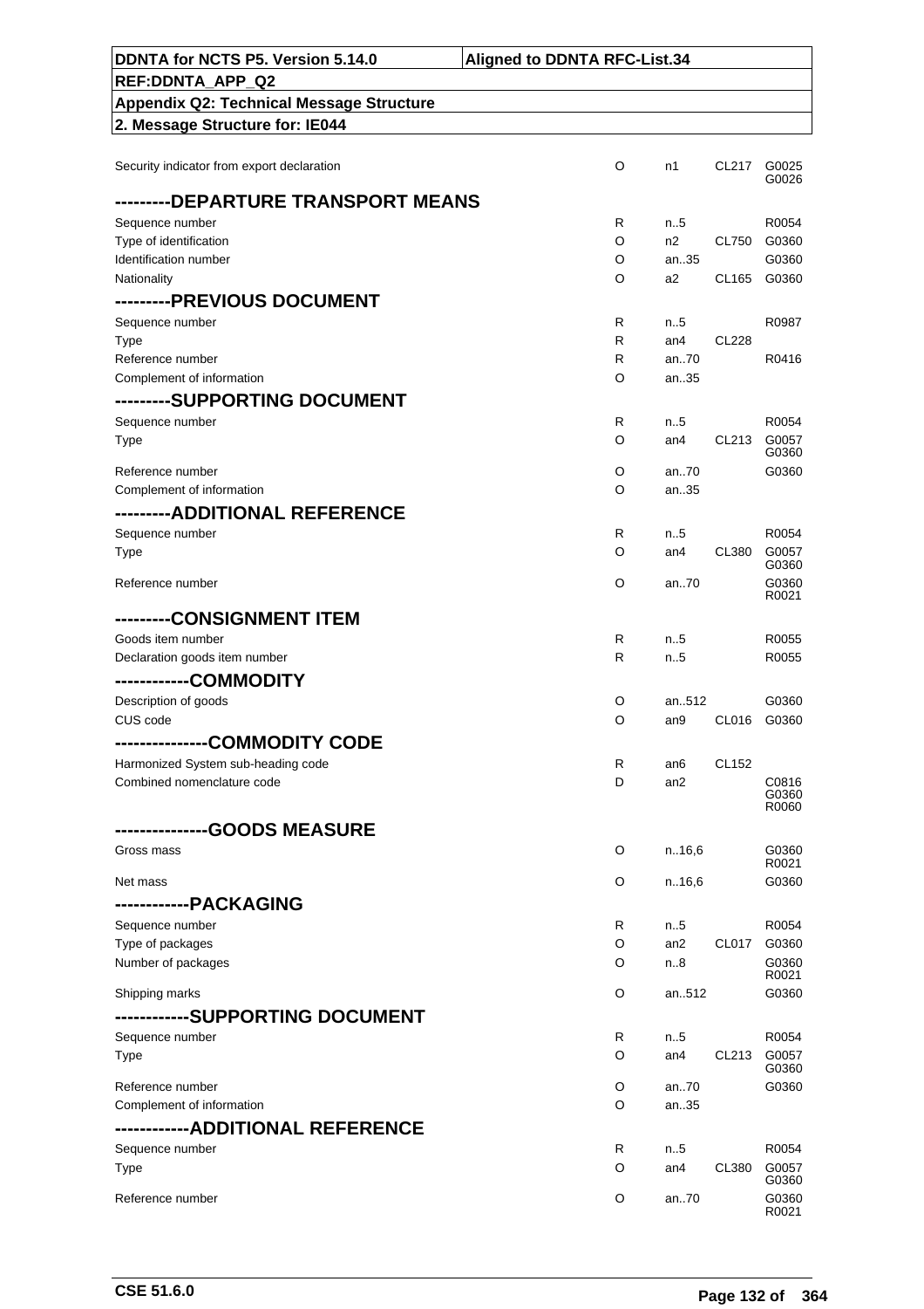| DDNTA for NCTS P5. Version 5.14.0 | Aligned to DDNTA RFC-List.34 |
|---|---|
| REF:DDNTA_APP_Q2 | |
| Appendix Q2: Technical Message Structure | |
| 2. Message Structure for: IE044 | |

| Name | R/O/D | Format | Code list | Rules/Conditions |
|---|---|---|---|---|
| Security indicator from export declaration | O | n1 | CL217 | G0025 G0026 |
| **---------DEPARTURE TRANSPORT MEANS** | | | | |
| Sequence number | R | n..5 | | R0054 |
| Type of identification | O | n2 | CL750 | G0360 |
| Identification number | O | an..35 | | G0360 |
| Nationality | O | a2 | CL165 | G0360 |
| **---------PREVIOUS DOCUMENT** | | | | |
| Sequence number | R | n..5 | | R0987 |
| Type | R | an4 | CL228 | |
| Reference number | R | an..70 | | R0416 |
| Complement of information | O | an..35 | | |
| **---------SUPPORTING DOCUMENT** | | | | |
| Sequence number | R | n..5 | | R0054 |
| Type | O | an4 | CL213 | G0057 G0360 |
| Reference number | O | an..70 | | G0360 |
| Complement of information | O | an..35 | | |
| **---------ADDITIONAL REFERENCE** | | | | |
| Sequence number | R | n..5 | | R0054 |
| Type | O | an4 | CL380 | G0057 G0360 |
| Reference number | O | an..70 | | G0360 R0021 |
| **---------CONSIGNMENT ITEM** | | | | |
| Goods item number | R | n..5 | | R0055 |
| Declaration goods item number | R | n..5 | | R0055 |
| **------------COMMODITY** | | | | |
| Description of goods | O | an..512 | | G0360 |
| CUS code | O | an9 | CL016 | G0360 |
| **---------------COMMODITY CODE** | | | | |
| Harmonized System sub-heading code | R | an6 | CL152 | |
| Combined nomenclature code | D | an2 | | C0816 G0360 R0060 |
| **---------------GOODS MEASURE** | | | | |
| Gross mass | O | n..16,6 | | G0360 R0021 |
| Net mass | O | n..16,6 | | G0360 |
| **------------PACKAGING** | | | | |
| Sequence number | R | n..5 | | R0054 |
| Type of packages | O | an2 | CL017 | G0360 |
| Number of packages | O | n..8 | | G0360 R0021 |
| Shipping marks | O | an..512 | | G0360 |
| **------------SUPPORTING DOCUMENT** | | | | |
| Sequence number | R | n..5 | | R0054 |
| Type | O | an4 | CL213 | G0057 G0360 |
| Reference number | O | an..70 | | G0360 |
| Complement of information | O | an..35 | | |
| **------------ADDITIONAL REFERENCE** | | | | |
| Sequence number | R | n..5 | | R0054 |
| Type | O | an4 | CL380 | G0057 G0360 |
| Reference number | O | an..70 | | G0360 R0021 |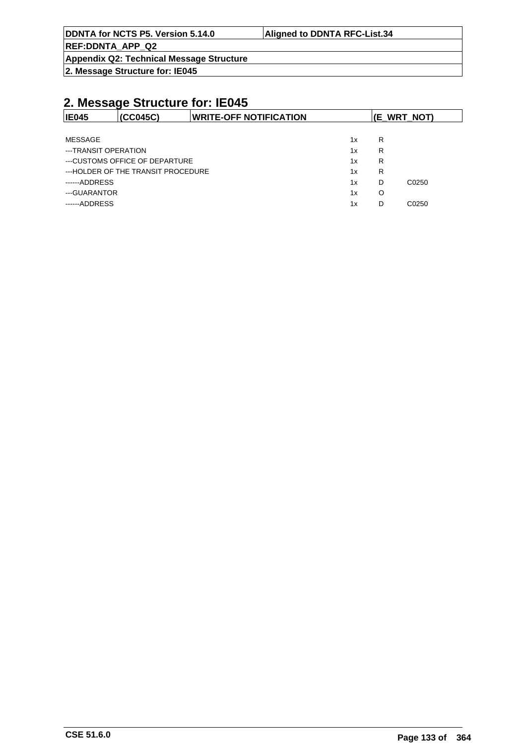## 2. Message Structure for: IE045

| IE045 | (CC045C) | WRITE-OFF NOTIFICATION | (E_WRT_NOT) |
|---|---|---|---|

| | | | |
|---|---|---|---|
| MESSAGE | 1x | R | |
| ---TRANSIT OPERATION | 1x | R | |
| ---CUSTOMS OFFICE OF DEPARTURE | 1x | R | |
| ---HOLDER OF THE TRANSIT PROCEDURE | 1x | R | |
| ------ADDRESS | 1x | D | C0250 |
| ---GUARANTOR | 1x | O | |
| ------ADDRESS | 1x | D | C0250 |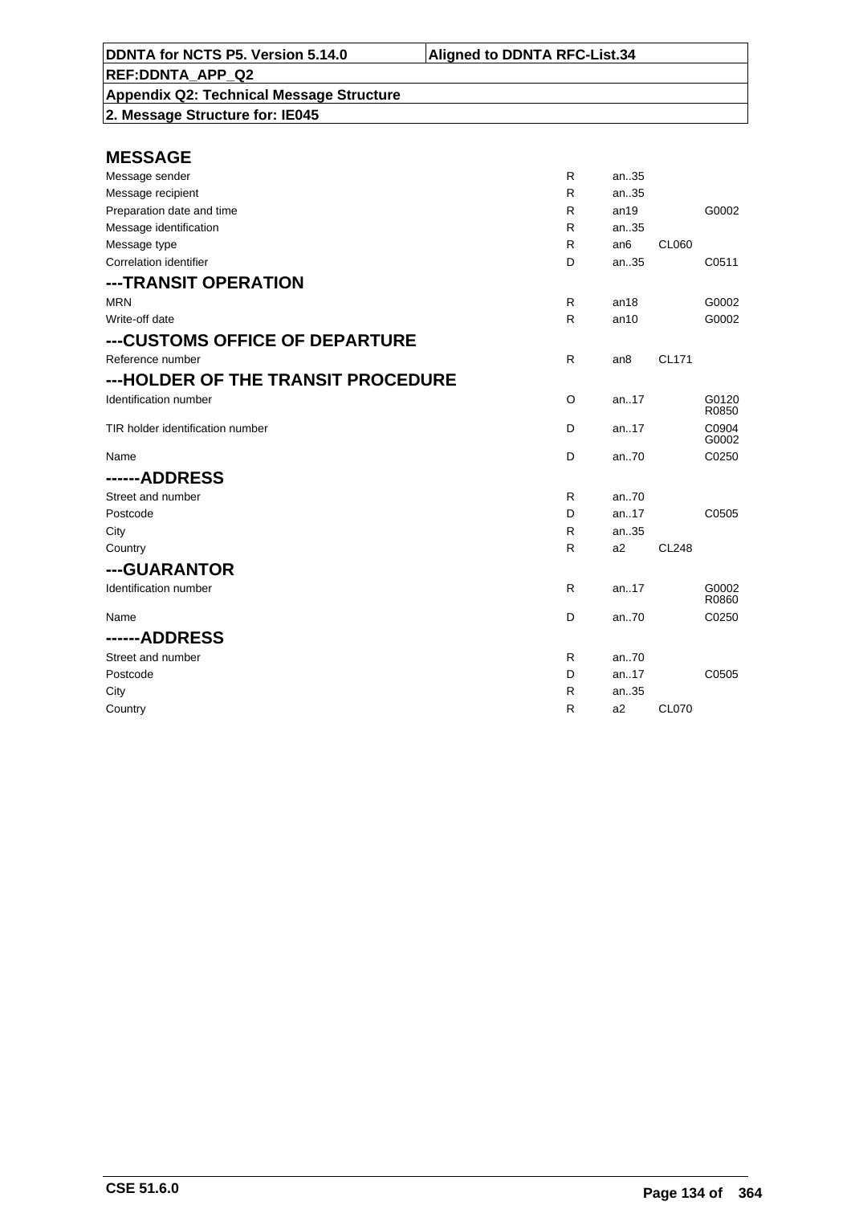DDNTA for NCTS P5. Version 5.14.0 | Aligned to DDNTA RFC-List.34

REF:DDNTA_APP_Q2

**Appendix Q2: Technical Message Structure**

**2. Message Structure for: IE045**

## MESSAGE

| Field | | | | |
|---|---|---|---|---|
| Message sender | R | an..35 | | |
| Message recipient | R | an..35 | | |
| Preparation date and time | R | an19 | | G0002 |
| Message identification | R | an..35 | | |
| Message type | R | an6 | CL060 | |
| Correlation identifier | D | an..35 | | C0511 |

## ---TRANSIT OPERATION

| Field | | | | |
|---|---|---|---|---|
| MRN | R | an18 | | G0002 |
| Write-off date | R | an10 | | G0002 |

## ---CUSTOMS OFFICE OF DEPARTURE

| Field | | | | |
|---|---|---|---|---|
| Reference number | R | an8 | CL171 | |

## ---HOLDER OF THE TRANSIT PROCEDURE

| Field | | | | |
|---|---|---|---|---|
| Identification number | O | an..17 | | G0120 R0850 |
| TIR holder identification number | D | an..17 | | C0904 G0002 |
| Name | D | an..70 | | C0250 |

## ------ADDRESS

| Field | | | | |
|---|---|---|---|---|
| Street and number | R | an..70 | | |
| Postcode | D | an..17 | | C0505 |
| City | R | an..35 | | |
| Country | R | a2 | CL248 | |

## ---GUARANTOR

| Field | | | | |
|---|---|---|---|---|
| Identification number | R | an..17 | | G0002 R0860 |
| Name | D | an..70 | | C0250 |

## ------ADDRESS

| Field | | | | |
|---|---|---|---|---|
| Street and number | R | an..70 | | |
| Postcode | D | an..17 | | C0505 |
| City | R | an..35 | | |
| Country | R | a2 | CL070 | |

CSE 51.6.0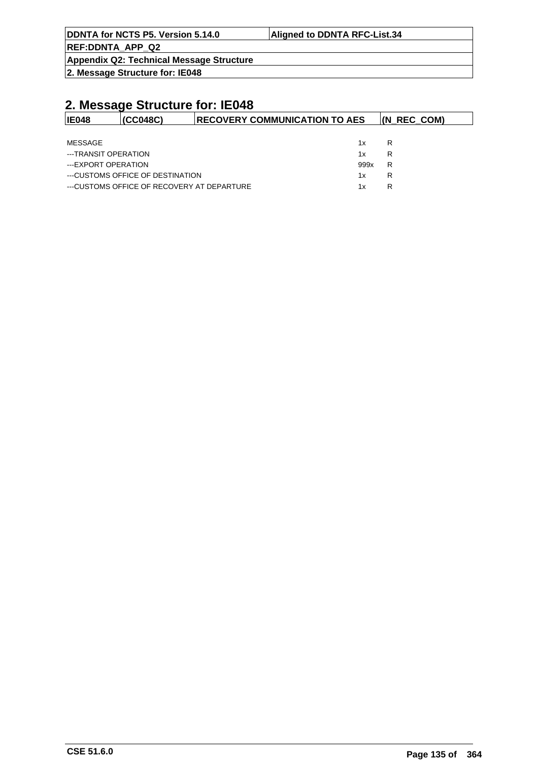## 2. Message Structure for: IE048

| IE048 | (CC048C) | RECOVERY COMMUNICATION TO AES | (N_REC_COM) |
|---|---|---|---|

| | | |
|---|---|---|
| MESSAGE | 1x | R |
| ---TRANSIT OPERATION | 1x | R |
| ---EXPORT OPERATION | 999x | R |
| ---CUSTOMS OFFICE OF DESTINATION | 1x | R |
| ---CUSTOMS OFFICE OF RECOVERY AT DEPARTURE | 1x | R |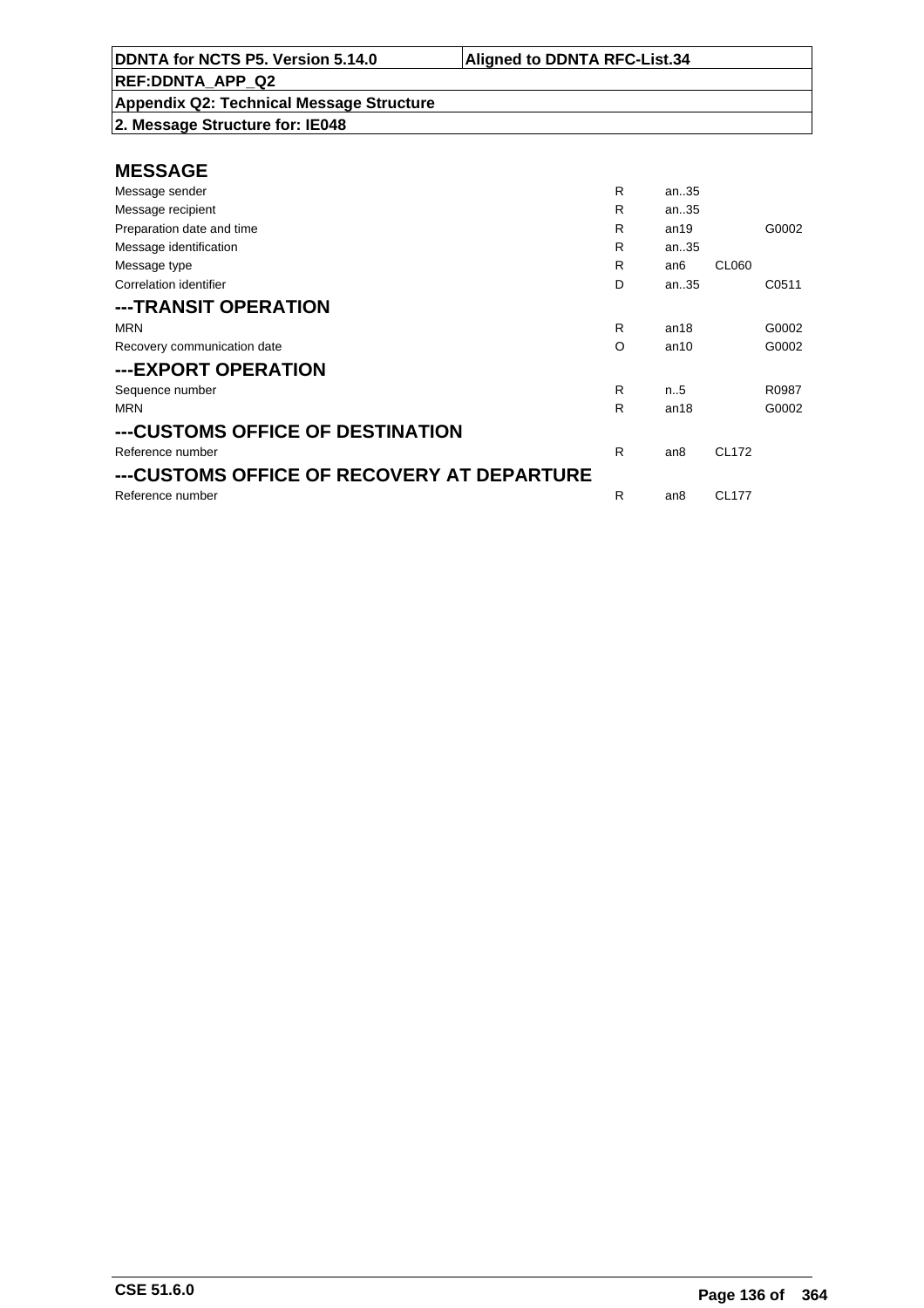| DDNTA for NCTS P5. Version 5.14.0 | Aligned to DDNTA RFC-List.34 |
|---|---|
| REF:DDNTA_APP_Q2 | |
| Appendix Q2: Technical Message Structure | |
| 2. Message Structure for: IE048 | |

## MESSAGE

| | | | | |
|---|---|---|---|---|
| Message sender | R | an..35 | | |
| Message recipient | R | an..35 | | |
| Preparation date and time | R | an19 | | G0002 |
| Message identification | R | an..35 | | |
| Message type | R | an6 | CL060 | |
| Correlation identifier | D | an..35 | | C0511 |

## ---TRANSIT OPERATION

| | | | | |
|---|---|---|---|---|
| MRN | R | an18 | | G0002 |
| Recovery communication date | O | an10 | | G0002 |

## ---EXPORT OPERATION

| | | | | |
|---|---|---|---|---|
| Sequence number | R | n..5 | | R0987 |
| MRN | R | an18 | | G0002 |

## ---CUSTOMS OFFICE OF DESTINATION

| | | | | |
|---|---|---|---|---|
| Reference number | R | an8 | CL172 | |

## ---CUSTOMS OFFICE OF RECOVERY AT DEPARTURE

| | | | | |
|---|---|---|---|---|
| Reference number | R | an8 | CL177 | |

CSE 51.6.0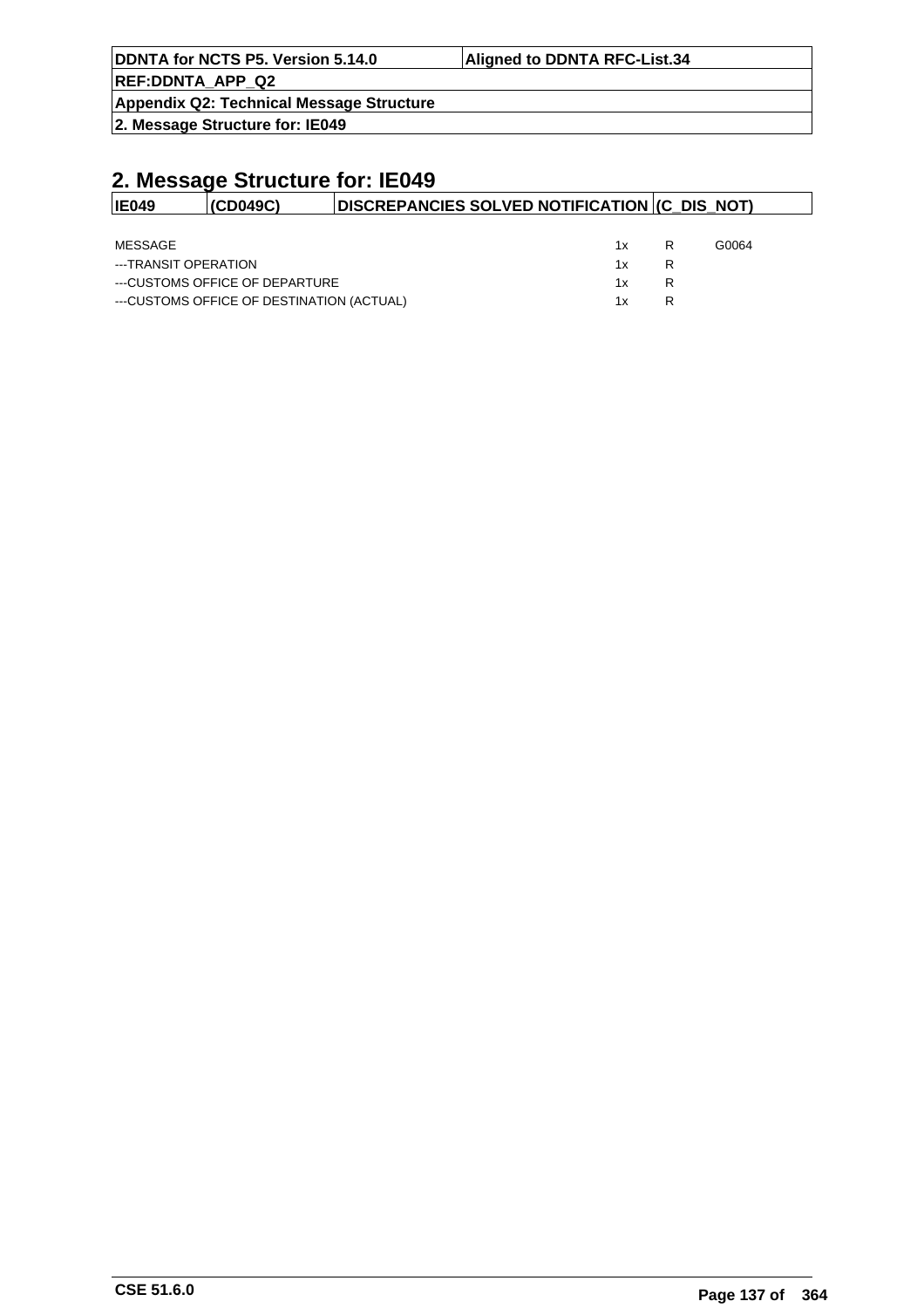## 2. Message Structure for: IE049

| IE049 | (CD049C) | DISCREPANCIES SOLVED NOTIFICATION | (C_DIS_NOT) |
|---|---|---|---|

| | | | |
|---|---|---|---|
| MESSAGE | 1x | R | G0064 |
| ---TRANSIT OPERATION | 1x | R | |
| ---CUSTOMS OFFICE OF DEPARTURE | 1x | R | |
| ---CUSTOMS OFFICE OF DESTINATION (ACTUAL) | 1x | R | |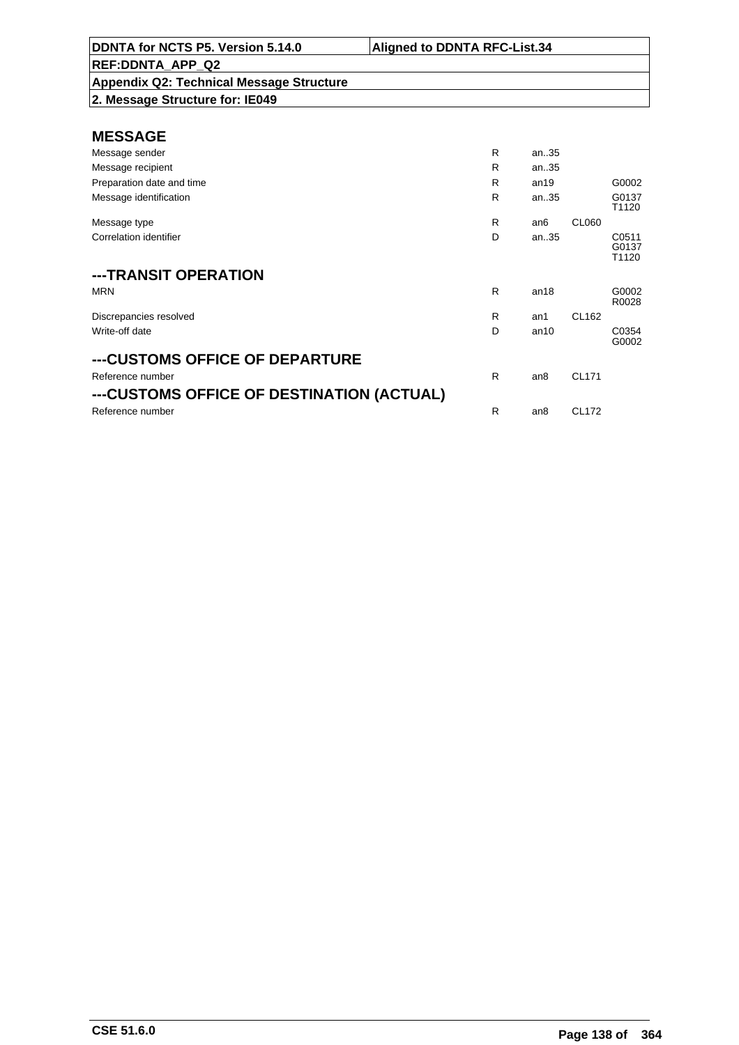| DDNTA for NCTS P5. Version 5.14.0 | Aligned to DDNTA RFC-List.34 |
|---|---|
| REF:DDNTA_APP_Q2 | |
| Appendix Q2: Technical Message Structure | |
| 2. Message Structure for: IE049 | |

## MESSAGE

| | | | | |
|---|---|---|---|---|
| Message sender | R | an..35 | | |
| Message recipient | R | an..35 | | |
| Preparation date and time | R | an19 | | G0002 |
| Message identification | R | an..35 | | G0137 T1120 |
| Message type | R | an6 | CL060 | |
| Correlation identifier | D | an..35 | | C0511 G0137 T1120 |

## ---TRANSIT OPERATION

| | | | | |
|---|---|---|---|---|
| MRN | R | an18 | | G0002 R0028 |
| Discrepancies resolved | R | an1 | CL162 | |
| Write-off date | D | an10 | | C0354 G0002 |

## ---CUSTOMS OFFICE OF DEPARTURE

| | | | | |
|---|---|---|---|---|
| Reference number | R | an8 | CL171 | |

## ---CUSTOMS OFFICE OF DESTINATION (ACTUAL)

| | | | | |
|---|---|---|---|---|
| Reference number | R | an8 | CL172 | |

CSE 51.6.0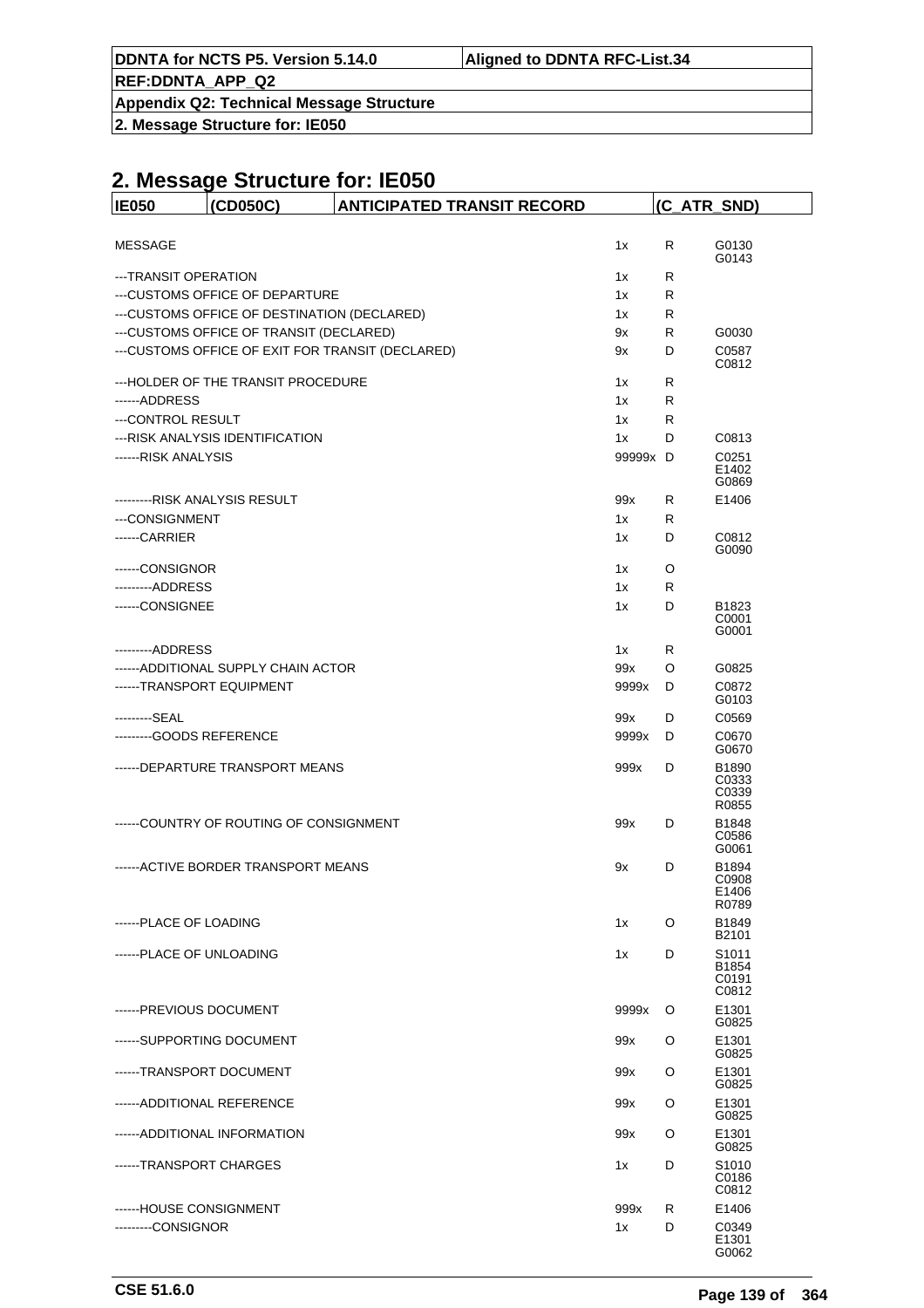# 2. Message Structure for: IE050

| IE050 | (CD050C) | ANTICIPATED TRANSIT RECORD | (C_ATR_SND) |
|---|---|---|---|

| | | | |
|---|---|---|---|
| MESSAGE | 1x | R | G0130 G0143 |
| ---TRANSIT OPERATION | 1x | R | |
| ---CUSTOMS OFFICE OF DEPARTURE | 1x | R | |
| ---CUSTOMS OFFICE OF DESTINATION (DECLARED) | 1x | R | |
| ---CUSTOMS OFFICE OF TRANSIT (DECLARED) | 9x | R | G0030 |
| ---CUSTOMS OFFICE OF EXIT FOR TRANSIT (DECLARED) | 9x | D | C0587 C0812 |
| ---HOLDER OF THE TRANSIT PROCEDURE | 1x | R | |
| ------ADDRESS | 1x | R | |
| ---CONTROL RESULT | 1x | R | |
| ---RISK ANALYSIS IDENTIFICATION | 1x | D | C0813 |
| ------RISK ANALYSIS | 99999x | D | C0251 E1402 G0869 |
| ---------RISK ANALYSIS RESULT | 99x | R | E1406 |
| ---CONSIGNMENT | 1x | R | |
| ------CARRIER | 1x | D | C0812 G0090 |
| ------CONSIGNOR | 1x | O | |
| ---------ADDRESS | 1x | R | |
| ------CONSIGNEE | 1x | D | B1823 C0001 G0001 |
| ---------ADDRESS | 1x | R | |
| ------ADDITIONAL SUPPLY CHAIN ACTOR | 99x | O | G0825 |
| ------TRANSPORT EQUIPMENT | 9999x | D | C0872 G0103 |
| ---------SEAL | 99x | D | C0569 |
| ---------GOODS REFERENCE | 9999x | D | C0670 G0670 |
| ------DEPARTURE TRANSPORT MEANS | 999x | D | B1890 C0333 C0339 R0855 |
| ------COUNTRY OF ROUTING OF CONSIGNMENT | 99x | D | B1848 C0586 G0061 |
| ------ACTIVE BORDER TRANSPORT MEANS | 9x | D | B1894 C0908 E1406 R0789 |
| ------PLACE OF LOADING | 1x | O | B1849 B2101 |
| ------PLACE OF UNLOADING | 1x | D | S1011 B1854 C0191 C0812 |
| ------PREVIOUS DOCUMENT | 9999x | O | E1301 G0825 |
| ------SUPPORTING DOCUMENT | 99x | O | E1301 G0825 |
| ------TRANSPORT DOCUMENT | 99x | O | E1301 G0825 |
| ------ADDITIONAL REFERENCE | 99x | O | E1301 G0825 |
| ------ADDITIONAL INFORMATION | 99x | O | E1301 G0825 |
| ------TRANSPORT CHARGES | 1x | D | S1010 C0186 C0812 |
| ------HOUSE CONSIGNMENT | 999x | R | E1406 |
| ---------CONSIGNOR | 1x | D | C0349 E1301 G0062 |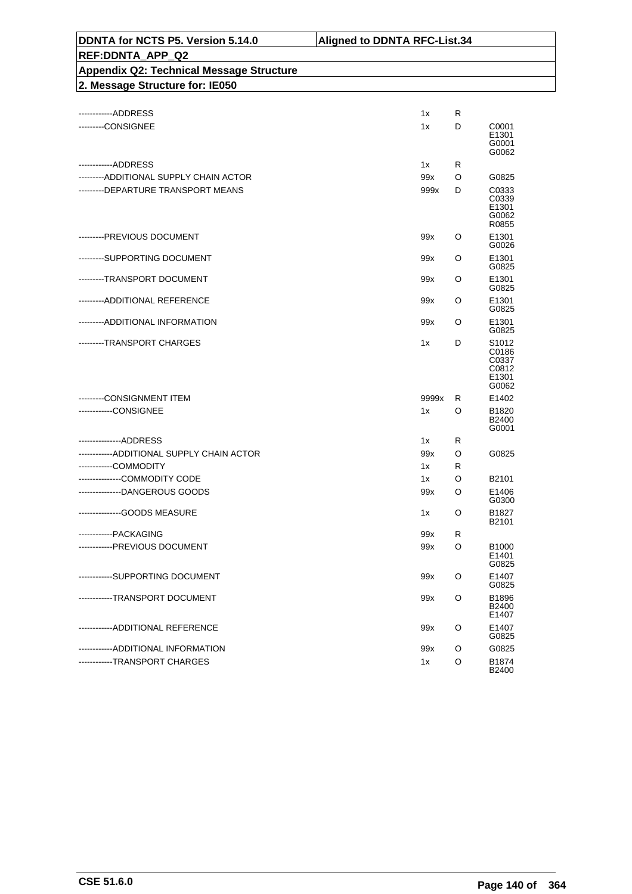| DDNTA for NCTS P5. Version 5.14.0 | Aligned to DDNTA RFC-List.34 |
|---|---|
| REF:DDNTA_APP_Q2 | |
| Appendix Q2: Technical Message Structure | |
| 2. Message Structure for: IE050 | |

| | | | |
|---|---|---|---|
| ------------ADDRESS | 1x | R | |
| ---------CONSIGNEE | 1x | D | C0001 E1301 G0001 G0062 |
| ------------ADDRESS | 1x | R | |
| ---------ADDITIONAL SUPPLY CHAIN ACTOR | 99x | O | G0825 |
| ---------DEPARTURE TRANSPORT MEANS | 999x | D | C0333 C0339 E1301 G0062 R0855 |
| ---------PREVIOUS DOCUMENT | 99x | O | E1301 G0026 |
| ---------SUPPORTING DOCUMENT | 99x | O | E1301 G0825 |
| ---------TRANSPORT DOCUMENT | 99x | O | E1301 G0825 |
| ---------ADDITIONAL REFERENCE | 99x | O | E1301 G0825 |
| ---------ADDITIONAL INFORMATION | 99x | O | E1301 G0825 |
| ---------TRANSPORT CHARGES | 1x | D | S1012 C0186 C0337 C0812 E1301 G0062 |
| ---------CONSIGNMENT ITEM | 9999x | R | E1402 |
| ------------CONSIGNEE | 1x | O | B1820 B2400 G0001 |
| ---------------ADDRESS | 1x | R | |
| ------------ADDITIONAL SUPPLY CHAIN ACTOR | 99x | O | G0825 |
| ------------COMMODITY | 1x | R | |
| ---------------COMMODITY CODE | 1x | O | B2101 |
| ---------------DANGEROUS GOODS | 99x | O | E1406 G0300 |
| ---------------GOODS MEASURE | 1x | O | B1827 B2101 |
| ------------PACKAGING | 99x | R | |
| ------------PREVIOUS DOCUMENT | 99x | O | B1000 E1401 G0825 |
| ------------SUPPORTING DOCUMENT | 99x | O | E1407 G0825 |
| ------------TRANSPORT DOCUMENT | 99x | O | B1896 B2400 E1407 |
| ------------ADDITIONAL REFERENCE | 99x | O | E1407 G0825 |
| ------------ADDITIONAL INFORMATION | 99x | O | G0825 |
| ------------TRANSPORT CHARGES | 1x | O | B1874 B2400 |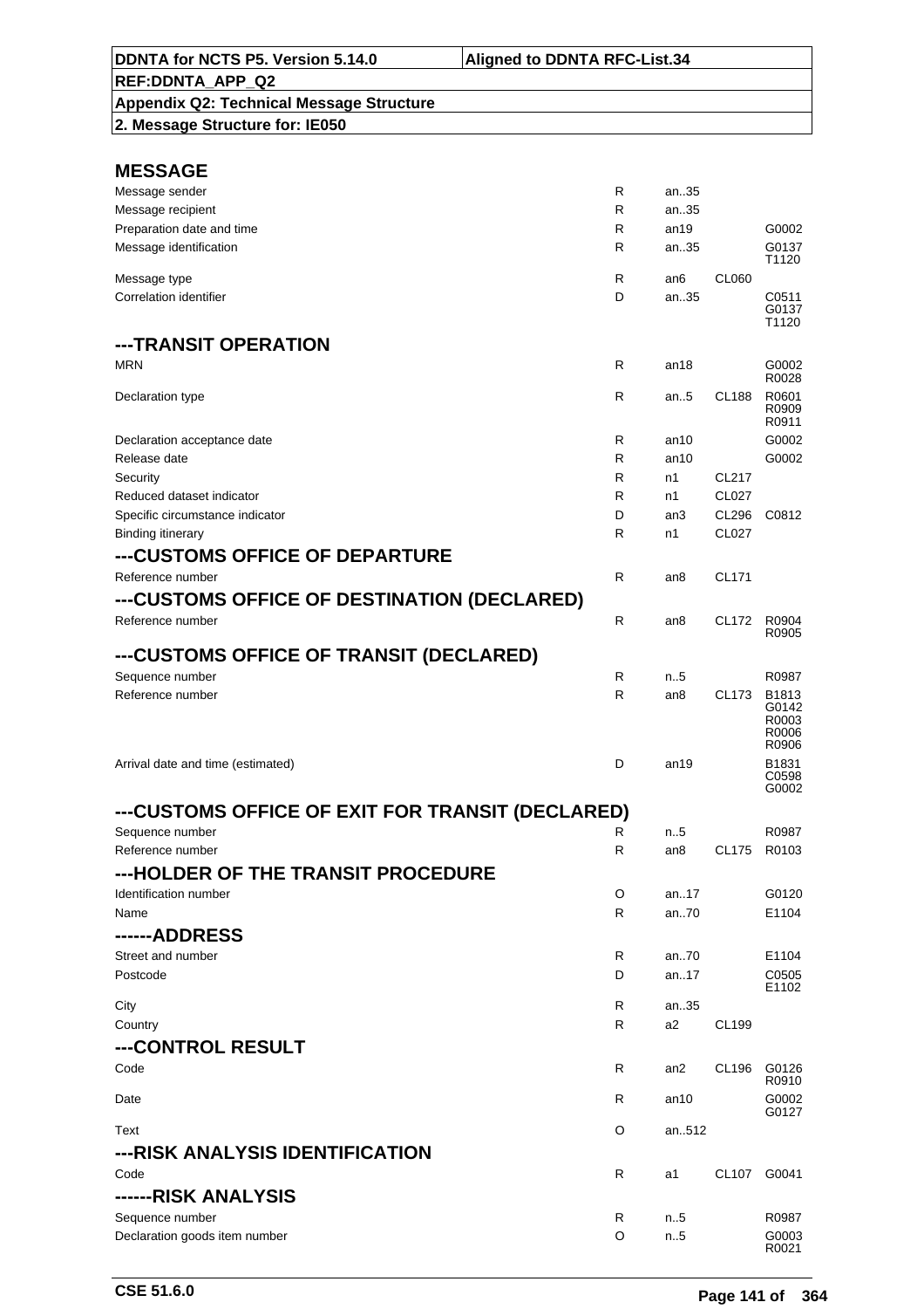| DDNTA for NCTS P5. Version 5.14.0 | Aligned to DDNTA RFC-List.34 |
|---|---|
| REF:DDNTA_APP_Q2 | |
| Appendix Q2: Technical Message Structure | |
| 2. Message Structure for: IE050 | |

## MESSAGE

| | | | | |
|---|---|---|---|---|
| Message sender | R | an..35 | | |
| Message recipient | R | an..35 | | |
| Preparation date and time | R | an19 | | G0002 |
| Message identification | R | an..35 | | G0137<br>T1120 |
| Message type | R | an6 | CL060 | |
| Correlation identifier | D | an..35 | | C0511<br>G0137<br>T1120 |

## ---TRANSIT OPERATION

| | | | | |
|---|---|---|---|---|
| MRN | R | an18 | | G0002<br>R0028 |
| Declaration type | R | an..5 | CL188 | R0601<br>R0909<br>R0911 |
| Declaration acceptance date | R | an10 | | G0002 |
| Release date | R | an10 | | G0002 |
| Security | R | n1 | CL217 | |
| Reduced dataset indicator | R | n1 | CL027 | |
| Specific circumstance indicator | D | an3 | CL296 | C0812 |
| Binding itinerary | R | n1 | CL027 | |

## ---CUSTOMS OFFICE OF DEPARTURE

| | | | | |
|---|---|---|---|---|
| Reference number | R | an8 | CL171 | |

## ---CUSTOMS OFFICE OF DESTINATION (DECLARED)

| | | | | |
|---|---|---|---|---|
| Reference number | R | an8 | CL172 | R0904<br>R0905 |

## ---CUSTOMS OFFICE OF TRANSIT (DECLARED)

| | | | | |
|---|---|---|---|---|
| Sequence number | R | n..5 | | R0987 |
| Reference number | R | an8 | CL173 | B1813<br>G0142<br>R0003<br>R0006<br>R0906 |
| Arrival date and time (estimated) | D | an19 | | B1831<br>C0598<br>G0002 |

## ---CUSTOMS OFFICE OF EXIT FOR TRANSIT (DECLARED)

| | | | | |
|---|---|---|---|---|
| Sequence number | R | n..5 | | R0987 |
| Reference number | R | an8 | CL175 | R0103 |

## ---HOLDER OF THE TRANSIT PROCEDURE

| | | | | |
|---|---|---|---|---|
| Identification number | O | an..17 | | G0120 |
| Name | R | an..70 | | E1104 |

## ------ADDRESS

| | | | | |
|---|---|---|---|---|
| Street and number | R | an..70 | | E1104 |
| Postcode | D | an..17 | | C0505<br>E1102 |
| City | R | an..35 | | |
| Country | R | a2 | CL199 | |

## ---CONTROL RESULT

| | | | | |
|---|---|---|---|---|
| Code | R | an2 | CL196 | G0126<br>R0910 |
| Date | R | an10 | | G0002<br>G0127 |
| Text | O | an..512 | | |

## ---RISK ANALYSIS IDENTIFICATION

| | | | | |
|---|---|---|---|---|
| Code | R | a1 | CL107 | G0041 |

## ------RISK ANALYSIS

| | | | | |
|---|---|---|---|---|
| Sequence number | R | n..5 | | R0987 |
| Declaration goods item number | O | n..5 | | G0003<br>R0021 |

CSE 51.6.0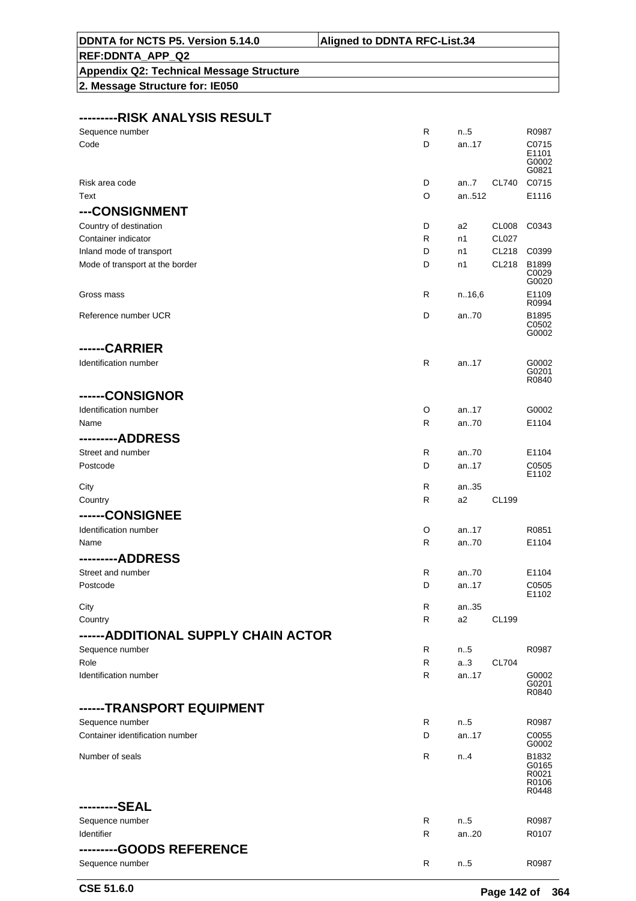| | | | | |
|---|---|---|---|---|
| **---------RISK ANALYSIS RESULT** | | | | |
| Sequence number | R | n..5 | | R0987 |
| Code | D | an..17 | | C0715 E1101 G0002 G0821 |
| Risk area code | D | an..7 | CL740 | C0715 |
| Text | O | an..512 | | E1116 |
| **---CONSIGNMENT** | | | | |
| Country of destination | D | a2 | CL008 | C0343 |
| Container indicator | R | n1 | CL027 | |
| Inland mode of transport | D | n1 | CL218 | C0399 |
| Mode of transport at the border | D | n1 | CL218 | B1899 C0029 G0020 |
| Gross mass | R | n..16,6 | | E1109 R0994 |
| Reference number UCR | D | an..70 | | B1895 C0502 G0002 |
| **------CARRIER** | | | | |
| Identification number | R | an..17 | | G0002 G0201 R0840 |
| **------CONSIGNOR** | | | | |
| Identification number | O | an..17 | | G0002 |
| Name | R | an..70 | | E1104 |
| **---------ADDRESS** | | | | |
| Street and number | R | an..70 | | E1104 |
| Postcode | D | an..17 | | C0505 E1102 |
| City | R | an..35 | | |
| Country | R | a2 | CL199 | |
| **------CONSIGNEE** | | | | |
| Identification number | O | an..17 | | R0851 |
| Name | R | an..70 | | E1104 |
| **---------ADDRESS** | | | | |
| Street and number | R | an..70 | | E1104 |
| Postcode | D | an..17 | | C0505 E1102 |
| City | R | an..35 | | |
| Country | R | a2 | CL199 | |
| **------ADDITIONAL SUPPLY CHAIN ACTOR** | | | | |
| Sequence number | R | n..5 | | R0987 |
| Role | R | a..3 | CL704 | |
| Identification number | R | an..17 | | G0002 G0201 R0840 |
| **------TRANSPORT EQUIPMENT** | | | | |
| Sequence number | R | n..5 | | R0987 |
| Container identification number | D | an..17 | | C0055 G0002 |
| Number of seals | R | n..4 | | B1832 G0165 R0021 R0106 R0448 |
| **---------SEAL** | | | | |
| Sequence number | R | n..5 | | R0987 |
| Identifier | R | an..20 | | R0107 |
| **---------GOODS REFERENCE** | | | | |
| Sequence number | R | n..5 | | R0987 |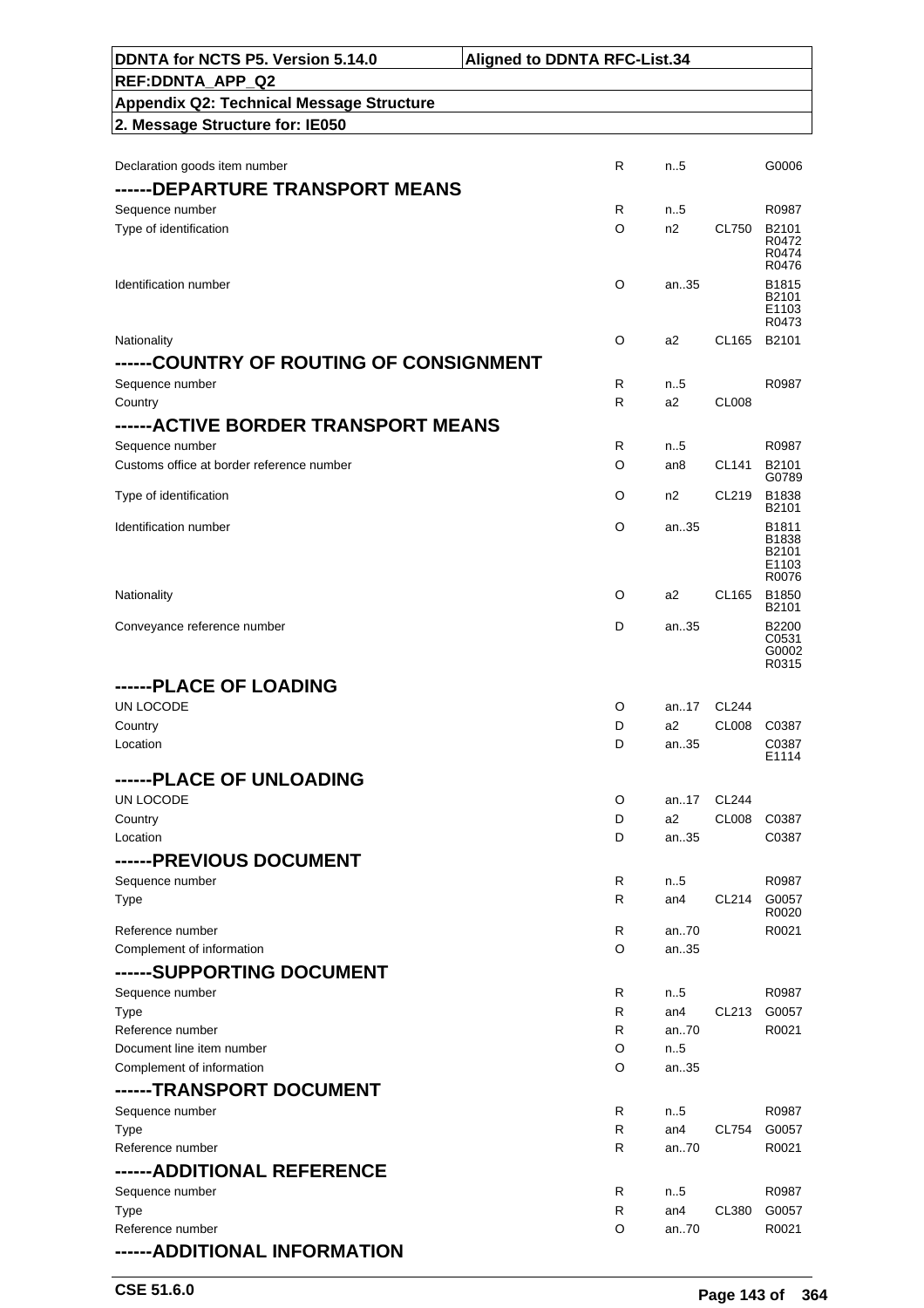| | | | | |
|---|---|---|---|---|
| Declaration goods item number | R | n..5 | | G0006 |
| **------DEPARTURE TRANSPORT MEANS** | | | | |
| Sequence number | R | n..5 | | R0987 |
| Type of identification | O | n2 | CL750 | B2101 R0472 R0474 R0476 |
| Identification number | O | an..35 | | B1815 B2101 E1103 R0473 |
| Nationality | O | a2 | CL165 | B2101 |
| **------COUNTRY OF ROUTING OF CONSIGNMENT** | | | | |
| Sequence number | R | n..5 | | R0987 |
| Country | R | a2 | CL008 | |
| **------ACTIVE BORDER TRANSPORT MEANS** | | | | |
| Sequence number | R | n..5 | | R0987 |
| Customs office at border reference number | O | an8 | CL141 | B2101 G0789 |
| Type of identification | O | n2 | CL219 | B1838 B2101 |
| Identification number | O | an..35 | | B1811 B1838 B2101 E1103 R0076 |
| Nationality | O | a2 | CL165 | B1850 B2101 |
| Conveyance reference number | D | an..35 | | B2200 C0531 G0002 R0315 |
| **------PLACE OF LOADING** | | | | |
| UN LOCODE | O | an..17 | CL244 | |
| Country | D | a2 | CL008 | C0387 |
| Location | D | an..35 | | C0387 E1114 |
| **------PLACE OF UNLOADING** | | | | |
| UN LOCODE | O | an..17 | CL244 | |
| Country | D | a2 | CL008 | C0387 |
| Location | D | an..35 | | C0387 |
| **------PREVIOUS DOCUMENT** | | | | |
| Sequence number | R | n..5 | | R0987 |
| Type | R | an4 | CL214 | G0057 R0020 |
| Reference number | R | an..70 | | R0021 |
| Complement of information | O | an..35 | | |
| **------SUPPORTING DOCUMENT** | | | | |
| Sequence number | R | n..5 | | R0987 |
| Type | R | an4 | CL213 | G0057 |
| Reference number | R | an..70 | | R0021 |
| Document line item number | O | n..5 | | |
| Complement of information | O | an..35 | | |
| **------TRANSPORT DOCUMENT** | | | | |
| Sequence number | R | n..5 | | R0987 |
| Type | R | an4 | CL754 | G0057 |
| Reference number | R | an..70 | | R0021 |
| **------ADDITIONAL REFERENCE** | | | | |
| Sequence number | R | n..5 | | R0987 |
| Type | R | an4 | CL380 | G0057 |
| Reference number | O | an..70 | | R0021 |
| **------ADDITIONAL INFORMATION** | | | | |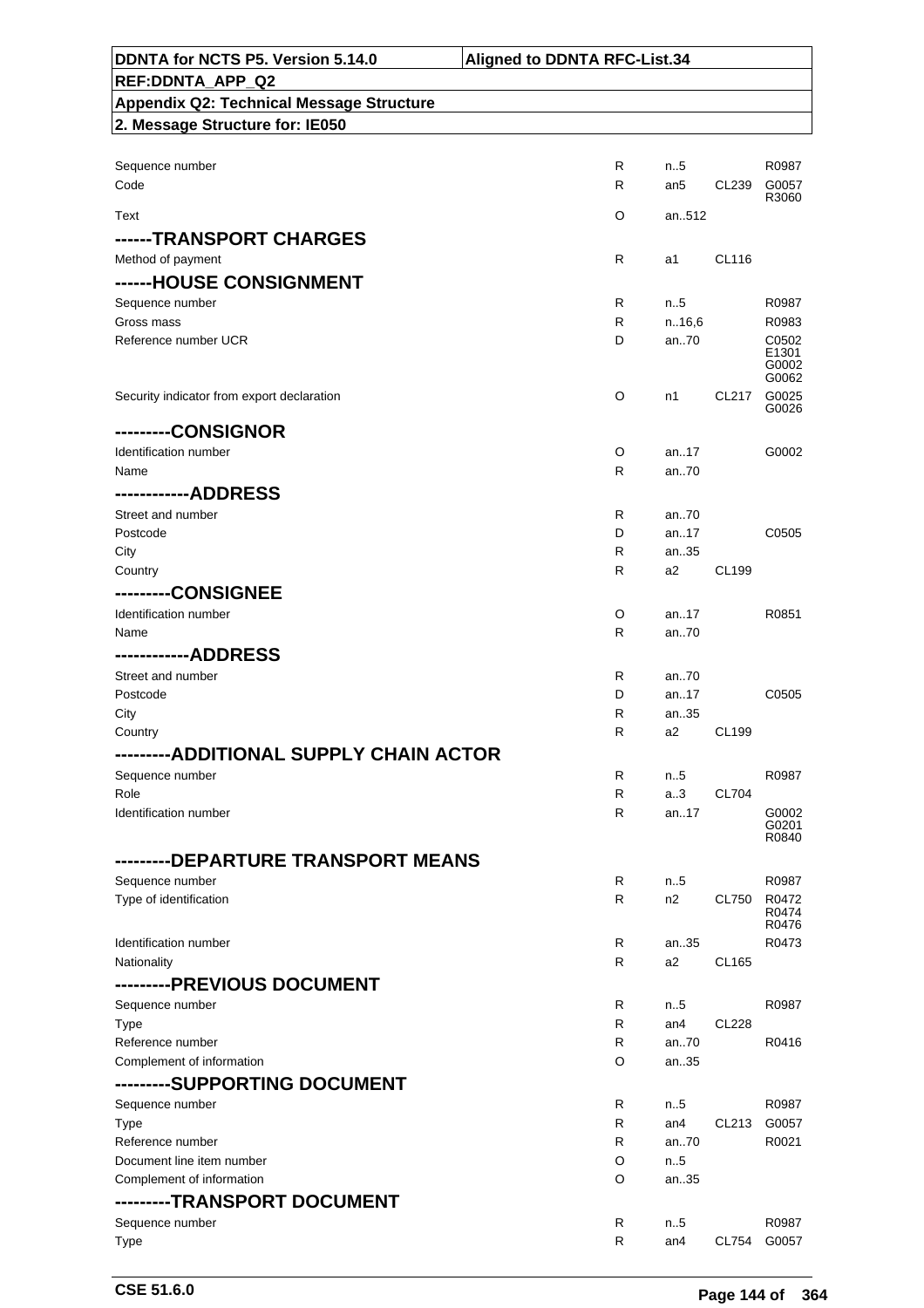| DDNTA for NCTS P5. Version 5.14.0 | Aligned to DDNTA RFC-List.34 |
|---|---|
| REF:DDNTA_APP_Q2 | |
| Appendix Q2: Technical Message Structure | |
| 2. Message Structure for: IE050 | |

| | | | | |
|---|---|---|---|---|
| Sequence number | R | n..5 | | R0987 |
| Code | R | an5 | CL239 | G0057 R3060 |
| Text | O | an..512 | | |
| **------TRANSPORT CHARGES** | | | | |
| Method of payment | R | a1 | CL116 | |
| **------HOUSE CONSIGNMENT** | | | | |
| Sequence number | R | n..5 | | R0987 |
| Gross mass | R | n..16,6 | | R0983 |
| Reference number UCR | D | an..70 | | C0502 E1301 G0002 G0062 |
| Security indicator from export declaration | O | n1 | CL217 | G0025 G0026 |
| **---------CONSIGNOR** | | | | |
| Identification number | O | an..17 | | G0002 |
| Name | R | an..70 | | |
| **------------ADDRESS** | | | | |
| Street and number | R | an..70 | | |
| Postcode | D | an..17 | | C0505 |
| City | R | an..35 | | |
| Country | R | a2 | CL199 | |
| **---------CONSIGNEE** | | | | |
| Identification number | O | an..17 | | R0851 |
| Name | R | an..70 | | |
| **------------ADDRESS** | | | | |
| Street and number | R | an..70 | | |
| Postcode | D | an..17 | | C0505 |
| City | R | an..35 | | |
| Country | R | a2 | CL199 | |
| **---------ADDITIONAL SUPPLY CHAIN ACTOR** | | | | |
| Sequence number | R | n..5 | | R0987 |
| Role | R | a..3 | CL704 | |
| Identification number | R | an..17 | | G0002 G0201 R0840 |
| **---------DEPARTURE TRANSPORT MEANS** | | | | |
| Sequence number | R | n..5 | | R0987 |
| Type of identification | R | n2 | CL750 | R0472 R0474 R0476 |
| Identification number | R | an..35 | | R0473 |
| Nationality | R | a2 | CL165 | |
| **---------PREVIOUS DOCUMENT** | | | | |
| Sequence number | R | n..5 | | R0987 |
| Type | R | an4 | CL228 | |
| Reference number | R | an..70 | | R0416 |
| Complement of information | O | an..35 | | |
| **---------SUPPORTING DOCUMENT** | | | | |
| Sequence number | R | n..5 | | R0987 |
| Type | R | an4 | CL213 | G0057 |
| Reference number | R | an..70 | | R0021 |
| Document line item number | O | n..5 | | |
| Complement of information | O | an..35 | | |
| **---------TRANSPORT DOCUMENT** | | | | |
| Sequence number | R | n..5 | | R0987 |
| Type | R | an4 | CL754 | G0057 |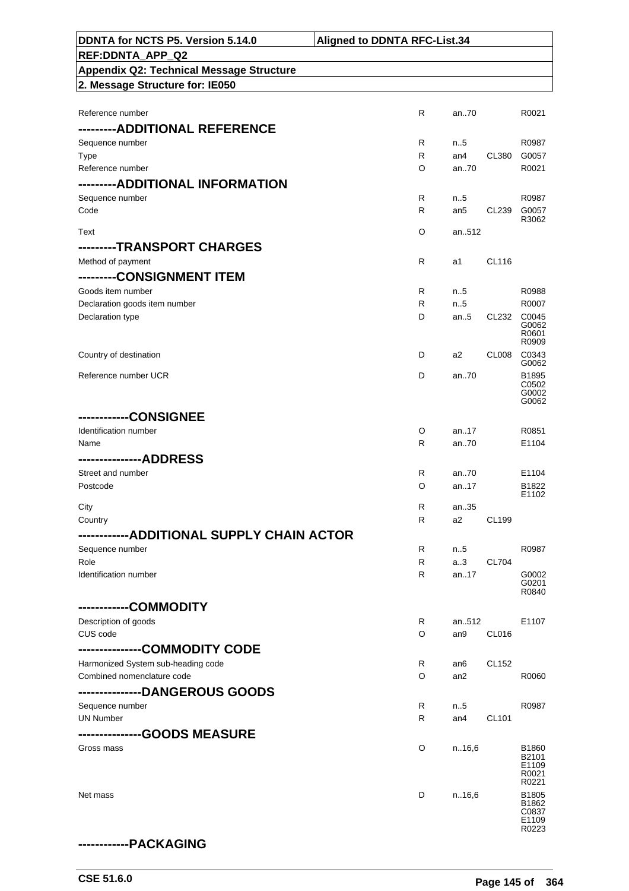| | | | | |
|---|---|---|---|---|
| Reference number | R | an..70 | | R0021 |
| **---------ADDITIONAL REFERENCE** | | | | |
| Sequence number | R | n..5 | | R0987 |
| Type | R | an4 | CL380 | G0057 |
| Reference number | O | an..70 | | R0021 |
| **---------ADDITIONAL INFORMATION** | | | | |
| Sequence number | R | n..5 | | R0987 |
| Code | R | an5 | CL239 | G0057 R3062 |
| Text | O | an..512 | | |
| **---------TRANSPORT CHARGES** | | | | |
| Method of payment | R | a1 | CL116 | |
| **---------CONSIGNMENT ITEM** | | | | |
| Goods item number | R | n..5 | | R0988 |
| Declaration goods item number | R | n..5 | | R0007 |
| Declaration type | D | an..5 | CL232 | C0045 G0062 R0601 R0909 |
| Country of destination | D | a2 | CL008 | C0343 G0062 |
| Reference number UCR | D | an..70 | | B1895 C0502 G0002 G0062 |
| **------------CONSIGNEE** | | | | |
| Identification number | O | an..17 | | R0851 |
| Name | R | an..70 | | E1104 |
| **---------------ADDRESS** | | | | |
| Street and number | R | an..70 | | E1104 |
| Postcode | O | an..17 | | B1822 E1102 |
| City | R | an..35 | | |
| Country | R | a2 | CL199 | |
| **------------ADDITIONAL SUPPLY CHAIN ACTOR** | | | | |
| Sequence number | R | n..5 | | R0987 |
| Role | R | a..3 | CL704 | |
| Identification number | R | an..17 | | G0002 G0201 R0840 |
| **------------COMMODITY** | | | | |
| Description of goods | R | an..512 | | E1107 |
| CUS code | O | an9 | CL016 | |
| **---------------COMMODITY CODE** | | | | |
| Harmonized System sub-heading code | R | an6 | CL152 | |
| Combined nomenclature code | O | an2 | | R0060 |
| **---------------DANGEROUS GOODS** | | | | |
| Sequence number | R | n..5 | | R0987 |
| UN Number | R | an4 | CL101 | |
| **---------------GOODS MEASURE** | | | | |
| Gross mass | O | n..16,6 | | B1860 B2101 E1109 R0021 R0221 |
| Net mass | D | n..16,6 | | B1805 B1862 C0837 E1109 R0223 |
| **------------PACKAGING** | | | | |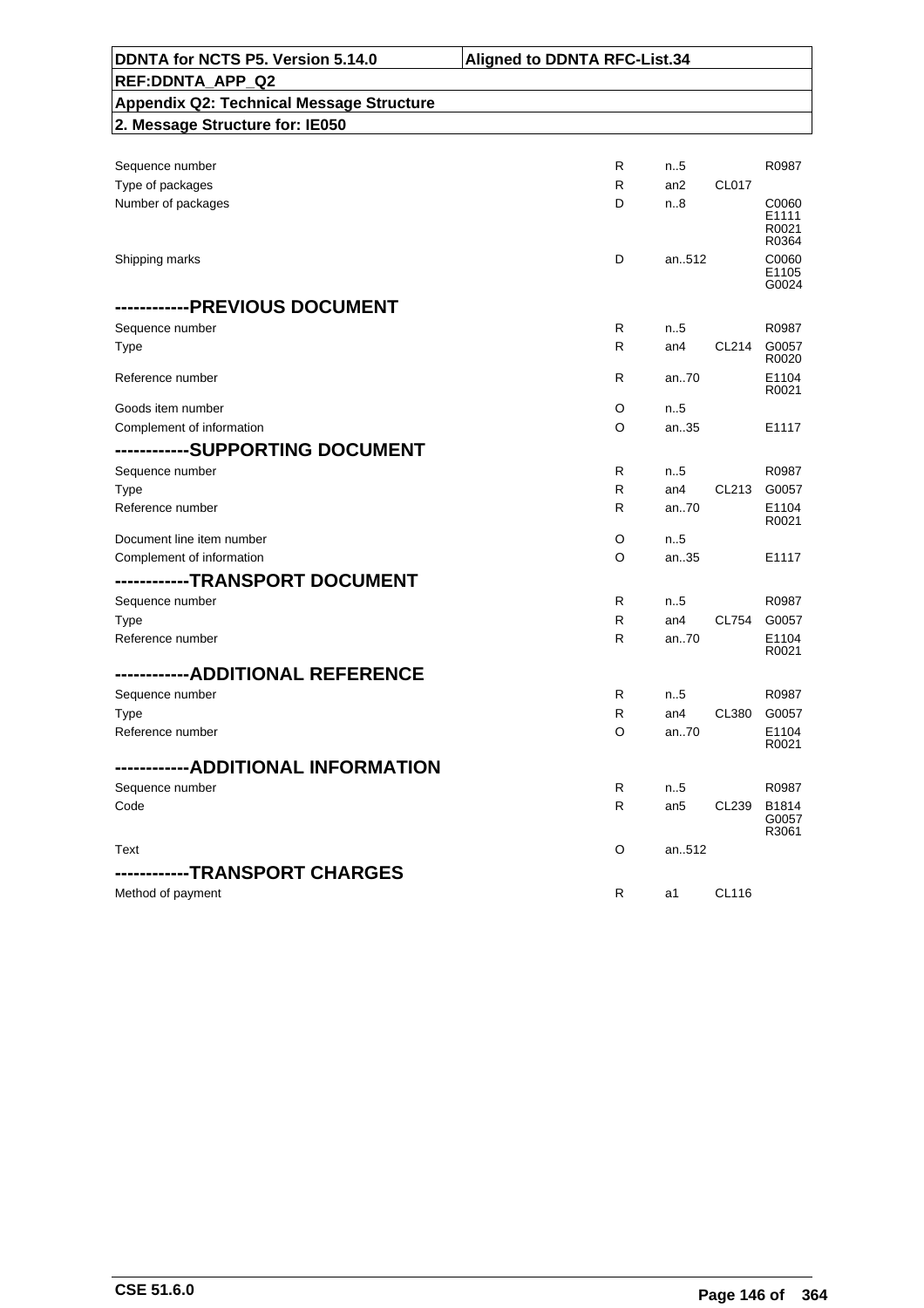| | | | | |
|---|---|---|---|---|
| Sequence number | R | n..5 | | R0987 |
| Type of packages | R | an2 | CL017 | |
| Number of packages | D | n..8 | | C0060<br>E1111<br>R0021<br>R0364 |
| Shipping marks | D | an..512 | | C0060<br>E1105<br>G0024 |

## -----------PREVIOUS DOCUMENT

| | | | | |
|---|---|---|---|---|
| Sequence number | R | n..5 | | R0987 |
| Type | R | an4 | CL214 | G0057<br>R0020 |
| Reference number | R | an..70 | | E1104<br>R0021 |
| Goods item number | O | n..5 | | |
| Complement of information | O | an..35 | | E1117 |

## -----------SUPPORTING DOCUMENT

| | | | | |
|---|---|---|---|---|
| Sequence number | R | n..5 | | R0987 |
| Type | R | an4 | CL213 | G0057 |
| Reference number | R | an..70 | | E1104<br>R0021 |
| Document line item number | O | n..5 | | |
| Complement of information | O | an..35 | | E1117 |

## -----------TRANSPORT DOCUMENT

| | | | | |
|---|---|---|---|---|
| Sequence number | R | n..5 | | R0987 |
| Type | R | an4 | CL754 | G0057 |
| Reference number | R | an..70 | | E1104<br>R0021 |

## -----------ADDITIONAL REFERENCE

| | | | | |
|---|---|---|---|---|
| Sequence number | R | n..5 | | R0987 |
| Type | R | an4 | CL380 | G0057 |
| Reference number | O | an..70 | | E1104<br>R0021 |

## -----------ADDITIONAL INFORMATION

| | | | | |
|---|---|---|---|---|
| Sequence number | R | n..5 | | R0987 |
| Code | R | an5 | CL239 | B1814<br>G0057<br>R3061 |
| Text | O | an..512 | | |

## -----------TRANSPORT CHARGES

| | | | | |
|---|---|---|---|---|
| Method of payment | R | a1 | CL116 | |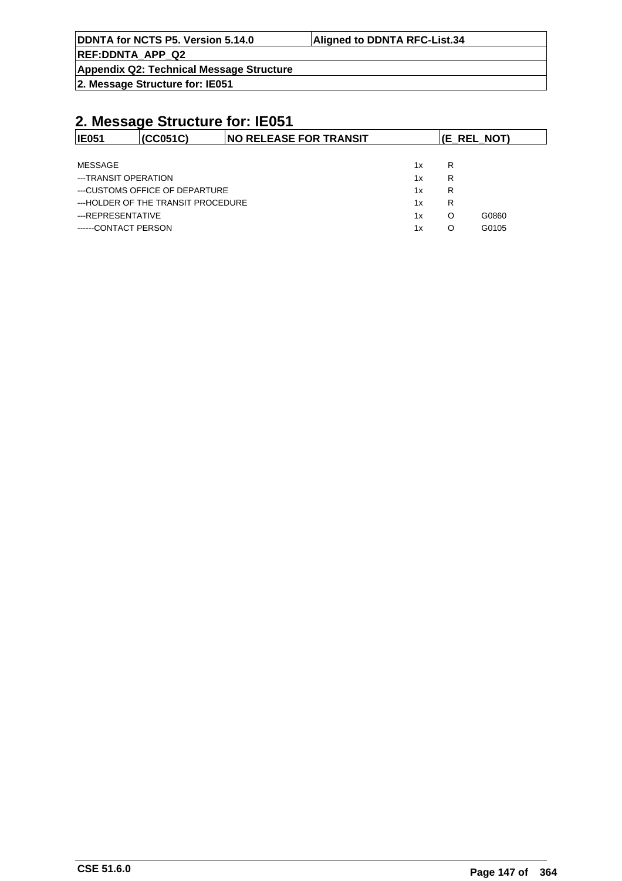# 2. Message Structure for: IE051

| IE051 | (CC051C) | NO RELEASE FOR TRANSIT | (E_REL_NOT) |
|---|---|---|---|

| | | | |
|---|---|---|---|
| MESSAGE | 1x | R | |
| ---TRANSIT OPERATION | 1x | R | |
| ---CUSTOMS OFFICE OF DEPARTURE | 1x | R | |
| ---HOLDER OF THE TRANSIT PROCEDURE | 1x | R | |
| ---REPRESENTATIVE | 1x | O | G0860 |
| ------CONTACT PERSON | 1x | O | G0105 |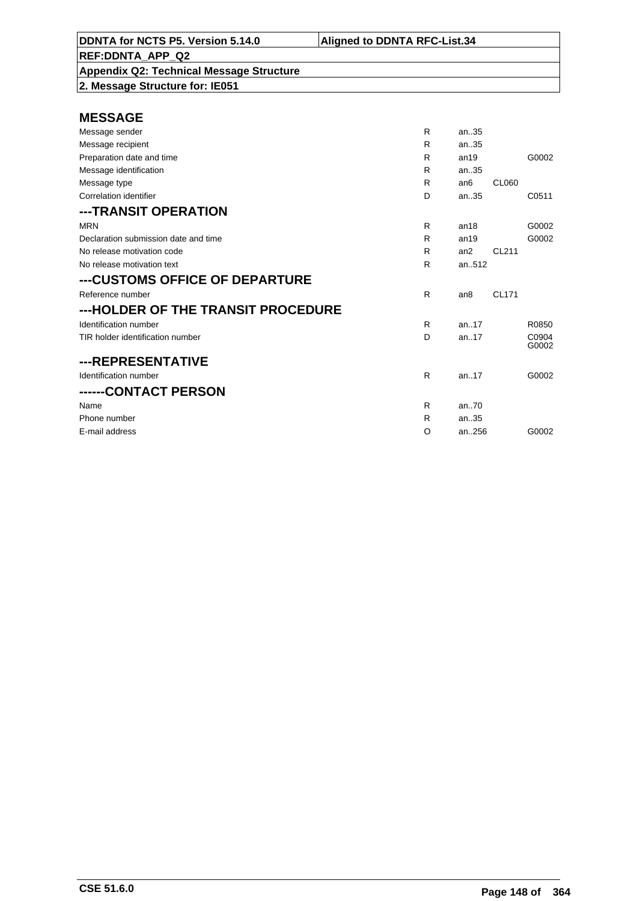**DDNTA for NCTS P5. Version 5.14.0** | **Aligned to DDNTA RFC-List.34**

**REF:DDNTA_APP_Q2**

**Appendix Q2: Technical Message Structure**

**2. Message Structure for: IE051**

## MESSAGE

| | | | | |
|---|---|---|---|---|
| Message sender | R | an..35 | | |
| Message recipient | R | an..35 | | |
| Preparation date and time | R | an19 | | G0002 |
| Message identification | R | an..35 | | |
| Message type | R | an6 | CL060 | |
| Correlation identifier | D | an..35 | | C0511 |

## ---TRANSIT OPERATION

| | | | | |
|---|---|---|---|---|
| MRN | R | an18 | | G0002 |
| Declaration submission date and time | R | an19 | | G0002 |
| No release motivation code | R | an2 | CL211 | |
| No release motivation text | R | an..512 | | |

## ---CUSTOMS OFFICE OF DEPARTURE

| | | | | |
|---|---|---|---|---|
| Reference number | R | an8 | CL171 | |

## ---HOLDER OF THE TRANSIT PROCEDURE

| | | | | |
|---|---|---|---|---|
| Identification number | R | an..17 | | R0850 |
| TIR holder identification number | D | an..17 | | C0904 G0002 |

## ---REPRESENTATIVE

| | | | | |
|---|---|---|---|---|
| Identification number | R | an..17 | | G0002 |

## ------CONTACT PERSON

| | | | | |
|---|---|---|---|---|
| Name | R | an..70 | | |
| Phone number | R | an..35 | | |
| E-mail address | O | an..256 | | G0002 |

CSE 51.6.0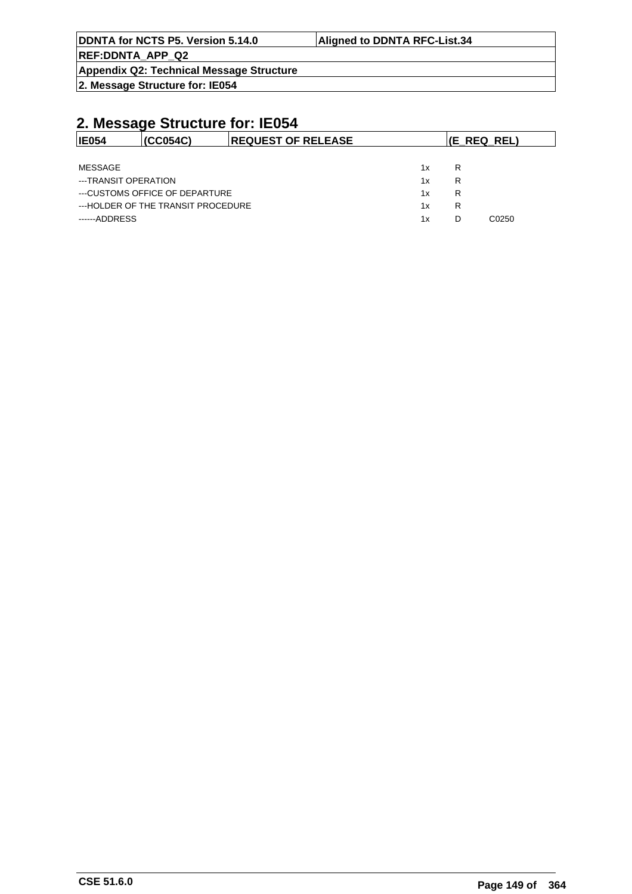## 2. Message Structure for: IE054

| IE054 | (CC054C) | REQUEST OF RELEASE | (E_REQ_REL) |
|---|---|---|---|

| | | | |
|---|---|---|---|
| MESSAGE | 1x | R | |
| ---TRANSIT OPERATION | 1x | R | |
| ---CUSTOMS OFFICE OF DEPARTURE | 1x | R | |
| ---HOLDER OF THE TRANSIT PROCEDURE | 1x | R | |
| ------ADDRESS | 1x | D | C0250 |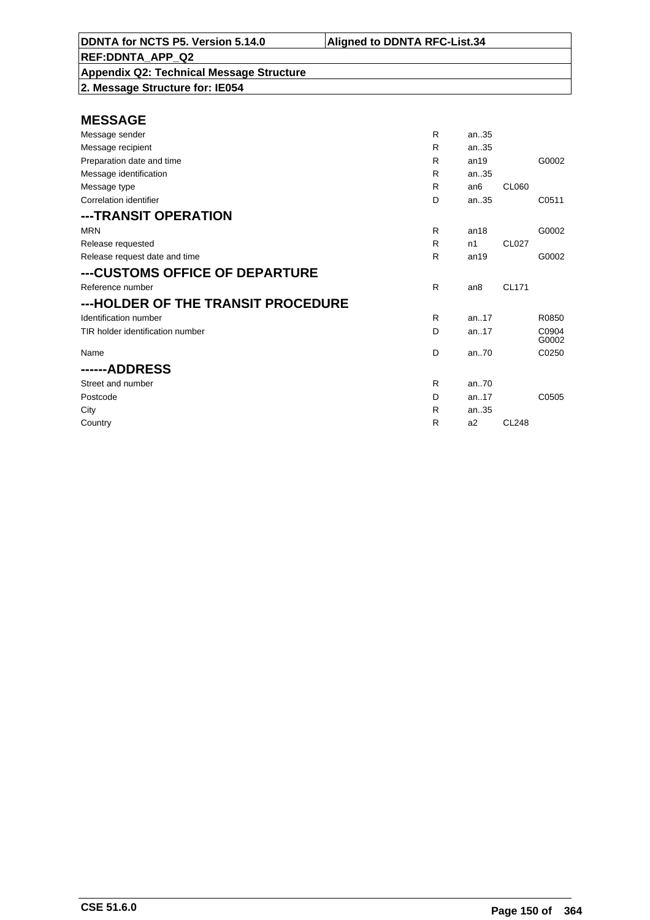**DDNTA for NCTS P5. Version 5.14.0** | **Aligned to DDNTA RFC-List.34**

**REF:DDNTA_APP_Q2**

**Appendix Q2: Technical Message Structure**

**2. Message Structure for: IE054**

## MESSAGE

| | | | | |
|---|---|---|---|---|
| Message sender | R | an..35 | | |
| Message recipient | R | an..35 | | |
| Preparation date and time | R | an19 | | G0002 |
| Message identification | R | an..35 | | |
| Message type | R | an6 | CL060 | |
| Correlation identifier | D | an..35 | | C0511 |

## ---TRANSIT OPERATION

| | | | | |
|---|---|---|---|---|
| MRN | R | an18 | | G0002 |
| Release requested | R | n1 | CL027 | |
| Release request date and time | R | an19 | | G0002 |

## ---CUSTOMS OFFICE OF DEPARTURE

| | | | | |
|---|---|---|---|---|
| Reference number | R | an8 | CL171 | |

## ---HOLDER OF THE TRANSIT PROCEDURE

| | | | | |
|---|---|---|---|---|
| Identification number | R | an..17 | | R0850 |
| TIR holder identification number | D | an..17 | | C0904 G0002 |
| Name | D | an..70 | | C0250 |

## ------ADDRESS

| | | | | |
|---|---|---|---|---|
| Street and number | R | an..70 | | |
| Postcode | D | an..17 | | C0505 |
| City | R | an..35 | | |
| Country | R | a2 | CL248 | |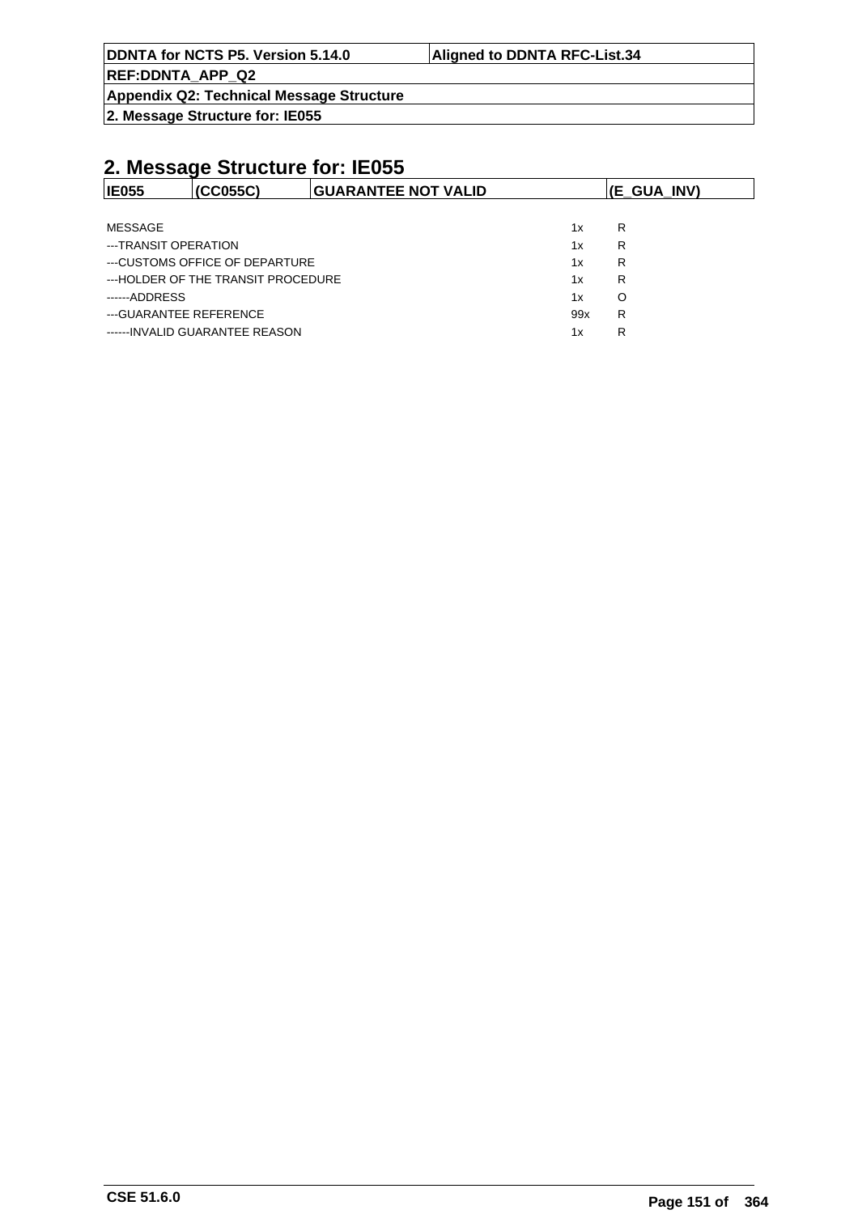## 2. Message Structure for: IE055

| IE055 | (CC055C) | GUARANTEE NOT VALID | (E_GUA_INV) |
|---|---|---|---|

| | | |
|---|---|---|
| MESSAGE | 1x | R |
| ---TRANSIT OPERATION | 1x | R |
| ---CUSTOMS OFFICE OF DEPARTURE | 1x | R |
| ---HOLDER OF THE TRANSIT PROCEDURE | 1x | R |
| ------ADDRESS | 1x | O |
| ---GUARANTEE REFERENCE | 99x | R |
| ------INVALID GUARANTEE REASON | 1x | R |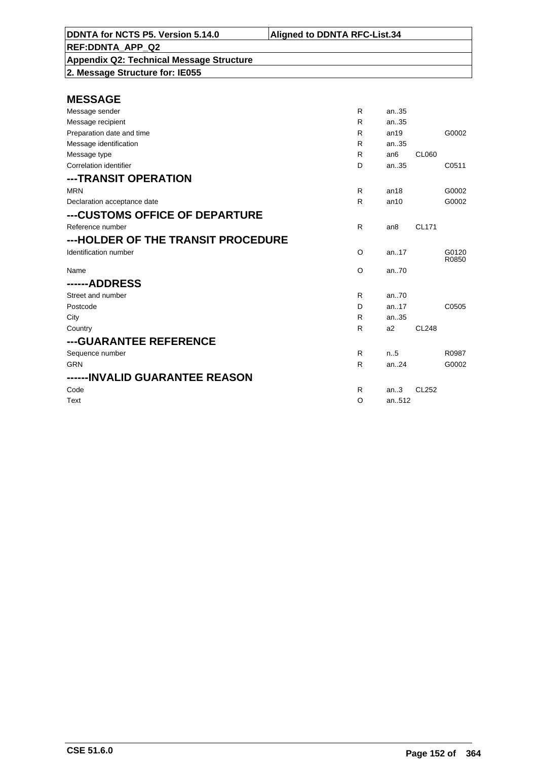DDNTA for NCTS P5. Version 5.14.0 | Aligned to DDNTA RFC-List.34

REF:DDNTA_APP_Q2

Appendix Q2: Technical Message Structure

2. Message Structure for: IE055

## MESSAGE

| | | | | |
|---|---|---|---|---|
| Message sender | R | an..35 | | |
| Message recipient | R | an..35 | | |
| Preparation date and time | R | an19 | | G0002 |
| Message identification | R | an..35 | | |
| Message type | R | an6 | CL060 | |
| Correlation identifier | D | an..35 | | C0511 |

## ---TRANSIT OPERATION

| | | | | |
|---|---|---|---|---|
| MRN | R | an18 | | G0002 |
| Declaration acceptance date | R | an10 | | G0002 |

## ---CUSTOMS OFFICE OF DEPARTURE

| | | | | |
|---|---|---|---|---|
| Reference number | R | an8 | CL171 | |

## ---HOLDER OF THE TRANSIT PROCEDURE

| | | | | |
|---|---|---|---|---|
| Identification number | O | an..17 | | G0120 R0850 |
| Name | O | an..70 | | |

## ------ADDRESS

| | | | | |
|---|---|---|---|---|
| Street and number | R | an..70 | | |
| Postcode | D | an..17 | | C0505 |
| City | R | an..35 | | |
| Country | R | a2 | CL248 | |

## ---GUARANTEE REFERENCE

| | | | | |
|---|---|---|---|---|
| Sequence number | R | n..5 | | R0987 |
| GRN | R | an..24 | | G0002 |

## ------INVALID GUARANTEE REASON

| | | | | |
|---|---|---|---|---|
| Code | R | an..3 | CL252 | |
| Text | O | an..512 | | |

CSE 51.6.0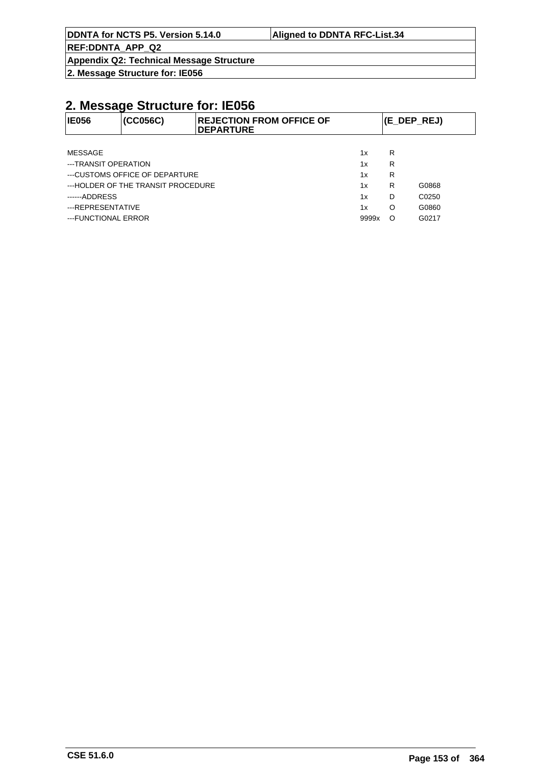## 2. Message Structure for: IE056

| IE056 | (CC056C) | REJECTION FROM OFFICE OF DEPARTURE | (E_DEP_REJ) |
|---|---|---|---|

| | | | |
|---|---|---|---|
| MESSAGE | 1x | R | |
| ---TRANSIT OPERATION | 1x | R | |
| ---CUSTOMS OFFICE OF DEPARTURE | 1x | R | |
| ---HOLDER OF THE TRANSIT PROCEDURE | 1x | R | G0868 |
| ------ADDRESS | 1x | D | C0250 |
| ---REPRESENTATIVE | 1x | O | G0860 |
| ---FUNCTIONAL ERROR | 9999x | O | G0217 |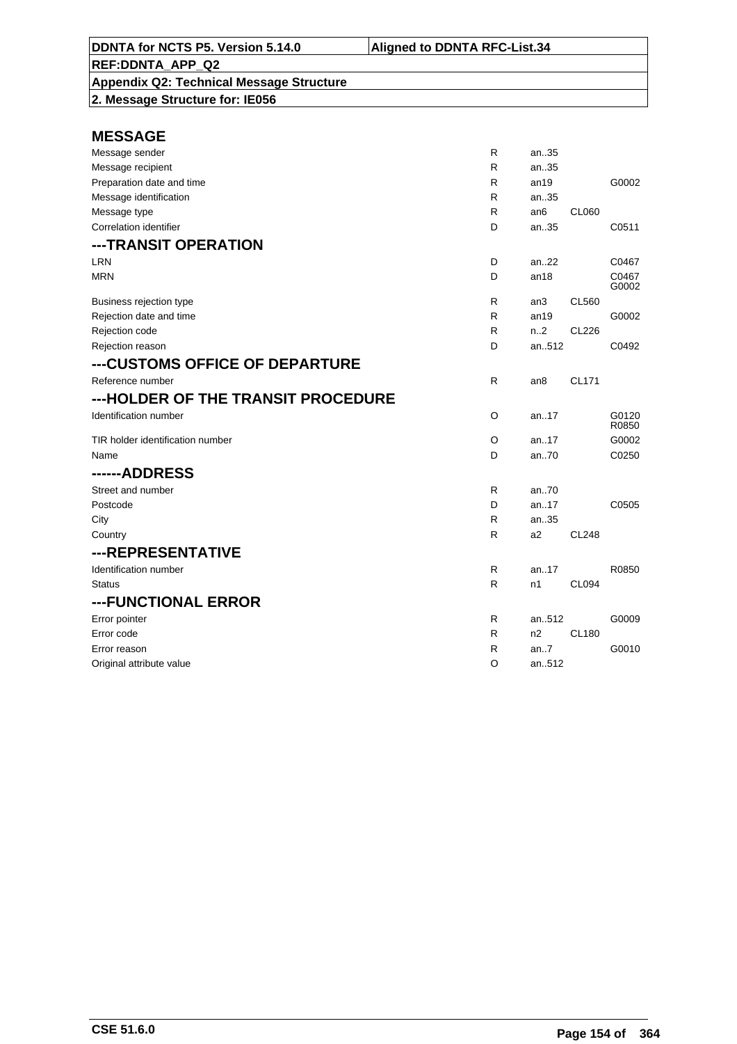**DDNTA for NCTS P5. Version 5.14.0** | **Aligned to DDNTA RFC-List.34**

**REF:DDNTA_APP_Q2**

**Appendix Q2: Technical Message Structure**

**2. Message Structure for: IE056**

## MESSAGE

| | | | | |
|---|---|---|---|---|
| Message sender | R | an..35 | | |
| Message recipient | R | an..35 | | |
| Preparation date and time | R | an19 | | G0002 |
| Message identification | R | an..35 | | |
| Message type | R | an6 | CL060 | |
| Correlation identifier | D | an..35 | | C0511 |

## ---TRANSIT OPERATION

| | | | | |
|---|---|---|---|---|
| LRN | D | an..22 | | C0467 |
| MRN | D | an18 | | C0467 G0002 |
| Business rejection type | R | an3 | CL560 | |
| Rejection date and time | R | an19 | | G0002 |
| Rejection code | R | n..2 | CL226 | |
| Rejection reason | D | an..512 | | C0492 |

## ---CUSTOMS OFFICE OF DEPARTURE

| | | | | |
|---|---|---|---|---|
| Reference number | R | an8 | CL171 | |

## ---HOLDER OF THE TRANSIT PROCEDURE

| | | | | |
|---|---|---|---|---|
| Identification number | O | an..17 | | G0120 R0850 |
| TIR holder identification number | O | an..17 | | G0002 |
| Name | D | an..70 | | C0250 |

## ------ADDRESS

| | | | | |
|---|---|---|---|---|
| Street and number | R | an..70 | | |
| Postcode | D | an..17 | | C0505 |
| City | R | an..35 | | |
| Country | R | a2 | CL248 | |

## ---REPRESENTATIVE

| | | | | |
|---|---|---|---|---|
| Identification number | R | an..17 | | R0850 |
| Status | R | n1 | CL094 | |

## ---FUNCTIONAL ERROR

| | | | | |
|---|---|---|---|---|
| Error pointer | R | an..512 | | G0009 |
| Error code | R | n2 | CL180 | |
| Error reason | R | an..7 | | G0010 |
| Original attribute value | O | an..512 | | |

CSE 51.6.0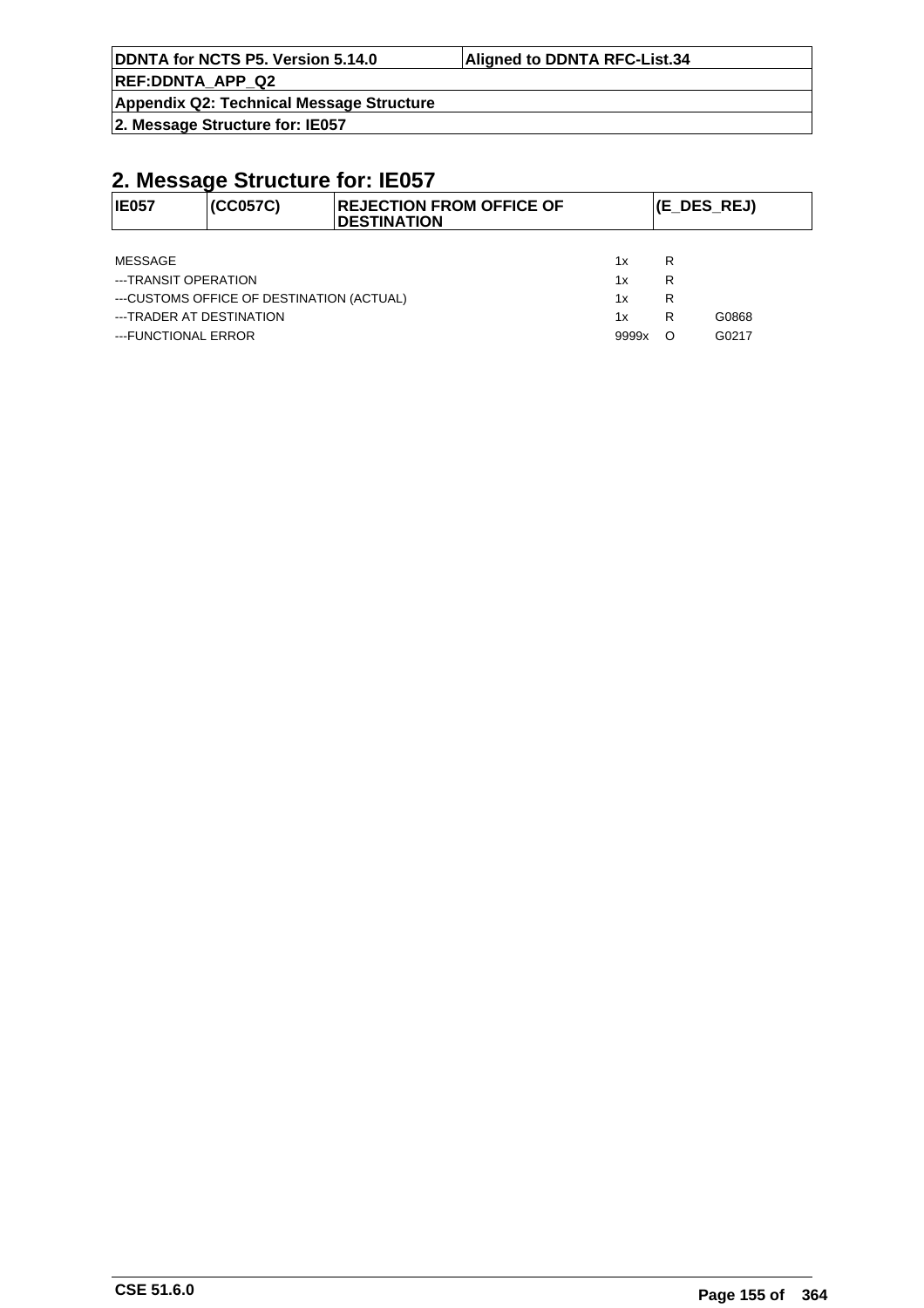## 2. Message Structure for: IE057

| IE057 | (CC057C) | REJECTION FROM OFFICE OF DESTINATION | (E_DES_REJ) |
|---|---|---|---|

| | | | |
|---|---|---|---|
| MESSAGE | 1x | R | |
| ---TRANSIT OPERATION | 1x | R | |
| ---CUSTOMS OFFICE OF DESTINATION (ACTUAL) | 1x | R | |
| ---TRADER AT DESTINATION | 1x | R | G0868 |
| ---FUNCTIONAL ERROR | 9999x | O | G0217 |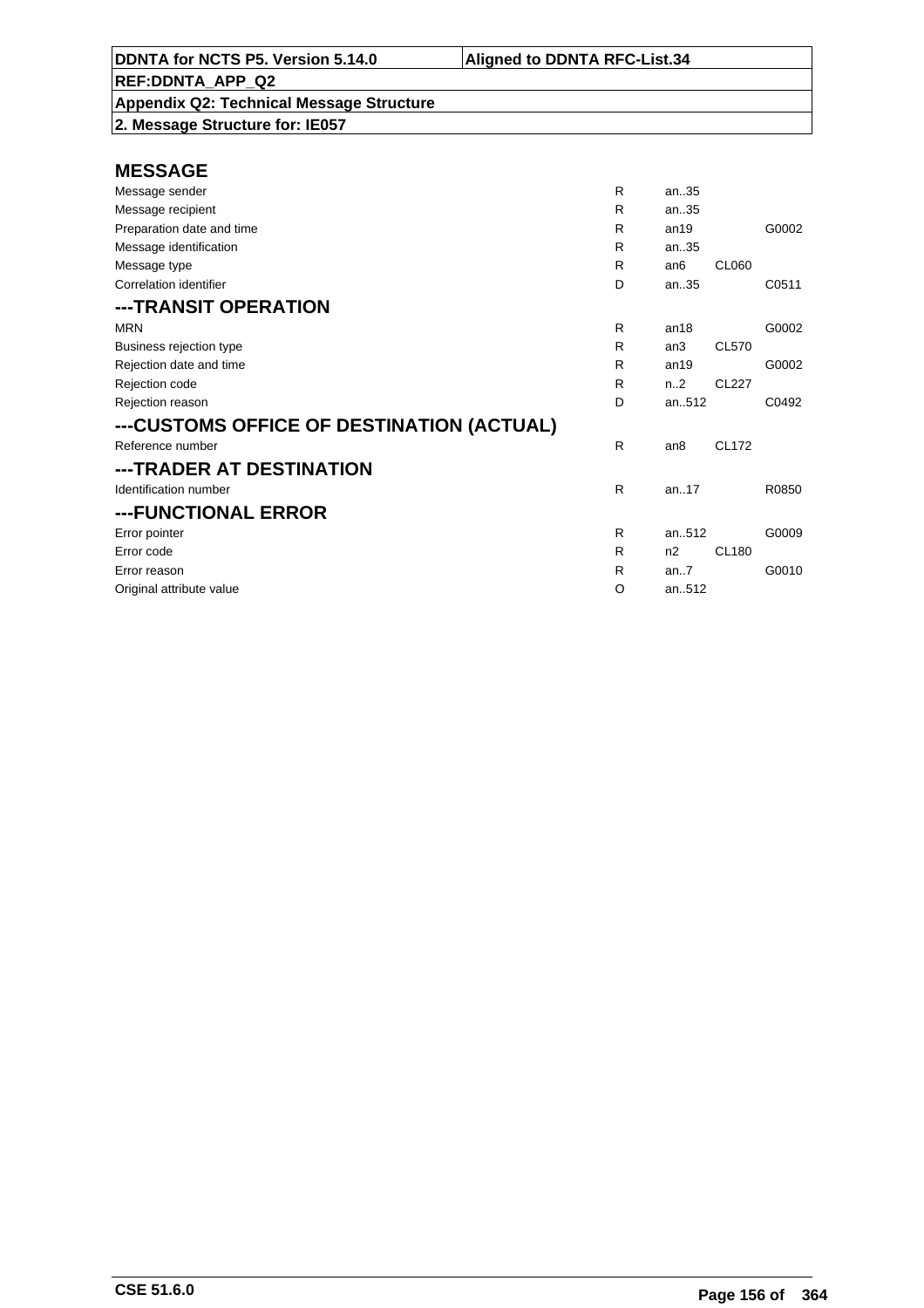**DDNTA for NCTS P5. Version 5.14.0** | **Aligned to DDNTA RFC-List.34**

**REF:DDNTA_APP_Q2**

**Appendix Q2: Technical Message Structure**

**2. Message Structure for: IE057**

## MESSAGE

| | | | | |
|---|---|---|---|---|
| Message sender | R | an..35 | | |
| Message recipient | R | an..35 | | |
| Preparation date and time | R | an19 | | G0002 |
| Message identification | R | an..35 | | |
| Message type | R | an6 | CL060 | |
| Correlation identifier | D | an..35 | | C0511 |

## ---TRANSIT OPERATION

| | | | | |
|---|---|---|---|---|
| MRN | R | an18 | | G0002 |
| Business rejection type | R | an3 | CL570 | |
| Rejection date and time | R | an19 | | G0002 |
| Rejection code | R | n..2 | CL227 | |
| Rejection reason | D | an..512 | | C0492 |

## ---CUSTOMS OFFICE OF DESTINATION (ACTUAL)

| | | | | |
|---|---|---|---|---|
| Reference number | R | an8 | CL172 | |

## ---TRADER AT DESTINATION

| | | | | |
|---|---|---|---|---|
| Identification number | R | an..17 | | R0850 |

## ---FUNCTIONAL ERROR

| | | | | |
|---|---|---|---|---|
| Error pointer | R | an..512 | | G0009 |
| Error code | R | n2 | CL180 | |
| Error reason | R | an..7 | | G0010 |
| Original attribute value | O | an..512 | | |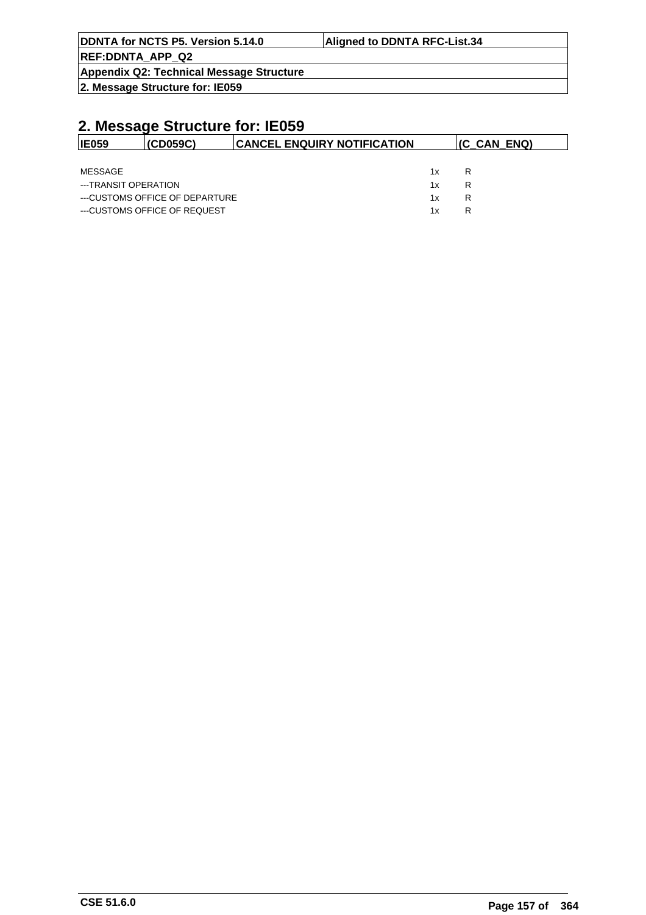## 2. Message Structure for: IE059

| IE059 | (CD059C) | CANCEL ENQUIRY NOTIFICATION | (C_CAN_ENQ) |
|---|---|---|---|

| | | |
|---|---|---|
| MESSAGE | 1x | R |
| ---TRANSIT OPERATION | 1x | R |
| ---CUSTOMS OFFICE OF DEPARTURE | 1x | R |
| ---CUSTOMS OFFICE OF REQUEST | 1x | R |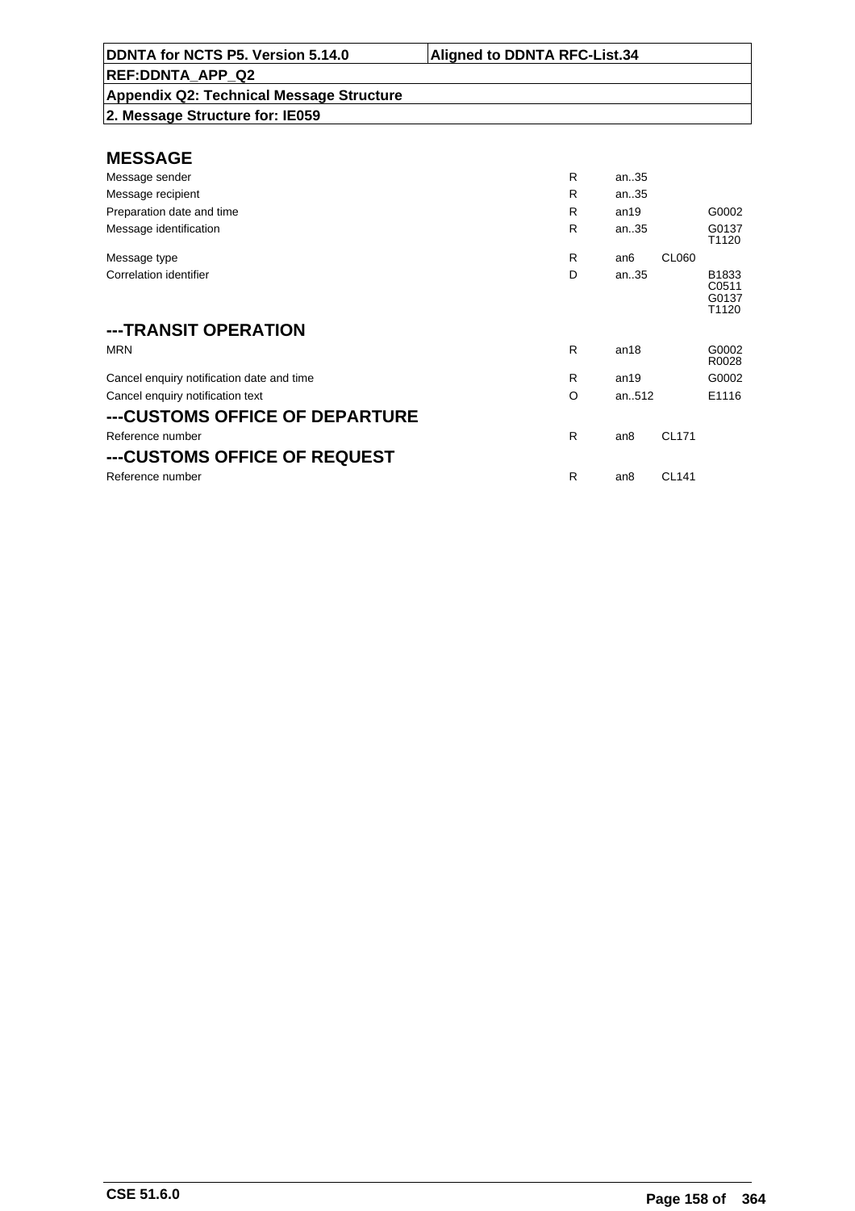| DDNTA for NCTS P5. Version 5.14.0 | Aligned to DDNTA RFC-List.34 |
|---|---|
| REF:DDNTA_APP_Q2 | |
| Appendix Q2: Technical Message Structure | |
| 2. Message Structure for: IE059 | |

## MESSAGE

| | | | | |
|---|---|---|---|---|
| Message sender | R | an..35 | | |
| Message recipient | R | an..35 | | |
| Preparation date and time | R | an19 | | G0002 |
| Message identification | R | an..35 | | G0137 T1120 |
| Message type | R | an6 | CL060 | |
| Correlation identifier | D | an..35 | | B1833 C0511 G0137 T1120 |

## ---TRANSIT OPERATION

| | | | | |
|---|---|---|---|---|
| MRN | R | an18 | | G0002 R0028 |
| Cancel enquiry notification date and time | R | an19 | | G0002 |
| Cancel enquiry notification text | O | an..512 | | E1116 |

## ---CUSTOMS OFFICE OF DEPARTURE

| | | | | |
|---|---|---|---|---|
| Reference number | R | an8 | CL171 | |

## ---CUSTOMS OFFICE OF REQUEST

| | | | | |
|---|---|---|---|---|
| Reference number | R | an8 | CL141 | |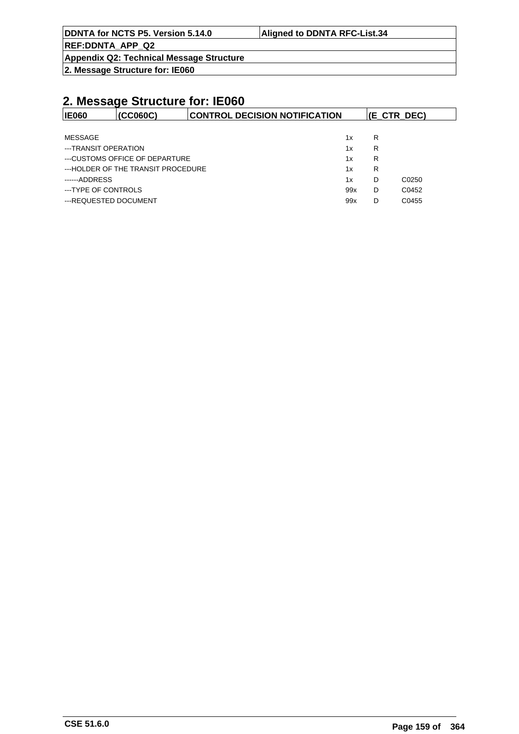## 2. Message Structure for: IE060

| IE060 | (CC060C) | CONTROL DECISION NOTIFICATION | (E_CTR_DEC) |
|---|---|---|---|

| | | | |
|---|---|---|---|
| MESSAGE | 1x | R | |
| ---TRANSIT OPERATION | 1x | R | |
| ---CUSTOMS OFFICE OF DEPARTURE | 1x | R | |
| ---HOLDER OF THE TRANSIT PROCEDURE | 1x | R | |
| ------ADDRESS | 1x | D | C0250 |
| ---TYPE OF CONTROLS | 99x | D | C0452 |
| ---REQUESTED DOCUMENT | 99x | D | C0455 |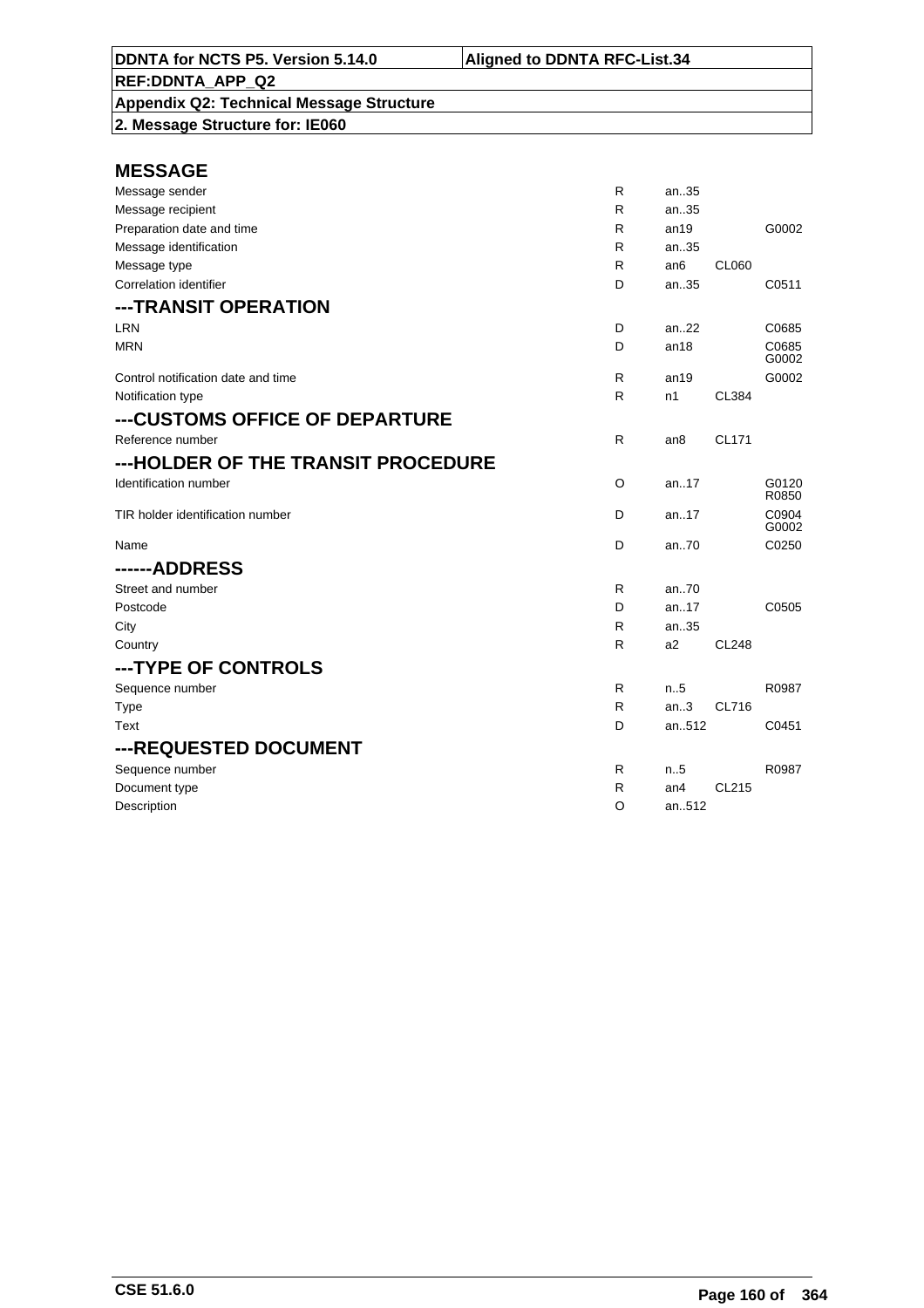DDNTA for NCTS P5. Version 5.14.0 | Aligned to DDNTA RFC-List.34

REF:DDNTA_APP_Q2

Appendix Q2: Technical Message Structure

2. Message Structure for: IE060

## MESSAGE

| | | | | |
|---|---|---|---|---|
| Message sender | R | an..35 | | |
| Message recipient | R | an..35 | | |
| Preparation date and time | R | an19 | | G0002 |
| Message identification | R | an..35 | | |
| Message type | R | an6 | CL060 | |
| Correlation identifier | D | an..35 | | C0511 |

## ---TRANSIT OPERATION

| | | | | |
|---|---|---|---|---|
| LRN | D | an..22 | | C0685 |
| MRN | D | an18 | | C0685 G0002 |
| Control notification date and time | R | an19 | | G0002 |
| Notification type | R | n1 | CL384 | |

## ---CUSTOMS OFFICE OF DEPARTURE

| | | | | |
|---|---|---|---|---|
| Reference number | R | an8 | CL171 | |

## ---HOLDER OF THE TRANSIT PROCEDURE

| | | | | |
|---|---|---|---|---|
| Identification number | O | an..17 | | G0120 R0850 |
| TIR holder identification number | D | an..17 | | C0904 G0002 |
| Name | D | an..70 | | C0250 |

## ------ADDRESS

| | | | | |
|---|---|---|---|---|
| Street and number | R | an..70 | | |
| Postcode | D | an..17 | | C0505 |
| City | R | an..35 | | |
| Country | R | a2 | CL248 | |

## ---TYPE OF CONTROLS

| | | | | |
|---|---|---|---|---|
| Sequence number | R | n..5 | | R0987 |
| Type | R | an..3 | CL716 | |
| Text | D | an..512 | | C0451 |

## ---REQUESTED DOCUMENT

| | | | | |
|---|---|---|---|---|
| Sequence number | R | n..5 | | R0987 |
| Document type | R | an4 | CL215 | |
| Description | O | an..512 | | |

CSE 51.6.0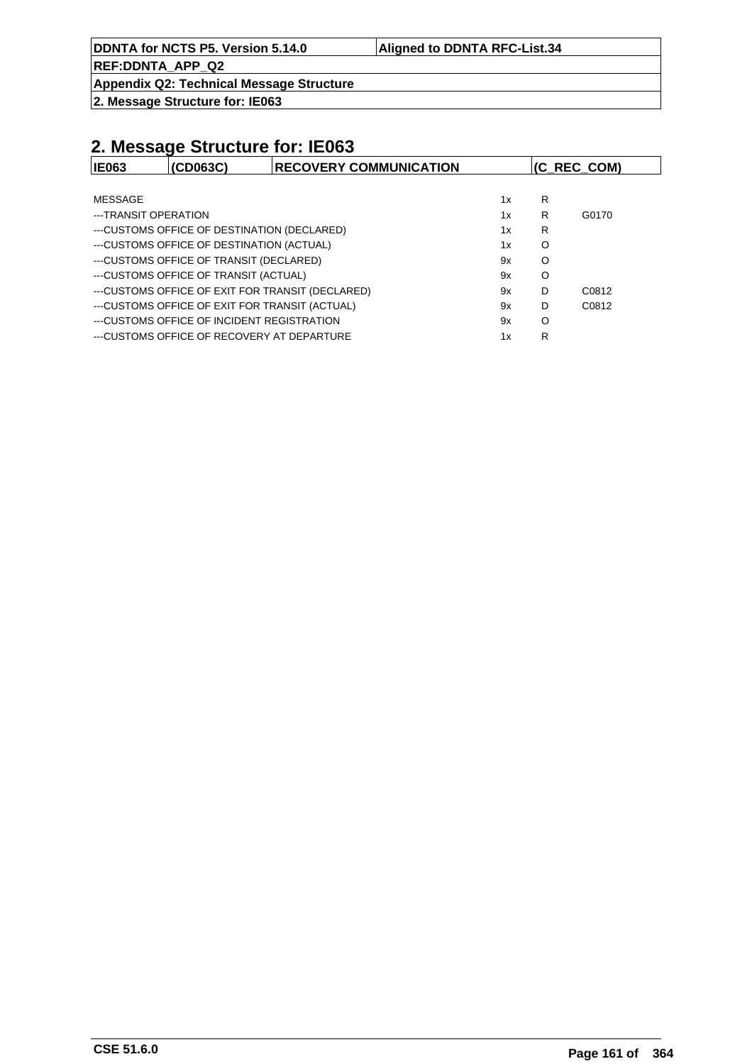## 2. Message Structure for: IE063

| IE063 | (CD063C) | RECOVERY COMMUNICATION | (C_REC_COM) |
|---|---|---|---|

| | | | |
|---|---|---|---|
| MESSAGE | 1x | R | |
| ---TRANSIT OPERATION | 1x | R | G0170 |
| ---CUSTOMS OFFICE OF DESTINATION (DECLARED) | 1x | R | |
| ---CUSTOMS OFFICE OF DESTINATION (ACTUAL) | 1x | O | |
| ---CUSTOMS OFFICE OF TRANSIT (DECLARED) | 9x | O | |
| ---CUSTOMS OFFICE OF TRANSIT (ACTUAL) | 9x | O | |
| ---CUSTOMS OFFICE OF EXIT FOR TRANSIT (DECLARED) | 9x | D | C0812 |
| ---CUSTOMS OFFICE OF EXIT FOR TRANSIT (ACTUAL) | 9x | D | C0812 |
| ---CUSTOMS OFFICE OF INCIDENT REGISTRATION | 9x | O | |
| ---CUSTOMS OFFICE OF RECOVERY AT DEPARTURE | 1x | R | |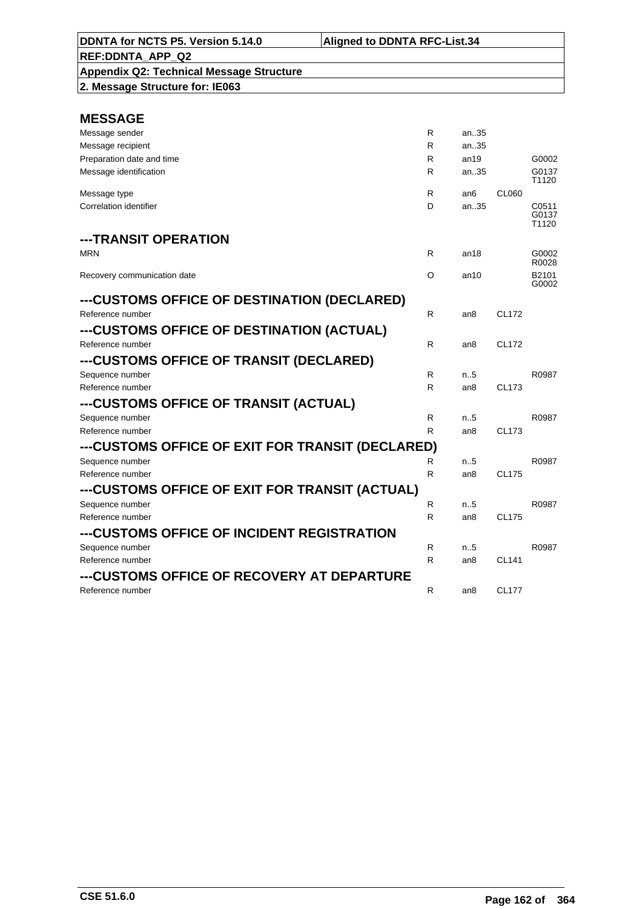| DDNTA for NCTS P5. Version 5.14.0 | Aligned to DDNTA RFC-List.34 |
|---|---|
| REF:DDNTA_APP_Q2 | |
| Appendix Q2: Technical Message Structure | |
| 2. Message Structure for: IE063 | |

## MESSAGE

| | | | | |
|---|---|---|---|---|
| Message sender | R | an..35 | | |
| Message recipient | R | an..35 | | |
| Preparation date and time | R | an19 | | G0002 |
| Message identification | R | an..35 | | G0137 T1120 |
| Message type | R | an6 | CL060 | |
| Correlation identifier | D | an..35 | | C0511 G0137 T1120 |

## ---TRANSIT OPERATION

| | | | | |
|---|---|---|---|---|
| MRN | R | an18 | | G0002 R0028 |
| Recovery communication date | O | an10 | | B2101 G0002 |

## ---CUSTOMS OFFICE OF DESTINATION (DECLARED)

| | | | | |
|---|---|---|---|---|
| Reference number | R | an8 | CL172 | |

## ---CUSTOMS OFFICE OF DESTINATION (ACTUAL)

| | | | | |
|---|---|---|---|---|
| Reference number | R | an8 | CL172 | |

## ---CUSTOMS OFFICE OF TRANSIT (DECLARED)

| | | | | |
|---|---|---|---|---|
| Sequence number | R | n..5 | | R0987 |
| Reference number | R | an8 | CL173 | |

## ---CUSTOMS OFFICE OF TRANSIT (ACTUAL)

| | | | | |
|---|---|---|---|---|
| Sequence number | R | n..5 | | R0987 |
| Reference number | R | an8 | CL173 | |

## ---CUSTOMS OFFICE OF EXIT FOR TRANSIT (DECLARED)

| | | | | |
|---|---|---|---|---|
| Sequence number | R | n..5 | | R0987 |
| Reference number | R | an8 | CL175 | |

## ---CUSTOMS OFFICE OF EXIT FOR TRANSIT (ACTUAL)

| | | | | |
|---|---|---|---|---|
| Sequence number | R | n..5 | | R0987 |
| Reference number | R | an8 | CL175 | |

## ---CUSTOMS OFFICE OF INCIDENT REGISTRATION

| | | | | |
|---|---|---|---|---|
| Sequence number | R | n..5 | | R0987 |
| Reference number | R | an8 | CL141 | |

## ---CUSTOMS OFFICE OF RECOVERY AT DEPARTURE

| | | | | |
|---|---|---|---|---|
| Reference number | R | an8 | CL177 | |

CSE 51.6.0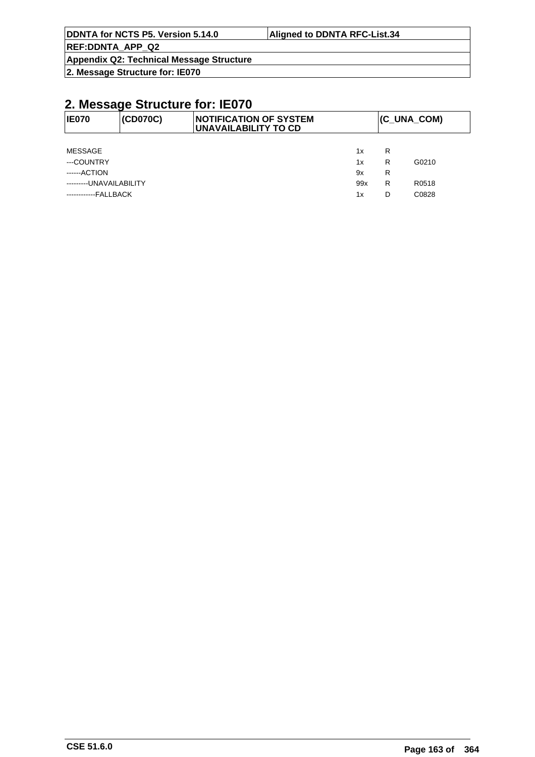## 2. Message Structure for: IE070

| IE070 | (CD070C) | NOTIFICATION OF SYSTEM UNAVAILABILITY TO CD | (C_UNA_COM) |
|---|---|---|---|

| | | | |
|---|---|---|---|
| MESSAGE | 1x | R | |
| ---COUNTRY | 1x | R | G0210 |
| ------ACTION | 9x | R | |
| ---------UNAVAILABILITY | 99x | R | R0518 |
| ------------FALLBACK | 1x | D | C0828 |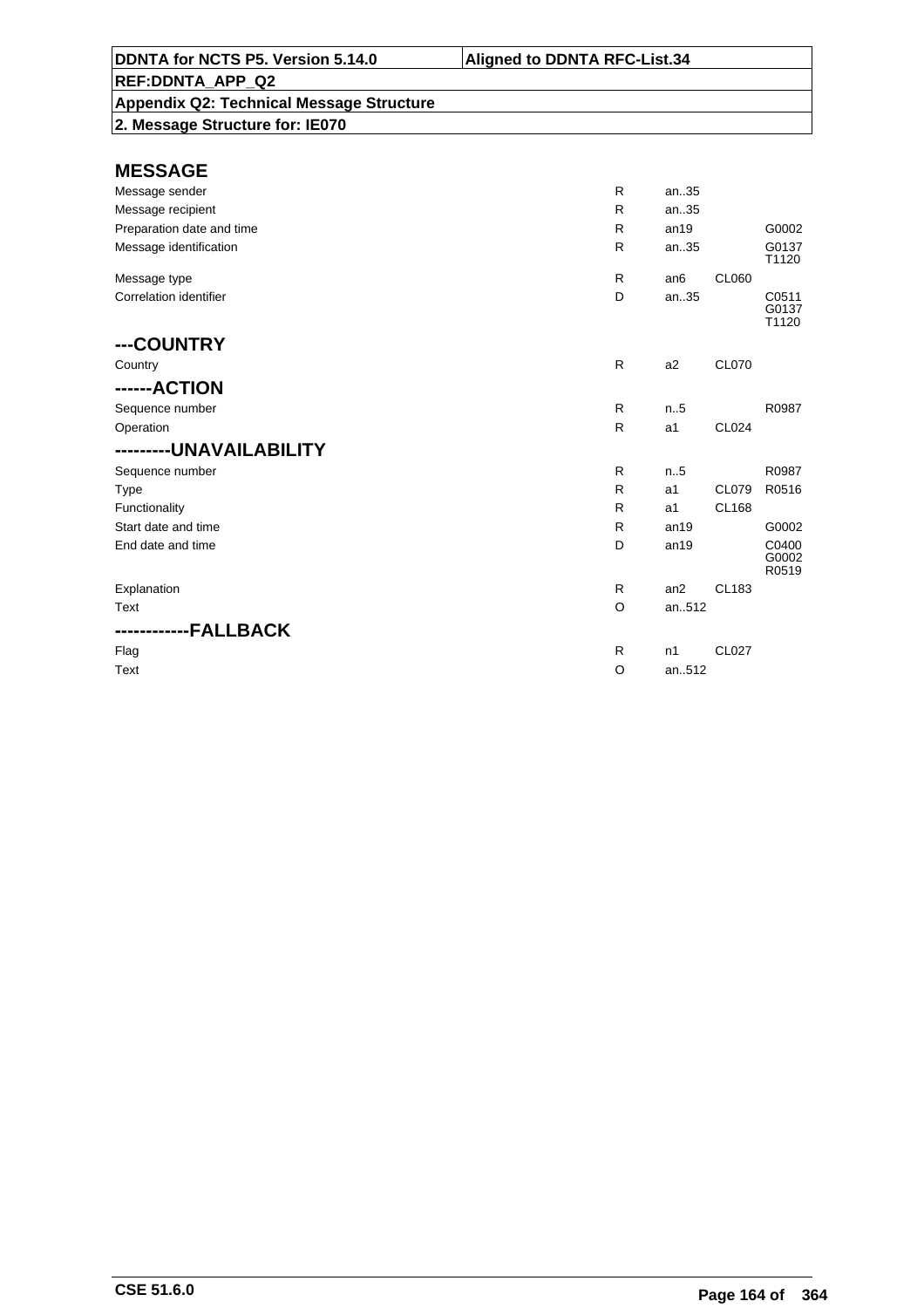| DDNTA for NCTS P5. Version 5.14.0 | Aligned to DDNTA RFC-List.34 |
|---|---|
| REF:DDNTA_APP_Q2 | |
| Appendix Q2: Technical Message Structure | |
| 2. Message Structure for: IE070 | |

## MESSAGE

| | | | | |
|---|---|---|---|---|
| Message sender | R | an..35 | | |
| Message recipient | R | an..35 | | |
| Preparation date and time | R | an19 | | G0002 |
| Message identification | R | an..35 | | G0137 T1120 |
| Message type | R | an6 | CL060 | |
| Correlation identifier | D | an..35 | | C0511 G0137 T1120 |

## ---COUNTRY

| | | | | |
|---|---|---|---|---|
| Country | R | a2 | CL070 | |

## ------ACTION

| | | | | |
|---|---|---|---|---|
| Sequence number | R | n..5 | | R0987 |
| Operation | R | a1 | CL024 | |

## ---------UNAVAILABILITY

| | | | | |
|---|---|---|---|---|
| Sequence number | R | n..5 | | R0987 |
| Type | R | a1 | CL079 | R0516 |
| Functionality | R | a1 | CL168 | |
| Start date and time | R | an19 | | G0002 |
| End date and time | D | an19 | | C0400 G0002 R0519 |
| Explanation | R | an2 | CL183 | |
| Text | O | an..512 | | |

## ------------FALLBACK

| | | | | |
|---|---|---|---|---|
| Flag | R | n1 | CL027 | |
| Text | O | an..512 | | |

CSE 51.6.0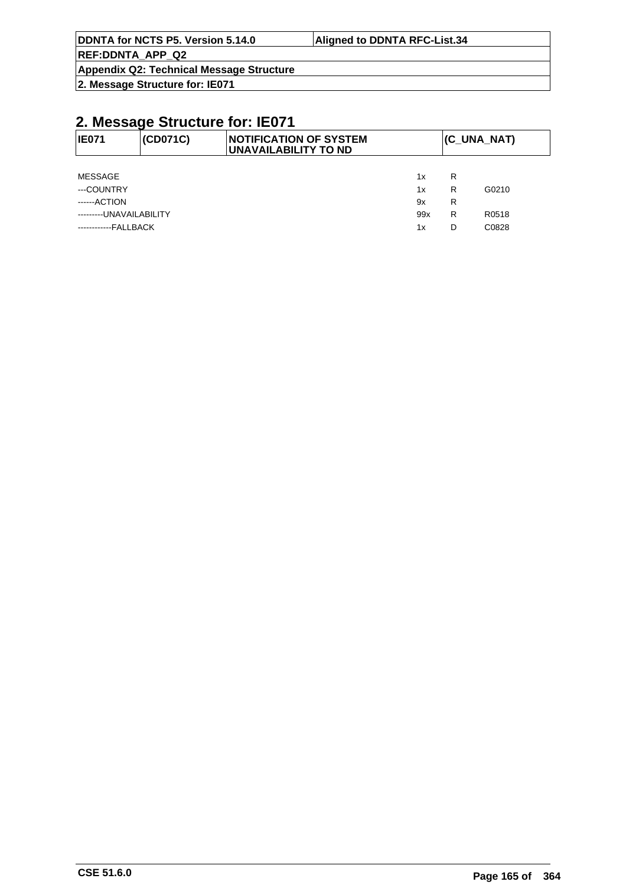## 2. Message Structure for: IE071

| IE071 | (CD071C) | NOTIFICATION OF SYSTEM UNAVAILABILITY TO ND | (C_UNA_NAT) |
|---|---|---|---|

| | | | |
|---|---|---|---|
| MESSAGE | 1x | R | |
| ---COUNTRY | 1x | R | G0210 |
| ------ACTION | 9x | R | |
| ---------UNAVAILABILITY | 99x | R | R0518 |
| ------------FALLBACK | 1x | D | C0828 |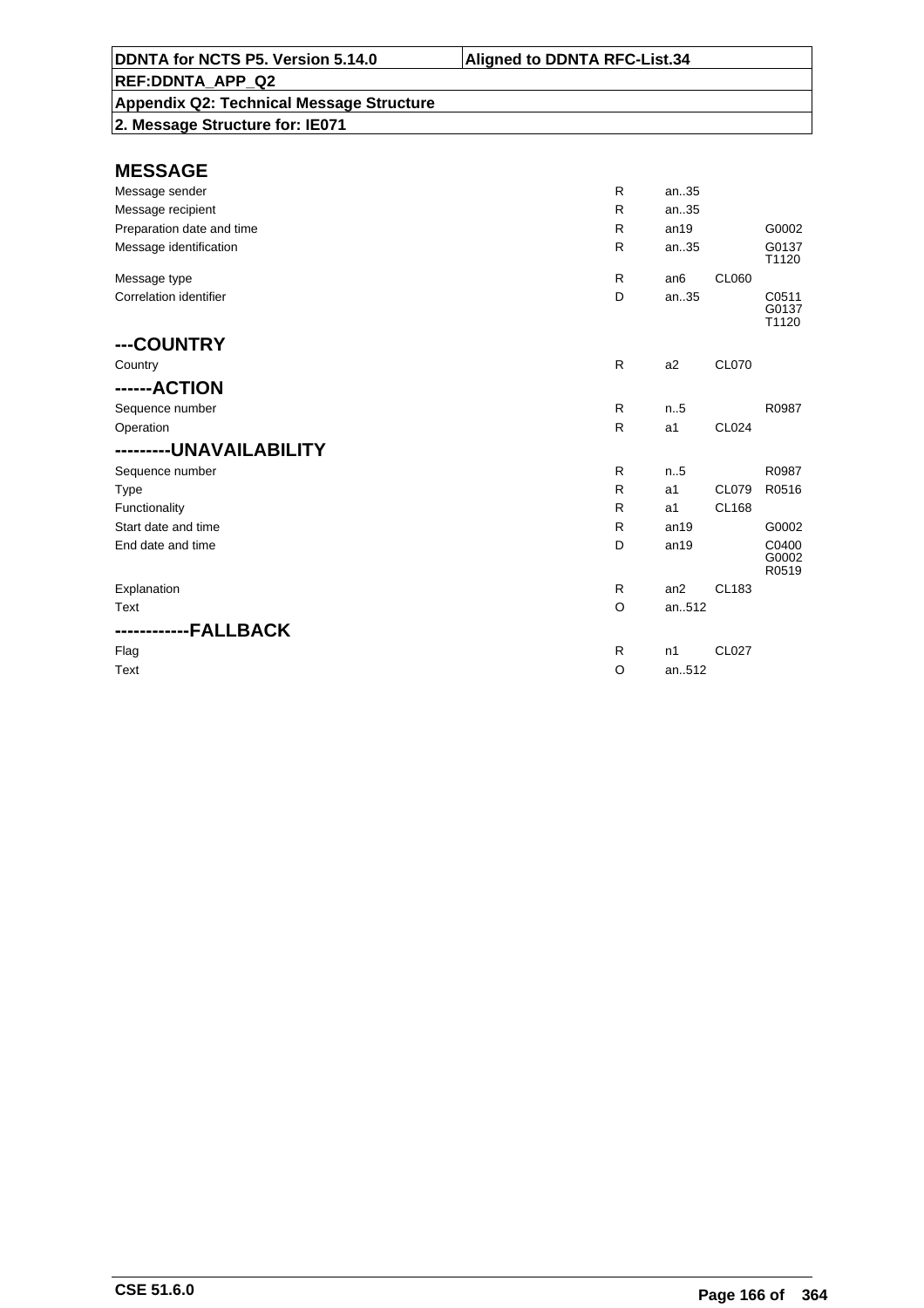| DDNTA for NCTS P5. Version 5.14.0 | Aligned to DDNTA RFC-List.34 |
|---|---|
| REF:DDNTA_APP_Q2 | |
| Appendix Q2: Technical Message Structure | |
| 2. Message Structure for: IE071 | |

## MESSAGE

| | | | | |
|---|---|---|---|---|
| Message sender | R | an..35 | | |
| Message recipient | R | an..35 | | |
| Preparation date and time | R | an19 | | G0002 |
| Message identification | R | an..35 | | G0137 T1120 |
| Message type | R | an6 | CL060 | |
| Correlation identifier | D | an..35 | | C0511 G0137 T1120 |

## ---COUNTRY

| | | | | |
|---|---|---|---|---|
| Country | R | a2 | CL070 | |

## ------ACTION

| | | | | |
|---|---|---|---|---|
| Sequence number | R | n..5 | | R0987 |
| Operation | R | a1 | CL024 | |

## ---------UNAVAILABILITY

| | | | | |
|---|---|---|---|---|
| Sequence number | R | n..5 | | R0987 |
| Type | R | a1 | CL079 | R0516 |
| Functionality | R | a1 | CL168 | |
| Start date and time | R | an19 | | G0002 |
| End date and time | D | an19 | | C0400 G0002 R0519 |
| Explanation | R | an2 | CL183 | |
| Text | O | an..512 | | |

## ------------FALLBACK

| | | | | |
|---|---|---|---|---|
| Flag | R | n1 | CL027 | |
| Text | O | an..512 | | |

CSE 51.6.0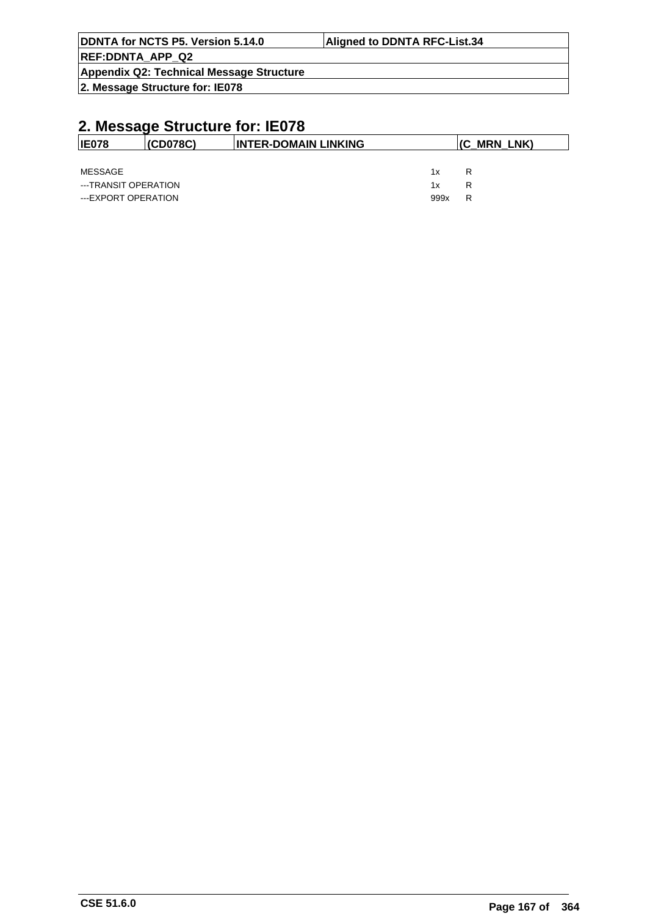## 2. Message Structure for: IE078

| IE078 | (CD078C) | INTER-DOMAIN LINKING | (C_MRN_LNK) |
|---|---|---|---|

| | | |
|---|---|---|
| MESSAGE | 1x | R |
| ---TRANSIT OPERATION | 1x | R |
| ---EXPORT OPERATION | 999x | R |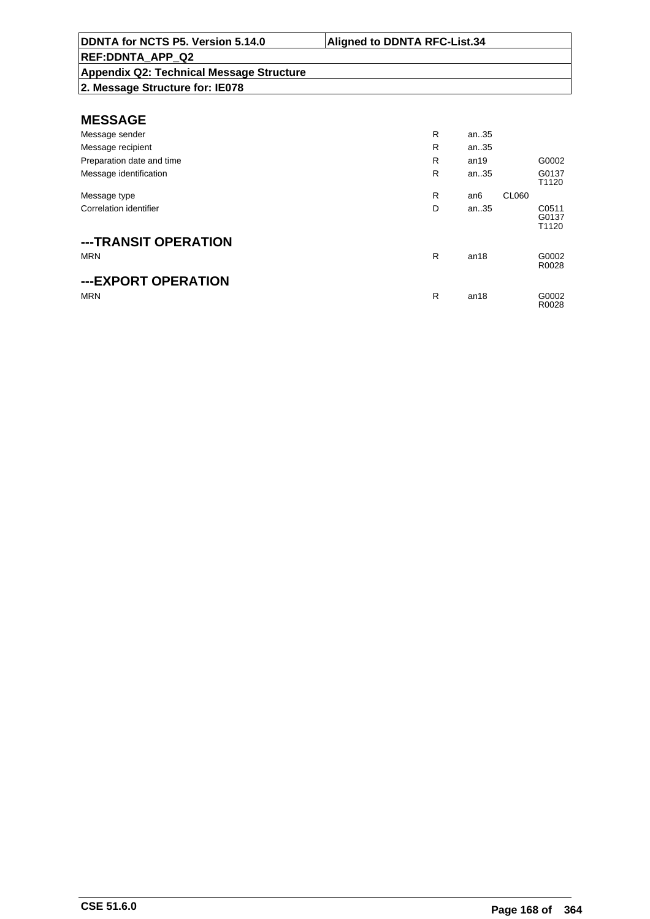## 2. Message Structure for: IE078

# MESSAGE

| | | | | |
|---|---|---|---|---|
| Message sender | R | an..35 | | |
| Message recipient | R | an..35 | | |
| Preparation date and time | R | an19 | | G0002 |
| Message identification | R | an..35 | | G0137<br>T1120 |
| Message type | R | an6 | CL060 | |
| Correlation identifier | D | an..35 | | C0511<br>G0137<br>T1120 |

## ---TRANSIT OPERATION

| | | | | |
|---|---|---|---|---|
| MRN | R | an18 | | G0002<br>R0028 |

## ---EXPORT OPERATION

| | | | | |
|---|---|---|---|---|
| MRN | R | an18 | | G0002<br>R0028 |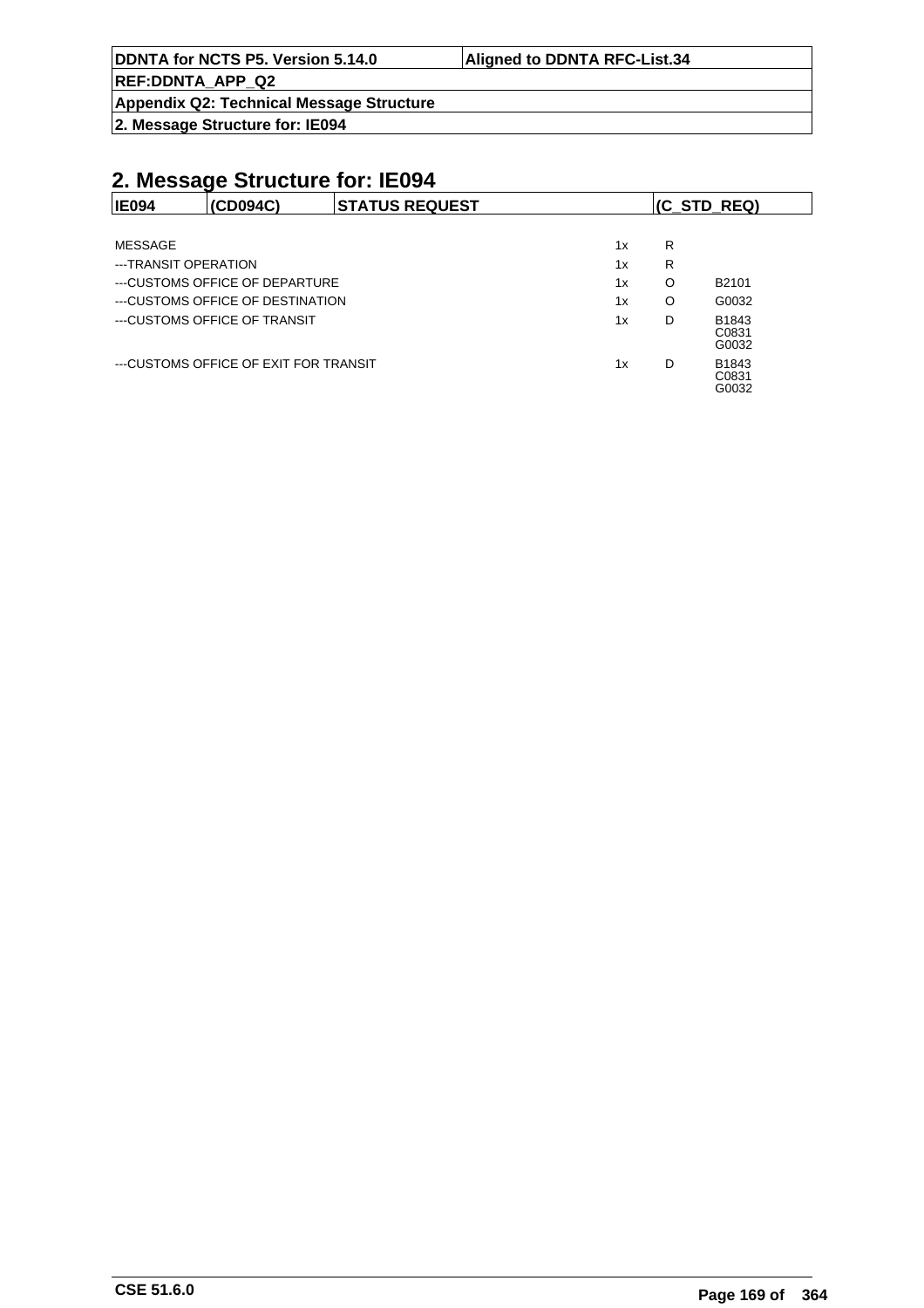## 2. Message Structure for: IE094

| IE094 | (CD094C) | STATUS REQUEST | (C_STD_REQ) |
|---|---|---|---|

| | | | |
|---|---|---|---|
| MESSAGE | 1x | R | |
| ---TRANSIT OPERATION | 1x | R | |
| ---CUSTOMS OFFICE OF DEPARTURE | 1x | O | B2101 |
| ---CUSTOMS OFFICE OF DESTINATION | 1x | O | G0032 |
| ---CUSTOMS OFFICE OF TRANSIT | 1x | D | B1843<br>C0831<br>G0032 |
| ---CUSTOMS OFFICE OF EXIT FOR TRANSIT | 1x | D | B1843<br>C0831<br>G0032 |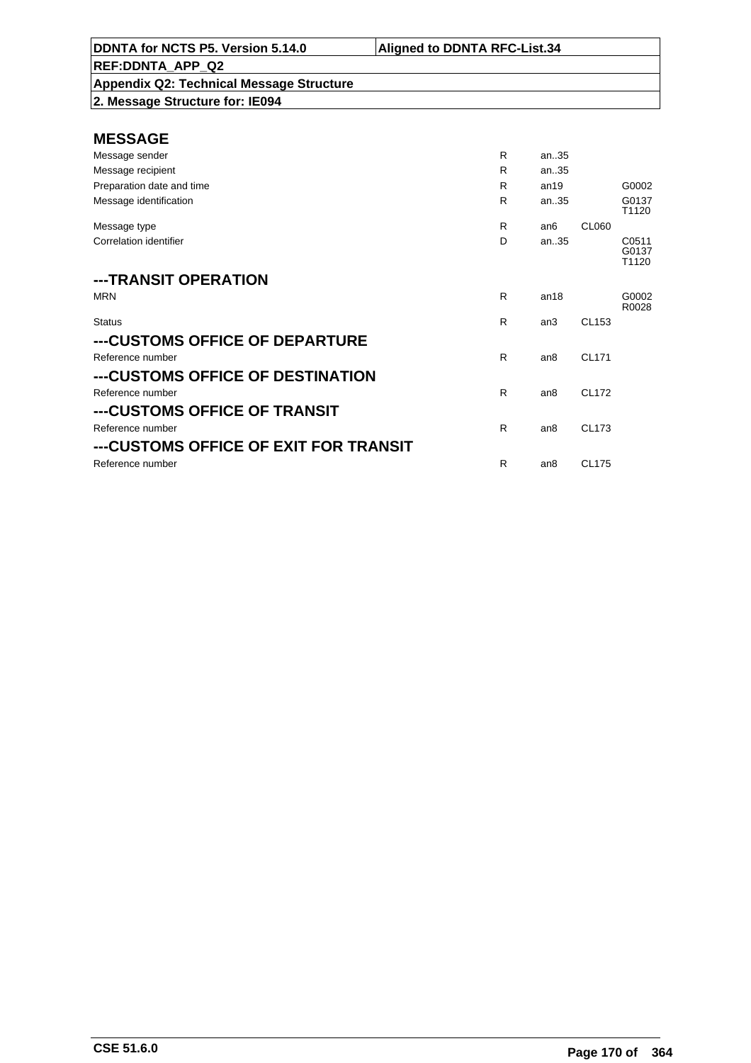# MESSAGE

| | | | | |
|---|---|---|---|---|
| Message sender | R | an..35 | | |
| Message recipient | R | an..35 | | |
| Preparation date and time | R | an19 | | G0002 |
| Message identification | R | an..35 | | G0137 T1120 |
| Message type | R | an6 | CL060 | |
| Correlation identifier | D | an..35 | | C0511 G0137 T1120 |

## ---TRANSIT OPERATION

| | | | | |
|---|---|---|---|---|
| MRN | R | an18 | | G0002 R0028 |
| Status | R | an3 | CL153 | |

## ---CUSTOMS OFFICE OF DEPARTURE

| | | | | |
|---|---|---|---|---|
| Reference number | R | an8 | CL171 | |

## ---CUSTOMS OFFICE OF DESTINATION

| | | | | |
|---|---|---|---|---|
| Reference number | R | an8 | CL172 | |

## ---CUSTOMS OFFICE OF TRANSIT

| | | | | |
|---|---|---|---|---|
| Reference number | R | an8 | CL173 | |

## ---CUSTOMS OFFICE OF EXIT FOR TRANSIT

| | | | | |
|---|---|---|---|---|
| Reference number | R | an8 | CL175 | |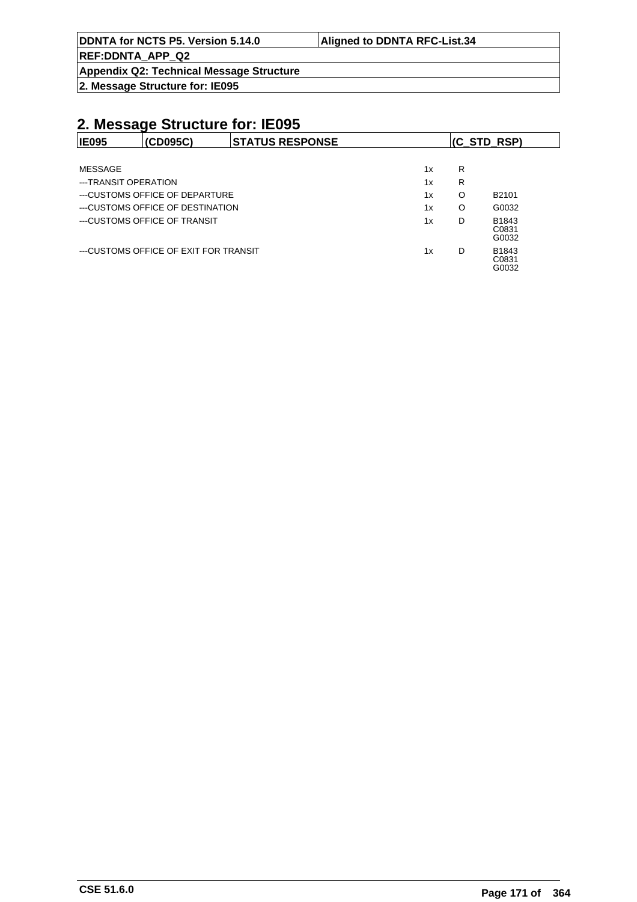## 2. Message Structure for: IE095

| IE095 | (CD095C) | STATUS RESPONSE | (C_STD_RSP) |
|---|---|---|---|

| | | | |
|---|---|---|---|
| MESSAGE | 1x | R | |
| ---TRANSIT OPERATION | 1x | R | |
| ---CUSTOMS OFFICE OF DEPARTURE | 1x | O | B2101 |
| ---CUSTOMS OFFICE OF DESTINATION | 1x | O | G0032 |
| ---CUSTOMS OFFICE OF TRANSIT | 1x | D | B1843<br>C0831<br>G0032 |
| ---CUSTOMS OFFICE OF EXIT FOR TRANSIT | 1x | D | B1843<br>C0831<br>G0032 |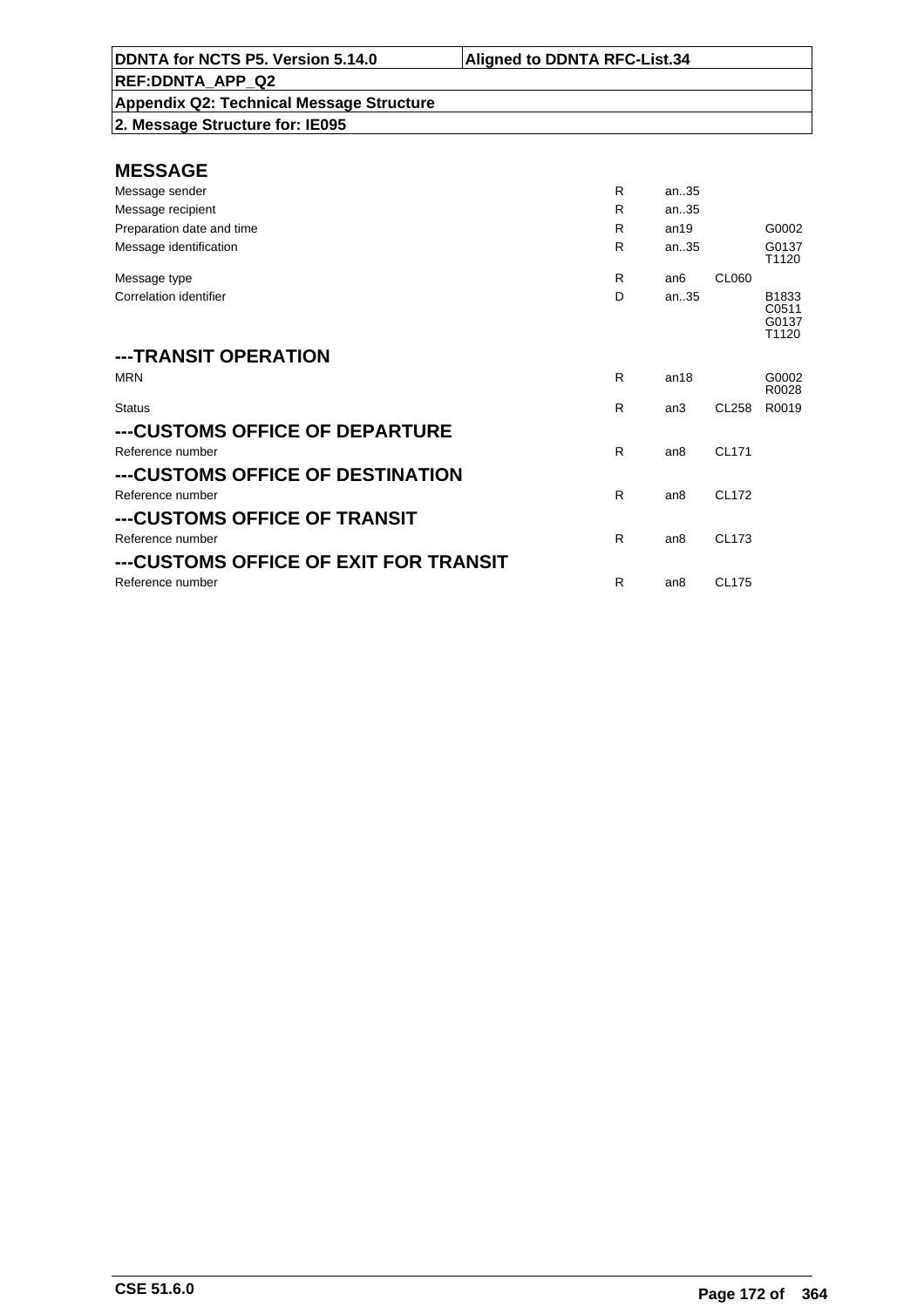DDNTA for NCTS P5. Version 5.14.0 | Aligned to DDNTA RFC-List.34

REF:DDNTA_APP_Q2

Appendix Q2: Technical Message Structure

2. Message Structure for: IE095

## MESSAGE

| | | | | |
|---|---|---|---|---|
| Message sender | R | an..35 | | |
| Message recipient | R | an..35 | | |
| Preparation date and time | R | an19 | | G0002 |
| Message identification | R | an..35 | | G0137 T1120 |
| Message type | R | an6 | CL060 | |
| Correlation identifier | D | an..35 | | B1833 C0511 G0137 T1120 |

## ---TRANSIT OPERATION

| | | | | |
|---|---|---|---|---|
| MRN | R | an18 | | G0002 R0028 |
| Status | R | an3 | CL258 | R0019 |

## ---CUSTOMS OFFICE OF DEPARTURE

| | | | | |
|---|---|---|---|---|
| Reference number | R | an8 | CL171 | |

## ---CUSTOMS OFFICE OF DESTINATION

| | | | | |
|---|---|---|---|---|
| Reference number | R | an8 | CL172 | |

## ---CUSTOMS OFFICE OF TRANSIT

| | | | | |
|---|---|---|---|---|
| Reference number | R | an8 | CL173 | |

## ---CUSTOMS OFFICE OF EXIT FOR TRANSIT

| | | | | |
|---|---|---|---|---|
| Reference number | R | an8 | CL175 | |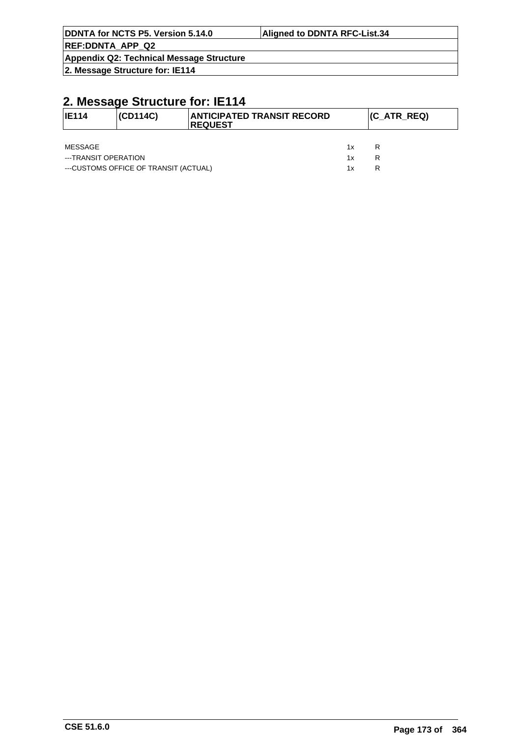## 2. Message Structure for: IE114

| IE114 | (CD114C) | ANTICIPATED TRANSIT RECORD REQUEST | (C_ATR_REQ) |
|---|---|---|---|

| | | |
|---|---|---|
| MESSAGE | 1x | R |
| ---TRANSIT OPERATION | 1x | R |
| ---CUSTOMS OFFICE OF TRANSIT (ACTUAL) | 1x | R |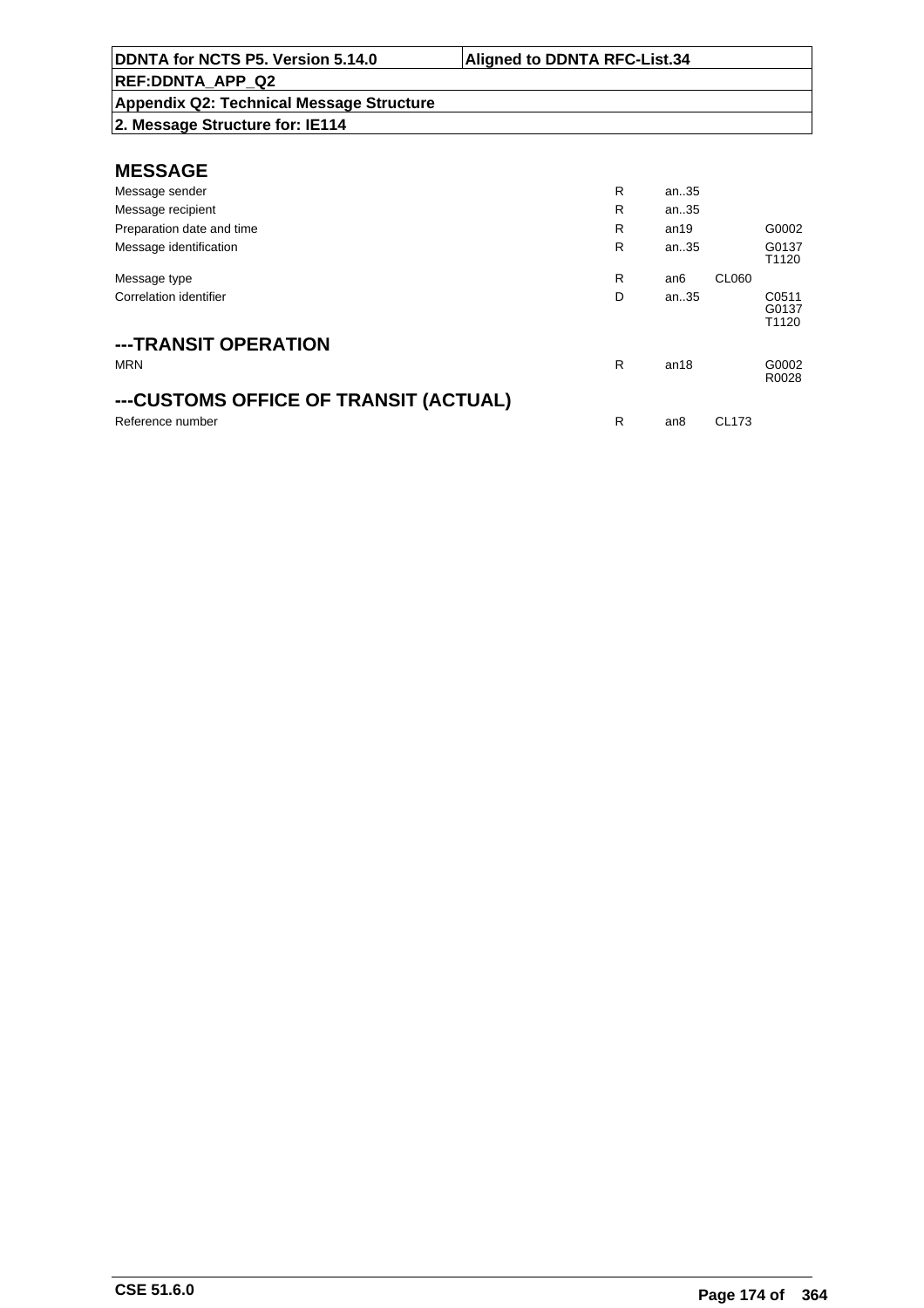| DDNTA for NCTS P5. Version 5.14.0 | Aligned to DDNTA RFC-List.34 |
|---|---|
| REF:DDNTA_APP_Q2 | |
| Appendix Q2: Technical Message Structure | |
| 2. Message Structure for: IE114 | |

## MESSAGE

| | | | | |
|---|---|---|---|---|
| Message sender | R | an..35 | | |
| Message recipient | R | an..35 | | |
| Preparation date and time | R | an19 | | G0002 |
| Message identification | R | an..35 | | G0137 T1120 |
| Message type | R | an6 | CL060 | |
| Correlation identifier | D | an..35 | | C0511 G0137 T1120 |

## ---TRANSIT OPERATION

| | | | | |
|---|---|---|---|---|
| MRN | R | an18 | | G0002 R0028 |

## ---CUSTOMS OFFICE OF TRANSIT (ACTUAL)

| | | | | |
|---|---|---|---|---|
| Reference number | R | an8 | CL173 | |

CSE 51.6.0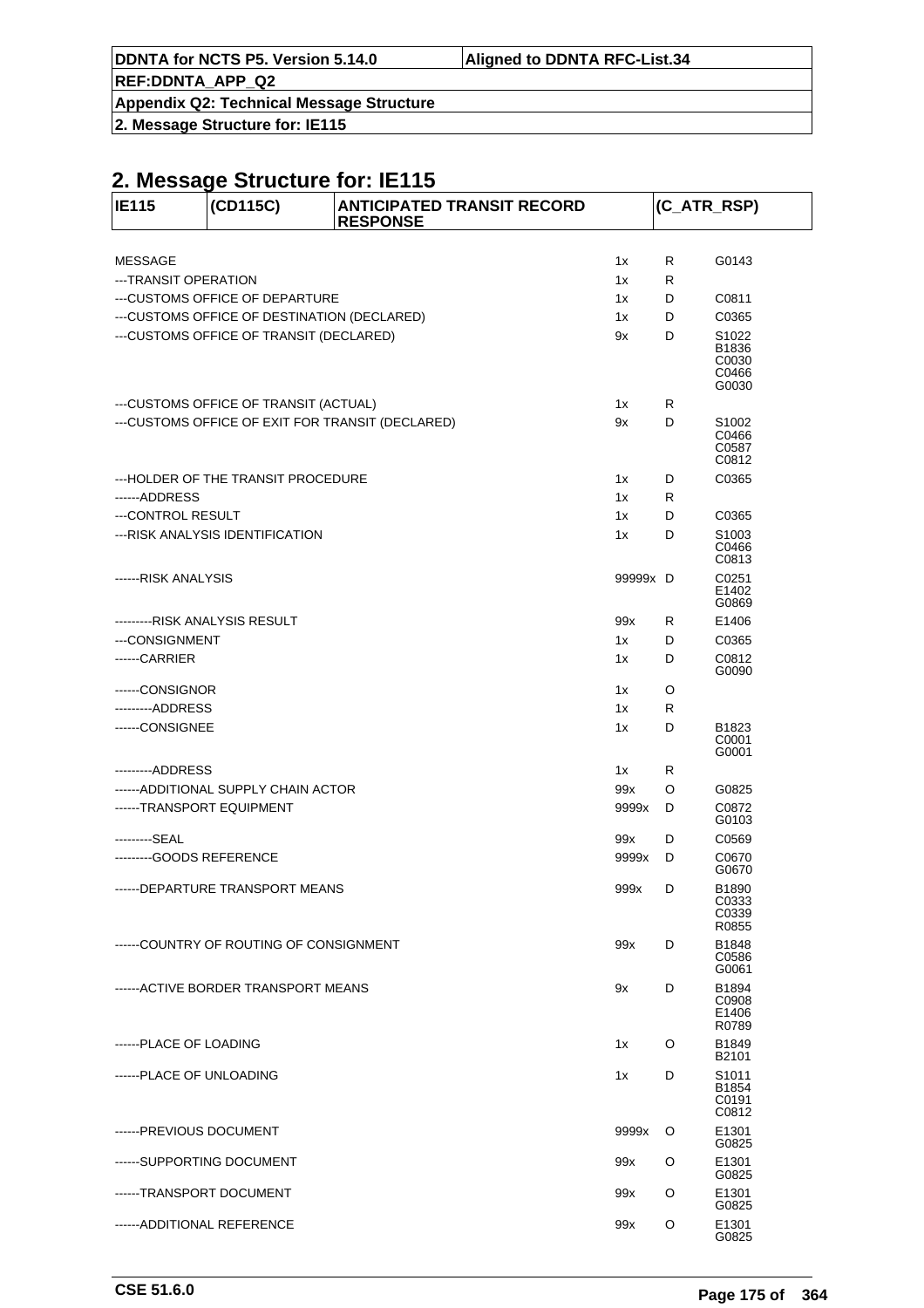## 2. Message Structure for: IE115

| IE115 | (CD115C) | ANTICIPATED TRANSIT RECORD RESPONSE | | | (C_ATR_RSP) |
|---|---|---|---|---|---|

| | | | |
|---|---|---|---|
| MESSAGE | 1x | R | G0143 |
| ---TRANSIT OPERATION | 1x | R | |
| ---CUSTOMS OFFICE OF DEPARTURE | 1x | D | C0811 |
| ---CUSTOMS OFFICE OF DESTINATION (DECLARED) | 1x | D | C0365 |
| ---CUSTOMS OFFICE OF TRANSIT (DECLARED) | 9x | D | S1022 B1836 C0030 C0466 G0030 |
| ---CUSTOMS OFFICE OF TRANSIT (ACTUAL) | 1x | R | |
| ---CUSTOMS OFFICE OF EXIT FOR TRANSIT (DECLARED) | 9x | D | S1002 C0466 C0587 C0812 |
| ---HOLDER OF THE TRANSIT PROCEDURE | 1x | D | C0365 |
| ------ADDRESS | 1x | R | |
| ---CONTROL RESULT | 1x | D | C0365 |
| ---RISK ANALYSIS IDENTIFICATION | 1x | D | S1003 C0466 C0813 |
| ------RISK ANALYSIS | 99999x | D | C0251 E1402 G0869 |
| ---------RISK ANALYSIS RESULT | 99x | R | E1406 |
| ---CONSIGNMENT | 1x | D | C0365 |
| ------CARRIER | 1x | D | C0812 G0090 |
| ------CONSIGNOR | 1x | O | |
| ---------ADDRESS | 1x | R | |
| ------CONSIGNEE | 1x | D | B1823 C0001 G0001 |
| ---------ADDRESS | 1x | R | |
| ------ADDITIONAL SUPPLY CHAIN ACTOR | 99x | O | G0825 |
| ------TRANSPORT EQUIPMENT | 9999x | D | C0872 G0103 |
| ---------SEAL | 99x | D | C0569 |
| ---------GOODS REFERENCE | 9999x | D | C0670 G0670 |
| ------DEPARTURE TRANSPORT MEANS | 999x | D | B1890 C0333 C0339 R0855 |
| ------COUNTRY OF ROUTING OF CONSIGNMENT | 99x | D | B1848 C0586 G0061 |
| ------ACTIVE BORDER TRANSPORT MEANS | 9x | D | B1894 C0908 E1406 R0789 |
| ------PLACE OF LOADING | 1x | O | B1849 B2101 |
| ------PLACE OF UNLOADING | 1x | D | S1011 B1854 C0191 C0812 |
| ------PREVIOUS DOCUMENT | 9999x | O | E1301 G0825 |
| ------SUPPORTING DOCUMENT | 99x | O | E1301 G0825 |
| ------TRANSPORT DOCUMENT | 99x | O | E1301 G0825 |
| ------ADDITIONAL REFERENCE | 99x | O | E1301 G0825 |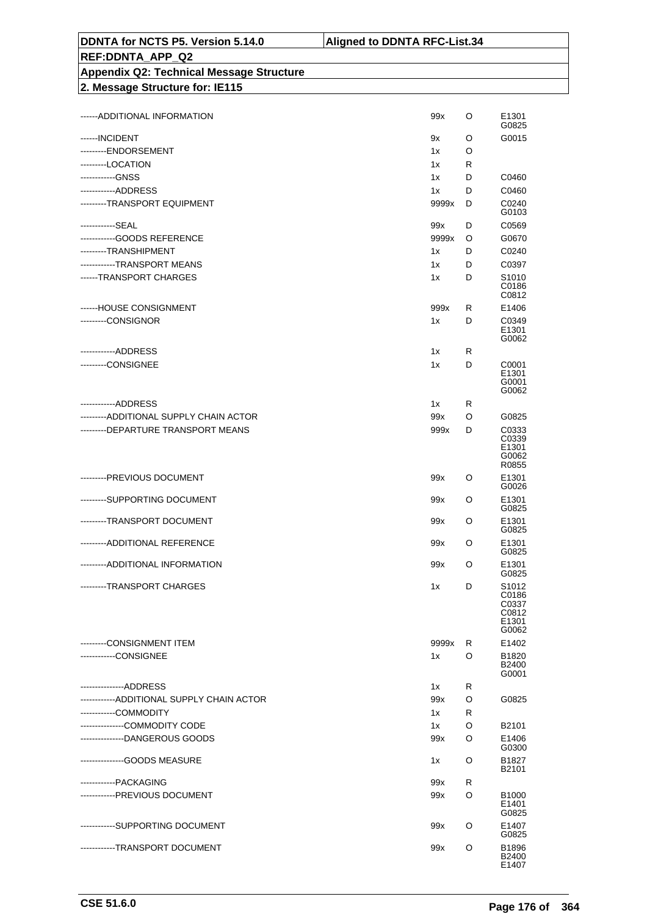| DDNTA for NCTS P5. Version 5.14.0 | Aligned to DDNTA RFC-List.34 |
|---|---|
| REF:DDNTA_APP_Q2 | |
| Appendix Q2: Technical Message Structure | |
| 2. Message Structure for: IE115 | |

| | | | |
|---|---|---|---|
| ------ADDITIONAL INFORMATION | 99x | O | E1301 G0825 |
| ------INCIDENT | 9x | O | G0015 |
| ---------ENDORSEMENT | 1x | O | |
| ---------LOCATION | 1x | R | |
| ------------GNSS | 1x | D | C0460 |
| ------------ADDRESS | 1x | D | C0460 |
| ---------TRANSPORT EQUIPMENT | 9999x | D | C0240 G0103 |
| ------------SEAL | 99x | D | C0569 |
| ------------GOODS REFERENCE | 9999x | O | G0670 |
| ---------TRANSHIPMENT | 1x | D | C0240 |
| ------------TRANSPORT MEANS | 1x | D | C0397 |
| ------TRANSPORT CHARGES | 1x | D | S1010 C0186 C0812 |
| ------HOUSE CONSIGNMENT | 999x | R | E1406 |
| ---------CONSIGNOR | 1x | D | C0349 E1301 G0062 |
| ------------ADDRESS | 1x | R | |
| ---------CONSIGNEE | 1x | D | C0001 E1301 G0001 G0062 |
| ------------ADDRESS | 1x | R | |
| ---------ADDITIONAL SUPPLY CHAIN ACTOR | 99x | O | G0825 |
| ---------DEPARTURE TRANSPORT MEANS | 999x | D | C0333 C0339 E1301 G0062 R0855 |
| ---------PREVIOUS DOCUMENT | 99x | O | E1301 G0026 |
| ---------SUPPORTING DOCUMENT | 99x | O | E1301 G0825 |
| ---------TRANSPORT DOCUMENT | 99x | O | E1301 G0825 |
| ---------ADDITIONAL REFERENCE | 99x | O | E1301 G0825 |
| ---------ADDITIONAL INFORMATION | 99x | O | E1301 G0825 |
| ---------TRANSPORT CHARGES | 1x | D | S1012 C0186 C0337 C0812 E1301 G0062 |
| ---------CONSIGNMENT ITEM | 9999x | R | E1402 |
| ------------CONSIGNEE | 1x | O | B1820 B2400 G0001 |
| ---------------ADDRESS | 1x | R | |
| ------------ADDITIONAL SUPPLY CHAIN ACTOR | 99x | O | G0825 |
| ------------COMMODITY | 1x | R | |
| ---------------COMMODITY CODE | 1x | O | B2101 |
| ---------------DANGEROUS GOODS | 99x | O | E1406 G0300 |
| ---------------GOODS MEASURE | 1x | O | B1827 B2101 |
| ------------PACKAGING | 99x | R | |
| ------------PREVIOUS DOCUMENT | 99x | O | B1000 E1401 G0825 |
| ------------SUPPORTING DOCUMENT | 99x | O | E1407 G0825 |
| ------------TRANSPORT DOCUMENT | 99x | O | B1896 B2400 E1407 |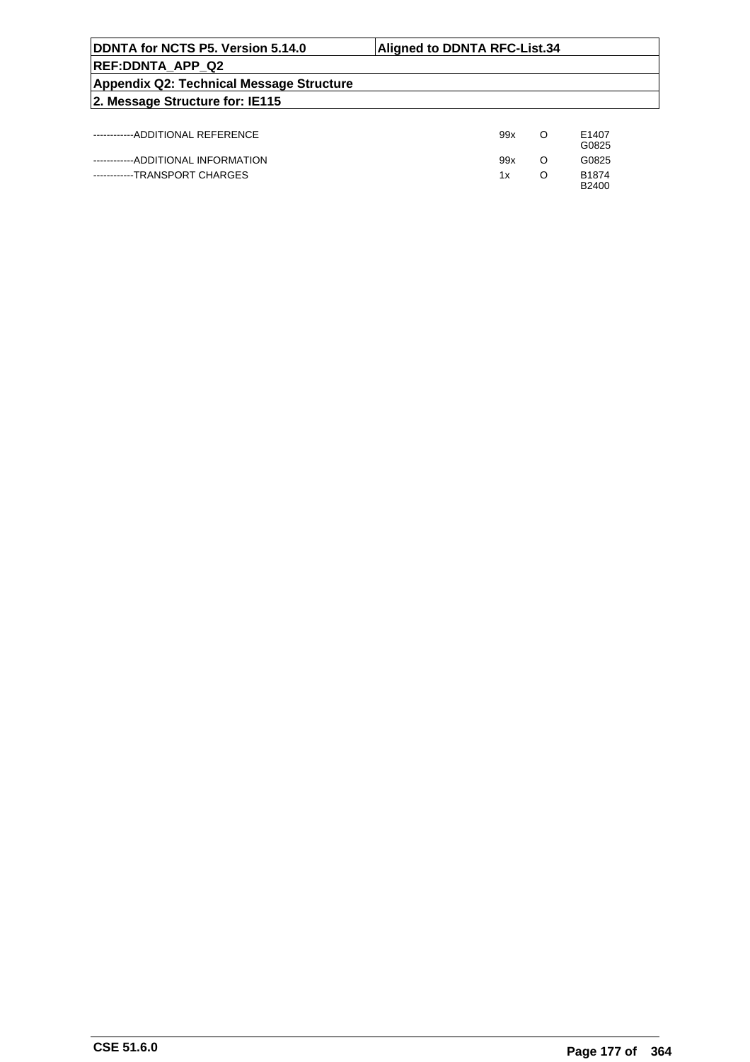| | | | |
|---|---|---|---|
| ------------ADDITIONAL REFERENCE | 99x | O | E1407<br>G0825 |
| ------------ADDITIONAL INFORMATION | 99x | O | G0825 |
| ------------TRANSPORT CHARGES | 1x | O | B1874<br>B2400 |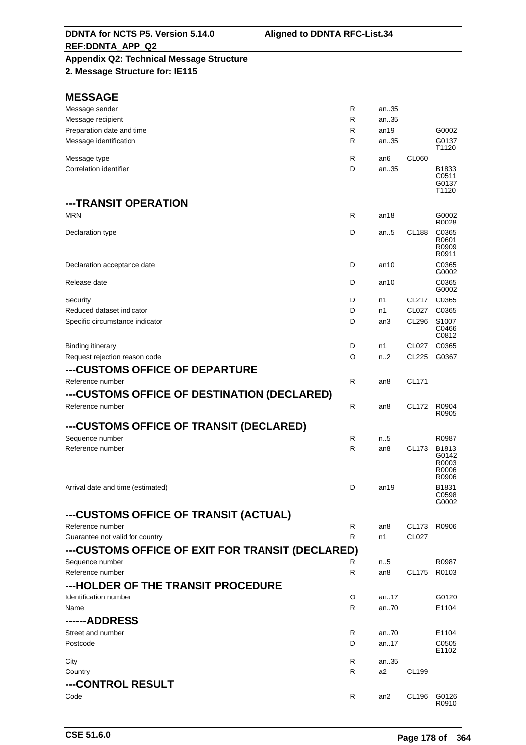| DDNTA for NCTS P5. Version 5.14.0 | Aligned to DDNTA RFC-List.34 |
|---|---|
| REF:DDNTA_APP_Q2 | |
| Appendix Q2: Technical Message Structure | |
| 2. Message Structure for: IE115 | |

## MESSAGE

| | | | | |
|---|---|---|---|---|
| Message sender | R | an..35 | | |
| Message recipient | R | an..35 | | |
| Preparation date and time | R | an19 | | G0002 |
| Message identification | R | an..35 | | G0137 T1120 |
| Message type | R | an6 | CL060 | |
| Correlation identifier | D | an..35 | | B1833 C0511 G0137 T1120 |

## ---TRANSIT OPERATION

| | | | | |
|---|---|---|---|---|
| MRN | R | an18 | | G0002 R0028 |
| Declaration type | D | an..5 | CL188 | C0365 R0601 R0909 R0911 |
| Declaration acceptance date | D | an10 | | C0365 G0002 |
| Release date | D | an10 | | C0365 G0002 |
| Security | D | n1 | CL217 | C0365 |
| Reduced dataset indicator | D | n1 | CL027 | C0365 |
| Specific circumstance indicator | D | an3 | CL296 | S1007 C0466 C0812 |
| Binding itinerary | D | n1 | CL027 | C0365 |
| Request rejection reason code | O | n..2 | CL225 | G0367 |

## ---CUSTOMS OFFICE OF DEPARTURE

| | | | | |
|---|---|---|---|---|
| Reference number | R | an8 | CL171 | |

## ---CUSTOMS OFFICE OF DESTINATION (DECLARED)

| | | | | |
|---|---|---|---|---|
| Reference number | R | an8 | CL172 | R0904 R0905 |

## ---CUSTOMS OFFICE OF TRANSIT (DECLARED)

| | | | | |
|---|---|---|---|---|
| Sequence number | R | n..5 | | R0987 |
| Reference number | R | an8 | CL173 | B1813 G0142 R0003 R0006 R0906 |
| Arrival date and time (estimated) | D | an19 | | B1831 C0598 G0002 |

## ---CUSTOMS OFFICE OF TRANSIT (ACTUAL)

| | | | | |
|---|---|---|---|---|
| Reference number | R | an8 | CL173 | R0906 |
| Guarantee not valid for country | R | n1 | CL027 | |

## ---CUSTOMS OFFICE OF EXIT FOR TRANSIT (DECLARED)

| | | | | |
|---|---|---|---|---|
| Sequence number | R | n..5 | | R0987 |
| Reference number | R | an8 | CL175 | R0103 |

## ---HOLDER OF THE TRANSIT PROCEDURE

| | | | | |
|---|---|---|---|---|
| Identification number | O | an..17 | | G0120 |
| Name | R | an..70 | | E1104 |

## ------ADDRESS

| | | | | |
|---|---|---|---|---|
| Street and number | R | an..70 | | E1104 |
| Postcode | D | an..17 | | C0505 E1102 |
| City | R | an..35 | | |
| Country | R | a2 | CL199 | |

## ---CONTROL RESULT

| | | | | |
|---|---|---|---|---|
| Code | R | an2 | CL196 | G0126 R0910 |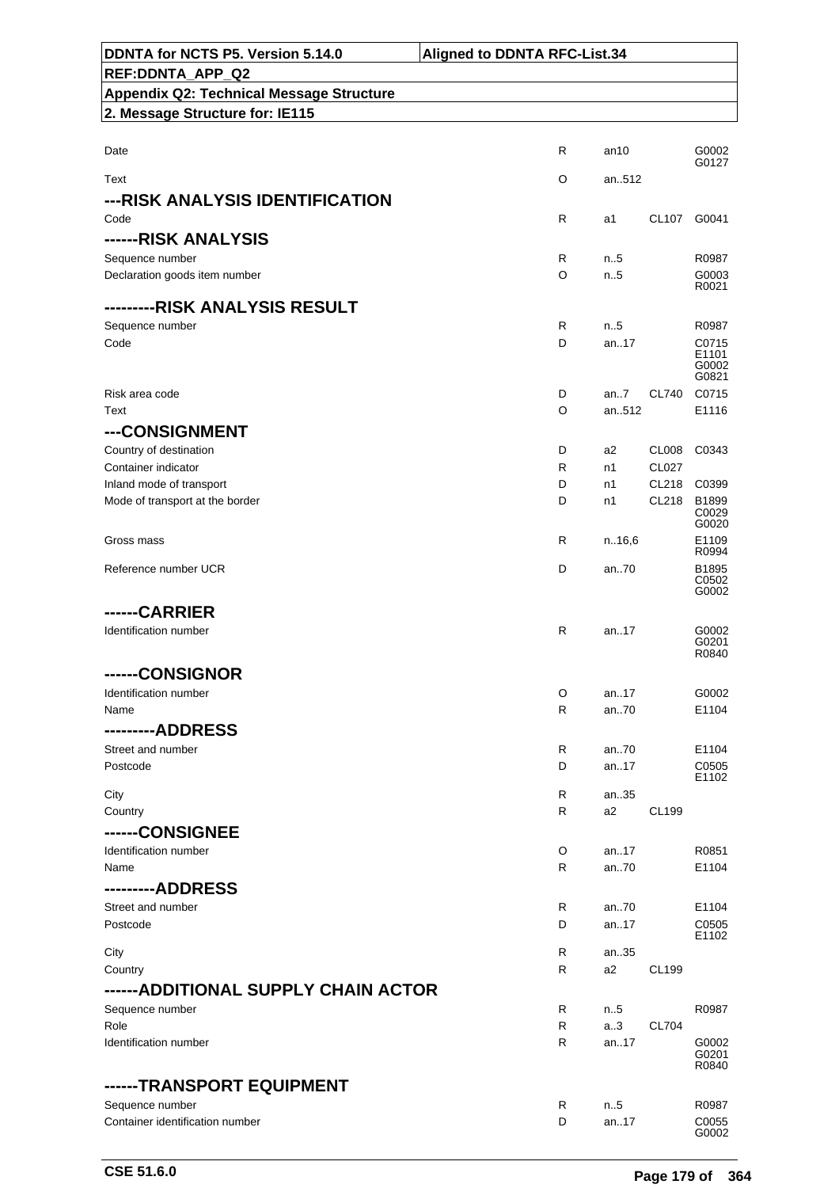| | | | | |
|---|---|---|---|---|
| Date | R | an10 | | G0002 G0127 |
| Text | O | an..512 | | |
| **---RISK ANALYSIS IDENTIFICATION** | | | | |
| Code | R | a1 | CL107 | G0041 |
| **------RISK ANALYSIS** | | | | |
| Sequence number | R | n..5 | | R0987 |
| Declaration goods item number | O | n..5 | | G0003 R0021 |
| **---------RISK ANALYSIS RESULT** | | | | |
| Sequence number | R | n..5 | | R0987 |
| Code | D | an..17 | | C0715 E1101 G0002 G0821 |
| Risk area code | D | an..7 | CL740 | C0715 |
| Text | O | an..512 | | E1116 |
| **---CONSIGNMENT** | | | | |
| Country of destination | D | a2 | CL008 | C0343 |
| Container indicator | R | n1 | CL027 | |
| Inland mode of transport | D | n1 | CL218 | C0399 |
| Mode of transport at the border | D | n1 | CL218 | B1899 C0029 G0020 |
| Gross mass | R | n..16,6 | | E1109 R0994 |
| Reference number UCR | D | an..70 | | B1895 C0502 G0002 |
| **------CARRIER** | | | | |
| Identification number | R | an..17 | | G0002 G0201 R0840 |
| **------CONSIGNOR** | | | | |
| Identification number | O | an..17 | | G0002 |
| Name | R | an..70 | | E1104 |
| **---------ADDRESS** | | | | |
| Street and number | R | an..70 | | E1104 |
| Postcode | D | an..17 | | C0505 E1102 |
| City | R | an..35 | | |
| Country | R | a2 | CL199 | |
| **------CONSIGNEE** | | | | |
| Identification number | O | an..17 | | R0851 |
| Name | R | an..70 | | E1104 |
| **---------ADDRESS** | | | | |
| Street and number | R | an..70 | | E1104 |
| Postcode | D | an..17 | | C0505 E1102 |
| City | R | an..35 | | |
| Country | R | a2 | CL199 | |
| **------ADDITIONAL SUPPLY CHAIN ACTOR** | | | | |
| Sequence number | R | n..5 | | R0987 |
| Role | R | a..3 | CL704 | |
| Identification number | R | an..17 | | G0002 G0201 R0840 |
| **------TRANSPORT EQUIPMENT** | | | | |
| Sequence number | R | n..5 | | R0987 |
| Container identification number | D | an..17 | | C0055 G0002 |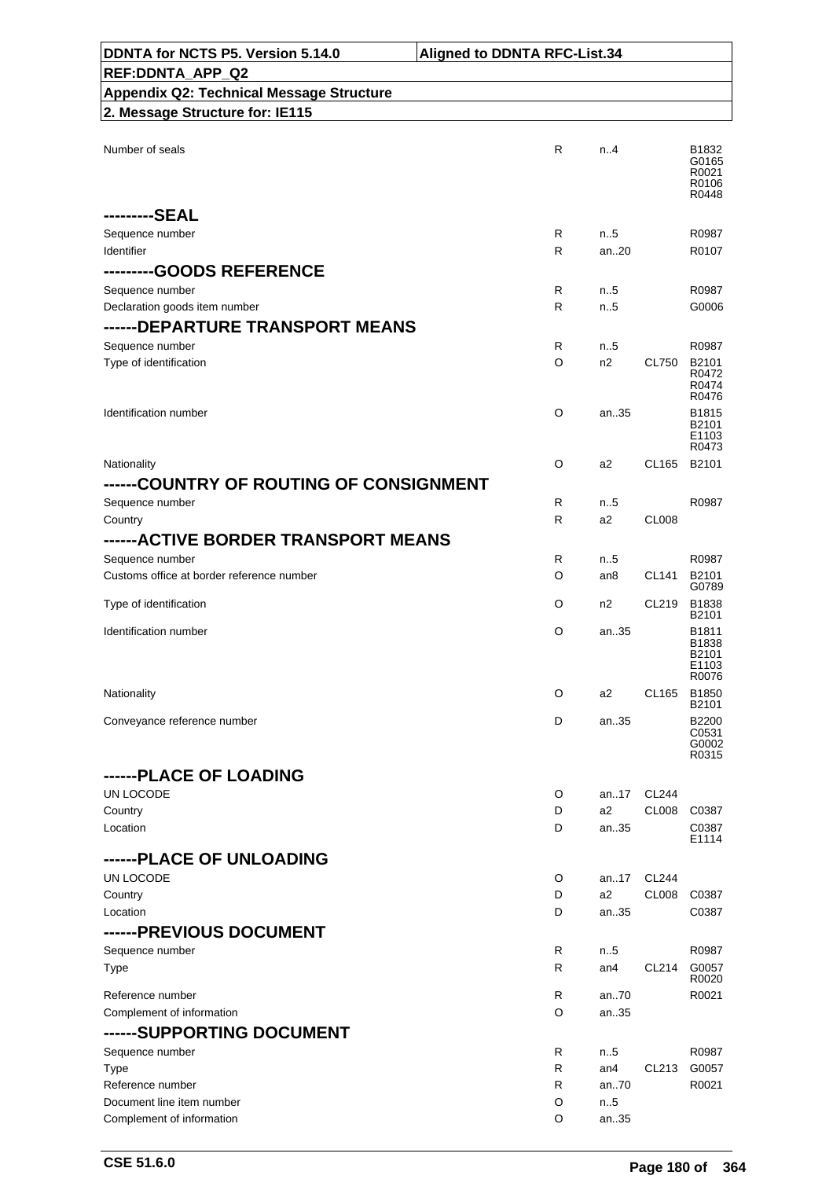| DDNTA for NCTS P5. Version 5.14.0 | Aligned to DDNTA RFC-List.34 |
|---|---|
| REF:DDNTA_APP_Q2 | |
| Appendix Q2: Technical Message Structure | |
| 2. Message Structure for: IE115 | |

| | | | | |
|---|---|---|---|---|
| Number of seals | R | n..4 | | B1832 G0165 R0021 R0106 R0448 |
| **---------SEAL** | | | | |
| Sequence number | R | n..5 | | R0987 |
| Identifier | R | an..20 | | R0107 |
| **---------GOODS REFERENCE** | | | | |
| Sequence number | R | n..5 | | R0987 |
| Declaration goods item number | R | n..5 | | G0006 |
| **------DEPARTURE TRANSPORT MEANS** | | | | |
| Sequence number | R | n..5 | | R0987 |
| Type of identification | O | n2 | CL750 | B2101 R0472 R0474 R0476 |
| Identification number | O | an..35 | | B1815 B2101 E1103 R0473 |
| Nationality | O | a2 | CL165 | B2101 |
| **------COUNTRY OF ROUTING OF CONSIGNMENT** | | | | |
| Sequence number | R | n..5 | | R0987 |
| Country | R | a2 | CL008 | |
| **------ACTIVE BORDER TRANSPORT MEANS** | | | | |
| Sequence number | R | n..5 | | R0987 |
| Customs office at border reference number | O | an8 | CL141 | B2101 G0789 |
| Type of identification | O | n2 | CL219 | B1838 B2101 |
| Identification number | O | an..35 | | B1811 B1838 B2101 E1103 R0076 |
| Nationality | O | a2 | CL165 | B1850 B2101 |
| Conveyance reference number | D | an..35 | | B2200 C0531 G0002 R0315 |
| **------PLACE OF LOADING** | | | | |
| UN LOCODE | O | an..17 | CL244 | |
| Country | D | a2 | CL008 | C0387 |
| Location | D | an..35 | | C0387 E1114 |
| **------PLACE OF UNLOADING** | | | | |
| UN LOCODE | O | an..17 | CL244 | |
| Country | D | a2 | CL008 | C0387 |
| Location | D | an..35 | | C0387 |
| **------PREVIOUS DOCUMENT** | | | | |
| Sequence number | R | n..5 | | R0987 |
| Type | R | an4 | CL214 | G0057 R0020 |
| Reference number | R | an..70 | | R0021 |
| Complement of information | O | an..35 | | |
| **------SUPPORTING DOCUMENT** | | | | |
| Sequence number | R | n..5 | | R0987 |
| Type | R | an4 | CL213 | G0057 |
| Reference number | R | an..70 | | R0021 |
| Document line item number | O | n..5 | | |
| Complement of information | O | an..35 | | |

CSE 51.6.0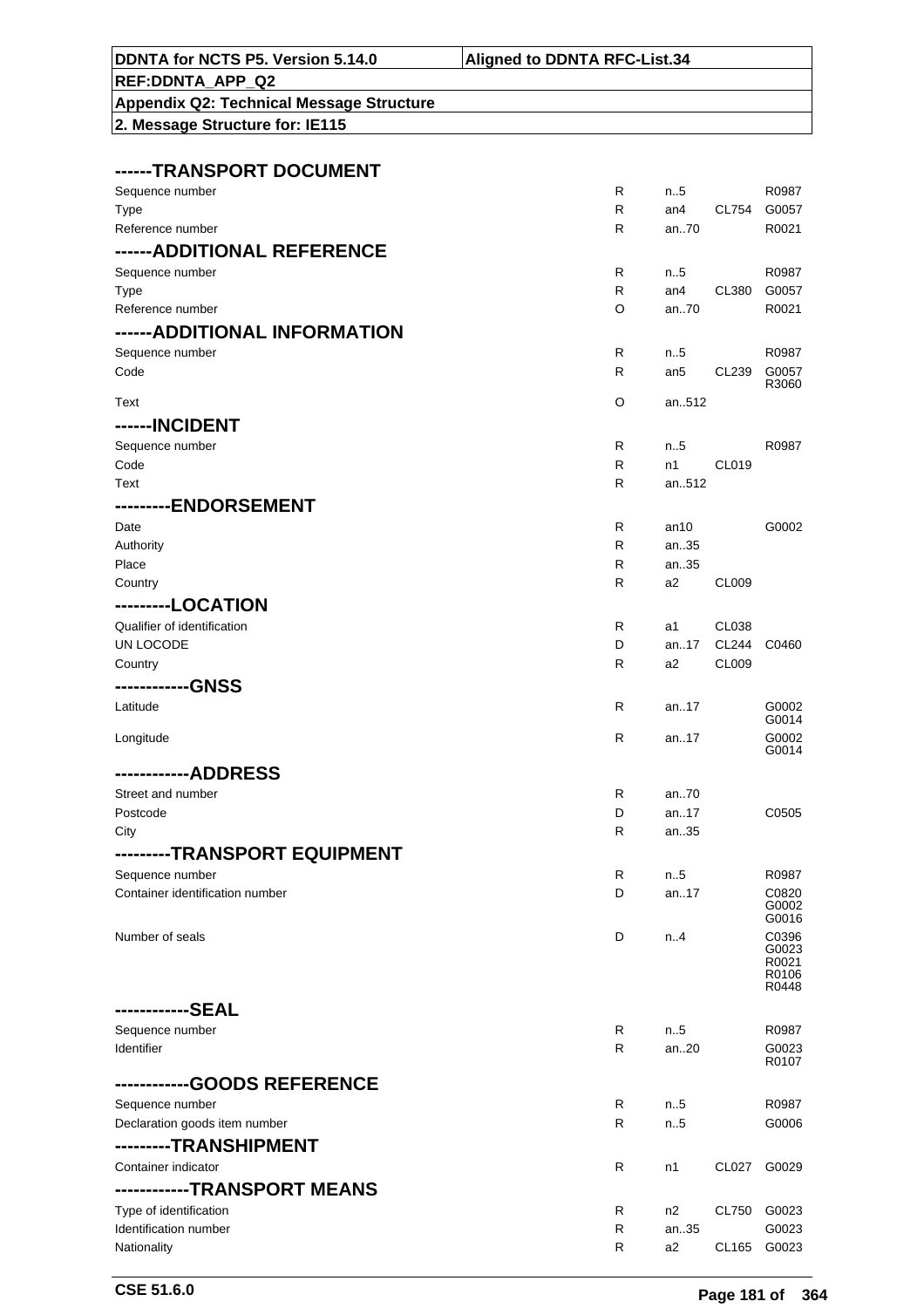| | | | | |
|---|---|---|---|---|
| **------TRANSPORT DOCUMENT** | | | | |
| Sequence number | R | n..5 | | R0987 |
| Type | R | an4 | CL754 | G0057 |
| Reference number | R | an..70 | | R0021 |
| **------ADDITIONAL REFERENCE** | | | | |
| Sequence number | R | n..5 | | R0987 |
| Type | R | an4 | CL380 | G0057 |
| Reference number | O | an..70 | | R0021 |
| **------ADDITIONAL INFORMATION** | | | | |
| Sequence number | R | n..5 | | R0987 |
| Code | R | an5 | CL239 | G0057 R3060 |
| Text | O | an..512 | | |
| **------INCIDENT** | | | | |
| Sequence number | R | n..5 | | R0987 |
| Code | R | n1 | CL019 | |
| Text | R | an..512 | | |
| **---------ENDORSEMENT** | | | | |
| Date | R | an10 | | G0002 |
| Authority | R | an..35 | | |
| Place | R | an..35 | | |
| Country | R | a2 | CL009 | |
| **---------LOCATION** | | | | |
| Qualifier of identification | R | a1 | CL038 | |
| UN LOCODE | D | an..17 | CL244 | C0460 |
| Country | R | a2 | CL009 | |
| **------------GNSS** | | | | |
| Latitude | R | an..17 | | G0002 G0014 |
| Longitude | R | an..17 | | G0002 G0014 |
| **------------ADDRESS** | | | | |
| Street and number | R | an..70 | | |
| Postcode | D | an..17 | | C0505 |
| City | R | an..35 | | |
| **---------TRANSPORT EQUIPMENT** | | | | |
| Sequence number | R | n..5 | | R0987 |
| Container identification number | D | an..17 | | C0820 G0002 G0016 |
| Number of seals | D | n..4 | | C0396 G0023 R0021 R0106 R0448 |
| **------------SEAL** | | | | |
| Sequence number | R | n..5 | | R0987 |
| Identifier | R | an..20 | | G0023 R0107 |
| **------------GOODS REFERENCE** | | | | |
| Sequence number | R | n..5 | | R0987 |
| Declaration goods item number | R | n..5 | | G0006 |
| **---------TRANSHIPMENT** | | | | |
| Container indicator | R | n1 | CL027 | G0029 |
| **------------TRANSPORT MEANS** | | | | |
| Type of identification | R | n2 | CL750 | G0023 |
| Identification number | R | an..35 | | G0023 |
| Nationality | R | a2 | CL165 | G0023 |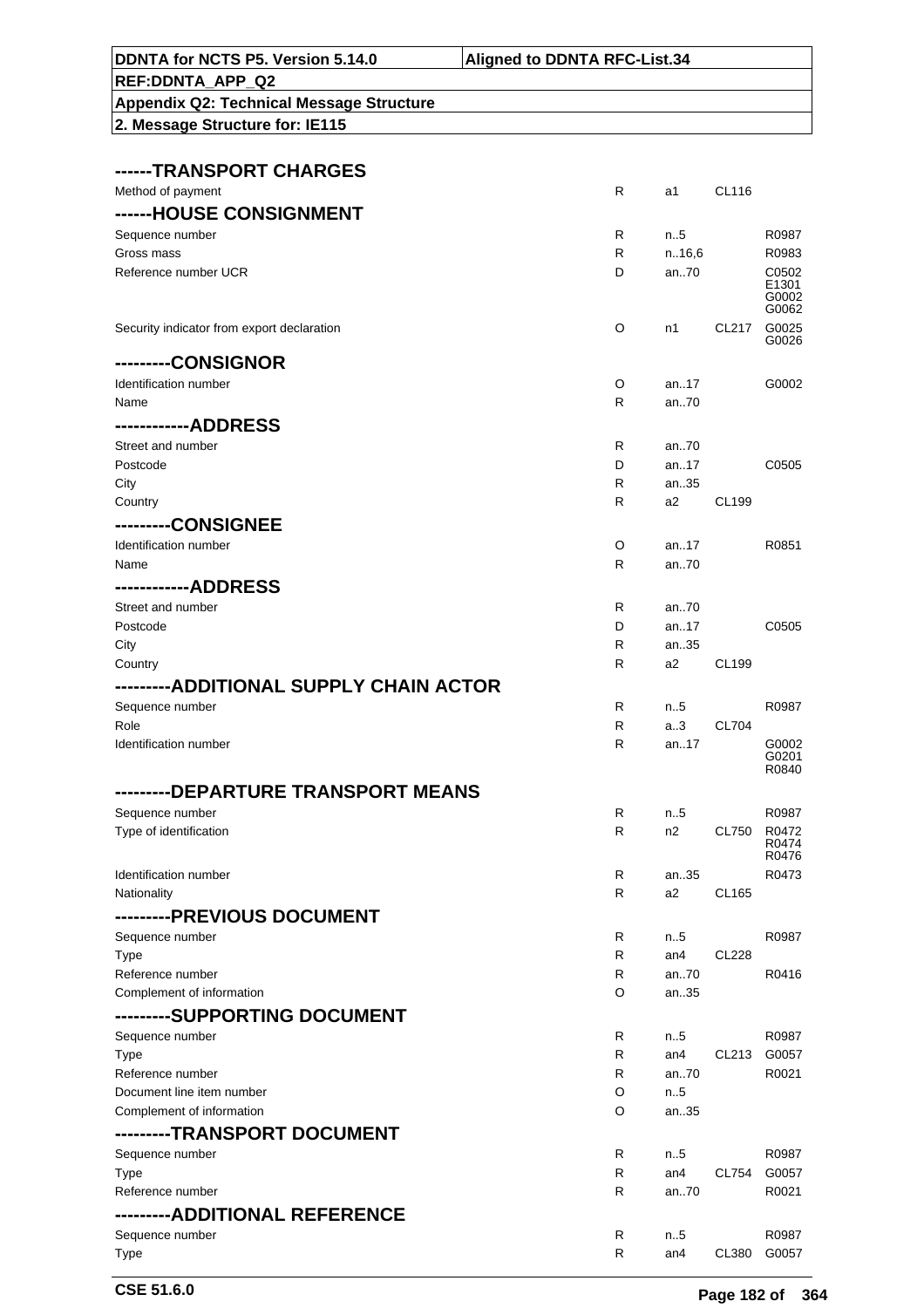| DDNTA for NCTS P5. Version 5.14.0 | Aligned to DDNTA RFC-List.34 |
| --- | --- |
| REF:DDNTA_APP_Q2 | |
| Appendix Q2: Technical Message Structure | |
| 2. Message Structure for: IE115 | |

| | | | | |
| --- | --- | --- | --- | --- |
| **------TRANSPORT CHARGES** | | | | |
| Method of payment | R | a1 | CL116 | |
| **------HOUSE CONSIGNMENT** | | | | |
| Sequence number | R | n..5 | | R0987 |
| Gross mass | R | n..16,6 | | R0983 |
| Reference number UCR | D | an..70 | | C0502 E1301 G0002 G0062 |
| Security indicator from export declaration | O | n1 | CL217 | G0025 G0026 |
| **---------CONSIGNOR** | | | | |
| Identification number | O | an..17 | | G0002 |
| Name | R | an..70 | | |
| **------------ADDRESS** | | | | |
| Street and number | R | an..70 | | |
| Postcode | D | an..17 | | C0505 |
| City | R | an..35 | | |
| Country | R | a2 | CL199 | |
| **---------CONSIGNEE** | | | | |
| Identification number | O | an..17 | | R0851 |
| Name | R | an..70 | | |
| **------------ADDRESS** | | | | |
| Street and number | R | an..70 | | |
| Postcode | D | an..17 | | C0505 |
| City | R | an..35 | | |
| Country | R | a2 | CL199 | |
| **---------ADDITIONAL SUPPLY CHAIN ACTOR** | | | | |
| Sequence number | R | n..5 | | R0987 |
| Role | R | a..3 | CL704 | |
| Identification number | R | an..17 | | G0002 G0201 R0840 |
| **---------DEPARTURE TRANSPORT MEANS** | | | | |
| Sequence number | R | n..5 | | R0987 |
| Type of identification | R | n2 | CL750 | R0472 R0474 R0476 |
| Identification number | R | an..35 | | R0473 |
| Nationality | R | a2 | CL165 | |
| **---------PREVIOUS DOCUMENT** | | | | |
| Sequence number | R | n..5 | | R0987 |
| Type | R | an4 | CL228 | |
| Reference number | R | an..70 | | R0416 |
| Complement of information | O | an..35 | | |
| **---------SUPPORTING DOCUMENT** | | | | |
| Sequence number | R | n..5 | | R0987 |
| Type | R | an4 | CL213 | G0057 |
| Reference number | R | an..70 | | R0021 |
| Document line item number | O | n..5 | | |
| Complement of information | O | an..35 | | |
| **---------TRANSPORT DOCUMENT** | | | | |
| Sequence number | R | n..5 | | R0987 |
| Type | R | an4 | CL754 | G0057 |
| Reference number | R | an..70 | | R0021 |
| **---------ADDITIONAL REFERENCE** | | | | |
| Sequence number | R | n..5 | | R0987 |
| Type | R | an4 | CL380 | G0057 |

CSE 51.6.0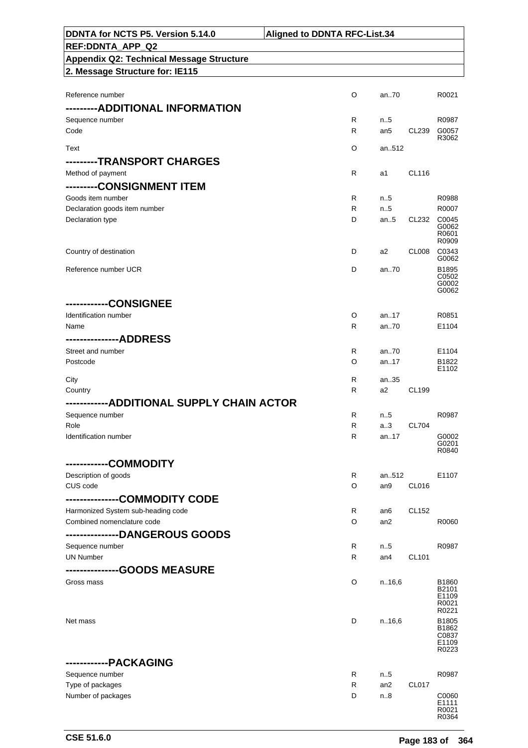| | | | | |
|---|---|---|---|---|
| Reference number | O | an..70 | | R0021 |
| ---------ADDITIONAL INFORMATION | | | | |
| Sequence number | R | n..5 | | R0987 |
| Code | R | an5 | CL239 | G0057 R3062 |
| Text | O | an..512 | | |
| ---------TRANSPORT CHARGES | | | | |
| Method of payment | R | a1 | CL116 | |
| ---------CONSIGNMENT ITEM | | | | |
| Goods item number | R | n..5 | | R0988 |
| Declaration goods item number | R | n..5 | | R0007 |
| Declaration type | D | an..5 | CL232 | C0045 G0062 R0601 R0909 |
| Country of destination | D | a2 | CL008 | C0343 G0062 |
| Reference number UCR | D | an..70 | | B1895 C0502 G0002 G0062 |
| ------------CONSIGNEE | | | | |
| Identification number | O | an..17 | | R0851 |
| Name | R | an..70 | | E1104 |
| ---------------ADDRESS | | | | |
| Street and number | R | an..70 | | E1104 |
| Postcode | O | an..17 | | B1822 E1102 |
| City | R | an..35 | | |
| Country | R | a2 | CL199 | |
| ------------ADDITIONAL SUPPLY CHAIN ACTOR | | | | |
| Sequence number | R | n..5 | | R0987 |
| Role | R | a..3 | CL704 | |
| Identification number | R | an..17 | | G0002 G0201 R0840 |
| ------------COMMODITY | | | | |
| Description of goods | R | an..512 | | E1107 |
| CUS code | O | an9 | CL016 | |
| ---------------COMMODITY CODE | | | | |
| Harmonized System sub-heading code | R | an6 | CL152 | |
| Combined nomenclature code | O | an2 | | R0060 |
| ---------------DANGEROUS GOODS | | | | |
| Sequence number | R | n..5 | | R0987 |
| UN Number | R | an4 | CL101 | |
| ---------------GOODS MEASURE | | | | |
| Gross mass | O | n..16,6 | | B1860 B2101 E1109 R0021 R0221 |
| Net mass | D | n..16,6 | | B1805 B1862 C0837 E1109 R0223 |
| ------------PACKAGING | | | | |
| Sequence number | R | n..5 | | R0987 |
| Type of packages | R | an2 | CL017 | |
| Number of packages | D | n..8 | | C0060 E1111 R0021 R0364 |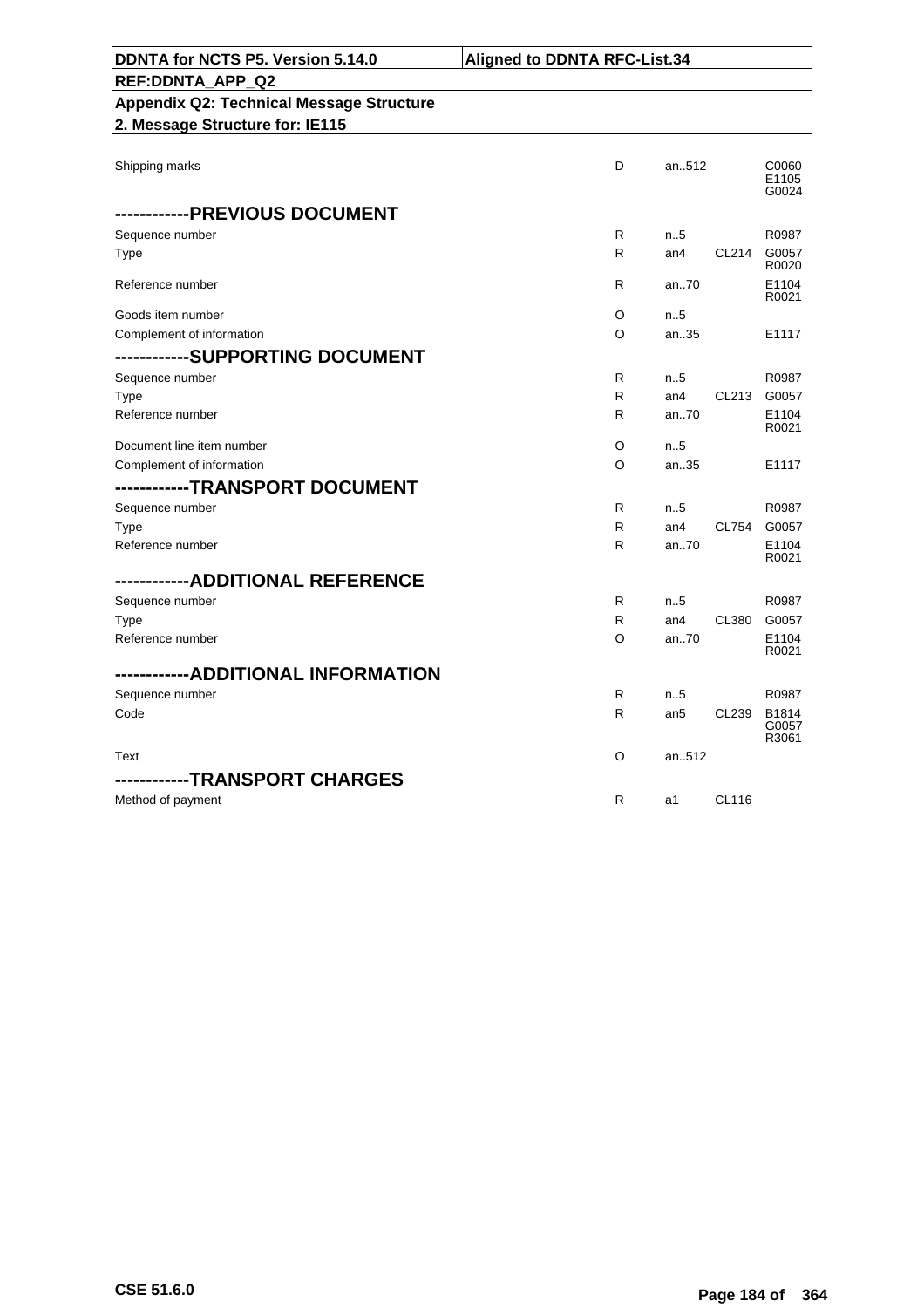| | | | | |
|---|---|---|---|---|
| Shipping marks | D | an..512 | | C0060 E1105 G0024 |

**-----------PREVIOUS DOCUMENT**

| | | | | |
|---|---|---|---|---|
| Sequence number | R | n..5 | | R0987 |
| Type | R | an4 | CL214 | G0057 R0020 |
| Reference number | R | an..70 | | E1104 R0021 |
| Goods item number | O | n..5 | | |
| Complement of information | O | an..35 | | E1117 |

**-----------SUPPORTING DOCUMENT**

| | | | | |
|---|---|---|---|---|
| Sequence number | R | n..5 | | R0987 |
| Type | R | an4 | CL213 | G0057 |
| Reference number | R | an..70 | | E1104 R0021 |
| Document line item number | O | n..5 | | |
| Complement of information | O | an..35 | | E1117 |

**-----------TRANSPORT DOCUMENT**

| | | | | |
|---|---|---|---|---|
| Sequence number | R | n..5 | | R0987 |
| Type | R | an4 | CL754 | G0057 |
| Reference number | R | an..70 | | E1104 R0021 |

**-----------ADDITIONAL REFERENCE**

| | | | | |
|---|---|---|---|---|
| Sequence number | R | n..5 | | R0987 |
| Type | R | an4 | CL380 | G0057 |
| Reference number | O | an..70 | | E1104 R0021 |

**-----------ADDITIONAL INFORMATION**

| | | | | |
|---|---|---|---|---|
| Sequence number | R | n..5 | | R0987 |
| Code | R | an5 | CL239 | B1814 G0057 R3061 |
| Text | O | an..512 | | |

**-----------TRANSPORT CHARGES**

| | | | | |
|---|---|---|---|---|
| Method of payment | R | a1 | CL116 | |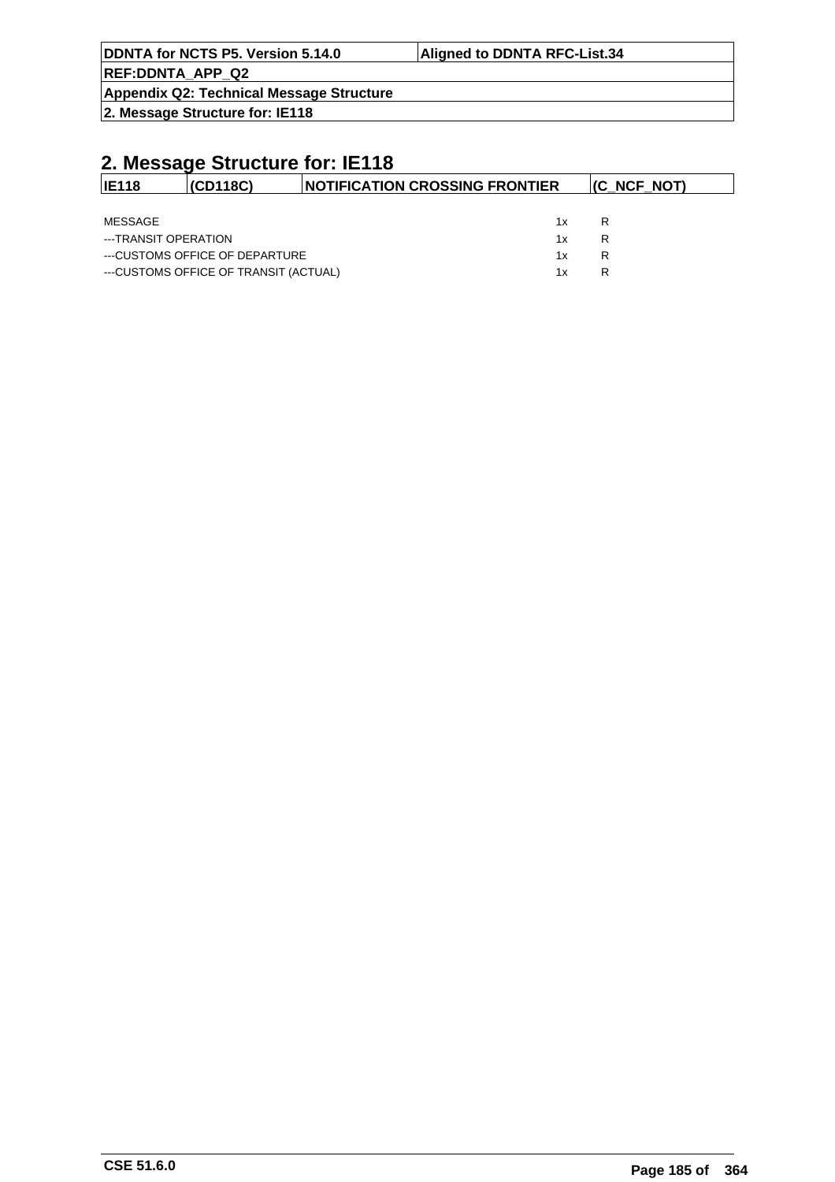## 2. Message Structure for: IE118

| IE118 | (CD118C) | NOTIFICATION CROSSING FRONTIER | (C_NCF_NOT) |
|---|---|---|---|

| | | |
|---|---|---|
| MESSAGE | 1x | R |
| ---TRANSIT OPERATION | 1x | R |
| ---CUSTOMS OFFICE OF DEPARTURE | 1x | R |
| ---CUSTOMS OFFICE OF TRANSIT (ACTUAL) | 1x | R |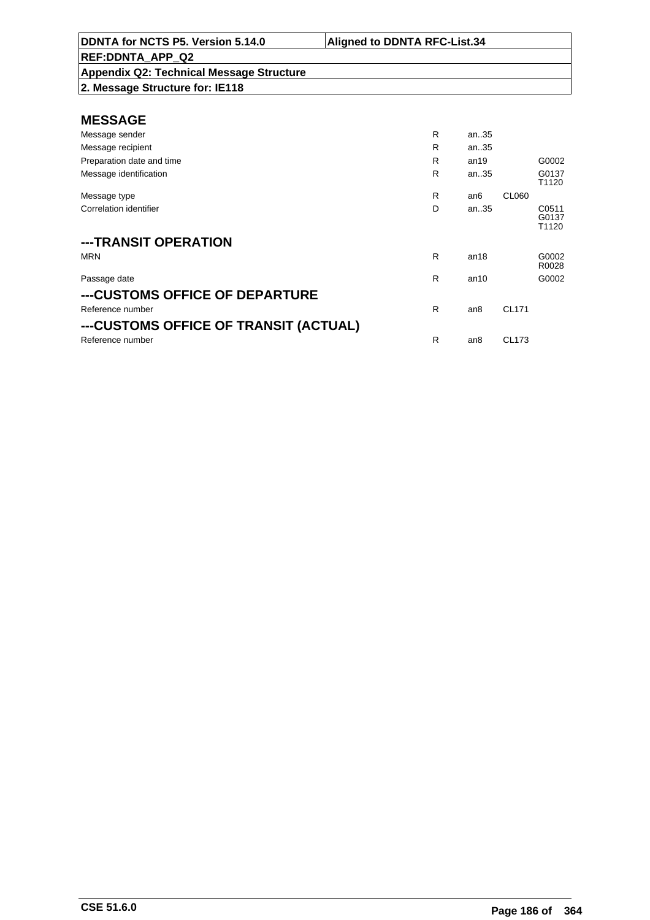| DDNTA for NCTS P5. Version 5.14.0 | Aligned to DDNTA RFC-List.34 |
|---|---|
| REF:DDNTA_APP_Q2 | |
| Appendix Q2: Technical Message Structure | |
| 2. Message Structure for: IE118 | |

## MESSAGE

| | | | | |
|---|---|---|---|---|
| Message sender | R | an..35 | | |
| Message recipient | R | an..35 | | |
| Preparation date and time | R | an19 | | G0002 |
| Message identification | R | an..35 | | G0137 T1120 |
| Message type | R | an6 | CL060 | |
| Correlation identifier | D | an..35 | | C0511 G0137 T1120 |

## ---TRANSIT OPERATION

| | | | | |
|---|---|---|---|---|
| MRN | R | an18 | | G0002 R0028 |
| Passage date | R | an10 | | G0002 |

## ---CUSTOMS OFFICE OF DEPARTURE

| | | | | |
|---|---|---|---|---|
| Reference number | R | an8 | CL171 | |

## ---CUSTOMS OFFICE OF TRANSIT (ACTUAL)

| | | | | |
|---|---|---|---|---|
| Reference number | R | an8 | CL173 | |

CSE 51.6.0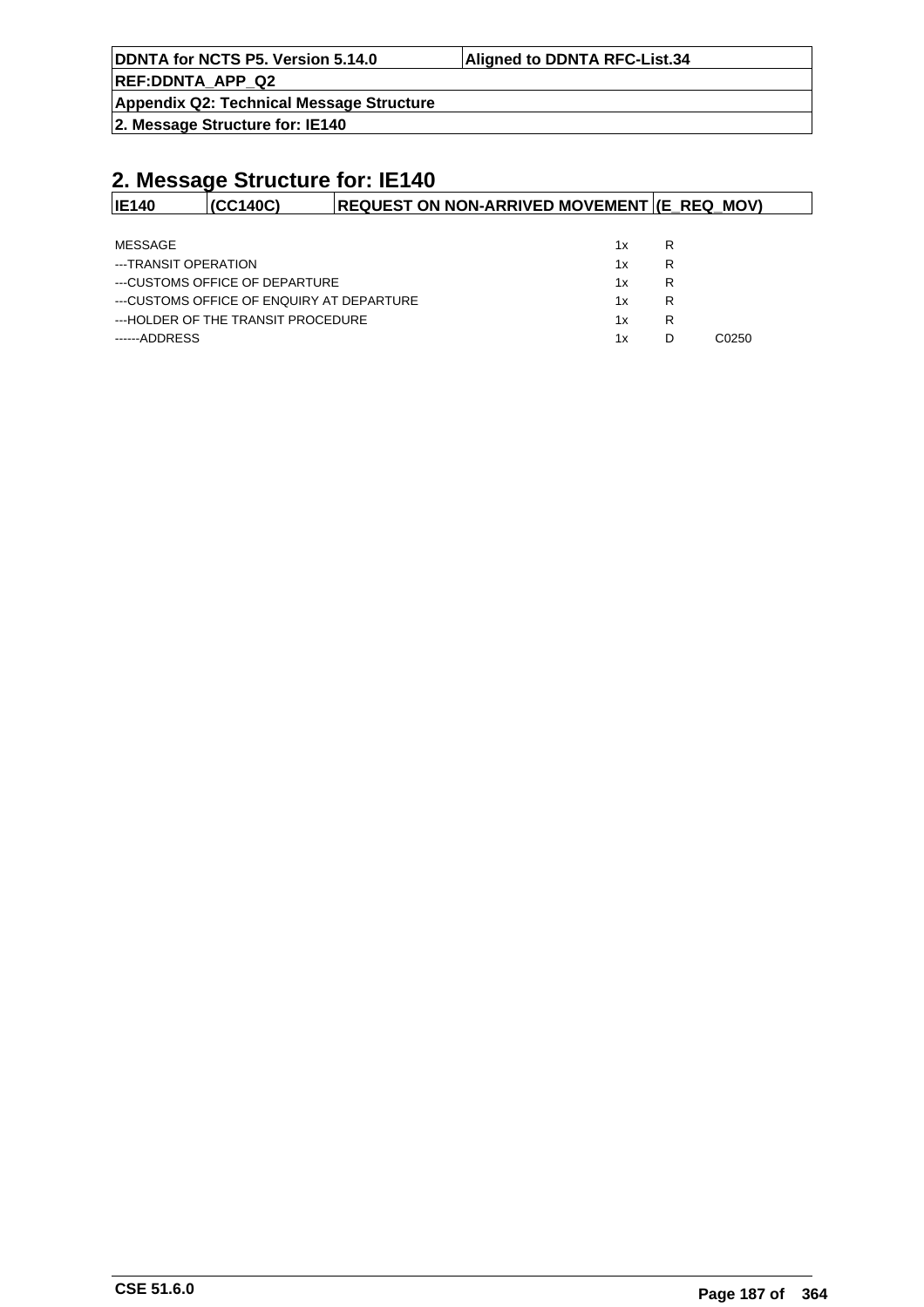## 2. Message Structure for: IE140

| IE140 | (CC140C) | REQUEST ON NON-ARRIVED MOVEMENT | (E_REQ_MOV) |
|---|---|---|---|

| | | | |
|---|---|---|---|
| MESSAGE | 1x | R | |
| ---TRANSIT OPERATION | 1x | R | |
| ---CUSTOMS OFFICE OF DEPARTURE | 1x | R | |
| ---CUSTOMS OFFICE OF ENQUIRY AT DEPARTURE | 1x | R | |
| ---HOLDER OF THE TRANSIT PROCEDURE | 1x | R | |
| ------ADDRESS | 1x | D | C0250 |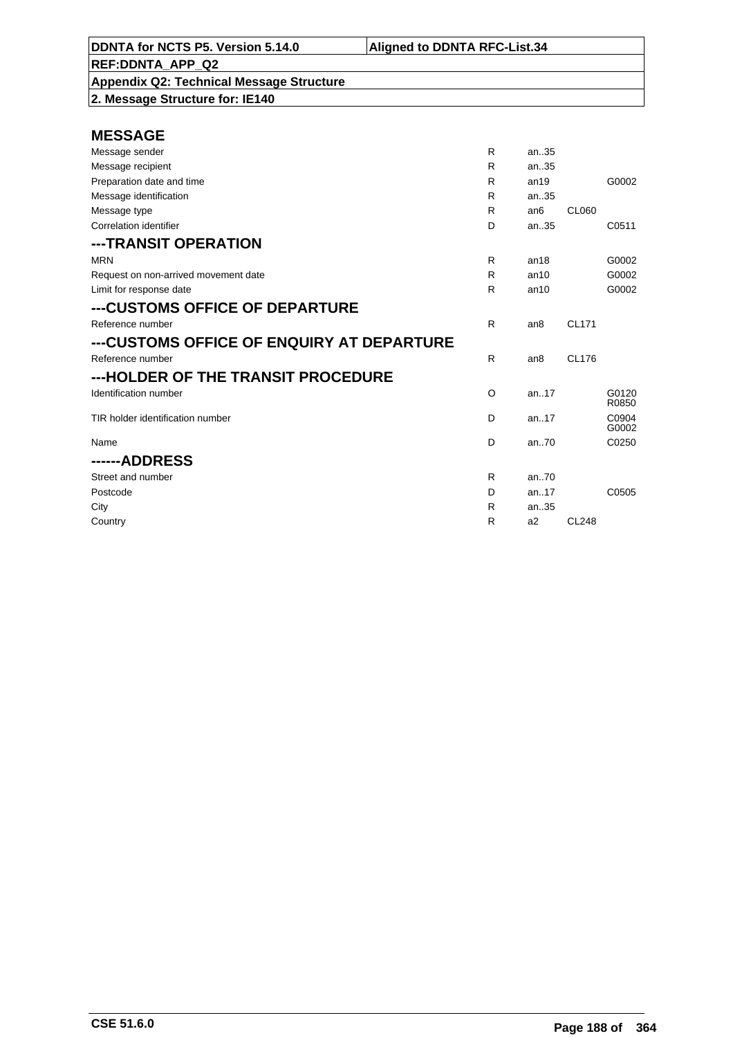**DDNTA for NCTS P5. Version 5.14.0** | **Aligned to DDNTA RFC-List.34**

**REF:DDNTA_APP_Q2**

**Appendix Q2: Technical Message Structure**

**2. Message Structure for: IE140**

## MESSAGE

| | | | | |
|---|---|---|---|---|
| Message sender | R | an..35 | | |
| Message recipient | R | an..35 | | |
| Preparation date and time | R | an19 | | G0002 |
| Message identification | R | an..35 | | |
| Message type | R | an6 | CL060 | |
| Correlation identifier | D | an..35 | | C0511 |

## ---TRANSIT OPERATION

| | | | | |
|---|---|---|---|---|
| MRN | R | an18 | | G0002 |
| Request on non-arrived movement date | R | an10 | | G0002 |
| Limit for response date | R | an10 | | G0002 |

## ---CUSTOMS OFFICE OF DEPARTURE

| | | | | |
|---|---|---|---|---|
| Reference number | R | an8 | CL171 | |

## ---CUSTOMS OFFICE OF ENQUIRY AT DEPARTURE

| | | | | |
|---|---|---|---|---|
| Reference number | R | an8 | CL176 | |

## ---HOLDER OF THE TRANSIT PROCEDURE

| | | | | |
|---|---|---|---|---|
| Identification number | O | an..17 | | G0120 R0850 |
| TIR holder identification number | D | an..17 | | C0904 G0002 |
| Name | D | an..70 | | C0250 |

## ------ADDRESS

| | | | | |
|---|---|---|---|---|
| Street and number | R | an..70 | | |
| Postcode | D | an..17 | | C0505 |
| City | R | an..35 | | |
| Country | R | a2 | CL248 | |

CSE 51.6.0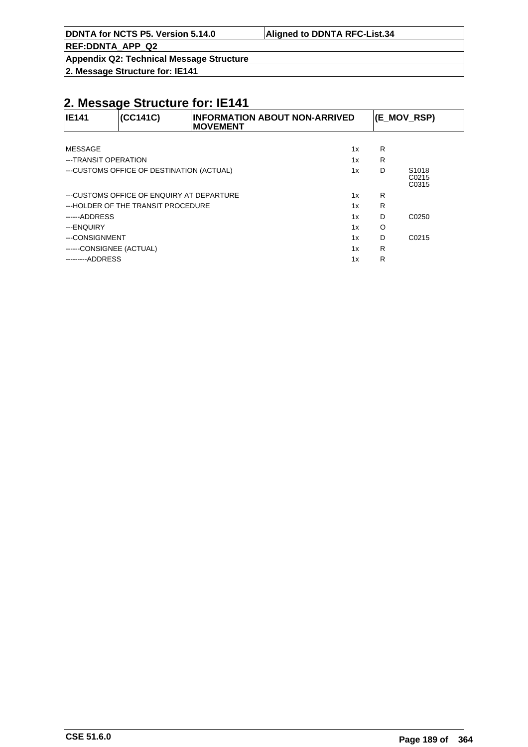## 2. Message Structure for: IE141

| IE141 | (CC141C) | INFORMATION ABOUT NON-ARRIVED MOVEMENT | (E_MOV_RSP) |
|---|---|---|---|

| | | | |
|---|---|---|---|
| MESSAGE | 1x | R | |
| ---TRANSIT OPERATION | 1x | R | |
| ---CUSTOMS OFFICE OF DESTINATION (ACTUAL) | 1x | D | S1018 C0215 C0315 |
| ---CUSTOMS OFFICE OF ENQUIRY AT DEPARTURE | 1x | R | |
| ---HOLDER OF THE TRANSIT PROCEDURE | 1x | R | |
| ------ADDRESS | 1x | D | C0250 |
| ---ENQUIRY | 1x | O | |
| ---CONSIGNMENT | 1x | D | C0215 |
| ------CONSIGNEE (ACTUAL) | 1x | R | |
| ---------ADDRESS | 1x | R | |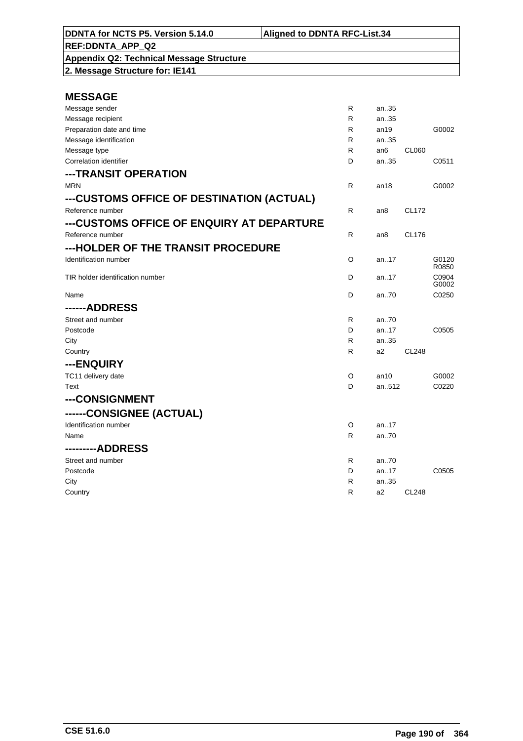| DDNTA for NCTS P5. Version 5.14.0 | Aligned to DDNTA RFC-List.34 |
|---|---|
| REF:DDNTA_APP_Q2 | |
| Appendix Q2: Technical Message Structure | |
| 2. Message Structure for: IE141 | |

## MESSAGE

| | | | | |
|---|---|---|---|---|
| Message sender | R | an..35 | | |
| Message recipient | R | an..35 | | |
| Preparation date and time | R | an19 | | G0002 |
| Message identification | R | an..35 | | |
| Message type | R | an6 | CL060 | |
| Correlation identifier | D | an..35 | | C0511 |

## ---TRANSIT OPERATION

| | | | | |
|---|---|---|---|---|
| MRN | R | an18 | | G0002 |

## ---CUSTOMS OFFICE OF DESTINATION (ACTUAL)

| | | | | |
|---|---|---|---|---|
| Reference number | R | an8 | CL172 | |

## ---CUSTOMS OFFICE OF ENQUIRY AT DEPARTURE

| | | | | |
|---|---|---|---|---|
| Reference number | R | an8 | CL176 | |

## ---HOLDER OF THE TRANSIT PROCEDURE

| | | | | |
|---|---|---|---|---|
| Identification number | O | an..17 | | G0120 R0850 |
| TIR holder identification number | D | an..17 | | C0904 G0002 |
| Name | D | an..70 | | C0250 |

## ------ADDRESS

| | | | | |
|---|---|---|---|---|
| Street and number | R | an..70 | | |
| Postcode | D | an..17 | | C0505 |
| City | R | an..35 | | |
| Country | R | a2 | CL248 | |

## ---ENQUIRY

| | | | | |
|---|---|---|---|---|
| TC11 delivery date | O | an10 | | G0002 |
| Text | D | an..512 | | C0220 |

## ---CONSIGNMENT

## ------CONSIGNEE (ACTUAL)

| | | | | |
|---|---|---|---|---|
| Identification number | O | an..17 | | |
| Name | R | an..70 | | |

## ---------ADDRESS

| | | | | |
|---|---|---|---|---|
| Street and number | R | an..70 | | |
| Postcode | D | an..17 | | C0505 |
| City | R | an..35 | | |
| Country | R | a2 | CL248 | |

CSE 51.6.0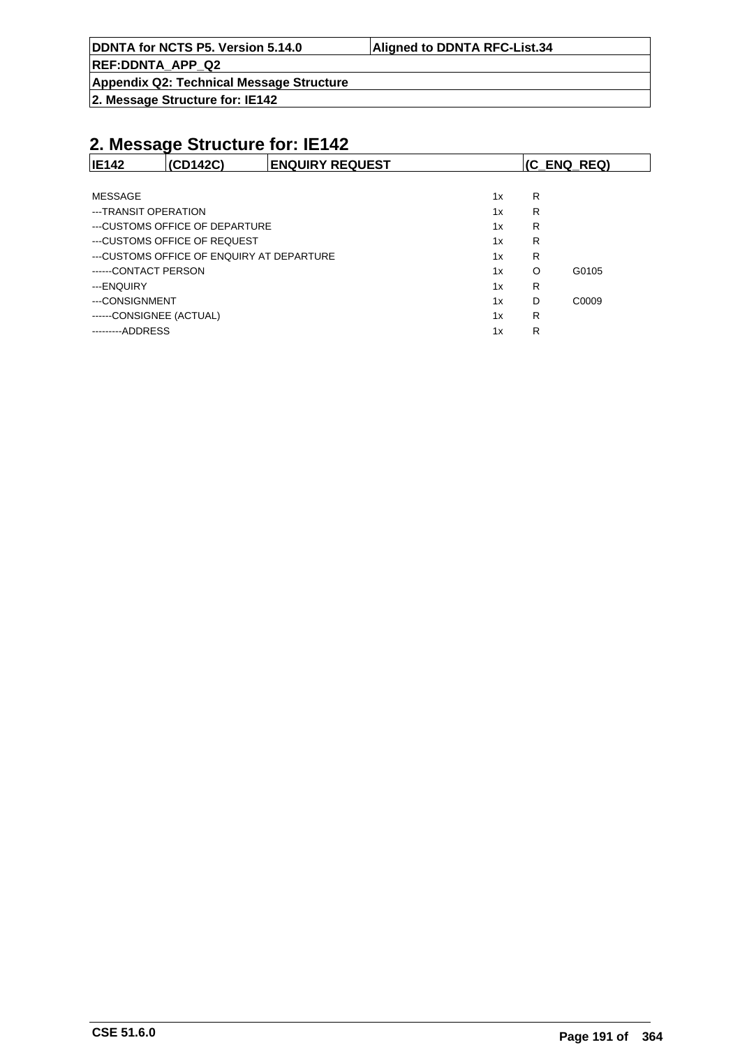## 2. Message Structure for: IE142

| IE142 | (CD142C) | ENQUIRY REQUEST | (C_ENQ_REQ) |
|---|---|---|---|

| | | | |
|---|---|---|---|
| MESSAGE | 1x | R | |
| ---TRANSIT OPERATION | 1x | R | |
| ---CUSTOMS OFFICE OF DEPARTURE | 1x | R | |
| ---CUSTOMS OFFICE OF REQUEST | 1x | R | |
| ---CUSTOMS OFFICE OF ENQUIRY AT DEPARTURE | 1x | R | |
| ------CONTACT PERSON | 1x | O | G0105 |
| ---ENQUIRY | 1x | R | |
| ---CONSIGNMENT | 1x | D | C0009 |
| ------CONSIGNEE (ACTUAL) | 1x | R | |
| ---------ADDRESS | 1x | R | |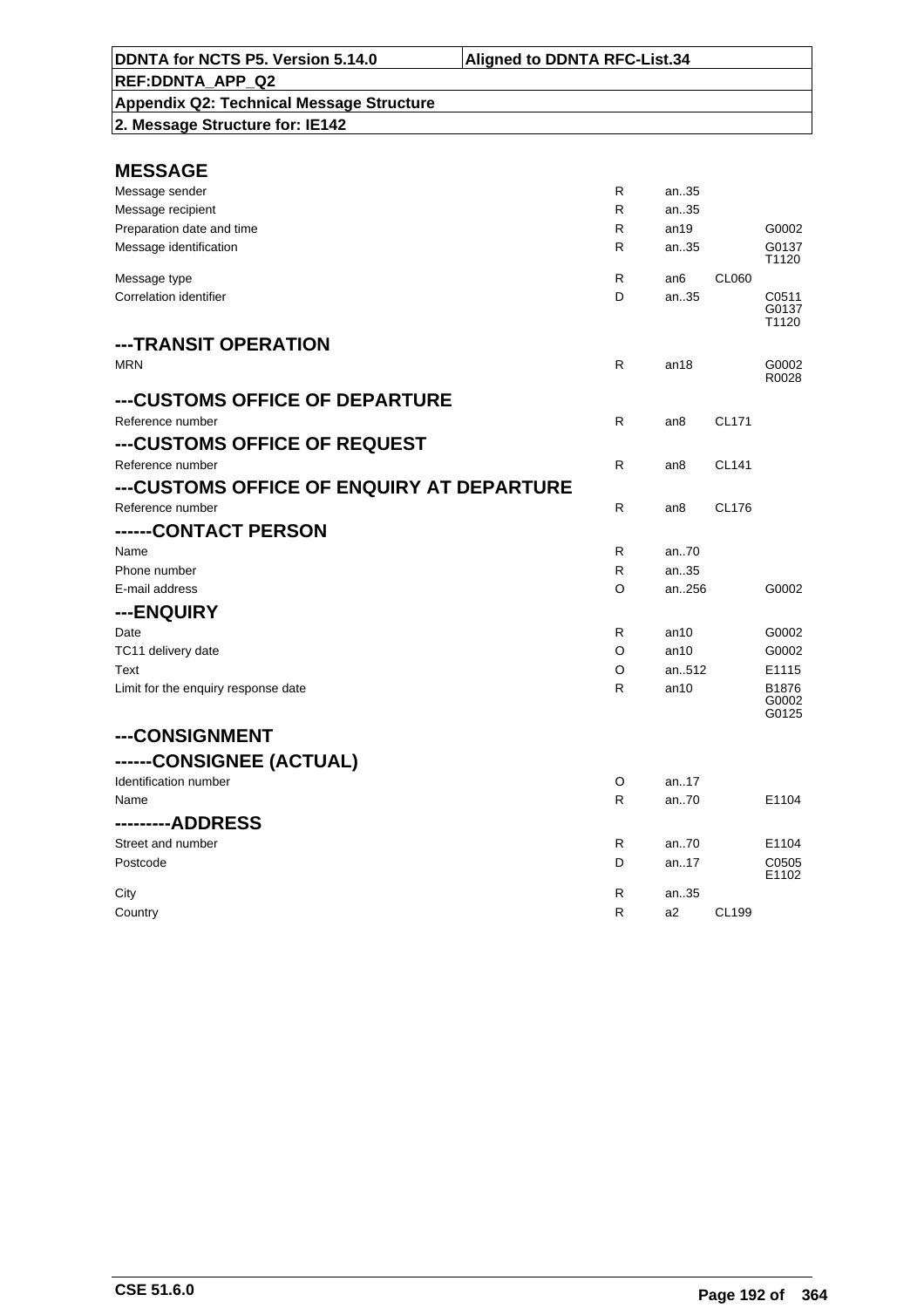| DDNTA for NCTS P5. Version 5.14.0 | Aligned to DDNTA RFC-List.34 |
|---|---|
| REF:DDNTA_APP_Q2 | |
| Appendix Q2: Technical Message Structure | |
| 2. Message Structure for: IE142 | |

## MESSAGE

| | | | | |
|---|---|---|---|---|
| Message sender | R | an..35 | | |
| Message recipient | R | an..35 | | |
| Preparation date and time | R | an19 | | G0002 |
| Message identification | R | an..35 | | G0137 T1120 |
| Message type | R | an6 | CL060 | |
| Correlation identifier | D | an..35 | | C0511 G0137 T1120 |

## ---TRANSIT OPERATION

| | | | | |
|---|---|---|---|---|
| MRN | R | an18 | | G0002 R0028 |

## ---CUSTOMS OFFICE OF DEPARTURE

| | | | | |
|---|---|---|---|---|
| Reference number | R | an8 | CL171 | |

## ---CUSTOMS OFFICE OF REQUEST

| | | | | |
|---|---|---|---|---|
| Reference number | R | an8 | CL141 | |

## ---CUSTOMS OFFICE OF ENQUIRY AT DEPARTURE

| | | | | |
|---|---|---|---|---|
| Reference number | R | an8 | CL176 | |

## ------CONTACT PERSON

| | | | | |
|---|---|---|---|---|
| Name | R | an..70 | | |
| Phone number | R | an..35 | | |
| E-mail address | O | an..256 | | G0002 |

## ---ENQUIRY

| | | | | |
|---|---|---|---|---|
| Date | R | an10 | | G0002 |
| TC11 delivery date | O | an10 | | G0002 |
| Text | O | an..512 | | E1115 |
| Limit for the enquiry response date | R | an10 | | B1876 G0002 G0125 |

## ---CONSIGNMENT

## ------CONSIGNEE (ACTUAL)

| | | | | |
|---|---|---|---|---|
| Identification number | O | an..17 | | |
| Name | R | an..70 | | E1104 |

## ---------ADDRESS

| | | | | |
|---|---|---|---|---|
| Street and number | R | an..70 | | E1104 |
| Postcode | D | an..17 | | C0505 E1102 |
| City | R | an..35 | | |
| Country | R | a2 | CL199 | |

CSE 51.6.0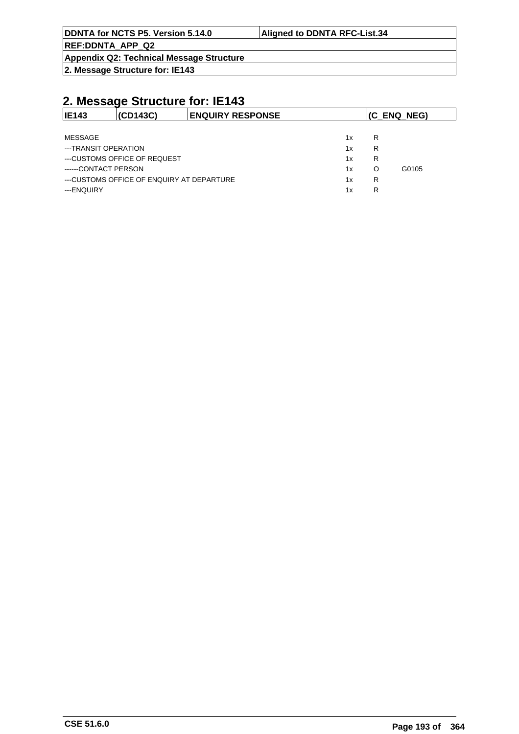# 2. Message Structure for: IE143

| IE143 | (CD143C) | ENQUIRY RESPONSE | (C_ENQ_NEG) |
|---|---|---|---|

| | | | |
|---|---|---|---|
| MESSAGE | 1x | R | |
| ---TRANSIT OPERATION | 1x | R | |
| ---CUSTOMS OFFICE OF REQUEST | 1x | R | |
| ------CONTACT PERSON | 1x | O | G0105 |
| ---CUSTOMS OFFICE OF ENQUIRY AT DEPARTURE | 1x | R | |
| ---ENQUIRY | 1x | R | |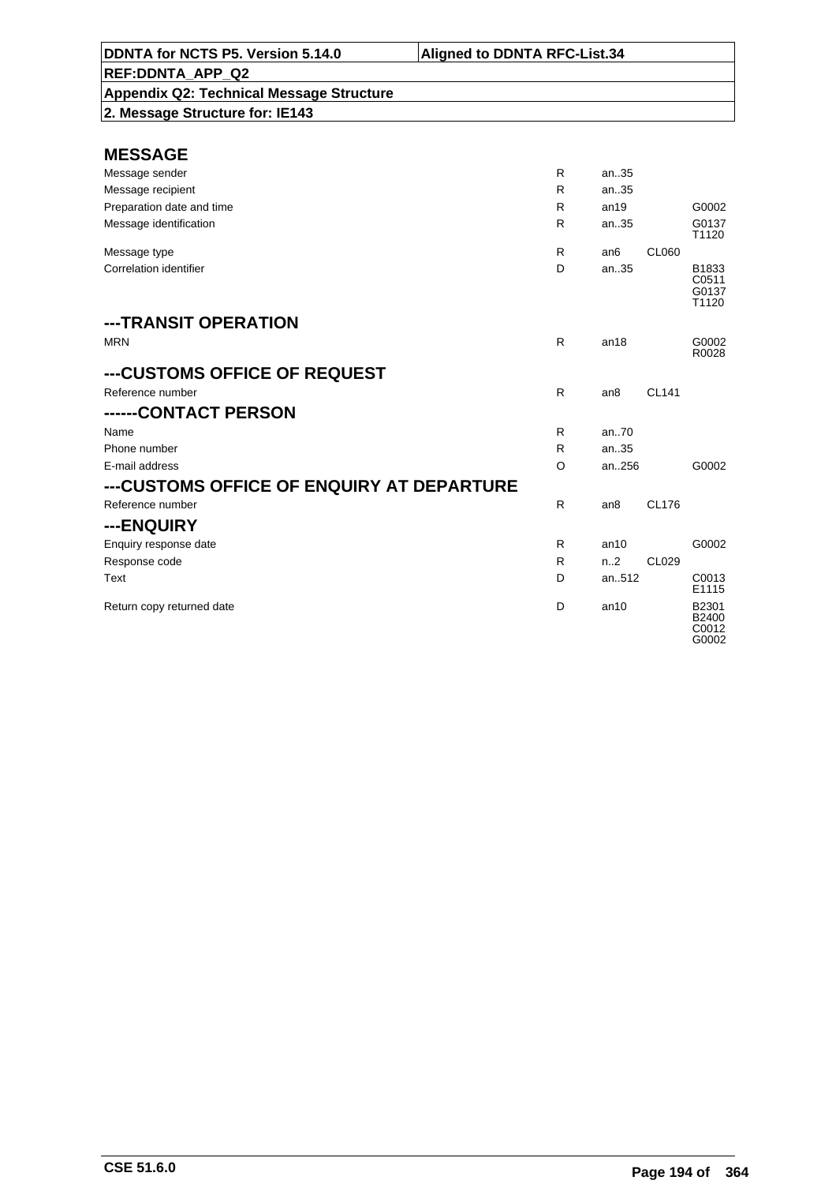| DDNTA for NCTS P5. Version 5.14.0 | Aligned to DDNTA RFC-List.34 |
|---|---|
| REF:DDNTA_APP_Q2 | |
| Appendix Q2: Technical Message Structure | |
| 2. Message Structure for: IE143 | |

## MESSAGE

| | | | | |
|---|---|---|---|---|
| Message sender | R | an..35 | | |
| Message recipient | R | an..35 | | |
| Preparation date and time | R | an19 | | G0002 |
| Message identification | R | an..35 | | G0137 T1120 |
| Message type | R | an6 | CL060 | |
| Correlation identifier | D | an..35 | | B1833 C0511 G0137 T1120 |

## ---TRANSIT OPERATION

| | | | | |
|---|---|---|---|---|
| MRN | R | an18 | | G0002 R0028 |

## ---CUSTOMS OFFICE OF REQUEST

| | | | | |
|---|---|---|---|---|
| Reference number | R | an8 | CL141 | |

## ------CONTACT PERSON

| | | | | |
|---|---|---|---|---|
| Name | R | an..70 | | |
| Phone number | R | an..35 | | |
| E-mail address | O | an..256 | | G0002 |

## ---CUSTOMS OFFICE OF ENQUIRY AT DEPARTURE

| | | | | |
|---|---|---|---|---|
| Reference number | R | an8 | CL176 | |

## ---ENQUIRY

| | | | | |
|---|---|---|---|---|
| Enquiry response date | R | an10 | | G0002 |
| Response code | R | n..2 | CL029 | |
| Text | D | an..512 | | C0013 E1115 |
| Return copy returned date | D | an10 | | B2301 B2400 C0012 G0002 |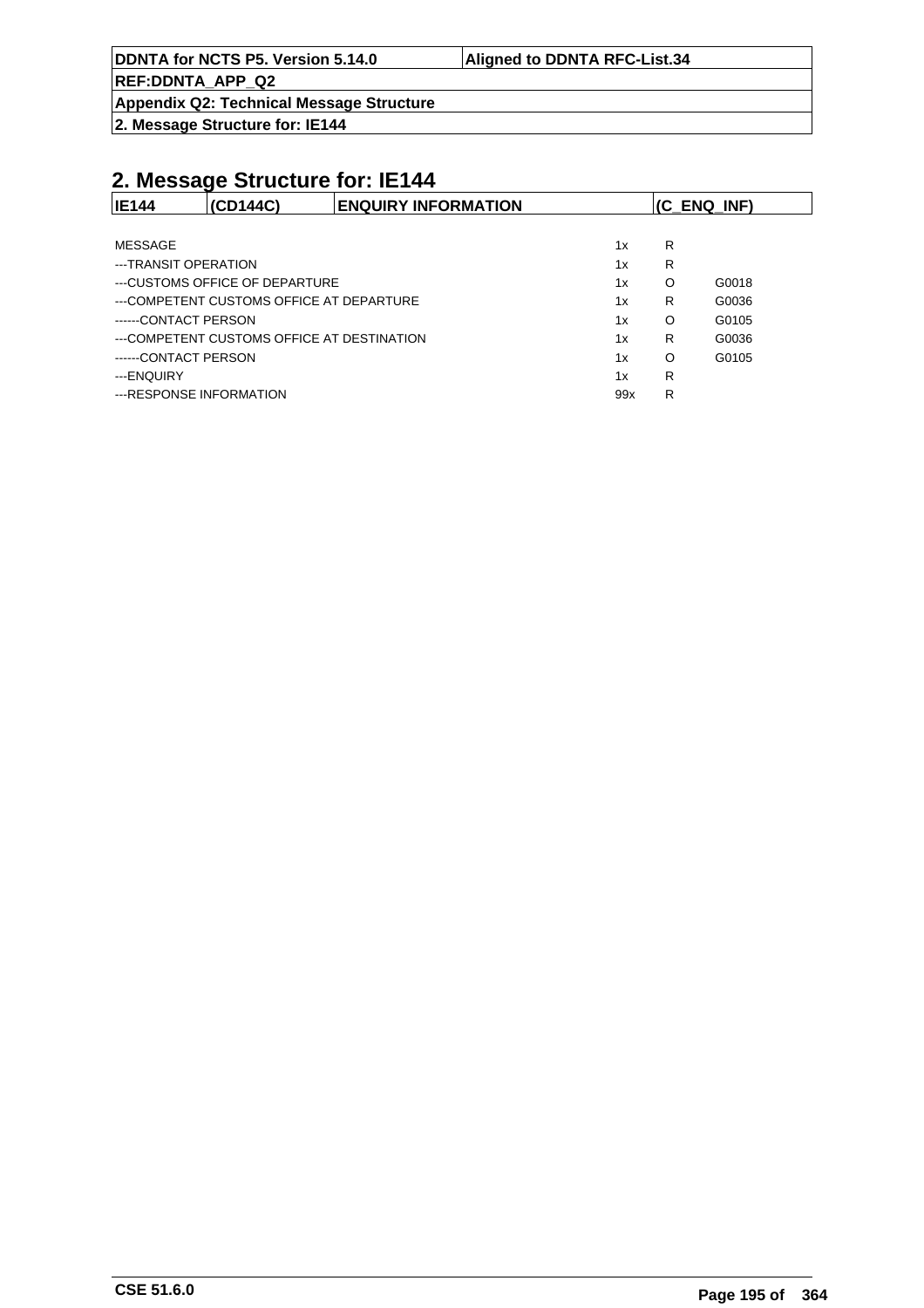## 2. Message Structure for: IE144

| IE144 | (CD144C) | ENQUIRY INFORMATION | (C_ENQ_INF) |
|---|---|---|---|

| | | | |
|---|---|---|---|
| MESSAGE | 1x | R | |
| ---TRANSIT OPERATION | 1x | R | |
| ---CUSTOMS OFFICE OF DEPARTURE | 1x | O | G0018 |
| ---COMPETENT CUSTOMS OFFICE AT DEPARTURE | 1x | R | G0036 |
| ------CONTACT PERSON | 1x | O | G0105 |
| ---COMPETENT CUSTOMS OFFICE AT DESTINATION | 1x | R | G0036 |
| ------CONTACT PERSON | 1x | O | G0105 |
| ---ENQUIRY | 1x | R | |
| ---RESPONSE INFORMATION | 99x | R | |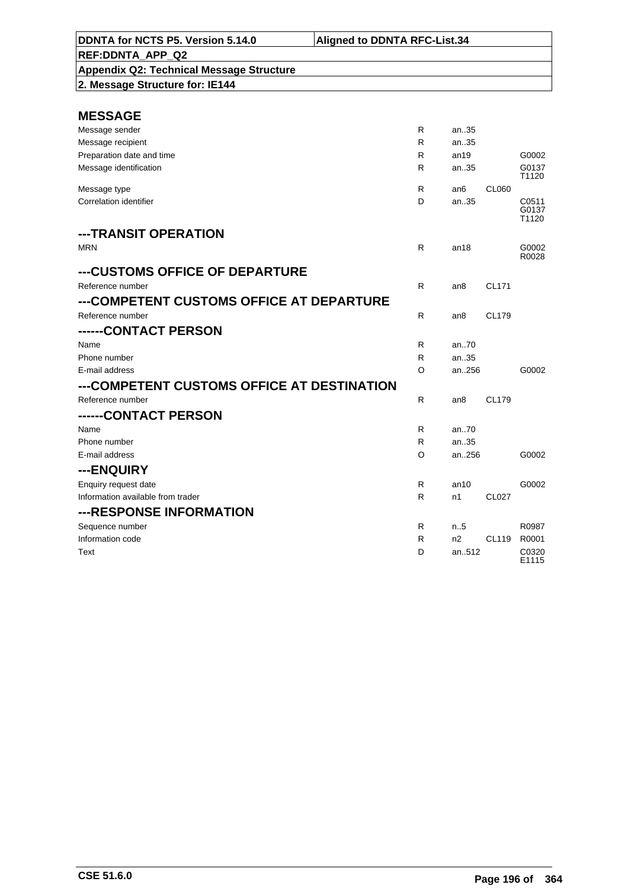**DDNTA for NCTS P5. Version 5.14.0** | **Aligned to DDNTA RFC-List.34**

**REF:DDNTA_APP_Q2**

**Appendix Q2: Technical Message Structure**

**2. Message Structure for: IE144**

## MESSAGE

| | | | | |
|---|---|---|---|---|
| Message sender | R | an..35 | | |
| Message recipient | R | an..35 | | |
| Preparation date and time | R | an19 | | G0002 |
| Message identification | R | an..35 | | G0137 T1120 |
| Message type | R | an6 | CL060 | |
| Correlation identifier | D | an..35 | | C0511 G0137 T1120 |

## ---TRANSIT OPERATION

| | | | | |
|---|---|---|---|---|
| MRN | R | an18 | | G0002 R0028 |

## ---CUSTOMS OFFICE OF DEPARTURE

| | | | | |
|---|---|---|---|---|
| Reference number | R | an8 | CL171 | |

## ---COMPETENT CUSTOMS OFFICE AT DEPARTURE

| | | | | |
|---|---|---|---|---|
| Reference number | R | an8 | CL179 | |

## ------CONTACT PERSON

| | | | | |
|---|---|---|---|---|
| Name | R | an..70 | | |
| Phone number | R | an..35 | | |
| E-mail address | O | an..256 | | G0002 |

## ---COMPETENT CUSTOMS OFFICE AT DESTINATION

| | | | | |
|---|---|---|---|---|
| Reference number | R | an8 | CL179 | |

## ------CONTACT PERSON

| | | | | |
|---|---|---|---|---|
| Name | R | an..70 | | |
| Phone number | R | an..35 | | |
| E-mail address | O | an..256 | | G0002 |

## ---ENQUIRY

| | | | | |
|---|---|---|---|---|
| Enquiry request date | R | an10 | | G0002 |
| Information available from trader | R | n1 | CL027 | |

## ---RESPONSE INFORMATION

| | | | | |
|---|---|---|---|---|
| Sequence number | R | n..5 | | R0987 |
| Information code | R | n2 | CL119 | R0001 |
| Text | D | an..512 | | C0320 E1115 |

CSE 51.6.0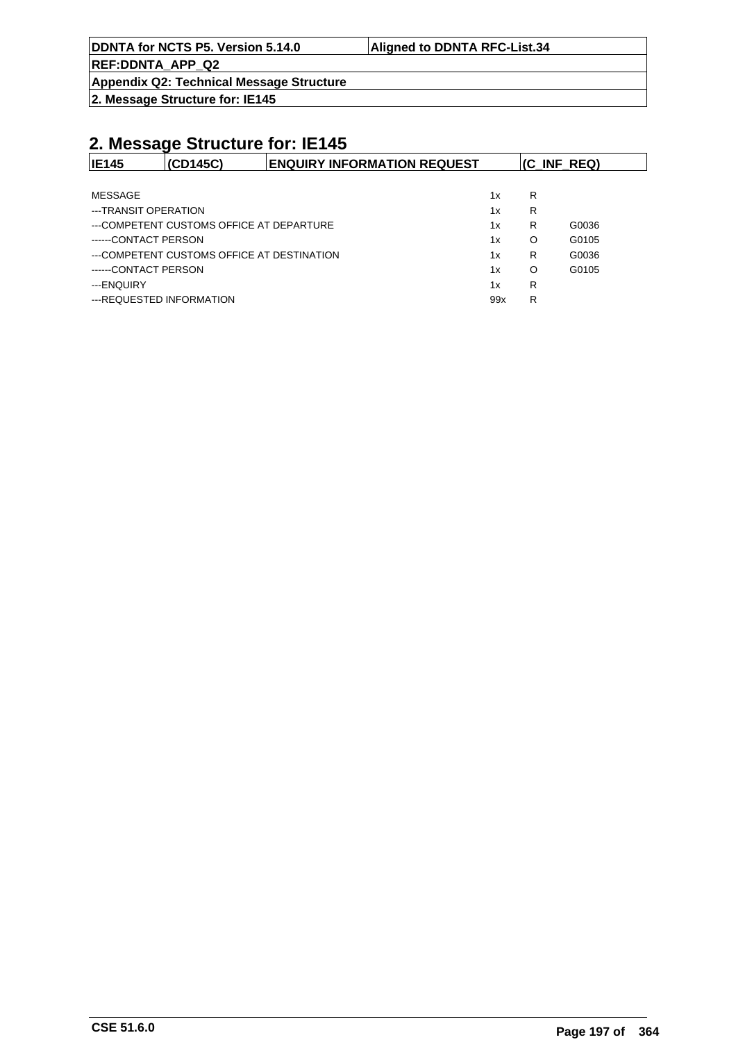# 2. Message Structure for: IE145

| IE145 | (CD145C) | ENQUIRY INFORMATION REQUEST | (C_INF_REQ) |
|---|---|---|---|

| | | | |
|---|---|---|---|
| MESSAGE | 1x | R | |
| ---TRANSIT OPERATION | 1x | R | |
| ---COMPETENT CUSTOMS OFFICE AT DEPARTURE | 1x | R | G0036 |
| ------CONTACT PERSON | 1x | O | G0105 |
| ---COMPETENT CUSTOMS OFFICE AT DESTINATION | 1x | R | G0036 |
| ------CONTACT PERSON | 1x | O | G0105 |
| ---ENQUIRY | 1x | R | |
| ---REQUESTED INFORMATION | 99x | R | |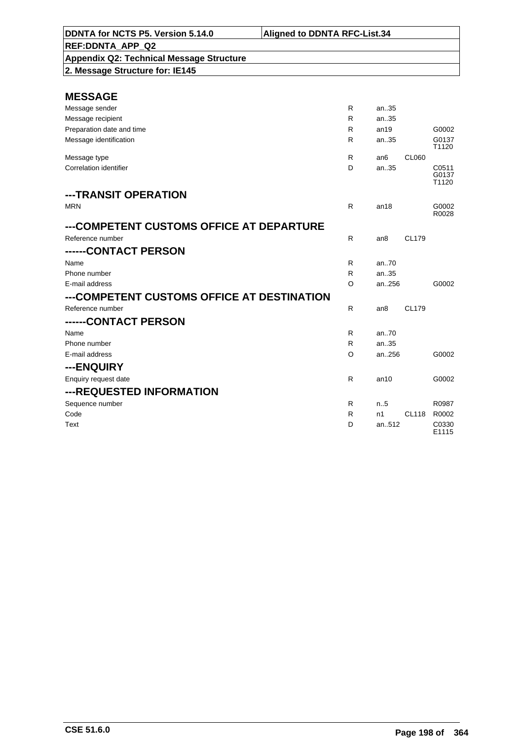| DDNTA for NCTS P5. Version 5.14.0 | Aligned to DDNTA RFC-List.34 |
|---|---|
| REF:DDNTA_APP_Q2 | |
| Appendix Q2: Technical Message Structure | |
| 2. Message Structure for: IE145 | |

## MESSAGE

| | | | | |
|---|---|---|---|---|
| Message sender | R | an..35 | | |
| Message recipient | R | an..35 | | |
| Preparation date and time | R | an19 | | G0002 |
| Message identification | R | an..35 | | G0137 T1120 |
| Message type | R | an6 | CL060 | |
| Correlation identifier | D | an..35 | | C0511 G0137 T1120 |

## ---TRANSIT OPERATION

| | | | | |
|---|---|---|---|---|
| MRN | R | an18 | | G0002 R0028 |

## ---COMPETENT CUSTOMS OFFICE AT DEPARTURE

| | | | | |
|---|---|---|---|---|
| Reference number | R | an8 | CL179 | |

## ------CONTACT PERSON

| | | | | |
|---|---|---|---|---|
| Name | R | an..70 | | |
| Phone number | R | an..35 | | |
| E-mail address | O | an..256 | | G0002 |

## ---COMPETENT CUSTOMS OFFICE AT DESTINATION

| | | | | |
|---|---|---|---|---|
| Reference number | R | an8 | CL179 | |

## ------CONTACT PERSON

| | | | | |
|---|---|---|---|---|
| Name | R | an..70 | | |
| Phone number | R | an..35 | | |
| E-mail address | O | an..256 | | G0002 |

## ---ENQUIRY

| | | | | |
|---|---|---|---|---|
| Enquiry request date | R | an10 | | G0002 |

## ---REQUESTED INFORMATION

| | | | | |
|---|---|---|---|---|
| Sequence number | R | n..5 | | R0987 |
| Code | R | n1 | CL118 | R0002 |
| Text | D | an..512 | | C0330 E1115 |

CSE 51.6.0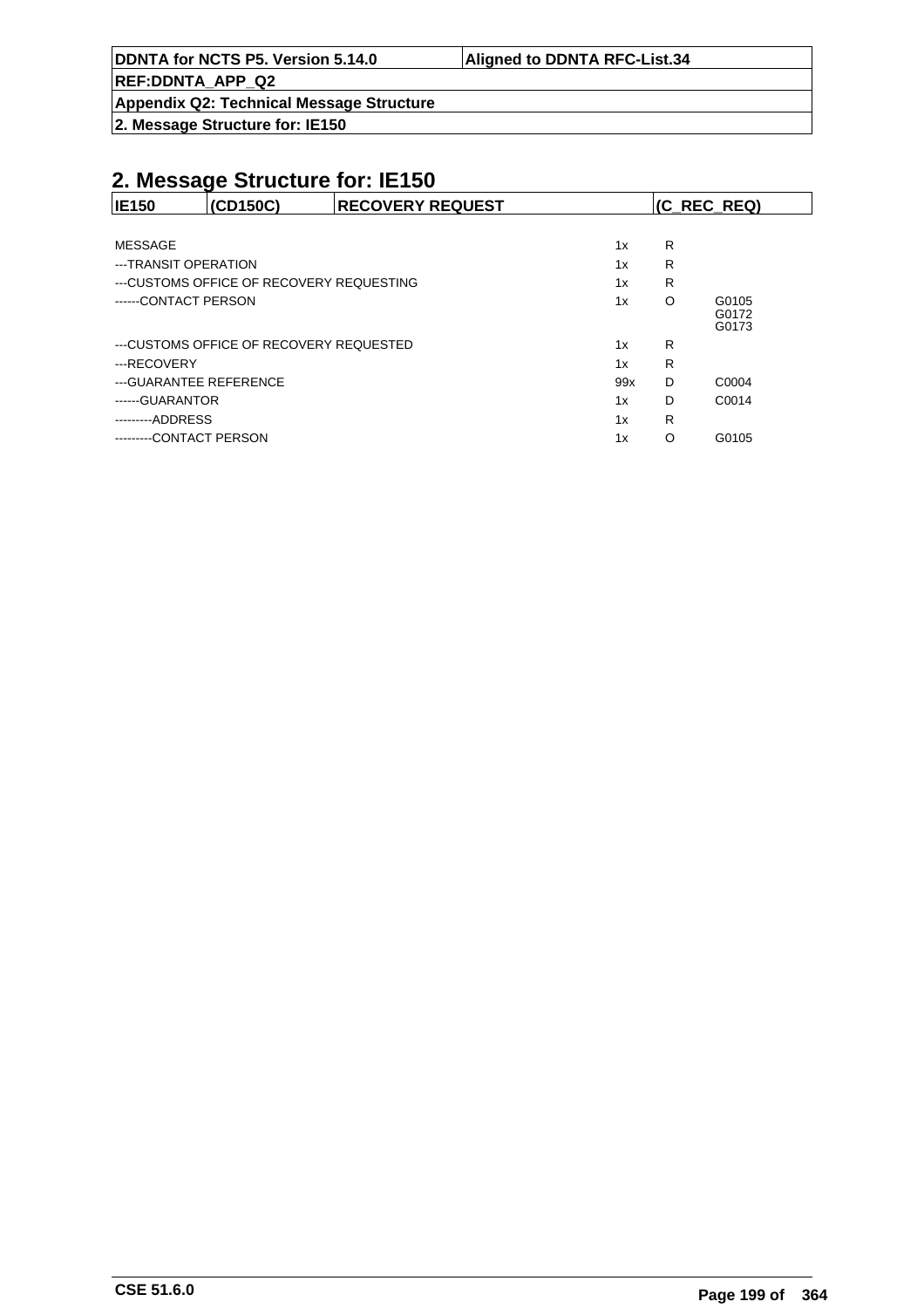## 2. Message Structure for: IE150

| IE150 | (CD150C) | RECOVERY REQUEST | (C_REC_REQ) |
|---|---|---|---|

| | | | |
|---|---|---|---|
| MESSAGE | 1x | R | |
| ---TRANSIT OPERATION | 1x | R | |
| ---CUSTOMS OFFICE OF RECOVERY REQUESTING | 1x | R | |
| ------CONTACT PERSON | 1x | O | G0105 G0172 G0173 |
| ---CUSTOMS OFFICE OF RECOVERY REQUESTED | 1x | R | |
| ---RECOVERY | 1x | R | |
| ---GUARANTEE REFERENCE | 99x | D | C0004 |
| ------GUARANTOR | 1x | D | C0014 |
| ---------ADDRESS | 1x | R | |
| ---------CONTACT PERSON | 1x | O | G0105 |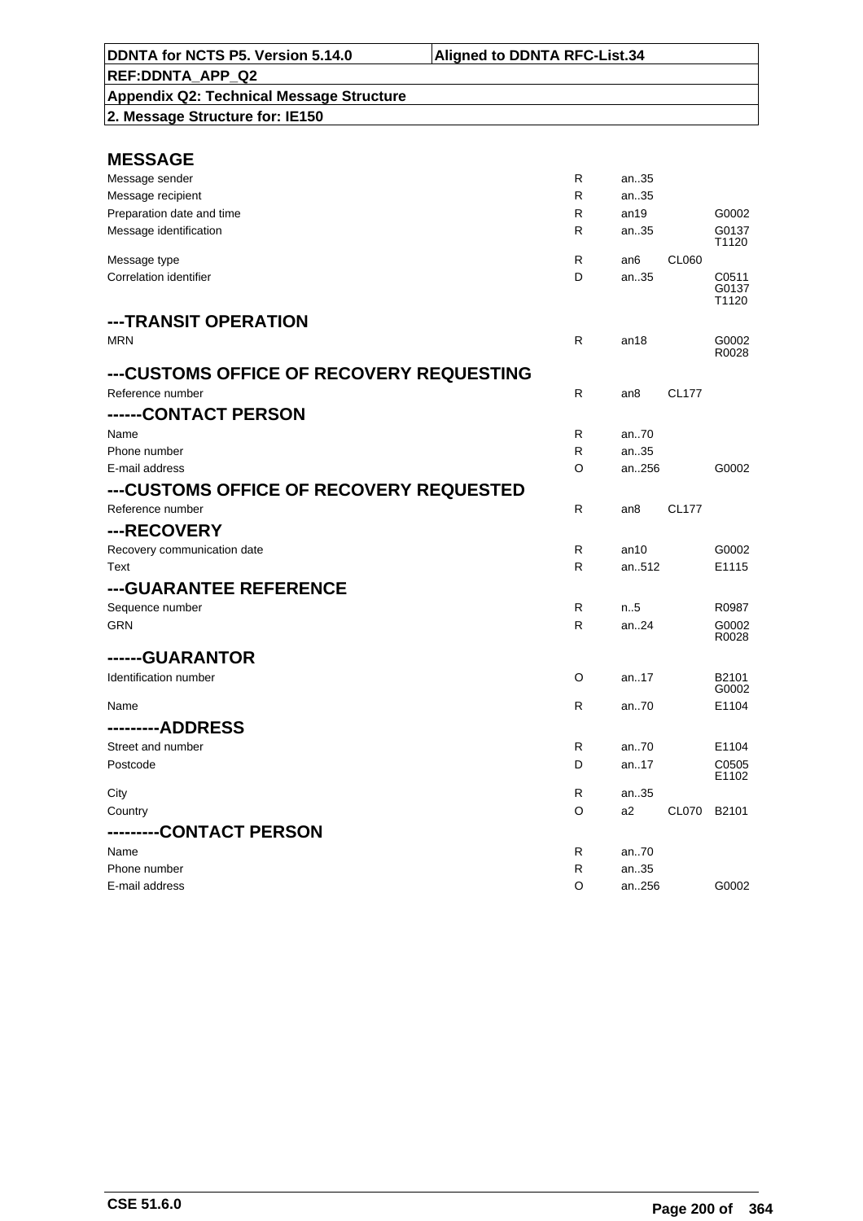# DDNTA for NCTS P5. Version 5.14.0 | Aligned to DDNTA RFC-List.34

**REF:DDNTA_APP_Q2**

**Appendix Q2: Technical Message Structure**

**2. Message Structure for: IE150**

## MESSAGE

| | | | | |
|---|---|---|---|---|
| Message sender | R | an..35 | | |
| Message recipient | R | an..35 | | |
| Preparation date and time | R | an19 | | G0002 |
| Message identification | R | an..35 | | G0137 T1120 |
| Message type | R | an6 | CL060 | |
| Correlation identifier | D | an..35 | | C0511 G0137 T1120 |

## ---TRANSIT OPERATION

| | | | | |
|---|---|---|---|---|
| MRN | R | an18 | | G0002 R0028 |

## ---CUSTOMS OFFICE OF RECOVERY REQUESTING

| | | | | |
|---|---|---|---|---|
| Reference number | R | an8 | CL177 | |

## ------CONTACT PERSON

| | | | | |
|---|---|---|---|---|
| Name | R | an..70 | | |
| Phone number | R | an..35 | | |
| E-mail address | O | an..256 | | G0002 |

## ---CUSTOMS OFFICE OF RECOVERY REQUESTED

| | | | | |
|---|---|---|---|---|
| Reference number | R | an8 | CL177 | |

## ---RECOVERY

| | | | | |
|---|---|---|---|---|
| Recovery communication date | R | an10 | | G0002 |
| Text | R | an..512 | | E1115 |

## ---GUARANTEE REFERENCE

| | | | | |
|---|---|---|---|---|
| Sequence number | R | n..5 | | R0987 |
| GRN | R | an..24 | | G0002 R0028 |

## ------GUARANTOR

| | | | | |
|---|---|---|---|---|
| Identification number | O | an..17 | | B2101 G0002 |
| Name | R | an..70 | | E1104 |

## ---------ADDRESS

| | | | | |
|---|---|---|---|---|
| Street and number | R | an..70 | | E1104 |
| Postcode | D | an..17 | | C0505 E1102 |
| City | R | an..35 | | |
| Country | O | a2 | CL070 | B2101 |

## ---------CONTACT PERSON

| | | | | |
|---|---|---|---|---|
| Name | R | an..70 | | |
| Phone number | R | an..35 | | |
| E-mail address | O | an..256 | | G0002 |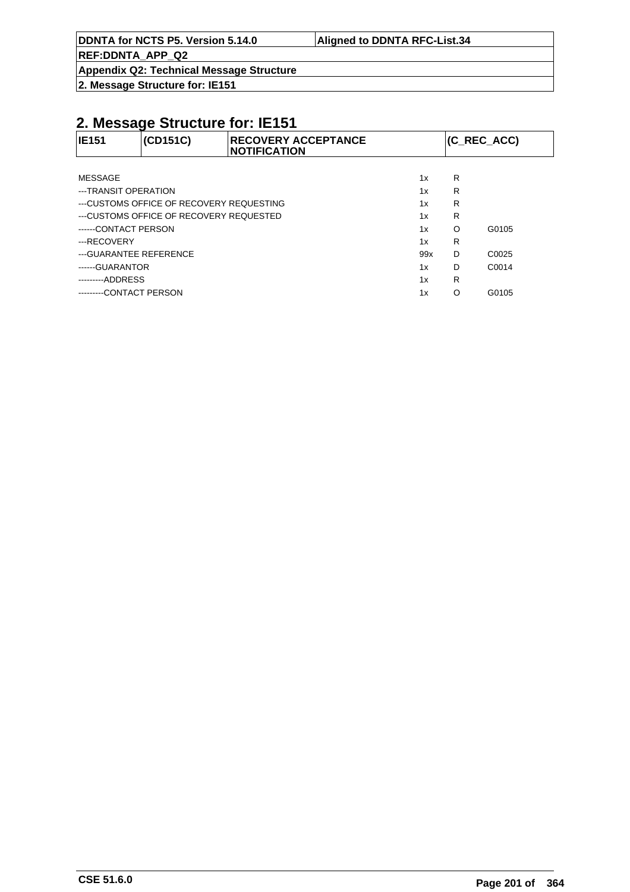## 2. Message Structure for: IE151

| IE151 | (CD151C) | RECOVERY ACCEPTANCE NOTIFICATION | (C_REC_ACC) |
|---|---|---|---|

| | | | |
|---|---|---|---|
| MESSAGE | 1x | R | |
| ---TRANSIT OPERATION | 1x | R | |
| ---CUSTOMS OFFICE OF RECOVERY REQUESTING | 1x | R | |
| ---CUSTOMS OFFICE OF RECOVERY REQUESTED | 1x | R | |
| ------CONTACT PERSON | 1x | O | G0105 |
| ---RECOVERY | 1x | R | |
| ---GUARANTEE REFERENCE | 99x | D | C0025 |
| ------GUARANTOR | 1x | D | C0014 |
| ---------ADDRESS | 1x | R | |
| ---------CONTACT PERSON | 1x | O | G0105 |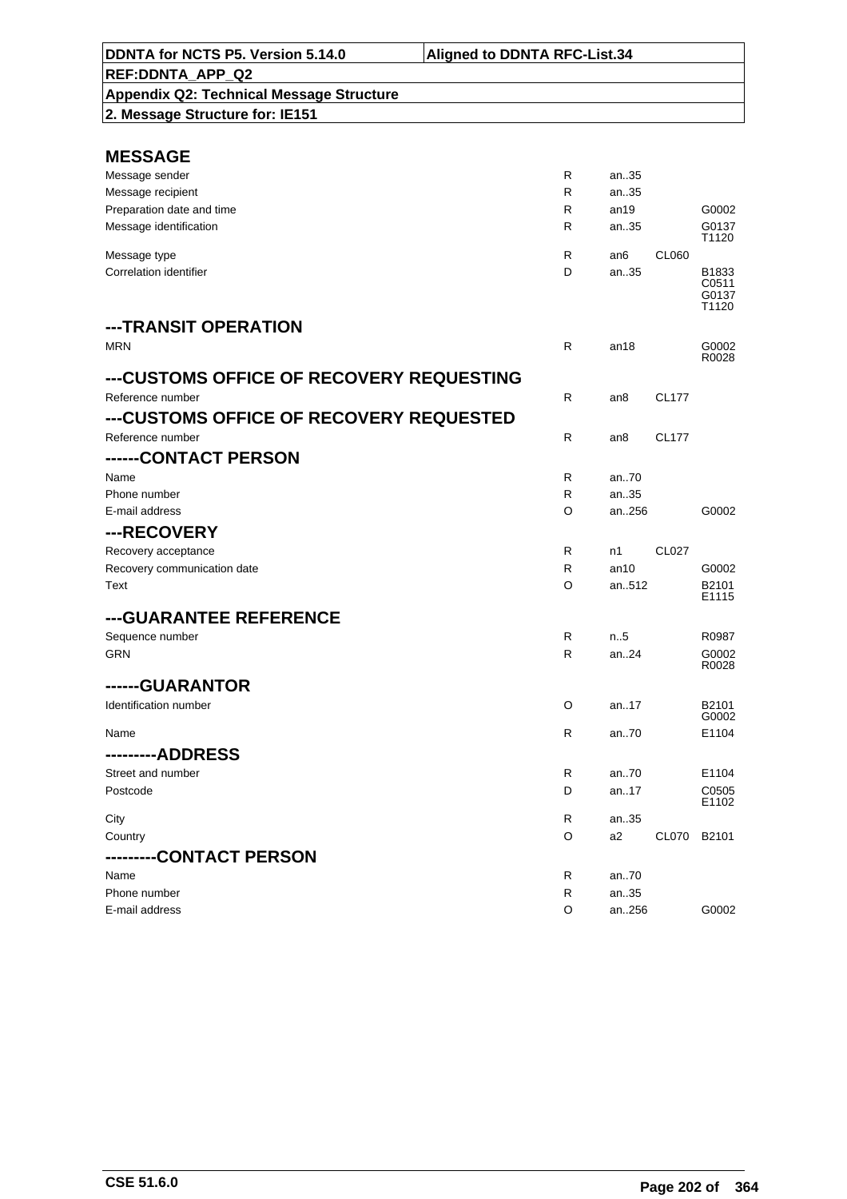| DDNTA for NCTS P5. Version 5.14.0 | Aligned to DDNTA RFC-List.34 |
|---|---|
| REF:DDNTA_APP_Q2 | |
| Appendix Q2: Technical Message Structure | |
| 2. Message Structure for: IE151 | |

## MESSAGE

| | | | | |
|---|---|---|---|---|
| Message sender | R | an..35 | | |
| Message recipient | R | an..35 | | |
| Preparation date and time | R | an19 | | G0002 |
| Message identification | R | an..35 | | G0137 T1120 |
| Message type | R | an6 | CL060 | |
| Correlation identifier | D | an..35 | | B1833 C0511 G0137 T1120 |

## ---TRANSIT OPERATION

| | | | | |
|---|---|---|---|---|
| MRN | R | an18 | | G0002 R0028 |

## ---CUSTOMS OFFICE OF RECOVERY REQUESTING

| | | | | |
|---|---|---|---|---|
| Reference number | R | an8 | CL177 | |

## ---CUSTOMS OFFICE OF RECOVERY REQUESTED

| | | | | |
|---|---|---|---|---|
| Reference number | R | an8 | CL177 | |

## ------CONTACT PERSON

| | | | | |
|---|---|---|---|---|
| Name | R | an..70 | | |
| Phone number | R | an..35 | | |
| E-mail address | O | an..256 | | G0002 |

## ---RECOVERY

| | | | | |
|---|---|---|---|---|
| Recovery acceptance | R | n1 | CL027 | |
| Recovery communication date | R | an10 | | G0002 |
| Text | O | an..512 | | B2101 E1115 |

## ---GUARANTEE REFERENCE

| | | | | |
|---|---|---|---|---|
| Sequence number | R | n..5 | | R0987 |
| GRN | R | an..24 | | G0002 R0028 |

## ------GUARANTOR

| | | | | |
|---|---|---|---|---|
| Identification number | O | an..17 | | B2101 G0002 |
| Name | R | an..70 | | E1104 |

## ---------ADDRESS

| | | | | |
|---|---|---|---|---|
| Street and number | R | an..70 | | E1104 |
| Postcode | D | an..17 | | C0505 E1102 |
| City | R | an..35 | | |
| Country | O | a2 | CL070 | B2101 |

## ---------CONTACT PERSON

| | | | | |
|---|---|---|---|---|
| Name | R | an..70 | | |
| Phone number | R | an..35 | | |
| E-mail address | O | an..256 | | G0002 |

CSE 51.6.0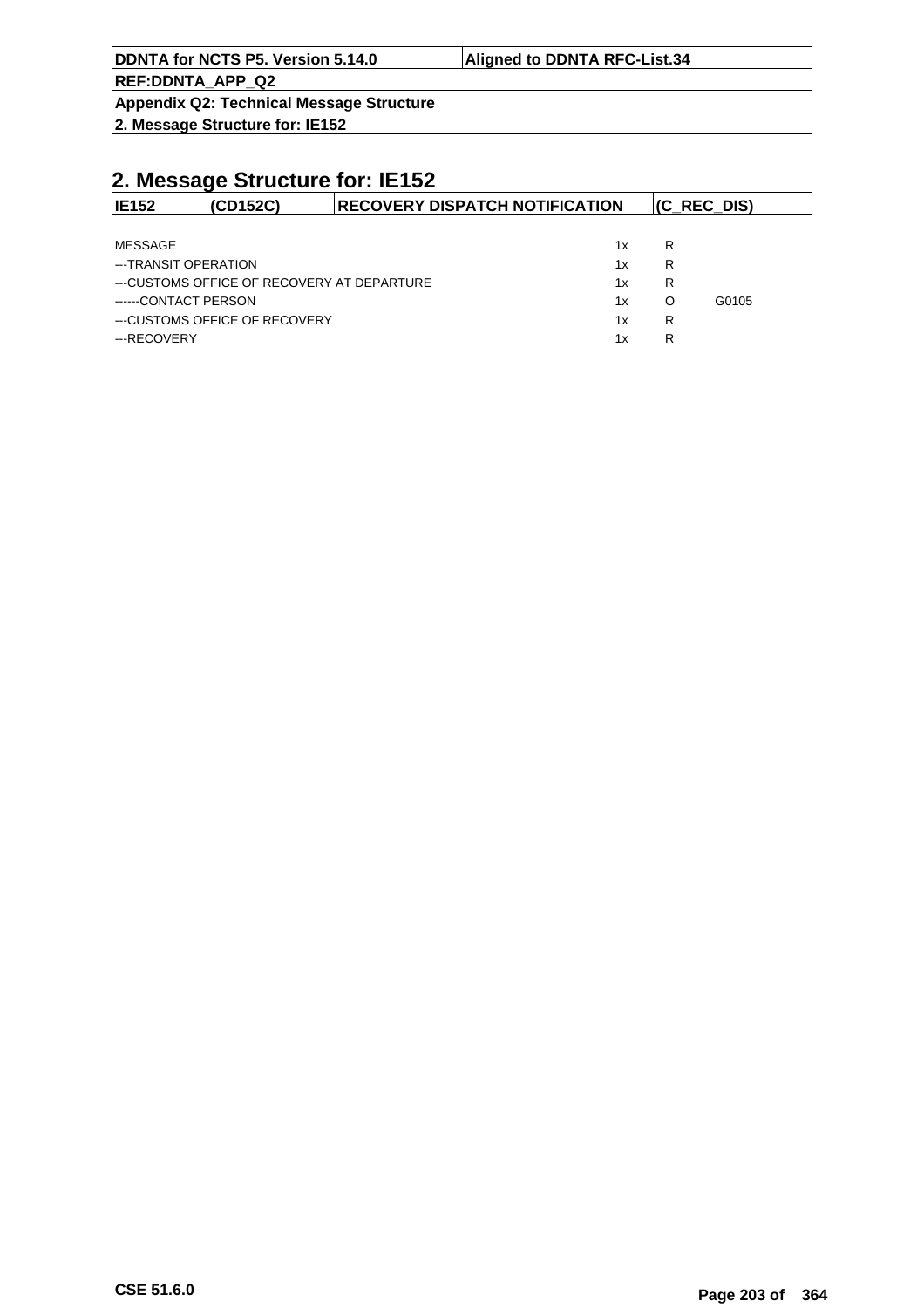## 2. Message Structure for: IE152

| IE152 | (CD152C) | RECOVERY DISPATCH NOTIFICATION | (C_REC_DIS) |
|---|---|---|---|

| | | | |
|---|---|---|---|
| MESSAGE | 1x | R | |
| ---TRANSIT OPERATION | 1x | R | |
| ---CUSTOMS OFFICE OF RECOVERY AT DEPARTURE | 1x | R | |
| ------CONTACT PERSON | 1x | O | G0105 |
| ---CUSTOMS OFFICE OF RECOVERY | 1x | R | |
| ---RECOVERY | 1x | R | |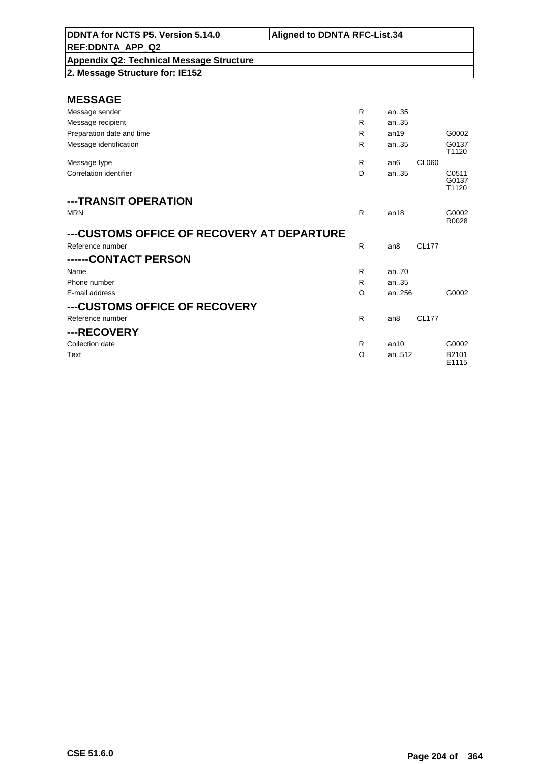| DDNTA for NCTS P5. Version 5.14.0 | Aligned to DDNTA RFC-List.34 |
|---|---|
| REF:DDNTA_APP_Q2 | |
| Appendix Q2: Technical Message Structure | |
| 2. Message Structure for: IE152 | |

## MESSAGE

| | | | | |
|---|---|---|---|---|
| Message sender | R | an..35 | | |
| Message recipient | R | an..35 | | |
| Preparation date and time | R | an19 | | G0002 |
| Message identification | R | an..35 | | G0137 T1120 |
| Message type | R | an6 | CL060 | |
| Correlation identifier | D | an..35 | | C0511 G0137 T1120 |

## ---TRANSIT OPERATION

| | | | | |
|---|---|---|---|---|
| MRN | R | an18 | | G0002 R0028 |

## ---CUSTOMS OFFICE OF RECOVERY AT DEPARTURE

| | | | | |
|---|---|---|---|---|
| Reference number | R | an8 | CL177 | |

## ------CONTACT PERSON

| | | | | |
|---|---|---|---|---|
| Name | R | an..70 | | |
| Phone number | R | an..35 | | |
| E-mail address | O | an..256 | | G0002 |

## ---CUSTOMS OFFICE OF RECOVERY

| | | | | |
|---|---|---|---|---|
| Reference number | R | an8 | CL177 | |

## ---RECOVERY

| | | | | |
|---|---|---|---|---|
| Collection date | R | an10 | | G0002 |
| Text | O | an..512 | | B2101 E1115 |

CSE 51.6.0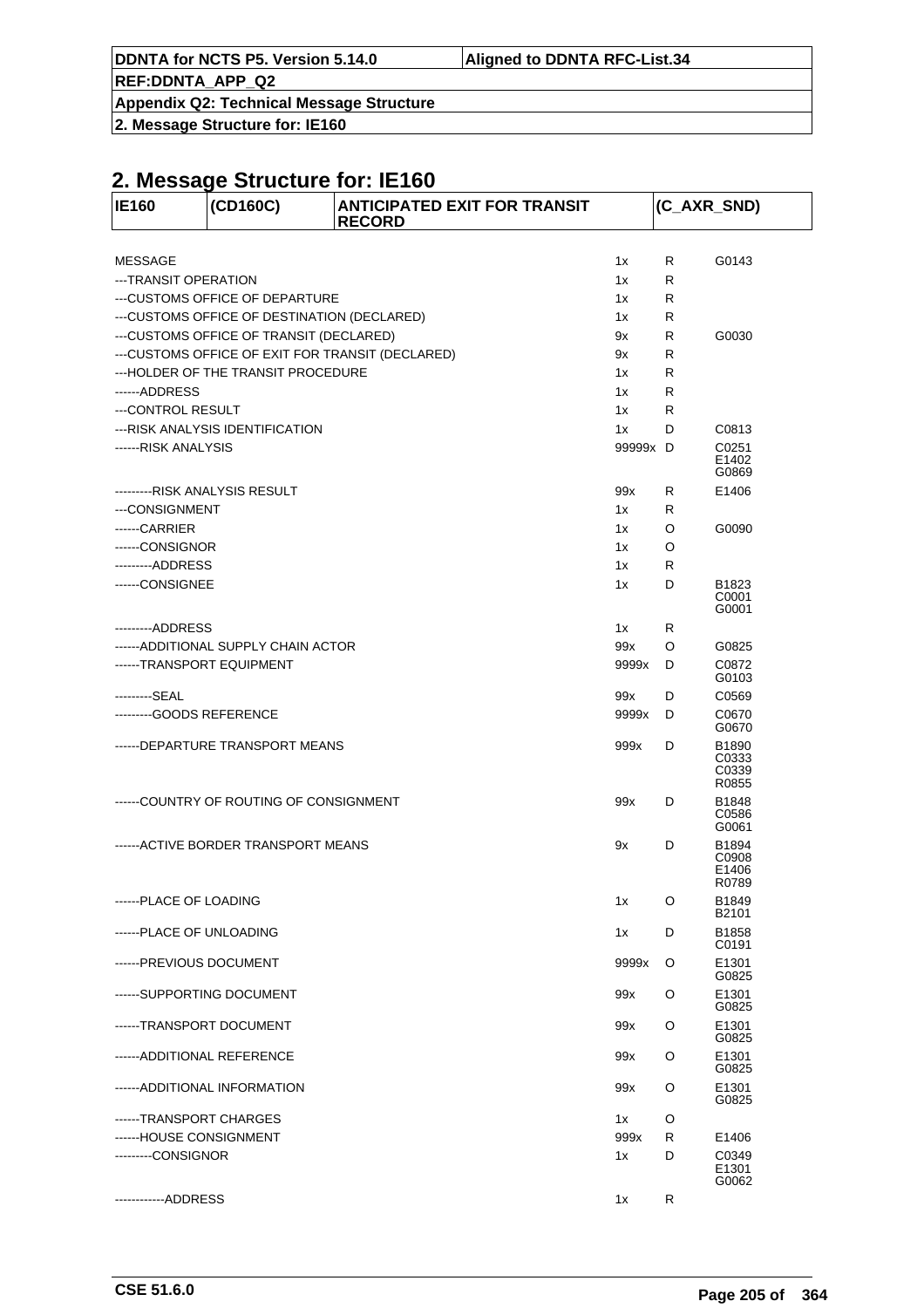## 2. Message Structure for: IE160

| IE160 | (CD160C) | ANTICIPATED EXIT FOR TRANSIT RECORD | (C_AXR_SND) |
|---|---|---|---|

| Element | Occurrence | Status | Rules/Conditions |
|---|---|---|---|
| MESSAGE | 1x | R | G0143 |
| ---TRANSIT OPERATION | 1x | R | |
| ---CUSTOMS OFFICE OF DEPARTURE | 1x | R | |
| ---CUSTOMS OFFICE OF DESTINATION (DECLARED) | 1x | R | |
| ---CUSTOMS OFFICE OF TRANSIT (DECLARED) | 9x | R | G0030 |
| ---CUSTOMS OFFICE OF EXIT FOR TRANSIT (DECLARED) | 9x | R | |
| ---HOLDER OF THE TRANSIT PROCEDURE | 1x | R | |
| ------ADDRESS | 1x | R | |
| ---CONTROL RESULT | 1x | R | |
| ---RISK ANALYSIS IDENTIFICATION | 1x | D | C0813 |
| ------RISK ANALYSIS | 99999x | D | C0251 E1402 G0869 |
| ---------RISK ANALYSIS RESULT | 99x | R | E1406 |
| ---CONSIGNMENT | 1x | R | |
| ------CARRIER | 1x | O | G0090 |
| ------CONSIGNOR | 1x | O | |
| ---------ADDRESS | 1x | R | |
| ------CONSIGNEE | 1x | D | B1823 C0001 G0001 |
| ---------ADDRESS | 1x | R | |
| ------ADDITIONAL SUPPLY CHAIN ACTOR | 99x | O | G0825 |
| ------TRANSPORT EQUIPMENT | 9999x | D | C0872 G0103 |
| ---------SEAL | 99x | D | C0569 |
| ---------GOODS REFERENCE | 9999x | D | C0670 G0670 |
| ------DEPARTURE TRANSPORT MEANS | 999x | D | B1890 C0333 C0339 R0855 |
| ------COUNTRY OF ROUTING OF CONSIGNMENT | 99x | D | B1848 C0586 G0061 |
| ------ACTIVE BORDER TRANSPORT MEANS | 9x | D | B1894 C0908 E1406 R0789 |
| ------PLACE OF LOADING | 1x | O | B1849 B2101 |
| ------PLACE OF UNLOADING | 1x | D | B1858 C0191 |
| ------PREVIOUS DOCUMENT | 9999x | O | E1301 G0825 |
| ------SUPPORTING DOCUMENT | 99x | O | E1301 G0825 |
| ------TRANSPORT DOCUMENT | 99x | O | E1301 G0825 |
| ------ADDITIONAL REFERENCE | 99x | O | E1301 G0825 |
| ------ADDITIONAL INFORMATION | 99x | O | E1301 G0825 |
| ------TRANSPORT CHARGES | 1x | O | |
| ------HOUSE CONSIGNMENT | 999x | R | E1406 |
| ---------CONSIGNOR | 1x | D | C0349 E1301 G0062 |
| ------------ADDRESS | 1x | R | |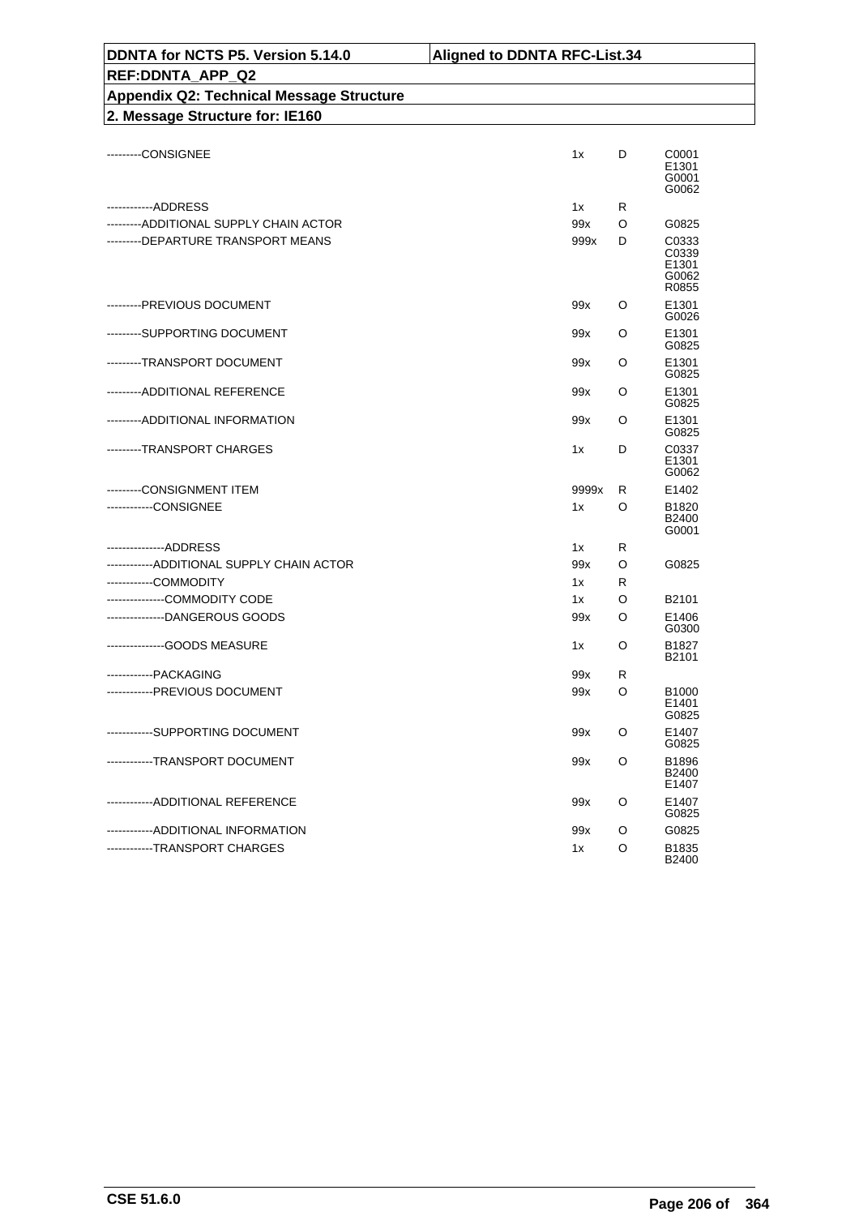| DDNTA for NCTS P5. Version 5.14.0 | Aligned to DDNTA RFC-List.34 |
|---|---|

**REF:DDNTA_APP_Q2**

**Appendix Q2: Technical Message Structure**

**2. Message Structure for: IE160**

| | | | |
|---|---|---|---|
| ---------CONSIGNEE | 1x | D | C0001<br>E1301<br>G0001<br>G0062 |
| ------------ADDRESS | 1x | R | |
| ---------ADDITIONAL SUPPLY CHAIN ACTOR | 99x | O | G0825 |
| ---------DEPARTURE TRANSPORT MEANS | 999x | D | C0333<br>C0339<br>E1301<br>G0062<br>R0855 |
| ---------PREVIOUS DOCUMENT | 99x | O | E1301<br>G0026 |
| ---------SUPPORTING DOCUMENT | 99x | O | E1301<br>G0825 |
| ---------TRANSPORT DOCUMENT | 99x | O | E1301<br>G0825 |
| ---------ADDITIONAL REFERENCE | 99x | O | E1301<br>G0825 |
| ---------ADDITIONAL INFORMATION | 99x | O | E1301<br>G0825 |
| ---------TRANSPORT CHARGES | 1x | D | C0337<br>E1301<br>G0062 |
| ---------CONSIGNMENT ITEM | 9999x | R | E1402 |
| ------------CONSIGNEE | 1x | O | B1820<br>B2400<br>G0001 |
| ---------------ADDRESS | 1x | R | |
| ------------ADDITIONAL SUPPLY CHAIN ACTOR | 99x | O | G0825 |
| ------------COMMODITY | 1x | R | |
| ---------------COMMODITY CODE | 1x | O | B2101 |
| ---------------DANGEROUS GOODS | 99x | O | E1406<br>G0300 |
| ---------------GOODS MEASURE | 1x | O | B1827<br>B2101 |
| ------------PACKAGING | 99x | R | |
| ------------PREVIOUS DOCUMENT | 99x | O | B1000<br>E1401<br>G0825 |
| ------------SUPPORTING DOCUMENT | 99x | O | E1407<br>G0825 |
| ------------TRANSPORT DOCUMENT | 99x | O | B1896<br>B2400<br>E1407 |
| ------------ADDITIONAL REFERENCE | 99x | O | E1407<br>G0825 |
| ------------ADDITIONAL INFORMATION | 99x | O | G0825 |
| ------------TRANSPORT CHARGES | 1x | O | B1835<br>B2400 |

CSE 51.6.0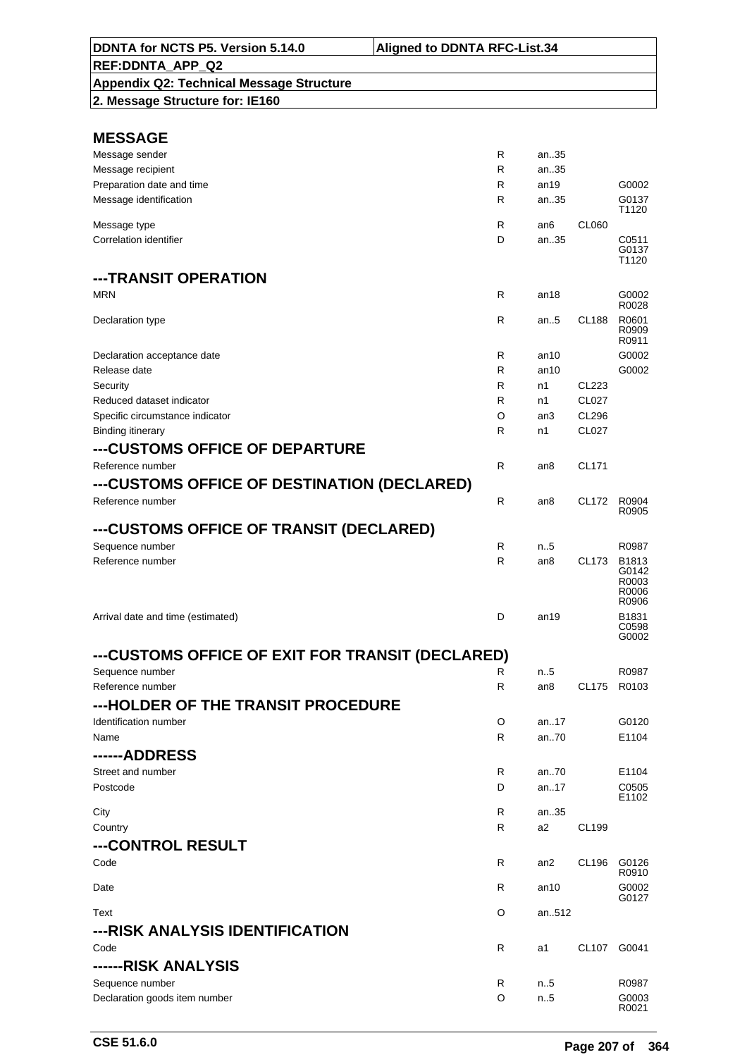| DDNTA for NCTS P5. Version 5.14.0 | Aligned to DDNTA RFC-List.34 |
|---|---|
| REF:DDNTA_APP_Q2 | |
| Appendix Q2: Technical Message Structure | |
| 2. Message Structure for: IE160 | |

## MESSAGE

| | | | | |
|---|---|---|---|---|
| Message sender | R | an..35 | | |
| Message recipient | R | an..35 | | |
| Preparation date and time | R | an19 | | G0002 |
| Message identification | R | an..35 | | G0137 T1120 |
| Message type | R | an6 | CL060 | |
| Correlation identifier | D | an..35 | | C0511 G0137 T1120 |

## ---TRANSIT OPERATION

| | | | | |
|---|---|---|---|---|
| MRN | R | an18 | | G0002 R0028 |
| Declaration type | R | an..5 | CL188 | R0601 R0909 R0911 |
| Declaration acceptance date | R | an10 | | G0002 |
| Release date | R | an10 | | G0002 |
| Security | R | n1 | CL223 | |
| Reduced dataset indicator | R | n1 | CL027 | |
| Specific circumstance indicator | O | an3 | CL296 | |
| Binding itinerary | R | n1 | CL027 | |

## ---CUSTOMS OFFICE OF DEPARTURE

| | | | | |
|---|---|---|---|---|
| Reference number | R | an8 | CL171 | |

## ---CUSTOMS OFFICE OF DESTINATION (DECLARED)

| | | | | |
|---|---|---|---|---|
| Reference number | R | an8 | CL172 | R0904 R0905 |

## ---CUSTOMS OFFICE OF TRANSIT (DECLARED)

| | | | | |
|---|---|---|---|---|
| Sequence number | R | n..5 | | R0987 |
| Reference number | R | an8 | CL173 | B1813 G0142 R0003 R0006 R0906 |
| Arrival date and time (estimated) | D | an19 | | B1831 C0598 G0002 |

## ---CUSTOMS OFFICE OF EXIT FOR TRANSIT (DECLARED)

| | | | | |
|---|---|---|---|---|
| Sequence number | R | n..5 | | R0987 |
| Reference number | R | an8 | CL175 | R0103 |

## ---HOLDER OF THE TRANSIT PROCEDURE

| | | | | |
|---|---|---|---|---|
| Identification number | O | an..17 | | G0120 |
| Name | R | an..70 | | E1104 |

## ------ADDRESS

| | | | | |
|---|---|---|---|---|
| Street and number | R | an..70 | | E1104 |
| Postcode | D | an..17 | | C0505 E1102 |
| City | R | an..35 | | |
| Country | R | a2 | CL199 | |

## ---CONTROL RESULT

| | | | | |
|---|---|---|---|---|
| Code | R | an2 | CL196 | G0126 R0910 |
| Date | R | an10 | | G0002 G0127 |
| Text | O | an..512 | | |

## ---RISK ANALYSIS IDENTIFICATION

| | | | | |
|---|---|---|---|---|
| Code | R | a1 | CL107 | G0041 |

## ------RISK ANALYSIS

| | | | | |
|---|---|---|---|---|
| Sequence number | R | n..5 | | R0987 |
| Declaration goods item number | O | n..5 | | G0003 R0021 |

CSE 51.6.0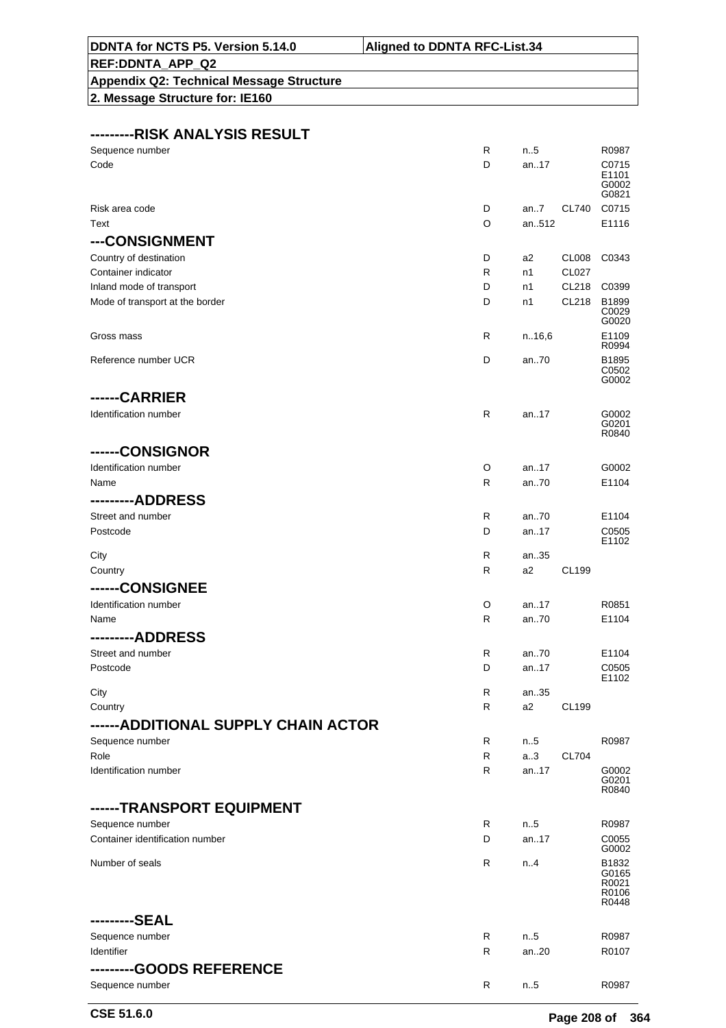| DDNTA for NCTS P5. Version 5.14.0 | Aligned to DDNTA RFC-List.34 |
|---|---|
| REF:DDNTA_APP_Q2 | |
| Appendix Q2: Technical Message Structure | |
| 2. Message Structure for: IE160 | |

| | | | | |
|---|---|---|---|---|
| **---------RISK ANALYSIS RESULT** | | | | |
| Sequence number | R | n..5 | | R0987 |
| Code | D | an..17 | | C0715 E1101 G0002 G0821 |
| Risk area code | D | an..7 | CL740 | C0715 |
| Text | O | an..512 | | E1116 |
| **---CONSIGNMENT** | | | | |
| Country of destination | D | a2 | CL008 | C0343 |
| Container indicator | R | n1 | CL027 | |
| Inland mode of transport | D | n1 | CL218 | C0399 |
| Mode of transport at the border | D | n1 | CL218 | B1899 C0029 G0020 |
| Gross mass | R | n..16,6 | | E1109 R0994 |
| Reference number UCR | D | an..70 | | B1895 C0502 G0002 |
| **------CARRIER** | | | | |
| Identification number | R | an..17 | | G0002 G0201 R0840 |
| **------CONSIGNOR** | | | | |
| Identification number | O | an..17 | | G0002 |
| Name | R | an..70 | | E1104 |
| **---------ADDRESS** | | | | |
| Street and number | R | an..70 | | E1104 |
| Postcode | D | an..17 | | C0505 E1102 |
| City | R | an..35 | | |
| Country | R | a2 | CL199 | |
| **------CONSIGNEE** | | | | |
| Identification number | O | an..17 | | R0851 |
| Name | R | an..70 | | E1104 |
| **---------ADDRESS** | | | | |
| Street and number | R | an..70 | | E1104 |
| Postcode | D | an..17 | | C0505 E1102 |
| City | R | an..35 | | |
| Country | R | a2 | CL199 | |
| **------ADDITIONAL SUPPLY CHAIN ACTOR** | | | | |
| Sequence number | R | n..5 | | R0987 |
| Role | R | a..3 | CL704 | |
| Identification number | R | an..17 | | G0002 G0201 R0840 |
| **------TRANSPORT EQUIPMENT** | | | | |
| Sequence number | R | n..5 | | R0987 |
| Container identification number | D | an..17 | | C0055 G0002 |
| Number of seals | R | n..4 | | B1832 G0165 R0021 R0106 R0448 |
| **---------SEAL** | | | | |
| Sequence number | R | n..5 | | R0987 |
| Identifier | R | an..20 | | R0107 |
| **---------GOODS REFERENCE** | | | | |
| Sequence number | R | n..5 | | R0987 |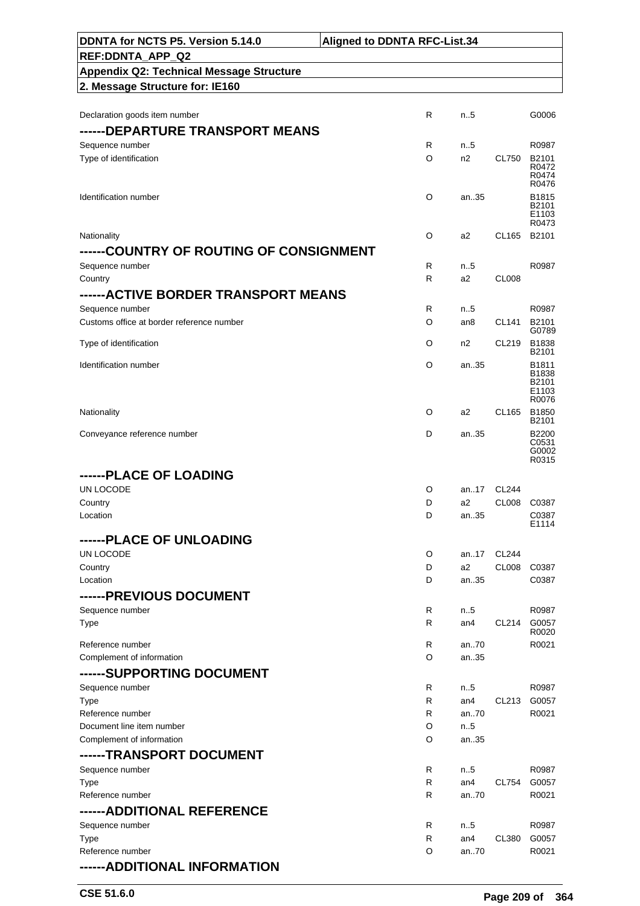| Field | Status | Format | Codelist | Rules/Conditions |
|---|---|---|---|---|
| Declaration goods item number | R | n..5 | | G0006 |
| **------DEPARTURE TRANSPORT MEANS** | | | | |
| Sequence number | R | n..5 | | R0987 |
| Type of identification | O | n2 | CL750 | B2101 R0472 R0474 R0476 |
| Identification number | O | an..35 | | B1815 B2101 E1103 R0473 |
| Nationality | O | a2 | CL165 | B2101 |
| **------COUNTRY OF ROUTING OF CONSIGNMENT** | | | | |
| Sequence number | R | n..5 | | R0987 |
| Country | R | a2 | CL008 | |
| **------ACTIVE BORDER TRANSPORT MEANS** | | | | |
| Sequence number | R | n..5 | | R0987 |
| Customs office at border reference number | O | an8 | CL141 | B2101 G0789 |
| Type of identification | O | n2 | CL219 | B1838 B2101 |
| Identification number | O | an..35 | | B1811 B1838 B2101 E1103 R0076 |
| Nationality | O | a2 | CL165 | B1850 B2101 |
| Conveyance reference number | D | an..35 | | B2200 C0531 G0002 R0315 |
| **------PLACE OF LOADING** | | | | |
| UN LOCODE | O | an..17 | CL244 | |
| Country | D | a2 | CL008 | C0387 |
| Location | D | an..35 | | C0387 E1114 |
| **------PLACE OF UNLOADING** | | | | |
| UN LOCODE | O | an..17 | CL244 | |
| Country | D | a2 | CL008 | C0387 |
| Location | D | an..35 | | C0387 |
| **------PREVIOUS DOCUMENT** | | | | |
| Sequence number | R | n..5 | | R0987 |
| Type | R | an4 | CL214 | G0057 R0020 |
| Reference number | R | an..70 | | R0021 |
| Complement of information | O | an..35 | | |
| **------SUPPORTING DOCUMENT** | | | | |
| Sequence number | R | n..5 | | R0987 |
| Type | R | an4 | CL213 | G0057 |
| Reference number | R | an..70 | | R0021 |
| Document line item number | O | n..5 | | |
| Complement of information | O | an..35 | | |
| **------TRANSPORT DOCUMENT** | | | | |
| Sequence number | R | n..5 | | R0987 |
| Type | R | an4 | CL754 | G0057 |
| Reference number | R | an..70 | | R0021 |
| **------ADDITIONAL REFERENCE** | | | | |
| Sequence number | R | n..5 | | R0987 |
| Type | R | an4 | CL380 | G0057 |
| Reference number | O | an..70 | | R0021 |
| **------ADDITIONAL INFORMATION** | | | | |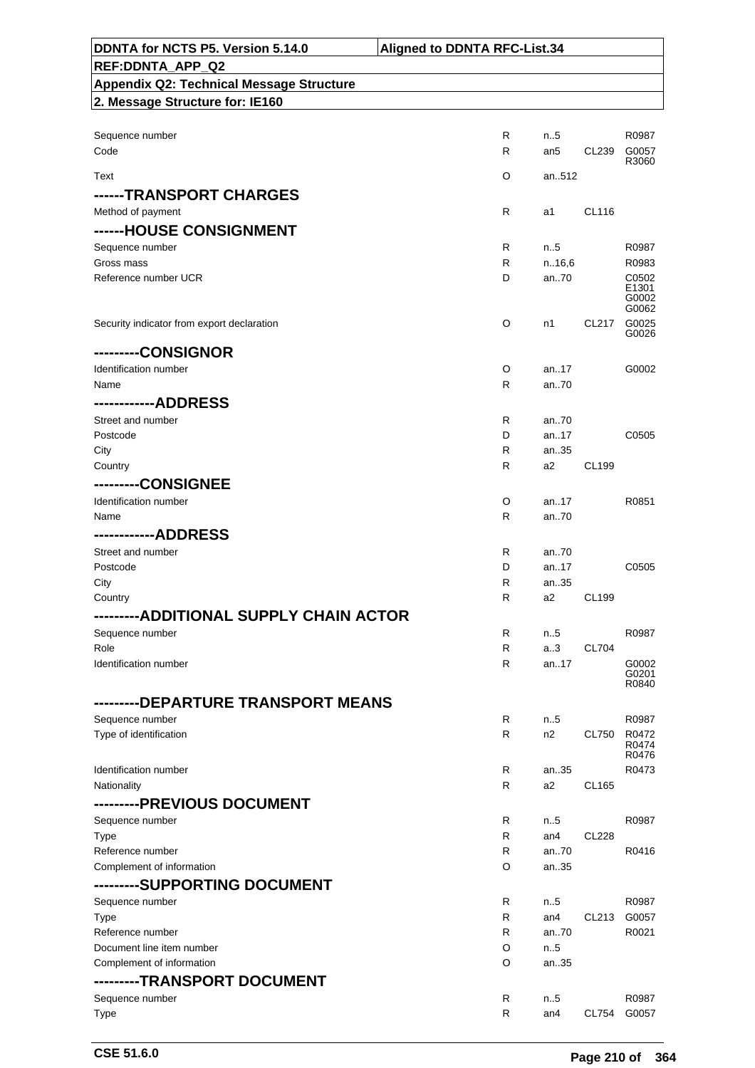| | | | | |
|---|---|---|---|---|
| Sequence number | R | n..5 | | R0987 |
| Code | R | an5 | CL239 | G0057 R3060 |
| Text | O | an..512 | | |
| **------TRANSPORT CHARGES** | | | | |
| Method of payment | R | a1 | CL116 | |
| **------HOUSE CONSIGNMENT** | | | | |
| Sequence number | R | n..5 | | R0987 |
| Gross mass | R | n..16,6 | | R0983 |
| Reference number UCR | D | an..70 | | C0502 E1301 G0002 G0062 |
| Security indicator from export declaration | O | n1 | CL217 | G0025 G0026 |
| **---------CONSIGNOR** | | | | |
| Identification number | O | an..17 | | G0002 |
| Name | R | an..70 | | |
| **------------ADDRESS** | | | | |
| Street and number | R | an..70 | | |
| Postcode | D | an..17 | | C0505 |
| City | R | an..35 | | |
| Country | R | a2 | CL199 | |
| **---------CONSIGNEE** | | | | |
| Identification number | O | an..17 | | R0851 |
| Name | R | an..70 | | |
| **------------ADDRESS** | | | | |
| Street and number | R | an..70 | | |
| Postcode | D | an..17 | | C0505 |
| City | R | an..35 | | |
| Country | R | a2 | CL199 | |
| **---------ADDITIONAL SUPPLY CHAIN ACTOR** | | | | |
| Sequence number | R | n..5 | | R0987 |
| Role | R | a..3 | CL704 | |
| Identification number | R | an..17 | | G0002 G0201 R0840 |
| **---------DEPARTURE TRANSPORT MEANS** | | | | |
| Sequence number | R | n..5 | | R0987 |
| Type of identification | R | n2 | CL750 | R0472 R0474 R0476 |
| Identification number | R | an..35 | | R0473 |
| Nationality | R | a2 | CL165 | |
| **---------PREVIOUS DOCUMENT** | | | | |
| Sequence number | R | n..5 | | R0987 |
| Type | R | an4 | CL228 | |
| Reference number | R | an..70 | | R0416 |
| Complement of information | O | an..35 | | |
| **---------SUPPORTING DOCUMENT** | | | | |
| Sequence number | R | n..5 | | R0987 |
| Type | R | an4 | CL213 | G0057 |
| Reference number | R | an..70 | | R0021 |
| Document line item number | O | n..5 | | |
| Complement of information | O | an..35 | | |
| **---------TRANSPORT DOCUMENT** | | | | |
| Sequence number | R | n..5 | | R0987 |
| Type | R | an4 | CL754 | G0057 |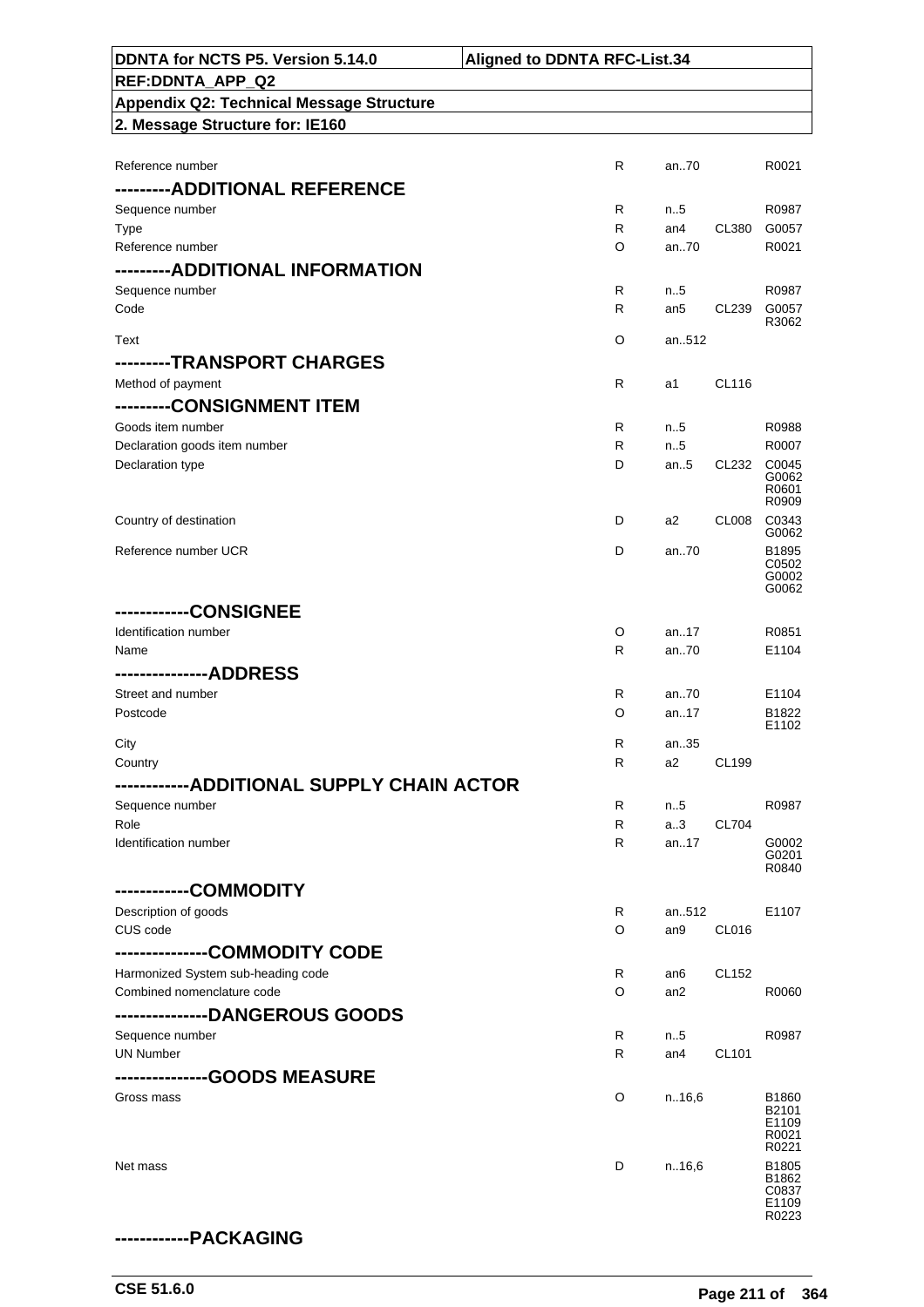| | | | | |
|---|---|---|---|---|
| Reference number | R | an..70 | | R0021 |
| **---------ADDITIONAL REFERENCE** | | | | |
| Sequence number | R | n..5 | | R0987 |
| Type | R | an4 | CL380 | G0057 |
| Reference number | O | an..70 | | R0021 |
| **---------ADDITIONAL INFORMATION** | | | | |
| Sequence number | R | n..5 | | R0987 |
| Code | R | an5 | CL239 | G0057 R3062 |
| Text | O | an..512 | | |
| **---------TRANSPORT CHARGES** | | | | |
| Method of payment | R | a1 | CL116 | |
| **---------CONSIGNMENT ITEM** | | | | |
| Goods item number | R | n..5 | | R0988 |
| Declaration goods item number | R | n..5 | | R0007 |
| Declaration type | D | an..5 | CL232 | C0045 G0062 R0601 R0909 |
| Country of destination | D | a2 | CL008 | C0343 G0062 |
| Reference number UCR | D | an..70 | | B1895 C0502 G0002 G0062 |
| **------------CONSIGNEE** | | | | |
| Identification number | O | an..17 | | R0851 |
| Name | R | an..70 | | E1104 |
| **---------------ADDRESS** | | | | |
| Street and number | R | an..70 | | E1104 |
| Postcode | O | an..17 | | B1822 E1102 |
| City | R | an..35 | | |
| Country | R | a2 | CL199 | |
| **------------ADDITIONAL SUPPLY CHAIN ACTOR** | | | | |
| Sequence number | R | n..5 | | R0987 |
| Role | R | a..3 | CL704 | |
| Identification number | R | an..17 | | G0002 G0201 R0840 |
| **------------COMMODITY** | | | | |
| Description of goods | R | an..512 | | E1107 |
| CUS code | O | an9 | CL016 | |
| **---------------COMMODITY CODE** | | | | |
| Harmonized System sub-heading code | R | an6 | CL152 | |
| Combined nomenclature code | O | an2 | | R0060 |
| **---------------DANGEROUS GOODS** | | | | |
| Sequence number | R | n..5 | | R0987 |
| UN Number | R | an4 | CL101 | |
| **---------------GOODS MEASURE** | | | | |
| Gross mass | O | n..16,6 | | B1860 B2101 E1109 R0021 R0221 |
| Net mass | D | n..16,6 | | B1805 B1862 C0837 E1109 R0223 |
| **------------PACKAGING** | | | | |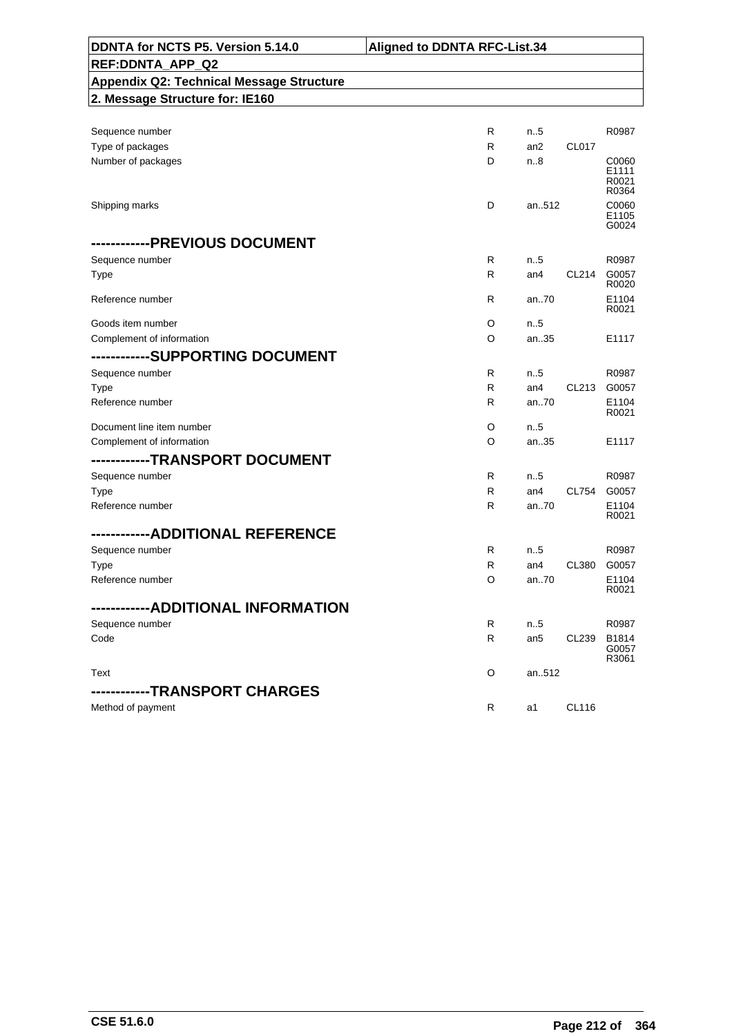| | | | | |
|---|---|---|---|---|
| Sequence number | R | n..5 | | R0987 |
| Type of packages | R | an2 | CL017 | |
| Number of packages | D | n..8 | | C0060 E1111 R0021 R0364 |
| Shipping marks | D | an..512 | | C0060 E1105 G0024 |

## -----------PREVIOUS DOCUMENT

| | | | | |
|---|---|---|---|---|
| Sequence number | R | n..5 | | R0987 |
| Type | R | an4 | CL214 | G0057 R0020 |
| Reference number | R | an..70 | | E1104 R0021 |
| Goods item number | O | n..5 | | |
| Complement of information | O | an..35 | | E1117 |

## -----------SUPPORTING DOCUMENT

| | | | | |
|---|---|---|---|---|
| Sequence number | R | n..5 | | R0987 |
| Type | R | an4 | CL213 | G0057 |
| Reference number | R | an..70 | | E1104 R0021 |
| Document line item number | O | n..5 | | |
| Complement of information | O | an..35 | | E1117 |

## -----------TRANSPORT DOCUMENT

| | | | | |
|---|---|---|---|---|
| Sequence number | R | n..5 | | R0987 |
| Type | R | an4 | CL754 | G0057 |
| Reference number | R | an..70 | | E1104 R0021 |

## -----------ADDITIONAL REFERENCE

| | | | | |
|---|---|---|---|---|
| Sequence number | R | n..5 | | R0987 |
| Type | R | an4 | CL380 | G0057 |
| Reference number | O | an..70 | | E1104 R0021 |

## -----------ADDITIONAL INFORMATION

| | | | | |
|---|---|---|---|---|
| Sequence number | R | n..5 | | R0987 |
| Code | R | an5 | CL239 | B1814 G0057 R3061 |
| Text | O | an..512 | | |

## -----------TRANSPORT CHARGES

| | | | | |
|---|---|---|---|---|
| Method of payment | R | a1 | CL116 | |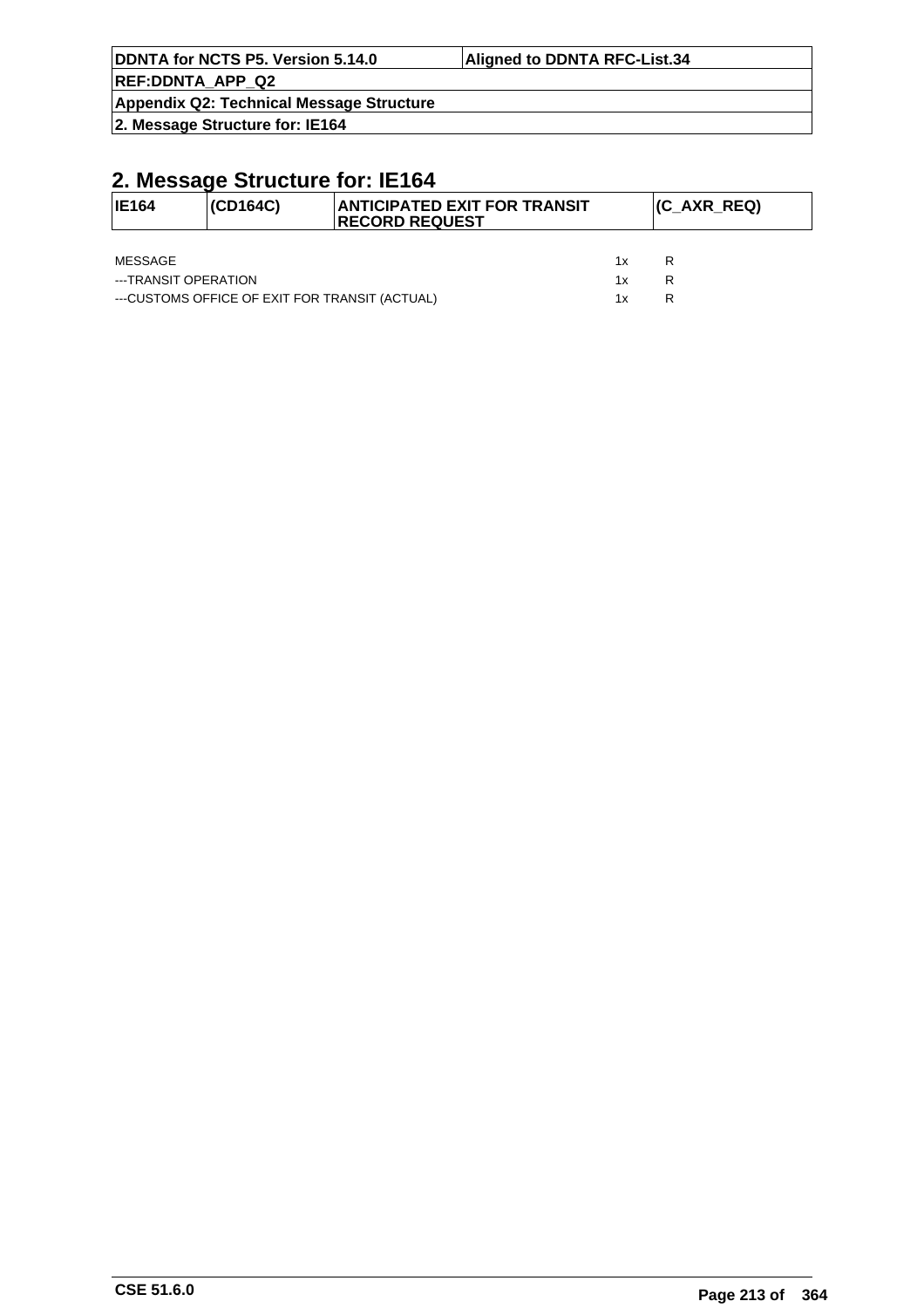## 2. Message Structure for: IE164

| IE164 | (CD164C) | ANTICIPATED EXIT FOR TRANSIT RECORD REQUEST | (C_AXR_REQ) |
|---|---|---|---|

| | | |
|---|---|---|
| MESSAGE | 1x | R |
| ---TRANSIT OPERATION | 1x | R |
| ---CUSTOMS OFFICE OF EXIT FOR TRANSIT (ACTUAL) | 1x | R |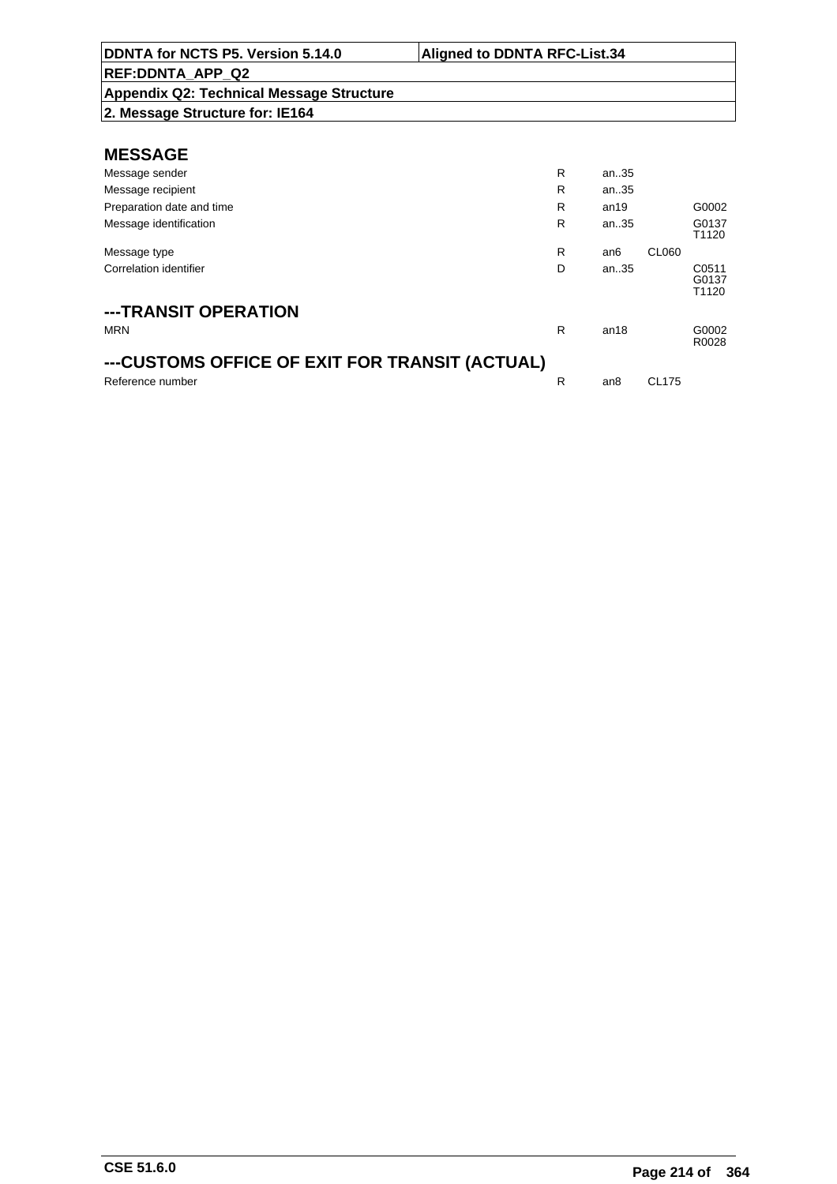| DDNTA for NCTS P5. Version 5.14.0 | Aligned to DDNTA RFC-List.34 |
|---|---|
| REF:DDNTA_APP_Q2 | |
| Appendix Q2: Technical Message Structure | |
| 2. Message Structure for: IE164 | |

## MESSAGE

| | | | | |
|---|---|---|---|---|
| Message sender | R | an..35 | | |
| Message recipient | R | an..35 | | |
| Preparation date and time | R | an19 | | G0002 |
| Message identification | R | an..35 | | G0137 T1120 |
| Message type | R | an6 | CL060 | |
| Correlation identifier | D | an..35 | | C0511 G0137 T1120 |

## ---TRANSIT OPERATION

| | | | | |
|---|---|---|---|---|
| MRN | R | an18 | | G0002 R0028 |

## ---CUSTOMS OFFICE OF EXIT FOR TRANSIT (ACTUAL)

| | | | | |
|---|---|---|---|---|
| Reference number | R | an8 | CL175 | |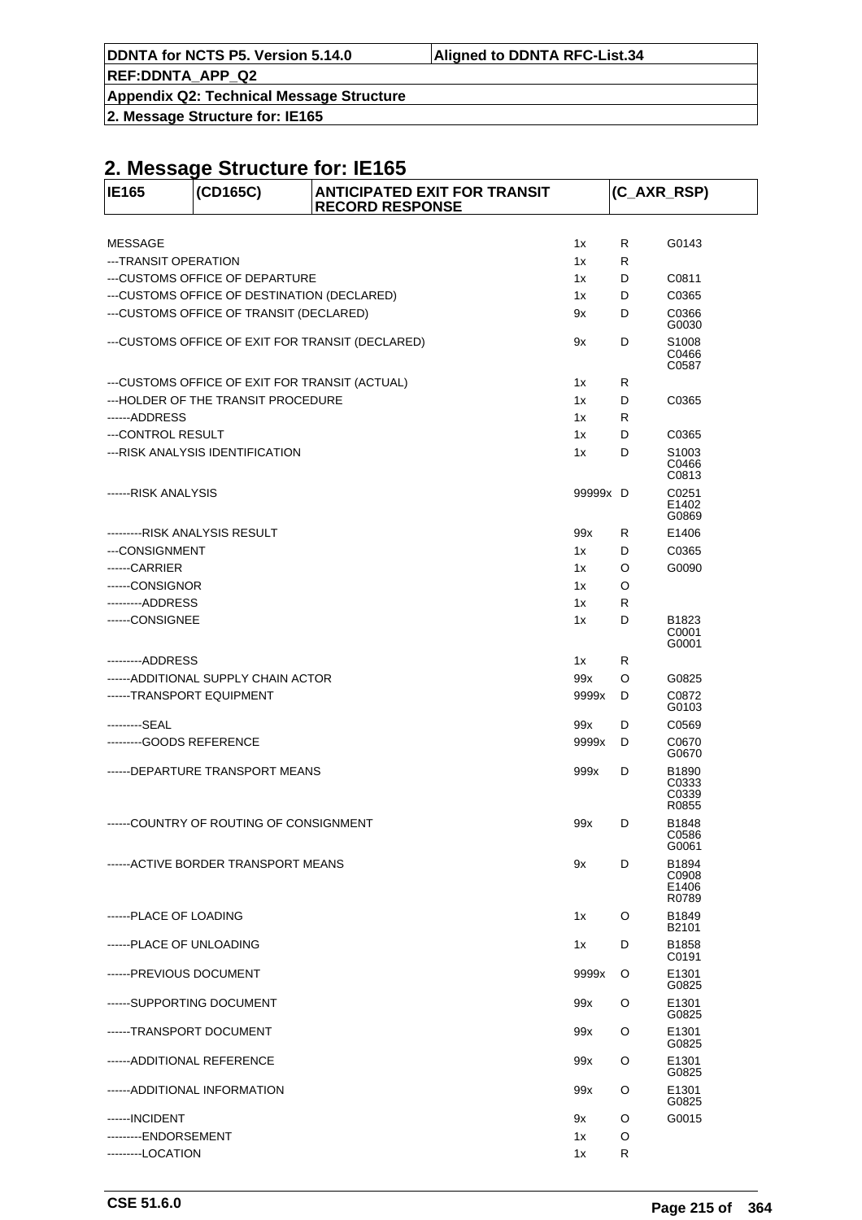# 2. Message Structure for: IE165

| IE165 | (CD165C) | ANTICIPATED EXIT FOR TRANSIT RECORD RESPONSE | | | (C_AXR_RSP) |
|---|---|---|---|---|---|
| MESSAGE | | | 1x | R | G0143 |
| ---TRANSIT OPERATION | | | 1x | R | |
| ---CUSTOMS OFFICE OF DEPARTURE | | | 1x | D | C0811 |
| ---CUSTOMS OFFICE OF DESTINATION (DECLARED) | | | 1x | D | C0365 |
| ---CUSTOMS OFFICE OF TRANSIT (DECLARED) | | | 9x | D | C0366<br>G0030 |
| ---CUSTOMS OFFICE OF EXIT FOR TRANSIT (DECLARED) | | | 9x | D | S1008<br>C0466<br>C0587 |
| ---CUSTOMS OFFICE OF EXIT FOR TRANSIT (ACTUAL) | | | 1x | R | |
| ---HOLDER OF THE TRANSIT PROCEDURE | | | 1x | D | C0365 |
| ------ADDRESS | | | 1x | R | |
| ---CONTROL RESULT | | | 1x | D | C0365 |
| ---RISK ANALYSIS IDENTIFICATION | | | 1x | D | S1003<br>C0466<br>C0813 |
| ------RISK ANALYSIS | | | 99999x | D | C0251<br>E1402<br>G0869 |
| ---------RISK ANALYSIS RESULT | | | 99x | R | E1406 |
| ---CONSIGNMENT | | | 1x | D | C0365 |
| ------CARRIER | | | 1x | O | G0090 |
| ------CONSIGNOR | | | 1x | O | |
| ---------ADDRESS | | | 1x | R | |
| ------CONSIGNEE | | | 1x | D | B1823<br>C0001<br>G0001 |
| ---------ADDRESS | | | 1x | R | |
| ------ADDITIONAL SUPPLY CHAIN ACTOR | | | 99x | O | G0825 |
| ------TRANSPORT EQUIPMENT | | | 9999x | D | C0872<br>G0103 |
| ---------SEAL | | | 99x | D | C0569 |
| ---------GOODS REFERENCE | | | 9999x | D | C0670<br>G0670 |
| ------DEPARTURE TRANSPORT MEANS | | | 999x | D | B1890<br>C0333<br>C0339<br>R0855 |
| ------COUNTRY OF ROUTING OF CONSIGNMENT | | | 99x | D | B1848<br>C0586<br>G0061 |
| ------ACTIVE BORDER TRANSPORT MEANS | | | 9x | D | B1894<br>C0908<br>E1406<br>R0789 |
| ------PLACE OF LOADING | | | 1x | O | B1849<br>B2101 |
| ------PLACE OF UNLOADING | | | 1x | D | B1858<br>C0191 |
| ------PREVIOUS DOCUMENT | | | 9999x | O | E1301<br>G0825 |
| ------SUPPORTING DOCUMENT | | | 99x | O | E1301<br>G0825 |
| ------TRANSPORT DOCUMENT | | | 99x | O | E1301<br>G0825 |
| ------ADDITIONAL REFERENCE | | | 99x | O | E1301<br>G0825 |
| ------ADDITIONAL INFORMATION | | | 99x | O | E1301<br>G0825 |
| ------INCIDENT | | | 9x | O | G0015 |
| ---------ENDORSEMENT | | | 1x | O | |
| ---------LOCATION | | | 1x | R | |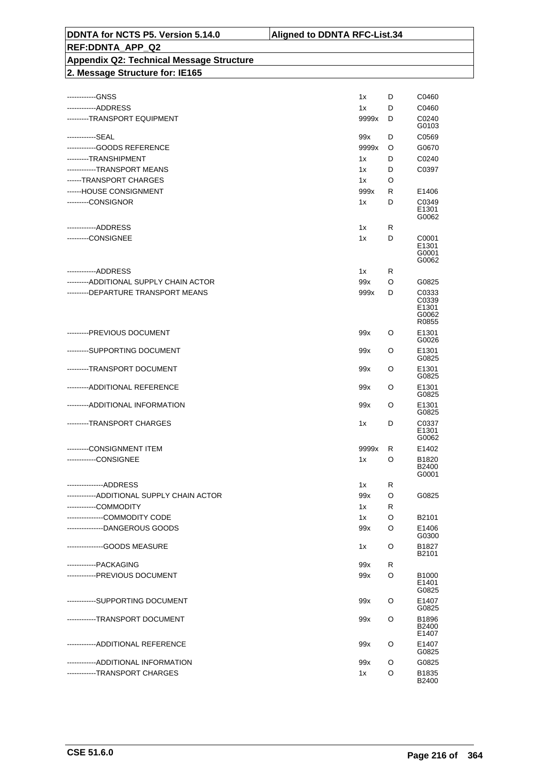| DDNTA for NCTS P5. Version 5.14.0 | Aligned to DDNTA RFC-List.34 |
|---|---|
| REF:DDNTA_APP_Q2 | |
| Appendix Q2: Technical Message Structure | |
| 2. Message Structure for: IE165 | |

| | | | |
|---|---|---|---|
| ------------GNSS | 1x | D | C0460 |
| ------------ADDRESS | 1x | D | C0460 |
| ---------TRANSPORT EQUIPMENT | 9999x | D | C0240<br>G0103 |
| ------------SEAL | 99x | D | C0569 |
| ------------GOODS REFERENCE | 9999x | O | G0670 |
| ---------TRANSHIPMENT | 1x | D | C0240 |
| ------------TRANSPORT MEANS | 1x | D | C0397 |
| ------TRANSPORT CHARGES | 1x | O | |
| ------HOUSE CONSIGNMENT | 999x | R | E1406 |
| ---------CONSIGNOR | 1x | D | C0349<br>E1301<br>G0062 |
| ------------ADDRESS | 1x | R | |
| ---------CONSIGNEE | 1x | D | C0001<br>E1301<br>G0001<br>G0062 |
| ------------ADDRESS | 1x | R | |
| ---------ADDITIONAL SUPPLY CHAIN ACTOR | 99x | O | G0825 |
| ---------DEPARTURE TRANSPORT MEANS | 999x | D | C0333<br>C0339<br>E1301<br>G0062<br>R0855 |
| ---------PREVIOUS DOCUMENT | 99x | O | E1301<br>G0026 |
| ---------SUPPORTING DOCUMENT | 99x | O | E1301<br>G0825 |
| ---------TRANSPORT DOCUMENT | 99x | O | E1301<br>G0825 |
| ---------ADDITIONAL REFERENCE | 99x | O | E1301<br>G0825 |
| ---------ADDITIONAL INFORMATION | 99x | O | E1301<br>G0825 |
| ---------TRANSPORT CHARGES | 1x | D | C0337<br>E1301<br>G0062 |
| ---------CONSIGNMENT ITEM | 9999x | R | E1402 |
| ------------CONSIGNEE | 1x | O | B1820<br>B2400<br>G0001 |
| ---------------ADDRESS | 1x | R | |
| ------------ADDITIONAL SUPPLY CHAIN ACTOR | 99x | O | G0825 |
| ------------COMMODITY | 1x | R | |
| ---------------COMMODITY CODE | 1x | O | B2101 |
| ---------------DANGEROUS GOODS | 99x | O | E1406<br>G0300 |
| ---------------GOODS MEASURE | 1x | O | B1827<br>B2101 |
| ------------PACKAGING | 99x | R | |
| ------------PREVIOUS DOCUMENT | 99x | O | B1000<br>E1401<br>G0825 |
| ------------SUPPORTING DOCUMENT | 99x | O | E1407<br>G0825 |
| ------------TRANSPORT DOCUMENT | 99x | O | B1896<br>B2400<br>E1407 |
| ------------ADDITIONAL REFERENCE | 99x | O | E1407<br>G0825 |
| ------------ADDITIONAL INFORMATION | 99x | O | G0825 |
| ------------TRANSPORT CHARGES | 1x | O | B1835<br>B2400 |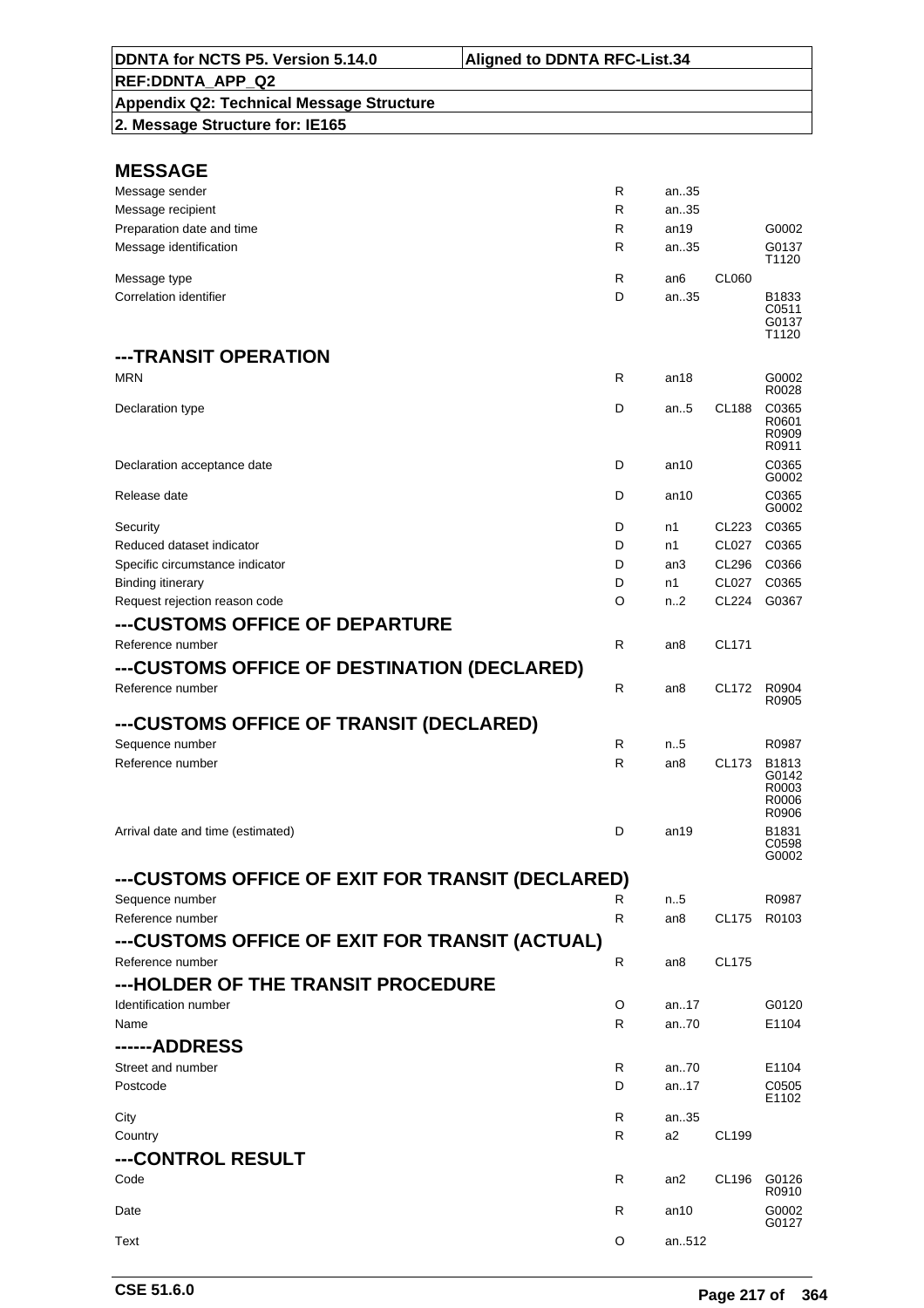| DDNTA for NCTS P5. Version 5.14.0 | Aligned to DDNTA RFC-List.34 |
|---|---|
| REF:DDNTA_APP_Q2 | |
| Appendix Q2: Technical Message Structure | |
| 2. Message Structure for: IE165 | |

## MESSAGE

| | | | | |
|---|---|---|---|---|
| Message sender | R | an..35 | | |
| Message recipient | R | an..35 | | |
| Preparation date and time | R | an19 | | G0002 |
| Message identification | R | an..35 | | G0137 T1120 |
| Message type | R | an6 | CL060 | |
| Correlation identifier | D | an..35 | | B1833 C0511 G0137 T1120 |

## ---TRANSIT OPERATION

| | | | | |
|---|---|---|---|---|
| MRN | R | an18 | | G0002 R0028 |
| Declaration type | D | an..5 | CL188 | C0365 R0601 R0909 R0911 |
| Declaration acceptance date | D | an10 | | C0365 G0002 |
| Release date | D | an10 | | C0365 G0002 |
| Security | D | n1 | CL223 | C0365 |
| Reduced dataset indicator | D | n1 | CL027 | C0365 |
| Specific circumstance indicator | D | an3 | CL296 | C0366 |
| Binding itinerary | D | n1 | CL027 | C0365 |
| Request rejection reason code | O | n..2 | CL224 | G0367 |

## ---CUSTOMS OFFICE OF DEPARTURE

| | | | | |
|---|---|---|---|---|
| Reference number | R | an8 | CL171 | |

## ---CUSTOMS OFFICE OF DESTINATION (DECLARED)

| | | | | |
|---|---|---|---|---|
| Reference number | R | an8 | CL172 | R0904 R0905 |

## ---CUSTOMS OFFICE OF TRANSIT (DECLARED)

| | | | | |
|---|---|---|---|---|
| Sequence number | R | n..5 | | R0987 |
| Reference number | R | an8 | CL173 | B1813 G0142 R0003 R0006 R0906 |
| Arrival date and time (estimated) | D | an19 | | B1831 C0598 G0002 |

## ---CUSTOMS OFFICE OF EXIT FOR TRANSIT (DECLARED)

| | | | | |
|---|---|---|---|---|
| Sequence number | R | n..5 | | R0987 |
| Reference number | R | an8 | CL175 | R0103 |

## ---CUSTOMS OFFICE OF EXIT FOR TRANSIT (ACTUAL)

| | | | | |
|---|---|---|---|---|
| Reference number | R | an8 | CL175 | |

## ---HOLDER OF THE TRANSIT PROCEDURE

| | | | | |
|---|---|---|---|---|
| Identification number | O | an..17 | | G0120 |
| Name | R | an..70 | | E1104 |

## ------ADDRESS

| | | | | |
|---|---|---|---|---|
| Street and number | R | an..70 | | E1104 |
| Postcode | D | an..17 | | C0505 E1102 |
| City | R | an..35 | | |
| Country | R | a2 | CL199 | |

## ---CONTROL RESULT

| | | | | |
|---|---|---|---|---|
| Code | R | an2 | CL196 | G0126 R0910 |
| Date | R | an10 | | G0002 G0127 |
| Text | O | an..512 | | |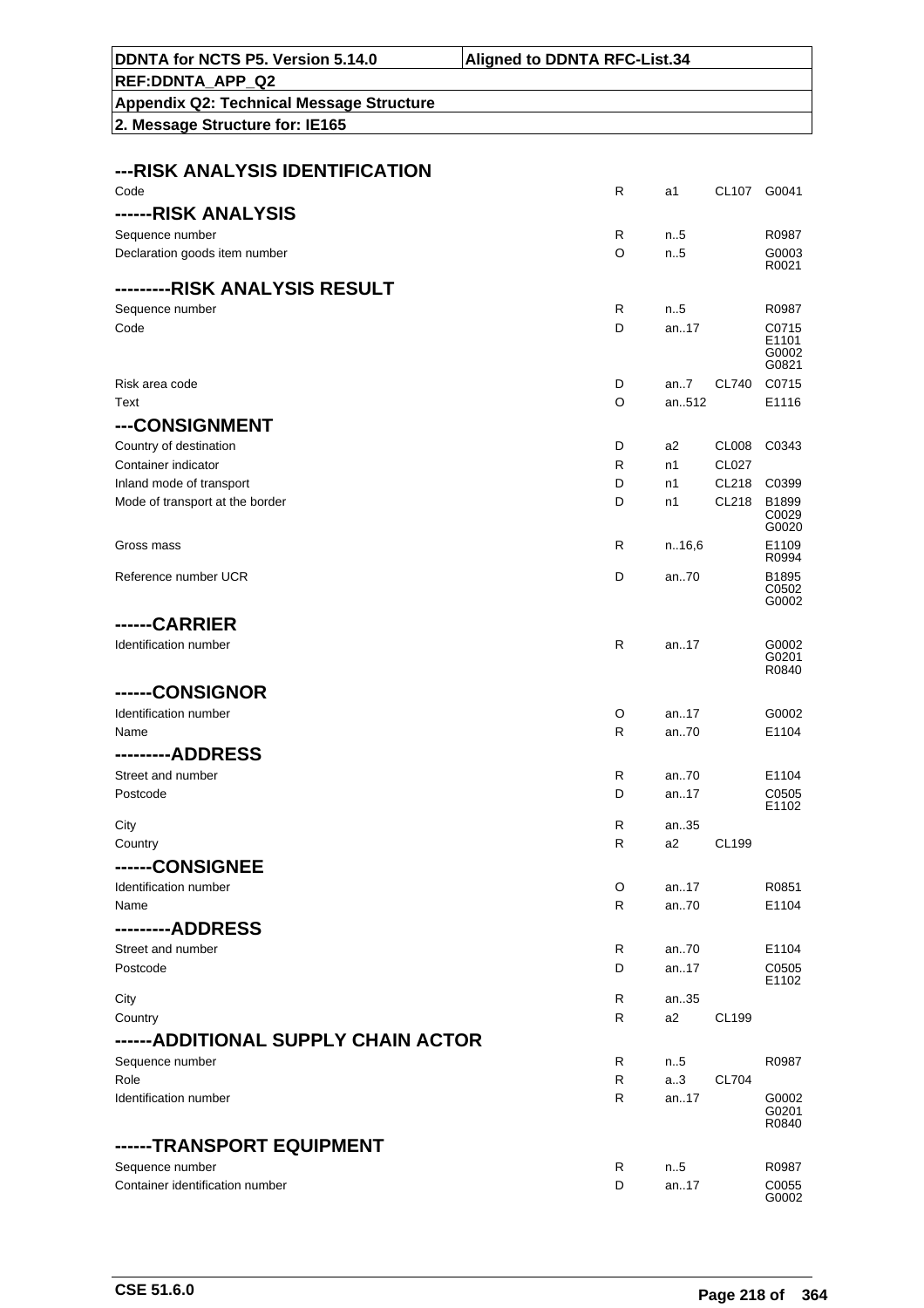| DDNTA for NCTS P5. Version 5.14.0 | Aligned to DDNTA RFC-List.34 |
|---|---|
| REF:DDNTA_APP_Q2 | |
| Appendix Q2: Technical Message Structure | |
| 2. Message Structure for: IE165 | |

| | | | | |
|---|---|---|---|---|
| **---RISK ANALYSIS IDENTIFICATION** | | | | |
| Code | R | a1 | CL107 | G0041 |
| **------RISK ANALYSIS** | | | | |
| Sequence number | R | n..5 | | R0987 |
| Declaration goods item number | O | n..5 | | G0003 R0021 |
| **---------RISK ANALYSIS RESULT** | | | | |
| Sequence number | R | n..5 | | R0987 |
| Code | D | an..17 | | C0715 E1101 G0002 G0821 |
| Risk area code | D | an..7 | CL740 | C0715 |
| Text | O | an..512 | | E1116 |
| **---CONSIGNMENT** | | | | |
| Country of destination | D | a2 | CL008 | C0343 |
| Container indicator | R | n1 | CL027 | |
| Inland mode of transport | D | n1 | CL218 | C0399 |
| Mode of transport at the border | D | n1 | CL218 | B1899 C0029 G0020 |
| Gross mass | R | n..16,6 | | E1109 R0994 |
| Reference number UCR | D | an..70 | | B1895 C0502 G0002 |
| **------CARRIER** | | | | |
| Identification number | R | an..17 | | G0002 G0201 R0840 |
| **------CONSIGNOR** | | | | |
| Identification number | O | an..17 | | G0002 |
| Name | R | an..70 | | E1104 |
| **---------ADDRESS** | | | | |
| Street and number | R | an..70 | | E1104 |
| Postcode | D | an..17 | | C0505 E1102 |
| City | R | an..35 | | |
| Country | R | a2 | CL199 | |
| **------CONSIGNEE** | | | | |
| Identification number | O | an..17 | | R0851 |
| Name | R | an..70 | | E1104 |
| **---------ADDRESS** | | | | |
| Street and number | R | an..70 | | E1104 |
| Postcode | D | an..17 | | C0505 E1102 |
| City | R | an..35 | | |
| Country | R | a2 | CL199 | |
| **------ADDITIONAL SUPPLY CHAIN ACTOR** | | | | |
| Sequence number | R | n..5 | | R0987 |
| Role | R | a..3 | CL704 | |
| Identification number | R | an..17 | | G0002 G0201 R0840 |
| **------TRANSPORT EQUIPMENT** | | | | |
| Sequence number | R | n..5 | | R0987 |
| Container identification number | D | an..17 | | C0055 G0002 |

CSE 51.6.0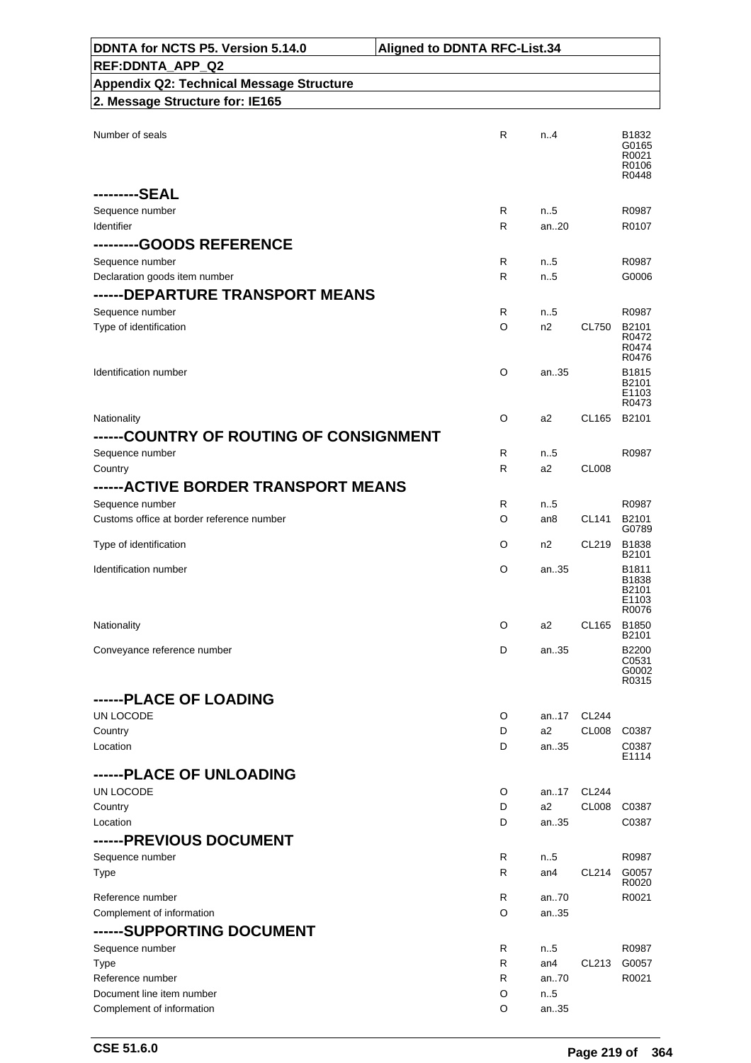| DDNTA for NCTS P5. Version 5.14.0 | Aligned to DDNTA RFC-List.34 |
|---|---|
| REF:DDNTA_APP_Q2 | |
| Appendix Q2: Technical Message Structure | |
| 2. Message Structure for: IE165 | |

| Field | Status | Format | Code list | Rules |
|---|---|---|---|---|
| Number of seals | R | n..4 | | B1832 G0165 R0021 R0106 R0448 |
| **---------SEAL** | | | | |
| Sequence number | R | n..5 | | R0987 |
| Identifier | R | an..20 | | R0107 |
| **---------GOODS REFERENCE** | | | | |
| Sequence number | R | n..5 | | R0987 |
| Declaration goods item number | R | n..5 | | G0006 |
| **------DEPARTURE TRANSPORT MEANS** | | | | |
| Sequence number | R | n..5 | | R0987 |
| Type of identification | O | n2 | CL750 | B2101 R0472 R0474 R0476 |
| Identification number | O | an..35 | | B1815 B2101 E1103 R0473 |
| Nationality | O | a2 | CL165 | B2101 |
| **------COUNTRY OF ROUTING OF CONSIGNMENT** | | | | |
| Sequence number | R | n..5 | | R0987 |
| Country | R | a2 | CL008 | |
| **------ACTIVE BORDER TRANSPORT MEANS** | | | | |
| Sequence number | R | n..5 | | R0987 |
| Customs office at border reference number | O | an8 | CL141 | B2101 G0789 |
| Type of identification | O | n2 | CL219 | B1838 B2101 |
| Identification number | O | an..35 | | B1811 B1838 B2101 E1103 R0076 |
| Nationality | O | a2 | CL165 | B1850 B2101 |
| Conveyance reference number | D | an..35 | | B2200 C0531 G0002 R0315 |
| **------PLACE OF LOADING** | | | | |
| UN LOCODE | O | an..17 | CL244 | |
| Country | D | a2 | CL008 | C0387 |
| Location | D | an..35 | | C0387 E1114 |
| **------PLACE OF UNLOADING** | | | | |
| UN LOCODE | O | an..17 | CL244 | |
| Country | D | a2 | CL008 | C0387 |
| Location | D | an..35 | | C0387 |
| **------PREVIOUS DOCUMENT** | | | | |
| Sequence number | R | n..5 | | R0987 |
| Type | R | an4 | CL214 | G0057 R0020 |
| Reference number | R | an..70 | | R0021 |
| Complement of information | O | an..35 | | |
| **------SUPPORTING DOCUMENT** | | | | |
| Sequence number | R | n..5 | | R0987 |
| Type | R | an4 | CL213 | G0057 |
| Reference number | R | an..70 | | R0021 |
| Document line item number | O | n..5 | | |
| Complement of information | O | an..35 | | |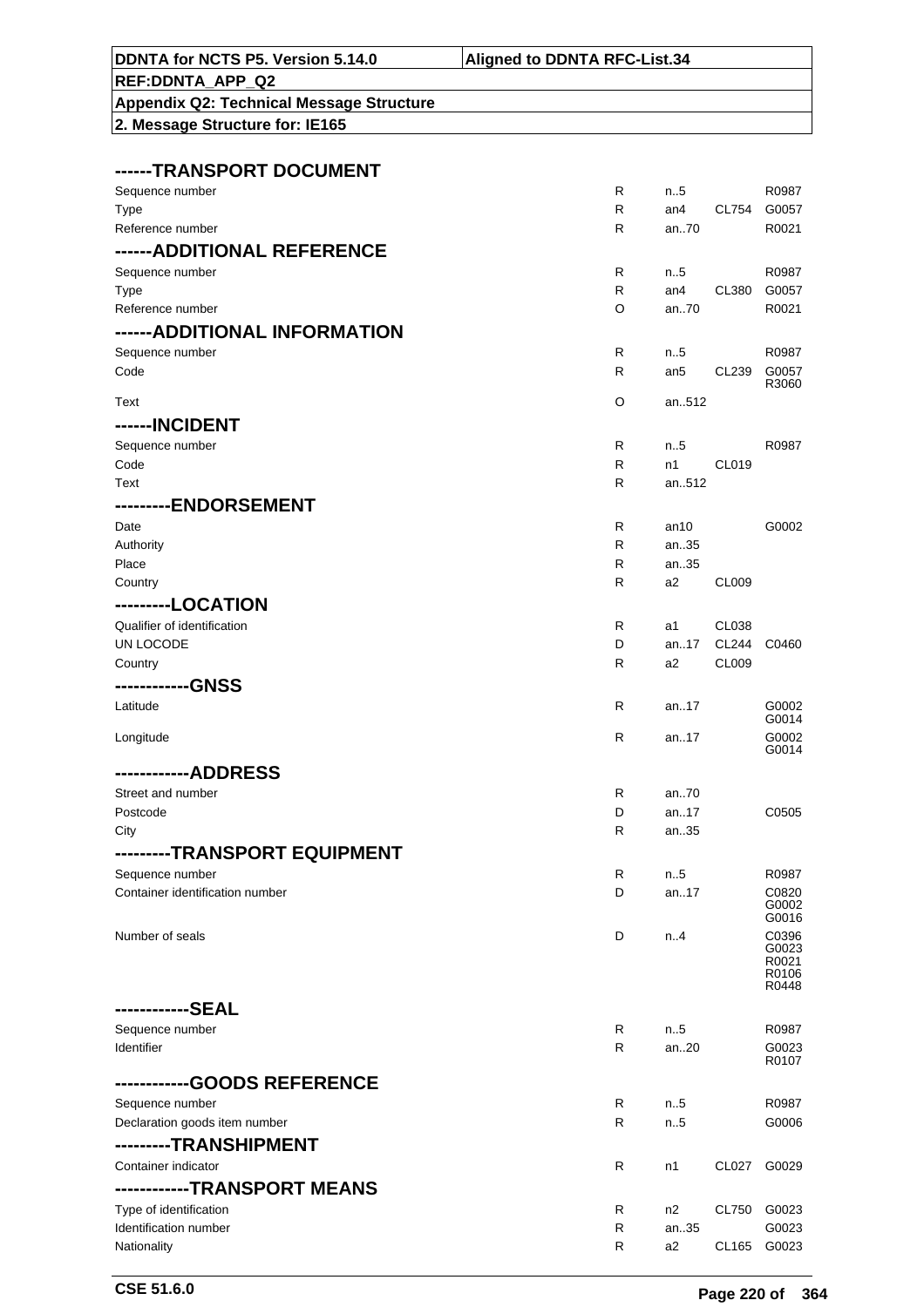| | | | | |
|---|---|---|---|---|
| **------TRANSPORT DOCUMENT** | | | | |
| Sequence number | R | n..5 | | R0987 |
| Type | R | an4 | CL754 | G0057 |
| Reference number | R | an..70 | | R0021 |
| **------ADDITIONAL REFERENCE** | | | | |
| Sequence number | R | n..5 | | R0987 |
| Type | R | an4 | CL380 | G0057 |
| Reference number | O | an..70 | | R0021 |
| **------ADDITIONAL INFORMATION** | | | | |
| Sequence number | R | n..5 | | R0987 |
| Code | R | an5 | CL239 | G0057 R3060 |
| Text | O | an..512 | | |
| **------INCIDENT** | | | | |
| Sequence number | R | n..5 | | R0987 |
| Code | R | n1 | CL019 | |
| Text | R | an..512 | | |
| **---------ENDORSEMENT** | | | | |
| Date | R | an10 | | G0002 |
| Authority | R | an..35 | | |
| Place | R | an..35 | | |
| Country | R | a2 | CL009 | |
| **---------LOCATION** | | | | |
| Qualifier of identification | R | a1 | CL038 | |
| UN LOCODE | D | an..17 | CL244 | C0460 |
| Country | R | a2 | CL009 | |
| **------------GNSS** | | | | |
| Latitude | R | an..17 | | G0002 G0014 |
| Longitude | R | an..17 | | G0002 G0014 |
| **------------ADDRESS** | | | | |
| Street and number | R | an..70 | | |
| Postcode | D | an..17 | | C0505 |
| City | R | an..35 | | |
| **---------TRANSPORT EQUIPMENT** | | | | |
| Sequence number | R | n..5 | | R0987 |
| Container identification number | D | an..17 | | C0820 G0002 G0016 |
| Number of seals | D | n..4 | | C0396 G0023 R0021 R0106 R0448 |
| **------------SEAL** | | | | |
| Sequence number | R | n..5 | | R0987 |
| Identifier | R | an..20 | | G0023 R0107 |
| **------------GOODS REFERENCE** | | | | |
| Sequence number | R | n..5 | | R0987 |
| Declaration goods item number | R | n..5 | | G0006 |
| **---------TRANSHIPMENT** | | | | |
| Container indicator | R | n1 | CL027 | G0029 |
| **------------TRANSPORT MEANS** | | | | |
| Type of identification | R | n2 | CL750 | G0023 |
| Identification number | R | an..35 | | G0023 |
| Nationality | R | a2 | CL165 | G0023 |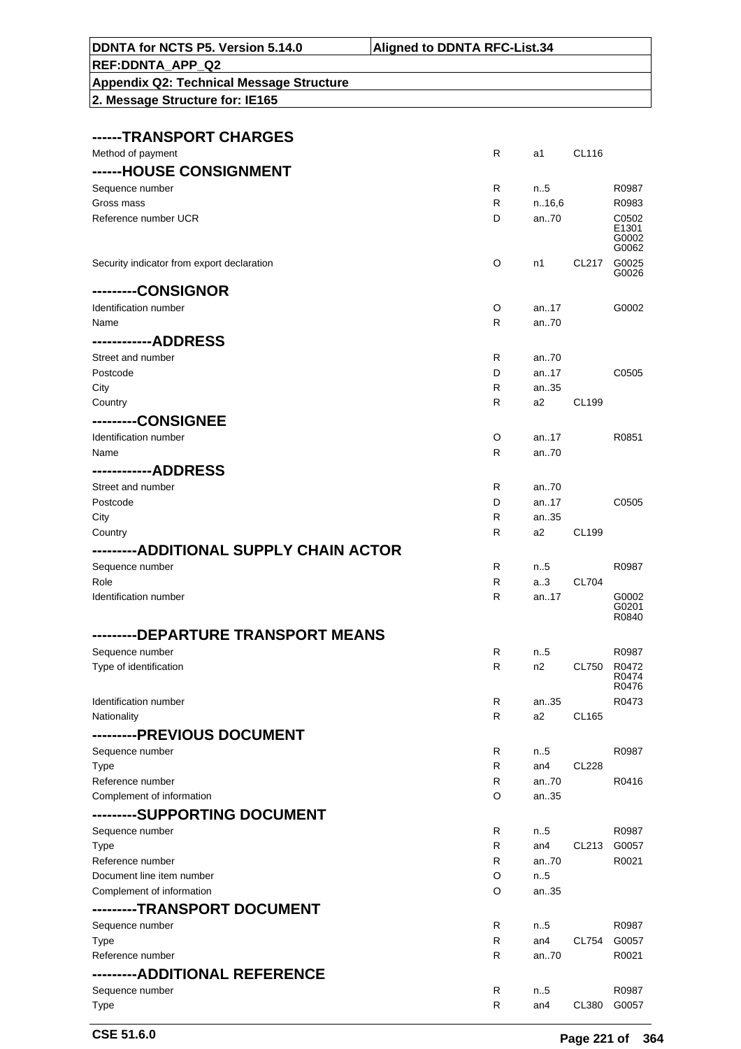## 2. Message Structure for: IE165

| | | | | |
|---|---|---|---|---|
| **------TRANSPORT CHARGES** | | | | |
| Method of payment | R | a1 | CL116 | |
| **------HOUSE CONSIGNMENT** | | | | |
| Sequence number | R | n..5 | | R0987 |
| Gross mass | R | n..16,6 | | R0983 |
| Reference number UCR | D | an..70 | | C0502 E1301 G0002 G0062 |
| Security indicator from export declaration | O | n1 | CL217 | G0025 G0026 |
| **---------CONSIGNOR** | | | | |
| Identification number | O | an..17 | | G0002 |
| Name | R | an..70 | | |
| **------------ADDRESS** | | | | |
| Street and number | R | an..70 | | |
| Postcode | D | an..17 | | C0505 |
| City | R | an..35 | | |
| Country | R | a2 | CL199 | |
| **---------CONSIGNEE** | | | | |
| Identification number | O | an..17 | | R0851 |
| Name | R | an..70 | | |
| **------------ADDRESS** | | | | |
| Street and number | R | an..70 | | |
| Postcode | D | an..17 | | C0505 |
| City | R | an..35 | | |
| Country | R | a2 | CL199 | |
| **---------ADDITIONAL SUPPLY CHAIN ACTOR** | | | | |
| Sequence number | R | n..5 | | R0987 |
| Role | R | a..3 | CL704 | |
| Identification number | R | an..17 | | G0002 G0201 R0840 |
| **---------DEPARTURE TRANSPORT MEANS** | | | | |
| Sequence number | R | n..5 | | R0987 |
| Type of identification | R | n2 | CL750 | R0472 R0474 R0476 |
| Identification number | R | an..35 | | R0473 |
| Nationality | R | a2 | CL165 | |
| **---------PREVIOUS DOCUMENT** | | | | |
| Sequence number | R | n..5 | | R0987 |
| Type | R | an4 | CL228 | |
| Reference number | R | an..70 | | R0416 |
| Complement of information | O | an..35 | | |
| **---------SUPPORTING DOCUMENT** | | | | |
| Sequence number | R | n..5 | | R0987 |
| Type | R | an4 | CL213 | G0057 |
| Reference number | R | an..70 | | R0021 |
| Document line item number | O | n..5 | | |
| Complement of information | O | an..35 | | |
| **---------TRANSPORT DOCUMENT** | | | | |
| Sequence number | R | n..5 | | R0987 |
| Type | R | an4 | CL754 | G0057 |
| Reference number | R | an..70 | | R0021 |
| **---------ADDITIONAL REFERENCE** | | | | |
| Sequence number | R | n..5 | | R0987 |
| Type | R | an4 | CL380 | G0057 |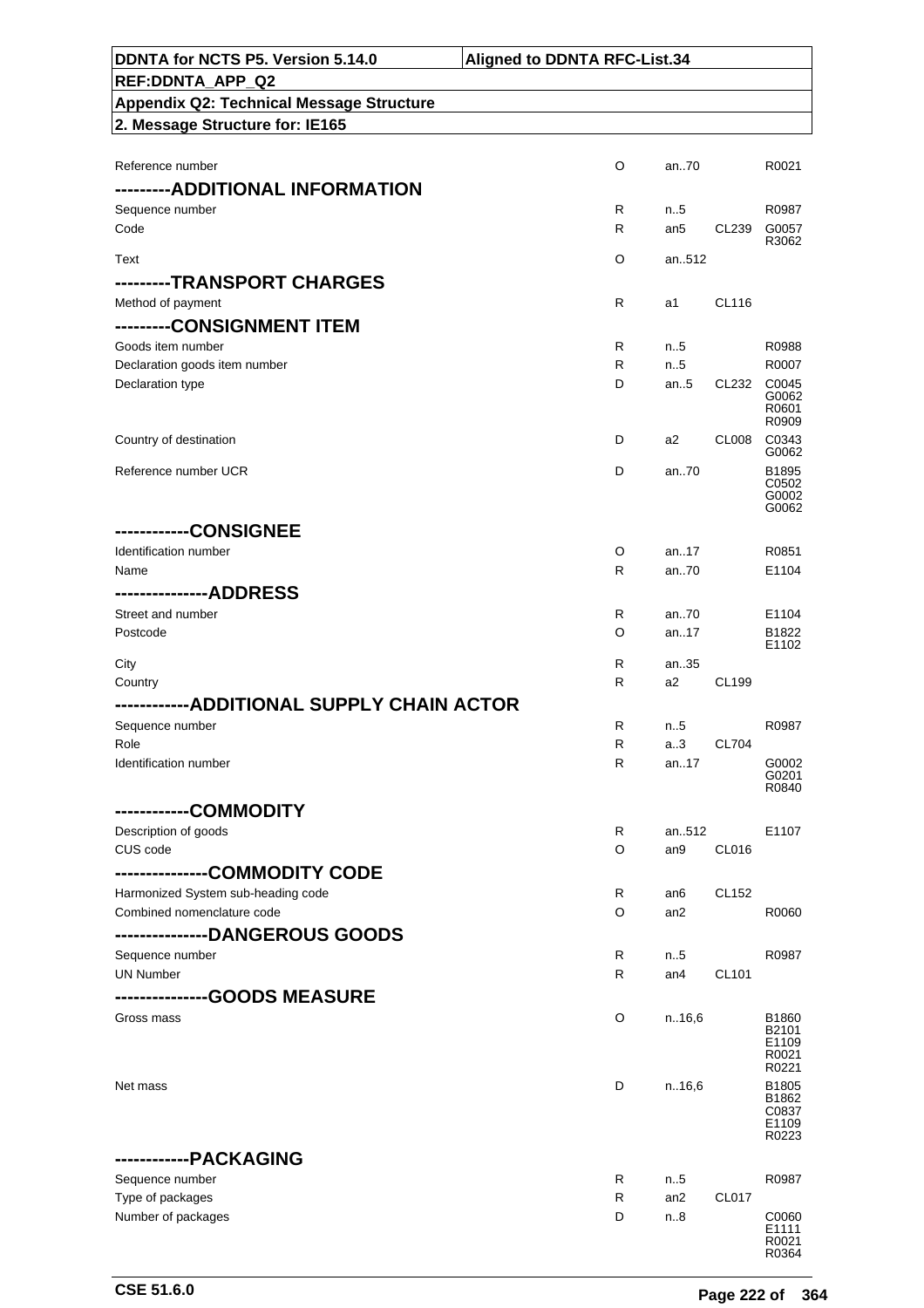| | | | | |
|---|---|---|---|---|
| Reference number | O | an..70 | | R0021 |
| ---------ADDITIONAL INFORMATION | | | | |
| Sequence number | R | n..5 | | R0987 |
| Code | R | an5 | CL239 | G0057 R3062 |
| Text | O | an..512 | | |
| ---------TRANSPORT CHARGES | | | | |
| Method of payment | R | a1 | CL116 | |
| ---------CONSIGNMENT ITEM | | | | |
| Goods item number | R | n..5 | | R0988 |
| Declaration goods item number | R | n..5 | | R0007 |
| Declaration type | D | an..5 | CL232 | C0045 G0062 R0601 R0909 |
| Country of destination | D | a2 | CL008 | C0343 G0062 |
| Reference number UCR | D | an..70 | | B1895 C0502 G0002 G0062 |
| ------------CONSIGNEE | | | | |
| Identification number | O | an..17 | | R0851 |
| Name | R | an..70 | | E1104 |
| ---------------ADDRESS | | | | |
| Street and number | R | an..70 | | E1104 |
| Postcode | O | an..17 | | B1822 E1102 |
| City | R | an..35 | | |
| Country | R | a2 | CL199 | |
| ------------ADDITIONAL SUPPLY CHAIN ACTOR | | | | |
| Sequence number | R | n..5 | | R0987 |
| Role | R | a..3 | CL704 | |
| Identification number | R | an..17 | | G0002 G0201 R0840 |
| ------------COMMODITY | | | | |
| Description of goods | R | an..512 | | E1107 |
| CUS code | O | an9 | CL016 | |
| ---------------COMMODITY CODE | | | | |
| Harmonized System sub-heading code | R | an6 | CL152 | |
| Combined nomenclature code | O | an2 | | R0060 |
| ---------------DANGEROUS GOODS | | | | |
| Sequence number | R | n..5 | | R0987 |
| UN Number | R | an4 | CL101 | |
| ---------------GOODS MEASURE | | | | |
| Gross mass | O | n..16,6 | | B1860 B2101 E1109 R0021 R0221 |
| Net mass | D | n..16,6 | | B1805 B1862 C0837 E1109 R0223 |
| ------------PACKAGING | | | | |
| Sequence number | R | n..5 | | R0987 |
| Type of packages | R | an2 | CL017 | |
| Number of packages | D | n..8 | | C0060 E1111 R0021 R0364 |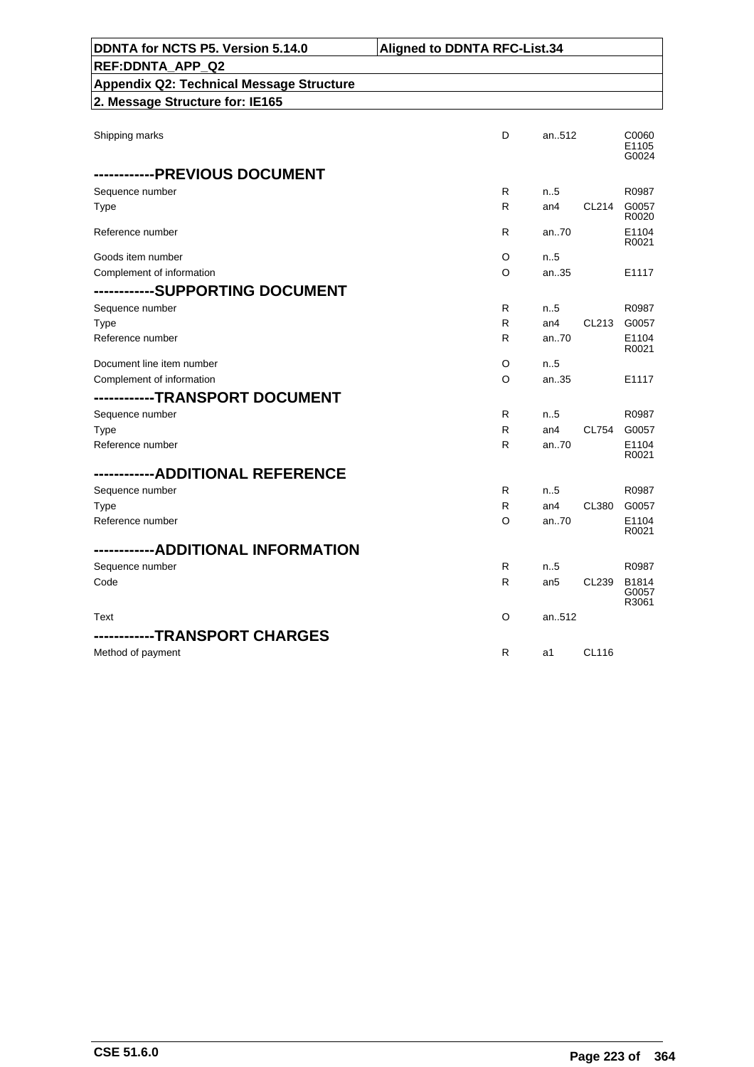| | | | | |
|---|---|---|---|---|
| Shipping marks | D | an..512 | | C0060 E1105 G0024 |

### -----------PREVIOUS DOCUMENT

| | | | | |
|---|---|---|---|---|
| Sequence number | R | n..5 | | R0987 |
| Type | R | an4 | CL214 | G0057 R0020 |
| Reference number | R | an..70 | | E1104 R0021 |
| Goods item number | O | n..5 | | |
| Complement of information | O | an..35 | | E1117 |

### -----------SUPPORTING DOCUMENT

| | | | | |
|---|---|---|---|---|
| Sequence number | R | n..5 | | R0987 |
| Type | R | an4 | CL213 | G0057 |
| Reference number | R | an..70 | | E1104 R0021 |
| Document line item number | O | n..5 | | |
| Complement of information | O | an..35 | | E1117 |

### -----------TRANSPORT DOCUMENT

| | | | | |
|---|---|---|---|---|
| Sequence number | R | n..5 | | R0987 |
| Type | R | an4 | CL754 | G0057 |
| Reference number | R | an..70 | | E1104 R0021 |

### -----------ADDITIONAL REFERENCE

| | | | | |
|---|---|---|---|---|
| Sequence number | R | n..5 | | R0987 |
| Type | R | an4 | CL380 | G0057 |
| Reference number | O | an..70 | | E1104 R0021 |

### -----------ADDITIONAL INFORMATION

| | | | | |
|---|---|---|---|---|
| Sequence number | R | n..5 | | R0987 |
| Code | R | an5 | CL239 | B1814 G0057 R3061 |
| Text | O | an..512 | | |

### -----------TRANSPORT CHARGES

| | | | | |
|---|---|---|---|---|
| Method of payment | R | a1 | CL116 | |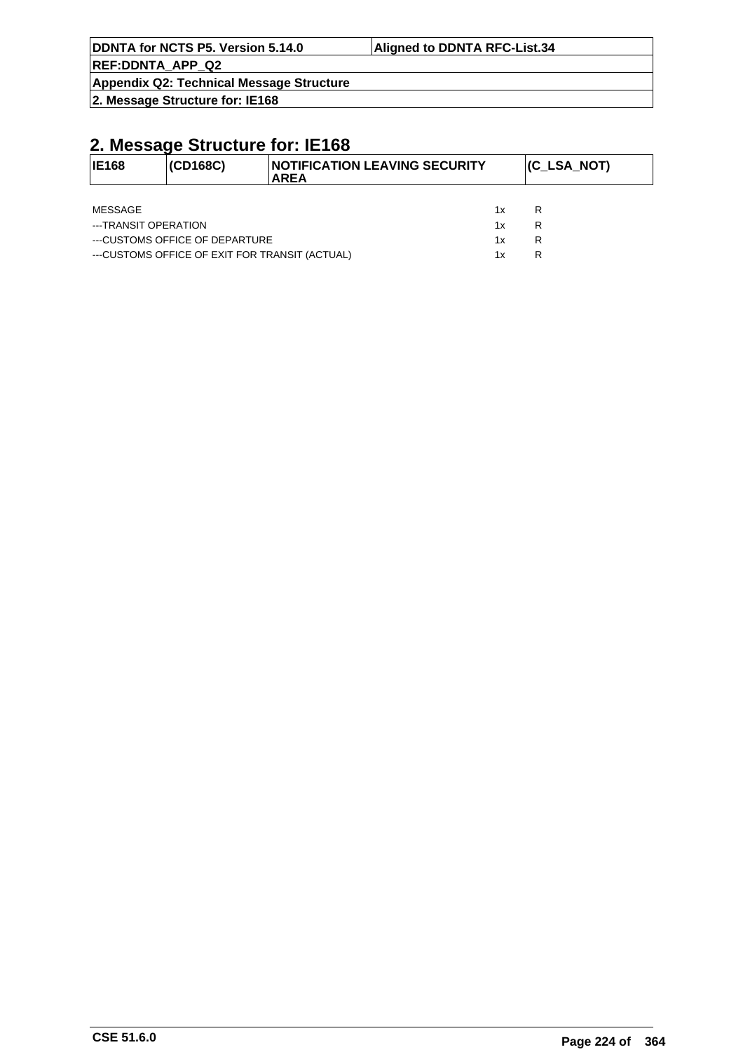## 2. Message Structure for: IE168

| IE168 | (CD168C) | NOTIFICATION LEAVING SECURITY AREA | (C_LSA_NOT) |
|---|---|---|---|

| | | |
|---|---|---|
| MESSAGE | 1x | R |
| ---TRANSIT OPERATION | 1x | R |
| ---CUSTOMS OFFICE OF DEPARTURE | 1x | R |
| ---CUSTOMS OFFICE OF EXIT FOR TRANSIT (ACTUAL) | 1x | R |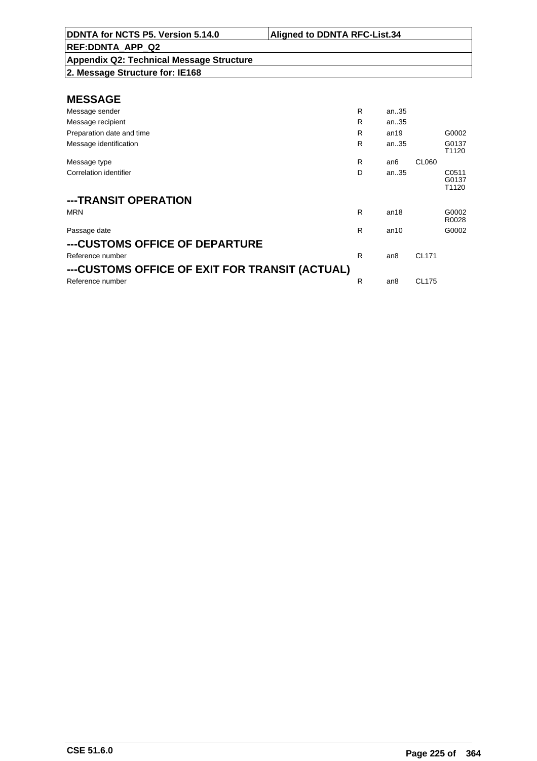**DDNTA for NCTS P5. Version 5.14.0** | **Aligned to DDNTA RFC-List.34**

**REF:DDNTA_APP_Q2**

**Appendix Q2: Technical Message Structure**

**2. Message Structure for: IE168**

## MESSAGE

| | | | | |
|---|---|---|---|---|
| Message sender | R | an..35 | | |
| Message recipient | R | an..35 | | |
| Preparation date and time | R | an19 | | G0002 |
| Message identification | R | an..35 | | G0137 T1120 |
| Message type | R | an6 | CL060 | |
| Correlation identifier | D | an..35 | | C0511 G0137 T1120 |

## ---TRANSIT OPERATION

| | | | | |
|---|---|---|---|---|
| MRN | R | an18 | | G0002 R0028 |
| Passage date | R | an10 | | G0002 |

## ---CUSTOMS OFFICE OF DEPARTURE

| | | | | |
|---|---|---|---|---|
| Reference number | R | an8 | CL171 | |

## ---CUSTOMS OFFICE OF EXIT FOR TRANSIT (ACTUAL)

| | | | | |
|---|---|---|---|---|
| Reference number | R | an8 | CL175 | |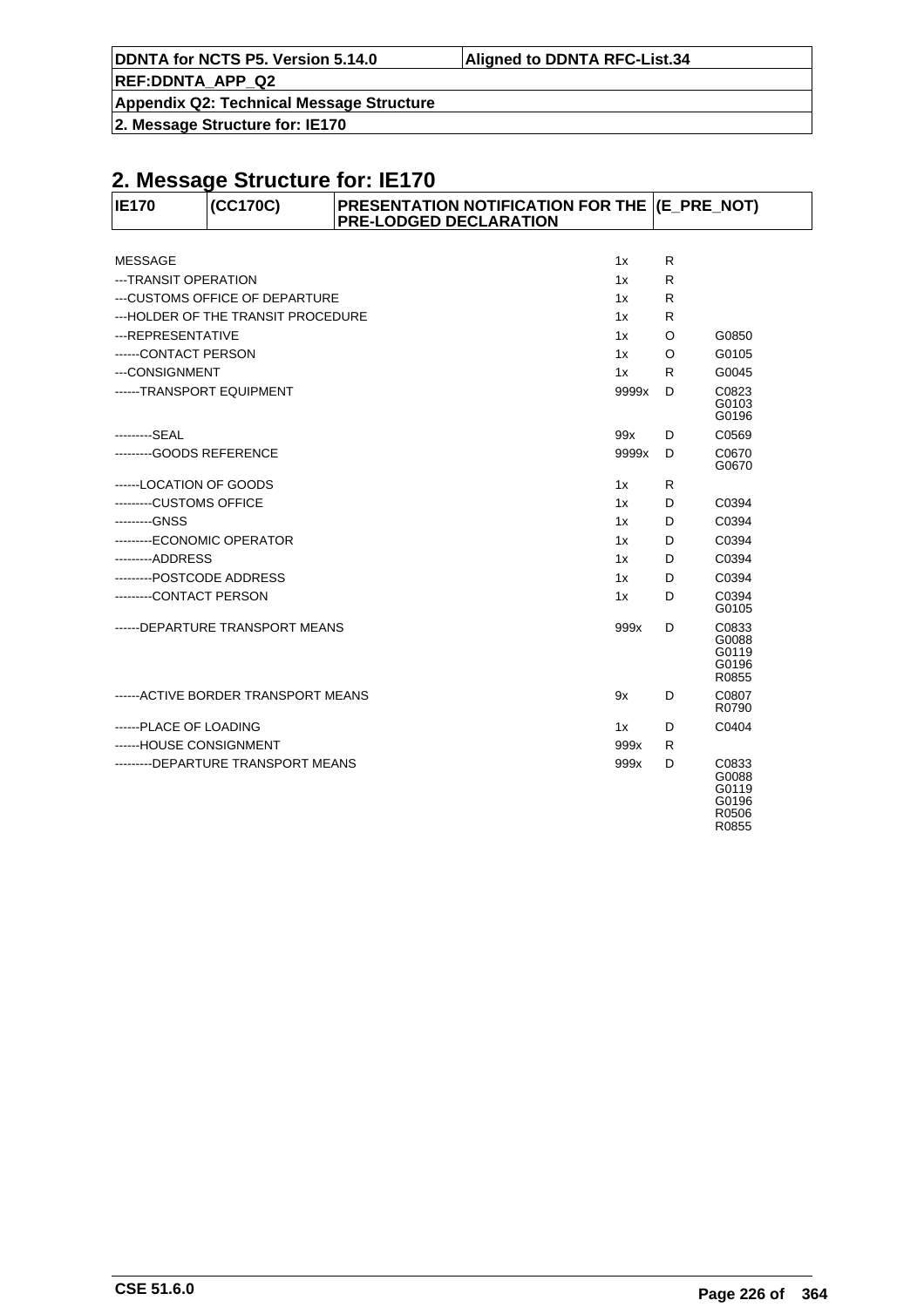## 2. Message Structure for: IE170

| IE170 | (CC170C) | PRESENTATION NOTIFICATION FOR THE PRE-LODGED DECLARATION | (E_PRE_NOT) |
|---|---|---|---|

| | | | |
|---|---|---|---|
| MESSAGE | 1x | R | |
| ---TRANSIT OPERATION | 1x | R | |
| ---CUSTOMS OFFICE OF DEPARTURE | 1x | R | |
| ---HOLDER OF THE TRANSIT PROCEDURE | 1x | R | |
| ---REPRESENTATIVE | 1x | O | G0850 |
| ------CONTACT PERSON | 1x | O | G0105 |
| ---CONSIGNMENT | 1x | R | G0045 |
| ------TRANSPORT EQUIPMENT | 9999x | D | C0823 G0103 G0196 |
| ---------SEAL | 99x | D | C0569 |
| ---------GOODS REFERENCE | 9999x | D | C0670 G0670 |
| ------LOCATION OF GOODS | 1x | R | |
| ---------CUSTOMS OFFICE | 1x | D | C0394 |
| ---------GNSS | 1x | D | C0394 |
| ---------ECONOMIC OPERATOR | 1x | D | C0394 |
| ---------ADDRESS | 1x | D | C0394 |
| ---------POSTCODE ADDRESS | 1x | D | C0394 |
| ---------CONTACT PERSON | 1x | D | C0394 G0105 |
| ------DEPARTURE TRANSPORT MEANS | 999x | D | C0833 G0088 G0119 G0196 R0855 |
| ------ACTIVE BORDER TRANSPORT MEANS | 9x | D | C0807 R0790 |
| ------PLACE OF LOADING | 1x | D | C0404 |
| ------HOUSE CONSIGNMENT | 999x | R | |
| ---------DEPARTURE TRANSPORT MEANS | 999x | D | C0833 G0088 G0119 G0196 R0506 R0855 |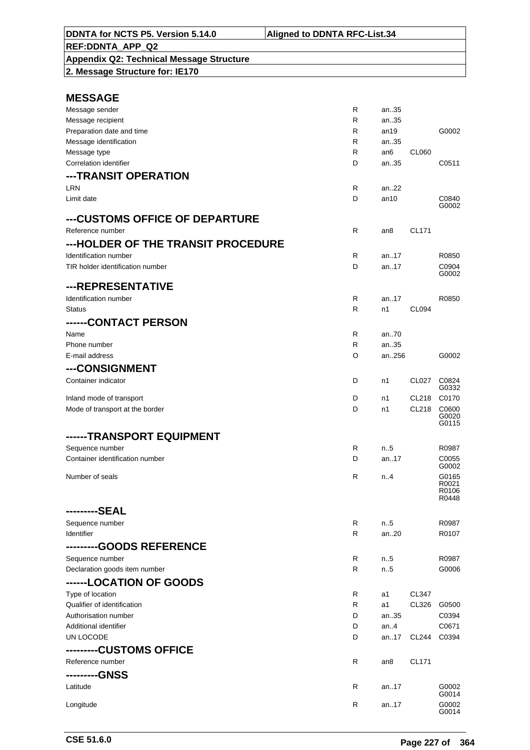**DDNTA for NCTS P5. Version 5.14.0** | **Aligned to DDNTA RFC-List.34**

**REF:DDNTA_APP_Q2**

**Appendix Q2: Technical Message Structure**

**2. Message Structure for: IE170**

## MESSAGE

| | | | | |
|---|---|---|---|---|
| Message sender | R | an..35 | | |
| Message recipient | R | an..35 | | |
| Preparation date and time | R | an19 | | G0002 |
| Message identification | R | an..35 | | |
| Message type | R | an6 | CL060 | |
| Correlation identifier | D | an..35 | | C0511 |

## ---TRANSIT OPERATION

| | | | | |
|---|---|---|---|---|
| LRN | R | an..22 | | |
| Limit date | D | an10 | | C0840 G0002 |

## ---CUSTOMS OFFICE OF DEPARTURE

| | | | | |
|---|---|---|---|---|
| Reference number | R | an8 | CL171 | |

## ---HOLDER OF THE TRANSIT PROCEDURE

| | | | | |
|---|---|---|---|---|
| Identification number | R | an..17 | | R0850 |
| TIR holder identification number | D | an..17 | | C0904 G0002 |

## ---REPRESENTATIVE

| | | | | |
|---|---|---|---|---|
| Identification number | R | an..17 | | R0850 |
| Status | R | n1 | CL094 | |

## ------CONTACT PERSON

| | | | | |
|---|---|---|---|---|
| Name | R | an..70 | | |
| Phone number | R | an..35 | | |
| E-mail address | O | an..256 | | G0002 |

## ---CONSIGNMENT

| | | | | |
|---|---|---|---|---|
| Container indicator | D | n1 | CL027 | C0824 G0332 |
| Inland mode of transport | D | n1 | CL218 | C0170 |
| Mode of transport at the border | D | n1 | CL218 | C0600 G0020 G0115 |

## ------TRANSPORT EQUIPMENT

| | | | | |
|---|---|---|---|---|
| Sequence number | R | n..5 | | R0987 |
| Container identification number | D | an..17 | | C0055 G0002 |
| Number of seals | R | n..4 | | G0165 R0021 R0106 R0448 |

## ---------SEAL

| | | | | |
|---|---|---|---|---|
| Sequence number | R | n..5 | | R0987 |
| Identifier | R | an..20 | | R0107 |

## ---------GOODS REFERENCE

| | | | | |
|---|---|---|---|---|
| Sequence number | R | n..5 | | R0987 |
| Declaration goods item number | R | n..5 | | G0006 |

## ------LOCATION OF GOODS

| | | | | |
|---|---|---|---|---|
| Type of location | R | a1 | CL347 | |
| Qualifier of identification | R | a1 | CL326 | G0500 |
| Authorisation number | D | an..35 | | C0394 |
| Additional identifier | D | an..4 | | C0671 |
| UN LOCODE | D | an..17 | CL244 | C0394 |

## ---------CUSTOMS OFFICE

| | | | | |
|---|---|---|---|---|
| Reference number | R | an8 | CL171 | |

## ---------GNSS

| | | | | |
|---|---|---|---|---|
| Latitude | R | an..17 | | G0002 G0014 |
| Longitude | R | an..17 | | G0002 G0014 |

CSE 51.6.0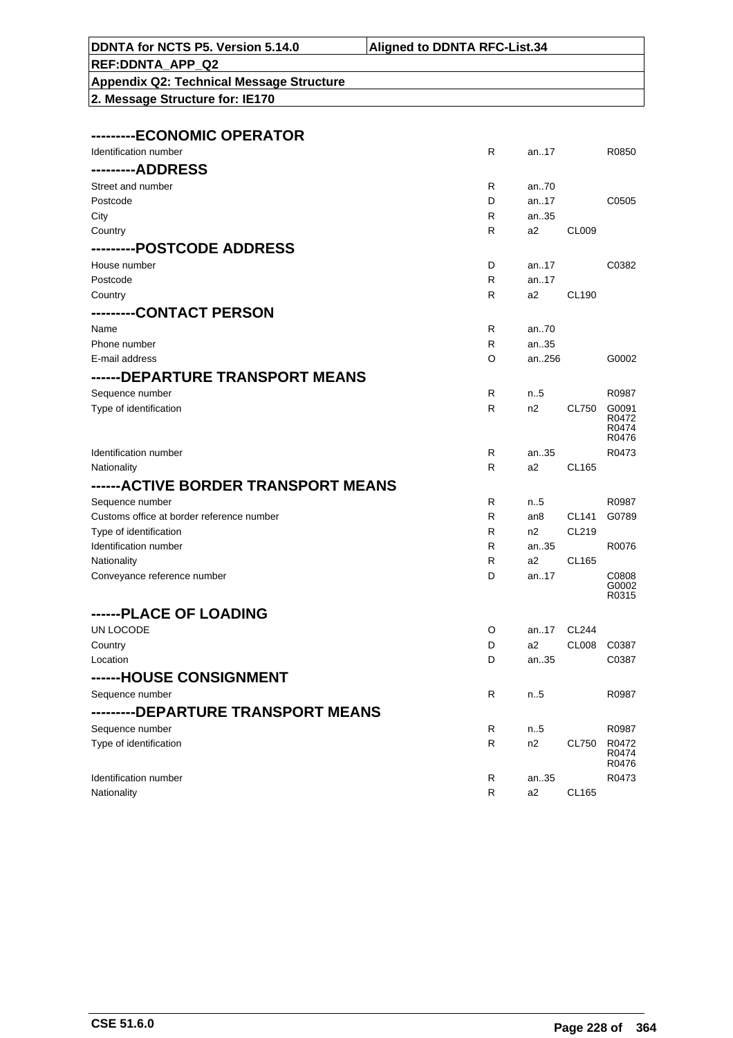**---------ECONOMIC OPERATOR**

| | | | | |
|---|---|---|---|---|
| Identification number | R | an..17 | | R0850 |

**---------ADDRESS**

| | | | | |
|---|---|---|---|---|
| Street and number | R | an..70 | | |
| Postcode | D | an..17 | | C0505 |
| City | R | an..35 | | |
| Country | R | a2 | CL009 | |

**---------POSTCODE ADDRESS**

| | | | | |
|---|---|---|---|---|
| House number | D | an..17 | | C0382 |
| Postcode | R | an..17 | | |
| Country | R | a2 | CL190 | |

**---------CONTACT PERSON**

| | | | | |
|---|---|---|---|---|
| Name | R | an..70 | | |
| Phone number | R | an..35 | | |
| E-mail address | O | an..256 | | G0002 |

**------DEPARTURE TRANSPORT MEANS**

| | | | | |
|---|---|---|---|---|
| Sequence number | R | n..5 | | R0987 |
| Type of identification | R | n2 | CL750 | G0091 R0472 R0474 R0476 |
| Identification number | R | an..35 | | R0473 |
| Nationality | R | a2 | CL165 | |

**------ACTIVE BORDER TRANSPORT MEANS**

| | | | | |
|---|---|---|---|---|
| Sequence number | R | n..5 | | R0987 |
| Customs office at border reference number | R | an8 | CL141 | G0789 |
| Type of identification | R | n2 | CL219 | |
| Identification number | R | an..35 | | R0076 |
| Nationality | R | a2 | CL165 | |
| Conveyance reference number | D | an..17 | | C0808 G0002 R0315 |

**------PLACE OF LOADING**

| | | | | |
|---|---|---|---|---|
| UN LOCODE | O | an..17 | CL244 | |
| Country | D | a2 | CL008 | C0387 |
| Location | D | an..35 | | C0387 |

**------HOUSE CONSIGNMENT**

| | | | | |
|---|---|---|---|---|
| Sequence number | R | n..5 | | R0987 |

**---------DEPARTURE TRANSPORT MEANS**

| | | | | |
|---|---|---|---|---|
| Sequence number | R | n..5 | | R0987 |
| Type of identification | R | n2 | CL750 | R0472 R0474 R0476 |
| Identification number | R | an..35 | | R0473 |
| Nationality | R | a2 | CL165 | |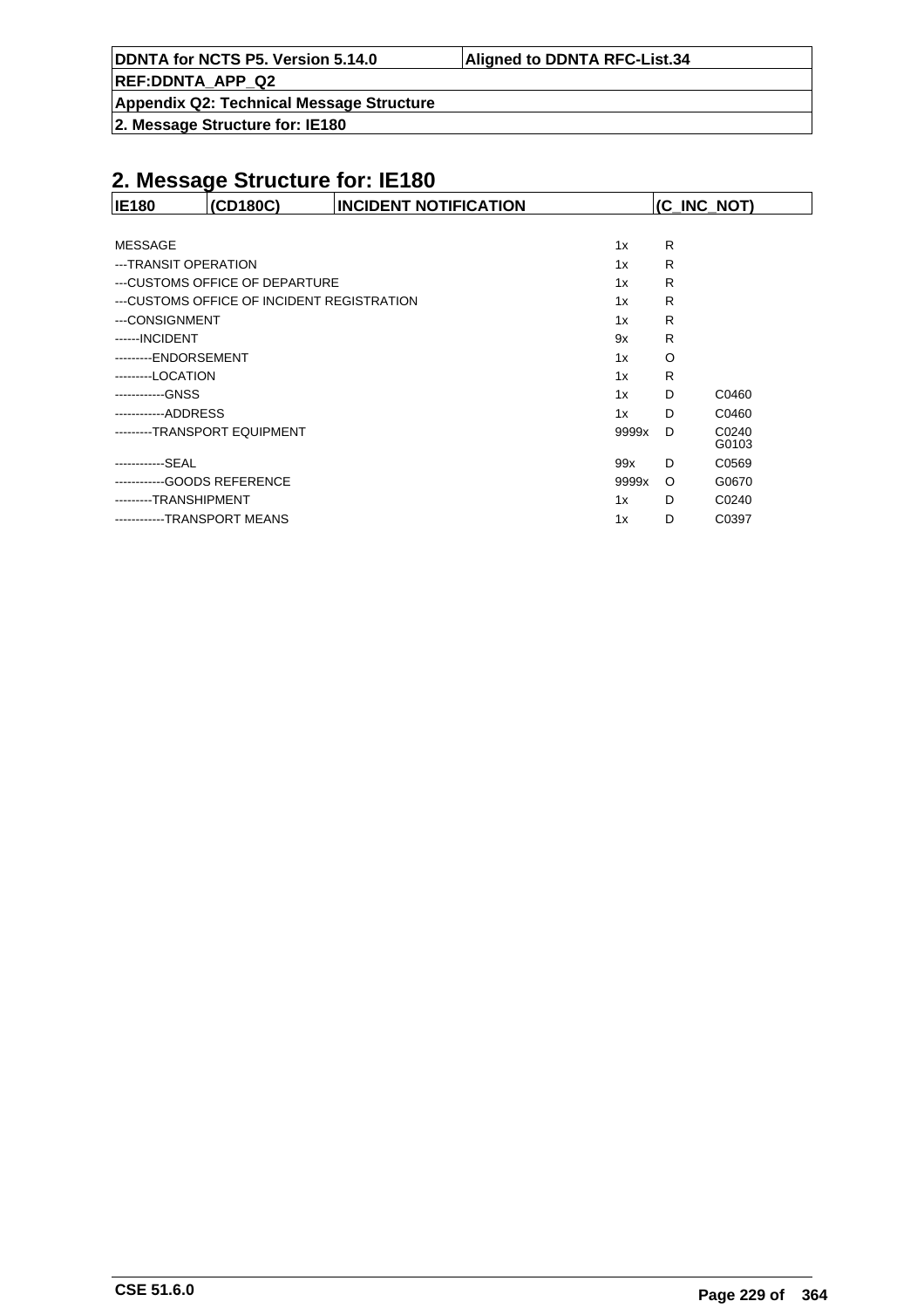## 2. Message Structure for: IE180

| IE180 | (CD180C) | INCIDENT NOTIFICATION | (C_INC_NOT) |
|---|---|---|---|

| | | | |
|---|---|---|---|
| MESSAGE | 1x | R | |
| ---TRANSIT OPERATION | 1x | R | |
| ---CUSTOMS OFFICE OF DEPARTURE | 1x | R | |
| ---CUSTOMS OFFICE OF INCIDENT REGISTRATION | 1x | R | |
| ---CONSIGNMENT | 1x | R | |
| ------INCIDENT | 9x | R | |
| ---------ENDORSEMENT | 1x | O | |
| ---------LOCATION | 1x | R | |
| ------------GNSS | 1x | D | C0460 |
| ------------ADDRESS | 1x | D | C0460 |
| ---------TRANSPORT EQUIPMENT | 9999x | D | C0240 G0103 |
| ------------SEAL | 99x | D | C0569 |
| ------------GOODS REFERENCE | 9999x | O | G0670 |
| ---------TRANSHIPMENT | 1x | D | C0240 |
| ------------TRANSPORT MEANS | 1x | D | C0397 |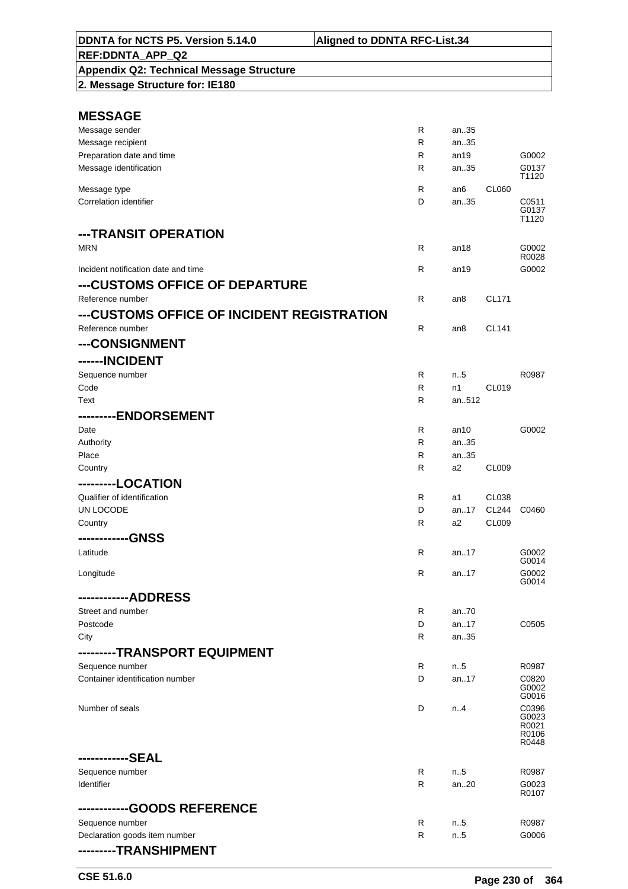| DDNTA for NCTS P5. Version 5.14.0 | Aligned to DDNTA RFC-List.34 |
|---|---|
| REF:DDNTA_APP_Q2 | |
| Appendix Q2: Technical Message Structure | |
| 2. Message Structure for: IE180 | |

## MESSAGE

| Field | Status | Format | Code list | Rules/Conditions |
|---|---|---|---|---|
| Message sender | R | an..35 | | |
| Message recipient | R | an..35 | | |
| Preparation date and time | R | an19 | | G0002 |
| Message identification | R | an..35 | | G0137 T1120 |
| Message type | R | an6 | CL060 | |
| Correlation identifier | D | an..35 | | C0511 G0137 T1120 |

## ---TRANSIT OPERATION

| Field | Status | Format | Code list | Rules/Conditions |
|---|---|---|---|---|
| MRN | R | an18 | | G0002 R0028 |
| Incident notification date and time | R | an19 | | G0002 |

## ---CUSTOMS OFFICE OF DEPARTURE

| Field | Status | Format | Code list | Rules/Conditions |
|---|---|---|---|---|
| Reference number | R | an8 | CL171 | |

## ---CUSTOMS OFFICE OF INCIDENT REGISTRATION

| Field | Status | Format | Code list | Rules/Conditions |
|---|---|---|---|---|
| Reference number | R | an8 | CL141 | |

## ---CONSIGNMENT

## ------INCIDENT

| Field | Status | Format | Code list | Rules/Conditions |
|---|---|---|---|---|
| Sequence number | R | n..5 | | R0987 |
| Code | R | n1 | CL019 | |
| Text | R | an..512 | | |

## ---------ENDORSEMENT

| Field | Status | Format | Code list | Rules/Conditions |
|---|---|---|---|---|
| Date | R | an10 | | G0002 |
| Authority | R | an..35 | | |
| Place | R | an..35 | | |
| Country | R | a2 | CL009 | |

## ---------LOCATION

| Field | Status | Format | Code list | Rules/Conditions |
|---|---|---|---|---|
| Qualifier of identification | R | a1 | CL038 | |
| UN LOCODE | D | an..17 | CL244 | C0460 |
| Country | R | a2 | CL009 | |

## ------------GNSS

| Field | Status | Format | Code list | Rules/Conditions |
|---|---|---|---|---|
| Latitude | R | an..17 | | G0002 G0014 |
| Longitude | R | an..17 | | G0002 G0014 |

## ------------ADDRESS

| Field | Status | Format | Code list | Rules/Conditions |
|---|---|---|---|---|
| Street and number | R | an..70 | | |
| Postcode | D | an..17 | | C0505 |
| City | R | an..35 | | |

## ---------TRANSPORT EQUIPMENT

| Field | Status | Format | Code list | Rules/Conditions |
|---|---|---|---|---|
| Sequence number | R | n..5 | | R0987 |
| Container identification number | D | an..17 | | C0820 G0002 G0016 |
| Number of seals | D | n..4 | | C0396 G0023 R0021 R0106 R0448 |

## ------------SEAL

| Field | Status | Format | Code list | Rules/Conditions |
|---|---|---|---|---|
| Sequence number | R | n..5 | | R0987 |
| Identifier | R | an..20 | | G0023 R0107 |

## ------------GOODS REFERENCE

| Field | Status | Format | Code list | Rules/Conditions |
|---|---|---|---|---|
| Sequence number | R | n..5 | | R0987 |
| Declaration goods item number | R | n..5 | | G0006 |

## ---------TRANSHIPMENT

CSE 51.6.0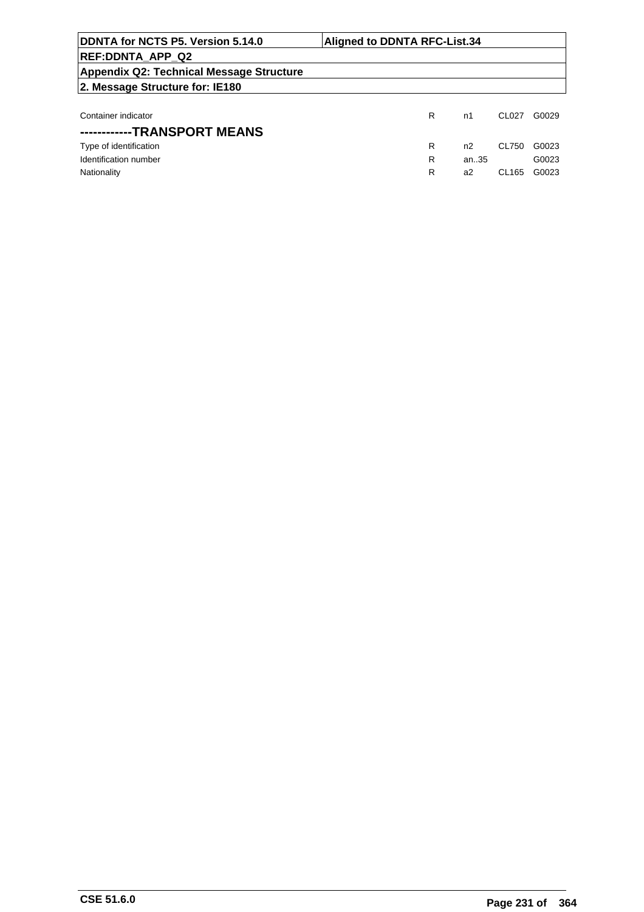| | | | | |
|---|---|---|---|---|
| Container indicator | R | n1 | CL027 | G0029 |

## ------------TRANSPORT MEANS

| | | | | |
|---|---|---|---|---|
| Type of identification | R | n2 | CL750 | G0023 |
| Identification number | R | an..35 | | G0023 |
| Nationality | R | a2 | CL165 | G0023 |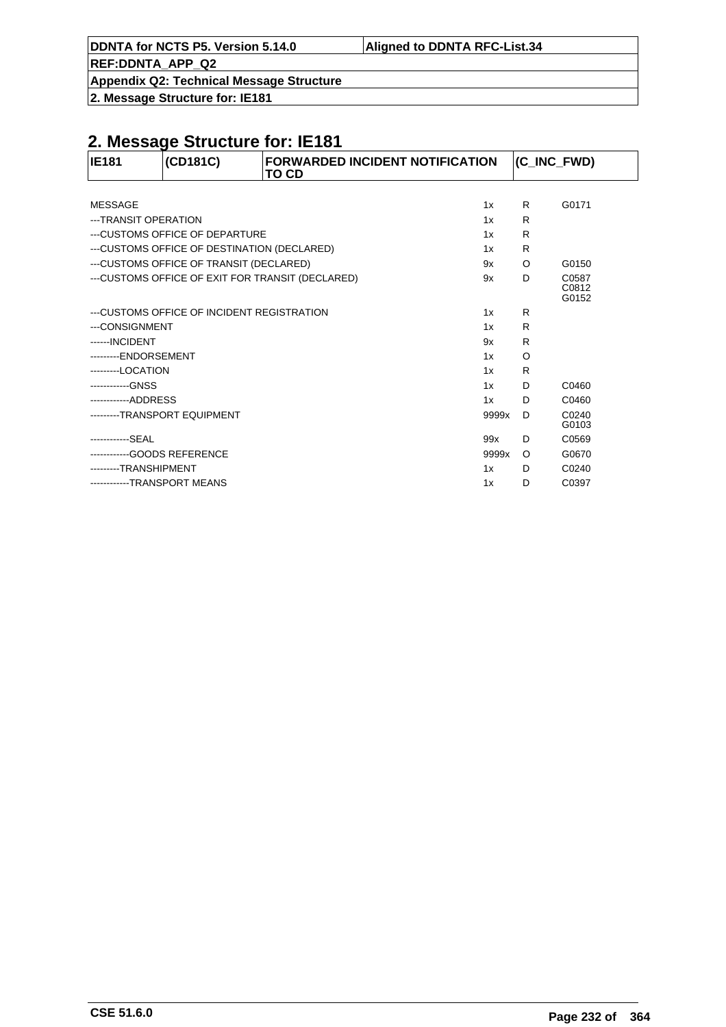## 2. Message Structure for: IE181

| IE181 | (CD181C) | FORWARDED INCIDENT NOTIFICATION TO CD | (C_INC_FWD) |
|---|---|---|---|

| | | | |
|---|---|---|---|
| MESSAGE | 1x | R | G0171 |
| ---TRANSIT OPERATION | 1x | R | |
| ---CUSTOMS OFFICE OF DEPARTURE | 1x | R | |
| ---CUSTOMS OFFICE OF DESTINATION (DECLARED) | 1x | R | |
| ---CUSTOMS OFFICE OF TRANSIT (DECLARED) | 9x | O | G0150 |
| ---CUSTOMS OFFICE OF EXIT FOR TRANSIT (DECLARED) | 9x | D | C0587<br>C0812<br>G0152 |
| ---CUSTOMS OFFICE OF INCIDENT REGISTRATION | 1x | R | |
| ---CONSIGNMENT | 1x | R | |
| ------INCIDENT | 9x | R | |
| ---------ENDORSEMENT | 1x | O | |
| ---------LOCATION | 1x | R | |
| ------------GNSS | 1x | D | C0460 |
| ------------ADDRESS | 1x | D | C0460 |
| ---------TRANSPORT EQUIPMENT | 9999x | D | C0240<br>G0103 |
| ------------SEAL | 99x | D | C0569 |
| ------------GOODS REFERENCE | 9999x | O | G0670 |
| ---------TRANSHIPMENT | 1x | D | C0240 |
| ------------TRANSPORT MEANS | 1x | D | C0397 |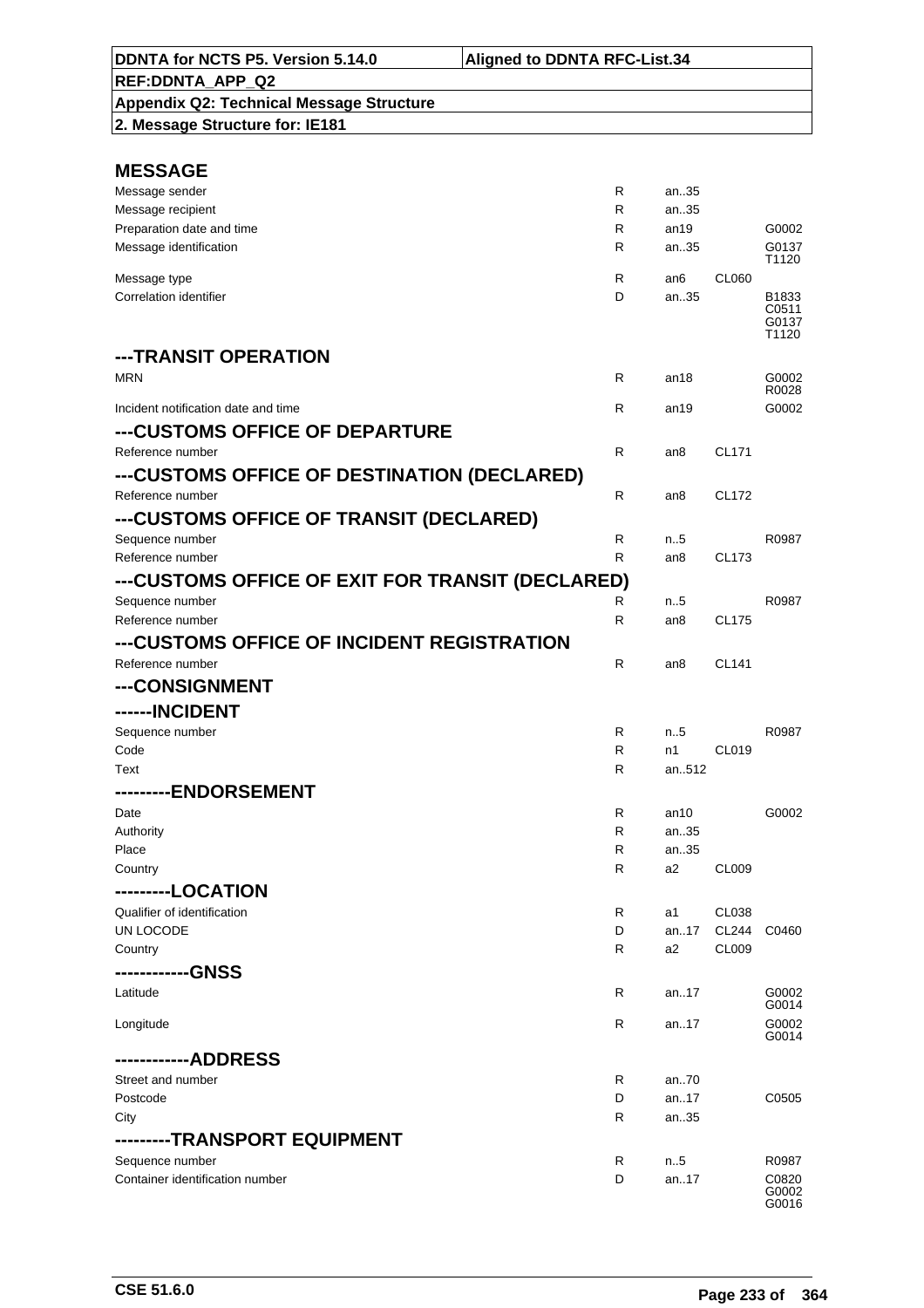| DDNTA for NCTS P5. Version 5.14.0 | Aligned to DDNTA RFC-List.34 |
|---|---|
| REF:DDNTA_APP_Q2 | |
| Appendix Q2: Technical Message Structure | |
| 2. Message Structure for: IE181 | |

## MESSAGE

| | | | | |
|---|---|---|---|---|
| Message sender | R | an..35 | | |
| Message recipient | R | an..35 | | |
| Preparation date and time | R | an19 | | G0002 |
| Message identification | R | an..35 | | G0137 T1120 |
| Message type | R | an6 | CL060 | |
| Correlation identifier | D | an..35 | | B1833 C0511 G0137 T1120 |

## ---TRANSIT OPERATION

| | | | | |
|---|---|---|---|---|
| MRN | R | an18 | | G0002 R0028 |
| Incident notification date and time | R | an19 | | G0002 |

## ---CUSTOMS OFFICE OF DEPARTURE

| | | | | |
|---|---|---|---|---|
| Reference number | R | an8 | CL171 | |

## ---CUSTOMS OFFICE OF DESTINATION (DECLARED)

| | | | | |
|---|---|---|---|---|
| Reference number | R | an8 | CL172 | |

## ---CUSTOMS OFFICE OF TRANSIT (DECLARED)

| | | | | |
|---|---|---|---|---|
| Sequence number | R | n..5 | | R0987 |
| Reference number | R | an8 | CL173 | |

## ---CUSTOMS OFFICE OF EXIT FOR TRANSIT (DECLARED)

| | | | | |
|---|---|---|---|---|
| Sequence number | R | n..5 | | R0987 |
| Reference number | R | an8 | CL175 | |

## ---CUSTOMS OFFICE OF INCIDENT REGISTRATION

| | | | | |
|---|---|---|---|---|
| Reference number | R | an8 | CL141 | |

## ---CONSIGNMENT

## ------INCIDENT

| | | | | |
|---|---|---|---|---|
| Sequence number | R | n..5 | | R0987 |
| Code | R | n1 | CL019 | |
| Text | R | an..512 | | |

## ---------ENDORSEMENT

| | | | | |
|---|---|---|---|---|
| Date | R | an10 | | G0002 |
| Authority | R | an..35 | | |
| Place | R | an..35 | | |
| Country | R | a2 | CL009 | |

## ---------LOCATION

| | | | | |
|---|---|---|---|---|
| Qualifier of identification | R | a1 | CL038 | |
| UN LOCODE | D | an..17 | CL244 | C0460 |
| Country | R | a2 | CL009 | |

## ------------GNSS

| | | | | |
|---|---|---|---|---|
| Latitude | R | an..17 | | G0002 G0014 |
| Longitude | R | an..17 | | G0002 G0014 |

## ------------ADDRESS

| | | | | |
|---|---|---|---|---|
| Street and number | R | an..70 | | |
| Postcode | D | an..17 | | C0505 |
| City | R | an..35 | | |

## ---------TRANSPORT EQUIPMENT

| | | | | |
|---|---|---|---|---|
| Sequence number | R | n..5 | | R0987 |
| Container identification number | D | an..17 | | C0820 G0002 G0016 |

CSE 51.6.0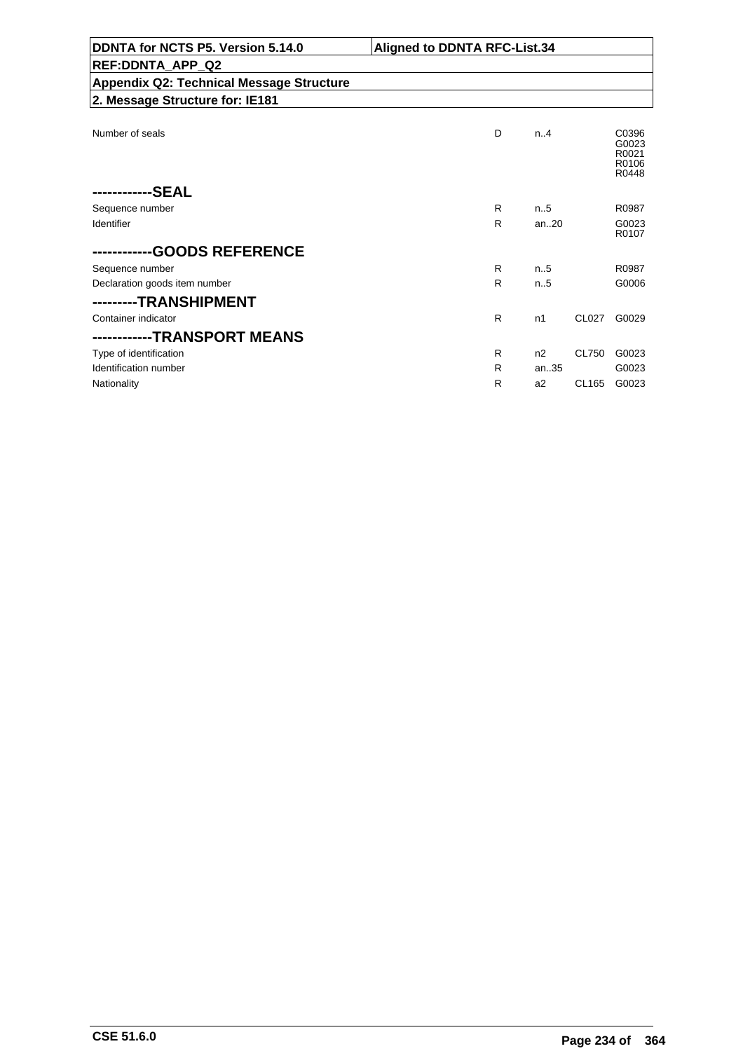| DDNTA for NCTS P5. Version 5.14.0 | Aligned to DDNTA RFC-List.34 |
|---|---|
| REF:DDNTA_APP_Q2 | |
| Appendix Q2: Technical Message Structure | |
| 2. Message Structure for: IE181 | |

| | | | | |
|---|---|---|---|---|
| Number of seals | D | n..4 | | C0396 G0023 R0021 R0106 R0448 |
| **------------SEAL** | | | | |
| Sequence number | R | n..5 | | R0987 |
| Identifier | R | an..20 | | G0023 R0107 |
| **------------GOODS REFERENCE** | | | | |
| Sequence number | R | n..5 | | R0987 |
| Declaration goods item number | R | n..5 | | G0006 |
| **---------TRANSHIPMENT** | | | | |
| Container indicator | R | n1 | CL027 | G0029 |
| **------------TRANSPORT MEANS** | | | | |
| Type of identification | R | n2 | CL750 | G0023 |
| Identification number | R | an..35 | | G0023 |
| Nationality | R | a2 | CL165 | G0023 |

CSE 51.6.0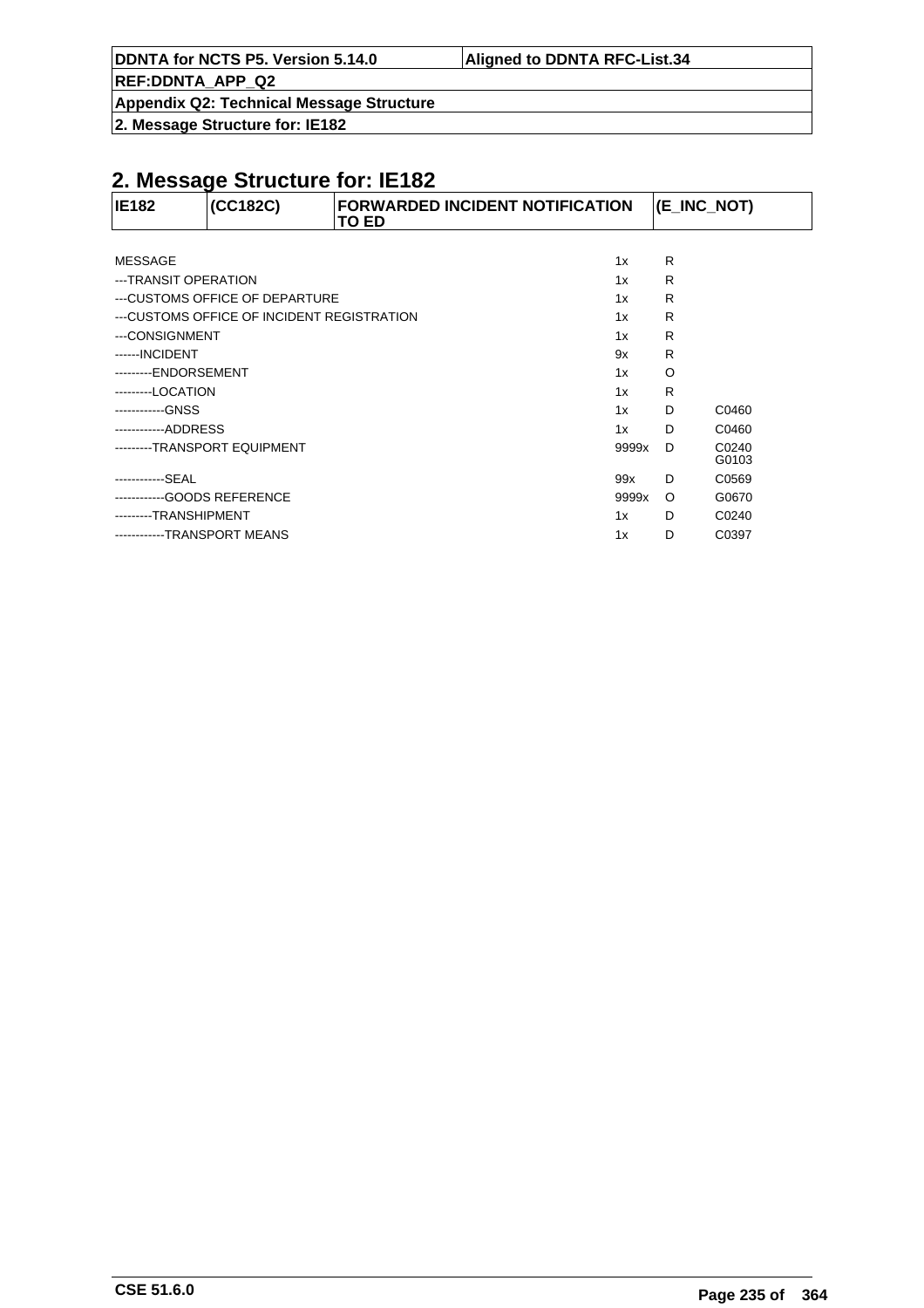## 2. Message Structure for: IE182

| IE182 | (CC182C) | FORWARDED INCIDENT NOTIFICATION TO ED | (E_INC_NOT) |
|---|---|---|---|

| | | | |
|---|---|---|---|
| MESSAGE | 1x | R | |
| ---TRANSIT OPERATION | 1x | R | |
| ---CUSTOMS OFFICE OF DEPARTURE | 1x | R | |
| ---CUSTOMS OFFICE OF INCIDENT REGISTRATION | 1x | R | |
| ---CONSIGNMENT | 1x | R | |
| ------INCIDENT | 9x | R | |
| ---------ENDORSEMENT | 1x | O | |
| ---------LOCATION | 1x | R | |
| ------------GNSS | 1x | D | C0460 |
| ------------ADDRESS | 1x | D | C0460 |
| ---------TRANSPORT EQUIPMENT | 9999x | D | C0240 G0103 |
| ------------SEAL | 99x | D | C0569 |
| ------------GOODS REFERENCE | 9999x | O | G0670 |
| ---------TRANSHIPMENT | 1x | D | C0240 |
| ------------TRANSPORT MEANS | 1x | D | C0397 |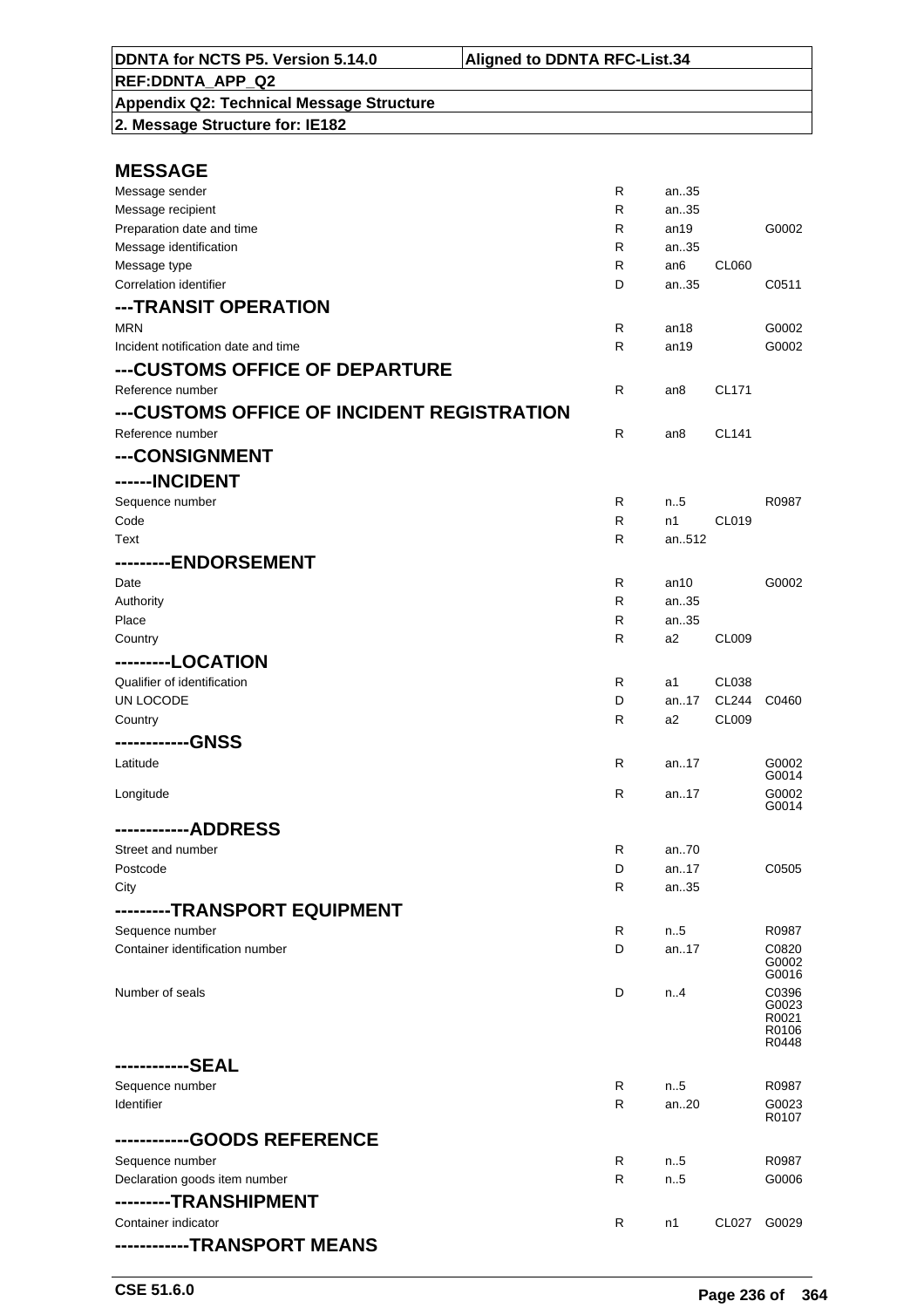## 2. Message Structure for: IE182

### MESSAGE

| | | | | |
|---|---|---|---|---|
| Message sender | R | an..35 | | |
| Message recipient | R | an..35 | | |
| Preparation date and time | R | an19 | | G0002 |
| Message identification | R | an..35 | | |
| Message type | R | an6 | CL060 | |
| Correlation identifier | D | an..35 | | C0511 |

### ---TRANSIT OPERATION

| | | | | |
|---|---|---|---|---|
| MRN | R | an18 | | G0002 |
| Incident notification date and time | R | an19 | | G0002 |

### ---CUSTOMS OFFICE OF DEPARTURE

| | | | | |
|---|---|---|---|---|
| Reference number | R | an8 | CL171 | |

### ---CUSTOMS OFFICE OF INCIDENT REGISTRATION

| | | | | |
|---|---|---|---|---|
| Reference number | R | an8 | CL141 | |

### ---CONSIGNMENT

### ------INCIDENT

| | | | | |
|---|---|---|---|---|
| Sequence number | R | n..5 | | R0987 |
| Code | R | n1 | CL019 | |
| Text | R | an..512 | | |

### ---------ENDORSEMENT

| | | | | |
|---|---|---|---|---|
| Date | R | an10 | | G0002 |
| Authority | R | an..35 | | |
| Place | R | an..35 | | |
| Country | R | a2 | CL009 | |

### ---------LOCATION

| | | | | |
|---|---|---|---|---|
| Qualifier of identification | R | a1 | CL038 | |
| UN LOCODE | D | an..17 | CL244 | C0460 |
| Country | R | a2 | CL009 | |

### ------------GNSS

| | | | | |
|---|---|---|---|---|
| Latitude | R | an..17 | | G0002 G0014 |
| Longitude | R | an..17 | | G0002 G0014 |

### ------------ADDRESS

| | | | | |
|---|---|---|---|---|
| Street and number | R | an..70 | | |
| Postcode | D | an..17 | | C0505 |
| City | R | an..35 | | |

### ---------TRANSPORT EQUIPMENT

| | | | | |
|---|---|---|---|---|
| Sequence number | R | n..5 | | R0987 |
| Container identification number | D | an..17 | | C0820 G0002 G0016 |
| Number of seals | D | n..4 | | C0396 G0023 R0021 R0106 R0448 |

### ------------SEAL

| | | | | |
|---|---|---|---|---|
| Sequence number | R | n..5 | | R0987 |
| Identifier | R | an..20 | | G0023 R0107 |

### ------------GOODS REFERENCE

| | | | | |
|---|---|---|---|---|
| Sequence number | R | n..5 | | R0987 |
| Declaration goods item number | R | n..5 | | G0006 |

### ---------TRANSHIPMENT

| | | | | |
|---|---|---|---|---|
| Container indicator | R | n1 | CL027 | G0029 |

### ------------TRANSPORT MEANS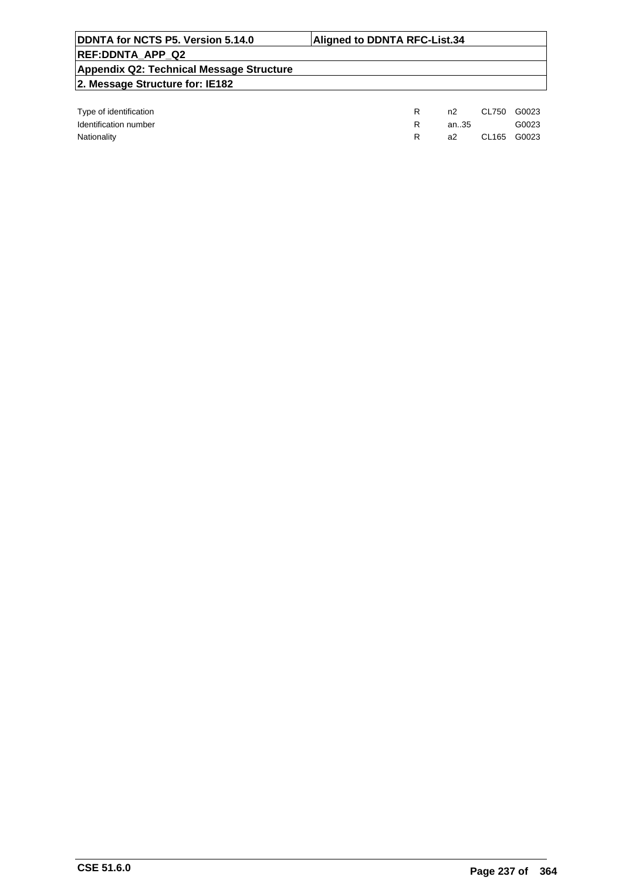| | | | | |
|---|---|---|---|---|
| Type of identification | R | n2 | CL750 | G0023 |
| Identification number | R | an..35 | | G0023 |
| Nationality | R | a2 | CL165 | G0023 |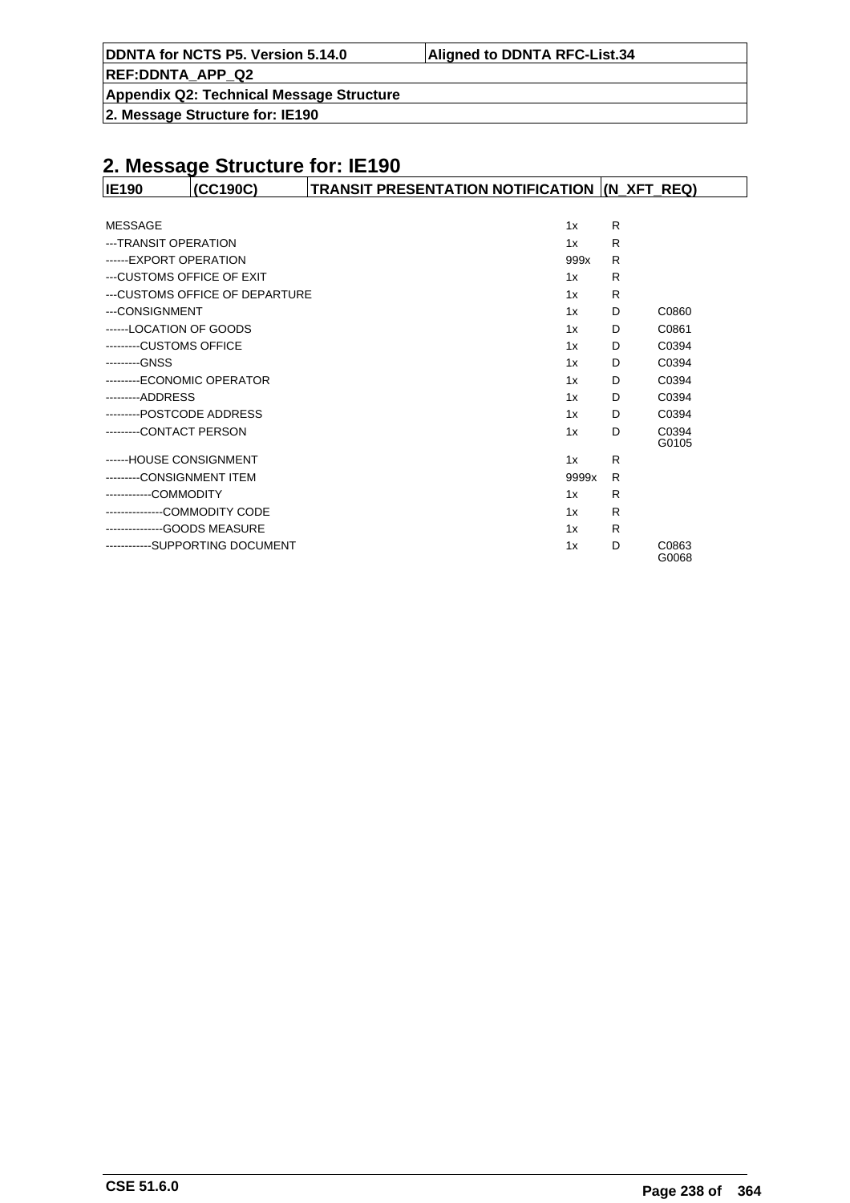# 2. Message Structure for: IE190

| IE190 | (CC190C) | TRANSIT PRESENTATION NOTIFICATION | (N_XFT_REQ) |
|---|---|---|---|

| | | | |
|---|---|---|---|
| MESSAGE | 1x | R | |
| ---TRANSIT OPERATION | 1x | R | |
| ------EXPORT OPERATION | 999x | R | |
| ---CUSTOMS OFFICE OF EXIT | 1x | R | |
| ---CUSTOMS OFFICE OF DEPARTURE | 1x | R | |
| ---CONSIGNMENT | 1x | D | C0860 |
| ------LOCATION OF GOODS | 1x | D | C0861 |
| ---------CUSTOMS OFFICE | 1x | D | C0394 |
| ---------GNSS | 1x | D | C0394 |
| ---------ECONOMIC OPERATOR | 1x | D | C0394 |
| ---------ADDRESS | 1x | D | C0394 |
| ---------POSTCODE ADDRESS | 1x | D | C0394 |
| ---------CONTACT PERSON | 1x | D | C0394 G0105 |
| ------HOUSE CONSIGNMENT | 1x | R | |
| ---------CONSIGNMENT ITEM | 9999x | R | |
| ------------COMMODITY | 1x | R | |
| ---------------COMMODITY CODE | 1x | R | |
| ---------------GOODS MEASURE | 1x | R | |
| ------------SUPPORTING DOCUMENT | 1x | D | C0863 G0068 |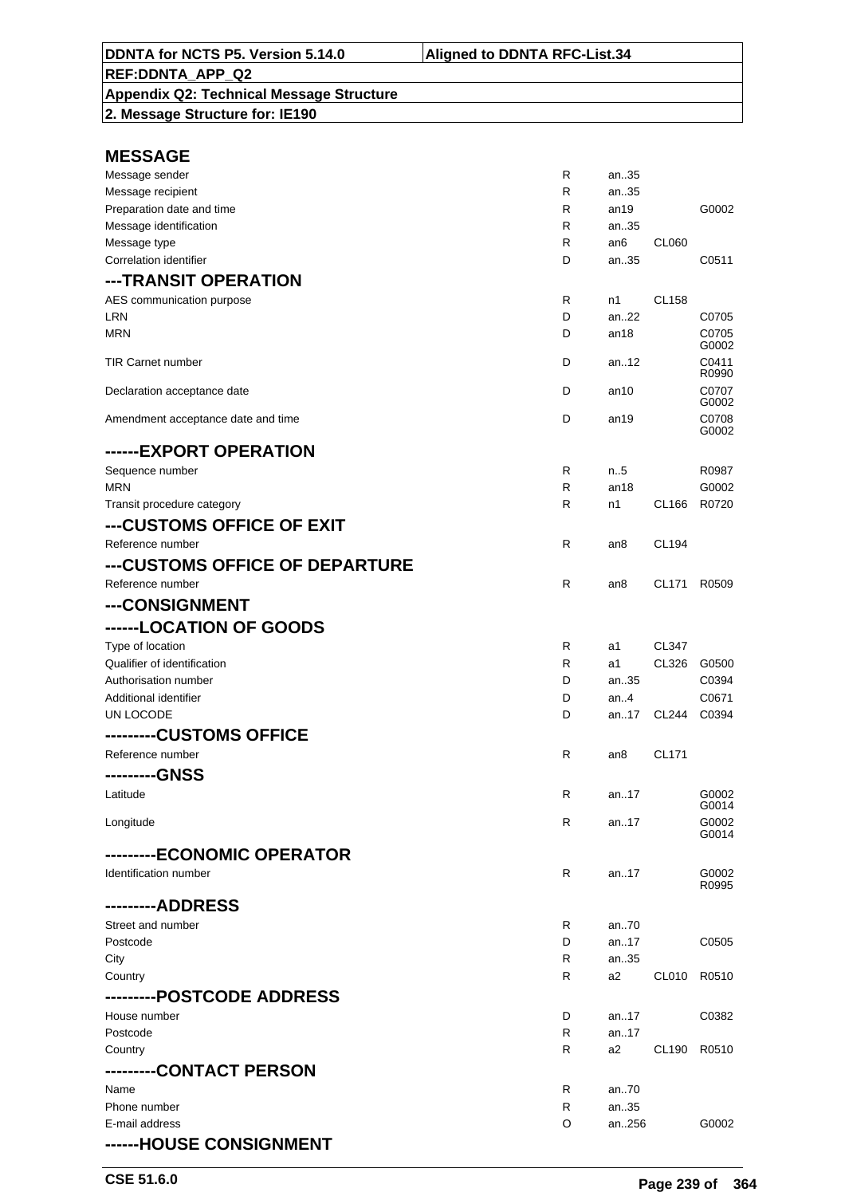| DDNTA for NCTS P5. Version 5.14.0 | Aligned to DDNTA RFC-List.34 |
|---|---|
| REF:DDNTA_APP_Q2 | |
| Appendix Q2: Technical Message Structure | |
| 2. Message Structure for: IE190 | |

## MESSAGE

| | | | | |
|---|---|---|---|---|
| Message sender | R | an..35 | | |
| Message recipient | R | an..35 | | |
| Preparation date and time | R | an19 | | G0002 |
| Message identification | R | an..35 | | |
| Message type | R | an6 | CL060 | |
| Correlation identifier | D | an..35 | | C0511 |

## ---TRANSIT OPERATION

| | | | | |
|---|---|---|---|---|
| AES communication purpose | R | n1 | CL158 | |
| LRN | D | an..22 | | C0705 |
| MRN | D | an18 | | C0705 G0002 |
| TIR Carnet number | D | an..12 | | C0411 R0990 |
| Declaration acceptance date | D | an10 | | C0707 G0002 |
| Amendment acceptance date and time | D | an19 | | C0708 G0002 |

## ------EXPORT OPERATION

| | | | | |
|---|---|---|---|---|
| Sequence number | R | n..5 | | R0987 |
| MRN | R | an18 | | G0002 |
| Transit procedure category | R | n1 | CL166 | R0720 |

## ---CUSTOMS OFFICE OF EXIT

| | | | | |
|---|---|---|---|---|
| Reference number | R | an8 | CL194 | |

## ---CUSTOMS OFFICE OF DEPARTURE

| | | | | |
|---|---|---|---|---|
| Reference number | R | an8 | CL171 | R0509 |

## ---CONSIGNMENT

## ------LOCATION OF GOODS

| | | | | |
|---|---|---|---|---|
| Type of location | R | a1 | CL347 | |
| Qualifier of identification | R | a1 | CL326 | G0500 |
| Authorisation number | D | an..35 | | C0394 |
| Additional identifier | D | an..4 | | C0671 |
| UN LOCODE | D | an..17 | CL244 | C0394 |

## ---------CUSTOMS OFFICE

| | | | | |
|---|---|---|---|---|
| Reference number | R | an8 | CL171 | |

## ---------GNSS

| | | | | |
|---|---|---|---|---|
| Latitude | R | an..17 | | G0002 G0014 |
| Longitude | R | an..17 | | G0002 G0014 |

## ---------ECONOMIC OPERATOR

| | | | | |
|---|---|---|---|---|
| Identification number | R | an..17 | | G0002 R0995 |

## ---------ADDRESS

| | | | | |
|---|---|---|---|---|
| Street and number | R | an..70 | | |
| Postcode | D | an..17 | | C0505 |
| City | R | an..35 | | |
| Country | R | a2 | CL010 | R0510 |

## ---------POSTCODE ADDRESS

| | | | | |
|---|---|---|---|---|
| House number | D | an..17 | | C0382 |
| Postcode | R | an..17 | | |
| Country | R | a2 | CL190 | R0510 |

## ---------CONTACT PERSON

| | | | | |
|---|---|---|---|---|
| Name | R | an..70 | | |
| Phone number | R | an..35 | | |
| E-mail address | O | an..256 | | G0002 |

## ------HOUSE CONSIGNMENT

CSE 51.6.0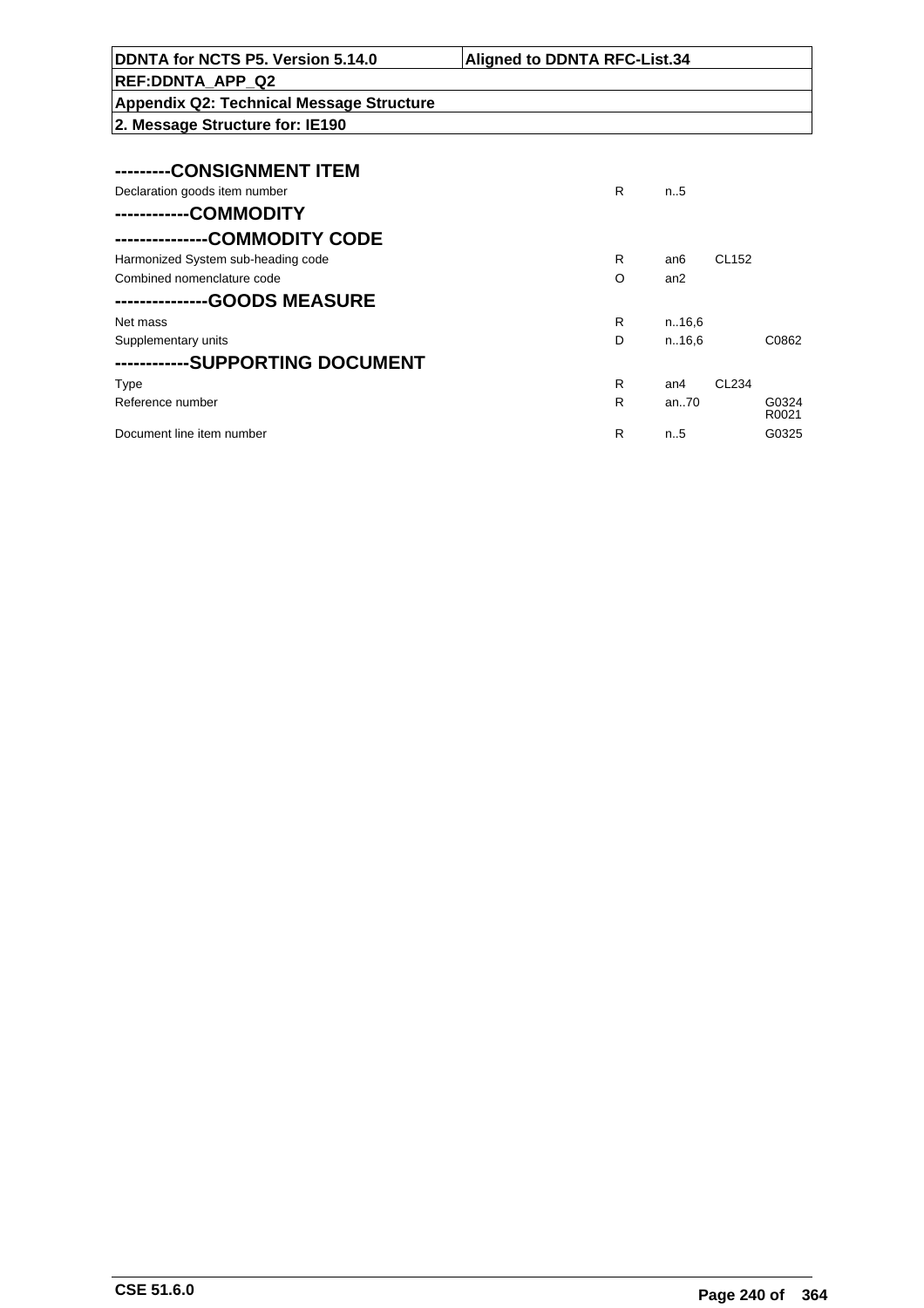**DDNTA for NCTS P5. Version 5.14.0** | **Aligned to DDNTA RFC-List.34**

**REF:DDNTA_APP_Q2**

**Appendix Q2: Technical Message Structure**

**2. Message Structure for: IE190**

### ---------CONSIGNMENT ITEM

| | | | | |
|---|---|---|---|---|
| Declaration goods item number | R | n..5 | | |

### ------------COMMODITY

### ---------------COMMODITY CODE

| | | | | |
|---|---|---|---|---|
| Harmonized System sub-heading code | R | an6 | CL152 | |
| Combined nomenclature code | O | an2 | | |

### ---------------GOODS MEASURE

| | | | | |
|---|---|---|---|---|
| Net mass | R | n..16,6 | | |
| Supplementary units | D | n..16,6 | | C0862 |

### ------------SUPPORTING DOCUMENT

| | | | | |
|---|---|---|---|---|
| Type | R | an4 | CL234 | |
| Reference number | R | an..70 | | G0324 R0021 |
| Document line item number | R | n..5 | | G0325 |

CSE 51.6.0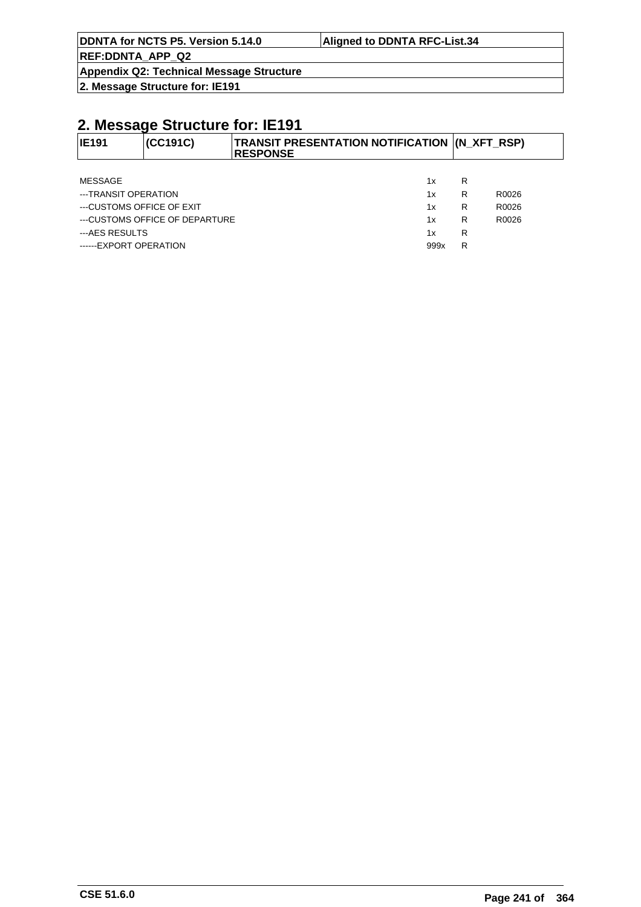## 2. Message Structure for: IE191

| IE191 | (CC191C) | TRANSIT PRESENTATION NOTIFICATION RESPONSE | (N_XFT_RSP) |
|---|---|---|---|

| | | | |
|---|---|---|---|
| MESSAGE | 1x | R | |
| ---TRANSIT OPERATION | 1x | R | R0026 |
| ---CUSTOMS OFFICE OF EXIT | 1x | R | R0026 |
| ---CUSTOMS OFFICE OF DEPARTURE | 1x | R | R0026 |
| ---AES RESULTS | 1x | R | |
| ------EXPORT OPERATION | 999x | R | |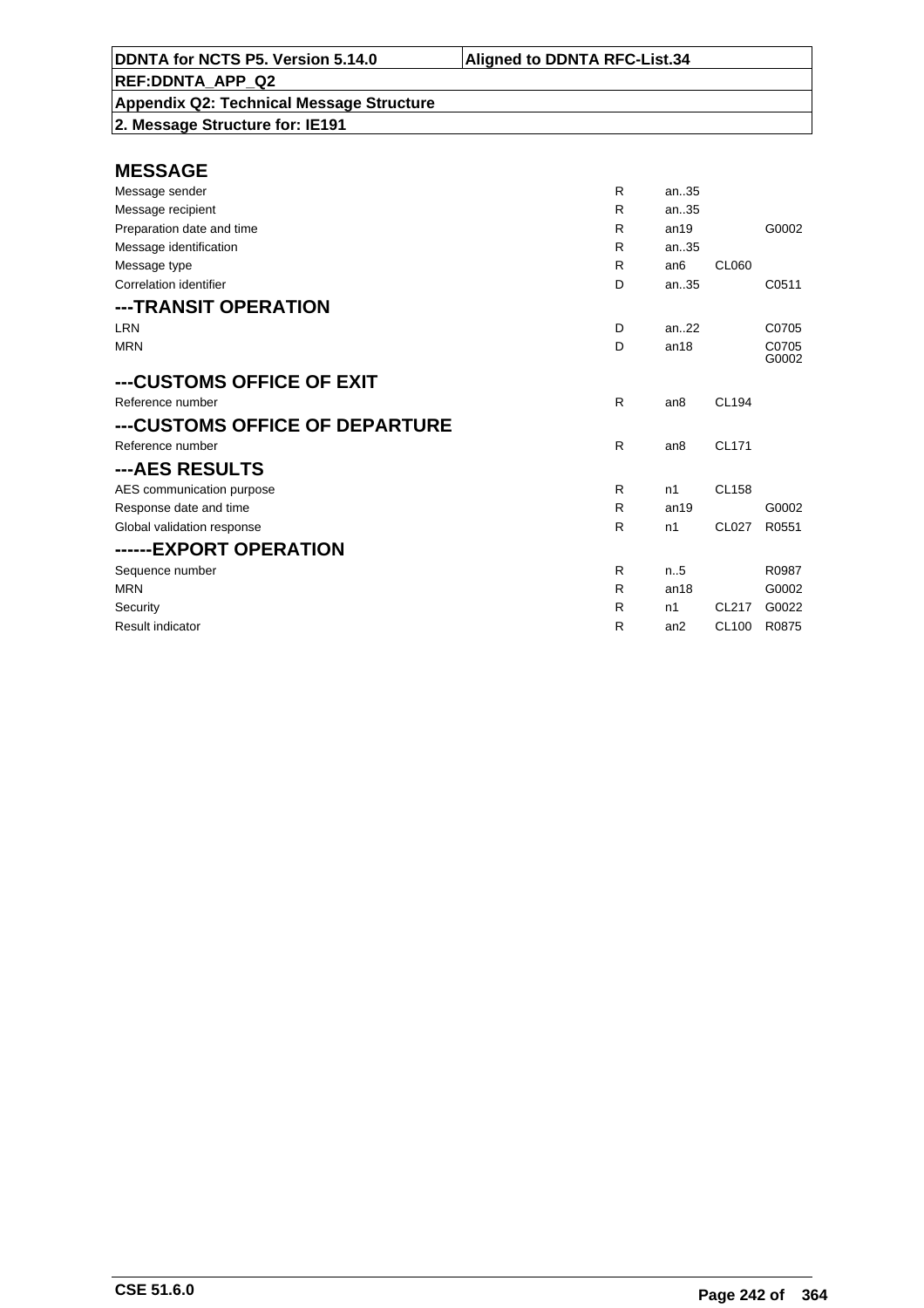| DDNTA for NCTS P5. Version 5.14.0 | Aligned to DDNTA RFC-List.34 |
|---|---|
| REF:DDNTA_APP_Q2 | |
| Appendix Q2: Technical Message Structure | |
| 2. Message Structure for: IE191 | |

## MESSAGE

| | | | | |
|---|---|---|---|---|
| Message sender | R | an..35 | | |
| Message recipient | R | an..35 | | |
| Preparation date and time | R | an19 | | G0002 |
| Message identification | R | an..35 | | |
| Message type | R | an6 | CL060 | |
| Correlation identifier | D | an..35 | | C0511 |

## ---TRANSIT OPERATION

| | | | | |
|---|---|---|---|---|
| LRN | D | an..22 | | C0705 |
| MRN | D | an18 | | C0705 G0002 |

## ---CUSTOMS OFFICE OF EXIT

| | | | | |
|---|---|---|---|---|
| Reference number | R | an8 | CL194 | |

## ---CUSTOMS OFFICE OF DEPARTURE

| | | | | |
|---|---|---|---|---|
| Reference number | R | an8 | CL171 | |

## ---AES RESULTS

| | | | | |
|---|---|---|---|---|
| AES communication purpose | R | n1 | CL158 | |
| Response date and time | R | an19 | | G0002 |
| Global validation response | R | n1 | CL027 | R0551 |

## ------EXPORT OPERATION

| | | | | |
|---|---|---|---|---|
| Sequence number | R | n..5 | | R0987 |
| MRN | R | an18 | | G0002 |
| Security | R | n1 | CL217 | G0022 |
| Result indicator | R | an2 | CL100 | R0875 |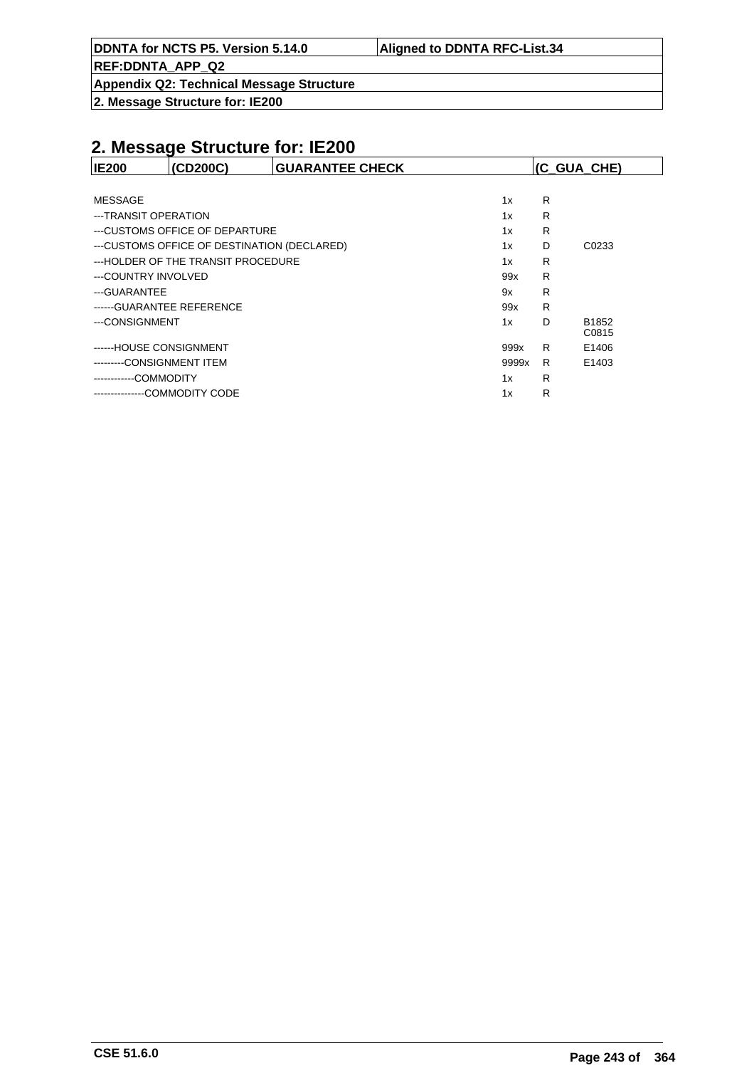## 2. Message Structure for: IE200

| IE200 | (CD200C) | GUARANTEE CHECK | (C_GUA_CHE) |
|---|---|---|---|

| | | | |
|---|---|---|---|
| MESSAGE | 1x | R | |
| ---TRANSIT OPERATION | 1x | R | |
| ---CUSTOMS OFFICE OF DEPARTURE | 1x | R | |
| ---CUSTOMS OFFICE OF DESTINATION (DECLARED) | 1x | D | C0233 |
| ---HOLDER OF THE TRANSIT PROCEDURE | 1x | R | |
| ---COUNTRY INVOLVED | 99x | R | |
| ---GUARANTEE | 9x | R | |
| ------GUARANTEE REFERENCE | 99x | R | |
| ---CONSIGNMENT | 1x | D | B1852 C0815 |
| ------HOUSE CONSIGNMENT | 999x | R | E1406 |
| ---------CONSIGNMENT ITEM | 9999x | R | E1403 |
| ------------COMMODITY | 1x | R | |
| ---------------COMMODITY CODE | 1x | R | |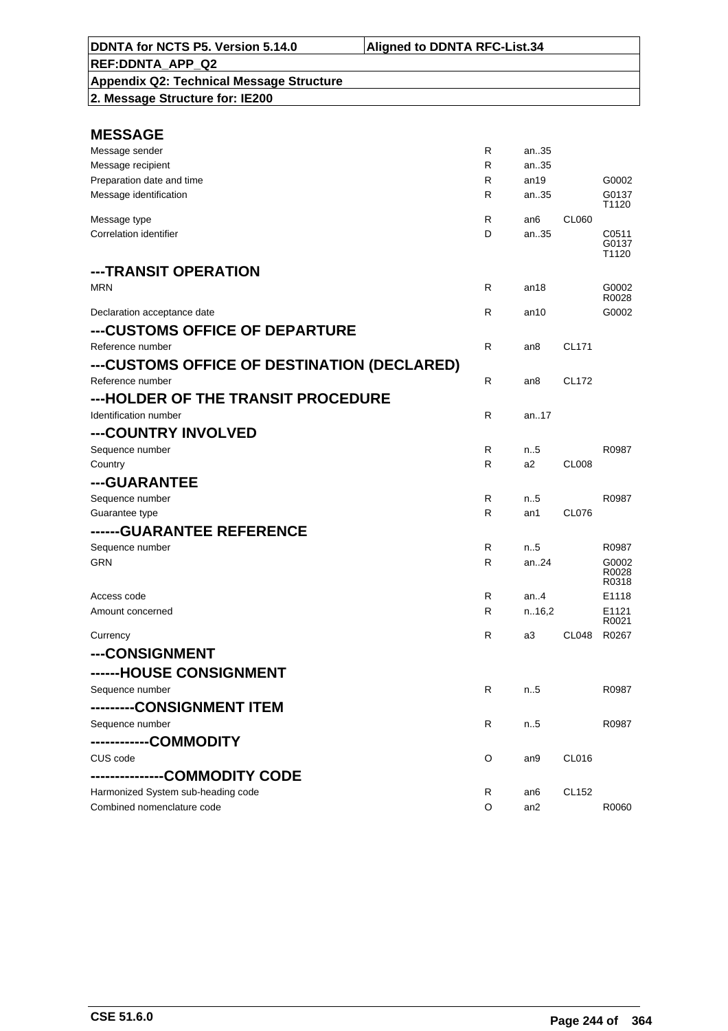**DDNTA for NCTS P5. Version 5.14.0** | **Aligned to DDNTA RFC-List.34**

**REF:DDNTA_APP_Q2**

**Appendix Q2: Technical Message Structure**

**2. Message Structure for: IE200**

## MESSAGE

| Field | Status | Format | Code list | Rules |
|---|---|---|---|---|
| Message sender | R | an..35 | | |
| Message recipient | R | an..35 | | |
| Preparation date and time | R | an19 | | G0002 |
| Message identification | R | an..35 | | G0137 T1120 |
| Message type | R | an6 | CL060 | |
| Correlation identifier | D | an..35 | | C0511 G0137 T1120 |

## ---TRANSIT OPERATION

| Field | Status | Format | Code list | Rules |
|---|---|---|---|---|
| MRN | R | an18 | | G0002 R0028 |
| Declaration acceptance date | R | an10 | | G0002 |

## ---CUSTOMS OFFICE OF DEPARTURE

| Field | Status | Format | Code list | Rules |
|---|---|---|---|---|
| Reference number | R | an8 | CL171 | |

## ---CUSTOMS OFFICE OF DESTINATION (DECLARED)

| Field | Status | Format | Code list | Rules |
|---|---|---|---|---|
| Reference number | R | an8 | CL172 | |

## ---HOLDER OF THE TRANSIT PROCEDURE

| Field | Status | Format | Code list | Rules |
|---|---|---|---|---|
| Identification number | R | an..17 | | |

## ---COUNTRY INVOLVED

| Field | Status | Format | Code list | Rules |
|---|---|---|---|---|
| Sequence number | R | n..5 | | R0987 |
| Country | R | a2 | CL008 | |

## ---GUARANTEE

| Field | Status | Format | Code list | Rules |
|---|---|---|---|---|
| Sequence number | R | n..5 | | R0987 |
| Guarantee type | R | an1 | CL076 | |

## ------GUARANTEE REFERENCE

| Field | Status | Format | Code list | Rules |
|---|---|---|---|---|
| Sequence number | R | n..5 | | R0987 |
| GRN | R | an..24 | | G0002 R0028 R0318 |
| Access code | R | an..4 | | E1118 |
| Amount concerned | R | n..16,2 | | E1121 R0021 |
| Currency | R | a3 | CL048 | R0267 |

## ---CONSIGNMENT

## ------HOUSE CONSIGNMENT

| Field | Status | Format | Code list | Rules |
|---|---|---|---|---|
| Sequence number | R | n..5 | | R0987 |

## ---------CONSIGNMENT ITEM

| Field | Status | Format | Code list | Rules |
|---|---|---|---|---|
| Sequence number | R | n..5 | | R0987 |

## ------------COMMODITY

| Field | Status | Format | Code list | Rules |
|---|---|---|---|---|
| CUS code | O | an9 | CL016 | |

## ---------------COMMODITY CODE

| Field | Status | Format | Code list | Rules |
|---|---|---|---|---|
| Harmonized System sub-heading code | R | an6 | CL152 | |
| Combined nomenclature code | O | an2 | | R0060 |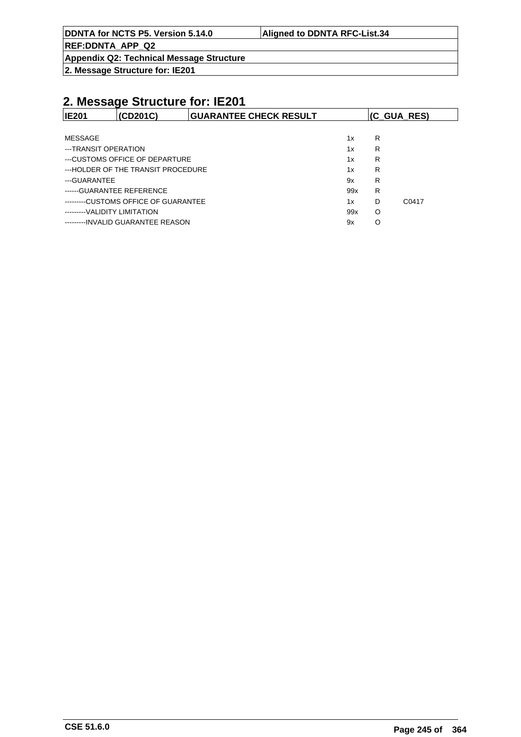## 2. Message Structure for: IE201

| IE201 | (CD201C) | GUARANTEE CHECK RESULT | (C_GUA_RES) |
|---|---|---|---|

| | | | |
|---|---|---|---|
| MESSAGE | 1x | R | |
| ---TRANSIT OPERATION | 1x | R | |
| ---CUSTOMS OFFICE OF DEPARTURE | 1x | R | |
| ---HOLDER OF THE TRANSIT PROCEDURE | 1x | R | |
| ---GUARANTEE | 9x | R | |
| ------GUARANTEE REFERENCE | 99x | R | |
| ---------CUSTOMS OFFICE OF GUARANTEE | 1x | D | C0417 |
| ---------VALIDITY LIMITATION | 99x | O | |
| ---------INVALID GUARANTEE REASON | 9x | O | |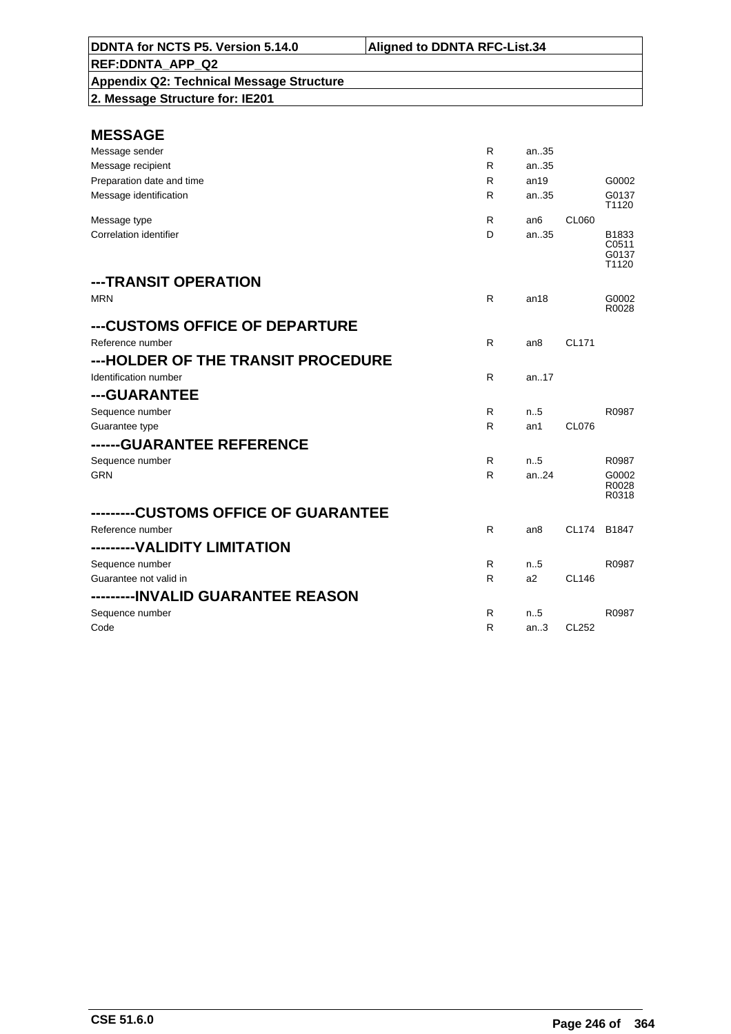DDNTA for NCTS P5. Version 5.14.0 | Aligned to DDNTA RFC-List.34

REF:DDNTA_APP_Q2

Appendix Q2: Technical Message Structure

2. Message Structure for: IE201

## MESSAGE

| | | | | |
|---|---|---|---|---|
| Message sender | R | an..35 | | |
| Message recipient | R | an..35 | | |
| Preparation date and time | R | an19 | | G0002 |
| Message identification | R | an..35 | | G0137 T1120 |
| Message type | R | an6 | CL060 | |
| Correlation identifier | D | an..35 | | B1833 C0511 G0137 T1120 |

## ---TRANSIT OPERATION

| | | | | |
|---|---|---|---|---|
| MRN | R | an18 | | G0002 R0028 |

## ---CUSTOMS OFFICE OF DEPARTURE

| | | | | |
|---|---|---|---|---|
| Reference number | R | an8 | CL171 | |

## ---HOLDER OF THE TRANSIT PROCEDURE

| | | | | |
|---|---|---|---|---|
| Identification number | R | an..17 | | |

## ---GUARANTEE

| | | | | |
|---|---|---|---|---|
| Sequence number | R | n..5 | | R0987 |
| Guarantee type | R | an1 | CL076 | |

## ------GUARANTEE REFERENCE

| | | | | |
|---|---|---|---|---|
| Sequence number | R | n..5 | | R0987 |
| GRN | R | an..24 | | G0002 R0028 R0318 |

## ---------CUSTOMS OFFICE OF GUARANTEE

| | | | | |
|---|---|---|---|---|
| Reference number | R | an8 | CL174 | B1847 |

## ---------VALIDITY LIMITATION

| | | | | |
|---|---|---|---|---|
| Sequence number | R | n..5 | | R0987 |
| Guarantee not valid in | R | a2 | CL146 | |

## ---------INVALID GUARANTEE REASON

| | | | | |
|---|---|---|---|---|
| Sequence number | R | n..5 | | R0987 |
| Code | R | an..3 | CL252 | |

CSE 51.6.0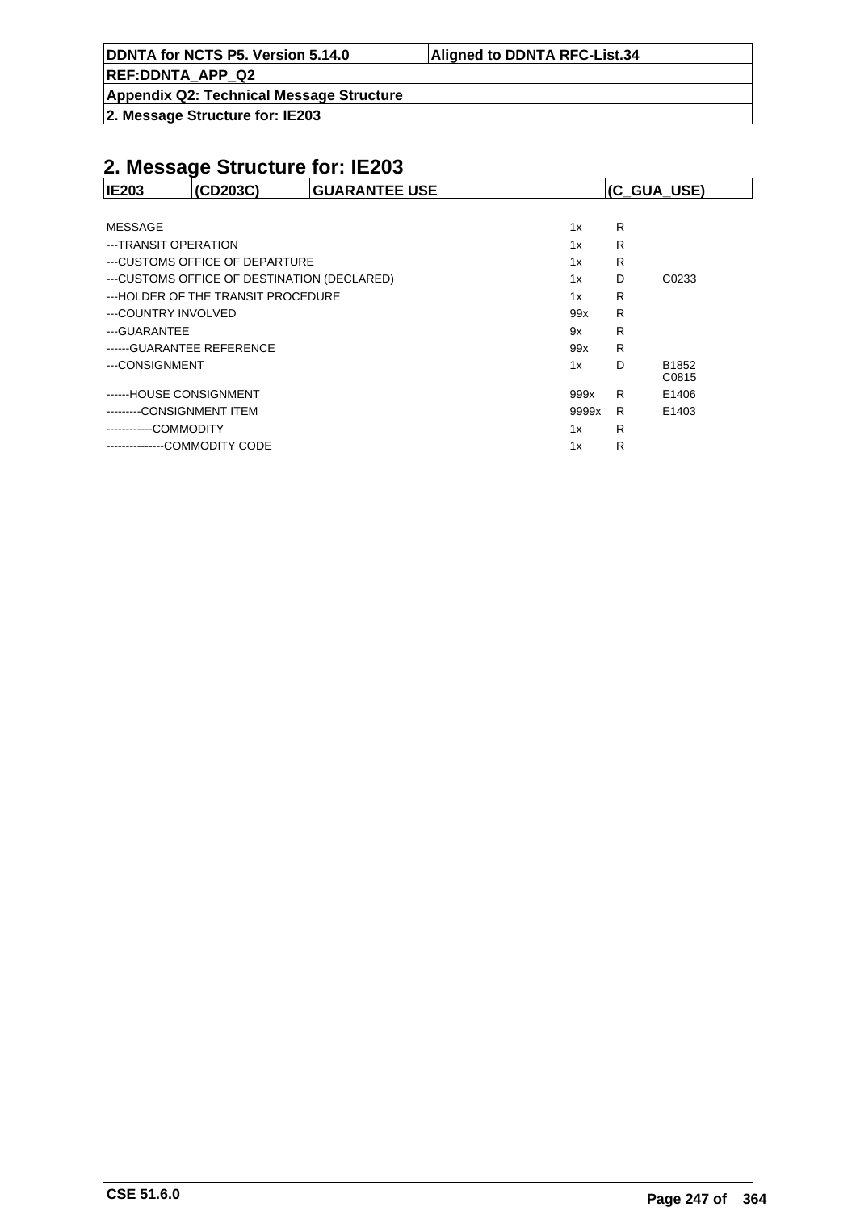## 2. Message Structure for: IE203

| IE203 | (CD203C) | GUARANTEE USE | (C_GUA_USE) |
|---|---|---|---|

| | | | |
|---|---|---|---|
| MESSAGE | 1x | R | |
| ---TRANSIT OPERATION | 1x | R | |
| ---CUSTOMS OFFICE OF DEPARTURE | 1x | R | |
| ---CUSTOMS OFFICE OF DESTINATION (DECLARED) | 1x | D | C0233 |
| ---HOLDER OF THE TRANSIT PROCEDURE | 1x | R | |
| ---COUNTRY INVOLVED | 99x | R | |
| ---GUARANTEE | 9x | R | |
| ------GUARANTEE REFERENCE | 99x | R | |
| ---CONSIGNMENT | 1x | D | B1852 C0815 |
| ------HOUSE CONSIGNMENT | 999x | R | E1406 |
| ---------CONSIGNMENT ITEM | 9999x | R | E1403 |
| ------------COMMODITY | 1x | R | |
| ---------------COMMODITY CODE | 1x | R | |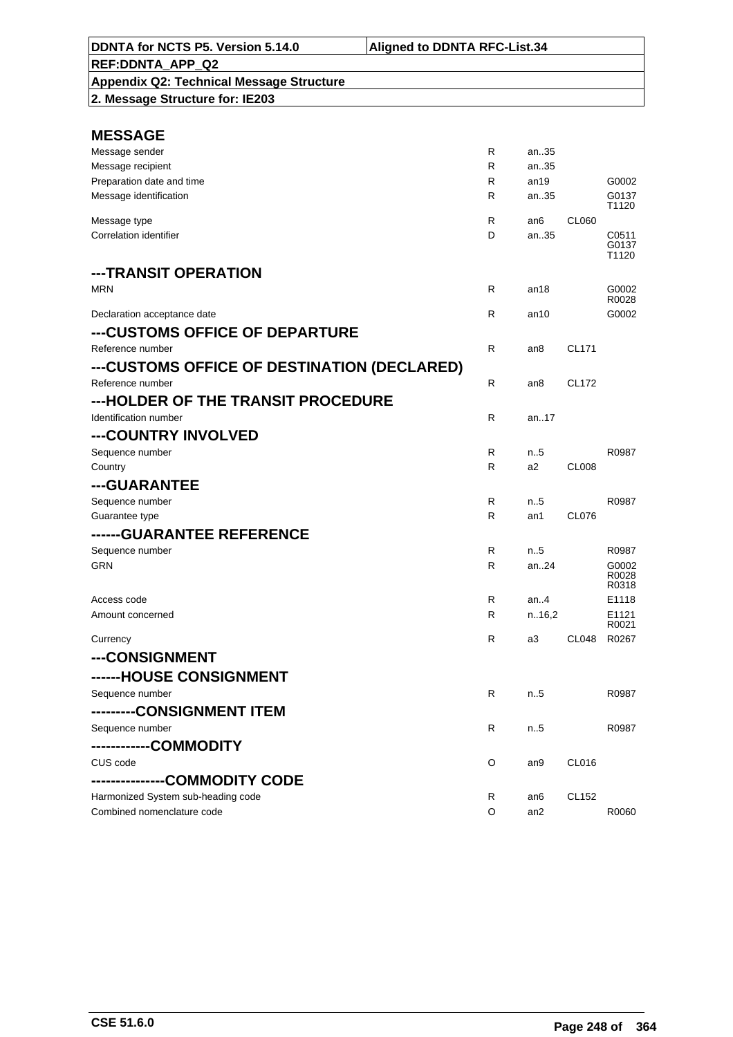| DDNTA for NCTS P5. Version 5.14.0 | Aligned to DDNTA RFC-List.34 |
|---|---|
| REF:DDNTA_APP_Q2 | |
| Appendix Q2: Technical Message Structure | |
| 2. Message Structure for: IE203 | |

## MESSAGE

| | | | | |
|---|---|---|---|---|
| Message sender | R | an..35 | | |
| Message recipient | R | an..35 | | |
| Preparation date and time | R | an19 | | G0002 |
| Message identification | R | an..35 | | G0137 T1120 |
| Message type | R | an6 | CL060 | |
| Correlation identifier | D | an..35 | | C0511 G0137 T1120 |

## ---TRANSIT OPERATION

| | | | | |
|---|---|---|---|---|
| MRN | R | an18 | | G0002 R0028 |
| Declaration acceptance date | R | an10 | | G0002 |

## ---CUSTOMS OFFICE OF DEPARTURE

| | | | | |
|---|---|---|---|---|
| Reference number | R | an8 | CL171 | |

## ---CUSTOMS OFFICE OF DESTINATION (DECLARED)

| | | | | |
|---|---|---|---|---|
| Reference number | R | an8 | CL172 | |

## ---HOLDER OF THE TRANSIT PROCEDURE

| | | | | |
|---|---|---|---|---|
| Identification number | R | an..17 | | |

## ---COUNTRY INVOLVED

| | | | | |
|---|---|---|---|---|
| Sequence number | R | n..5 | | R0987 |
| Country | R | a2 | CL008 | |

## ---GUARANTEE

| | | | | |
|---|---|---|---|---|
| Sequence number | R | n..5 | | R0987 |
| Guarantee type | R | an1 | CL076 | |

## ------GUARANTEE REFERENCE

| | | | | |
|---|---|---|---|---|
| Sequence number | R | n..5 | | R0987 |
| GRN | R | an..24 | | G0002 R0028 R0318 |
| Access code | R | an..4 | | E1118 |
| Amount concerned | R | n..16,2 | | E1121 R0021 |
| Currency | R | a3 | CL048 | R0267 |

## ---CONSIGNMENT

## ------HOUSE CONSIGNMENT

| | | | | |
|---|---|---|---|---|
| Sequence number | R | n..5 | | R0987 |

## ---------CONSIGNMENT ITEM

| | | | | |
|---|---|---|---|---|
| Sequence number | R | n..5 | | R0987 |

## ------------COMMODITY

| | | | | |
|---|---|---|---|---|
| CUS code | O | an9 | CL016 | |

## ---------------COMMODITY CODE

| | | | | |
|---|---|---|---|---|
| Harmonized System sub-heading code | R | an6 | CL152 | |
| Combined nomenclature code | O | an2 | | R0060 |

CSE 51.6.0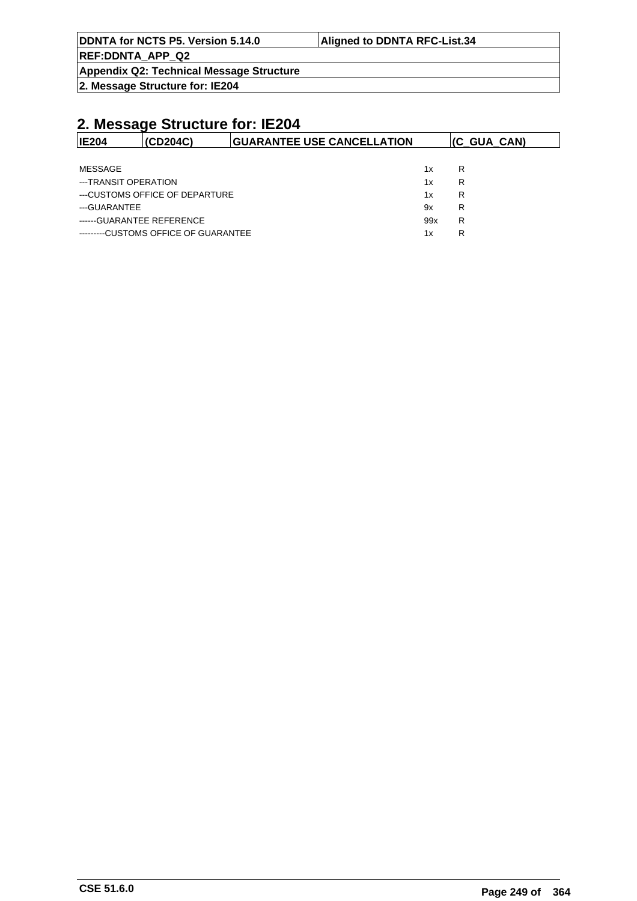## 2. Message Structure for: IE204

| IE204 | (CD204C) | GUARANTEE USE CANCELLATION | (C_GUA_CAN) |
|---|---|---|---|

| | | |
|---|---|---|
| MESSAGE | 1x | R |
| ---TRANSIT OPERATION | 1x | R |
| ---CUSTOMS OFFICE OF DEPARTURE | 1x | R |
| ---GUARANTEE | 9x | R |
| ------GUARANTEE REFERENCE | 99x | R |
| ---------CUSTOMS OFFICE OF GUARANTEE | 1x | R |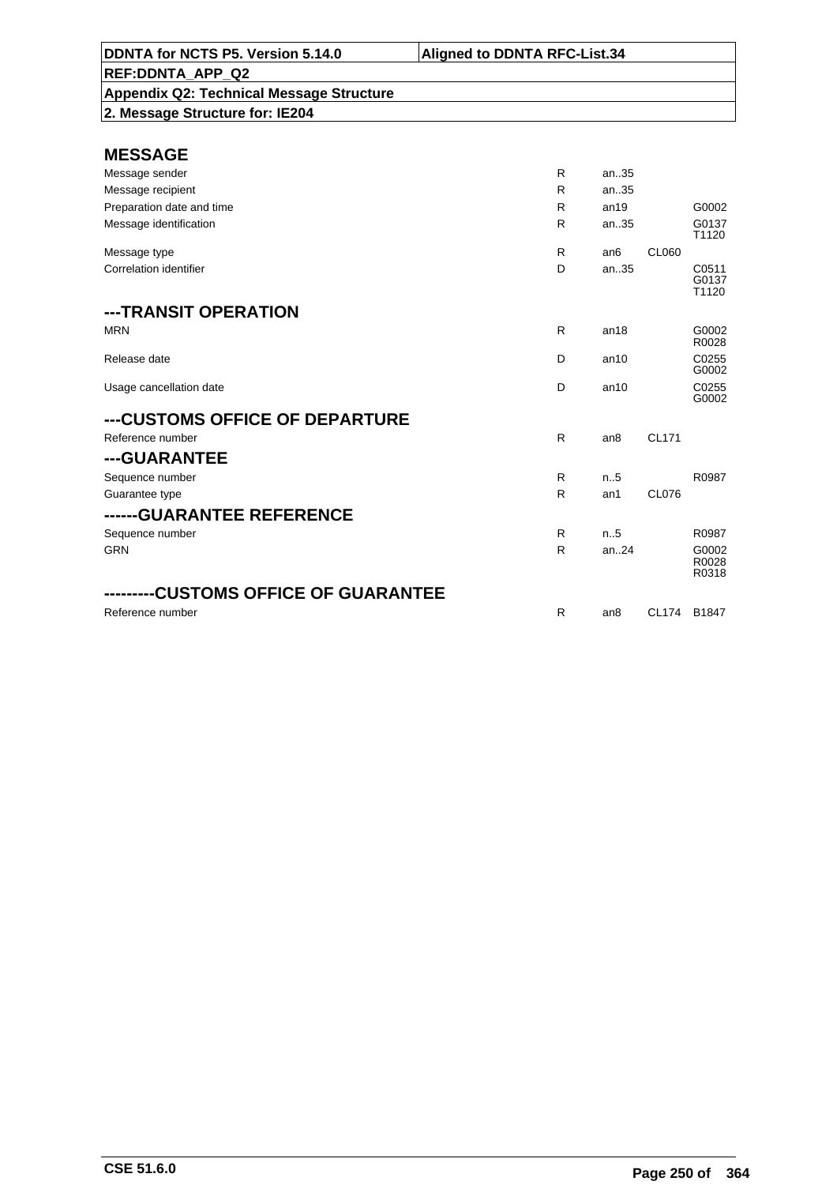**DDNTA for NCTS P5. Version 5.14.0** | **Aligned to DDNTA RFC-List.34**

**REF:DDNTA_APP_Q2**

**Appendix Q2: Technical Message Structure**

**2. Message Structure for: IE204**

## MESSAGE

| | | | | |
|---|---|---|---|---|
| Message sender | R | an..35 | | |
| Message recipient | R | an..35 | | |
| Preparation date and time | R | an19 | | G0002 |
| Message identification | R | an..35 | | G0137 T1120 |
| Message type | R | an6 | CL060 | |
| Correlation identifier | D | an..35 | | C0511 G0137 T1120 |

## ---TRANSIT OPERATION

| | | | | |
|---|---|---|---|---|
| MRN | R | an18 | | G0002 R0028 |
| Release date | D | an10 | | C0255 G0002 |
| Usage cancellation date | D | an10 | | C0255 G0002 |

## ---CUSTOMS OFFICE OF DEPARTURE

| | | | | |
|---|---|---|---|---|
| Reference number | R | an8 | CL171 | |

## ---GUARANTEE

| | | | | |
|---|---|---|---|---|
| Sequence number | R | n..5 | | R0987 |
| Guarantee type | R | an1 | CL076 | |

## ------GUARANTEE REFERENCE

| | | | | |
|---|---|---|---|---|
| Sequence number | R | n..5 | | R0987 |
| GRN | R | an..24 | | G0002 R0028 R0318 |

## ---------CUSTOMS OFFICE OF GUARANTEE

| | | | | |
|---|---|---|---|---|
| Reference number | R | an8 | CL174 | B1847 |

CSE 51.6.0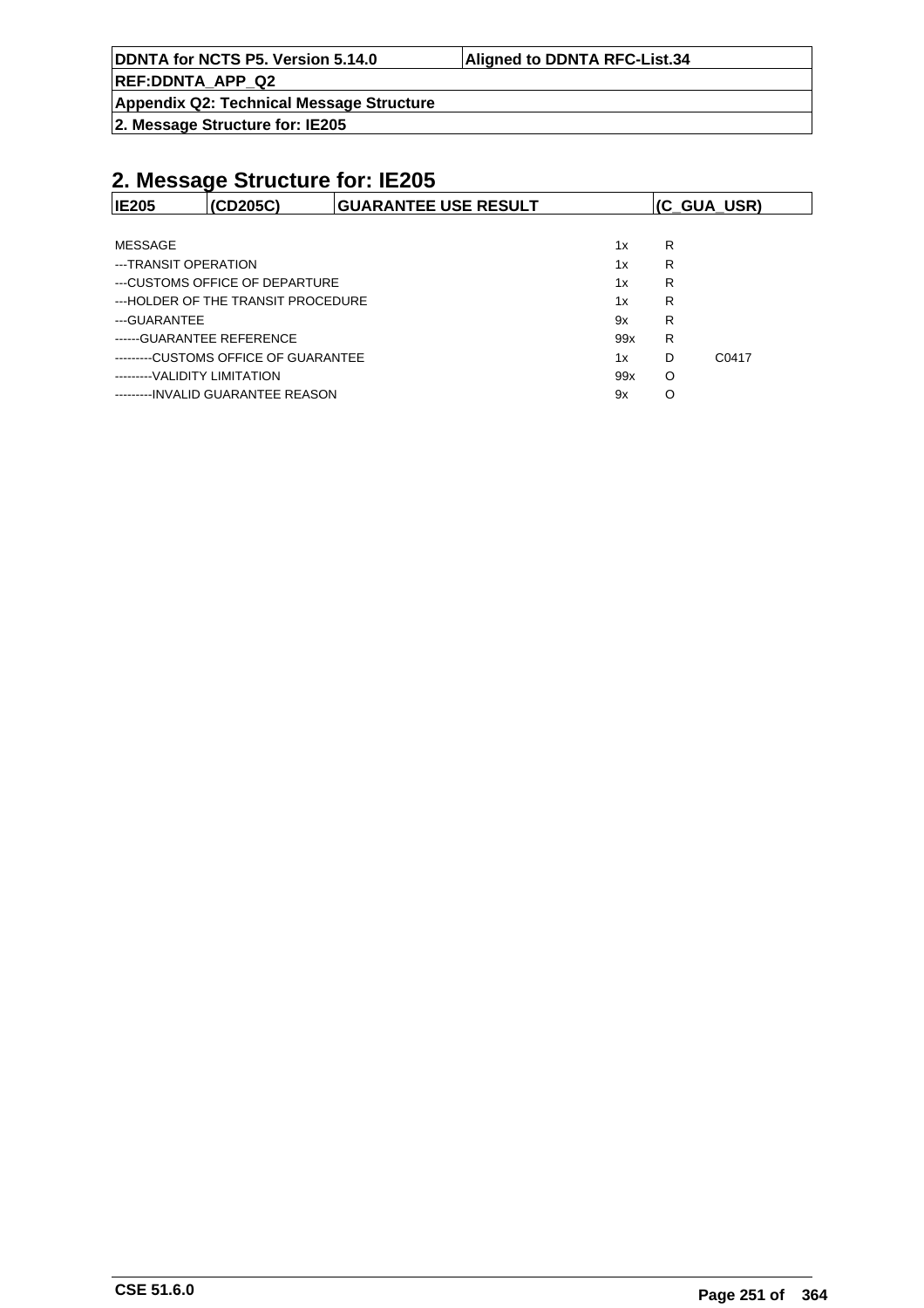## 2. Message Structure for: IE205

| IE205 | (CD205C) | GUARANTEE USE RESULT | (C_GUA_USR) |
|---|---|---|---|

| | | | |
|---|---|---|---|
| MESSAGE | 1x | R | |
| ---TRANSIT OPERATION | 1x | R | |
| ---CUSTOMS OFFICE OF DEPARTURE | 1x | R | |
| ---HOLDER OF THE TRANSIT PROCEDURE | 1x | R | |
| ---GUARANTEE | 9x | R | |
| ------GUARANTEE REFERENCE | 99x | R | |
| ---------CUSTOMS OFFICE OF GUARANTEE | 1x | D | C0417 |
| ---------VALIDITY LIMITATION | 99x | O | |
| ---------INVALID GUARANTEE REASON | 9x | O | |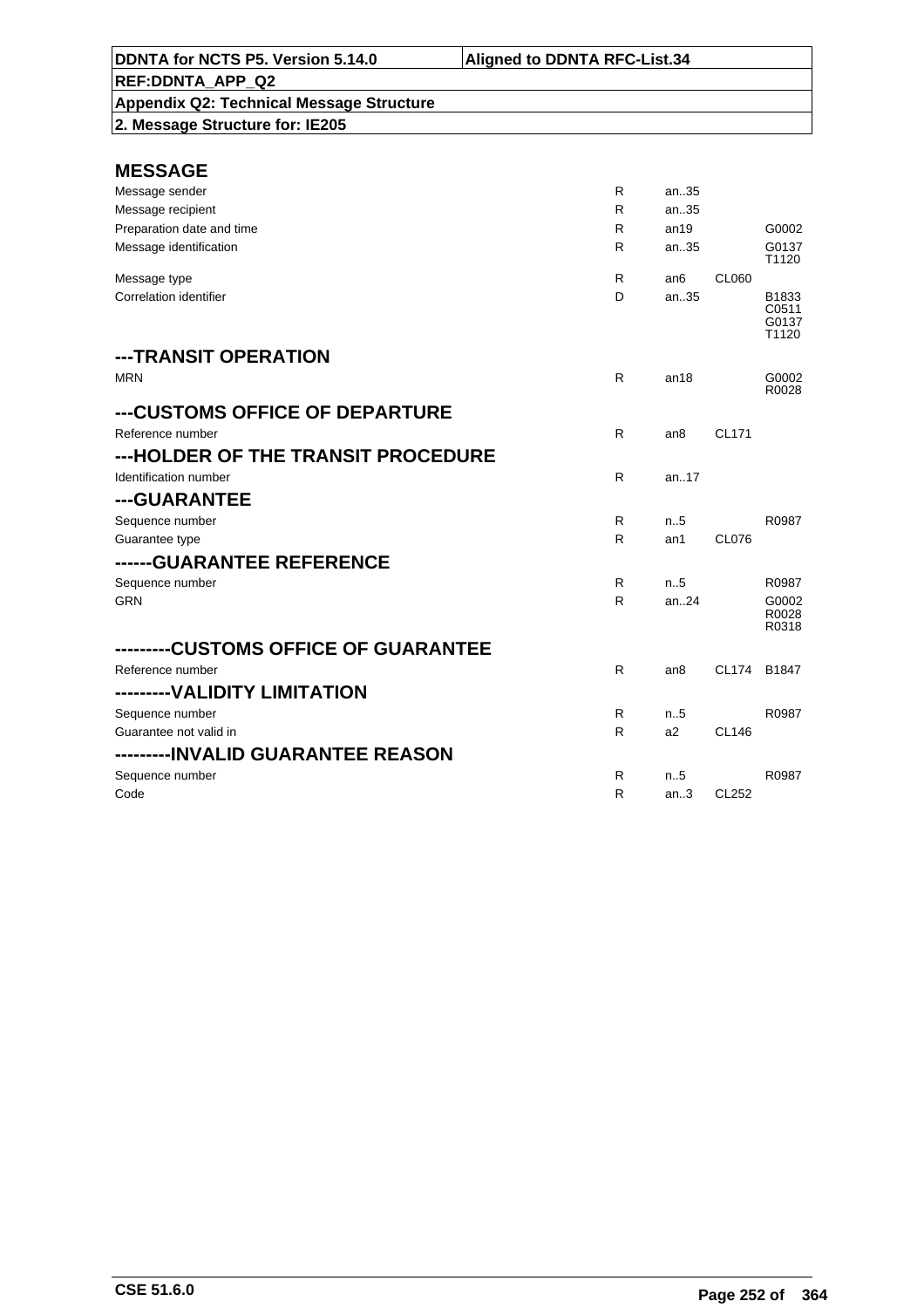## MESSAGE

| | | | | |
|---|---|---|---|---|
| Message sender | R | an..35 | | |
| Message recipient | R | an..35 | | |
| Preparation date and time | R | an19 | | G0002 |
| Message identification | R | an..35 | | G0137<br>T1120 |
| Message type | R | an6 | CL060 | |
| Correlation identifier | D | an..35 | | B1833<br>C0511<br>G0137<br>T1120 |

## ---TRANSIT OPERATION

| | | | | |
|---|---|---|---|---|
| MRN | R | an18 | | G0002<br>R0028 |

## ---CUSTOMS OFFICE OF DEPARTURE

| | | | | |
|---|---|---|---|---|
| Reference number | R | an8 | CL171 | |

## ---HOLDER OF THE TRANSIT PROCEDURE

| | | | | |
|---|---|---|---|---|
| Identification number | R | an..17 | | |

## ---GUARANTEE

| | | | | |
|---|---|---|---|---|
| Sequence number | R | n..5 | | R0987 |
| Guarantee type | R | an1 | CL076 | |

## ------GUARANTEE REFERENCE

| | | | | |
|---|---|---|---|---|
| Sequence number | R | n..5 | | R0987 |
| GRN | R | an..24 | | G0002<br>R0028<br>R0318 |

## ---------CUSTOMS OFFICE OF GUARANTEE

| | | | | |
|---|---|---|---|---|
| Reference number | R | an8 | CL174 | B1847 |

## ---------VALIDITY LIMITATION

| | | | | |
|---|---|---|---|---|
| Sequence number | R | n..5 | | R0987 |
| Guarantee not valid in | R | a2 | CL146 | |

## ---------INVALID GUARANTEE REASON

| | | | | |
|---|---|---|---|---|
| Sequence number | R | n..5 | | R0987 |
| Code | R | an..3 | CL252 | |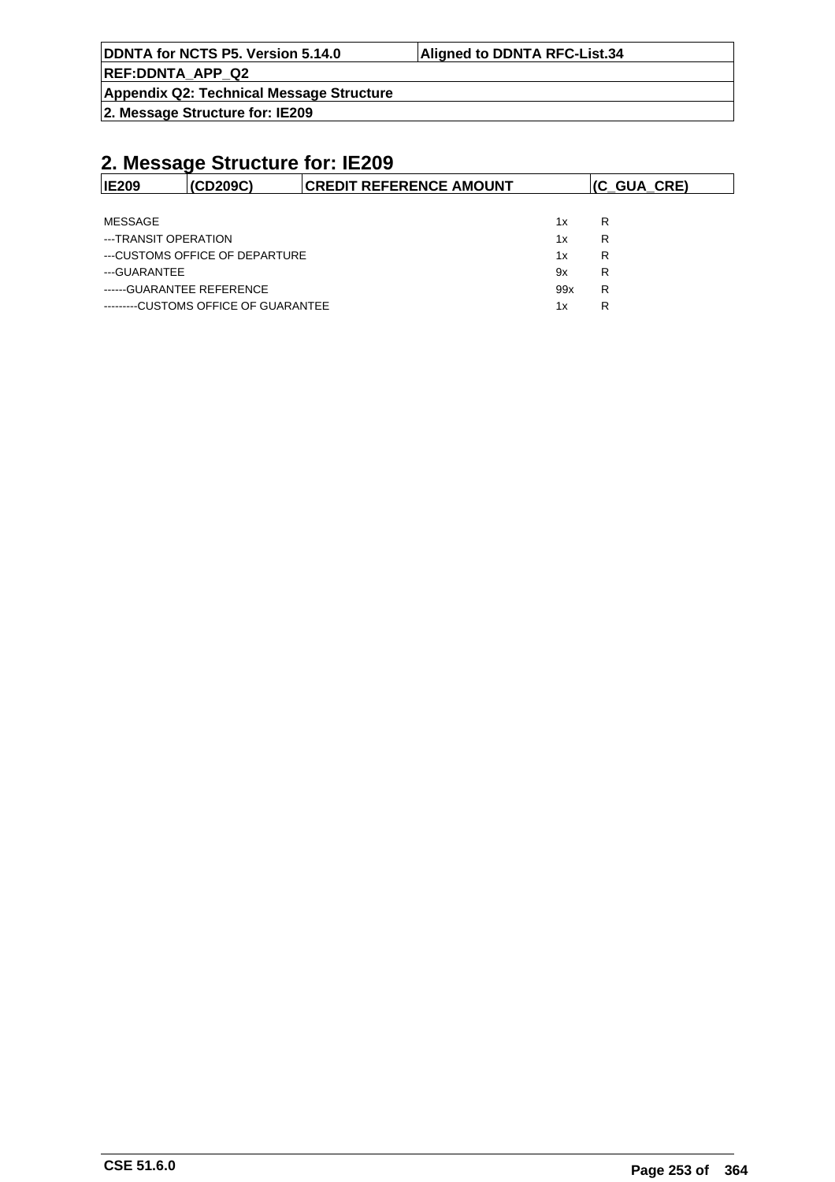## 2. Message Structure for: IE209

| IE209 | (CD209C) | CREDIT REFERENCE AMOUNT | (C_GUA_CRE) |
|---|---|---|---|

| | | |
|---|---|---|
| MESSAGE | 1x | R |
| ---TRANSIT OPERATION | 1x | R |
| ---CUSTOMS OFFICE OF DEPARTURE | 1x | R |
| ---GUARANTEE | 9x | R |
| ------GUARANTEE REFERENCE | 99x | R |
| ---------CUSTOMS OFFICE OF GUARANTEE | 1x | R |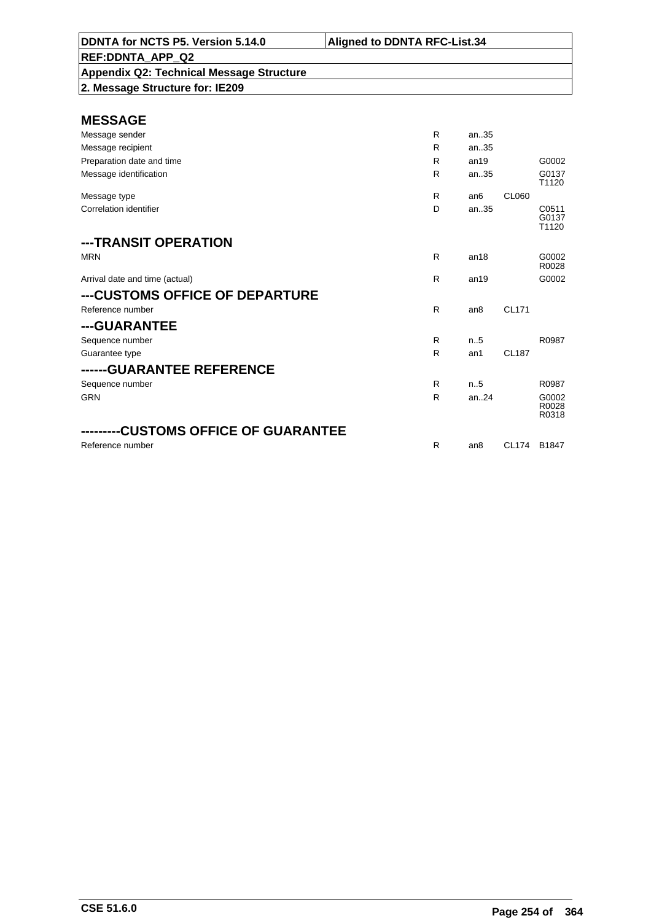| DDNTA for NCTS P5. Version 5.14.0 | Aligned to DDNTA RFC-List.34 |
|---|---|
| **REF:DDNTA_APP_Q2** | |
| **Appendix Q2: Technical Message Structure** | |
| **2. Message Structure for: IE209** | |

## MESSAGE

| | | | | |
|---|---|---|---|---|
| Message sender | R | an..35 | | |
| Message recipient | R | an..35 | | |
| Preparation date and time | R | an19 | | G0002 |
| Message identification | R | an..35 | | G0137 T1120 |
| Message type | R | an6 | CL060 | |
| Correlation identifier | D | an..35 | | C0511 G0137 T1120 |

## ---TRANSIT OPERATION

| | | | | |
|---|---|---|---|---|
| MRN | R | an18 | | G0002 R0028 |
| Arrival date and time (actual) | R | an19 | | G0002 |

## ---CUSTOMS OFFICE OF DEPARTURE

| | | | | |
|---|---|---|---|---|
| Reference number | R | an8 | CL171 | |

## ---GUARANTEE

| | | | | |
|---|---|---|---|---|
| Sequence number | R | n..5 | | R0987 |
| Guarantee type | R | an1 | CL187 | |

## ------GUARANTEE REFERENCE

| | | | | |
|---|---|---|---|---|
| Sequence number | R | n..5 | | R0987 |
| GRN | R | an..24 | | G0002 R0028 R0318 |

## ---------CUSTOMS OFFICE OF GUARANTEE

| | | | | |
|---|---|---|---|---|
| Reference number | R | an8 | CL174 | B1847 |

CSE 51.6.0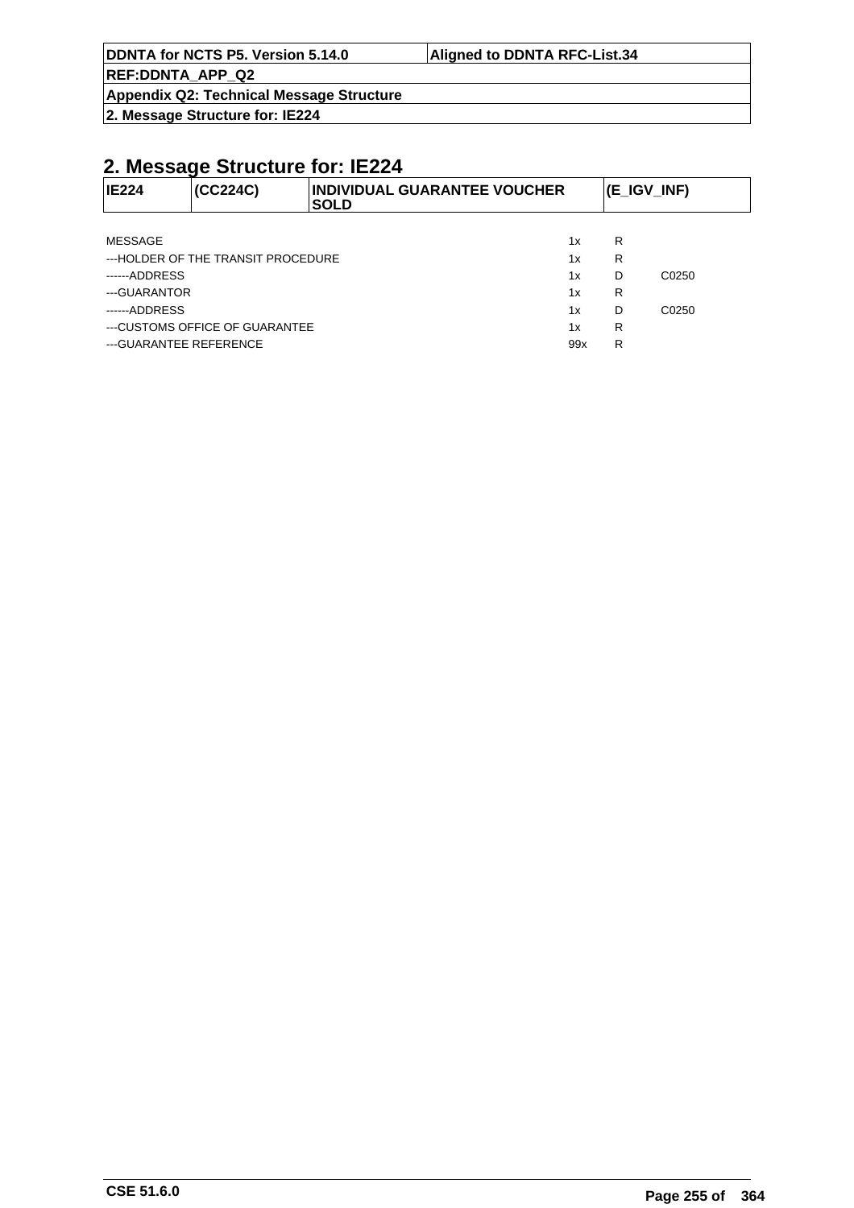## 2. Message Structure for: IE224

| IE224 | (CC224C) | INDIVIDUAL GUARANTEE VOUCHER SOLD | (E_IGV_INF) |
|---|---|---|---|

| | | | |
|---|---|---|---|
| MESSAGE | 1x | R | |
| ---HOLDER OF THE TRANSIT PROCEDURE | 1x | R | |
| ------ADDRESS | 1x | D | C0250 |
| ---GUARANTOR | 1x | R | |
| ------ADDRESS | 1x | D | C0250 |
| ---CUSTOMS OFFICE OF GUARANTEE | 1x | R | |
| ---GUARANTEE REFERENCE | 99x | R | |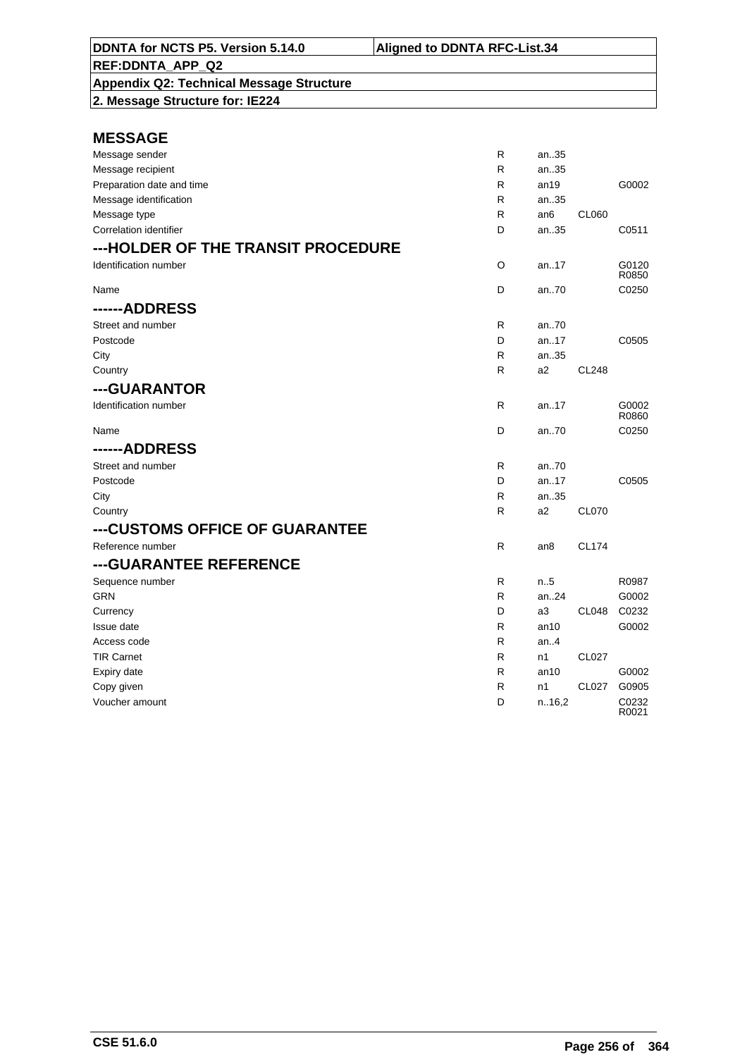## MESSAGE

| | | | | |
|---|---|---|---|---|
| Message sender | R | an..35 | | |
| Message recipient | R | an..35 | | |
| Preparation date and time | R | an19 | | G0002 |
| Message identification | R | an..35 | | |
| Message type | R | an6 | CL060 | |
| Correlation identifier | D | an..35 | | C0511 |

## ---HOLDER OF THE TRANSIT PROCEDURE

| | | | | |
|---|---|---|---|---|
| Identification number | O | an..17 | | G0120 R0850 |
| Name | D | an..70 | | C0250 |

## ------ADDRESS

| | | | | |
|---|---|---|---|---|
| Street and number | R | an..70 | | |
| Postcode | D | an..17 | | C0505 |
| City | R | an..35 | | |
| Country | R | a2 | CL248 | |

## ---GUARANTOR

| | | | | |
|---|---|---|---|---|
| Identification number | R | an..17 | | G0002 R0860 |
| Name | D | an..70 | | C0250 |

## ------ADDRESS

| | | | | |
|---|---|---|---|---|
| Street and number | R | an..70 | | |
| Postcode | D | an..17 | | C0505 |
| City | R | an..35 | | |
| Country | R | a2 | CL070 | |

## ---CUSTOMS OFFICE OF GUARANTEE

| | | | | |
|---|---|---|---|---|
| Reference number | R | an8 | CL174 | |

## ---GUARANTEE REFERENCE

| | | | | |
|---|---|---|---|---|
| Sequence number | R | n..5 | | R0987 |
| GRN | R | an..24 | | G0002 |
| Currency | D | a3 | CL048 | C0232 |
| Issue date | R | an10 | | G0002 |
| Access code | R | an..4 | | |
| TIR Carnet | R | n1 | CL027 | |
| Expiry date | R | an10 | | G0002 |
| Copy given | R | n1 | CL027 | G0905 |
| Voucher amount | D | n..16,2 | | C0232 R0021 |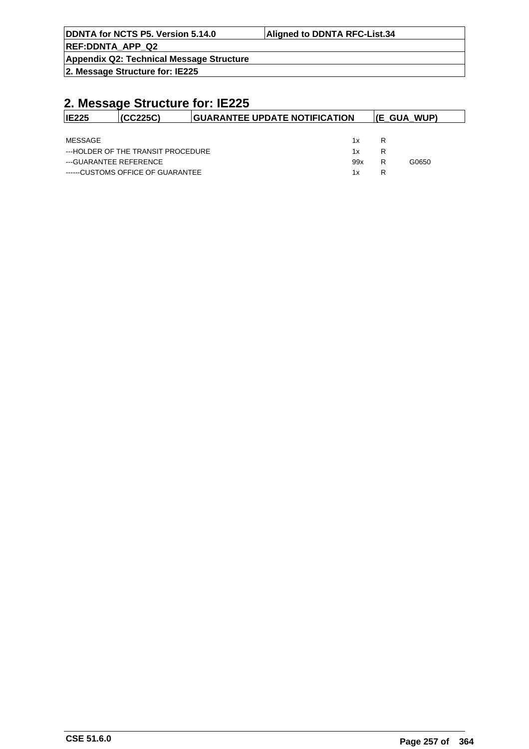## 2. Message Structure for: IE225

| IE225 | (CC225C) | GUARANTEE UPDATE NOTIFICATION | (E_GUA_WUP) |
|---|---|---|---|

| | | | |
|---|---|---|---|
| MESSAGE | 1x | R | |
| ---HOLDER OF THE TRANSIT PROCEDURE | 1x | R | |
| ---GUARANTEE REFERENCE | 99x | R | G0650 |
| ------CUSTOMS OFFICE OF GUARANTEE | 1x | R | |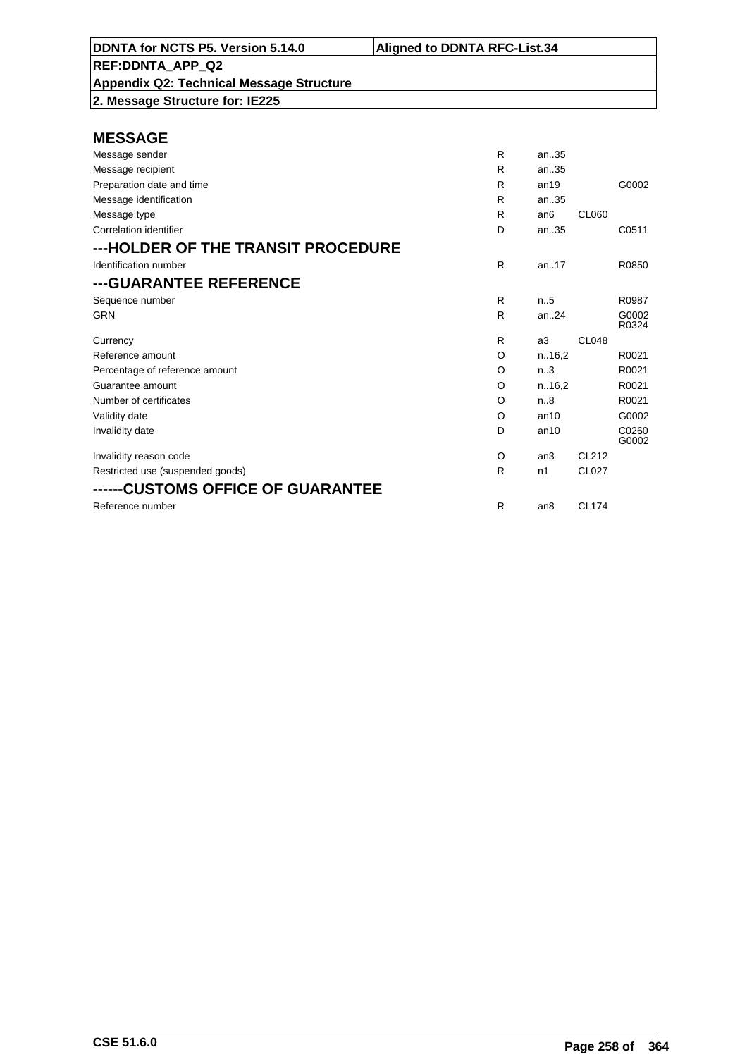| DDNTA for NCTS P5. Version 5.14.0 | Aligned to DDNTA RFC-List.34 |
|---|---|
| REF:DDNTA_APP_Q2 | |
| Appendix Q2: Technical Message Structure | |
| 2. Message Structure for: IE225 | |

## MESSAGE

| | | | | |
|---|---|---|---|---|
| Message sender | R | an..35 | | |
| Message recipient | R | an..35 | | |
| Preparation date and time | R | an19 | | G0002 |
| Message identification | R | an..35 | | |
| Message type | R | an6 | CL060 | |
| Correlation identifier | D | an..35 | | C0511 |

## ---HOLDER OF THE TRANSIT PROCEDURE

| | | | | |
|---|---|---|---|---|
| Identification number | R | an..17 | | R0850 |

## ---GUARANTEE REFERENCE

| | | | | |
|---|---|---|---|---|
| Sequence number | R | n..5 | | R0987 |
| GRN | R | an..24 | | G0002 R0324 |
| Currency | R | a3 | CL048 | |
| Reference amount | O | n..16,2 | | R0021 |
| Percentage of reference amount | O | n..3 | | R0021 |
| Guarantee amount | O | n..16,2 | | R0021 |
| Number of certificates | O | n..8 | | R0021 |
| Validity date | O | an10 | | G0002 |
| Invalidity date | D | an10 | | C0260 G0002 |
| Invalidity reason code | O | an3 | CL212 | |
| Restricted use (suspended goods) | R | n1 | CL027 | |

## ------CUSTOMS OFFICE OF GUARANTEE

| | | | | |
|---|---|---|---|---|
| Reference number | R | an8 | CL174 | |

CSE 51.6.0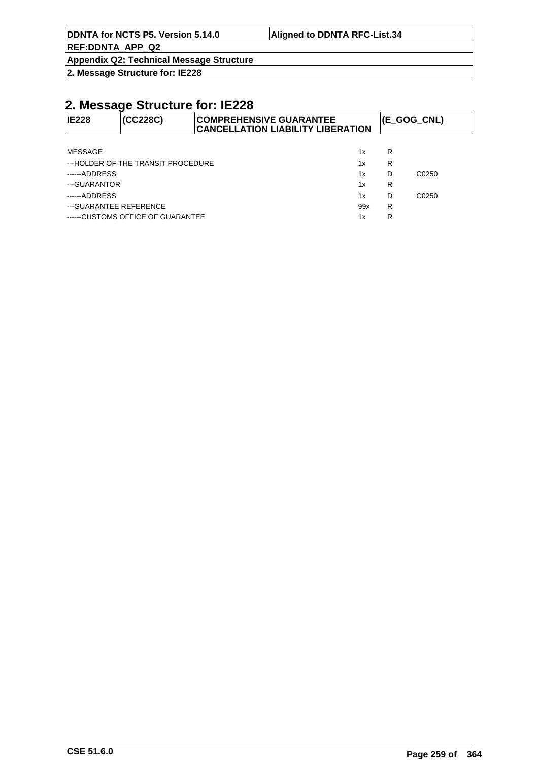## 2. Message Structure for: IE228

| IE228 | (CC228C) | COMPREHENSIVE GUARANTEE CANCELLATION LIABILITY LIBERATION | (E_GOG_CNL) |
|---|---|---|---|

| | | | |
|---|---|---|---|
| MESSAGE | 1x | R | |
| ---HOLDER OF THE TRANSIT PROCEDURE | 1x | R | |
| ------ADDRESS | 1x | D | C0250 |
| ---GUARANTOR | 1x | R | |
| ------ADDRESS | 1x | D | C0250 |
| ---GUARANTEE REFERENCE | 99x | R | |
| ------CUSTOMS OFFICE OF GUARANTEE | 1x | R | |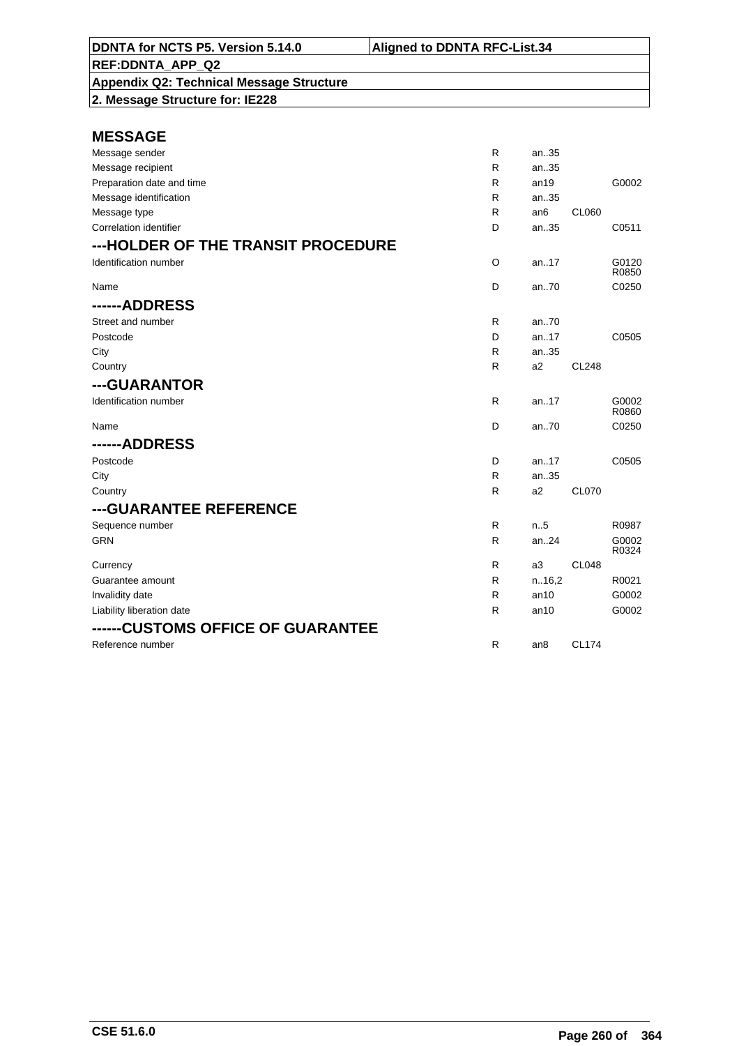DDNTA for NCTS P5. Version 5.14.0 | Aligned to DDNTA RFC-List.34

REF:DDNTA_APP_Q2

Appendix Q2: Technical Message Structure

2. Message Structure for: IE228

## MESSAGE

| | | | | |
|---|---|---|---|---|
| Message sender | R | an..35 | | |
| Message recipient | R | an..35 | | |
| Preparation date and time | R | an19 | | G0002 |
| Message identification | R | an..35 | | |
| Message type | R | an6 | CL060 | |
| Correlation identifier | D | an..35 | | C0511 |

## ---HOLDER OF THE TRANSIT PROCEDURE

| | | | | |
|---|---|---|---|---|
| Identification number | O | an..17 | | G0120 R0850 |
| Name | D | an..70 | | C0250 |

## ------ADDRESS

| | | | | |
|---|---|---|---|---|
| Street and number | R | an..70 | | |
| Postcode | D | an..17 | | C0505 |
| City | R | an..35 | | |
| Country | R | a2 | CL248 | |

## ---GUARANTOR

| | | | | |
|---|---|---|---|---|
| Identification number | R | an..17 | | G0002 R0860 |
| Name | D | an..70 | | C0250 |

## ------ADDRESS

| | | | | |
|---|---|---|---|---|
| Postcode | D | an..17 | | C0505 |
| City | R | an..35 | | |
| Country | R | a2 | CL070 | |

## ---GUARANTEE REFERENCE

| | | | | |
|---|---|---|---|---|
| Sequence number | R | n..5 | | R0987 |
| GRN | R | an..24 | | G0002 R0324 |
| Currency | R | a3 | CL048 | |
| Guarantee amount | R | n..16,2 | | R0021 |
| Invalidity date | R | an10 | | G0002 |
| Liability liberation date | R | an10 | | G0002 |

## ------CUSTOMS OFFICE OF GUARANTEE

| | | | | |
|---|---|---|---|---|
| Reference number | R | an8 | CL174 | |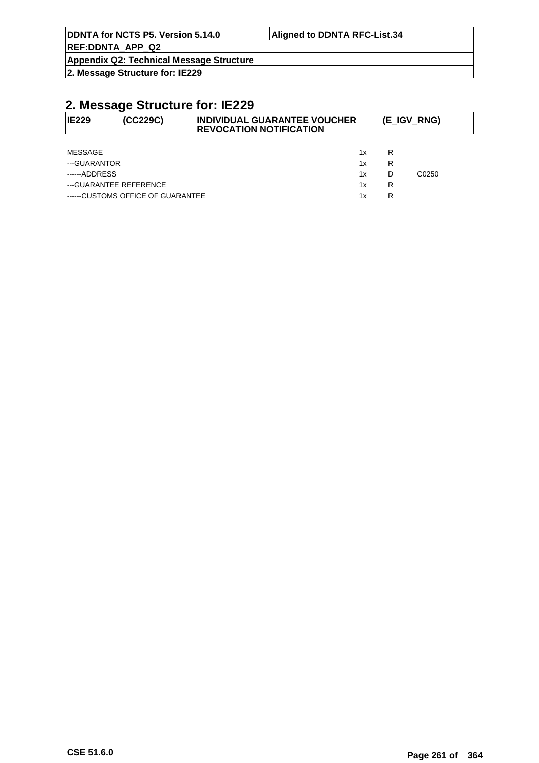## 2. Message Structure for: IE229

| IE229 | (CC229C) | INDIVIDUAL GUARANTEE VOUCHER REVOCATION NOTIFICATION | (E_IGV_RNG) |
|---|---|---|---|

| | | | |
|---|---|---|---|
| MESSAGE | 1x | R | |
| ---GUARANTOR | 1x | R | |
| ------ADDRESS | 1x | D | C0250 |
| ---GUARANTEE REFERENCE | 1x | R | |
| ------CUSTOMS OFFICE OF GUARANTEE | 1x | R | |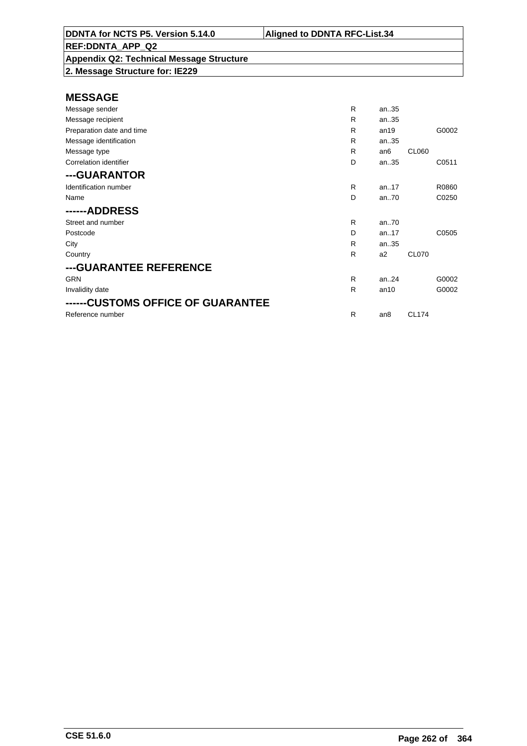| DDNTA for NCTS P5. Version 5.14.0 | Aligned to DDNTA RFC-List.34 |
|---|---|
| REF:DDNTA_APP_Q2 | |
| Appendix Q2: Technical Message Structure | |
| 2. Message Structure for: IE229 | |

## MESSAGE

| | | | | |
|---|---|---|---|---|
| Message sender | R | an..35 | | |
| Message recipient | R | an..35 | | |
| Preparation date and time | R | an19 | | G0002 |
| Message identification | R | an..35 | | |
| Message type | R | an6 | CL060 | |
| Correlation identifier | D | an..35 | | C0511 |

## ---GUARANTOR

| | | | | |
|---|---|---|---|---|
| Identification number | R | an..17 | | R0860 |
| Name | D | an..70 | | C0250 |

## ------ADDRESS

| | | | | |
|---|---|---|---|---|
| Street and number | R | an..70 | | |
| Postcode | D | an..17 | | C0505 |
| City | R | an..35 | | |
| Country | R | a2 | CL070 | |

## ---GUARANTEE REFERENCE

| | | | | |
|---|---|---|---|---|
| GRN | R | an..24 | | G0002 |
| Invalidity date | R | an10 | | G0002 |

## ------CUSTOMS OFFICE OF GUARANTEE

| | | | | |
|---|---|---|---|---|
| Reference number | R | an8 | CL174 | |

CSE 51.6.0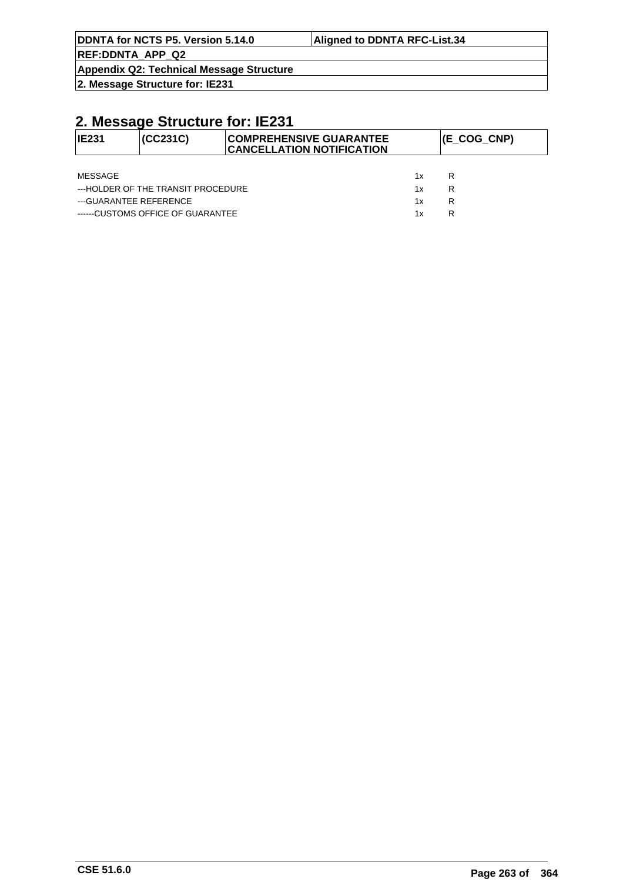# 2. Message Structure for: IE231

| IE231 | (CC231C) | COMPREHENSIVE GUARANTEE CANCELLATION NOTIFICATION | (E_COG_CNP) |
|---|---|---|---|

| | | |
|---|---|---|
| MESSAGE | 1x | R |
| ---HOLDER OF THE TRANSIT PROCEDURE | 1x | R |
| ---GUARANTEE REFERENCE | 1x | R |
| ------CUSTOMS OFFICE OF GUARANTEE | 1x | R |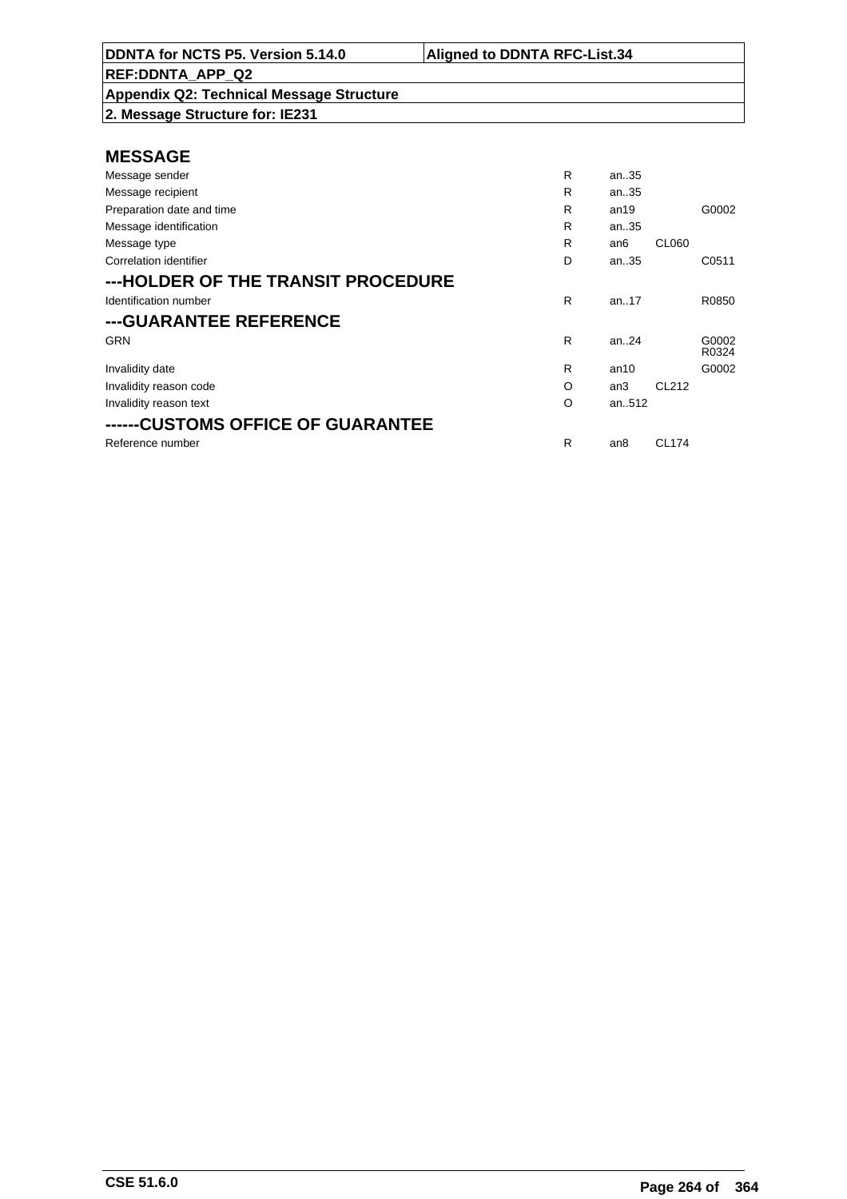**DDNTA for NCTS P5. Version 5.14.0** | **Aligned to DDNTA RFC-List.34**

**REF:DDNTA_APP_Q2**

**Appendix Q2: Technical Message Structure**

**2. Message Structure for: IE231**

## MESSAGE

| | | | | |
|---|---|---|---|---|
| Message sender | R | an..35 | | |
| Message recipient | R | an..35 | | |
| Preparation date and time | R | an19 | | G0002 |
| Message identification | R | an..35 | | |
| Message type | R | an6 | CL060 | |
| Correlation identifier | D | an..35 | | C0511 |

## ---HOLDER OF THE TRANSIT PROCEDURE

| | | | | |
|---|---|---|---|---|
| Identification number | R | an..17 | | R0850 |

## ---GUARANTEE REFERENCE

| | | | | |
|---|---|---|---|---|
| GRN | R | an..24 | | G0002 R0324 |
| Invalidity date | R | an10 | | G0002 |
| Invalidity reason code | O | an3 | CL212 | |
| Invalidity reason text | O | an..512 | | |

## ------CUSTOMS OFFICE OF GUARANTEE

| | | | | |
|---|---|---|---|---|
| Reference number | R | an8 | CL174 | |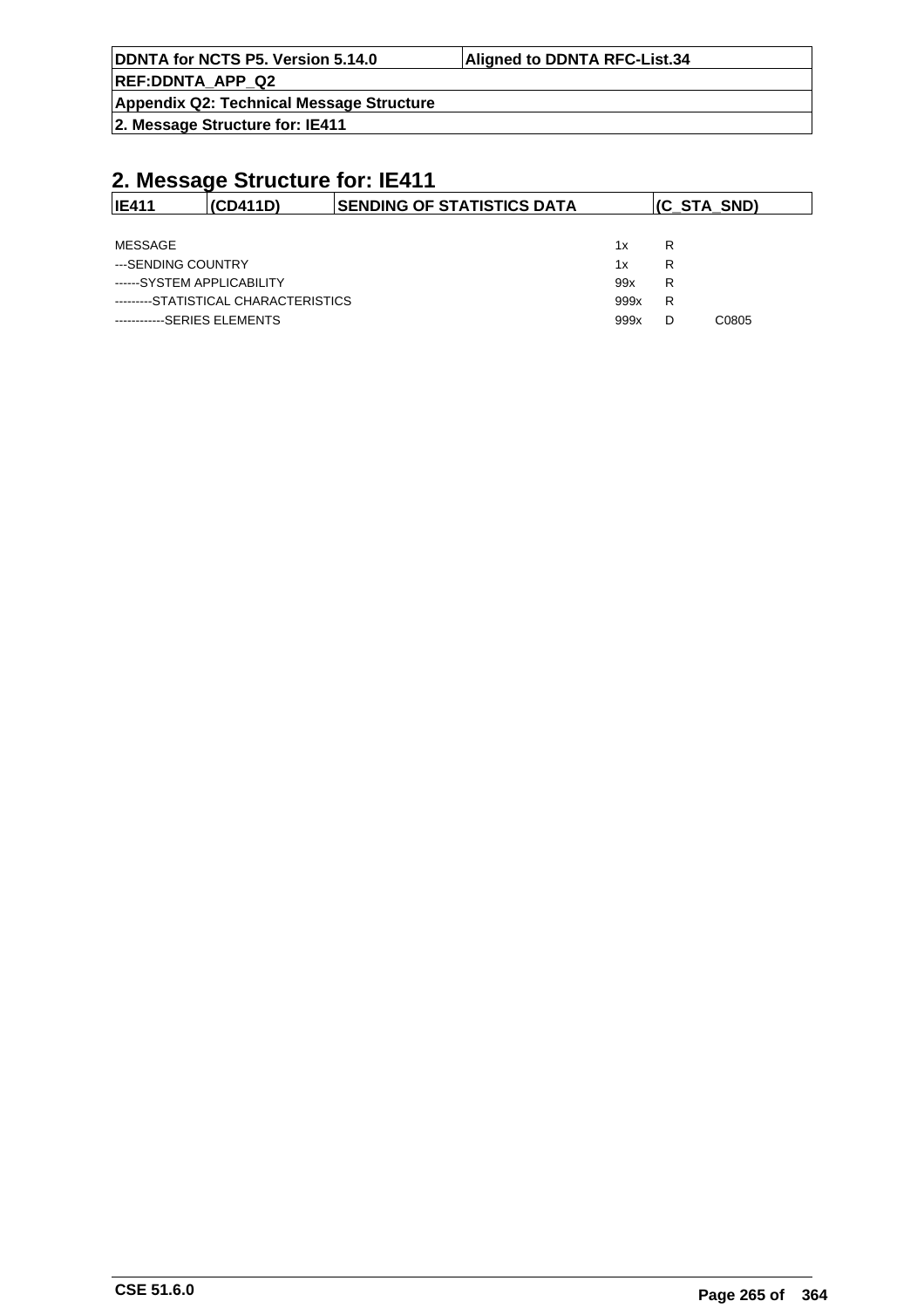## 2. Message Structure for: IE411

| IE411 | (CD411D) | SENDING OF STATISTICS DATA | (C_STA_SND) |
|---|---|---|---|

| | | | |
|---|---|---|---|
| MESSAGE | 1x | R | |
| ---SENDING COUNTRY | 1x | R | |
| ------SYSTEM APPLICABILITY | 99x | R | |
| ---------STATISTICAL CHARACTERISTICS | 999x | R | |
| ------------SERIES ELEMENTS | 999x | D | C0805 |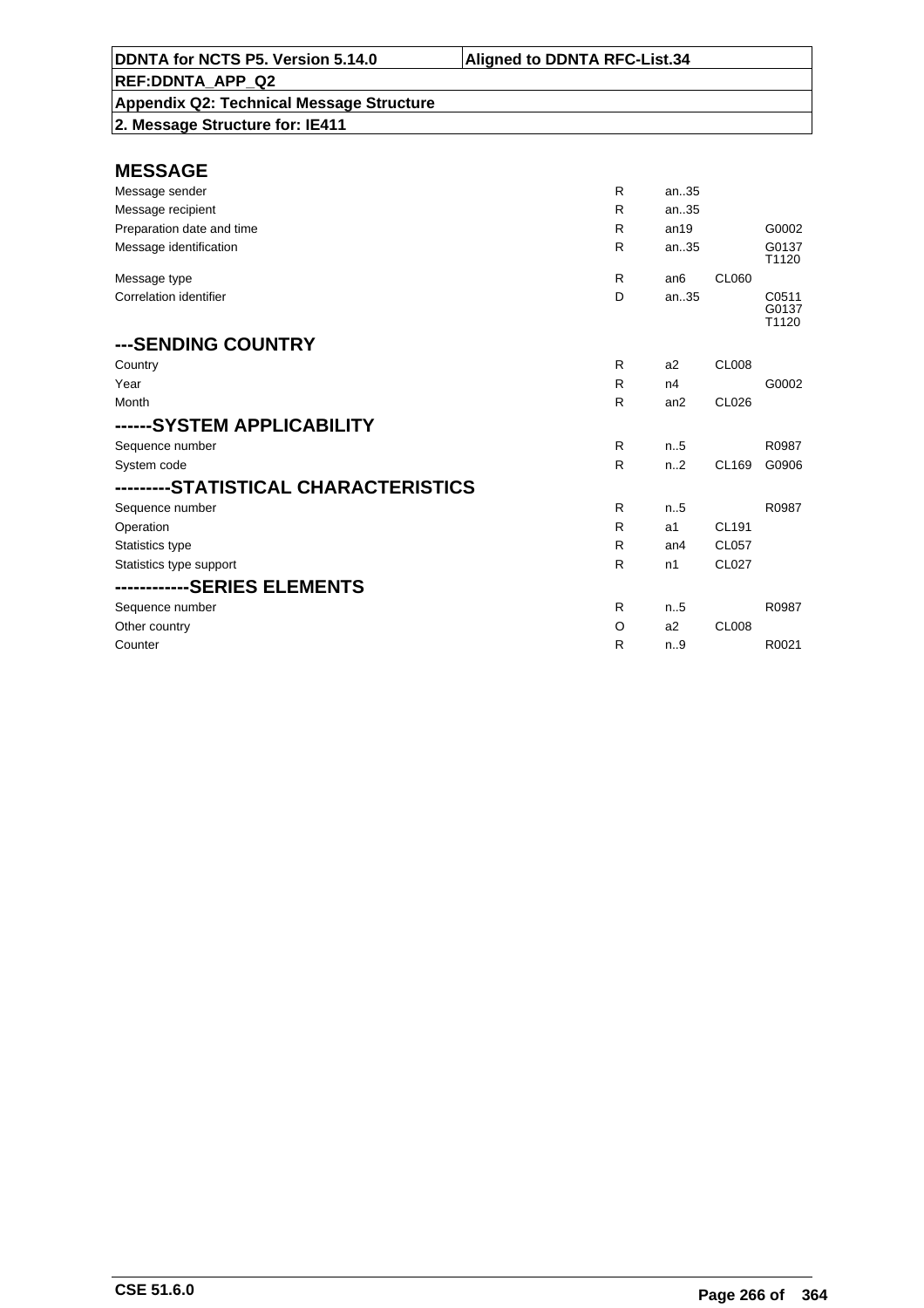**DDNTA for NCTS P5. Version 5.14.0** | **Aligned to DDNTA RFC-List.34**

**REF:DDNTA_APP_Q2**

**Appendix Q2: Technical Message Structure**

**2. Message Structure for: IE411**

## MESSAGE

| | | | | |
|---|---|---|---|---|
| Message sender | R | an..35 | | |
| Message recipient | R | an..35 | | |
| Preparation date and time | R | an19 | | G0002 |
| Message identification | R | an..35 | | G0137 T1120 |
| Message type | R | an6 | CL060 | |
| Correlation identifier | D | an..35 | | C0511 G0137 T1120 |

## ---SENDING COUNTRY

| | | | | |
|---|---|---|---|---|
| Country | R | a2 | CL008 | |
| Year | R | n4 | | G0002 |
| Month | R | an2 | CL026 | |

## ------SYSTEM APPLICABILITY

| | | | | |
|---|---|---|---|---|
| Sequence number | R | n..5 | | R0987 |
| System code | R | n..2 | CL169 | G0906 |

## ---------STATISTICAL CHARACTERISTICS

| | | | | |
|---|---|---|---|---|
| Sequence number | R | n..5 | | R0987 |
| Operation | R | a1 | CL191 | |
| Statistics type | R | an4 | CL057 | |
| Statistics type support | R | n1 | CL027 | |

## ------------SERIES ELEMENTS

| | | | | |
|---|---|---|---|---|
| Sequence number | R | n..5 | | R0987 |
| Other country | O | a2 | CL008 | |
| Counter | R | n..9 | | R0021 |

CSE 51.6.0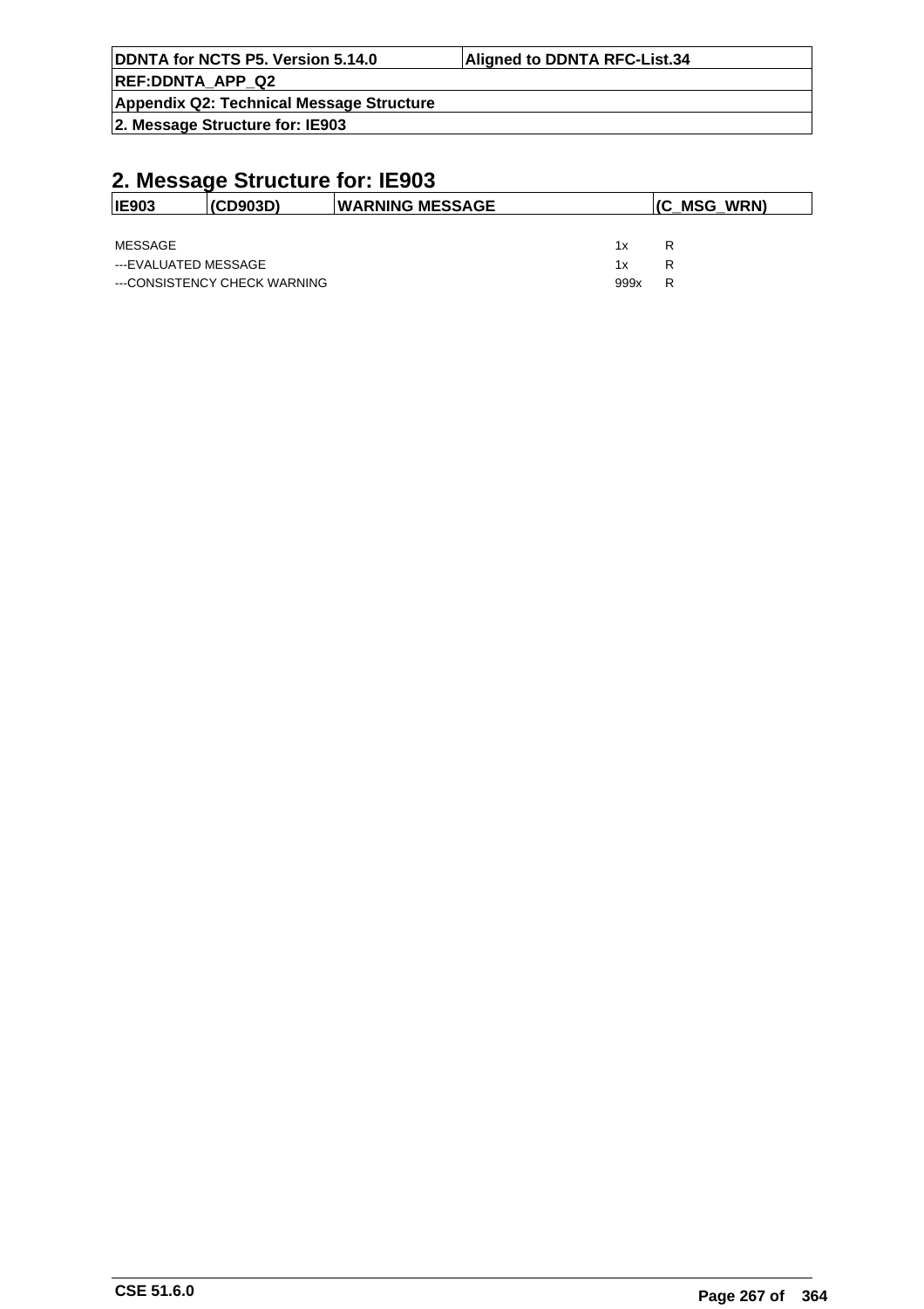## 2. Message Structure for: IE903

| IE903 | (CD903D) | WARNING MESSAGE | (C_MSG_WRN) |
|---|---|---|---|

| | | |
|---|---|---|
| MESSAGE | 1x | R |
| ---EVALUATED MESSAGE | 1x | R |
| ---CONSISTENCY CHECK WARNING | 999x | R |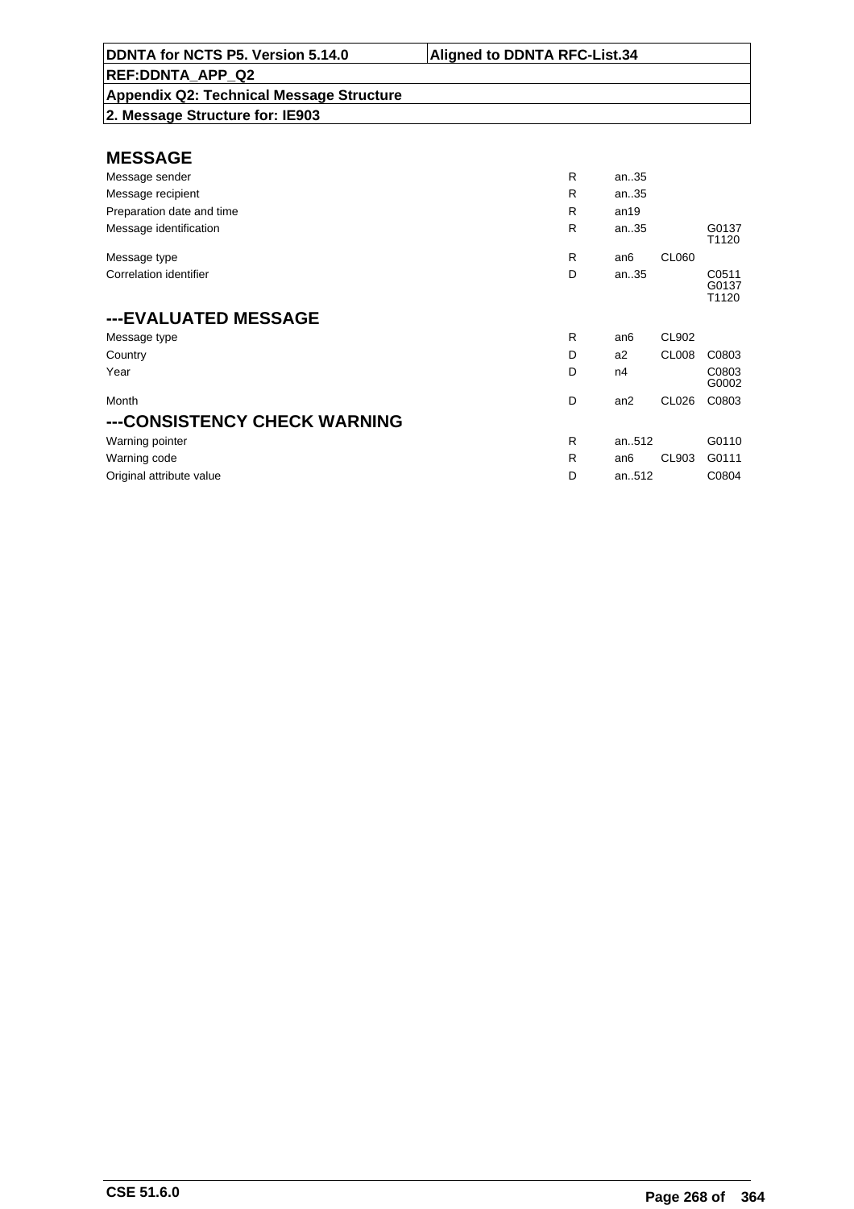DDNTA for NCTS P5. Version 5.14.0 | Aligned to DDNTA RFC-List.34

REF:DDNTA_APP_Q2

**Appendix Q2: Technical Message Structure**

**2. Message Structure for: IE903**

## MESSAGE

| | | | | |
|---|---|---|---|---|
| Message sender | R | an..35 | | |
| Message recipient | R | an..35 | | |
| Preparation date and time | R | an19 | | |
| Message identification | R | an..35 | | G0137 T1120 |
| Message type | R | an6 | CL060 | |
| Correlation identifier | D | an..35 | | C0511 G0137 T1120 |

## ---EVALUATED MESSAGE

| | | | | |
|---|---|---|---|---|
| Message type | R | an6 | CL902 | |
| Country | D | a2 | CL008 | C0803 |
| Year | D | n4 | | C0803 G0002 |
| Month | D | an2 | CL026 | C0803 |

## ---CONSISTENCY CHECK WARNING

| | | | | |
|---|---|---|---|---|
| Warning pointer | R | an..512 | | G0110 |
| Warning code | R | an6 | CL903 | G0111 |
| Original attribute value | D | an..512 | | C0804 |

CSE 51.6.0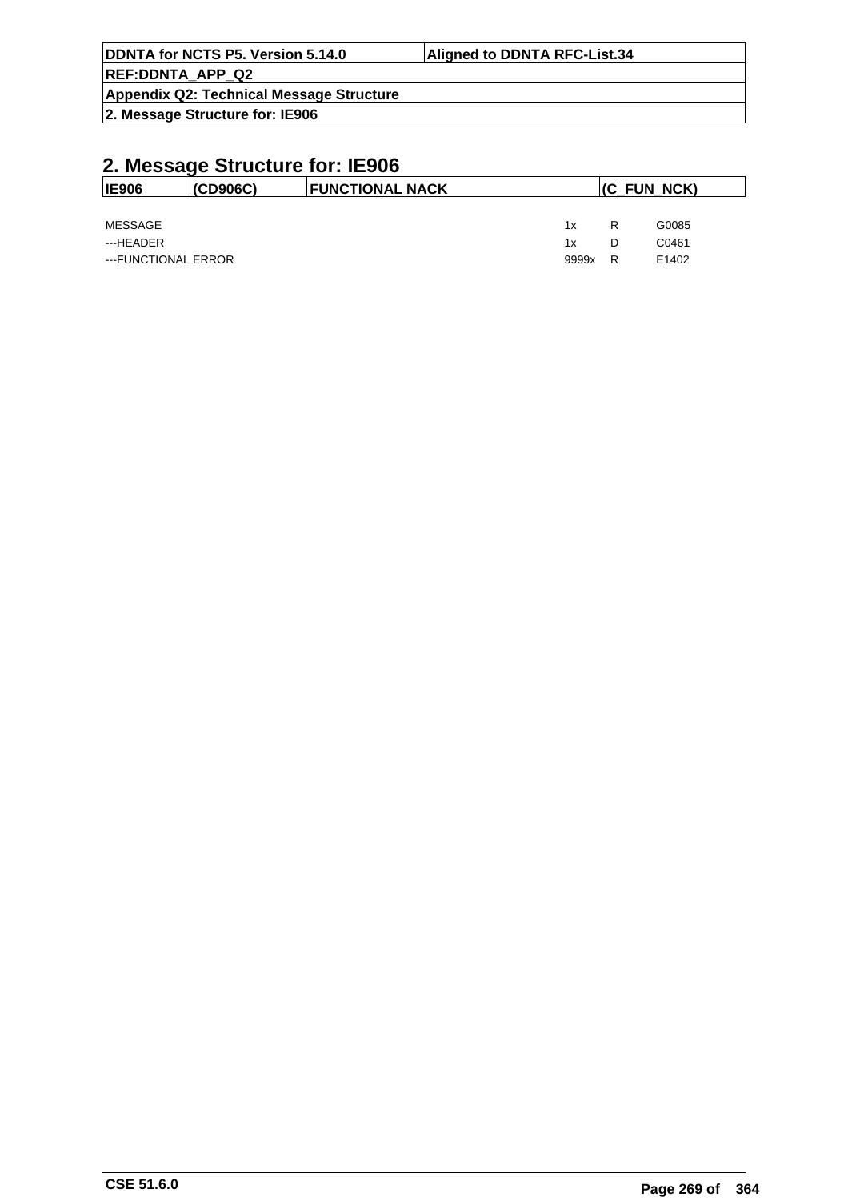## 2. Message Structure for: IE906

| IE906 | (CD906C) | FUNCTIONAL NACK | (C_FUN_NCK) |
|---|---|---|---|

| | | | |
|---|---|---|---|
| MESSAGE | 1x | R | G0085 |
| ---HEADER | 1x | D | C0461 |
| ---FUNCTIONAL ERROR | 9999x | R | E1402 |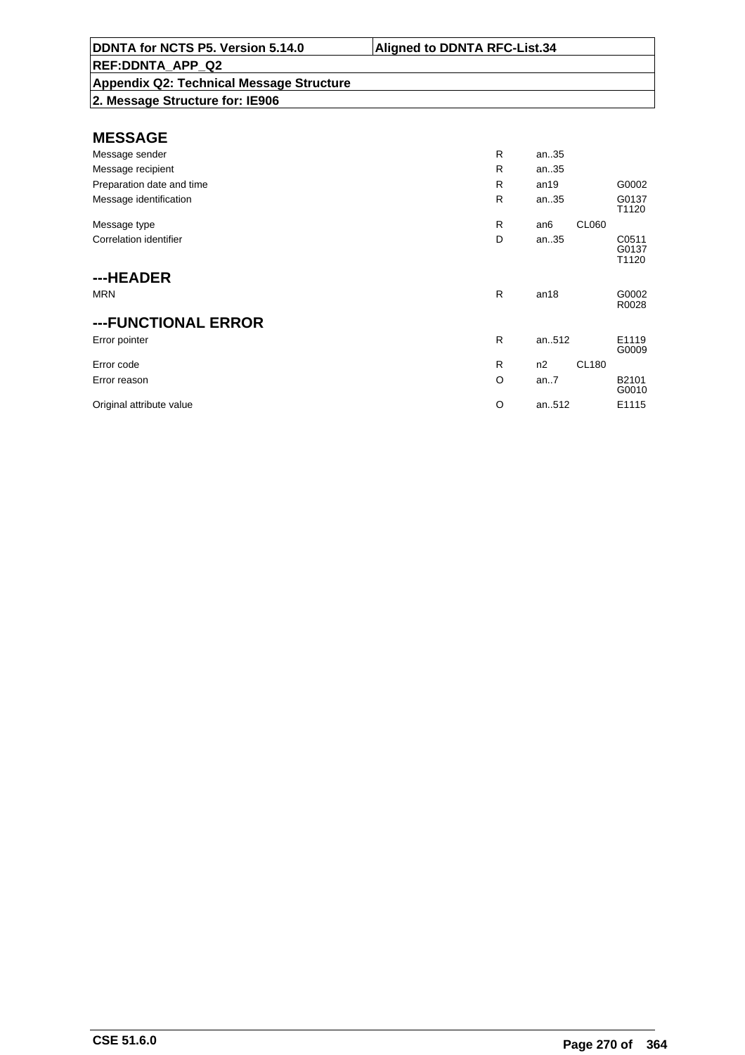**DDNTA for NCTS P5. Version 5.14.0** | **Aligned to DDNTA RFC-List.34**

**REF:DDNTA_APP_Q2**

**Appendix Q2: Technical Message Structure**

**2. Message Structure for: IE906**

## MESSAGE

| | | | | |
|---|---|---|---|---|
| Message sender | R | an..35 | | |
| Message recipient | R | an..35 | | |
| Preparation date and time | R | an19 | | G0002 |
| Message identification | R | an..35 | | G0137<br>T1120 |
| Message type | R | an6 | CL060 | |
| Correlation identifier | D | an..35 | | C0511<br>G0137<br>T1120 |

## ---HEADER

| | | | | |
|---|---|---|---|---|
| MRN | R | an18 | | G0002<br>R0028 |

## ---FUNCTIONAL ERROR

| | | | | |
|---|---|---|---|---|
| Error pointer | R | an..512 | | E1119<br>G0009 |
| Error code | R | n2 | CL180 | |
| Error reason | O | an..7 | | B2101<br>G0010 |
| Original attribute value | O | an..512 | | E1115 |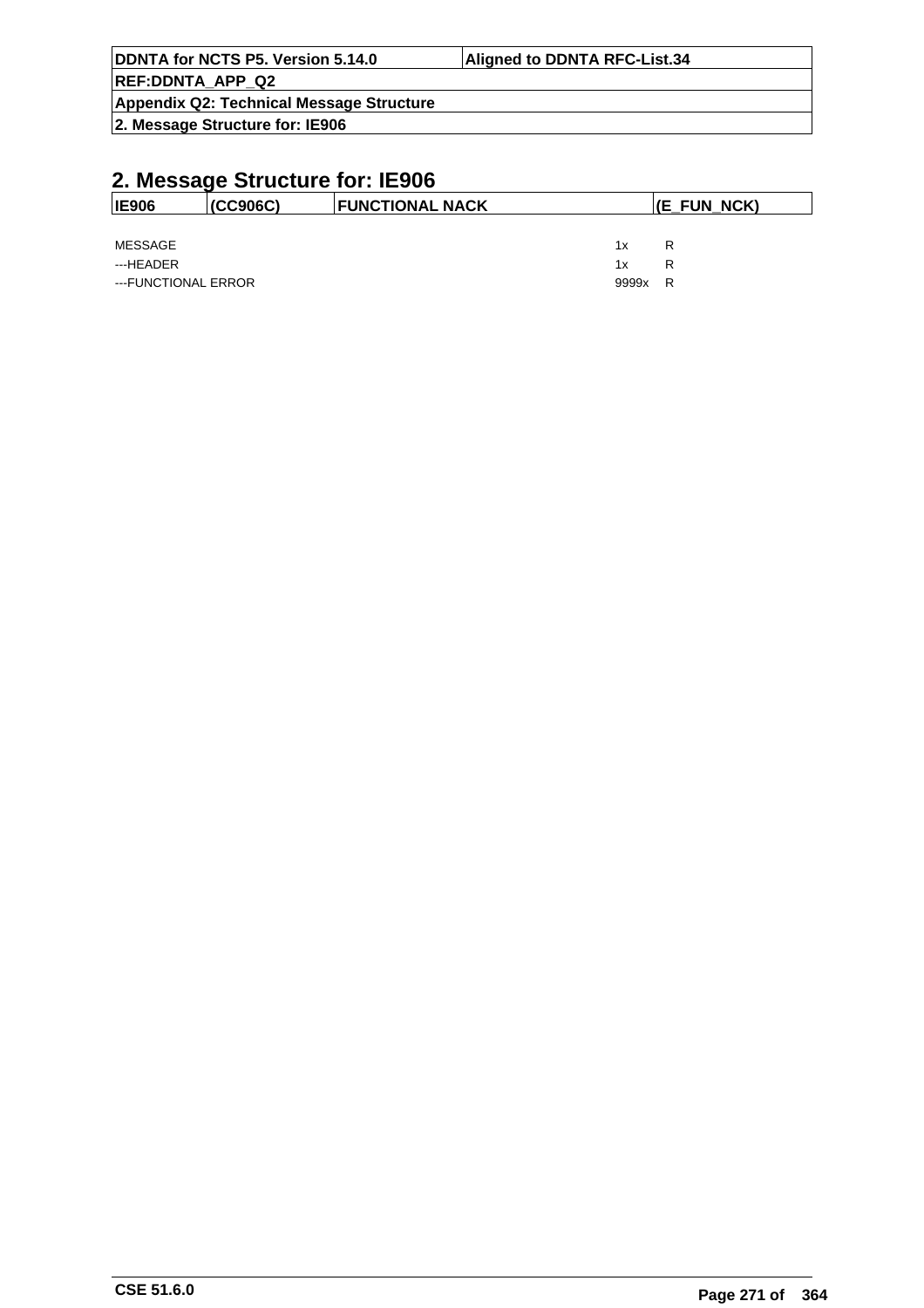## 2. Message Structure for: IE906

| IE906 | (CC906C) | FUNCTIONAL NACK | (E_FUN_NCK) |
|---|---|---|---|

| | | |
|---|---|---|
| MESSAGE | 1x | R |
| ---HEADER | 1x | R |
| ---FUNCTIONAL ERROR | 9999x | R |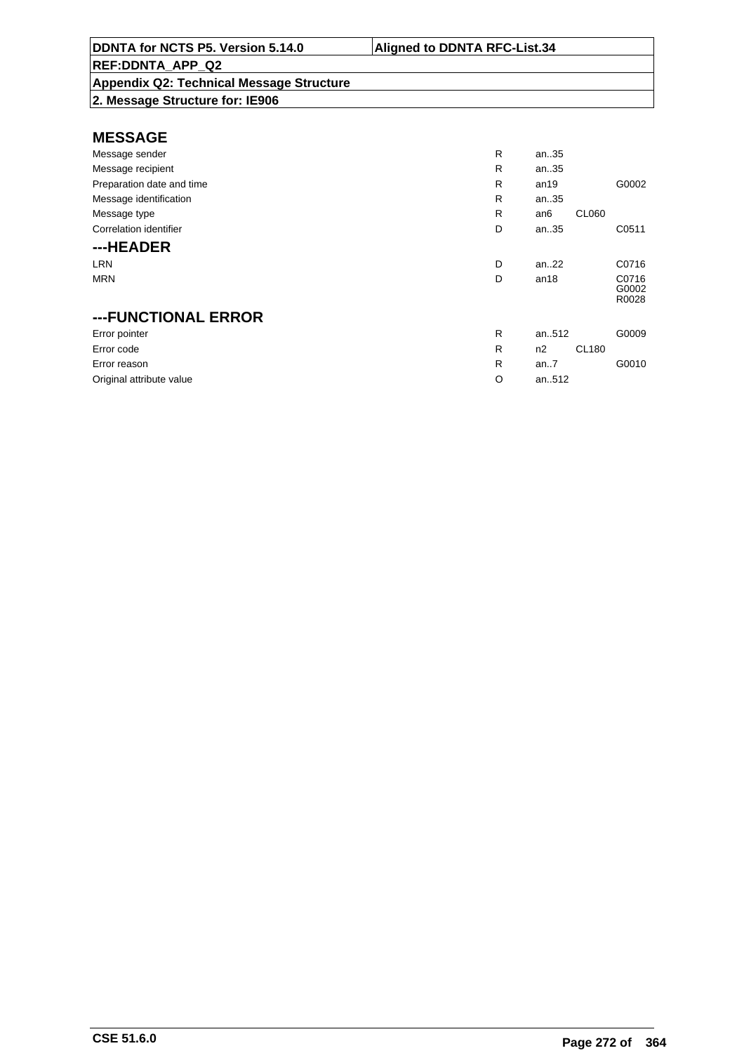**DDNTA for NCTS P5. Version 5.14.0** | **Aligned to DDNTA RFC-List.34**

**REF:DDNTA_APP_Q2**

**Appendix Q2: Technical Message Structure**

**2. Message Structure for: IE906**

## MESSAGE

| | | | | |
|---|---|---|---|---|
| Message sender | R | an..35 | | |
| Message recipient | R | an..35 | | |
| Preparation date and time | R | an19 | | G0002 |
| Message identification | R | an..35 | | |
| Message type | R | an6 | CL060 | |
| Correlation identifier | D | an..35 | | C0511 |

## ---HEADER

| | | | | |
|---|---|---|---|---|
| LRN | D | an..22 | | C0716 |
| MRN | D | an18 | | C0716 G0002 R0028 |

## ---FUNCTIONAL ERROR

| | | | | |
|---|---|---|---|---|
| Error pointer | R | an..512 | | G0009 |
| Error code | R | n2 | CL180 | |
| Error reason | R | an..7 | | G0010 |
| Original attribute value | O | an..512 | | |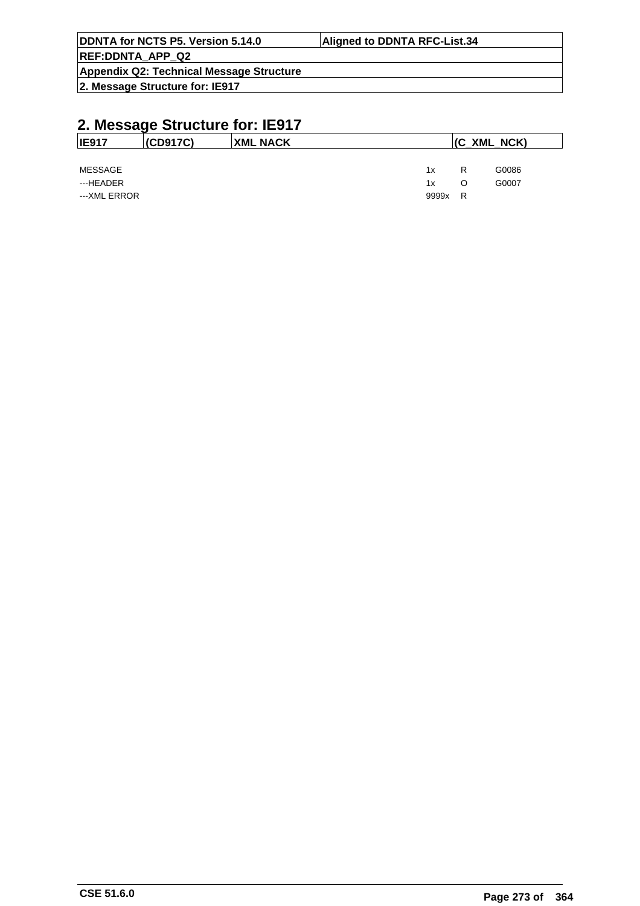## 2. Message Structure for: IE917

| IE917 | (CD917C) | XML NACK | (C_XML_NCK) |
|---|---|---|---|

| | | | |
|---|---|---|---|
| MESSAGE | 1x | R | G0086 |
| ---HEADER | 1x | O | G0007 |
| ---XML ERROR | 9999x | R | |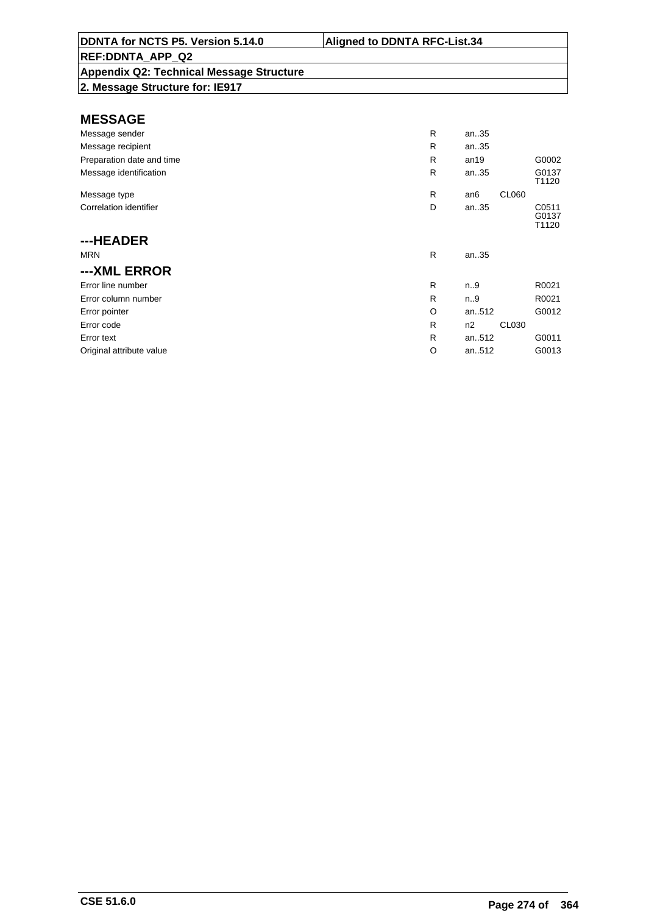| DDNTA for NCTS P5. Version 5.14.0 | Aligned to DDNTA RFC-List.34 |
|---|---|
| REF:DDNTA_APP_Q2 | |
| Appendix Q2: Technical Message Structure | |
| 2. Message Structure for: IE917 | |

## MESSAGE

| | | | | |
|---|---|---|---|---|
| Message sender | R | an..35 | | |
| Message recipient | R | an..35 | | |
| Preparation date and time | R | an19 | | G0002 |
| Message identification | R | an..35 | | G0137 T1120 |
| Message type | R | an6 | CL060 | |
| Correlation identifier | D | an..35 | | C0511 G0137 T1120 |

## ---HEADER

| | | | | |
|---|---|---|---|---|
| MRN | R | an..35 | | |

## ---XML ERROR

| | | | | |
|---|---|---|---|---|
| Error line number | R | n..9 | | R0021 |
| Error column number | R | n..9 | | R0021 |
| Error pointer | O | an..512 | | G0012 |
| Error code | R | n2 | CL030 | |
| Error text | R | an..512 | | G0011 |
| Original attribute value | O | an..512 | | G0013 |

CSE 51.6.0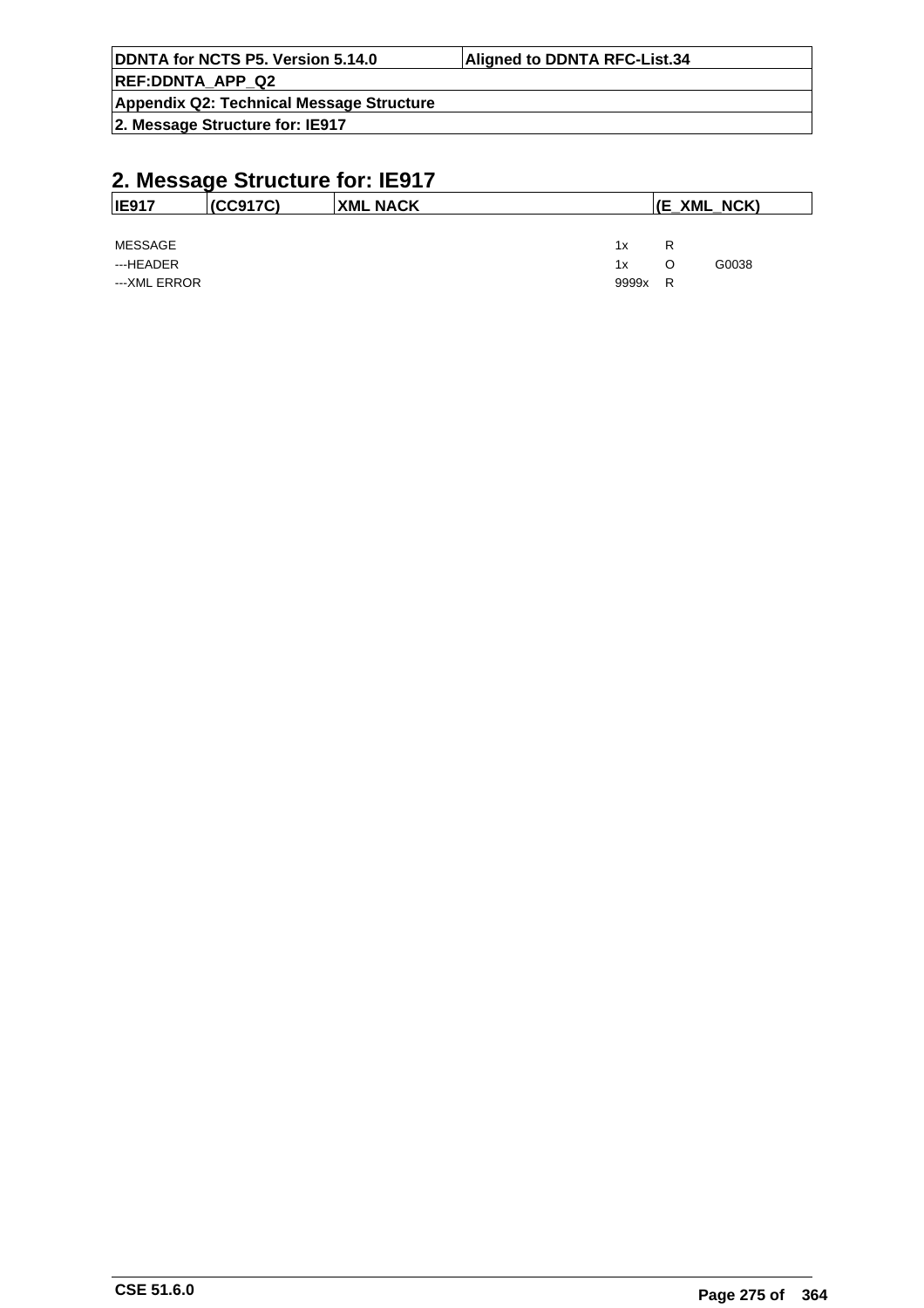## 2. Message Structure for: IE917

| IE917 | (CC917C) | XML NACK | (E_XML_NCK) |
|---|---|---|---|

| | | | |
|---|---|---|---|
| MESSAGE | 1x | R | |
| ---HEADER | 1x | O | G0038 |
| ---XML ERROR | 9999x | R | |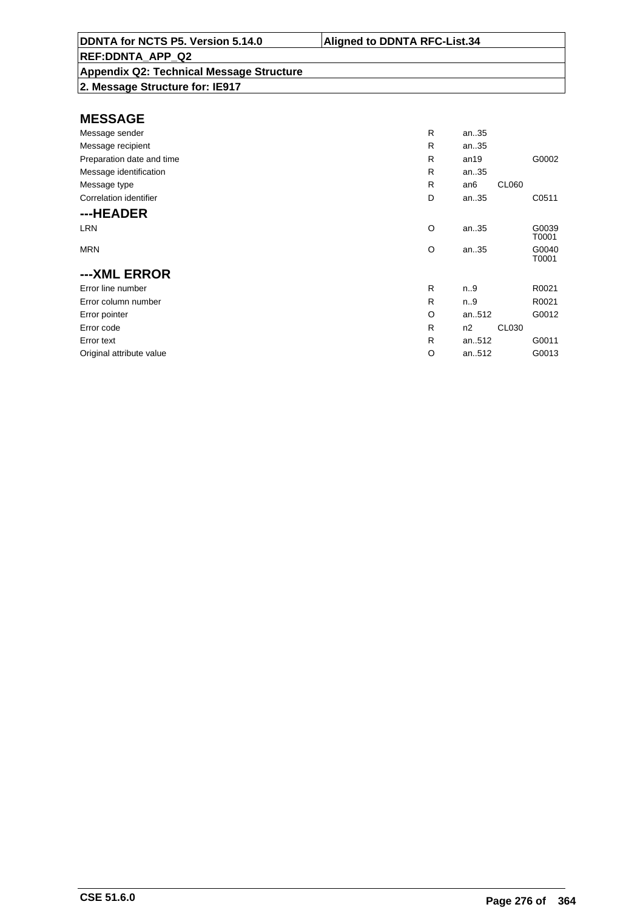**DDNTA for NCTS P5. Version 5.14.0** | **Aligned to DDNTA RFC-List.34**

**REF:DDNTA_APP_Q2**

**Appendix Q2: Technical Message Structure**

**2. Message Structure for: IE917**

## MESSAGE

| | | | | |
|---|---|---|---|---|
| Message sender | R | an..35 | | |
| Message recipient | R | an..35 | | |
| Preparation date and time | R | an19 | | G0002 |
| Message identification | R | an..35 | | |
| Message type | R | an6 | CL060 | |
| Correlation identifier | D | an..35 | | C0511 |

## ---HEADER

| | | | | |
|---|---|---|---|---|
| LRN | O | an..35 | | G0039 T0001 |
| MRN | O | an..35 | | G0040 T0001 |

## ---XML ERROR

| | | | | |
|---|---|---|---|---|
| Error line number | R | n..9 | | R0021 |
| Error column number | R | n..9 | | R0021 |
| Error pointer | O | an..512 | | G0012 |
| Error code | R | n2 | CL030 | |
| Error text | R | an..512 | | G0011 |
| Original attribute value | O | an..512 | | G0013 |

CSE 51.6.0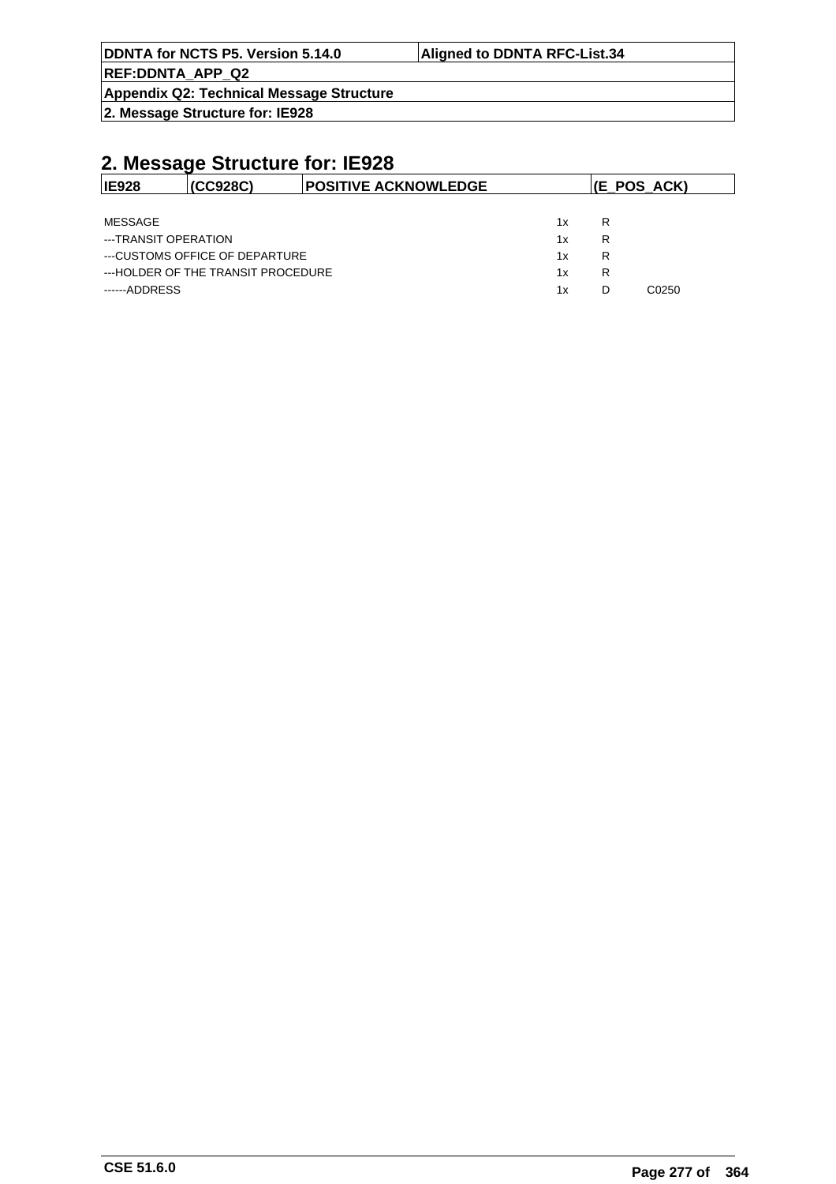## 2. Message Structure for: IE928

| IE928 | (CC928C) | POSITIVE ACKNOWLEDGE | (E_POS_ACK) |
|---|---|---|---|

| | | | |
|---|---|---|---|
| MESSAGE | 1x | R | |
| ---TRANSIT OPERATION | 1x | R | |
| ---CUSTOMS OFFICE OF DEPARTURE | 1x | R | |
| ---HOLDER OF THE TRANSIT PROCEDURE | 1x | R | |
| ------ADDRESS | 1x | D | C0250 |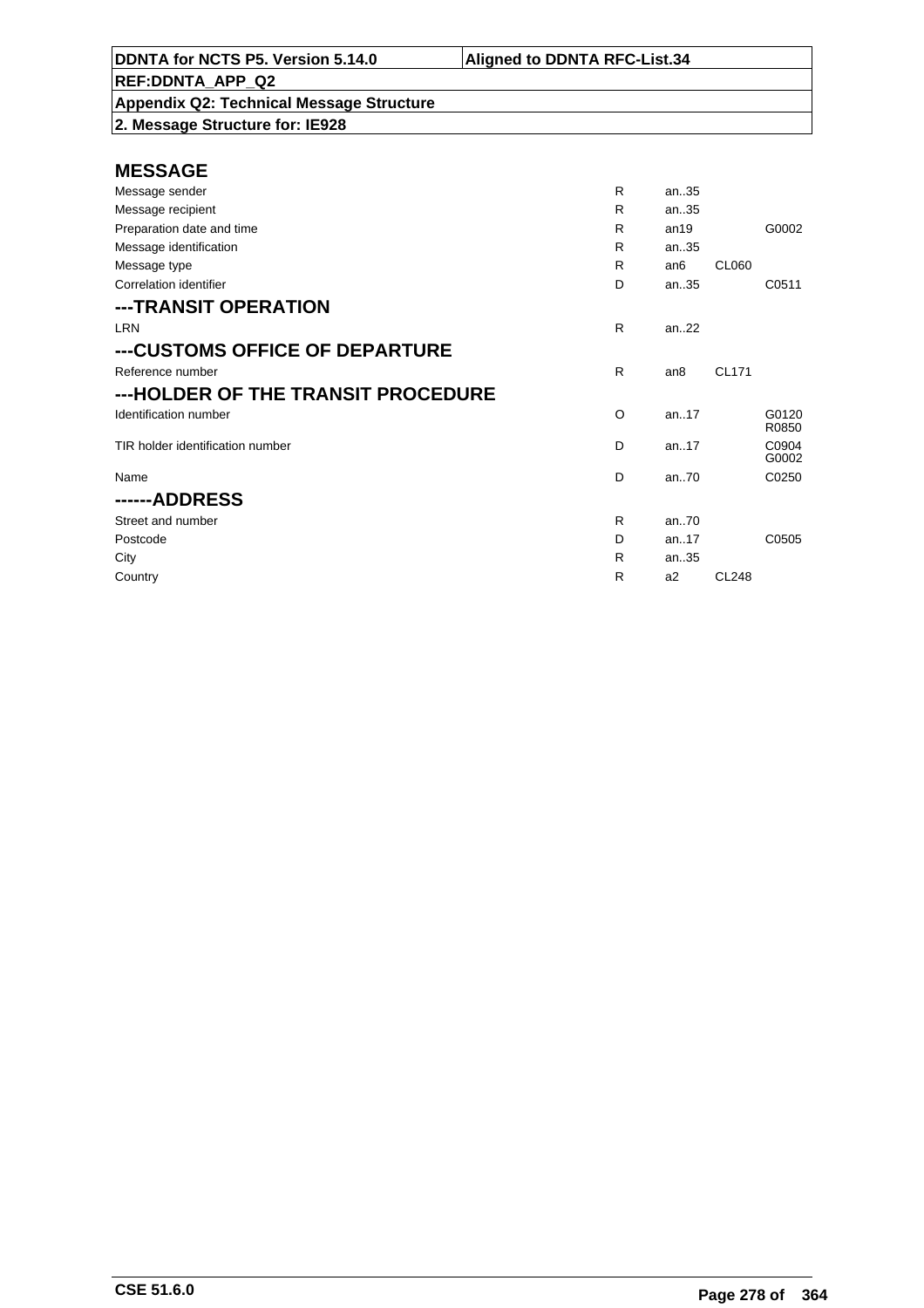| DDNTA for NCTS P5. Version 5.14.0 | Aligned to DDNTA RFC-List.34 |
|---|---|
| REF:DDNTA_APP_Q2 | |
| Appendix Q2: Technical Message Structure | |
| 2. Message Structure for: IE928 | |

## MESSAGE

| | | | | |
|---|---|---|---|---|
| Message sender | R | an..35 | | |
| Message recipient | R | an..35 | | |
| Preparation date and time | R | an19 | | G0002 |
| Message identification | R | an..35 | | |
| Message type | R | an6 | CL060 | |
| Correlation identifier | D | an..35 | | C0511 |

## ---TRANSIT OPERATION

| | | | | |
|---|---|---|---|---|
| LRN | R | an..22 | | |

## ---CUSTOMS OFFICE OF DEPARTURE

| | | | | |
|---|---|---|---|---|
| Reference number | R | an8 | CL171 | |

## ---HOLDER OF THE TRANSIT PROCEDURE

| | | | | |
|---|---|---|---|---|
| Identification number | O | an..17 | | G0120 R0850 |
| TIR holder identification number | D | an..17 | | C0904 G0002 |
| Name | D | an..70 | | C0250 |

## ------ADDRESS

| | | | | |
|---|---|---|---|---|
| Street and number | R | an..70 | | |
| Postcode | D | an..17 | | C0505 |
| City | R | an..35 | | |
| Country | R | a2 | CL248 | |

CSE 51.6.0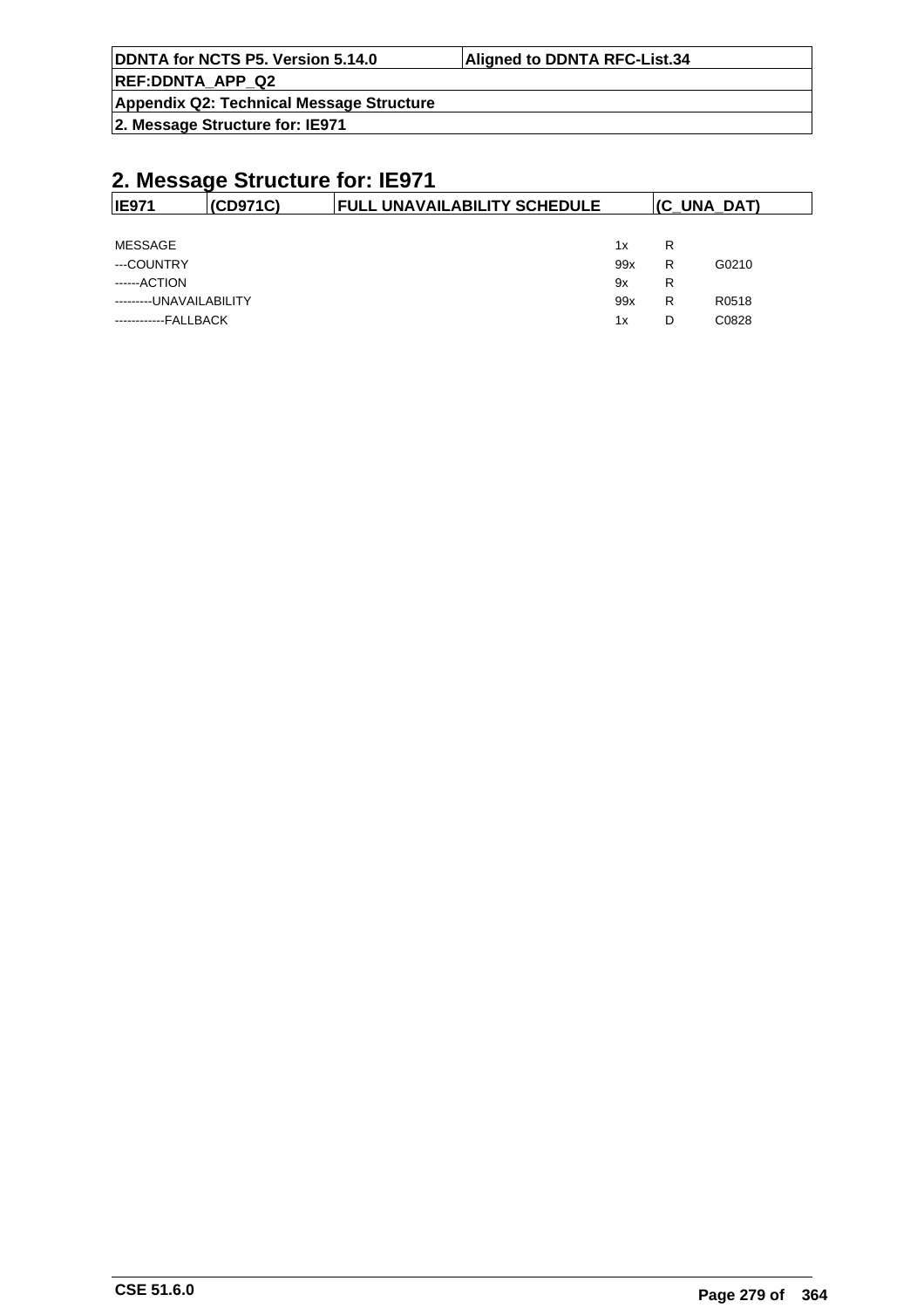## 2. Message Structure for: IE971

| IE971 | (CD971C) | FULL UNAVAILABILITY SCHEDULE | (C_UNA_DAT) |
|---|---|---|---|

| | | | |
|---|---|---|---|
| MESSAGE | 1x | R | |
| ---COUNTRY | 99x | R | G0210 |
| ------ACTION | 9x | R | |
| ---------UNAVAILABILITY | 99x | R | R0518 |
| ------------FALLBACK | 1x | D | C0828 |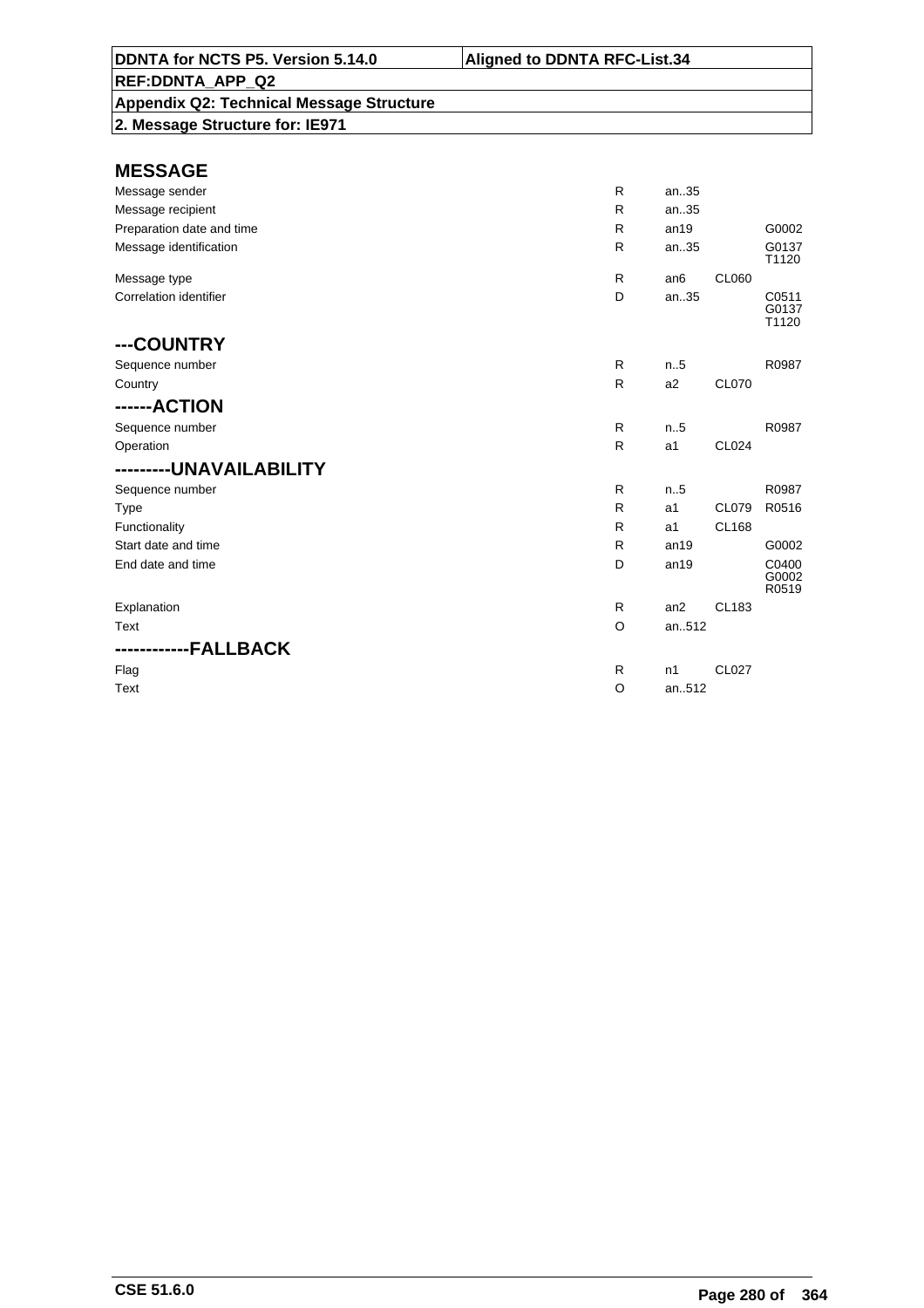**DDNTA for NCTS P5. Version 5.14.0** | **Aligned to DDNTA RFC-List.34**

**REF:DDNTA_APP_Q2**

**Appendix Q2: Technical Message Structure**

**2. Message Structure for: IE971**

## MESSAGE

| | | | | |
|---|---|---|---|---|
| Message sender | R | an..35 | | |
| Message recipient | R | an..35 | | |
| Preparation date and time | R | an19 | | G0002 |
| Message identification | R | an..35 | | G0137 T1120 |
| Message type | R | an6 | CL060 | |
| Correlation identifier | D | an..35 | | C0511 G0137 T1120 |

## ---COUNTRY

| | | | | |
|---|---|---|---|---|
| Sequence number | R | n..5 | | R0987 |
| Country | R | a2 | CL070 | |

## ------ACTION

| | | | | |
|---|---|---|---|---|
| Sequence number | R | n..5 | | R0987 |
| Operation | R | a1 | CL024 | |

## ---------UNAVAILABILITY

| | | | | |
|---|---|---|---|---|
| Sequence number | R | n..5 | | R0987 |
| Type | R | a1 | CL079 | R0516 |
| Functionality | R | a1 | CL168 | |
| Start date and time | R | an19 | | G0002 |
| End date and time | D | an19 | | C0400 G0002 R0519 |
| Explanation | R | an2 | CL183 | |
| Text | O | an..512 | | |

## ------------FALLBACK

| | | | | |
|---|---|---|---|---|
| Flag | R | n1 | CL027 | |
| Text | O | an..512 | | |

CSE 51.6.0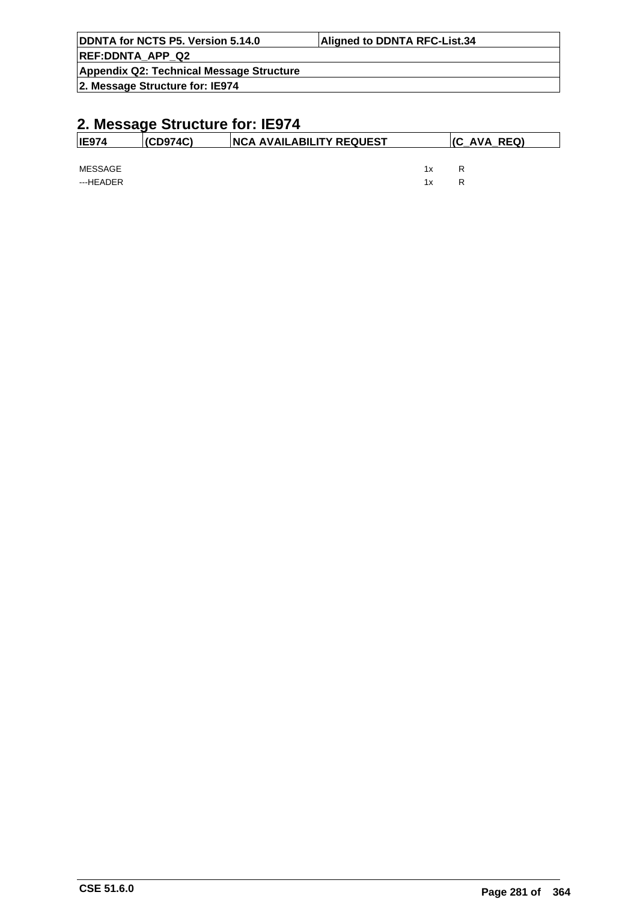## 2. Message Structure for: IE974

| IE974 | (CD974C) | NCA AVAILABILITY REQUEST | (C_AVA_REQ) |
|---|---|---|---|

| | | |
|---|---|---|
| MESSAGE | 1x | R |
| ---HEADER | 1x | R |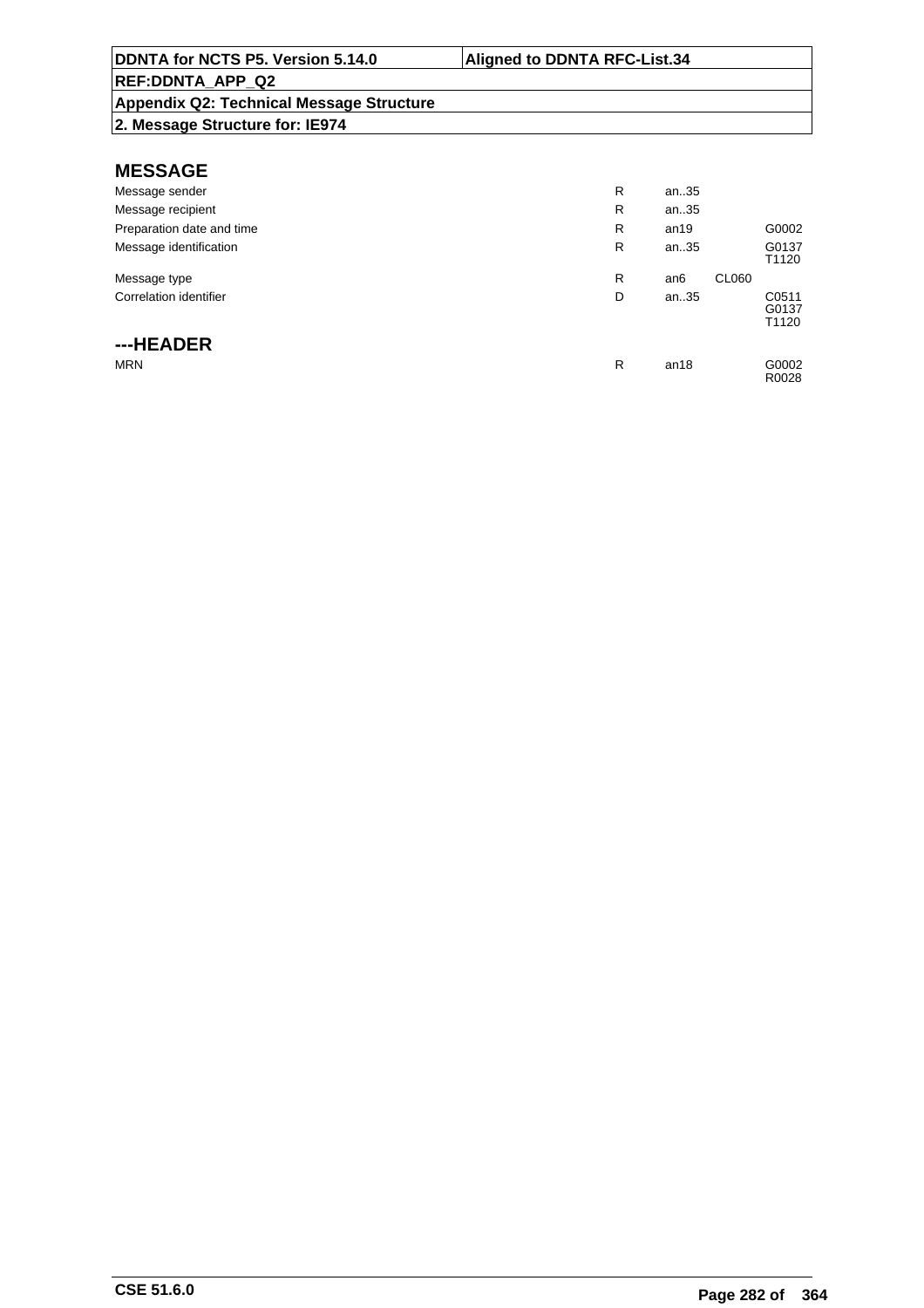**DDNTA for NCTS P5. Version 5.14.0** | **Aligned to DDNTA RFC-List.34**

**REF:DDNTA_APP_Q2**

**Appendix Q2: Technical Message Structure**

**2. Message Structure for: IE974**

## MESSAGE

| | | | | |
|---|---|---|---|---|
| Message sender | R | an..35 | | |
| Message recipient | R | an..35 | | |
| Preparation date and time | R | an19 | | G0002 |
| Message identification | R | an..35 | | G0137<br>T1120 |
| Message type | R | an6 | CL060 | |
| Correlation identifier | D | an..35 | | C0511<br>G0137<br>T1120 |

## ---HEADER

| | | | | |
|---|---|---|---|---|
| MRN | R | an18 | | G0002<br>R0028 |

CSE 51.6.0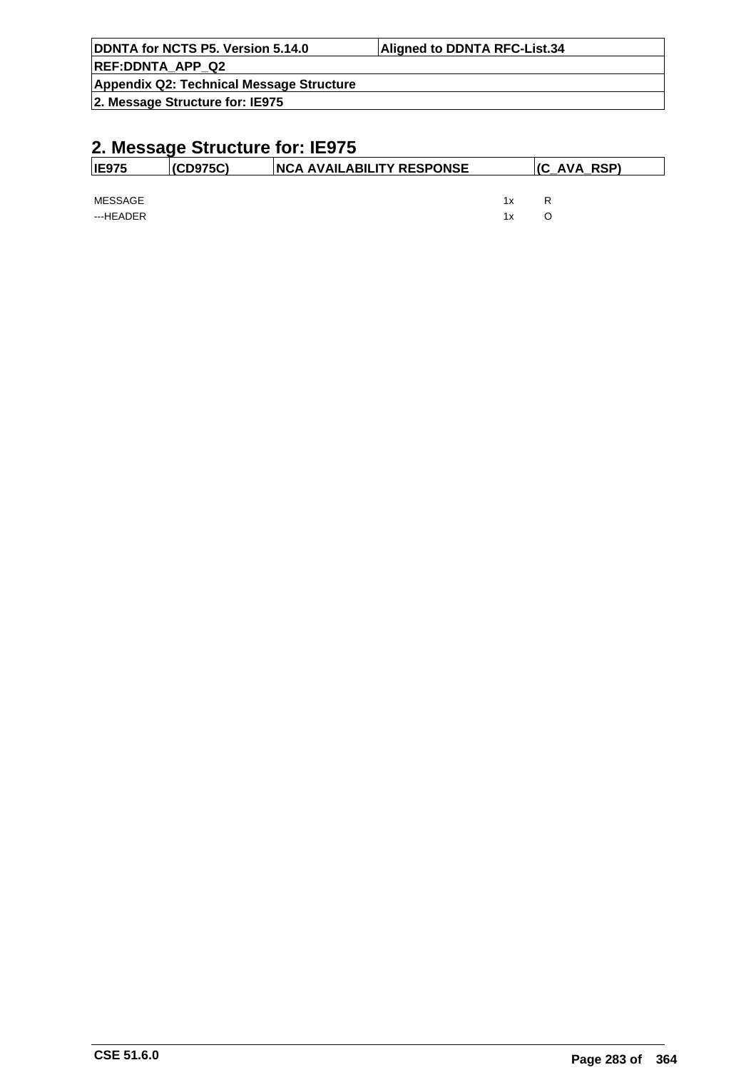## 2. Message Structure for: IE975

| IE975 | (CD975C) | NCA AVAILABILITY RESPONSE | (C_AVA_RSP) |
|---|---|---|---|

| | | |
|---|---|---|
| MESSAGE | 1x | R |
| ---HEADER | 1x | O |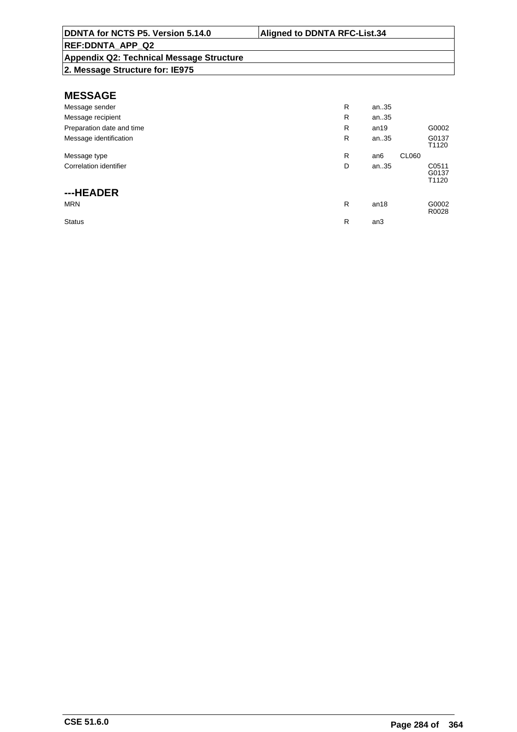| DDNTA for NCTS P5. Version 5.14.0 | Aligned to DDNTA RFC-List.34 |
|---|---|
| REF:DDNTA_APP_Q2 | |
| Appendix Q2: Technical Message Structure | |
| 2. Message Structure for: IE975 | |

## MESSAGE

| | | | | |
|---|---|---|---|---|
| Message sender | R | an..35 | | |
| Message recipient | R | an..35 | | |
| Preparation date and time | R | an19 | | G0002 |
| Message identification | R | an..35 | | G0137<br>T1120 |
| Message type | R | an6 | CL060 | |
| Correlation identifier | D | an..35 | | C0511<br>G0137<br>T1120 |

## ---HEADER

| | | | | |
|---|---|---|---|---|
| MRN | R | an18 | | G0002<br>R0028 |
| Status | R | an3 | | |

CSE 51.6.0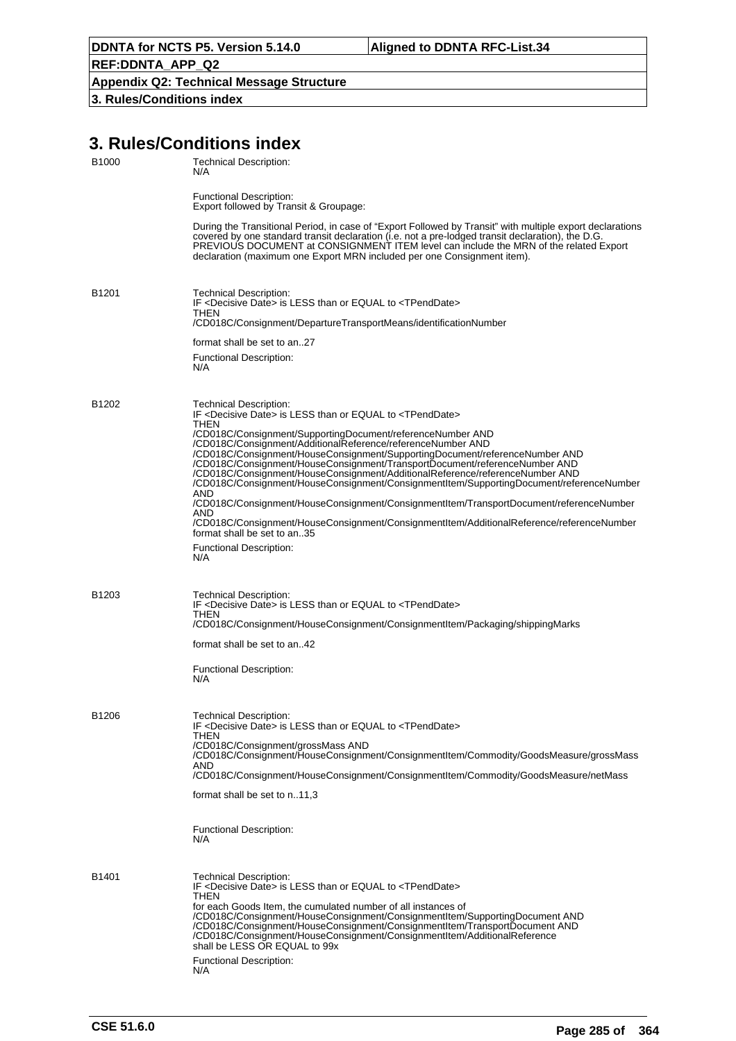# 3. Rules/Conditions index

**B1000**

Technical Description:
N/A

Functional Description:
Export followed by Transit & Groupage:

During the Transitional Period, in case of "Export Followed by Transit" with multiple export declarations covered by one standard transit declaration (i.e. not a pre-lodged transit declaration), the D.G. PREVIOUS DOCUMENT at CONSIGNMENT ITEM level can include the MRN of the related Export declaration (maximum one Export MRN included per one Consignment item).

**B1201**

Technical Description:
IF <Decisive Date> is LESS than or EQUAL to <TPendDate>
THEN
/CD018C/Consignment/DepartureTransportMeans/identificationNumber

format shall be set to an..27

Functional Description:
N/A

**B1202**

Technical Description:
IF <Decisive Date> is LESS than or EQUAL to <TPendDate>
THEN
/CD018C/Consignment/SupportingDocument/referenceNumber AND
/CD018C/Consignment/AdditionalReference/referenceNumber AND
/CD018C/Consignment/HouseConsignment/SupportingDocument/referenceNumber AND
/CD018C/Consignment/HouseConsignment/TransportDocument/referenceNumber AND
/CD018C/Consignment/HouseConsignment/AdditionalReference/referenceNumber AND
/CD018C/Consignment/HouseConsignment/ConsignmentItem/SupportingDocument/referenceNumber AND
/CD018C/Consignment/HouseConsignment/ConsignmentItem/TransportDocument/referenceNumber AND
/CD018C/Consignment/HouseConsignment/ConsignmentItem/AdditionalReference/referenceNumber
format shall be set to an..35

Functional Description:
N/A

**B1203**

Technical Description:
IF <Decisive Date> is LESS than or EQUAL to <TPendDate>
THEN
/CD018C/Consignment/HouseConsignment/ConsignmentItem/Packaging/shippingMarks

format shall be set to an..42

Functional Description:
N/A

**B1206**

Technical Description:
IF <Decisive Date> is LESS than or EQUAL to <TPendDate>
THEN
/CD018C/Consignment/grossMass AND
/CD018C/Consignment/HouseConsignment/ConsignmentItem/Commodity/GoodsMeasure/grossMass AND
/CD018C/Consignment/HouseConsignment/ConsignmentItem/Commodity/GoodsMeasure/netMass

format shall be set to n..11,3

Functional Description:
N/A

**B1401**

Technical Description:
IF <Decisive Date> is LESS than or EQUAL to <TPendDate>
THEN
for each Goods Item, the cumulated number of all instances of
/CD018C/Consignment/HouseConsignment/ConsignmentItem/SupportingDocument AND
/CD018C/Consignment/HouseConsignment/ConsignmentItem/TransportDocument AND
/CD018C/Consignment/HouseConsignment/ConsignmentItem/AdditionalReference
shall be LESS OR EQUAL to 99x

Functional Description:
N/A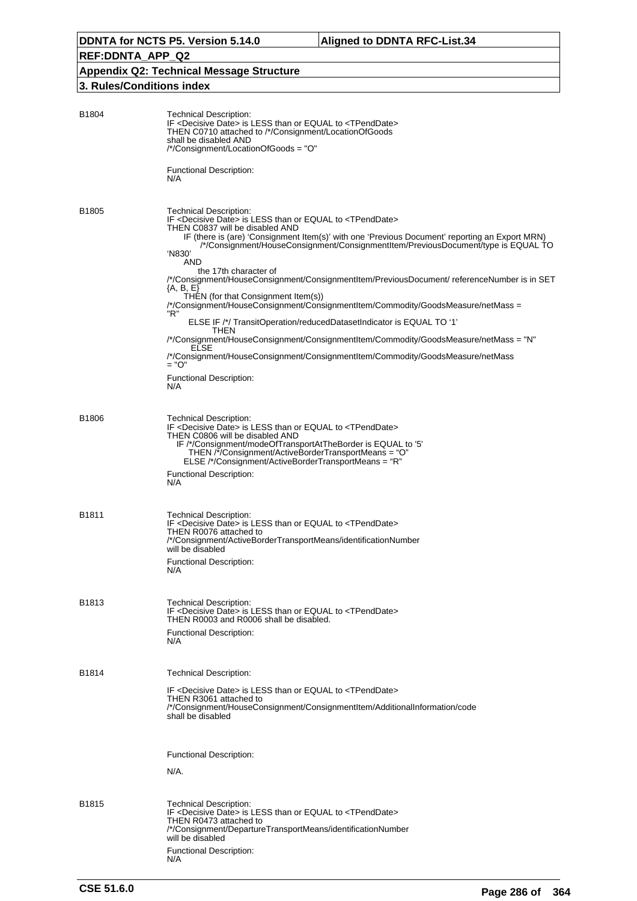B1804

Technical Description:
IF <Decisive Date> is LESS than or EQUAL to <TPendDate>
THEN C0710 attached to /*/Consignment/LocationOfGoods
shall be disabled AND
/*/Consignment/LocationOfGoods = "O"

Functional Description:
N/A

B1805

Technical Description:
IF <Decisive Date> is LESS than or EQUAL to <TPendDate>
THEN C0837 will be disabled AND
IF (there is (are) 'Consignment Item(s)' with one 'Previous Document' reporting an Export MRN)
/*/Consignment/HouseConsignment/ConsignmentItem/PreviousDocument/type is EQUAL TO 'N830'
AND
the 17th character of
/*/Consignment/HouseConsignment/ConsignmentItem/PreviousDocument/ referenceNumber is in SET {A, B, E}
THEN (for that Consignment Item(s))
/*/Consignment/HouseConsignment/ConsignmentItem/Commodity/GoodsMeasure/netMass = "R"
ELSE IF /*/ TransitOperation/reducedDatasetIndicator is EQUAL TO '1'
THEN
/*/Consignment/HouseConsignment/ConsignmentItem/Commodity/GoodsMeasure/netMass = "N"
ELSE
/*/Consignment/HouseConsignment/ConsignmentItem/Commodity/GoodsMeasure/netMass = "O"

Functional Description:
N/A

B1806

Technical Description:
IF <Decisive Date> is LESS than or EQUAL to <TPendDate>
THEN C0806 will be disabled AND
IF /*/Consignment/modeOfTransportAtTheBorder is EQUAL to '5'
THEN /*/Consignment/ActiveBorderTransportMeans = "O"
ELSE /*/Consignment/ActiveBorderTransportMeans = "R"

Functional Description:
N/A

B1811

Technical Description:
IF <Decisive Date> is LESS than or EQUAL to <TPendDate>
THEN R0076 attached to
/*/Consignment/ActiveBorderTransportMeans/identificationNumber
will be disabled

Functional Description:
N/A

B1813

Technical Description:
IF <Decisive Date> is LESS than or EQUAL to <TPendDate>
THEN R0003 and R0006 shall be disabled.

Functional Description:
N/A

B1814

Technical Description:

IF <Decisive Date> is LESS than or EQUAL to <TPendDate>
THEN R3061 attached to
/*/Consignment/HouseConsignment/ConsignmentItem/AdditionalInformation/code
shall be disabled

Functional Description:

N/A.

B1815

Technical Description:
IF <Decisive Date> is LESS than or EQUAL to <TPendDate>
THEN R0473 attached to
/*/Consignment/DepartureTransportMeans/identificationNumber
will be disabled

Functional Description:
N/A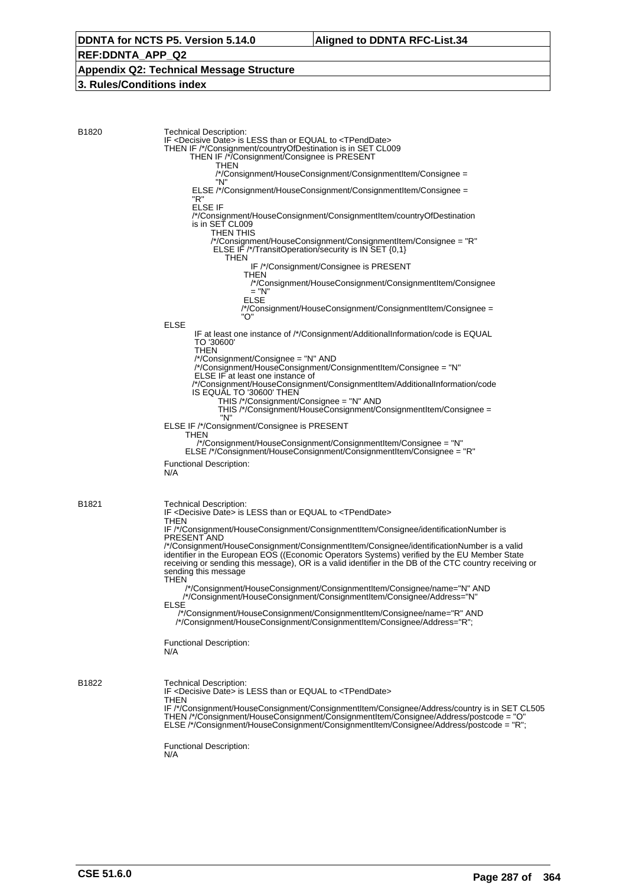B1820

Technical Description:

```
IF <Decisive Date> is LESS than or EQUAL to <TPendDate>
THEN IF /*/Consignment/countryOfDestination is in SET CL009
        THEN IF /*/Consignment/Consignee is PRESENT
                THEN
                /*/Consignment/HouseConsignment/ConsignmentItem/Consignee =
                "N"
        ELSE /*/Consignment/HouseConsignment/ConsignmentItem/Consignee =
        "R"
        ELSE IF
        /*/Consignment/HouseConsignment/ConsignmentItem/countryOfDestination
        is in SET CL009
              THEN THIS
              /*/Consignment/HouseConsignment/ConsignmentItem/Consignee = "R"
               ELSE IF /*/TransitOperation/security is IN SET {0,1}
                  THEN
                        IF /*/Consignment/Consignee is PRESENT
                      THEN
                        /*/Consignment/HouseConsignment/ConsignmentItem/Consignee
                        = "N"
                       ELSE
                      /*/Consignment/HouseConsignment/ConsignmentItem/Consignee =
                      "O"
ELSE
         IF at least one instance of /*/Consignment/AdditionalInformation/code is EQUAL
         TO '30600'
         THEN
         /*/Consignment/Consignee = "N" AND
         /*/Consignment/HouseConsignment/ConsignmentItem/Consignee = "N"
         ELSE IF at least one instance of
        /*/Consignment/HouseConsignment/ConsignmentItem/AdditionalInformation/code
        IS EQUAL TO '30600' THEN
                THIS /*/Consignment/Consignee = "N" AND
                THIS /*/Consignment/HouseConsignment/ConsignmentItem/Consignee =
                 "N"
ELSE IF /*/Consignment/Consignee is PRESENT
      THEN
         /*/Consignment/HouseConsignment/ConsignmentItem/Consignee = "N"
      ELSE /*/Consignment/HouseConsignment/ConsignmentItem/Consignee = "R"
```

Functional Description:
N/A

B1821

Technical Description:

```
IF <Decisive Date> is LESS than or EQUAL to <TPendDate>
THEN
IF /*/Consignment/HouseConsignment/ConsignmentItem/Consignee/identificationNumber is
PRESENT AND
/*/Consignment/HouseConsignment/ConsignmentItem/Consignee/identificationNumber is a valid
identifier in the European EOS ((Economic Operators Systems) verified by the EU Member State
receiving or sending this message), OR is a valid identifier in the DB of the CTC country receiving or
sending this message
THEN
      /*/Consignment/HouseConsignment/ConsignmentItem/Consignee/name="N" AND
     /*/Consignment/HouseConsignment/ConsignmentItem/Consignee/Address="N"
ELSE
     /*/Consignment/HouseConsignment/ConsignmentItem/Consignee/name="R" AND
    /*/Consignment/HouseConsignment/ConsignmentItem/Consignee/Address="R";
```

Functional Description:
N/A

B1822

Technical Description:

```
IF <Decisive Date> is LESS than or EQUAL to <TPendDate>
THEN
IF /*/Consignment/HouseConsignment/ConsignmentItem/Consignee/Address/country is in SET CL505
THEN /*/Consignment/HouseConsignment/ConsignmentItem/Consignee/Address/postcode = "O"
ELSE /*/Consignment/HouseConsignment/ConsignmentItem/Consignee/Address/postcode = "R";
```

Functional Description:
N/A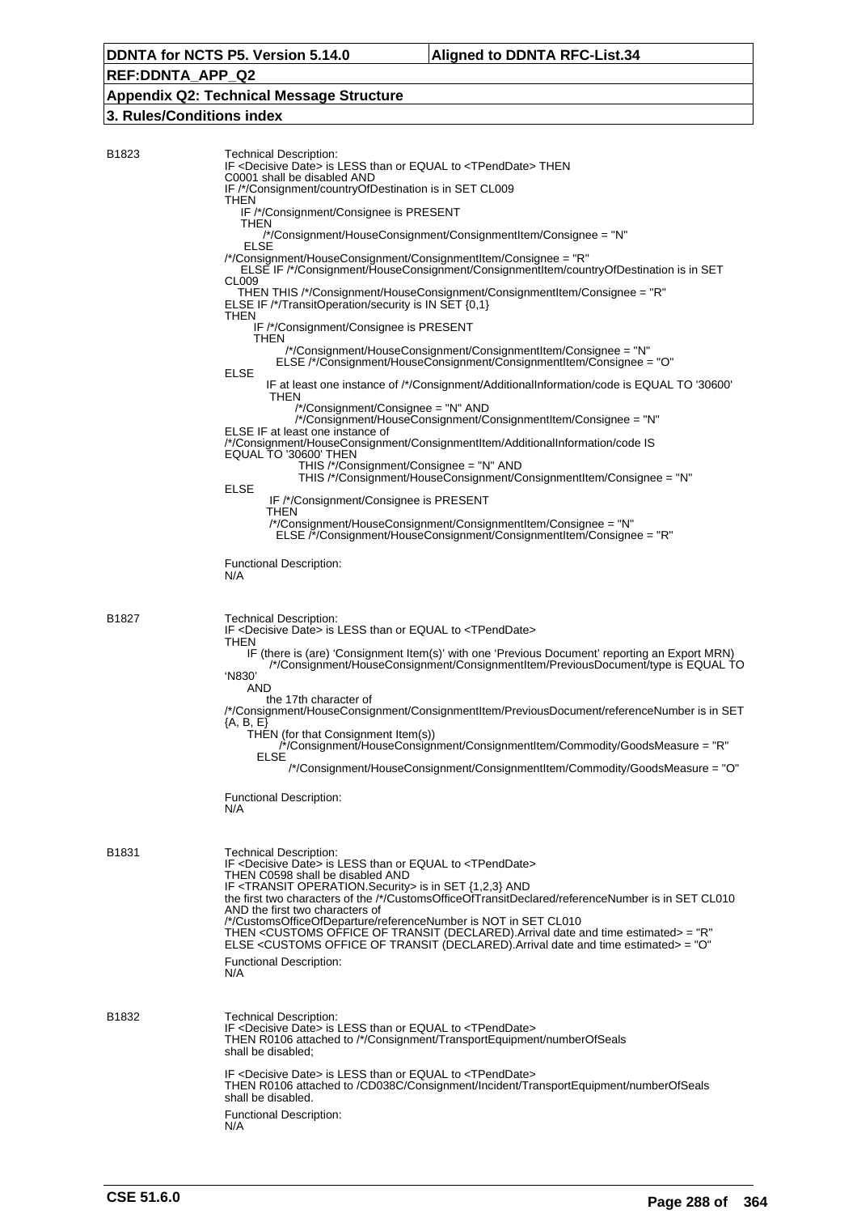DDNTA for NCTS P5. Version 5.14.0 | Aligned to DDNTA RFC-List.34

REF:DDNTA_APP_Q2

Appendix Q2: Technical Message Structure

3. Rules/Conditions index

**B1823**

Technical Description:

```
IF <Decisive Date> is LESS than or EQUAL to <TPendDate> THEN
C0001 shall be disabled AND
IF /*/Consignment/countryOfDestination is in SET CL009
THEN
   IF /*/Consignment/Consignee is PRESENT
   THEN
        /*/Consignment/HouseConsignment/ConsignmentItem/Consignee = "N"
    ELSE
/*/Consignment/HouseConsignment/ConsignmentItem/Consignee = "R"
   ELSE IF /*/Consignment/HouseConsignment/ConsignmentItem/countryOfDestination is in SET
CL009
  THEN THIS /*/Consignment/HouseConsignment/ConsignmentItem/Consignee = "R"
ELSE IF /*/TransitOperation/security is IN SET {0,1}
THEN
      IF /*/Consignment/Consignee is PRESENT
      THEN
             /*/Consignment/HouseConsignment/ConsignmentItem/Consignee = "N"
           ELSE /*/Consignment/HouseConsignment/ConsignmentItem/Consignee = "O"
ELSE
         IF at least one instance of /*/Consignment/AdditionalInformation/code is EQUAL TO '30600'
          THEN
               /*/Consignment/Consignee = "N" AND
               /*/Consignment/HouseConsignment/ConsignmentItem/Consignee = "N"
ELSE IF at least one instance of
/*/Consignment/HouseConsignment/ConsignmentItem/AdditionalInformation/code IS
EQUAL TO '30600' THEN
                THIS /*/Consignment/Consignee = "N" AND
                THIS /*/Consignment/HouseConsignment/ConsignmentItem/Consignee = "N"
ELSE
          IF /*/Consignment/Consignee is PRESENT
         THEN
          /*/Consignment/HouseConsignment/ConsignmentItem/Consignee = "N"
           ELSE /*/Consignment/HouseConsignment/ConsignmentItem/Consignee = "R"
```

Functional Description:
N/A

**B1827**

Technical Description:

```
IF <Decisive Date> is LESS than or EQUAL to <TPendDate>
THEN
     IF (there is (are) 'Consignment Item(s)' with one 'Previous Document' reporting an Export MRN)
            /*/Consignment/HouseConsignment/ConsignmentItem/PreviousDocument/type is EQUAL TO
'N830'
     AND
          the 17th character of
/*/Consignment/HouseConsignment/ConsignmentItem/PreviousDocument/referenceNumber is in SET
{A, B, E}
     THEN (for that Consignment Item(s))
            /*/Consignment/HouseConsignment/ConsignmentItem/Commodity/GoodsMeasure = "R"
        ELSE
              /*/Consignment/HouseConsignment/ConsignmentItem/Commodity/GoodsMeasure = "O"
```

Functional Description:
N/A

**B1831**

Technical Description:

```
IF <Decisive Date> is LESS than or EQUAL to <TPendDate>
THEN C0598 shall be disabled AND
IF <TRANSIT OPERATION.Security> is in SET {1,2,3} AND
the first two characters of the /*/CustomsOfficeOfTransitDeclared/referenceNumber is in SET CL010
AND the first two characters of
/*/CustomsOfficeOfDeparture/referenceNumber is NOT in SET CL010
THEN <CUSTOMS OFFICE OF TRANSIT (DECLARED).Arrival date and time estimated> = "R"
ELSE <CUSTOMS OFFICE OF TRANSIT (DECLARED).Arrival date and time estimated> = "O"
```

Functional Description:
N/A

**B1832**

Technical Description:

```
IF <Decisive Date> is LESS than or EQUAL to <TPendDate>
THEN R0106 attached to /*/Consignment/TransportEquipment/numberOfSeals
shall be disabled;

IF <Decisive Date> is LESS than or EQUAL to <TPendDate>
THEN R0106 attached to /CD038C/Consignment/Incident/TransportEquipment/numberOfSeals
shall be disabled.
```

Functional Description:
N/A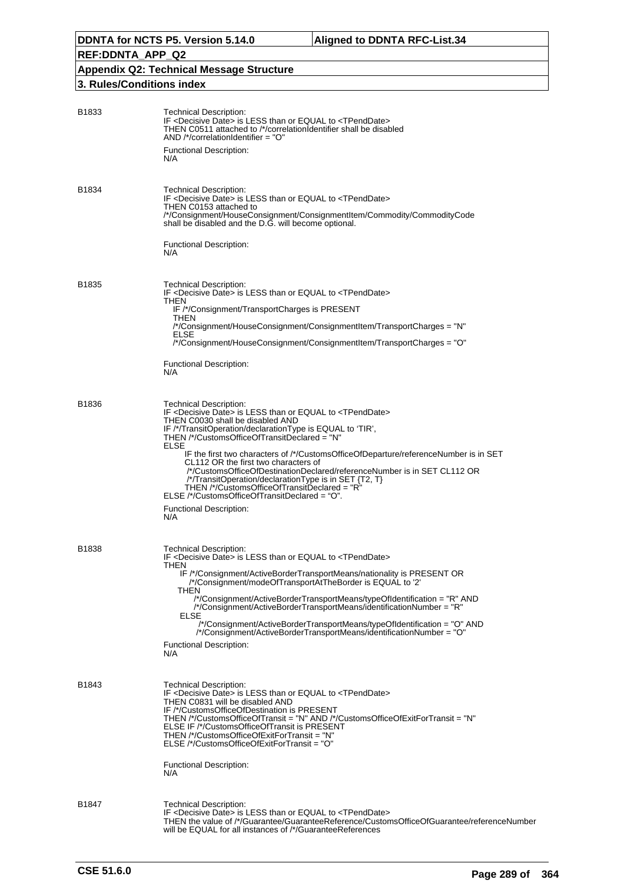B1833

Technical Description:
IF <Decisive Date> is LESS than or EQUAL to <TPendDate>
THEN C0511 attached to /*/correlationIdentifier shall be disabled
AND /*/correlationIdentifier = "O"

Functional Description:
N/A

B1834

Technical Description:
IF <Decisive Date> is LESS than or EQUAL to <TPendDate>
THEN C0153 attached to
/*/Consignment/HouseConsignment/ConsignmentItem/Commodity/CommodityCode
shall be disabled and the D.G. will become optional.

Functional Description:
N/A

B1835

Technical Description:
IF <Decisive Date> is LESS than or EQUAL to <TPendDate>
THEN
IF /*/Consignment/TransportCharges is PRESENT
THEN
/*/Consignment/HouseConsignment/ConsignmentItem/TransportCharges = "N"
ELSE
/*/Consignment/HouseConsignment/ConsignmentItem/TransportCharges = "O"

Functional Description:
N/A

B1836

Technical Description:
IF <Decisive Date> is LESS than or EQUAL to <TPendDate>
THEN C0030 shall be disabled AND
IF /*/TransitOperation/declarationType is EQUAL to 'TIR',
THEN /*/CustomsOfficeOfTransitDeclared = "N"
ELSE
IF the first two characters of /*/CustomsOfficeOfDeparture/referenceNumber is in SET CL112 OR the first two characters of /*/CustomsOfficeOfDestinationDeclared/referenceNumber is in SET CL112 OR /*/TransitOperation/declarationType is in SET {T2, T}
THEN /*/CustomsOfficeOfTransitDeclared = "R"
ELSE /*/CustomsOfficeOfTransitDeclared = "O".

Functional Description:
N/A

B1838

Technical Description:
IF <Decisive Date> is LESS than or EQUAL to <TPendDate>
THEN
IF /*/Consignment/ActiveBorderTransportMeans/nationality is PRESENT OR /*/Consignment/modeOfTransportAtTheBorder is EQUAL to '2'
THEN
/*/Consignment/ActiveBorderTransportMeans/typeOfIdentification = "R" AND
/*/Consignment/ActiveBorderTransportMeans/identificationNumber = "R"
ELSE
/*/Consignment/ActiveBorderTransportMeans/typeOfIdentification = "O" AND
/*/Consignment/ActiveBorderTransportMeans/identificationNumber = "O"

Functional Description:
N/A

B1843

Technical Description:
IF <Decisive Date> is LESS than or EQUAL to <TPendDate>
THEN C0831 will be disabled AND
IF /*/CustomsOfficeOfDestination is PRESENT
THEN /*/CustomsOfficeOfTransit = "N" AND /*/CustomsOfficeOfExitForTransit = "N"
ELSE IF /*/CustomsOfficeOfTransit is PRESENT
THEN /*/CustomsOfficeOfExitForTransit = "N"
ELSE /*/CustomsOfficeOfExitForTransit = "O"

Functional Description:
N/A

B1847

Technical Description:
IF <Decisive Date> is LESS than or EQUAL to <TPendDate>
THEN the value of /*/Guarantee/GuaranteeReference/CustomsOfficeOfGuarantee/referenceNumber will be EQUAL for all instances of /*/GuaranteeReferences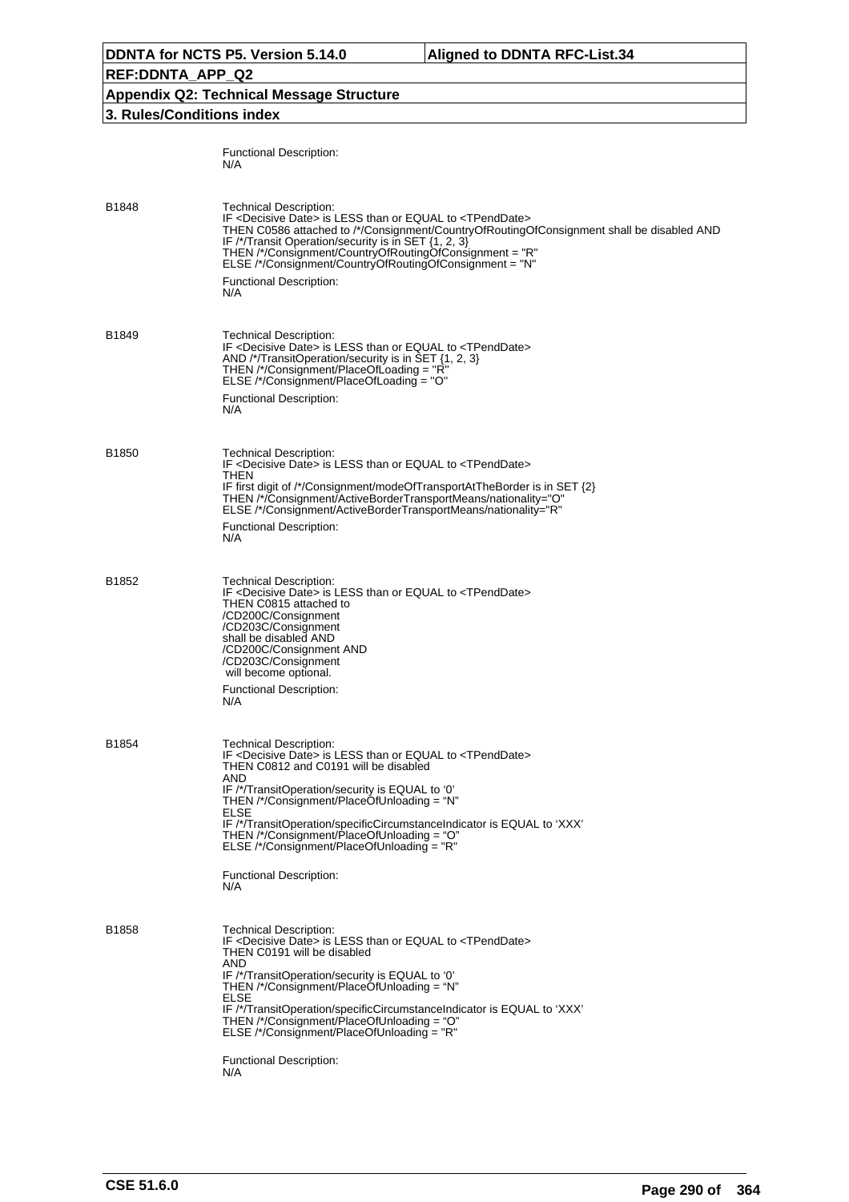Functional Description:
N/A

B1848

Technical Description:
IF <Decisive Date> is LESS than or EQUAL to <TPendDate>
THEN C0586 attached to /*/Consignment/CountryOfRoutingOfConsignment shall be disabled AND
IF /*/Transit Operation/security is in SET {1, 2, 3}
THEN /*/Consignment/CountryOfRoutingOfConsignment = "R"
ELSE /*/Consignment/CountryOfRoutingOfConsignment = "N"

Functional Description:
N/A

B1849

Technical Description:
IF <Decisive Date> is LESS than or EQUAL to <TPendDate>
AND /*/TransitOperation/security is in SET {1, 2, 3}
THEN /*/Consignment/PlaceOfLoading = "R"
ELSE /*/Consignment/PlaceOfLoading = "O"

Functional Description:
N/A

B1850

Technical Description:
IF <Decisive Date> is LESS than or EQUAL to <TPendDate>
THEN
IF first digit of /*/Consignment/modeOfTransportAtTheBorder is in SET {2}
THEN /*/Consignment/ActiveBorderTransportMeans/nationality="O"
ELSE /*/Consignment/ActiveBorderTransportMeans/nationality="R"

Functional Description:
N/A

B1852

Technical Description:
IF <Decisive Date> is LESS than or EQUAL to <TPendDate>
THEN C0815 attached to
/CD200C/Consignment
/CD203C/Consignment
shall be disabled AND
/CD200C/Consignment AND
/CD203C/Consignment
will become optional.

Functional Description:
N/A

B1854

Technical Description:
IF <Decisive Date> is LESS than or EQUAL to <TPendDate>
THEN C0812 and C0191 will be disabled
AND
IF /*/TransitOperation/security is EQUAL to '0'
THEN /*/Consignment/PlaceOfUnloading = "N"
ELSE
IF /*/TransitOperation/specificCircumstanceIndicator is EQUAL to 'XXX'
THEN /*/Consignment/PlaceOfUnloading = "O"
ELSE /*/Consignment/PlaceOfUnloading = "R"

Functional Description:
N/A

B1858

Technical Description:
IF <Decisive Date> is LESS than or EQUAL to <TPendDate>
THEN C0191 will be disabled
AND
IF /*/TransitOperation/security is EQUAL to '0'
THEN /*/Consignment/PlaceOfUnloading = "N"
ELSE
IF /*/TransitOperation/specificCircumstanceIndicator is EQUAL to 'XXX'
THEN /*/Consignment/PlaceOfUnloading = "O"
ELSE /*/Consignment/PlaceOfUnloading = "R"

Functional Description:
N/A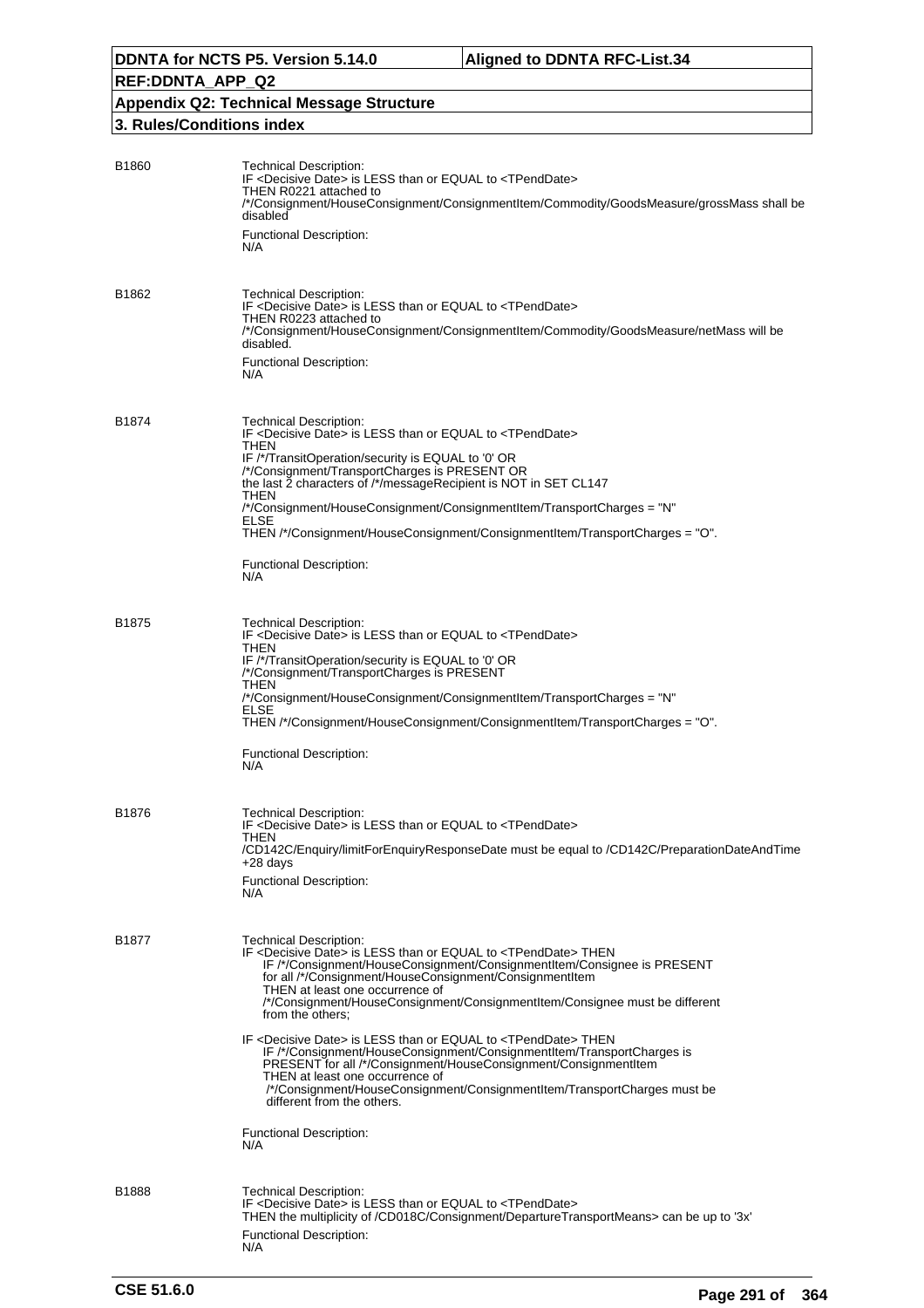B1860

Technical Description:
IF <Decisive Date> is LESS than or EQUAL to <TPendDate>
THEN R0221 attached to
/*/Consignment/HouseConsignment/ConsignmentItem/Commodity/GoodsMeasure/grossMass shall be disabled

Functional Description:
N/A

B1862

Technical Description:
IF <Decisive Date> is LESS than or EQUAL to <TPendDate>
THEN R0223 attached to
/*/Consignment/HouseConsignment/ConsignmentItem/Commodity/GoodsMeasure/netMass will be disabled.

Functional Description:
N/A

B1874

Technical Description:
IF <Decisive Date> is LESS than or EQUAL to <TPendDate>
THEN
IF /*/TransitOperation/security is EQUAL to '0' OR
/*/Consignment/TransportCharges is PRESENT OR
the last 2 characters of /*/messageRecipient is NOT in SET CL147
THEN
/*/Consignment/HouseConsignment/ConsignmentItem/TransportCharges = "N"
ELSE
THEN /*/Consignment/HouseConsignment/ConsignmentItem/TransportCharges = "O".

Functional Description:
N/A

B1875

Technical Description:
IF <Decisive Date> is LESS than or EQUAL to <TPendDate>
THEN
IF /*/TransitOperation/security is EQUAL to '0' OR
/*/Consignment/TransportCharges is PRESENT
THEN
/*/Consignment/HouseConsignment/ConsignmentItem/TransportCharges = "N"
ELSE
THEN /*/Consignment/HouseConsignment/ConsignmentItem/TransportCharges = "O".

Functional Description:
N/A

B1876

Technical Description:
IF <Decisive Date> is LESS than or EQUAL to <TPendDate>
THEN
/CD142C/Enquiry/limitForEnquiryResponseDate must be equal to /CD142C/PreparationDateAndTime +28 days

Functional Description:
N/A

B1877

Technical Description:
IF <Decisive Date> is LESS than or EQUAL to <TPendDate> THEN
IF /*/Consignment/HouseConsignment/ConsignmentItem/Consignee is PRESENT
for all /*/Consignment/HouseConsignment/ConsignmentItem
THEN at least one occurrence of
/*/Consignment/HouseConsignment/ConsignmentItem/Consignee must be different from the others;

IF <Decisive Date> is LESS than or EQUAL to <TPendDate> THEN
IF /*/Consignment/HouseConsignment/ConsignmentItem/TransportCharges is PRESENT for all /*/Consignment/HouseConsignment/ConsignmentItem
THEN at least one occurrence of
/*/Consignment/HouseConsignment/ConsignmentItem/TransportCharges must be different from the others.

Functional Description:
N/A

B1888

Technical Description:
IF <Decisive Date> is LESS than or EQUAL to <TPendDate>
THEN the multiplicity of /CD018C/Consignment/DepartureTransportMeans> can be up to '3x'

Functional Description:
N/A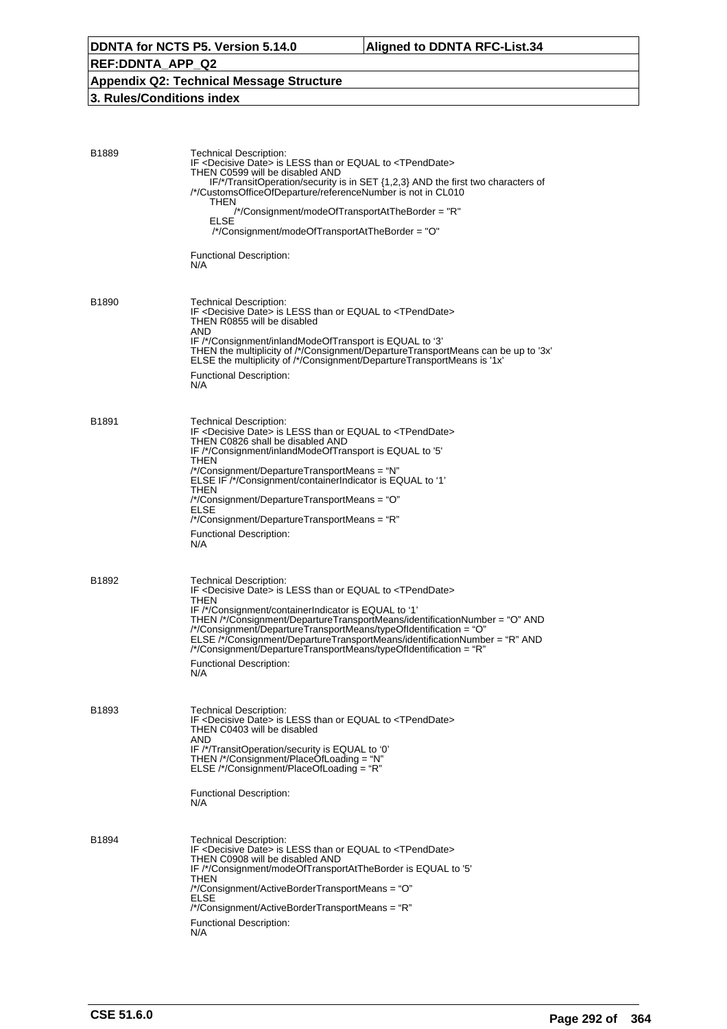| | |
|---|---|
| B1889 | Technical Description:<br>IF <Decisive Date> is LESS than or EQUAL to <TPendDate><br>THEN C0599 will be disabled AND<br>IF/*/TransitOperation/security is in SET {1,2,3} AND the first two characters of /*/CustomsOfficeOfDeparture/referenceNumber is not in CL010<br>THEN<br>/*/Consignment/modeOfTransportAtTheBorder = "R"<br>ELSE<br>/*/Consignment/modeOfTransportAtTheBorder = "O"<br><br>Functional Description:<br>N/A |
| B1890 | Technical Description:<br>IF <Decisive Date> is LESS than or EQUAL to <TPendDate><br>THEN R0855 will be disabled<br>AND<br>IF /*/Consignment/inlandModeOfTransport is EQUAL to '3'<br>THEN the multiplicity of /*/Consignment/DepartureTransportMeans can be up to '3x'<br>ELSE the multiplicity of /*/Consignment/DepartureTransportMeans is '1x'<br><br>Functional Description:<br>N/A |
| B1891 | Technical Description:<br>IF <Decisive Date> is LESS than or EQUAL to <TPendDate><br>THEN C0826 shall be disabled AND<br>IF /*/Consignment/inlandModeOfTransport is EQUAL to '5'<br>THEN<br>/*/Consignment/DepartureTransportMeans = "N"<br>ELSE IF /*/Consignment/containerIndicator is EQUAL to '1'<br>THEN<br>/*/Consignment/DepartureTransportMeans = "O"<br>ELSE<br>/*/Consignment/DepartureTransportMeans = "R"<br><br>Functional Description:<br>N/A |
| B1892 | Technical Description:<br>IF <Decisive Date> is LESS than or EQUAL to <TPendDate><br>THEN<br>IF /*/Consignment/containerIndicator is EQUAL to '1'<br>THEN /*/Consignment/DepartureTransportMeans/identificationNumber = "O" AND /*/Consignment/DepartureTransportMeans/typeOfIdentification = "O"<br>ELSE /*/Consignment/DepartureTransportMeans/identificationNumber = "R" AND /*/Consignment/DepartureTransportMeans/typeOfIdentification = "R"<br><br>Functional Description:<br>N/A |
| B1893 | Technical Description:<br>IF <Decisive Date> is LESS than or EQUAL to <TPendDate><br>THEN C0403 will be disabled<br>AND<br>IF /*/TransitOperation/security is EQUAL to '0'<br>THEN /*/Consignment/PlaceOfLoading = "N"<br>ELSE /*/Consignment/PlaceOfLoading = "R"<br><br>Functional Description:<br>N/A |
| B1894 | Technical Description:<br>IF <Decisive Date> is LESS than or EQUAL to <TPendDate><br>THEN C0908 will be disabled AND<br>IF /*/Consignment/modeOfTransportAtTheBorder is EQUAL to '5'<br>THEN<br>/*/Consignment/ActiveBorderTransportMeans = "O"<br>ELSE<br>/*/Consignment/ActiveBorderTransportMeans = "R"<br><br>Functional Description:<br>N/A |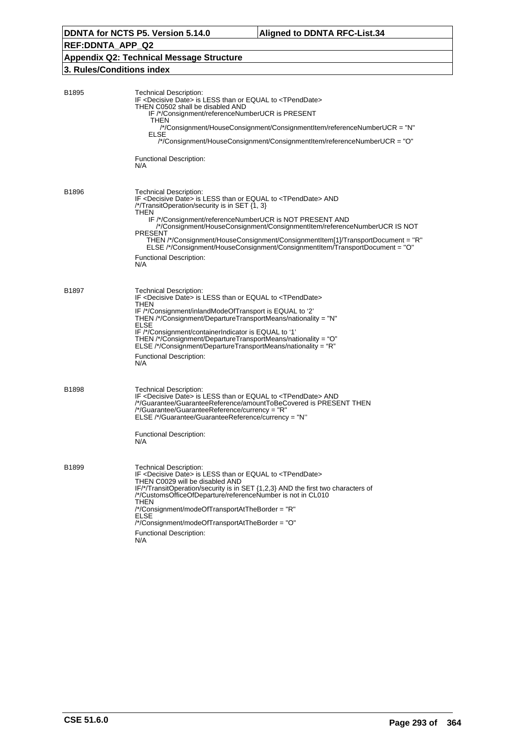B1895

Technical Description:
IF <Decisive Date> is LESS than or EQUAL to <TPendDate>
THEN C0502 shall be disabled AND
IF /*/Consignment/referenceNumberUCR is PRESENT
THEN
/*/Consignment/HouseConsignment/ConsignmentItem/referenceNumberUCR = "N"
ELSE
/*/Consignment/HouseConsignment/ConsignmentItem/referenceNumberUCR = "O"

Functional Description:
N/A

B1896

Technical Description:
IF <Decisive Date> is LESS than or EQUAL to <TPendDate> AND
/*/TransitOperation/security is in SET {1, 3}
THEN
IF /*/Consignment/referenceNumberUCR is NOT PRESENT AND
/*/Consignment/HouseConsignment/ConsignmentItem/referenceNumberUCR IS NOT PRESENT
THEN /*/Consignment/HouseConsignment/ConsignmentItem[1]/TransportDocument = "R"
ELSE /*/Consignment/HouseConsignment/ConsignmentItem/TransportDocument = "O"

Functional Description:
N/A

B1897

Technical Description:
IF <Decisive Date> is LESS than or EQUAL to <TPendDate>
THEN
IF /*/Consignment/inlandModeOfTransport is EQUAL to '2'
THEN /*/Consignment/DepartureTransportMeans/nationality = "N"
ELSE
IF /*/Consignment/containerIndicator is EQUAL to '1'
THEN /*/Consignment/DepartureTransportMeans/nationality = "O"
ELSE /*/Consignment/DepartureTransportMeans/nationality = "R"

Functional Description:
N/A

B1898

Technical Description:
IF <Decisive Date> is LESS than or EQUAL to <TPendDate> AND
/*/Guarantee/GuaranteeReference/amountToBeCovered is PRESENT THEN
/*/Guarantee/GuaranteeReference/currency = "R"
ELSE /*/Guarantee/GuaranteeReference/currency = "N"

Functional Description:
N/A

B1899

Technical Description:
IF <Decisive Date> is LESS than or EQUAL to <TPendDate>
THEN C0029 will be disabled AND
IF/*/TransitOperation/security is in SET {1,2,3} AND the first two characters of
/*/CustomsOfficeOfDeparture/referenceNumber is not in CL010
THEN
/*/Consignment/modeOfTransportAtTheBorder = "R"
ELSE
/*/Consignment/modeOfTransportAtTheBorder = "O"

Functional Description:
N/A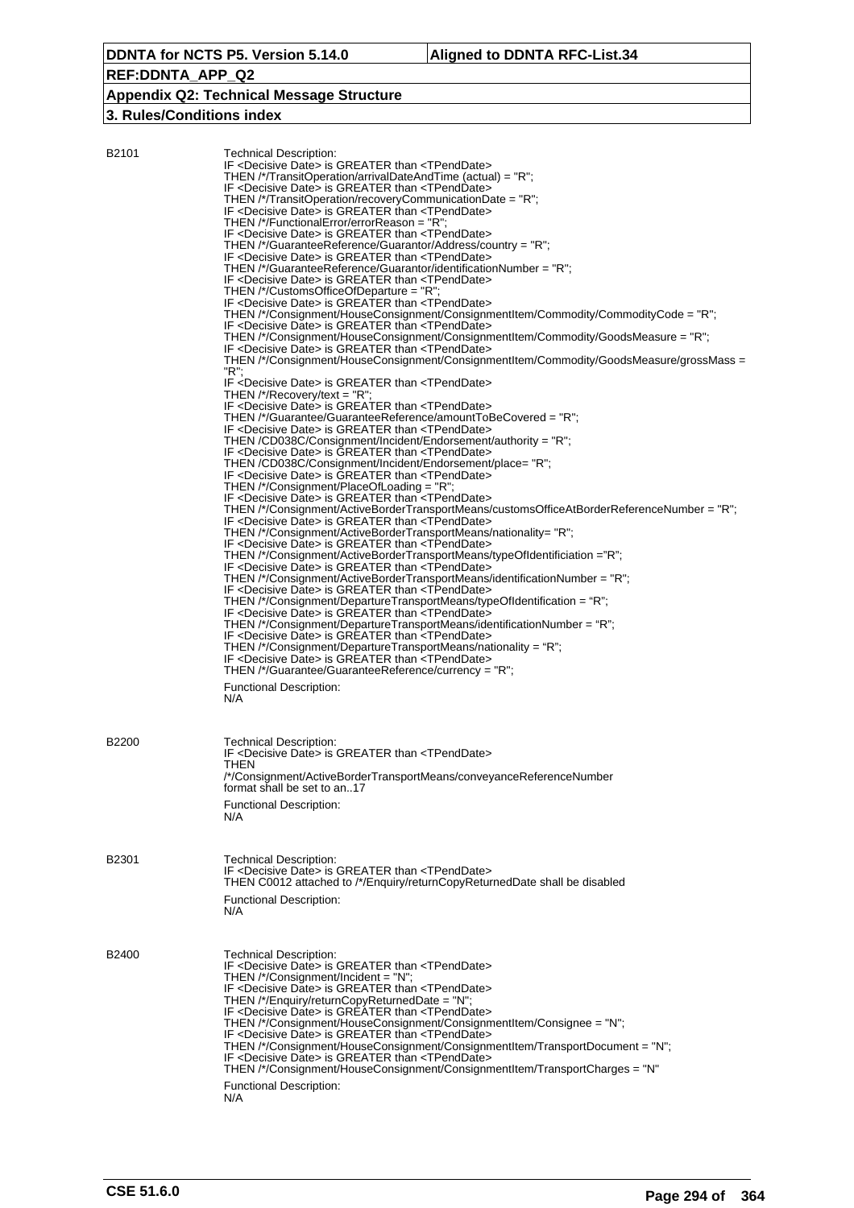**B2101**

Technical Description:
IF <Decisive Date> is GREATER than <TPendDate>
THEN /*/TransitOperation/arrivalDateAndTime (actual) = "R";
IF <Decisive Date> is GREATER than <TPendDate>
THEN /*/TransitOperation/recoveryCommunicationDate = "R";
IF <Decisive Date> is GREATER than <TPendDate>
THEN /*/FunctionalError/errorReason = "R";
IF <Decisive Date> is GREATER than <TPendDate>
THEN /*/GuaranteeReference/Guarantor/Address/country = "R";
IF <Decisive Date> is GREATER than <TPendDate>
THEN /*/GuaranteeReference/Guarantor/identificationNumber = "R";
IF <Decisive Date> is GREATER than <TPendDate>
THEN /*/CustomsOfficeOfDeparture = "R";
IF <Decisive Date> is GREATER than <TPendDate>
THEN /*/Consignment/HouseConsignment/ConsignmentItem/Commodity/CommodityCode = "R";
IF <Decisive Date> is GREATER than <TPendDate>
THEN /*/Consignment/HouseConsignment/ConsignmentItem/Commodity/GoodsMeasure = "R";
IF <Decisive Date> is GREATER than <TPendDate>
THEN /*/Consignment/HouseConsignment/ConsignmentItem/Commodity/GoodsMeasure/grossMass = "R";
IF <Decisive Date> is GREATER than <TPendDate>
THEN /*/Recovery/text = "R";
IF <Decisive Date> is GREATER than <TPendDate>
THEN /*/Guarantee/GuaranteeReference/amountToBeCovered = "R";
IF <Decisive Date> is GREATER than <TPendDate>
THEN /CD038C/Consignment/Incident/Endorsement/authority = "R";
IF <Decisive Date> is GREATER than <TPendDate>
THEN /CD038C/Consignment/Incident/Endorsement/place= "R";
IF <Decisive Date> is GREATER than <TPendDate>
THEN /*/Consignment/PlaceOfLoading = "R";
IF <Decisive Date> is GREATER than <TPendDate>
THEN /*/Consignment/ActiveBorderTransportMeans/customsOfficeAtBorderReferenceNumber = "R";
IF <Decisive Date> is GREATER than <TPendDate>
THEN /*/Consignment/ActiveBorderTransportMeans/nationality= "R";
IF <Decisive Date> is GREATER than <TPendDate>
THEN /*/Consignment/ActiveBorderTransportMeans/typeOfIdentificiation ="R";
IF <Decisive Date> is GREATER than <TPendDate>
THEN /*/Consignment/ActiveBorderTransportMeans/identificationNumber = "R";
IF <Decisive Date> is GREATER than <TPendDate>
THEN /*/Consignment/DepartureTransportMeans/typeOfIdentification = "R";
IF <Decisive Date> is GREATER than <TPendDate>
THEN /*/Consignment/DepartureTransportMeans/identificationNumber = "R";
IF <Decisive Date> is GREATER than <TPendDate>
THEN /*/Consignment/DepartureTransportMeans/nationality = "R";
IF <Decisive Date> is GREATER than <TPendDate>
THEN /*/Guarantee/GuaranteeReference/currency = "R";

Functional Description:
N/A

**B2200**

Technical Description:
IF <Decisive Date> is GREATER than <TPendDate>
THEN
/*/Consignment/ActiveBorderTransportMeans/conveyanceReferenceNumber
format shall be set to an..17

Functional Description:
N/A

**B2301**

Technical Description:
IF <Decisive Date> is GREATER than <TPendDate>
THEN C0012 attached to /*/Enquiry/returnCopyReturnedDate shall be disabled

Functional Description:
N/A

**B2400**

Technical Description:
IF <Decisive Date> is GREATER than <TPendDate>
THEN /*/Consignment/Incident = "N";
IF <Decisive Date> is GREATER than <TPendDate>
THEN /*/Enquiry/returnCopyReturnedDate = "N";
IF <Decisive Date> is GREATER than <TPendDate>
THEN /*/Consignment/HouseConsignment/ConsignmentItem/Consignee = "N";
IF <Decisive Date> is GREATER than <TPendDate>
THEN /*/Consignment/HouseConsignment/ConsignmentItem/TransportDocument = "N";
IF <Decisive Date> is GREATER than <TPendDate>
THEN /*/Consignment/HouseConsignment/ConsignmentItem/TransportCharges = "N"

Functional Description:
N/A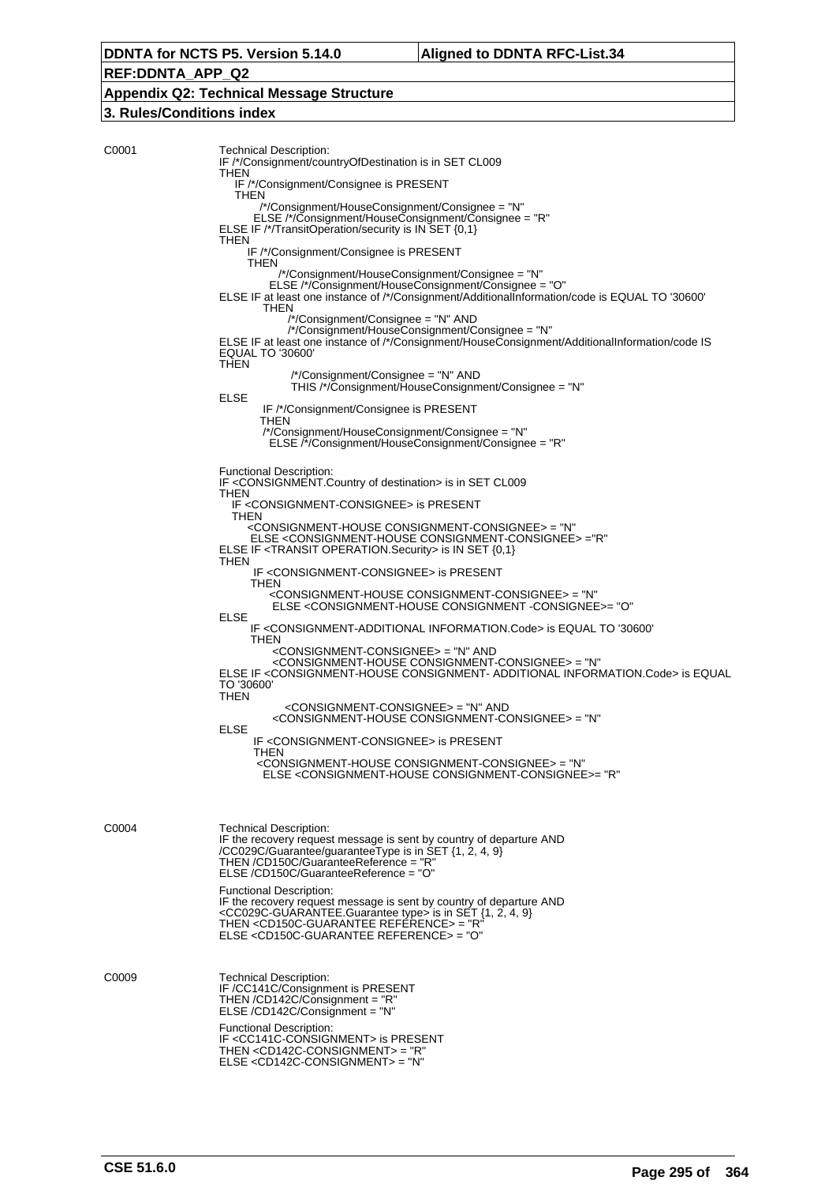## 3. Rules/Conditions index

**C0001**

Technical Description:

```
IF /*/Consignment/countryOfDestination is in SET CL009
THEN
    IF /*/Consignment/Consignee is PRESENT
    THEN
          /*/Consignment/HouseConsignment/Consignee = "N"
         ELSE /*/Consignment/HouseConsignment/Consignee = "R"
ELSE IF /*/TransitOperation/security is IN SET {0,1}
THEN
       IF /*/Consignment/Consignee is PRESENT
       THEN
              /*/Consignment/HouseConsignment/Consignee = "N"
            ELSE /*/Consignment/HouseConsignment/Consignee = "O"
ELSE IF at least one instance of /*/Consignment/AdditionalInformation/code is EQUAL TO '30600'
         THEN
               /*/Consignment/Consignee = "N" AND
               /*/Consignment/HouseConsignment/Consignee = "N"
ELSE IF at least one instance of /*/Consignment/HouseConsignment/AdditionalInformation/code IS
EQUAL TO '30600'
THEN
                /*/Consignment/Consignee = "N" AND
                THIS /*/Consignment/HouseConsignment/Consignee = "N"
ELSE
          IF /*/Consignment/Consignee is PRESENT
         THEN
          /*/Consignment/HouseConsignment/Consignee = "N"
            ELSE /*/Consignment/HouseConsignment/Consignee = "R"
```

Functional Description:

```
IF <CONSIGNMENT.Country of destination> is in SET CL009
THEN
   IF <CONSIGNMENT-CONSIGNEE> is PRESENT
   THEN
       <CONSIGNMENT-HOUSE CONSIGNMENT-CONSIGNEE> = "N"
        ELSE <CONSIGNMENT-HOUSE CONSIGNMENT-CONSIGNEE> ="R"
ELSE IF <TRANSIT OPERATION.Security> is IN SET {0,1}
THEN
        IF <CONSIGNMENT-CONSIGNEE> is PRESENT
       THEN
            <CONSIGNMENT-HOUSE CONSIGNMENT-CONSIGNEE> = "N"
             ELSE <CONSIGNMENT-HOUSE CONSIGNMENT -CONSIGNEE>= "O"
ELSE
       IF <CONSIGNMENT-ADDITIONAL INFORMATION.Code> is EQUAL TO '30600'
       THEN
             <CONSIGNMENT-CONSIGNEE> = "N" AND
             <CONSIGNMENT-HOUSE CONSIGNMENT-CONSIGNEE> = "N"
ELSE IF <CONSIGNMENT-HOUSE CONSIGNMENT- ADDITIONAL INFORMATION.Code> is EQUAL
TO '30600'
THEN
               <CONSIGNMENT-CONSIGNEE> = "N" AND
             <CONSIGNMENT-HOUSE CONSIGNMENT-CONSIGNEE> = "N"
ELSE
        IF <CONSIGNMENT-CONSIGNEE> is PRESENT
        THEN
         <CONSIGNMENT-HOUSE CONSIGNMENT-CONSIGNEE> = "N"
           ELSE <CONSIGNMENT-HOUSE CONSIGNMENT-CONSIGNEE>= "R"
```

**C0004**

Technical Description:

```
IF the recovery request message is sent by country of departure AND
/CC029C/Guarantee/guaranteeType is in SET {1, 2, 4, 9}
THEN /CD150C/GuaranteeReference = "R"
ELSE /CD150C/GuaranteeReference = "O"
```

Functional Description:

```
IF the recovery request message is sent by country of departure AND
<CC029C-GUARANTEE.Guarantee type> is in SET {1, 2, 4, 9}
THEN <CD150C-GUARANTEE REFERENCE> = "R"
ELSE <CD150C-GUARANTEE REFERENCE> = "O"
```

**C0009**

Technical Description:

```
IF /CC141C/Consignment is PRESENT
THEN /CD142C/Consignment = "R"
ELSE /CD142C/Consignment = "N"
```

Functional Description:

```
IF <CC141C-CONSIGNMENT> is PRESENT
THEN <CD142C-CONSIGNMENT> = "R"
ELSE <CD142C-CONSIGNMENT> = "N"
```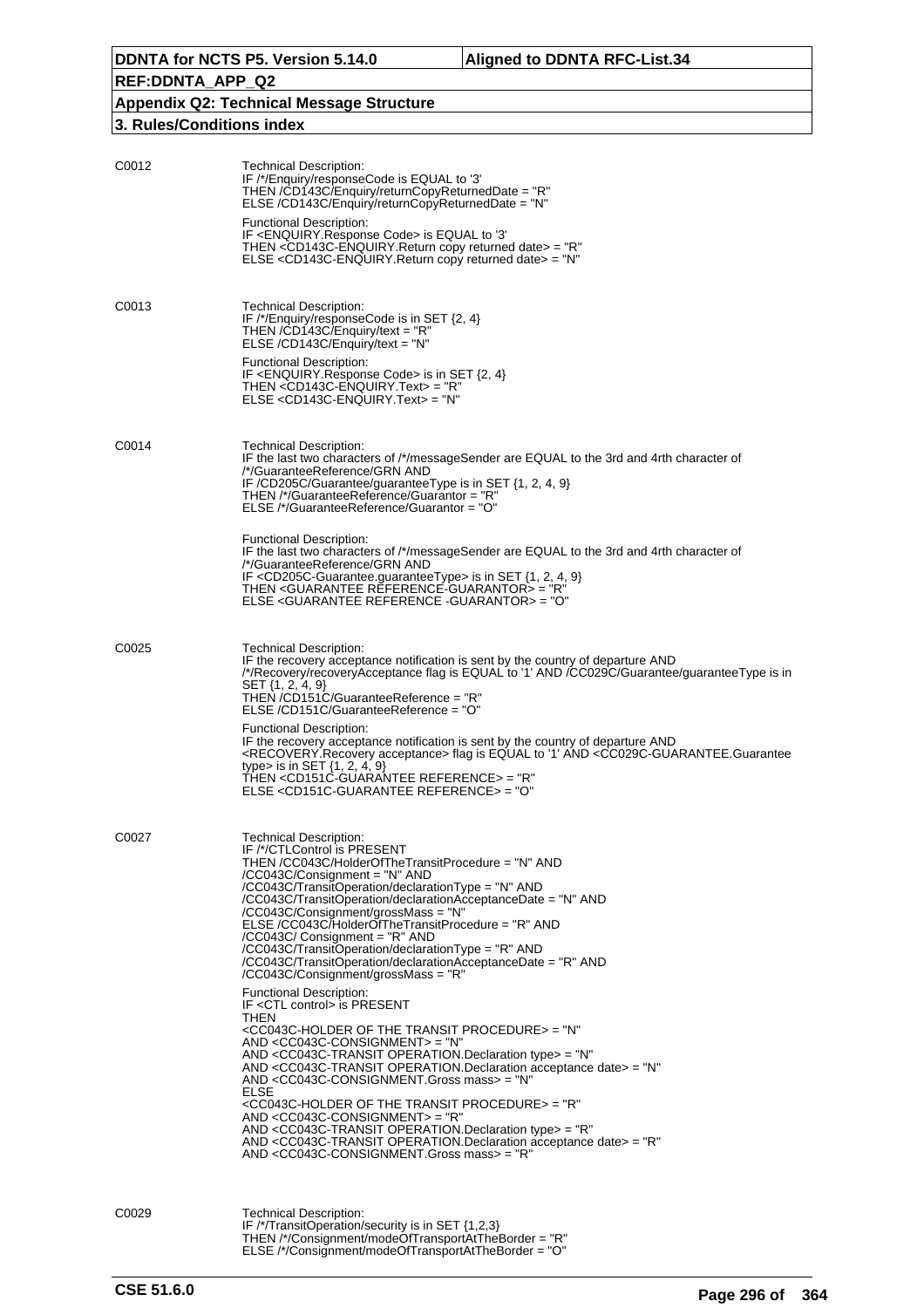C0012

Technical Description:
IF /*/Enquiry/responseCode is EQUAL to '3'
THEN /CD143C/Enquiry/returnCopyReturnedDate = "R"
ELSE /CD143C/Enquiry/returnCopyReturnedDate = "N"

Functional Description:
IF <ENQUIRY.Response Code> is EQUAL to '3'
THEN <CD143C-ENQUIRY.Return copy returned date> = "R"
ELSE <CD143C-ENQUIRY.Return copy returned date> = "N"

C0013

Technical Description:
IF /*/Enquiry/responseCode is in SET {2, 4}
THEN /CD143C/Enquiry/text = "R"
ELSE /CD143C/Enquiry/text = "N"

Functional Description:
IF <ENQUIRY.Response Code> is in SET {2, 4}
THEN <CD143C-ENQUIRY.Text> = "R"
ELSE <CD143C-ENQUIRY.Text> = "N"

C0014

Technical Description:
IF the last two characters of /*/messageSender are EQUAL to the 3rd and 4rth character of /*/GuaranteeReference/GRN AND
IF /CD205C/Guarantee/guaranteeType is in SET {1, 2, 4, 9}
THEN /*/GuaranteeReference/Guarantor = "R"
ELSE /*/GuaranteeReference/Guarantor = "O"

Functional Description:
IF the last two characters of /*/messageSender are EQUAL to the 3rd and 4rth character of /*/GuaranteeReference/GRN AND
IF <CD205C-Guarantee.guaranteeType> is in SET {1, 2, 4, 9}
THEN <GUARANTEE REFERENCE-GUARANTOR> = "R"
ELSE <GUARANTEE REFERENCE -GUARANTOR> = "O"

C0025

Technical Description:
IF the recovery acceptance notification is sent by the country of departure AND /*/Recovery/recoveryAcceptance flag is EQUAL to '1' AND /CC029C/Guarantee/guaranteeType is in SET {1, 2, 4, 9}
THEN /CD151C/GuaranteeReference = "R"
ELSE /CD151C/GuaranteeReference = "O"

Functional Description:
IF the recovery acceptance notification is sent by the country of departure AND <RECOVERY.Recovery acceptance> flag is EQUAL to '1' AND <CC029C-GUARANTEE.Guarantee type> is in SET {1, 2, 4, 9}
THEN <CD151C-GUARANTEE REFERENCE> = "R"
ELSE <CD151C-GUARANTEE REFERENCE> = "O"

C0027

Technical Description:
IF /*/CTLControl is PRESENT
THEN /CC043C/HolderOfTheTransitProcedure = "N" AND
/CC043C/Consignment = "N" AND
/CC043C/TransitOperation/declarationType = "N" AND
/CC043C/TransitOperation/declarationAcceptanceDate = "N" AND
/CC043C/Consignment/grossMass = "N"
ELSE /CC043C/HolderOfTheTransitProcedure = "R" AND
/CC043C/ Consignment = "R" AND
/CC043C/TransitOperation/declarationType = "R" AND
/CC043C/TransitOperation/declarationAcceptanceDate = "R" AND
/CC043C/Consignment/grossMass = "R"

Functional Description:
IF <CTL control> is PRESENT
THEN
<CC043C-HOLDER OF THE TRANSIT PROCEDURE> = "N"
AND <CC043C-CONSIGNMENT> = "N"
AND <CC043C-TRANSIT OPERATION.Declaration type> = "N"
AND <CC043C-TRANSIT OPERATION.Declaration acceptance date> = "N"
AND <CC043C-CONSIGNMENT.Gross mass> = "N"
ELSE
<CC043C-HOLDER OF THE TRANSIT PROCEDURE> = "R"
AND <CC043C-CONSIGNMENT> = "R"
AND <CC043C-TRANSIT OPERATION.Declaration type> = "R"
AND <CC043C-TRANSIT OPERATION.Declaration acceptance date> = "R"
AND <CC043C-CONSIGNMENT.Gross mass> = "R"

C0029

Technical Description:
IF /*/TransitOperation/security is in SET {1,2,3}
THEN /*/Consignment/modeOfTransportAtTheBorder = "R"
ELSE /*/Consignment/modeOfTransportAtTheBorder = "O"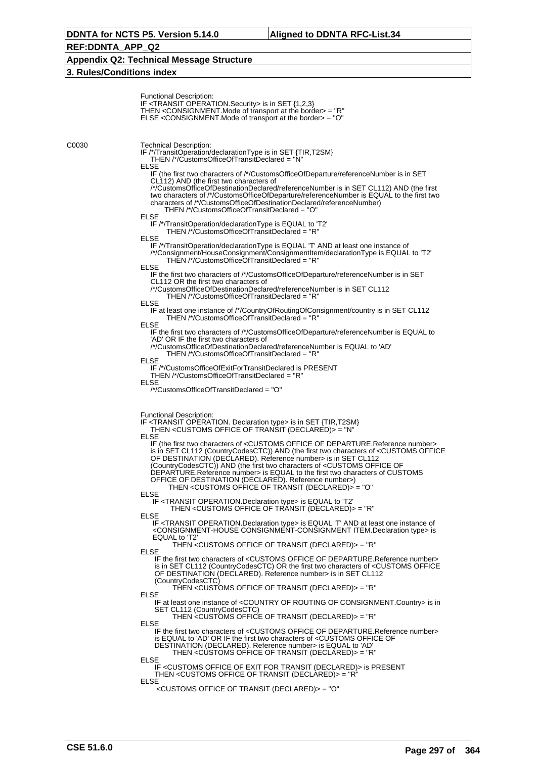Functional Description:
IF <TRANSIT OPERATION.Security> is in SET {1,2,3}
THEN <CONSIGNMENT.Mode of transport at the border> = "R"
ELSE <CONSIGNMENT.Mode of transport at the border> = "O"

C0030

Technical Description:
IF /*/TransitOperation/declarationType is in SET {TIR,T2SM}
THEN /*/CustomsOfficeOfTransitDeclared = "N"
ELSE
IF (the first two characters of /*/CustomsOfficeOfDeparture/referenceNumber is in SET CL112) AND (the first two characters of /*/CustomsOfficeOfDestinationDeclared/referenceNumber is in SET CL112) AND (the first two characters of /*/CustomsOfficeOfDeparture/referenceNumber is EQUAL to the first two characters of /*/CustomsOfficeOfDestinationDeclared/referenceNumber)
THEN /*/CustomsOfficeOfTransitDeclared = "O"
ELSE
IF /*/TransitOperation/declarationType is EQUAL to 'T2'
THEN /*/CustomsOfficeOfTransitDeclared = "R"
ELSE
IF /*/TransitOperation/declarationType is EQUAL 'T' AND at least one instance of /*/Consignment/HouseConsignment/ConsignmentItem/declarationType is EQUAL to 'T2'
THEN /*/CustomsOfficeOfTransitDeclared = "R"
ELSE
IF the first two characters of /*/CustomsOfficeOfDeparture/referenceNumber is in SET CL112 OR the first two characters of /*/CustomsOfficeOfDestinationDeclared/referenceNumber is in SET CL112
THEN /*/CustomsOfficeOfTransitDeclared = "R"
ELSE
IF at least one instance of /*/CountryOfRoutingOfConsignment/country is in SET CL112
THEN /*/CustomsOfficeOfTransitDeclared = "R"
ELSE
IF the first two characters of /*/CustomsOfficeOfDeparture/referenceNumber is EQUAL to 'AD' OR IF the first two characters of /*/CustomsOfficeOfDestinationDeclared/referenceNumber is EQUAL to 'AD'
THEN /*/CustomsOfficeOfTransitDeclared = "R"
ELSE
IF /*/CustomsOfficeOfExitForTransitDeclared is PRESENT
THEN /*/CustomsOfficeOfTransitDeclared = "R"
ELSE
/*/CustomsOfficeOfTransitDeclared = "O"

Functional Description:
IF <TRANSIT OPERATION. Declaration type> is in SET {TIR,T2SM}
THEN <CUSTOMS OFFICE OF TRANSIT (DECLARED)> = "N"
ELSE
IF (the first two characters of <CUSTOMS OFFICE OF DEPARTURE.Reference number> is in SET CL112 (CountryCodesCTC)) AND (the first two characters of <CUSTOMS OFFICE OF DESTINATION (DECLARED). Reference number> is in SET CL112 (CountryCodesCTC)) AND (the first two characters of <CUSTOMS OFFICE OF DEPARTURE.Reference number> is EQUAL to the first two characters of CUSTOMS OFFICE OF DESTINATION (DECLARED). Reference number>)
THEN <CUSTOMS OFFICE OF TRANSIT (DECLARED)> = "O"
ELSE
IF <TRANSIT OPERATION.Declaration type> is EQUAL to 'T2'
THEN <CUSTOMS OFFICE OF TRANSIT (DECLARED)> = "R"
ELSE
IF <TRANSIT OPERATION.Declaration type> is EQUAL 'T' AND at least one instance of <CONSIGNMENT-HOUSE CONSIGNMENT-CONSIGNMENT ITEM.Declaration type> is EQUAL to 'T2'
THEN <CUSTOMS OFFICE OF TRANSIT (DECLARED)> = "R"
ELSE
IF the first two characters of <CUSTOMS OFFICE OF DEPARTURE.Reference number> is in SET CL112 (CountryCodesCTC) OR the first two characters of <CUSTOMS OFFICE OF DESTINATION (DECLARED). Reference number> is in SET CL112 (CountryCodesCTC)
THEN <CUSTOMS OFFICE OF TRANSIT (DECLARED)> = "R"
ELSE
IF at least one instance of <COUNTRY OF ROUTING OF CONSIGNMENT.Country> is in SET CL112 (CountryCodesCTC)
THEN <CUSTOMS OFFICE OF TRANSIT (DECLARED)> = "R"
ELSE
IF the first two characters of <CUSTOMS OFFICE OF DEPARTURE.Reference number> is EQUAL to 'AD' OR IF the first two characters of <CUSTOMS OFFICE OF DESTINATION (DECLARED). Reference number> is EQUAL to 'AD'
THEN <CUSTOMS OFFICE OF TRANSIT (DECLARED)> = "R"
ELSE
IF <CUSTOMS OFFICE OF EXIT FOR TRANSIT (DECLARED)> is PRESENT
THEN <CUSTOMS OFFICE OF TRANSIT (DECLARED)> = "R"
ELSE
<CUSTOMS OFFICE OF TRANSIT (DECLARED)> = "O"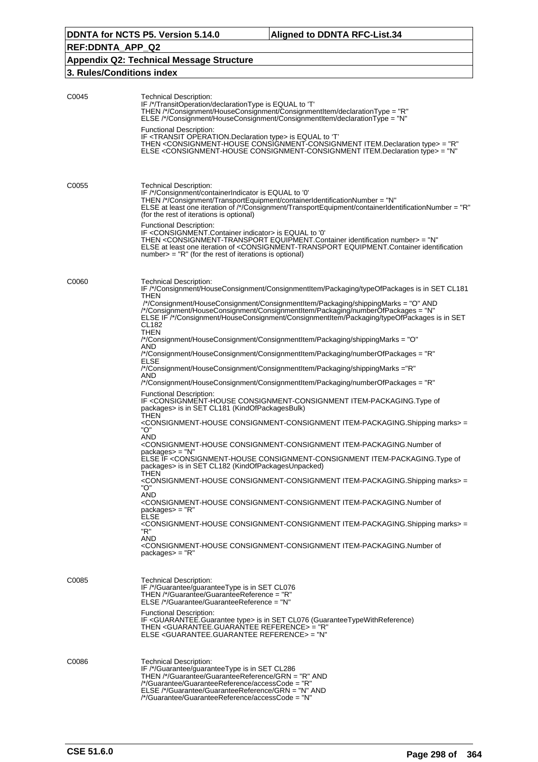## 3. Rules/Conditions index

**C0045**

Technical Description:
IF /*/TransitOperation/declarationType is EQUAL to 'T'
THEN /*/Consignment/HouseConsignment/ConsignmentItem/declarationType = "R"
ELSE /*/Consignment/HouseConsignment/ConsignmentItem/declarationType = "N"

Functional Description:
IF <TRANSIT OPERATION.Declaration type> is EQUAL to 'T'
THEN <CONSIGNMENT-HOUSE CONSIGNMENT-CONSIGNMENT ITEM.Declaration type> = "R"
ELSE <CONSIGNMENT-HOUSE CONSIGNMENT-CONSIGNMENT ITEM.Declaration type> = "N"

**C0055**

Technical Description:
IF /*/Consignment/containerIndicator is EQUAL to '0'
THEN /*/Consignment/TransportEquipment/containerIdentificationNumber = "N"
ELSE at least one iteration of /*/Consignment/TransportEquipment/containerIdentificationNumber = "R" (for the rest of iterations is optional)

Functional Description:
IF <CONSIGNMENT.Container indicator> is EQUAL to '0'
THEN <CONSIGNMENT-TRANSPORT EQUIPMENT.Container identification number> = "N"
ELSE at least one iteration of <CONSIGNMENT-TRANSPORT EQUIPMENT.Container identification number> = "R" (for the rest of iterations is optional)

**C0060**

Technical Description:
IF /*/Consignment/HouseConsignment/ConsignmentItem/Packaging/typeOfPackages is in SET CL181
THEN
/*/Consignment/HouseConsignment/ConsignmentItem/Packaging/shippingMarks = "O" AND
/*/Consignment/HouseConsignment/ConsignmentItem/Packaging/numberOfPackages = "N"
ELSE IF /*/Consignment/HouseConsignment/ConsignmentItem/Packaging/typeOfPackages is in SET CL182
THEN
/*/Consignment/HouseConsignment/ConsignmentItem/Packaging/shippingMarks = "O"
AND
/*/Consignment/HouseConsignment/ConsignmentItem/Packaging/numberOfPackages = "R"
ELSE
/*/Consignment/HouseConsignment/ConsignmentItem/Packaging/shippingMarks ="R"
AND
/*/Consignment/HouseConsignment/ConsignmentItem/Packaging/numberOfPackages = "R"

Functional Description:
IF <CONSIGNMENT-HOUSE CONSIGNMENT-CONSIGNMENT ITEM-PACKAGING.Type of packages> is in SET CL181 (KindOfPackagesBulk)
THEN
<CONSIGNMENT-HOUSE CONSIGNMENT-CONSIGNMENT ITEM-PACKAGING.Shipping marks> = "O"
AND
<CONSIGNMENT-HOUSE CONSIGNMENT-CONSIGNMENT ITEM-PACKAGING.Number of packages> = "N"
ELSE IF <CONSIGNMENT-HOUSE CONSIGNMENT-CONSIGNMENT ITEM-PACKAGING.Type of packages> is in SET CL182 (KindOfPackagesUnpacked)
THEN
<CONSIGNMENT-HOUSE CONSIGNMENT-CONSIGNMENT ITEM-PACKAGING.Shipping marks> = "O"
AND
<CONSIGNMENT-HOUSE CONSIGNMENT-CONSIGNMENT ITEM-PACKAGING.Number of packages> = "R"
ELSE
<CONSIGNMENT-HOUSE CONSIGNMENT-CONSIGNMENT ITEM-PACKAGING.Shipping marks> = "R"
AND
<CONSIGNMENT-HOUSE CONSIGNMENT-CONSIGNMENT ITEM-PACKAGING.Number of packages> = "R"

**C0085**

Technical Description:
IF /*/Guarantee/guaranteeType is in SET CL076
THEN /*/Guarantee/GuaranteeReference = "R"
ELSE /*/Guarantee/GuaranteeReference = "N"

Functional Description:
IF <GUARANTEE.Guarantee type> is in SET CL076 (GuaranteeTypeWithReference)
THEN <GUARANTEE.GUARANTEE REFERENCE> = "R"
ELSE <GUARANTEE.GUARANTEE REFERENCE> = "N"

**C0086**

Technical Description:
IF /*/Guarantee/guaranteeType is in SET CL286
THEN /*/Guarantee/GuaranteeReference/GRN = "R" AND
/*/Guarantee/GuaranteeReference/accessCode = "R"
ELSE /*/Guarantee/GuaranteeReference/GRN = "N" AND
/*/Guarantee/GuaranteeReference/accessCode = "N"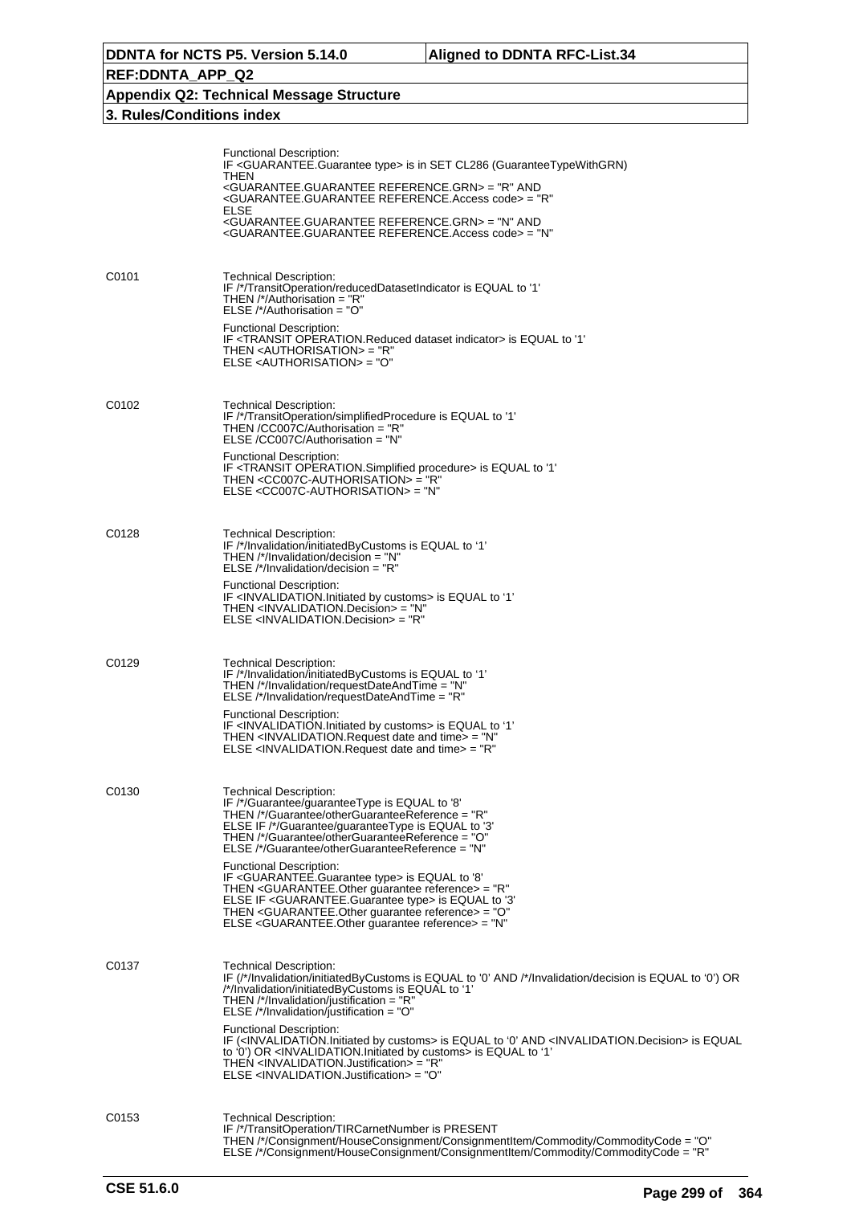| | |
|---|---|
| | Functional Description:<br>IF <GUARANTEE.Guarantee type> is in SET CL286 (GuaranteeTypeWithGRN)<br>THEN<br><GUARANTEE.GUARANTEE REFERENCE.GRN> = "R" AND<br><GUARANTEE.GUARANTEE REFERENCE.Access code> = "R"<br>ELSE<br><GUARANTEE.GUARANTEE REFERENCE.GRN> = "N" AND<br><GUARANTEE.GUARANTEE REFERENCE.Access code> = "N" |
| C0101 | Technical Description:<br>IF /*/TransitOperation/reducedDatasetIndicator is EQUAL to '1'<br>THEN /*/Authorisation = "R"<br>ELSE /*/Authorisation = "O"<br><br>Functional Description:<br>IF <TRANSIT OPERATION.Reduced dataset indicator> is EQUAL to '1'<br>THEN <AUTHORISATION> = "R"<br>ELSE <AUTHORISATION> = "O" |
| C0102 | Technical Description:<br>IF /*/TransitOperation/simplifiedProcedure is EQUAL to '1'<br>THEN /CC007C/Authorisation = "R"<br>ELSE /CC007C/Authorisation = "N"<br><br>Functional Description:<br>IF <TRANSIT OPERATION.Simplified procedure> is EQUAL to '1'<br>THEN <CC007C-AUTHORISATION> = "R"<br>ELSE <CC007C-AUTHORISATION> = "N" |
| C0128 | Technical Description:<br>IF /*/Invalidation/initiatedByCustoms is EQUAL to '1'<br>THEN /*/Invalidation/decision = "N"<br>ELSE /*/Invalidation/decision = "R"<br><br>Functional Description:<br>IF <INVALIDATION.Initiated by customs> is EQUAL to '1'<br>THEN <INVALIDATION.Decision> = "N"<br>ELSE <INVALIDATION.Decision> = "R" |
| C0129 | Technical Description:<br>IF /*/Invalidation/initiatedByCustoms is EQUAL to '1'<br>THEN /*/Invalidation/requestDateAndTime = "N"<br>ELSE /*/Invalidation/requestDateAndTime = "R"<br><br>Functional Description:<br>IF <INVALIDATION.Initiated by customs> is EQUAL to '1'<br>THEN <INVALIDATION.Request date and time> = "N"<br>ELSE <INVALIDATION.Request date and time> = "R" |
| C0130 | Technical Description:<br>IF /*/Guarantee/guaranteeType is EQUAL to '8'<br>THEN /*/Guarantee/otherGuaranteeReference = "R"<br>ELSE IF /*/Guarantee/guaranteeType is EQUAL to '3'<br>THEN /*/Guarantee/otherGuaranteeReference = "O"<br>ELSE /*/Guarantee/otherGuaranteeReference = "N"<br><br>Functional Description:<br>IF <GUARANTEE.Guarantee type> is EQUAL to '8'<br>THEN <GUARANTEE.Other guarantee reference> = "R"<br>ELSE IF <GUARANTEE.Guarantee type> is EQUAL to '3'<br>THEN <GUARANTEE.Other guarantee reference> = "O"<br>ELSE <GUARANTEE.Other guarantee reference> = "N" |
| C0137 | Technical Description:<br>IF (/*/Invalidation/initiatedByCustoms is EQUAL to '0' AND /*/Invalidation/decision is EQUAL to '0') OR /*/Invalidation/initiatedByCustoms is EQUAL to '1'<br>THEN /*/Invalidation/justification = "R"<br>ELSE /*/Invalidation/justification = "O"<br><br>Functional Description:<br>IF (<INVALIDATION.Initiated by customs> is EQUAL to '0' AND <INVALIDATION.Decision> is EQUAL to '0') OR <INVALIDATION.Initiated by customs> is EQUAL to '1'<br>THEN <INVALIDATION.Justification> = "R"<br>ELSE <INVALIDATION.Justification> = "O" |
| C0153 | Technical Description:<br>IF /*/TransitOperation/TIRCarnetNumber is PRESENT<br>THEN /*/Consignment/HouseConsignment/ConsignmentItem/Commodity/CommodityCode = "O"<br>ELSE /*/Consignment/HouseConsignment/ConsignmentItem/Commodity/CommodityCode = "R" |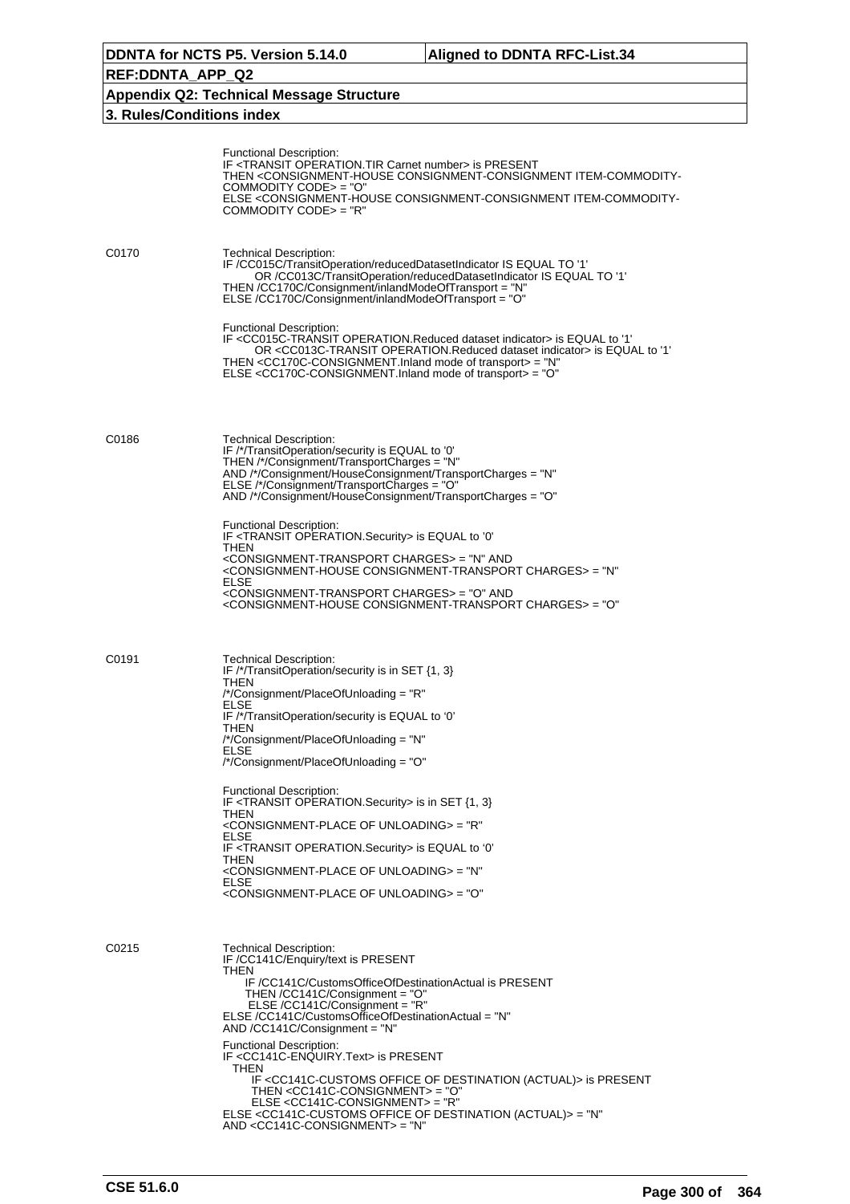Functional Description:
IF <TRANSIT OPERATION.TIR Carnet number> is PRESENT
THEN <CONSIGNMENT-HOUSE CONSIGNMENT-CONSIGNMENT ITEM-COMMODITY-COMMODITY CODE> = "O"
ELSE <CONSIGNMENT-HOUSE CONSIGNMENT-CONSIGNMENT ITEM-COMMODITY-COMMODITY CODE> = "R"

**C0170**

Technical Description:
IF /CC015C/TransitOperation/reducedDatasetIndicator IS EQUAL TO '1'
OR /CC013C/TransitOperation/reducedDatasetIndicator IS EQUAL TO '1'
THEN /CC170C/Consignment/inlandModeOfTransport = "N"
ELSE /CC170C/Consignment/inlandModeOfTransport = "O"

Functional Description:
IF <CC015C-TRANSIT OPERATION.Reduced dataset indicator> is EQUAL to '1'
OR <CC013C-TRANSIT OPERATION.Reduced dataset indicator> is EQUAL to '1'
THEN <CC170C-CONSIGNMENT.Inland mode of transport> = "N"
ELSE <CC170C-CONSIGNMENT.Inland mode of transport> = "O"

**C0186**

Technical Description:
IF /*/TransitOperation/security is EQUAL to '0'
THEN /*/Consignment/TransportCharges = "N"
AND /*/Consignment/HouseConsignment/TransportCharges = "N"
ELSE /*/Consignment/TransportCharges = "O"
AND /*/Consignment/HouseConsignment/TransportCharges = "O"

Functional Description:
IF <TRANSIT OPERATION.Security> is EQUAL to '0'
THEN
<CONSIGNMENT-TRANSPORT CHARGES> = "N" AND
<CONSIGNMENT-HOUSE CONSIGNMENT-TRANSPORT CHARGES> = "N"
ELSE
<CONSIGNMENT-TRANSPORT CHARGES> = "O" AND
<CONSIGNMENT-HOUSE CONSIGNMENT-TRANSPORT CHARGES> = "O"

**C0191**

Technical Description:
IF /*/TransitOperation/security is in SET {1, 3}
THEN
/*/Consignment/PlaceOfUnloading = "R"
ELSE
IF /*/TransitOperation/security is EQUAL to '0'
THEN
/*/Consignment/PlaceOfUnloading = "N"
ELSE
/*/Consignment/PlaceOfUnloading = "O"

Functional Description:
IF <TRANSIT OPERATION.Security> is in SET {1, 3}
THEN
<CONSIGNMENT-PLACE OF UNLOADING> = "R"
ELSE
IF <TRANSIT OPERATION.Security> is EQUAL to '0'
THEN
<CONSIGNMENT-PLACE OF UNLOADING> = "N"
ELSE
<CONSIGNMENT-PLACE OF UNLOADING> = "O"

**C0215**

Technical Description:
IF /CC141C/Enquiry/text is PRESENT
THEN
IF /CC141C/CustomsOfficeOfDestinationActual is PRESENT
THEN /CC141C/Consignment = "O"
ELSE /CC141C/Consignment = "R"
ELSE /CC141C/CustomsOfficeOfDestinationActual = "N"
AND /CC141C/Consignment = "N"

Functional Description:
IF <CC141C-ENQUIRY.Text> is PRESENT
THEN
IF <CC141C-CUSTOMS OFFICE OF DESTINATION (ACTUAL)> is PRESENT
THEN <CC141C-CONSIGNMENT> = "O"
ELSE <CC141C-CONSIGNMENT> = "R"
ELSE <CC141C-CUSTOMS OFFICE OF DESTINATION (ACTUAL)> = "N"
AND <CC141C-CONSIGNMENT> = "N"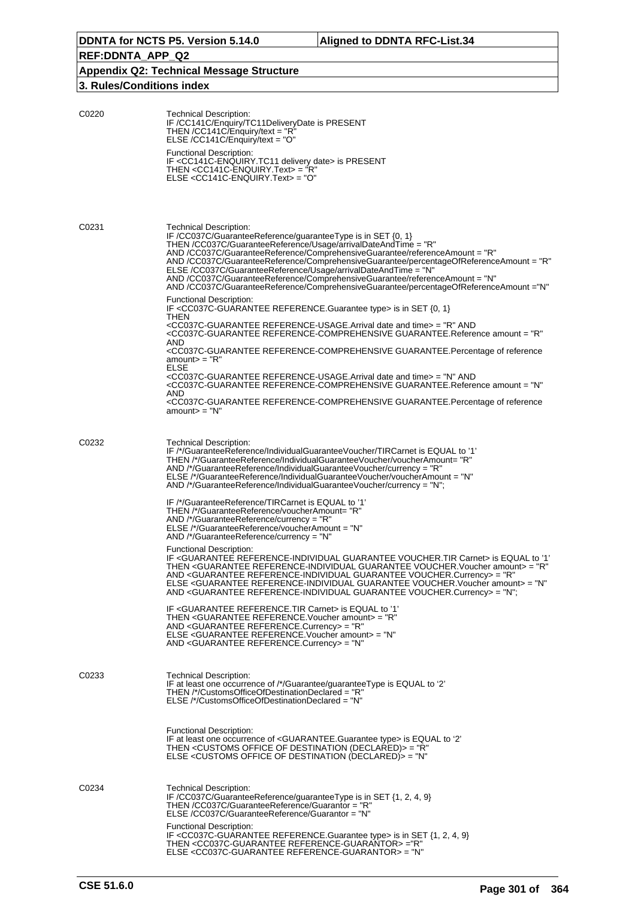| | |
|---|---|
| C0220 | Technical Description:<br>IF /CC141C/Enquiry/TC11DeliveryDate is PRESENT<br>THEN /CC141C/Enquiry/text = "R"<br>ELSE /CC141C/Enquiry/text = "O"<br><br>Functional Description:<br>IF <CC141C-ENQUIRY.TC11 delivery date> is PRESENT<br>THEN <CC141C-ENQUIRY.Text> = "R"<br>ELSE <CC141C-ENQUIRY.Text> = "O" |
| C0231 | Technical Description:<br>IF /CC037C/GuaranteeReference/guaranteeType is in SET {0, 1}<br>THEN /CC037C/GuaranteeReference/Usage/arrivalDateAndTime = "R"<br>AND /CC037C/GuaranteeReference/ComprehensiveGuarantee/referenceAmount = "R"<br>AND /CC037C/GuaranteeReference/ComprehensiveGuarantee/percentageOfReferenceAmount = "R"<br>ELSE /CC037C/GuaranteeReference/Usage/arrivalDateAndTime = "N"<br>AND /CC037C/GuaranteeReference/ComprehensiveGuarantee/referenceAmount = "N"<br>AND /CC037C/GuaranteeReference/ComprehensiveGuarantee/percentageOfReferenceAmount ="N"<br><br>Functional Description:<br>IF <CC037C-GUARANTEE REFERENCE.Guarantee type> is in SET {0, 1}<br>THEN<br><CC037C-GUARANTEE REFERENCE-USAGE.Arrival date and time> = "R" AND<br><CC037C-GUARANTEE REFERENCE-COMPREHENSIVE GUARANTEE.Reference amount = "R"<br>AND<br><CC037C-GUARANTEE REFERENCE-COMPREHENSIVE GUARANTEE.Percentage of reference amount> = "R"<br>ELSE<br><CC037C-GUARANTEE REFERENCE-USAGE.Arrival date and time> = "N" AND<br><CC037C-GUARANTEE REFERENCE-COMPREHENSIVE GUARANTEE.Reference amount = "N"<br>AND<br><CC037C-GUARANTEE REFERENCE-COMPREHENSIVE GUARANTEE.Percentage of reference amount> = "N" |
| C0232 | Technical Description:<br>IF /*/GuaranteeReference/IndividualGuaranteeVoucher/TIRCarnet is EQUAL to '1'<br>THEN /*/GuaranteeReference/IndividualGuaranteeVoucher/voucherAmount= "R"<br>AND /*/GuaranteeReference/IndividualGuaranteeVoucher/currency = "R"<br>ELSE /*/GuaranteeReference/IndividualGuaranteeVoucher/voucherAmount = "N"<br>AND /*/GuaranteeReference/IndividualGuaranteeVoucher/currency = "N";<br><br>IF /*/GuaranteeReference/TIRCarnet is EQUAL to '1'<br>THEN /*/GuaranteeReference/voucherAmount= "R"<br>AND /*/GuaranteeReference/currency = "R"<br>ELSE /*/GuaranteeReference/voucherAmount = "N"<br>AND /*/GuaranteeReference/currency = "N"<br><br>Functional Description:<br>IF <GUARANTEE REFERENCE-INDIVIDUAL GUARANTEE VOUCHER.TIR Carnet> is EQUAL to '1'<br>THEN <GUARANTEE REFERENCE-INDIVIDUAL GUARANTEE VOUCHER.Voucher amount> = "R"<br>AND <GUARANTEE REFERENCE-INDIVIDUAL GUARANTEE VOUCHER.Currency> = "R"<br>ELSE <GUARANTEE REFERENCE-INDIVIDUAL GUARANTEE VOUCHER.Voucher amount> = "N"<br>AND <GUARANTEE REFERENCE-INDIVIDUAL GUARANTEE VOUCHER.Currency> = "N";<br><br>IF <GUARANTEE REFERENCE.TIR Carnet> is EQUAL to '1'<br>THEN <GUARANTEE REFERENCE.Voucher amount> = "R"<br>AND <GUARANTEE REFERENCE.Currency> = "R"<br>ELSE <GUARANTEE REFERENCE.Voucher amount> = "N"<br>AND <GUARANTEE REFERENCE.Currency> = "N" |
| C0233 | Technical Description:<br>IF at least one occurrence of /*/Guarantee/guaranteeType is EQUAL to '2'<br>THEN /*/CustomsOfficeOfDestinationDeclared = "R"<br>ELSE /*/CustomsOfficeOfDestinationDeclared = "N"<br><br>Functional Description:<br>IF at least one occurrence of <GUARANTEE.Guarantee type> is EQUAL to '2'<br>THEN <CUSTOMS OFFICE OF DESTINATION (DECLARED)> = "R"<br>ELSE <CUSTOMS OFFICE OF DESTINATION (DECLARED)> = "N" |
| C0234 | Technical Description:<br>IF /CC037C/GuaranteeReference/guaranteeType is in SET {1, 2, 4, 9}<br>THEN /CC037C/GuaranteeReference/Guarantor = "R"<br>ELSE /CC037C/GuaranteeReference/Guarantor = "N"<br><br>Functional Description:<br>IF <CC037C-GUARANTEE REFERENCE.Guarantee type> is in SET {1, 2, 4, 9}<br>THEN <CC037C-GUARANTEE REFERENCE-GUARANTOR> ="R"<br>ELSE <CC037C-GUARANTEE REFERENCE-GUARANTOR> = "N" |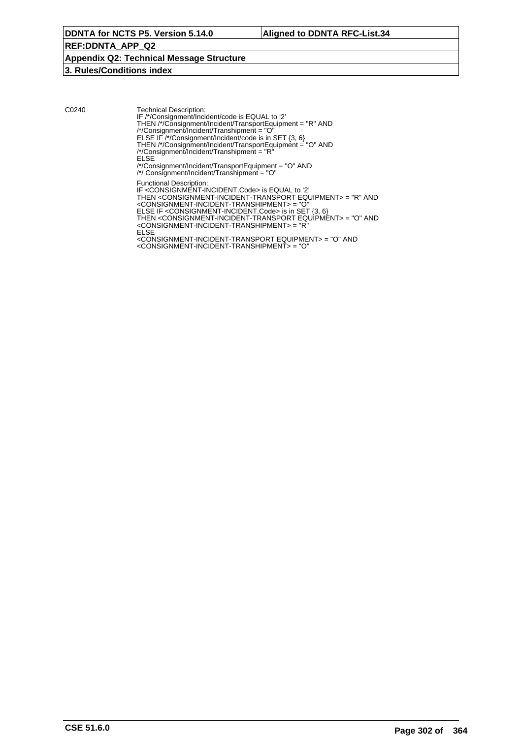C0240

Technical Description:
IF /*/Consignment/Incident/code is EQUAL to '2'
THEN /*/Consignment/Incident/TransportEquipment = "R" AND
/*/Consignment/Incident/Transhipment = "O"
ELSE IF /*/Consignment/Incident/code is in SET {3, 6}
THEN /*/Consignment/Incident/TransportEquipment = "O" AND
/*/Consignment/Incident/Transhipment = "R"
ELSE
/*/Consignment/Incident/TransportEquipment = "O" AND
/*/ Consignment/Incident/Transhipment = "O"

Functional Description:
IF <CONSIGNMENT-INCIDENT.Code> is EQUAL to '2'
THEN <CONSIGNMENT-INCIDENT-TRANSPORT EQUIPMENT> = "R" AND
<CONSIGNMENT-INCIDENT-TRANSHIPMENT> = "O"
ELSE IF <CONSIGNMENT-INCIDENT.Code> is in SET {3, 6}
THEN <CONSIGNMENT-INCIDENT-TRANSPORT EQUIPMENT> = "O" AND
<CONSIGNMENT-INCIDENT-TRANSHIPMENT> = "R"
ELSE
<CONSIGNMENT-INCIDENT-TRANSPORT EQUIPMENT> = "O" AND
<CONSIGNMENT-INCIDENT-TRANSHIPMENT> = "O"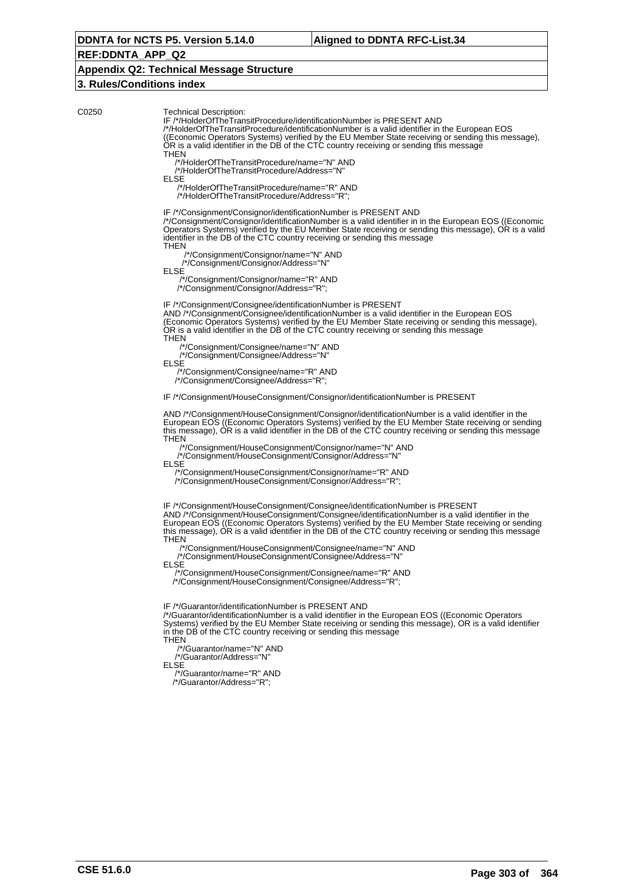C0250

Technical Description:

IF /*/HolderOfTheTransitProcedure/identificationNumber is PRESENT AND
/*/HolderOfTheTransitProcedure/identificationNumber is a valid identifier in the European EOS ((Economic Operators Systems) verified by the EU Member State receiving or sending this message), OR is a valid identifier in the DB of the CTC country receiving or sending this message
THEN
/*/HolderOfTheTransitProcedure/name="N" AND
/*/HolderOfTheTransitProcedure/Address="N"
ELSE
/*/HolderOfTheTransitProcedure/name="R" AND
/*/HolderOfTheTransitProcedure/Address="R";

IF /*/Consignment/Consignor/identificationNumber is PRESENT AND
/*/Consignment/Consignor/identificationNumber is a valid identifier in in the European EOS ((Economic Operators Systems) verified by the EU Member State receiving or sending this message), OR is a valid identifier in the DB of the CTC country receiving or sending this message
THEN
/*/Consignment/Consignor/name="N" AND
/*/Consignment/Consignor/Address="N"
ELSE
/*/Consignment/Consignor/name="R" AND
/*/Consignment/Consignor/Address="R";

IF /*/Consignment/Consignee/identificationNumber is PRESENT
AND /*/Consignment/Consignee/identificationNumber is a valid identifier in the European EOS (Economic Operators Systems) verified by the EU Member State receiving or sending this message), OR is a valid identifier in the DB of the CTC country receiving or sending this message
THEN
/*/Consignment/Consignee/name="N" AND
/*/Consignment/Consignee/Address="N"
ELSE
/*/Consignment/Consignee/name="R" AND
/*/Consignment/Consignee/Address="R";

IF /*/Consignment/HouseConsignment/Consignor/identificationNumber is PRESENT

AND /*/Consignment/HouseConsignment/Consignor/identificationNumber is a valid identifier in the European EOS ((Economic Operators Systems) verified by the EU Member State receiving or sending this message), OR is a valid identifier in the DB of the CTC country receiving or sending this message
THEN
/*/Consignment/HouseConsignment/Consignor/name="N" AND
/*/Consignment/HouseConsignment/Consignor/Address="N"
ELSE
/*/Consignment/HouseConsignment/Consignor/name="R" AND
/*/Consignment/HouseConsignment/Consignor/Address="R";

IF /*/Consignment/HouseConsignment/Consignee/identificationNumber is PRESENT
AND /*/Consignment/HouseConsignment/Consignee/identificationNumber is a valid identifier in the European EOS ((Economic Operators Systems) verified by the EU Member State receiving or sending this message), OR is a valid identifier in the DB of the CTC country receiving or sending this message
THEN
/*/Consignment/HouseConsignment/Consignee/name="N" AND
/*/Consignment/HouseConsignment/Consignee/Address="N"
ELSE
/*/Consignment/HouseConsignment/Consignee/name="R" AND
/*/Consignment/HouseConsignment/Consignee/Address="R";

IF /*/Guarantor/identificationNumber is PRESENT AND
/*/Guarantor/identificationNumber is a valid identifier in the European EOS ((Economic Operators Systems) verified by the EU Member State receiving or sending this message), OR is a valid identifier in the DB of the CTC country receiving or sending this message
THEN
/*/Guarantor/name="N" AND
/*/Guarantor/Address="N"
ELSE
/*/Guarantor/name="R" AND
/*/Guarantor/Address="R";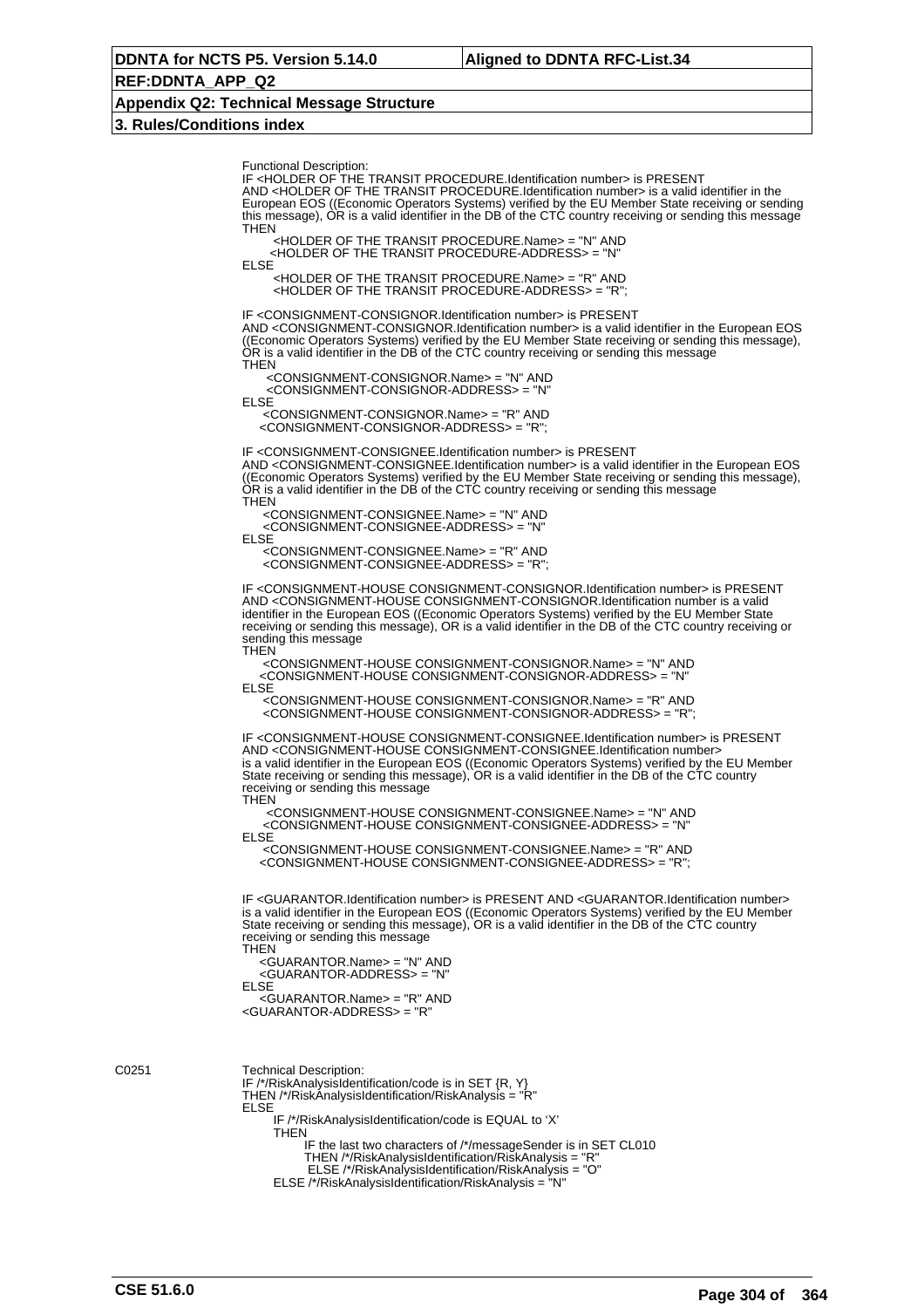Functional Description:
IF <HOLDER OF THE TRANSIT PROCEDURE.Identification number> is PRESENT
AND <HOLDER OF THE TRANSIT PROCEDURE.Identification number> is a valid identifier in the European EOS ((Economic Operators Systems) verified by the EU Member State receiving or sending this message), OR is a valid identifier in the DB of the CTC country receiving or sending this message
THEN
<HOLDER OF THE TRANSIT PROCEDURE.Name> = "N" AND
<HOLDER OF THE TRANSIT PROCEDURE-ADDRESS> = "N"
ELSE
<HOLDER OF THE TRANSIT PROCEDURE.Name> = "R" AND
<HOLDER OF THE TRANSIT PROCEDURE-ADDRESS> = "R";

IF <CONSIGNMENT-CONSIGNOR.Identification number> is PRESENT
AND <CONSIGNMENT-CONSIGNOR.Identification number> is a valid identifier in the European EOS ((Economic Operators Systems) verified by the EU Member State receiving or sending this message), OR is a valid identifier in the DB of the CTC country receiving or sending this message
THEN
<CONSIGNMENT-CONSIGNOR.Name> = "N" AND
<CONSIGNMENT-CONSIGNOR-ADDRESS> = "N"
ELSE
<CONSIGNMENT-CONSIGNOR.Name> = "R" AND
<CONSIGNMENT-CONSIGNOR-ADDRESS> = "R";

IF <CONSIGNMENT-CONSIGNEE.Identification number> is PRESENT
AND <CONSIGNMENT-CONSIGNEE.Identification number> is a valid identifier in the European EOS ((Economic Operators Systems) verified by the EU Member State receiving or sending this message), OR is a valid identifier in the DB of the CTC country receiving or sending this message
THEN
<CONSIGNMENT-CONSIGNEE.Name> = "N" AND
<CONSIGNMENT-CONSIGNEE-ADDRESS> = "N"
ELSE
<CONSIGNMENT-CONSIGNEE.Name> = "R" AND
<CONSIGNMENT-CONSIGNEE-ADDRESS> = "R";

IF <CONSIGNMENT-HOUSE CONSIGNMENT-CONSIGNOR.Identification number> is PRESENT
AND <CONSIGNMENT-HOUSE CONSIGNMENT-CONSIGNOR.Identification number is a valid identifier in the European EOS ((Economic Operators Systems) verified by the EU Member State receiving or sending this message), OR is a valid identifier in the DB of the CTC country receiving or sending this message
THEN
<CONSIGNMENT-HOUSE CONSIGNMENT-CONSIGNOR.Name> = "N" AND
<CONSIGNMENT-HOUSE CONSIGNMENT-CONSIGNOR-ADDRESS> = "N"
ELSE
<CONSIGNMENT-HOUSE CONSIGNMENT-CONSIGNOR.Name> = "R" AND
<CONSIGNMENT-HOUSE CONSIGNMENT-CONSIGNOR-ADDRESS> = "R";

IF <CONSIGNMENT-HOUSE CONSIGNMENT-CONSIGNEE.Identification number> is PRESENT
AND <CONSIGNMENT-HOUSE CONSIGNMENT-CONSIGNEE.Identification number>
is a valid identifier in the European EOS ((Economic Operators Systems) verified by the EU Member State receiving or sending this message), OR is a valid identifier in the DB of the CTC country receiving or sending this message
THEN
<CONSIGNMENT-HOUSE CONSIGNMENT-CONSIGNEE.Name> = "N" AND
<CONSIGNMENT-HOUSE CONSIGNMENT-CONSIGNEE-ADDRESS> = "N"
ELSE
<CONSIGNMENT-HOUSE CONSIGNMENT-CONSIGNEE.Name> = "R" AND
<CONSIGNMENT-HOUSE CONSIGNMENT-CONSIGNEE-ADDRESS> = "R";

IF <GUARANTOR.Identification number> is PRESENT AND <GUARANTOR.Identification number> is a valid identifier in the European EOS ((Economic Operators Systems) verified by the EU Member State receiving or sending this message), OR is a valid identifier in the DB of the CTC country receiving or sending this message
THEN
<GUARANTOR.Name> = "N" AND
<GUARANTOR-ADDRESS> = "N"
ELSE
<GUARANTOR.Name> = "R" AND
<GUARANTOR-ADDRESS> = "R"

C0251

Technical Description:
```
IF /*/RiskAnalysisIdentification/code is in SET {R, Y}
THEN /*/RiskAnalysisIdentification/RiskAnalysis = "R"
ELSE
    IF /*/RiskAnalysisIdentification/code is EQUAL to 'X'
    THEN
        IF the last two characters of /*/messageSender is in SET CL010
        THEN /*/RiskAnalysisIdentification/RiskAnalysis = "R"
        ELSE /*/RiskAnalysisIdentification/RiskAnalysis = "O"
    ELSE /*/RiskAnalysisIdentification/RiskAnalysis = "N"
```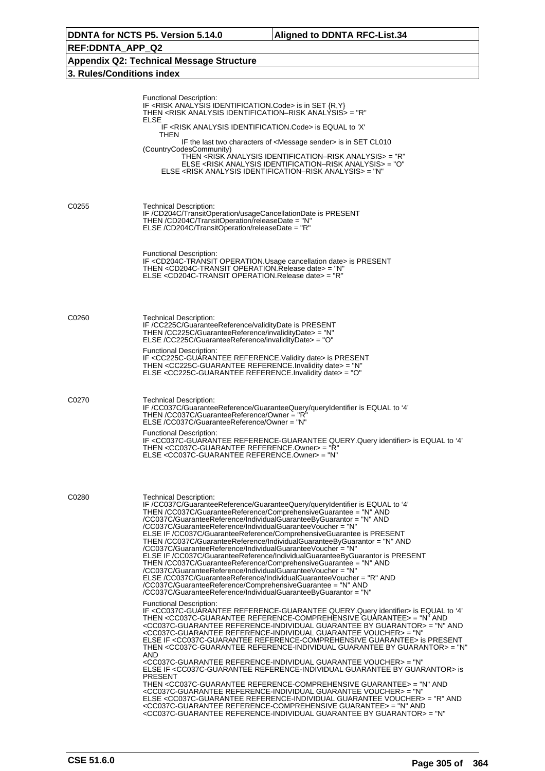Functional Description:
IF <RISK ANALYSIS IDENTIFICATION.Code> is in SET {R,Y}
THEN <RISK ANALYSIS IDENTIFICATION–RISK ANALYSIS> = "R"
ELSE
IF <RISK ANALYSIS IDENTIFICATION.Code> is EQUAL to 'X'
THEN
IF the last two characters of <Message sender> is in SET CL010 (CountryCodesCommunity)
THEN <RISK ANALYSIS IDENTIFICATION–RISK ANALYSIS> = "R"
ELSE <RISK ANALYSIS IDENTIFICATION–RISK ANALYSIS> = "O"
ELSE <RISK ANALYSIS IDENTIFICATION–RISK ANALYSIS> = "N"

C0255

Technical Description:
IF /CD204C/TransitOperation/usageCancellationDate is PRESENT
THEN /CD204C/TransitOperation/releaseDate = "N"
ELSE /CD204C/TransitOperation/releaseDate = "R"

Functional Description:
IF <CD204C-TRANSIT OPERATION.Usage cancellation date> is PRESENT
THEN <CD204C-TRANSIT OPERATION.Release date> = "N"
ELSE <CD204C-TRANSIT OPERATION.Release date> = "R"

C0260

Technical Description:
IF /CC225C/GuaranteeReference/validityDate is PRESENT
THEN /CC225C/GuaranteeReference/invalidityDate> = "N"
ELSE /CC225C/GuaranteeReference/invalidityDate> = "O"

Functional Description:
IF <CC225C-GUARANTEE REFERENCE.Validity date> is PRESENT
THEN <CC225C-GUARANTEE REFERENCE.Invalidity date> = "N"
ELSE <CC225C-GUARANTEE REFERENCE.Invalidity date> = "O"

C0270

Technical Description:
IF /CC037C/GuaranteeReference/GuaranteeQuery/queryIdentifier is EQUAL to '4'
THEN /CC037C/GuaranteeReference/Owner = "R"
ELSE /CC037C/GuaranteeReference/Owner = "N"

Functional Description:
IF <CC037C-GUARANTEE REFERENCE-GUARANTEE QUERY.Query identifier> is EQUAL to '4'
THEN <CC037C-GUARANTEE REFERENCE.Owner> = "R"
ELSE <CC037C-GUARANTEE REFERENCE.Owner> = "N"

C0280

Technical Description:
IF /CC037C/GuaranteeReference/GuaranteeQuery/queryIdentifier is EQUAL to '4'
THEN /CC037C/GuaranteeReference/ComprehensiveGuarantee = "N" AND
/CC037C/GuaranteeReference/IndividualGuaranteeByGuarantor = "N" AND
/CC037C/GuaranteeReference/IndividualGuaranteeVoucher = "N"
ELSE IF /CC037C/GuaranteeReference/ComprehensiveGuarantee is PRESENT
THEN /CC037C/GuaranteeReference/IndividualGuaranteeByGuarantor = "N" AND
/CC037C/GuaranteeReference/IndividualGuaranteeVoucher = "N"
ELSE IF /CC037C/GuaranteeReference/IndividualGuaranteeByGuarantor is PRESENT
THEN /CC037C/GuaranteeReference/ComprehensiveGuarantee = "N" AND
/CC037C/GuaranteeReference/IndividualGuaranteeVoucher = "N"
ELSE /CC037C/GuaranteeReference/IndividualGuaranteeVoucher = "R" AND
/CC037C/GuaranteeReference/ComprehensiveGuarantee = "N" AND
/CC037C/GuaranteeReference/IndividualGuaranteeByGuarantor = "N"

Functional Description:
IF <CC037C-GUARANTEE REFERENCE-GUARANTEE QUERY.Query identifier> is EQUAL to '4'
THEN <CC037C-GUARANTEE REFERENCE-COMPREHENSIVE GUARANTEE> = "N" AND
<CC037C-GUARANTEE REFERENCE-INDIVIDUAL GUARANTEE BY GUARANTOR> = "N" AND
<CC037C-GUARANTEE REFERENCE-INDIVIDUAL GUARANTEE VOUCHER> = "N"
ELSE IF <CC037C-GUARANTEE REFERENCE-COMPREHENSIVE GUARANTEE> is PRESENT
THEN <CC037C-GUARANTEE REFERENCE-INDIVIDUAL GUARANTEE BY GUARANTOR> = "N" AND
<CC037C-GUARANTEE REFERENCE-INDIVIDUAL GUARANTEE VOUCHER> = "N"
ELSE IF <CC037C-GUARANTEE REFERENCE-INDIVIDUAL GUARANTEE BY GUARANTOR> is PRESENT
THEN <CC037C-GUARANTEE REFERENCE-COMPREHENSIVE GUARANTEE> = "N" AND
<CC037C-GUARANTEE REFERENCE-INDIVIDUAL GUARANTEE VOUCHER> = "N"
ELSE <CC037C-GUARANTEE REFERENCE-INDIVIDUAL GUARANTEE VOUCHER> = "R" AND
<CC037C-GUARANTEE REFERENCE-COMPREHENSIVE GUARANTEE> = "N" AND
<CC037C-GUARANTEE REFERENCE-INDIVIDUAL GUARANTEE BY GUARANTOR> = "N"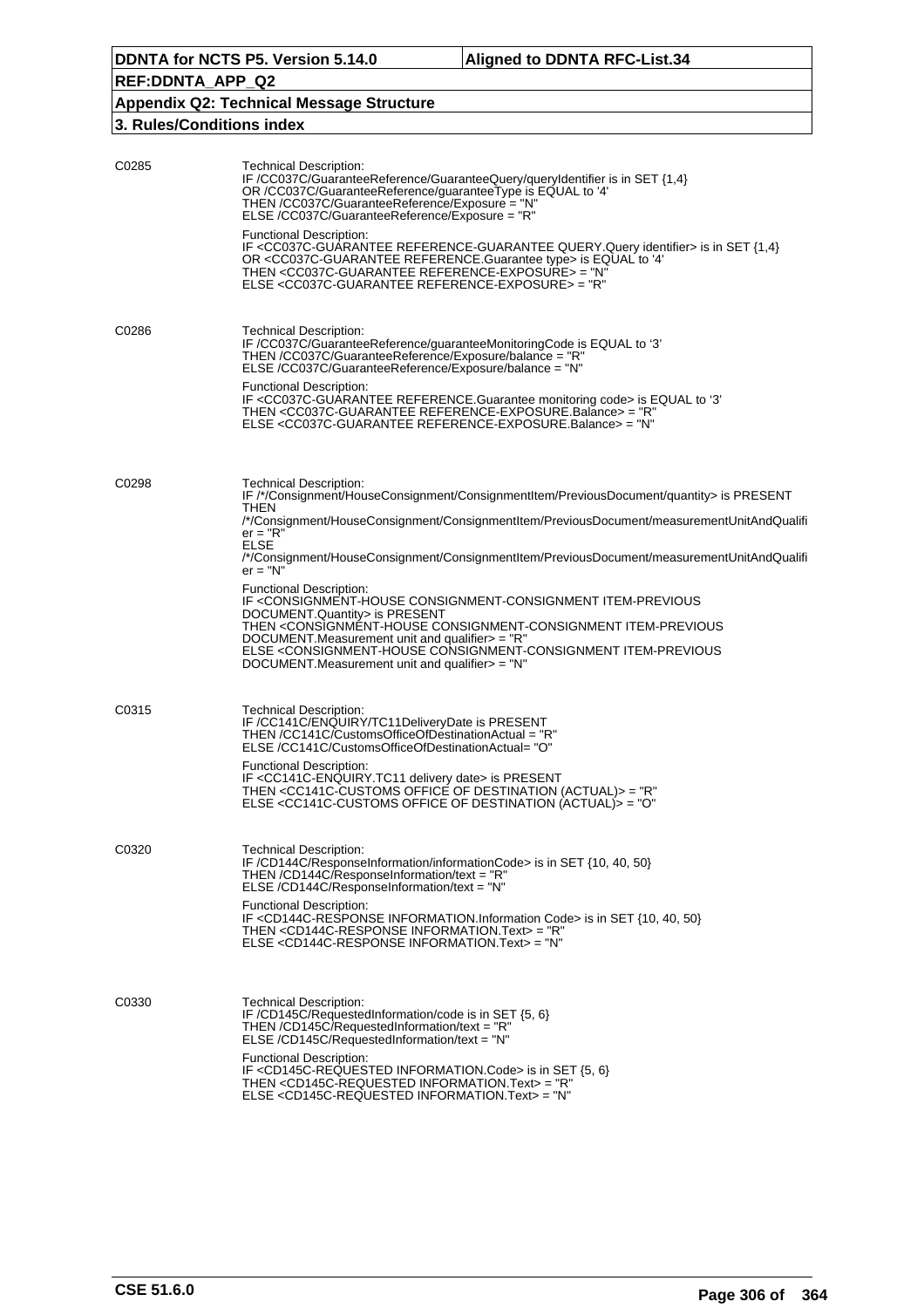C0285

Technical Description:
IF /CC037C/GuaranteeReference/GuaranteeQuery/queryIdentifier is in SET {1,4}
OR /CC037C/GuaranteeReference/guaranteeType is EQUAL to '4'
THEN /CC037C/GuaranteeReference/Exposure = "N"
ELSE /CC037C/GuaranteeReference/Exposure = "R"

Functional Description:
IF <CC037C-GUARANTEE REFERENCE-GUARANTEE QUERY.Query identifier> is in SET {1,4}
OR <CC037C-GUARANTEE REFERENCE.Guarantee type> is EQUAL to '4'
THEN <CC037C-GUARANTEE REFERENCE-EXPOSURE> = "N"
ELSE <CC037C-GUARANTEE REFERENCE-EXPOSURE> = "R"

C0286

Technical Description:
IF /CC037C/GuaranteeReference/guaranteeMonitoringCode is EQUAL to '3'
THEN /CC037C/GuaranteeReference/Exposure/balance = "R"
ELSE /CC037C/GuaranteeReference/Exposure/balance = "N"

Functional Description:
IF <CC037C-GUARANTEE REFERENCE.Guarantee monitoring code> is EQUAL to '3'
THEN <CC037C-GUARANTEE REFERENCE-EXPOSURE.Balance> = "R"
ELSE <CC037C-GUARANTEE REFERENCE-EXPOSURE.Balance> = "N"

C0298

Technical Description:
IF /*/Consignment/HouseConsignment/ConsignmentItem/PreviousDocument/quantity> is PRESENT
THEN
/*/Consignment/HouseConsignment/ConsignmentItem/PreviousDocument/measurementUnitAndQualifier = "R"
ELSE
/*/Consignment/HouseConsignment/ConsignmentItem/PreviousDocument/measurementUnitAndQualifier = "N"

Functional Description:
IF <CONSIGNMENT-HOUSE CONSIGNMENT-CONSIGNMENT ITEM-PREVIOUS DOCUMENT.Quantity> is PRESENT
THEN <CONSIGNMENT-HOUSE CONSIGNMENT-CONSIGNMENT ITEM-PREVIOUS DOCUMENT.Measurement unit and qualifier> = "R"
ELSE <CONSIGNMENT-HOUSE CONSIGNMENT-CONSIGNMENT ITEM-PREVIOUS DOCUMENT.Measurement unit and qualifier> = "N"

C0315

Technical Description:
IF /CC141C/ENQUIRY/TC11DeliveryDate is PRESENT
THEN /CC141C/CustomsOfficeOfDestinationActual = "R"
ELSE /CC141C/CustomsOfficeOfDestinationActual= "O"

Functional Description:
IF <CC141C-ENQUIRY.TC11 delivery date> is PRESENT
THEN <CC141C-CUSTOMS OFFICE OF DESTINATION (ACTUAL)> = "R"
ELSE <CC141C-CUSTOMS OFFICE OF DESTINATION (ACTUAL)> = "O"

C0320

Technical Description:
IF /CD144C/ResponseInformation/informationCode> is in SET {10, 40, 50}
THEN /CD144C/ResponseInformation/text = "R"
ELSE /CD144C/ResponseInformation/text = "N"

Functional Description:
IF <CD144C-RESPONSE INFORMATION.Information Code> is in SET {10, 40, 50}
THEN <CD144C-RESPONSE INFORMATION.Text> = "R"
ELSE <CD144C-RESPONSE INFORMATION.Text> = "N"

C0330

Technical Description:
IF /CD145C/RequestedInformation/code is in SET {5, 6}
THEN /CD145C/RequestedInformation/text = "R"
ELSE /CD145C/RequestedInformation/text = "N"

Functional Description:
IF <CD145C-REQUESTED INFORMATION.Code> is in SET {5, 6}
THEN <CD145C-REQUESTED INFORMATION.Text> = "R"
ELSE <CD145C-REQUESTED INFORMATION.Text> = "N"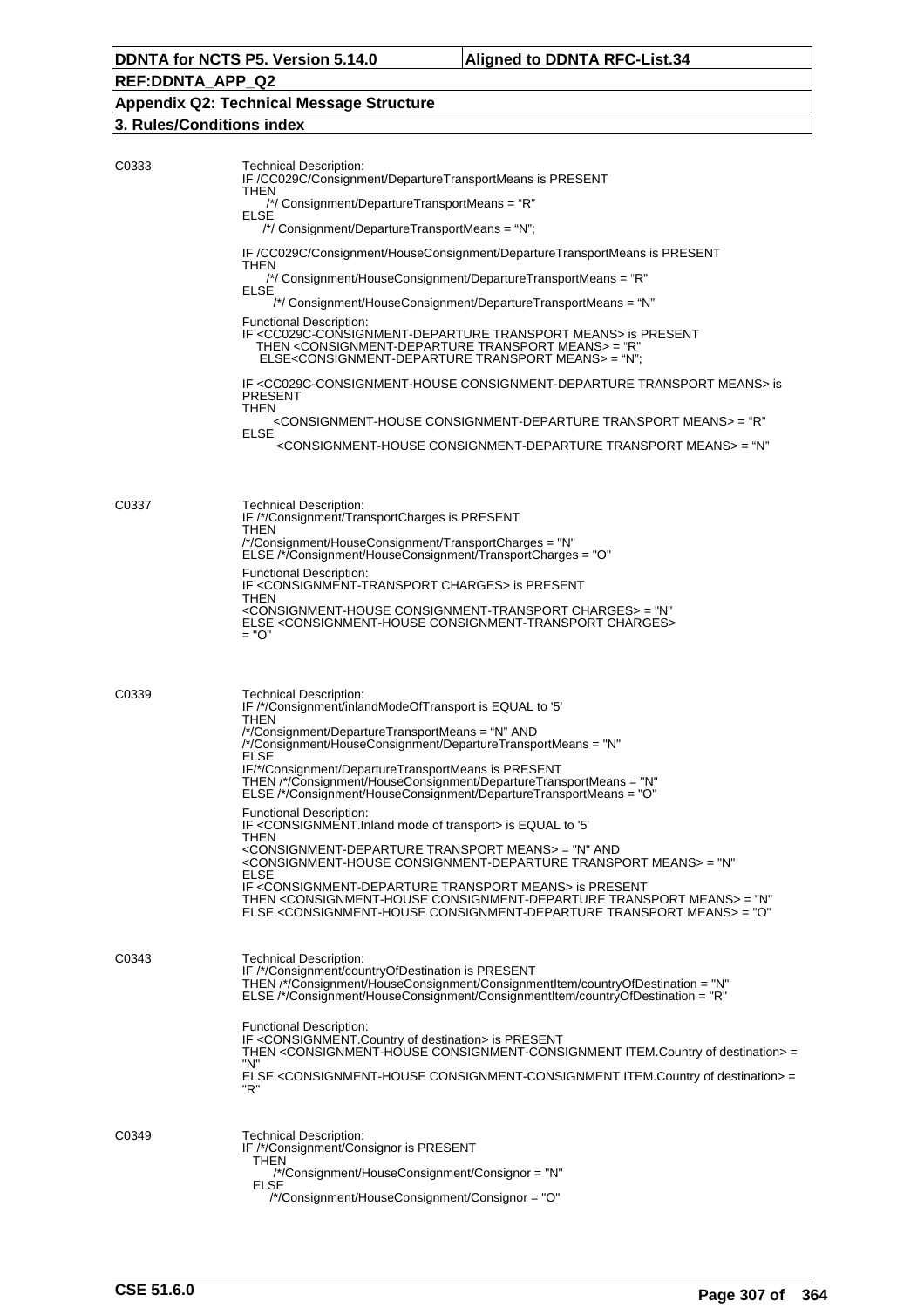C0333

Technical Description:
IF /CC029C/Consignment/DepartureTransportMeans is PRESENT
THEN
/*/ Consignment/DepartureTransportMeans = "R"
ELSE
/*/ Consignment/DepartureTransportMeans = "N";

IF /CC029C/Consignment/HouseConsignment/DepartureTransportMeans is PRESENT
THEN
/*/ Consignment/HouseConsignment/DepartureTransportMeans = "R"
ELSE
/*/ Consignment/HouseConsignment/DepartureTransportMeans = "N"

Functional Description:
IF <CC029C-CONSIGNMENT-DEPARTURE TRANSPORT MEANS> is PRESENT
THEN <CONSIGNMENT-DEPARTURE TRANSPORT MEANS> = "R"
ELSE<CONSIGNMENT-DEPARTURE TRANSPORT MEANS> = "N";

IF <CC029C-CONSIGNMENT-HOUSE CONSIGNMENT-DEPARTURE TRANSPORT MEANS> is PRESENT
THEN
<CONSIGNMENT-HOUSE CONSIGNMENT-DEPARTURE TRANSPORT MEANS> = "R"
ELSE
<CONSIGNMENT-HOUSE CONSIGNMENT-DEPARTURE TRANSPORT MEANS> = "N"

C0337

Technical Description:
IF /*/Consignment/TransportCharges is PRESENT
THEN
/*/Consignment/HouseConsignment/TransportCharges = "N"
ELSE /*/Consignment/HouseConsignment/TransportCharges = "O"

Functional Description:
IF <CONSIGNMENT-TRANSPORT CHARGES> is PRESENT
THEN
<CONSIGNMENT-HOUSE CONSIGNMENT-TRANSPORT CHARGES> = "N"
ELSE <CONSIGNMENT-HOUSE CONSIGNMENT-TRANSPORT CHARGES>
= "O"

C0339

Technical Description:
IF /*/Consignment/inlandModeOfTransport is EQUAL to '5'
THEN
/*/Consignment/DepartureTransportMeans = "N" AND
/*/Consignment/HouseConsignment/DepartureTransportMeans = "N"
ELSE
IF/*/Consignment/DepartureTransportMeans is PRESENT
THEN /*/Consignment/HouseConsignment/DepartureTransportMeans = "N"
ELSE /*/Consignment/HouseConsignment/DepartureTransportMeans = "O"

Functional Description:
IF <CONSIGNMENT.Inland mode of transport> is EQUAL to '5'
THEN
<CONSIGNMENT-DEPARTURE TRANSPORT MEANS> = "N" AND
<CONSIGNMENT-HOUSE CONSIGNMENT-DEPARTURE TRANSPORT MEANS> = "N"
ELSE
IF <CONSIGNMENT-DEPARTURE TRANSPORT MEANS> is PRESENT
THEN <CONSIGNMENT-HOUSE CONSIGNMENT-DEPARTURE TRANSPORT MEANS> = "N"
ELSE <CONSIGNMENT-HOUSE CONSIGNMENT-DEPARTURE TRANSPORT MEANS> = "O"

C0343

Technical Description:
IF /*/Consignment/countryOfDestination is PRESENT
THEN /*/Consignment/HouseConsignment/ConsignmentItem/countryOfDestination = "N"
ELSE /*/Consignment/HouseConsignment/ConsignmentItem/countryOfDestination = "R"

Functional Description:
IF <CONSIGNMENT.Country of destination> is PRESENT
THEN <CONSIGNMENT-HOUSE CONSIGNMENT-CONSIGNMENT ITEM.Country of destination> = "N"
ELSE <CONSIGNMENT-HOUSE CONSIGNMENT-CONSIGNMENT ITEM.Country of destination> = "R"

C0349

Technical Description:
IF /*/Consignment/Consignor is PRESENT
THEN
/*/Consignment/HouseConsignment/Consignor = "N"
ELSE
/*/Consignment/HouseConsignment/Consignor = "O"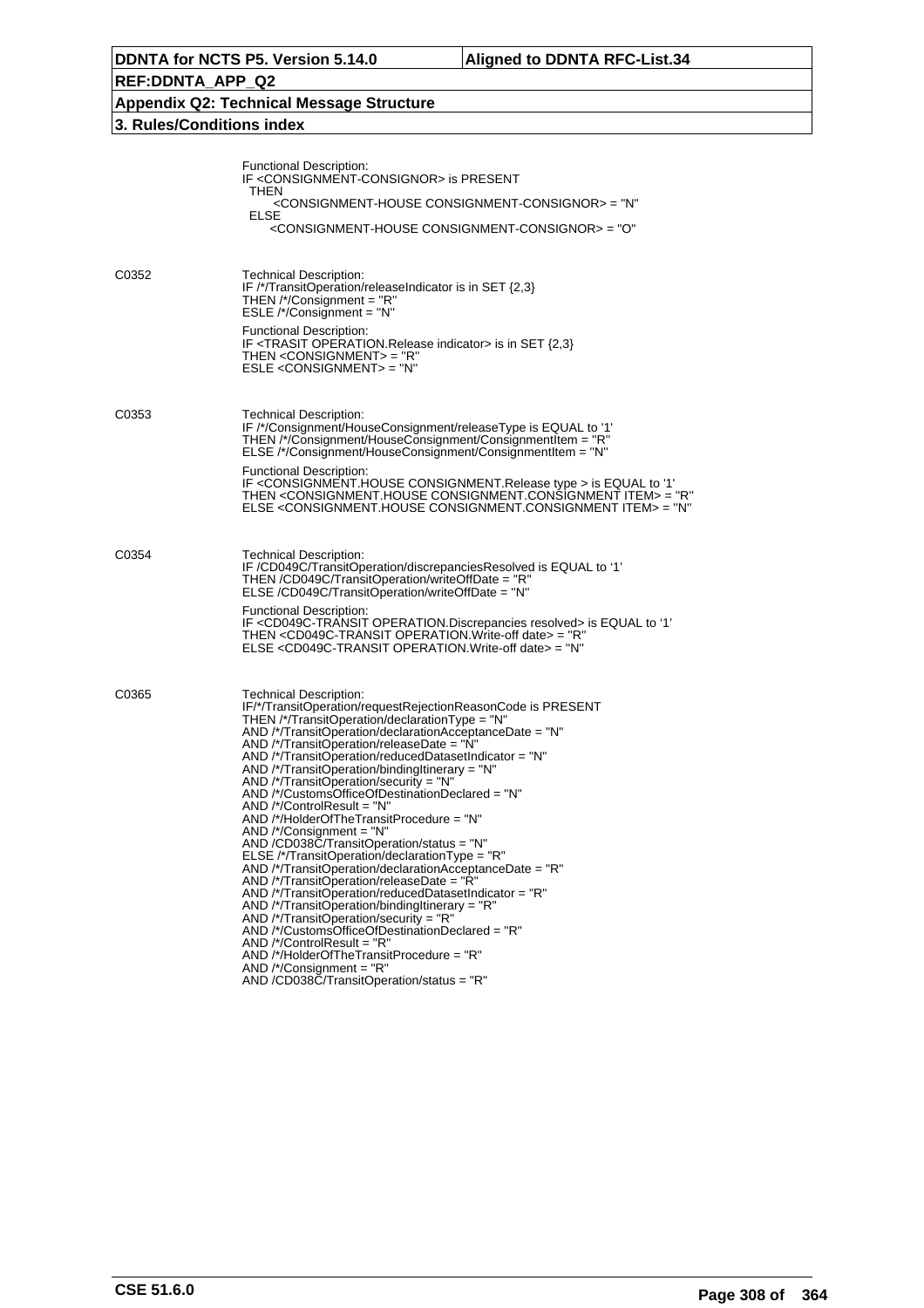| | |
|---|---|
| | Functional Description:<br>IF <CONSIGNMENT-CONSIGNOR> is PRESENT<br>THEN<br><CONSIGNMENT-HOUSE CONSIGNMENT-CONSIGNOR> = "N"<br>ELSE<br><CONSIGNMENT-HOUSE CONSIGNMENT-CONSIGNOR> = "O" |
| C0352 | Technical Description:<br>IF /*/TransitOperation/releaseIndicator is in SET {2,3}<br>THEN /*/Consignment = "R"<br>ESLE /*/Consignment = "N"<br><br>Functional Description:<br>IF <TRASIT OPERATION.Release indicator> is in SET {2,3}<br>THEN <CONSIGNMENT> = "R"<br>ESLE <CONSIGNMENT> = "N" |
| C0353 | Technical Description:<br>IF /*/Consignment/HouseConsignment/releaseType is EQUAL to '1'<br>THEN /*/Consignment/HouseConsignment/ConsignmentItem = "R"<br>ELSE /*/Consignment/HouseConsignment/ConsignmentItem = "N"<br><br>Functional Description:<br>IF <CONSIGNMENT.HOUSE CONSIGNMENT.Release type > is EQUAL to '1'<br>THEN <CONSIGNMENT.HOUSE CONSIGNMENT.CONSIGNMENT ITEM> = "R"<br>ELSE <CONSIGNMENT.HOUSE CONSIGNMENT.CONSIGNMENT ITEM> = "N" |
| C0354 | Technical Description:<br>IF /CD049C/TransitOperation/discrepanciesResolved is EQUAL to '1'<br>THEN /CD049C/TransitOperation/writeOffDate = "R"<br>ELSE /CD049C/TransitOperation/writeOffDate = "N"<br><br>Functional Description:<br>IF <CD049C-TRANSIT OPERATION.Discrepancies resolved> is EQUAL to '1'<br>THEN <CD049C-TRANSIT OPERATION.Write-off date> = "R"<br>ELSE <CD049C-TRANSIT OPERATION.Write-off date> = "N" |
| C0365 | Technical Description:<br>IF/*/TransitOperation/requestRejectionReasonCode is PRESENT<br>THEN /*/TransitOperation/declarationType = "N"<br>AND /*/TransitOperation/declarationAcceptanceDate = "N"<br>AND /*/TransitOperation/releaseDate = "N"<br>AND /*/TransitOperation/reducedDatasetIndicator = "N"<br>AND /*/TransitOperation/bindingItinerary = "N"<br>AND /*/TransitOperation/security = "N"<br>AND /*/CustomsOfficeOfDestinationDeclared = "N"<br>AND /*/ControlResult = "N"<br>AND /*/HolderOfTheTransitProcedure = "N"<br>AND /*/Consignment = "N"<br>AND /CD038C/TransitOperation/status = "N"<br>ELSE /*/TransitOperation/declarationType = "R"<br>AND /*/TransitOperation/declarationAcceptanceDate = "R"<br>AND /*/TransitOperation/releaseDate = "R"<br>AND /*/TransitOperation/reducedDatasetIndicator = "R"<br>AND /*/TransitOperation/bindingItinerary = "R"<br>AND /*/TransitOperation/security = "R"<br>AND /*/CustomsOfficeOfDestinationDeclared = "R"<br>AND /*/ControlResult = "R"<br>AND /*/HolderOfTheTransitProcedure = "R"<br>AND /*/Consignment = "R"<br>AND /CD038C/TransitOperation/status = "R" |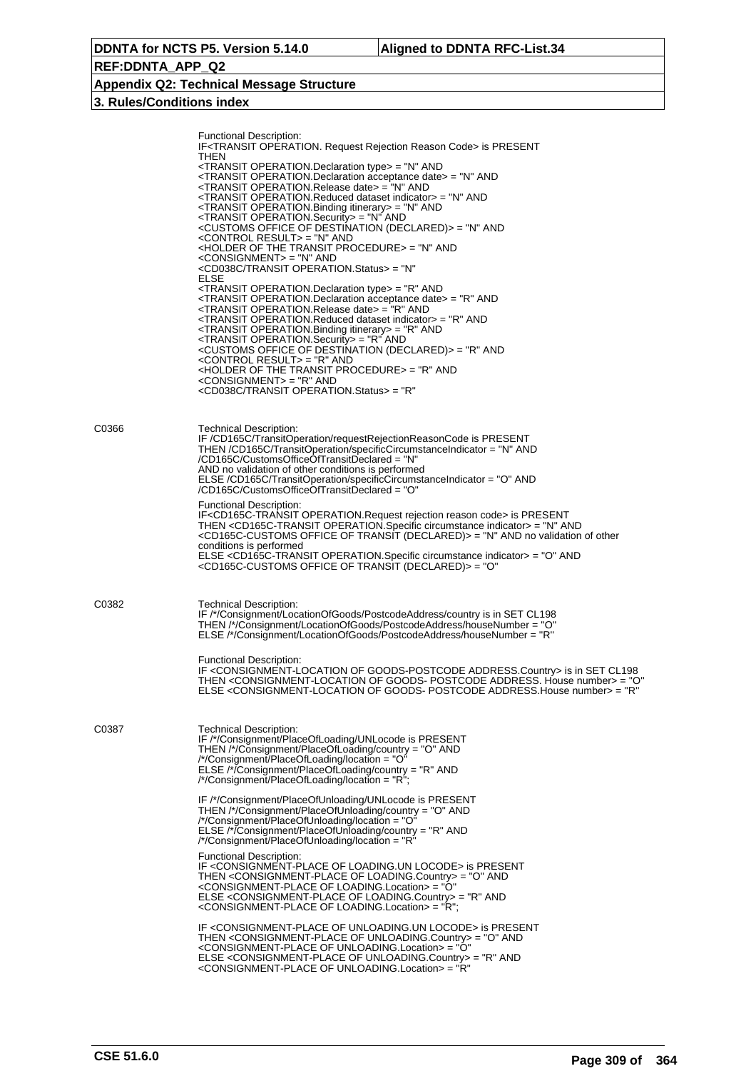Functional Description:
IF<TRANSIT OPERATION. Request Rejection Reason Code> is PRESENT
THEN
<TRANSIT OPERATION.Declaration type> = "N" AND
<TRANSIT OPERATION.Declaration acceptance date> = "N" AND
<TRANSIT OPERATION.Release date> = "N" AND
<TRANSIT OPERATION.Reduced dataset indicator> = "N" AND
<TRANSIT OPERATION.Binding itinerary> = "N" AND
<TRANSIT OPERATION.Security> = "N" AND
<CUSTOMS OFFICE OF DESTINATION (DECLARED)> = "N" AND
<CONTROL RESULT> = "N" AND
<HOLDER OF THE TRANSIT PROCEDURE> = "N" AND
<CONSIGNMENT> = "N" AND
<CD038C/TRANSIT OPERATION.Status> = "N"
ELSE
<TRANSIT OPERATION.Declaration type> = "R" AND
<TRANSIT OPERATION.Declaration acceptance date> = "R" AND
<TRANSIT OPERATION.Release date> = "R" AND
<TRANSIT OPERATION.Reduced dataset indicator> = "R" AND
<TRANSIT OPERATION.Binding itinerary> = "R" AND
<TRANSIT OPERATION.Security> = "R" AND
<CUSTOMS OFFICE OF DESTINATION (DECLARED)> = "R" AND
<CONTROL RESULT> = "R" AND
<HOLDER OF THE TRANSIT PROCEDURE> = "R" AND
<CONSIGNMENT> = "R" AND
<CD038C/TRANSIT OPERATION.Status> = "R"

C0366

Technical Description:
IF /CD165C/TransitOperation/requestRejectionReasonCode is PRESENT
THEN /CD165C/TransitOperation/specificCircumstanceIndicator = "N" AND
/CD165C/CustomsOfficeOfTransitDeclared = "N"
AND no validation of other conditions is performed
ELSE /CD165C/TransitOperation/specificCircumstanceIndicator = "O" AND
/CD165C/CustomsOfficeOfTransitDeclared = "O"

Functional Description:
IF<CD165C-TRANSIT OPERATION.Request rejection reason code> is PRESENT
THEN <CD165C-TRANSIT OPERATION.Specific circumstance indicator> = "N" AND
<CD165C-CUSTOMS OFFICE OF TRANSIT (DECLARED)> = "N" AND no validation of other conditions is performed
ELSE <CD165C-TRANSIT OPERATION.Specific circumstance indicator> = "O" AND
<CD165C-CUSTOMS OFFICE OF TRANSIT (DECLARED)> = "O"

C0382

Technical Description:
IF /*/Consignment/LocationOfGoods/PostcodeAddress/country is in SET CL198
THEN /*/Consignment/LocationOfGoods/PostcodeAddress/houseNumber = "O"
ELSE /*/Consignment/LocationOfGoods/PostcodeAddress/houseNumber = "R"

Functional Description:
IF <CONSIGNMENT-LOCATION OF GOODS-POSTCODE ADDRESS.Country> is in SET CL198
THEN <CONSIGNMENT-LOCATION OF GOODS- POSTCODE ADDRESS. House number> = "O"
ELSE <CONSIGNMENT-LOCATION OF GOODS- POSTCODE ADDRESS.House number> = "R"

C0387

Technical Description:
IF /*/Consignment/PlaceOfLoading/UNLocode is PRESENT
THEN /*/Consignment/PlaceOfLoading/country = "O" AND
/*/Consignment/PlaceOfLoading/location = "O"
ELSE /*/Consignment/PlaceOfLoading/country = "R" AND
/*/Consignment/PlaceOfLoading/location = "R";

IF /*/Consignment/PlaceOfUnloading/UNLocode is PRESENT
THEN /*/Consignment/PlaceOfUnloading/country = "O" AND
/*/Consignment/PlaceOfUnloading/location = "O"
ELSE /*/Consignment/PlaceOfUnloading/country = "R" AND
/*/Consignment/PlaceOfUnloading/location = "R"

Functional Description:
IF <CONSIGNMENT-PLACE OF LOADING.UN LOCODE> is PRESENT
THEN <CONSIGNMENT-PLACE OF LOADING.Country> = "O" AND
<CONSIGNMENT-PLACE OF LOADING.Location> = "O"
ELSE <CONSIGNMENT-PLACE OF LOADING.Country> = "R" AND
<CONSIGNMENT-PLACE OF LOADING.Location> = "R";

IF <CONSIGNMENT-PLACE OF UNLOADING.UN LOCODE> is PRESENT
THEN <CONSIGNMENT-PLACE OF UNLOADING.Country> = "O" AND
<CONSIGNMENT-PLACE OF UNLOADING.Location> = "O"
ELSE <CONSIGNMENT-PLACE OF UNLOADING.Country> = "R" AND
<CONSIGNMENT-PLACE OF UNLOADING.Location> = "R"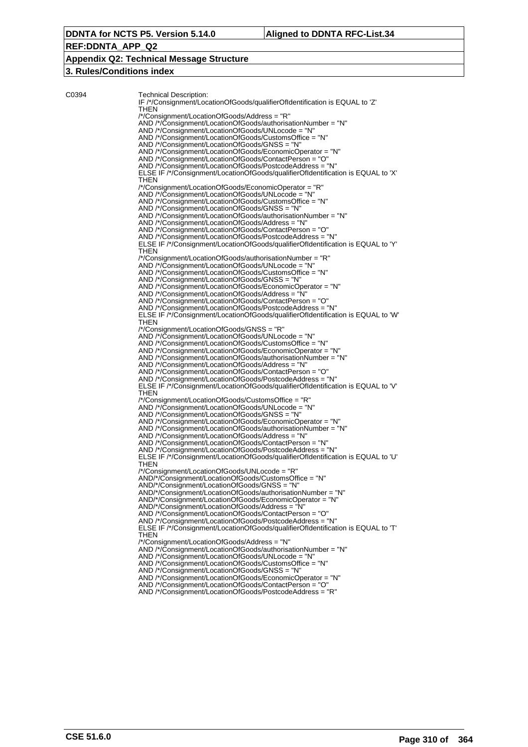C0394

Technical Description:

```
IF /*/Consignment/LocationOfGoods/qualifierOfIdentification is EQUAL to 'Z'
THEN
/*/Consignment/LocationOfGoods/Address = "R"
AND /*/Consignment/LocationOfGoods/authorisationNumber = "N"
AND /*/Consignment/LocationOfGoods/UNLocode = "N"
AND /*/Consignment/LocationOfGoods/CustomsOffice = "N"
AND /*/Consignment/LocationOfGoods/GNSS = "N"
AND /*/Consignment/LocationOfGoods/EconomicOperator = "N"
AND /*/Consignment/LocationOfGoods/ContactPerson = "O"
AND /*/Consignment/LocationOfGoods/PostcodeAddress = "N"
ELSE IF /*/Consignment/LocationOfGoods/qualifierOfIdentification is EQUAL to 'X'
THEN
/*/Consignment/LocationOfGoods/EconomicOperator = "R"
AND /*/Consignment/LocationOfGoods/UNLocode = "N"
AND /*/Consignment/LocationOfGoods/CustomsOffice = "N"
AND /*/Consignment/LocationOfGoods/GNSS = "N"
AND /*/Consignment/LocationOfGoods/authorisationNumber = "N"
AND /*/Consignment/LocationOfGoods/Address = "N"
AND /*/Consignment/LocationOfGoods/ContactPerson = "O"
AND /*/Consignment/LocationOfGoods/PostcodeAddress = "N"
ELSE IF /*/Consignment/LocationOfGoods/qualifierOfIdentification is EQUAL to 'Y'
THEN
/*/Consignment/LocationOfGoods/authorisationNumber = "R"
AND /*/Consignment/LocationOfGoods/UNLocode = "N"
AND /*/Consignment/LocationOfGoods/CustomsOffice = "N"
AND /*/Consignment/LocationOfGoods/GNSS = "N"
AND /*/Consignment/LocationOfGoods/EconomicOperator = "N"
AND /*/Consignment/LocationOfGoods/Address = "N"
AND /*/Consignment/LocationOfGoods/ContactPerson = "O"
AND /*/Consignment/LocationOfGoods/PostcodeAddress = "N"
ELSE IF /*/Consignment/LocationOfGoods/qualifierOfIdentification is EQUAL to 'W'
THEN
/*/Consignment/LocationOfGoods/GNSS = "R"
AND /*/Consignment/LocationOfGoods/UNLocode = "N"
AND /*/Consignment/LocationOfGoods/CustomsOffice = "N"
AND /*/Consignment/LocationOfGoods/EconomicOperator = "N"
AND /*/Consignment/LocationOfGoods/authorisationNumber = "N"
AND /*/Consignment/LocationOfGoods/Address = "N"
AND /*/Consignment/LocationOfGoods/ContactPerson = "O"
AND /*/Consignment/LocationOfGoods/PostcodeAddress = "N"
ELSE IF /*/Consignment/LocationOfGoods/qualifierOfIdentification is EQUAL to 'V'
THEN
/*/Consignment/LocationOfGoods/CustomsOffice = "R"
AND /*/Consignment/LocationOfGoods/UNLocode = "N"
AND /*/Consignment/LocationOfGoods/GNSS = "N"
AND /*/Consignment/LocationOfGoods/EconomicOperator = "N"
AND /*/Consignment/LocationOfGoods/authorisationNumber = "N"
AND /*/Consignment/LocationOfGoods/Address = "N"
AND /*/Consignment/LocationOfGoods/ContactPerson = "N"
AND /*/Consignment/LocationOfGoods/PostcodeAddress = "N"
ELSE IF /*/Consignment/LocationOfGoods/qualifierOfIdentification is EQUAL to 'U'
THEN
/*/Consignment/LocationOfGoods/UNLocode = "R"
AND/*/Consignment/LocationOfGoods/CustomsOffice = "N"
AND/*/Consignment/LocationOfGoods/GNSS = "N"
AND/*/Consignment/LocationOfGoods/authorisationNumber = "N"
AND/*/Consignment/LocationOfGoods/EconomicOperator = "N"
AND/*/Consignment/LocationOfGoods/Address = "N"
AND /*/Consignment/LocationOfGoods/ContactPerson = "O"
AND /*/Consignment/LocationOfGoods/PostcodeAddress = "N"
ELSE IF /*/Consignment/LocationOfGoods/qualifierOfIdentification is EQUAL to 'T'
THEN
/*/Consignment/LocationOfGoods/Address = "N"
AND /*/Consignment/LocationOfGoods/authorisationNumber = "N"
AND /*/Consignment/LocationOfGoods/UNLocode = "N"
AND /*/Consignment/LocationOfGoods/CustomsOffice = "N"
AND /*/Consignment/LocationOfGoods/GNSS = "N"
AND /*/Consignment/LocationOfGoods/EconomicOperator = "N"
AND /*/Consignment/LocationOfGoods/ContactPerson = "O"
AND /*/Consignment/LocationOfGoods/PostcodeAddress = "R"
```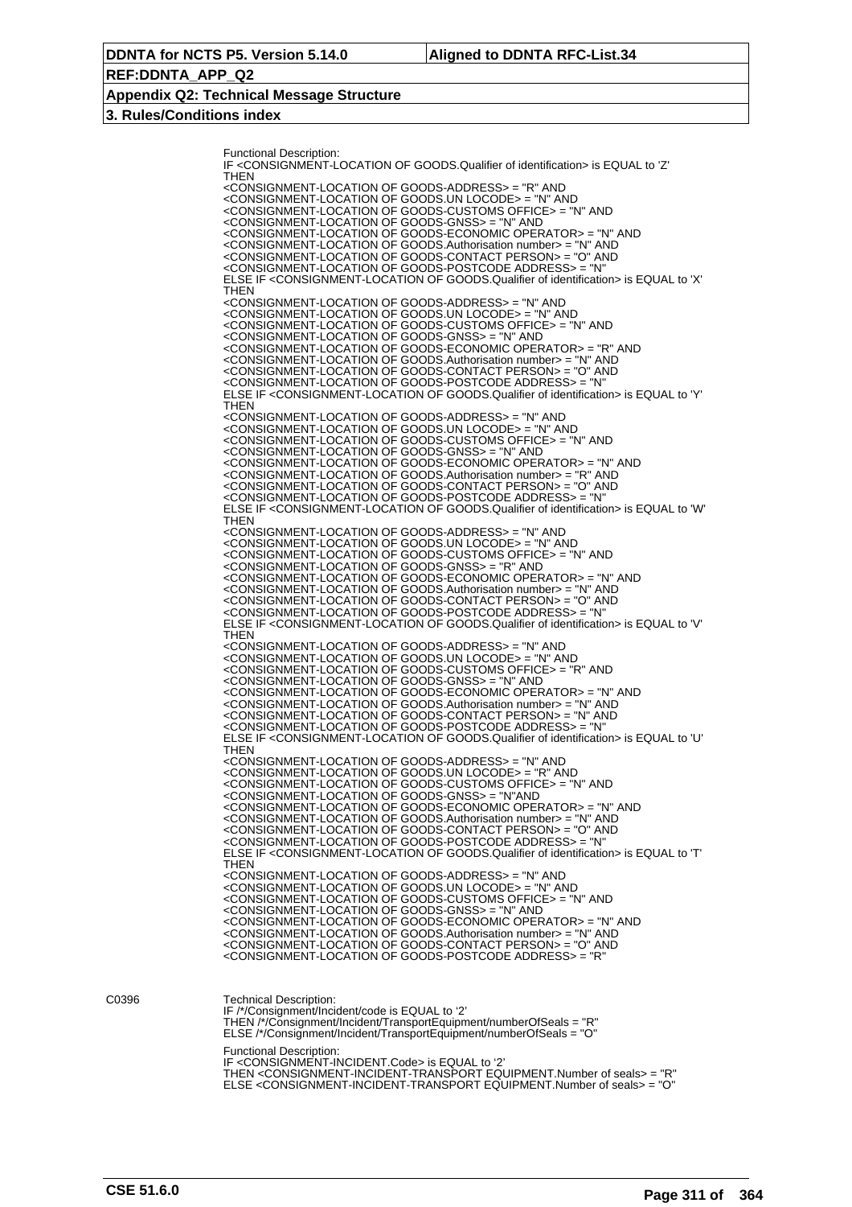Functional Description:
IF <CONSIGNMENT-LOCATION OF GOODS.Qualifier of identification> is EQUAL to 'Z'
THEN
<CONSIGNMENT-LOCATION OF GOODS-ADDRESS> = "R" AND
<CONSIGNMENT-LOCATION OF GOODS.UN LOCODE> = "N" AND
<CONSIGNMENT-LOCATION OF GOODS-CUSTOMS OFFICE> = "N" AND
<CONSIGNMENT-LOCATION OF GOODS-GNSS> = "N" AND
<CONSIGNMENT-LOCATION OF GOODS-ECONOMIC OPERATOR> = "N" AND
<CONSIGNMENT-LOCATION OF GOODS.Authorisation number> = "N" AND
<CONSIGNMENT-LOCATION OF GOODS-CONTACT PERSON> = "O" AND
<CONSIGNMENT-LOCATION OF GOODS-POSTCODE ADDRESS> = "N"
ELSE IF <CONSIGNMENT-LOCATION OF GOODS.Qualifier of identification> is EQUAL to 'X'
THEN
<CONSIGNMENT-LOCATION OF GOODS-ADDRESS> = "N" AND
<CONSIGNMENT-LOCATION OF GOODS.UN LOCODE> = "N" AND
<CONSIGNMENT-LOCATION OF GOODS-CUSTOMS OFFICE> = "N" AND
<CONSIGNMENT-LOCATION OF GOODS-GNSS> = "N" AND
<CONSIGNMENT-LOCATION OF GOODS-ECONOMIC OPERATOR> = "R" AND
<CONSIGNMENT-LOCATION OF GOODS.Authorisation number> = "N" AND
<CONSIGNMENT-LOCATION OF GOODS-CONTACT PERSON> = "O" AND
<CONSIGNMENT-LOCATION OF GOODS-POSTCODE ADDRESS> = "N"
ELSE IF <CONSIGNMENT-LOCATION OF GOODS.Qualifier of identification> is EQUAL to 'Y'
THEN
<CONSIGNMENT-LOCATION OF GOODS-ADDRESS> = "N" AND
<CONSIGNMENT-LOCATION OF GOODS.UN LOCODE> = "N" AND
<CONSIGNMENT-LOCATION OF GOODS-CUSTOMS OFFICE> = "N" AND
<CONSIGNMENT-LOCATION OF GOODS-GNSS> = "N" AND
<CONSIGNMENT-LOCATION OF GOODS-ECONOMIC OPERATOR> = "N" AND
<CONSIGNMENT-LOCATION OF GOODS.Authorisation number> = "R" AND
<CONSIGNMENT-LOCATION OF GOODS-CONTACT PERSON> = "O" AND
<CONSIGNMENT-LOCATION OF GOODS-POSTCODE ADDRESS> = "N"
ELSE IF <CONSIGNMENT-LOCATION OF GOODS.Qualifier of identification> is EQUAL to 'W'
THEN
<CONSIGNMENT-LOCATION OF GOODS-ADDRESS> = "N" AND
<CONSIGNMENT-LOCATION OF GOODS.UN LOCODE> = "N" AND
<CONSIGNMENT-LOCATION OF GOODS-CUSTOMS OFFICE> = "N" AND
<CONSIGNMENT-LOCATION OF GOODS-GNSS> = "R" AND
<CONSIGNMENT-LOCATION OF GOODS-ECONOMIC OPERATOR> = "N" AND
<CONSIGNMENT-LOCATION OF GOODS.Authorisation number> = "N" AND
<CONSIGNMENT-LOCATION OF GOODS-CONTACT PERSON> = "O" AND
<CONSIGNMENT-LOCATION OF GOODS-POSTCODE ADDRESS> = "N"
ELSE IF <CONSIGNMENT-LOCATION OF GOODS.Qualifier of identification> is EQUAL to 'V'
THEN
<CONSIGNMENT-LOCATION OF GOODS-ADDRESS> = "N" AND
<CONSIGNMENT-LOCATION OF GOODS.UN LOCODE> = "N" AND
<CONSIGNMENT-LOCATION OF GOODS-CUSTOMS OFFICE> = "R" AND
<CONSIGNMENT-LOCATION OF GOODS-GNSS> = "N" AND
<CONSIGNMENT-LOCATION OF GOODS-ECONOMIC OPERATOR> = "N" AND
<CONSIGNMENT-LOCATION OF GOODS.Authorisation number> = "N" AND
<CONSIGNMENT-LOCATION OF GOODS-CONTACT PERSON> = "N" AND
<CONSIGNMENT-LOCATION OF GOODS-POSTCODE ADDRESS> = "N"
ELSE IF <CONSIGNMENT-LOCATION OF GOODS.Qualifier of identification> is EQUAL to 'U'
THEN
<CONSIGNMENT-LOCATION OF GOODS-ADDRESS> = "N" AND
<CONSIGNMENT-LOCATION OF GOODS.UN LOCODE> = "R" AND
<CONSIGNMENT-LOCATION OF GOODS-CUSTOMS OFFICE> = "N" AND
<CONSIGNMENT-LOCATION OF GOODS-GNSS> = "N"AND
<CONSIGNMENT-LOCATION OF GOODS-ECONOMIC OPERATOR> = "N" AND
<CONSIGNMENT-LOCATION OF GOODS.Authorisation number> = "N" AND
<CONSIGNMENT-LOCATION OF GOODS-CONTACT PERSON> = "O" AND
<CONSIGNMENT-LOCATION OF GOODS-POSTCODE ADDRESS> = "N"
ELSE IF <CONSIGNMENT-LOCATION OF GOODS.Qualifier of identification> is EQUAL to 'T'
THEN
<CONSIGNMENT-LOCATION OF GOODS-ADDRESS> = "N" AND
<CONSIGNMENT-LOCATION OF GOODS.UN LOCODE> = "N" AND
<CONSIGNMENT-LOCATION OF GOODS-CUSTOMS OFFICE> = "N" AND
<CONSIGNMENT-LOCATION OF GOODS-GNSS> = "N" AND
<CONSIGNMENT-LOCATION OF GOODS-ECONOMIC OPERATOR> = "N" AND
<CONSIGNMENT-LOCATION OF GOODS.Authorisation number> = "N" AND
<CONSIGNMENT-LOCATION OF GOODS-CONTACT PERSON> = "O" AND
<CONSIGNMENT-LOCATION OF GOODS-POSTCODE ADDRESS> = "R"

C0396

Technical Description:
IF /*/Consignment/Incident/code is EQUAL to '2'
THEN /*/Consignment/Incident/TransportEquipment/numberOfSeals = "R"
ELSE /*/Consignment/Incident/TransportEquipment/numberOfSeals = "O"

Functional Description:
IF <CONSIGNMENT-INCIDENT.Code> is EQUAL to '2'
THEN <CONSIGNMENT-INCIDENT-TRANSPORT EQUIPMENT.Number of seals> = "R"
ELSE <CONSIGNMENT-INCIDENT-TRANSPORT EQUIPMENT.Number of seals> = "O"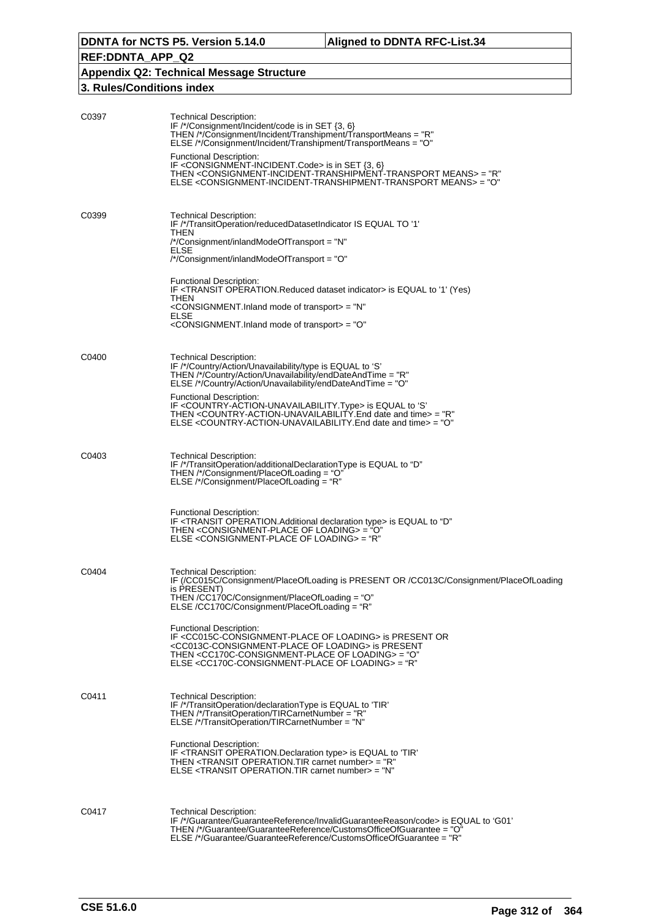**DDNTA for NCTS P5. Version 5.14.0** | **Aligned to DDNTA RFC-List.34**

**REF:DDNTA_APP_Q2**

**Appendix Q2: Technical Message Structure**

**3. Rules/Conditions index**

C0397

Technical Description:
IF /*/Consignment/Incident/code is in SET {3, 6}
THEN /*/Consignment/Incident/Transhipment/TransportMeans = "R"
ELSE /*/Consignment/Incident/Transhipment/TransportMeans = "O"

Functional Description:
IF <CONSIGNMENT-INCIDENT.Code> is in SET {3, 6}
THEN <CONSIGNMENT-INCIDENT-TRANSHIPMENT-TRANSPORT MEANS> = "R"
ELSE <CONSIGNMENT-INCIDENT-TRANSHIPMENT-TRANSPORT MEANS> = "O"

C0399

Technical Description:
IF /*/TransitOperation/reducedDatasetIndicator IS EQUAL TO '1'
THEN
/*/Consignment/inlandModeOfTransport = "N"
ELSE
/*/Consignment/inlandModeOfTransport = "O"

Functional Description:
IF <TRANSIT OPERATION.Reduced dataset indicator> is EQUAL to '1' (Yes)
THEN
<CONSIGNMENT.Inland mode of transport> = "N"
ELSE
<CONSIGNMENT.Inland mode of transport> = "O"

C0400

Technical Description:
IF /*/Country/Action/Unavailability/type is EQUAL to 'S'
THEN /*/Country/Action/Unavailability/endDateAndTime = "R"
ELSE /*/Country/Action/Unavailability/endDateAndTime = "O"

Functional Description:
IF <COUNTRY-ACTION-UNAVAILABILITY.Type> is EQUAL to 'S'
THEN <COUNTRY-ACTION-UNAVAILABILITY.End date and time> = "R"
ELSE <COUNTRY-ACTION-UNAVAILABILITY.End date and time> = "O"

C0403

Technical Description:
IF /*/TransitOperation/additionalDeclarationType is EQUAL to "D"
THEN /*/Consignment/PlaceOfLoading = "O"
ELSE /*/Consignment/PlaceOfLoading = "R"

Functional Description:
IF <TRANSIT OPERATION.Additional declaration type> is EQUAL to "D"
THEN <CONSIGNMENT-PLACE OF LOADING> = "O"
ELSE <CONSIGNMENT-PLACE OF LOADING> = "R"

C0404

Technical Description:
IF (/CC015C/Consignment/PlaceOfLoading is PRESENT OR /CC013C/Consignment/PlaceOfLoading is PRESENT)
THEN /CC170C/Consignment/PlaceOfLoading = "O"
ELSE /CC170C/Consignment/PlaceOfLoading = "R"

Functional Description:
IF <CC015C-CONSIGNMENT-PLACE OF LOADING> is PRESENT OR
<CC013C-CONSIGNMENT-PLACE OF LOADING> is PRESENT
THEN <CC170C-CONSIGNMENT-PLACE OF LOADING> = "O"
ELSE <CC170C-CONSIGNMENT-PLACE OF LOADING> = "R"

C0411

Technical Description:
IF /*/TransitOperation/declarationType is EQUAL to 'TIR'
THEN /*/TransitOperation/TIRCarnetNumber = "R"
ELSE /*/TransitOperation/TIRCarnetNumber = "N"

Functional Description:
IF <TRANSIT OPERATION.Declaration type> is EQUAL to 'TIR'
THEN <TRANSIT OPERATION.TIR carnet number> = "R"
ELSE <TRANSIT OPERATION.TIR carnet number> = "N"

C0417

Technical Description:
IF /*/Guarantee/GuaranteeReference/InvalidGuaranteeReason/code> is EQUAL to 'G01'
THEN /*/Guarantee/GuaranteeReference/CustomsOfficeOfGuarantee = "O"
ELSE /*/Guarantee/GuaranteeReference/CustomsOfficeOfGuarantee = "R"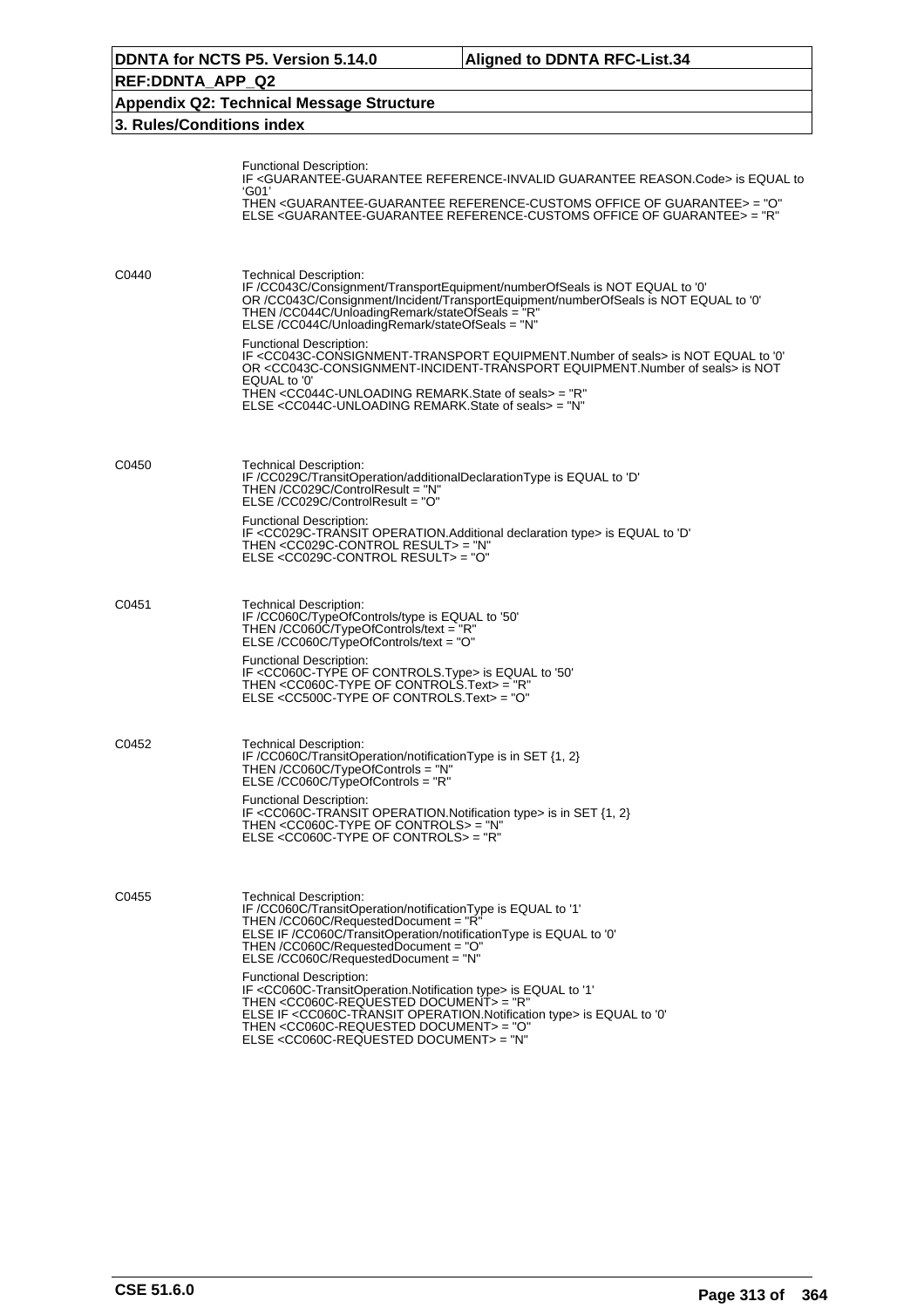Functional Description:
IF <GUARANTEE-GUARANTEE REFERENCE-INVALID GUARANTEE REASON.Code> is EQUAL to 'G01'
THEN <GUARANTEE-GUARANTEE REFERENCE-CUSTOMS OFFICE OF GUARANTEE> = "O"
ELSE <GUARANTEE-GUARANTEE REFERENCE-CUSTOMS OFFICE OF GUARANTEE> = "R"

**C0440**

Technical Description:
IF /CC043C/Consignment/TransportEquipment/numberOfSeals is NOT EQUAL to '0'
OR /CC043C/Consignment/Incident/TransportEquipment/numberOfSeals is NOT EQUAL to '0'
THEN /CC044C/UnloadingRemark/stateOfSeals = "R"
ELSE /CC044C/UnloadingRemark/stateOfSeals = "N"

Functional Description:
IF <CC043C-CONSIGNMENT-TRANSPORT EQUIPMENT.Number of seals> is NOT EQUAL to '0'
OR <CC043C-CONSIGNMENT-INCIDENT-TRANSPORT EQUIPMENT.Number of seals> is NOT EQUAL to '0'
THEN <CC044C-UNLOADING REMARK.State of seals> = "R"
ELSE <CC044C-UNLOADING REMARK.State of seals> = "N"

**C0450**

Technical Description:
IF /CC029C/TransitOperation/additionalDeclarationType is EQUAL to 'D'
THEN /CC029C/ControlResult = "N"
ELSE /CC029C/ControlResult = "O"

Functional Description:
IF <CC029C-TRANSIT OPERATION.Additional declaration type> is EQUAL to 'D'
THEN <CC029C-CONTROL RESULT> = "N"
ELSE <CC029C-CONTROL RESULT> = "O"

**C0451**

Technical Description:
IF /CC060C/TypeOfControls/type is EQUAL to '50'
THEN /CC060C/TypeOfControls/text = "R"
ELSE /CC060C/TypeOfControls/text = "O"

Functional Description:
IF <CC060C-TYPE OF CONTROLS.Type> is EQUAL to '50'
THEN <CC060C-TYPE OF CONTROLS.Text> = "R"
ELSE <CC500C-TYPE OF CONTROLS.Text> = "O"

**C0452**

Technical Description:
IF /CC060C/TransitOperation/notificationType is in SET {1, 2}
THEN /CC060C/TypeOfControls = "N"
ELSE /CC060C/TypeOfControls = "R"

Functional Description:
IF <CC060C-TRANSIT OPERATION.Notification type> is in SET {1, 2}
THEN <CC060C-TYPE OF CONTROLS> = "N"
ELSE <CC060C-TYPE OF CONTROLS> = "R"

**C0455**

Technical Description:
IF /CC060C/TransitOperation/notificationType is EQUAL to '1'
THEN /CC060C/RequestedDocument = "R"
ELSE IF /CC060C/TransitOperation/notificationType is EQUAL to '0'
THEN /CC060C/RequestedDocument = "O"
ELSE /CC060C/RequestedDocument = "N"

Functional Description:
IF <CC060C-TransitOperation.Notification type> is EQUAL to '1'
THEN <CC060C-REQUESTED DOCUMENT> = "R"
ELSE IF <CC060C-TRANSIT OPERATION.Notification type> is EQUAL to '0'
THEN <CC060C-REQUESTED DOCUMENT> = "O"
ELSE <CC060C-REQUESTED DOCUMENT> = "N"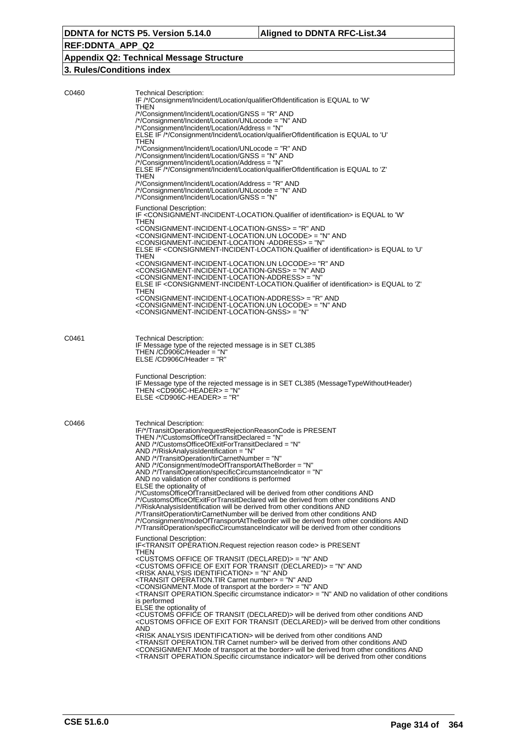| | |
|---|---|
| C0460 | Technical Description:<br>IF /*/Consignment/Incident/Location/qualifierOfIdentification is EQUAL to 'W'<br>THEN<br>/*/Consignment/Incident/Location/GNSS = "R" AND<br>/*/Consignment/Incident/Location/UNLocode = "N" AND<br>/*/Consignment/Incident/Location/Address = "N"<br>ELSE IF /*/Consignment/Incident/Location/qualifierOfIdentification is EQUAL to 'U'<br>THEN<br>/*/Consignment/Incident/Location/UNLocode = "R" AND<br>/*/Consignment/Incident/Location/GNSS = "N" AND<br>/*/Consignment/Incident/Location/Address = "N"<br>ELSE IF /*/Consignment/Incident/Location/qualifierOfIdentification is EQUAL to 'Z'<br>THEN<br>/*/Consignment/Incident/Location/Address = "R" AND<br>/*/Consignment/Incident/Location/UNLocode = "N" AND<br>/*/Consignment/Incident/Location/GNSS = "N"<br><br>Functional Description:<br>IF <CONSIGNMENT-INCIDENT-LOCATION.Qualifier of identification> is EQUAL to 'W'<br>THEN<br><CONSIGNMENT-INCIDENT-LOCATION-GNSS> = "R" AND<br><CONSIGNMENT-INCIDENT-LOCATION.UN LOCODE> = "N" AND<br><CONSIGNMENT-INCIDENT-LOCATION -ADDRESS> = "N"<br>ELSE IF <CONSIGNMENT-INCIDENT-LOCATION.Qualifier of identification> is EQUAL to 'U'<br>THEN<br><CONSIGNMENT-INCIDENT-LOCATION.UN LOCODE>= "R" AND<br><CONSIGNMENT-INCIDENT-LOCATION-GNSS> = "N" AND<br><CONSIGNMENT-INCIDENT-LOCATION-ADDRESS> = "N"<br>ELSE IF <CONSIGNMENT-INCIDENT-LOCATION.Qualifier of identification> is EQUAL to 'Z'<br>THEN<br><CONSIGNMENT-INCIDENT-LOCATION-ADDRESS> = "R" AND<br><CONSIGNMENT-INCIDENT-LOCATION.UN LOCODE> = "N" AND<br><CONSIGNMENT-INCIDENT-LOCATION-GNSS> = "N" |
| C0461 | Technical Description:<br>IF Message type of the rejected message is in SET CL385<br>THEN /CD906C/Header = "N"<br>ELSE /CD906C/Header = "R"<br><br>Functional Description:<br>IF Message type of the rejected message is in SET CL385 (MessageTypeWithoutHeader)<br>THEN <CD906C-HEADER> = "N"<br>ELSE <CD906C-HEADER> = "R" |
| C0466 | Technical Description:<br>IF/*/TransitOperation/requestRejectionReasonCode is PRESENT<br>THEN /*/CustomsOfficeOfTransitDeclared = "N"<br>AND /*/CustomsOfficeOfExitForTransitDeclared = "N"<br>AND /*/RiskAnalysisIdentification = "N"<br>AND /*/TransitOperation/tirCarnetNumber = "N"<br>AND /*/Consignment/modeOfTransportAtTheBorder = "N"<br>AND /*/TransitOperation/specificCircumstanceIndicator = "N"<br>AND no validation of other conditions is performed<br>ELSE the optionality of<br>/*/CustomsOfficeOfTransitDeclared will be derived from other conditions AND<br>/*/CustomsOfficeOfExitForTransitDeclared will be derived from other conditions AND<br>/*/RiskAnalysisIdentification will be derived from other conditions AND<br>/*/TransitOperation/tirCarnetNumber will be derived from other conditions AND<br>/*/Consignment/modeOfTransportAtTheBorder will be derived from other conditions AND<br>/*/TransitOperation/specificCircumstanceIndicator will be derived from other conditions<br><br>Functional Description:<br>IF<TRANSIT OPERATION.Request rejection reason code> is PRESENT<br>THEN<br><CUSTOMS OFFICE OF TRANSIT (DECLARED)> = "N" AND<br><CUSTOMS OFFICE OF EXIT FOR TRANSIT (DECLARED)> = "N" AND<br><RISK ANALYSIS IDENTIFICATION> = "N" AND<br><TRANSIT OPERATION.TIR Carnet number> = "N" AND<br><CONSIGNMENT.Mode of transport at the border> = "N" AND<br><TRANSIT OPERATION.Specific circumstance indicator> = "N" AND no validation of other conditions is performed<br>ELSE the optionality of<br><CUSTOMS OFFICE OF TRANSIT (DECLARED)> will be derived from other conditions AND<br><CUSTOMS OFFICE OF EXIT FOR TRANSIT (DECLARED)> will be derived from other conditions AND<br><RISK ANALYSIS IDENTIFICATION> will be derived from other conditions AND<br><TRANSIT OPERATION.TIR Carnet number> will be derived from other conditions AND<br><CONSIGNMENT.Mode of transport at the border> will be derived from other conditions AND<br><TRANSIT OPERATION.Specific circumstance indicator> will be derived from other conditions |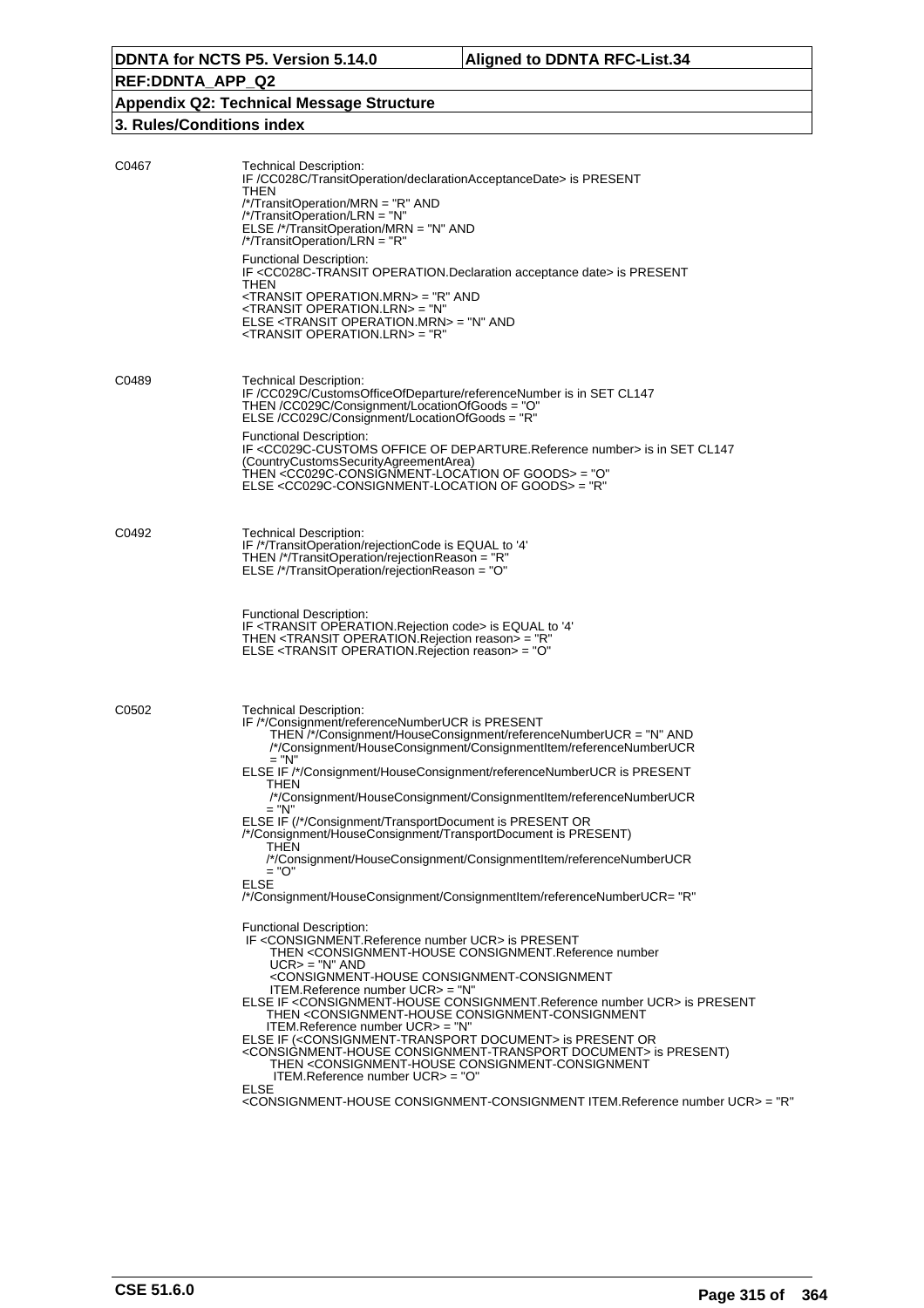C0467

Technical Description:
IF /CC028C/TransitOperation/declarationAcceptanceDate> is PRESENT
THEN
/*/TransitOperation/MRN = "R" AND
/*/TransitOperation/LRN = "N"
ELSE /*/TransitOperation/MRN = "N" AND
/*/TransitOperation/LRN = "R"

Functional Description:
IF <CC028C-TRANSIT OPERATION.Declaration acceptance date> is PRESENT
THEN
<TRANSIT OPERATION.MRN> = "R" AND
<TRANSIT OPERATION.LRN> = "N"
ELSE <TRANSIT OPERATION.MRN> = "N" AND
<TRANSIT OPERATION.LRN> = "R"

C0489

Technical Description:
IF /CC029C/CustomsOfficeOfDeparture/referenceNumber is in SET CL147
THEN /CC029C/Consignment/LocationOfGoods = "O"
ELSE /CC029C/Consignment/LocationOfGoods = "R"

Functional Description:
IF <CC029C-CUSTOMS OFFICE OF DEPARTURE.Reference number> is in SET CL147 (CountryCustomsSecurityAgreementArea)
THEN <CC029C-CONSIGNMENT-LOCATION OF GOODS> = "O"
ELSE <CC029C-CONSIGNMENT-LOCATION OF GOODS> = "R"

C0492

Technical Description:
IF /*/TransitOperation/rejectionCode is EQUAL to '4'
THEN /*/TransitOperation/rejectionReason = "R"
ELSE /*/TransitOperation/rejectionReason = "O"

Functional Description:
IF <TRANSIT OPERATION.Rejection code> is EQUAL to '4'
THEN <TRANSIT OPERATION.Rejection reason> = "R"
ELSE <TRANSIT OPERATION.Rejection reason> = "O"

C0502

Technical Description:
IF /*/Consignment/referenceNumberUCR is PRESENT
THEN /*/Consignment/HouseConsignment/referenceNumberUCR = "N" AND
/*/Consignment/HouseConsignment/ConsignmentItem/referenceNumberUCR = "N"
ELSE IF /*/Consignment/HouseConsignment/referenceNumberUCR is PRESENT
THEN
/*/Consignment/HouseConsignment/ConsignmentItem/referenceNumberUCR = "N"
ELSE IF (/*/Consignment/TransportDocument is PRESENT OR
/*/Consignment/HouseConsignment/TransportDocument is PRESENT)
THEN
/*/Consignment/HouseConsignment/ConsignmentItem/referenceNumberUCR = "O"
ELSE
/*/Consignment/HouseConsignment/ConsignmentItem/referenceNumberUCR= "R"

Functional Description:
IF <CONSIGNMENT.Reference number UCR> is PRESENT
THEN <CONSIGNMENT-HOUSE CONSIGNMENT.Reference number UCR> = "N" AND
<CONSIGNMENT-HOUSE CONSIGNMENT-CONSIGNMENT ITEM.Reference number UCR> = "N"
ELSE IF <CONSIGNMENT-HOUSE CONSIGNMENT.Reference number UCR> is PRESENT
THEN <CONSIGNMENT-HOUSE CONSIGNMENT-CONSIGNMENT ITEM.Reference number UCR> = "N"
ELSE IF (<CONSIGNMENT-TRANSPORT DOCUMENT> is PRESENT OR
<CONSIGNMENT-HOUSE CONSIGNMENT-TRANSPORT DOCUMENT> is PRESENT)
THEN <CONSIGNMENT-HOUSE CONSIGNMENT-CONSIGNMENT ITEM.Reference number UCR> = "O"
ELSE
<CONSIGNMENT-HOUSE CONSIGNMENT-CONSIGNMENT ITEM.Reference number UCR> = "R"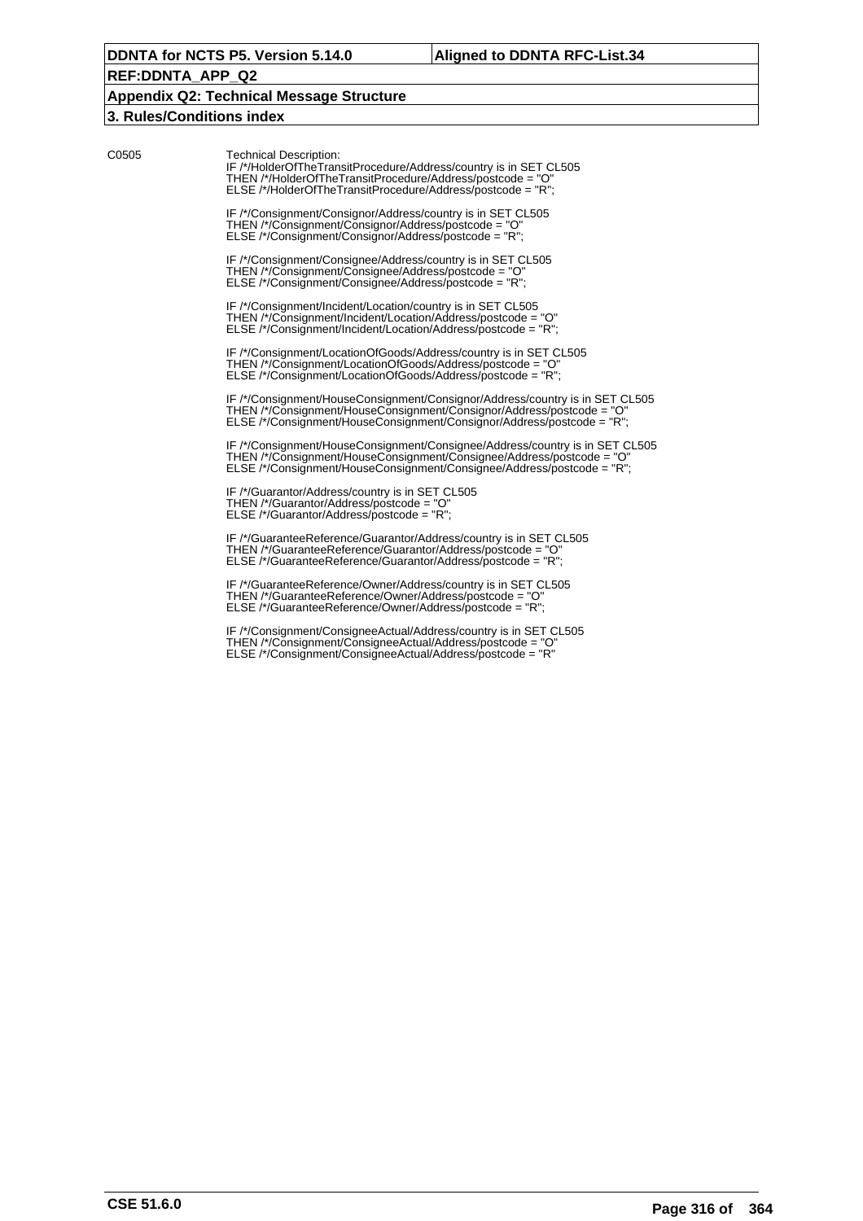C0505

Technical Description:

IF /*/HolderOfTheTransitProcedure/Address/country is in SET CL505
THEN /*/HolderOfTheTransitProcedure/Address/postcode = "O"
ELSE /*/HolderOfTheTransitProcedure/Address/postcode = "R";

IF /*/Consignment/Consignor/Address/country is in SET CL505
THEN /*/Consignment/Consignor/Address/postcode = "O"
ELSE /*/Consignment/Consignor/Address/postcode = "R";

IF /*/Consignment/Consignee/Address/country is in SET CL505
THEN /*/Consignment/Consignee/Address/postcode = "O"
ELSE /*/Consignment/Consignee/Address/postcode = "R";

IF /*/Consignment/Incident/Location/country is in SET CL505
THEN /*/Consignment/Incident/Location/Address/postcode = "O"
ELSE /*/Consignment/Incident/Location/Address/postcode = "R";

IF /*/Consignment/LocationOfGoods/Address/country is in SET CL505
THEN /*/Consignment/LocationOfGoods/Address/postcode = "O"
ELSE /*/Consignment/LocationOfGoods/Address/postcode = "R";

IF /*/Consignment/HouseConsignment/Consignor/Address/country is in SET CL505
THEN /*/Consignment/HouseConsignment/Consignor/Address/postcode = "O"
ELSE /*/Consignment/HouseConsignment/Consignor/Address/postcode = "R";

IF /*/Consignment/HouseConsignment/Consignee/Address/country is in SET CL505
THEN /*/Consignment/HouseConsignment/Consignee/Address/postcode = "O"
ELSE /*/Consignment/HouseConsignment/Consignee/Address/postcode = "R";

IF /*/Guarantor/Address/country is in SET CL505
THEN /*/Guarantor/Address/postcode = "O"
ELSE /*/Guarantor/Address/postcode = "R";

IF /*/GuaranteeReference/Guarantor/Address/country is in SET CL505
THEN /*/GuaranteeReference/Guarantor/Address/postcode = "O"
ELSE /*/GuaranteeReference/Guarantor/Address/postcode = "R";

IF /*/GuaranteeReference/Owner/Address/country is in SET CL505
THEN /*/GuaranteeReference/Owner/Address/postcode = "O"
ELSE /*/GuaranteeReference/Owner/Address/postcode = "R";

IF /*/Consignment/ConsigneeActual/Address/country is in SET CL505
THEN /*/Consignment/ConsigneeActual/Address/postcode = "O"
ELSE /*/Consignment/ConsigneeActual/Address/postcode = "R"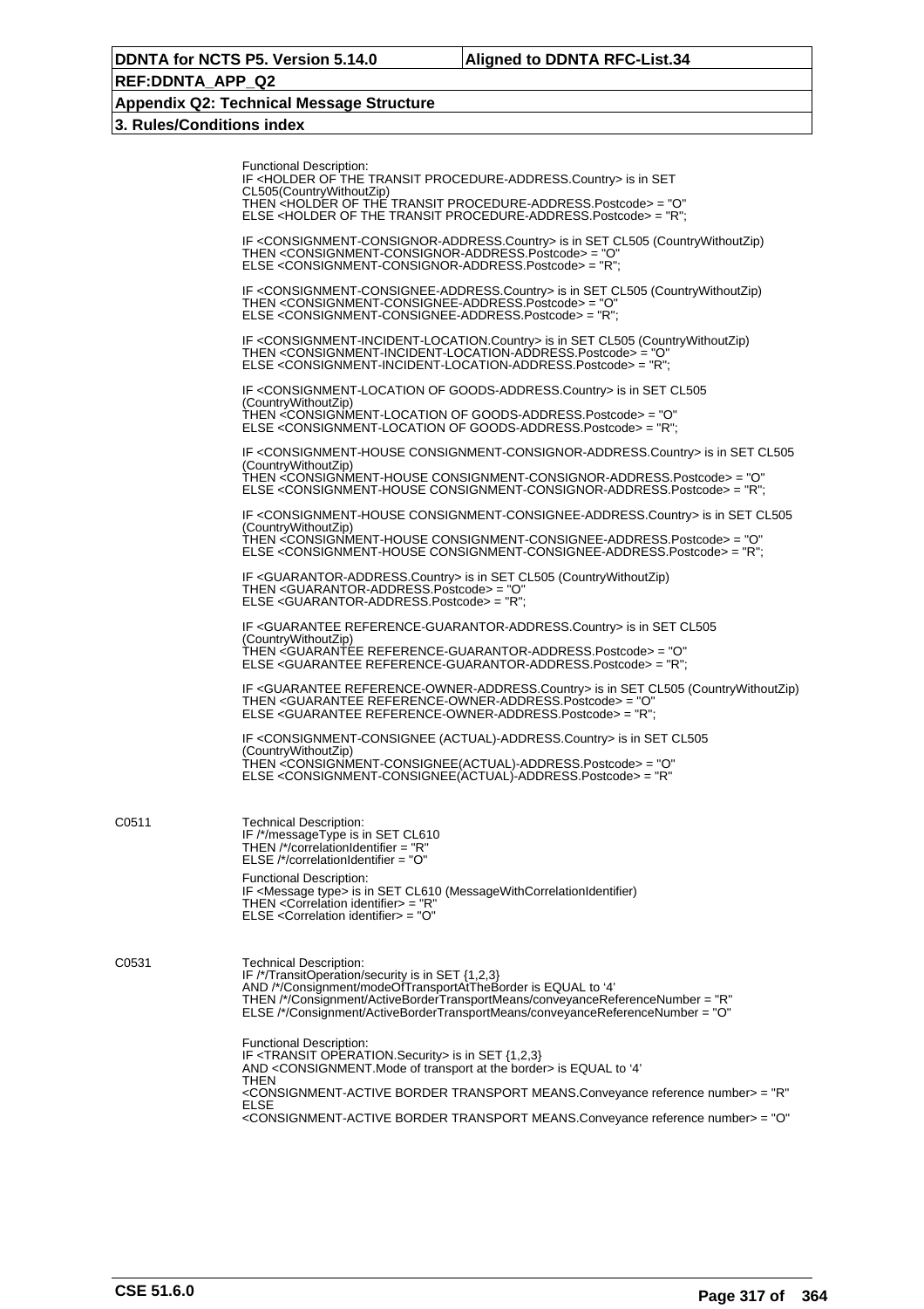Functional Description:
IF <HOLDER OF THE TRANSIT PROCEDURE-ADDRESS.Country> is in SET CL505(CountryWithoutZip)
THEN <HOLDER OF THE TRANSIT PROCEDURE-ADDRESS.Postcode> = "O"
ELSE <HOLDER OF THE TRANSIT PROCEDURE-ADDRESS.Postcode> = "R";

IF <CONSIGNMENT-CONSIGNOR-ADDRESS.Country> is in SET CL505 (CountryWithoutZip)
THEN <CONSIGNMENT-CONSIGNOR-ADDRESS.Postcode> = "O"
ELSE <CONSIGNMENT-CONSIGNOR-ADDRESS.Postcode> = "R";

IF <CONSIGNMENT-CONSIGNEE-ADDRESS.Country> is in SET CL505 (CountryWithoutZip)
THEN <CONSIGNMENT-CONSIGNEE-ADDRESS.Postcode> = "O"
ELSE <CONSIGNMENT-CONSIGNEE-ADDRESS.Postcode> = "R";

IF <CONSIGNMENT-INCIDENT-LOCATION.Country> is in SET CL505 (CountryWithoutZip)
THEN <CONSIGNMENT-INCIDENT-LOCATION-ADDRESS.Postcode> = "O"
ELSE <CONSIGNMENT-INCIDENT-LOCATION-ADDRESS.Postcode> = "R";

IF <CONSIGNMENT-LOCATION OF GOODS-ADDRESS.Country> is in SET CL505 (CountryWithoutZip)
THEN <CONSIGNMENT-LOCATION OF GOODS-ADDRESS.Postcode> = "O"
ELSE <CONSIGNMENT-LOCATION OF GOODS-ADDRESS.Postcode> = "R";

IF <CONSIGNMENT-HOUSE CONSIGNMENT-CONSIGNOR-ADDRESS.Country> is in SET CL505 (CountryWithoutZip)
THEN <CONSIGNMENT-HOUSE CONSIGNMENT-CONSIGNOR-ADDRESS.Postcode> = "O"
ELSE <CONSIGNMENT-HOUSE CONSIGNMENT-CONSIGNOR-ADDRESS.Postcode> = "R";

IF <CONSIGNMENT-HOUSE CONSIGNMENT-CONSIGNEE-ADDRESS.Country> is in SET CL505 (CountryWithoutZip)
THEN <CONSIGNMENT-HOUSE CONSIGNMENT-CONSIGNEE-ADDRESS.Postcode> = "O"
ELSE <CONSIGNMENT-HOUSE CONSIGNMENT-CONSIGNEE-ADDRESS.Postcode> = "R";

IF <GUARANTOR-ADDRESS.Country> is in SET CL505 (CountryWithoutZip)
THEN <GUARANTOR-ADDRESS.Postcode> = "O"
ELSE <GUARANTOR-ADDRESS.Postcode> = "R";

IF <GUARANTEE REFERENCE-GUARANTOR-ADDRESS.Country> is in SET CL505 (CountryWithoutZip)
THEN <GUARANTEE REFERENCE-GUARANTOR-ADDRESS.Postcode> = "O"
ELSE <GUARANTEE REFERENCE-GUARANTOR-ADDRESS.Postcode> = "R";

IF <GUARANTEE REFERENCE-OWNER-ADDRESS.Country> is in SET CL505 (CountryWithoutZip)
THEN <GUARANTEE REFERENCE-OWNER-ADDRESS.Postcode> = "O"
ELSE <GUARANTEE REFERENCE-OWNER-ADDRESS.Postcode> = "R";

IF <CONSIGNMENT-CONSIGNEE (ACTUAL)-ADDRESS.Country> is in SET CL505 (CountryWithoutZip)
THEN <CONSIGNMENT-CONSIGNEE(ACTUAL)-ADDRESS.Postcode> = "O"
ELSE <CONSIGNMENT-CONSIGNEE(ACTUAL)-ADDRESS.Postcode> = "R"

**C0511**

Technical Description:
IF /*/messageType is in SET CL610
THEN /*/correlationIdentifier = "R"
ELSE /*/correlationIdentifier = "O"

Functional Description:
IF <Message type> is in SET CL610 (MessageWithCorrelationIdentifier)
THEN <Correlation identifier> = "R"
ELSE <Correlation identifier> = "O"

**C0531**

Technical Description:
IF /*/TransitOperation/security is in SET {1,2,3}
AND /*/Consignment/modeOfTransportAtTheBorder is EQUAL to '4'
THEN /*/Consignment/ActiveBorderTransportMeans/conveyanceReferenceNumber = "R"
ELSE /*/Consignment/ActiveBorderTransportMeans/conveyanceReferenceNumber = "O"

Functional Description:
IF <TRANSIT OPERATION.Security> is in SET {1,2,3}
AND <CONSIGNMENT.Mode of transport at the border> is EQUAL to '4'
THEN
<CONSIGNMENT-ACTIVE BORDER TRANSPORT MEANS.Conveyance reference number> = "R"
ELSE
<CONSIGNMENT-ACTIVE BORDER TRANSPORT MEANS.Conveyance reference number> = "O"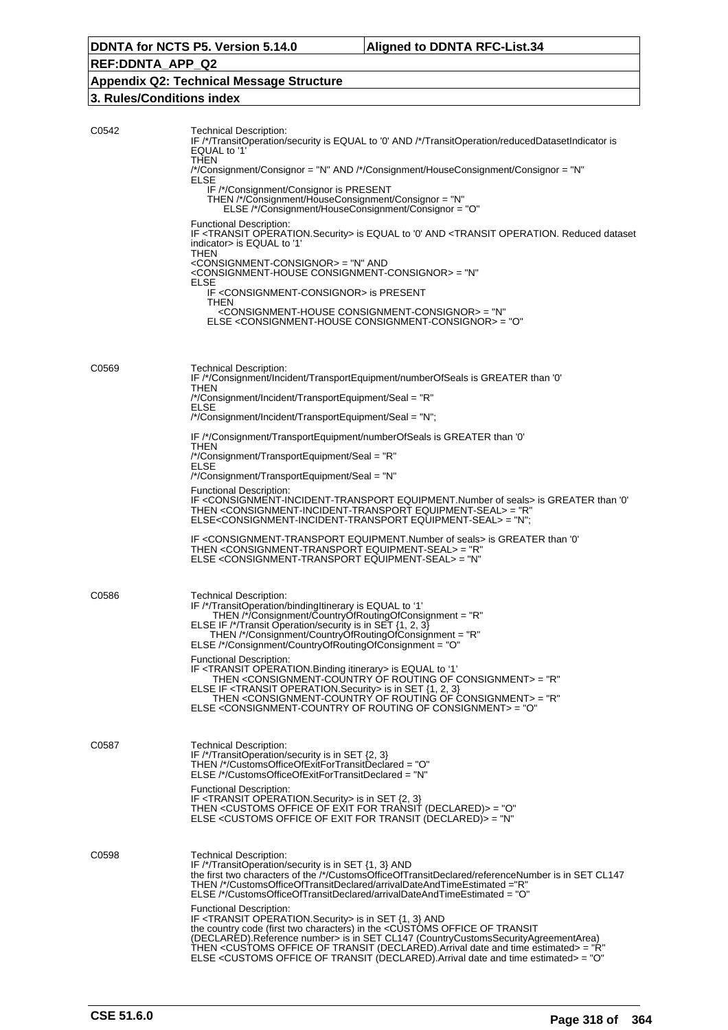C0542

Technical Description:
IF /*/TransitOperation/security is EQUAL to '0' AND /*/TransitOperation/reducedDatasetIndicator is EQUAL to '1'
THEN
/*/Consignment/Consignor = "N" AND /*/Consignment/HouseConsignment/Consignor = "N"
ELSE
IF /*/Consignment/Consignor is PRESENT
THEN /*/Consignment/HouseConsignment/Consignor = "N"
ELSE /*/Consignment/HouseConsignment/Consignor = "O"

Functional Description:
IF <TRANSIT OPERATION.Security> is EQUAL to '0' AND <TRANSIT OPERATION. Reduced dataset indicator> is EQUAL to '1'
THEN
<CONSIGNMENT-CONSIGNOR> = "N" AND
<CONSIGNMENT-HOUSE CONSIGNMENT-CONSIGNOR> = "N"
ELSE
IF <CONSIGNMENT-CONSIGNOR> is PRESENT
THEN
<CONSIGNMENT-HOUSE CONSIGNMENT-CONSIGNOR> = "N"
ELSE <CONSIGNMENT-HOUSE CONSIGNMENT-CONSIGNOR> = "O"

C0569

Technical Description:
IF /*/Consignment/Incident/TransportEquipment/numberOfSeals is GREATER than '0'
THEN
/*/Consignment/Incident/TransportEquipment/Seal = "R"
ELSE
/*/Consignment/Incident/TransportEquipment/Seal = "N";

IF /*/Consignment/TransportEquipment/numberOfSeals is GREATER than '0'
THEN
/*/Consignment/TransportEquipment/Seal = "R"
ELSE
/*/Consignment/TransportEquipment/Seal = "N"

Functional Description:
IF <CONSIGNMENT-INCIDENT-TRANSPORT EQUIPMENT.Number of seals> is GREATER than '0'
THEN <CONSIGNMENT-INCIDENT-TRANSPORT EQUIPMENT-SEAL> = "R"
ELSE<CONSIGNMENT-INCIDENT-TRANSPORT EQUIPMENT-SEAL> = "N";

IF <CONSIGNMENT-TRANSPORT EQUIPMENT.Number of seals> is GREATER than '0'
THEN <CONSIGNMENT-TRANSPORT EQUIPMENT-SEAL> = "R"
ELSE <CONSIGNMENT-TRANSPORT EQUIPMENT-SEAL> = "N"

C0586

Technical Description:
IF /*/TransitOperation/bindingItinerary is EQUAL to '1'
THEN /*/Consignment/CountryOfRoutingOfConsignment = "R"
ELSE IF /*/Transit Operation/security is in SET {1, 2, 3}
THEN /*/Consignment/CountryOfRoutingOfConsignment = "R"
ELSE /*/Consignment/CountryOfRoutingOfConsignment = "O"

Functional Description:
IF <TRANSIT OPERATION.Binding itinerary> is EQUAL to '1'
THEN <CONSIGNMENT-COUNTRY OF ROUTING OF CONSIGNMENT> = "R"
ELSE IF <TRANSIT OPERATION.Security> is in SET {1, 2, 3}
THEN <CONSIGNMENT-COUNTRY OF ROUTING OF CONSIGNMENT> = "R"
ELSE <CONSIGNMENT-COUNTRY OF ROUTING OF CONSIGNMENT> = "O"

C0587

Technical Description:
IF /*/TransitOperation/security is in SET {2, 3}
THEN /*/CustomsOfficeOfExitForTransitDeclared = "O"
ELSE /*/CustomsOfficeOfExitForTransitDeclared = "N"

Functional Description:
IF <TRANSIT OPERATION.Security> is in SET {2, 3}
THEN <CUSTOMS OFFICE OF EXIT FOR TRANSIT (DECLARED)> = "O"
ELSE <CUSTOMS OFFICE OF EXIT FOR TRANSIT (DECLARED)> = "N"

C0598

Technical Description:
IF /*/TransitOperation/security is in SET {1, 3} AND
the first two characters of the /*/CustomsOfficeOfTransitDeclared/referenceNumber is in SET CL147
THEN /*/CustomsOfficeOfTransitDeclared/arrivalDateAndTimeEstimated ="R"
ELSE /*/CustomsOfficeOfTransitDeclared/arrivalDateAndTimeEstimated = "O"

Functional Description:
IF <TRANSIT OPERATION.Security> is in SET {1, 3} AND
the country code (first two characters) in the <CUSTOMS OFFICE OF TRANSIT (DECLARED).Reference number> is in SET CL147 (CountryCustomsSecurityAgreementArea)
THEN <CUSTOMS OFFICE OF TRANSIT (DECLARED).Arrival date and time estimated> = "R"
ELSE <CUSTOMS OFFICE OF TRANSIT (DECLARED).Arrival date and time estimated> = "O"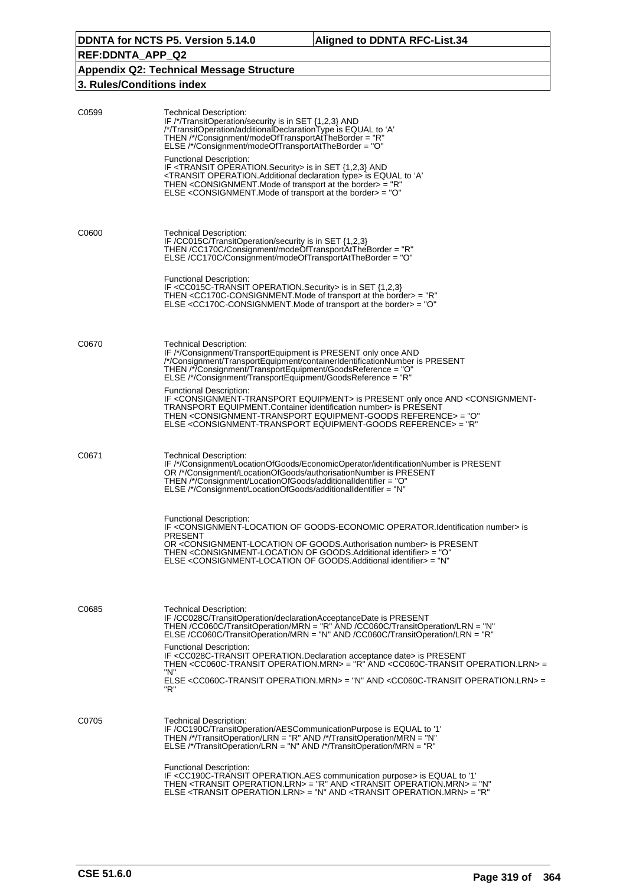| | |
|---|---|
| C0599 | Technical Description:<br>IF /*/TransitOperation/security is in SET {1,2,3} AND<br>/*/TransitOperation/additionalDeclarationType is EQUAL to 'A'<br>THEN /*/Consignment/modeOfTransportAtTheBorder = "R"<br>ELSE /*/Consignment/modeOfTransportAtTheBorder = "O"<br><br>Functional Description:<br>IF <TRANSIT OPERATION.Security> is in SET {1,2,3} AND<br><TRANSIT OPERATION.Additional declaration type> is EQUAL to 'A'<br>THEN <CONSIGNMENT.Mode of transport at the border> = "R"<br>ELSE <CONSIGNMENT.Mode of transport at the border> = "O" |
| C0600 | Technical Description:<br>IF /CC015C/TransitOperation/security is in SET {1,2,3}<br>THEN /CC170C/Consignment/modeOfTransportAtTheBorder = "R"<br>ELSE /CC170C/Consignment/modeOfTransportAtTheBorder = "O"<br><br>Functional Description:<br>IF <CC015C-TRANSIT OPERATION.Security> is in SET {1,2,3}<br>THEN <CC170C-CONSIGNMENT.Mode of transport at the border> = "R"<br>ELSE <CC170C-CONSIGNMENT.Mode of transport at the border> = "O" |
| C0670 | Technical Description:<br>IF /*/Consignment/TransportEquipment is PRESENT only once AND<br>/*/Consignment/TransportEquipment/containerIdentificationNumber is PRESENT<br>THEN /*/Consignment/TransportEquipment/GoodsReference = "O"<br>ELSE /*/Consignment/TransportEquipment/GoodsReference = "R"<br><br>Functional Description:<br>IF <CONSIGNMENT-TRANSPORT EQUIPMENT> is PRESENT only once AND <CONSIGNMENT-TRANSPORT EQUIPMENT.Container identification number> is PRESENT<br>THEN <CONSIGNMENT-TRANSPORT EQUIPMENT-GOODS REFERENCE> = "O"<br>ELSE <CONSIGNMENT-TRANSPORT EQUIPMENT-GOODS REFERENCE> = "R" |
| C0671 | Technical Description:<br>IF /*/Consignment/LocationOfGoods/EconomicOperator/identificationNumber is PRESENT<br>OR /*/Consignment/LocationOfGoods/authorisationNumber is PRESENT<br>THEN /*/Consignment/LocationOfGoods/additionalIdentifier = "O"<br>ELSE /*/Consignment/LocationOfGoods/additionalIdentifier = "N"<br><br>Functional Description:<br>IF <CONSIGNMENT-LOCATION OF GOODS-ECONOMIC OPERATOR.Identification number> is PRESENT<br>OR <CONSIGNMENT-LOCATION OF GOODS.Authorisation number> is PRESENT<br>THEN <CONSIGNMENT-LOCATION OF GOODS.Additional identifier> = "O"<br>ELSE <CONSIGNMENT-LOCATION OF GOODS.Additional identifier> = "N" |
| C0685 | Technical Description:<br>IF /CC028C/TransitOperation/declarationAcceptanceDate is PRESENT<br>THEN /CC060C/TransitOperation/MRN = "R" AND /CC060C/TransitOperation/LRN = "N"<br>ELSE /CC060C/TransitOperation/MRN = "N" AND /CC060C/TransitOperation/LRN = "R"<br><br>Functional Description:<br>IF <CC028C-TRANSIT OPERATION.Declaration acceptance date> is PRESENT<br>THEN <CC060C-TRANSIT OPERATION.MRN> = "R" AND <CC060C-TRANSIT OPERATION.LRN> = "N"<br>ELSE <CC060C-TRANSIT OPERATION.MRN> = "N" AND <CC060C-TRANSIT OPERATION.LRN> = "R" |
| C0705 | Technical Description:<br>IF /CC190C/TransitOperation/AESCommunicationPurpose is EQUAL to '1'<br>THEN /*/TransitOperation/LRN = "R" AND /*/TransitOperation/MRN = "N"<br>ELSE /*/TransitOperation/LRN = "N" AND /*/TransitOperation/MRN = "R"<br><br>Functional Description:<br>IF <CC190C-TRANSIT OPERATION.AES communication purpose> is EQUAL to '1'<br>THEN <TRANSIT OPERATION.LRN> = "R" AND <TRANSIT OPERATION.MRN> = "N"<br>ELSE <TRANSIT OPERATION.LRN> = "N" AND <TRANSIT OPERATION.MRN> = "R" |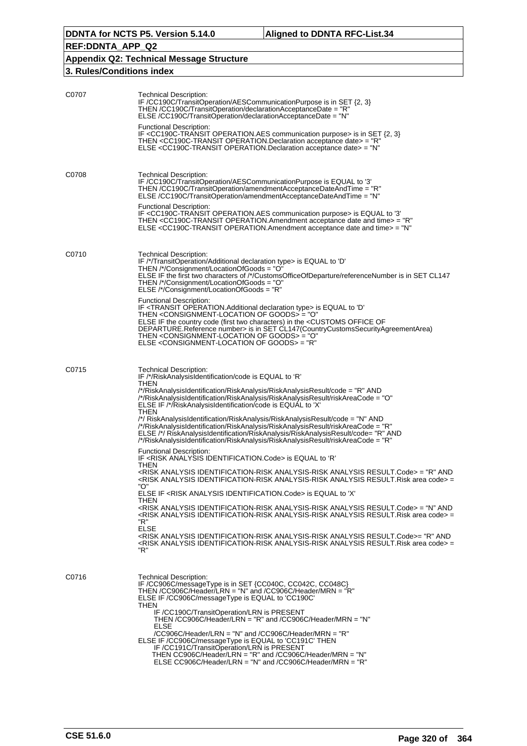| | |
|---|---|
| C0707 | Technical Description:<br>IF /CC190C/TransitOperation/AESCommunicationPurpose is in SET {2, 3}<br>THEN /CC190C/TransitOperation/declarationAcceptanceDate = "R"<br>ELSE /CC190C/TransitOperation/declarationAcceptanceDate = "N"<br><br>Functional Description:<br>IF <CC190C-TRANSIT OPERATION.AES communication purpose> is in SET {2, 3}<br>THEN <CC190C-TRANSIT OPERATION.Declaration acceptance date> = "R"<br>ELSE <CC190C-TRANSIT OPERATION.Declaration acceptance date> = "N" |
| C0708 | Technical Description:<br>IF /CC190C/TransitOperation/AESCommunicationPurpose is EQUAL to '3'<br>THEN /CC190C/TransitOperation/amendmentAcceptanceDateAndTime = "R"<br>ELSE /CC190C/TransitOperation/amendmentAcceptanceDateAndTime = "N"<br><br>Functional Description:<br>IF <CC190C-TRANSIT OPERATION.AES communication purpose> is EQUAL to '3'<br>THEN <CC190C-TRANSIT OPERATION.Amendment acceptance date and time> = "R"<br>ELSE <CC190C-TRANSIT OPERATION.Amendment acceptance date and time> = "N" |
| C0710 | Technical Description:<br>IF /*/TransitOperation/Additional declaration type> is EQUAL to 'D'<br>THEN /*/Consignment/LocationOfGoods = "O"<br>ELSE IF the first two characters of /*/CustomsOfficeOfDeparture/referenceNumber is in SET CL147<br>THEN /*/Consignment/LocationOfGoods = "O"<br>ELSE /*/Consignment/LocationOfGoods = "R"<br><br>Functional Description:<br>IF <TRANSIT OPERATION.Additional declaration type> is EQUAL to 'D'<br>THEN <CONSIGNMENT-LOCATION OF GOODS> = "O"<br>ELSE IF the country code (first two characters) in the <CUSTOMS OFFICE OF DEPARTURE.Reference number> is in SET CL147(CountryCustomsSecurityAgreementArea)<br>THEN <CONSIGNMENT-LOCATION OF GOODS> = "O"<br>ELSE <CONSIGNMENT-LOCATION OF GOODS> = "R" |
| C0715 | Technical Description:<br>IF /*/RiskAnalysisIdentification/code is EQUAL to 'R'<br>THEN<br>/*/RiskAnalysisIdentification/RiskAnalysis/RiskAnalysisResult/code = "R" AND<br>/*/RiskAnalysisIdentification/RiskAnalysis/RiskAnalysisResult/riskAreaCode = "O"<br>ELSE IF /*/RiskAnalysisIdentification/code is EQUAL to 'X'<br>THEN<br>/*/ RiskAnalysisIdentification/RiskAnalysis/RiskAnalysisResult/code = "N" AND<br>/*/RiskAnalysisIdentification/RiskAnalysis/RiskAnalysisResult/riskAreaCode = "R"<br>ELSE /*/ RiskAnalysisIdentification/RiskAnalysis/RiskAnalysisResult/code= "R" AND<br>/*/RiskAnalysisIdentification/RiskAnalysis/RiskAnalysisResult/riskAreaCode = "R"<br><br>Functional Description:<br>IF <RISK ANALYSIS IDENTIFICATION.Code> is EQUAL to 'R'<br>THEN<br><RISK ANALYSIS IDENTIFICATION-RISK ANALYSIS-RISK ANALYSIS RESULT.Code> = "R" AND<br><RISK ANALYSIS IDENTIFICATION-RISK ANALYSIS-RISK ANALYSIS RESULT.Risk area code> = "O"<br>ELSE IF <RISK ANALYSIS IDENTIFICATION.Code> is EQUAL to 'X'<br>THEN<br><RISK ANALYSIS IDENTIFICATION-RISK ANALYSIS-RISK ANALYSIS RESULT.Code> = "N" AND<br><RISK ANALYSIS IDENTIFICATION-RISK ANALYSIS-RISK ANALYSIS RESULT.Risk area code> = "R"<br>ELSE<br><RISK ANALYSIS IDENTIFICATION-RISK ANALYSIS-RISK ANALYSIS RESULT.Code>= "R" AND<br><RISK ANALYSIS IDENTIFICATION-RISK ANALYSIS-RISK ANALYSIS RESULT.Risk area code> = "R" |
| C0716 | Technical Description:<br>IF /CC906C/messageType is in SET {CC040C, CC042C, CC048C}<br>THEN /CC906C/Header/LRN = "N" and /CC906C/Header/MRN = "R"<br>ELSE IF /CC906C/messageType is EQUAL to 'CC190C'<br>THEN<br>IF /CC190C/TransitOperation/LRN is PRESENT<br>THEN /CC906C/Header/LRN = "R" and /CC906C/Header/MRN = "N"<br>ELSE<br>/CC906C/Header/LRN = "N" and /CC906C/Header/MRN = "R"<br>ELSE IF /CC906C/messageType is EQUAL to 'CC191C' THEN<br>IF /CC191C/TransitOperation/LRN is PRESENT<br>THEN CC906C/Header/LRN = "R" and /CC906C/Header/MRN = "N"<br>ELSE CC906C/Header/LRN = "N" and /CC906C/Header/MRN = "R" |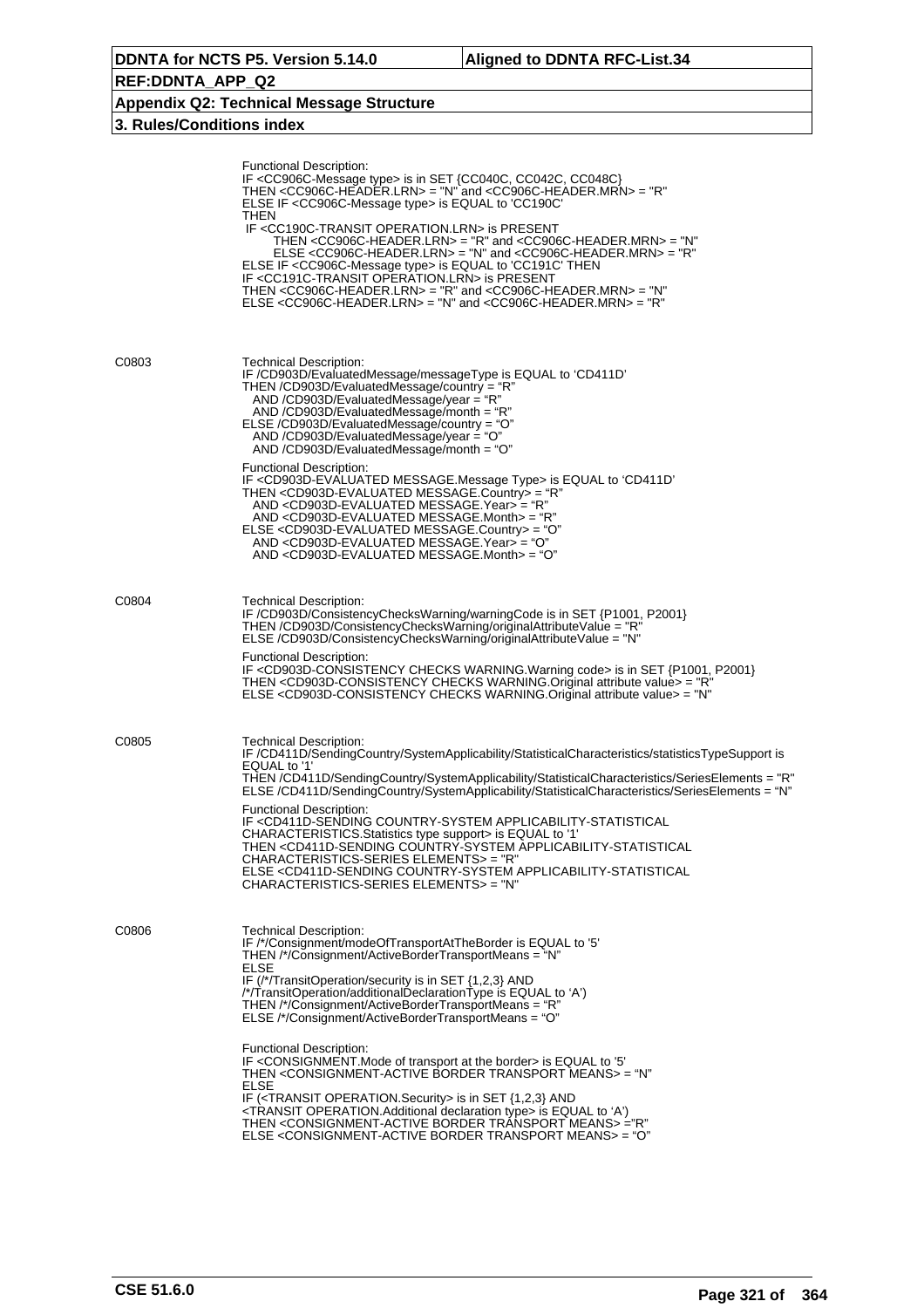Functional Description:
IF <CC906C-Message type> is in SET {CC040C, CC042C, CC048C}
THEN <CC906C-HEADER.LRN> = "N" and <CC906C-HEADER.MRN> = "R"
ELSE IF <CC906C-Message type> is EQUAL to 'CC190C'
THEN
IF <CC190C-TRANSIT OPERATION.LRN> is PRESENT
THEN <CC906C-HEADER.LRN> = "R" and <CC906C-HEADER.MRN> = "N"
ELSE <CC906C-HEADER.LRN> = "N" and <CC906C-HEADER.MRN> = "R"
ELSE IF <CC906C-Message type> is EQUAL to 'CC191C' THEN
IF <CC191C-TRANSIT OPERATION.LRN> is PRESENT
THEN <CC906C-HEADER.LRN> = "R" and <CC906C-HEADER.MRN> = "N"
ELSE <CC906C-HEADER.LRN> = "N" and <CC906C-HEADER.MRN> = "R"

C0803

Technical Description:
IF /CD903D/EvaluatedMessage/messageType is EQUAL to 'CD411D'
THEN /CD903D/EvaluatedMessage/country = "R"
AND /CD903D/EvaluatedMessage/year = "R"
AND /CD903D/EvaluatedMessage/month = "R"
ELSE /CD903D/EvaluatedMessage/country = "O"
AND /CD903D/EvaluatedMessage/year = "O"
AND /CD903D/EvaluatedMessage/month = "O"

Functional Description:
IF <CD903D-EVALUATED MESSAGE.Message Type> is EQUAL to 'CD411D'
THEN <CD903D-EVALUATED MESSAGE.Country> = "R"
AND <CD903D-EVALUATED MESSAGE.Year> = "R"
AND <CD903D-EVALUATED MESSAGE.Month> = "R"
ELSE <CD903D-EVALUATED MESSAGE.Country> = "O"
AND <CD903D-EVALUATED MESSAGE.Year> = "O"
AND <CD903D-EVALUATED MESSAGE.Month> = "O"

C0804

Technical Description:
IF /CD903D/ConsistencyChecksWarning/warningCode is in SET {P1001, P2001}
THEN /CD903D/ConsistencyChecksWarning/originalAttributeValue = "R"
ELSE /CD903D/ConsistencyChecksWarning/originalAttributeValue = "N"

Functional Description:
IF <CD903D-CONSISTENCY CHECKS WARNING.Warning code> is in SET {P1001, P2001}
THEN <CD903D-CONSISTENCY CHECKS WARNING.Original attribute value> = "R"
ELSE <CD903D-CONSISTENCY CHECKS WARNING.Original attribute value> = "N"

C0805

Technical Description:
IF /CD411D/SendingCountry/SystemApplicability/StatisticalCharacteristics/statisticsTypeSupport is EQUAL to '1'
THEN /CD411D/SendingCountry/SystemApplicability/StatisticalCharacteristics/SeriesElements = "R"
ELSE /CD411D/SendingCountry/SystemApplicability/StatisticalCharacteristics/SeriesElements = "N"

Functional Description:
IF <CD411D-SENDING COUNTRY-SYSTEM APPLICABILITY-STATISTICAL CHARACTERISTICS.Statistics type support> is EQUAL to '1'
THEN <CD411D-SENDING COUNTRY-SYSTEM APPLICABILITY-STATISTICAL CHARACTERISTICS-SERIES ELEMENTS> = "R"
ELSE <CD411D-SENDING COUNTRY-SYSTEM APPLICABILITY-STATISTICAL CHARACTERISTICS-SERIES ELEMENTS> = "N"

C0806

Technical Description:
IF /*/Consignment/modeOfTransportAtTheBorder is EQUAL to '5'
THEN /*/Consignment/ActiveBorderTransportMeans = "N"
ELSE
IF (/*/TransitOperation/security is in SET {1,2,3} AND
/*/TransitOperation/additionalDeclarationType is EQUAL to 'A')
THEN /*/Consignment/ActiveBorderTransportMeans = "R"
ELSE /*/Consignment/ActiveBorderTransportMeans = "O"

Functional Description:
IF <CONSIGNMENT.Mode of transport at the border> is EQUAL to '5'
THEN <CONSIGNMENT-ACTIVE BORDER TRANSPORT MEANS> = "N"
ELSE
IF (<TRANSIT OPERATION.Security> is in SET {1,2,3} AND
<TRANSIT OPERATION.Additional declaration type> is EQUAL to 'A')
THEN <CONSIGNMENT-ACTIVE BORDER TRANSPORT MEANS> ="R"
ELSE <CONSIGNMENT-ACTIVE BORDER TRANSPORT MEANS> = "O"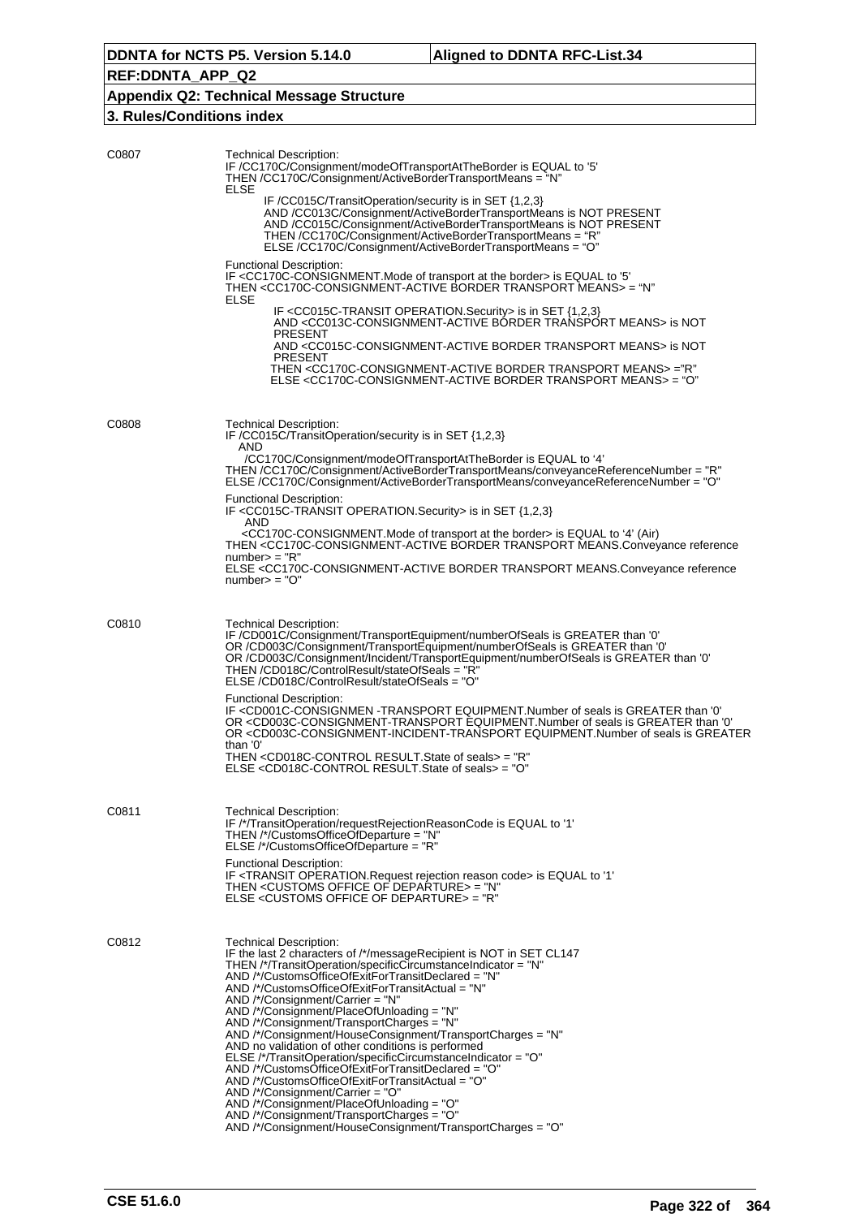C0807

Technical Description:
IF /CC170C/Consignment/modeOfTransportAtTheBorder is EQUAL to '5'
THEN /CC170C/Consignment/ActiveBorderTransportMeans = "N"
ELSE
 IF /CC015C/TransitOperation/security is in SET {1,2,3}
 AND /CC013C/Consignment/ActiveBorderTransportMeans is NOT PRESENT
 AND /CC015C/Consignment/ActiveBorderTransportMeans is NOT PRESENT
 THEN /CC170C/Consignment/ActiveBorderTransportMeans = "R"
 ELSE /CC170C/Consignment/ActiveBorderTransportMeans = "O"

Functional Description:
IF <CC170C-CONSIGNMENT.Mode of transport at the border> is EQUAL to '5'
THEN <CC170C-CONSIGNMENT-ACTIVE BORDER TRANSPORT MEANS> = "N"
ELSE
 IF <CC015C-TRANSIT OPERATION.Security> is in SET {1,2,3}
 AND <CC013C-CONSIGNMENT-ACTIVE BORDER TRANSPORT MEANS> is NOT PRESENT
 AND <CC015C-CONSIGNMENT-ACTIVE BORDER TRANSPORT MEANS> is NOT PRESENT
 THEN <CC170C-CONSIGNMENT-ACTIVE BORDER TRANSPORT MEANS> ="R"
 ELSE <CC170C-CONSIGNMENT-ACTIVE BORDER TRANSPORT MEANS> = "O"

C0808

Technical Description:
IF /CC015C/TransitOperation/security is in SET {1,2,3}
 AND
 /CC170C/Consignment/modeOfTransportAtTheBorder is EQUAL to '4'
THEN /CC170C/Consignment/ActiveBorderTransportMeans/conveyanceReferenceNumber = "R"
ELSE /CC170C/Consignment/ActiveBorderTransportMeans/conveyanceReferenceNumber = "O"

Functional Description:
IF <CC015C-TRANSIT OPERATION.Security> is in SET {1,2,3}
 AND
 <CC170C-CONSIGNMENT.Mode of transport at the border> is EQUAL to '4' (Air)
THEN <CC170C-CONSIGNMENT-ACTIVE BORDER TRANSPORT MEANS.Conveyance reference number> = "R"
ELSE <CC170C-CONSIGNMENT-ACTIVE BORDER TRANSPORT MEANS.Conveyance reference number> = "O"

C0810

Technical Description:
IF /CD001C/Consignment/TransportEquipment/numberOfSeals is GREATER than '0'
OR /CD003C/Consignment/TransportEquipment/numberOfSeals is GREATER than '0'
OR /CD003C/Consignment/Incident/TransportEquipment/numberOfSeals is GREATER than '0'
THEN /CD018C/ControlResult/stateOfSeals = "R"
ELSE /CD018C/ControlResult/stateOfSeals = "O"

Functional Description:
IF <CD001C-CONSIGNMEN -TRANSPORT EQUIPMENT.Number of seals is GREATER than '0'
OR <CD003C-CONSIGNMENT-TRANSPORT EQUIPMENT.Number of seals is GREATER than '0'
OR <CD003C-CONSIGNMENT-INCIDENT-TRANSPORT EQUIPMENT.Number of seals is GREATER than '0'
THEN <CD018C-CONTROL RESULT.State of seals> = "R"
ELSE <CD018C-CONTROL RESULT.State of seals> = "O"

C0811

Technical Description:
IF /*/TransitOperation/requestRejectionReasonCode is EQUAL to '1'
THEN /*/CustomsOfficeOfDeparture = "N"
ELSE /*/CustomsOfficeOfDeparture = "R"

Functional Description:
IF <TRANSIT OPERATION.Request rejection reason code> is EQUAL to '1'
THEN <CUSTOMS OFFICE OF DEPARTURE> = "N"
ELSE <CUSTOMS OFFICE OF DEPARTURE> = "R"

C0812

Technical Description:
IF the last 2 characters of /*/messageRecipient is NOT in SET CL147
THEN /*/TransitOperation/specificCircumstanceIndicator = "N"
AND /*/CustomsOfficeOfExitForTransitDeclared = "N"
AND /*/CustomsOfficeOfExitForTransitActual = "N"
AND /*/Consignment/Carrier = "N"
AND /*/Consignment/PlaceOfUnloading = "N"
AND /*/Consignment/TransportCharges = "N"
AND /*/Consignment/HouseConsignment/TransportCharges = "N"
AND no validation of other conditions is performed
ELSE /*/TransitOperation/specificCircumstanceIndicator = "O"
AND /*/CustomsOfficeOfExitForTransitDeclared = "O"
AND /*/CustomsOfficeOfExitForTransitActual = "O"
AND /*/Consignment/Carrier = "O"
AND /*/Consignment/PlaceOfUnloading = "O"
AND /*/Consignment/TransportCharges = "O"
AND /*/Consignment/HouseConsignment/TransportCharges = "O"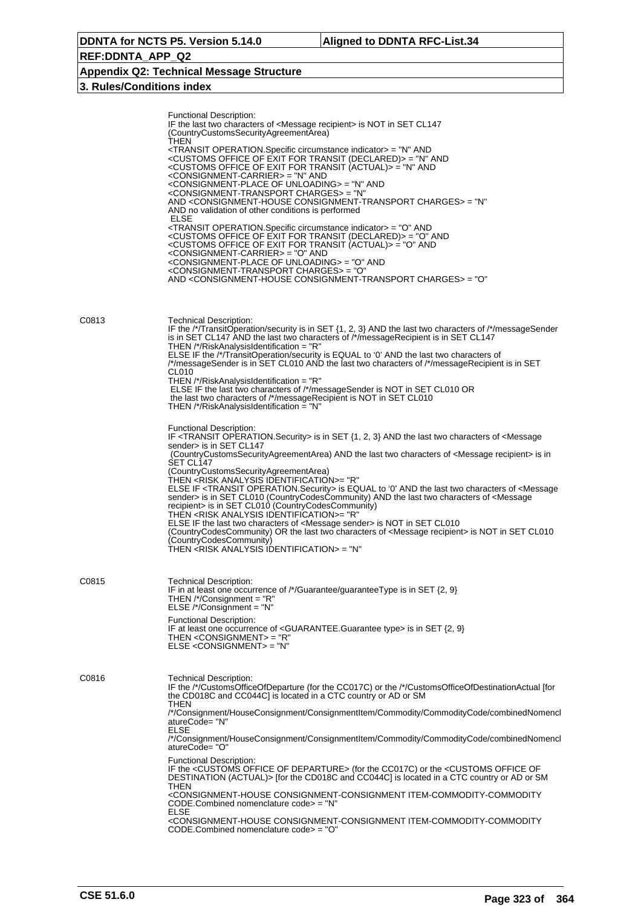Functional Description:
IF the last two characters of <Message recipient> is NOT in SET CL147 (CountryCustomsSecurityAgreementArea)
THEN
<TRANSIT OPERATION.Specific circumstance indicator> = "N" AND
<CUSTOMS OFFICE OF EXIT FOR TRANSIT (DECLARED)> = "N" AND
<CUSTOMS OFFICE OF EXIT FOR TRANSIT (ACTUAL)> = "N" AND
<CONSIGNMENT-CARRIER> = "N" AND
<CONSIGNMENT-PLACE OF UNLOADING> = "N" AND
<CONSIGNMENT-TRANSPORT CHARGES> = "N"
AND <CONSIGNMENT-HOUSE CONSIGNMENT-TRANSPORT CHARGES> = "N"
AND no validation of other conditions is performed
ELSE
<TRANSIT OPERATION.Specific circumstance indicator> = "O" AND
<CUSTOMS OFFICE OF EXIT FOR TRANSIT (DECLARED)> = "O" AND
<CUSTOMS OFFICE OF EXIT FOR TRANSIT (ACTUAL)> = "O" AND
<CONSIGNMENT-CARRIER> = "O" AND
<CONSIGNMENT-PLACE OF UNLOADING> = "O" AND
<CONSIGNMENT-TRANSPORT CHARGES> = "O"
AND <CONSIGNMENT-HOUSE CONSIGNMENT-TRANSPORT CHARGES> = "O"

**C0813**

Technical Description:
IF the /*/TransitOperation/security is in SET {1, 2, 3} AND the last two characters of /*/messageSender is in SET CL147 AND the last two characters of /*/messageRecipient is in SET CL147
THEN /*/RiskAnalysisIdentification = "R"
ELSE IF the /*/TransitOperation/security is EQUAL to '0' AND the last two characters of /*/messageSender is in SET CL010 AND the last two characters of /*/messageRecipient is in SET CL010
THEN /*/RiskAnalysisIdentification = "R"
ELSE IF the last two characters of /*/messageSender is NOT in SET CL010 OR the last two characters of /*/messageRecipient is NOT in SET CL010
THEN /*/RiskAnalysisIdentification = "N"

Functional Description:
IF <TRANSIT OPERATION.Security> is in SET {1, 2, 3} AND the last two characters of <Message sender> is in SET CL147
(CountryCustomsSecurityAgreementArea) AND the last two characters of <Message recipient> is in SET CL147
(CountryCustomsSecurityAgreementArea)
THEN <RISK ANALYSIS IDENTIFICATION>= "R"
ELSE IF <TRANSIT OPERATION.Security> is EQUAL to '0' AND the last two characters of <Message sender> is in SET CL010 (CountryCodesCommunity) AND the last two characters of <Message recipient> is in SET CL010 (CountryCodesCommunity)
THEN <RISK ANALYSIS IDENTIFICATION>= "R"
ELSE IF the last two characters of <Message sender> is NOT in SET CL010 (CountryCodesCommunity) OR the last two characters of <Message recipient> is NOT in SET CL010 (CountryCodesCommunity)
THEN <RISK ANALYSIS IDENTIFICATION> = "N"

**C0815**

Technical Description:
IF in at least one occurrence of /*/Guarantee/guaranteeType is in SET {2, 9}
THEN /*/Consignment = "R"
ELSE /*/Consignment = "N"

Functional Description:
IF at least one occurrence of <GUARANTEE.Guarantee type> is in SET {2, 9}
THEN <CONSIGNMENT> = "R"
ELSE <CONSIGNMENT> = "N"

**C0816**

Technical Description:
IF the /*/CustomsOfficeOfDeparture (for the CC017C) or the /*/CustomsOfficeOfDestinationActual [for the CD018C and CC044C] is located in a CTC country or AD or SM
THEN
/*/Consignment/HouseConsignment/ConsignmentItem/Commodity/CommodityCode/combinedNomenclatureCode= "N"
ELSE
/*/Consignment/HouseConsignment/ConsignmentItem/Commodity/CommodityCode/combinedNomenclatureCode= "O"

Functional Description:
IF the <CUSTOMS OFFICE OF DEPARTURE> (for the CC017C) or the <CUSTOMS OFFICE OF DESTINATION (ACTUAL)> [for the CD018C and CC044C] is located in a CTC country or AD or SM
THEN
<CONSIGNMENT-HOUSE CONSIGNMENT-CONSIGNMENT ITEM-COMMODITY-COMMODITY CODE.Combined nomenclature code> = "N"
ELSE
<CONSIGNMENT-HOUSE CONSIGNMENT-CONSIGNMENT ITEM-COMMODITY-COMMODITY CODE.Combined nomenclature code> = "O"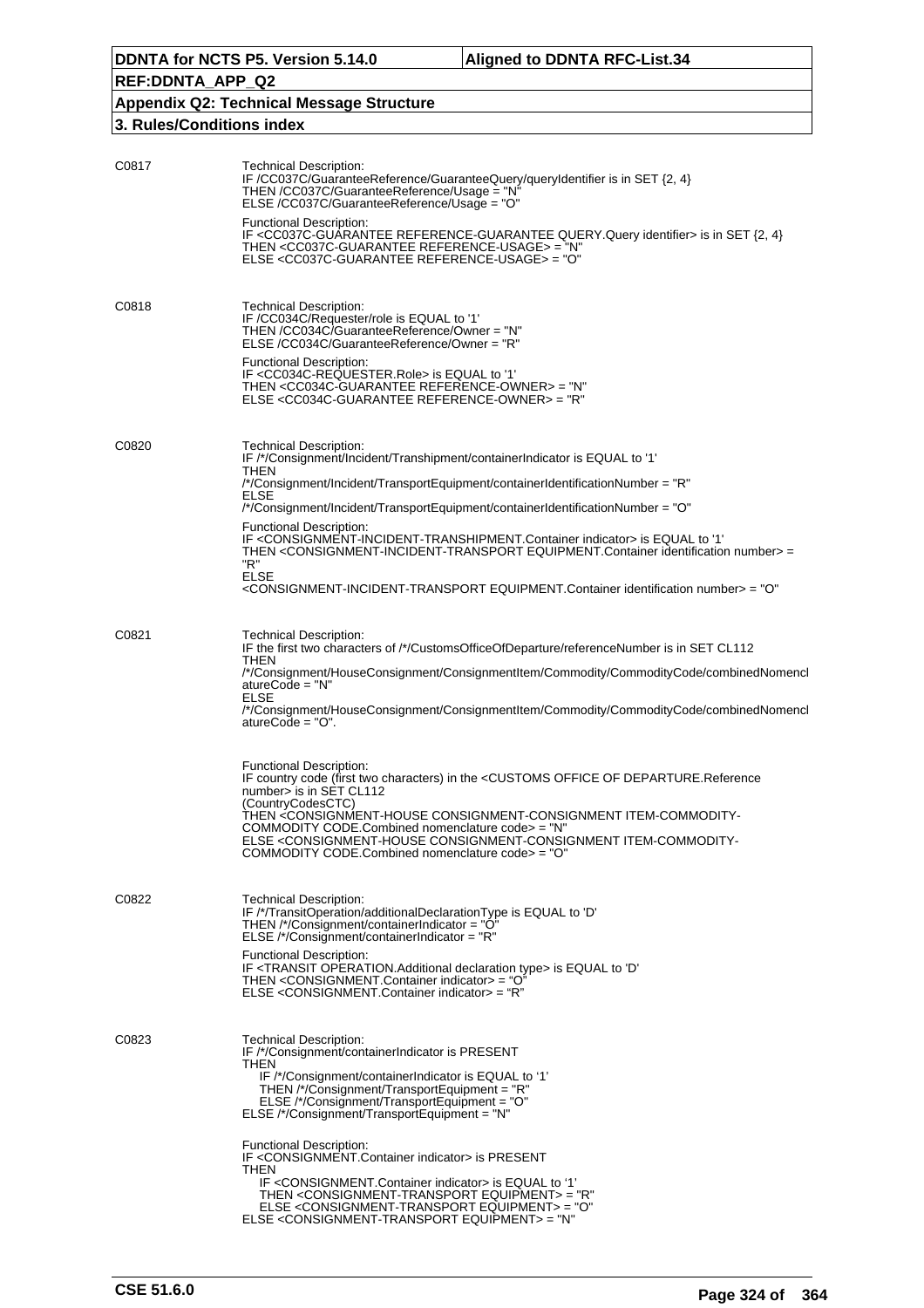C0817

Technical Description:
IF /CC037C/GuaranteeReference/GuaranteeQuery/queryIdentifier is in SET {2, 4}
THEN /CC037C/GuaranteeReference/Usage = "N"
ELSE /CC037C/GuaranteeReference/Usage = "O"

Functional Description:
IF <CC037C-GUARANTEE REFERENCE-GUARANTEE QUERY.Query identifier> is in SET {2, 4}
THEN <CC037C-GUARANTEE REFERENCE-USAGE> = "N"
ELSE <CC037C-GUARANTEE REFERENCE-USAGE> = "O"

C0818

Technical Description:
IF /CC034C/Requester/role is EQUAL to '1'
THEN /CC034C/GuaranteeReference/Owner = "N"
ELSE /CC034C/GuaranteeReference/Owner = "R"

Functional Description:
IF <CC034C-REQUESTER.Role> is EQUAL to '1'
THEN <CC034C-GUARANTEE REFERENCE-OWNER> = "N"
ELSE <CC034C-GUARANTEE REFERENCE-OWNER> = "R"

C0820

Technical Description:
IF /*/Consignment/Incident/Transhipment/containerIndicator is EQUAL to '1'
THEN
/*/Consignment/Incident/TransportEquipment/containerIdentificationNumber = "R"
ELSE
/*/Consignment/Incident/TransportEquipment/containerIdentificationNumber = "O"

Functional Description:
IF <CONSIGNMENT-INCIDENT-TRANSHIPMENT.Container indicator> is EQUAL to '1'
THEN <CONSIGNMENT-INCIDENT-TRANSPORT EQUIPMENT.Container identification number> = "R"
ELSE
<CONSIGNMENT-INCIDENT-TRANSPORT EQUIPMENT.Container identification number> = "O"

C0821

Technical Description:
IF the first two characters of /*/CustomsOfficeOfDeparture/referenceNumber is in SET CL112
THEN
/*/Consignment/HouseConsignment/ConsignmentItem/Commodity/CommodityCode/combinedNomenclatureCode = "N"
ELSE
/*/Consignment/HouseConsignment/ConsignmentItem/Commodity/CommodityCode/combinedNomenclatureCode = "O".

Functional Description:
IF country code (first two characters) in the <CUSTOMS OFFICE OF DEPARTURE.Reference number> is in SET CL112
(CountryCodesCTC)
THEN <CONSIGNMENT-HOUSE CONSIGNMENT-CONSIGNMENT ITEM-COMMODITY-COMMODITY CODE.Combined nomenclature code> = "N"
ELSE <CONSIGNMENT-HOUSE CONSIGNMENT-CONSIGNMENT ITEM-COMMODITY-COMMODITY CODE.Combined nomenclature code> = "O"

C0822

Technical Description:
IF /*/TransitOperation/additionalDeclarationType is EQUAL to 'D'
THEN /*/Consignment/containerIndicator = "O"
ELSE /*/Consignment/containerIndicator = "R"

Functional Description:
IF <TRANSIT OPERATION.Additional declaration type> is EQUAL to 'D'
THEN <CONSIGNMENT.Container indicator> = "O"
ELSE <CONSIGNMENT.Container indicator> = "R"

C0823

Technical Description:
IF /*/Consignment/containerIndicator is PRESENT
THEN
    IF /*/Consignment/containerIndicator is EQUAL to '1'
    THEN /*/Consignment/TransportEquipment = "R"
    ELSE /*/Consignment/TransportEquipment = "O"
ELSE /*/Consignment/TransportEquipment = "N"

Functional Description:
IF <CONSIGNMENT.Container indicator> is PRESENT
THEN
    IF <CONSIGNMENT.Container indicator> is EQUAL to '1'
    THEN <CONSIGNMENT-TRANSPORT EQUIPMENT> = "R"
    ELSE <CONSIGNMENT-TRANSPORT EQUIPMENT> = "O"
ELSE <CONSIGNMENT-TRANSPORT EQUIPMENT> = "N"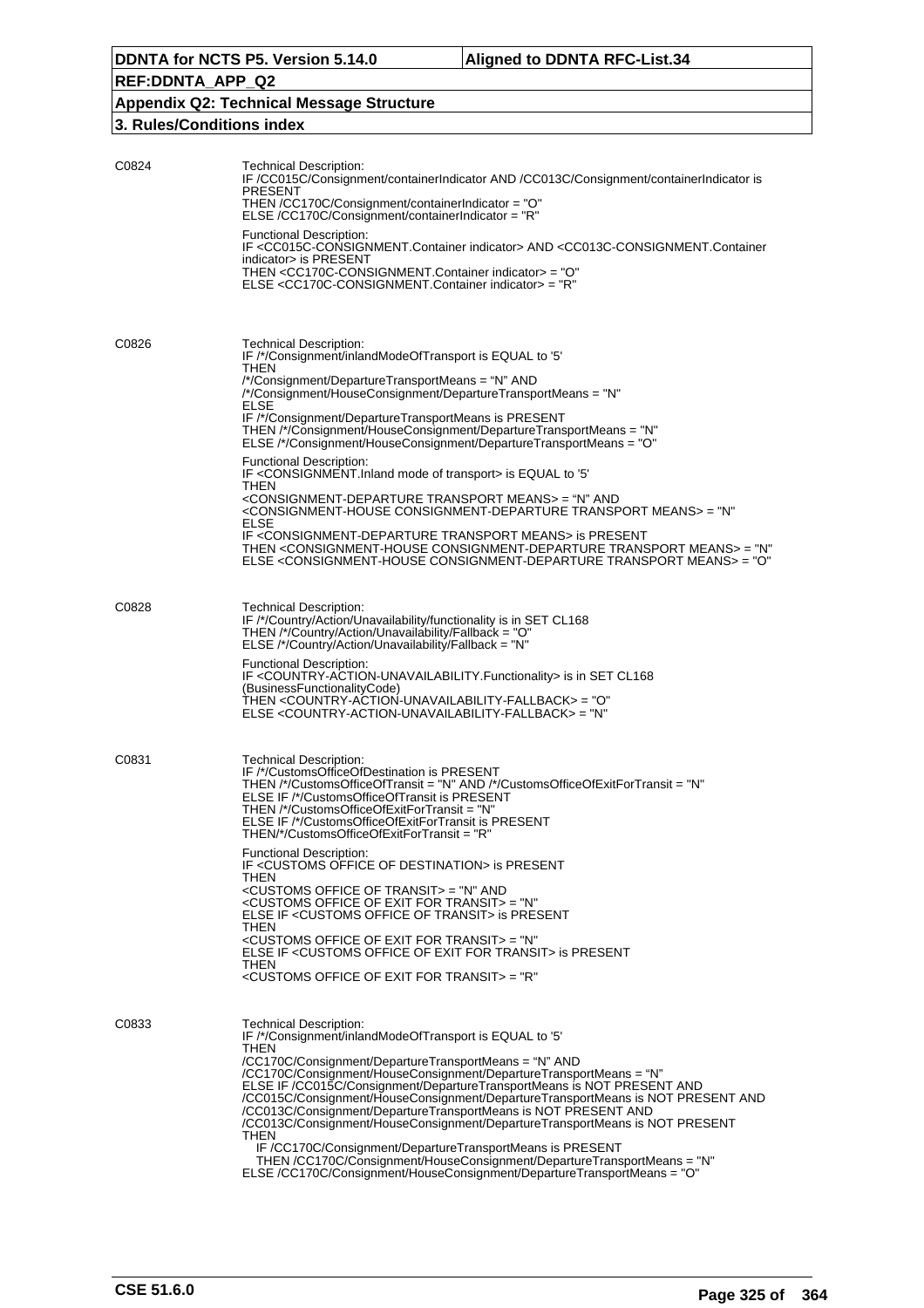| | |
|---|---|
| C0824 | Technical Description:<br>IF /CC015C/Consignment/containerIndicator AND /CC013C/Consignment/containerIndicator is PRESENT<br>THEN /CC170C/Consignment/containerIndicator = "O"<br>ELSE /CC170C/Consignment/containerIndicator = "R"<br><br>Functional Description:<br>IF <CC015C-CONSIGNMENT.Container indicator> AND <CC013C-CONSIGNMENT.Container indicator> is PRESENT<br>THEN <CC170C-CONSIGNMENT.Container indicator> = "O"<br>ELSE <CC170C-CONSIGNMENT.Container indicator> = "R" |
| C0826 | Technical Description:<br>IF /*/Consignment/inlandModeOfTransport is EQUAL to '5'<br>THEN<br>/*/Consignment/DepartureTransportMeans = "N" AND<br>/*/Consignment/HouseConsignment/DepartureTransportMeans = "N"<br>ELSE<br>IF /*/Consignment/DepartureTransportMeans is PRESENT<br>THEN /*/Consignment/HouseConsignment/DepartureTransportMeans = "N"<br>ELSE /*/Consignment/HouseConsignment/DepartureTransportMeans = "O"<br><br>Functional Description:<br>IF <CONSIGNMENT.Inland mode of transport> is EQUAL to '5'<br>THEN<br><CONSIGNMENT-DEPARTURE TRANSPORT MEANS> = "N" AND<br><CONSIGNMENT-HOUSE CONSIGNMENT-DEPARTURE TRANSPORT MEANS> = "N"<br>ELSE<br>IF <CONSIGNMENT-DEPARTURE TRANSPORT MEANS> is PRESENT<br>THEN <CONSIGNMENT-HOUSE CONSIGNMENT-DEPARTURE TRANSPORT MEANS> = "N"<br>ELSE <CONSIGNMENT-HOUSE CONSIGNMENT-DEPARTURE TRANSPORT MEANS> = "O" |
| C0828 | Technical Description:<br>IF /*/Country/Action/Unavailability/functionality is in SET CL168<br>THEN /*/Country/Action/Unavailability/Fallback = "O"<br>ELSE /*/Country/Action/Unavailability/Fallback = "N"<br><br>Functional Description:<br>IF <COUNTRY-ACTION-UNAVAILABILITY.Functionality> is in SET CL168 (BusinessFunctionalityCode)<br>THEN <COUNTRY-ACTION-UNAVAILABILITY-FALLBACK> = "O"<br>ELSE <COUNTRY-ACTION-UNAVAILABILITY-FALLBACK> = "N" |
| C0831 | Technical Description:<br>IF /*/CustomsOfficeOfDestination is PRESENT<br>THEN /*/CustomsOfficeOfTransit = "N" AND /*/CustomsOfficeOfExitForTransit = "N"<br>ELSE IF /*/CustomsOfficeOfTransit is PRESENT<br>THEN /*/CustomsOfficeOfExitForTransit = "N"<br>ELSE IF /*/CustomsOfficeOfExitForTransit is PRESENT<br>THEN/*/CustomsOfficeOfExitForTransit = "R"<br><br>Functional Description:<br>IF <CUSTOMS OFFICE OF DESTINATION> is PRESENT<br>THEN<br><CUSTOMS OFFICE OF TRANSIT> = "N" AND<br><CUSTOMS OFFICE OF EXIT FOR TRANSIT> = "N"<br>ELSE IF <CUSTOMS OFFICE OF TRANSIT> is PRESENT<br>THEN<br><CUSTOMS OFFICE OF EXIT FOR TRANSIT> = "N"<br>ELSE IF <CUSTOMS OFFICE OF EXIT FOR TRANSIT> is PRESENT<br>THEN<br><CUSTOMS OFFICE OF EXIT FOR TRANSIT> = "R" |
| C0833 | Technical Description:<br>IF /*/Consignment/inlandModeOfTransport is EQUAL to '5'<br>THEN<br>/CC170C/Consignment/DepartureTransportMeans = "N" AND<br>/CC170C/Consignment/HouseConsignment/DepartureTransportMeans = "N"<br>ELSE IF /CC015C/Consignment/DepartureTransportMeans is NOT PRESENT AND<br>/CC015C/Consignment/HouseConsignment/DepartureTransportMeans is NOT PRESENT AND<br>/CC013C/Consignment/DepartureTransportMeans is NOT PRESENT AND<br>/CC013C/Consignment/HouseConsignment/DepartureTransportMeans is NOT PRESENT<br>THEN<br>IF /CC170C/Consignment/DepartureTransportMeans is PRESENT<br>THEN /CC170C/Consignment/HouseConsignment/DepartureTransportMeans = "N"<br>ELSE /CC170C/Consignment/HouseConsignment/DepartureTransportMeans = "O" |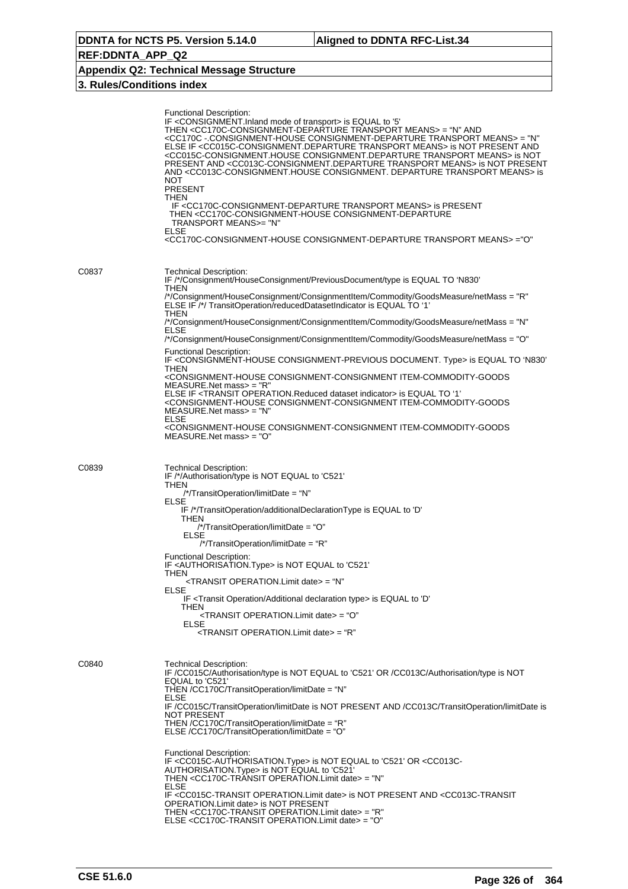Functional Description:
IF <CONSIGNMENT.Inland mode of transport> is EQUAL to '5'
THEN <CC170C-CONSIGNMENT-DEPARTURE TRANSPORT MEANS> = "N" AND
<CC170C -.CONSIGNMENT-HOUSE CONSIGNMENT-DEPARTURE TRANSPORT MEANS> = "N"
ELSE IF <CC015C-CONSIGNMENT.DEPARTURE TRANSPORT MEANS> is NOT PRESENT AND
<CC015C-CONSIGNMENT.HOUSE CONSIGNMENT.DEPARTURE TRANSPORT MEANS> is NOT PRESENT AND <CC013C-CONSIGNMENT.DEPARTURE TRANSPORT MEANS> is NOT PRESENT AND <CC013C-CONSIGNMENT.HOUSE CONSIGNMENT. DEPARTURE TRANSPORT MEANS> is NOT
PRESENT
THEN
IF <CC170C-CONSIGNMENT-DEPARTURE TRANSPORT MEANS> is PRESENT
THEN <CC170C-CONSIGNMENT-HOUSE CONSIGNMENT-DEPARTURE
TRANSPORT MEANS>= "N"
ELSE
<CC170C-CONSIGNMENT-HOUSE CONSIGNMENT-DEPARTURE TRANSPORT MEANS> ="O"

**C0837**

Technical Description:
IF /*/Consignment/HouseConsignment/PreviousDocument/type is EQUAL TO 'N830'
THEN
/*/Consignment/HouseConsignment/ConsignmentItem/Commodity/GoodsMeasure/netMass = "R"
ELSE IF /*/ TransitOperation/reducedDatasetIndicator is EQUAL TO '1'
THEN
/*/Consignment/HouseConsignment/ConsignmentItem/Commodity/GoodsMeasure/netMass = "N"
ELSE
/*/Consignment/HouseConsignment/ConsignmentItem/Commodity/GoodsMeasure/netMass = "O"

Functional Description:
IF <CONSIGNMENT-HOUSE CONSIGNMENT-PREVIOUS DOCUMENT. Type> is EQUAL TO 'N830'
THEN
<CONSIGNMENT-HOUSE CONSIGNMENT-CONSIGNMENT ITEM-COMMODITY-GOODS MEASURE.Net mass> = "R"
ELSE IF <TRANSIT OPERATION.Reduced dataset indicator> is EQUAL TO '1'
<CONSIGNMENT-HOUSE CONSIGNMENT-CONSIGNMENT ITEM-COMMODITY-GOODS MEASURE.Net mass> = "N"
ELSE
<CONSIGNMENT-HOUSE CONSIGNMENT-CONSIGNMENT ITEM-COMMODITY-GOODS MEASURE.Net mass> = "O"

**C0839**

Technical Description:
IF /*/Authorisation/type is NOT EQUAL to 'C521'
THEN
/*/TransitOperation/limitDate = "N"
ELSE
IF /*/TransitOperation/additionalDeclarationType is EQUAL to 'D'
THEN
/*/TransitOperation/limitDate = "O"
ELSE
/*/TransitOperation/limitDate = "R"

Functional Description:
IF <AUTHORISATION.Type> is NOT EQUAL to 'C521'
THEN
<TRANSIT OPERATION.Limit date> = "N"
ELSE
IF <Transit Operation/Additional declaration type> is EQUAL to 'D'
THEN
<TRANSIT OPERATION.Limit date> = "O"
ELSE
<TRANSIT OPERATION.Limit date> = "R"

**C0840**

Technical Description:
IF /CC015C/Authorisation/type is NOT EQUAL to 'C521' OR /CC013C/Authorisation/type is NOT EQUAL to 'C521'
THEN /CC170C/TransitOperation/limitDate = "N"
ELSE
IF /CC015C/TransitOperation/limitDate is NOT PRESENT AND /CC013C/TransitOperation/limitDate is NOT PRESENT
THEN /CC170C/TransitOperation/limitDate = "R"
ELSE /CC170C/TransitOperation/limitDate = "O"

Functional Description:
IF <CC015C-AUTHORISATION.Type> is NOT EQUAL to 'C521' OR <CC013C-AUTHORISATION.Type> is NOT EQUAL to 'C521'
THEN <CC170C-TRANSIT OPERATION.Limit date> = "N"
ELSE
IF <CC015C-TRANSIT OPERATION.Limit date> is NOT PRESENT AND <CC013C-TRANSIT OPERATION.Limit date> is NOT PRESENT
THEN <CC170C-TRANSIT OPERATION.Limit date> = "R"
ELSE <CC170C-TRANSIT OPERATION.Limit date> = "O"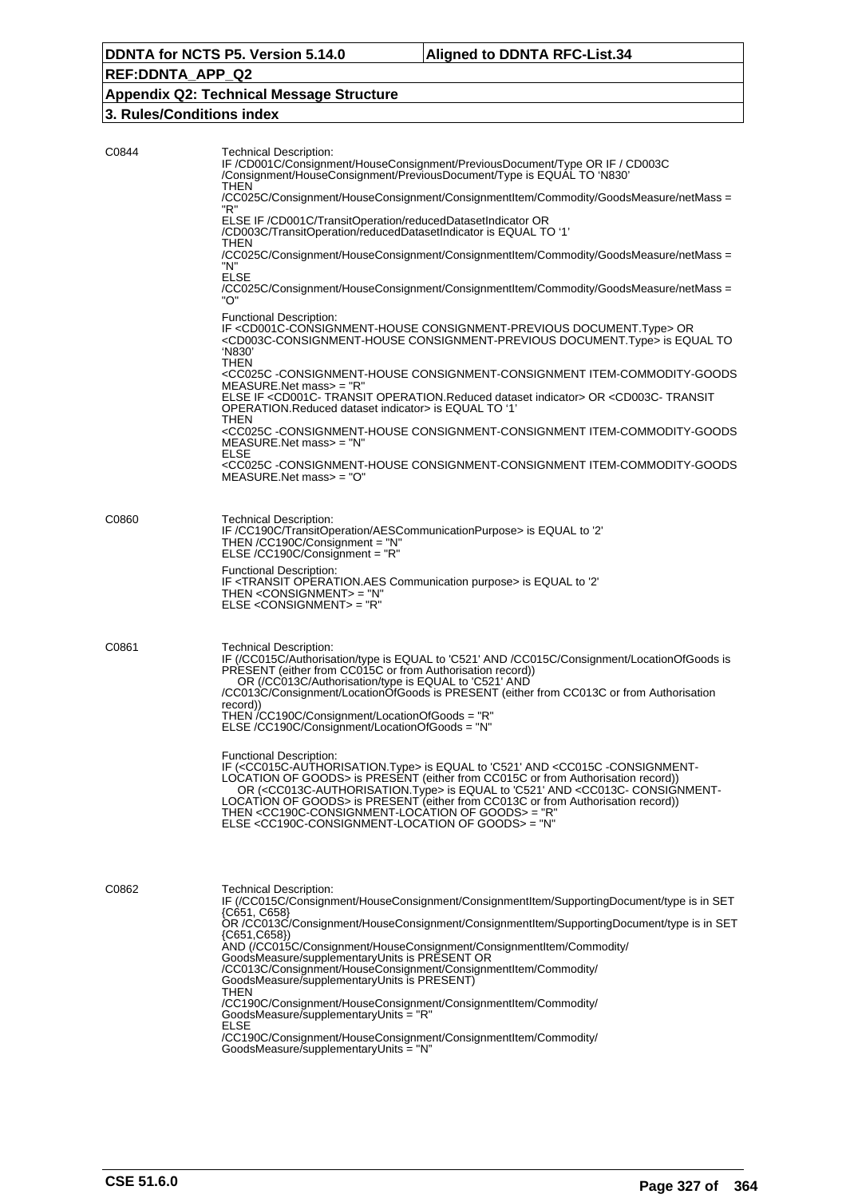| | |
|---|---|
| C0844 | Technical Description:<br>IF /CD001C/Consignment/HouseConsignment/PreviousDocument/Type OR IF / CD003C /Consignment/HouseConsignment/PreviousDocument/Type is EQUAL TO 'N830'<br>THEN<br>/CC025C/Consignment/HouseConsignment/ConsignmentItem/Commodity/GoodsMeasure/netMass = "R"<br>ELSE IF /CD001C/TransitOperation/reducedDatasetIndicator OR /CD003C/TransitOperation/reducedDatasetIndicator is EQUAL TO '1'<br>THEN<br>/CC025C/Consignment/HouseConsignment/ConsignmentItem/Commodity/GoodsMeasure/netMass = "N"<br>ELSE<br>/CC025C/Consignment/HouseConsignment/ConsignmentItem/Commodity/GoodsMeasure/netMass = "O"<br><br>Functional Description:<br>IF <CD001C-CONSIGNMENT-HOUSE CONSIGNMENT-PREVIOUS DOCUMENT.Type> OR <CD003C-CONSIGNMENT-HOUSE CONSIGNMENT-PREVIOUS DOCUMENT.Type> is EQUAL TO 'N830'<br>THEN<br><CC025C -CONSIGNMENT-HOUSE CONSIGNMENT-CONSIGNMENT ITEM-COMMODITY-GOODS MEASURE.Net mass> = "R"<br>ELSE IF <CD001C- TRANSIT OPERATION.Reduced dataset indicator> OR <CD003C- TRANSIT OPERATION.Reduced dataset indicator> is EQUAL TO '1'<br>THEN<br><CC025C -CONSIGNMENT-HOUSE CONSIGNMENT-CONSIGNMENT ITEM-COMMODITY-GOODS MEASURE.Net mass> = "N"<br>ELSE<br><CC025C -CONSIGNMENT-HOUSE CONSIGNMENT-CONSIGNMENT ITEM-COMMODITY-GOODS MEASURE.Net mass> = "O" |
| C0860 | Technical Description:<br>IF /CC190C/TransitOperation/AESCommunicationPurpose> is EQUAL to '2'<br>THEN /CC190C/Consignment = "N"<br>ELSE /CC190C/Consignment = "R"<br><br>Functional Description:<br>IF <TRANSIT OPERATION.AES Communication purpose> is EQUAL to '2'<br>THEN <CONSIGNMENT> = "N"<br>ELSE <CONSIGNMENT> = "R" |
| C0861 | Technical Description:<br>IF (/CC015C/Authorisation/type is EQUAL to 'C521' AND /CC015C/Consignment/LocationOfGoods is PRESENT (either from CC015C or from Authorisation record))<br>OR (/CC013C/Authorisation/type is EQUAL to 'C521' AND /CC013C/Consignment/LocationOfGoods is PRESENT (either from CC013C or from Authorisation record))<br>THEN /CC190C/Consignment/LocationOfGoods = "R"<br>ELSE /CC190C/Consignment/LocationOfGoods = "N"<br><br>Functional Description:<br>IF (<CC015C-AUTHORISATION.Type> is EQUAL to 'C521' AND <CC015C -CONSIGNMENT-LOCATION OF GOODS> is PRESENT (either from CC015C or from Authorisation record))<br>OR (<CC013C-AUTHORISATION.Type> is EQUAL to 'C521' AND <CC013C- CONSIGNMENT-LOCATION OF GOODS> is PRESENT (either from CC013C or from Authorisation record))<br>THEN <CC190C-CONSIGNMENT-LOCATION OF GOODS> = "R"<br>ELSE <CC190C-CONSIGNMENT-LOCATION OF GOODS> = "N" |
| C0862 | Technical Description:<br>IF (/CC015C/Consignment/HouseConsignment/ConsignmentItem/SupportingDocument/type is in SET {C651, C658}<br>OR /CC013C/Consignment/HouseConsignment/ConsignmentItem/SupportingDocument/type is in SET {C651,C658})<br>AND (/CC015C/Consignment/HouseConsignment/ConsignmentItem/Commodity/ GoodsMeasure/supplementaryUnits is PRESENT OR /CC013C/Consignment/HouseConsignment/ConsignmentItem/Commodity/ GoodsMeasure/supplementaryUnits is PRESENT)<br>THEN<br>/CC190C/Consignment/HouseConsignment/ConsignmentItem/Commodity/ GoodsMeasure/supplementaryUnits = "R"<br>ELSE<br>/CC190C/Consignment/HouseConsignment/ConsignmentItem/Commodity/ GoodsMeasure/supplementaryUnits = "N" |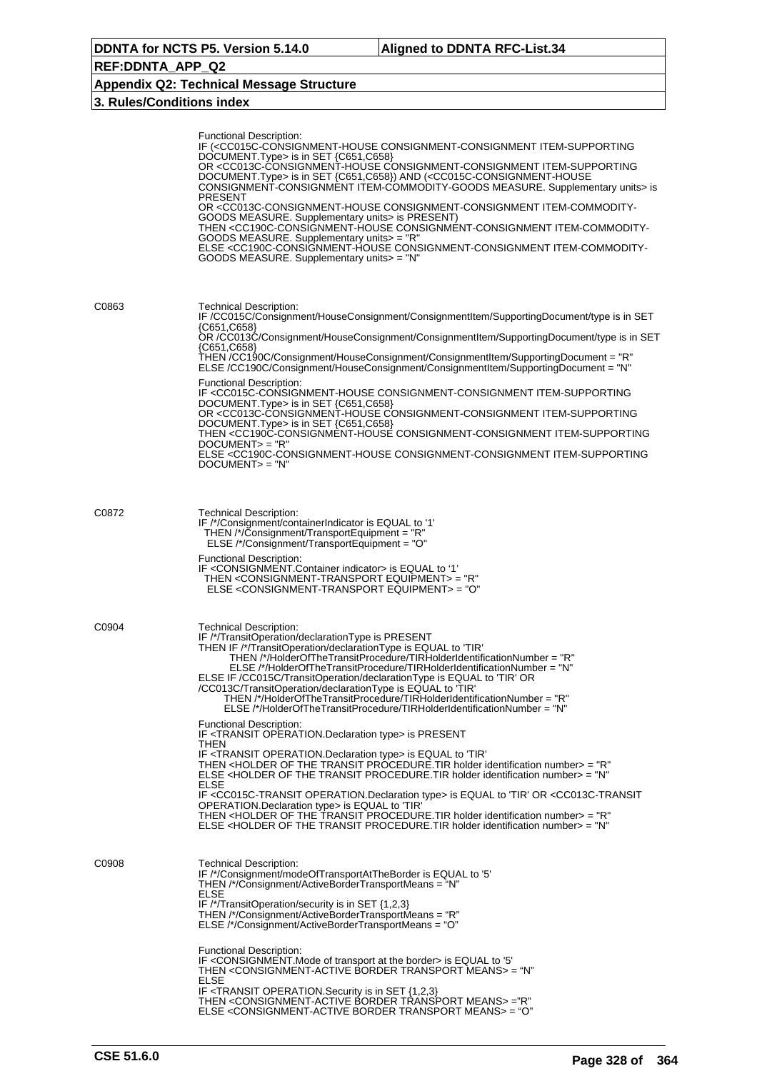Functional Description:
IF (<CC015C-CONSIGNMENT-HOUSE CONSIGNMENT-CONSIGNMENT ITEM-SUPPORTING DOCUMENT.Type> is in SET {C651,C658}
OR <CC013C-CONSIGNMENT-HOUSE CONSIGNMENT-CONSIGNMENT ITEM-SUPPORTING DOCUMENT.Type> is in SET {C651,C658}) AND (<CC015C-CONSIGNMENT-HOUSE CONSIGNMENT-CONSIGNMENT ITEM-COMMODITY-GOODS MEASURE. Supplementary units> is PRESENT
OR <CC013C-CONSIGNMENT-HOUSE CONSIGNMENT-CONSIGNMENT ITEM-COMMODITY-GOODS MEASURE. Supplementary units> is PRESENT)
THEN <CC190C-CONSIGNMENT-HOUSE CONSIGNMENT-CONSIGNMENT ITEM-COMMODITY-GOODS MEASURE. Supplementary units> = "R"
ELSE <CC190C-CONSIGNMENT-HOUSE CONSIGNMENT-CONSIGNMENT ITEM-COMMODITY-GOODS MEASURE. Supplementary units> = "N"

**C0863**

Technical Description:
IF /CC015C/Consignment/HouseConsignment/ConsignmentItem/SupportingDocument/type is in SET {C651,C658}
OR /CC013C/Consignment/HouseConsignment/ConsignmentItem/SupportingDocument/type is in SET {C651,C658}
THEN /CC190C/Consignment/HouseConsignment/ConsignmentItem/SupportingDocument = "R"
ELSE /CC190C/Consignment/HouseConsignment/ConsignmentItem/SupportingDocument = "N"

Functional Description:
IF <CC015C-CONSIGNMENT-HOUSE CONSIGNMENT-CONSIGNMENT ITEM-SUPPORTING DOCUMENT.Type> is in SET {C651,C658}
OR <CC013C-CONSIGNMENT-HOUSE CONSIGNMENT-CONSIGNMENT ITEM-SUPPORTING DOCUMENT.Type> is in SET {C651,C658}
THEN <CC190C-CONSIGNMENT-HOUSE CONSIGNMENT-CONSIGNMENT ITEM-SUPPORTING DOCUMENT> = "R"
ELSE <CC190C-CONSIGNMENT-HOUSE CONSIGNMENT-CONSIGNMENT ITEM-SUPPORTING DOCUMENT> = "N"

**C0872**

Technical Description:
IF /*/Consignment/containerIndicator is EQUAL to '1'
THEN /*/Consignment/TransportEquipment = "R"
ELSE /*/Consignment/TransportEquipment = "O"

Functional Description:
IF <CONSIGNMENT.Container indicator> is EQUAL to '1'
THEN <CONSIGNMENT-TRANSPORT EQUIPMENT> = "R"
ELSE <CONSIGNMENT-TRANSPORT EQUIPMENT> = "O"

**C0904**

Technical Description:
IF /*/TransitOperation/declarationType is PRESENT
THEN IF /*/TransitOperation/declarationType is EQUAL to 'TIR'
THEN /*/HolderOfTheTransitProcedure/TIRHolderIdentificationNumber = "R"
ELSE /*/HolderOfTheTransitProcedure/TIRHolderIdentificationNumber = "N"
ELSE IF /CC015C/TransitOperation/declarationType is EQUAL to 'TIR' OR /CC013C/TransitOperation/declarationType is EQUAL to 'TIR'
THEN /*/HolderOfTheTransitProcedure/TIRHolderIdentificationNumber = "R"
ELSE /*/HolderOfTheTransitProcedure/TIRHolderIdentificationNumber = "N"

Functional Description:
IF <TRANSIT OPERATION.Declaration type> is PRESENT
THEN
IF <TRANSIT OPERATION.Declaration type> is EQUAL to 'TIR'
THEN <HOLDER OF THE TRANSIT PROCEDURE.TIR holder identification number> = "R"
ELSE <HOLDER OF THE TRANSIT PROCEDURE.TIR holder identification number> = "N"
ELSE
IF <CC015C-TRANSIT OPERATION.Declaration type> is EQUAL to 'TIR' OR <CC013C-TRANSIT OPERATION.Declaration type> is EQUAL to 'TIR'
THEN <HOLDER OF THE TRANSIT PROCEDURE.TIR holder identification number> = "R"
ELSE <HOLDER OF THE TRANSIT PROCEDURE.TIR holder identification number> = "N"

**C0908**

Technical Description:
IF /*/Consignment/modeOfTransportAtTheBorder is EQUAL to '5'
THEN /*/Consignment/ActiveBorderTransportMeans = "N"
ELSE
IF /*/TransitOperation/security is in SET {1,2,3}
THEN /*/Consignment/ActiveBorderTransportMeans = "R"
ELSE /*/Consignment/ActiveBorderTransportMeans = "O"

Functional Description:
IF <CONSIGNMENT.Mode of transport at the border> is EQUAL to '5'
THEN <CONSIGNMENT-ACTIVE BORDER TRANSPORT MEANS> = "N"
ELSE
IF <TRANSIT OPERATION.Security is in SET {1,2,3}
THEN <CONSIGNMENT-ACTIVE BORDER TRANSPORT MEANS> ="R"
ELSE <CONSIGNMENT-ACTIVE BORDER TRANSPORT MEANS> = "O"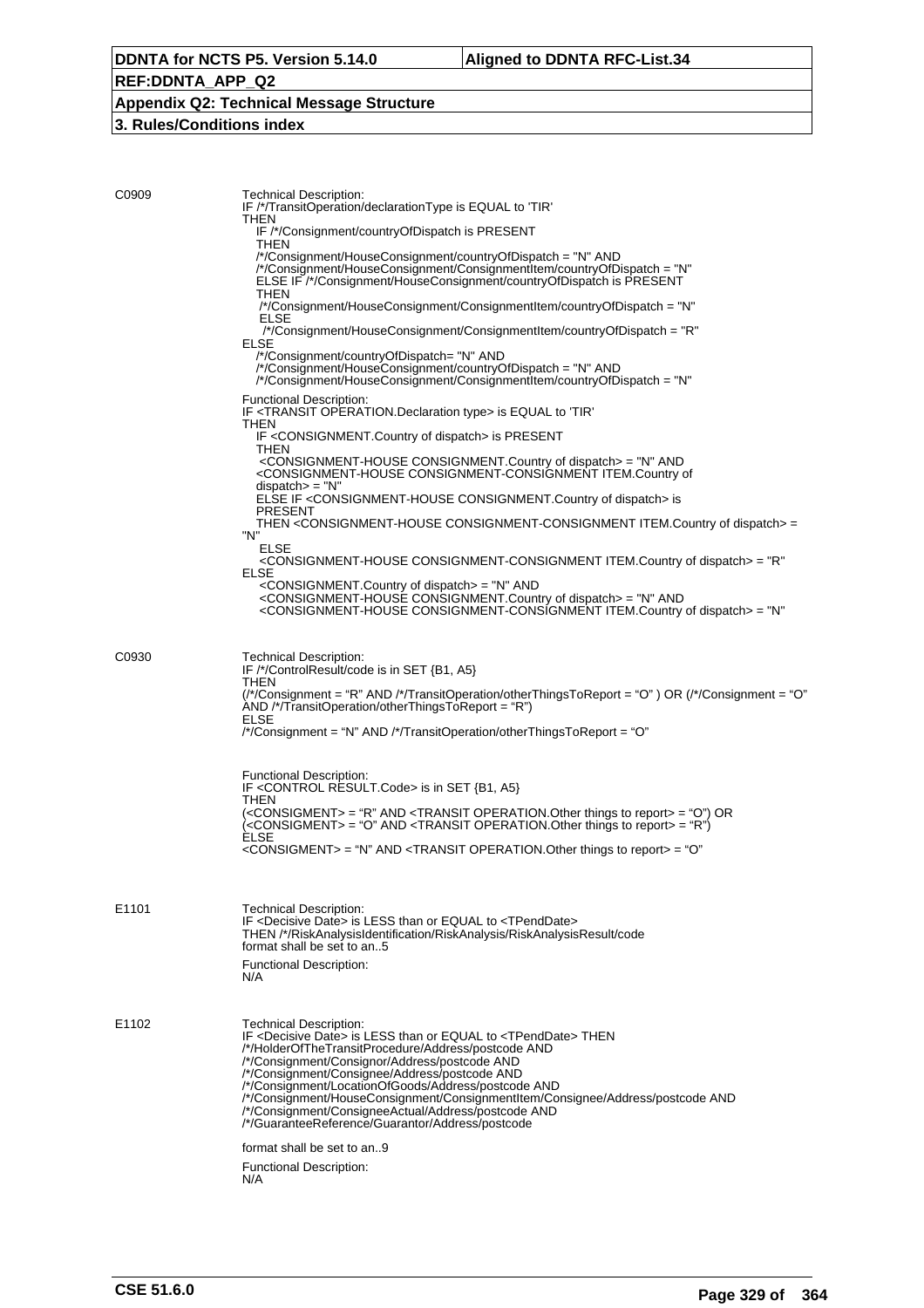# 3. Rules/Conditions index

**C0909**

Technical Description:

```
IF /*/TransitOperation/declarationType is EQUAL to 'TIR'
THEN
   IF /*/Consignment/countryOfDispatch is PRESENT
   THEN
   /*/Consignment/HouseConsignment/countryOfDispatch = "N" AND
   /*/Consignment/HouseConsignment/ConsignmentItem/countryOfDispatch = "N"
   ELSE IF /*/Consignment/HouseConsignment/countryOfDispatch is PRESENT
   THEN
    /*/Consignment/HouseConsignment/ConsignmentItem/countryOfDispatch = "N"
    ELSE
     /*/Consignment/HouseConsignment/ConsignmentItem/countryOfDispatch = "R"
ELSE
   /*/Consignment/countryOfDispatch= "N" AND
   /*/Consignment/HouseConsignment/countryOfDispatch = "N" AND
   /*/Consignment/HouseConsignment/ConsignmentItem/countryOfDispatch = "N"
```

Functional Description:

```
IF <TRANSIT OPERATION.Declaration type> is EQUAL to 'TIR'
THEN
   IF <CONSIGNMENT.Country of dispatch> is PRESENT
   THEN
    <CONSIGNMENT-HOUSE CONSIGNMENT.Country of dispatch> = "N" AND
   <CONSIGNMENT-HOUSE CONSIGNMENT-CONSIGNMENT ITEM.Country of
   dispatch> = "N"
   ELSE IF <CONSIGNMENT-HOUSE CONSIGNMENT.Country of dispatch> is
   PRESENT
   THEN <CONSIGNMENT-HOUSE CONSIGNMENT-CONSIGNMENT ITEM.Country of dispatch> =
"N"
    ELSE
    <CONSIGNMENT-HOUSE CONSIGNMENT-CONSIGNMENT ITEM.Country of dispatch> = "R"
ELSE
    <CONSIGNMENT.Country of dispatch> = "N" AND
    <CONSIGNMENT-HOUSE CONSIGNMENT.Country of dispatch> = "N" AND
    <CONSIGNMENT-HOUSE CONSIGNMENT-CONSIGNMENT ITEM.Country of dispatch> = "N"
```

**C0930**

Technical Description:

```
IF /*/ControlResult/code is in SET {B1, A5}
THEN
(/*/Consignment = "R" AND /*/TransitOperation/otherThingsToReport = "O" ) OR (/*/Consignment = "O"
AND /*/TransitOperation/otherThingsToReport = "R")
ELSE
/*/Consignment = "N" AND /*/TransitOperation/otherThingsToReport = "O"
```

Functional Description:

```
IF <CONTROL RESULT.Code> is in SET {B1, A5}
THEN
(<CONSIGMENT> = "R" AND <TRANSIT OPERATION.Other things to report> = "O") OR
(<CONSIGMENT> = "O" AND <TRANSIT OPERATION.Other things to report> = "R")
ELSE
<CONSIGMENT> = "N" AND <TRANSIT OPERATION.Other things to report> = "O"
```

**E1101**

Technical Description:

```
IF <Decisive Date> is LESS than or EQUAL to <TPendDate>
THEN /*/RiskAnalysisIdentification/RiskAnalysis/RiskAnalysisResult/code
format shall be set to an..5
```

Functional Description:
N/A

**E1102**

Technical Description:

```
IF <Decisive Date> is LESS than or EQUAL to <TPendDate> THEN
/*/HolderOfTheTransitProcedure/Address/postcode AND
/*/Consignment/Consignor/Address/postcode AND
/*/Consignment/Consignee/Address/postcode AND
/*/Consignment/LocationOfGoods/Address/postcode AND
/*/Consignment/HouseConsignment/ConsignmentItem/Consignee/Address/postcode AND
/*/Consignment/ConsigneeActual/Address/postcode AND
/*/GuaranteeReference/Guarantor/Address/postcode

format shall be set to an..9
```

Functional Description:
N/A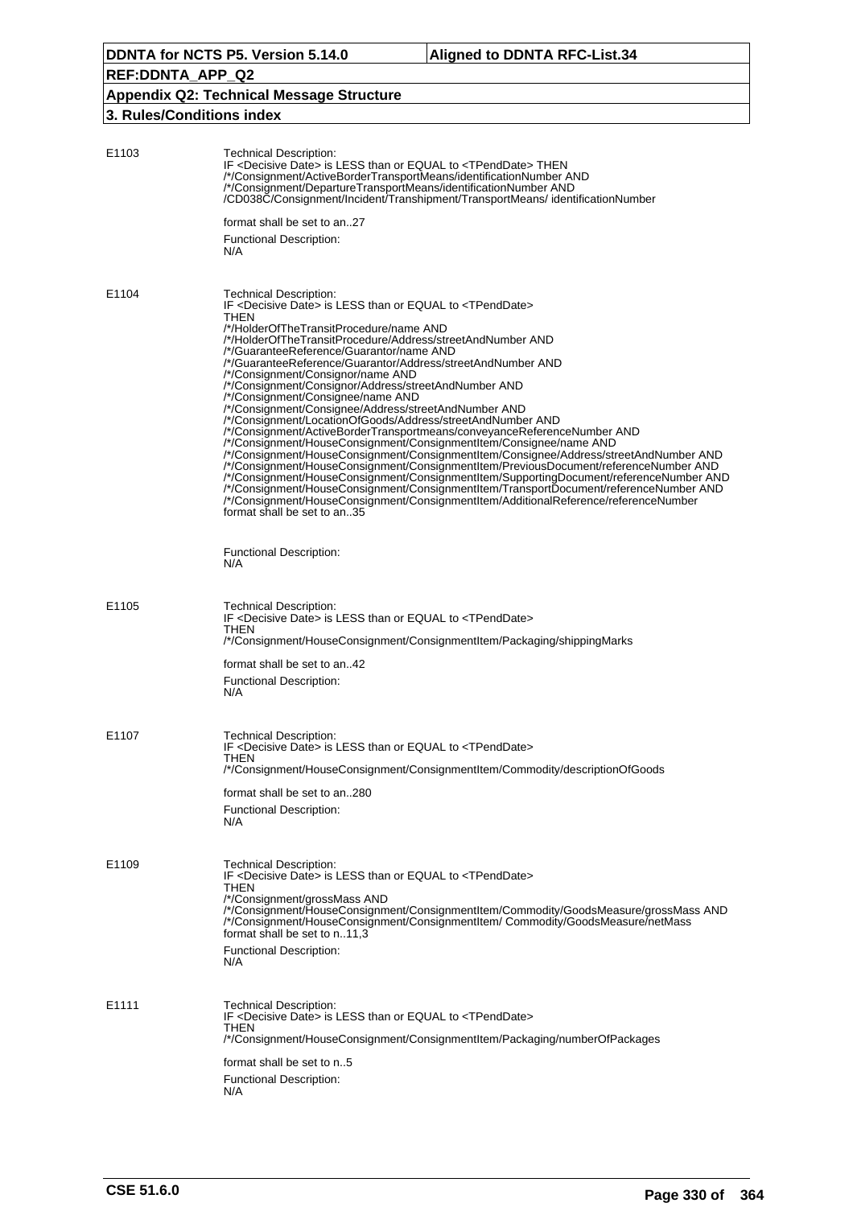E1103

Technical Description:
IF <Decisive Date> is LESS than or EQUAL to <TPendDate> THEN
/*/Consignment/ActiveBorderTransportMeans/identificationNumber AND
/*/Consignment/DepartureTransportMeans/identificationNumber AND
/CD038C/Consignment/Incident/Transhipment/TransportMeans/ identificationNumber

format shall be set to an..27

Functional Description:
N/A

E1104

Technical Description:
IF <Decisive Date> is LESS than or EQUAL to <TPendDate>
THEN
/*/HolderOfTheTransitProcedure/name AND
/*/HolderOfTheTransitProcedure/Address/streetAndNumber AND
/*/GuaranteeReference/Guarantor/name AND
/*/GuaranteeReference/Guarantor/Address/streetAndNumber AND
/*/Consignment/Consignor/name AND
/*/Consignment/Consignor/Address/streetAndNumber AND
/*/Consignment/Consignee/name AND
/*/Consignment/Consignee/Address/streetAndNumber AND
/*/Consignment/LocationOfGoods/Address/streetAndNumber AND
/*/Consignment/ActiveBorderTransportmeans/conveyanceReferenceNumber AND
/*/Consignment/HouseConsignment/ConsignmentItem/Consignee/name AND
/*/Consignment/HouseConsignment/ConsignmentItem/Consignee/Address/streetAndNumber AND
/*/Consignment/HouseConsignment/ConsignmentItem/PreviousDocument/referenceNumber AND
/*/Consignment/HouseConsignment/ConsignmentItem/SupportingDocument/referenceNumber AND
/*/Consignment/HouseConsignment/ConsignmentItem/TransportDocument/referenceNumber AND
/*/Consignment/HouseConsignment/ConsignmentItem/AdditionalReference/referenceNumber
format shall be set to an..35

Functional Description:
N/A

E1105

Technical Description:
IF <Decisive Date> is LESS than or EQUAL to <TPendDate>
THEN
/*/Consignment/HouseConsignment/ConsignmentItem/Packaging/shippingMarks

format shall be set to an..42

Functional Description:
N/A

E1107

Technical Description:
IF <Decisive Date> is LESS than or EQUAL to <TPendDate>
THEN
/*/Consignment/HouseConsignment/ConsignmentItem/Commodity/descriptionOfGoods

format shall be set to an..280

Functional Description:
N/A

E1109

Technical Description:
IF <Decisive Date> is LESS than or EQUAL to <TPendDate>
THEN
/*/Consignment/grossMass AND
/*/Consignment/HouseConsignment/ConsignmentItem/Commodity/GoodsMeasure/grossMass AND
/*/Consignment/HouseConsignment/ConsignmentItem/ Commodity/GoodsMeasure/netMass
format shall be set to n..11,3

Functional Description:
N/A

E1111

Technical Description:
IF <Decisive Date> is LESS than or EQUAL to <TPendDate>
THEN
/*/Consignment/HouseConsignment/ConsignmentItem/Packaging/numberOfPackages

format shall be set to n..5

Functional Description:
N/A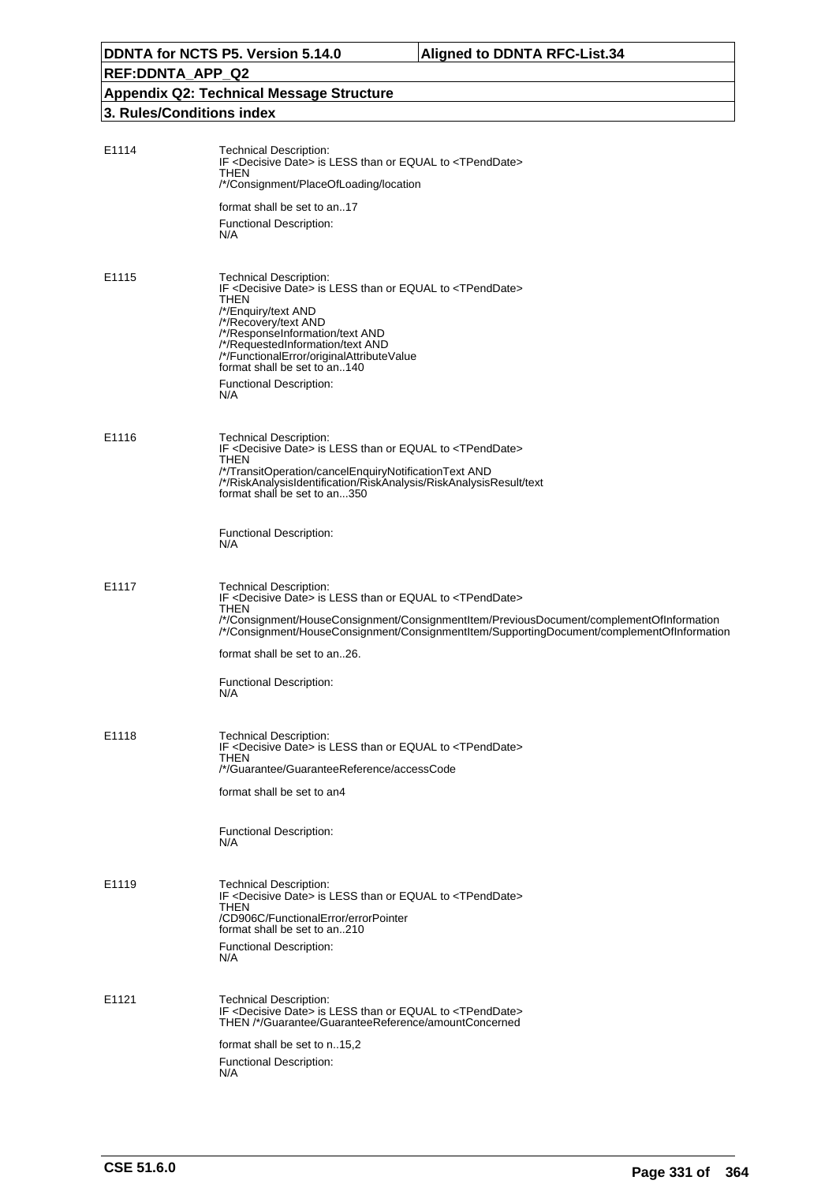## 3. Rules/Conditions index

| | |
|---|---|
| E1114 | Technical Description:<br>IF <Decisive Date> is LESS than or EQUAL to <TPendDate><br>THEN<br>/*/Consignment/PlaceOfLoading/location<br><br>format shall be set to an..17<br><br>Functional Description:<br>N/A |
| E1115 | Technical Description:<br>IF <Decisive Date> is LESS than or EQUAL to <TPendDate><br>THEN<br>/*/Enquiry/text AND<br>/*/Recovery/text AND<br>/*/ResponseInformation/text AND<br>/*/RequestedInformation/text AND<br>/*/FunctionalError/originalAttributeValue<br>format shall be set to an..140<br><br>Functional Description:<br>N/A |
| E1116 | Technical Description:<br>IF <Decisive Date> is LESS than or EQUAL to <TPendDate><br>THEN<br>/*/TransitOperation/cancelEnquiryNotificationText AND<br>/*/RiskAnalysisIdentification/RiskAnalysis/RiskAnalysisResult/text<br>format shall be set to an...350<br><br>Functional Description:<br>N/A |
| E1117 | Technical Description:<br>IF <Decisive Date> is LESS than or EQUAL to <TPendDate><br>THEN<br>/*/Consignment/HouseConsignment/ConsignmentItem/PreviousDocument/complementOfInformation<br>/*/Consignment/HouseConsignment/ConsignmentItem/SupportingDocument/complementOfInformation<br><br>format shall be set to an..26.<br><br>Functional Description:<br>N/A |
| E1118 | Technical Description:<br>IF <Decisive Date> is LESS than or EQUAL to <TPendDate><br>THEN<br>/*/Guarantee/GuaranteeReference/accessCode<br><br>format shall be set to an4<br><br>Functional Description:<br>N/A |
| E1119 | Technical Description:<br>IF <Decisive Date> is LESS than or EQUAL to <TPendDate><br>THEN<br>/CD906C/FunctionalError/errorPointer<br>format shall be set to an..210<br><br>Functional Description:<br>N/A |
| E1121 | Technical Description:<br>IF <Decisive Date> is LESS than or EQUAL to <TPendDate><br>THEN /*/Guarantee/GuaranteeReference/amountConcerned<br><br>format shall be set to n..15,2<br><br>Functional Description:<br>N/A |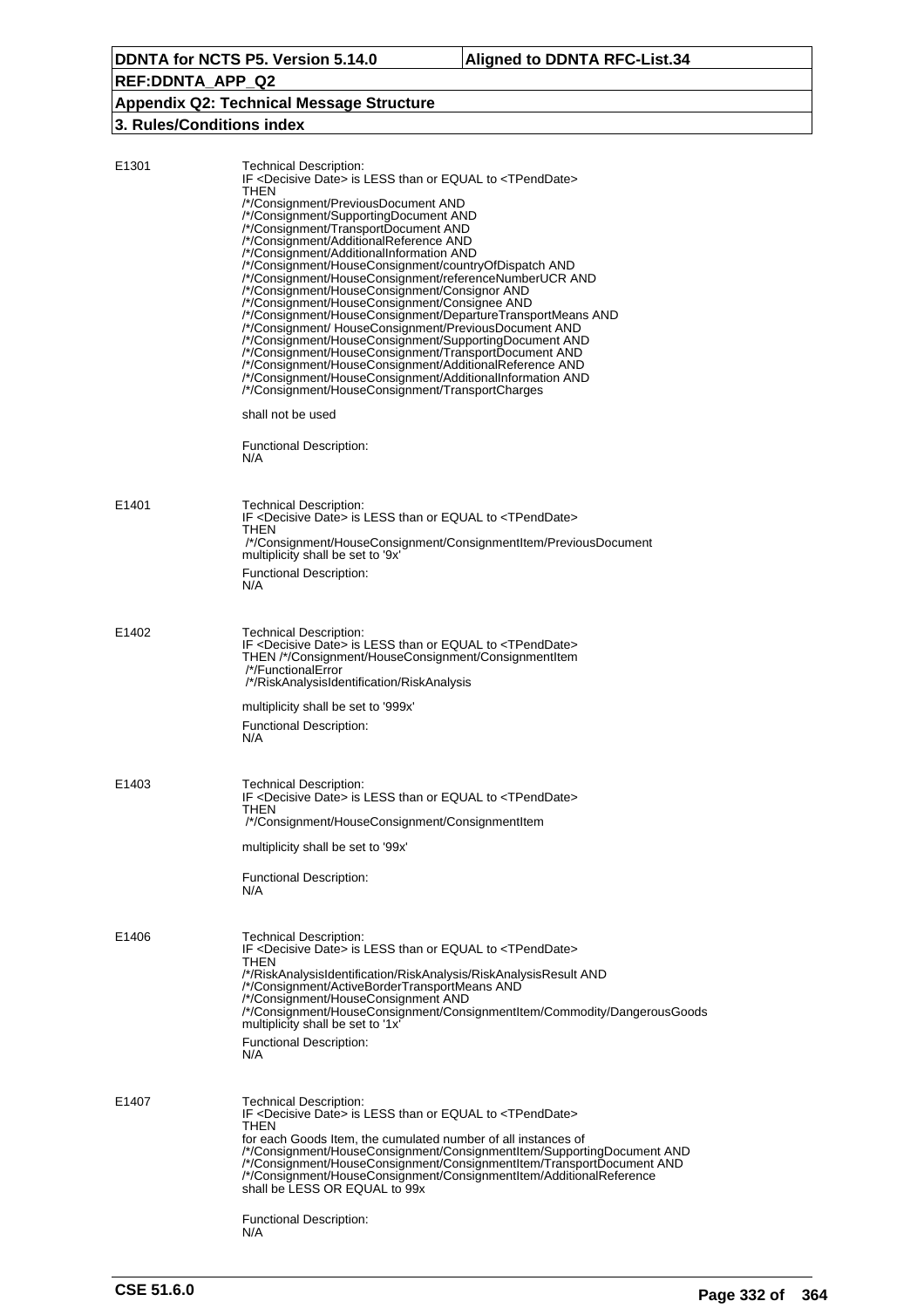E1301

Technical Description:
IF <Decisive Date> is LESS than or EQUAL to <TPendDate>
THEN
/*/Consignment/PreviousDocument AND
/*/Consignment/SupportingDocument AND
/*/Consignment/TransportDocument AND
/*/Consignment/AdditionalReference AND
/*/Consignment/AdditionalInformation AND
/*/Consignment/HouseConsignment/countryOfDispatch AND
/*/Consignment/HouseConsignment/referenceNumberUCR AND
/*/Consignment/HouseConsignment/Consignor AND
/*/Consignment/HouseConsignment/Consignee AND
/*/Consignment/HouseConsignment/DepartureTransportMeans AND
/*/Consignment/ HouseConsignment/PreviousDocument AND
/*/Consignment/HouseConsignment/SupportingDocument AND
/*/Consignment/HouseConsignment/TransportDocument AND
/*/Consignment/HouseConsignment/AdditionalReference AND
/*/Consignment/HouseConsignment/AdditionalInformation AND
/*/Consignment/HouseConsignment/TransportCharges

shall not be used

Functional Description:
N/A

E1401

Technical Description:
IF <Decisive Date> is LESS than or EQUAL to <TPendDate>
THEN
/*/Consignment/HouseConsignment/ConsignmentItem/PreviousDocument
multiplicity shall be set to '9x'

Functional Description:
N/A

E1402

Technical Description:
IF <Decisive Date> is LESS than or EQUAL to <TPendDate>
THEN /*/Consignment/HouseConsignment/ConsignmentItem
/*/FunctionalError
/*/RiskAnalysisIdentification/RiskAnalysis

multiplicity shall be set to '999x'

Functional Description:
N/A

E1403

Technical Description:
IF <Decisive Date> is LESS than or EQUAL to <TPendDate>
THEN
/*/Consignment/HouseConsignment/ConsignmentItem

multiplicity shall be set to '99x'

Functional Description:
N/A

E1406

Technical Description:
IF <Decisive Date> is LESS than or EQUAL to <TPendDate>
THEN
/*/RiskAnalysisIdentification/RiskAnalysis/RiskAnalysisResult AND
/*/Consignment/ActiveBorderTransportMeans AND
/*/Consignment/HouseConsignment AND
/*/Consignment/HouseConsignment/ConsignmentItem/Commodity/DangerousGoods
multiplicity shall be set to '1x'

Functional Description:
N/A

E1407

Technical Description:
IF <Decisive Date> is LESS than or EQUAL to <TPendDate>
THEN
for each Goods Item, the cumulated number of all instances of
/*/Consignment/HouseConsignment/ConsignmentItem/SupportingDocument AND
/*/Consignment/HouseConsignment/ConsignmentItem/TransportDocument AND
/*/Consignment/HouseConsignment/ConsignmentItem/AdditionalReference
shall be LESS OR EQUAL to 99x

Functional Description:
N/A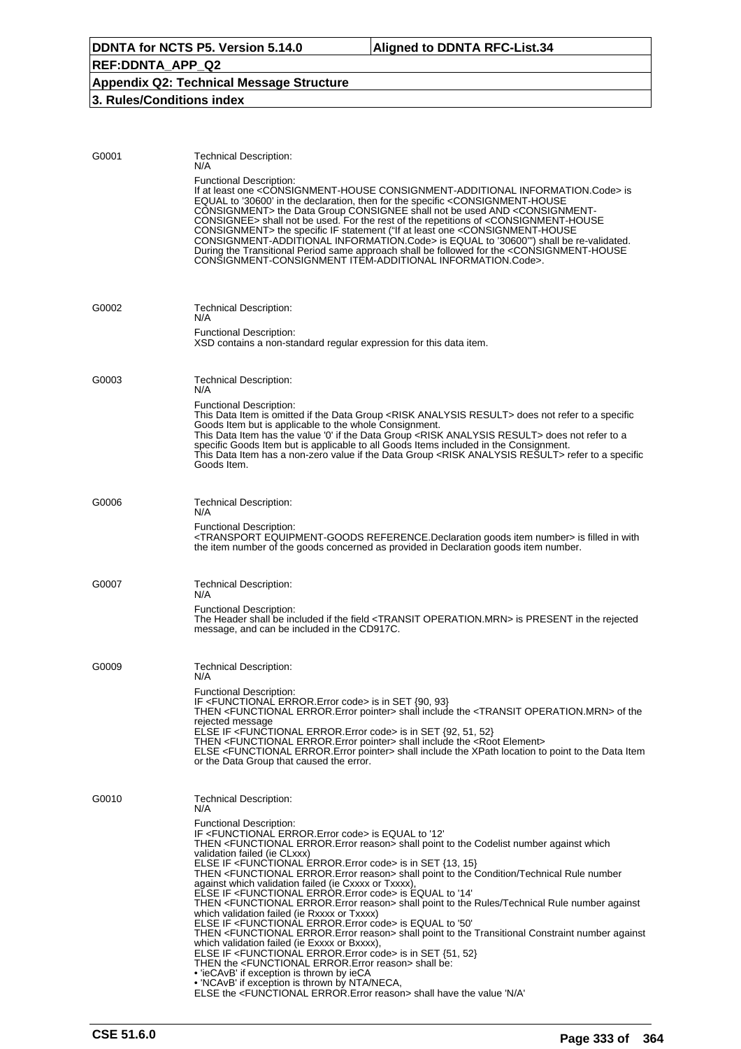| | |
|---|---|
| G0001 | Technical Description:<br>N/A<br>Functional Description:<br>If at least one <CONSIGNMENT-HOUSE CONSIGNMENT-ADDITIONAL INFORMATION.Code> is EQUAL to '30600' in the declaration, then for the specific <CONSIGNMENT-HOUSE CONSIGNMENT> the Data Group CONSIGNEE shall not be used AND <CONSIGNMENT-CONSIGNEE> shall not be used. For the rest of the repetitions of <CONSIGNMENT-HOUSE CONSIGNMENT> the specific IF statement ("If at least one <CONSIGNMENT-HOUSE CONSIGNMENT-ADDITIONAL INFORMATION.Code> is EQUAL to '30600'") shall be re-validated. During the Transitional Period same approach shall be followed for the <CONSIGNMENT-HOUSE CONSIGNMENT-CONSIGNMENT ITEM-ADDITIONAL INFORMATION.Code>. |
| G0002 | Technical Description:<br>N/A<br>Functional Description:<br>XSD contains a non-standard regular expression for this data item. |
| G0003 | Technical Description:<br>N/A<br>Functional Description:<br>This Data Item is omitted if the Data Group <RISK ANALYSIS RESULT> does not refer to a specific Goods Item but is applicable to the whole Consignment.<br>This Data Item has the value '0' if the Data Group <RISK ANALYSIS RESULT> does not refer to a specific Goods Item but is applicable to all Goods Items included in the Consignment.<br>This Data Item has a non-zero value if the Data Group <RISK ANALYSIS RESULT> refer to a specific Goods Item. |
| G0006 | Technical Description:<br>N/A<br>Functional Description:<br><TRANSPORT EQUIPMENT-GOODS REFERENCE.Declaration goods item number> is filled in with the item number of the goods concerned as provided in Declaration goods item number. |
| G0007 | Technical Description:<br>N/A<br>Functional Description:<br>The Header shall be included if the field <TRANSIT OPERATION.MRN> is PRESENT in the rejected message, and can be included in the CD917C. |
| G0009 | Technical Description:<br>N/A<br>Functional Description:<br>IF <FUNCTIONAL ERROR.Error code> is in SET {90, 93}<br>THEN <FUNCTIONAL ERROR.Error pointer> shall include the <TRANSIT OPERATION.MRN> of the rejected message<br>ELSE IF <FUNCTIONAL ERROR.Error code> is in SET {92, 51, 52}<br>THEN <FUNCTIONAL ERROR.Error pointer> shall include the <Root Element><br>ELSE <FUNCTIONAL ERROR.Error pointer> shall include the XPath location to point to the Data Item or the Data Group that caused the error. |
| G0010 | Technical Description:<br>N/A<br>Functional Description:<br>IF <FUNCTIONAL ERROR.Error code> is EQUAL to '12'<br>THEN <FUNCTIONAL ERROR.Error reason> shall point to the Codelist number against which validation failed (ie CLxxx)<br>ELSE IF <FUNCTIONAL ERROR.Error code> is in SET {13, 15}<br>THEN <FUNCTIONAL ERROR.Error reason> shall point to the Condition/Technical Rule number against which validation failed (ie Cxxxx or Txxxx),<br>ELSE IF <FUNCTIONAL ERROR.Error code> is EQUAL to '14'<br>THEN <FUNCTIONAL ERROR.Error reason> shall point to the Rules/Technical Rule number against which validation failed (ie Rxxxx or Txxxx)<br>ELSE IF <FUNCTIONAL ERROR.Error code> is EQUAL to '50'<br>THEN <FUNCTIONAL ERROR.Error reason> shall point to the Transitional Constraint number against which validation failed (ie Exxxx or Bxxxx),<br>ELSE IF <FUNCTIONAL ERROR.Error code> is in SET {51, 52}<br>THEN the <FUNCTIONAL ERROR.Error reason> shall be:<br>• 'ieCAvB' if exception is thrown by ieCA<br>• 'NCAvB' if exception is thrown by NTA/NECA,<br>ELSE the <FUNCTIONAL ERROR.Error reason> shall have the value 'N/A' |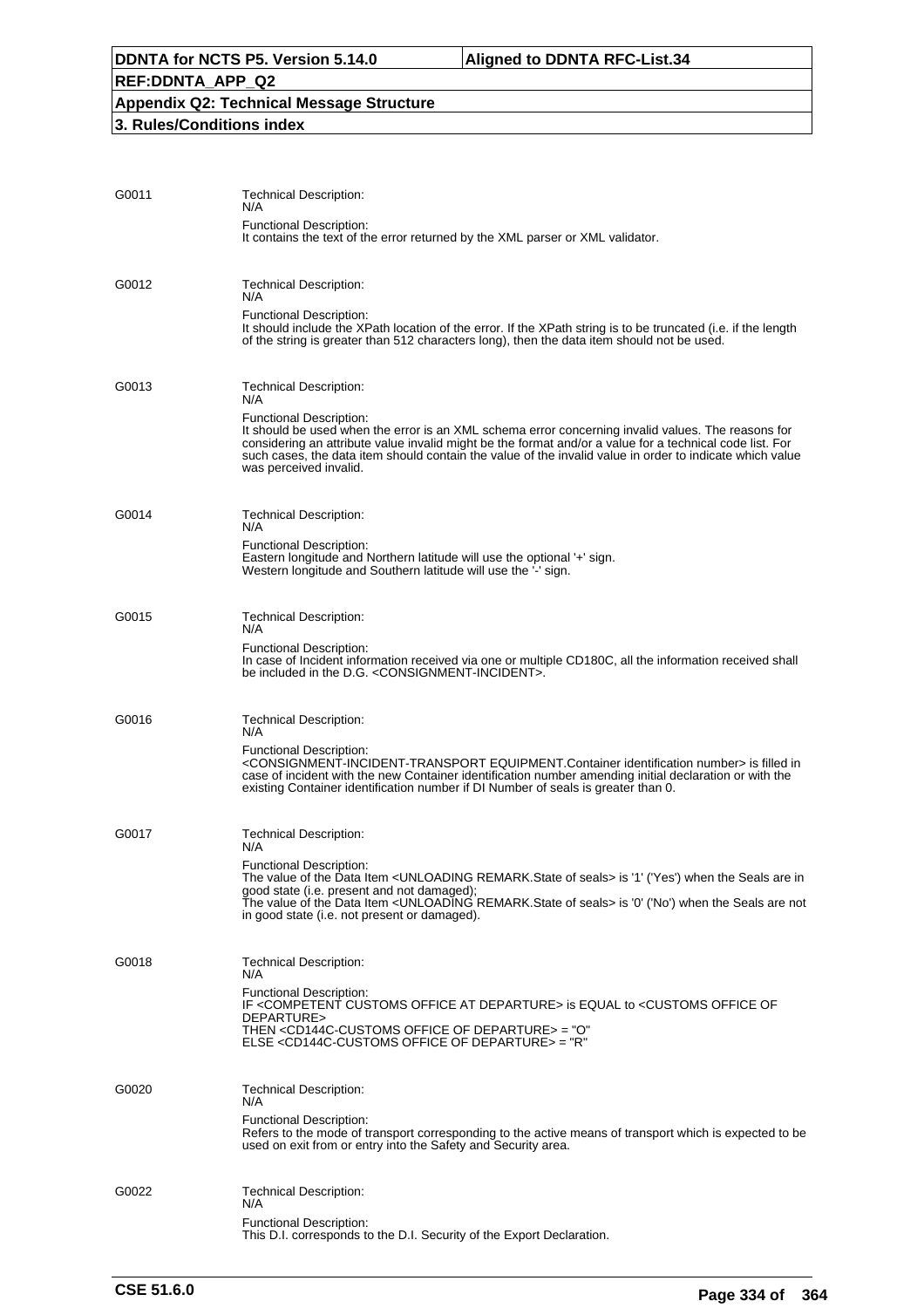**G0011**

Technical Description:
N/A

Functional Description:
It contains the text of the error returned by the XML parser or XML validator.

**G0012**

Technical Description:
N/A

Functional Description:
It should include the XPath location of the error. If the XPath string is to be truncated (i.e. if the length of the string is greater than 512 characters long), then the data item should not be used.

**G0013**

Technical Description:
N/A

Functional Description:
It should be used when the error is an XML schema error concerning invalid values. The reasons for considering an attribute value invalid might be the format and/or a value for a technical code list. For such cases, the data item should contain the value of the invalid value in order to indicate which value was perceived invalid.

**G0014**

Technical Description:
N/A

Functional Description:
Eastern longitude and Northern latitude will use the optional '+' sign.
Western longitude and Southern latitude will use the '-' sign.

**G0015**

Technical Description:
N/A

Functional Description:
In case of Incident information received via one or multiple CD180C, all the information received shall be included in the D.G. <CONSIGNMENT-INCIDENT>.

**G0016**

Technical Description:
N/A

Functional Description:
<CONSIGNMENT-INCIDENT-TRANSPORT EQUIPMENT.Container identification number> is filled in case of incident with the new Container identification number amending initial declaration or with the existing Container identification number if DI Number of seals is greater than 0.

**G0017**

Technical Description:
N/A

Functional Description:
The value of the Data Item <UNLOADING REMARK.State of seals> is '1' ('Yes') when the Seals are in good state (i.e. present and not damaged);
The value of the Data Item <UNLOADING REMARK.State of seals> is '0' ('No') when the Seals are not in good state (i.e. not present or damaged).

**G0018**

Technical Description:
N/A

Functional Description:
IF <COMPETENT CUSTOMS OFFICE AT DEPARTURE> is EQUAL to <CUSTOMS OFFICE OF DEPARTURE>
THEN <CD144C-CUSTOMS OFFICE OF DEPARTURE> = "O"
ELSE <CD144C-CUSTOMS OFFICE OF DEPARTURE> = "R"

**G0020**

Technical Description:
N/A

Functional Description:
Refers to the mode of transport corresponding to the active means of transport which is expected to be used on exit from or entry into the Safety and Security area.

**G0022**

Technical Description:
N/A

Functional Description:
This D.I. corresponds to the D.I. Security of the Export Declaration.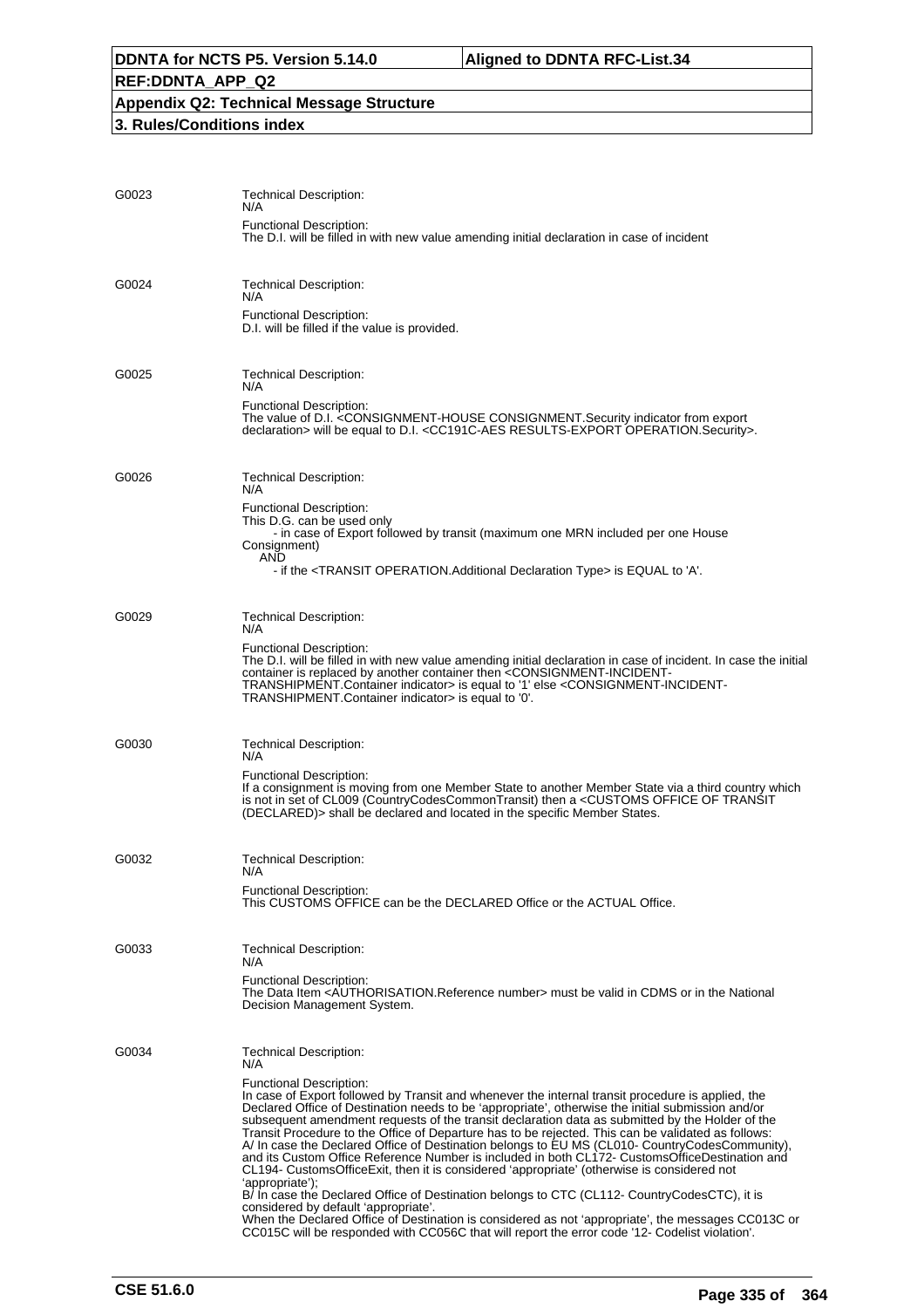### 3. Rules/Conditions index

**G0023**

Technical Description:
N/A

Functional Description:
The D.I. will be filled in with new value amending initial declaration in case of incident

**G0024**

Technical Description:
N/A

Functional Description:
D.I. will be filled if the value is provided.

**G0025**

Technical Description:
N/A

Functional Description:
The value of D.I. <CONSIGNMENT-HOUSE CONSIGNMENT.Security indicator from export declaration> will be equal to D.I. <CC191C-AES RESULTS-EXPORT OPERATION.Security>.

**G0026**

Technical Description:
N/A

Functional Description:
This D.G. can be used only
- in case of Export followed by transit (maximum one MRN included per one House Consignment)

AND
- if the <TRANSIT OPERATION.Additional Declaration Type> is EQUAL to 'A'.

**G0029**

Technical Description:
N/A

Functional Description:
The D.I. will be filled in with new value amending initial declaration in case of incident. In case the initial container is replaced by another container then <CONSIGNMENT-INCIDENT-TRANSHIPMENT.Container indicator> is equal to '1' else <CONSIGNMENT-INCIDENT-TRANSHIPMENT.Container indicator> is equal to '0'.

**G0030**

Technical Description:
N/A

Functional Description:
If a consignment is moving from one Member State to another Member State via a third country which is not in set of CL009 (CountryCodesCommonTransit) then a <CUSTOMS OFFICE OF TRANSIT (DECLARED)> shall be declared and located in the specific Member States.

**G0032**

Technical Description:
N/A

Functional Description:
This CUSTOMS OFFICE can be the DECLARED Office or the ACTUAL Office.

**G0033**

Technical Description:
N/A

Functional Description:
The Data Item <AUTHORISATION.Reference number> must be valid in CDMS or in the National Decision Management System.

**G0034**

Technical Description:
N/A

Functional Description:
In case of Export followed by Transit and whenever the internal transit procedure is applied, the Declared Office of Destination needs to be 'appropriate', otherwise the initial submission and/or subsequent amendment requests of the transit declaration data as submitted by the Holder of the Transit Procedure to the Office of Departure has to be rejected. This can be validated as follows:
A/ In case the Declared Office of Destination belongs to EU MS (CL010- CountryCodesCommunity), and its Custom Office Reference Number is included in both CL172- CustomsOfficeDestination and CL194- CustomsOfficeExit, then it is considered 'appropriate' (otherwise is considered not 'appropriate');
B/ In case the Declared Office of Destination belongs to CTC (CL112- CountryCodesCTC), it is considered by default 'appropriate'.
When the Declared Office of Destination is considered as not 'appropriate', the messages CC013C or CC015C will be responded with CC056C that will report the error code '12- Codelist violation'.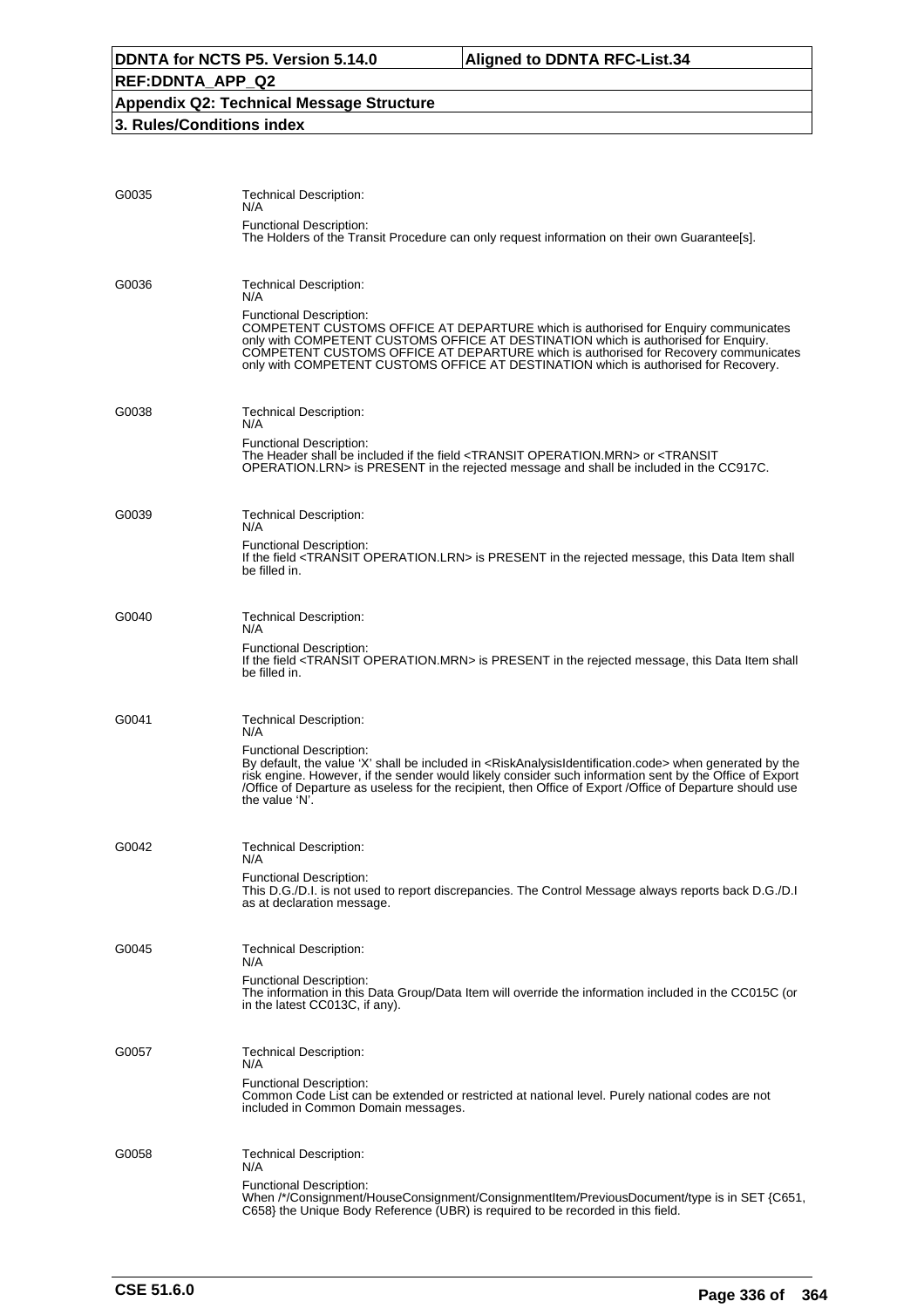G0035

Technical Description:
N/A

Functional Description:
The Holders of the Transit Procedure can only request information on their own Guarantee[s].

G0036

Technical Description:
N/A

Functional Description:
COMPETENT CUSTOMS OFFICE AT DEPARTURE which is authorised for Enquiry communicates only with COMPETENT CUSTOMS OFFICE AT DESTINATION which is authorised for Enquiry. COMPETENT CUSTOMS OFFICE AT DEPARTURE which is authorised for Recovery communicates only with COMPETENT CUSTOMS OFFICE AT DESTINATION which is authorised for Recovery.

G0038

Technical Description:
N/A

Functional Description:
The Header shall be included if the field <TRANSIT OPERATION.MRN> or <TRANSIT OPERATION.LRN> is PRESENT in the rejected message and shall be included in the CC917C.

G0039

Technical Description:
N/A

Functional Description:
If the field <TRANSIT OPERATION.LRN> is PRESENT in the rejected message, this Data Item shall be filled in.

G0040

Technical Description:
N/A

Functional Description:
If the field <TRANSIT OPERATION.MRN> is PRESENT in the rejected message, this Data Item shall be filled in.

G0041

Technical Description:
N/A

Functional Description:
By default, the value 'X' shall be included in <RiskAnalysisIdentification.code> when generated by the risk engine. However, if the sender would likely consider such information sent by the Office of Export /Office of Departure as useless for the recipient, then Office of Export /Office of Departure should use the value 'N'.

G0042

Technical Description:
N/A

Functional Description:
This D.G./D.I. is not used to report discrepancies. The Control Message always reports back D.G./D.I as at declaration message.

G0045

Technical Description:
N/A

Functional Description:
The information in this Data Group/Data Item will override the information included in the CC015C (or in the latest CC013C, if any).

G0057

Technical Description:
N/A

Functional Description:
Common Code List can be extended or restricted at national level. Purely national codes are not included in Common Domain messages.

G0058

Technical Description:
N/A

Functional Description:
When /*/Consignment/HouseConsignment/ConsignmentItem/PreviousDocument/type is in SET {C651, C658} the Unique Body Reference (UBR) is required to be recorded in this field.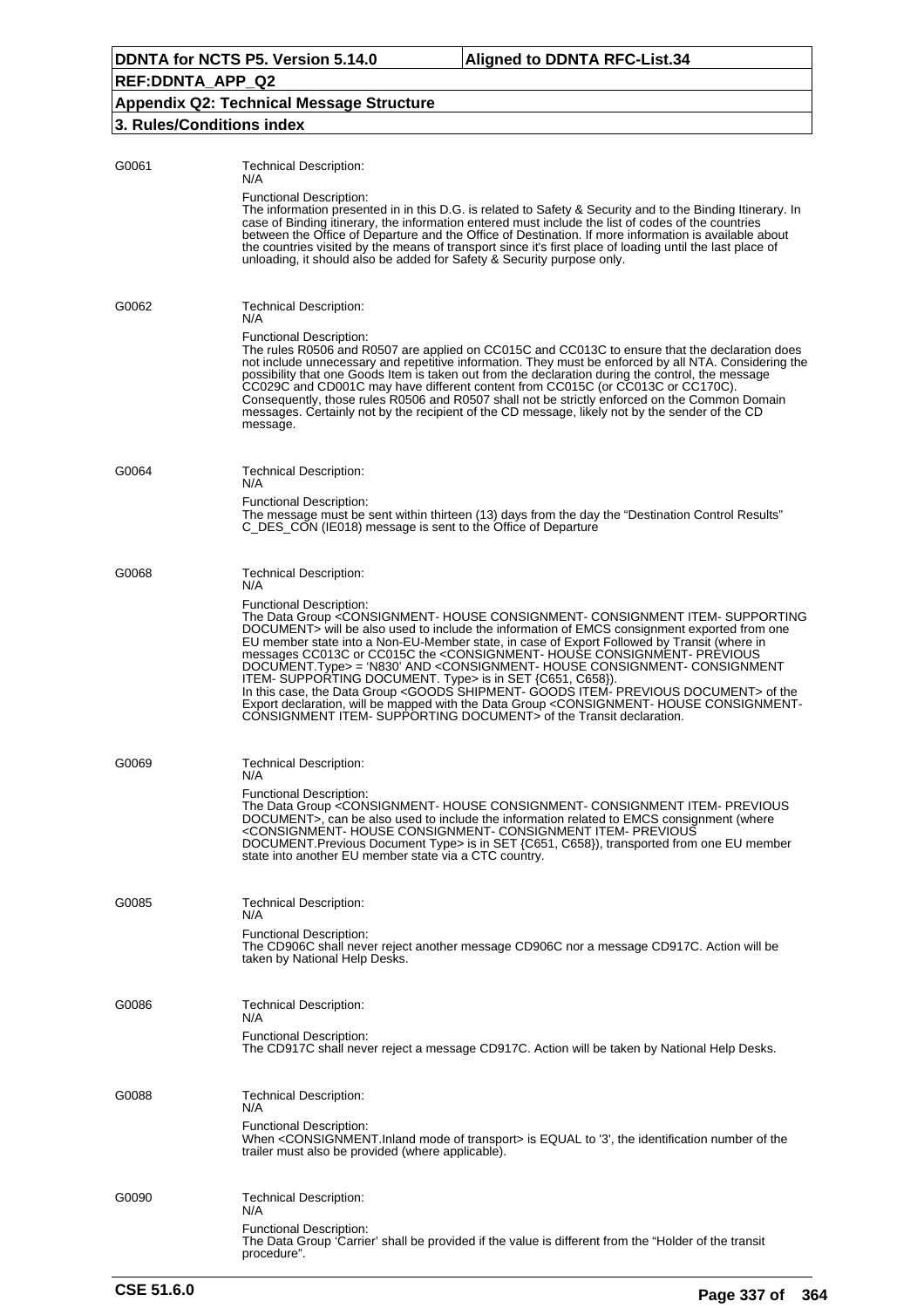G0061

Technical Description:
N/A

Functional Description:
The information presented in in this D.G. is related to Safety & Security and to the Binding Itinerary. In case of Binding itinerary, the information entered must include the list of codes of the countries between the Office of Departure and the Office of Destination. If more information is available about the countries visited by the means of transport since it's first place of loading until the last place of unloading, it should also be added for Safety & Security purpose only.

G0062

Technical Description:
N/A

Functional Description:
The rules R0506 and R0507 are applied on CC015C and CC013C to ensure that the declaration does not include unnecessary and repetitive information. They must be enforced by all NTA. Considering the possibility that one Goods Item is taken out from the declaration during the control, the message CC029C and CD001C may have different content from CC015C (or CC013C or CC170C). Consequently, those rules R0506 and R0507 shall not be strictly enforced on the Common Domain messages. Certainly not by the recipient of the CD message, likely not by the sender of the CD message.

G0064

Technical Description:
N/A

Functional Description:
The message must be sent within thirteen (13) days from the day the "Destination Control Results" C_DES_CON (IE018) message is sent to the Office of Departure

G0068

Technical Description:
N/A

Functional Description:
The Data Group <CONSIGNMENT- HOUSE CONSIGNMENT- CONSIGNMENT ITEM- SUPPORTING DOCUMENT> will be also used to include the information of EMCS consignment exported from one EU member state into a Non-EU-Member state, in case of Export Followed by Transit (where in messages CC013C or CC015C the <CONSIGNMENT- HOUSE CONSIGNMENT- PREVIOUS DOCUMENT.Type> = 'N830' AND <CONSIGNMENT- HOUSE CONSIGNMENT- CONSIGNMENT ITEM- SUPPORTING DOCUMENT. Type> is in SET {C651, C658}).
In this case, the Data Group <GOODS SHIPMENT- GOODS ITEM- PREVIOUS DOCUMENT> of the Export declaration, will be mapped with the Data Group <CONSIGNMENT- HOUSE CONSIGNMENT- CONSIGNMENT ITEM- SUPPORTING DOCUMENT> of the Transit declaration.

G0069

Technical Description:
N/A

Functional Description:
The Data Group <CONSIGNMENT- HOUSE CONSIGNMENT- CONSIGNMENT ITEM- PREVIOUS DOCUMENT>, can be also used to include the information related to EMCS consignment (where <CONSIGNMENT- HOUSE CONSIGNMENT- CONSIGNMENT ITEM- PREVIOUS DOCUMENT.Previous Document Type> is in SET {C651, C658}), transported from one EU member state into another EU member state via a CTC country.

G0085

Technical Description:
N/A

Functional Description:
The CD906C shall never reject another message CD906C nor a message CD917C. Action will be taken by National Help Desks.

G0086

Technical Description:
N/A

Functional Description:
The CD917C shall never reject a message CD917C. Action will be taken by National Help Desks.

G0088

Technical Description:
N/A

Functional Description:
When <CONSIGNMENT.Inland mode of transport> is EQUAL to '3', the identification number of the trailer must also be provided (where applicable).

G0090

Technical Description:
N/A

Functional Description:
The Data Group 'Carrier' shall be provided if the value is different from the "Holder of the transit procedure".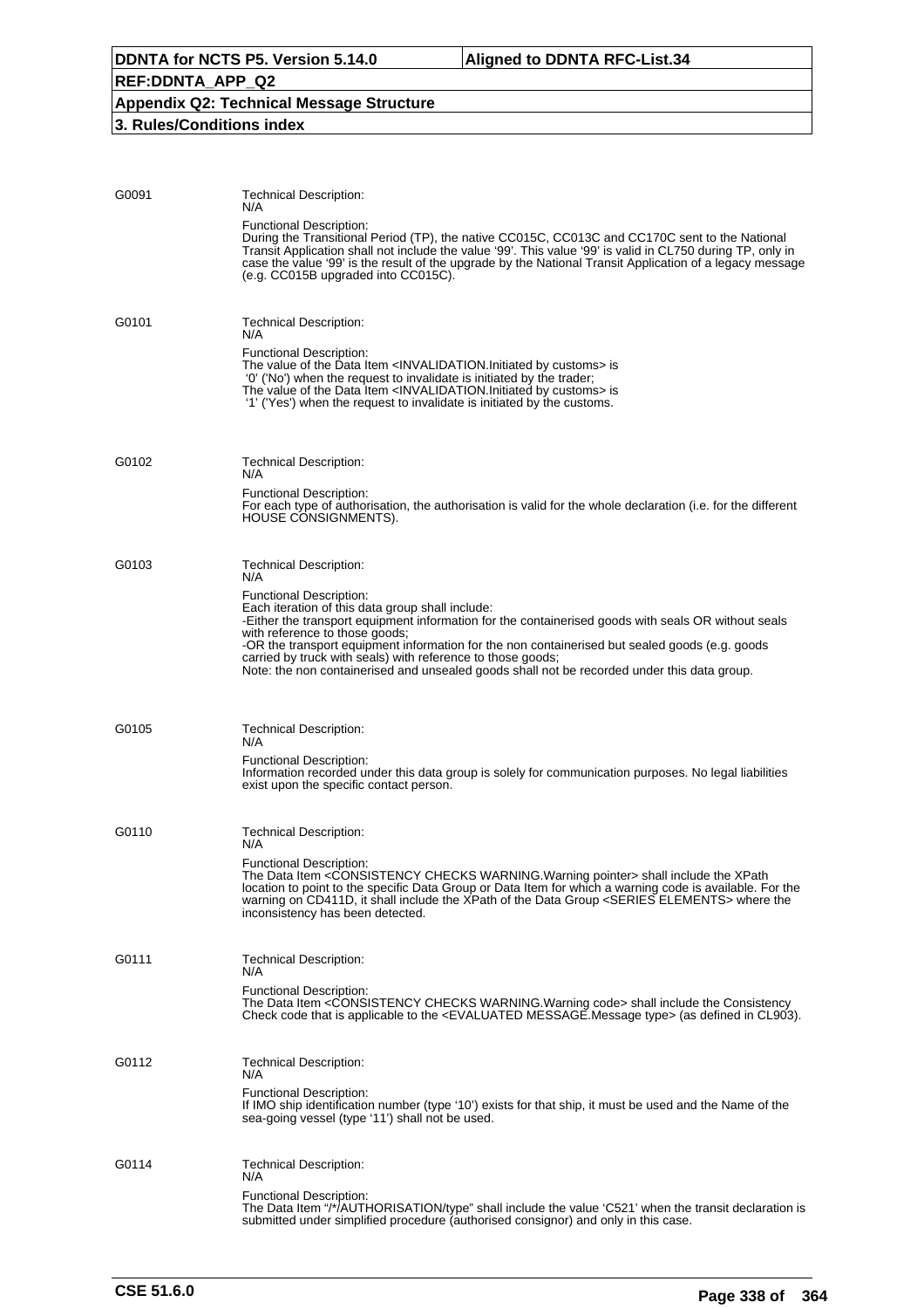G0091

Technical Description:
N/A

Functional Description:
During the Transitional Period (TP), the native CC015C, CC013C and CC170C sent to the National Transit Application shall not include the value '99'. This value '99' is valid in CL750 during TP, only in case the value '99' is the result of the upgrade by the National Transit Application of a legacy message (e.g. CC015B upgraded into CC015C).

G0101

Technical Description:
N/A

Functional Description:
The value of the Data Item <INVALIDATION.Initiated by customs> is
'0' ('No') when the request to invalidate is initiated by the trader;
The value of the Data Item <INVALIDATION.Initiated by customs> is
'1' ('Yes') when the request to invalidate is initiated by the customs.

G0102

Technical Description:
N/A

Functional Description:
For each type of authorisation, the authorisation is valid for the whole declaration (i.e. for the different HOUSE CONSIGNMENTS).

G0103

Technical Description:
N/A

Functional Description:
Each iteration of this data group shall include:
-Either the transport equipment information for the containerised goods with seals OR without seals with reference to those goods;
-OR the transport equipment information for the non containerised but sealed goods (e.g. goods carried by truck with seals) with reference to those goods;
Note: the non containerised and unsealed goods shall not be recorded under this data group.

G0105

Technical Description:
N/A

Functional Description:
Information recorded under this data group is solely for communication purposes. No legal liabilities exist upon the specific contact person.

G0110

Technical Description:
N/A

Functional Description:
The Data Item <CONSISTENCY CHECKS WARNING.Warning pointer> shall include the XPath location to point to the specific Data Group or Data Item for which a warning code is available. For the warning on CD411D, it shall include the XPath of the Data Group <SERIES ELEMENTS> where the inconsistency has been detected.

G0111

Technical Description:
N/A

Functional Description:
The Data Item <CONSISTENCY CHECKS WARNING.Warning code> shall include the Consistency Check code that is applicable to the <EVALUATED MESSAGE.Message type> (as defined in CL903).

G0112

Technical Description:
N/A

Functional Description:
If IMO ship identification number (type '10') exists for that ship, it must be used and the Name of the sea-going vessel (type '11') shall not be used.

G0114

Technical Description:
N/A

Functional Description:
The Data Item "/*/AUTHORISATION/type" shall include the value 'C521' when the transit declaration is submitted under simplified procedure (authorised consignor) and only in this case.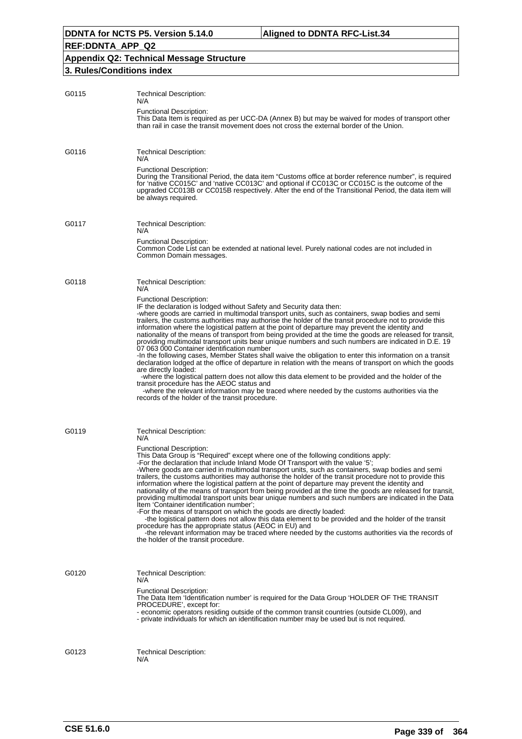G0115

Technical Description:
N/A

Functional Description:
This Data Item is required as per UCC-DA (Annex B) but may be waived for modes of transport other than rail in case the transit movement does not cross the external border of the Union.

G0116

Technical Description:
N/A

Functional Description:
During the Transitional Period, the data item "Customs office at border reference number", is required for 'native CC015C' and 'native CC013C' and optional if CC013C or CC015C is the outcome of the upgraded CC013B or CC015B respectively. After the end of the Transitional Period, the data item will be always required.

G0117

Technical Description:
N/A

Functional Description:
Common Code List can be extended at national level. Purely national codes are not included in Common Domain messages.

G0118

Technical Description:
N/A

Functional Description:
IF the declaration is lodged without Safety and Security data then:
-where goods are carried in multimodal transport units, such as containers, swap bodies and semi trailers, the customs authorities may authorise the holder of the transit procedure not to provide this information where the logistical pattern at the point of departure may prevent the identity and nationality of the means of transport from being provided at the time the goods are released for transit, providing multimodal transport units bear unique numbers and such numbers are indicated in D.E. 19 07 063 000 Container identification number
-In the following cases, Member States shall waive the obligation to enter this information on a transit declaration lodged at the office of departure in relation with the means of transport on which the goods are directly loaded:
-where the logistical pattern does not allow this data element to be provided and the holder of the transit procedure has the AEOC status and
-where the relevant information may be traced where needed by the customs authorities via the records of the holder of the transit procedure.

G0119

Technical Description:
N/A

Functional Description:
This Data Group is "Required" except where one of the following conditions apply:
-For the declaration that include Inland Mode Of Transport with the value '5';
-Where goods are carried in multimodal transport units, such as containers, swap bodies and semi trailers, the customs authorities may authorise the holder of the transit procedure not to provide this information where the logistical pattern at the point of departure may prevent the identity and nationality of the means of transport from being provided at the time the goods are released for transit, providing multimodal transport units bear unique numbers and such numbers are indicated in the Data Item 'Container identification number';
-For the means of transport on which the goods are directly loaded:
-the logistical pattern does not allow this data element to be provided and the holder of the transit procedure has the appropriate status (AEOC in EU) and
-the relevant information may be traced where needed by the customs authorities via the records of the holder of the transit procedure.

G0120

Technical Description:
N/A

Functional Description:
The Data Item 'Identification number' is required for the Data Group 'HOLDER OF THE TRANSIT PROCEDURE', except for:
- economic operators residing outside of the common transit countries (outside CL009), and
- private individuals for which an identification number may be used but is not required.

G0123

Technical Description:
N/A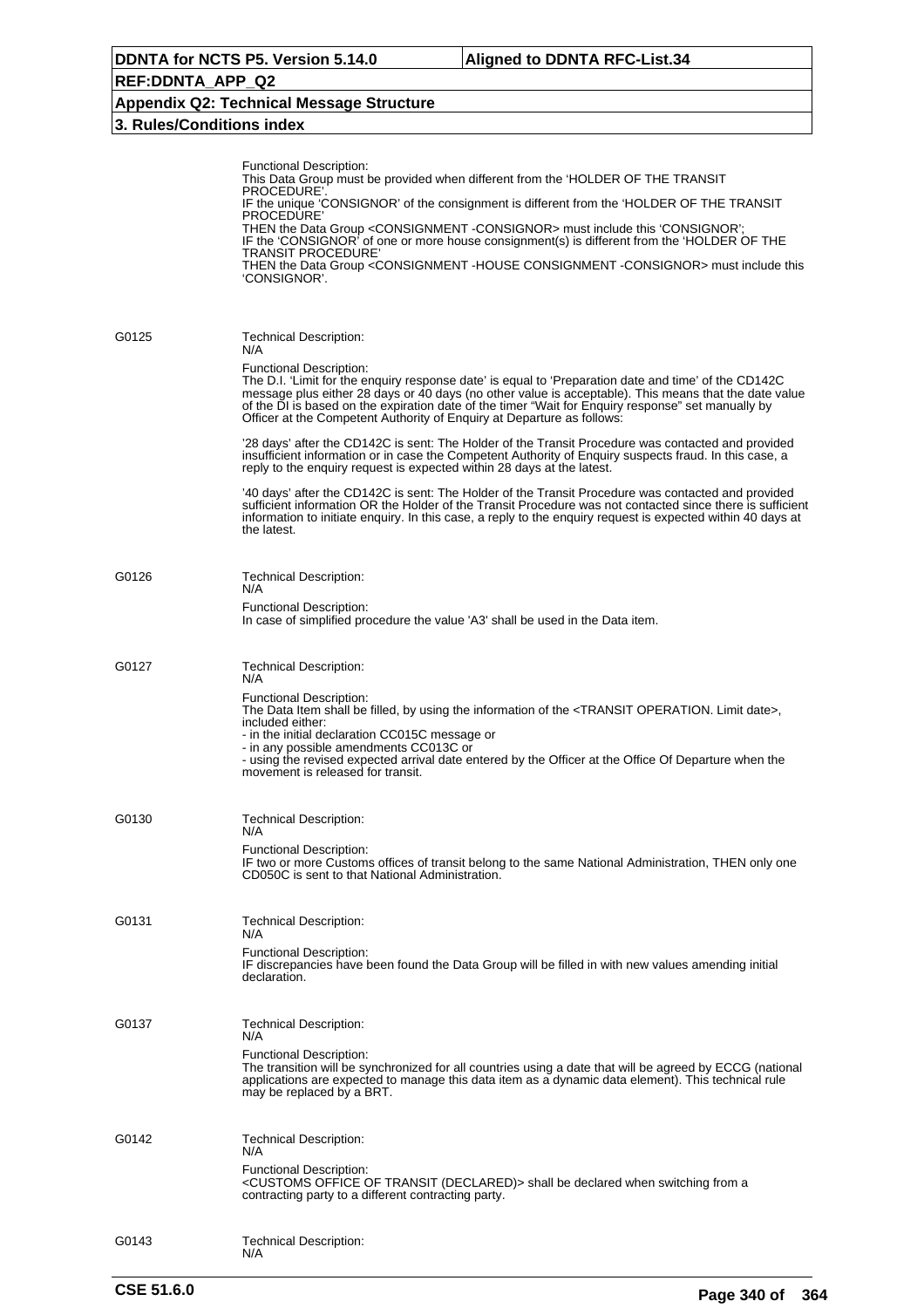Functional Description:
This Data Group must be provided when different from the 'HOLDER OF THE TRANSIT PROCEDURE'.
IF the unique 'CONSIGNOR' of the consignment is different from the 'HOLDER OF THE TRANSIT PROCEDURE'
THEN the Data Group <CONSIGNMENT -CONSIGNOR> must include this 'CONSIGNOR';
IF the 'CONSIGNOR' of one or more house consignment(s) is different from the 'HOLDER OF THE TRANSIT PROCEDURE'
THEN the Data Group <CONSIGNMENT -HOUSE CONSIGNMENT -CONSIGNOR> must include this 'CONSIGNOR'.

**G0125**

Technical Description:
N/A

Functional Description:
The D.I. 'Limit for the enquiry response date' is equal to 'Preparation date and time' of the CD142C message plus either 28 days or 40 days (no other value is acceptable). This means that the date value of the DI is based on the expiration date of the timer "Wait for Enquiry response" set manually by Officer at the Competent Authority of Enquiry at Departure as follows:

'28 days' after the CD142C is sent: The Holder of the Transit Procedure was contacted and provided insufficient information or in case the Competent Authority of Enquiry suspects fraud. In this case, a reply to the enquiry request is expected within 28 days at the latest.

'40 days' after the CD142C is sent: The Holder of the Transit Procedure was contacted and provided sufficient information OR the Holder of the Transit Procedure was not contacted since there is sufficient information to initiate enquiry. In this case, a reply to the enquiry request is expected within 40 days at the latest.

**G0126**

Technical Description:
N/A

Functional Description:
In case of simplified procedure the value 'A3' shall be used in the Data item.

**G0127**

Technical Description:
N/A

Functional Description:
The Data Item shall be filled, by using the information of the <TRANSIT OPERATION. Limit date>, included either:
- in the initial declaration CC015C message or
- in any possible amendments CC013C or
- using the revised expected arrival date entered by the Officer at the Office Of Departure when the movement is released for transit.

**G0130**

Technical Description:
N/A

Functional Description:
IF two or more Customs offices of transit belong to the same National Administration, THEN only one CD050C is sent to that National Administration.

**G0131**

Technical Description:
N/A

Functional Description:
IF discrepancies have been found the Data Group will be filled in with new values amending initial declaration.

**G0137**

Technical Description:
N/A

Functional Description:
The transition will be synchronized for all countries using a date that will be agreed by ECCG (national applications are expected to manage this data item as a dynamic data element). This technical rule may be replaced by a BRT.

**G0142**

Technical Description:
N/A

Functional Description:
<CUSTOMS OFFICE OF TRANSIT (DECLARED)> shall be declared when switching from a contracting party to a different contracting party.

**G0143**

Technical Description:
N/A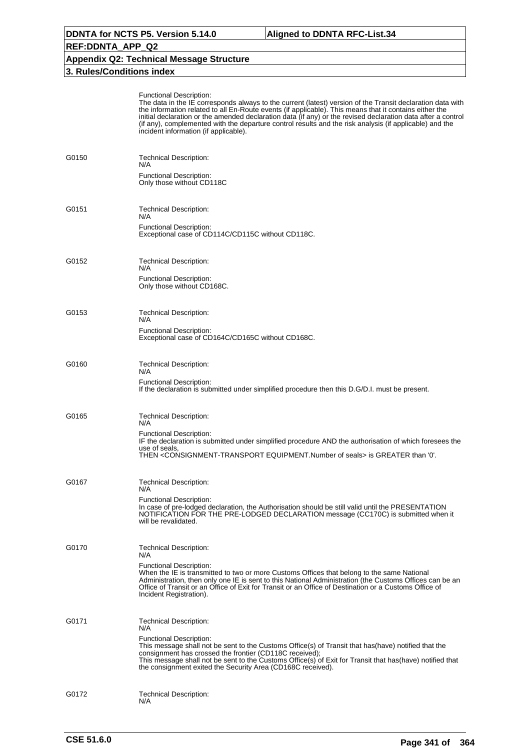Functional Description:
The data in the IE corresponds always to the current (latest) version of the Transit declaration data with the information related to all En-Route events (if applicable). This means that it contains either the initial declaration or the amended declaration data (if any) or the revised declaration data after a control (if any), complemented with the departure control results and the risk analysis (if applicable) and the incident information (if applicable).

**G0150**

Technical Description:
N/A

Functional Description:
Only those without CD118C

**G0151**

Technical Description:
N/A

Functional Description:
Exceptional case of CD114C/CD115C without CD118C.

**G0152**

Technical Description:
N/A

Functional Description:
Only those without CD168C.

**G0153**

Technical Description:
N/A

Functional Description:
Exceptional case of CD164C/CD165C without CD168C.

**G0160**

Technical Description:
N/A

Functional Description:
If the declaration is submitted under simplified procedure then this D.G/D.I. must be present.

**G0165**

Technical Description:
N/A

Functional Description:
IF the declaration is submitted under simplified procedure AND the authorisation of which foresees the use of seals,
THEN <CONSIGNMENT-TRANSPORT EQUIPMENT.Number of seals> is GREATER than '0'.

**G0167**

Technical Description:
N/A

Functional Description:
In case of pre-lodged declaration, the Authorisation should be still valid until the PRESENTATION NOTIFICATION FOR THE PRE-LODGED DECLARATION message (CC170C) is submitted when it will be revalidated.

**G0170**

Technical Description:
N/A

Functional Description:
When the IE is transmitted to two or more Customs Offices that belong to the same National Administration, then only one IE is sent to this National Administration (the Customs Offices can be an Office of Transit or an Office of Exit for Transit or an Office of Destination or a Customs Office of Incident Registration).

**G0171**

Technical Description:
N/A

Functional Description:
This message shall not be sent to the Customs Office(s) of Transit that has(have) notified that the consignment has crossed the frontier (CD118C received);
This message shall not be sent to the Customs Office(s) of Exit for Transit that has(have) notified that the consignment exited the Security Area (CD168C received).

**G0172**

Technical Description:
N/A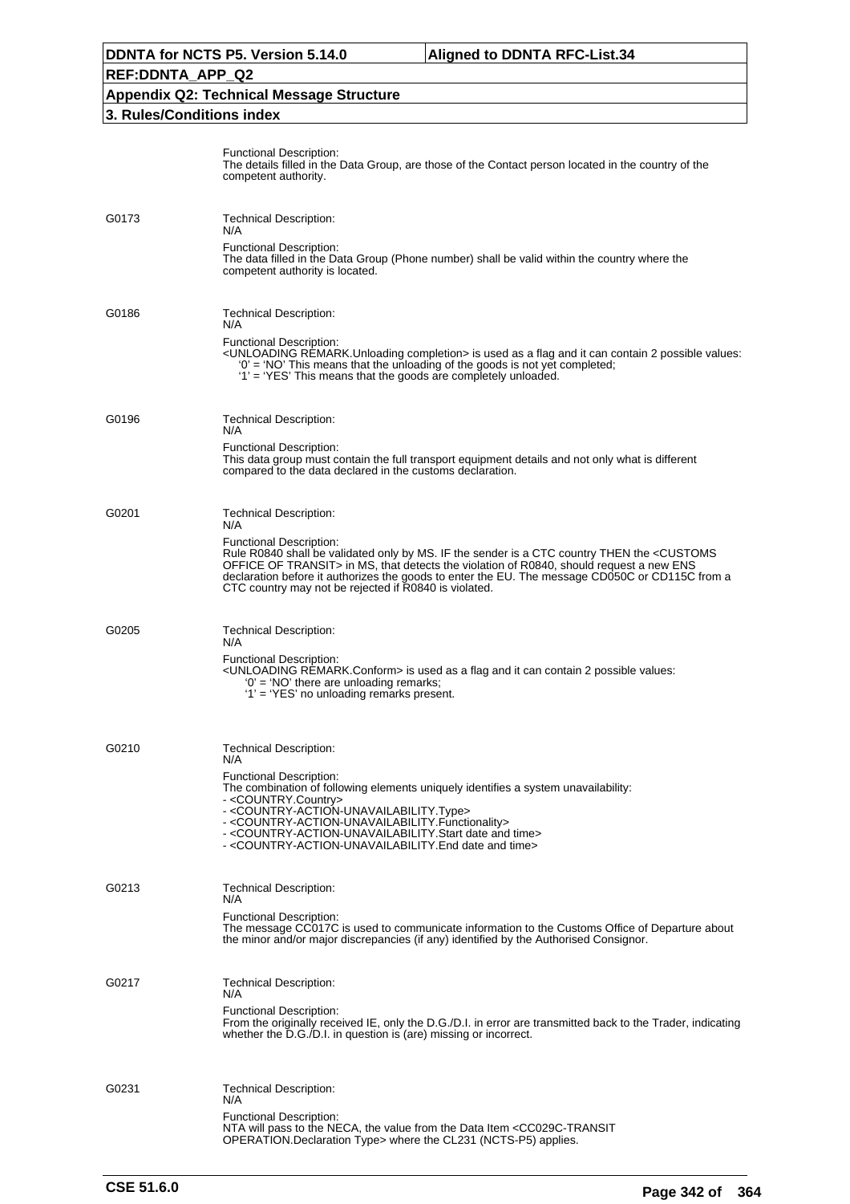Functional Description:
The details filled in the Data Group, are those of the Contact person located in the country of the competent authority.

**G0173**

Technical Description:
N/A

Functional Description:
The data filled in the Data Group (Phone number) shall be valid within the country where the competent authority is located.

**G0186**

Technical Description:
N/A

Functional Description:
<UNLOADING REMARK.Unloading completion> is used as a flag and it can contain 2 possible values:
- '0' = 'NO' This means that the unloading of the goods is not yet completed;
- '1' = 'YES' This means that the goods are completely unloaded.

**G0196**

Technical Description:
N/A

Functional Description:
This data group must contain the full transport equipment details and not only what is different compared to the data declared in the customs declaration.

**G0201**

Technical Description:
N/A

Functional Description:
Rule R0840 shall be validated only by MS. IF the sender is a CTC country THEN the <CUSTOMS OFFICE OF TRANSIT> in MS, that detects the violation of R0840, should request a new ENS declaration before it authorizes the goods to enter the EU. The message CD050C or CD115C from a CTC country may not be rejected if R0840 is violated.

**G0205**

Technical Description:
N/A

Functional Description:
<UNLOADING REMARK.Conform> is used as a flag and it can contain 2 possible values:
- '0' = 'NO' there are unloading remarks;
- '1' = 'YES' no unloading remarks present.

**G0210**

Technical Description:
N/A

Functional Description:
The combination of following elements uniquely identifies a system unavailability:
- <COUNTRY.Country>
- <COUNTRY-ACTION-UNAVAILABILITY.Type>
- <COUNTRY-ACTION-UNAVAILABILITY.Functionality>
- <COUNTRY-ACTION-UNAVAILABILITY.Start date and time>
- <COUNTRY-ACTION-UNAVAILABILITY.End date and time>

**G0213**

Technical Description:
N/A

Functional Description:
The message CC017C is used to communicate information to the Customs Office of Departure about the minor and/or major discrepancies (if any) identified by the Authorised Consignor.

**G0217**

Technical Description:
N/A

Functional Description:
From the originally received IE, only the D.G./D.I. in error are transmitted back to the Trader, indicating whether the D.G./D.I. in question is (are) missing or incorrect.

**G0231**

Technical Description:
N/A

Functional Description:
NTA will pass to the NECA, the value from the Data Item <CC029C-TRANSIT OPERATION.Declaration Type> where the CL231 (NCTS-P5) applies.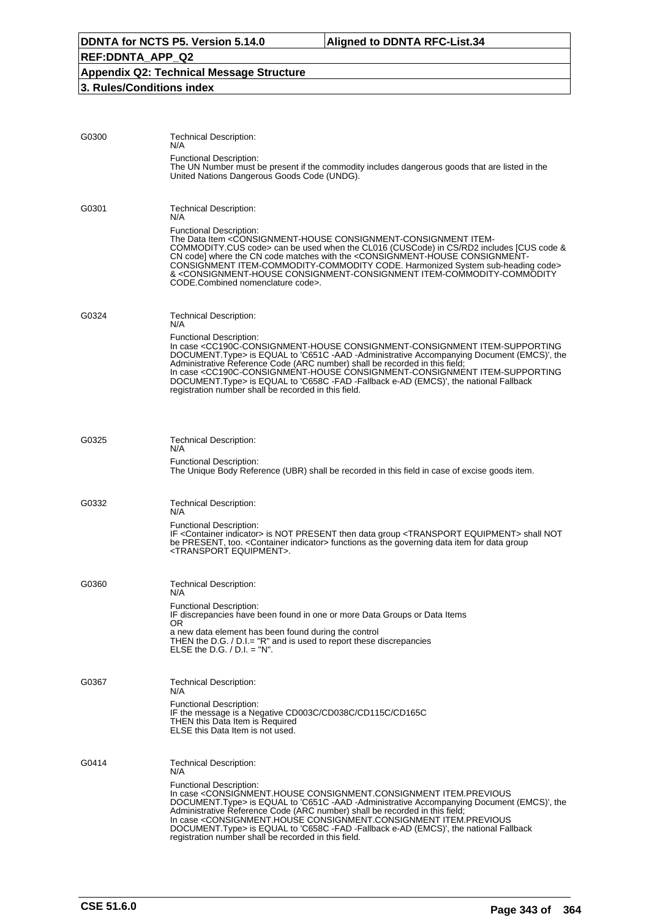| Rule | Description |
|---|---|
| G0300 | Technical Description:<br>N/A<br><br>Functional Description:<br>The UN Number must be present if the commodity includes dangerous goods that are listed in the United Nations Dangerous Goods Code (UNDG). |
| G0301 | Technical Description:<br>N/A<br><br>Functional Description:<br>The Data Item <CONSIGNMENT-HOUSE CONSIGNMENT-CONSIGNMENT ITEM-COMMODITY.CUS code> can be used when the CL016 (CUSCode) in CS/RD2 includes [CUS code & CN code] where the CN code matches with the <CONSIGNMENT-HOUSE CONSIGNMENT-CONSIGNMENT ITEM-COMMODITY-COMMODITY CODE. Harmonized System sub-heading code> & <CONSIGNMENT-HOUSE CONSIGNMENT-CONSIGNMENT ITEM-COMMODITY-COMMODITY CODE.Combined nomenclature code>. |
| G0324 | Technical Description:<br>N/A<br><br>Functional Description:<br>In case <CC190C-CONSIGNMENT-HOUSE CONSIGNMENT-CONSIGNMENT ITEM-SUPPORTING DOCUMENT.Type> is EQUAL to 'C651C -AAD -Administrative Accompanying Document (EMCS)', the Administrative Reference Code (ARC number) shall be recorded in this field;<br>In case <CC190C-CONSIGNMENT-HOUSE CONSIGNMENT-CONSIGNMENT ITEM-SUPPORTING DOCUMENT.Type> is EQUAL to 'C658C -FAD -Fallback e-AD (EMCS)', the national Fallback registration number shall be recorded in this field. |
| G0325 | Technical Description:<br>N/A<br><br>Functional Description:<br>The Unique Body Reference (UBR) shall be recorded in this field in case of excise goods item. |
| G0332 | Technical Description:<br>N/A<br><br>Functional Description:<br>IF <Container indicator> is NOT PRESENT then data group <TRANSPORT EQUIPMENT> shall NOT be PRESENT, too. <Container indicator> functions as the governing data item for data group <TRANSPORT EQUIPMENT>. |
| G0360 | Technical Description:<br>N/A<br><br>Functional Description:<br>IF discrepancies have been found in one or more Data Groups or Data Items<br>OR<br>a new data element has been found during the control<br>THEN the D.G. / D.I.= "R" and is used to report these discrepancies<br>ELSE the D.G. / D.I. = "N". |
| G0367 | Technical Description:<br>N/A<br><br>Functional Description:<br>IF the message is a Negative CD003C/CD038C/CD115C/CD165C<br>THEN this Data Item is Required<br>ELSE this Data Item is not used. |
| G0414 | Technical Description:<br>N/A<br><br>Functional Description:<br>In case <CONSIGNMENT.HOUSE CONSIGNMENT.CONSIGNMENT ITEM.PREVIOUS DOCUMENT.Type> is EQUAL to 'C651C -AAD -Administrative Accompanying Document (EMCS)', the Administrative Reference Code (ARC number) shall be recorded in this field;<br>In case <CONSIGNMENT.HOUSE CONSIGNMENT.CONSIGNMENT ITEM.PREVIOUS DOCUMENT.Type> is EQUAL to 'C658C -FAD -Fallback e-AD (EMCS)', the national Fallback registration number shall be recorded in this field. |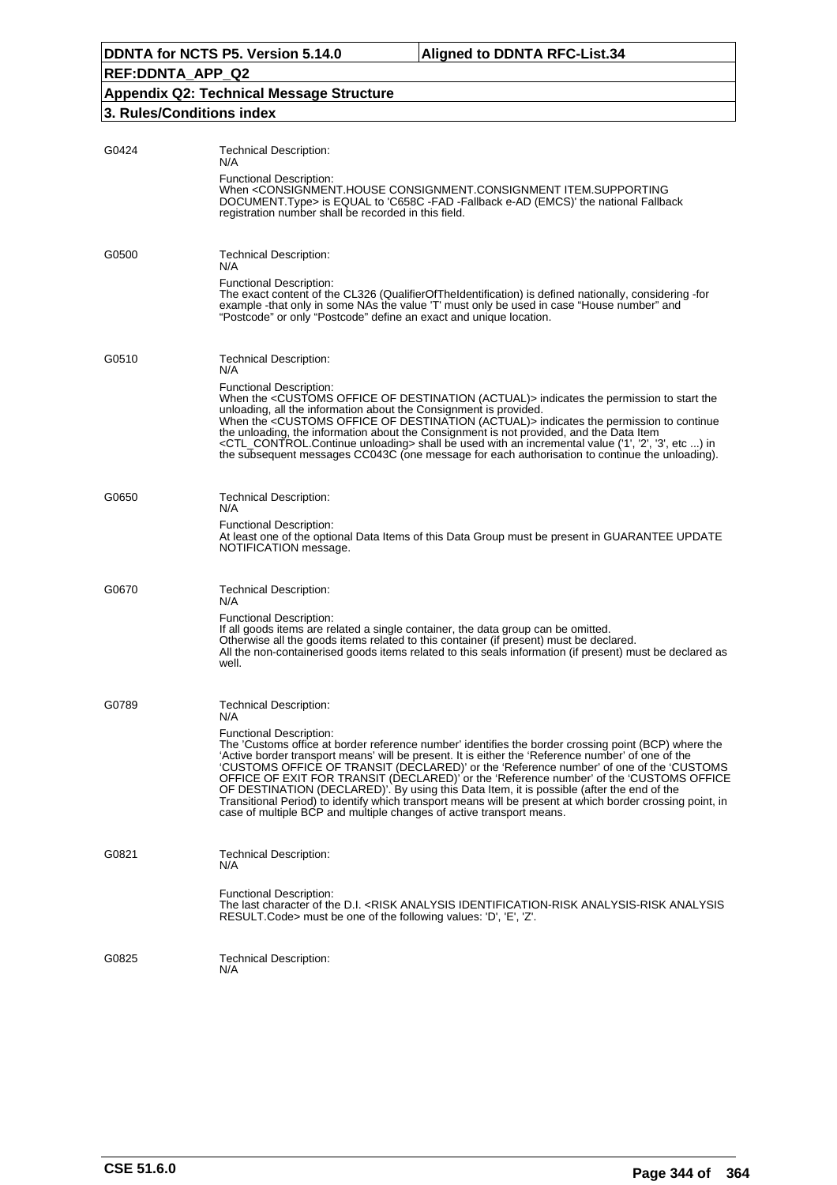| | |
|---|---|
| G0424 | Technical Description:<br>N/A<br>Functional Description:<br>When <CONSIGNMENT.HOUSE CONSIGNMENT.CONSIGNMENT ITEM.SUPPORTING DOCUMENT.Type> is EQUAL to 'C658C -FAD -Fallback e-AD (EMCS)' the national Fallback registration number shall be recorded in this field. |
| G0500 | Technical Description:<br>N/A<br>Functional Description:<br>The exact content of the CL326 (QualifierOfTheIdentification) is defined nationally, considering -for example -that only in some NAs the value 'T' must only be used in case "House number" and "Postcode" or only "Postcode" define an exact and unique location. |
| G0510 | Technical Description:<br>N/A<br>Functional Description:<br>When the <CUSTOMS OFFICE OF DESTINATION (ACTUAL)> indicates the permission to start the unloading, all the information about the Consignment is provided.<br>When the <CUSTOMS OFFICE OF DESTINATION (ACTUAL)> indicates the permission to continue the unloading, the information about the Consignment is not provided, and the Data Item <CTL_CONTROL.Continue unloading> shall be used with an incremental value ('1', '2', '3', etc ...) in the subsequent messages CC043C (one message for each authorisation to continue the unloading). |
| G0650 | Technical Description:<br>N/A<br>Functional Description:<br>At least one of the optional Data Items of this Data Group must be present in GUARANTEE UPDATE NOTIFICATION message. |
| G0670 | Technical Description:<br>N/A<br>Functional Description:<br>If all goods items are related a single container, the data group can be omitted.<br>Otherwise all the goods items related to this container (if present) must be declared.<br>All the non-containerised goods items related to this seals information (if present) must be declared as well. |
| G0789 | Technical Description:<br>N/A<br>Functional Description:<br>The 'Customs office at border reference number' identifies the border crossing point (BCP) where the 'Active border transport means' will be present. It is either the 'Reference number' of one of the 'CUSTOMS OFFICE OF TRANSIT (DECLARED)' or the 'Reference number' of one of the 'CUSTOMS OFFICE OF EXIT FOR TRANSIT (DECLARED)' or the 'Reference number' of the 'CUSTOMS OFFICE OF DESTINATION (DECLARED)'. By using this Data Item, it is possible (after the end of the Transitional Period) to identify which transport means will be present at which border crossing point, in case of multiple BCP and multiple changes of active transport means. |
| G0821 | Technical Description:<br>N/A<br>Functional Description:<br>The last character of the D.I. <RISK ANALYSIS IDENTIFICATION-RISK ANALYSIS-RISK ANALYSIS RESULT.Code> must be one of the following values: 'D', 'E', 'Z'. |
| G0825 | Technical Description:<br>N/A |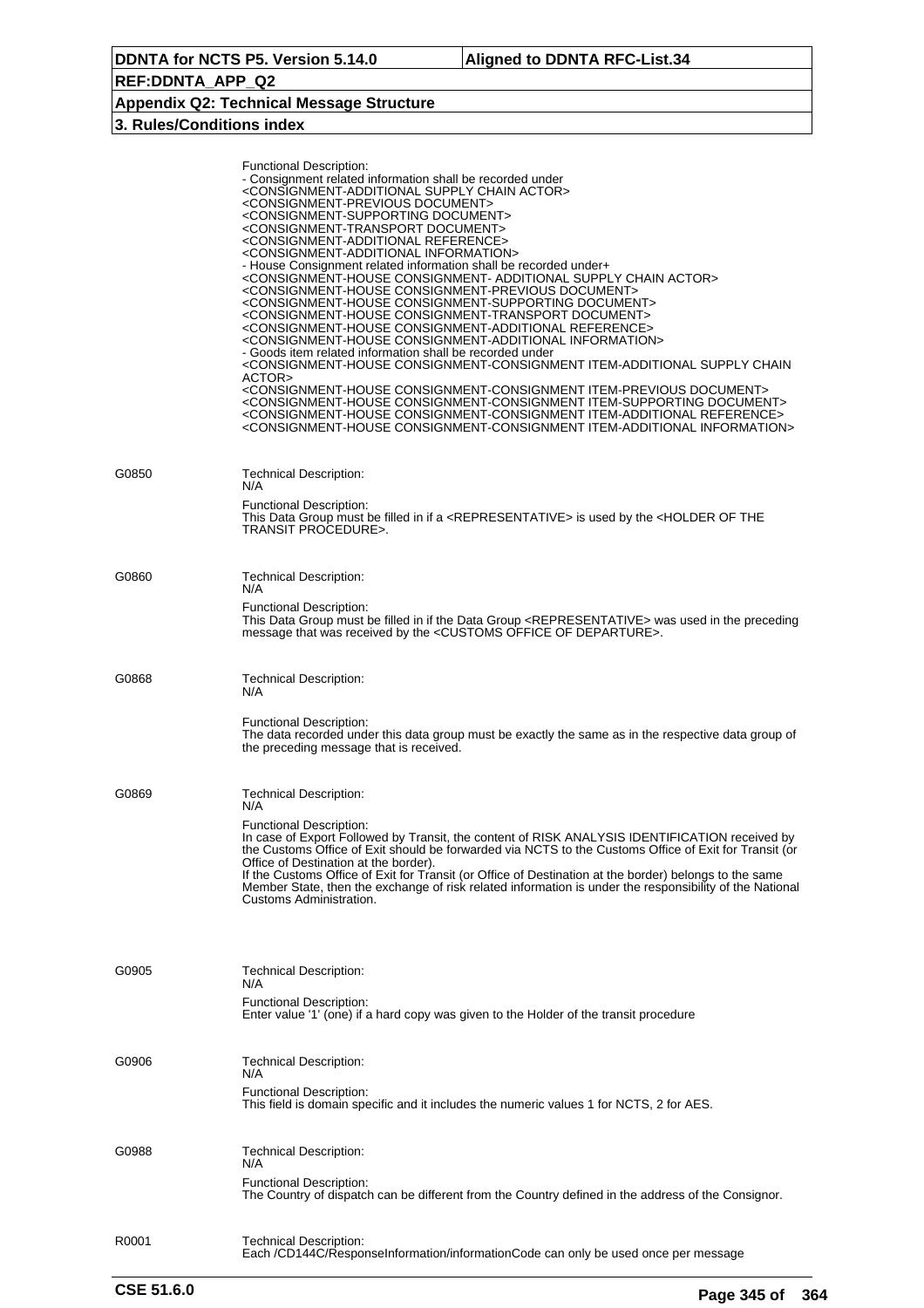Functional Description:
- Consignment related information shall be recorded under
<CONSIGNMENT-ADDITIONAL SUPPLY CHAIN ACTOR>
<CONSIGNMENT-PREVIOUS DOCUMENT>
<CONSIGNMENT-SUPPORTING DOCUMENT>
<CONSIGNMENT-TRANSPORT DOCUMENT>
<CONSIGNMENT-ADDITIONAL REFERENCE>
<CONSIGNMENT-ADDITIONAL INFORMATION>
- House Consignment related information shall be recorded under+
<CONSIGNMENT-HOUSE CONSIGNMENT- ADDITIONAL SUPPLY CHAIN ACTOR>
<CONSIGNMENT-HOUSE CONSIGNMENT-PREVIOUS DOCUMENT>
<CONSIGNMENT-HOUSE CONSIGNMENT-SUPPORTING DOCUMENT>
<CONSIGNMENT-HOUSE CONSIGNMENT-TRANSPORT DOCUMENT>
<CONSIGNMENT-HOUSE CONSIGNMENT-ADDITIONAL REFERENCE>
<CONSIGNMENT-HOUSE CONSIGNMENT-ADDITIONAL INFORMATION>
- Goods item related information shall be recorded under
<CONSIGNMENT-HOUSE CONSIGNMENT-CONSIGNMENT ITEM-ADDITIONAL SUPPLY CHAIN ACTOR>
<CONSIGNMENT-HOUSE CONSIGNMENT-CONSIGNMENT ITEM-PREVIOUS DOCUMENT>
<CONSIGNMENT-HOUSE CONSIGNMENT-CONSIGNMENT ITEM-SUPPORTING DOCUMENT>
<CONSIGNMENT-HOUSE CONSIGNMENT-CONSIGNMENT ITEM-ADDITIONAL REFERENCE>
<CONSIGNMENT-HOUSE CONSIGNMENT-CONSIGNMENT ITEM-ADDITIONAL INFORMATION>

**G0850**

Technical Description:
N/A

Functional Description:
This Data Group must be filled in if a <REPRESENTATIVE> is used by the <HOLDER OF THE TRANSIT PROCEDURE>.

**G0860**

Technical Description:
N/A

Functional Description:
This Data Group must be filled in if the Data Group <REPRESENTATIVE> was used in the preceding message that was received by the <CUSTOMS OFFICE OF DEPARTURE>.

**G0868**

Technical Description:
N/A

Functional Description:
The data recorded under this data group must be exactly the same as in the respective data group of the preceding message that is received.

**G0869**

Technical Description:
N/A

Functional Description:
In case of Export Followed by Transit, the content of RISK ANALYSIS IDENTIFICATION received by the Customs Office of Exit should be forwarded via NCTS to the Customs Office of Exit for Transit (or Office of Destination at the border).
If the Customs Office of Exit for Transit (or Office of Destination at the border) belongs to the same Member State, then the exchange of risk related information is under the responsibility of the National Customs Administration.

**G0905**

Technical Description:
N/A

Functional Description:
Enter value '1' (one) if a hard copy was given to the Holder of the transit procedure

**G0906**

Technical Description:
N/A

Functional Description:
This field is domain specific and it includes the numeric values 1 for NCTS, 2 for AES.

**G0988**

Technical Description:
N/A

Functional Description:
The Country of dispatch can be different from the Country defined in the address of the Consignor.

**R0001**

Technical Description:
Each /CD144C/ResponseInformation/informationCode can only be used once per message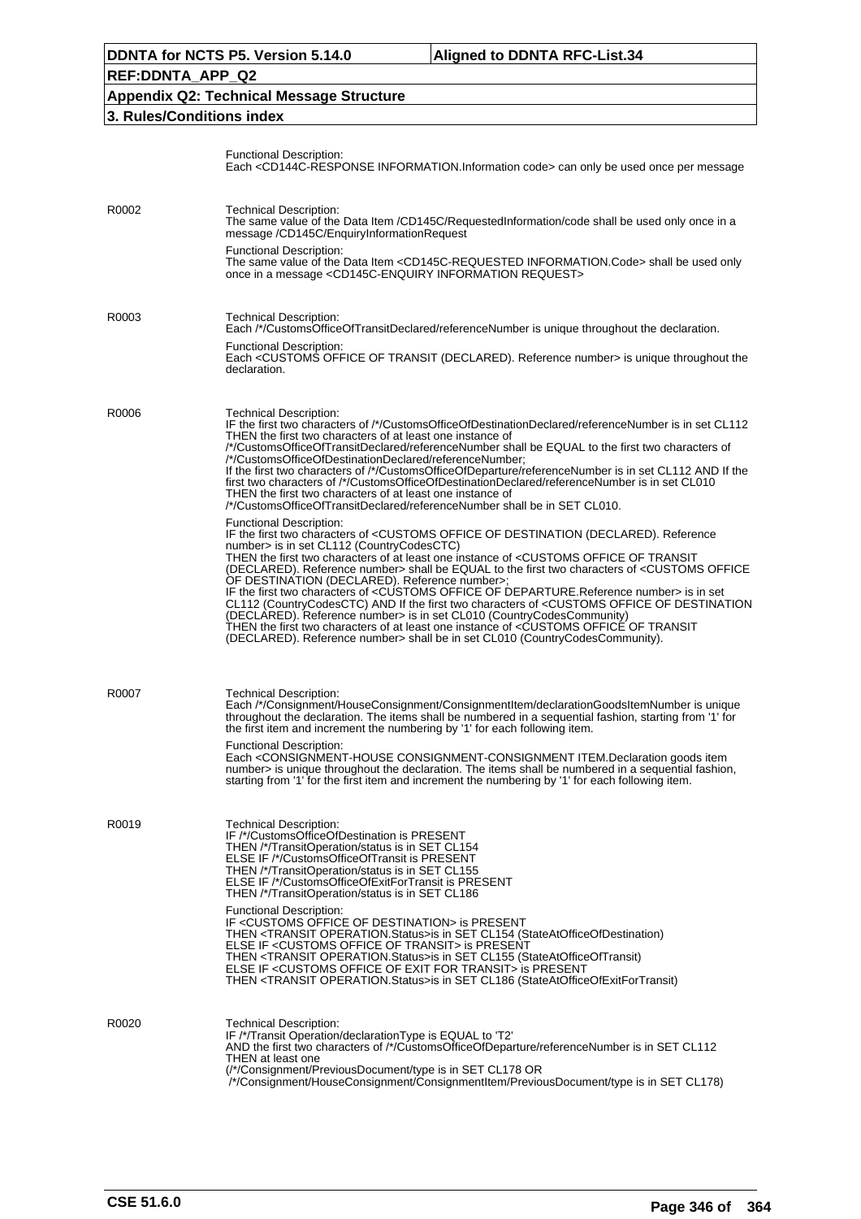| | |
|---|---|
| | Functional Description:<br>Each <CD144C-RESPONSE INFORMATION.Information code> can only be used once per message |
| R0002 | Technical Description:<br>The same value of the Data Item /CD145C/RequestedInformation/code shall be used only once in a message /CD145C/EnquiryInformationRequest<br>Functional Description:<br>The same value of the Data Item <CD145C-REQUESTED INFORMATION.Code> shall be used only once in a message <CD145C-ENQUIRY INFORMATION REQUEST> |
| R0003 | Technical Description:<br>Each /*/CustomsOfficeOfTransitDeclared/referenceNumber is unique throughout the declaration.<br>Functional Description:<br>Each <CUSTOMS OFFICE OF TRANSIT (DECLARED). Reference number> is unique throughout the declaration. |
| R0006 | Technical Description:<br>IF the first two characters of /*/CustomsOfficeOfDestinationDeclared/referenceNumber is in set CL112 THEN the first two characters of at least one instance of /*/CustomsOfficeOfTransitDeclared/referenceNumber shall be EQUAL to the first two characters of /*/CustomsOfficeOfDestinationDeclared/referenceNumber;<br>If the first two characters of /*/CustomsOfficeOfDeparture/referenceNumber is in set CL112 AND If the first two characters of /*/CustomsOfficeOfDestinationDeclared/referenceNumber is in set CL010 THEN the first two characters of at least one instance of /*/CustomsOfficeOfTransitDeclared/referenceNumber shall be in SET CL010.<br>Functional Description:<br>IF the first two characters of <CUSTOMS OFFICE OF DESTINATION (DECLARED). Reference number> is in set CL112 (CountryCodesCTC)<br>THEN the first two characters of at least one instance of <CUSTOMS OFFICE OF TRANSIT (DECLARED). Reference number> shall be EQUAL to the first two characters of <CUSTOMS OFFICE OF DESTINATION (DECLARED). Reference number>;<br>IF the first two characters of <CUSTOMS OFFICE OF DEPARTURE.Reference number> is in set CL112 (CountryCodesCTC) AND If the first two characters of <CUSTOMS OFFICE OF DESTINATION (DECLARED). Reference number> is in set CL010 (CountryCodesCommunity)<br>THEN the first two characters of at least one instance of <CUSTOMS OFFICE OF TRANSIT (DECLARED). Reference number> shall be in set CL010 (CountryCodesCommunity). |
| R0007 | Technical Description:<br>Each /*/Consignment/HouseConsignment/ConsignmentItem/declarationGoodsItemNumber is unique throughout the declaration. The items shall be numbered in a sequential fashion, starting from '1' for the first item and increment the numbering by '1' for each following item.<br>Functional Description:<br>Each <CONSIGNMENT-HOUSE CONSIGNMENT-CONSIGNMENT ITEM.Declaration goods item number> is unique throughout the declaration. The items shall be numbered in a sequential fashion, starting from '1' for the first item and increment the numbering by '1' for each following item. |
| R0019 | Technical Description:<br>IF /*/CustomsOfficeOfDestination is PRESENT<br>THEN /*/TransitOperation/status is in SET CL154<br>ELSE IF /*/CustomsOfficeOfTransit is PRESENT<br>THEN /*/TransitOperation/status is in SET CL155<br>ELSE IF /*/CustomsOfficeOfExitForTransit is PRESENT<br>THEN /*/TransitOperation/status is in SET CL186<br>Functional Description:<br>IF <CUSTOMS OFFICE OF DESTINATION> is PRESENT<br>THEN <TRANSIT OPERATION.Status>is in SET CL154 (StateAtOfficeOfDestination)<br>ELSE IF <CUSTOMS OFFICE OF TRANSIT> is PRESENT<br>THEN <TRANSIT OPERATION.Status>is in SET CL155 (StateAtOfficeOfTransit)<br>ELSE IF <CUSTOMS OFFICE OF EXIT FOR TRANSIT> is PRESENT<br>THEN <TRANSIT OPERATION.Status>is in SET CL186 (StateAtOfficeOfExitForTransit) |
| R0020 | Technical Description:<br>IF /*/Transit Operation/declarationType is EQUAL to 'T2'<br>AND the first two characters of /*/CustomsOfficeOfDeparture/referenceNumber is in SET CL112<br>THEN at least one<br>(/*/Consignment/PreviousDocument/type is in SET CL178 OR<br>/*/Consignment/HouseConsignment/ConsignmentItem/PreviousDocument/type is in SET CL178) |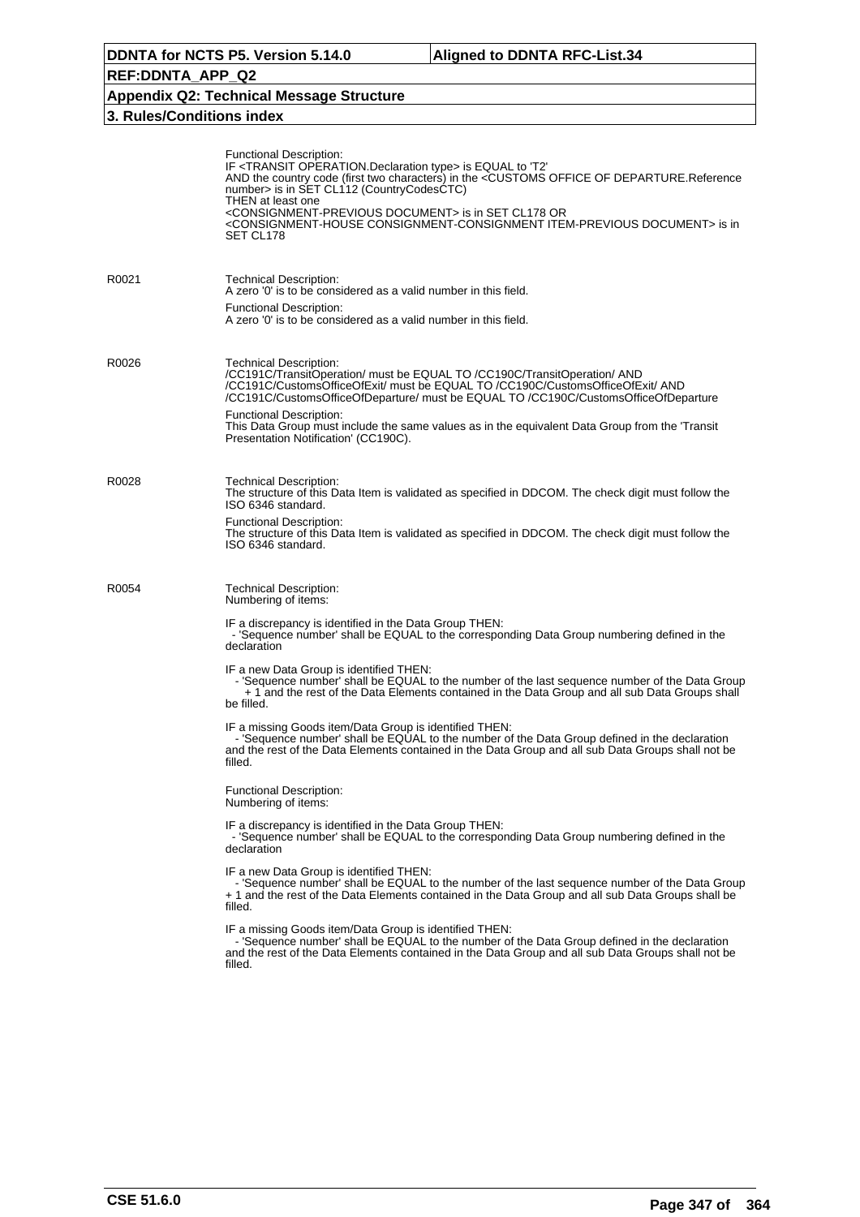Functional Description:
IF <TRANSIT OPERATION.Declaration type> is EQUAL to 'T2'
AND the country code (first two characters) in the <CUSTOMS OFFICE OF DEPARTURE.Reference number> is in SET CL112 (CountryCodesCTC)
THEN at least one
<CONSIGNMENT-PREVIOUS DOCUMENT> is in SET CL178 OR
<CONSIGNMENT-HOUSE CONSIGNMENT-CONSIGNMENT ITEM-PREVIOUS DOCUMENT> is in SET CL178

**R0021**

Technical Description:
A zero '0' is to be considered as a valid number in this field.

Functional Description:
A zero '0' is to be considered as a valid number in this field.

**R0026**

Technical Description:
/CC191C/TransitOperation/ must be EQUAL TO /CC190C/TransitOperation/ AND
/CC191C/CustomsOfficeOfExit/ must be EQUAL TO /CC190C/CustomsOfficeOfExit/ AND
/CC191C/CustomsOfficeOfDeparture/ must be EQUAL TO /CC190C/CustomsOfficeOfDeparture

Functional Description:
This Data Group must include the same values as in the equivalent Data Group from the 'Transit Presentation Notification' (CC190C).

**R0028**

Technical Description:
The structure of this Data Item is validated as specified in DDCOM. The check digit must follow the ISO 6346 standard.

Functional Description:
The structure of this Data Item is validated as specified in DDCOM. The check digit must follow the ISO 6346 standard.

**R0054**

Technical Description:
Numbering of items:

IF a discrepancy is identified in the Data Group THEN:
- 'Sequence number' shall be EQUAL to the corresponding Data Group numbering defined in the declaration

IF a new Data Group is identified THEN:
- 'Sequence number' shall be EQUAL to the number of the last sequence number of the Data Group + 1 and the rest of the Data Elements contained in the Data Group and all sub Data Groups shall be filled.

IF a missing Goods item/Data Group is identified THEN:
- 'Sequence number' shall be EQUAL to the number of the Data Group defined in the declaration and the rest of the Data Elements contained in the Data Group and all sub Data Groups shall not be filled.

Functional Description:
Numbering of items:

IF a discrepancy is identified in the Data Group THEN:
- 'Sequence number' shall be EQUAL to the corresponding Data Group numbering defined in the declaration

IF a new Data Group is identified THEN:
- 'Sequence number' shall be EQUAL to the number of the last sequence number of the Data Group + 1 and the rest of the Data Elements contained in the Data Group and all sub Data Groups shall be filled.

IF a missing Goods item/Data Group is identified THEN:
- 'Sequence number' shall be EQUAL to the number of the Data Group defined in the declaration and the rest of the Data Elements contained in the Data Group and all sub Data Groups shall not be filled.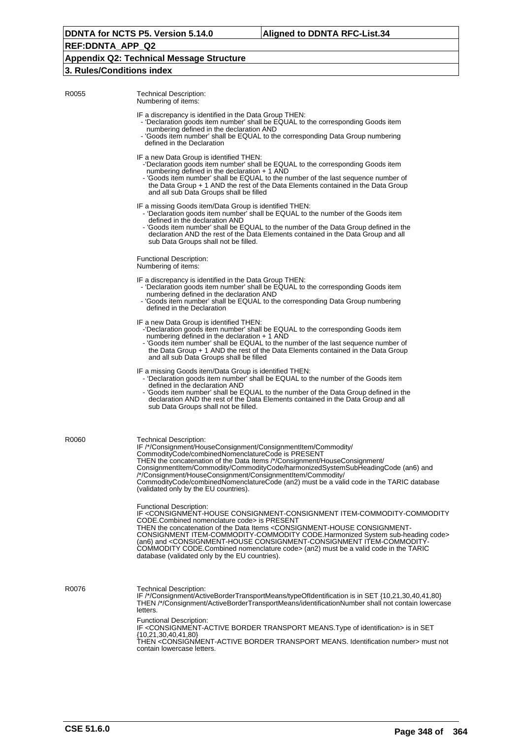**R0055**

Technical Description:
Numbering of items:

IF a discrepancy is identified in the Data Group THEN:
- 'Declaration goods item number' shall be EQUAL to the corresponding Goods item numbering defined in the declaration AND
- 'Goods item number' shall be EQUAL to the corresponding Data Group numbering defined in the Declaration

IF a new Data Group is identified THEN:
- 'Declaration goods item number' shall be EQUAL to the corresponding Goods item numbering defined in the declaration + 1 AND
- 'Goods item number' shall be EQUAL to the number of the last sequence number of the Data Group + 1 AND the rest of the Data Elements contained in the Data Group and all sub Data Groups shall be filled

IF a missing Goods item/Data Group is identified THEN:
- 'Declaration goods item number' shall be EQUAL to the number of the Goods item defined in the declaration AND
- 'Goods item number' shall be EQUAL to the number of the Data Group defined in the declaration AND the rest of the Data Elements contained in the Data Group and all sub Data Groups shall not be filled.

Functional Description:
Numbering of items:

IF a discrepancy is identified in the Data Group THEN:
- 'Declaration goods item number' shall be EQUAL to the corresponding Goods item numbering defined in the declaration AND
- 'Goods item number' shall be EQUAL to the corresponding Data Group numbering defined in the Declaration

IF a new Data Group is identified THEN:
- 'Declaration goods item number' shall be EQUAL to the corresponding Goods item numbering defined in the declaration + 1 AND
- 'Goods item number' shall be EQUAL to the number of the last sequence number of the Data Group + 1 AND the rest of the Data Elements contained in the Data Group and all sub Data Groups shall be filled

IF a missing Goods item/Data Group is identified THEN:
- 'Declaration goods item number' shall be EQUAL to the number of the Goods item defined in the declaration AND
- 'Goods item number' shall be EQUAL to the number of the Data Group defined in the declaration AND the rest of the Data Elements contained in the Data Group and all sub Data Groups shall not be filled.

**R0060**

Technical Description:
IF /*/Consignment/HouseConsignment/ConsignmentItem/Commodity/CommodityCode/combinedNomenclatureCode is PRESENT
THEN the concatenation of the Data Items /*/Consignment/HouseConsignment/ConsignmentItem/Commodity/CommodityCode/harmonizedSystemSubHeadingCode (an6) and /*/Consignment/HouseConsignment/ConsignmentItem/Commodity/CommodityCode/combinedNomenclatureCode (an2) must be a valid code in the TARIC database (validated only by the EU countries).

Functional Description:
IF <CONSIGNMENT-HOUSE CONSIGNMENT-CONSIGNMENT ITEM-COMMODITY-COMMODITY CODE.Combined nomenclature code> is PRESENT
THEN the concatenation of the Data Items <CONSIGNMENT-HOUSE CONSIGNMENT-CONSIGNMENT ITEM-COMMODITY-COMMODITY CODE.Harmonized System sub-heading code> (an6) and <CONSIGNMENT-HOUSE CONSIGNMENT-CONSIGNMENT ITEM-COMMODITY-COMMODITY CODE.Combined nomenclature code> (an2) must be a valid code in the TARIC database (validated only by the EU countries).

**R0076**

Technical Description:
IF /*/Consignment/ActiveBorderTransportMeans/typeOfIdentification is in SET {10,21,30,40,41,80}
THEN /*/Consignment/ActiveBorderTransportMeans/identificationNumber shall not contain lowercase letters.

Functional Description:
IF <CONSIGNMENT-ACTIVE BORDER TRANSPORT MEANS.Type of identification> is in SET {10,21,30,40,41,80}
THEN <CONSIGNMENT-ACTIVE BORDER TRANSPORT MEANS. Identification number> must not contain lowercase letters.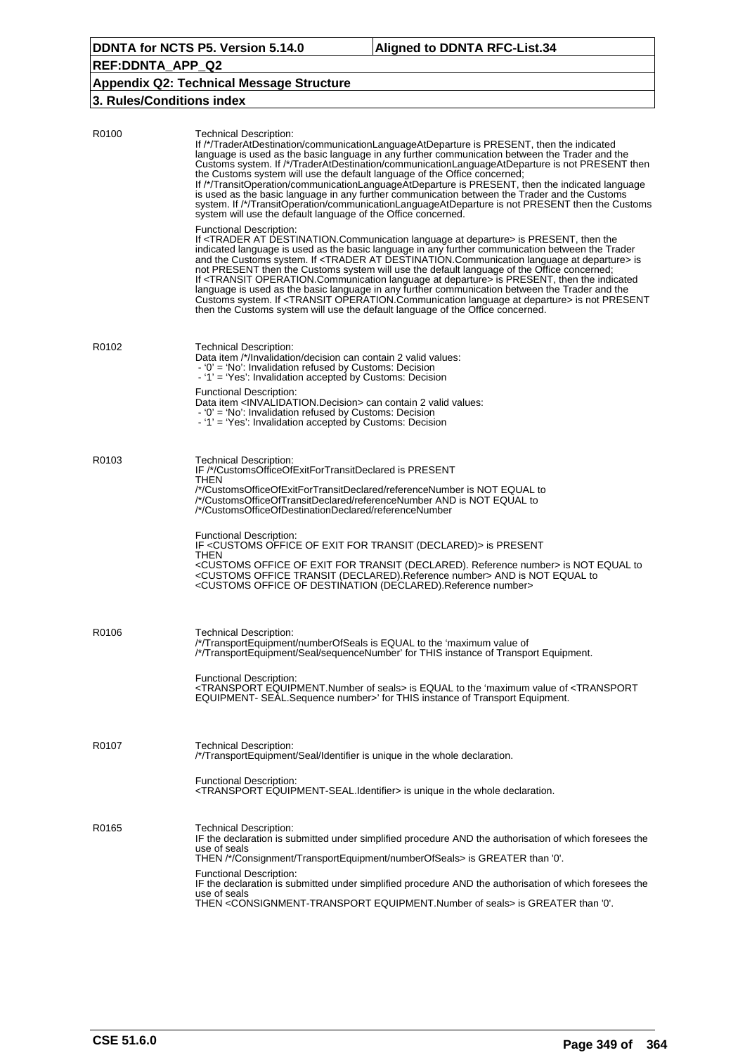## 3. Rules/Conditions index

**R0100**

Technical Description:
If /*/TraderAtDestination/communicationLanguageAtDeparture is PRESENT, then the indicated language is used as the basic language in any further communication between the Trader and the Customs system. If /*/TraderAtDestination/communicationLanguageAtDeparture is not PRESENT then the Customs system will use the default language of the Office concerned;
If /*/TransitOperation/communicationLanguageAtDeparture is PRESENT, then the indicated language is used as the basic language in any further communication between the Trader and the Customs system. If /*/TransitOperation/communicationLanguageAtDeparture is not PRESENT then the Customs system will use the default language of the Office concerned.

Functional Description:
If <TRADER AT DESTINATION.Communication language at departure> is PRESENT, then the indicated language is used as the basic language in any further communication between the Trader and the Customs system. If <TRADER AT DESTINATION.Communication language at departure> is not PRESENT then the Customs system will use the default language of the Office concerned;
If <TRANSIT OPERATION.Communication language at departure> is PRESENT, then the indicated language is used as the basic language in any further communication between the Trader and the Customs system. If <TRANSIT OPERATION.Communication language at departure> is not PRESENT then the Customs system will use the default language of the Office concerned.

**R0102**

Technical Description:
Data item /*/Invalidation/decision can contain 2 valid values:
- '0' = 'No': Invalidation refused by Customs: Decision
- '1' = 'Yes': Invalidation accepted by Customs: Decision

Functional Description:
Data item <INVALIDATION.Decision> can contain 2 valid values:
- '0' = 'No': Invalidation refused by Customs: Decision
- '1' = 'Yes': Invalidation accepted by Customs: Decision

**R0103**

Technical Description:
IF /*/CustomsOfficeOfExitForTransitDeclared is PRESENT
THEN
/*/CustomsOfficeOfExitForTransitDeclared/referenceNumber is NOT EQUAL to /*/CustomsOfficeOfTransitDeclared/referenceNumber AND is NOT EQUAL to /*/CustomsOfficeOfDestinationDeclared/referenceNumber

Functional Description:
IF <CUSTOMS OFFICE OF EXIT FOR TRANSIT (DECLARED)> is PRESENT
THEN
<CUSTOMS OFFICE OF EXIT FOR TRANSIT (DECLARED). Reference number> is NOT EQUAL to <CUSTOMS OFFICE TRANSIT (DECLARED).Reference number> AND is NOT EQUAL to <CUSTOMS OFFICE OF DESTINATION (DECLARED).Reference number>

**R0106**

Technical Description:
/*/TransportEquipment/numberOfSeals is EQUAL to the 'maximum value of /*/TransportEquipment/Seal/sequenceNumber' for THIS instance of Transport Equipment.

Functional Description:
<TRANSPORT EQUIPMENT.Number of seals> is EQUAL to the 'maximum value of <TRANSPORT EQUIPMENT- SEAL.Sequence number>' for THIS instance of Transport Equipment.

**R0107**

Technical Description:
/*/TransportEquipment/Seal/Identifier is unique in the whole declaration.

Functional Description:
<TRANSPORT EQUIPMENT-SEAL.Identifier> is unique in the whole declaration.

**R0165**

Technical Description:
IF the declaration is submitted under simplified procedure AND the authorisation of which foresees the use of seals
THEN /*/Consignment/TransportEquipment/numberOfSeals> is GREATER than '0'.

Functional Description:
IF the declaration is submitted under simplified procedure AND the authorisation of which foresees the use of seals
THEN <CONSIGNMENT-TRANSPORT EQUIPMENT.Number of seals> is GREATER than '0'.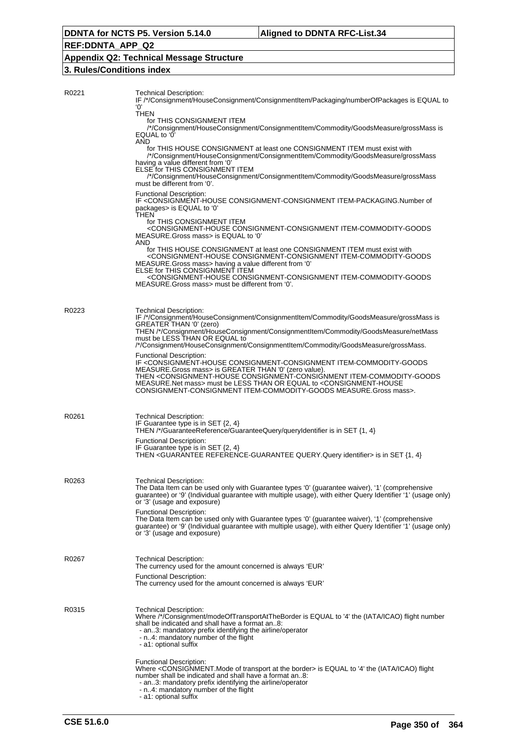| | |
|---|---|
| R0221 | Technical Description:<br>IF /*/Consignment/HouseConsignment/ConsignmentItem/Packaging/numberOfPackages is EQUAL to '0'<br>THEN<br>for THIS CONSIGNMENT ITEM<br>/*/Consignment/HouseConsignment/ConsignmentItem/Commodity/GoodsMeasure/grossMass is EQUAL to '0'<br>AND<br>for THIS HOUSE CONSIGNMENT at least one CONSIGNMENT ITEM must exist with<br>/*/Consignment/HouseConsignment/ConsignmentItem/Commodity/GoodsMeasure/grossMass having a value different from '0'<br>ELSE for THIS CONSIGNMENT ITEM<br>/*/Consignment/HouseConsignment/ConsignmentItem/Commodity/GoodsMeasure/grossMass must be different from '0'.<br><br>Functional Description:<br>IF <CONSIGNMENT-HOUSE CONSIGNMENT-CONSIGNMENT ITEM-PACKAGING.Number of packages> is EQUAL to '0'<br>THEN<br>for THIS CONSIGNMENT ITEM<br><CONSIGNMENT-HOUSE CONSIGNMENT-CONSIGNMENT ITEM-COMMODITY-GOODS MEASURE.Gross mass> is EQUAL to '0'<br>AND<br>for THIS HOUSE CONSIGNMENT at least one CONSIGNMENT ITEM must exist with<br><CONSIGNMENT-HOUSE CONSIGNMENT-CONSIGNMENT ITEM-COMMODITY-GOODS MEASURE.Gross mass> having a value different from '0'<br>ELSE for THIS CONSIGNMENT ITEM<br><CONSIGNMENT-HOUSE CONSIGNMENT-CONSIGNMENT ITEM-COMMODITY-GOODS MEASURE.Gross mass> must be different from '0'. |
| R0223 | Technical Description:<br>IF /*/Consignment/HouseConsignment/ConsignmentItem/Commodity/GoodsMeasure/grossMass is GREATER THAN '0' (zero)<br>THEN /*/Consignment/HouseConsignment/ConsignmentItem/Commodity/GoodsMeasure/netMass must be LESS THAN OR EQUAL to<br>/*/Consignment/HouseConsignment/ConsignmentItem/Commodity/GoodsMeasure/grossMass.<br><br>Functional Description:<br>IF <CONSIGNMENT-HOUSE CONSIGNMENT-CONSIGNMENT ITEM-COMMODITY-GOODS MEASURE.Gross mass> is GREATER THAN '0' (zero value).<br>THEN <CONSIGNMENT-HOUSE CONSIGNMENT-CONSIGNMENT ITEM-COMMODITY-GOODS MEASURE.Net mass> must be LESS THAN OR EQUAL to <CONSIGNMENT-HOUSE CONSIGNMENT-CONSIGNMENT ITEM-COMMODITY-GOODS MEASURE.Gross mass>. |
| R0261 | Technical Description:<br>IF Guarantee type is in SET {2, 4}<br>THEN /*/GuaranteeReference/GuaranteeQuery/queryIdentifier is in SET {1, 4}<br><br>Functional Description:<br>IF Guarantee type is in SET {2, 4}<br>THEN <GUARANTEE REFERENCE-GUARANTEE QUERY.Query identifier> is in SET {1, 4} |
| R0263 | Technical Description:<br>The Data Item can be used only with Guarantee types '0' (guarantee waiver), '1' (comprehensive guarantee) or '9' (Individual guarantee with multiple usage), with either Query Identifier '1' (usage only) or '3' (usage and exposure)<br><br>Functional Description:<br>The Data Item can be used only with Guarantee types '0' (guarantee waiver), '1' (comprehensive guarantee) or '9' (Individual guarantee with multiple usage), with either Query Identifier '1' (usage only) or '3' (usage and exposure) |
| R0267 | Technical Description:<br>The currency used for the amount concerned is always 'EUR'<br><br>Functional Description:<br>The currency used for the amount concerned is always 'EUR' |
| R0315 | Technical Description:<br>Where /*/Consignment/modeOfTransportAtTheBorder is EQUAL to '4' the (IATA/ICAO) flight number shall be indicated and shall have a format an..8:<br>- an..3: mandatory prefix identifying the airline/operator<br>- n..4: mandatory number of the flight<br>- a1: optional suffix<br><br>Functional Description:<br>Where <CONSIGNMENT.Mode of transport at the border> is EQUAL to '4' the (IATA/ICAO) flight number shall be indicated and shall have a format an..8:<br>- an..3: mandatory prefix identifying the airline/operator<br>- n..4: mandatory number of the flight<br>- a1: optional suffix |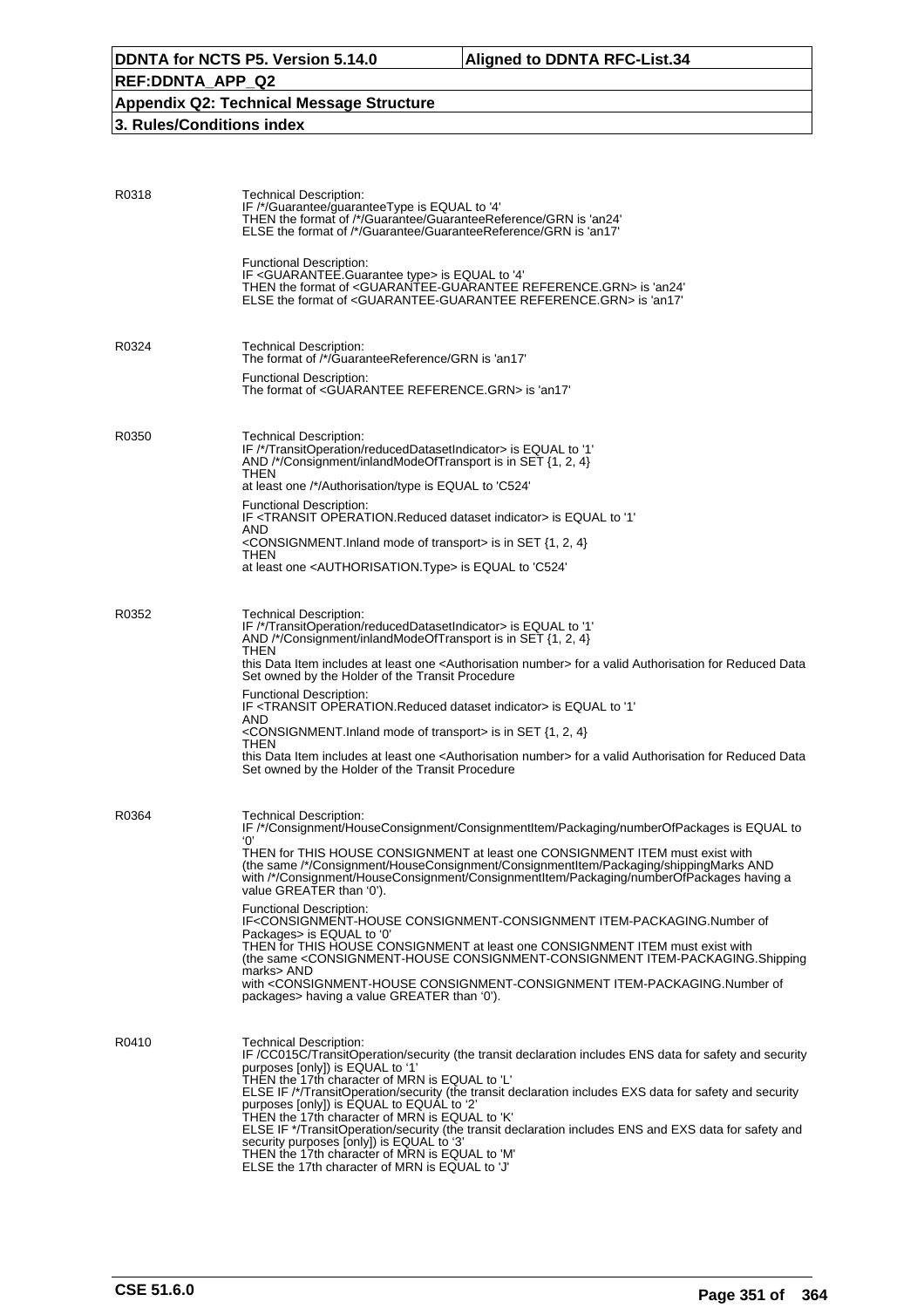R0318

Technical Description:
IF /*/Guarantee/guaranteeType is EQUAL to '4'
THEN the format of /*/Guarantee/GuaranteeReference/GRN is 'an24'
ELSE the format of /*/Guarantee/GuaranteeReference/GRN is 'an17'

Functional Description:
IF <GUARANTEE.Guarantee type> is EQUAL to '4'
THEN the format of <GUARANTEE-GUARANTEE REFERENCE.GRN> is 'an24'
ELSE the format of <GUARANTEE-GUARANTEE REFERENCE.GRN> is 'an17'

R0324

Technical Description:
The format of /*/GuaranteeReference/GRN is 'an17'

Functional Description:
The format of <GUARANTEE REFERENCE.GRN> is 'an17'

R0350

Technical Description:
IF /*/TransitOperation/reducedDatasetIndicator> is EQUAL to '1'
AND /*/Consignment/inlandModeOfTransport is in SET {1, 2, 4}
THEN
at least one /*/Authorisation/type is EQUAL to 'C524'

Functional Description:
IF <TRANSIT OPERATION.Reduced dataset indicator> is EQUAL to '1'
AND
<CONSIGNMENT.Inland mode of transport> is in SET {1, 2, 4}
THEN
at least one <AUTHORISATION.Type> is EQUAL to 'C524'

R0352

Technical Description:
IF /*/TransitOperation/reducedDatasetIndicator> is EQUAL to '1'
AND /*/Consignment/inlandModeOfTransport is in SET {1, 2, 4}
THEN
this Data Item includes at least one <Authorisation number> for a valid Authorisation for Reduced Data Set owned by the Holder of the Transit Procedure

Functional Description:
IF <TRANSIT OPERATION.Reduced dataset indicator> is EQUAL to '1'
AND
<CONSIGNMENT.Inland mode of transport> is in SET {1, 2, 4}
THEN
this Data Item includes at least one <Authorisation number> for a valid Authorisation for Reduced Data Set owned by the Holder of the Transit Procedure

R0364

Technical Description:
IF /*/Consignment/HouseConsignment/ConsignmentItem/Packaging/numberOfPackages is EQUAL to '0'
THEN for THIS HOUSE CONSIGNMENT at least one CONSIGNMENT ITEM must exist with
(the same /*/Consignment/HouseConsignment/ConsignmentItem/Packaging/shippingMarks AND
with /*/Consignment/HouseConsignment/ConsignmentItem/Packaging/numberOfPackages having a value GREATER than '0').

Functional Description:
IF<CONSIGNMENT-HOUSE CONSIGNMENT-CONSIGNMENT ITEM-PACKAGING.Number of Packages> is EQUAL to '0'
THEN for THIS HOUSE CONSIGNMENT at least one CONSIGNMENT ITEM must exist with
(the same <CONSIGNMENT-HOUSE CONSIGNMENT-CONSIGNMENT ITEM-PACKAGING.Shipping marks> AND
with <CONSIGNMENT-HOUSE CONSIGNMENT-CONSIGNMENT ITEM-PACKAGING.Number of packages> having a value GREATER than '0').

R0410

Technical Description:
IF /CC015C/TransitOperation/security (the transit declaration includes ENS data for safety and security purposes [only]) is EQUAL to '1'
THEN the 17th character of MRN is EQUAL to 'L'
ELSE IF /*/TransitOperation/security (the transit declaration includes EXS data for safety and security purposes [only]) is EQUAL to EQUAL to '2'
THEN the 17th character of MRN is EQUAL to 'K'
ELSE IF */TransitOperation/security (the transit declaration includes ENS and EXS data for safety and security purposes [only]) is EQUAL to '3'
THEN the 17th character of MRN is EQUAL to 'M'
ELSE the 17th character of MRN is EQUAL to 'J'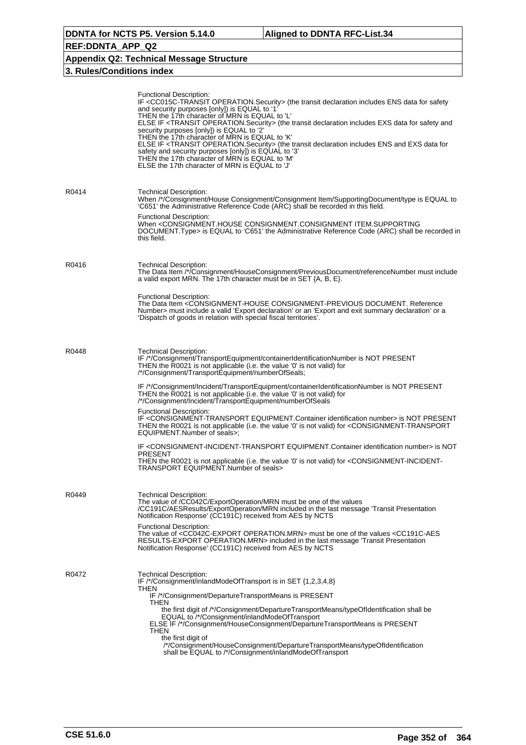Functional Description:
IF <CC015C-TRANSIT OPERATION.Security> (the transit declaration includes ENS data for safety and security purposes [only]) is EQUAL to '1'
THEN the 17th character of MRN is EQUAL to 'L'
ELSE IF <TRANSIT OPERATION.Security> (the transit declaration includes EXS data for safety and security purposes [only]) is EQUAL to '2'
THEN the 17th character of MRN is EQUAL to 'K'
ELSE IF <TRANSIT OPERATION.Security> (the transit declaration includes ENS and EXS data for safety and security purposes [only]) is EQUAL to '3'
THEN the 17th character of MRN is EQUAL to 'M'
ELSE the 17th character of MRN is EQUAL to 'J'

| Rule | Description |
| --- | --- |
| R0414 | Technical Description:<br>When /\*/Consignment/House Consignment/Consignment Item/SupportingDocument/type is EQUAL to 'C651' the Administrative Reference Code (ARC) shall be recorded in this field.<br><br>Functional Description:<br>When <CONSIGNMENT.HOUSE CONSIGNMENT.CONSIGNMENT ITEM.SUPPORTING DOCUMENT.Type> is EQUAL to 'C651' the Administrative Reference Code (ARC) shall be recorded in this field. |
| R0416 | Technical Description:<br>The Data Item /\*/Consignment/HouseConsignment/PreviousDocument/referenceNumber must include a valid export MRN. The 17th character must be in SET {A, B, E}.<br><br>Functional Description:<br>The Data Item <CONSIGNMENT-HOUSE CONSIGNMENT-PREVIOUS DOCUMENT. Reference Number> must include a valid 'Export declaration' or an 'Export and exit summary declaration' or a 'Dispatch of goods in relation with special fiscal territories'. |
| R0448 | Technical Description:<br>IF /\*/Consignment/TransportEquipment/containerIdentificationNumber is NOT PRESENT<br>THEN the R0021 is not applicable (i.e. the value '0' is not valid) for /\*/Consignment/TransportEquipment/numberOfSeals;<br><br>IF /\*/Consignment/Incident/TransportEquipment/containerIdentificationNumber is NOT PRESENT<br>THEN the R0021 is not applicable (i.e. the value '0' is not valid) for /\*/Consignment/Incident/TransportEquipment/numberOfSeals<br><br>Functional Description:<br>IF <CONSIGNMENT-TRANSPORT EQUIPMENT.Container identification number> is NOT PRESENT<br>THEN the R0021 is not applicable (i.e. the value '0' is not valid) for <CONSIGNMENT-TRANSPORT EQUIPMENT.Number of seals>;<br><br>IF <CONSIGNMENT-INCIDENT-TRANSPORT EQUIPMENT.Container identification number> is NOT PRESENT<br>THEN the R0021 is not applicable (i.e. the value '0' is not valid) for <CONSIGNMENT-INCIDENT-TRANSPORT EQUIPMENT.Number of seals> |
| R0449 | Technical Description:<br>The value of /CC042C/ExportOperation/MRN must be one of the values /CC191C/AESResults/ExportOperation/MRN included in the last message 'Transit Presentation Notification Response' (CC191C) received from AES by NCTS<br><br>Functional Description:<br>The value of <CC042C-EXPORT OPERATION.MRN> must be one of the values <CC191C-AES RESULTS-EXPORT OPERATION.MRN> included in the last message 'Transit Presentation Notification Response' (CC191C) received from AES by NCTS |
| R0472 | Technical Description:<br>IF /\*/Consignment/inlandModeOfTransport is in SET {1,2,3,4,8}<br>THEN<br>&nbsp;&nbsp;&nbsp;IF /\*/Consignment/DepartureTransportMeans is PRESENT<br>&nbsp;&nbsp;&nbsp;THEN<br>&nbsp;&nbsp;&nbsp;&nbsp;&nbsp;&nbsp;the first digit of /\*/Consignment/DepartureTransportMeans/typeOfIdentification shall be EQUAL to /\*/Consignment/inlandModeOfTransport<br>&nbsp;&nbsp;&nbsp;ELSE IF /\*/Consignment/HouseConsignment/DepartureTransportMeans is PRESENT<br>&nbsp;&nbsp;&nbsp;THEN<br>&nbsp;&nbsp;&nbsp;&nbsp;&nbsp;&nbsp;the first digit of /\*/Consignment/HouseConsignment/DepartureTransportMeans/typeOfIdentification shall be EQUAL to /\*/Consignment/inlandModeOfTransport |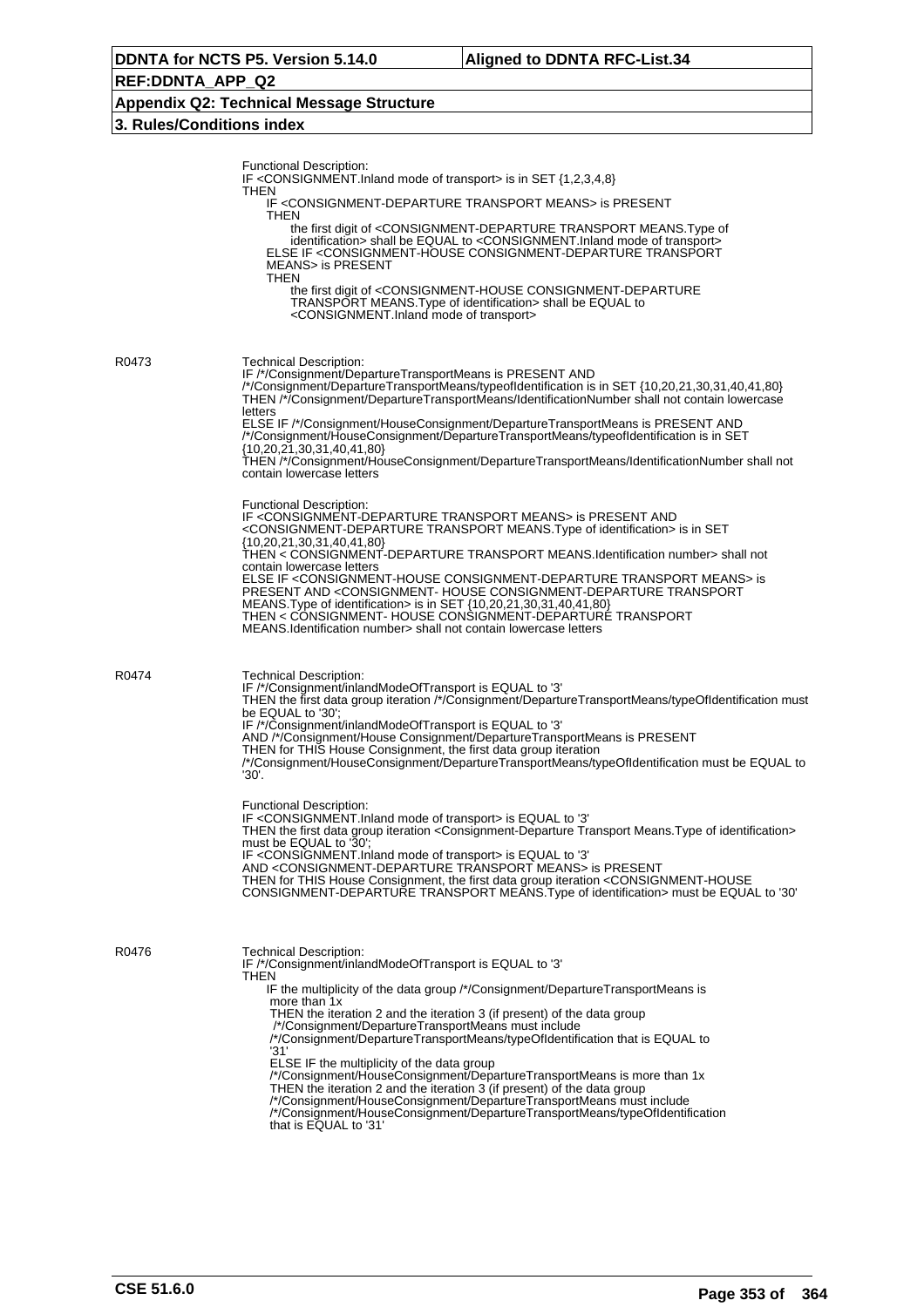Functional Description:
IF <CONSIGNMENT.Inland mode of transport> is in SET {1,2,3,4,8}
THEN
IF <CONSIGNMENT-DEPARTURE TRANSPORT MEANS> is PRESENT
THEN
the first digit of <CONSIGNMENT-DEPARTURE TRANSPORT MEANS.Type of identification> shall be EQUAL to <CONSIGNMENT.Inland mode of transport>
ELSE IF <CONSIGNMENT-HOUSE CONSIGNMENT-DEPARTURE TRANSPORT MEANS> is PRESENT
THEN
the first digit of <CONSIGNMENT-HOUSE CONSIGNMENT-DEPARTURE TRANSPORT MEANS.Type of identification> shall be EQUAL to <CONSIGNMENT.Inland mode of transport>

**R0473**

Technical Description:
IF /*/Consignment/DepartureTransportMeans is PRESENT AND /*/Consignment/DepartureTransportMeans/typeofIdentification is in SET {10,20,21,30,31,40,41,80}
THEN /*/Consignment/DepartureTransportMeans/IdentificationNumber shall not contain lowercase letters
ELSE IF /*/Consignment/HouseConsignment/DepartureTransportMeans is PRESENT AND /*/Consignment/HouseConsignment/DepartureTransportMeans/typeofIdentification is in SET {10,20,21,30,31,40,41,80}
THEN /*/Consignment/HouseConsignment/DepartureTransportMeans/IdentificationNumber shall not contain lowercase letters

Functional Description:
IF <CONSIGNMENT-DEPARTURE TRANSPORT MEANS> is PRESENT AND <CONSIGNMENT-DEPARTURE TRANSPORT MEANS.Type of identification> is in SET {10,20,21,30,31,40,41,80}
THEN < CONSIGNMENT-DEPARTURE TRANSPORT MEANS.Identification number> shall not contain lowercase letters
ELSE IF <CONSIGNMENT-HOUSE CONSIGNMENT-DEPARTURE TRANSPORT MEANS> is PRESENT AND <CONSIGNMENT- HOUSE CONSIGNMENT-DEPARTURE TRANSPORT MEANS.Type of identification> is in SET {10,20,21,30,31,40,41,80}
THEN < CONSIGNMENT- HOUSE CONSIGNMENT-DEPARTURE TRANSPORT MEANS.Identification number> shall not contain lowercase letters

**R0474**

Technical Description:
IF /*/Consignment/inlandModeOfTransport is EQUAL to '3'
THEN the first data group iteration /*/Consignment/DepartureTransportMeans/typeOfIdentification must be EQUAL to '30';
IF /*/Consignment/inlandModeOfTransport is EQUAL to '3'
AND /*/Consignment/House Consignment/DepartureTransportMeans is PRESENT
THEN for THIS House Consignment, the first data group iteration /*/Consignment/HouseConsignment/DepartureTransportMeans/typeOfIdentification must be EQUAL to '30'.

Functional Description:
IF <CONSIGNMENT.Inland mode of transport> is EQUAL to '3'
THEN the first data group iteration <Consignment-Departure Transport Means.Type of identification> must be EQUAL to '30';
IF <CONSIGNMENT.Inland mode of transport> is EQUAL to '3'
AND <CONSIGNMENT-DEPARTURE TRANSPORT MEANS> is PRESENT
THEN for THIS House Consignment, the first data group iteration <CONSIGNMENT-HOUSE CONSIGNMENT-DEPARTURE TRANSPORT MEANS.Type of identification> must be EQUAL to '30'

**R0476**

Technical Description:
IF /*/Consignment/inlandModeOfTransport is EQUAL to '3'
THEN
IF the multiplicity of the data group /*/Consignment/DepartureTransportMeans is more than 1x
THEN the iteration 2 and the iteration 3 (if present) of the data group /*/Consignment/DepartureTransportMeans must include /*/Consignment/DepartureTransportMeans/typeOfIdentification that is EQUAL to '31'
ELSE IF the multiplicity of the data group /*/Consignment/HouseConsignment/DepartureTransportMeans is more than 1x
THEN the iteration 2 and the iteration 3 (if present) of the data group /*/Consignment/HouseConsignment/DepartureTransportMeans must include /*/Consignment/HouseConsignment/DepartureTransportMeans/typeOfIdentification that is EQUAL to '31'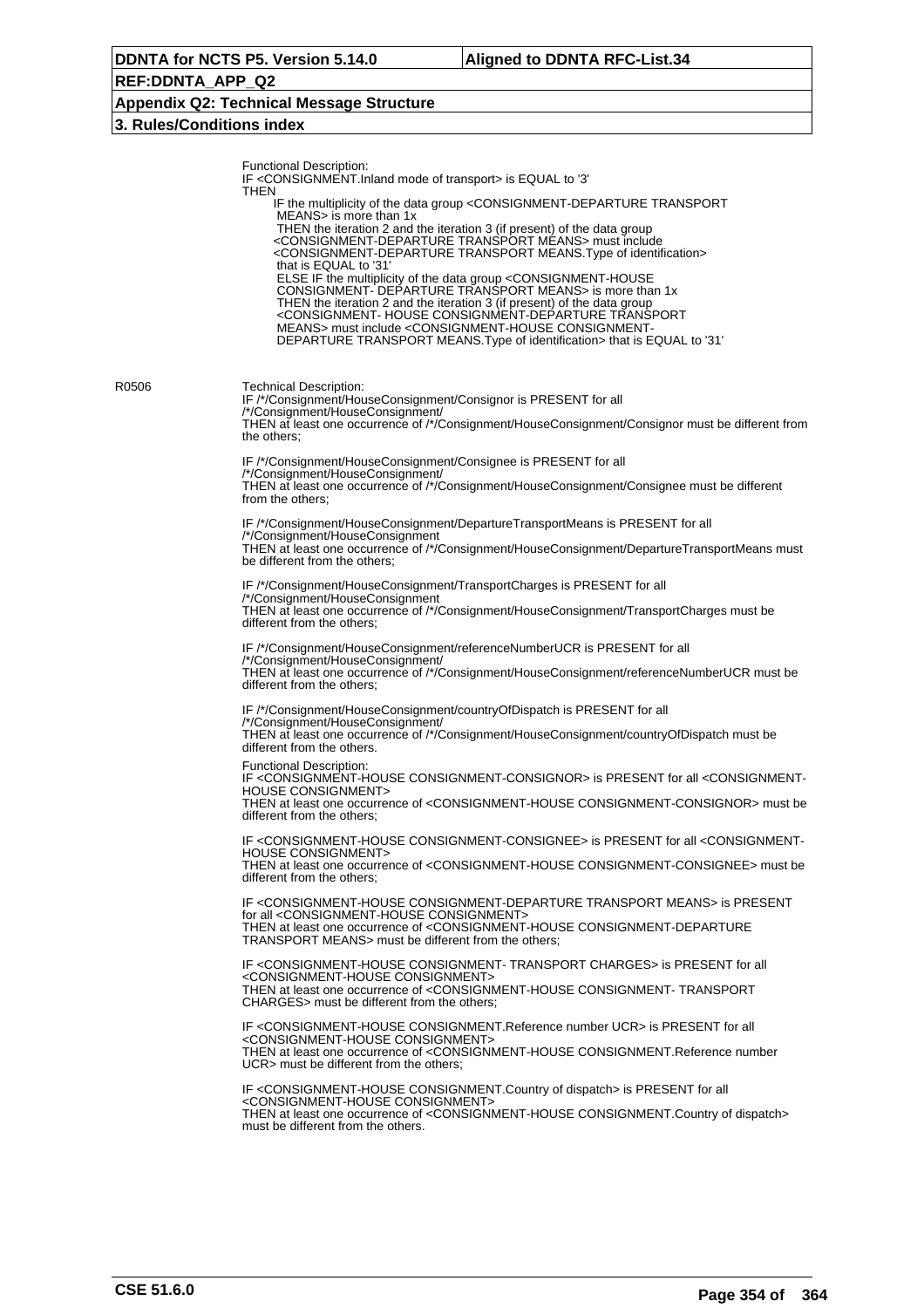Functional Description:
IF <CONSIGNMENT.Inland mode of transport> is EQUAL to '3'
THEN
IF the multiplicity of the data group <CONSIGNMENT-DEPARTURE TRANSPORT MEANS> is more than 1x
THEN the iteration 2 and the iteration 3 (if present) of the data group <CONSIGNMENT-DEPARTURE TRANSPORT MEANS> must include <CONSIGNMENT-DEPARTURE TRANSPORT MEANS.Type of identification> that is EQUAL to '31'
ELSE IF the multiplicity of the data group <CONSIGNMENT-HOUSE CONSIGNMENT- DEPARTURE TRANSPORT MEANS> is more than 1x
THEN the iteration 2 and the iteration 3 (if present) of the data group <CONSIGNMENT- HOUSE CONSIGNMENT-DEPARTURE TRANSPORT MEANS> must include <CONSIGNMENT-HOUSE CONSIGNMENT-DEPARTURE TRANSPORT MEANS.Type of identification> that is EQUAL to '31'

**R0506**

Technical Description:
IF /*/Consignment/HouseConsignment/Consignor is PRESENT for all /*/Consignment/HouseConsignment/
THEN at least one occurrence of /*/Consignment/HouseConsignment/Consignor must be different from the others;

IF /*/Consignment/HouseConsignment/Consignee is PRESENT for all /*/Consignment/HouseConsignment/
THEN at least one occurrence of /*/Consignment/HouseConsignment/Consignee must be different from the others;

IF /*/Consignment/HouseConsignment/DepartureTransportMeans is PRESENT for all /*/Consignment/HouseConsignment
THEN at least one occurrence of /*/Consignment/HouseConsignment/DepartureTransportMeans must be different from the others;

IF /*/Consignment/HouseConsignment/TransportCharges is PRESENT for all /*/Consignment/HouseConsignment
THEN at least one occurrence of /*/Consignment/HouseConsignment/TransportCharges must be different from the others;

IF /*/Consignment/HouseConsignment/referenceNumberUCR is PRESENT for all /*/Consignment/HouseConsignment/
THEN at least one occurrence of /*/Consignment/HouseConsignment/referenceNumberUCR must be different from the others;

IF /*/Consignment/HouseConsignment/countryOfDispatch is PRESENT for all /*/Consignment/HouseConsignment/
THEN at least one occurrence of /*/Consignment/HouseConsignment/countryOfDispatch must be different from the others.

Functional Description:
IF <CONSIGNMENT-HOUSE CONSIGNMENT-CONSIGNOR> is PRESENT for all <CONSIGNMENT-HOUSE CONSIGNMENT>
THEN at least one occurrence of <CONSIGNMENT-HOUSE CONSIGNMENT-CONSIGNOR> must be different from the others;

IF <CONSIGNMENT-HOUSE CONSIGNMENT-CONSIGNEE> is PRESENT for all <CONSIGNMENT-HOUSE CONSIGNMENT>
THEN at least one occurrence of <CONSIGNMENT-HOUSE CONSIGNMENT-CONSIGNEE> must be different from the others;

IF <CONSIGNMENT-HOUSE CONSIGNMENT-DEPARTURE TRANSPORT MEANS> is PRESENT for all <CONSIGNMENT-HOUSE CONSIGNMENT>
THEN at least one occurrence of <CONSIGNMENT-HOUSE CONSIGNMENT-DEPARTURE TRANSPORT MEANS> must be different from the others;

IF <CONSIGNMENT-HOUSE CONSIGNMENT- TRANSPORT CHARGES> is PRESENT for all <CONSIGNMENT-HOUSE CONSIGNMENT>
THEN at least one occurrence of <CONSIGNMENT-HOUSE CONSIGNMENT- TRANSPORT CHARGES> must be different from the others;

IF <CONSIGNMENT-HOUSE CONSIGNMENT.Reference number UCR> is PRESENT for all <CONSIGNMENT-HOUSE CONSIGNMENT>
THEN at least one occurrence of <CONSIGNMENT-HOUSE CONSIGNMENT.Reference number UCR> must be different from the others;

IF <CONSIGNMENT-HOUSE CONSIGNMENT.Country of dispatch> is PRESENT for all <CONSIGNMENT-HOUSE CONSIGNMENT>
THEN at least one occurrence of <CONSIGNMENT-HOUSE CONSIGNMENT.Country of dispatch> must be different from the others.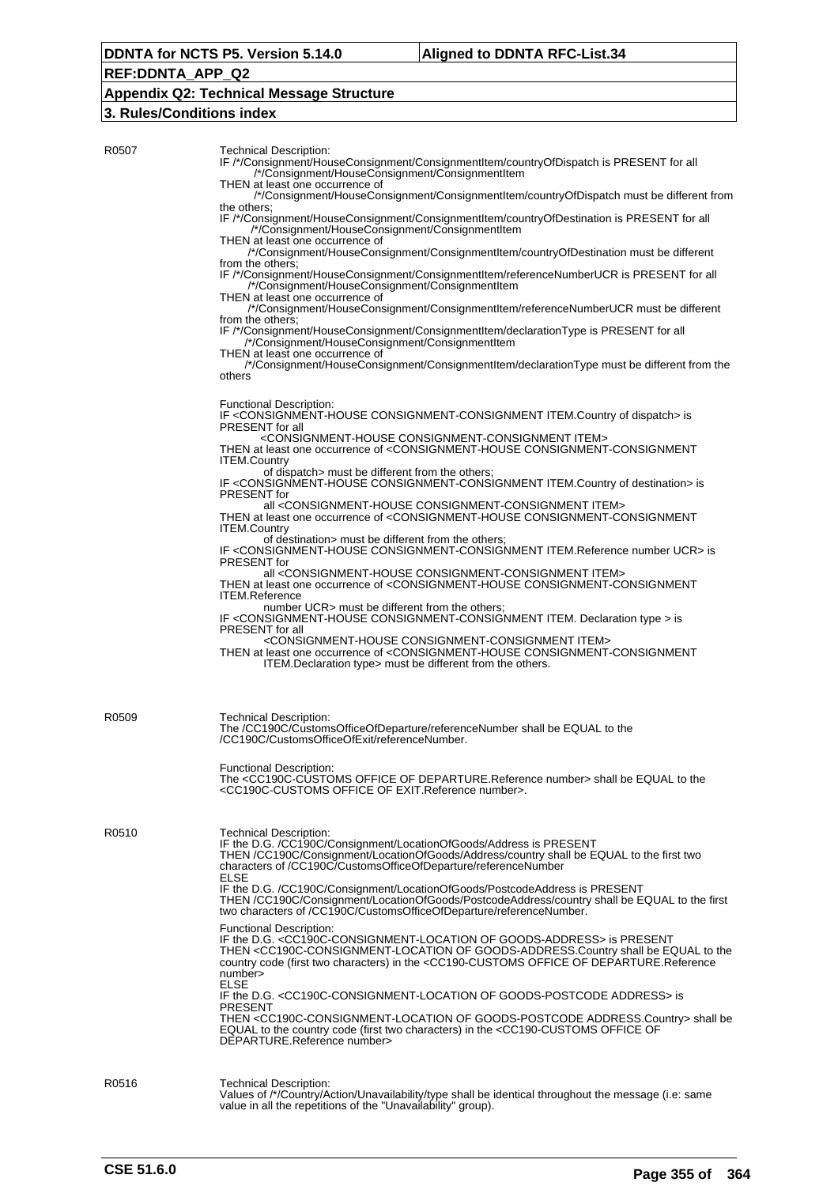| | |
|---|---|
| R0507 | Technical Description:<br>IF /\*/Consignment/HouseConsignment/ConsignmentItem/countryOfDispatch is PRESENT for all /\*/Consignment/HouseConsignment/ConsignmentItem<br>THEN at least one occurrence of /\*/Consignment/HouseConsignment/ConsignmentItem/countryOfDispatch must be different from the others;<br>IF /\*/Consignment/HouseConsignment/ConsignmentItem/countryOfDestination is PRESENT for all /\*/Consignment/HouseConsignment/ConsignmentItem<br>THEN at least one occurrence of /\*/Consignment/HouseConsignment/ConsignmentItem/countryOfDestination must be different from the others;<br>IF /\*/Consignment/HouseConsignment/ConsignmentItem/referenceNumberUCR is PRESENT for all /\*/Consignment/HouseConsignment/ConsignmentItem<br>THEN at least one occurrence of /\*/Consignment/HouseConsignment/ConsignmentItem/referenceNumberUCR must be different from the others;<br>IF /\*/Consignment/HouseConsignment/ConsignmentItem/declarationType is PRESENT for all /\*/Consignment/HouseConsignment/ConsignmentItem<br>THEN at least one occurrence of /\*/Consignment/HouseConsignment/ConsignmentItem/declarationType must be different from the others<br><br>Functional Description:<br>IF <CONSIGNMENT-HOUSE CONSIGNMENT-CONSIGNMENT ITEM.Country of dispatch> is PRESENT for all <CONSIGNMENT-HOUSE CONSIGNMENT-CONSIGNMENT ITEM><br>THEN at least one occurrence of <CONSIGNMENT-HOUSE CONSIGNMENT-CONSIGNMENT ITEM.Country of dispatch> must be different from the others;<br>IF <CONSIGNMENT-HOUSE CONSIGNMENT-CONSIGNMENT ITEM.Country of destination> is PRESENT for all <CONSIGNMENT-HOUSE CONSIGNMENT-CONSIGNMENT ITEM><br>THEN at least one occurrence of <CONSIGNMENT-HOUSE CONSIGNMENT-CONSIGNMENT ITEM.Country of destination> must be different from the others;<br>IF <CONSIGNMENT-HOUSE CONSIGNMENT-CONSIGNMENT ITEM.Reference number UCR> is PRESENT for all <CONSIGNMENT-HOUSE CONSIGNMENT-CONSIGNMENT ITEM><br>THEN at least one occurrence of <CONSIGNMENT-HOUSE CONSIGNMENT-CONSIGNMENT ITEM.Reference number UCR> must be different from the others;<br>IF <CONSIGNMENT-HOUSE CONSIGNMENT-CONSIGNMENT ITEM. Declaration type > is PRESENT for all <CONSIGNMENT-HOUSE CONSIGNMENT-CONSIGNMENT ITEM><br>THEN at least one occurrence of <CONSIGNMENT-HOUSE CONSIGNMENT-CONSIGNMENT ITEM.Declaration type> must be different from the others. |
| R0509 | Technical Description:<br>The /CC190C/CustomsOfficeOfDeparture/referenceNumber shall be EQUAL to the /CC190C/CustomsOfficeOfExit/referenceNumber.<br><br>Functional Description:<br>The <CC190C-CUSTOMS OFFICE OF DEPARTURE.Reference number> shall be EQUAL to the <CC190C-CUSTOMS OFFICE OF EXIT.Reference number>. |
| R0510 | Technical Description:<br>IF the D.G. /CC190C/Consignment/LocationOfGoods/Address is PRESENT<br>THEN /CC190C/Consignment/LocationOfGoods/Address/country shall be EQUAL to the first two characters of /CC190C/CustomsOfficeOfDeparture/referenceNumber<br>ELSE<br>IF the D.G. /CC190C/Consignment/LocationOfGoods/PostcodeAddress is PRESENT<br>THEN /CC190C/Consignment/LocationOfGoods/PostcodeAddress/country shall be EQUAL to the first two characters of /CC190C/CustomsOfficeOfDeparture/referenceNumber.<br><br>Functional Description:<br>IF the D.G. <CC190C-CONSIGNMENT-LOCATION OF GOODS-ADDRESS> is PRESENT<br>THEN <CC190C-CONSIGNMENT-LOCATION OF GOODS-ADDRESS.Country shall be EQUAL to the country code (first two characters) in the <CC190-CUSTOMS OFFICE OF DEPARTURE.Reference number><br>ELSE<br>IF the D.G. <CC190C-CONSIGNMENT-LOCATION OF GOODS-POSTCODE ADDRESS> is PRESENT<br>THEN <CC190C-CONSIGNMENT-LOCATION OF GOODS-POSTCODE ADDRESS.Country> shall be EQUAL to the country code (first two characters) in the <CC190-CUSTOMS OFFICE OF DEPARTURE.Reference number> |
| R0516 | Technical Description:<br>Values of /\*/Country/Action/Unavailability/type shall be identical throughout the message (i.e: same value in all the repetitions of the "Unavailability" group). |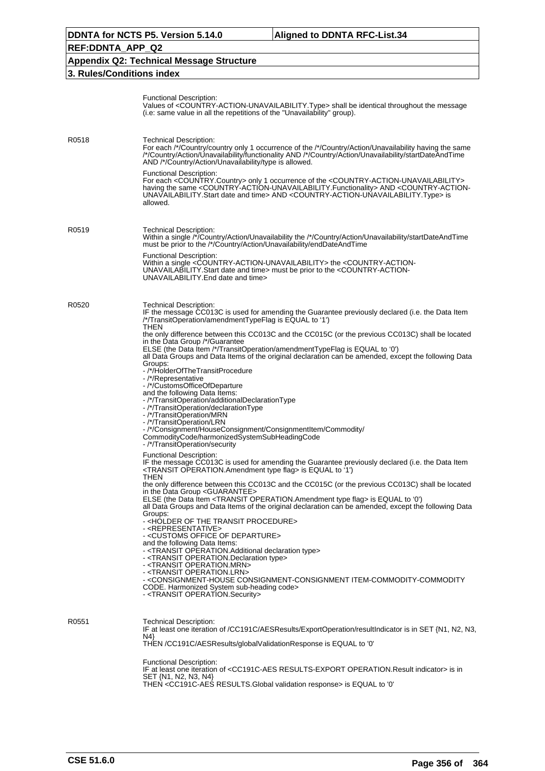Functional Description:
Values of <COUNTRY-ACTION-UNAVAILABILITY.Type> shall be identical throughout the message (i.e: same value in all the repetitions of the "Unavailability" group).

**R0518**

Technical Description:
For each /*/Country/country only 1 occurrence of the /*/Country/Action/Unavailability having the same /*/Country/Action/Unavailability/functionality AND /*/Country/Action/Unavailability/startDateAndTime AND /*/Country/Action/Unavailability/type is allowed.

Functional Description:
For each <COUNTRY.Country> only 1 occurrence of the <COUNTRY-ACTION-UNAVAILABILITY> having the same <COUNTRY-ACTION-UNAVAILABILITY.Functionality> AND <COUNTRY-ACTION-UNAVAILABILITY.Start date and time> AND <COUNTRY-ACTION-UNAVAILABILITY.Type> is allowed.

**R0519**

Technical Description:
Within a single /*/Country/Action/Unavailability the /*/Country/Action/Unavailability/startDateAndTime must be prior to the /*/Country/Action/Unavailability/endDateAndTime

Functional Description:
Within a single <COUNTRY-ACTION-UNAVAILABILITY> the <COUNTRY-ACTION-UNAVAILABILITY.Start date and time> must be prior to the <COUNTRY-ACTION-UNAVAILABILITY.End date and time>

**R0520**

Technical Description:
IF the message CC013C is used for amending the Guarantee previously declared (i.e. the Data Item /*/TransitOperation/amendmentTypeFlag is EQUAL to '1')
THEN
the only difference between this CC013C and the CC015C (or the previous CC013C) shall be located in the Data Group /*/Guarantee
ELSE (the Data Item /*/TransitOperation/amendmentTypeFlag is EQUAL to '0')
all Data Groups and Data Items of the original declaration can be amended, except the following Data Groups:
- /*/HolderOfTheTransitProcedure
- /*/Representative
- /*/CustomsOfficeOfDeparture
and the following Data Items:
- /*/TransitOperation/additionalDeclarationType
- /*/TransitOperation/declarationType
- /*/TransitOperation/MRN
- /*/TransitOperation/LRN
- /*/Consignment/HouseConsignment/ConsignmentItem/Commodity/CommodityCode/harmonizedSystemSubHeadingCode
- /*/TransitOperation/security

Functional Description:
IF the message CC013C is used for amending the Guarantee previously declared (i.e. the Data Item <TRANSIT OPERATION.Amendment type flag> is EQUAL to '1')
THEN
the only difference between this CC013C and the CC015C (or the previous CC013C) shall be located in the Data Group <GUARANTEE>
ELSE (the Data Item <TRANSIT OPERATION.Amendment type flag> is EQUAL to '0')
all Data Groups and Data Items of the original declaration can be amended, except the following Data Groups:
- <HOLDER OF THE TRANSIT PROCEDURE>
- <REPRESENTATIVE>
- <CUSTOMS OFFICE OF DEPARTURE>
and the following Data Items:
- <TRANSIT OPERATION.Additional declaration type>
- <TRANSIT OPERATION.Declaration type>
- <TRANSIT OPERATION.MRN>
- <TRANSIT OPERATION.LRN>
- <CONSIGNMENT-HOUSE CONSIGNMENT-CONSIGNMENT ITEM-COMMODITY-COMMODITY CODE. Harmonized System sub-heading code>
- <TRANSIT OPERATION.Security>

**R0551**

Technical Description:
IF at least one iteration of /CC191C/AESResults/ExportOperation/resultIndicator is in SET {N1, N2, N3, N4}
THEN /CC191C/AESResults/globalValidationResponse is EQUAL to '0'

Functional Description:
IF at least one iteration of <CC191C-AES RESULTS-EXPORT OPERATION.Result indicator> is in SET {N1, N2, N3, N4}
THEN <CC191C-AES RESULTS.Global validation response> is EQUAL to '0'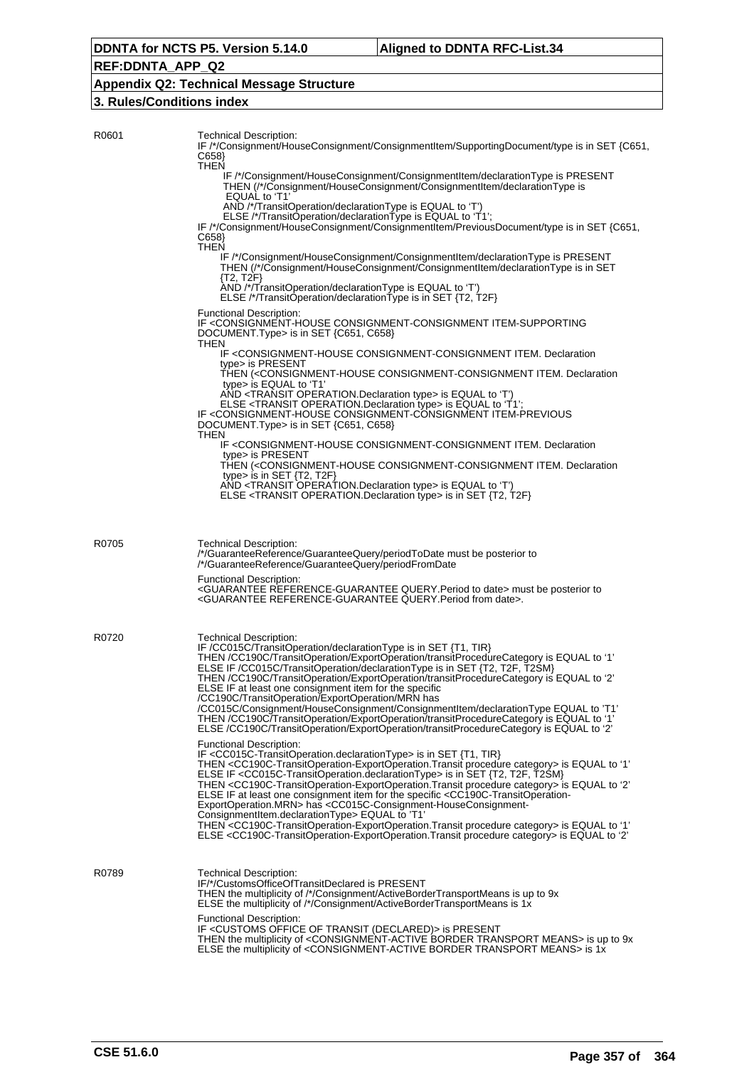DDNTA for NCTS P5. Version 5.14.0 | Aligned to DDNTA RFC-List.34

REF:DDNTA_APP_Q2

Appendix Q2: Technical Message Structure

3. Rules/Conditions index

**R0601**

Technical Description:
IF /*/Consignment/HouseConsignment/ConsignmentItem/SupportingDocument/type is in SET {C651, C658}
THEN
  IF /*/Consignment/HouseConsignment/ConsignmentItem/declarationType is PRESENT
  THEN (/*/Consignment/HouseConsignment/ConsignmentItem/declarationType is EQUAL to 'T1'
  AND /*/TransitOperation/declarationType is EQUAL to 'T')
  ELSE /*/TransitOperation/declarationType is EQUAL to 'T1';
IF /*/Consignment/HouseConsignment/ConsignmentItem/PreviousDocument/type is in SET {C651, C658}
THEN
  IF /*/Consignment/HouseConsignment/ConsignmentItem/declarationType is PRESENT
  THEN (/*/Consignment/HouseConsignment/ConsignmentItem/declarationType is in SET {T2, T2F}
  AND /*/TransitOperation/declarationType is EQUAL to 'T')
  ELSE /*/TransitOperation/declarationType is in SET {T2, T2F}

Functional Description:
IF <CONSIGNMENT-HOUSE CONSIGNMENT-CONSIGNMENT ITEM-SUPPORTING DOCUMENT.Type> is in SET {C651, C658}
THEN
  IF <CONSIGNMENT-HOUSE CONSIGNMENT-CONSIGNMENT ITEM. Declaration type> is PRESENT
  THEN (<CONSIGNMENT-HOUSE CONSIGNMENT-CONSIGNMENT ITEM. Declaration type> is EQUAL to 'T1'
  AND <TRANSIT OPERATION.Declaration type> is EQUAL to 'T')
  ELSE <TRANSIT OPERATION.Declaration type> is EQUAL to 'T1';
IF <CONSIGNMENT-HOUSE CONSIGNMENT-CONSIGNMENT ITEM-PREVIOUS DOCUMENT.Type> is in SET {C651, C658}
THEN
  IF <CONSIGNMENT-HOUSE CONSIGNMENT-CONSIGNMENT ITEM. Declaration type> is PRESENT
  THEN (<CONSIGNMENT-HOUSE CONSIGNMENT-CONSIGNMENT ITEM. Declaration type> is in SET {T2, T2F}
  AND <TRANSIT OPERATION.Declaration type> is EQUAL to 'T')
  ELSE <TRANSIT OPERATION.Declaration type> is in SET {T2, T2F}

**R0705**

Technical Description:
/*/GuaranteeReference/GuaranteeQuery/periodToDate must be posterior to /*/GuaranteeReference/GuaranteeQuery/periodFromDate

Functional Description:
<GUARANTEE REFERENCE-GUARANTEE QUERY.Period to date> must be posterior to <GUARANTEE REFERENCE-GUARANTEE QUERY.Period from date>.

**R0720**

Technical Description:
IF /CC015C/TransitOperation/declarationType is in SET {T1, TIR}
THEN /CC190C/TransitOperation/ExportOperation/transitProcedureCategory is EQUAL to '1'
ELSE IF /CC015C/TransitOperation/declarationType is in SET {T2, T2F, T2SM}
THEN /CC190C/TransitOperation/ExportOperation/transitProcedureCategory is EQUAL to '2'
ELSE IF at least one consignment item for the specific /CC190C/TransitOperation/ExportOperation/MRN has /CC015C/Consignment/HouseConsignment/ConsignmentItem/declarationType EQUAL to 'T1'
THEN /CC190C/TransitOperation/ExportOperation/transitProcedureCategory is EQUAL to '1'
ELSE /CC190C/TransitOperation/ExportOperation/transitProcedureCategory is EQUAL to '2'

Functional Description:
IF <CC015C-TransitOperation.declarationType> is in SET {T1, TIR}
THEN <CC190C-TransitOperation-ExportOperation.Transit procedure category> is EQUAL to '1'
ELSE IF <CC015C-TransitOperation.declarationType> is in SET {T2, T2F, T2SM}
THEN <CC190C-TransitOperation-ExportOperation.Transit procedure category> is EQUAL to '2'
ELSE IF at least one consignment item for the specific <CC190C-TransitOperation-ExportOperation.MRN> has <CC015C-Consignment-HouseConsignment-ConsignmentItem.declarationType> EQUAL to 'T1'
THEN <CC190C-TransitOperation-ExportOperation.Transit procedure category> is EQUAL to '1'
ELSE <CC190C-TransitOperation-ExportOperation.Transit procedure category> is EQUAL to '2'

**R0789**

Technical Description:
IF/*/CustomsOfficeOfTransitDeclared is PRESENT
THEN the multiplicity of /*/Consignment/ActiveBorderTransportMeans is up to 9x
ELSE the multiplicity of /*/Consignment/ActiveBorderTransportMeans is 1x

Functional Description:
IF <CUSTOMS OFFICE OF TRANSIT (DECLARED)> is PRESENT
THEN the multiplicity of <CONSIGNMENT-ACTIVE BORDER TRANSPORT MEANS> is up to 9x
ELSE the multiplicity of <CONSIGNMENT-ACTIVE BORDER TRANSPORT MEANS> is 1x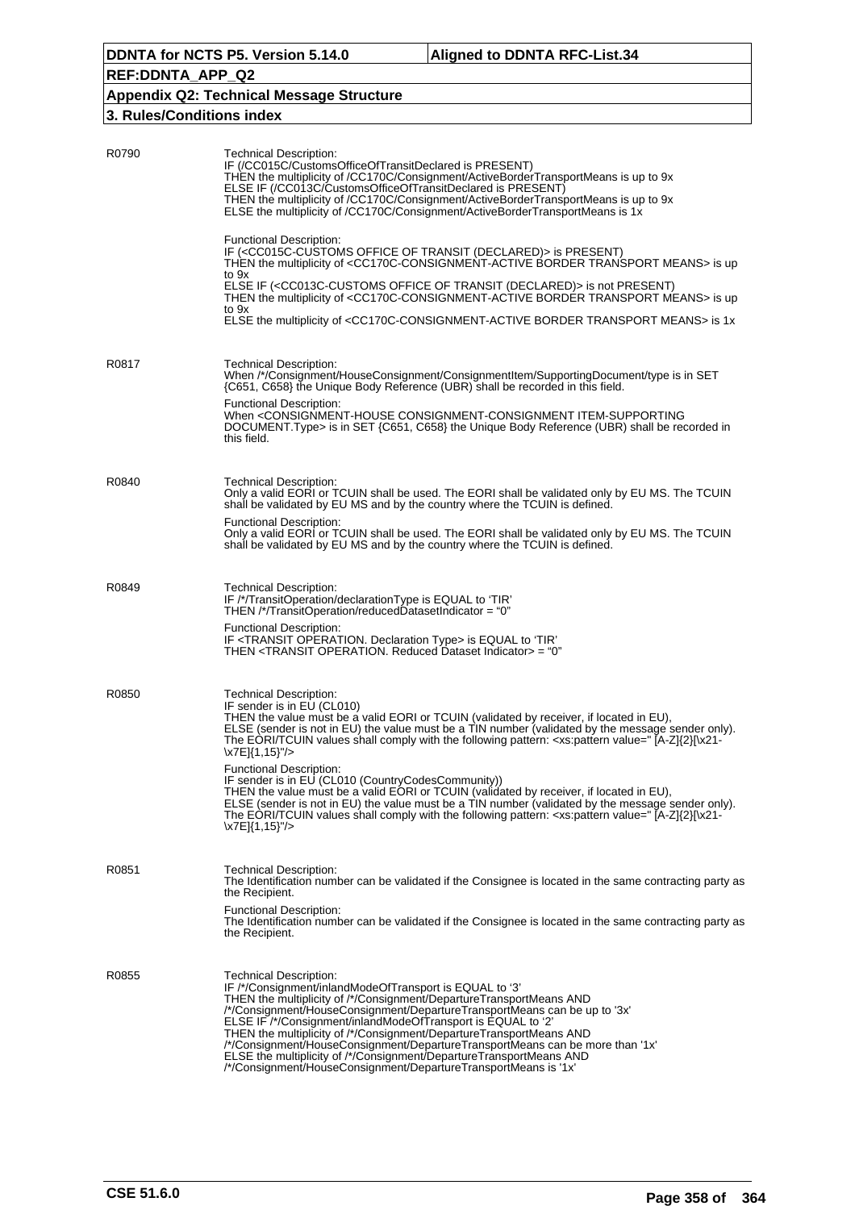| | |
|---|---|
| R0790 | Technical Description:<br>IF (/CC015C/CustomsOfficeOfTransitDeclared is PRESENT)<br>THEN the multiplicity of /CC170C/Consignment/ActiveBorderTransportMeans is up to 9x<br>ELSE IF (/CC013C/CustomsOfficeOfTransitDeclared is PRESENT)<br>THEN the multiplicity of /CC170C/Consignment/ActiveBorderTransportMeans is up to 9x<br>ELSE the multiplicity of /CC170C/Consignment/ActiveBorderTransportMeans is 1x<br><br>Functional Description:<br>IF (<CC015C-CUSTOMS OFFICE OF TRANSIT (DECLARED)> is PRESENT)<br>THEN the multiplicity of <CC170C-CONSIGNMENT-ACTIVE BORDER TRANSPORT MEANS> is up to 9x<br>ELSE IF (<CC013C-CUSTOMS OFFICE OF TRANSIT (DECLARED)> is not PRESENT)<br>THEN the multiplicity of <CC170C-CONSIGNMENT-ACTIVE BORDER TRANSPORT MEANS> is up to 9x<br>ELSE the multiplicity of <CC170C-CONSIGNMENT-ACTIVE BORDER TRANSPORT MEANS> is 1x |
| R0817 | Technical Description:<br>When /*/Consignment/HouseConsignment/ConsignmentItem/SupportingDocument/type is in SET {C651, C658} the Unique Body Reference (UBR) shall be recorded in this field.<br><br>Functional Description:<br>When <CONSIGNMENT-HOUSE CONSIGNMENT-CONSIGNMENT ITEM-SUPPORTING DOCUMENT.Type> is in SET {C651, C658} the Unique Body Reference (UBR) shall be recorded in this field. |
| R0840 | Technical Description:<br>Only a valid EORI or TCUIN shall be used. The EORI shall be validated only by EU MS. The TCUIN shall be validated by EU MS and by the country where the TCUIN is defined.<br><br>Functional Description:<br>Only a valid EORI or TCUIN shall be used. The EORI shall be validated only by EU MS. The TCUIN shall be validated by EU MS and by the country where the TCUIN is defined. |
| R0849 | Technical Description:<br>IF /*/TransitOperation/declarationType is EQUAL to 'TIR'<br>THEN /*/TransitOperation/reducedDatasetIndicator = "0"<br><br>Functional Description:<br>IF <TRANSIT OPERATION. Declaration Type> is EQUAL to 'TIR'<br>THEN <TRANSIT OPERATION. Reduced Dataset Indicator> = "0" |
| R0850 | Technical Description:<br>IF sender is in EU (CL010)<br>THEN the value must be a valid EORI or TCUIN (validated by receiver, if located in EU),<br>ELSE (sender is not in EU) the value must be a TIN number (validated by the message sender only).<br>The EORI/TCUIN values shall comply with the following pattern: <xs:pattern value=" [A-Z]{2}[\x21-\x7E]{1,15}"/><br><br>Functional Description:<br>IF sender is in EU (CL010 (CountryCodesCommunity))<br>THEN the value must be a valid EORI or TCUIN (validated by receiver, if located in EU),<br>ELSE (sender is not in EU) the value must be a TIN number (validated by the message sender only).<br>The EORI/TCUIN values shall comply with the following pattern: <xs:pattern value=" [A-Z]{2}[\x21-\x7E]{1,15}"/> |
| R0851 | Technical Description:<br>The Identification number can be validated if the Consignee is located in the same contracting party as the Recipient.<br><br>Functional Description:<br>The Identification number can be validated if the Consignee is located in the same contracting party as the Recipient. |
| R0855 | Technical Description:<br>IF /*/Consignment/inlandModeOfTransport is EQUAL to '3'<br>THEN the multiplicity of /*/Consignment/DepartureTransportMeans AND /*/Consignment/HouseConsignment/DepartureTransportMeans can be up to '3x'<br>ELSE IF /*/Consignment/inlandModeOfTransport is EQUAL to '2'<br>THEN the multiplicity of /*/Consignment/DepartureTransportMeans AND /*/Consignment/HouseConsignment/DepartureTransportMeans can be more than '1x'<br>ELSE the multiplicity of /*/Consignment/DepartureTransportMeans AND /*/Consignment/HouseConsignment/DepartureTransportMeans is '1x' |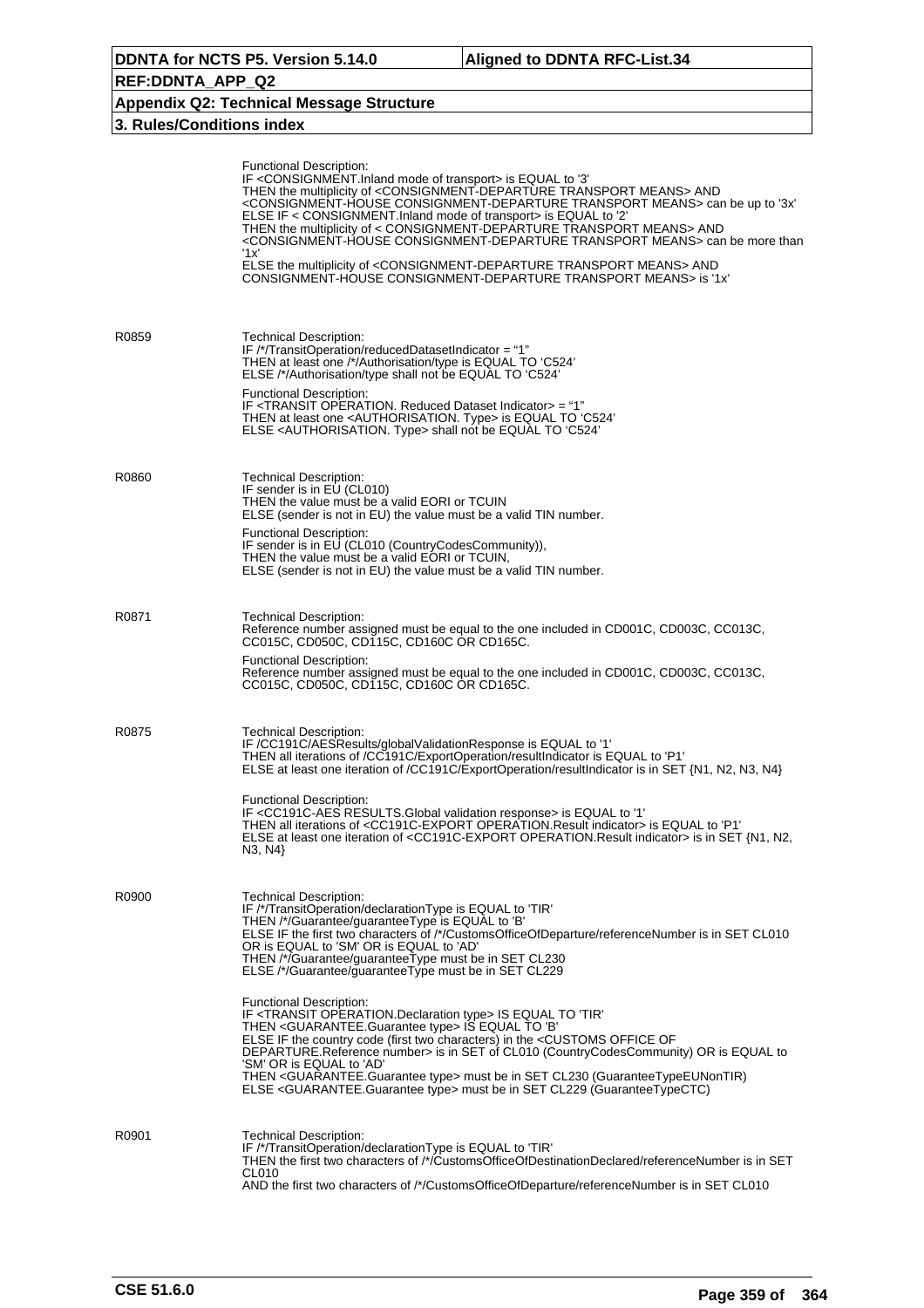Functional Description:
IF <CONSIGNMENT.Inland mode of transport> is EQUAL to '3'
THEN the multiplicity of <CONSIGNMENT-DEPARTURE TRANSPORT MEANS> AND <CONSIGNMENT-HOUSE CONSIGNMENT-DEPARTURE TRANSPORT MEANS> can be up to '3x'
ELSE IF < CONSIGNMENT.Inland mode of transport> is EQUAL to '2'
THEN the multiplicity of < CONSIGNMENT-DEPARTURE TRANSPORT MEANS> AND <CONSIGNMENT-HOUSE CONSIGNMENT-DEPARTURE TRANSPORT MEANS> can be more than '1x'
ELSE the multiplicity of <CONSIGNMENT-DEPARTURE TRANSPORT MEANS> AND CONSIGNMENT-HOUSE CONSIGNMENT-DEPARTURE TRANSPORT MEANS> is '1x'

**R0859**

Technical Description:
IF /*/TransitOperation/reducedDatasetIndicator = "1"
THEN at least one /*/Authorisation/type is EQUAL TO 'C524'
ELSE /*/Authorisation/type shall not be EQUAL TO 'C524'

Functional Description:
IF <TRANSIT OPERATION. Reduced Dataset Indicator> = "1"
THEN at least one <AUTHORISATION. Type> is EQUAL TO 'C524'
ELSE <AUTHORISATION. Type> shall not be EQUAL TO 'C524'

**R0860**

Technical Description:
IF sender is in EU (CL010)
THEN the value must be a valid EORI or TCUIN
ELSE (sender is not in EU) the value must be a valid TIN number.

Functional Description:
IF sender is in EU (CL010 (CountryCodesCommunity)),
THEN the value must be a valid EORI or TCUIN,
ELSE (sender is not in EU) the value must be a valid TIN number.

**R0871**

Technical Description:
Reference number assigned must be equal to the one included in CD001C, CD003C, CC013C, CC015C, CD050C, CD115C, CD160C OR CD165C.

Functional Description:
Reference number assigned must be equal to the one included in CD001C, CD003C, CC013C, CC015C, CD050C, CD115C, CD160C OR CD165C.

**R0875**

Technical Description:
IF /CC191C/AESResults/globalValidationResponse is EQUAL to '1'
THEN all iterations of /CC191C/ExportOperation/resultIndicator is EQUAL to 'P1'
ELSE at least one iteration of /CC191C/ExportOperation/resultIndicator is in SET {N1, N2, N3, N4}

Functional Description:
IF <CC191C-AES RESULTS.Global validation response> is EQUAL to '1'
THEN all iterations of <CC191C-EXPORT OPERATION.Result indicator> is EQUAL to 'P1'
ELSE at least one iteration of <CC191C-EXPORT OPERATION.Result indicator> is in SET {N1, N2, N3, N4}

**R0900**

Technical Description:
IF /*/TransitOperation/declarationType is EQUAL to 'TIR'
THEN /*/Guarantee/guaranteeType is EQUAL to 'B'
ELSE IF the first two characters of /*/CustomsOfficeOfDeparture/referenceNumber is in SET CL010 OR is EQUAL to 'SM' OR is EQUAL to 'AD'
THEN /*/Guarantee/guaranteeType must be in SET CL230
ELSE /*/Guarantee/guaranteeType must be in SET CL229

Functional Description:
IF <TRANSIT OPERATION.Declaration type> IS EQUAL TO 'TIR'
THEN <GUARANTEE.Guarantee type> IS EQUAL TO 'B'
ELSE IF the country code (first two characters) in the <CUSTOMS OFFICE OF DEPARTURE.Reference number> is in SET of CL010 (CountryCodesCommunity) OR is EQUAL to 'SM' OR is EQUAL to 'AD'
THEN <GUARANTEE.Guarantee type> must be in SET CL230 (GuaranteeTypeEUNonTIR)
ELSE <GUARANTEE.Guarantee type> must be in SET CL229 (GuaranteeTypeCTC)

**R0901**

Technical Description:
IF /*/TransitOperation/declarationType is EQUAL to 'TIR'
THEN the first two characters of /*/CustomsOfficeOfDestinationDeclared/referenceNumber is in SET CL010
AND the first two characters of /*/CustomsOfficeOfDeparture/referenceNumber is in SET CL010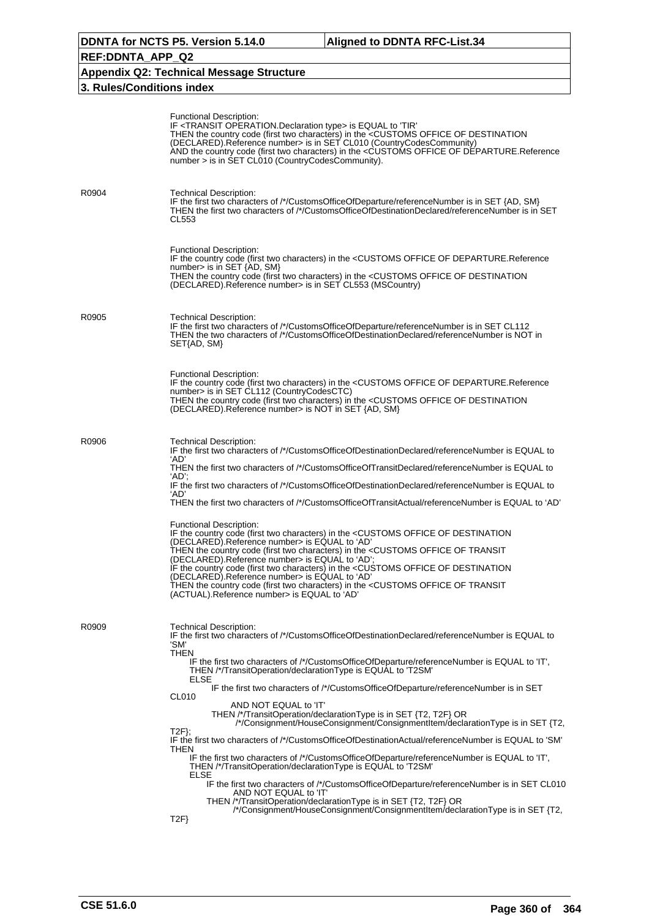Functional Description:
IF <TRANSIT OPERATION.Declaration type> is EQUAL to 'TIR'
THEN the country code (first two characters) in the <CUSTOMS OFFICE OF DESTINATION (DECLARED).Reference number> is in SET CL010 (CountryCodesCommunity)
AND the country code (first two characters) in the <CUSTOMS OFFICE OF DEPARTURE.Reference number > is in SET CL010 (CountryCodesCommunity).

| | |
|---|---|
| R0904 | Technical Description:<br>IF the first two characters of /*/CustomsOfficeOfDeparture/referenceNumber is in SET {AD, SM}<br>THEN the first two characters of /*/CustomsOfficeOfDestinationDeclared/referenceNumber is in SET CL553<br><br>Functional Description:<br>IF the country code (first two characters) in the <CUSTOMS OFFICE OF DEPARTURE.Reference number> is in SET {AD, SM}<br>THEN the country code (first two characters) in the <CUSTOMS OFFICE OF DESTINATION (DECLARED).Reference number> is in SET CL553 (MSCountry) |
| R0905 | Technical Description:<br>IF the first two characters of /*/CustomsOfficeOfDeparture/referenceNumber is in SET CL112<br>THEN the two characters of /*/CustomsOfficeOfDestinationDeclared/referenceNumber is NOT in SET{AD, SM}<br><br>Functional Description:<br>IF the country code (first two characters) in the <CUSTOMS OFFICE OF DEPARTURE.Reference number> is in SET CL112 (CountryCodesCTC)<br>THEN the country code (first two characters) in the <CUSTOMS OFFICE OF DESTINATION (DECLARED).Reference number> is NOT in SET {AD, SM} |
| R0906 | Technical Description:<br>IF the first two characters of /*/CustomsOfficeOfDestinationDeclared/referenceNumber is EQUAL to 'AD'<br>THEN the first two characters of /*/CustomsOfficeOfTransitDeclared/referenceNumber is EQUAL to 'AD';<br>IF the first two characters of /*/CustomsOfficeOfDestinationDeclared/referenceNumber is EQUAL to 'AD'<br>THEN the first two characters of /*/CustomsOfficeOfTransitActual/referenceNumber is EQUAL to 'AD'<br><br>Functional Description:<br>IF the country code (first two characters) in the <CUSTOMS OFFICE OF DESTINATION (DECLARED).Reference number> is EQUAL to 'AD'<br>THEN the country code (first two characters) in the <CUSTOMS OFFICE OF TRANSIT (DECLARED).Reference number> is EQUAL to 'AD';<br>IF the country code (first two characters) in the <CUSTOMS OFFICE OF DESTINATION (DECLARED).Reference number> is EQUAL to 'AD'<br>THEN the country code (first two characters) in the <CUSTOMS OFFICE OF TRANSIT (ACTUAL).Reference number> is EQUAL to 'AD' |
| R0909 | Technical Description:<br>IF the first two characters of /*/CustomsOfficeOfDestinationDeclared/referenceNumber is EQUAL to 'SM'<br>THEN<br>IF the first two characters of /*/CustomsOfficeOfDeparture/referenceNumber is EQUAL to 'IT',<br>THEN /*/TransitOperation/declarationType is EQUAL to 'T2SM'<br>ELSE<br>IF the first two characters of /*/CustomsOfficeOfDeparture/referenceNumber is in SET CL010<br>AND NOT EQUAL to 'IT'<br>THEN /*/TransitOperation/declarationType is in SET {T2, T2F} OR<br>/*/Consignment/HouseConsignment/ConsignmentItem/declarationType is in SET {T2, T2F};<br>IF the first two characters of /*/CustomsOfficeOfDestinationActual/referenceNumber is EQUAL to 'SM'<br>THEN<br>IF the first two characters of /*/CustomsOfficeOfDeparture/referenceNumber is EQUAL to 'IT',<br>THEN /*/TransitOperation/declarationType is EQUAL to 'T2SM'<br>ELSE<br>IF the first two characters of /*/CustomsOfficeOfDeparture/referenceNumber is in SET CL010<br>AND NOT EQUAL to 'IT'<br>THEN /*/TransitOperation/declarationType is in SET {T2, T2F} OR<br>/*/Consignment/HouseConsignment/ConsignmentItem/declarationType is in SET {T2, T2F} |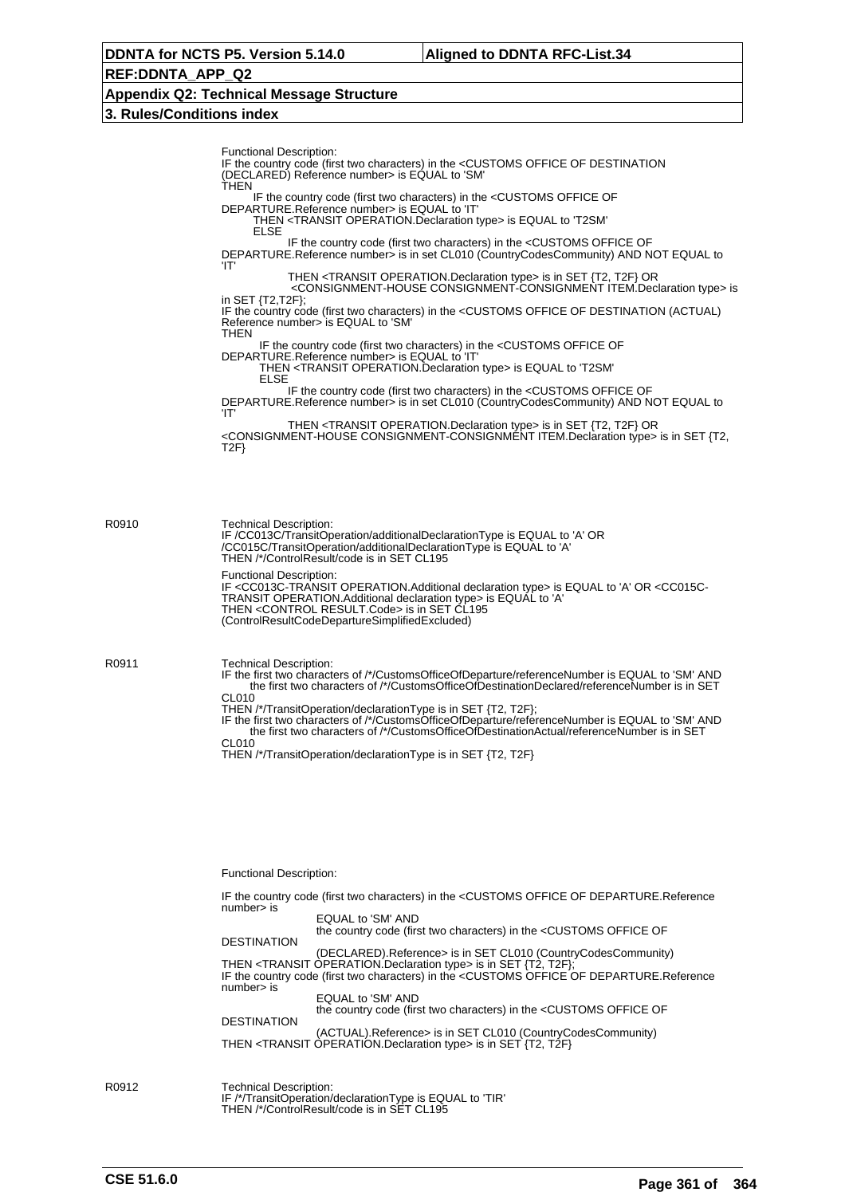Functional Description:
IF the country code (first two characters) in the <CUSTOMS OFFICE OF DESTINATION (DECLARED) Reference number> is EQUAL to 'SM'
THEN
IF the country code (first two characters) in the <CUSTOMS OFFICE OF DEPARTURE.Reference number> is EQUAL to 'IT'
THEN <TRANSIT OPERATION.Declaration type> is EQUAL to 'T2SM'
ELSE
IF the country code (first two characters) in the <CUSTOMS OFFICE OF DEPARTURE.Reference number> is in set CL010 (CountryCodesCommunity) AND NOT EQUAL to 'IT'
THEN <TRANSIT OPERATION.Declaration type> is in SET {T2, T2F} OR
<CONSIGNMENT-HOUSE CONSIGNMENT-CONSIGNMENT ITEM.Declaration type> is in SET {T2,T2F};
IF the country code (first two characters) in the <CUSTOMS OFFICE OF DESTINATION (ACTUAL) Reference number> is EQUAL to 'SM'
THEN
IF the country code (first two characters) in the <CUSTOMS OFFICE OF DEPARTURE.Reference number> is EQUAL to 'IT'
THEN <TRANSIT OPERATION.Declaration type> is EQUAL to 'T2SM'
ELSE
IF the country code (first two characters) in the <CUSTOMS OFFICE OF DEPARTURE.Reference number> is in set CL010 (CountryCodesCommunity) AND NOT EQUAL to 'IT'
THEN <TRANSIT OPERATION.Declaration type> is in SET {T2, T2F} OR
<CONSIGNMENT-HOUSE CONSIGNMENT-CONSIGNMENT ITEM.Declaration type> is in SET {T2, T2F}

**R0910**

Technical Description:
IF /CC013C/TransitOperation/additionalDeclarationType is EQUAL to 'A' OR
/CC015C/TransitOperation/additionalDeclarationType is EQUAL to 'A'
THEN /*/ControlResult/code is in SET CL195

Functional Description:
IF <CC013C-TRANSIT OPERATION.Additional declaration type> is EQUAL to 'A' OR <CC015C-TRANSIT OPERATION.Additional declaration type> is EQUAL to 'A'
THEN <CONTROL RESULT.Code> is in SET CL195
(ControlResultCodeDepartureSimplifiedExcluded)

**R0911**

Technical Description:
IF the first two characters of /*/CustomsOfficeOfDeparture/referenceNumber is EQUAL to 'SM' AND
the first two characters of /*/CustomsOfficeOfDestinationDeclared/referenceNumber is in SET CL010
THEN /*/TransitOperation/declarationType is in SET {T2, T2F};
IF the first two characters of /*/CustomsOfficeOfDeparture/referenceNumber is EQUAL to 'SM' AND
the first two characters of /*/CustomsOfficeOfDestinationActual/referenceNumber is in SET CL010
THEN /*/TransitOperation/declarationType is in SET {T2, T2F}

Functional Description:

IF the country code (first two characters) in the <CUSTOMS OFFICE OF DEPARTURE.Reference number> is
EQUAL to 'SM' AND
the country code (first two characters) in the <CUSTOMS OFFICE OF DESTINATION
(DECLARED).Reference> is in SET CL010 (CountryCodesCommunity)
THEN <TRANSIT OPERATION.Declaration type> is in SET {T2, T2F};
IF the country code (first two characters) in the <CUSTOMS OFFICE OF DEPARTURE.Reference number> is
EQUAL to 'SM' AND
the country code (first two characters) in the <CUSTOMS OFFICE OF DESTINATION
(ACTUAL).Reference> is in SET CL010 (CountryCodesCommunity)
THEN <TRANSIT OPERATION.Declaration type> is in SET {T2, T2F}

**R0912**

Technical Description:
IF /*/TransitOperation/declarationType is EQUAL to 'TIR'
THEN /*/ControlResult/code is in SET CL195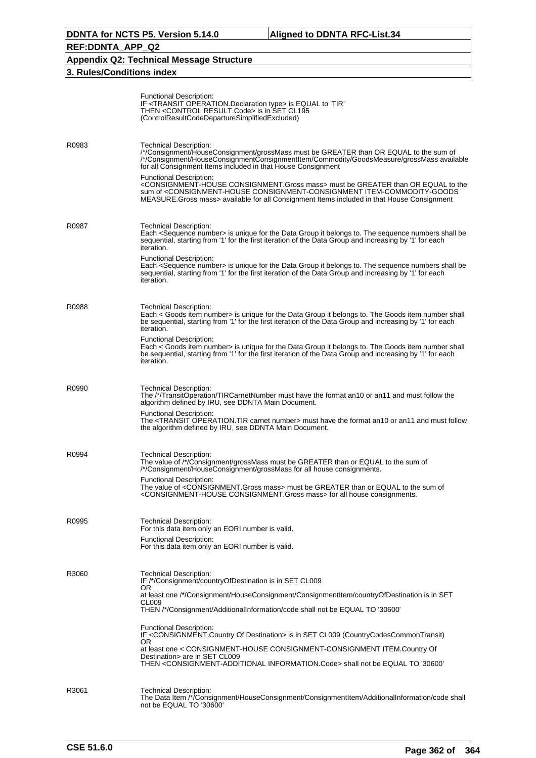Functional Description:
IF <TRANSIT OPERATION.Declaration type> is EQUAL to 'TIR'
THEN <CONTROL RESULT.Code> is in SET CL195 (ControlResultCodeDepartureSimplifiedExcluded)

| | |
|---|---|
| R0983 | Technical Description:<br>/*/Consignment/HouseConsignment/grossMass must be GREATER than OR EQUAL to the sum of /*/Consignment/HouseConsignmentConsignmentItem/Commodity/GoodsMeasure/grossMass available for all Consignment Items included in that House Consignment<br><br>Functional Description:<br><CONSIGNMENT-HOUSE CONSIGNMENT.Gross mass> must be GREATER than OR EQUAL to the sum of <CONSIGNMENT-HOUSE CONSIGNMENT-CONSIGNMENT ITEM-COMMODITY-GOODS MEASURE.Gross mass> available for all Consignment Items included in that House Consignment |
| R0987 | Technical Description:<br>Each <Sequence number> is unique for the Data Group it belongs to. The sequence numbers shall be sequential, starting from '1' for the first iteration of the Data Group and increasing by '1' for each iteration.<br><br>Functional Description:<br>Each <Sequence number> is unique for the Data Group it belongs to. The sequence numbers shall be sequential, starting from '1' for the first iteration of the Data Group and increasing by '1' for each iteration. |
| R0988 | Technical Description:<br>Each < Goods item number> is unique for the Data Group it belongs to. The Goods item number shall be sequential, starting from '1' for the first iteration of the Data Group and increasing by '1' for each iteration.<br><br>Functional Description:<br>Each < Goods item number> is unique for the Data Group it belongs to. The Goods item number shall be sequential, starting from '1' for the first iteration of the Data Group and increasing by '1' for each iteration. |
| R0990 | Technical Description:<br>The /*/TransitOperation/TIRCarnetNumber must have the format an10 or an11 and must follow the algorithm defined by IRU, see DDNTA Main Document.<br><br>Functional Description:<br>The <TRANSIT OPERATION.TIR carnet number> must have the format an10 or an11 and must follow the algorithm defined by IRU, see DDNTA Main Document. |
| R0994 | Technical Description:<br>The value of /*/Consignment/grossMass must be GREATER than or EQUAL to the sum of /*/Consignment/HouseConsignment/grossMass for all house consignments.<br><br>Functional Description:<br>The value of <CONSIGNMENT.Gross mass> must be GREATER than or EQUAL to the sum of <CONSIGNMENT-HOUSE CONSIGNMENT.Gross mass> for all house consignments. |
| R0995 | Technical Description:<br>For this data item only an EORI number is valid.<br><br>Functional Description:<br>For this data item only an EORI number is valid. |
| R3060 | Technical Description:<br>IF /*/Consignment/countryOfDestination is in SET CL009<br>OR<br>at least one /*/Consignment/HouseConsignment/ConsignmentItem/countryOfDestination is in SET CL009<br>THEN /*/Consignment/AdditionalInformation/code shall not be EQUAL TO '30600'<br><br>Functional Description:<br>IF <CONSIGNMENT.Country Of Destination> is in SET CL009 (CountryCodesCommonTransit)<br>OR<br>at least one < CONSIGNMENT-HOUSE CONSIGNMENT-CONSIGNMENT ITEM.Country Of Destination> are in SET CL009<br>THEN <CONSIGNMENT-ADDITIONAL INFORMATION.Code> shall not be EQUAL TO '30600' |
| R3061 | Technical Description:<br>The Data Item /*/Consignment/HouseConsignment/ConsignmentItem/AdditionalInformation/code shall not be EQUAL TO '30600' |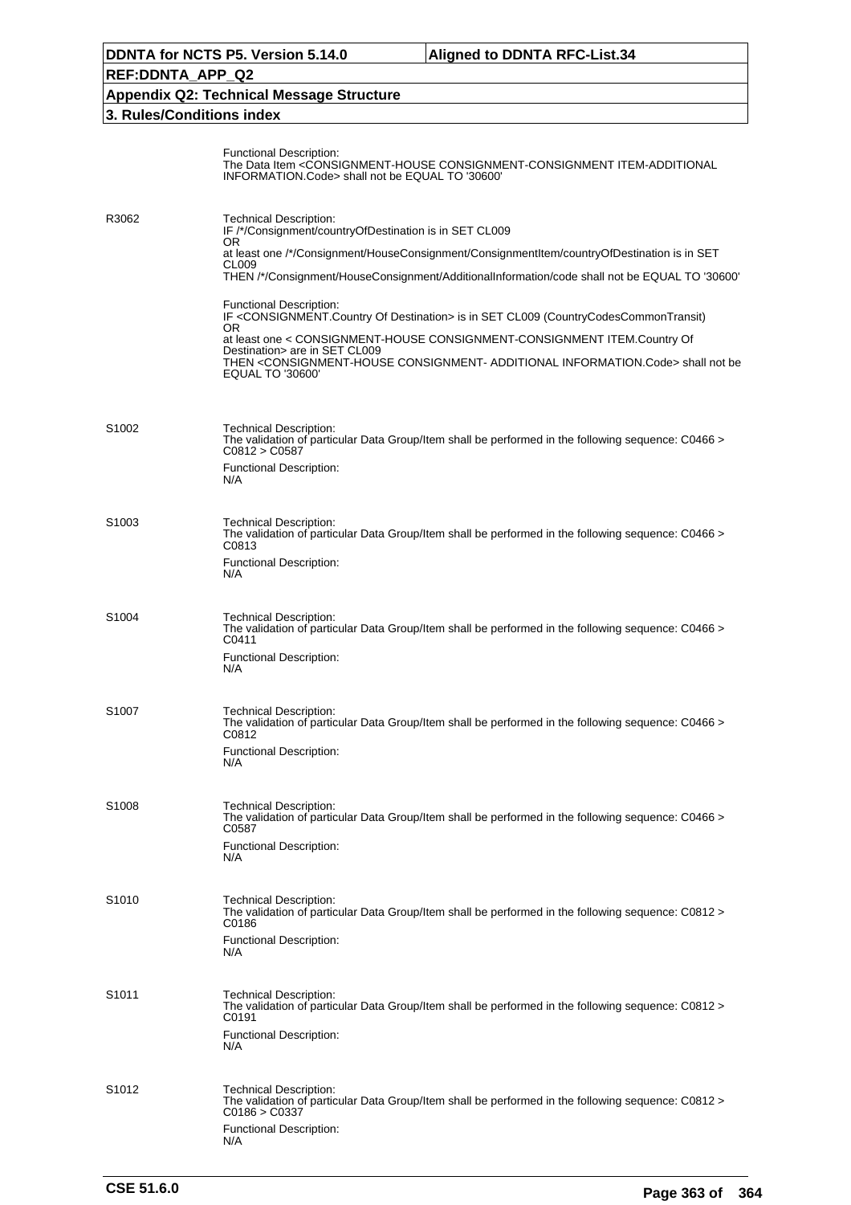Functional Description:
The Data Item <CONSIGNMENT-HOUSE CONSIGNMENT-CONSIGNMENT ITEM-ADDITIONAL INFORMATION.Code> shall not be EQUAL TO '30600'

| | |
|---|---|
| R3062 | Technical Description:<br>IF /*/Consignment/countryOfDestination is in SET CL009<br>OR<br>at least one /*/Consignment/HouseConsignment/ConsignmentItem/countryOfDestination is in SET CL009<br>THEN /*/Consignment/HouseConsignment/AdditionalInformation/code shall not be EQUAL TO '30600'<br><br>Functional Description:<br>IF <CONSIGNMENT.Country Of Destination> is in SET CL009 (CountryCodesCommonTransit)<br>OR<br>at least one < CONSIGNMENT-HOUSE CONSIGNMENT-CONSIGNMENT ITEM.Country Of Destination> are in SET CL009<br>THEN <CONSIGNMENT-HOUSE CONSIGNMENT- ADDITIONAL INFORMATION.Code> shall not be EQUAL TO '30600' |
| S1002 | Technical Description:<br>The validation of particular Data Group/Item shall be performed in the following sequence: C0466 > C0812 > C0587<br>Functional Description:<br>N/A |
| S1003 | Technical Description:<br>The validation of particular Data Group/Item shall be performed in the following sequence: C0466 > C0813<br>Functional Description:<br>N/A |
| S1004 | Technical Description:<br>The validation of particular Data Group/Item shall be performed in the following sequence: C0466 > C0411<br>Functional Description:<br>N/A |
| S1007 | Technical Description:<br>The validation of particular Data Group/Item shall be performed in the following sequence: C0466 > C0812<br>Functional Description:<br>N/A |
| S1008 | Technical Description:<br>The validation of particular Data Group/Item shall be performed in the following sequence: C0466 > C0587<br>Functional Description:<br>N/A |
| S1010 | Technical Description:<br>The validation of particular Data Group/Item shall be performed in the following sequence: C0812 > C0186<br>Functional Description:<br>N/A |
| S1011 | Technical Description:<br>The validation of particular Data Group/Item shall be performed in the following sequence: C0812 > C0191<br>Functional Description:<br>N/A |
| S1012 | Technical Description:<br>The validation of particular Data Group/Item shall be performed in the following sequence: C0812 > C0186 > C0337<br>Functional Description:<br>N/A |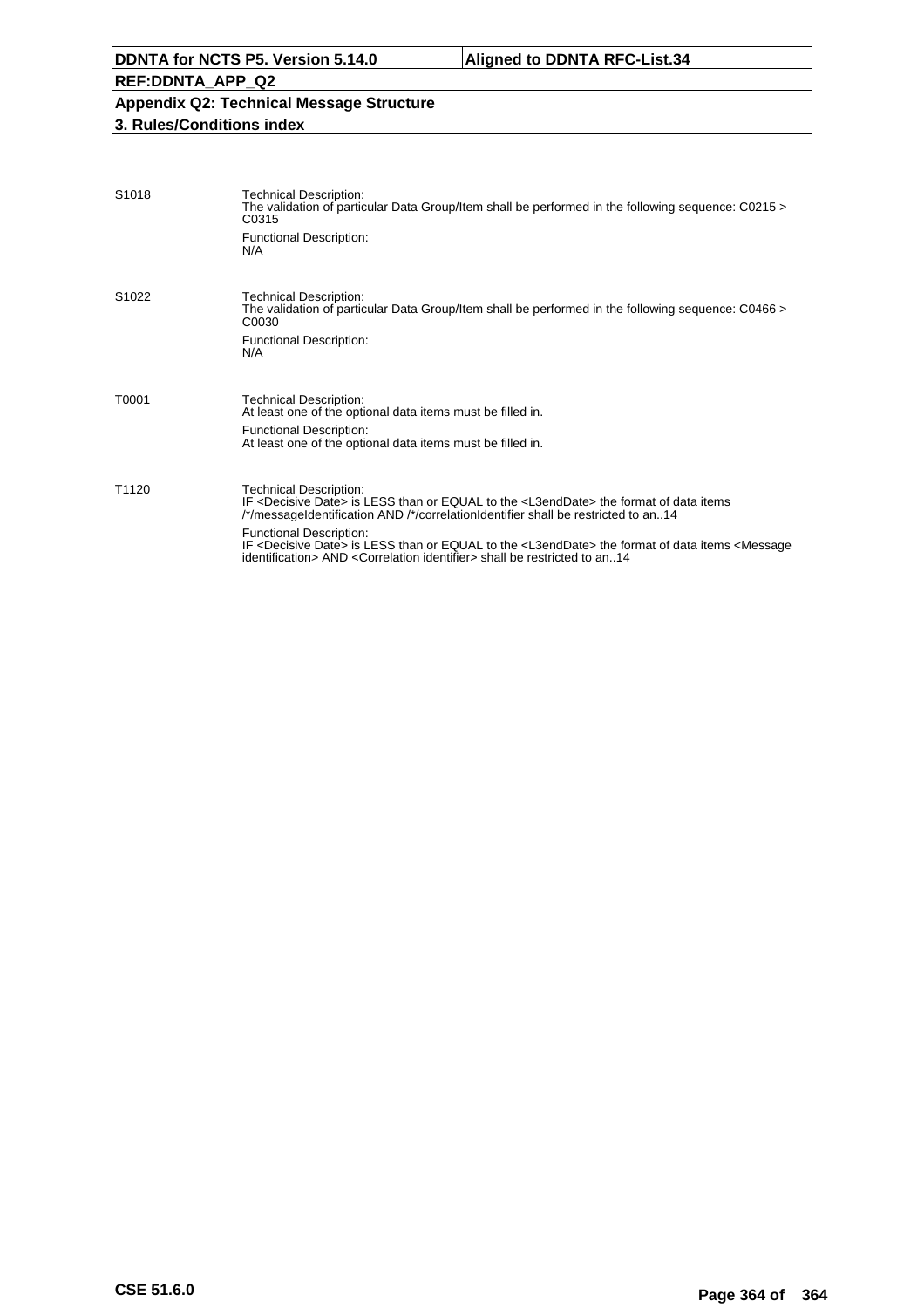S1018

Technical Description:
The validation of particular Data Group/Item shall be performed in the following sequence: C0215 > C0315

Functional Description:
N/A

S1022

Technical Description:
The validation of particular Data Group/Item shall be performed in the following sequence: C0466 > C0030

Functional Description:
N/A

T0001

Technical Description:
At least one of the optional data items must be filled in.

Functional Description:
At least one of the optional data items must be filled in.

T1120

Technical Description:
IF <Decisive Date> is LESS than or EQUAL to the <L3endDate> the format of data items /*/messageIdentification AND /*/correlationIdentifier shall be restricted to an..14

Functional Description:
IF <Decisive Date> is LESS than or EQUAL to the <L3endDate> the format of data items <Message identification> AND <Correlation identifier> shall be restricted to an..14